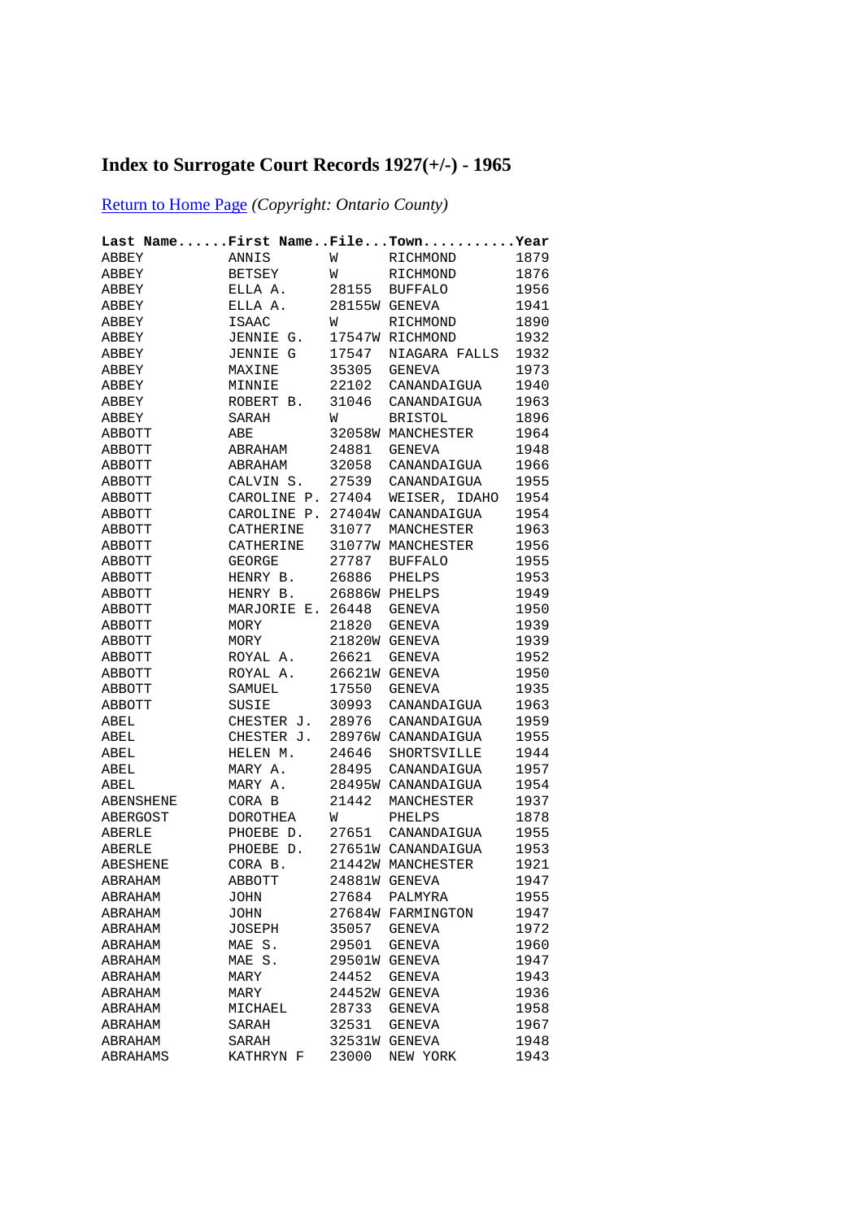# Index to Surrogate Court Records 1927(+/-) - 1965

Return to Home Page *(Copyright: Ontario County)*

| Last Name | First Name | File | Town | Year |
|---|---|---|---|---|
| ABBEY | ANNIS | W | RICHMOND | 1879 |
| ABBEY | BETSEY | W | RICHMOND | 1876 |
| ABBEY | ELLA A. | 28155 | BUFFALO | 1956 |
| ABBEY | ELLA A. | 28155W | GENEVA | 1941 |
| ABBEY | ISAAC | W | RICHMOND | 1890 |
| ABBEY | JENNIE G. | 17547W | RICHMOND | 1932 |
| ABBEY | JENNIE G | 17547 | NIAGARA FALLS | 1932 |
| ABBEY | MAXINE | 35305 | GENEVA | 1973 |
| ABBEY | MINNIE | 22102 | CANANDAIGUA | 1940 |
| ABBEY | ROBERT B. | 31046 | CANANDAIGUA | 1963 |
| ABBEY | SARAH | W | BRISTOL | 1896 |
| ABBOTT | ABE | 32058W | MANCHESTER | 1964 |
| ABBOTT | ABRAHAM | 24881 | GENEVA | 1948 |
| ABBOTT | ABRAHAM | 32058 | CANANDAIGUA | 1966 |
| ABBOTT | CALVIN S. | 27539 | CANANDAIGUA | 1955 |
| ABBOTT | CAROLINE P. | 27404 | WEISER, IDAHO | 1954 |
| ABBOTT | CAROLINE P. | 27404W | CANANDAIGUA | 1954 |
| ABBOTT | CATHERINE | 31077 | MANCHESTER | 1963 |
| ABBOTT | CATHERINE | 31077W | MANCHESTER | 1956 |
| ABBOTT | GEORGE | 27787 | BUFFALO | 1955 |
| ABBOTT | HENRY B. | 26886 | PHELPS | 1953 |
| ABBOTT | HENRY B. | 26886W | PHELPS | 1949 |
| ABBOTT | MARJORIE E. | 26448 | GENEVA | 1950 |
| ABBOTT | MORY | 21820 | GENEVA | 1939 |
| ABBOTT | MORY | 21820W | GENEVA | 1939 |
| ABBOTT | ROYAL A. | 26621 | GENEVA | 1952 |
| ABBOTT | ROYAL A. | 26621W | GENEVA | 1950 |
| ABBOTT | SAMUEL | 17550 | GENEVA | 1935 |
| ABBOTT | SUSIE | 30993 | CANANDAIGUA | 1963 |
| ABEL | CHESTER J. | 28976 | CANANDAIGUA | 1959 |
| ABEL | CHESTER J. | 28976W | CANANDAIGUA | 1955 |
| ABEL | HELEN M. | 24646 | SHORTSVILLE | 1944 |
| ABEL | MARY A. | 28495 | CANANDAIGUA | 1957 |
| ABEL | MARY A. | 28495W | CANANDAIGUA | 1954 |
| ABENSHENE | CORA B | 21442 | MANCHESTER | 1937 |
| ABERGOST | DOROTHEA | W | PHELPS | 1878 |
| ABERLE | PHOEBE D. | 27651 | CANANDAIGUA | 1955 |
| ABERLE | PHOEBE D. | 27651W | CANANDAIGUA | 1953 |
| ABESHENE | CORA B. | 21442W | MANCHESTER | 1921 |
| ABRAHAM | ABBOTT | 24881W | GENEVA | 1947 |
| ABRAHAM | JOHN | 27684 | PALMYRA | 1955 |
| ABRAHAM | JOHN | 27684W | FARMINGTON | 1947 |
| ABRAHAM | JOSEPH | 35057 | GENEVA | 1972 |
| ABRAHAM | MAE S. | 29501 | GENEVA | 1960 |
| ABRAHAM | MAE S. | 29501W | GENEVA | 1947 |
| ABRAHAM | MARY | 24452 | GENEVA | 1943 |
| ABRAHAM | MARY | 24452W | GENEVA | 1936 |
| ABRAHAM | MICHAEL | 28733 | GENEVA | 1958 |
| ABRAHAM | SARAH | 32531 | GENEVA | 1967 |
| ABRAHAM | SARAH | 32531W | GENEVA | 1948 |
| ABRAHAMS | KATHRYN F | 23000 | NEW YORK | 1943 |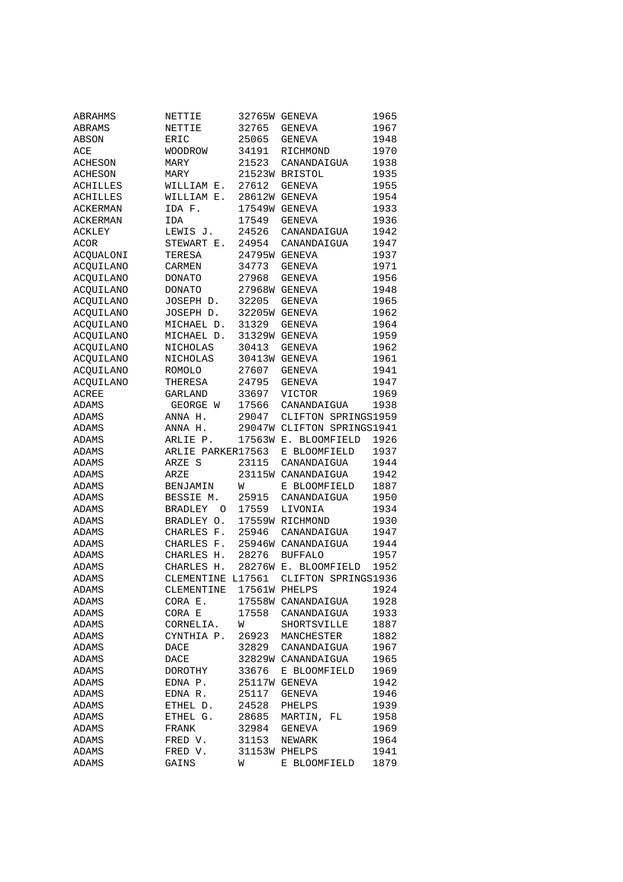| | | | | |
|---|---|---|---|---|
| ABRAHMS | NETTIE | 32765W | GENEVA | 1965 |
| ABRAMS | NETTIE | 32765 | GENEVA | 1967 |
| ABSON | ERIC | 25065 | GENEVA | 1948 |
| ACE | WOODROW | 34191 | RICHMOND | 1970 |
| ACHESON | MARY | 21523 | CANANDAIGUA | 1938 |
| ACHESON | MARY | 21523W | BRISTOL | 1935 |
| ACHILLES | WILLIAM E. | 27612 | GENEVA | 1955 |
| ACHILLES | WILLIAM E. | 28612W | GENEVA | 1954 |
| ACKERMAN | IDA F. | 17549W | GENEVA | 1933 |
| ACKERMAN | IDA | 17549 | GENEVA | 1936 |
| ACKLEY | LEWIS J. | 24526 | CANANDAIGUA | 1942 |
| ACOR | STEWART E. | 24954 | CANANDAIGUA | 1947 |
| ACQUALONI | TERESA | 24795W | GENEVA | 1937 |
| ACQUILANO | CARMEN | 34773 | GENEVA | 1971 |
| ACQUILANO | DONATO | 27968 | GENEVA | 1956 |
| ACQUILANO | DONATO | 27968W | GENEVA | 1948 |
| ACQUILANO | JOSEPH D. | 32205 | GENEVA | 1965 |
| ACQUILANO | JOSEPH D. | 32205W | GENEVA | 1962 |
| ACQUILANO | MICHAEL D. | 31329 | GENEVA | 1964 |
| ACQUILANO | MICHAEL D. | 31329W | GENEVA | 1959 |
| ACQUILANO | NICHOLAS | 30413 | GENEVA | 1962 |
| ACQUILANO | NICHOLAS | 30413W | GENEVA | 1961 |
| ACQUILANO | ROMOLO | 27607 | GENEVA | 1941 |
| ACQUILANO | THERESA | 24795 | GENEVA | 1947 |
| ACREE | GARLAND | 33697 | VICTOR | 1969 |
| ADAMS | GEORGE W | 17566 | CANANDAIGUA | 1938 |
| ADAMS | ANNA H. | 29047 | CLIFTON SPRINGS | 1959 |
| ADAMS | ANNA H. | 29047W | CLIFTON SPRINGS | 1941 |
| ADAMS | ARLIE P. | 17563W | E. BLOOMFIELD | 1926 |
| ADAMS | ARLIE PARKER | 17563 | E BLOOMFIELD | 1937 |
| ADAMS | ARZE S | 23115 | CANANDAIGUA | 1944 |
| ADAMS | ARZE | 23115W | CANANDAIGUA | 1942 |
| ADAMS | BENJAMIN | W | E BLOOMFIELD | 1887 |
| ADAMS | BESSIE M. | 25915 | CANANDAIGUA | 1950 |
| ADAMS | BRADLEY O | 17559 | LIVONIA | 1934 |
| ADAMS | BRADLEY O. | 17559W | RICHMOND | 1930 |
| ADAMS | CHARLES F. | 25946 | CANANDAIGUA | 1947 |
| ADAMS | CHARLES F. | 25946W | CANANDAIGUA | 1944 |
| ADAMS | CHARLES H. | 28276 | BUFFALO | 1957 |
| ADAMS | CHARLES H. | 28276W | E. BLOOMFIELD | 1952 |
| ADAMS | CLEMENTINE L | 17561 | CLIFTON SPRINGS | 1936 |
| ADAMS | CLEMENTINE | 17561W | PHELPS | 1924 |
| ADAMS | CORA E. | 17558W | CANANDAIGUA | 1928 |
| ADAMS | CORA E | 17558 | CANANDAIGUA | 1933 |
| ADAMS | CORNELIA. | W | SHORTSVILLE | 1887 |
| ADAMS | CYNTHIA P. | 26923 | MANCHESTER | 1882 |
| ADAMS | DACE | 32829 | CANANDAIGUA | 1967 |
| ADAMS | DACE | 32829W | CANANDAIGUA | 1965 |
| ADAMS | DOROTHY | 33676 | E BLOOMFIELD | 1969 |
| ADAMS | EDNA P. | 25117W | GENEVA | 1942 |
| ADAMS | EDNA R. | 25117 | GENEVA | 1946 |
| ADAMS | ETHEL D. | 24528 | PHELPS | 1939 |
| ADAMS | ETHEL G. | 28685 | MARTIN, FL | 1958 |
| ADAMS | FRANK | 32984 | GENEVA | 1969 |
| ADAMS | FRED V. | 31153 | NEWARK | 1964 |
| ADAMS | FRED V. | 31153W | PHELPS | 1941 |
| ADAMS | GAINS | W | E BLOOMFIELD | 1879 |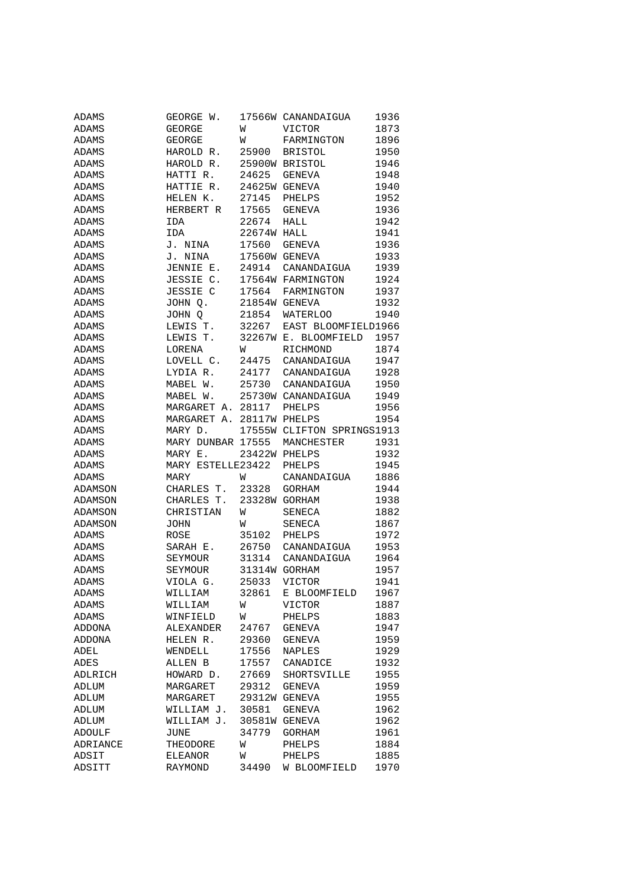| | | | | |
|---|---|---|---|---|
| ADAMS | GEORGE W. | 17566W | CANANDAIGUA | 1936 |
| ADAMS | GEORGE | W | VICTOR | 1873 |
| ADAMS | GEORGE | W | FARMINGTON | 1896 |
| ADAMS | HAROLD R. | 25900 | BRISTOL | 1950 |
| ADAMS | HAROLD R. | 25900W | BRISTOL | 1946 |
| ADAMS | HATTI R. | 24625 | GENEVA | 1948 |
| ADAMS | HATTIE R. | 24625W | GENEVA | 1940 |
| ADAMS | HELEN K. | 27145 | PHELPS | 1952 |
| ADAMS | HERBERT R | 17565 | GENEVA | 1936 |
| ADAMS | IDA | 22674 | HALL | 1942 |
| ADAMS | IDA | 22674W | HALL | 1941 |
| ADAMS | J. NINA | 17560 | GENEVA | 1936 |
| ADAMS | J. NINA | 17560W | GENEVA | 1933 |
| ADAMS | JENNIE E. | 24914 | CANANDAIGUA | 1939 |
| ADAMS | JESSIE C. | 17564W | FARMINGTON | 1924 |
| ADAMS | JESSIE C | 17564 | FARMINGTON | 1937 |
| ADAMS | JOHN Q. | 21854W | GENEVA | 1932 |
| ADAMS | JOHN Q | 21854 | WATERLOO | 1940 |
| ADAMS | LEWIS T. | 32267 | EAST BLOOMFIELD | 1966 |
| ADAMS | LEWIS T. | 32267W | E. BLOOMFIELD | 1957 |
| ADAMS | LORENA | W | RICHMOND | 1874 |
| ADAMS | LOVELL C. | 24475 | CANANDAIGUA | 1947 |
| ADAMS | LYDIA R. | 24177 | CANANDAIGUA | 1928 |
| ADAMS | MABEL W. | 25730 | CANANDAIGUA | 1950 |
| ADAMS | MABEL W. | 25730W | CANANDAIGUA | 1949 |
| ADAMS | MARGARET A. | 28117 | PHELPS | 1956 |
| ADAMS | MARGARET A. | 28117W | PHELPS | 1954 |
| ADAMS | MARY D. | 17555W | CLIFTON SPRINGS | 1913 |
| ADAMS | MARY DUNBAR | 17555 | MANCHESTER | 1931 |
| ADAMS | MARY E. | 23422W | PHELPS | 1932 |
| ADAMS | MARY ESTELLE | 23422 | PHELPS | 1945 |
| ADAMS | MARY | W | CANANDAIGUA | 1886 |
| ADAMSON | CHARLES T. | 23328 | GORHAM | 1944 |
| ADAMSON | CHARLES T. | 23328W | GORHAM | 1938 |
| ADAMSON | CHRISTIAN | W | SENECA | 1882 |
| ADAMSON | JOHN | W | SENECA | 1867 |
| ADAMS | ROSE | 35102 | PHELPS | 1972 |
| ADAMS | SARAH E. | 26750 | CANANDAIGUA | 1953 |
| ADAMS | SEYMOUR | 31314 | CANANDAIGUA | 1964 |
| ADAMS | SEYMOUR | 31314W | GORHAM | 1957 |
| ADAMS | VIOLA G. | 25033 | VICTOR | 1941 |
| ADAMS | WILLIAM | 32861 | E BLOOMFIELD | 1967 |
| ADAMS | WILLIAM | W | VICTOR | 1887 |
| ADAMS | WINFIELD | W | PHELPS | 1883 |
| ADDONA | ALEXANDER | 24767 | GENEVA | 1947 |
| ADDONA | HELEN R. | 29360 | GENEVA | 1959 |
| ADEL | WENDELL | 17556 | NAPLES | 1929 |
| ADES | ALLEN B | 17557 | CANADICE | 1932 |
| ADLRICH | HOWARD D. | 27669 | SHORTSVILLE | 1955 |
| ADLUM | MARGARET | 29312 | GENEVA | 1959 |
| ADLUM | MARGARET | 29312W | GENEVA | 1955 |
| ADLUM | WILLIAM J. | 30581 | GENEVA | 1962 |
| ADLUM | WILLIAM J. | 30581W | GENEVA | 1962 |
| ADOULF | JUNE | 34779 | GORHAM | 1961 |
| ADRIANCE | THEODORE | W | PHELPS | 1884 |
| ADSIT | ELEANOR | W | PHELPS | 1885 |
| ADSITT | RAYMOND | 34490 | W BLOOMFIELD | 1970 |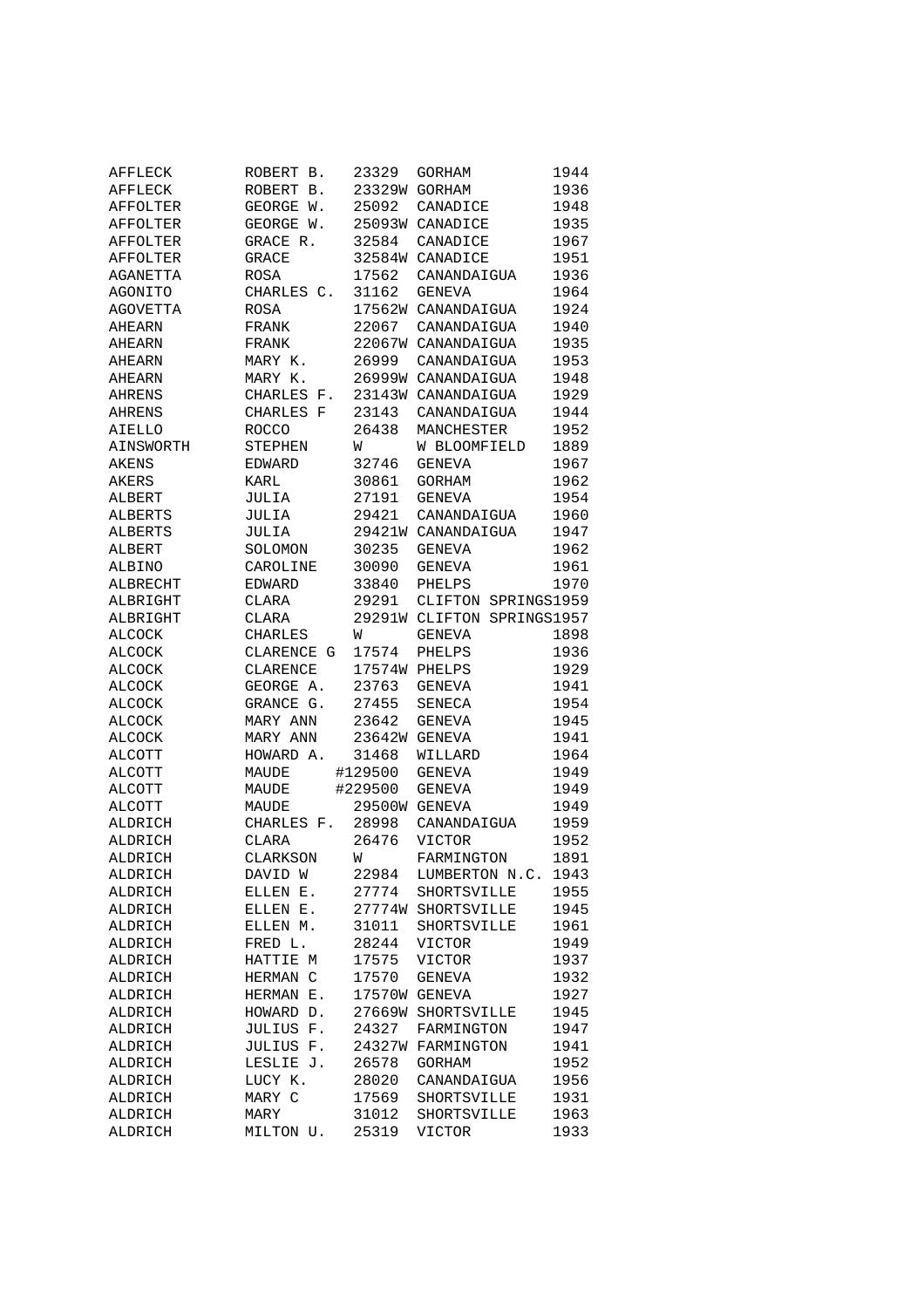| | | | | |
|---|---|---|---|---|
| AFFLECK | ROBERT B. | 23329 | GORHAM | 1944 |
| AFFLECK | ROBERT B. | 23329W | GORHAM | 1936 |
| AFFOLTER | GEORGE W. | 25092 | CANADICE | 1948 |
| AFFOLTER | GEORGE W. | 25093W | CANADICE | 1935 |
| AFFOLTER | GRACE R. | 32584 | CANADICE | 1967 |
| AFFOLTER | GRACE | 32584W | CANADICE | 1951 |
| AGANETTA | ROSA | 17562 | CANANDAIGUA | 1936 |
| AGONITO | CHARLES C. | 31162 | GENEVA | 1964 |
| AGOVETTA | ROSA | 17562W | CANANDAIGUA | 1924 |
| AHEARN | FRANK | 22067 | CANANDAIGUA | 1940 |
| AHEARN | FRANK | 22067W | CANANDAIGUA | 1935 |
| AHEARN | MARY K. | 26999 | CANANDAIGUA | 1953 |
| AHEARN | MARY K. | 26999W | CANANDAIGUA | 1948 |
| AHRENS | CHARLES F. | 23143W | CANANDAIGUA | 1929 |
| AHRENS | CHARLES F | 23143 | CANANDAIGUA | 1944 |
| AIELLO | ROCCO | 26438 | MANCHESTER | 1952 |
| AINSWORTH | STEPHEN | W | W BLOOMFIELD | 1889 |
| AKENS | EDWARD | 32746 | GENEVA | 1967 |
| AKERS | KARL | 30861 | GORHAM | 1962 |
| ALBERT | JULIA | 27191 | GENEVA | 1954 |
| ALBERTS | JULIA | 29421 | CANANDAIGUA | 1960 |
| ALBERTS | JULIA | 29421W | CANANDAIGUA | 1947 |
| ALBERT | SOLOMON | 30235 | GENEVA | 1962 |
| ALBINO | CAROLINE | 30090 | GENEVA | 1961 |
| ALBRECHT | EDWARD | 33840 | PHELPS | 1970 |
| ALBRIGHT | CLARA | 29291 | CLIFTON SPRINGS | 1959 |
| ALBRIGHT | CLARA | 29291W | CLIFTON SPRINGS | 1957 |
| ALCOCK | CHARLES | W | GENEVA | 1898 |
| ALCOCK | CLARENCE G | 17574 | PHELPS | 1936 |
| ALCOCK | CLARENCE | 17574W | PHELPS | 1929 |
| ALCOCK | GEORGE A. | 23763 | GENEVA | 1941 |
| ALCOCK | GRANCE G. | 27455 | SENECA | 1954 |
| ALCOCK | MARY ANN | 23642 | GENEVA | 1945 |
| ALCOCK | MARY ANN | 23642W | GENEVA | 1941 |
| ALCOTT | HOWARD A. | 31468 | WILLARD | 1964 |
| ALCOTT | MAUDE | #129500 | GENEVA | 1949 |
| ALCOTT | MAUDE | #229500 | GENEVA | 1949 |
| ALCOTT | MAUDE | 29500W | GENEVA | 1949 |
| ALDRICH | CHARLES F. | 28998 | CANANDAIGUA | 1959 |
| ALDRICH | CLARA | 26476 | VICTOR | 1952 |
| ALDRICH | CLARKSON | W | FARMINGTON | 1891 |
| ALDRICH | DAVID W | 22984 | LUMBERTON N.C. | 1943 |
| ALDRICH | ELLEN E. | 27774 | SHORTSVILLE | 1955 |
| ALDRICH | ELLEN E. | 27774W | SHORTSVILLE | 1945 |
| ALDRICH | ELLEN M. | 31011 | SHORTSVILLE | 1961 |
| ALDRICH | FRED L. | 28244 | VICTOR | 1949 |
| ALDRICH | HATTIE M | 17575 | VICTOR | 1937 |
| ALDRICH | HERMAN C | 17570 | GENEVA | 1932 |
| ALDRICH | HERMAN E. | 17570W | GENEVA | 1927 |
| ALDRICH | HOWARD D. | 27669W | SHORTSVILLE | 1945 |
| ALDRICH | JULIUS F. | 24327 | FARMINGTON | 1947 |
| ALDRICH | JULIUS F. | 24327W | FARMINGTON | 1941 |
| ALDRICH | LESLIE J. | 26578 | GORHAM | 1952 |
| ALDRICH | LUCY K. | 28020 | CANANDAIGUA | 1956 |
| ALDRICH | MARY C | 17569 | SHORTSVILLE | 1931 |
| ALDRICH | MARY | 31012 | SHORTSVILLE | 1963 |
| ALDRICH | MILTON U. | 25319 | VICTOR | 1933 |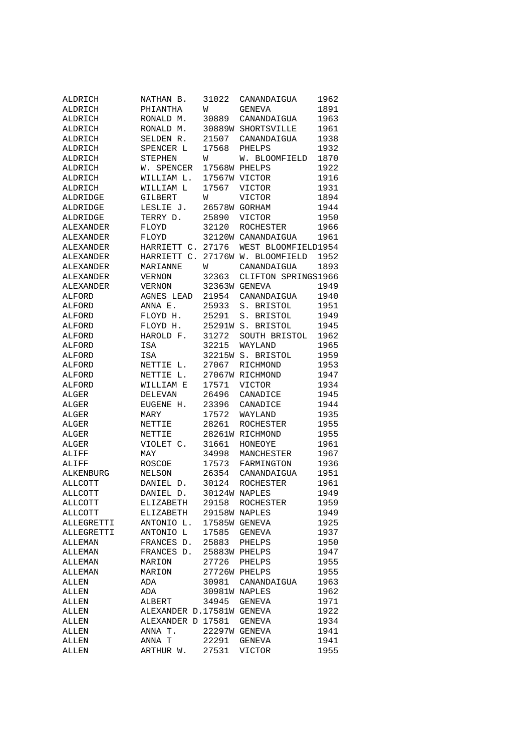| | | | | |
|---|---|---|---|---|
| ALDRICH | NATHAN B. | 31022 | CANANDAIGUA | 1962 |
| ALDRICH | PHIANTHA | W | GENEVA | 1891 |
| ALDRICH | RONALD M. | 30889 | CANANDAIGUA | 1963 |
| ALDRICH | RONALD M. | 30889W | SHORTSVILLE | 1961 |
| ALDRICH | SELDEN R. | 21507 | CANANDAIGUA | 1938 |
| ALDRICH | SPENCER L | 17568 | PHELPS | 1932 |
| ALDRICH | STEPHEN | W | W. BLOOMFIELD | 1870 |
| ALDRICH | W. SPENCER | 17568W | PHELPS | 1922 |
| ALDRICH | WILLIAM L. | 17567W | VICTOR | 1916 |
| ALDRICH | WILLIAM L | 17567 | VICTOR | 1931 |
| ALDRIDGE | GILBERT | W | VICTOR | 1894 |
| ALDRIDGE | LESLIE J. | 26578W | GORHAM | 1944 |
| ALDRIDGE | TERRY D. | 25890 | VICTOR | 1950 |
| ALEXANDER | FLOYD | 32120 | ROCHESTER | 1966 |
| ALEXANDER | FLOYD | 32120W | CANANDAIGUA | 1961 |
| ALEXANDER | HARRIETT C. | 27176 | WEST BLOOMFIELD | 1954 |
| ALEXANDER | HARRIETT C. | 27176W | W. BLOOMFIELD | 1952 |
| ALEXANDER | MARIANNE | W | CANANDAIGUA | 1893 |
| ALEXANDER | VERNON | 32363 | CLIFTON SPRINGS | 1966 |
| ALEXANDER | VERNON | 32363W | GENEVA | 1949 |
| ALFORD | AGNES LEAD | 21954 | CANANDAIGUA | 1940 |
| ALFORD | ANNA E. | 25933 | S. BRISTOL | 1951 |
| ALFORD | FLOYD H. | 25291 | S. BRISTOL | 1949 |
| ALFORD | FLOYD H. | 25291W | S. BRISTOL | 1945 |
| ALFORD | HAROLD F. | 31272 | SOUTH BRISTOL | 1962 |
| ALFORD | ISA | 32215 | WAYLAND | 1965 |
| ALFORD | ISA | 32215W | S. BRISTOL | 1959 |
| ALFORD | NETTIE L. | 27067 | RICHMOND | 1953 |
| ALFORD | NETTIE L. | 27067W | RICHMOND | 1947 |
| ALFORD | WILLIAM E | 17571 | VICTOR | 1934 |
| ALGER | DELEVAN | 26496 | CANADICE | 1945 |
| ALGER | EUGENE H. | 23396 | CANADICE | 1944 |
| ALGER | MARY | 17572 | WAYLAND | 1935 |
| ALGER | NETTIE | 28261 | ROCHESTER | 1955 |
| ALGER | NETTIE | 28261W | RICHMOND | 1955 |
| ALGER | VIOLET C. | 31661 | HONEOYE | 1961 |
| ALIFF | MAY | 34998 | MANCHESTER | 1967 |
| ALIFF | ROSCOE | 17573 | FARMINGTON | 1936 |
| ALKENBURG | NELSON | 26354 | CANANDAIGUA | 1951 |
| ALLCOTT | DANIEL D. | 30124 | ROCHESTER | 1961 |
| ALLCOTT | DANIEL D. | 30124W | NAPLES | 1949 |
| ALLCOTT | ELIZABETH | 29158 | ROCHESTER | 1959 |
| ALLCOTT | ELIZABETH | 29158W | NAPLES | 1949 |
| ALLEGRETTI | ANTONIO L. | 17585W | GENEVA | 1925 |
| ALLEGRETTI | ANTONIO L | 17585 | GENEVA | 1937 |
| ALLEMAN | FRANCES D. | 25883 | PHELPS | 1950 |
| ALLEMAN | FRANCES D. | 25883W | PHELPS | 1947 |
| ALLEMAN | MARION | 27726 | PHELPS | 1955 |
| ALLEMAN | MARION | 27726W | PHELPS | 1955 |
| ALLEN | ADA | 30981 | CANANDAIGUA | 1963 |
| ALLEN | ADA | 30981W | NAPLES | 1962 |
| ALLEN | ALBERT | 34945 | GENEVA | 1971 |
| ALLEN | ALEXANDER D. | 17581W | GENEVA | 1922 |
| ALLEN | ALEXANDER D | 17581 | GENEVA | 1934 |
| ALLEN | ANNA T. | 22297W | GENEVA | 1941 |
| ALLEN | ANNA T | 22291 | GENEVA | 1941 |
| ALLEN | ARTHUR W. | 27531 | VICTOR | 1955 |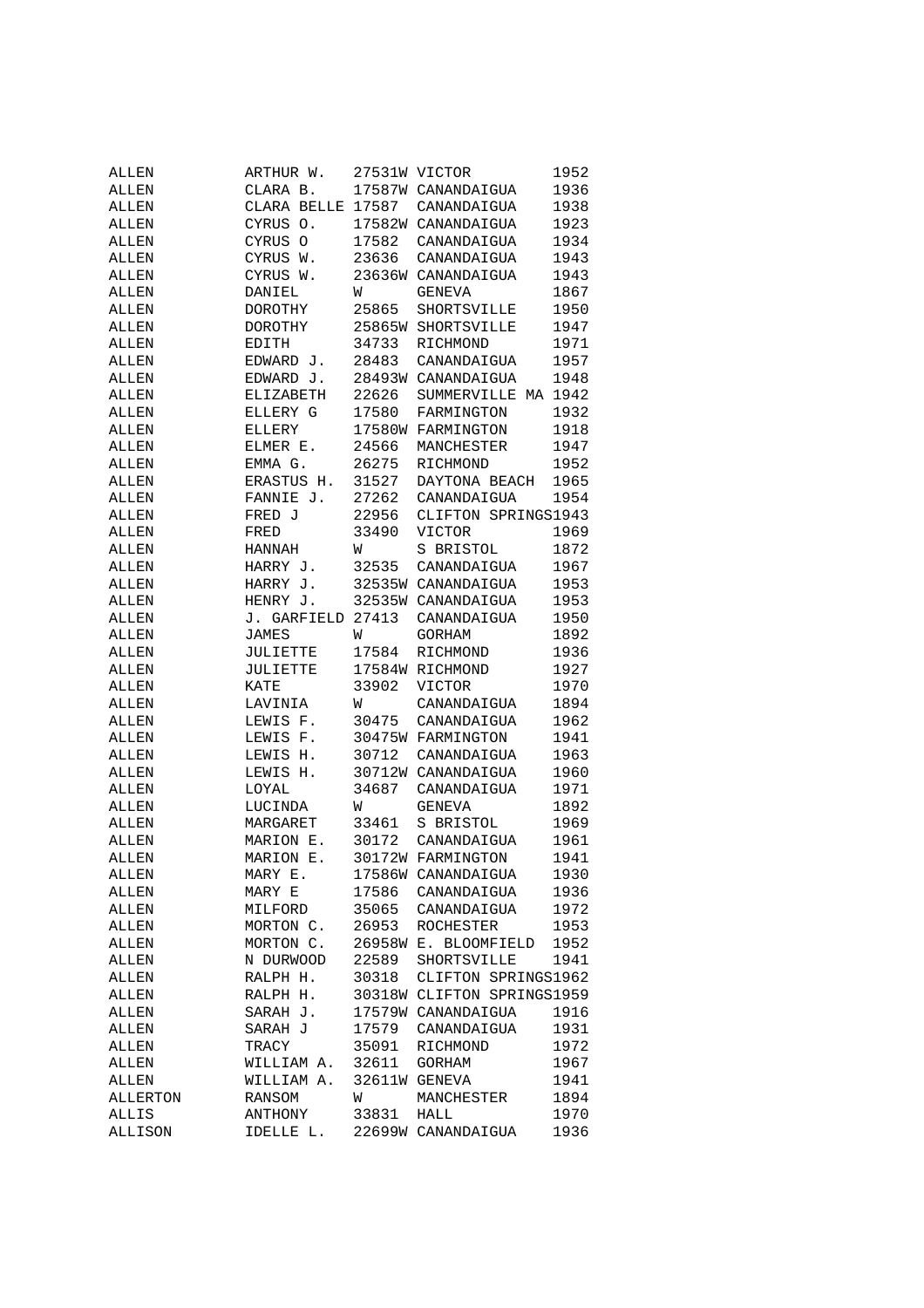| | | | | |
|---|---|---|---|---|
| ALLEN | ARTHUR W. | 27531W | VICTOR | 1952 |
| ALLEN | CLARA B. | 17587W | CANANDAIGUA | 1936 |
| ALLEN | CLARA BELLE | 17587 | CANANDAIGUA | 1938 |
| ALLEN | CYRUS O. | 17582W | CANANDAIGUA | 1923 |
| ALLEN | CYRUS O | 17582 | CANANDAIGUA | 1934 |
| ALLEN | CYRUS W. | 23636 | CANANDAIGUA | 1943 |
| ALLEN | CYRUS W. | 23636W | CANANDAIGUA | 1943 |
| ALLEN | DANIEL | W | GENEVA | 1867 |
| ALLEN | DOROTHY | 25865 | SHORTSVILLE | 1950 |
| ALLEN | DOROTHY | 25865W | SHORTSVILLE | 1947 |
| ALLEN | EDITH | 34733 | RICHMOND | 1971 |
| ALLEN | EDWARD J. | 28483 | CANANDAIGUA | 1957 |
| ALLEN | EDWARD J. | 28493W | CANANDAIGUA | 1948 |
| ALLEN | ELIZABETH | 22626 | SUMMERVILLE MA | 1942 |
| ALLEN | ELLERY G | 17580 | FARMINGTON | 1932 |
| ALLEN | ELLERY | 17580W | FARMINGTON | 1918 |
| ALLEN | ELMER E. | 24566 | MANCHESTER | 1947 |
| ALLEN | EMMA G. | 26275 | RICHMOND | 1952 |
| ALLEN | ERASTUS H. | 31527 | DAYTONA BEACH | 1965 |
| ALLEN | FANNIE J. | 27262 | CANANDAIGUA | 1954 |
| ALLEN | FRED J | 22956 | CLIFTON SPRINGS | 1943 |
| ALLEN | FRED | 33490 | VICTOR | 1969 |
| ALLEN | HANNAH | W | S BRISTOL | 1872 |
| ALLEN | HARRY J. | 32535 | CANANDAIGUA | 1967 |
| ALLEN | HARRY J. | 32535W | CANANDAIGUA | 1953 |
| ALLEN | HENRY J. | 32535W | CANANDAIGUA | 1953 |
| ALLEN | J. GARFIELD | 27413 | CANANDAIGUA | 1950 |
| ALLEN | JAMES | W | GORHAM | 1892 |
| ALLEN | JULIETTE | 17584 | RICHMOND | 1936 |
| ALLEN | JULIETTE | 17584W | RICHMOND | 1927 |
| ALLEN | KATE | 33902 | VICTOR | 1970 |
| ALLEN | LAVINIA | W | CANANDAIGUA | 1894 |
| ALLEN | LEWIS F. | 30475 | CANANDAIGUA | 1962 |
| ALLEN | LEWIS F. | 30475W | FARMINGTON | 1941 |
| ALLEN | LEWIS H. | 30712 | CANANDAIGUA | 1963 |
| ALLEN | LEWIS H. | 30712W | CANANDAIGUA | 1960 |
| ALLEN | LOYAL | 34687 | CANANDAIGUA | 1971 |
| ALLEN | LUCINDA | W | GENEVA | 1892 |
| ALLEN | MARGARET | 33461 | S BRISTOL | 1969 |
| ALLEN | MARION E. | 30172 | CANANDAIGUA | 1961 |
| ALLEN | MARION E. | 30172W | FARMINGTON | 1941 |
| ALLEN | MARY E. | 17586W | CANANDAIGUA | 1930 |
| ALLEN | MARY E | 17586 | CANANDAIGUA | 1936 |
| ALLEN | MILFORD | 35065 | CANANDAIGUA | 1972 |
| ALLEN | MORTON C. | 26953 | ROCHESTER | 1953 |
| ALLEN | MORTON C. | 26958W | E. BLOOMFIELD | 1952 |
| ALLEN | N DURWOOD | 22589 | SHORTSVILLE | 1941 |
| ALLEN | RALPH H. | 30318 | CLIFTON SPRINGS | 1962 |
| ALLEN | RALPH H. | 30318W | CLIFTON SPRINGS | 1959 |
| ALLEN | SARAH J. | 17579W | CANANDAIGUA | 1916 |
| ALLEN | SARAH J | 17579 | CANANDAIGUA | 1931 |
| ALLEN | TRACY | 35091 | RICHMOND | 1972 |
| ALLEN | WILLIAM A. | 32611 | GORHAM | 1967 |
| ALLEN | WILLIAM A. | 32611W | GENEVA | 1941 |
| ALLERTON | RANSOM | W | MANCHESTER | 1894 |
| ALLIS | ANTHONY | 33831 | HALL | 1970 |
| ALLISON | IDELLE L. | 22699W | CANANDAIGUA | 1936 |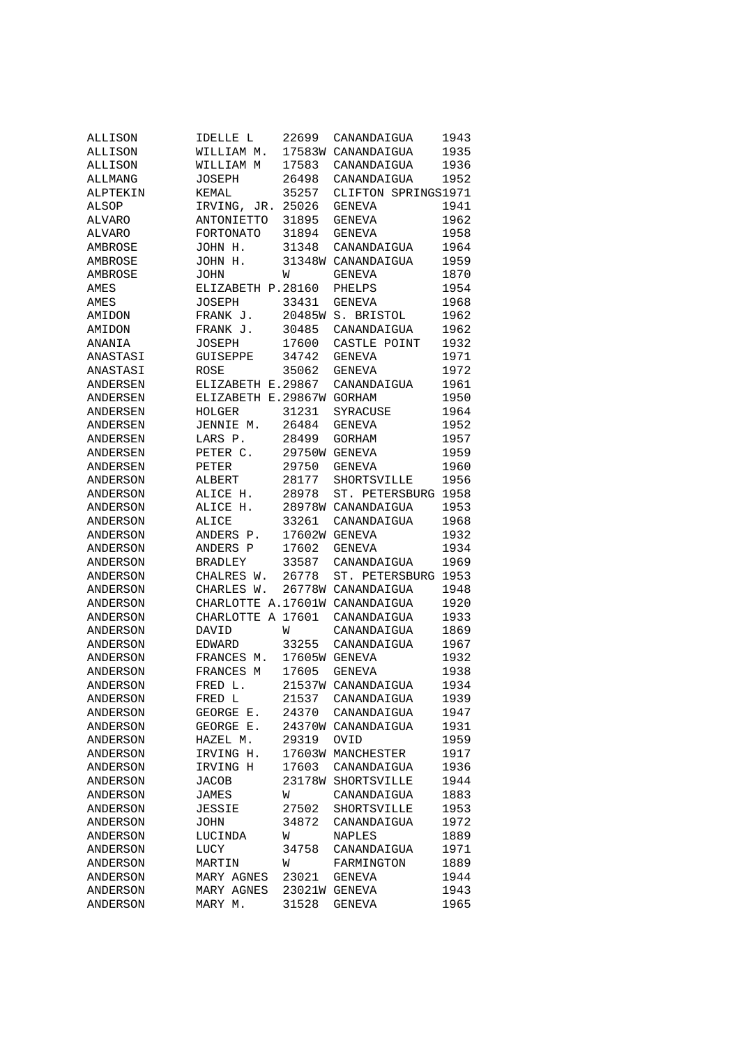| | | | | |
|---|---|---|---|---|
| ALLISON | IDELLE L | 22699 | CANANDAIGUA | 1943 |
| ALLISON | WILLIAM M. | 17583W | CANANDAIGUA | 1935 |
| ALLISON | WILLIAM M | 17583 | CANANDAIGUA | 1936 |
| ALLMANG | JOSEPH | 26498 | CANANDAIGUA | 1952 |
| ALPTEKIN | KEMAL | 35257 | CLIFTON SPRINGS | 1971 |
| ALSOP | IRVING, JR. | 25026 | GENEVA | 1941 |
| ALVARO | ANTONIETTO | 31895 | GENEVA | 1962 |
| ALVARO | FORTONATO | 31894 | GENEVA | 1958 |
| AMBROSE | JOHN H. | 31348 | CANANDAIGUA | 1964 |
| AMBROSE | JOHN H. | 31348W | CANANDAIGUA | 1959 |
| AMBROSE | JOHN | W | GENEVA | 1870 |
| AMES | ELIZABETH P. | 28160 | PHELPS | 1954 |
| AMES | JOSEPH | 33431 | GENEVA | 1968 |
| AMIDON | FRANK J. | 20485W | S. BRISTOL | 1962 |
| AMIDON | FRANK J. | 30485 | CANANDAIGUA | 1962 |
| ANANIA | JOSEPH | 17600 | CASTLE POINT | 1932 |
| ANASTASI | GUISEPPE | 34742 | GENEVA | 1971 |
| ANASTASI | ROSE | 35062 | GENEVA | 1972 |
| ANDERSEN | ELIZABETH E. | 29867 | CANANDAIGUA | 1961 |
| ANDERSEN | ELIZABETH E. | 29867W | GORHAM | 1950 |
| ANDERSEN | HOLGER | 31231 | SYRACUSE | 1964 |
| ANDERSEN | JENNIE M. | 26484 | GENEVA | 1952 |
| ANDERSEN | LARS P. | 28499 | GORHAM | 1957 |
| ANDERSEN | PETER C. | 29750W | GENEVA | 1959 |
| ANDERSEN | PETER | 29750 | GENEVA | 1960 |
| ANDERSON | ALBERT | 28177 | SHORTSVILLE | 1956 |
| ANDERSON | ALICE H. | 28978 | ST. PETERSBURG | 1958 |
| ANDERSON | ALICE H. | 28978W | CANANDAIGUA | 1953 |
| ANDERSON | ALICE | 33261 | CANANDAIGUA | 1968 |
| ANDERSON | ANDERS P. | 17602W | GENEVA | 1932 |
| ANDERSON | ANDERS P | 17602 | GENEVA | 1934 |
| ANDERSON | BRADLEY | 33587 | CANANDAIGUA | 1969 |
| ANDERSON | CHALRES W. | 26778 | ST. PETERSBURG | 1953 |
| ANDERSON | CHARLES W. | 26778W | CANANDAIGUA | 1948 |
| ANDERSON | CHARLOTTE A. | 17601W | CANANDAIGUA | 1920 |
| ANDERSON | CHARLOTTE A | 17601 | CANANDAIGUA | 1933 |
| ANDERSON | DAVID | W | CANANDAIGUA | 1869 |
| ANDERSON | EDWARD | 33255 | CANANDAIGUA | 1967 |
| ANDERSON | FRANCES M. | 17605W | GENEVA | 1932 |
| ANDERSON | FRANCES M | 17605 | GENEVA | 1938 |
| ANDERSON | FRED L. | 21537W | CANANDAIGUA | 1934 |
| ANDERSON | FRED L | 21537 | CANANDAIGUA | 1939 |
| ANDERSON | GEORGE E. | 24370 | CANANDAIGUA | 1947 |
| ANDERSON | GEORGE E. | 24370W | CANANDAIGUA | 1931 |
| ANDERSON | HAZEL M. | 29319 | OVID | 1959 |
| ANDERSON | IRVING H. | 17603W | MANCHESTER | 1917 |
| ANDERSON | IRVING H | 17603 | CANANDAIGUA | 1936 |
| ANDERSON | JACOB | 23178W | SHORTSVILLE | 1944 |
| ANDERSON | JAMES | W | CANANDAIGUA | 1883 |
| ANDERSON | JESSIE | 27502 | SHORTSVILLE | 1953 |
| ANDERSON | JOHN | 34872 | CANANDAIGUA | 1972 |
| ANDERSON | LUCINDA | W | NAPLES | 1889 |
| ANDERSON | LUCY | 34758 | CANANDAIGUA | 1971 |
| ANDERSON | MARTIN | W | FARMINGTON | 1889 |
| ANDERSON | MARY AGNES | 23021 | GENEVA | 1944 |
| ANDERSON | MARY AGNES | 23021W | GENEVA | 1943 |
| ANDERSON | MARY M. | 31528 | GENEVA | 1965 |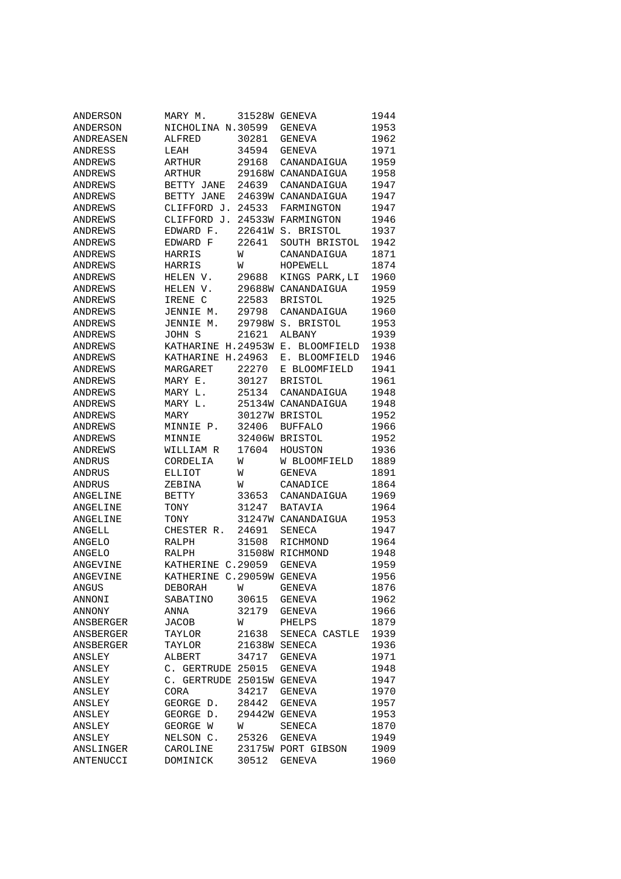| | | | | |
|---|---|---|---|---|
| ANDERSON | MARY M. | 31528W | GENEVA | 1944 |
| ANDERSON | NICHOLINA N. | 30599 | GENEVA | 1953 |
| ANDREASEN | ALFRED | 30281 | GENEVA | 1962 |
| ANDRESS | LEAH | 34594 | GENEVA | 1971 |
| ANDREWS | ARTHUR | 29168 | CANANDAIGUA | 1959 |
| ANDREWS | ARTHUR | 29168W | CANANDAIGUA | 1958 |
| ANDREWS | BETTY JANE | 24639 | CANANDAIGUA | 1947 |
| ANDREWS | BETTY JANE | 24639W | CANANDAIGUA | 1947 |
| ANDREWS | CLIFFORD J. | 24533 | FARMINGTON | 1947 |
| ANDREWS | CLIFFORD J. | 24533W | FARMINGTON | 1946 |
| ANDREWS | EDWARD F. | 22641W | S. BRISTOL | 1937 |
| ANDREWS | EDWARD F | 22641 | SOUTH BRISTOL | 1942 |
| ANDREWS | HARRIS | W | CANANDAIGUA | 1871 |
| ANDREWS | HARRIS | W | HOPEWELL | 1874 |
| ANDREWS | HELEN V. | 29688 | KINGS PARK,LI | 1960 |
| ANDREWS | HELEN V. | 29688W | CANANDAIGUA | 1959 |
| ANDREWS | IRENE C | 22583 | BRISTOL | 1925 |
| ANDREWS | JENNIE M. | 29798 | CANANDAIGUA | 1960 |
| ANDREWS | JENNIE M. | 29798W | S. BRISTOL | 1953 |
| ANDREWS | JOHN S | 21621 | ALBANY | 1939 |
| ANDREWS | KATHARINE H. | 24953W | E. BLOOMFIELD | 1938 |
| ANDREWS | KATHARINE H. | 24963 | E. BLOOMFIELD | 1946 |
| ANDREWS | MARGARET | 22270 | E BLOOMFIELD | 1941 |
| ANDREWS | MARY E. | 30127 | BRISTOL | 1961 |
| ANDREWS | MARY L. | 25134 | CANANDAIGUA | 1948 |
| ANDREWS | MARY L. | 25134W | CANANDAIGUA | 1948 |
| ANDREWS | MARY | 30127W | BRISTOL | 1952 |
| ANDREWS | MINNIE P. | 32406 | BUFFALO | 1966 |
| ANDREWS | MINNIE | 32406W | BRISTOL | 1952 |
| ANDREWS | WILLIAM R | 17604 | HOUSTON | 1936 |
| ANDRUS | CORDELIA | W | W BLOOMFIELD | 1889 |
| ANDRUS | ELLIOT | W | GENEVA | 1891 |
| ANDRUS | ZEBINA | W | CANADICE | 1864 |
| ANGELINE | BETTY | 33653 | CANANDAIGUA | 1969 |
| ANGELINE | TONY | 31247 | BATAVIA | 1964 |
| ANGELINE | TONY | 31247W | CANANDAIGUA | 1953 |
| ANGELL | CHESTER R. | 24691 | SENECA | 1947 |
| ANGELO | RALPH | 31508 | RICHMOND | 1964 |
| ANGELO | RALPH | 31508W | RICHMOND | 1948 |
| ANGEVINE | KATHERINE C. | 29059 | GENEVA | 1959 |
| ANGEVINE | KATHERINE C. | 29059W | GENEVA | 1956 |
| ANGUS | DEBORAH | W | GENEVA | 1876 |
| ANNONI | SABATINO | 30615 | GENEVA | 1962 |
| ANNONY | ANNA | 32179 | GENEVA | 1966 |
| ANSBERGER | JACOB | W | PHELPS | 1879 |
| ANSBERGER | TAYLOR | 21638 | SENECA CASTLE | 1939 |
| ANSBERGER | TAYLOR | 21638W | SENECA | 1936 |
| ANSLEY | ALBERT | 34717 | GENEVA | 1971 |
| ANSLEY | C. GERTRUDE | 25015 | GENEVA | 1948 |
| ANSLEY | C. GERTRUDE | 25015W | GENEVA | 1947 |
| ANSLEY | CORA | 34217 | GENEVA | 1970 |
| ANSLEY | GEORGE D. | 28442 | GENEVA | 1957 |
| ANSLEY | GEORGE D. | 29442W | GENEVA | 1953 |
| ANSLEY | GEORGE W | W | SENECA | 1870 |
| ANSLEY | NELSON C. | 25326 | GENEVA | 1949 |
| ANSLINGER | CAROLINE | 23175W | PORT GIBSON | 1909 |
| ANTENUCCI | DOMINICK | 30512 | GENEVA | 1960 |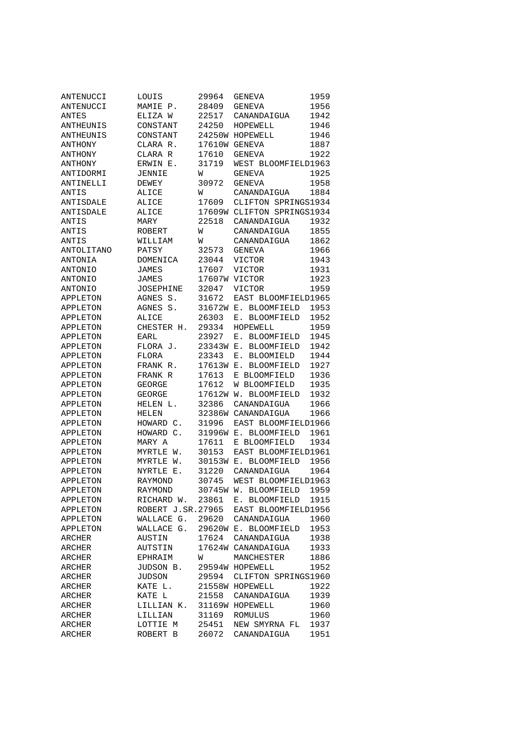| | | | | |
|---|---|---|---|---|
| ANTENUCCI | LOUIS | 29964 | GENEVA | 1959 |
| ANTENUCCI | MAMIE P. | 28409 | GENEVA | 1956 |
| ANTES | ELIZA W | 22517 | CANANDAIGUA | 1942 |
| ANTHEUNIS | CONSTANT | 24250 | HOPEWELL | 1946 |
| ANTHEUNIS | CONSTANT | 24250W | HOPEWELL | 1946 |
| ANTHONY | CLARA R. | 17610W | GENEVA | 1887 |
| ANTHONY | CLARA R | 17610 | GENEVA | 1922 |
| ANTHONY | ERWIN E. | 31719 | WEST BLOOMFIELD | 1963 |
| ANTIDORMI | JENNIE | W | GENEVA | 1925 |
| ANTINELLI | DEWEY | 30972 | GENEVA | 1958 |
| ANTIS | ALICE | W | CANANDAIGUA | 1884 |
| ANTISDALE | ALICE | 17609 | CLIFTON SPRINGS | 1934 |
| ANTISDALE | ALICE | 17609W | CLIFTON SPRINGS | 1934 |
| ANTIS | MARY | 22518 | CANANDAIGUA | 1932 |
| ANTIS | ROBERT | W | CANANDAIGUA | 1855 |
| ANTIS | WILLIAM | W | CANANDAIGUA | 1862 |
| ANTOLITANO | PATSY | 32573 | GENEVA | 1966 |
| ANTONIA | DOMENICA | 23044 | VICTOR | 1943 |
| ANTONIO | JAMES | 17607 | VICTOR | 1931 |
| ANTONIO | JAMES | 17607W | VICTOR | 1923 |
| ANTONIO | JOSEPHINE | 32047 | VICTOR | 1959 |
| APPLETON | AGNES S. | 31672 | EAST BLOOMFIELD | 1965 |
| APPLETON | AGNES S. | 31672W | E. BLOOMFIELD | 1953 |
| APPLETON | ALICE | 26303 | E. BLOOMFIELD | 1952 |
| APPLETON | CHESTER H. | 29334 | HOPEWELL | 1959 |
| APPLETON | EARL | 23927 | E. BLOOMFIELD | 1945 |
| APPLETON | FLORA J. | 23343W | E. BLOOMFIELD | 1942 |
| APPLETON | FLORA | 23343 | E. BLOOMIELD | 1944 |
| APPLETON | FRANK R. | 17613W | E. BLOOMFIELD | 1927 |
| APPLETON | FRANK R | 17613 | E BLOOMFIELD | 1936 |
| APPLETON | GEORGE | 17612 | W BLOOMFIELD | 1935 |
| APPLETON | GEORGE | 17612W | W. BLOOMFIELD | 1932 |
| APPLETON | HELEN L. | 32386 | CANANDAIGUA | 1966 |
| APPLETON | HELEN | 32386W | CANANDAIGUA | 1966 |
| APPLETON | HOWARD C. | 31996 | EAST BLOOMFIELD | 1966 |
| APPLETON | HOWARD C. | 31996W | E. BLOOMFIELD | 1961 |
| APPLETON | MARY A | 17611 | E BLOOMFIELD | 1934 |
| APPLETON | MYRTLE W. | 30153 | EAST BLOOMFIELD | 1961 |
| APPLETON | MYRTLE W. | 30153W | E. BLOOMFIELD | 1956 |
| APPLETON | NYRTLE E. | 31220 | CANANDAIGUA | 1964 |
| APPLETON | RAYMOND | 30745 | WEST BLOOMFIELD | 1963 |
| APPLETON | RAYMOND | 30745W | W. BLOOMFIELD | 1959 |
| APPLETON | RICHARD W. | 23861 | E. BLOOMFIELD | 1915 |
| APPLETON | ROBERT J.SR. | 27965 | EAST BLOOMFIELD | 1956 |
| APPLETON | WALLACE G. | 29620 | CANANDAIGUA | 1960 |
| APPLETON | WALLACE G. | 29620W | E. BLOOMFIELD | 1953 |
| ARCHER | AUSTIN | 17624 | CANANDAIGUA | 1938 |
| ARCHER | AUTSTIN | 17624W | CANANDAIGUA | 1933 |
| ARCHER | EPHRAIM | W | MANCHESTER | 1886 |
| ARCHER | JUDSON B. | 29594W | HOPEWELL | 1952 |
| ARCHER | JUDSON | 29594 | CLIFTON SPRINGS | 1960 |
| ARCHER | KATE L. | 21558W | HOPEWELL | 1922 |
| ARCHER | KATE L | 21558 | CANANDAIGUA | 1939 |
| ARCHER | LILLIAN K. | 31169W | HOPEWELL | 1960 |
| ARCHER | LILLIAN | 31169 | ROMULUS | 1960 |
| ARCHER | LOTTIE M | 25451 | NEW SMYRNA FL | 1937 |
| ARCHER | ROBERT B | 26072 | CANANDAIGUA | 1951 |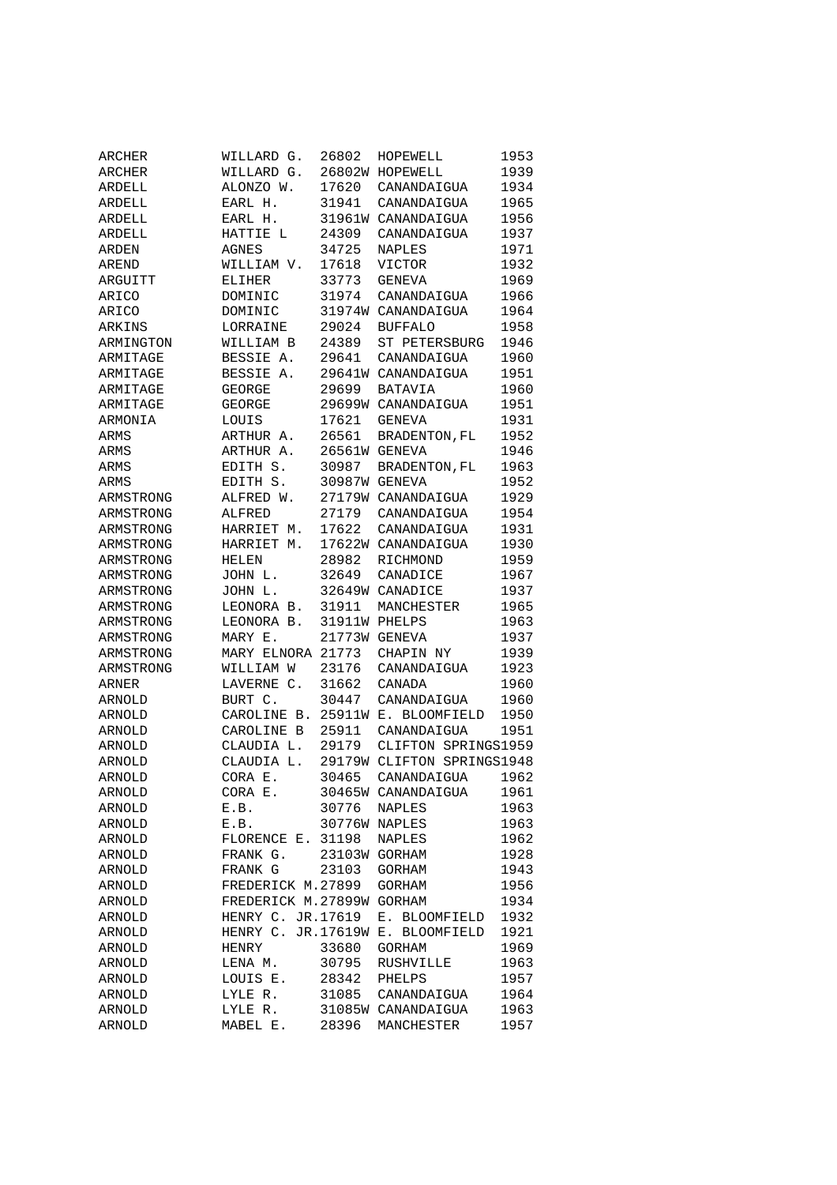| | | | | |
|---|---|---|---|---|
| ARCHER | WILLARD G. | 26802 | HOPEWELL | 1953 |
| ARCHER | WILLARD G. | 26802W | HOPEWELL | 1939 |
| ARDELL | ALONZO W. | 17620 | CANANDAIGUA | 1934 |
| ARDELL | EARL H. | 31941 | CANANDAIGUA | 1965 |
| ARDELL | EARL H. | 31961W | CANANDAIGUA | 1956 |
| ARDELL | HATTIE L | 24309 | CANANDAIGUA | 1937 |
| ARDEN | AGNES | 34725 | NAPLES | 1971 |
| AREND | WILLIAM V. | 17618 | VICTOR | 1932 |
| ARGUITT | ELIHER | 33773 | GENEVA | 1969 |
| ARICO | DOMINIC | 31974 | CANANDAIGUA | 1966 |
| ARICO | DOMINIC | 31974W | CANANDAIGUA | 1964 |
| ARKINS | LORRAINE | 29024 | BUFFALO | 1958 |
| ARMINGTON | WILLIAM B | 24389 | ST PETERSBURG | 1946 |
| ARMITAGE | BESSIE A. | 29641 | CANANDAIGUA | 1960 |
| ARMITAGE | BESSIE A. | 29641W | CANANDAIGUA | 1951 |
| ARMITAGE | GEORGE | 29699 | BATAVIA | 1960 |
| ARMITAGE | GEORGE | 29699W | CANANDAIGUA | 1951 |
| ARMONIA | LOUIS | 17621 | GENEVA | 1931 |
| ARMS | ARTHUR A. | 26561 | BRADENTON,FL | 1952 |
| ARMS | ARTHUR A. | 26561W | GENEVA | 1946 |
| ARMS | EDITH S. | 30987 | BRADENTON,FL | 1963 |
| ARMS | EDITH S. | 30987W | GENEVA | 1952 |
| ARMSTRONG | ALFRED W. | 27179W | CANANDAIGUA | 1929 |
| ARMSTRONG | ALFRED | 27179 | CANANDAIGUA | 1954 |
| ARMSTRONG | HARRIET M. | 17622 | CANANDAIGUA | 1931 |
| ARMSTRONG | HARRIET M. | 17622W | CANANDAIGUA | 1930 |
| ARMSTRONG | HELEN | 28982 | RICHMOND | 1959 |
| ARMSTRONG | JOHN L. | 32649 | CANADICE | 1967 |
| ARMSTRONG | JOHN L. | 32649W | CANADICE | 1937 |
| ARMSTRONG | LEONORA B. | 31911 | MANCHESTER | 1965 |
| ARMSTRONG | LEONORA B. | 31911W | PHELPS | 1963 |
| ARMSTRONG | MARY E. | 21773W | GENEVA | 1937 |
| ARMSTRONG | MARY ELNORA | 21773 | CHAPIN NY | 1939 |
| ARMSTRONG | WILLIAM W | 23176 | CANANDAIGUA | 1923 |
| ARNER | LAVERNE C. | 31662 | CANADA | 1960 |
| ARNOLD | BURT C. | 30447 | CANANDAIGUA | 1960 |
| ARNOLD | CAROLINE B. | 25911W | E. BLOOMFIELD | 1950 |
| ARNOLD | CAROLINE B | 25911 | CANANDAIGUA | 1951 |
| ARNOLD | CLAUDIA L. | 29179 | CLIFTON SPRINGS | 1959 |
| ARNOLD | CLAUDIA L. | 29179W | CLIFTON SPRINGS | 1948 |
| ARNOLD | CORA E. | 30465 | CANANDAIGUA | 1962 |
| ARNOLD | CORA E. | 30465W | CANANDAIGUA | 1961 |
| ARNOLD | E.B. | 30776 | NAPLES | 1963 |
| ARNOLD | E.B. | 30776W | NAPLES | 1963 |
| ARNOLD | FLORENCE E. | 31198 | NAPLES | 1962 |
| ARNOLD | FRANK G. | 23103W | GORHAM | 1928 |
| ARNOLD | FRANK G | 23103 | GORHAM | 1943 |
| ARNOLD | FREDERICK M. | 27899 | GORHAM | 1956 |
| ARNOLD | FREDERICK M. | 27899W | GORHAM | 1934 |
| ARNOLD | HENRY C. JR. | 17619 | E. BLOOMFIELD | 1932 |
| ARNOLD | HENRY C. JR. | 17619W | E. BLOOMFIELD | 1921 |
| ARNOLD | HENRY | 33680 | GORHAM | 1969 |
| ARNOLD | LENA M. | 30795 | RUSHVILLE | 1963 |
| ARNOLD | LOUIS E. | 28342 | PHELPS | 1957 |
| ARNOLD | LYLE R. | 31085 | CANANDAIGUA | 1964 |
| ARNOLD | LYLE R. | 31085W | CANANDAIGUA | 1963 |
| ARNOLD | MABEL E. | 28396 | MANCHESTER | 1957 |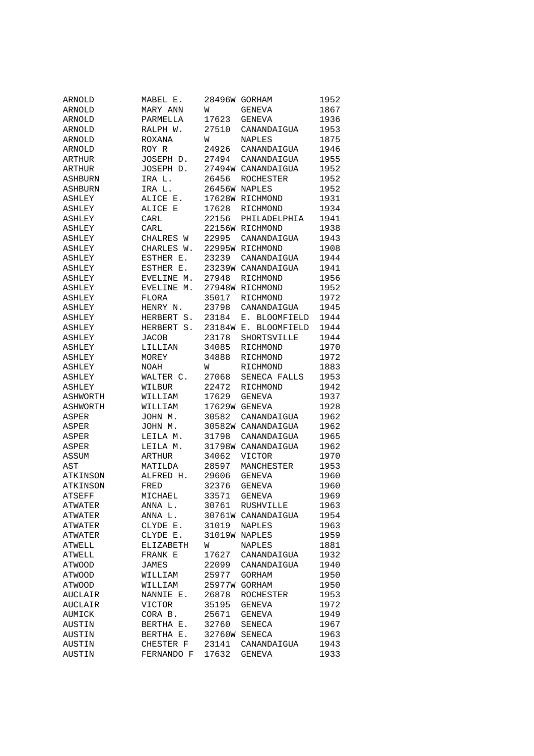| | | | | |
|---|---|---|---|---|
| ARNOLD | MABEL E. | 28496W | GORHAM | 1952 |
| ARNOLD | MARY ANN | W | GENEVA | 1867 |
| ARNOLD | PARMELLA | 17623 | GENEVA | 1936 |
| ARNOLD | RALPH W. | 27510 | CANANDAIGUA | 1953 |
| ARNOLD | ROXANA | W | NAPLES | 1875 |
| ARNOLD | ROY R | 24926 | CANANDAIGUA | 1946 |
| ARTHUR | JOSEPH D. | 27494 | CANANDAIGUA | 1955 |
| ARTHUR | JOSEPH D. | 27494W | CANANDAIGUA | 1952 |
| ASHBURN | IRA L. | 26456 | ROCHESTER | 1952 |
| ASHBURN | IRA L. | 26456W | NAPLES | 1952 |
| ASHLEY | ALICE E. | 17628W | RICHMOND | 1931 |
| ASHLEY | ALICE E | 17628 | RICHMOND | 1934 |
| ASHLEY | CARL | 22156 | PHILADELPHIA | 1941 |
| ASHLEY | CARL | 22156W | RICHMOND | 1938 |
| ASHLEY | CHALRES W | 22995 | CANANDAIGUA | 1943 |
| ASHLEY | CHARLES W. | 22995W | RICHMOND | 1908 |
| ASHLEY | ESTHER E. | 23239 | CANANDAIGUA | 1944 |
| ASHLEY | ESTHER E. | 23239W | CANANDAIGUA | 1941 |
| ASHLEY | EVELINE M. | 27948 | RICHMOND | 1956 |
| ASHLEY | EVELINE M. | 27948W | RICHMOND | 1952 |
| ASHLEY | FLORA | 35017 | RICHMOND | 1972 |
| ASHLEY | HENRY N. | 23798 | CANANDAIGUA | 1945 |
| ASHLEY | HERBERT S. | 23184 | E. BLOOMFIELD | 1944 |
| ASHLEY | HERBERT S. | 23184W | E. BLOOMFIELD | 1944 |
| ASHLEY | JACOB | 23178 | SHORTSVILLE | 1944 |
| ASHLEY | LILLIAN | 34085 | RICHMOND | 1970 |
| ASHLEY | MOREY | 34888 | RICHMOND | 1972 |
| ASHLEY | NOAH | W | RICHMOND | 1883 |
| ASHLEY | WALTER C. | 27068 | SENECA FALLS | 1953 |
| ASHLEY | WILBUR | 22472 | RICHMOND | 1942 |
| ASHWORTH | WILLIAM | 17629 | GENEVA | 1937 |
| ASHWORTH | WILLIAM | 17629W | GENEVA | 1928 |
| ASPER | JOHN M. | 30582 | CANANDAIGUA | 1962 |
| ASPER | JOHN M. | 30582W | CANANDAIGUA | 1962 |
| ASPER | LEILA M. | 31798 | CANANDAIGUA | 1965 |
| ASPER | LEILA M. | 31798W | CANANDAIGUA | 1962 |
| ASSUM | ARTHUR | 34062 | VICTOR | 1970 |
| AST | MATILDA | 28597 | MANCHESTER | 1953 |
| ATKINSON | ALFRED H. | 29606 | GENEVA | 1960 |
| ATKINSON | FRED | 32376 | GENEVA | 1960 |
| ATSEFF | MICHAEL | 33571 | GENEVA | 1969 |
| ATWATER | ANNA L. | 30761 | RUSHVILLE | 1963 |
| ATWATER | ANNA L. | 30761W | CANANDAIGUA | 1954 |
| ATWATER | CLYDE E. | 31019 | NAPLES | 1963 |
| ATWATER | CLYDE E. | 31019W | NAPLES | 1959 |
| ATWELL | ELIZABETH | W | NAPLES | 1881 |
| ATWELL | FRANK E | 17627 | CANANDAIGUA | 1932 |
| ATWOOD | JAMES | 22099 | CANANDAIGUA | 1940 |
| ATWOOD | WILLIAM | 25977 | GORHAM | 1950 |
| ATWOOD | WILLIAM | 25977W | GORHAM | 1950 |
| AUCLAIR | NANNIE E. | 26878 | ROCHESTER | 1953 |
| AUCLAIR | VICTOR | 35195 | GENEVA | 1972 |
| AUMICK | CORA B. | 25671 | GENEVA | 1949 |
| AUSTIN | BERTHA E. | 32760 | SENECA | 1967 |
| AUSTIN | BERTHA E. | 32760W | SENECA | 1963 |
| AUSTIN | CHESTER F | 23141 | CANANDAIGUA | 1943 |
| AUSTIN | FERNANDO F | 17632 | GENEVA | 1933 |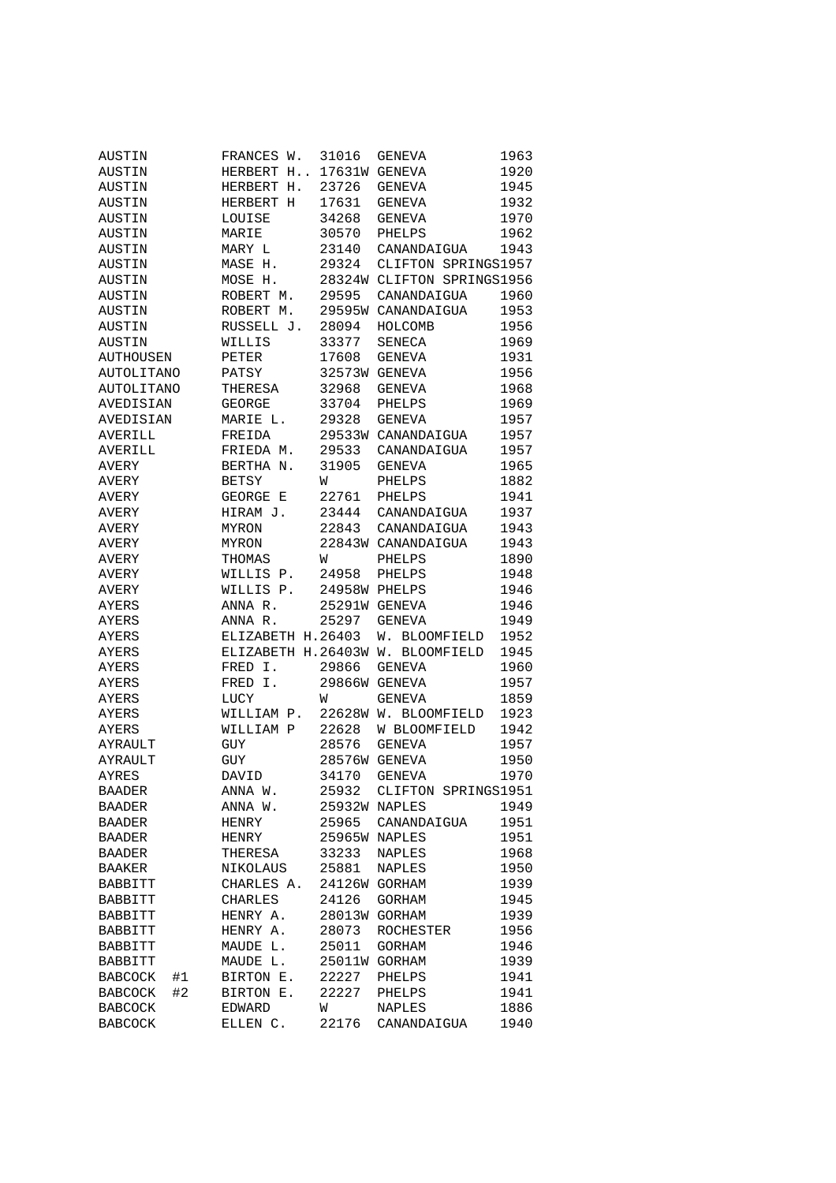| | | | | |
|---|---|---|---|---|
| AUSTIN | FRANCES W. | 31016 | GENEVA | 1963 |
| AUSTIN | HERBERT H.. | 17631W | GENEVA | 1920 |
| AUSTIN | HERBERT H. | 23726 | GENEVA | 1945 |
| AUSTIN | HERBERT H | 17631 | GENEVA | 1932 |
| AUSTIN | LOUISE | 34268 | GENEVA | 1970 |
| AUSTIN | MARIE | 30570 | PHELPS | 1962 |
| AUSTIN | MARY L | 23140 | CANANDAIGUA | 1943 |
| AUSTIN | MASE H. | 29324 | CLIFTON SPRINGS | 1957 |
| AUSTIN | MOSE H. | 28324W | CLIFTON SPRINGS | 1956 |
| AUSTIN | ROBERT M. | 29595 | CANANDAIGUA | 1960 |
| AUSTIN | ROBERT M. | 29595W | CANANDAIGUA | 1953 |
| AUSTIN | RUSSELL J. | 28094 | HOLCOMB | 1956 |
| AUSTIN | WILLIS | 33377 | SENECA | 1969 |
| AUTHOUSEN | PETER | 17608 | GENEVA | 1931 |
| AUTOLITANO | PATSY | 32573W | GENEVA | 1956 |
| AUTOLITANO | THERESA | 32968 | GENEVA | 1968 |
| AVEDISIAN | GEORGE | 33704 | PHELPS | 1969 |
| AVEDISIAN | MARIE L. | 29328 | GENEVA | 1957 |
| AVERILL | FREIDA | 29533W | CANANDAIGUA | 1957 |
| AVERILL | FRIEDA M. | 29533 | CANANDAIGUA | 1957 |
| AVERY | BERTHA N. | 31905 | GENEVA | 1965 |
| AVERY | BETSY | W | PHELPS | 1882 |
| AVERY | GEORGE E | 22761 | PHELPS | 1941 |
| AVERY | HIRAM J. | 23444 | CANANDAIGUA | 1937 |
| AVERY | MYRON | 22843 | CANANDAIGUA | 1943 |
| AVERY | MYRON | 22843W | CANANDAIGUA | 1943 |
| AVERY | THOMAS | W | PHELPS | 1890 |
| AVERY | WILLIS P. | 24958 | PHELPS | 1948 |
| AVERY | WILLIS P. | 24958W | PHELPS | 1946 |
| AYERS | ANNA R. | 25291W | GENEVA | 1946 |
| AYERS | ANNA R. | 25297 | GENEVA | 1949 |
| AYERS | ELIZABETH H. | 26403 | W. BLOOMFIELD | 1952 |
| AYERS | ELIZABETH H. | 26403W | W. BLOOMFIELD | 1945 |
| AYERS | FRED I. | 29866 | GENEVA | 1960 |
| AYERS | FRED I. | 29866W | GENEVA | 1957 |
| AYERS | LUCY | W | GENEVA | 1859 |
| AYERS | WILLIAM P. | 22628W | W. BLOOMFIELD | 1923 |
| AYERS | WILLIAM P | 22628 | W BLOOMFIELD | 1942 |
| AYRAULT | GUY | 28576 | GENEVA | 1957 |
| AYRAULT | GUY | 28576W | GENEVA | 1950 |
| AYRES | DAVID | 34170 | GENEVA | 1970 |
| BAADER | ANNA W. | 25932 | CLIFTON SPRINGS | 1951 |
| BAADER | ANNA W. | 25932W | NAPLES | 1949 |
| BAADER | HENRY | 25965 | CANANDAIGUA | 1951 |
| BAADER | HENRY | 25965W | NAPLES | 1951 |
| BAADER | THERESA | 33233 | NAPLES | 1968 |
| BAAKER | NIKOLAUS | 25881 | NAPLES | 1950 |
| BABBITT | CHARLES A. | 24126W | GORHAM | 1939 |
| BABBITT | CHARLES | 24126 | GORHAM | 1945 |
| BABBITT | HENRY A. | 28013W | GORHAM | 1939 |
| BABBITT | HENRY A. | 28073 | ROCHESTER | 1956 |
| BABBITT | MAUDE L. | 25011 | GORHAM | 1946 |
| BABBITT | MAUDE L. | 25011W | GORHAM | 1939 |
| BABCOCK #1 | BIRTON E. | 22227 | PHELPS | 1941 |
| BABCOCK #2 | BIRTON E. | 22227 | PHELPS | 1941 |
| BABCOCK | EDWARD | W | NAPLES | 1886 |
| BABCOCK | ELLEN C. | 22176 | CANANDAIGUA | 1940 |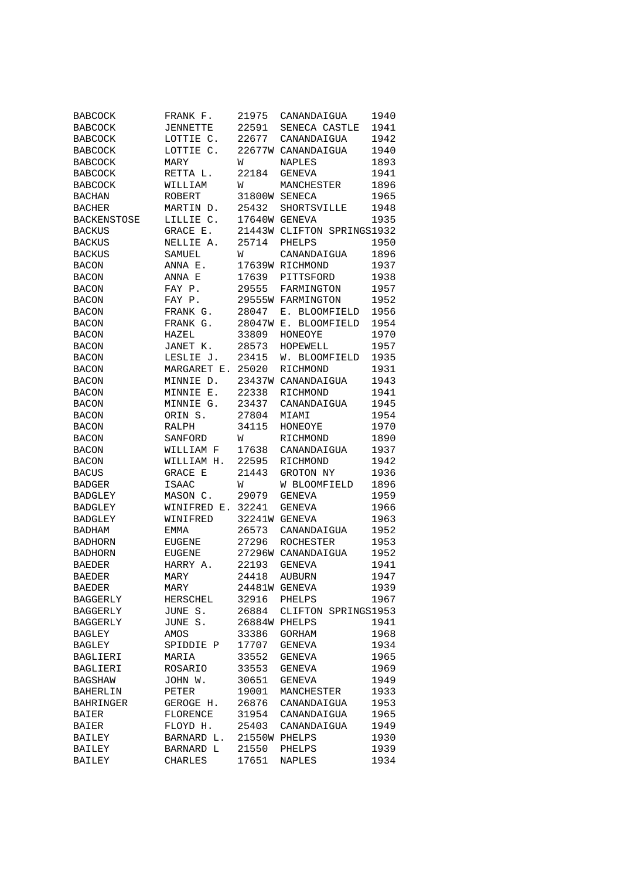| | | | | |
|---|---|---|---|---|
| BABCOCK | FRANK F. | 21975 | CANANDAIGUA | 1940 |
| BABCOCK | JENNETTE | 22591 | SENECA CASTLE | 1941 |
| BABCOCK | LOTTIE C. | 22677 | CANANDAIGUA | 1942 |
| BABCOCK | LOTTIE C. | 22677W | CANANDAIGUA | 1940 |
| BABCOCK | MARY | W | NAPLES | 1893 |
| BABCOCK | RETTA L. | 22184 | GENEVA | 1941 |
| BABCOCK | WILLIAM | W | MANCHESTER | 1896 |
| BACHAN | ROBERT | 31800W | SENECA | 1965 |
| BACHER | MARTIN D. | 25432 | SHORTSVILLE | 1948 |
| BACKENSTOSE | LILLIE C. | 17640W | GENEVA | 1935 |
| BACKUS | GRACE E. | 21443W | CLIFTON SPRINGS | 1932 |
| BACKUS | NELLIE A. | 25714 | PHELPS | 1950 |
| BACKUS | SAMUEL | W | CANANDAIGUA | 1896 |
| BACON | ANNA E. | 17639W | RICHMOND | 1937 |
| BACON | ANNA E | 17639 | PITTSFORD | 1938 |
| BACON | FAY P. | 29555 | FARMINGTON | 1957 |
| BACON | FAY P. | 29555W | FARMINGTON | 1952 |
| BACON | FRANK G. | 28047 | E. BLOOMFIELD | 1956 |
| BACON | FRANK G. | 28047W | E. BLOOMFIELD | 1954 |
| BACON | HAZEL | 33809 | HONEOYE | 1970 |
| BACON | JANET K. | 28573 | HOPEWELL | 1957 |
| BACON | LESLIE J. | 23415 | W. BLOOMFIELD | 1935 |
| BACON | MARGARET E. | 25020 | RICHMOND | 1931 |
| BACON | MINNIE D. | 23437W | CANANDAIGUA | 1943 |
| BACON | MINNIE E. | 22338 | RICHMOND | 1941 |
| BACON | MINNIE G. | 23437 | CANANDAIGUA | 1945 |
| BACON | ORIN S. | 27804 | MIAMI | 1954 |
| BACON | RALPH | 34115 | HONEOYE | 1970 |
| BACON | SANFORD | W | RICHMOND | 1890 |
| BACON | WILLIAM F | 17638 | CANANDAIGUA | 1937 |
| BACON | WILLIAM H. | 22595 | RICHMOND | 1942 |
| BACUS | GRACE E | 21443 | GROTON NY | 1936 |
| BADGER | ISAAC | W | W BLOOMFIELD | 1896 |
| BADGLEY | MASON C. | 29079 | GENEVA | 1959 |
| BADGLEY | WINIFRED E. | 32241 | GENEVA | 1966 |
| BADGLEY | WINIFRED | 32241W | GENEVA | 1963 |
| BADHAM | EMMA | 26573 | CANANDAIGUA | 1952 |
| BADHORN | EUGENE | 27296 | ROCHESTER | 1953 |
| BADHORN | EUGENE | 27296W | CANANDAIGUA | 1952 |
| BAEDER | HARRY A. | 22193 | GENEVA | 1941 |
| BAEDER | MARY | 24418 | AUBURN | 1947 |
| BAEDER | MARY | 24481W | GENEVA | 1939 |
| BAGGERLY | HERSCHEL | 32916 | PHELPS | 1967 |
| BAGGERLY | JUNE S. | 26884 | CLIFTON SPRINGS | 1953 |
| BAGGERLY | JUNE S. | 26884W | PHELPS | 1941 |
| BAGLEY | AMOS | 33386 | GORHAM | 1968 |
| BAGLEY | SPIDDIE P | 17707 | GENEVA | 1934 |
| BAGLIERI | MARIA | 33552 | GENEVA | 1965 |
| BAGLIERI | ROSARIO | 33553 | GENEVA | 1969 |
| BAGSHAW | JOHN W. | 30651 | GENEVA | 1949 |
| BAHERLIN | PETER | 19001 | MANCHESTER | 1933 |
| BAHRINGER | GEROGE H. | 26876 | CANANDAIGUA | 1953 |
| BAIER | FLORENCE | 31954 | CANANDAIGUA | 1965 |
| BAIER | FLOYD H. | 25403 | CANANDAIGUA | 1949 |
| BAILEY | BARNARD L. | 21550W | PHELPS | 1930 |
| BAILEY | BARNARD L | 21550 | PHELPS | 1939 |
| BAILEY | CHARLES | 17651 | NAPLES | 1934 |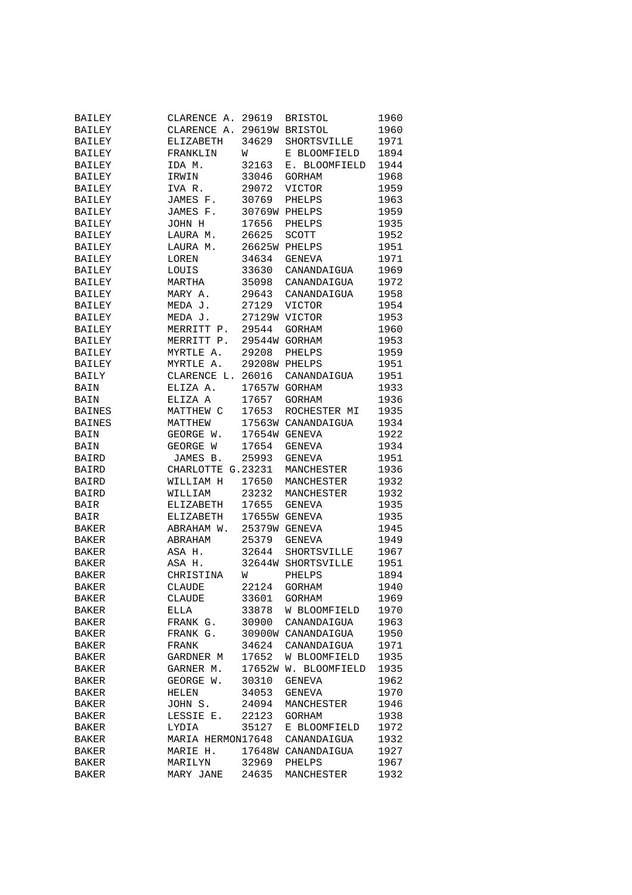| | | | | |
|---|---|---|---|---|
| BAILEY | CLARENCE A. | 29619 | BRISTOL | 1960 |
| BAILEY | CLARENCE A. | 29619W | BRISTOL | 1960 |
| BAILEY | ELIZABETH | 34629 | SHORTSVILLE | 1971 |
| BAILEY | FRANKLIN | W | E BLOOMFIELD | 1894 |
| BAILEY | IDA M. | 32163 | E. BLOOMFIELD | 1944 |
| BAILEY | IRWIN | 33046 | GORHAM | 1968 |
| BAILEY | IVA R. | 29072 | VICTOR | 1959 |
| BAILEY | JAMES F. | 30769 | PHELPS | 1963 |
| BAILEY | JAMES F. | 30769W | PHELPS | 1959 |
| BAILEY | JOHN H | 17656 | PHELPS | 1935 |
| BAILEY | LAURA M. | 26625 | SCOTT | 1952 |
| BAILEY | LAURA M. | 26625W | PHELPS | 1951 |
| BAILEY | LOREN | 34634 | GENEVA | 1971 |
| BAILEY | LOUIS | 33630 | CANANDAIGUA | 1969 |
| BAILEY | MARTHA | 35098 | CANANDAIGUA | 1972 |
| BAILEY | MARY A. | 29643 | CANANDAIGUA | 1958 |
| BAILEY | MEDA J. | 27129 | VICTOR | 1954 |
| BAILEY | MEDA J. | 27129W | VICTOR | 1953 |
| BAILEY | MERRITT P. | 29544 | GORHAM | 1960 |
| BAILEY | MERRITT P. | 29544W | GORHAM | 1953 |
| BAILEY | MYRTLE A. | 29208 | PHELPS | 1959 |
| BAILEY | MYRTLE A. | 29208W | PHELPS | 1951 |
| BAILY | CLARENCE L. | 26016 | CANANDAIGUA | 1951 |
| BAIN | ELIZA A. | 17657W | GORHAM | 1933 |
| BAIN | ELIZA A | 17657 | GORHAM | 1936 |
| BAINES | MATTHEW C | 17653 | ROCHESTER MI | 1935 |
| BAINES | MATTHEW | 17563W | CANANDAIGUA | 1934 |
| BAIN | GEORGE W. | 17654W | GENEVA | 1922 |
| BAIN | GEORGE W | 17654 | GENEVA | 1934 |
| BAIRD | JAMES B. | 25993 | GENEVA | 1951 |
| BAIRD | CHARLOTTE G. | 23231 | MANCHESTER | 1936 |
| BAIRD | WILLIAM H | 17650 | MANCHESTER | 1932 |
| BAIRD | WILLIAM | 23232 | MANCHESTER | 1932 |
| BAIR | ELIZABETH | 17655 | GENEVA | 1935 |
| BAIR | ELIZABETH | 17655W | GENEVA | 1935 |
| BAKER | ABRAHAM W. | 25379W | GENEVA | 1945 |
| BAKER | ABRAHAM | 25379 | GENEVA | 1949 |
| BAKER | ASA H. | 32644 | SHORTSVILLE | 1967 |
| BAKER | ASA H. | 32644W | SHORTSVILLE | 1951 |
| BAKER | CHRISTINA | W | PHELPS | 1894 |
| BAKER | CLAUDE | 22124 | GORHAM | 1940 |
| BAKER | CLAUDE | 33601 | GORHAM | 1969 |
| BAKER | ELLA | 33878 | W BLOOMFIELD | 1970 |
| BAKER | FRANK G. | 30900 | CANANDAIGUA | 1963 |
| BAKER | FRANK G. | 30900W | CANANDAIGUA | 1950 |
| BAKER | FRANK | 34624 | CANANDAIGUA | 1971 |
| BAKER | GARDNER M | 17652 | W BLOOMFIELD | 1935 |
| BAKER | GARNER M. | 17652W | W. BLOOMFIELD | 1935 |
| BAKER | GEORGE W. | 30310 | GENEVA | 1962 |
| BAKER | HELEN | 34053 | GENEVA | 1970 |
| BAKER | JOHN S. | 24094 | MANCHESTER | 1946 |
| BAKER | LESSIE E. | 22123 | GORHAM | 1938 |
| BAKER | LYDIA | 35127 | E BLOOMFIELD | 1972 |
| BAKER | MARIA HERMON | 17648 | CANANDAIGUA | 1932 |
| BAKER | MARIE H. | 17648W | CANANDAIGUA | 1927 |
| BAKER | MARILYN | 32969 | PHELPS | 1967 |
| BAKER | MARY JANE | 24635 | MANCHESTER | 1932 |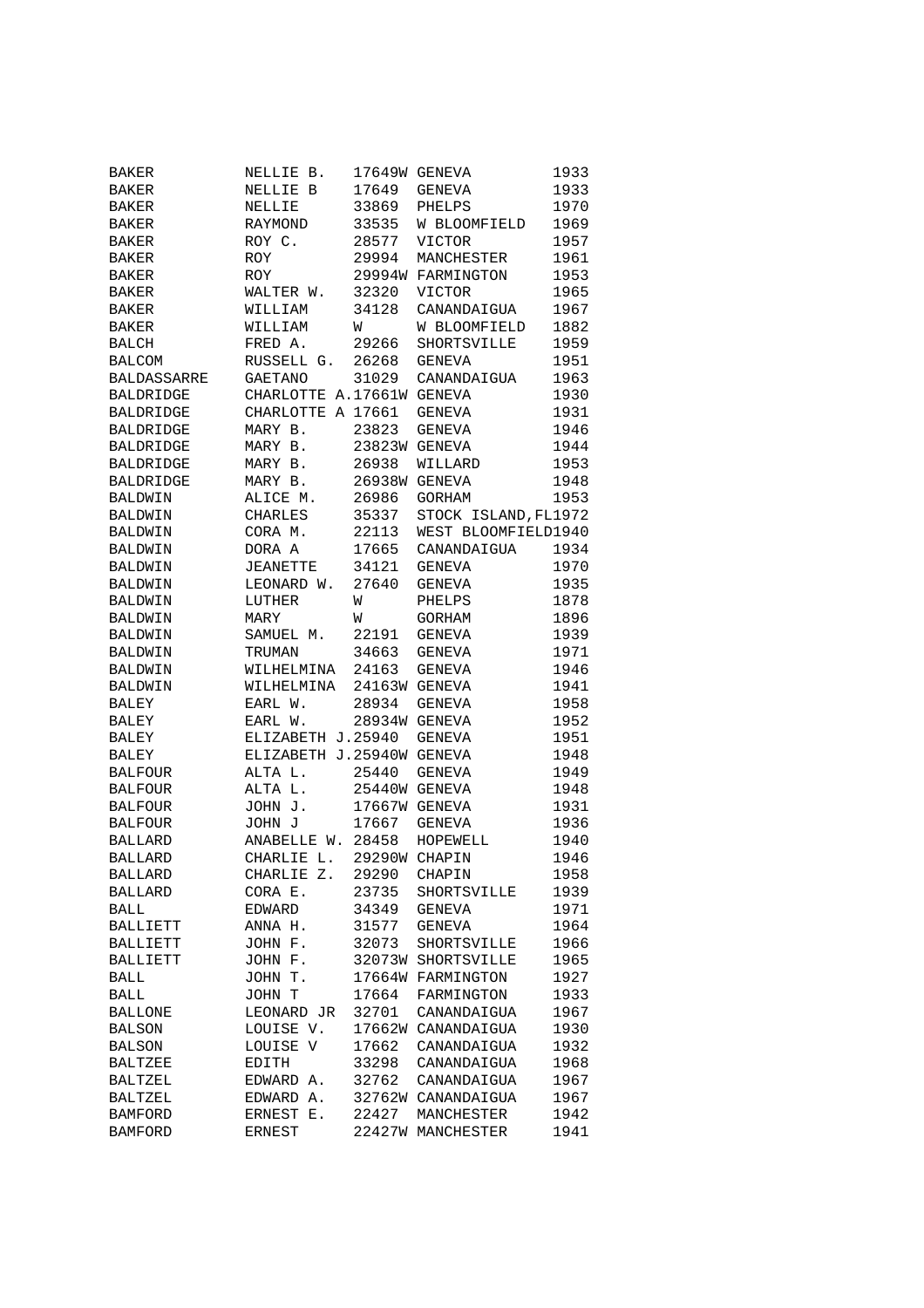| | | | | |
|---|---|---|---|---|
| BAKER | NELLIE B. | 17649W | GENEVA | 1933 |
| BAKER | NELLIE B | 17649 | GENEVA | 1933 |
| BAKER | NELLIE | 33869 | PHELPS | 1970 |
| BAKER | RAYMOND | 33535 | W BLOOMFIELD | 1969 |
| BAKER | ROY C. | 28577 | VICTOR | 1957 |
| BAKER | ROY | 29994 | MANCHESTER | 1961 |
| BAKER | ROY | 29994W | FARMINGTON | 1953 |
| BAKER | WALTER W. | 32320 | VICTOR | 1965 |
| BAKER | WILLIAM | 34128 | CANANDAIGUA | 1967 |
| BAKER | WILLIAM | W | W BLOOMFIELD | 1882 |
| BALCH | FRED A. | 29266 | SHORTSVILLE | 1959 |
| BALCOM | RUSSELL G. | 26268 | GENEVA | 1951 |
| BALDASSARRE | GAETANO | 31029 | CANANDAIGUA | 1963 |
| BALDRIDGE | CHARLOTTE A. | 17661W | GENEVA | 1930 |
| BALDRIDGE | CHARLOTTE A | 17661 | GENEVA | 1931 |
| BALDRIDGE | MARY B. | 23823 | GENEVA | 1946 |
| BALDRIDGE | MARY B. | 23823W | GENEVA | 1944 |
| BALDRIDGE | MARY B. | 26938 | WILLARD | 1953 |
| BALDRIDGE | MARY B. | 26938W | GENEVA | 1948 |
| BALDWIN | ALICE M. | 26986 | GORHAM | 1953 |
| BALDWIN | CHARLES | 35337 | STOCK ISLAND,FL | 1972 |
| BALDWIN | CORA M. | 22113 | WEST BLOOMFIELD | 1940 |
| BALDWIN | DORA A | 17665 | CANANDAIGUA | 1934 |
| BALDWIN | JEANETTE | 34121 | GENEVA | 1970 |
| BALDWIN | LEONARD W. | 27640 | GENEVA | 1935 |
| BALDWIN | LUTHER | W | PHELPS | 1878 |
| BALDWIN | MARY | W | GORHAM | 1896 |
| BALDWIN | SAMUEL M. | 22191 | GENEVA | 1939 |
| BALDWIN | TRUMAN | 34663 | GENEVA | 1971 |
| BALDWIN | WILHELMINA | 24163 | GENEVA | 1946 |
| BALDWIN | WILHELMINA | 24163W | GENEVA | 1941 |
| BALEY | EARL W. | 28934 | GENEVA | 1958 |
| BALEY | EARL W. | 28934W | GENEVA | 1952 |
| BALEY | ELIZABETH J. | 25940 | GENEVA | 1951 |
| BALEY | ELIZABETH J. | 25940W | GENEVA | 1948 |
| BALFOUR | ALTA L. | 25440 | GENEVA | 1949 |
| BALFOUR | ALTA L. | 25440W | GENEVA | 1948 |
| BALFOUR | JOHN J. | 17667W | GENEVA | 1931 |
| BALFOUR | JOHN J | 17667 | GENEVA | 1936 |
| BALLARD | ANABELLE W. | 28458 | HOPEWELL | 1940 |
| BALLARD | CHARLIE L. | 29290W | CHAPIN | 1946 |
| BALLARD | CHARLIE Z. | 29290 | CHAPIN | 1958 |
| BALLARD | CORA E. | 23735 | SHORTSVILLE | 1939 |
| BALL | EDWARD | 34349 | GENEVA | 1971 |
| BALLIETT | ANNA H. | 31577 | GENEVA | 1964 |
| BALLIETT | JOHN F. | 32073 | SHORTSVILLE | 1966 |
| BALLIETT | JOHN F. | 32073W | SHORTSVILLE | 1965 |
| BALL | JOHN T. | 17664W | FARMINGTON | 1927 |
| BALL | JOHN T | 17664 | FARMINGTON | 1933 |
| BALLONE | LEONARD JR | 32701 | CANANDAIGUA | 1967 |
| BALSON | LOUISE V. | 17662W | CANANDAIGUA | 1930 |
| BALSON | LOUISE V | 17662 | CANANDAIGUA | 1932 |
| BALTZEE | EDITH | 33298 | CANANDAIGUA | 1968 |
| BALTZEL | EDWARD A. | 32762 | CANANDAIGUA | 1967 |
| BALTZEL | EDWARD A. | 32762W | CANANDAIGUA | 1967 |
| BAMFORD | ERNEST E. | 22427 | MANCHESTER | 1942 |
| BAMFORD | ERNEST | 22427W | MANCHESTER | 1941 |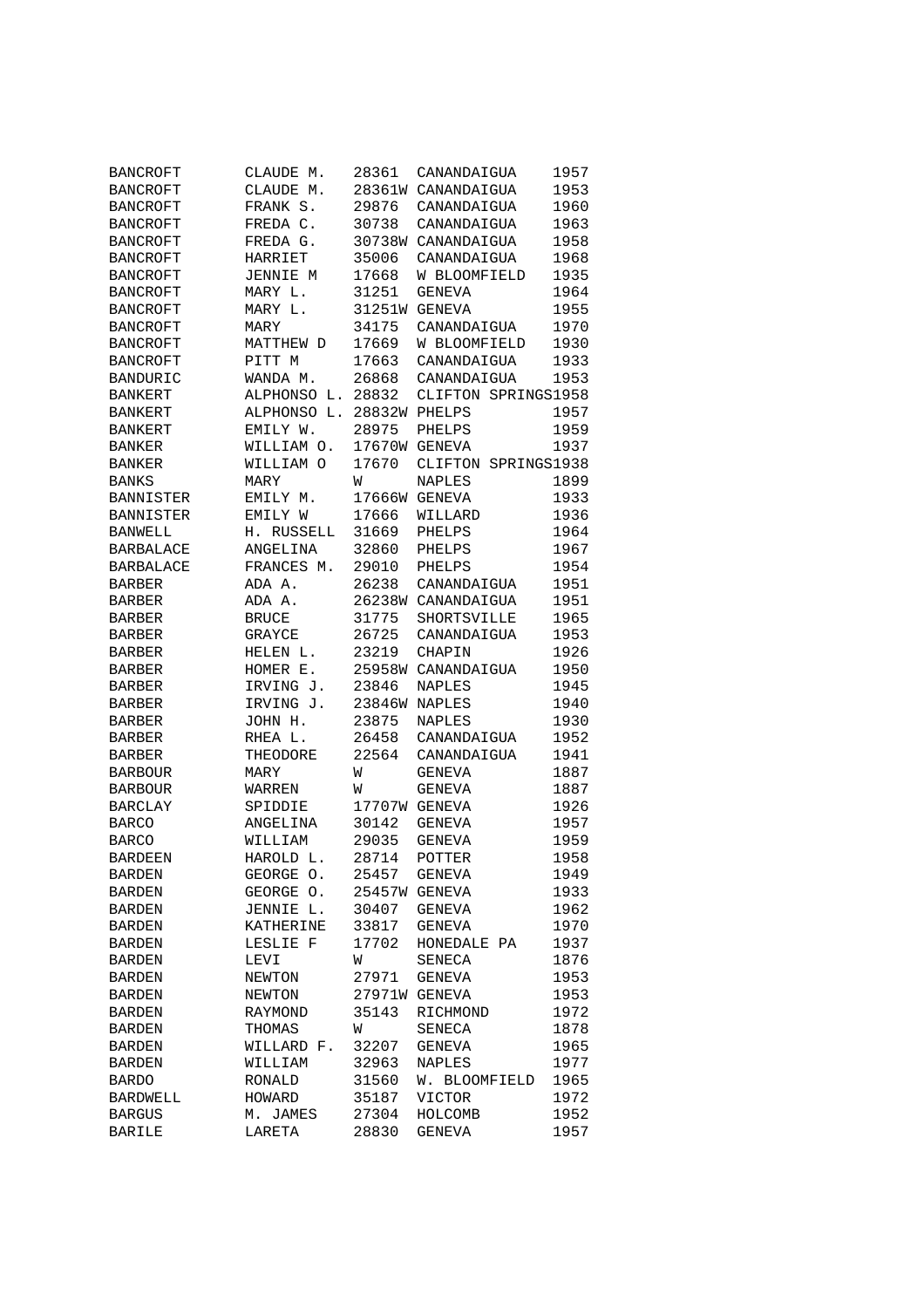| | | | | |
|---|---|---|---|---|
| BANCROFT | CLAUDE M. | 28361 | CANANDAIGUA | 1957 |
| BANCROFT | CLAUDE M. | 28361W | CANANDAIGUA | 1953 |
| BANCROFT | FRANK S. | 29876 | CANANDAIGUA | 1960 |
| BANCROFT | FREDA C. | 30738 | CANANDAIGUA | 1963 |
| BANCROFT | FREDA G. | 30738W | CANANDAIGUA | 1958 |
| BANCROFT | HARRIET | 35006 | CANANDAIGUA | 1968 |
| BANCROFT | JENNIE M | 17668 | W BLOOMFIELD | 1935 |
| BANCROFT | MARY L. | 31251 | GENEVA | 1964 |
| BANCROFT | MARY L. | 31251W | GENEVA | 1955 |
| BANCROFT | MARY | 34175 | CANANDAIGUA | 1970 |
| BANCROFT | MATTHEW D | 17669 | W BLOOMFIELD | 1930 |
| BANCROFT | PITT M | 17663 | CANANDAIGUA | 1933 |
| BANDURIC | WANDA M. | 26868 | CANANDAIGUA | 1953 |
| BANKERT | ALPHONSO L. | 28832 | CLIFTON SPRINGS | 1958 |
| BANKERT | ALPHONSO L. | 28832W | PHELPS | 1957 |
| BANKERT | EMILY W. | 28975 | PHELPS | 1959 |
| BANKER | WILLIAM O. | 17670W | GENEVA | 1937 |
| BANKER | WILLIAM O | 17670 | CLIFTON SPRINGS | 1938 |
| BANKS | MARY | W | NAPLES | 1899 |
| BANNISTER | EMILY M. | 17666W | GENEVA | 1933 |
| BANNISTER | EMILY W | 17666 | WILLARD | 1936 |
| BANWELL | H. RUSSELL | 31669 | PHELPS | 1964 |
| BARBALACE | ANGELINA | 32860 | PHELPS | 1967 |
| BARBALACE | FRANCES M. | 29010 | PHELPS | 1954 |
| BARBER | ADA A. | 26238 | CANANDAIGUA | 1951 |
| BARBER | ADA A. | 26238W | CANANDAIGUA | 1951 |
| BARBER | BRUCE | 31775 | SHORTSVILLE | 1965 |
| BARBER | GRAYCE | 26725 | CANANDAIGUA | 1953 |
| BARBER | HELEN L. | 23219 | CHAPIN | 1926 |
| BARBER | HOMER E. | 25958W | CANANDAIGUA | 1950 |
| BARBER | IRVING J. | 23846 | NAPLES | 1945 |
| BARBER | IRVING J. | 23846W | NAPLES | 1940 |
| BARBER | JOHN H. | 23875 | NAPLES | 1930 |
| BARBER | RHEA L. | 26458 | CANANDAIGUA | 1952 |
| BARBER | THEODORE | 22564 | CANANDAIGUA | 1941 |
| BARBOUR | MARY | W | GENEVA | 1887 |
| BARBOUR | WARREN | W | GENEVA | 1887 |
| BARCLAY | SPIDDIE | 17707W | GENEVA | 1926 |
| BARCO | ANGELINA | 30142 | GENEVA | 1957 |
| BARCO | WILLIAM | 29035 | GENEVA | 1959 |
| BARDEEN | HAROLD L. | 28714 | POTTER | 1958 |
| BARDEN | GEORGE O. | 25457 | GENEVA | 1949 |
| BARDEN | GEORGE O. | 25457W | GENEVA | 1933 |
| BARDEN | JENNIE L. | 30407 | GENEVA | 1962 |
| BARDEN | KATHERINE | 33817 | GENEVA | 1970 |
| BARDEN | LESLIE F | 17702 | HONEDALE PA | 1937 |
| BARDEN | LEVI | W | SENECA | 1876 |
| BARDEN | NEWTON | 27971 | GENEVA | 1953 |
| BARDEN | NEWTON | 27971W | GENEVA | 1953 |
| BARDEN | RAYMOND | 35143 | RICHMOND | 1972 |
| BARDEN | THOMAS | W | SENECA | 1878 |
| BARDEN | WILLARD F. | 32207 | GENEVA | 1965 |
| BARDEN | WILLIAM | 32963 | NAPLES | 1977 |
| BARDO | RONALD | 31560 | W. BLOOMFIELD | 1965 |
| BARDWELL | HOWARD | 35187 | VICTOR | 1972 |
| BARGUS | M. JAMES | 27304 | HOLCOMB | 1952 |
| BARILE | LARETA | 28830 | GENEVA | 1957 |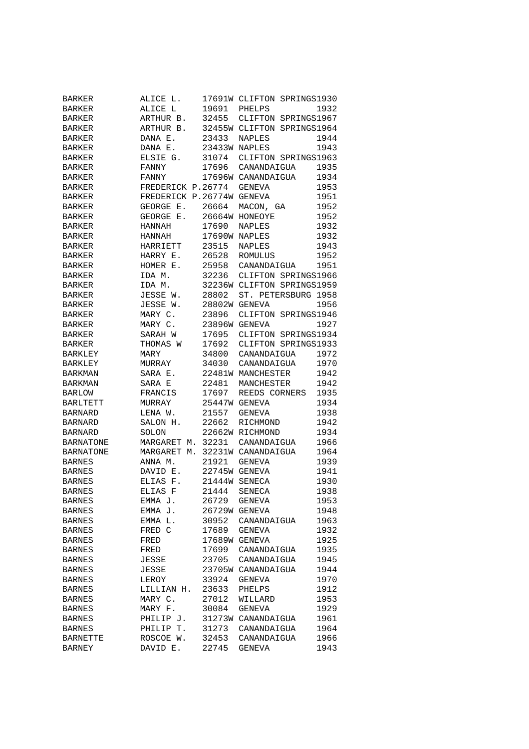| | | | | |
|---|---|---|---|---|
| BARKER | ALICE L. | 17691W | CLIFTON SPRINGS | 1930 |
| BARKER | ALICE L | 19691 | PHELPS | 1932 |
| BARKER | ARTHUR B. | 32455 | CLIFTON SPRINGS | 1967 |
| BARKER | ARTHUR B. | 32455W | CLIFTON SPRINGS | 1964 |
| BARKER | DANA E. | 23433 | NAPLES | 1944 |
| BARKER | DANA E. | 23433W | NAPLES | 1943 |
| BARKER | ELSIE G. | 31074 | CLIFTON SPRINGS | 1963 |
| BARKER | FANNY | 17696 | CANANDAIGUA | 1935 |
| BARKER | FANNY | 17696W | CANANDAIGUA | 1934 |
| BARKER | FREDERICK P. | 26774 | GENEVA | 1953 |
| BARKER | FREDERICK P. | 26774W | GENEVA | 1951 |
| BARKER | GEORGE E. | 26664 | MACON, GA | 1952 |
| BARKER | GEORGE E. | 26664W | HONEOYE | 1952 |
| BARKER | HANNAH | 17690 | NAPLES | 1932 |
| BARKER | HANNAH | 17690W | NAPLES | 1932 |
| BARKER | HARRIETT | 23515 | NAPLES | 1943 |
| BARKER | HARRY E. | 26528 | ROMULUS | 1952 |
| BARKER | HOMER E. | 25958 | CANANDAIGUA | 1951 |
| BARKER | IDA M. | 32236 | CLIFTON SPRINGS | 1966 |
| BARKER | IDA M. | 32236W | CLIFTON SPRINGS | 1959 |
| BARKER | JESSE W. | 28802 | ST. PETERSBURG | 1958 |
| BARKER | JESSE W. | 28802W | GENEVA | 1956 |
| BARKER | MARY C. | 23896 | CLIFTON SPRINGS | 1946 |
| BARKER | MARY C. | 23896W | GENEVA | 1927 |
| BARKER | SARAH W | 17695 | CLIFTON SPRINGS | 1934 |
| BARKER | THOMAS W | 17692 | CLIFTON SPRINGS | 1933 |
| BARKLEY | MARY | 34800 | CANANDAIGUA | 1972 |
| BARKLEY | MURRAY | 34030 | CANANDAIGUA | 1970 |
| BARKMAN | SARA E. | 22481W | MANCHESTER | 1942 |
| BARKMAN | SARA E | 22481 | MANCHESTER | 1942 |
| BARLOW | FRANCIS | 17697 | REEDS CORNERS | 1935 |
| BARLTETT | MURRAY | 25447W | GENEVA | 1934 |
| BARNARD | LENA W. | 21557 | GENEVA | 1938 |
| BARNARD | SALON H. | 22662 | RICHMOND | 1942 |
| BARNARD | SOLON | 22662W | RICHMOND | 1934 |
| BARNATONE | MARGARET M. | 32231 | CANANDAIGUA | 1966 |
| BARNATONE | MARGARET M. | 32231W | CANANDAIGUA | 1964 |
| BARNES | ANNA M. | 21921 | GENEVA | 1939 |
| BARNES | DAVID E. | 22745W | GENEVA | 1941 |
| BARNES | ELIAS F. | 21444W | SENECA | 1930 |
| BARNES | ELIAS F | 21444 | SENECA | 1938 |
| BARNES | EMMA J. | 26729 | GENEVA | 1953 |
| BARNES | EMMA J. | 26729W | GENEVA | 1948 |
| BARNES | EMMA L. | 30952 | CANANDAIGUA | 1963 |
| BARNES | FRED C | 17689 | GENEVA | 1932 |
| BARNES | FRED | 17689W | GENEVA | 1925 |
| BARNES | FRED | 17699 | CANANDAIGUA | 1935 |
| BARNES | JESSE | 23705 | CANANDAIGUA | 1945 |
| BARNES | JESSE | 23705W | CANANDAIGUA | 1944 |
| BARNES | LEROY | 33924 | GENEVA | 1970 |
| BARNES | LILLIAN H. | 23633 | PHELPS | 1912 |
| BARNES | MARY C. | 27012 | WILLARD | 1953 |
| BARNES | MARY F. | 30084 | GENEVA | 1929 |
| BARNES | PHILIP J. | 31273W | CANANDAIGUA | 1961 |
| BARNES | PHILIP T. | 31273 | CANANDAIGUA | 1964 |
| BARNETTE | ROSCOE W. | 32453 | CANANDAIGUA | 1966 |
| BARNEY | DAVID E. | 22745 | GENEVA | 1943 |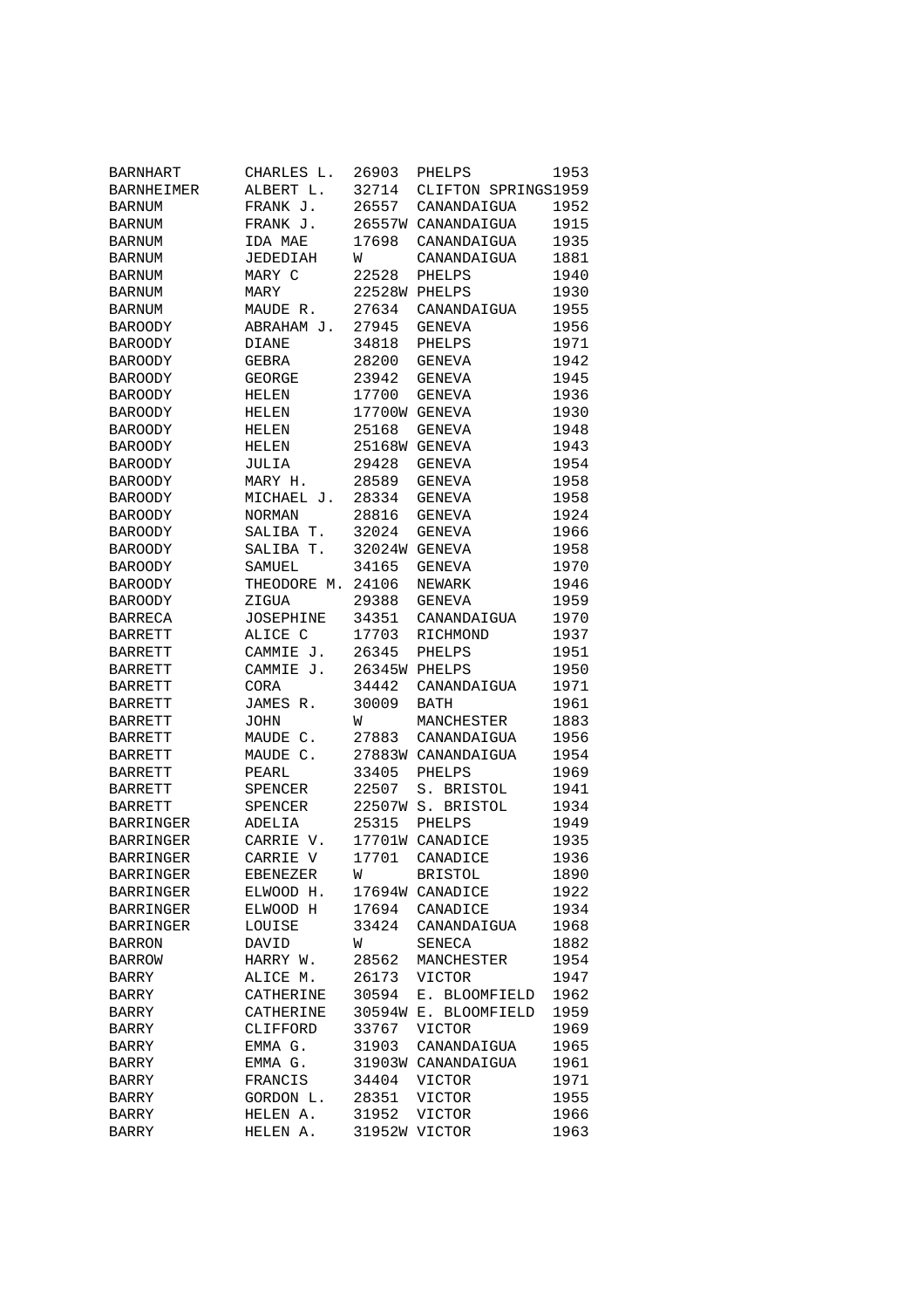| | | | | |
|---|---|---|---|---|
| BARNHART | CHARLES L. | 26903 | PHELPS | 1953 |
| BARNHEIMER | ALBERT L. | 32714 | CLIFTON SPRINGS | 1959 |
| BARNUM | FRANK J. | 26557 | CANANDAIGUA | 1952 |
| BARNUM | FRANK J. | 26557W | CANANDAIGUA | 1915 |
| BARNUM | IDA MAE | 17698 | CANANDAIGUA | 1935 |
| BARNUM | JEDEDIAH | W | CANANDAIGUA | 1881 |
| BARNUM | MARY C | 22528 | PHELPS | 1940 |
| BARNUM | MARY | 22528W | PHELPS | 1930 |
| BARNUM | MAUDE R. | 27634 | CANANDAIGUA | 1955 |
| BAROODY | ABRAHAM J. | 27945 | GENEVA | 1956 |
| BAROODY | DIANE | 34818 | PHELPS | 1971 |
| BAROODY | GEBRA | 28200 | GENEVA | 1942 |
| BAROODY | GEORGE | 23942 | GENEVA | 1945 |
| BAROODY | HELEN | 17700 | GENEVA | 1936 |
| BAROODY | HELEN | 17700W | GENEVA | 1930 |
| BAROODY | HELEN | 25168 | GENEVA | 1948 |
| BAROODY | HELEN | 25168W | GENEVA | 1943 |
| BAROODY | JULIA | 29428 | GENEVA | 1954 |
| BAROODY | MARY H. | 28589 | GENEVA | 1958 |
| BAROODY | MICHAEL J. | 28334 | GENEVA | 1958 |
| BAROODY | NORMAN | 28816 | GENEVA | 1924 |
| BAROODY | SALIBA T. | 32024 | GENEVA | 1966 |
| BAROODY | SALIBA T. | 32024W | GENEVA | 1958 |
| BAROODY | SAMUEL | 34165 | GENEVA | 1970 |
| BAROODY | THEODORE M. | 24106 | NEWARK | 1946 |
| BAROODY | ZIGUA | 29388 | GENEVA | 1959 |
| BARRECA | JOSEPHINE | 34351 | CANANDAIGUA | 1970 |
| BARRETT | ALICE C | 17703 | RICHMOND | 1937 |
| BARRETT | CAMMIE J. | 26345 | PHELPS | 1951 |
| BARRETT | CAMMIE J. | 26345W | PHELPS | 1950 |
| BARRETT | CORA | 34442 | CANANDAIGUA | 1971 |
| BARRETT | JAMES R. | 30009 | BATH | 1961 |
| BARRETT | JOHN | W | MANCHESTER | 1883 |
| BARRETT | MAUDE C. | 27883 | CANANDAIGUA | 1956 |
| BARRETT | MAUDE C. | 27883W | CANANDAIGUA | 1954 |
| BARRETT | PEARL | 33405 | PHELPS | 1969 |
| BARRETT | SPENCER | 22507 | S. BRISTOL | 1941 |
| BARRETT | SPENCER | 22507W | S. BRISTOL | 1934 |
| BARRINGER | ADELIA | 25315 | PHELPS | 1949 |
| BARRINGER | CARRIE V. | 17701W | CANADICE | 1935 |
| BARRINGER | CARRIE V | 17701 | CANADICE | 1936 |
| BARRINGER | EBENEZER | W | BRISTOL | 1890 |
| BARRINGER | ELWOOD H. | 17694W | CANADICE | 1922 |
| BARRINGER | ELWOOD H | 17694 | CANADICE | 1934 |
| BARRINGER | LOUISE | 33424 | CANANDAIGUA | 1968 |
| BARRON | DAVID | W | SENECA | 1882 |
| BARROW | HARRY W. | 28562 | MANCHESTER | 1954 |
| BARRY | ALICE M. | 26173 | VICTOR | 1947 |
| BARRY | CATHERINE | 30594 | E. BLOOMFIELD | 1962 |
| BARRY | CATHERINE | 30594W | E. BLOOMFIELD | 1959 |
| BARRY | CLIFFORD | 33767 | VICTOR | 1969 |
| BARRY | EMMA G. | 31903 | CANANDAIGUA | 1965 |
| BARRY | EMMA G. | 31903W | CANANDAIGUA | 1961 |
| BARRY | FRANCIS | 34404 | VICTOR | 1971 |
| BARRY | GORDON L. | 28351 | VICTOR | 1955 |
| BARRY | HELEN A. | 31952 | VICTOR | 1966 |
| BARRY | HELEN A. | 31952W | VICTOR | 1963 |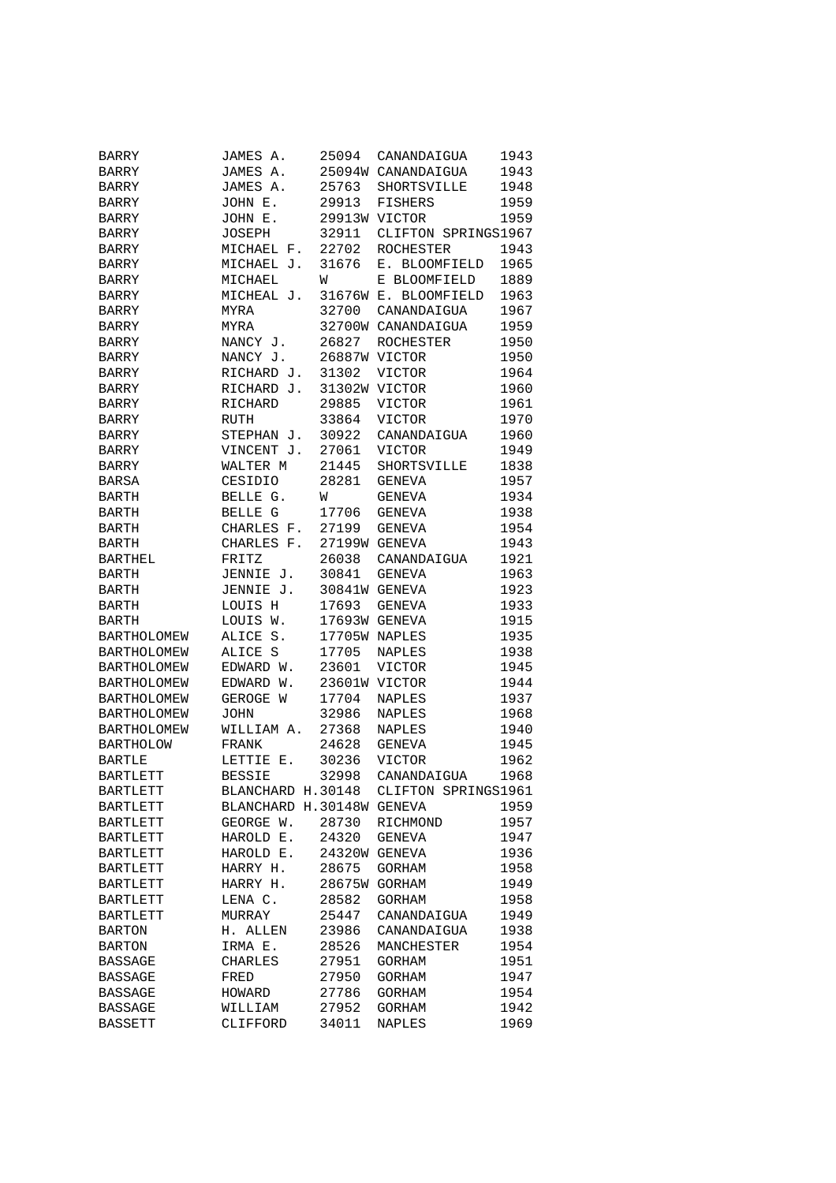| | | | | |
|---|---|---|---|---|
| BARRY | JAMES A. | 25094 | CANANDAIGUA | 1943 |
| BARRY | JAMES A. | 25094W | CANANDAIGUA | 1943 |
| BARRY | JAMES A. | 25763 | SHORTSVILLE | 1948 |
| BARRY | JOHN E. | 29913 | FISHERS | 1959 |
| BARRY | JOHN E. | 29913W | VICTOR | 1959 |
| BARRY | JOSEPH | 32911 | CLIFTON SPRINGS | 1967 |
| BARRY | MICHAEL F. | 22702 | ROCHESTER | 1943 |
| BARRY | MICHAEL J. | 31676 | E. BLOOMFIELD | 1965 |
| BARRY | MICHAEL | W | E BLOOMFIELD | 1889 |
| BARRY | MICHEAL J. | 31676W | E. BLOOMFIELD | 1963 |
| BARRY | MYRA | 32700 | CANANDAIGUA | 1967 |
| BARRY | MYRA | 32700W | CANANDAIGUA | 1959 |
| BARRY | NANCY J. | 26827 | ROCHESTER | 1950 |
| BARRY | NANCY J. | 26887W | VICTOR | 1950 |
| BARRY | RICHARD J. | 31302 | VICTOR | 1964 |
| BARRY | RICHARD J. | 31302W | VICTOR | 1960 |
| BARRY | RICHARD | 29885 | VICTOR | 1961 |
| BARRY | RUTH | 33864 | VICTOR | 1970 |
| BARRY | STEPHAN J. | 30922 | CANANDAIGUA | 1960 |
| BARRY | VINCENT J. | 27061 | VICTOR | 1949 |
| BARRY | WALTER M | 21445 | SHORTSVILLE | 1838 |
| BARSA | CESIDIO | 28281 | GENEVA | 1957 |
| BARTH | BELLE G. | W | GENEVA | 1934 |
| BARTH | BELLE G | 17706 | GENEVA | 1938 |
| BARTH | CHARLES F. | 27199 | GENEVA | 1954 |
| BARTH | CHARLES F. | 27199W | GENEVA | 1943 |
| BARTHEL | FRITZ | 26038 | CANANDAIGUA | 1921 |
| BARTH | JENNIE J. | 30841 | GENEVA | 1963 |
| BARTH | JENNIE J. | 30841W | GENEVA | 1923 |
| BARTH | LOUIS H | 17693 | GENEVA | 1933 |
| BARTH | LOUIS W. | 17693W | GENEVA | 1915 |
| BARTHOLOMEW | ALICE S. | 17705W | NAPLES | 1935 |
| BARTHOLOMEW | ALICE S | 17705 | NAPLES | 1938 |
| BARTHOLOMEW | EDWARD W. | 23601 | VICTOR | 1945 |
| BARTHOLOMEW | EDWARD W. | 23601W | VICTOR | 1944 |
| BARTHOLOMEW | GEROGE W | 17704 | NAPLES | 1937 |
| BARTHOLOMEW | JOHN | 32986 | NAPLES | 1968 |
| BARTHOLOMEW | WILLIAM A. | 27368 | NAPLES | 1940 |
| BARTHOLOW | FRANK | 24628 | GENEVA | 1945 |
| BARTLE | LETTIE E. | 30236 | VICTOR | 1962 |
| BARTLETT | BESSIE | 32998 | CANANDAIGUA | 1968 |
| BARTLETT | BLANCHARD H. | 30148 | CLIFTON SPRINGS | 1961 |
| BARTLETT | BLANCHARD H. | 30148W | GENEVA | 1959 |
| BARTLETT | GEORGE W. | 28730 | RICHMOND | 1957 |
| BARTLETT | HAROLD E. | 24320 | GENEVA | 1947 |
| BARTLETT | HAROLD E. | 24320W | GENEVA | 1936 |
| BARTLETT | HARRY H. | 28675 | GORHAM | 1958 |
| BARTLETT | HARRY H. | 28675W | GORHAM | 1949 |
| BARTLETT | LENA C. | 28582 | GORHAM | 1958 |
| BARTLETT | MURRAY | 25447 | CANANDAIGUA | 1949 |
| BARTON | H. ALLEN | 23986 | CANANDAIGUA | 1938 |
| BARTON | IRMA E. | 28526 | MANCHESTER | 1954 |
| BASSAGE | CHARLES | 27951 | GORHAM | 1951 |
| BASSAGE | FRED | 27950 | GORHAM | 1947 |
| BASSAGE | HOWARD | 27786 | GORHAM | 1954 |
| BASSAGE | WILLIAM | 27952 | GORHAM | 1942 |
| BASSETT | CLIFFORD | 34011 | NAPLES | 1969 |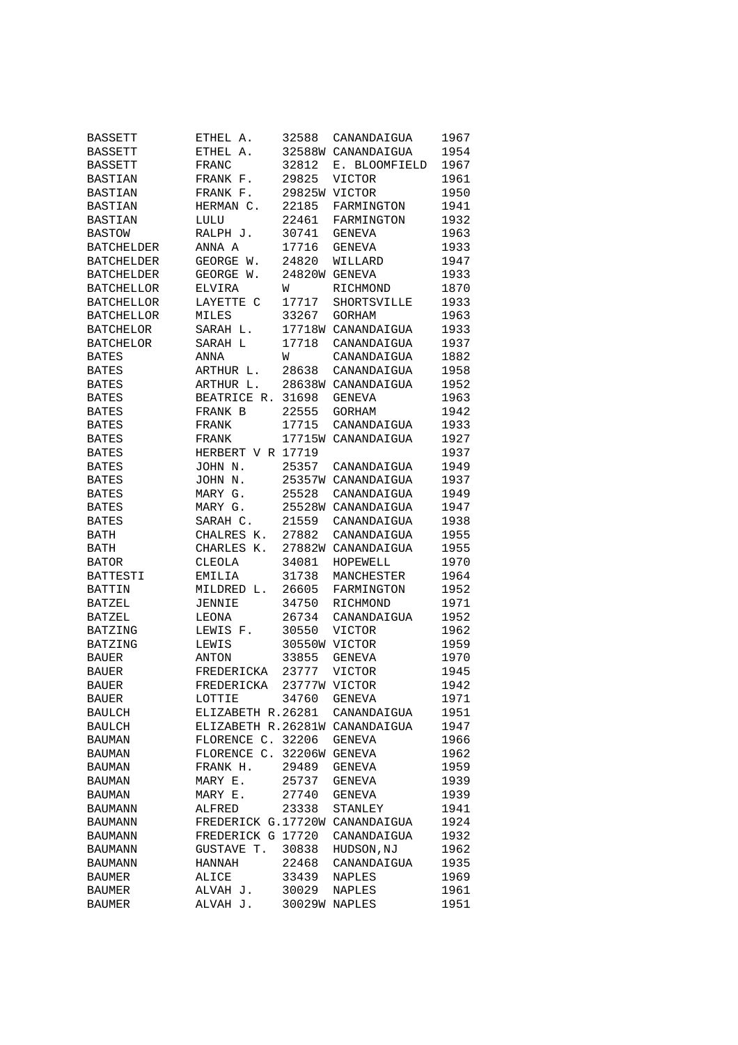| | | | | |
|---|---|---|---|---|
| BASSETT | ETHEL A. | 32588 | CANANDAIGUA | 1967 |
| BASSETT | ETHEL A. | 32588W | CANANDAIGUA | 1954 |
| BASSETT | FRANC | 32812 | E. BLOOMFIELD | 1967 |
| BASTIAN | FRANK F. | 29825 | VICTOR | 1961 |
| BASTIAN | FRANK F. | 29825W | VICTOR | 1950 |
| BASTIAN | HERMAN C. | 22185 | FARMINGTON | 1941 |
| BASTIAN | LULU | 22461 | FARMINGTON | 1932 |
| BASTOW | RALPH J. | 30741 | GENEVA | 1963 |
| BATCHELDER | ANNA A | 17716 | GENEVA | 1933 |
| BATCHELDER | GEORGE W. | 24820 | WILLARD | 1947 |
| BATCHELDER | GEORGE W. | 24820W | GENEVA | 1933 |
| BATCHELLOR | ELVIRA | W | RICHMOND | 1870 |
| BATCHELLOR | LAYETTE C | 17717 | SHORTSVILLE | 1933 |
| BATCHELLOR | MILES | 33267 | GORHAM | 1963 |
| BATCHELOR | SARAH L. | 17718W | CANANDAIGUA | 1933 |
| BATCHELOR | SARAH L | 17718 | CANANDAIGUA | 1937 |
| BATES | ANNA | W | CANANDAIGUA | 1882 |
| BATES | ARTHUR L. | 28638 | CANANDAIGUA | 1958 |
| BATES | ARTHUR L. | 28638W | CANANDAIGUA | 1952 |
| BATES | BEATRICE R. | 31698 | GENEVA | 1963 |
| BATES | FRANK B | 22555 | GORHAM | 1942 |
| BATES | FRANK | 17715 | CANANDAIGUA | 1933 |
| BATES | FRANK | 17715W | CANANDAIGUA | 1927 |
| BATES | HERBERT V R | 17719 | | 1937 |
| BATES | JOHN N. | 25357 | CANANDAIGUA | 1949 |
| BATES | JOHN N. | 25357W | CANANDAIGUA | 1937 |
| BATES | MARY G. | 25528 | CANANDAIGUA | 1949 |
| BATES | MARY G. | 25528W | CANANDAIGUA | 1947 |
| BATES | SARAH C. | 21559 | CANANDAIGUA | 1938 |
| BATH | CHALRES K. | 27882 | CANANDAIGUA | 1955 |
| BATH | CHARLES K. | 27882W | CANANDAIGUA | 1955 |
| BATOR | CLEOLA | 34081 | HOPEWELL | 1970 |
| BATTESTI | EMILIA | 31738 | MANCHESTER | 1964 |
| BATTIN | MILDRED L. | 26605 | FARMINGTON | 1952 |
| BATZEL | JENNIE | 34750 | RICHMOND | 1971 |
| BATZEL | LEONA | 26734 | CANANDAIGUA | 1952 |
| BATZING | LEWIS F. | 30550 | VICTOR | 1962 |
| BATZING | LEWIS | 30550W | VICTOR | 1959 |
| BAUER | ANTON | 33855 | GENEVA | 1970 |
| BAUER | FREDERICKA | 23777 | VICTOR | 1945 |
| BAUER | FREDERICKA | 23777W | VICTOR | 1942 |
| BAUER | LOTTIE | 34760 | GENEVA | 1971 |
| BAULCH | ELIZABETH R. | 26281 | CANANDAIGUA | 1951 |
| BAULCH | ELIZABETH R. | 26281W | CANANDAIGUA | 1947 |
| BAUMAN | FLORENCE C. | 32206 | GENEVA | 1966 |
| BAUMAN | FLORENCE C. | 32206W | GENEVA | 1962 |
| BAUMAN | FRANK H. | 29489 | GENEVA | 1959 |
| BAUMAN | MARY E. | 25737 | GENEVA | 1939 |
| BAUMAN | MARY E. | 27740 | GENEVA | 1939 |
| BAUMANN | ALFRED | 23338 | STANLEY | 1941 |
| BAUMANN | FREDERICK G. | 17720W | CANANDAIGUA | 1924 |
| BAUMANN | FREDERICK G | 17720 | CANANDAIGUA | 1932 |
| BAUMANN | GUSTAVE T. | 30838 | HUDSON,NJ | 1962 |
| BAUMANN | HANNAH | 22468 | CANANDAIGUA | 1935 |
| BAUMER | ALICE | 33439 | NAPLES | 1969 |
| BAUMER | ALVAH J. | 30029 | NAPLES | 1961 |
| BAUMER | ALVAH J. | 30029W | NAPLES | 1951 |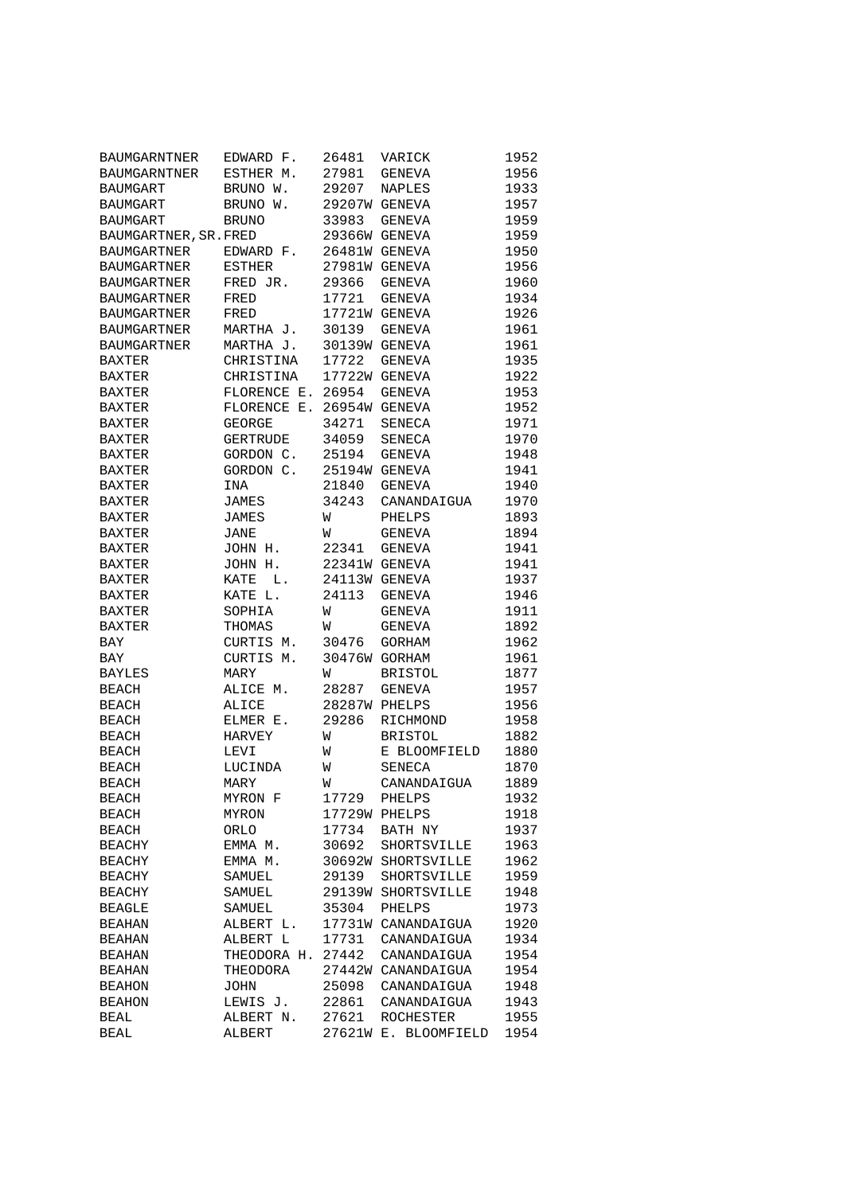| | | | | |
|---|---|---|---|---|
| BAUMGARNTNER | EDWARD F. | 26481 | VARICK | 1952 |
| BAUMGARNTNER | ESTHER M. | 27981 | GENEVA | 1956 |
| BAUMGART | BRUNO W. | 29207 | NAPLES | 1933 |
| BAUMGART | BRUNO W. | 29207W | GENEVA | 1957 |
| BAUMGART | BRUNO | 33983 | GENEVA | 1959 |
| BAUMGARTNER, SR. | FRED | 29366W | GENEVA | 1959 |
| BAUMGARTNER | EDWARD F. | 26481W | GENEVA | 1950 |
| BAUMGARTNER | ESTHER | 27981W | GENEVA | 1956 |
| BAUMGARTNER | FRED JR. | 29366 | GENEVA | 1960 |
| BAUMGARTNER | FRED | 17721 | GENEVA | 1934 |
| BAUMGARTNER | FRED | 17721W | GENEVA | 1926 |
| BAUMGARTNER | MARTHA J. | 30139 | GENEVA | 1961 |
| BAUMGARTNER | MARTHA J. | 30139W | GENEVA | 1961 |
| BAXTER | CHRISTINA | 17722 | GENEVA | 1935 |
| BAXTER | CHRISTINA | 17722W | GENEVA | 1922 |
| BAXTER | FLORENCE E. | 26954 | GENEVA | 1953 |
| BAXTER | FLORENCE E. | 26954W | GENEVA | 1952 |
| BAXTER | GEORGE | 34271 | SENECA | 1971 |
| BAXTER | GERTRUDE | 34059 | SENECA | 1970 |
| BAXTER | GORDON C. | 25194 | GENEVA | 1948 |
| BAXTER | GORDON C. | 25194W | GENEVA | 1941 |
| BAXTER | INA | 21840 | GENEVA | 1940 |
| BAXTER | JAMES | 34243 | CANANDAIGUA | 1970 |
| BAXTER | JAMES | W | PHELPS | 1893 |
| BAXTER | JANE | W | GENEVA | 1894 |
| BAXTER | JOHN H. | 22341 | GENEVA | 1941 |
| BAXTER | JOHN H. | 22341W | GENEVA | 1941 |
| BAXTER | KATE L. | 24113W | GENEVA | 1937 |
| BAXTER | KATE L. | 24113 | GENEVA | 1946 |
| BAXTER | SOPHIA | W | GENEVA | 1911 |
| BAXTER | THOMAS | W | GENEVA | 1892 |
| BAY | CURTIS M. | 30476 | GORHAM | 1962 |
| BAY | CURTIS M. | 30476W | GORHAM | 1961 |
| BAYLES | MARY | W | BRISTOL | 1877 |
| BEACH | ALICE M. | 28287 | GENEVA | 1957 |
| BEACH | ALICE | 28287W | PHELPS | 1956 |
| BEACH | ELMER E. | 29286 | RICHMOND | 1958 |
| BEACH | HARVEY | W | BRISTOL | 1882 |
| BEACH | LEVI | W | E BLOOMFIELD | 1880 |
| BEACH | LUCINDA | W | SENECA | 1870 |
| BEACH | MARY | W | CANANDAIGUA | 1889 |
| BEACH | MYRON F | 17729 | PHELPS | 1932 |
| BEACH | MYRON | 17729W | PHELPS | 1918 |
| BEACH | ORLO | 17734 | BATH NY | 1937 |
| BEACHY | EMMA M. | 30692 | SHORTSVILLE | 1963 |
| BEACHY | EMMA M. | 30692W | SHORTSVILLE | 1962 |
| BEACHY | SAMUEL | 29139 | SHORTSVILLE | 1959 |
| BEACHY | SAMUEL | 29139W | SHORTSVILLE | 1948 |
| BEAGLE | SAMUEL | 35304 | PHELPS | 1973 |
| BEAHAN | ALBERT L. | 17731W | CANANDAIGUA | 1920 |
| BEAHAN | ALBERT L | 17731 | CANANDAIGUA | 1934 |
| BEAHAN | THEODORA H. | 27442 | CANANDAIGUA | 1954 |
| BEAHAN | THEODORA | 27442W | CANANDAIGUA | 1954 |
| BEAHON | JOHN | 25098 | CANANDAIGUA | 1948 |
| BEAHON | LEWIS J. | 22861 | CANANDAIGUA | 1943 |
| BEAL | ALBERT N. | 27621 | ROCHESTER | 1955 |
| BEAL | ALBERT | 27621W | E. BLOOMFIELD | 1954 |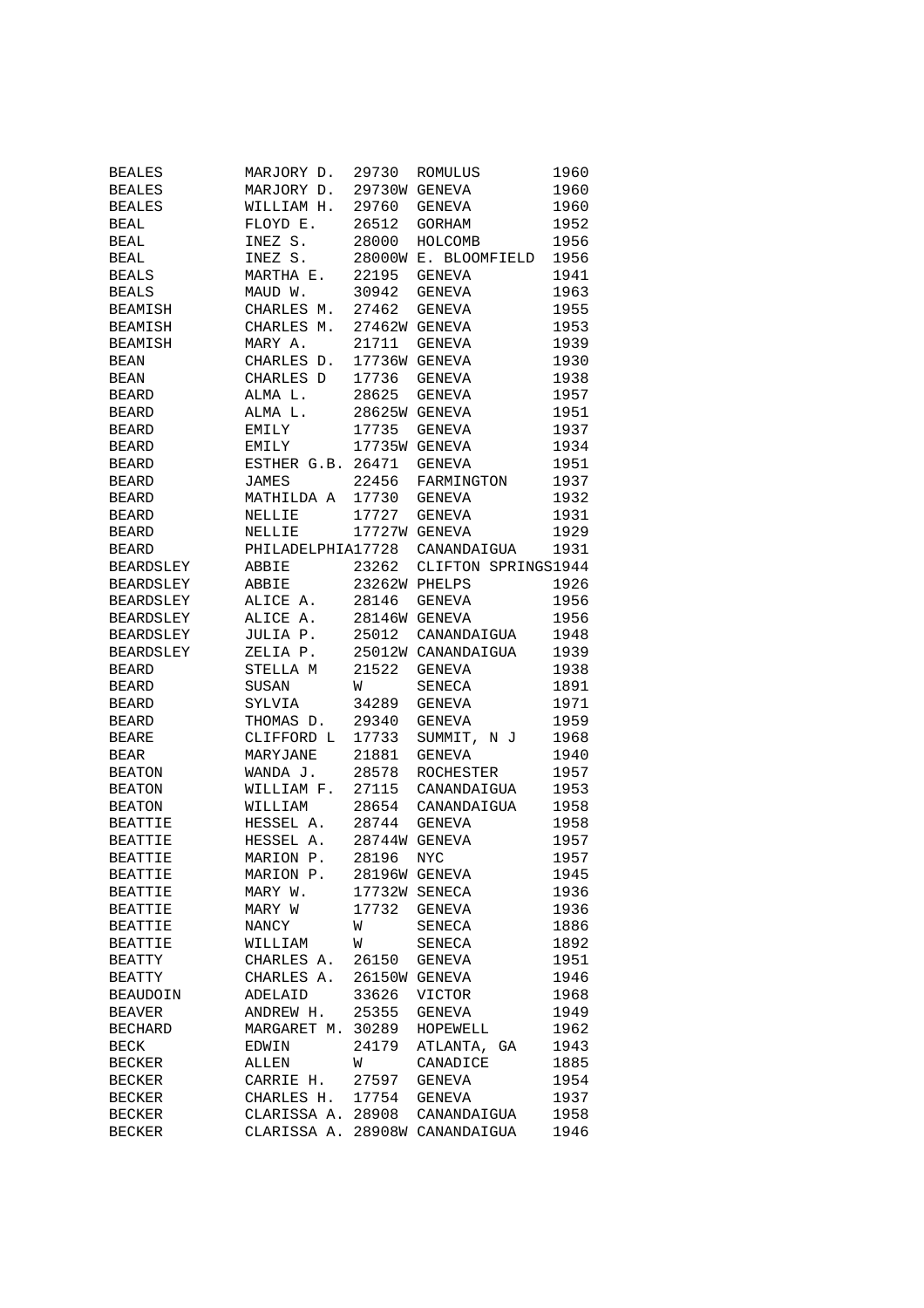| | | | | |
|---|---|---|---|---|
| BEALES | MARJORY D. | 29730 | ROMULUS | 1960 |
| BEALES | MARJORY D. | 29730W | GENEVA | 1960 |
| BEALES | WILLIAM H. | 29760 | GENEVA | 1960 |
| BEAL | FLOYD E. | 26512 | GORHAM | 1952 |
| BEAL | INEZ S. | 28000 | HOLCOMB | 1956 |
| BEAL | INEZ S. | 28000W | E. BLOOMFIELD | 1956 |
| BEALS | MARTHA E. | 22195 | GENEVA | 1941 |
| BEALS | MAUD W. | 30942 | GENEVA | 1963 |
| BEAMISH | CHARLES M. | 27462 | GENEVA | 1955 |
| BEAMISH | CHARLES M. | 27462W | GENEVA | 1953 |
| BEAMISH | MARY A. | 21711 | GENEVA | 1939 |
| BEAN | CHARLES D. | 17736W | GENEVA | 1930 |
| BEAN | CHARLES D | 17736 | GENEVA | 1938 |
| BEARD | ALMA L. | 28625 | GENEVA | 1957 |
| BEARD | ALMA L. | 28625W | GENEVA | 1951 |
| BEARD | EMILY | 17735 | GENEVA | 1937 |
| BEARD | EMILY | 17735W | GENEVA | 1934 |
| BEARD | ESTHER G.B. | 26471 | GENEVA | 1951 |
| BEARD | JAMES | 22456 | FARMINGTON | 1937 |
| BEARD | MATHILDA A | 17730 | GENEVA | 1932 |
| BEARD | NELLIE | 17727 | GENEVA | 1931 |
| BEARD | NELLIE | 17727W | GENEVA | 1929 |
| BEARD | PHILADELPHIA | 17728 | CANANDAIGUA | 1931 |
| BEARDSLEY | ABBIE | 23262 | CLIFTON SPRINGS | 1944 |
| BEARDSLEY | ABBIE | 23262W | PHELPS | 1926 |
| BEARDSLEY | ALICE A. | 28146 | GENEVA | 1956 |
| BEARDSLEY | ALICE A. | 28146W | GENEVA | 1956 |
| BEARDSLEY | JULIA P. | 25012 | CANANDAIGUA | 1948 |
| BEARDSLEY | ZELIA P. | 25012W | CANANDAIGUA | 1939 |
| BEARD | STELLA M | 21522 | GENEVA | 1938 |
| BEARD | SUSAN | W | SENECA | 1891 |
| BEARD | SYLVIA | 34289 | GENEVA | 1971 |
| BEARD | THOMAS D. | 29340 | GENEVA | 1959 |
| BEARE | CLIFFORD L | 17733 | SUMMIT, N J | 1968 |
| BEAR | MARYJANE | 21881 | GENEVA | 1940 |
| BEATON | WANDA J. | 28578 | ROCHESTER | 1957 |
| BEATON | WILLIAM F. | 27115 | CANANDAIGUA | 1953 |
| BEATON | WILLIAM | 28654 | CANANDAIGUA | 1958 |
| BEATTIE | HESSEL A. | 28744 | GENEVA | 1958 |
| BEATTIE | HESSEL A. | 28744W | GENEVA | 1957 |
| BEATTIE | MARION P. | 28196 | NYC | 1957 |
| BEATTIE | MARION P. | 28196W | GENEVA | 1945 |
| BEATTIE | MARY W. | 17732W | SENECA | 1936 |
| BEATTIE | MARY W | 17732 | GENEVA | 1936 |
| BEATTIE | NANCY | W | SENECA | 1886 |
| BEATTIE | WILLIAM | W | SENECA | 1892 |
| BEATTY | CHARLES A. | 26150 | GENEVA | 1951 |
| BEATTY | CHARLES A. | 26150W | GENEVA | 1946 |
| BEAUDOIN | ADELAID | 33626 | VICTOR | 1968 |
| BEAVER | ANDREW H. | 25355 | GENEVA | 1949 |
| BECHARD | MARGARET M. | 30289 | HOPEWELL | 1962 |
| BECK | EDWIN | 24179 | ATLANTA, GA | 1943 |
| BECKER | ALLEN | W | CANADICE | 1885 |
| BECKER | CARRIE H. | 27597 | GENEVA | 1954 |
| BECKER | CHARLES H. | 17754 | GENEVA | 1937 |
| BECKER | CLARISSA A. | 28908 | CANANDAIGUA | 1958 |
| BECKER | CLARISSA A. | 28908W | CANANDAIGUA | 1946 |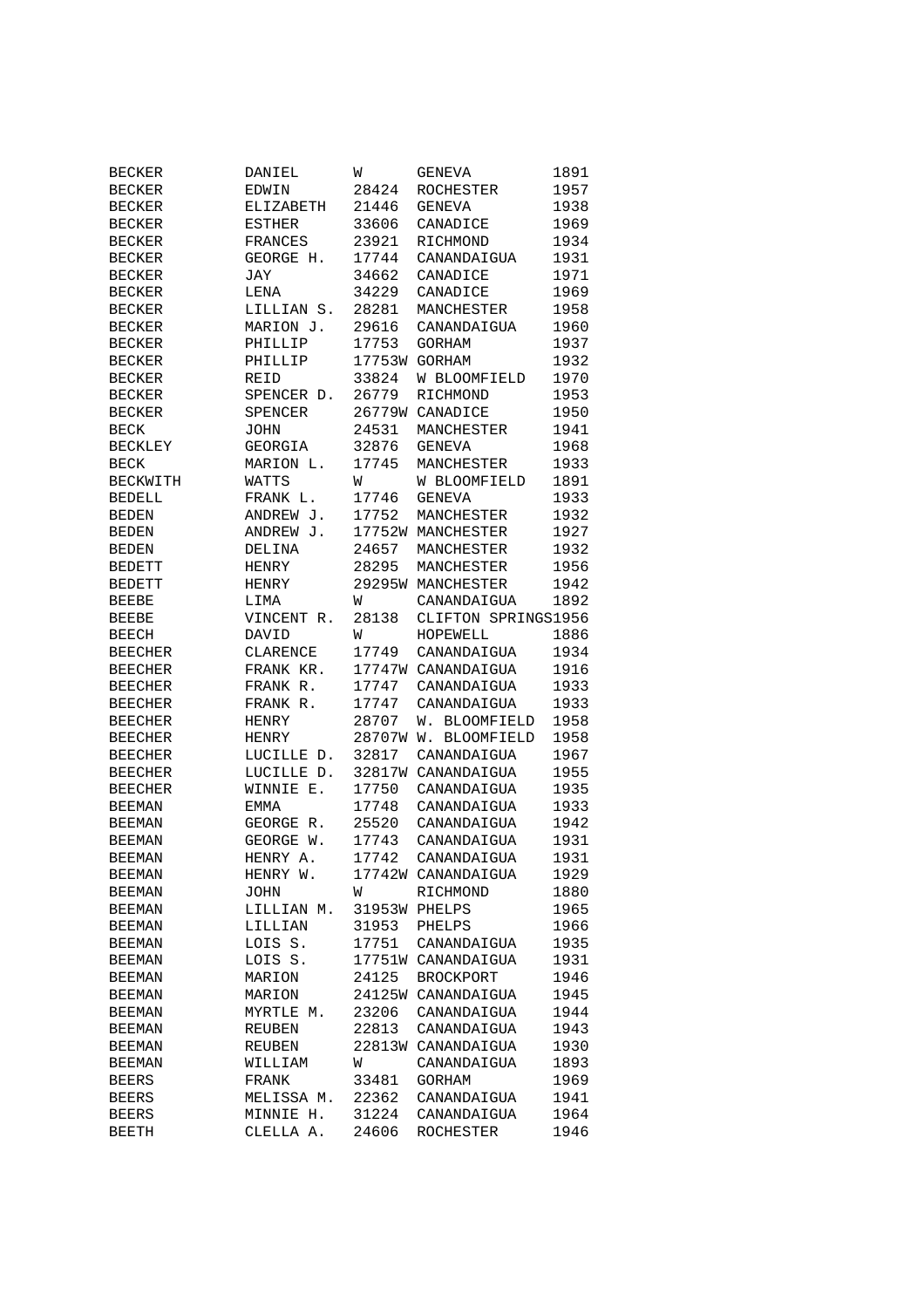| | | | | |
|---|---|---|---|---|
| BECKER | DANIEL | W | GENEVA | 1891 |
| BECKER | EDWIN | 28424 | ROCHESTER | 1957 |
| BECKER | ELIZABETH | 21446 | GENEVA | 1938 |
| BECKER | ESTHER | 33606 | CANADICE | 1969 |
| BECKER | FRANCES | 23921 | RICHMOND | 1934 |
| BECKER | GEORGE H. | 17744 | CANANDAIGUA | 1931 |
| BECKER | JAY | 34662 | CANADICE | 1971 |
| BECKER | LENA | 34229 | CANADICE | 1969 |
| BECKER | LILLIAN S. | 28281 | MANCHESTER | 1958 |
| BECKER | MARION J. | 29616 | CANANDAIGUA | 1960 |
| BECKER | PHILLIP | 17753 | GORHAM | 1937 |
| BECKER | PHILLIP | 17753W | GORHAM | 1932 |
| BECKER | REID | 33824 | W BLOOMFIELD | 1970 |
| BECKER | SPENCER D. | 26779 | RICHMOND | 1953 |
| BECKER | SPENCER | 26779W | CANADICE | 1950 |
| BECK | JOHN | 24531 | MANCHESTER | 1941 |
| BECKLEY | GEORGIA | 32876 | GENEVA | 1968 |
| BECK | MARION L. | 17745 | MANCHESTER | 1933 |
| BECKWITH | WATTS | W | W BLOOMFIELD | 1891 |
| BEDELL | FRANK L. | 17746 | GENEVA | 1933 |
| BEDEN | ANDREW J. | 17752 | MANCHESTER | 1932 |
| BEDEN | ANDREW J. | 17752W | MANCHESTER | 1927 |
| BEDEN | DELINA | 24657 | MANCHESTER | 1932 |
| BEDETT | HENRY | 28295 | MANCHESTER | 1956 |
| BEDETT | HENRY | 29295W | MANCHESTER | 1942 |
| BEEBE | LIMA | W | CANANDAIGUA | 1892 |
| BEEBE | VINCENT R. | 28138 | CLIFTON SPRINGS | 1956 |
| BEECH | DAVID | W | HOPEWELL | 1886 |
| BEECHER | CLARENCE | 17749 | CANANDAIGUA | 1934 |
| BEECHER | FRANK KR. | 17747W | CANANDAIGUA | 1916 |
| BEECHER | FRANK R. | 17747 | CANANDAIGUA | 1933 |
| BEECHER | FRANK R. | 17747 | CANANDAIGUA | 1933 |
| BEECHER | HENRY | 28707 | W. BLOOMFIELD | 1958 |
| BEECHER | HENRY | 28707W | W. BLOOMFIELD | 1958 |
| BEECHER | LUCILLE D. | 32817 | CANANDAIGUA | 1967 |
| BEECHER | LUCILLE D. | 32817W | CANANDAIGUA | 1955 |
| BEECHER | WINNIE E. | 17750 | CANANDAIGUA | 1935 |
| BEEMAN | EMMA | 17748 | CANANDAIGUA | 1933 |
| BEEMAN | GEORGE R. | 25520 | CANANDAIGUA | 1942 |
| BEEMAN | GEORGE W. | 17743 | CANANDAIGUA | 1931 |
| BEEMAN | HENRY A. | 17742 | CANANDAIGUA | 1931 |
| BEEMAN | HENRY W. | 17742W | CANANDAIGUA | 1929 |
| BEEMAN | JOHN | W | RICHMOND | 1880 |
| BEEMAN | LILLIAN M. | 31953W | PHELPS | 1965 |
| BEEMAN | LILLIAN | 31953 | PHELPS | 1966 |
| BEEMAN | LOIS S. | 17751 | CANANDAIGUA | 1935 |
| BEEMAN | LOIS S. | 17751W | CANANDAIGUA | 1931 |
| BEEMAN | MARION | 24125 | BROCKPORT | 1946 |
| BEEMAN | MARION | 24125W | CANANDAIGUA | 1945 |
| BEEMAN | MYRTLE M. | 23206 | CANANDAIGUA | 1944 |
| BEEMAN | REUBEN | 22813 | CANANDAIGUA | 1943 |
| BEEMAN | REUBEN | 22813W | CANANDAIGUA | 1930 |
| BEEMAN | WILLIAM | W | CANANDAIGUA | 1893 |
| BEERS | FRANK | 33481 | GORHAM | 1969 |
| BEERS | MELISSA M. | 22362 | CANANDAIGUA | 1941 |
| BEERS | MINNIE H. | 31224 | CANANDAIGUA | 1964 |
| BEETH | CLELLA A. | 24606 | ROCHESTER | 1946 |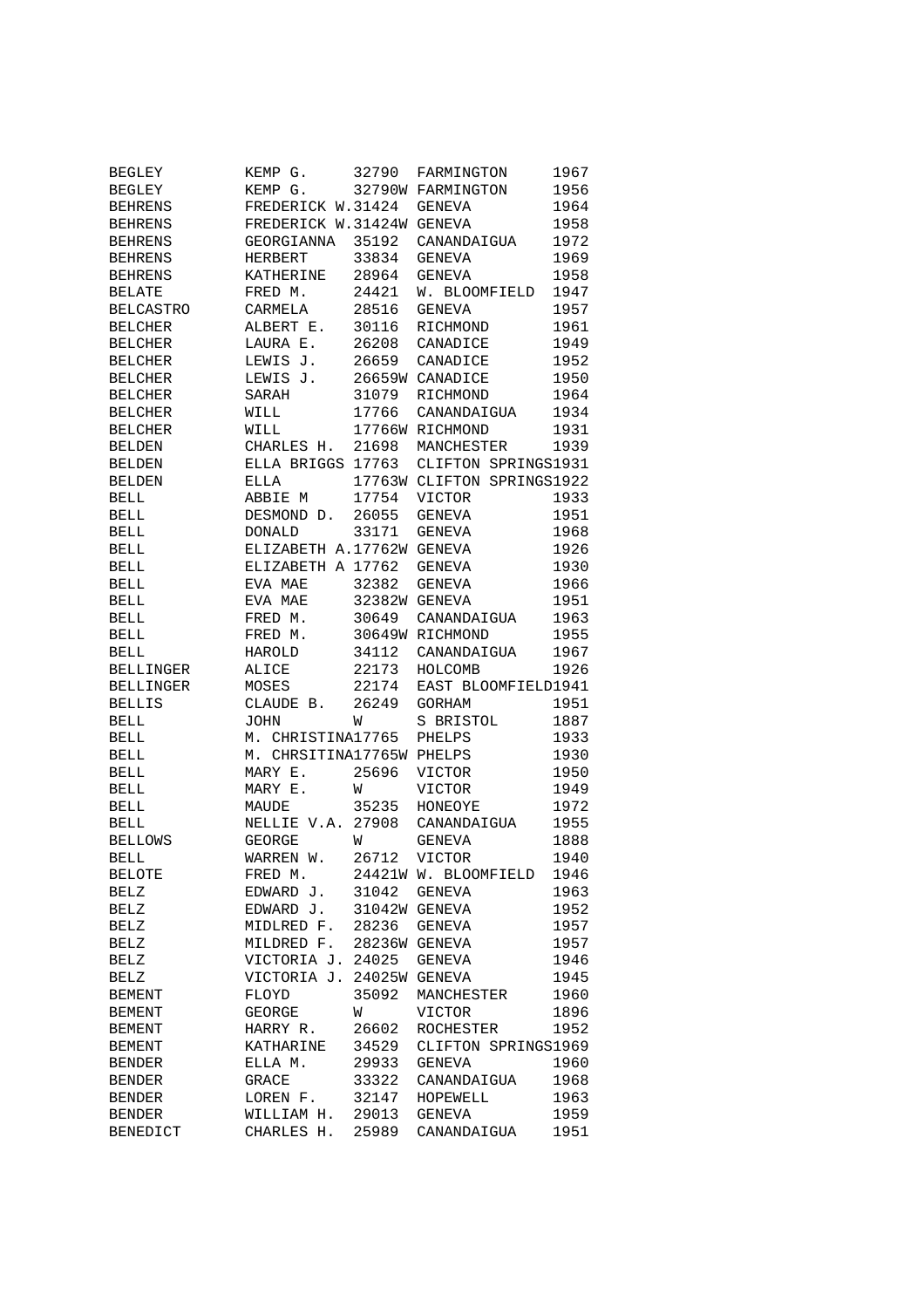| | | | | |
|---|---|---|---|---|
| BEGLEY | KEMP G. | 32790 | FARMINGTON | 1967 |
| BEGLEY | KEMP G. | 32790W | FARMINGTON | 1956 |
| BEHRENS | FREDERICK W. | 31424 | GENEVA | 1964 |
| BEHRENS | FREDERICK W. | 31424W | GENEVA | 1958 |
| BEHRENS | GEORGIANNA | 35192 | CANANDAIGUA | 1972 |
| BEHRENS | HERBERT | 33834 | GENEVA | 1969 |
| BEHRENS | KATHERINE | 28964 | GENEVA | 1958 |
| BELATE | FRED M. | 24421 | W. BLOOMFIELD | 1947 |
| BELCASTRO | CARMELA | 28516 | GENEVA | 1957 |
| BELCHER | ALBERT E. | 30116 | RICHMOND | 1961 |
| BELCHER | LAURA E. | 26208 | CANADICE | 1949 |
| BELCHER | LEWIS J. | 26659 | CANADICE | 1952 |
| BELCHER | LEWIS J. | 26659W | CANADICE | 1950 |
| BELCHER | SARAH | 31079 | RICHMOND | 1964 |
| BELCHER | WILL | 17766 | CANANDAIGUA | 1934 |
| BELCHER | WILL | 17766W | RICHMOND | 1931 |
| BELDEN | CHARLES H. | 21698 | MANCHESTER | 1939 |
| BELDEN | ELLA BRIGGS | 17763 | CLIFTON SPRINGS | 1931 |
| BELDEN | ELLA | 17763W | CLIFTON SPRINGS | 1922 |
| BELL | ABBIE M | 17754 | VICTOR | 1933 |
| BELL | DESMOND D. | 26055 | GENEVA | 1951 |
| BELL | DONALD | 33171 | GENEVA | 1968 |
| BELL | ELIZABETH A. | 17762W | GENEVA | 1926 |
| BELL | ELIZABETH A | 17762 | GENEVA | 1930 |
| BELL | EVA MAE | 32382 | GENEVA | 1966 |
| BELL | EVA MAE | 32382W | GENEVA | 1951 |
| BELL | FRED M. | 30649 | CANANDAIGUA | 1963 |
| BELL | FRED M. | 30649W | RICHMOND | 1955 |
| BELL | HAROLD | 34112 | CANANDAIGUA | 1967 |
| BELLINGER | ALICE | 22173 | HOLCOMB | 1926 |
| BELLINGER | MOSES | 22174 | EAST BLOOMFIELD | 1941 |
| BELLIS | CLAUDE B. | 26249 | GORHAM | 1951 |
| BELL | JOHN | W | S BRISTOL | 1887 |
| BELL | M. CHRISTINA | 17765 | PHELPS | 1933 |
| BELL | M. CHRSITINA | 17765W | PHELPS | 1930 |
| BELL | MARY E. | 25696 | VICTOR | 1950 |
| BELL | MARY E. | W | VICTOR | 1949 |
| BELL | MAUDE | 35235 | HONEOYE | 1972 |
| BELL | NELLIE V.A. | 27908 | CANANDAIGUA | 1955 |
| BELLOWS | GEORGE | W | GENEVA | 1888 |
| BELL | WARREN W. | 26712 | VICTOR | 1940 |
| BELOTE | FRED M. | 24421W | W. BLOOMFIELD | 1946 |
| BELZ | EDWARD J. | 31042 | GENEVA | 1963 |
| BELZ | EDWARD J. | 31042W | GENEVA | 1952 |
| BELZ | MIDLRED F. | 28236 | GENEVA | 1957 |
| BELZ | MILDRED F. | 28236W | GENEVA | 1957 |
| BELZ | VICTORIA J. | 24025 | GENEVA | 1946 |
| BELZ | VICTORIA J. | 24025W | GENEVA | 1945 |
| BEMENT | FLOYD | 35092 | MANCHESTER | 1960 |
| BEMENT | GEORGE | W | VICTOR | 1896 |
| BEMENT | HARRY R. | 26602 | ROCHESTER | 1952 |
| BEMENT | KATHARINE | 34529 | CLIFTON SPRINGS | 1969 |
| BENDER | ELLA M. | 29933 | GENEVA | 1960 |
| BENDER | GRACE | 33322 | CANANDAIGUA | 1968 |
| BENDER | LOREN F. | 32147 | HOPEWELL | 1963 |
| BENDER | WILLIAM H. | 29013 | GENEVA | 1959 |
| BENEDICT | CHARLES H. | 25989 | CANANDAIGUA | 1951 |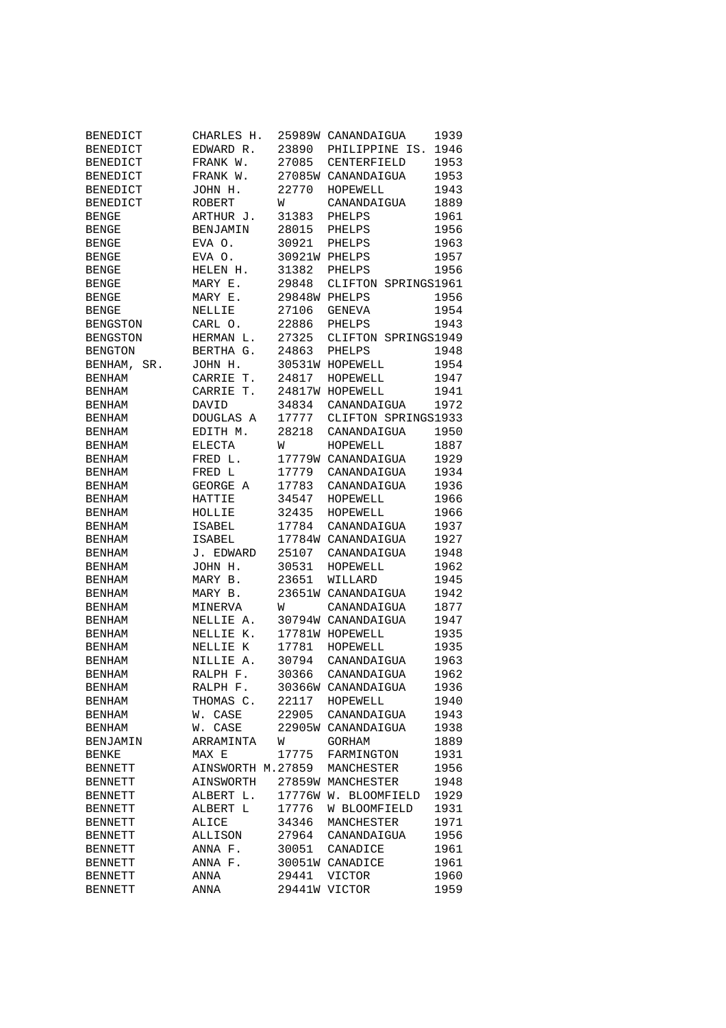| | | | | |
|---|---|---|---|---|
| BENEDICT | CHARLES H. | 25989W | CANANDAIGUA | 1939 |
| BENEDICT | EDWARD R. | 23890 | PHILIPPINE IS. | 1946 |
| BENEDICT | FRANK W. | 27085 | CENTERFIELD | 1953 |
| BENEDICT | FRANK W. | 27085W | CANANDAIGUA | 1953 |
| BENEDICT | JOHN H. | 22770 | HOPEWELL | 1943 |
| BENEDICT | ROBERT | W | CANANDAIGUA | 1889 |
| BENGE | ARTHUR J. | 31383 | PHELPS | 1961 |
| BENGE | BENJAMIN | 28015 | PHELPS | 1956 |
| BENGE | EVA O. | 30921 | PHELPS | 1963 |
| BENGE | EVA O. | 30921W | PHELPS | 1957 |
| BENGE | HELEN H. | 31382 | PHELPS | 1956 |
| BENGE | MARY E. | 29848 | CLIFTON SPRINGS | 1961 |
| BENGE | MARY E. | 29848W | PHELPS | 1956 |
| BENGE | NELLIE | 27106 | GENEVA | 1954 |
| BENGSTON | CARL O. | 22886 | PHELPS | 1943 |
| BENGSTON | HERMAN L. | 27325 | CLIFTON SPRINGS | 1949 |
| BENGTON | BERTHA G. | 24863 | PHELPS | 1948 |
| BENHAM, SR. | JOHN H. | 30531W | HOPEWELL | 1954 |
| BENHAM | CARRIE T. | 24817 | HOPEWELL | 1947 |
| BENHAM | CARRIE T. | 24817W | HOPEWELL | 1941 |
| BENHAM | DAVID | 34834 | CANANDAIGUA | 1972 |
| BENHAM | DOUGLAS A | 17777 | CLIFTON SPRINGS | 1933 |
| BENHAM | EDITH M. | 28218 | CANANDAIGUA | 1950 |
| BENHAM | ELECTA | W | HOPEWELL | 1887 |
| BENHAM | FRED L. | 17779W | CANANDAIGUA | 1929 |
| BENHAM | FRED L | 17779 | CANANDAIGUA | 1934 |
| BENHAM | GEORGE A | 17783 | CANANDAIGUA | 1936 |
| BENHAM | HATTIE | 34547 | HOPEWELL | 1966 |
| BENHAM | HOLLIE | 32435 | HOPEWELL | 1966 |
| BENHAM | ISABEL | 17784 | CANANDAIGUA | 1937 |
| BENHAM | ISABEL | 17784W | CANANDAIGUA | 1927 |
| BENHAM | J. EDWARD | 25107 | CANANDAIGUA | 1948 |
| BENHAM | JOHN H. | 30531 | HOPEWELL | 1962 |
| BENHAM | MARY B. | 23651 | WILLARD | 1945 |
| BENHAM | MARY B. | 23651W | CANANDAIGUA | 1942 |
| BENHAM | MINERVA | W | CANANDAIGUA | 1877 |
| BENHAM | NELLIE A. | 30794W | CANANDAIGUA | 1947 |
| BENHAM | NELLIE K. | 17781W | HOPEWELL | 1935 |
| BENHAM | NELLIE K | 17781 | HOPEWELL | 1935 |
| BENHAM | NILLIE A. | 30794 | CANANDAIGUA | 1963 |
| BENHAM | RALPH F. | 30366 | CANANDAIGUA | 1962 |
| BENHAM | RALPH F. | 30366W | CANANDAIGUA | 1936 |
| BENHAM | THOMAS C. | 22117 | HOPEWELL | 1940 |
| BENHAM | W. CASE | 22905 | CANANDAIGUA | 1943 |
| BENHAM | W. CASE | 22905W | CANANDAIGUA | 1938 |
| BENJAMIN | ARRAMINTA | W | GORHAM | 1889 |
| BENKE | MAX E | 17775 | FARMINGTON | 1931 |
| BENNETT | AINSWORTH M. | 27859 | MANCHESTER | 1956 |
| BENNETT | AINSWORTH | 27859W | MANCHESTER | 1948 |
| BENNETT | ALBERT L. | 17776W | W. BLOOMFIELD | 1929 |
| BENNETT | ALBERT L | 17776 | W BLOOMFIELD | 1931 |
| BENNETT | ALICE | 34346 | MANCHESTER | 1971 |
| BENNETT | ALLISON | 27964 | CANANDAIGUA | 1956 |
| BENNETT | ANNA F. | 30051 | CANADICE | 1961 |
| BENNETT | ANNA F. | 30051W | CANADICE | 1961 |
| BENNETT | ANNA | 29441 | VICTOR | 1960 |
| BENNETT | ANNA | 29441W | VICTOR | 1959 |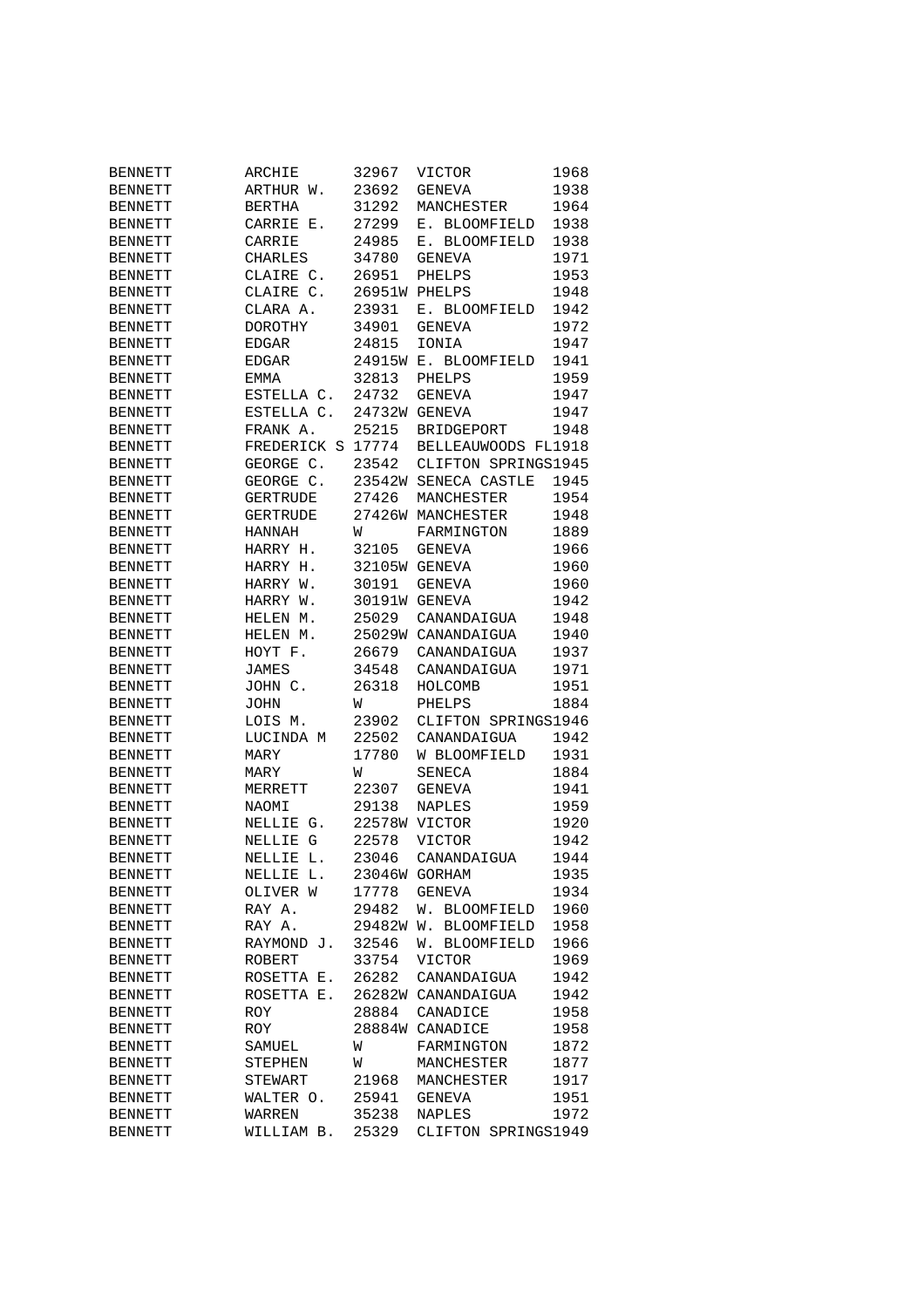| | | | | |
|---|---|---|---|---|
| BENNETT | ARCHIE | 32967 | VICTOR | 1968 |
| BENNETT | ARTHUR W. | 23692 | GENEVA | 1938 |
| BENNETT | BERTHA | 31292 | MANCHESTER | 1964 |
| BENNETT | CARRIE E. | 27299 | E. BLOOMFIELD | 1938 |
| BENNETT | CARRIE | 24985 | E. BLOOMFIELD | 1938 |
| BENNETT | CHARLES | 34780 | GENEVA | 1971 |
| BENNETT | CLAIRE C. | 26951 | PHELPS | 1953 |
| BENNETT | CLAIRE C. | 26951W | PHELPS | 1948 |
| BENNETT | CLARA A. | 23931 | E. BLOOMFIELD | 1942 |
| BENNETT | DOROTHY | 34901 | GENEVA | 1972 |
| BENNETT | EDGAR | 24815 | IONIA | 1947 |
| BENNETT | EDGAR | 24915W | E. BLOOMFIELD | 1941 |
| BENNETT | EMMA | 32813 | PHELPS | 1959 |
| BENNETT | ESTELLA C. | 24732 | GENEVA | 1947 |
| BENNETT | ESTELLA C. | 24732W | GENEVA | 1947 |
| BENNETT | FRANK A. | 25215 | BRIDGEPORT | 1948 |
| BENNETT | FREDERICK S | 17774 | BELLEAUWOODS FL | 1918 |
| BENNETT | GEORGE C. | 23542 | CLIFTON SPRINGS | 1945 |
| BENNETT | GEORGE C. | 23542W | SENECA CASTLE | 1945 |
| BENNETT | GERTRUDE | 27426 | MANCHESTER | 1954 |
| BENNETT | GERTRUDE | 27426W | MANCHESTER | 1948 |
| BENNETT | HANNAH | W | FARMINGTON | 1889 |
| BENNETT | HARRY H. | 32105 | GENEVA | 1966 |
| BENNETT | HARRY H. | 32105W | GENEVA | 1960 |
| BENNETT | HARRY W. | 30191 | GENEVA | 1960 |
| BENNETT | HARRY W. | 30191W | GENEVA | 1942 |
| BENNETT | HELEN M. | 25029 | CANANDAIGUA | 1948 |
| BENNETT | HELEN M. | 25029W | CANANDAIGUA | 1940 |
| BENNETT | HOYT F. | 26679 | CANANDAIGUA | 1937 |
| BENNETT | JAMES | 34548 | CANANDAIGUA | 1971 |
| BENNETT | JOHN C. | 26318 | HOLCOMB | 1951 |
| BENNETT | JOHN | W | PHELPS | 1884 |
| BENNETT | LOIS M. | 23902 | CLIFTON SPRINGS | 1946 |
| BENNETT | LUCINDA M | 22502 | CANANDAIGUA | 1942 |
| BENNETT | MARY | 17780 | W BLOOMFIELD | 1931 |
| BENNETT | MARY | W | SENECA | 1884 |
| BENNETT | MERRETT | 22307 | GENEVA | 1941 |
| BENNETT | NAOMI | 29138 | NAPLES | 1959 |
| BENNETT | NELLIE G. | 22578W | VICTOR | 1920 |
| BENNETT | NELLIE G | 22578 | VICTOR | 1942 |
| BENNETT | NELLIE L. | 23046 | CANANDAIGUA | 1944 |
| BENNETT | NELLIE L. | 23046W | GORHAM | 1935 |
| BENNETT | OLIVER W | 17778 | GENEVA | 1934 |
| BENNETT | RAY A. | 29482 | W. BLOOMFIELD | 1960 |
| BENNETT | RAY A. | 29482W | W. BLOOMFIELD | 1958 |
| BENNETT | RAYMOND J. | 32546 | W. BLOOMFIELD | 1966 |
| BENNETT | ROBERT | 33754 | VICTOR | 1969 |
| BENNETT | ROSETTA E. | 26282 | CANANDAIGUA | 1942 |
| BENNETT | ROSETTA E. | 26282W | CANANDAIGUA | 1942 |
| BENNETT | ROY | 28884 | CANADICE | 1958 |
| BENNETT | ROY | 28884W | CANADICE | 1958 |
| BENNETT | SAMUEL | W | FARMINGTON | 1872 |
| BENNETT | STEPHEN | W | MANCHESTER | 1877 |
| BENNETT | STEWART | 21968 | MANCHESTER | 1917 |
| BENNETT | WALTER O. | 25941 | GENEVA | 1951 |
| BENNETT | WARREN | 35238 | NAPLES | 1972 |
| BENNETT | WILLIAM B. | 25329 | CLIFTON SPRINGS | 1949 |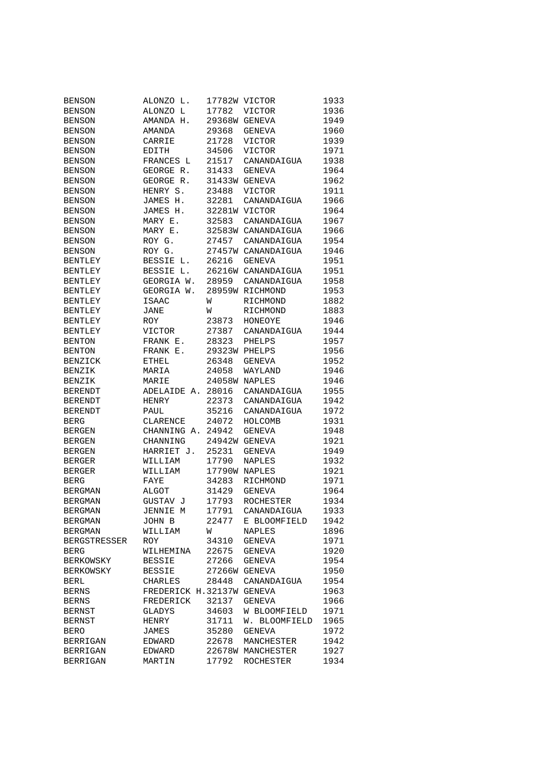| | | | | |
|---|---|---|---|---|
| BENSON | ALONZO L. | 17782W | VICTOR | 1933 |
| BENSON | ALONZO L | 17782 | VICTOR | 1936 |
| BENSON | AMANDA H. | 29368W | GENEVA | 1949 |
| BENSON | AMANDA | 29368 | GENEVA | 1960 |
| BENSON | CARRIE | 21728 | VICTOR | 1939 |
| BENSON | EDITH | 34506 | VICTOR | 1971 |
| BENSON | FRANCES L | 21517 | CANANDAIGUA | 1938 |
| BENSON | GEORGE R. | 31433 | GENEVA | 1964 |
| BENSON | GEORGE R. | 31433W | GENEVA | 1962 |
| BENSON | HENRY S. | 23488 | VICTOR | 1911 |
| BENSON | JAMES H. | 32281 | CANANDAIGUA | 1966 |
| BENSON | JAMES H. | 32281W | VICTOR | 1964 |
| BENSON | MARY E. | 32583 | CANANDAIGUA | 1967 |
| BENSON | MARY E. | 32583W | CANANDAIGUA | 1966 |
| BENSON | ROY G. | 27457 | CANANDAIGUA | 1954 |
| BENSON | ROY G. | 27457W | CANANDAIGUA | 1946 |
| BENTLEY | BESSIE L. | 26216 | GENEVA | 1951 |
| BENTLEY | BESSIE L. | 26216W | CANANDAIGUA | 1951 |
| BENTLEY | GEORGIA W. | 28959 | CANANDAIGUA | 1958 |
| BENTLEY | GEORGIA W. | 28959W | RICHMOND | 1953 |
| BENTLEY | ISAAC | W | RICHMOND | 1882 |
| BENTLEY | JANE | W | RICHMOND | 1883 |
| BENTLEY | ROY | 23873 | HONEOYE | 1946 |
| BENTLEY | VICTOR | 27387 | CANANDAIGUA | 1944 |
| BENTON | FRANK E. | 28323 | PHELPS | 1957 |
| BENTON | FRANK E. | 29323W | PHELPS | 1956 |
| BENZICK | ETHEL | 26348 | GENEVA | 1952 |
| BENZIK | MARIA | 24058 | WAYLAND | 1946 |
| BENZIK | MARIE | 24058W | NAPLES | 1946 |
| BERENDT | ADELAIDE A. | 28016 | CANANDAIGUA | 1955 |
| BERENDT | HENRY | 22373 | CANANDAIGUA | 1942 |
| BERENDT | PAUL | 35216 | CANANDAIGUA | 1972 |
| BERG | CLARENCE | 24072 | HOLCOMB | 1931 |
| BERGEN | CHANNING A. | 24942 | GENEVA | 1948 |
| BERGEN | CHANNING | 24942W | GENEVA | 1921 |
| BERGEN | HARRIET J. | 25231 | GENEVA | 1949 |
| BERGER | WILLIAM | 17790 | NAPLES | 1932 |
| BERGER | WILLIAM | 17790W | NAPLES | 1921 |
| BERG | FAYE | 34283 | RICHMOND | 1971 |
| BERGMAN | ALGOT | 31429 | GENEVA | 1964 |
| BERGMAN | GUSTAV J | 17793 | ROCHESTER | 1934 |
| BERGMAN | JENNIE M | 17791 | CANANDAIGUA | 1933 |
| BERGMAN | JOHN B | 22477 | E BLOOMFIELD | 1942 |
| BERGMAN | WILLIAM | W | NAPLES | 1896 |
| BERGSTRESSER | ROY | 34310 | GENEVA | 1971 |
| BERG | WILHEMINA | 22675 | GENEVA | 1920 |
| BERKOWSKY | BESSIE | 27266 | GENEVA | 1954 |
| BERKOWSKY | BESSIE | 27266W | GENEVA | 1950 |
| BERL | CHARLES | 28448 | CANANDAIGUA | 1954 |
| BERNS | FREDERICK H. | 32137W | GENEVA | 1963 |
| BERNS | FREDERICK | 32137 | GENEVA | 1966 |
| BERNST | GLADYS | 34603 | W BLOOMFIELD | 1971 |
| BERNST | HENRY | 31711 | W. BLOOMFIELD | 1965 |
| BERO | JAMES | 35280 | GENEVA | 1972 |
| BERRIGAN | EDWARD | 22678 | MANCHESTER | 1942 |
| BERRIGAN | EDWARD | 22678W | MANCHESTER | 1927 |
| BERRIGAN | MARTIN | 17792 | ROCHESTER | 1934 |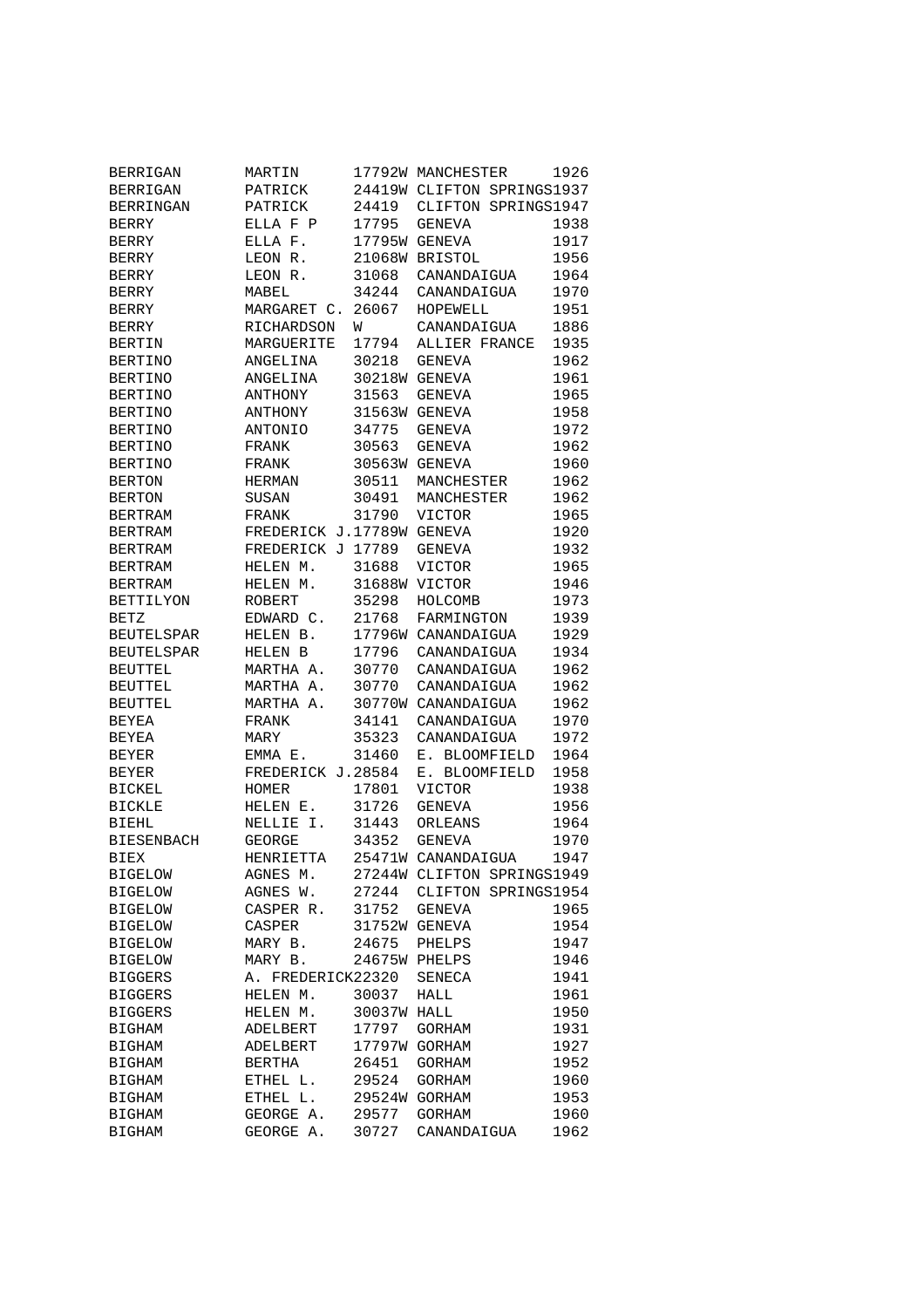| | | | | |
|---|---|---|---|---|
| BERRIGAN | MARTIN | 17792W | MANCHESTER | 1926 |
| BERRIGAN | PATRICK | 24419W | CLIFTON SPRINGS | 1937 |
| BERRINGAN | PATRICK | 24419 | CLIFTON SPRINGS | 1947 |
| BERRY | ELLA F P | 17795 | GENEVA | 1938 |
| BERRY | ELLA F. | 17795W | GENEVA | 1917 |
| BERRY | LEON R. | 21068W | BRISTOL | 1956 |
| BERRY | LEON R. | 31068 | CANANDAIGUA | 1964 |
| BERRY | MABEL | 34244 | CANANDAIGUA | 1970 |
| BERRY | MARGARET C. | 26067 | HOPEWELL | 1951 |
| BERRY | RICHARDSON | W | CANANDAIGUA | 1886 |
| BERTIN | MARGUERITE | 17794 | ALLIER FRANCE | 1935 |
| BERTINO | ANGELINA | 30218 | GENEVA | 1962 |
| BERTINO | ANGELINA | 30218W | GENEVA | 1961 |
| BERTINO | ANTHONY | 31563 | GENEVA | 1965 |
| BERTINO | ANTHONY | 31563W | GENEVA | 1958 |
| BERTINO | ANTONIO | 34775 | GENEVA | 1972 |
| BERTINO | FRANK | 30563 | GENEVA | 1962 |
| BERTINO | FRANK | 30563W | GENEVA | 1960 |
| BERTON | HERMAN | 30511 | MANCHESTER | 1962 |
| BERTON | SUSAN | 30491 | MANCHESTER | 1962 |
| BERTRAM | FRANK | 31790 | VICTOR | 1965 |
| BERTRAM | FREDERICK J. | 17789W | GENEVA | 1920 |
| BERTRAM | FREDERICK J | 17789 | GENEVA | 1932 |
| BERTRAM | HELEN M. | 31688 | VICTOR | 1965 |
| BERTRAM | HELEN M. | 31688W | VICTOR | 1946 |
| BETTILYON | ROBERT | 35298 | HOLCOMB | 1973 |
| BETZ | EDWARD C. | 21768 | FARMINGTON | 1939 |
| BEUTELSPAR | HELEN B. | 17796W | CANANDAIGUA | 1929 |
| BEUTELSPAR | HELEN B | 17796 | CANANDAIGUA | 1934 |
| BEUTTEL | MARTHA A. | 30770 | CANANDAIGUA | 1962 |
| BEUTTEL | MARTHA A. | 30770 | CANANDAIGUA | 1962 |
| BEUTTEL | MARTHA A. | 30770W | CANANDAIGUA | 1962 |
| BEYEA | FRANK | 34141 | CANANDAIGUA | 1970 |
| BEYEA | MARY | 35323 | CANANDAIGUA | 1972 |
| BEYER | EMMA E. | 31460 | E. BLOOMFIELD | 1964 |
| BEYER | FREDERICK J. | 28584 | E. BLOOMFIELD | 1958 |
| BICKEL | HOMER | 17801 | VICTOR | 1938 |
| BICKLE | HELEN E. | 31726 | GENEVA | 1956 |
| BIEHL | NELLIE I. | 31443 | ORLEANS | 1964 |
| BIESENBACH | GEORGE | 34352 | GENEVA | 1970 |
| BIEX | HENRIETTA | 25471W | CANANDAIGUA | 1947 |
| BIGELOW | AGNES M. | 27244W | CLIFTON SPRINGS | 1949 |
| BIGELOW | AGNES W. | 27244 | CLIFTON SPRINGS | 1954 |
| BIGELOW | CASPER R. | 31752 | GENEVA | 1965 |
| BIGELOW | CASPER | 31752W | GENEVA | 1954 |
| BIGELOW | MARY B. | 24675 | PHELPS | 1947 |
| BIGELOW | MARY B. | 24675W | PHELPS | 1946 |
| BIGGERS | A. FREDERICK | 22320 | SENECA | 1941 |
| BIGGERS | HELEN M. | 30037 | HALL | 1961 |
| BIGGERS | HELEN M. | 30037W | HALL | 1950 |
| BIGHAM | ADELBERT | 17797 | GORHAM | 1931 |
| BIGHAM | ADELBERT | 17797W | GORHAM | 1927 |
| BIGHAM | BERTHA | 26451 | GORHAM | 1952 |
| BIGHAM | ETHEL L. | 29524 | GORHAM | 1960 |
| BIGHAM | ETHEL L. | 29524W | GORHAM | 1953 |
| BIGHAM | GEORGE A. | 29577 | GORHAM | 1960 |
| BIGHAM | GEORGE A. | 30727 | CANANDAIGUA | 1962 |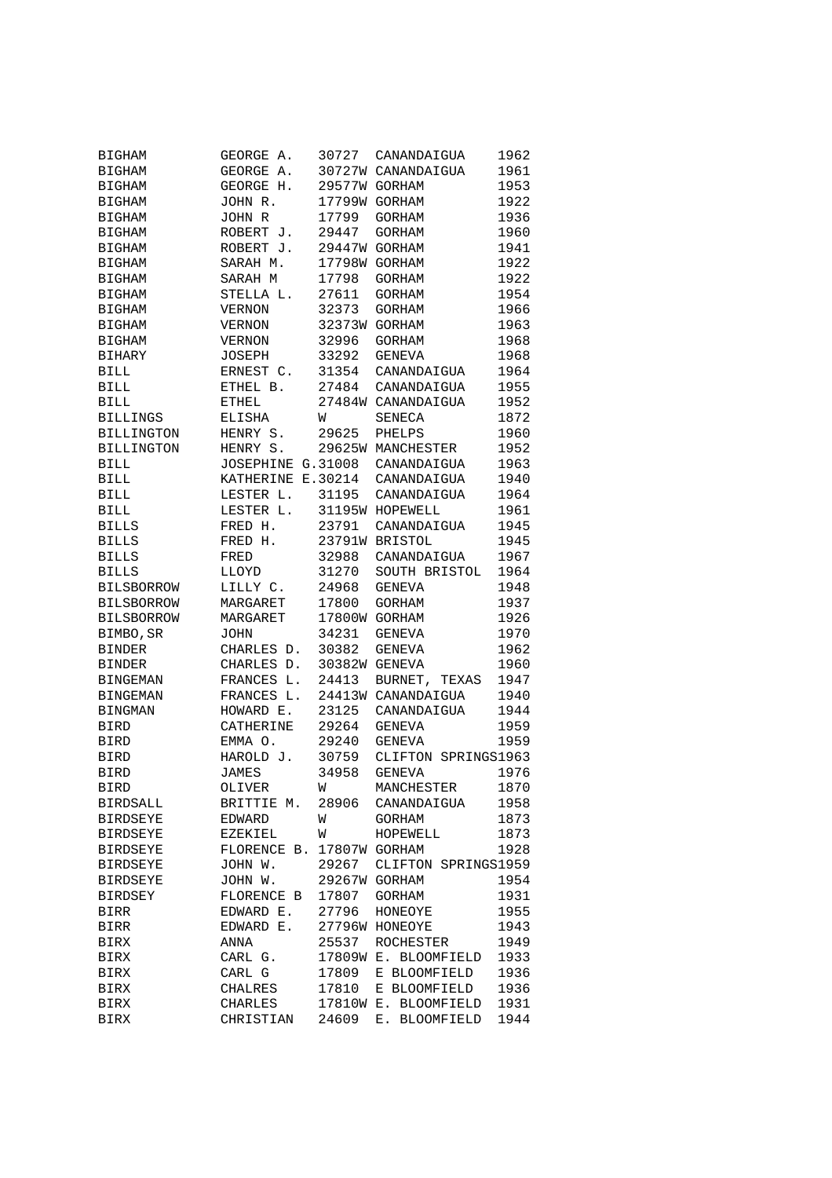| | | | | |
|---|---|---|---|---|
| BIGHAM | GEORGE A. | 30727 | CANANDAIGUA | 1962 |
| BIGHAM | GEORGE A. | 30727W | CANANDAIGUA | 1961 |
| BIGHAM | GEORGE H. | 29577W | GORHAM | 1953 |
| BIGHAM | JOHN R. | 17799W | GORHAM | 1922 |
| BIGHAM | JOHN R | 17799 | GORHAM | 1936 |
| BIGHAM | ROBERT J. | 29447 | GORHAM | 1960 |
| BIGHAM | ROBERT J. | 29447W | GORHAM | 1941 |
| BIGHAM | SARAH M. | 17798W | GORHAM | 1922 |
| BIGHAM | SARAH M | 17798 | GORHAM | 1922 |
| BIGHAM | STELLA L. | 27611 | GORHAM | 1954 |
| BIGHAM | VERNON | 32373 | GORHAM | 1966 |
| BIGHAM | VERNON | 32373W | GORHAM | 1963 |
| BIGHAM | VERNON | 32996 | GORHAM | 1968 |
| BIHARY | JOSEPH | 33292 | GENEVA | 1968 |
| BILL | ERNEST C. | 31354 | CANANDAIGUA | 1964 |
| BILL | ETHEL B. | 27484 | CANANDAIGUA | 1955 |
| BILL | ETHEL | 27484W | CANANDAIGUA | 1952 |
| BILLINGS | ELISHA | W | SENECA | 1872 |
| BILLINGTON | HENRY S. | 29625 | PHELPS | 1960 |
| BILLINGTON | HENRY S. | 29625W | MANCHESTER | 1952 |
| BILL | JOSEPHINE G. | 31008 | CANANDAIGUA | 1963 |
| BILL | KATHERINE E. | 30214 | CANANDAIGUA | 1940 |
| BILL | LESTER L. | 31195 | CANANDAIGUA | 1964 |
| BILL | LESTER L. | 31195W | HOPEWELL | 1961 |
| BILLS | FRED H. | 23791 | CANANDAIGUA | 1945 |
| BILLS | FRED H. | 23791W | BRISTOL | 1945 |
| BILLS | FRED | 32988 | CANANDAIGUA | 1967 |
| BILLS | LLOYD | 31270 | SOUTH BRISTOL | 1964 |
| BILSBORROW | LILLY C. | 24968 | GENEVA | 1948 |
| BILSBORROW | MARGARET | 17800 | GORHAM | 1937 |
| BILSBORROW | MARGARET | 17800W | GORHAM | 1926 |
| BIMBO,SR | JOHN | 34231 | GENEVA | 1970 |
| BINDER | CHARLES D. | 30382 | GENEVA | 1962 |
| BINDER | CHARLES D. | 30382W | GENEVA | 1960 |
| BINGEMAN | FRANCES L. | 24413 | BURNET, TEXAS | 1947 |
| BINGEMAN | FRANCES L. | 24413W | CANANDAIGUA | 1940 |
| BINGMAN | HOWARD E. | 23125 | CANANDAIGUA | 1944 |
| BIRD | CATHERINE | 29264 | GENEVA | 1959 |
| BIRD | EMMA O. | 29240 | GENEVA | 1959 |
| BIRD | HAROLD J. | 30759 | CLIFTON SPRINGS | 1963 |
| BIRD | JAMES | 34958 | GENEVA | 1976 |
| BIRD | OLIVER | W | MANCHESTER | 1870 |
| BIRDSALL | BRITTIE M. | 28906 | CANANDAIGUA | 1958 |
| BIRDSEYE | EDWARD | W | GORHAM | 1873 |
| BIRDSEYE | EZEKIEL | W | HOPEWELL | 1873 |
| BIRDSEYE | FLORENCE B. | 17807W | GORHAM | 1928 |
| BIRDSEYE | JOHN W. | 29267 | CLIFTON SPRINGS | 1959 |
| BIRDSEYE | JOHN W. | 29267W | GORHAM | 1954 |
| BIRDSEY | FLORENCE B | 17807 | GORHAM | 1931 |
| BIRR | EDWARD E. | 27796 | HONEOYE | 1955 |
| BIRR | EDWARD E. | 27796W | HONEOYE | 1943 |
| BIRX | ANNA | 25537 | ROCHESTER | 1949 |
| BIRX | CARL G. | 17809W | E. BLOOMFIELD | 1933 |
| BIRX | CARL G | 17809 | E BLOOMFIELD | 1936 |
| BIRX | CHALRES | 17810 | E BLOOMFIELD | 1936 |
| BIRX | CHARLES | 17810W | E. BLOOMFIELD | 1931 |
| BIRX | CHRISTIAN | 24609 | E. BLOOMFIELD | 1944 |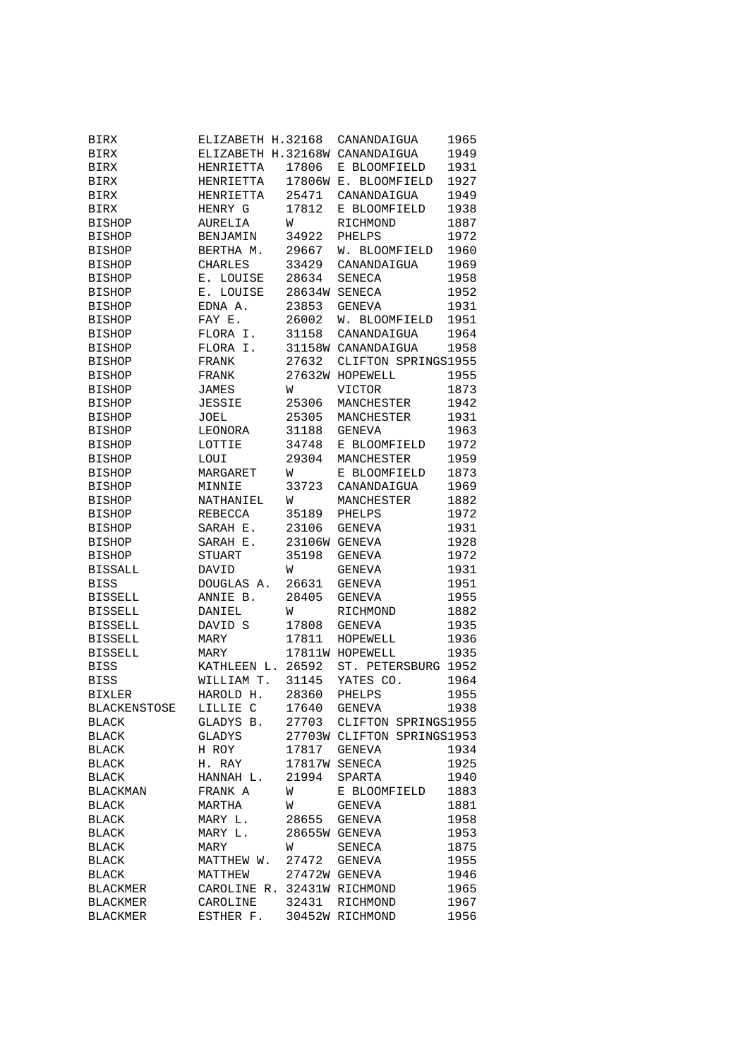| | | | | |
|---|---|---|---|---|
| BIRX | ELIZABETH H. | 32168 | CANANDAIGUA | 1965 |
| BIRX | ELIZABETH H. | 32168W | CANANDAIGUA | 1949 |
| BIRX | HENRIETTA | 17806 | E BLOOMFIELD | 1931 |
| BIRX | HENRIETTA | 17806W | E. BLOOMFIELD | 1927 |
| BIRX | HENRIETTA | 25471 | CANANDAIGUA | 1949 |
| BIRX | HENRY G | 17812 | E BLOOMFIELD | 1938 |
| BISHOP | AURELIA | W | RICHMOND | 1887 |
| BISHOP | BENJAMIN | 34922 | PHELPS | 1972 |
| BISHOP | BERTHA M. | 29667 | W. BLOOMFIELD | 1960 |
| BISHOP | CHARLES | 33429 | CANANDAIGUA | 1969 |
| BISHOP | E. LOUISE | 28634 | SENECA | 1958 |
| BISHOP | E. LOUISE | 28634W | SENECA | 1952 |
| BISHOP | EDNA A. | 23853 | GENEVA | 1931 |
| BISHOP | FAY E. | 26002 | W. BLOOMFIELD | 1951 |
| BISHOP | FLORA I. | 31158 | CANANDAIGUA | 1964 |
| BISHOP | FLORA I. | 31158W | CANANDAIGUA | 1958 |
| BISHOP | FRANK | 27632 | CLIFTON SPRINGS | 1955 |
| BISHOP | FRANK | 27632W | HOPEWELL | 1955 |
| BISHOP | JAMES | W | VICTOR | 1873 |
| BISHOP | JESSIE | 25306 | MANCHESTER | 1942 |
| BISHOP | JOEL | 25305 | MANCHESTER | 1931 |
| BISHOP | LEONORA | 31188 | GENEVA | 1963 |
| BISHOP | LOTTIE | 34748 | E BLOOMFIELD | 1972 |
| BISHOP | LOUI | 29304 | MANCHESTER | 1959 |
| BISHOP | MARGARET | W | E BLOOMFIELD | 1873 |
| BISHOP | MINNIE | 33723 | CANANDAIGUA | 1969 |
| BISHOP | NATHANIEL | W | MANCHESTER | 1882 |
| BISHOP | REBECCA | 35189 | PHELPS | 1972 |
| BISHOP | SARAH E. | 23106 | GENEVA | 1931 |
| BISHOP | SARAH E. | 23106W | GENEVA | 1928 |
| BISHOP | STUART | 35198 | GENEVA | 1972 |
| BISSALL | DAVID | W | GENEVA | 1931 |
| BISS | DOUGLAS A. | 26631 | GENEVA | 1951 |
| BISSELL | ANNIE B. | 28405 | GENEVA | 1955 |
| BISSELL | DANIEL | W | RICHMOND | 1882 |
| BISSELL | DAVID S | 17808 | GENEVA | 1935 |
| BISSELL | MARY | 17811 | HOPEWELL | 1936 |
| BISSELL | MARY | 17811W | HOPEWELL | 1935 |
| BISS | KATHLEEN L. | 26592 | ST. PETERSBURG | 1952 |
| BISS | WILLIAM T. | 31145 | YATES CO. | 1964 |
| BIXLER | HAROLD H. | 28360 | PHELPS | 1955 |
| BLACKENSTOSE | LILLIE C | 17640 | GENEVA | 1938 |
| BLACK | GLADYS B. | 27703 | CLIFTON SPRINGS | 1955 |
| BLACK | GLADYS | 27703W | CLIFTON SPRINGS | 1953 |
| BLACK | H ROY | 17817 | GENEVA | 1934 |
| BLACK | H. RAY | 17817W | SENECA | 1925 |
| BLACK | HANNAH L. | 21994 | SPARTA | 1940 |
| BLACKMAN | FRANK A | W | E BLOOMFIELD | 1883 |
| BLACK | MARTHA | W | GENEVA | 1881 |
| BLACK | MARY L. | 28655 | GENEVA | 1958 |
| BLACK | MARY L. | 28655W | GENEVA | 1953 |
| BLACK | MARY | W | SENECA | 1875 |
| BLACK | MATTHEW W. | 27472 | GENEVA | 1955 |
| BLACK | MATTHEW | 27472W | GENEVA | 1946 |
| BLACKMER | CAROLINE R. | 32431W | RICHMOND | 1965 |
| BLACKMER | CAROLINE | 32431 | RICHMOND | 1967 |
| BLACKMER | ESTHER F. | 30452W | RICHMOND | 1956 |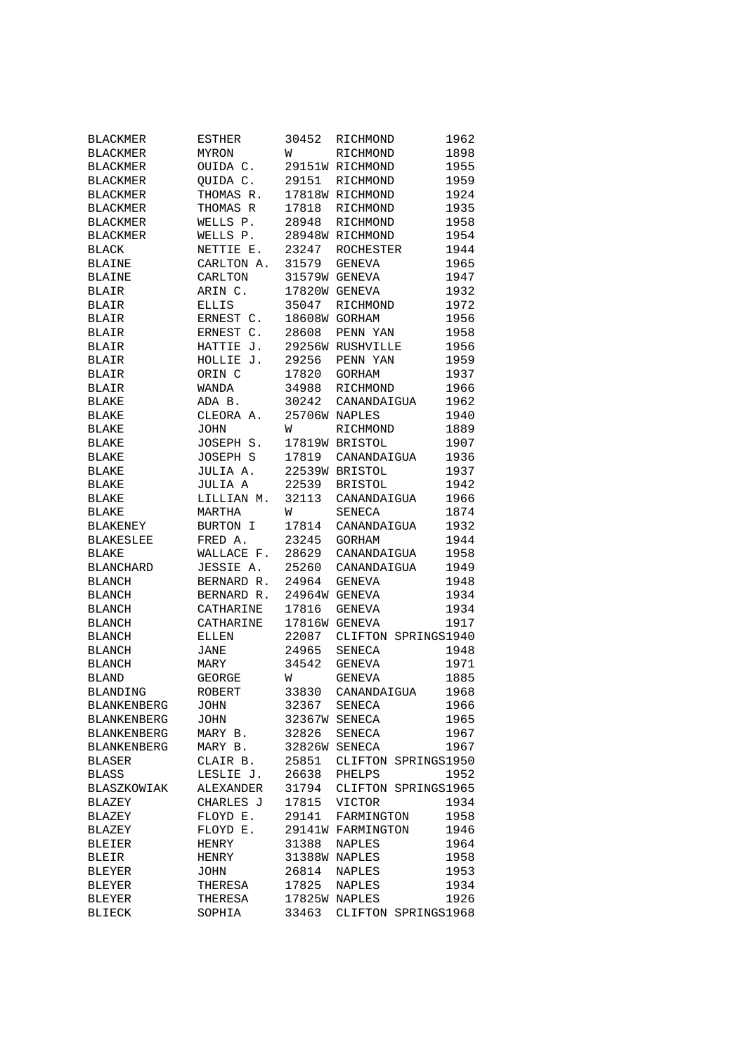| | | | | |
|---|---|---|---|---|
| BLACKMER | ESTHER | 30452 | RICHMOND | 1962 |
| BLACKMER | MYRON | W | RICHMOND | 1898 |
| BLACKMER | OUIDA C. | 29151W | RICHMOND | 1955 |
| BLACKMER | QUIDA C. | 29151 | RICHMOND | 1959 |
| BLACKMER | THOMAS R. | 17818W | RICHMOND | 1924 |
| BLACKMER | THOMAS R | 17818 | RICHMOND | 1935 |
| BLACKMER | WELLS P. | 28948 | RICHMOND | 1958 |
| BLACKMER | WELLS P. | 28948W | RICHMOND | 1954 |
| BLACK | NETTIE E. | 23247 | ROCHESTER | 1944 |
| BLAINE | CARLTON A. | 31579 | GENEVA | 1965 |
| BLAINE | CARLTON | 31579W | GENEVA | 1947 |
| BLAIR | ARIN C. | 17820W | GENEVA | 1932 |
| BLAIR | ELLIS | 35047 | RICHMOND | 1972 |
| BLAIR | ERNEST C. | 18608W | GORHAM | 1956 |
| BLAIR | ERNEST C. | 28608 | PENN YAN | 1958 |
| BLAIR | HATTIE J. | 29256W | RUSHVILLE | 1956 |
| BLAIR | HOLLIE J. | 29256 | PENN YAN | 1959 |
| BLAIR | ORIN C | 17820 | GORHAM | 1937 |
| BLAIR | WANDA | 34988 | RICHMOND | 1966 |
| BLAKE | ADA B. | 30242 | CANANDAIGUA | 1962 |
| BLAKE | CLEORA A. | 25706W | NAPLES | 1940 |
| BLAKE | JOHN | W | RICHMOND | 1889 |
| BLAKE | JOSEPH S. | 17819W | BRISTOL | 1907 |
| BLAKE | JOSEPH S | 17819 | CANANDAIGUA | 1936 |
| BLAKE | JULIA A. | 22539W | BRISTOL | 1937 |
| BLAKE | JULIA A | 22539 | BRISTOL | 1942 |
| BLAKE | LILLIAN M. | 32113 | CANANDAIGUA | 1966 |
| BLAKE | MARTHA | W | SENECA | 1874 |
| BLAKENEY | BURTON I | 17814 | CANANDAIGUA | 1932 |
| BLAKESLEE | FRED A. | 23245 | GORHAM | 1944 |
| BLAKE | WALLACE F. | 28629 | CANANDAIGUA | 1958 |
| BLANCHARD | JESSIE A. | 25260 | CANANDAIGUA | 1949 |
| BLANCH | BERNARD R. | 24964 | GENEVA | 1948 |
| BLANCH | BERNARD R. | 24964W | GENEVA | 1934 |
| BLANCH | CATHARINE | 17816 | GENEVA | 1934 |
| BLANCH | CATHARINE | 17816W | GENEVA | 1917 |
| BLANCH | ELLEN | 22087 | CLIFTON SPRINGS | 1940 |
| BLANCH | JANE | 24965 | SENECA | 1948 |
| BLANCH | MARY | 34542 | GENEVA | 1971 |
| BLAND | GEORGE | W | GENEVA | 1885 |
| BLANDING | ROBERT | 33830 | CANANDAIGUA | 1968 |
| BLANKENBERG | JOHN | 32367 | SENECA | 1966 |
| BLANKENBERG | JOHN | 32367W | SENECA | 1965 |
| BLANKENBERG | MARY B. | 32826 | SENECA | 1967 |
| BLANKENBERG | MARY B. | 32826W | SENECA | 1967 |
| BLASER | CLAIR B. | 25851 | CLIFTON SPRINGS | 1950 |
| BLASS | LESLIE J. | 26638 | PHELPS | 1952 |
| BLASZKOWIAK | ALEXANDER | 31794 | CLIFTON SPRINGS | 1965 |
| BLAZEY | CHARLES J | 17815 | VICTOR | 1934 |
| BLAZEY | FLOYD E. | 29141 | FARMINGTON | 1958 |
| BLAZEY | FLOYD E. | 29141W | FARMINGTON | 1946 |
| BLEIER | HENRY | 31388 | NAPLES | 1964 |
| BLEIR | HENRY | 31388W | NAPLES | 1958 |
| BLEYER | JOHN | 26814 | NAPLES | 1953 |
| BLEYER | THERESA | 17825 | NAPLES | 1934 |
| BLEYER | THERESA | 17825W | NAPLES | 1926 |
| BLIECK | SOPHIA | 33463 | CLIFTON SPRINGS | 1968 |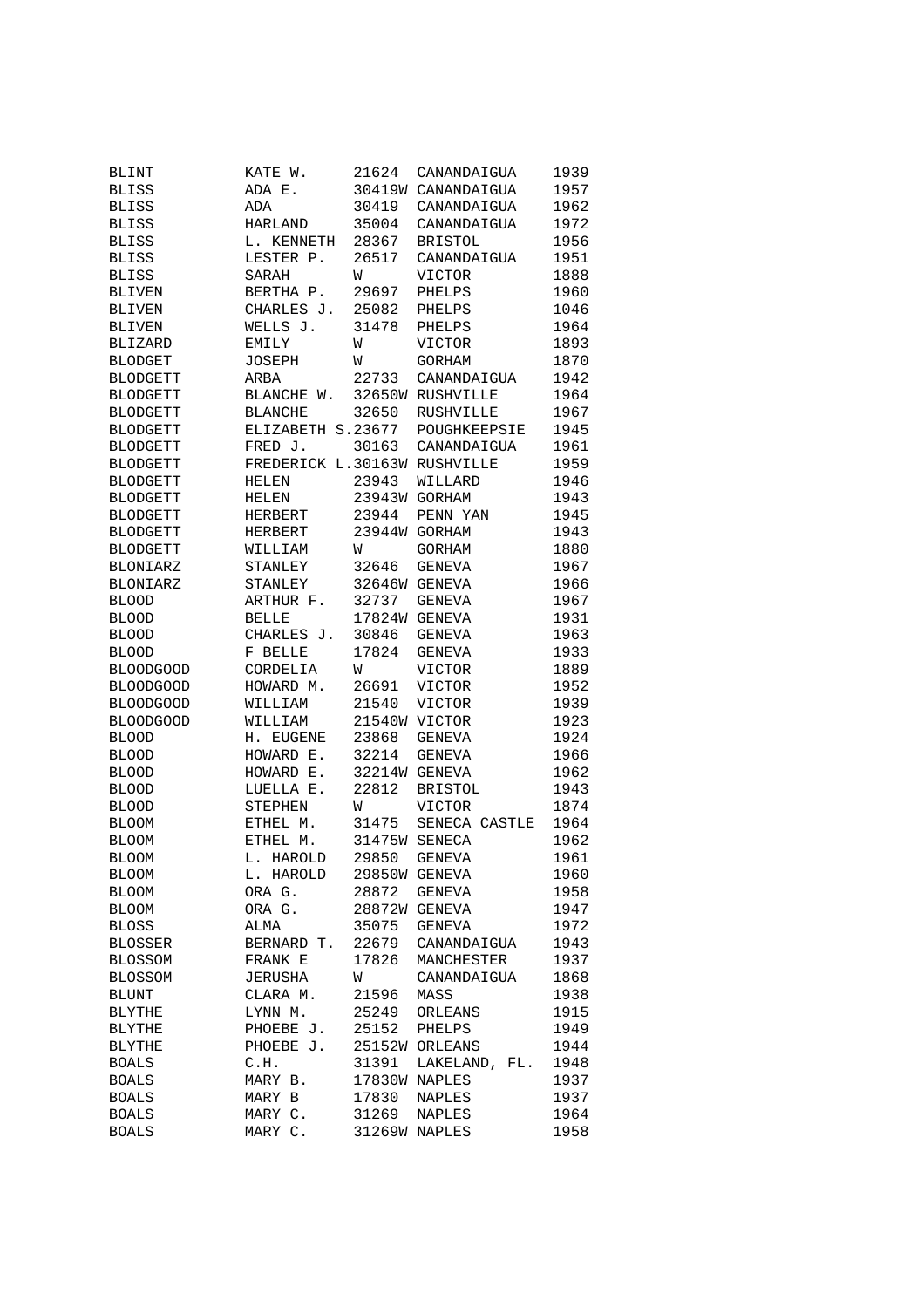| | | | | |
|---|---|---|---|---|
| BLINT | KATE W. | 21624 | CANANDAIGUA | 1939 |
| BLISS | ADA E. | 30419W | CANANDAIGUA | 1957 |
| BLISS | ADA | 30419 | CANANDAIGUA | 1962 |
| BLISS | HARLAND | 35004 | CANANDAIGUA | 1972 |
| BLISS | L. KENNETH | 28367 | BRISTOL | 1956 |
| BLISS | LESTER P. | 26517 | CANANDAIGUA | 1951 |
| BLISS | SARAH | W | VICTOR | 1888 |
| BLIVEN | BERTHA P. | 29697 | PHELPS | 1960 |
| BLIVEN | CHARLES J. | 25082 | PHELPS | 1046 |
| BLIVEN | WELLS J. | 31478 | PHELPS | 1964 |
| BLIZARD | EMILY | W | VICTOR | 1893 |
| BLODGET | JOSEPH | W | GORHAM | 1870 |
| BLODGETT | ARBA | 22733 | CANANDAIGUA | 1942 |
| BLODGETT | BLANCHE W. | 32650W | RUSHVILLE | 1964 |
| BLODGETT | BLANCHE | 32650 | RUSHVILLE | 1967 |
| BLODGETT | ELIZABETH S. | 23677 | POUGHKEEPSIE | 1945 |
| BLODGETT | FRED J. | 30163 | CANANDAIGUA | 1961 |
| BLODGETT | FREDERICK L. | 30163W | RUSHVILLE | 1959 |
| BLODGETT | HELEN | 23943 | WILLARD | 1946 |
| BLODGETT | HELEN | 23943W | GORHAM | 1943 |
| BLODGETT | HERBERT | 23944 | PENN YAN | 1945 |
| BLODGETT | HERBERT | 23944W | GORHAM | 1943 |
| BLODGETT | WILLIAM | W | GORHAM | 1880 |
| BLONIARZ | STANLEY | 32646 | GENEVA | 1967 |
| BLONIARZ | STANLEY | 32646W | GENEVA | 1966 |
| BLOOD | ARTHUR F. | 32737 | GENEVA | 1967 |
| BLOOD | BELLE | 17824W | GENEVA | 1931 |
| BLOOD | CHARLES J. | 30846 | GENEVA | 1963 |
| BLOOD | F BELLE | 17824 | GENEVA | 1933 |
| BLOODGOOD | CORDELIA | W | VICTOR | 1889 |
| BLOODGOOD | HOWARD M. | 26691 | VICTOR | 1952 |
| BLOODGOOD | WILLIAM | 21540 | VICTOR | 1939 |
| BLOODGOOD | WILLIAM | 21540W | VICTOR | 1923 |
| BLOOD | H. EUGENE | 23868 | GENEVA | 1924 |
| BLOOD | HOWARD E. | 32214 | GENEVA | 1966 |
| BLOOD | HOWARD E. | 32214W | GENEVA | 1962 |
| BLOOD | LUELLA E. | 22812 | BRISTOL | 1943 |
| BLOOD | STEPHEN | W | VICTOR | 1874 |
| BLOOM | ETHEL M. | 31475 | SENECA CASTLE | 1964 |
| BLOOM | ETHEL M. | 31475W | SENECA | 1962 |
| BLOOM | L. HAROLD | 29850 | GENEVA | 1961 |
| BLOOM | L. HAROLD | 29850W | GENEVA | 1960 |
| BLOOM | ORA G. | 28872 | GENEVA | 1958 |
| BLOOM | ORA G. | 28872W | GENEVA | 1947 |
| BLOSS | ALMA | 35075 | GENEVA | 1972 |
| BLOSSER | BERNARD T. | 22679 | CANANDAIGUA | 1943 |
| BLOSSOM | FRANK E | 17826 | MANCHESTER | 1937 |
| BLOSSOM | JERUSHA | W | CANANDAIGUA | 1868 |
| BLUNT | CLARA M. | 21596 | MASS | 1938 |
| BLYTHE | LYNN M. | 25249 | ORLEANS | 1915 |
| BLYTHE | PHOEBE J. | 25152 | PHELPS | 1949 |
| BLYTHE | PHOEBE J. | 25152W | ORLEANS | 1944 |
| BOALS | C.H. | 31391 | LAKELAND, FL. | 1948 |
| BOALS | MARY B. | 17830W | NAPLES | 1937 |
| BOALS | MARY B | 17830 | NAPLES | 1937 |
| BOALS | MARY C. | 31269 | NAPLES | 1964 |
| BOALS | MARY C. | 31269W | NAPLES | 1958 |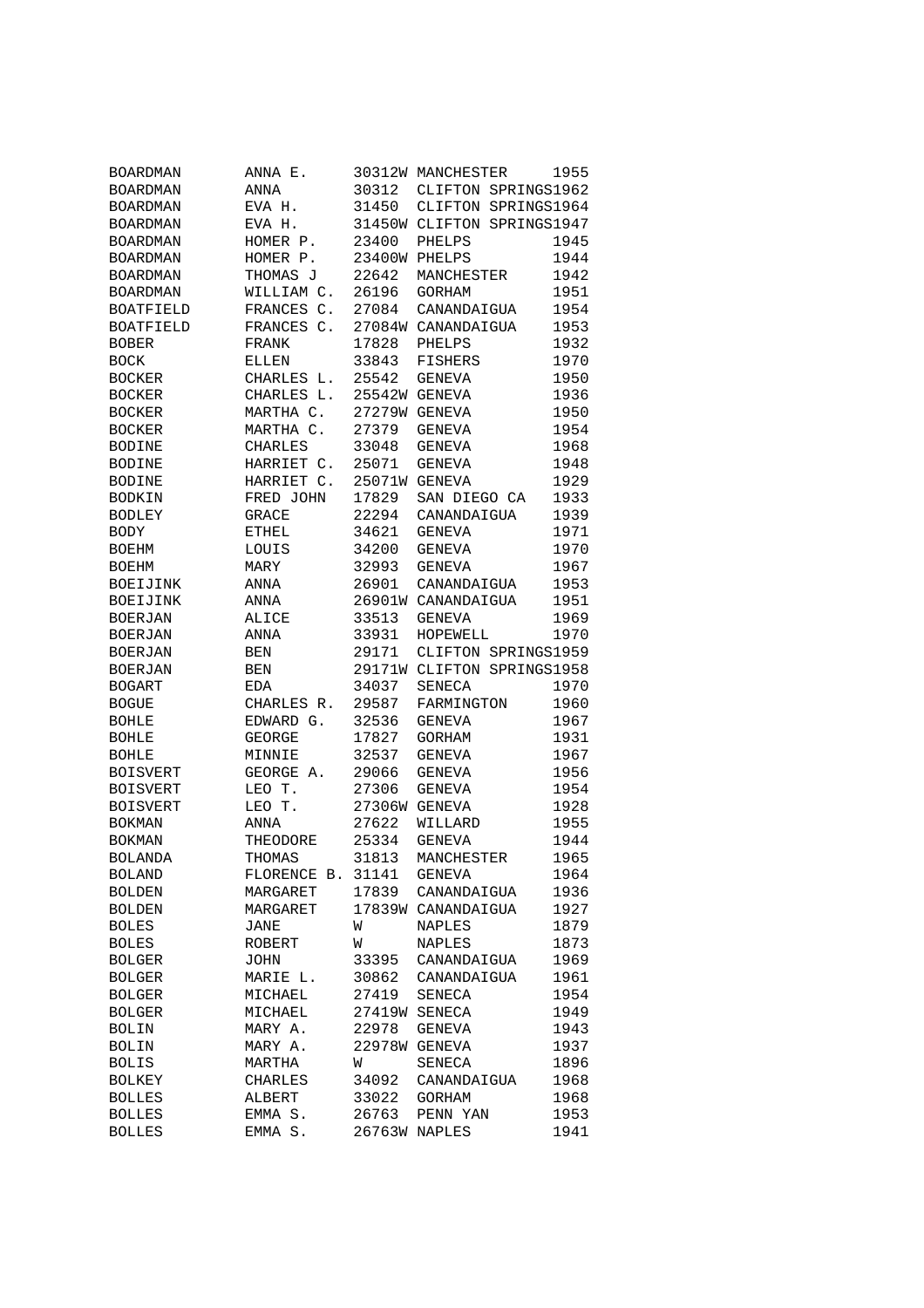| | | | | |
|---|---|---|---|---|
| BOARDMAN | ANNA E. | 30312W | MANCHESTER | 1955 |
| BOARDMAN | ANNA | 30312 | CLIFTON SPRINGS | 1962 |
| BOARDMAN | EVA H. | 31450 | CLIFTON SPRINGS | 1964 |
| BOARDMAN | EVA H. | 31450W | CLIFTON SPRINGS | 1947 |
| BOARDMAN | HOMER P. | 23400 | PHELPS | 1945 |
| BOARDMAN | HOMER P. | 23400W | PHELPS | 1944 |
| BOARDMAN | THOMAS J | 22642 | MANCHESTER | 1942 |
| BOARDMAN | WILLIAM C. | 26196 | GORHAM | 1951 |
| BOATFIELD | FRANCES C. | 27084 | CANANDAIGUA | 1954 |
| BOATFIELD | FRANCES C. | 27084W | CANANDAIGUA | 1953 |
| BOBER | FRANK | 17828 | PHELPS | 1932 |
| BOCK | ELLEN | 33843 | FISHERS | 1970 |
| BOCKER | CHARLES L. | 25542 | GENEVA | 1950 |
| BOCKER | CHARLES L. | 25542W | GENEVA | 1936 |
| BOCKER | MARTHA C. | 27279W | GENEVA | 1950 |
| BOCKER | MARTHA C. | 27379 | GENEVA | 1954 |
| BODINE | CHARLES | 33048 | GENEVA | 1968 |
| BODINE | HARRIET C. | 25071 | GENEVA | 1948 |
| BODINE | HARRIET C. | 25071W | GENEVA | 1929 |
| BODKIN | FRED JOHN | 17829 | SAN DIEGO CA | 1933 |
| BODLEY | GRACE | 22294 | CANANDAIGUA | 1939 |
| BODY | ETHEL | 34621 | GENEVA | 1971 |
| BOEHM | LOUIS | 34200 | GENEVA | 1970 |
| BOEHM | MARY | 32993 | GENEVA | 1967 |
| BOEIJINK | ANNA | 26901 | CANANDAIGUA | 1953 |
| BOEIJINK | ANNA | 26901W | CANANDAIGUA | 1951 |
| BOERJAN | ALICE | 33513 | GENEVA | 1969 |
| BOERJAN | ANNA | 33931 | HOPEWELL | 1970 |
| BOERJAN | BEN | 29171 | CLIFTON SPRINGS | 1959 |
| BOERJAN | BEN | 29171W | CLIFTON SPRINGS | 1958 |
| BOGART | EDA | 34037 | SENECA | 1970 |
| BOGUE | CHARLES R. | 29587 | FARMINGTON | 1960 |
| BOHLE | EDWARD G. | 32536 | GENEVA | 1967 |
| BOHLE | GEORGE | 17827 | GORHAM | 1931 |
| BOHLE | MINNIE | 32537 | GENEVA | 1967 |
| BOISVERT | GEORGE A. | 29066 | GENEVA | 1956 |
| BOISVERT | LEO T. | 27306 | GENEVA | 1954 |
| BOISVERT | LEO T. | 27306W | GENEVA | 1928 |
| BOKMAN | ANNA | 27622 | WILLARD | 1955 |
| BOKMAN | THEODORE | 25334 | GENEVA | 1944 |
| BOLANDA | THOMAS | 31813 | MANCHESTER | 1965 |
| BOLAND | FLORENCE B. | 31141 | GENEVA | 1964 |
| BOLDEN | MARGARET | 17839 | CANANDAIGUA | 1936 |
| BOLDEN | MARGARET | 17839W | CANANDAIGUA | 1927 |
| BOLES | JANE | W | NAPLES | 1879 |
| BOLES | ROBERT | W | NAPLES | 1873 |
| BOLGER | JOHN | 33395 | CANANDAIGUA | 1969 |
| BOLGER | MARIE L. | 30862 | CANANDAIGUA | 1961 |
| BOLGER | MICHAEL | 27419 | SENECA | 1954 |
| BOLGER | MICHAEL | 27419W | SENECA | 1949 |
| BOLIN | MARY A. | 22978 | GENEVA | 1943 |
| BOLIN | MARY A. | 22978W | GENEVA | 1937 |
| BOLIS | MARTHA | W | SENECA | 1896 |
| BOLKEY | CHARLES | 34092 | CANANDAIGUA | 1968 |
| BOLLES | ALBERT | 33022 | GORHAM | 1968 |
| BOLLES | EMMA S. | 26763 | PENN YAN | 1953 |
| BOLLES | EMMA S. | 26763W | NAPLES | 1941 |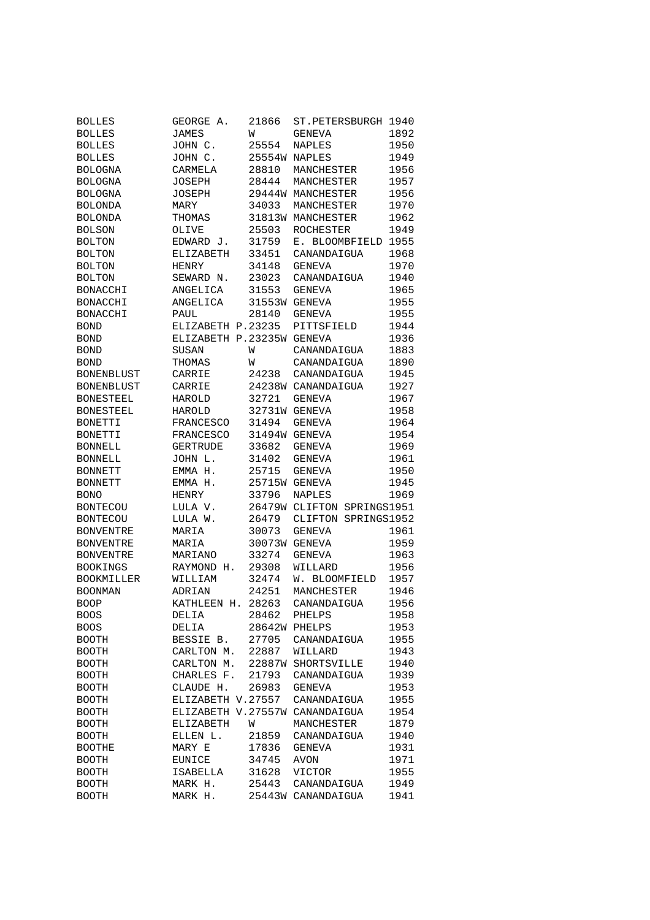| | | | | |
|---|---|---|---|---|
| BOLLES | GEORGE A. | 21866 | ST.PETERSBURGH | 1940 |
| BOLLES | JAMES | W | GENEVA | 1892 |
| BOLLES | JOHN C. | 25554 | NAPLES | 1950 |
| BOLLES | JOHN C. | 25554W | NAPLES | 1949 |
| BOLOGNA | CARMELA | 28810 | MANCHESTER | 1956 |
| BOLOGNA | JOSEPH | 28444 | MANCHESTER | 1957 |
| BOLOGNA | JOSEPH | 29444W | MANCHESTER | 1956 |
| BOLONDA | MARY | 34033 | MANCHESTER | 1970 |
| BOLONDA | THOMAS | 31813W | MANCHESTER | 1962 |
| BOLSON | OLIVE | 25503 | ROCHESTER | 1949 |
| BOLTON | EDWARD J. | 31759 | E. BLOOMFIELD | 1955 |
| BOLTON | ELIZABETH | 33451 | CANANDAIGUA | 1968 |
| BOLTON | HENRY | 34148 | GENEVA | 1970 |
| BOLTON | SEWARD N. | 23023 | CANANDAIGUA | 1940 |
| BONACCHI | ANGELICA | 31553 | GENEVA | 1965 |
| BONACCHI | ANGELICA | 31553W | GENEVA | 1955 |
| BONACCHI | PAUL | 28140 | GENEVA | 1955 |
| BOND | ELIZABETH P. | 23235 | PITTSFIELD | 1944 |
| BOND | ELIZABETH P. | 23235W | GENEVA | 1936 |
| BOND | SUSAN | W | CANANDAIGUA | 1883 |
| BOND | THOMAS | W | CANANDAIGUA | 1890 |
| BONENBLUST | CARRIE | 24238 | CANANDAIGUA | 1945 |
| BONENBLUST | CARRIE | 24238W | CANANDAIGUA | 1927 |
| BONESTEEL | HAROLD | 32721 | GENEVA | 1967 |
| BONESTEEL | HAROLD | 32731W | GENEVA | 1958 |
| BONETTI | FRANCESCO | 31494 | GENEVA | 1964 |
| BONETTI | FRANCESCO | 31494W | GENEVA | 1954 |
| BONNELL | GERTRUDE | 33682 | GENEVA | 1969 |
| BONNELL | JOHN L. | 31402 | GENEVA | 1961 |
| BONNETT | EMMA H. | 25715 | GENEVA | 1950 |
| BONNETT | EMMA H. | 25715W | GENEVA | 1945 |
| BONO | HENRY | 33796 | NAPLES | 1969 |
| BONTECOU | LULA V. | 26479W | CLIFTON SPRINGS | 1951 |
| BONTECOU | LULA W. | 26479 | CLIFTON SPRINGS | 1952 |
| BONVENTRE | MARIA | 30073 | GENEVA | 1961 |
| BONVENTRE | MARIA | 30073W | GENEVA | 1959 |
| BONVENTRE | MARIANO | 33274 | GENEVA | 1963 |
| BOOKINGS | RAYMOND H. | 29308 | WILLARD | 1956 |
| BOOKMILLER | WILLIAM | 32474 | W. BLOOMFIELD | 1957 |
| BOONMAN | ADRIAN | 24251 | MANCHESTER | 1946 |
| BOOP | KATHLEEN H. | 28263 | CANANDAIGUA | 1956 |
| BOOS | DELIA | 28462 | PHELPS | 1958 |
| BOOS | DELIA | 28642W | PHELPS | 1953 |
| BOOTH | BESSIE B. | 27705 | CANANDAIGUA | 1955 |
| BOOTH | CARLTON M. | 22887 | WILLARD | 1943 |
| BOOTH | CARLTON M. | 22887W | SHORTSVILLE | 1940 |
| BOOTH | CHARLES F. | 21793 | CANANDAIGUA | 1939 |
| BOOTH | CLAUDE H. | 26983 | GENEVA | 1953 |
| BOOTH | ELIZABETH V. | 27557 | CANANDAIGUA | 1955 |
| BOOTH | ELIZABETH V. | 27557W | CANANDAIGUA | 1954 |
| BOOTH | ELIZABETH | W | MANCHESTER | 1879 |
| BOOTH | ELLEN L. | 21859 | CANANDAIGUA | 1940 |
| BOOTHE | MARY E | 17836 | GENEVA | 1931 |
| BOOTH | EUNICE | 34745 | AVON | 1971 |
| BOOTH | ISABELLA | 31628 | VICTOR | 1955 |
| BOOTH | MARK H. | 25443 | CANANDAIGUA | 1949 |
| BOOTH | MARK H. | 25443W | CANANDAIGUA | 1941 |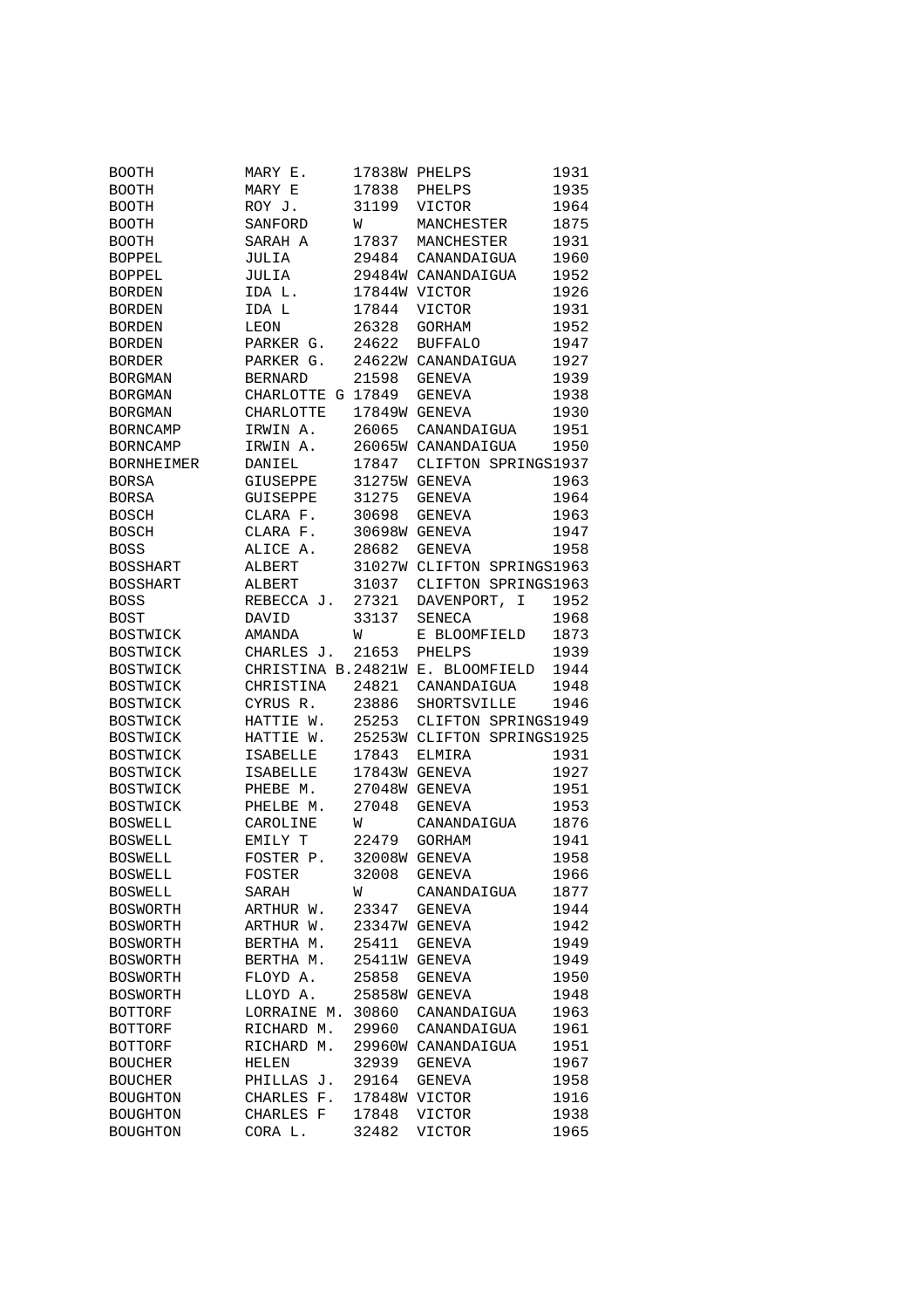```
BOOTH          MARY E.     17838W PHELPS          1931
BOOTH          MARY E      17838  PHELPS          1935
BOOTH          ROY J.      31199  VICTOR          1964
BOOTH          SANFORD     W      MANCHESTER      1875
BOOTH          SARAH A     17837  MANCHESTER      1931
BOPPEL         JULIA       29484  CANANDAIGUA     1960
BOPPEL         JULIA       29484W CANANDAIGUA     1952
BORDEN         IDA L.      17844W VICTOR          1926
BORDEN         IDA L       17844  VICTOR          1931
BORDEN         LEON        26328  GORHAM          1952
BORDEN         PARKER G.   24622  BUFFALO         1947
BORDER         PARKER G.   24622W CANANDAIGUA     1927
BORGMAN        BERNARD     21598  GENEVA          1939
BORGMAN        CHARLOTTE G 17849  GENEVA          1938
BORGMAN        CHARLOTTE   17849W GENEVA          1930
BORNCAMP       IRWIN A.    26065  CANANDAIGUA     1951
BORNCAMP       IRWIN A.    26065W CANANDAIGUA     1950
BORNHEIMER     DANIEL      17847  CLIFTON SPRINGS1937
BORSA          GIUSEPPE    31275W GENEVA          1963
BORSA          GUISEPPE    31275  GENEVA          1964
BOSCH          CLARA F.    30698  GENEVA          1963
BOSCH          CLARA F.    30698W GENEVA          1947
BOSS           ALICE A.    28682  GENEVA          1958
BOSSHART       ALBERT      31027W CLIFTON SPRINGS1963
BOSSHART       ALBERT      31037  CLIFTON SPRINGS1963
BOSS           REBECCA J.  27321  DAVENPORT, I    1952
BOST           DAVID       33137  SENECA          1968
BOSTWICK       AMANDA      W      E BLOOMFIELD    1873
BOSTWICK       CHARLES J.  21653  PHELPS          1939
BOSTWICK       CHRISTINA B.24821W E. BLOOMFIELD   1944
BOSTWICK       CHRISTINA   24821  CANANDAIGUA     1948
BOSTWICK       CYRUS R.    23886  SHORTSVILLE     1946
BOSTWICK       HATTIE W.   25253  CLIFTON SPRINGS1949
BOSTWICK       HATTIE W.   25253W CLIFTON SPRINGS1925
BOSTWICK       ISABELLE    17843  ELMIRA          1931
BOSTWICK       ISABELLE    17843W GENEVA          1927
BOSTWICK       PHEBE M.    27048W GENEVA          1951
BOSTWICK       PHELBE M.   27048  GENEVA          1953
BOSWELL        CAROLINE    W      CANANDAIGUA     1876
BOSWELL        EMILY T     22479  GORHAM          1941
BOSWELL        FOSTER P.   32008W GENEVA          1958
BOSWELL        FOSTER      32008  GENEVA          1966
BOSWELL        SARAH       W      CANANDAIGUA     1877
BOSWORTH       ARTHUR W.   23347  GENEVA          1944
BOSWORTH       ARTHUR W.   23347W GENEVA          1942
BOSWORTH       BERTHA M.   25411  GENEVA          1949
BOSWORTH       BERTHA M.   25411W GENEVA          1949
BOSWORTH       FLOYD A.    25858  GENEVA          1950
BOSWORTH       LLOYD A.    25858W GENEVA          1948
BOTTORF        LORRAINE M. 30860  CANANDAIGUA     1963
BOTTORF        RICHARD M.  29960  CANANDAIGUA     1961
BOTTORF        RICHARD M.  29960W CANANDAIGUA     1951
BOUCHER        HELEN       32939  GENEVA          1967
BOUCHER        PHILLAS J.  29164  GENEVA          1958
BOUGHTON       CHARLES F.  17848W VICTOR          1916
BOUGHTON       CHARLES F   17848  VICTOR          1938
BOUGHTON       CORA L.     32482  VICTOR          1965
```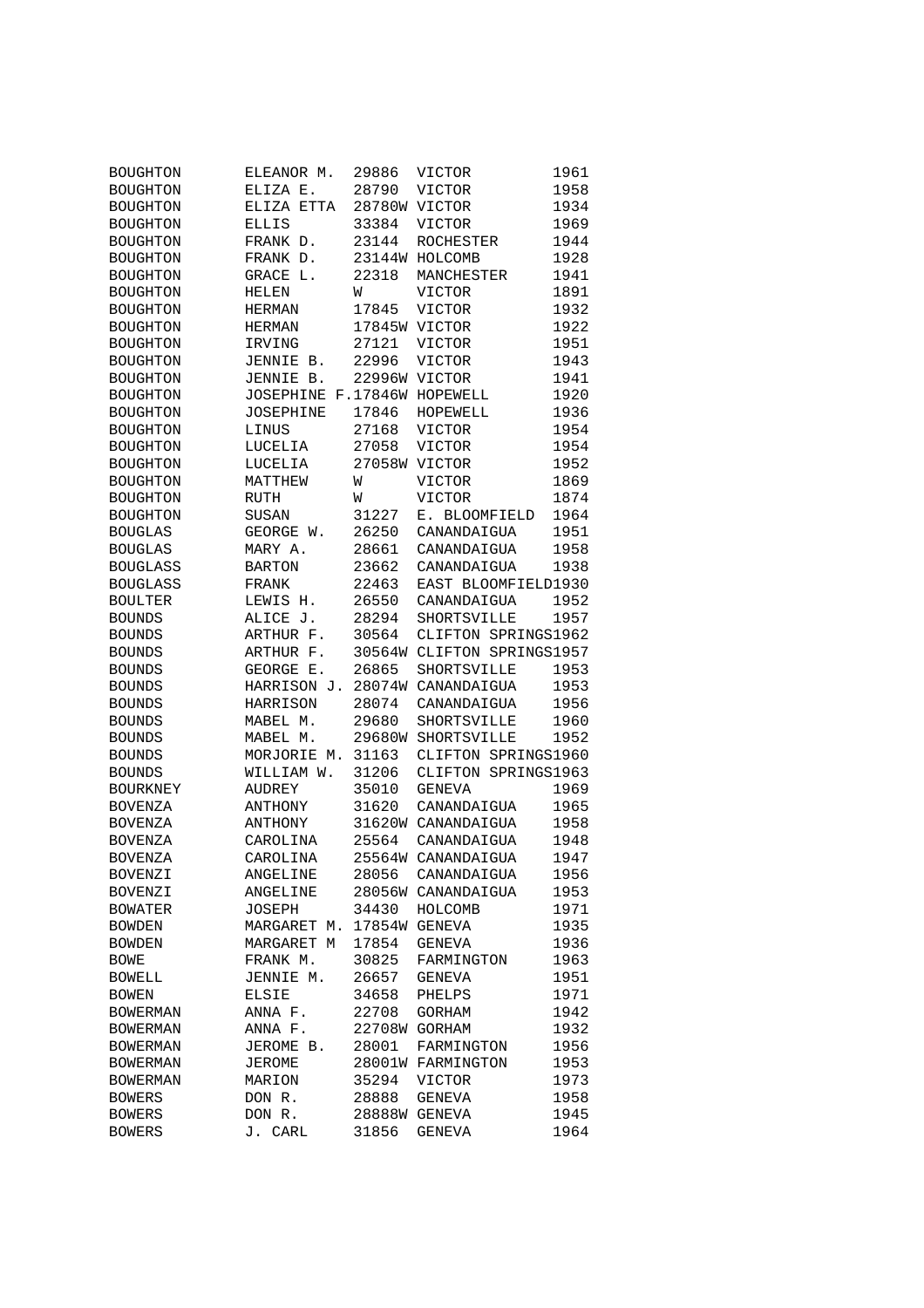| | | | | |
|---|---|---|---|---|
| BOUGHTON | ELEANOR M. | 29886 | VICTOR | 1961 |
| BOUGHTON | ELIZA E. | 28790 | VICTOR | 1958 |
| BOUGHTON | ELIZA ETTA | 28780W | VICTOR | 1934 |
| BOUGHTON | ELLIS | 33384 | VICTOR | 1969 |
| BOUGHTON | FRANK D. | 23144 | ROCHESTER | 1944 |
| BOUGHTON | FRANK D. | 23144W | HOLCOMB | 1928 |
| BOUGHTON | GRACE L. | 22318 | MANCHESTER | 1941 |
| BOUGHTON | HELEN | W | VICTOR | 1891 |
| BOUGHTON | HERMAN | 17845 | VICTOR | 1932 |
| BOUGHTON | HERMAN | 17845W | VICTOR | 1922 |
| BOUGHTON | IRVING | 27121 | VICTOR | 1951 |
| BOUGHTON | JENNIE B. | 22996 | VICTOR | 1943 |
| BOUGHTON | JENNIE B. | 22996W | VICTOR | 1941 |
| BOUGHTON | JOSEPHINE F. | 17846W | HOPEWELL | 1920 |
| BOUGHTON | JOSEPHINE | 17846 | HOPEWELL | 1936 |
| BOUGHTON | LINUS | 27168 | VICTOR | 1954 |
| BOUGHTON | LUCELIA | 27058 | VICTOR | 1954 |
| BOUGHTON | LUCELIA | 27058W | VICTOR | 1952 |
| BOUGHTON | MATTHEW | W | VICTOR | 1869 |
| BOUGHTON | RUTH | W | VICTOR | 1874 |
| BOUGHTON | SUSAN | 31227 | E. BLOOMFIELD | 1964 |
| BOUGLAS | GEORGE W. | 26250 | CANANDAIGUA | 1951 |
| BOUGLAS | MARY A. | 28661 | CANANDAIGUA | 1958 |
| BOUGLASS | BARTON | 23662 | CANANDAIGUA | 1938 |
| BOUGLASS | FRANK | 22463 | EAST BLOOMFIELD | 1930 |
| BOULTER | LEWIS H. | 26550 | CANANDAIGUA | 1952 |
| BOUNDS | ALICE J. | 28294 | SHORTSVILLE | 1957 |
| BOUNDS | ARTHUR F. | 30564 | CLIFTON SPRINGS | 1962 |
| BOUNDS | ARTHUR F. | 30564W | CLIFTON SPRINGS | 1957 |
| BOUNDS | GEORGE E. | 26865 | SHORTSVILLE | 1953 |
| BOUNDS | HARRISON J. | 28074W | CANANDAIGUA | 1953 |
| BOUNDS | HARRISON | 28074 | CANANDAIGUA | 1956 |
| BOUNDS | MABEL M. | 29680 | SHORTSVILLE | 1960 |
| BOUNDS | MABEL M. | 29680W | SHORTSVILLE | 1952 |
| BOUNDS | MORJORIE M. | 31163 | CLIFTON SPRINGS | 1960 |
| BOUNDS | WILLIAM W. | 31206 | CLIFTON SPRINGS | 1963 |
| BOURKNEY | AUDREY | 35010 | GENEVA | 1969 |
| BOVENZA | ANTHONY | 31620 | CANANDAIGUA | 1965 |
| BOVENZA | ANTHONY | 31620W | CANANDAIGUA | 1958 |
| BOVENZA | CAROLINA | 25564 | CANANDAIGUA | 1948 |
| BOVENZA | CAROLINA | 25564W | CANANDAIGUA | 1947 |
| BOVENZI | ANGELINE | 28056 | CANANDAIGUA | 1956 |
| BOVENZI | ANGELINE | 28056W | CANANDAIGUA | 1953 |
| BOWATER | JOSEPH | 34430 | HOLCOMB | 1971 |
| BOWDEN | MARGARET M. | 17854W | GENEVA | 1935 |
| BOWDEN | MARGARET M | 17854 | GENEVA | 1936 |
| BOWE | FRANK M. | 30825 | FARMINGTON | 1963 |
| BOWELL | JENNIE M. | 26657 | GENEVA | 1951 |
| BOWEN | ELSIE | 34658 | PHELPS | 1971 |
| BOWERMAN | ANNA F. | 22708 | GORHAM | 1942 |
| BOWERMAN | ANNA F. | 22708W | GORHAM | 1932 |
| BOWERMAN | JEROME B. | 28001 | FARMINGTON | 1956 |
| BOWERMAN | JEROME | 28001W | FARMINGTON | 1953 |
| BOWERMAN | MARION | 35294 | VICTOR | 1973 |
| BOWERS | DON R. | 28888 | GENEVA | 1958 |
| BOWERS | DON R. | 28888W | GENEVA | 1945 |
| BOWERS | J. CARL | 31856 | GENEVA | 1964 |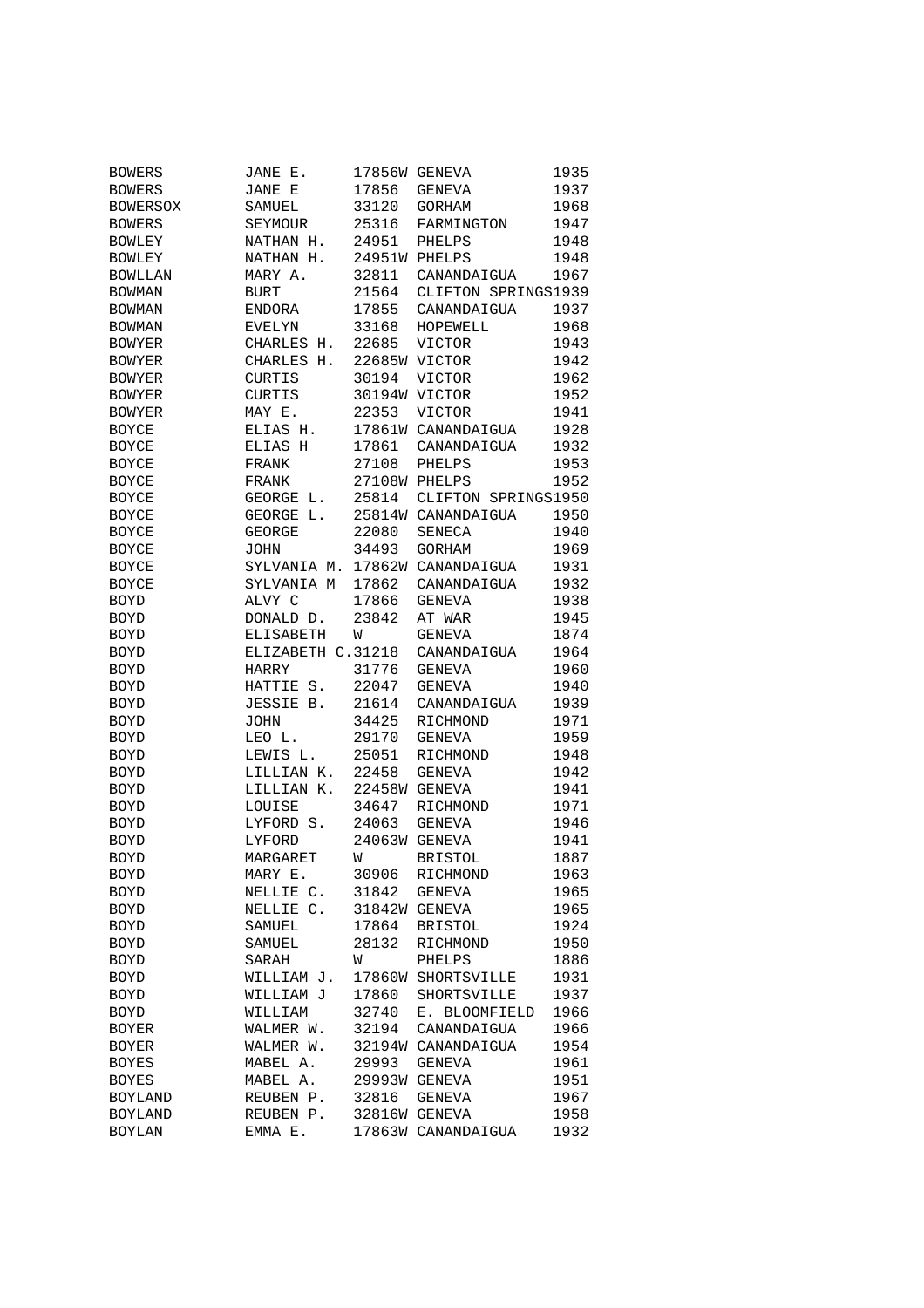| | | | | |
|---|---|---|---|---|
| BOWERS | JANE E. | 17856W | GENEVA | 1935 |
| BOWERS | JANE E | 17856 | GENEVA | 1937 |
| BOWERSOX | SAMUEL | 33120 | GORHAM | 1968 |
| BOWERS | SEYMOUR | 25316 | FARMINGTON | 1947 |
| BOWLEY | NATHAN H. | 24951 | PHELPS | 1948 |
| BOWLEY | NATHAN H. | 24951W | PHELPS | 1948 |
| BOWLLAN | MARY A. | 32811 | CANANDAIGUA | 1967 |
| BOWMAN | BURT | 21564 | CLIFTON SPRINGS | 1939 |
| BOWMAN | ENDORA | 17855 | CANANDAIGUA | 1937 |
| BOWMAN | EVELYN | 33168 | HOPEWELL | 1968 |
| BOWYER | CHARLES H. | 22685 | VICTOR | 1943 |
| BOWYER | CHARLES H. | 22685W | VICTOR | 1942 |
| BOWYER | CURTIS | 30194 | VICTOR | 1962 |
| BOWYER | CURTIS | 30194W | VICTOR | 1952 |
| BOWYER | MAY E. | 22353 | VICTOR | 1941 |
| BOYCE | ELIAS H. | 17861W | CANANDAIGUA | 1928 |
| BOYCE | ELIAS H | 17861 | CANANDAIGUA | 1932 |
| BOYCE | FRANK | 27108 | PHELPS | 1953 |
| BOYCE | FRANK | 27108W | PHELPS | 1952 |
| BOYCE | GEORGE L. | 25814 | CLIFTON SPRINGS | 1950 |
| BOYCE | GEORGE L. | 25814W | CANANDAIGUA | 1950 |
| BOYCE | GEORGE | 22080 | SENECA | 1940 |
| BOYCE | JOHN | 34493 | GORHAM | 1969 |
| BOYCE | SYLVANIA M. | 17862W | CANANDAIGUA | 1931 |
| BOYCE | SYLVANIA M | 17862 | CANANDAIGUA | 1932 |
| BOYD | ALVY C | 17866 | GENEVA | 1938 |
| BOYD | DONALD D. | 23842 | AT WAR | 1945 |
| BOYD | ELISABETH | W | GENEVA | 1874 |
| BOYD | ELIZABETH C. | 31218 | CANANDAIGUA | 1964 |
| BOYD | HARRY | 31776 | GENEVA | 1960 |
| BOYD | HATTIE S. | 22047 | GENEVA | 1940 |
| BOYD | JESSIE B. | 21614 | CANANDAIGUA | 1939 |
| BOYD | JOHN | 34425 | RICHMOND | 1971 |
| BOYD | LEO L. | 29170 | GENEVA | 1959 |
| BOYD | LEWIS L. | 25051 | RICHMOND | 1948 |
| BOYD | LILLIAN K. | 22458 | GENEVA | 1942 |
| BOYD | LILLIAN K. | 22458W | GENEVA | 1941 |
| BOYD | LOUISE | 34647 | RICHMOND | 1971 |
| BOYD | LYFORD S. | 24063 | GENEVA | 1946 |
| BOYD | LYFORD | 24063W | GENEVA | 1941 |
| BOYD | MARGARET | W | BRISTOL | 1887 |
| BOYD | MARY E. | 30906 | RICHMOND | 1963 |
| BOYD | NELLIE C. | 31842 | GENEVA | 1965 |
| BOYD | NELLIE C. | 31842W | GENEVA | 1965 |
| BOYD | SAMUEL | 17864 | BRISTOL | 1924 |
| BOYD | SAMUEL | 28132 | RICHMOND | 1950 |
| BOYD | SARAH | W | PHELPS | 1886 |
| BOYD | WILLIAM J. | 17860W | SHORTSVILLE | 1931 |
| BOYD | WILLIAM J | 17860 | SHORTSVILLE | 1937 |
| BOYD | WILLIAM | 32740 | E. BLOOMFIELD | 1966 |
| BOYER | WALMER W. | 32194 | CANANDAIGUA | 1966 |
| BOYER | WALMER W. | 32194W | CANANDAIGUA | 1954 |
| BOYES | MABEL A. | 29993 | GENEVA | 1961 |
| BOYES | MABEL A. | 29993W | GENEVA | 1951 |
| BOYLAND | REUBEN P. | 32816 | GENEVA | 1967 |
| BOYLAND | REUBEN P. | 32816W | GENEVA | 1958 |
| BOYLAN | EMMA E. | 17863W | CANANDAIGUA | 1932 |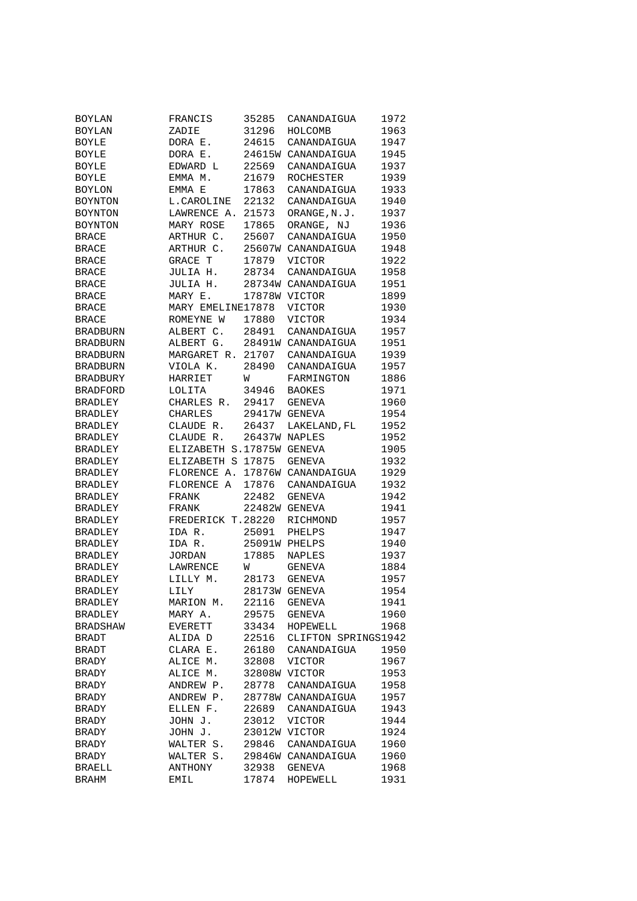| | | | | |
|---|---|---|---|---|
| BOYLAN | FRANCIS | 35285 | CANANDAIGUA | 1972 |
| BOYLAN | ZADIE | 31296 | HOLCOMB | 1963 |
| BOYLE | DORA E. | 24615 | CANANDAIGUA | 1947 |
| BOYLE | DORA E. | 24615W | CANANDAIGUA | 1945 |
| BOYLE | EDWARD L | 22569 | CANANDAIGUA | 1937 |
| BOYLE | EMMA M. | 21679 | ROCHESTER | 1939 |
| BOYLON | EMMA E | 17863 | CANANDAIGUA | 1933 |
| BOYNTON | L.CAROLINE | 22132 | CANANDAIGUA | 1940 |
| BOYNTON | LAWRENCE A. | 21573 | ORANGE,N.J. | 1937 |
| BOYNTON | MARY ROSE | 17865 | ORANGE, NJ | 1936 |
| BRACE | ARTHUR C. | 25607 | CANANDAIGUA | 1950 |
| BRACE | ARTHUR C. | 25607W | CANANDAIGUA | 1948 |
| BRACE | GRACE T | 17879 | VICTOR | 1922 |
| BRACE | JULIA H. | 28734 | CANANDAIGUA | 1958 |
| BRACE | JULIA H. | 28734W | CANANDAIGUA | 1951 |
| BRACE | MARY E. | 17878W | VICTOR | 1899 |
| BRACE | MARY EMELINE | 17878 | VICTOR | 1930 |
| BRACE | ROMEYNE W | 17880 | VICTOR | 1934 |
| BRADBURN | ALBERT C. | 28491 | CANANDAIGUA | 1957 |
| BRADBURN | ALBERT G. | 28491W | CANANDAIGUA | 1951 |
| BRADBURN | MARGARET R. | 21707 | CANANDAIGUA | 1939 |
| BRADBURN | VIOLA K. | 28490 | CANANDAIGUA | 1957 |
| BRADBURY | HARRIET | W | FARMINGTON | 1886 |
| BRADFORD | LOLITA | 34946 | BAOKES | 1971 |
| BRADLEY | CHARLES R. | 29417 | GENEVA | 1960 |
| BRADLEY | CHARLES | 29417W | GENEVA | 1954 |
| BRADLEY | CLAUDE R. | 26437 | LAKELAND,FL | 1952 |
| BRADLEY | CLAUDE R. | 26437W | NAPLES | 1952 |
| BRADLEY | ELIZABETH S. | 17875W | GENEVA | 1905 |
| BRADLEY | ELIZABETH S | 17875 | GENEVA | 1932 |
| BRADLEY | FLORENCE A. | 17876W | CANANDAIGUA | 1929 |
| BRADLEY | FLORENCE A | 17876 | CANANDAIGUA | 1932 |
| BRADLEY | FRANK | 22482 | GENEVA | 1942 |
| BRADLEY | FRANK | 22482W | GENEVA | 1941 |
| BRADLEY | FREDERICK T. | 28220 | RICHMOND | 1957 |
| BRADLEY | IDA R. | 25091 | PHELPS | 1947 |
| BRADLEY | IDA R. | 25091W | PHELPS | 1940 |
| BRADLEY | JORDAN | 17885 | NAPLES | 1937 |
| BRADLEY | LAWRENCE | W | GENEVA | 1884 |
| BRADLEY | LILLY M. | 28173 | GENEVA | 1957 |
| BRADLEY | LILY | 28173W | GENEVA | 1954 |
| BRADLEY | MARION M. | 22116 | GENEVA | 1941 |
| BRADLEY | MARY A. | 29575 | GENEVA | 1960 |
| BRADSHAW | EVERETT | 33434 | HOPEWELL | 1968 |
| BRADT | ALIDA D | 22516 | CLIFTON SPRINGS | 1942 |
| BRADT | CLARA E. | 26180 | CANANDAIGUA | 1950 |
| BRADY | ALICE M. | 32808 | VICTOR | 1967 |
| BRADY | ALICE M. | 32808W | VICTOR | 1953 |
| BRADY | ANDREW P. | 28778 | CANANDAIGUA | 1958 |
| BRADY | ANDREW P. | 28778W | CANANDAIGUA | 1957 |
| BRADY | ELLEN F. | 22689 | CANANDAIGUA | 1943 |
| BRADY | JOHN J. | 23012 | VICTOR | 1944 |
| BRADY | JOHN J. | 23012W | VICTOR | 1924 |
| BRADY | WALTER S. | 29846 | CANANDAIGUA | 1960 |
| BRADY | WALTER S. | 29846W | CANANDAIGUA | 1960 |
| BRAELL | ANTHONY | 32938 | GENEVA | 1968 |
| BRAHM | EMIL | 17874 | HOPEWELL | 1931 |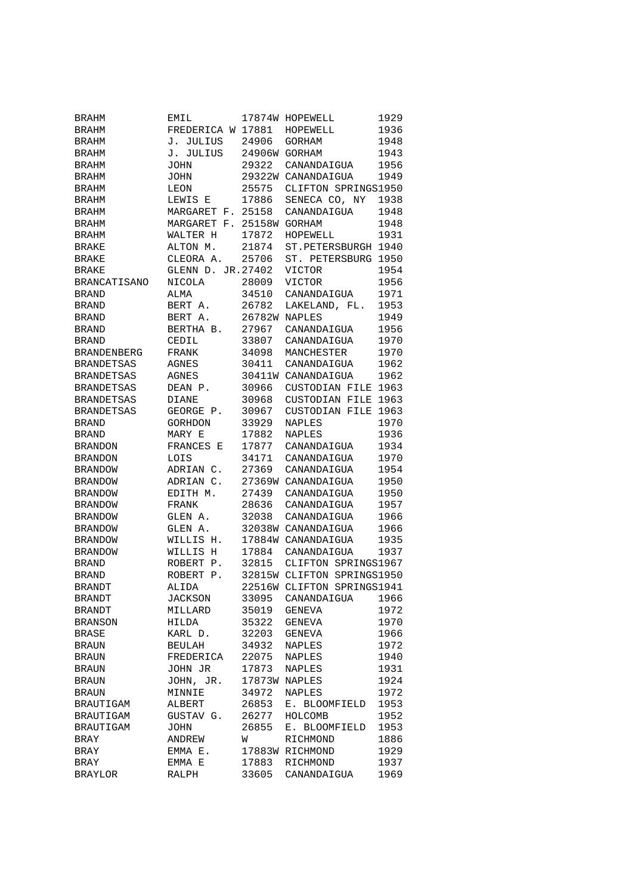| | | | | |
|---|---|---|---|---|
| BRAHM | EMIL | 17874W | HOPEWELL | 1929 |
| BRAHM | FREDERICA W | 17881 | HOPEWELL | 1936 |
| BRAHM | J. JULIUS | 24906 | GORHAM | 1948 |
| BRAHM | J. JULIUS | 24906W | GORHAM | 1943 |
| BRAHM | JOHN | 29322 | CANANDAIGUA | 1956 |
| BRAHM | JOHN | 29322W | CANANDAIGUA | 1949 |
| BRAHM | LEON | 25575 | CLIFTON SPRINGS | 1950 |
| BRAHM | LEWIS E | 17886 | SENECA CO, NY | 1938 |
| BRAHM | MARGARET F. | 25158 | CANANDAIGUA | 1948 |
| BRAHM | MARGARET F. | 25158W | GORHAM | 1948 |
| BRAHM | WALTER H | 17872 | HOPEWELL | 1931 |
| BRAKE | ALTON M. | 21874 | ST.PETERSBURGH | 1940 |
| BRAKE | CLEORA A. | 25706 | ST. PETERSBURG | 1950 |
| BRAKE | GLENN D. JR. | 27402 | VICTOR | 1954 |
| BRANCATISANO | NICOLA | 28009 | VICTOR | 1956 |
| BRAND | ALMA | 34510 | CANANDAIGUA | 1971 |
| BRAND | BERT A. | 26782 | LAKELAND, FL. | 1953 |
| BRAND | BERT A. | 26782W | NAPLES | 1949 |
| BRAND | BERTHA B. | 27967 | CANANDAIGUA | 1956 |
| BRAND | CEDIL | 33807 | CANANDAIGUA | 1970 |
| BRANDENBERG | FRANK | 34098 | MANCHESTER | 1970 |
| BRANDETSAS | AGNES | 30411 | CANANDAIGUA | 1962 |
| BRANDETSAS | AGNES | 30411W | CANANDAIGUA | 1962 |
| BRANDETSAS | DEAN P. | 30966 | CUSTODIAN FILE | 1963 |
| BRANDETSAS | DIANE | 30968 | CUSTODIAN FILE | 1963 |
| BRANDETSAS | GEORGE P. | 30967 | CUSTODIAN FILE | 1963 |
| BRAND | GORHDON | 33929 | NAPLES | 1970 |
| BRAND | MARY E | 17882 | NAPLES | 1936 |
| BRANDON | FRANCES E | 17877 | CANANDAIGUA | 1934 |
| BRANDON | LOIS | 34171 | CANANDAIGUA | 1970 |
| BRANDOW | ADRIAN C. | 27369 | CANANDAIGUA | 1954 |
| BRANDOW | ADRIAN C. | 27369W | CANANDAIGUA | 1950 |
| BRANDOW | EDITH M. | 27439 | CANANDAIGUA | 1950 |
| BRANDOW | FRANK | 28636 | CANANDAIGUA | 1957 |
| BRANDOW | GLEN A. | 32038 | CANANDAIGUA | 1966 |
| BRANDOW | GLEN A. | 32038W | CANANDAIGUA | 1966 |
| BRANDOW | WILLIS H. | 17884W | CANANDAIGUA | 1935 |
| BRANDOW | WILLIS H | 17884 | CANANDAIGUA | 1937 |
| BRAND | ROBERT P. | 32815 | CLIFTON SPRINGS | 1967 |
| BRAND | ROBERT P. | 32815W | CLIFTON SPRINGS | 1950 |
| BRANDT | ALIDA | 22516W | CLIFTON SPRINGS | 1941 |
| BRANDT | JACKSON | 33095 | CANANDAIGUA | 1966 |
| BRANDT | MILLARD | 35019 | GENEVA | 1972 |
| BRANSON | HILDA | 35322 | GENEVA | 1970 |
| BRASE | KARL D. | 32203 | GENEVA | 1966 |
| BRAUN | BEULAH | 34932 | NAPLES | 1972 |
| BRAUN | FREDERICA | 22075 | NAPLES | 1940 |
| BRAUN | JOHN JR | 17873 | NAPLES | 1931 |
| BRAUN | JOHN, JR. | 17873W | NAPLES | 1924 |
| BRAUN | MINNIE | 34972 | NAPLES | 1972 |
| BRAUTIGAM | ALBERT | 26853 | E. BLOOMFIELD | 1953 |
| BRAUTIGAM | GUSTAV G. | 26277 | HOLCOMB | 1952 |
| BRAUTIGAM | JOHN | 26855 | E. BLOOMFIELD | 1953 |
| BRAY | ANDREW | W | RICHMOND | 1886 |
| BRAY | EMMA E. | 17883W | RICHMOND | 1929 |
| BRAY | EMMA E | 17883 | RICHMOND | 1937 |
| BRAYLOR | RALPH | 33605 | CANANDAIGUA | 1969 |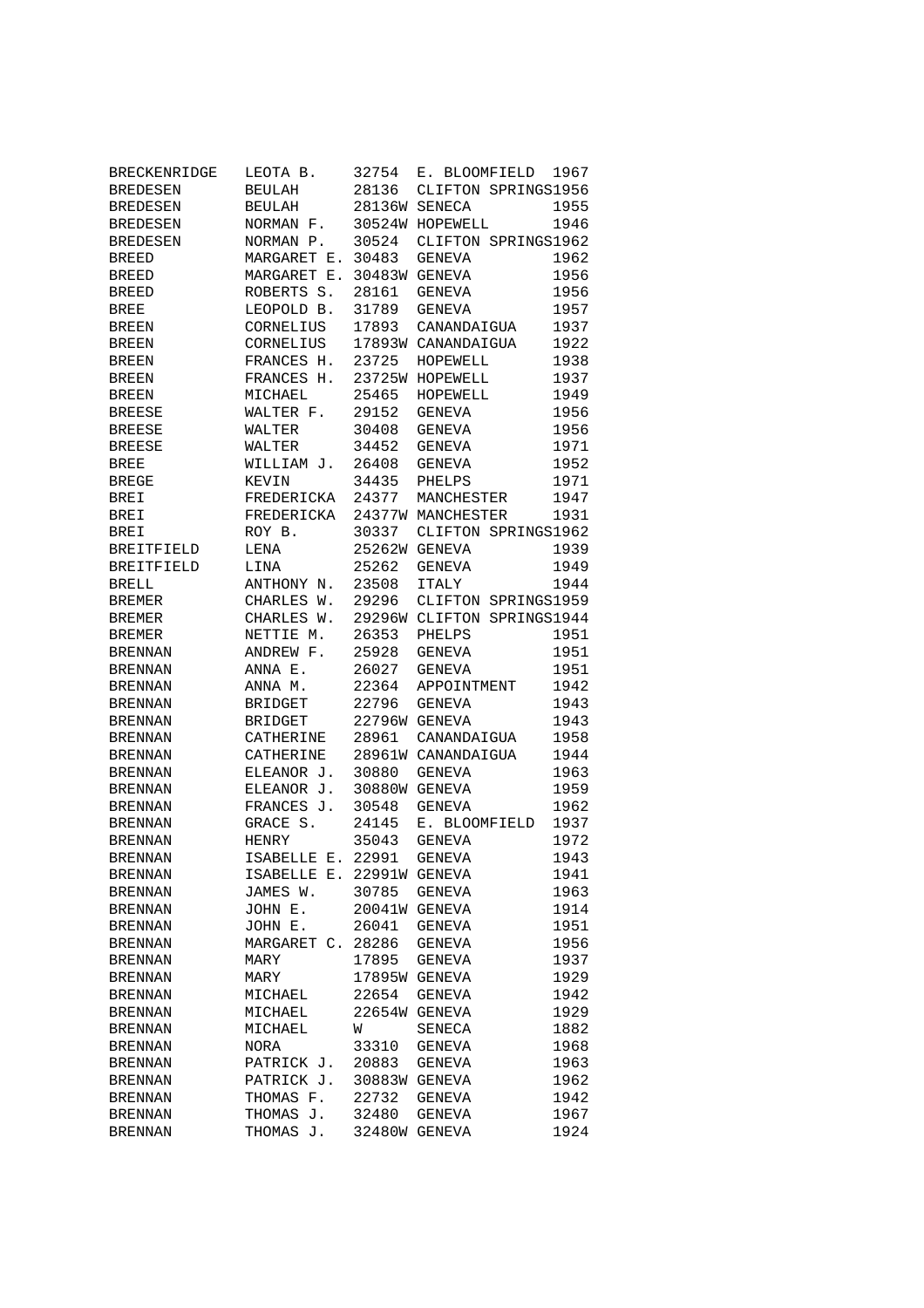| | | | | |
|---|---|---|---|---|
| BRECKENRIDGE | LEOTA B. | 32754 | E. BLOOMFIELD | 1967 |
| BREDESEN | BEULAH | 28136 | CLIFTON SPRINGS | 1956 |
| BREDESEN | BEULAH | 28136W | SENECA | 1955 |
| BREDESEN | NORMAN F. | 30524W | HOPEWELL | 1946 |
| BREDESEN | NORMAN P. | 30524 | CLIFTON SPRINGS | 1962 |
| BREED | MARGARET E. | 30483 | GENEVA | 1962 |
| BREED | MARGARET E. | 30483W | GENEVA | 1956 |
| BREED | ROBERTS S. | 28161 | GENEVA | 1956 |
| BREE | LEOPOLD B. | 31789 | GENEVA | 1957 |
| BREEN | CORNELIUS | 17893 | CANANDAIGUA | 1937 |
| BREEN | CORNELIUS | 17893W | CANANDAIGUA | 1922 |
| BREEN | FRANCES H. | 23725 | HOPEWELL | 1938 |
| BREEN | FRANCES H. | 23725W | HOPEWELL | 1937 |
| BREEN | MICHAEL | 25465 | HOPEWELL | 1949 |
| BREESE | WALTER F. | 29152 | GENEVA | 1956 |
| BREESE | WALTER | 30408 | GENEVA | 1956 |
| BREESE | WALTER | 34452 | GENEVA | 1971 |
| BREE | WILLIAM J. | 26408 | GENEVA | 1952 |
| BREGE | KEVIN | 34435 | PHELPS | 1971 |
| BREI | FREDERICKA | 24377 | MANCHESTER | 1947 |
| BREI | FREDERICKA | 24377W | MANCHESTER | 1931 |
| BREI | ROY B. | 30337 | CLIFTON SPRINGS | 1962 |
| BREITFIELD | LENA | 25262W | GENEVA | 1939 |
| BREITFIELD | LINA | 25262 | GENEVA | 1949 |
| BRELL | ANTHONY N. | 23508 | ITALY | 1944 |
| BREMER | CHARLES W. | 29296 | CLIFTON SPRINGS | 1959 |
| BREMER | CHARLES W. | 29296W | CLIFTON SPRINGS | 1944 |
| BREMER | NETTIE M. | 26353 | PHELPS | 1951 |
| BRENNAN | ANDREW F. | 25928 | GENEVA | 1951 |
| BRENNAN | ANNA E. | 26027 | GENEVA | 1951 |
| BRENNAN | ANNA M. | 22364 | APPOINTMENT | 1942 |
| BRENNAN | BRIDGET | 22796 | GENEVA | 1943 |
| BRENNAN | BRIDGET | 22796W | GENEVA | 1943 |
| BRENNAN | CATHERINE | 28961 | CANANDAIGUA | 1958 |
| BRENNAN | CATHERINE | 28961W | CANANDAIGUA | 1944 |
| BRENNAN | ELEANOR J. | 30880 | GENEVA | 1963 |
| BRENNAN | ELEANOR J. | 30880W | GENEVA | 1959 |
| BRENNAN | FRANCES J. | 30548 | GENEVA | 1962 |
| BRENNAN | GRACE S. | 24145 | E. BLOOMFIELD | 1937 |
| BRENNAN | HENRY | 35043 | GENEVA | 1972 |
| BRENNAN | ISABELLE E. | 22991 | GENEVA | 1943 |
| BRENNAN | ISABELLE E. | 22991W | GENEVA | 1941 |
| BRENNAN | JAMES W. | 30785 | GENEVA | 1963 |
| BRENNAN | JOHN E. | 20041W | GENEVA | 1914 |
| BRENNAN | JOHN E. | 26041 | GENEVA | 1951 |
| BRENNAN | MARGARET C. | 28286 | GENEVA | 1956 |
| BRENNAN | MARY | 17895 | GENEVA | 1937 |
| BRENNAN | MARY | 17895W | GENEVA | 1929 |
| BRENNAN | MICHAEL | 22654 | GENEVA | 1942 |
| BRENNAN | MICHAEL | 22654W | GENEVA | 1929 |
| BRENNAN | MICHAEL | W | SENECA | 1882 |
| BRENNAN | NORA | 33310 | GENEVA | 1968 |
| BRENNAN | PATRICK J. | 20883 | GENEVA | 1963 |
| BRENNAN | PATRICK J. | 30883W | GENEVA | 1962 |
| BRENNAN | THOMAS F. | 22732 | GENEVA | 1942 |
| BRENNAN | THOMAS J. | 32480 | GENEVA | 1967 |
| BRENNAN | THOMAS J. | 32480W | GENEVA | 1924 |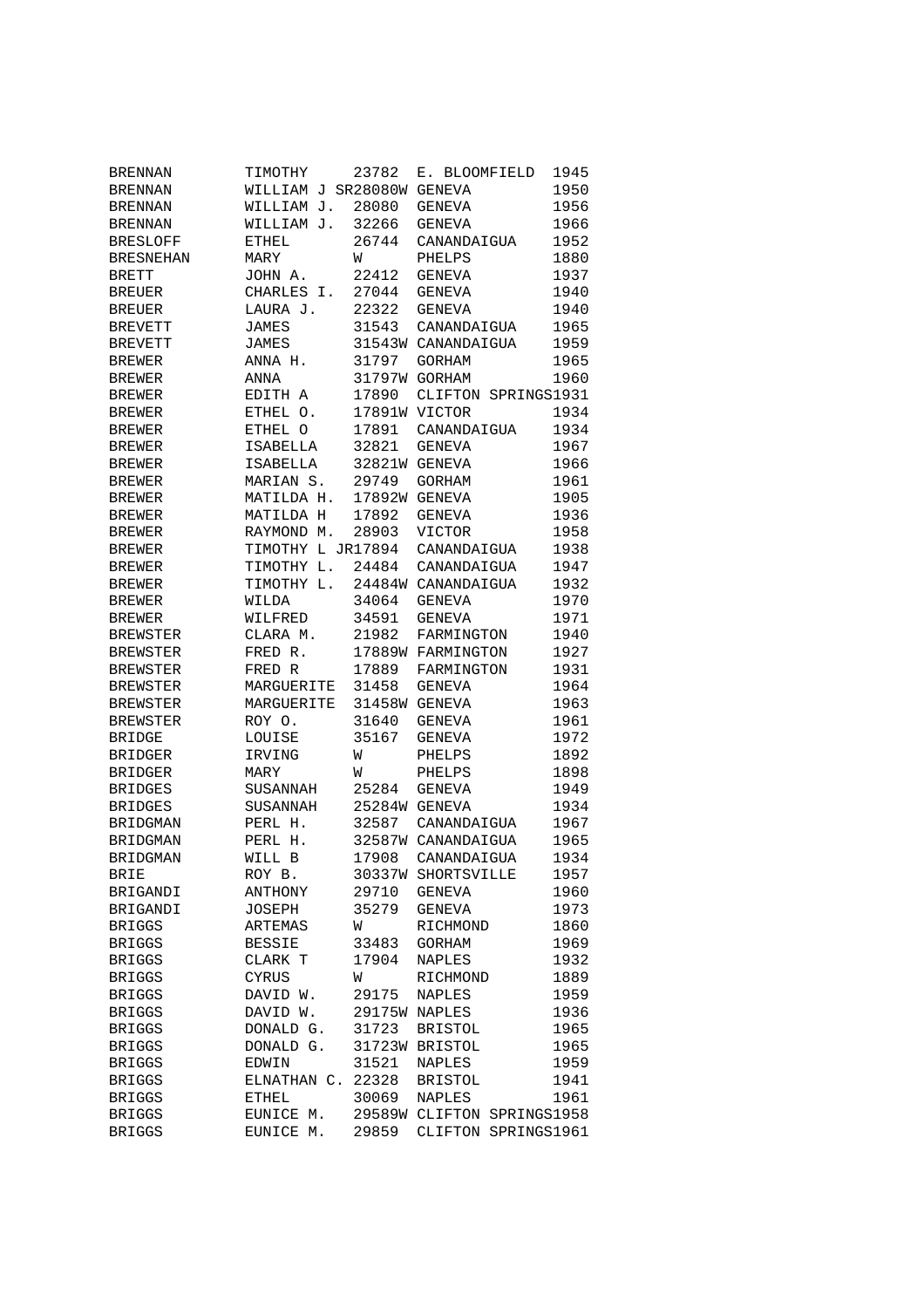| | | | | |
|---|---|---|---|---|
| BRENNAN | TIMOTHY | 23782 | E. BLOOMFIELD | 1945 |
| BRENNAN | WILLIAM J SR | 28080W | GENEVA | 1950 |
| BRENNAN | WILLIAM J. | 28080 | GENEVA | 1956 |
| BRENNAN | WILLIAM J. | 32266 | GENEVA | 1966 |
| BRESLOFF | ETHEL | 26744 | CANANDAIGUA | 1952 |
| BRESNEHAN | MARY | W | PHELPS | 1880 |
| BRETT | JOHN A. | 22412 | GENEVA | 1937 |
| BREUER | CHARLES I. | 27044 | GENEVA | 1940 |
| BREUER | LAURA J. | 22322 | GENEVA | 1940 |
| BREVETT | JAMES | 31543 | CANANDAIGUA | 1965 |
| BREVETT | JAMES | 31543W | CANANDAIGUA | 1959 |
| BREWER | ANNA H. | 31797 | GORHAM | 1965 |
| BREWER | ANNA | 31797W | GORHAM | 1960 |
| BREWER | EDITH A | 17890 | CLIFTON SPRINGS | 1931 |
| BREWER | ETHEL O. | 17891W | VICTOR | 1934 |
| BREWER | ETHEL O | 17891 | CANANDAIGUA | 1934 |
| BREWER | ISABELLA | 32821 | GENEVA | 1967 |
| BREWER | ISABELLA | 32821W | GENEVA | 1966 |
| BREWER | MARIAN S. | 29749 | GORHAM | 1961 |
| BREWER | MATILDA H. | 17892W | GENEVA | 1905 |
| BREWER | MATILDA H | 17892 | GENEVA | 1936 |
| BREWER | RAYMOND M. | 28903 | VICTOR | 1958 |
| BREWER | TIMOTHY L JR | 17894 | CANANDAIGUA | 1938 |
| BREWER | TIMOTHY L. | 24484 | CANANDAIGUA | 1947 |
| BREWER | TIMOTHY L. | 24484W | CANANDAIGUA | 1932 |
| BREWER | WILDA | 34064 | GENEVA | 1970 |
| BREWER | WILFRED | 34591 | GENEVA | 1971 |
| BREWSTER | CLARA M. | 21982 | FARMINGTON | 1940 |
| BREWSTER | FRED R. | 17889W | FARMINGTON | 1927 |
| BREWSTER | FRED R | 17889 | FARMINGTON | 1931 |
| BREWSTER | MARGUERITE | 31458 | GENEVA | 1964 |
| BREWSTER | MARGUERITE | 31458W | GENEVA | 1963 |
| BREWSTER | ROY O. | 31640 | GENEVA | 1961 |
| BRIDGE | LOUISE | 35167 | GENEVA | 1972 |
| BRIDGER | IRVING | W | PHELPS | 1892 |
| BRIDGER | MARY | W | PHELPS | 1898 |
| BRIDGES | SUSANNAH | 25284 | GENEVA | 1949 |
| BRIDGES | SUSANNAH | 25284W | GENEVA | 1934 |
| BRIDGMAN | PERL H. | 32587 | CANANDAIGUA | 1967 |
| BRIDGMAN | PERL H. | 32587W | CANANDAIGUA | 1965 |
| BRIDGMAN | WILL B | 17908 | CANANDAIGUA | 1934 |
| BRIE | ROY B. | 30337W | SHORTSVILLE | 1957 |
| BRIGANDI | ANTHONY | 29710 | GENEVA | 1960 |
| BRIGANDI | JOSEPH | 35279 | GENEVA | 1973 |
| BRIGGS | ARTEMAS | W | RICHMOND | 1860 |
| BRIGGS | BESSIE | 33483 | GORHAM | 1969 |
| BRIGGS | CLARK T | 17904 | NAPLES | 1932 |
| BRIGGS | CYRUS | W | RICHMOND | 1889 |
| BRIGGS | DAVID W. | 29175 | NAPLES | 1959 |
| BRIGGS | DAVID W. | 29175W | NAPLES | 1936 |
| BRIGGS | DONALD G. | 31723 | BRISTOL | 1965 |
| BRIGGS | DONALD G. | 31723W | BRISTOL | 1965 |
| BRIGGS | EDWIN | 31521 | NAPLES | 1959 |
| BRIGGS | ELNATHAN C. | 22328 | BRISTOL | 1941 |
| BRIGGS | ETHEL | 30069 | NAPLES | 1961 |
| BRIGGS | EUNICE M. | 29589W | CLIFTON SPRINGS | 1958 |
| BRIGGS | EUNICE M. | 29859 | CLIFTON SPRINGS | 1961 |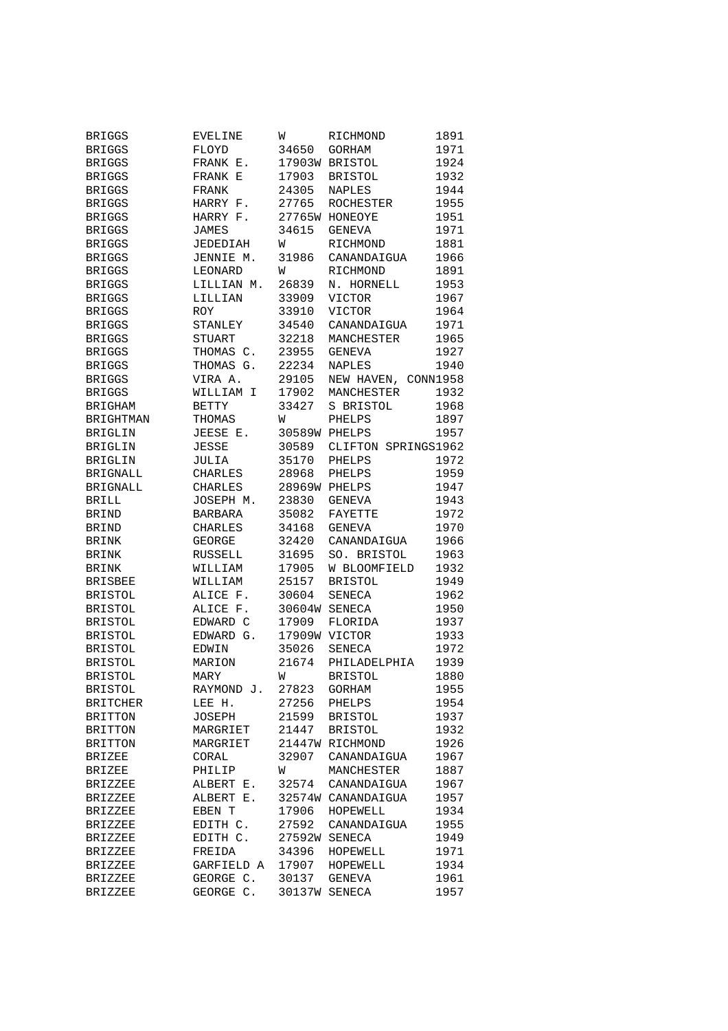| | | | | |
|---|---|---|---|---|
| BRIGGS | EVELINE | W | RICHMOND | 1891 |
| BRIGGS | FLOYD | 34650 | GORHAM | 1971 |
| BRIGGS | FRANK E. | 17903W | BRISTOL | 1924 |
| BRIGGS | FRANK E | 17903 | BRISTOL | 1932 |
| BRIGGS | FRANK | 24305 | NAPLES | 1944 |
| BRIGGS | HARRY F. | 27765 | ROCHESTER | 1955 |
| BRIGGS | HARRY F. | 27765W | HONEOYE | 1951 |
| BRIGGS | JAMES | 34615 | GENEVA | 1971 |
| BRIGGS | JEDEDIAH | W | RICHMOND | 1881 |
| BRIGGS | JENNIE M. | 31986 | CANANDAIGUA | 1966 |
| BRIGGS | LEONARD | W | RICHMOND | 1891 |
| BRIGGS | LILLIAN M. | 26839 | N. HORNELL | 1953 |
| BRIGGS | LILLIAN | 33909 | VICTOR | 1967 |
| BRIGGS | ROY | 33910 | VICTOR | 1964 |
| BRIGGS | STANLEY | 34540 | CANANDAIGUA | 1971 |
| BRIGGS | STUART | 32218 | MANCHESTER | 1965 |
| BRIGGS | THOMAS C. | 23955 | GENEVA | 1927 |
| BRIGGS | THOMAS G. | 22234 | NAPLES | 1940 |
| BRIGGS | VIRA A. | 29105 | NEW HAVEN, CONN | 1958 |
| BRIGGS | WILLIAM I | 17902 | MANCHESTER | 1932 |
| BRIGHAM | BETTY | 33427 | S BRISTOL | 1968 |
| BRIGHTMAN | THOMAS | W | PHELPS | 1897 |
| BRIGLIN | JEESE E. | 30589W | PHELPS | 1957 |
| BRIGLIN | JESSE | 30589 | CLIFTON SPRINGS | 1962 |
| BRIGLIN | JULIA | 35170 | PHELPS | 1972 |
| BRIGNALL | CHARLES | 28968 | PHELPS | 1959 |
| BRIGNALL | CHARLES | 28969W | PHELPS | 1947 |
| BRILL | JOSEPH M. | 23830 | GENEVA | 1943 |
| BRIND | BARBARA | 35082 | FAYETTE | 1972 |
| BRIND | CHARLES | 34168 | GENEVA | 1970 |
| BRINK | GEORGE | 32420 | CANANDAIGUA | 1966 |
| BRINK | RUSSELL | 31695 | SO. BRISTOL | 1963 |
| BRINK | WILLIAM | 17905 | W BLOOMFIELD | 1932 |
| BRISBEE | WILLIAM | 25157 | BRISTOL | 1949 |
| BRISTOL | ALICE F. | 30604 | SENECA | 1962 |
| BRISTOL | ALICE F. | 30604W | SENECA | 1950 |
| BRISTOL | EDWARD C | 17909 | FLORIDA | 1937 |
| BRISTOL | EDWARD G. | 17909W | VICTOR | 1933 |
| BRISTOL | EDWIN | 35026 | SENECA | 1972 |
| BRISTOL | MARION | 21674 | PHILADELPHIA | 1939 |
| BRISTOL | MARY | W | BRISTOL | 1880 |
| BRISTOL | RAYMOND J. | 27823 | GORHAM | 1955 |
| BRITCHER | LEE H. | 27256 | PHELPS | 1954 |
| BRITTON | JOSEPH | 21599 | BRISTOL | 1937 |
| BRITTON | MARGRIET | 21447 | BRISTOL | 1932 |
| BRITTON | MARGRIET | 21447W | RICHMOND | 1926 |
| BRIZEE | CORAL | 32907 | CANANDAIGUA | 1967 |
| BRIZEE | PHILIP | W | MANCHESTER | 1887 |
| BRIZZEE | ALBERT E. | 32574 | CANANDAIGUA | 1967 |
| BRIZZEE | ALBERT E. | 32574W | CANANDAIGUA | 1957 |
| BRIZZEE | EBEN T | 17906 | HOPEWELL | 1934 |
| BRIZZEE | EDITH C. | 27592 | CANANDAIGUA | 1955 |
| BRIZZEE | EDITH C. | 27592W | SENECA | 1949 |
| BRIZZEE | FREIDA | 34396 | HOPEWELL | 1971 |
| BRIZZEE | GARFIELD A | 17907 | HOPEWELL | 1934 |
| BRIZZEE | GEORGE C. | 30137 | GENEVA | 1961 |
| BRIZZEE | GEORGE C. | 30137W | SENECA | 1957 |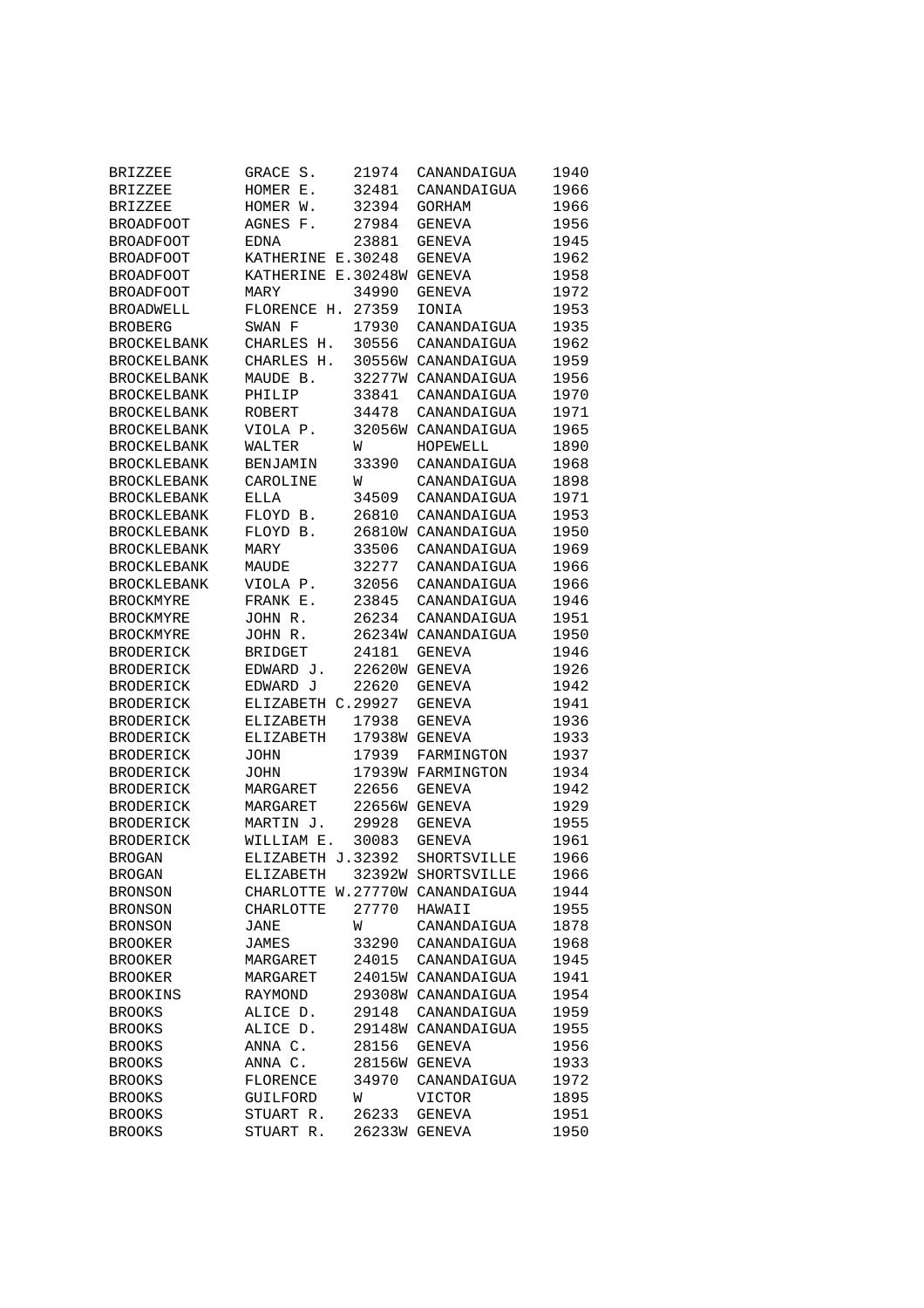| | | | | |
|---|---|---|---|---|
| BRIZZEE | GRACE S. | 21974 | CANANDAIGUA | 1940 |
| BRIZZEE | HOMER E. | 32481 | CANANDAIGUA | 1966 |
| BRIZZEE | HOMER W. | 32394 | GORHAM | 1966 |
| BROADFOOT | AGNES F. | 27984 | GENEVA | 1956 |
| BROADFOOT | EDNA | 23881 | GENEVA | 1945 |
| BROADFOOT | KATHERINE E. | 30248 | GENEVA | 1962 |
| BROADFOOT | KATHERINE E. | 30248W | GENEVA | 1958 |
| BROADFOOT | MARY | 34990 | GENEVA | 1972 |
| BROADWELL | FLORENCE H. | 27359 | IONIA | 1953 |
| BROBERG | SWAN F | 17930 | CANANDAIGUA | 1935 |
| BROCKELBANK | CHARLES H. | 30556 | CANANDAIGUA | 1962 |
| BROCKELBANK | CHARLES H. | 30556W | CANANDAIGUA | 1959 |
| BROCKELBANK | MAUDE B. | 32277W | CANANDAIGUA | 1956 |
| BROCKELBANK | PHILIP | 33841 | CANANDAIGUA | 1970 |
| BROCKELBANK | ROBERT | 34478 | CANANDAIGUA | 1971 |
| BROCKELBANK | VIOLA P. | 32056W | CANANDAIGUA | 1965 |
| BROCKELBANK | WALTER | W | HOPEWELL | 1890 |
| BROCKLEBANK | BENJAMIN | 33390 | CANANDAIGUA | 1968 |
| BROCKLEBANK | CAROLINE | W | CANANDAIGUA | 1898 |
| BROCKLEBANK | ELLA | 34509 | CANANDAIGUA | 1971 |
| BROCKLEBANK | FLOYD B. | 26810 | CANANDAIGUA | 1953 |
| BROCKLEBANK | FLOYD B. | 26810W | CANANDAIGUA | 1950 |
| BROCKLEBANK | MARY | 33506 | CANANDAIGUA | 1969 |
| BROCKLEBANK | MAUDE | 32277 | CANANDAIGUA | 1966 |
| BROCKLEBANK | VIOLA P. | 32056 | CANANDAIGUA | 1966 |
| BROCKMYRE | FRANK E. | 23845 | CANANDAIGUA | 1946 |
| BROCKMYRE | JOHN R. | 26234 | CANANDAIGUA | 1951 |
| BROCKMYRE | JOHN R. | 26234W | CANANDAIGUA | 1950 |
| BRODERICK | BRIDGET | 24181 | GENEVA | 1946 |
| BRODERICK | EDWARD J. | 22620W | GENEVA | 1926 |
| BRODERICK | EDWARD J | 22620 | GENEVA | 1942 |
| BRODERICK | ELIZABETH C. | 29927 | GENEVA | 1941 |
| BRODERICK | ELIZABETH | 17938 | GENEVA | 1936 |
| BRODERICK | ELIZABETH | 17938W | GENEVA | 1933 |
| BRODERICK | JOHN | 17939 | FARMINGTON | 1937 |
| BRODERICK | JOHN | 17939W | FARMINGTON | 1934 |
| BRODERICK | MARGARET | 22656 | GENEVA | 1942 |
| BRODERICK | MARGARET | 22656W | GENEVA | 1929 |
| BRODERICK | MARTIN J. | 29928 | GENEVA | 1955 |
| BRODERICK | WILLIAM E. | 30083 | GENEVA | 1961 |
| BROGAN | ELIZABETH J. | 32392 | SHORTSVILLE | 1966 |
| BROGAN | ELIZABETH | 32392W | SHORTSVILLE | 1966 |
| BRONSON | CHARLOTTE W. | 27770W | CANANDAIGUA | 1944 |
| BRONSON | CHARLOTTE | 27770 | HAWAII | 1955 |
| BRONSON | JANE | W | CANANDAIGUA | 1878 |
| BROOKER | JAMES | 33290 | CANANDAIGUA | 1968 |
| BROOKER | MARGARET | 24015 | CANANDAIGUA | 1945 |
| BROOKER | MARGARET | 24015W | CANANDAIGUA | 1941 |
| BROOKINS | RAYMOND | 29308W | CANANDAIGUA | 1954 |
| BROOKS | ALICE D. | 29148 | CANANDAIGUA | 1959 |
| BROOKS | ALICE D. | 29148W | CANANDAIGUA | 1955 |
| BROOKS | ANNA C. | 28156 | GENEVA | 1956 |
| BROOKS | ANNA C. | 28156W | GENEVA | 1933 |
| BROOKS | FLORENCE | 34970 | CANANDAIGUA | 1972 |
| BROOKS | GUILFORD | W | VICTOR | 1895 |
| BROOKS | STUART R. | 26233 | GENEVA | 1951 |
| BROOKS | STUART R. | 26233W | GENEVA | 1950 |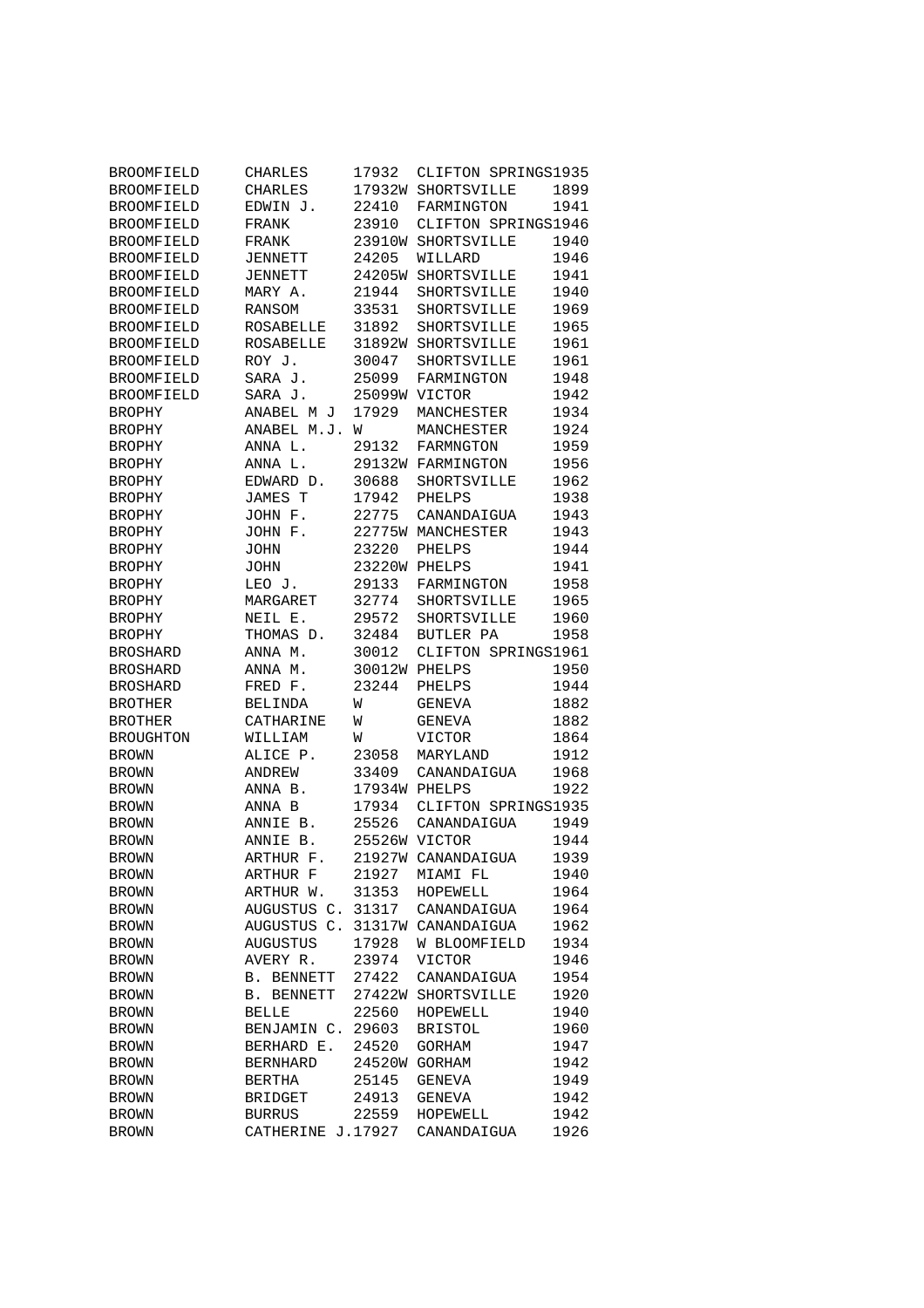| | | | | |
|---|---|---|---|---|
| BROOMFIELD | CHARLES | 17932 | CLIFTON SPRINGS | 1935 |
| BROOMFIELD | CHARLES | 17932W | SHORTSVILLE | 1899 |
| BROOMFIELD | EDWIN J. | 22410 | FARMINGTON | 1941 |
| BROOMFIELD | FRANK | 23910 | CLIFTON SPRINGS | 1946 |
| BROOMFIELD | FRANK | 23910W | SHORTSVILLE | 1940 |
| BROOMFIELD | JENNETT | 24205 | WILLARD | 1946 |
| BROOMFIELD | JENNETT | 24205W | SHORTSVILLE | 1941 |
| BROOMFIELD | MARY A. | 21944 | SHORTSVILLE | 1940 |
| BROOMFIELD | RANSOM | 33531 | SHORTSVILLE | 1969 |
| BROOMFIELD | ROSABELLE | 31892 | SHORTSVILLE | 1965 |
| BROOMFIELD | ROSABELLE | 31892W | SHORTSVILLE | 1961 |
| BROOMFIELD | ROY J. | 30047 | SHORTSVILLE | 1961 |
| BROOMFIELD | SARA J. | 25099 | FARMINGTON | 1948 |
| BROOMFIELD | SARA J. | 25099W | VICTOR | 1942 |
| BROPHY | ANABEL M J | 17929 | MANCHESTER | 1934 |
| BROPHY | ANABEL M.J. | W | MANCHESTER | 1924 |
| BROPHY | ANNA L. | 29132 | FARMNGTON | 1959 |
| BROPHY | ANNA L. | 29132W | FARMINGTON | 1956 |
| BROPHY | EDWARD D. | 30688 | SHORTSVILLE | 1962 |
| BROPHY | JAMES T | 17942 | PHELPS | 1938 |
| BROPHY | JOHN F. | 22775 | CANANDAIGUA | 1943 |
| BROPHY | JOHN F. | 22775W | MANCHESTER | 1943 |
| BROPHY | JOHN | 23220 | PHELPS | 1944 |
| BROPHY | JOHN | 23220W | PHELPS | 1941 |
| BROPHY | LEO J. | 29133 | FARMINGTON | 1958 |
| BROPHY | MARGARET | 32774 | SHORTSVILLE | 1965 |
| BROPHY | NEIL E. | 29572 | SHORTSVILLE | 1960 |
| BROPHY | THOMAS D. | 32484 | BUTLER PA | 1958 |
| BROSHARD | ANNA M. | 30012 | CLIFTON SPRINGS | 1961 |
| BROSHARD | ANNA M. | 30012W | PHELPS | 1950 |
| BROSHARD | FRED F. | 23244 | PHELPS | 1944 |
| BROTHER | BELINDA | W | GENEVA | 1882 |
| BROTHER | CATHARINE | W | GENEVA | 1882 |
| BROUGHTON | WILLIAM | W | VICTOR | 1864 |
| BROWN | ALICE P. | 23058 | MARYLAND | 1912 |
| BROWN | ANDREW | 33409 | CANANDAIGUA | 1968 |
| BROWN | ANNA B. | 17934W | PHELPS | 1922 |
| BROWN | ANNA B | 17934 | CLIFTON SPRINGS | 1935 |
| BROWN | ANNIE B. | 25526 | CANANDAIGUA | 1949 |
| BROWN | ANNIE B. | 25526W | VICTOR | 1944 |
| BROWN | ARTHUR F. | 21927W | CANANDAIGUA | 1939 |
| BROWN | ARTHUR F | 21927 | MIAMI FL | 1940 |
| BROWN | ARTHUR W. | 31353 | HOPEWELL | 1964 |
| BROWN | AUGUSTUS C. | 31317 | CANANDAIGUA | 1964 |
| BROWN | AUGUSTUS C. | 31317W | CANANDAIGUA | 1962 |
| BROWN | AUGUSTUS | 17928 | W BLOOMFIELD | 1934 |
| BROWN | AVERY R. | 23974 | VICTOR | 1946 |
| BROWN | B. BENNETT | 27422 | CANANDAIGUA | 1954 |
| BROWN | B. BENNETT | 27422W | SHORTSVILLE | 1920 |
| BROWN | BELLE | 22560 | HOPEWELL | 1940 |
| BROWN | BENJAMIN C. | 29603 | BRISTOL | 1960 |
| BROWN | BERHARD E. | 24520 | GORHAM | 1947 |
| BROWN | BERNHARD | 24520W | GORHAM | 1942 |
| BROWN | BERTHA | 25145 | GENEVA | 1949 |
| BROWN | BRIDGET | 24913 | GENEVA | 1942 |
| BROWN | BURRUS | 22559 | HOPEWELL | 1942 |
| BROWN | CATHERINE J. | 17927 | CANANDAIGUA | 1926 |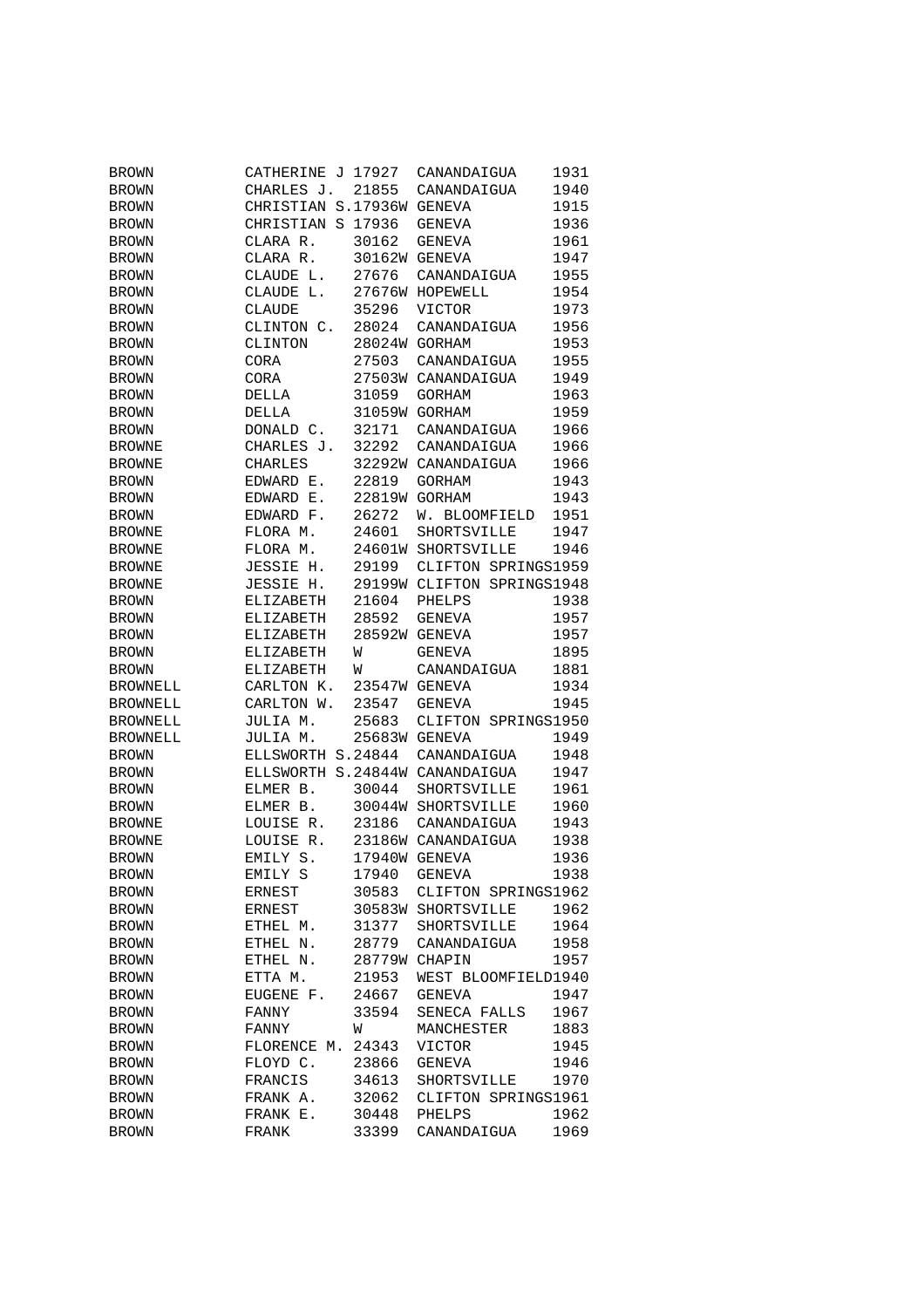| | | | | |
|---|---|---|---|---|
| BROWN | CATHERINE J | 17927 | CANANDAIGUA | 1931 |
| BROWN | CHARLES J. | 21855 | CANANDAIGUA | 1940 |
| BROWN | CHRISTIAN S. | 17936W | GENEVA | 1915 |
| BROWN | CHRISTIAN S | 17936 | GENEVA | 1936 |
| BROWN | CLARA R. | 30162 | GENEVA | 1961 |
| BROWN | CLARA R. | 30162W | GENEVA | 1947 |
| BROWN | CLAUDE L. | 27676 | CANANDAIGUA | 1955 |
| BROWN | CLAUDE L. | 27676W | HOPEWELL | 1954 |
| BROWN | CLAUDE | 35296 | VICTOR | 1973 |
| BROWN | CLINTON C. | 28024 | CANANDAIGUA | 1956 |
| BROWN | CLINTON | 28024W | GORHAM | 1953 |
| BROWN | CORA | 27503 | CANANDAIGUA | 1955 |
| BROWN | CORA | 27503W | CANANDAIGUA | 1949 |
| BROWN | DELLA | 31059 | GORHAM | 1963 |
| BROWN | DELLA | 31059W | GORHAM | 1959 |
| BROWN | DONALD C. | 32171 | CANANDAIGUA | 1966 |
| BROWNE | CHARLES J. | 32292 | CANANDAIGUA | 1966 |
| BROWNE | CHARLES | 32292W | CANANDAIGUA | 1966 |
| BROWN | EDWARD E. | 22819 | GORHAM | 1943 |
| BROWN | EDWARD E. | 22819W | GORHAM | 1943 |
| BROWN | EDWARD F. | 26272 | W. BLOOMFIELD | 1951 |
| BROWNE | FLORA M. | 24601 | SHORTSVILLE | 1947 |
| BROWNE | FLORA M. | 24601W | SHORTSVILLE | 1946 |
| BROWNE | JESSIE H. | 29199 | CLIFTON SPRINGS | 1959 |
| BROWNE | JESSIE H. | 29199W | CLIFTON SPRINGS | 1948 |
| BROWN | ELIZABETH | 21604 | PHELPS | 1938 |
| BROWN | ELIZABETH | 28592 | GENEVA | 1957 |
| BROWN | ELIZABETH | 28592W | GENEVA | 1957 |
| BROWN | ELIZABETH | W | GENEVA | 1895 |
| BROWN | ELIZABETH | W | CANANDAIGUA | 1881 |
| BROWNELL | CARLTON K. | 23547W | GENEVA | 1934 |
| BROWNELL | CARLTON W. | 23547 | GENEVA | 1945 |
| BROWNELL | JULIA M. | 25683 | CLIFTON SPRINGS | 1950 |
| BROWNELL | JULIA M. | 25683W | GENEVA | 1949 |
| BROWN | ELLSWORTH S. | 24844 | CANANDAIGUA | 1948 |
| BROWN | ELLSWORTH S. | 24844W | CANANDAIGUA | 1947 |
| BROWN | ELMER B. | 30044 | SHORTSVILLE | 1961 |
| BROWN | ELMER B. | 30044W | SHORTSVILLE | 1960 |
| BROWNE | LOUISE R. | 23186 | CANANDAIGUA | 1943 |
| BROWNE | LOUISE R. | 23186W | CANANDAIGUA | 1938 |
| BROWN | EMILY S. | 17940W | GENEVA | 1936 |
| BROWN | EMILY S | 17940 | GENEVA | 1938 |
| BROWN | ERNEST | 30583 | CLIFTON SPRINGS | 1962 |
| BROWN | ERNEST | 30583W | SHORTSVILLE | 1962 |
| BROWN | ETHEL M. | 31377 | SHORTSVILLE | 1964 |
| BROWN | ETHEL N. | 28779 | CANANDAIGUA | 1958 |
| BROWN | ETHEL N. | 28779W | CHAPIN | 1957 |
| BROWN | ETTA M. | 21953 | WEST BLOOMFIELD | 1940 |
| BROWN | EUGENE F. | 24667 | GENEVA | 1947 |
| BROWN | FANNY | 33594 | SENECA FALLS | 1967 |
| BROWN | FANNY | W | MANCHESTER | 1883 |
| BROWN | FLORENCE M. | 24343 | VICTOR | 1945 |
| BROWN | FLOYD C. | 23866 | GENEVA | 1946 |
| BROWN | FRANCIS | 34613 | SHORTSVILLE | 1970 |
| BROWN | FRANK A. | 32062 | CLIFTON SPRINGS | 1961 |
| BROWN | FRANK E. | 30448 | PHELPS | 1962 |
| BROWN | FRANK | 33399 | CANANDAIGUA | 1969 |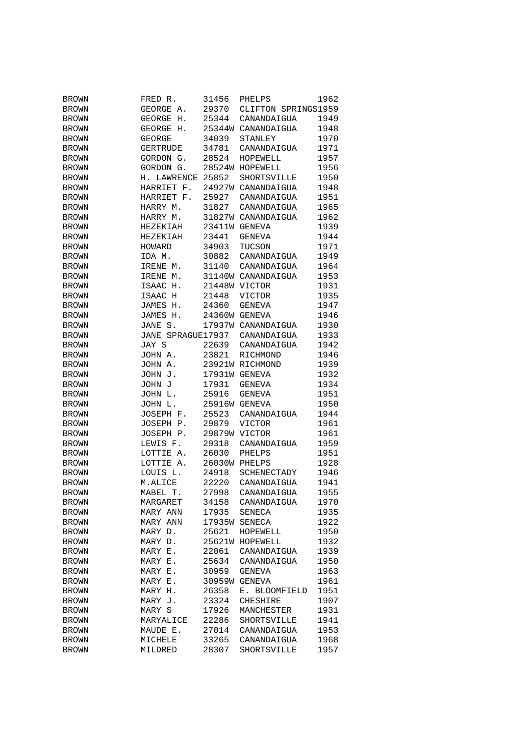| | | | | |
|---|---|---|---|---|
| BROWN | FRED R. | 31456 | PHELPS | 1962 |
| BROWN | GEORGE A. | 29370 | CLIFTON SPRINGS | 1959 |
| BROWN | GEORGE H. | 25344 | CANANDAIGUA | 1949 |
| BROWN | GEORGE H. | 25344W | CANANDAIGUA | 1948 |
| BROWN | GEORGE | 34039 | STANLEY | 1970 |
| BROWN | GERTRUDE | 34781 | CANANDAIGUA | 1971 |
| BROWN | GORDON G. | 28524 | HOPEWELL | 1957 |
| BROWN | GORDON G. | 28524W | HOPEWELL | 1956 |
| BROWN | H. LAWRENCE | 25852 | SHORTSVILLE | 1950 |
| BROWN | HARRIET F. | 24927W | CANANDAIGUA | 1948 |
| BROWN | HARRIET F. | 25927 | CANANDAIGUA | 1951 |
| BROWN | HARRY M. | 31827 | CANANDAIGUA | 1965 |
| BROWN | HARRY M. | 31827W | CANANDAIGUA | 1962 |
| BROWN | HEZEKIAH | 23411W | GENEVA | 1939 |
| BROWN | HEZEKIAH | 23441 | GENEVA | 1944 |
| BROWN | HOWARD | 34903 | TUCSON | 1971 |
| BROWN | IDA M. | 30882 | CANANDAIGUA | 1949 |
| BROWN | IRENE M. | 31140 | CANANDAIGUA | 1964 |
| BROWN | IRENE M. | 31140W | CANANDAIGUA | 1953 |
| BROWN | ISAAC H. | 21448W | VICTOR | 1931 |
| BROWN | ISAAC H | 21448 | VICTOR | 1935 |
| BROWN | JAMES H. | 24360 | GENEVA | 1947 |
| BROWN | JAMES H. | 24360W | GENEVA | 1946 |
| BROWN | JANE S. | 17937W | CANANDAIGUA | 1930 |
| BROWN | JANE SPRAGUE | 17937 | CANANDAIGUA | 1933 |
| BROWN | JAY S | 22639 | CANANDAIGUA | 1942 |
| BROWN | JOHN A. | 23821 | RICHMOND | 1946 |
| BROWN | JOHN A. | 23921W | RICHMOND | 1939 |
| BROWN | JOHN J. | 17931W | GENEVA | 1932 |
| BROWN | JOHN J | 17931 | GENEVA | 1934 |
| BROWN | JOHN L. | 25916 | GENEVA | 1951 |
| BROWN | JOHN L. | 25916W | GENEVA | 1950 |
| BROWN | JOSEPH F. | 25523 | CANANDAIGUA | 1944 |
| BROWN | JOSEPH P. | 29879 | VICTOR | 1961 |
| BROWN | JOSEPH P. | 29879W | VICTOR | 1961 |
| BROWN | LEWIS F. | 29318 | CANANDAIGUA | 1959 |
| BROWN | LOTTIE A. | 26030 | PHELPS | 1951 |
| BROWN | LOTTIE A. | 26030W | PHELPS | 1928 |
| BROWN | LOUIS L. | 24918 | SCHENECTADY | 1946 |
| BROWN | M.ALICE | 22220 | CANANDAIGUA | 1941 |
| BROWN | MABEL T. | 27998 | CANANDAIGUA | 1955 |
| BROWN | MARGARET | 34158 | CANANDAIGUA | 1970 |
| BROWN | MARY ANN | 17935 | SENECA | 1935 |
| BROWN | MARY ANN | 17935W | SENECA | 1922 |
| BROWN | MARY D. | 25621 | HOPEWELL | 1950 |
| BROWN | MARY D. | 25621W | HOPEWELL | 1932 |
| BROWN | MARY E. | 22061 | CANANDAIGUA | 1939 |
| BROWN | MARY E. | 25634 | CANANDAIGUA | 1950 |
| BROWN | MARY E. | 30959 | GENEVA | 1963 |
| BROWN | MARY E. | 30959W | GENEVA | 1961 |
| BROWN | MARY H. | 26358 | E. BLOOMFIELD | 1951 |
| BROWN | MARY J. | 23324 | CHESHIRE | 1907 |
| BROWN | MARY S | 17926 | MANCHESTER | 1931 |
| BROWN | MARYALICE | 22286 | SHORTSVILLE | 1941 |
| BROWN | MAUDE E. | 27014 | CANANDAIGUA | 1953 |
| BROWN | MICHELE | 33265 | CANANDAIGUA | 1968 |
| BROWN | MILDRED | 28307 | SHORTSVILLE | 1957 |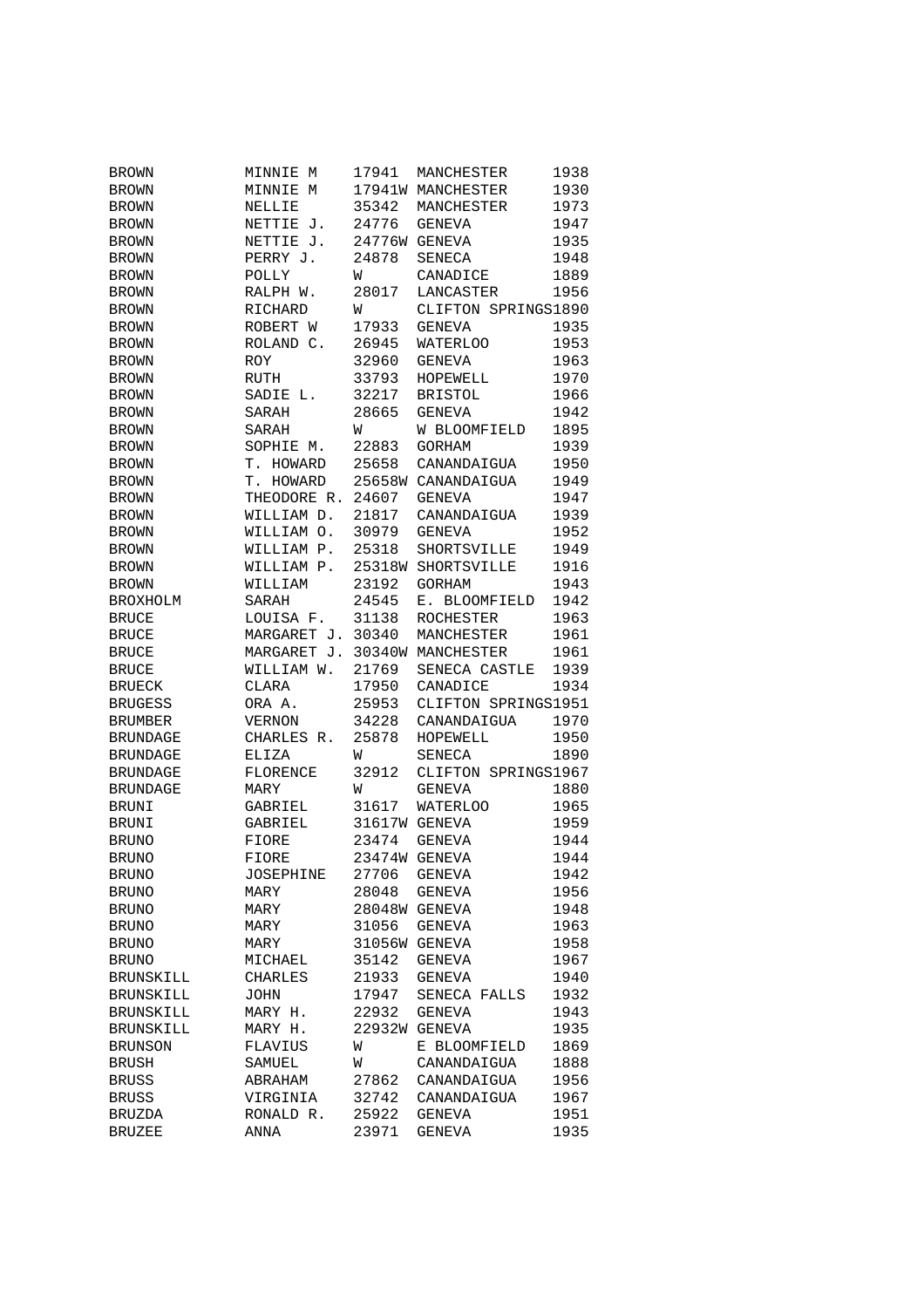| | | | | |
|---|---|---|---|---|
| BROWN | MINNIE M | 17941 | MANCHESTER | 1938 |
| BROWN | MINNIE M | 17941W | MANCHESTER | 1930 |
| BROWN | NELLIE | 35342 | MANCHESTER | 1973 |
| BROWN | NETTIE J. | 24776 | GENEVA | 1947 |
| BROWN | NETTIE J. | 24776W | GENEVA | 1935 |
| BROWN | PERRY J. | 24878 | SENECA | 1948 |
| BROWN | POLLY | W | CANADICE | 1889 |
| BROWN | RALPH W. | 28017 | LANCASTER | 1956 |
| BROWN | RICHARD | W | CLIFTON SPRINGS | 1890 |
| BROWN | ROBERT W | 17933 | GENEVA | 1935 |
| BROWN | ROLAND C. | 26945 | WATERLOO | 1953 |
| BROWN | ROY | 32960 | GENEVA | 1963 |
| BROWN | RUTH | 33793 | HOPEWELL | 1970 |
| BROWN | SADIE L. | 32217 | BRISTOL | 1966 |
| BROWN | SARAH | 28665 | GENEVA | 1942 |
| BROWN | SARAH | W | W BLOOMFIELD | 1895 |
| BROWN | SOPHIE M. | 22883 | GORHAM | 1939 |
| BROWN | T. HOWARD | 25658 | CANANDAIGUA | 1950 |
| BROWN | T. HOWARD | 25658W | CANANDAIGUA | 1949 |
| BROWN | THEODORE R. | 24607 | GENEVA | 1947 |
| BROWN | WILLIAM D. | 21817 | CANANDAIGUA | 1939 |
| BROWN | WILLIAM O. | 30979 | GENEVA | 1952 |
| BROWN | WILLIAM P. | 25318 | SHORTSVILLE | 1949 |
| BROWN | WILLIAM P. | 25318W | SHORTSVILLE | 1916 |
| BROWN | WILLIAM | 23192 | GORHAM | 1943 |
| BROXHOLM | SARAH | 24545 | E. BLOOMFIELD | 1942 |
| BRUCE | LOUISA F. | 31138 | ROCHESTER | 1963 |
| BRUCE | MARGARET J. | 30340 | MANCHESTER | 1961 |
| BRUCE | MARGARET J. | 30340W | MANCHESTER | 1961 |
| BRUCE | WILLIAM W. | 21769 | SENECA CASTLE | 1939 |
| BRUECK | CLARA | 17950 | CANADICE | 1934 |
| BRUGESS | ORA A. | 25953 | CLIFTON SPRINGS | 1951 |
| BRUMBER | VERNON | 34228 | CANANDAIGUA | 1970 |
| BRUNDAGE | CHARLES R. | 25878 | HOPEWELL | 1950 |
| BRUNDAGE | ELIZA | W | SENECA | 1890 |
| BRUNDAGE | FLORENCE | 32912 | CLIFTON SPRINGS | 1967 |
| BRUNDAGE | MARY | W | GENEVA | 1880 |
| BRUNI | GABRIEL | 31617 | WATERLOO | 1965 |
| BRUNI | GABRIEL | 31617W | GENEVA | 1959 |
| BRUNO | FIORE | 23474 | GENEVA | 1944 |
| BRUNO | FIORE | 23474W | GENEVA | 1944 |
| BRUNO | JOSEPHINE | 27706 | GENEVA | 1942 |
| BRUNO | MARY | 28048 | GENEVA | 1956 |
| BRUNO | MARY | 28048W | GENEVA | 1948 |
| BRUNO | MARY | 31056 | GENEVA | 1963 |
| BRUNO | MARY | 31056W | GENEVA | 1958 |
| BRUNO | MICHAEL | 35142 | GENEVA | 1967 |
| BRUNSKILL | CHARLES | 21933 | GENEVA | 1940 |
| BRUNSKILL | JOHN | 17947 | SENECA FALLS | 1932 |
| BRUNSKILL | MARY H. | 22932 | GENEVA | 1943 |
| BRUNSKILL | MARY H. | 22932W | GENEVA | 1935 |
| BRUNSON | FLAVIUS | W | E BLOOMFIELD | 1869 |
| BRUSH | SAMUEL | W | CANANDAIGUA | 1888 |
| BRUSS | ABRAHAM | 27862 | CANANDAIGUA | 1956 |
| BRUSS | VIRGINIA | 32742 | CANANDAIGUA | 1967 |
| BRUZDA | RONALD R. | 25922 | GENEVA | 1951 |
| BRUZEE | ANNA | 23971 | GENEVA | 1935 |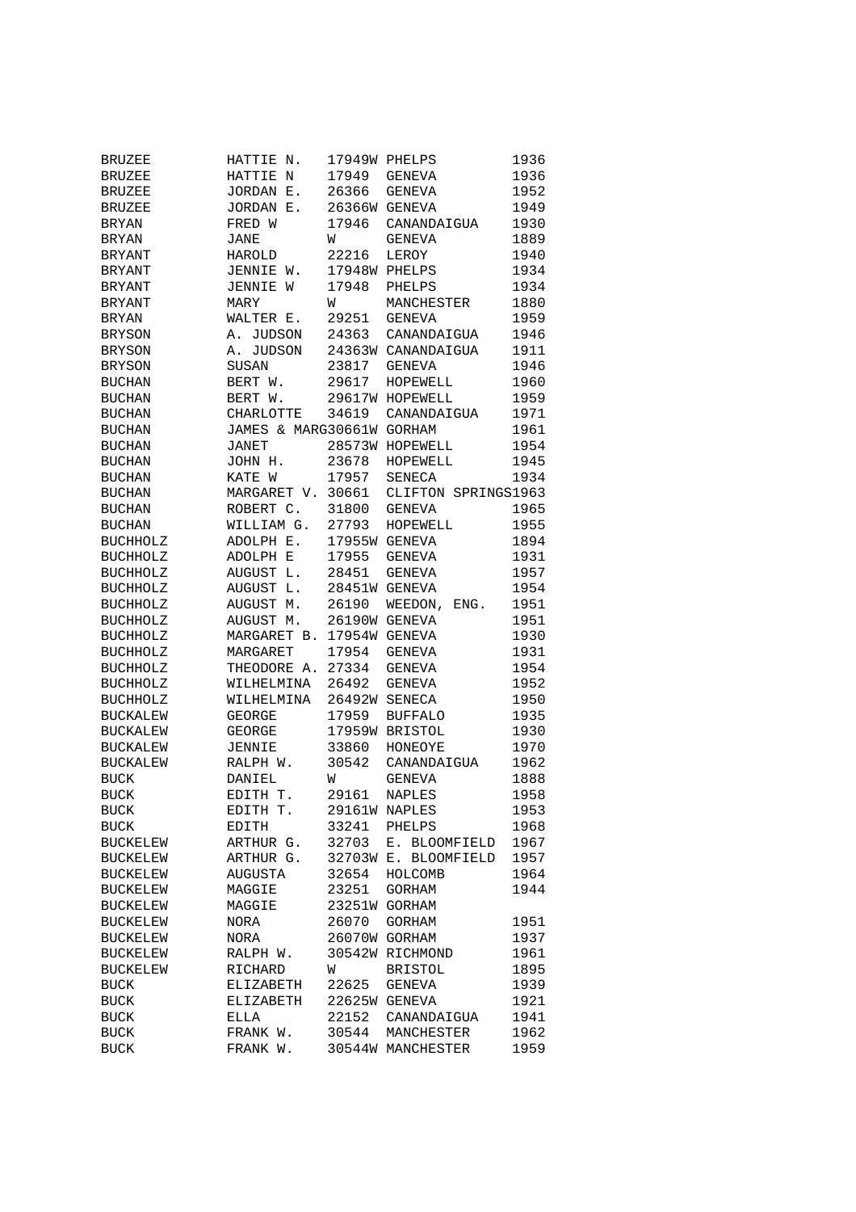| | | | | |
|---|---|---|---|---|
| BRUZEE | HATTIE N. | 17949W | PHELPS | 1936 |
| BRUZEE | HATTIE N | 17949 | GENEVA | 1936 |
| BRUZEE | JORDAN E. | 26366 | GENEVA | 1952 |
| BRUZEE | JORDAN E. | 26366W | GENEVA | 1949 |
| BRYAN | FRED W | 17946 | CANANDAIGUA | 1930 |
| BRYAN | JANE | W | GENEVA | 1889 |
| BRYANT | HAROLD | 22216 | LEROY | 1940 |
| BRYANT | JENNIE W. | 17948W | PHELPS | 1934 |
| BRYANT | JENNIE W | 17948 | PHELPS | 1934 |
| BRYANT | MARY | W | MANCHESTER | 1880 |
| BRYAN | WALTER E. | 29251 | GENEVA | 1959 |
| BRYSON | A. JUDSON | 24363 | CANANDAIGUA | 1946 |
| BRYSON | A. JUDSON | 24363W | CANANDAIGUA | 1911 |
| BRYSON | SUSAN | 23817 | GENEVA | 1946 |
| BUCHAN | BERT W. | 29617 | HOPEWELL | 1960 |
| BUCHAN | BERT W. | 29617W | HOPEWELL | 1959 |
| BUCHAN | CHARLOTTE | 34619 | CANANDAIGUA | 1971 |
| BUCHAN | JAMES & MARG | 30661W | GORHAM | 1961 |
| BUCHAN | JANET | 28573W | HOPEWELL | 1954 |
| BUCHAN | JOHN H. | 23678 | HOPEWELL | 1945 |
| BUCHAN | KATE W | 17957 | SENECA | 1934 |
| BUCHAN | MARGARET V. | 30661 | CLIFTON SPRINGS | 1963 |
| BUCHAN | ROBERT C. | 31800 | GENEVA | 1965 |
| BUCHAN | WILLIAM G. | 27793 | HOPEWELL | 1955 |
| BUCHHOLZ | ADOLPH E. | 17955W | GENEVA | 1894 |
| BUCHHOLZ | ADOLPH E | 17955 | GENEVA | 1931 |
| BUCHHOLZ | AUGUST L. | 28451 | GENEVA | 1957 |
| BUCHHOLZ | AUGUST L. | 28451W | GENEVA | 1954 |
| BUCHHOLZ | AUGUST M. | 26190 | WEEDON, ENG. | 1951 |
| BUCHHOLZ | AUGUST M. | 26190W | GENEVA | 1951 |
| BUCHHOLZ | MARGARET B. | 17954W | GENEVA | 1930 |
| BUCHHOLZ | MARGARET | 17954 | GENEVA | 1931 |
| BUCHHOLZ | THEODORE A. | 27334 | GENEVA | 1954 |
| BUCHHOLZ | WILHELMINA | 26492 | GENEVA | 1952 |
| BUCHHOLZ | WILHELMINA | 26492W | SENECA | 1950 |
| BUCKALEW | GEORGE | 17959 | BUFFALO | 1935 |
| BUCKALEW | GEORGE | 17959W | BRISTOL | 1930 |
| BUCKALEW | JENNIE | 33860 | HONEOYE | 1970 |
| BUCKALEW | RALPH W. | 30542 | CANANDAIGUA | 1962 |
| BUCK | DANIEL | W | GENEVA | 1888 |
| BUCK | EDITH T. | 29161 | NAPLES | 1958 |
| BUCK | EDITH T. | 29161W | NAPLES | 1953 |
| BUCK | EDITH | 33241 | PHELPS | 1968 |
| BUCKELEW | ARTHUR G. | 32703 | E. BLOOMFIELD | 1967 |
| BUCKELEW | ARTHUR G. | 32703W | E. BLOOMFIELD | 1957 |
| BUCKELEW | AUGUSTA | 32654 | HOLCOMB | 1964 |
| BUCKELEW | MAGGIE | 23251 | GORHAM | 1944 |
| BUCKELEW | MAGGIE | 23251W | GORHAM | |
| BUCKELEW | NORA | 26070 | GORHAM | 1951 |
| BUCKELEW | NORA | 26070W | GORHAM | 1937 |
| BUCKELEW | RALPH W. | 30542W | RICHMOND | 1961 |
| BUCKELEW | RICHARD | W | BRISTOL | 1895 |
| BUCK | ELIZABETH | 22625 | GENEVA | 1939 |
| BUCK | ELIZABETH | 22625W | GENEVA | 1921 |
| BUCK | ELLA | 22152 | CANANDAIGUA | 1941 |
| BUCK | FRANK W. | 30544 | MANCHESTER | 1962 |
| BUCK | FRANK W. | 30544W | MANCHESTER | 1959 |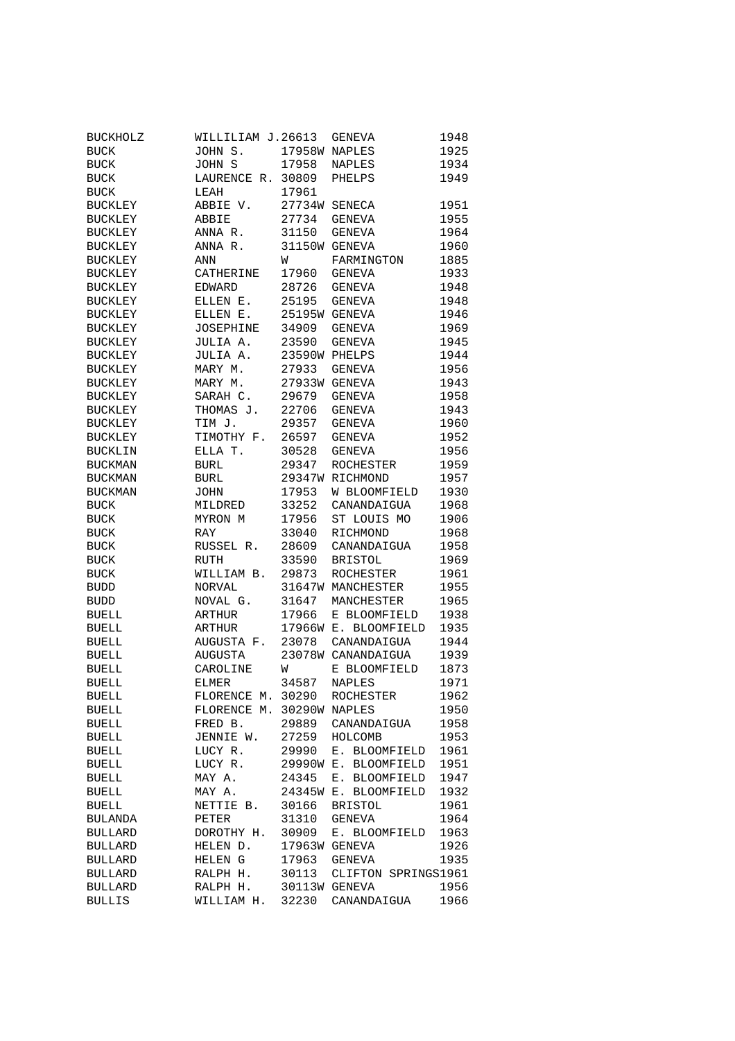| | | | | |
|---|---|---|---|---|
| BUCKHOLZ | WILLILIAM J. | 26613 | GENEVA | 1948 |
| BUCK | JOHN S. | 17958W | NAPLES | 1925 |
| BUCK | JOHN S | 17958 | NAPLES | 1934 |
| BUCK | LAURENCE R. | 30809 | PHELPS | 1949 |
| BUCK | LEAH | 17961 | | |
| BUCKLEY | ABBIE V. | 27734W | SENECA | 1951 |
| BUCKLEY | ABBIE | 27734 | GENEVA | 1955 |
| BUCKLEY | ANNA R. | 31150 | GENEVA | 1964 |
| BUCKLEY | ANNA R. | 31150W | GENEVA | 1960 |
| BUCKLEY | ANN | W | FARMINGTON | 1885 |
| BUCKLEY | CATHERINE | 17960 | GENEVA | 1933 |
| BUCKLEY | EDWARD | 28726 | GENEVA | 1948 |
| BUCKLEY | ELLEN E. | 25195 | GENEVA | 1948 |
| BUCKLEY | ELLEN E. | 25195W | GENEVA | 1946 |
| BUCKLEY | JOSEPHINE | 34909 | GENEVA | 1969 |
| BUCKLEY | JULIA A. | 23590 | GENEVA | 1945 |
| BUCKLEY | JULIA A. | 23590W | PHELPS | 1944 |
| BUCKLEY | MARY M. | 27933 | GENEVA | 1956 |
| BUCKLEY | MARY M. | 27933W | GENEVA | 1943 |
| BUCKLEY | SARAH C. | 29679 | GENEVA | 1958 |
| BUCKLEY | THOMAS J. | 22706 | GENEVA | 1943 |
| BUCKLEY | TIM J. | 29357 | GENEVA | 1960 |
| BUCKLEY | TIMOTHY F. | 26597 | GENEVA | 1952 |
| BUCKLIN | ELLA T. | 30528 | GENEVA | 1956 |
| BUCKMAN | BURL | 29347 | ROCHESTER | 1959 |
| BUCKMAN | BURL | 29347W | RICHMOND | 1957 |
| BUCKMAN | JOHN | 17953 | W BLOOMFIELD | 1930 |
| BUCK | MILDRED | 33252 | CANANDAIGUA | 1968 |
| BUCK | MYRON M | 17956 | ST LOUIS MO | 1906 |
| BUCK | RAY | 33040 | RICHMOND | 1968 |
| BUCK | RUSSEL R. | 28609 | CANANDAIGUA | 1958 |
| BUCK | RUTH | 33590 | BRISTOL | 1969 |
| BUCK | WILLIAM B. | 29873 | ROCHESTER | 1961 |
| BUDD | NORVAL | 31647W | MANCHESTER | 1955 |
| BUDD | NOVAL G. | 31647 | MANCHESTER | 1965 |
| BUELL | ARTHUR | 17966 | E BLOOMFIELD | 1938 |
| BUELL | ARTHUR | 17966W | E. BLOOMFIELD | 1935 |
| BUELL | AUGUSTA F. | 23078 | CANANDAIGUA | 1944 |
| BUELL | AUGUSTA | 23078W | CANANDAIGUA | 1939 |
| BUELL | CAROLINE | W | E BLOOMFIELD | 1873 |
| BUELL | ELMER | 34587 | NAPLES | 1971 |
| BUELL | FLORENCE M. | 30290 | ROCHESTER | 1962 |
| BUELL | FLORENCE M. | 30290W | NAPLES | 1950 |
| BUELL | FRED B. | 29889 | CANANDAIGUA | 1958 |
| BUELL | JENNIE W. | 27259 | HOLCOMB | 1953 |
| BUELL | LUCY R. | 29990 | E. BLOOMFIELD | 1961 |
| BUELL | LUCY R. | 29990W | E. BLOOMFIELD | 1951 |
| BUELL | MAY A. | 24345 | E. BLOOMFIELD | 1947 |
| BUELL | MAY A. | 24345W | E. BLOOMFIELD | 1932 |
| BUELL | NETTIE B. | 30166 | BRISTOL | 1961 |
| BULANDA | PETER | 31310 | GENEVA | 1964 |
| BULLARD | DOROTHY H. | 30909 | E. BLOOMFIELD | 1963 |
| BULLARD | HELEN D. | 17963W | GENEVA | 1926 |
| BULLARD | HELEN G | 17963 | GENEVA | 1935 |
| BULLARD | RALPH H. | 30113 | CLIFTON SPRINGS | 1961 |
| BULLARD | RALPH H. | 30113W | GENEVA | 1956 |
| BULLIS | WILLIAM H. | 32230 | CANANDAIGUA | 1966 |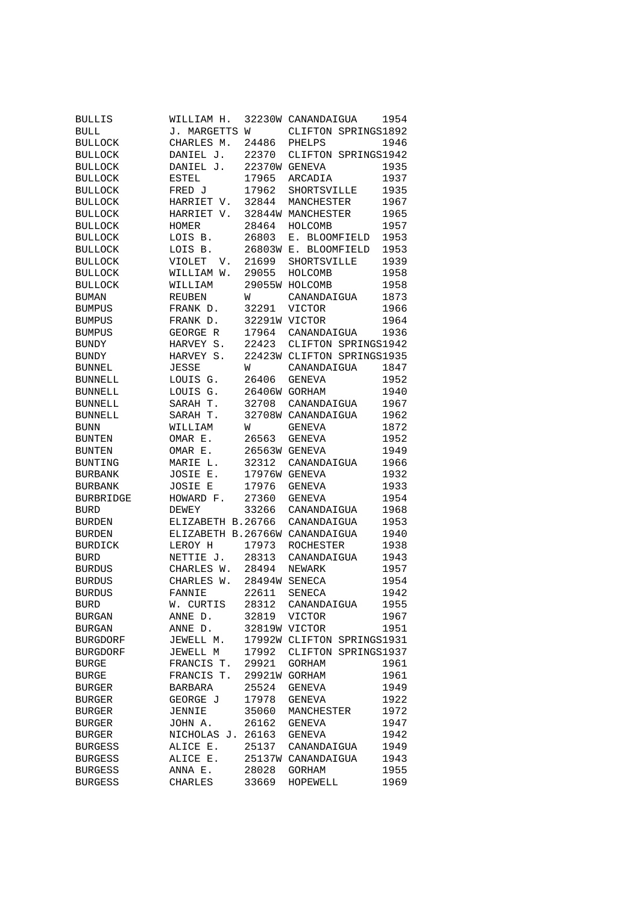| | | | | |
|---|---|---|---|---|
| BULLIS | WILLIAM H. | 32230W | CANANDAIGUA | 1954 |
| BULL | J. MARGETTS | W | CLIFTON SPRINGS | 1892 |
| BULLOCK | CHARLES M. | 24486 | PHELPS | 1946 |
| BULLOCK | DANIEL J. | 22370 | CLIFTON SPRINGS | 1942 |
| BULLOCK | DANIEL J. | 22370W | GENEVA | 1935 |
| BULLOCK | ESTEL | 17965 | ARCADIA | 1937 |
| BULLOCK | FRED J | 17962 | SHORTSVILLE | 1935 |
| BULLOCK | HARRIET V. | 32844 | MANCHESTER | 1967 |
| BULLOCK | HARRIET V. | 32844W | MANCHESTER | 1965 |
| BULLOCK | HOMER | 28464 | HOLCOMB | 1957 |
| BULLOCK | LOIS B. | 26803 | E. BLOOMFIELD | 1953 |
| BULLOCK | LOIS B. | 26803W | E. BLOOMFIELD | 1953 |
| BULLOCK | VIOLET V. | 21699 | SHORTSVILLE | 1939 |
| BULLOCK | WILLIAM W. | 29055 | HOLCOMB | 1958 |
| BULLOCK | WILLIAM | 29055W | HOLCOMB | 1958 |
| BUMAN | REUBEN | W | CANANDAIGUA | 1873 |
| BUMPUS | FRANK D. | 32291 | VICTOR | 1966 |
| BUMPUS | FRANK D. | 32291W | VICTOR | 1964 |
| BUMPUS | GEORGE R | 17964 | CANANDAIGUA | 1936 |
| BUNDY | HARVEY S. | 22423 | CLIFTON SPRINGS | 1942 |
| BUNDY | HARVEY S. | 22423W | CLIFTON SPRINGS | 1935 |
| BUNNEL | JESSE | W | CANANDAIGUA | 1847 |
| BUNNELL | LOUIS G. | 26406 | GENEVA | 1952 |
| BUNNELL | LOUIS G. | 26406W | GORHAM | 1940 |
| BUNNELL | SARAH T. | 32708 | CANANDAIGUA | 1967 |
| BUNNELL | SARAH T. | 32708W | CANANDAIGUA | 1962 |
| BUNN | WILLIAM | W | GENEVA | 1872 |
| BUNTEN | OMAR E. | 26563 | GENEVA | 1952 |
| BUNTEN | OMAR E. | 26563W | GENEVA | 1949 |
| BUNTING | MARIE L. | 32312 | CANANDAIGUA | 1966 |
| BURBANK | JOSIE E. | 17976W | GENEVA | 1932 |
| BURBANK | JOSIE E | 17976 | GENEVA | 1933 |
| BURBRIDGE | HOWARD F. | 27360 | GENEVA | 1954 |
| BURD | DEWEY | 33266 | CANANDAIGUA | 1968 |
| BURDEN | ELIZABETH B. | 26766 | CANANDAIGUA | 1953 |
| BURDEN | ELIZABETH B. | 26766W | CANANDAIGUA | 1940 |
| BURDICK | LEROY H | 17973 | ROCHESTER | 1938 |
| BURD | NETTIE J. | 28313 | CANANDAIGUA | 1943 |
| BURDUS | CHARLES W. | 28494 | NEWARK | 1957 |
| BURDUS | CHARLES W. | 28494W | SENECA | 1954 |
| BURDUS | FANNIE | 22611 | SENECA | 1942 |
| BURD | W. CURTIS | 28312 | CANANDAIGUA | 1955 |
| BURGAN | ANNE D. | 32819 | VICTOR | 1967 |
| BURGAN | ANNE D. | 32819W | VICTOR | 1951 |
| BURGDORF | JEWELL M. | 17992W | CLIFTON SPRINGS | 1931 |
| BURGDORF | JEWELL M | 17992 | CLIFTON SPRINGS | 1937 |
| BURGE | FRANCIS T. | 29921 | GORHAM | 1961 |
| BURGE | FRANCIS T. | 29921W | GORHAM | 1961 |
| BURGER | BARBARA | 25524 | GENEVA | 1949 |
| BURGER | GEORGE J | 17978 | GENEVA | 1922 |
| BURGER | JENNIE | 35060 | MANCHESTER | 1972 |
| BURGER | JOHN A. | 26162 | GENEVA | 1947 |
| BURGER | NICHOLAS J. | 26163 | GENEVA | 1942 |
| BURGESS | ALICE E. | 25137 | CANANDAIGUA | 1949 |
| BURGESS | ALICE E. | 25137W | CANANDAIGUA | 1943 |
| BURGESS | ANNA E. | 28028 | GORHAM | 1955 |
| BURGESS | CHARLES | 33669 | HOPEWELL | 1969 |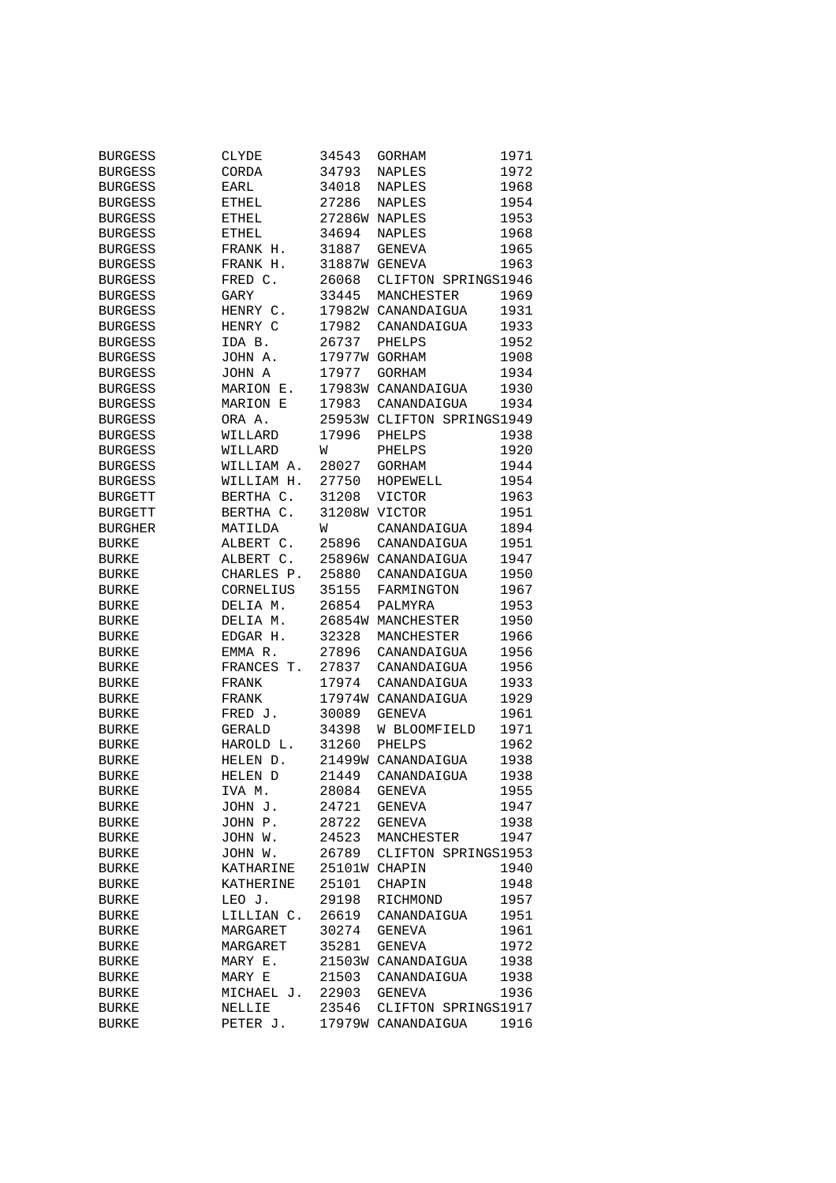| | | | | |
|---|---|---|---|---|
| BURGESS | CLYDE | 34543 | GORHAM | 1971 |
| BURGESS | CORDA | 34793 | NAPLES | 1972 |
| BURGESS | EARL | 34018 | NAPLES | 1968 |
| BURGESS | ETHEL | 27286 | NAPLES | 1954 |
| BURGESS | ETHEL | 27286W | NAPLES | 1953 |
| BURGESS | ETHEL | 34694 | NAPLES | 1968 |
| BURGESS | FRANK H. | 31887 | GENEVA | 1965 |
| BURGESS | FRANK H. | 31887W | GENEVA | 1963 |
| BURGESS | FRED C. | 26068 | CLIFTON SPRINGS | 1946 |
| BURGESS | GARY | 33445 | MANCHESTER | 1969 |
| BURGESS | HENRY C. | 17982W | CANANDAIGUA | 1931 |
| BURGESS | HENRY C | 17982 | CANANDAIGUA | 1933 |
| BURGESS | IDA B. | 26737 | PHELPS | 1952 |
| BURGESS | JOHN A. | 17977W | GORHAM | 1908 |
| BURGESS | JOHN A | 17977 | GORHAM | 1934 |
| BURGESS | MARION E. | 17983W | CANANDAIGUA | 1930 |
| BURGESS | MARION E | 17983 | CANANDAIGUA | 1934 |
| BURGESS | ORA A. | 25953W | CLIFTON SPRINGS | 1949 |
| BURGESS | WILLARD | 17996 | PHELPS | 1938 |
| BURGESS | WILLARD | W | PHELPS | 1920 |
| BURGESS | WILLIAM A. | 28027 | GORHAM | 1944 |
| BURGESS | WILLIAM H. | 27750 | HOPEWELL | 1954 |
| BURGETT | BERTHA C. | 31208 | VICTOR | 1963 |
| BURGETT | BERTHA C. | 31208W | VICTOR | 1951 |
| BURGHER | MATILDA | W | CANANDAIGUA | 1894 |
| BURKE | ALBERT C. | 25896 | CANANDAIGUA | 1951 |
| BURKE | ALBERT C. | 25896W | CANANDAIGUA | 1947 |
| BURKE | CHARLES P. | 25880 | CANANDAIGUA | 1950 |
| BURKE | CORNELIUS | 35155 | FARMINGTON | 1967 |
| BURKE | DELIA M. | 26854 | PALMYRA | 1953 |
| BURKE | DELIA M. | 26854W | MANCHESTER | 1950 |
| BURKE | EDGAR H. | 32328 | MANCHESTER | 1966 |
| BURKE | EMMA R. | 27896 | CANANDAIGUA | 1956 |
| BURKE | FRANCES T. | 27837 | CANANDAIGUA | 1956 |
| BURKE | FRANK | 17974 | CANANDAIGUA | 1933 |
| BURKE | FRANK | 17974W | CANANDAIGUA | 1929 |
| BURKE | FRED J. | 30089 | GENEVA | 1961 |
| BURKE | GERALD | 34398 | W BLOOMFIELD | 1971 |
| BURKE | HAROLD L. | 31260 | PHELPS | 1962 |
| BURKE | HELEN D. | 21499W | CANANDAIGUA | 1938 |
| BURKE | HELEN D | 21449 | CANANDAIGUA | 1938 |
| BURKE | IVA M. | 28084 | GENEVA | 1955 |
| BURKE | JOHN J. | 24721 | GENEVA | 1947 |
| BURKE | JOHN P. | 28722 | GENEVA | 1938 |
| BURKE | JOHN W. | 24523 | MANCHESTER | 1947 |
| BURKE | JOHN W. | 26789 | CLIFTON SPRINGS | 1953 |
| BURKE | KATHARINE | 25101W | CHAPIN | 1940 |
| BURKE | KATHERINE | 25101 | CHAPIN | 1948 |
| BURKE | LEO J. | 29198 | RICHMOND | 1957 |
| BURKE | LILLIAN C. | 26619 | CANANDAIGUA | 1951 |
| BURKE | MARGARET | 30274 | GENEVA | 1961 |
| BURKE | MARGARET | 35281 | GENEVA | 1972 |
| BURKE | MARY E. | 21503W | CANANDAIGUA | 1938 |
| BURKE | MARY E | 21503 | CANANDAIGUA | 1938 |
| BURKE | MICHAEL J. | 22903 | GENEVA | 1936 |
| BURKE | NELLIE | 23546 | CLIFTON SPRINGS | 1917 |
| BURKE | PETER J. | 17979W | CANANDAIGUA | 1916 |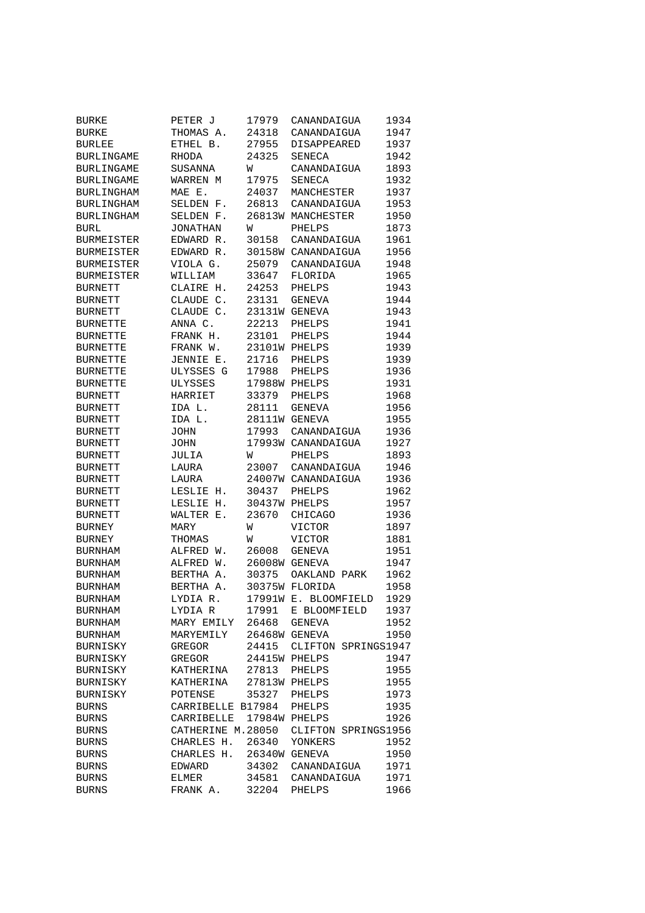| | | | | |
|---|---|---|---|---|
| BURKE | PETER J | 17979 | CANANDAIGUA | 1934 |
| BURKE | THOMAS A. | 24318 | CANANDAIGUA | 1947 |
| BURLEE | ETHEL B. | 27955 | DISAPPEARED | 1937 |
| BURLINGAME | RHODA | 24325 | SENECA | 1942 |
| BURLINGAME | SUSANNA | W | CANANDAIGUA | 1893 |
| BURLINGAME | WARREN M | 17975 | SENECA | 1932 |
| BURLINGHAM | MAE E. | 24037 | MANCHESTER | 1937 |
| BURLINGHAM | SELDEN F. | 26813 | CANANDAIGUA | 1953 |
| BURLINGHAM | SELDEN F. | 26813W | MANCHESTER | 1950 |
| BURL | JONATHAN | W | PHELPS | 1873 |
| BURMEISTER | EDWARD R. | 30158 | CANANDAIGUA | 1961 |
| BURMEISTER | EDWARD R. | 30158W | CANANDAIGUA | 1956 |
| BURMEISTER | VIOLA G. | 25079 | CANANDAIGUA | 1948 |
| BURMEISTER | WILLIAM | 33647 | FLORIDA | 1965 |
| BURNETT | CLAIRE H. | 24253 | PHELPS | 1943 |
| BURNETT | CLAUDE C. | 23131 | GENEVA | 1944 |
| BURNETT | CLAUDE C. | 23131W | GENEVA | 1943 |
| BURNETTE | ANNA C. | 22213 | PHELPS | 1941 |
| BURNETTE | FRANK H. | 23101 | PHELPS | 1944 |
| BURNETTE | FRANK W. | 23101W | PHELPS | 1939 |
| BURNETTE | JENNIE E. | 21716 | PHELPS | 1939 |
| BURNETTE | ULYSSES G | 17988 | PHELPS | 1936 |
| BURNETTE | ULYSSES | 17988W | PHELPS | 1931 |
| BURNETT | HARRIET | 33379 | PHELPS | 1968 |
| BURNETT | IDA L. | 28111 | GENEVA | 1956 |
| BURNETT | IDA L. | 28111W | GENEVA | 1955 |
| BURNETT | JOHN | 17993 | CANANDAIGUA | 1936 |
| BURNETT | JOHN | 17993W | CANANDAIGUA | 1927 |
| BURNETT | JULIA | W | PHELPS | 1893 |
| BURNETT | LAURA | 23007 | CANANDAIGUA | 1946 |
| BURNETT | LAURA | 24007W | CANANDAIGUA | 1936 |
| BURNETT | LESLIE H. | 30437 | PHELPS | 1962 |
| BURNETT | LESLIE H. | 30437W | PHELPS | 1957 |
| BURNETT | WALTER E. | 23670 | CHICAGO | 1936 |
| BURNEY | MARY | W | VICTOR | 1897 |
| BURNEY | THOMAS | W | VICTOR | 1881 |
| BURNHAM | ALFRED W. | 26008 | GENEVA | 1951 |
| BURNHAM | ALFRED W. | 26008W | GENEVA | 1947 |
| BURNHAM | BERTHA A. | 30375 | OAKLAND PARK | 1962 |
| BURNHAM | BERTHA A. | 30375W | FLORIDA | 1958 |
| BURNHAM | LYDIA R. | 17991W | E. BLOOMFIELD | 1929 |
| BURNHAM | LYDIA R | 17991 | E BLOOMFIELD | 1937 |
| BURNHAM | MARY EMILY | 26468 | GENEVA | 1952 |
| BURNHAM | MARYEMILY | 26468W | GENEVA | 1950 |
| BURNISKY | GREGOR | 24415 | CLIFTON SPRINGS | 1947 |
| BURNISKY | GREGOR | 24415W | PHELPS | 1947 |
| BURNISKY | KATHERINA | 27813 | PHELPS | 1955 |
| BURNISKY | KATHERINA | 27813W | PHELPS | 1955 |
| BURNISKY | POTENSE | 35327 | PHELPS | 1973 |
| BURNS | CARRIBELLE B | 17984 | PHELPS | 1935 |
| BURNS | CARRIBELLE | 17984W | PHELPS | 1926 |
| BURNS | CATHERINE M. | 28050 | CLIFTON SPRINGS | 1956 |
| BURNS | CHARLES H. | 26340 | YONKERS | 1952 |
| BURNS | CHARLES H. | 26340W | GENEVA | 1950 |
| BURNS | EDWARD | 34302 | CANANDAIGUA | 1971 |
| BURNS | ELMER | 34581 | CANANDAIGUA | 1971 |
| BURNS | FRANK A. | 32204 | PHELPS | 1966 |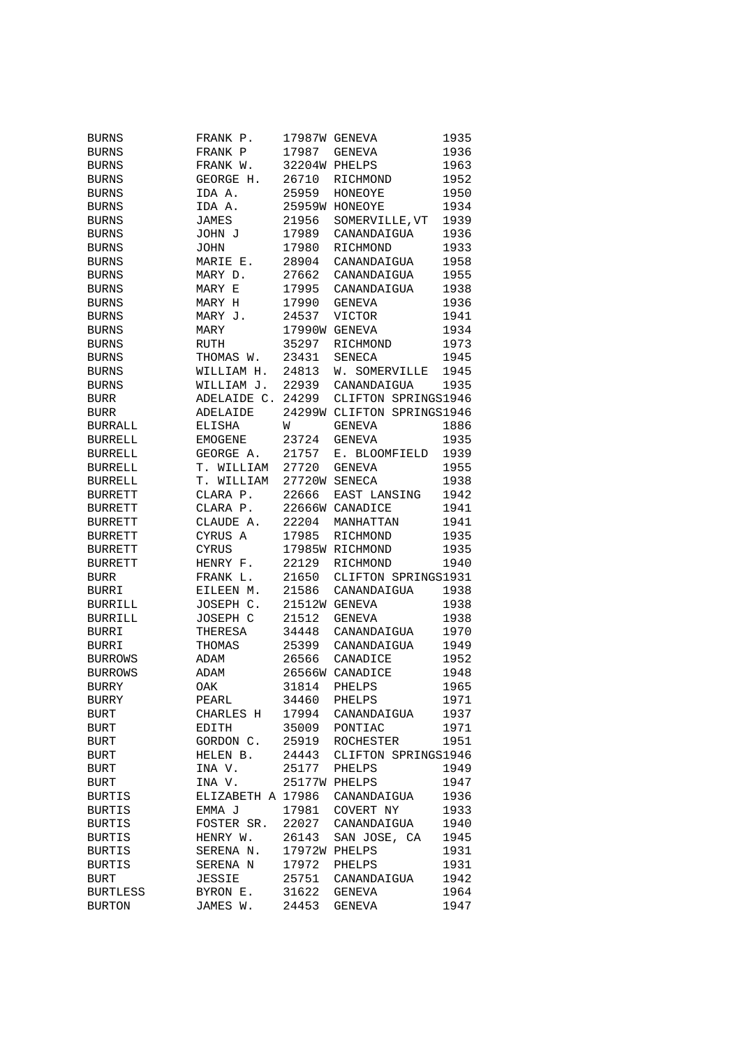| | | | | |
|---|---|---|---|---|
| BURNS | FRANK P. | 17987W | GENEVA | 1935 |
| BURNS | FRANK P | 17987 | GENEVA | 1936 |
| BURNS | FRANK W. | 32204W | PHELPS | 1963 |
| BURNS | GEORGE H. | 26710 | RICHMOND | 1952 |
| BURNS | IDA A. | 25959 | HONEOYE | 1950 |
| BURNS | IDA A. | 25959W | HONEOYE | 1934 |
| BURNS | JAMES | 21956 | SOMERVILLE,VT | 1939 |
| BURNS | JOHN J | 17989 | CANANDAIGUA | 1936 |
| BURNS | JOHN | 17980 | RICHMOND | 1933 |
| BURNS | MARIE E. | 28904 | CANANDAIGUA | 1958 |
| BURNS | MARY D. | 27662 | CANANDAIGUA | 1955 |
| BURNS | MARY E | 17995 | CANANDAIGUA | 1938 |
| BURNS | MARY H | 17990 | GENEVA | 1936 |
| BURNS | MARY J. | 24537 | VICTOR | 1941 |
| BURNS | MARY | 17990W | GENEVA | 1934 |
| BURNS | RUTH | 35297 | RICHMOND | 1973 |
| BURNS | THOMAS W. | 23431 | SENECA | 1945 |
| BURNS | WILLIAM H. | 24813 | W. SOMERVILLE | 1945 |
| BURNS | WILLIAM J. | 22939 | CANANDAIGUA | 1935 |
| BURR | ADELAIDE C. | 24299 | CLIFTON SPRINGS | 1946 |
| BURR | ADELAIDE | 24299W | CLIFTON SPRINGS | 1946 |
| BURRALL | ELISHA | W | GENEVA | 1886 |
| BURRELL | EMOGENE | 23724 | GENEVA | 1935 |
| BURRELL | GEORGE A. | 21757 | E. BLOOMFIELD | 1939 |
| BURRELL | T. WILLIAM | 27720 | GENEVA | 1955 |
| BURRELL | T. WILLIAM | 27720W | SENECA | 1938 |
| BURRETT | CLARA P. | 22666 | EAST LANSING | 1942 |
| BURRETT | CLARA P. | 22666W | CANADICE | 1941 |
| BURRETT | CLAUDE A. | 22204 | MANHATTAN | 1941 |
| BURRETT | CYRUS A | 17985 | RICHMOND | 1935 |
| BURRETT | CYRUS | 17985W | RICHMOND | 1935 |
| BURRETT | HENRY F. | 22129 | RICHMOND | 1940 |
| BURR | FRANK L. | 21650 | CLIFTON SPRINGS | 1931 |
| BURRI | EILEEN M. | 21586 | CANANDAIGUA | 1938 |
| BURRILL | JOSEPH C. | 21512W | GENEVA | 1938 |
| BURRILL | JOSEPH C | 21512 | GENEVA | 1938 |
| BURRI | THERESA | 34448 | CANANDAIGUA | 1970 |
| BURRI | THOMAS | 25399 | CANANDAIGUA | 1949 |
| BURROWS | ADAM | 26566 | CANADICE | 1952 |
| BURROWS | ADAM | 26566W | CANADICE | 1948 |
| BURRY | OAK | 31814 | PHELPS | 1965 |
| BURRY | PEARL | 34460 | PHELPS | 1971 |
| BURT | CHARLES H | 17994 | CANANDAIGUA | 1937 |
| BURT | EDITH | 35009 | PONTIAC | 1971 |
| BURT | GORDON C. | 25919 | ROCHESTER | 1951 |
| BURT | HELEN B. | 24443 | CLIFTON SPRINGS | 1946 |
| BURT | INA V. | 25177 | PHELPS | 1949 |
| BURT | INA V. | 25177W | PHELPS | 1947 |
| BURTIS | ELIZABETH A | 17986 | CANANDAIGUA | 1936 |
| BURTIS | EMMA J | 17981 | COVERT NY | 1933 |
| BURTIS | FOSTER SR. | 22027 | CANANDAIGUA | 1940 |
| BURTIS | HENRY W. | 26143 | SAN JOSE, CA | 1945 |
| BURTIS | SERENA N. | 17972W | PHELPS | 1931 |
| BURTIS | SERENA N | 17972 | PHELPS | 1931 |
| BURT | JESSIE | 25751 | CANANDAIGUA | 1942 |
| BURTLESS | BYRON E. | 31622 | GENEVA | 1964 |
| BURTON | JAMES W. | 24453 | GENEVA | 1947 |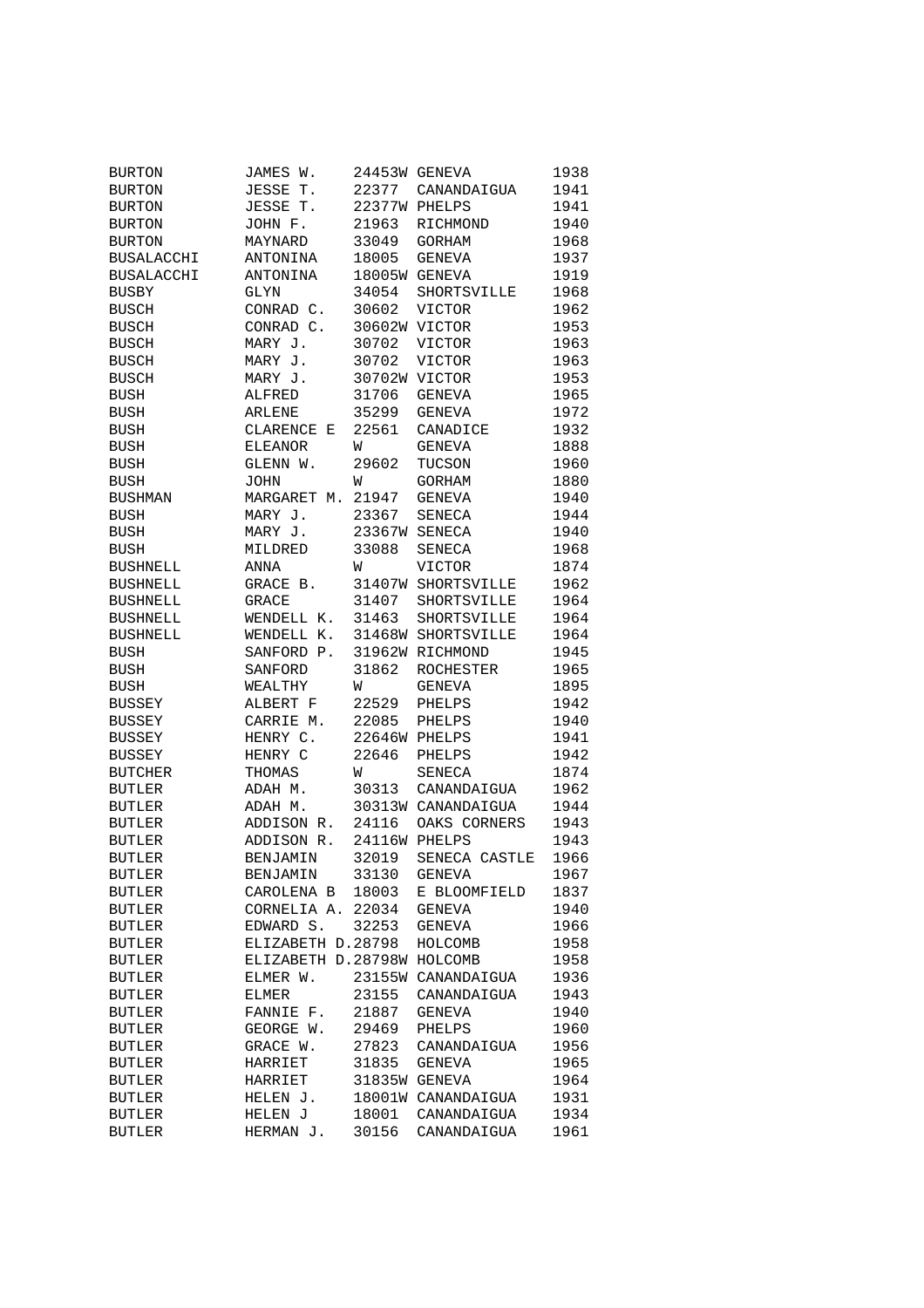| | | | | |
|---|---|---|---|---|
| BURTON | JAMES W. | 24453W | GENEVA | 1938 |
| BURTON | JESSE T. | 22377 | CANANDAIGUA | 1941 |
| BURTON | JESSE T. | 22377W | PHELPS | 1941 |
| BURTON | JOHN F. | 21963 | RICHMOND | 1940 |
| BURTON | MAYNARD | 33049 | GORHAM | 1968 |
| BUSALACCHI | ANTONINA | 18005 | GENEVA | 1937 |
| BUSALACCHI | ANTONINA | 18005W | GENEVA | 1919 |
| BUSBY | GLYN | 34054 | SHORTSVILLE | 1968 |
| BUSCH | CONRAD C. | 30602 | VICTOR | 1962 |
| BUSCH | CONRAD C. | 30602W | VICTOR | 1953 |
| BUSCH | MARY J. | 30702 | VICTOR | 1963 |
| BUSCH | MARY J. | 30702 | VICTOR | 1963 |
| BUSCH | MARY J. | 30702W | VICTOR | 1953 |
| BUSH | ALFRED | 31706 | GENEVA | 1965 |
| BUSH | ARLENE | 35299 | GENEVA | 1972 |
| BUSH | CLARENCE E | 22561 | CANADICE | 1932 |
| BUSH | ELEANOR | W | GENEVA | 1888 |
| BUSH | GLENN W. | 29602 | TUCSON | 1960 |
| BUSH | JOHN | W | GORHAM | 1880 |
| BUSHMAN | MARGARET M. | 21947 | GENEVA | 1940 |
| BUSH | MARY J. | 23367 | SENECA | 1944 |
| BUSH | MARY J. | 23367W | SENECA | 1940 |
| BUSH | MILDRED | 33088 | SENECA | 1968 |
| BUSHNELL | ANNA | W | VICTOR | 1874 |
| BUSHNELL | GRACE B. | 31407W | SHORTSVILLE | 1962 |
| BUSHNELL | GRACE | 31407 | SHORTSVILLE | 1964 |
| BUSHNELL | WENDELL K. | 31463 | SHORTSVILLE | 1964 |
| BUSHNELL | WENDELL K. | 31468W | SHORTSVILLE | 1964 |
| BUSH | SANFORD P. | 31962W | RICHMOND | 1945 |
| BUSH | SANFORD | 31862 | ROCHESTER | 1965 |
| BUSH | WEALTHY | W | GENEVA | 1895 |
| BUSSEY | ALBERT F | 22529 | PHELPS | 1942 |
| BUSSEY | CARRIE M. | 22085 | PHELPS | 1940 |
| BUSSEY | HENRY C. | 22646W | PHELPS | 1941 |
| BUSSEY | HENRY C | 22646 | PHELPS | 1942 |
| BUTCHER | THOMAS | W | SENECA | 1874 |
| BUTLER | ADAH M. | 30313 | CANANDAIGUA | 1962 |
| BUTLER | ADAH M. | 30313W | CANANDAIGUA | 1944 |
| BUTLER | ADDISON R. | 24116 | OAKS CORNERS | 1943 |
| BUTLER | ADDISON R. | 24116W | PHELPS | 1943 |
| BUTLER | BENJAMIN | 32019 | SENECA CASTLE | 1966 |
| BUTLER | BENJAMIN | 33130 | GENEVA | 1967 |
| BUTLER | CAROLENA B | 18003 | E BLOOMFIELD | 1837 |
| BUTLER | CORNELIA A. | 22034 | GENEVA | 1940 |
| BUTLER | EDWARD S. | 32253 | GENEVA | 1966 |
| BUTLER | ELIZABETH D. | 28798 | HOLCOMB | 1958 |
| BUTLER | ELIZABETH D. | 28798W | HOLCOMB | 1958 |
| BUTLER | ELMER W. | 23155W | CANANDAIGUA | 1936 |
| BUTLER | ELMER | 23155 | CANANDAIGUA | 1943 |
| BUTLER | FANNIE F. | 21887 | GENEVA | 1940 |
| BUTLER | GEORGE W. | 29469 | PHELPS | 1960 |
| BUTLER | GRACE W. | 27823 | CANANDAIGUA | 1956 |
| BUTLER | HARRIET | 31835 | GENEVA | 1965 |
| BUTLER | HARRIET | 31835W | GENEVA | 1964 |
| BUTLER | HELEN J. | 18001W | CANANDAIGUA | 1931 |
| BUTLER | HELEN J | 18001 | CANANDAIGUA | 1934 |
| BUTLER | HERMAN J. | 30156 | CANANDAIGUA | 1961 |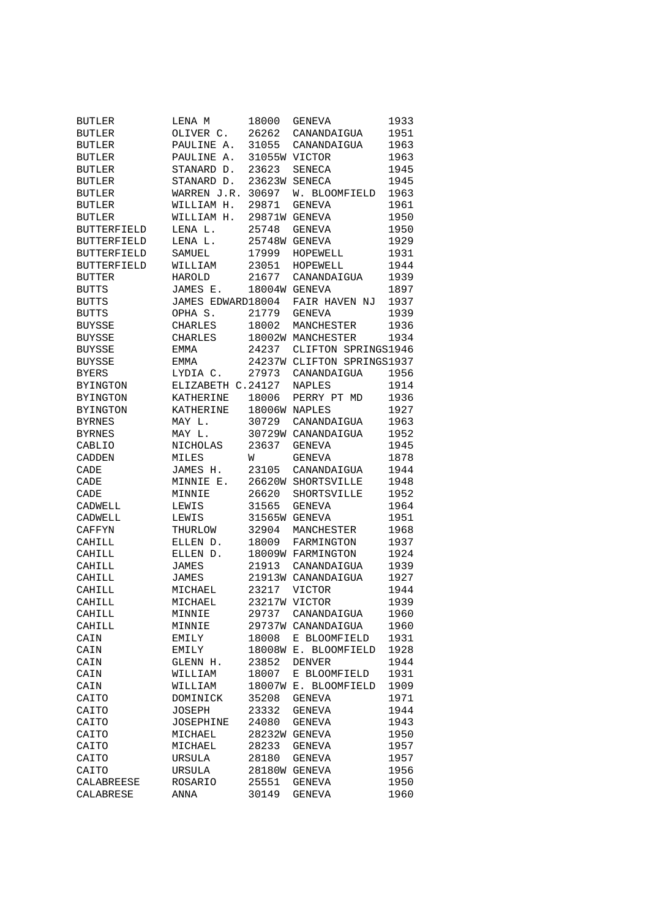| | | | | |
|---|---|---|---|---|
| BUTLER | LENA M | 18000 | GENEVA | 1933 |
| BUTLER | OLIVER C. | 26262 | CANANDAIGUA | 1951 |
| BUTLER | PAULINE A. | 31055 | CANANDAIGUA | 1963 |
| BUTLER | PAULINE A. | 31055W | VICTOR | 1963 |
| BUTLER | STANARD D. | 23623 | SENECA | 1945 |
| BUTLER | STANARD D. | 23623W | SENECA | 1945 |
| BUTLER | WARREN J.R. | 30697 | W. BLOOMFIELD | 1963 |
| BUTLER | WILLIAM H. | 29871 | GENEVA | 1961 |
| BUTLER | WILLIAM H. | 29871W | GENEVA | 1950 |
| BUTTERFIELD | LENA L. | 25748 | GENEVA | 1950 |
| BUTTERFIELD | LENA L. | 25748W | GENEVA | 1929 |
| BUTTERFIELD | SAMUEL | 17999 | HOPEWELL | 1931 |
| BUTTERFIELD | WILLIAM | 23051 | HOPEWELL | 1944 |
| BUTTER | HAROLD | 21677 | CANANDAIGUA | 1939 |
| BUTTS | JAMES E. | 18004W | GENEVA | 1897 |
| BUTTS | JAMES EDWARD | 18004 | FAIR HAVEN NJ | 1937 |
| BUTTS | OPHA S. | 21779 | GENEVA | 1939 |
| BUYSSE | CHARLES | 18002 | MANCHESTER | 1936 |
| BUYSSE | CHARLES | 18002W | MANCHESTER | 1934 |
| BUYSSE | EMMA | 24237 | CLIFTON SPRINGS | 1946 |
| BUYSSE | EMMA | 24237W | CLIFTON SPRINGS | 1937 |
| BYERS | LYDIA C. | 27973 | CANANDAIGUA | 1956 |
| BYINGTON | ELIZABETH C. | 24127 | NAPLES | 1914 |
| BYINGTON | KATHERINE | 18006 | PERRY PT MD | 1936 |
| BYINGTON | KATHERINE | 18006W | NAPLES | 1927 |
| BYRNES | MAY L. | 30729 | CANANDAIGUA | 1963 |
| BYRNES | MAY L. | 30729W | CANANDAIGUA | 1952 |
| CABLIO | NICHOLAS | 23637 | GENEVA | 1945 |
| CADDEN | MILES | W | GENEVA | 1878 |
| CADE | JAMES H. | 23105 | CANANDAIGUA | 1944 |
| CADE | MINNIE E. | 26620W | SHORTSVILLE | 1948 |
| CADE | MINNIE | 26620 | SHORTSVILLE | 1952 |
| CADWELL | LEWIS | 31565 | GENEVA | 1964 |
| CADWELL | LEWIS | 31565W | GENEVA | 1951 |
| CAFFYN | THURLOW | 32904 | MANCHESTER | 1968 |
| CAHILL | ELLEN D. | 18009 | FARMINGTON | 1937 |
| CAHILL | ELLEN D. | 18009W | FARMINGTON | 1924 |
| CAHILL | JAMES | 21913 | CANANDAIGUA | 1939 |
| CAHILL | JAMES | 21913W | CANANDAIGUA | 1927 |
| CAHILL | MICHAEL | 23217 | VICTOR | 1944 |
| CAHILL | MICHAEL | 23217W | VICTOR | 1939 |
| CAHILL | MINNIE | 29737 | CANANDAIGUA | 1960 |
| CAHILL | MINNIE | 29737W | CANANDAIGUA | 1960 |
| CAIN | EMILY | 18008 | E BLOOMFIELD | 1931 |
| CAIN | EMILY | 18008W | E. BLOOMFIELD | 1928 |
| CAIN | GLENN H. | 23852 | DENVER | 1944 |
| CAIN | WILLIAM | 18007 | E BLOOMFIELD | 1931 |
| CAIN | WILLIAM | 18007W | E. BLOOMFIELD | 1909 |
| CAITO | DOMINICK | 35208 | GENEVA | 1971 |
| CAITO | JOSEPH | 23332 | GENEVA | 1944 |
| CAITO | JOSEPHINE | 24080 | GENEVA | 1943 |
| CAITO | MICHAEL | 28232W | GENEVA | 1950 |
| CAITO | MICHAEL | 28233 | GENEVA | 1957 |
| CAITO | URSULA | 28180 | GENEVA | 1957 |
| CAITO | URSULA | 28180W | GENEVA | 1956 |
| CALABREESE | ROSARIO | 25551 | GENEVA | 1950 |
| CALABRESE | ANNA | 30149 | GENEVA | 1960 |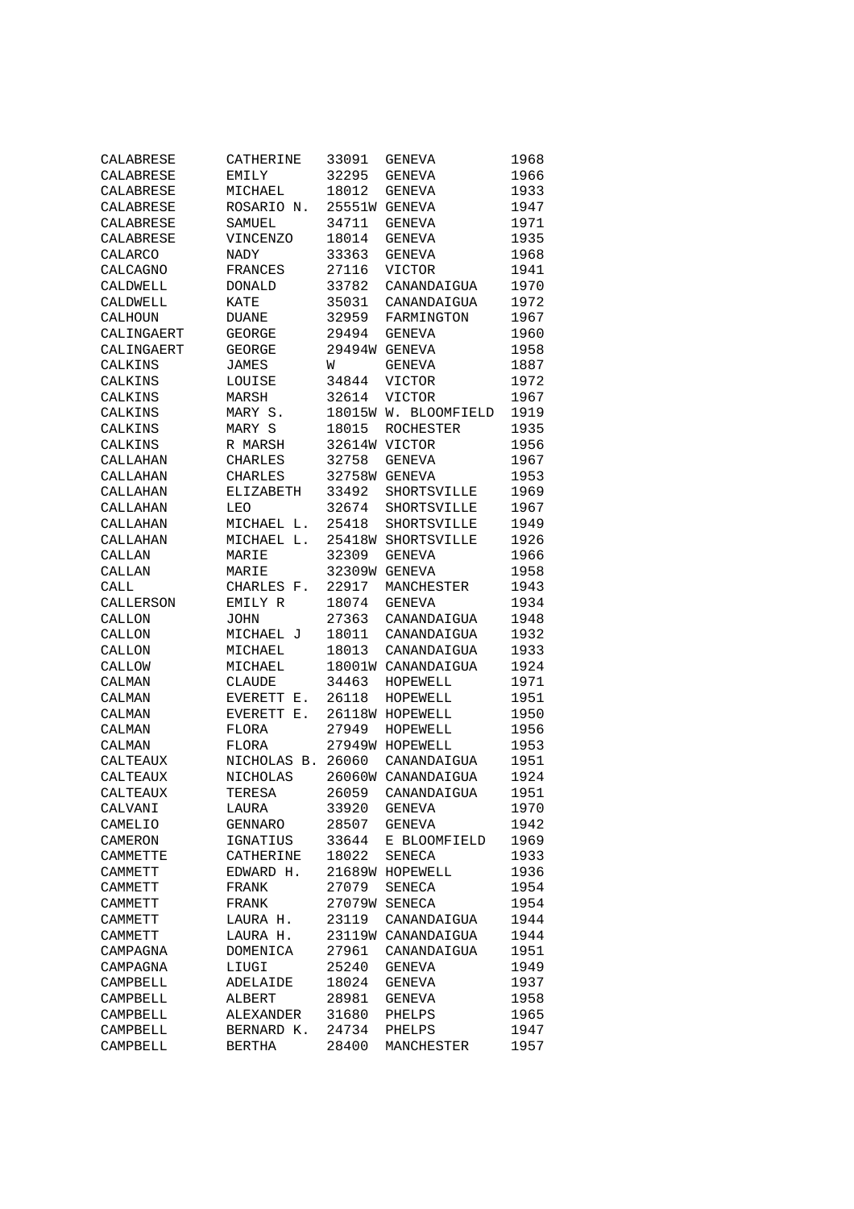| | | | | |
|---|---|---|---|---|
| CALABRESE | CATHERINE | 33091 | GENEVA | 1968 |
| CALABRESE | EMILY | 32295 | GENEVA | 1966 |
| CALABRESE | MICHAEL | 18012 | GENEVA | 1933 |
| CALABRESE | ROSARIO N. | 25551W | GENEVA | 1947 |
| CALABRESE | SAMUEL | 34711 | GENEVA | 1971 |
| CALABRESE | VINCENZO | 18014 | GENEVA | 1935 |
| CALARCO | NADY | 33363 | GENEVA | 1968 |
| CALCAGNO | FRANCES | 27116 | VICTOR | 1941 |
| CALDWELL | DONALD | 33782 | CANANDAIGUA | 1970 |
| CALDWELL | KATE | 35031 | CANANDAIGUA | 1972 |
| CALHOUN | DUANE | 32959 | FARMINGTON | 1967 |
| CALINGAERT | GEORGE | 29494 | GENEVA | 1960 |
| CALINGAERT | GEORGE | 29494W | GENEVA | 1958 |
| CALKINS | JAMES | W | GENEVA | 1887 |
| CALKINS | LOUISE | 34844 | VICTOR | 1972 |
| CALKINS | MARSH | 32614 | VICTOR | 1967 |
| CALKINS | MARY S. | 18015W | W. BLOOMFIELD | 1919 |
| CALKINS | MARY S | 18015 | ROCHESTER | 1935 |
| CALKINS | R MARSH | 32614W | VICTOR | 1956 |
| CALLAHAN | CHARLES | 32758 | GENEVA | 1967 |
| CALLAHAN | CHARLES | 32758W | GENEVA | 1953 |
| CALLAHAN | ELIZABETH | 33492 | SHORTSVILLE | 1969 |
| CALLAHAN | LEO | 32674 | SHORTSVILLE | 1967 |
| CALLAHAN | MICHAEL L. | 25418 | SHORTSVILLE | 1949 |
| CALLAHAN | MICHAEL L. | 25418W | SHORTSVILLE | 1926 |
| CALLAN | MARIE | 32309 | GENEVA | 1966 |
| CALLAN | MARIE | 32309W | GENEVA | 1958 |
| CALL | CHARLES F. | 22917 | MANCHESTER | 1943 |
| CALLERSON | EMILY R | 18074 | GENEVA | 1934 |
| CALLON | JOHN | 27363 | CANANDAIGUA | 1948 |
| CALLON | MICHAEL J | 18011 | CANANDAIGUA | 1932 |
| CALLON | MICHAEL | 18013 | CANANDAIGUA | 1933 |
| CALLOW | MICHAEL | 18001W | CANANDAIGUA | 1924 |
| CALMAN | CLAUDE | 34463 | HOPEWELL | 1971 |
| CALMAN | EVERETT E. | 26118 | HOPEWELL | 1951 |
| CALMAN | EVERETT E. | 26118W | HOPEWELL | 1950 |
| CALMAN | FLORA | 27949 | HOPEWELL | 1956 |
| CALMAN | FLORA | 27949W | HOPEWELL | 1953 |
| CALTEAUX | NICHOLAS B. | 26060 | CANANDAIGUA | 1951 |
| CALTEAUX | NICHOLAS | 26060W | CANANDAIGUA | 1924 |
| CALTEAUX | TERESA | 26059 | CANANDAIGUA | 1951 |
| CALVANI | LAURA | 33920 | GENEVA | 1970 |
| CAMELIO | GENNARO | 28507 | GENEVA | 1942 |
| CAMERON | IGNATIUS | 33644 | E BLOOMFIELD | 1969 |
| CAMMETTE | CATHERINE | 18022 | SENECA | 1933 |
| CAMMETT | EDWARD H. | 21689W | HOPEWELL | 1936 |
| CAMMETT | FRANK | 27079 | SENECA | 1954 |
| CAMMETT | FRANK | 27079W | SENECA | 1954 |
| CAMMETT | LAURA H. | 23119 | CANANDAIGUA | 1944 |
| CAMMETT | LAURA H. | 23119W | CANANDAIGUA | 1944 |
| CAMPAGNA | DOMENICA | 27961 | CANANDAIGUA | 1951 |
| CAMPAGNA | LIUGI | 25240 | GENEVA | 1949 |
| CAMPBELL | ADELAIDE | 18024 | GENEVA | 1937 |
| CAMPBELL | ALBERT | 28981 | GENEVA | 1958 |
| CAMPBELL | ALEXANDER | 31680 | PHELPS | 1965 |
| CAMPBELL | BERNARD K. | 24734 | PHELPS | 1947 |
| CAMPBELL | BERTHA | 28400 | MANCHESTER | 1957 |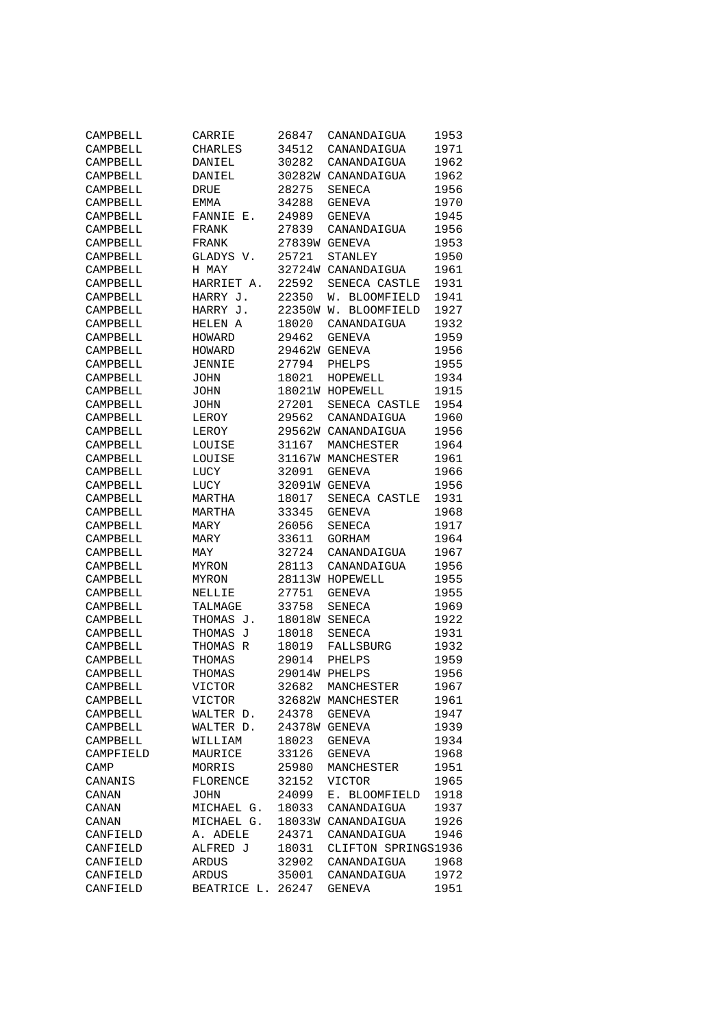| | | | | |
|---|---|---|---|---|
| CAMPBELL | CARRIE | 26847 | CANANDAIGUA | 1953 |
| CAMPBELL | CHARLES | 34512 | CANANDAIGUA | 1971 |
| CAMPBELL | DANIEL | 30282 | CANANDAIGUA | 1962 |
| CAMPBELL | DANIEL | 30282W | CANANDAIGUA | 1962 |
| CAMPBELL | DRUE | 28275 | SENECA | 1956 |
| CAMPBELL | EMMA | 34288 | GENEVA | 1970 |
| CAMPBELL | FANNIE E. | 24989 | GENEVA | 1945 |
| CAMPBELL | FRANK | 27839 | CANANDAIGUA | 1956 |
| CAMPBELL | FRANK | 27839W | GENEVA | 1953 |
| CAMPBELL | GLADYS V. | 25721 | STANLEY | 1950 |
| CAMPBELL | H MAY | 32724W | CANANDAIGUA | 1961 |
| CAMPBELL | HARRIET A. | 22592 | SENECA CASTLE | 1931 |
| CAMPBELL | HARRY J. | 22350 | W. BLOOMFIELD | 1941 |
| CAMPBELL | HARRY J. | 22350W | W. BLOOMFIELD | 1927 |
| CAMPBELL | HELEN A | 18020 | CANANDAIGUA | 1932 |
| CAMPBELL | HOWARD | 29462 | GENEVA | 1959 |
| CAMPBELL | HOWARD | 29462W | GENEVA | 1956 |
| CAMPBELL | JENNIE | 27794 | PHELPS | 1955 |
| CAMPBELL | JOHN | 18021 | HOPEWELL | 1934 |
| CAMPBELL | JOHN | 18021W | HOPEWELL | 1915 |
| CAMPBELL | JOHN | 27201 | SENECA CASTLE | 1954 |
| CAMPBELL | LEROY | 29562 | CANANDAIGUA | 1960 |
| CAMPBELL | LEROY | 29562W | CANANDAIGUA | 1956 |
| CAMPBELL | LOUISE | 31167 | MANCHESTER | 1964 |
| CAMPBELL | LOUISE | 31167W | MANCHESTER | 1961 |
| CAMPBELL | LUCY | 32091 | GENEVA | 1966 |
| CAMPBELL | LUCY | 32091W | GENEVA | 1956 |
| CAMPBELL | MARTHA | 18017 | SENECA CASTLE | 1931 |
| CAMPBELL | MARTHA | 33345 | GENEVA | 1968 |
| CAMPBELL | MARY | 26056 | SENECA | 1917 |
| CAMPBELL | MARY | 33611 | GORHAM | 1964 |
| CAMPBELL | MAY | 32724 | CANANDAIGUA | 1967 |
| CAMPBELL | MYRON | 28113 | CANANDAIGUA | 1956 |
| CAMPBELL | MYRON | 28113W | HOPEWELL | 1955 |
| CAMPBELL | NELLIE | 27751 | GENEVA | 1955 |
| CAMPBELL | TALMAGE | 33758 | SENECA | 1969 |
| CAMPBELL | THOMAS J. | 18018W | SENECA | 1922 |
| CAMPBELL | THOMAS J | 18018 | SENECA | 1931 |
| CAMPBELL | THOMAS R | 18019 | FALLSBURG | 1932 |
| CAMPBELL | THOMAS | 29014 | PHELPS | 1959 |
| CAMPBELL | THOMAS | 29014W | PHELPS | 1956 |
| CAMPBELL | VICTOR | 32682 | MANCHESTER | 1967 |
| CAMPBELL | VICTOR | 32682W | MANCHESTER | 1961 |
| CAMPBELL | WALTER D. | 24378 | GENEVA | 1947 |
| CAMPBELL | WALTER D. | 24378W | GENEVA | 1939 |
| CAMPBELL | WILLIAM | 18023 | GENEVA | 1934 |
| CAMPFIELD | MAURICE | 33126 | GENEVA | 1968 |
| CAMP | MORRIS | 25980 | MANCHESTER | 1951 |
| CANANIS | FLORENCE | 32152 | VICTOR | 1965 |
| CANAN | JOHN | 24099 | E. BLOOMFIELD | 1918 |
| CANAN | MICHAEL G. | 18033 | CANANDAIGUA | 1937 |
| CANAN | MICHAEL G. | 18033W | CANANDAIGUA | 1926 |
| CANFIELD | A. ADELE | 24371 | CANANDAIGUA | 1946 |
| CANFIELD | ALFRED J | 18031 | CLIFTON SPRINGS | 1936 |
| CANFIELD | ARDUS | 32902 | CANANDAIGUA | 1968 |
| CANFIELD | ARDUS | 35001 | CANANDAIGUA | 1972 |
| CANFIELD | BEATRICE L. | 26247 | GENEVA | 1951 |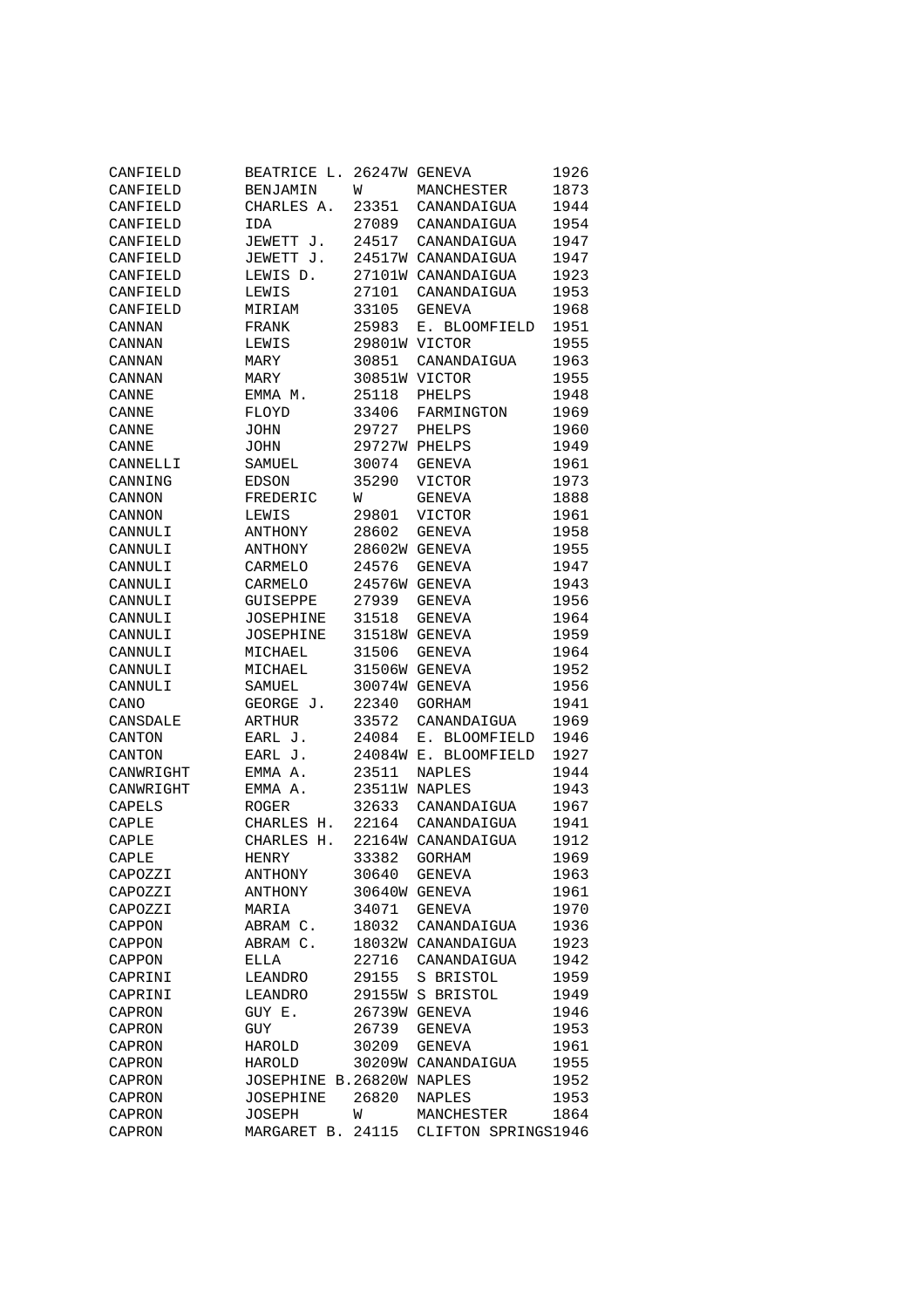| | | | | |
|---|---|---|---|---|
| CANFIELD | BEATRICE L. | 26247W | GENEVA | 1926 |
| CANFIELD | BENJAMIN | W | MANCHESTER | 1873 |
| CANFIELD | CHARLES A. | 23351 | CANANDAIGUA | 1944 |
| CANFIELD | IDA | 27089 | CANANDAIGUA | 1954 |
| CANFIELD | JEWETT J. | 24517 | CANANDAIGUA | 1947 |
| CANFIELD | JEWETT J. | 24517W | CANANDAIGUA | 1947 |
| CANFIELD | LEWIS D. | 27101W | CANANDAIGUA | 1923 |
| CANFIELD | LEWIS | 27101 | CANANDAIGUA | 1953 |
| CANFIELD | MIRIAM | 33105 | GENEVA | 1968 |
| CANNAN | FRANK | 25983 | E. BLOOMFIELD | 1951 |
| CANNAN | LEWIS | 29801W | VICTOR | 1955 |
| CANNAN | MARY | 30851 | CANANDAIGUA | 1963 |
| CANNAN | MARY | 30851W | VICTOR | 1955 |
| CANNE | EMMA M. | 25118 | PHELPS | 1948 |
| CANNE | FLOYD | 33406 | FARMINGTON | 1969 |
| CANNE | JOHN | 29727 | PHELPS | 1960 |
| CANNE | JOHN | 29727W | PHELPS | 1949 |
| CANNELLI | SAMUEL | 30074 | GENEVA | 1961 |
| CANNING | EDSON | 35290 | VICTOR | 1973 |
| CANNON | FREDERIC | W | GENEVA | 1888 |
| CANNON | LEWIS | 29801 | VICTOR | 1961 |
| CANNULI | ANTHONY | 28602 | GENEVA | 1958 |
| CANNULI | ANTHONY | 28602W | GENEVA | 1955 |
| CANNULI | CARMELO | 24576 | GENEVA | 1947 |
| CANNULI | CARMELO | 24576W | GENEVA | 1943 |
| CANNULI | GUISEPPE | 27939 | GENEVA | 1956 |
| CANNULI | JOSEPHINE | 31518 | GENEVA | 1964 |
| CANNULI | JOSEPHINE | 31518W | GENEVA | 1959 |
| CANNULI | MICHAEL | 31506 | GENEVA | 1964 |
| CANNULI | MICHAEL | 31506W | GENEVA | 1952 |
| CANNULI | SAMUEL | 30074W | GENEVA | 1956 |
| CANO | GEORGE J. | 22340 | GORHAM | 1941 |
| CANSDALE | ARTHUR | 33572 | CANANDAIGUA | 1969 |
| CANTON | EARL J. | 24084 | E. BLOOMFIELD | 1946 |
| CANTON | EARL J. | 24084W | E. BLOOMFIELD | 1927 |
| CANWRIGHT | EMMA A. | 23511 | NAPLES | 1944 |
| CANWRIGHT | EMMA A. | 23511W | NAPLES | 1943 |
| CAPELS | ROGER | 32633 | CANANDAIGUA | 1967 |
| CAPLE | CHARLES H. | 22164 | CANANDAIGUA | 1941 |
| CAPLE | CHARLES H. | 22164W | CANANDAIGUA | 1912 |
| CAPLE | HENRY | 33382 | GORHAM | 1969 |
| CAPOZZI | ANTHONY | 30640 | GENEVA | 1963 |
| CAPOZZI | ANTHONY | 30640W | GENEVA | 1961 |
| CAPOZZI | MARIA | 34071 | GENEVA | 1970 |
| CAPPON | ABRAM C. | 18032 | CANANDAIGUA | 1936 |
| CAPPON | ABRAM C. | 18032W | CANANDAIGUA | 1923 |
| CAPPON | ELLA | 22716 | CANANDAIGUA | 1942 |
| CAPRINI | LEANDRO | 29155 | S BRISTOL | 1959 |
| CAPRINI | LEANDRO | 29155W | S BRISTOL | 1949 |
| CAPRON | GUY E. | 26739W | GENEVA | 1946 |
| CAPRON | GUY | 26739 | GENEVA | 1953 |
| CAPRON | HAROLD | 30209 | GENEVA | 1961 |
| CAPRON | HAROLD | 30209W | CANANDAIGUA | 1955 |
| CAPRON | JOSEPHINE B. | 26820W | NAPLES | 1952 |
| CAPRON | JOSEPHINE | 26820 | NAPLES | 1953 |
| CAPRON | JOSEPH | W | MANCHESTER | 1864 |
| CAPRON | MARGARET B. | 24115 | CLIFTON SPRINGS | 1946 |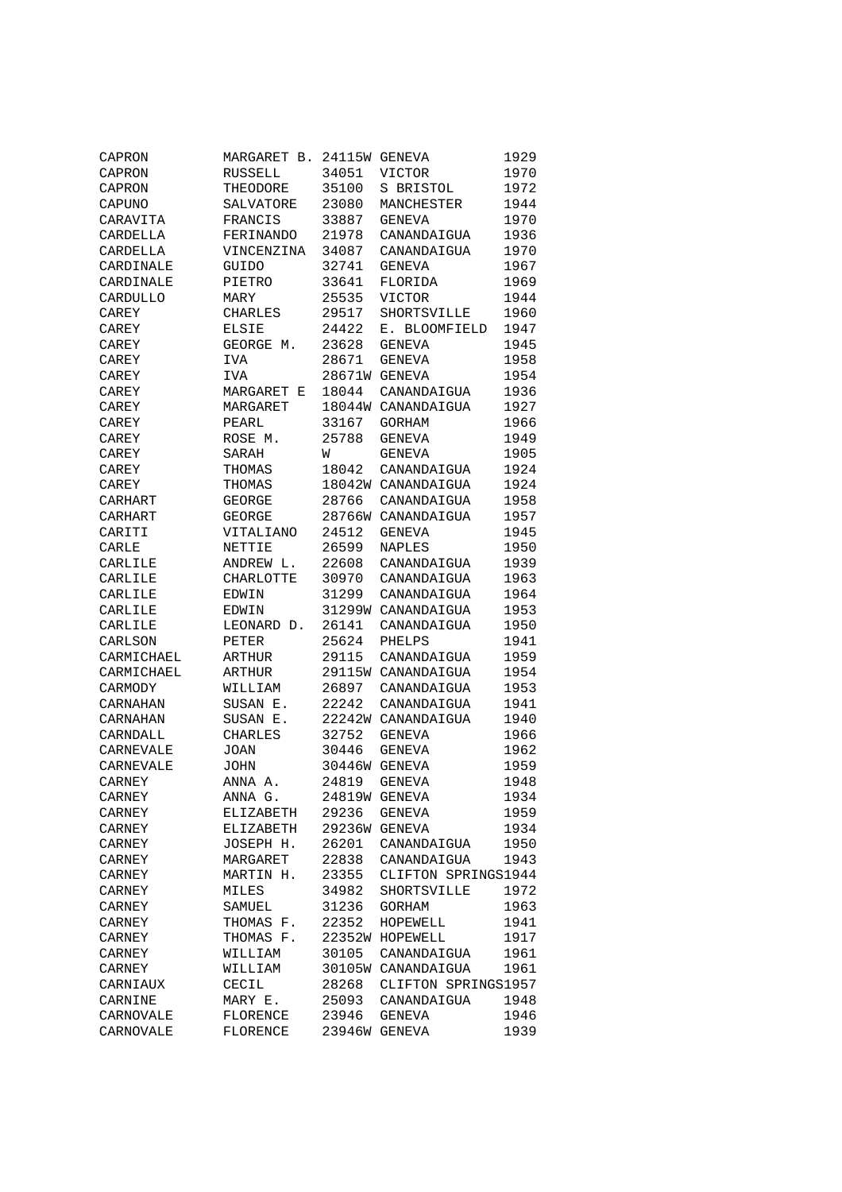| | | | | |
|---|---|---|---|---|
| CAPRON | MARGARET B. | 24115W | GENEVA | 1929 |
| CAPRON | RUSSELL | 34051 | VICTOR | 1970 |
| CAPRON | THEODORE | 35100 | S BRISTOL | 1972 |
| CAPUNO | SALVATORE | 23080 | MANCHESTER | 1944 |
| CARAVITA | FRANCIS | 33887 | GENEVA | 1970 |
| CARDELLA | FERINANDO | 21978 | CANANDAIGUA | 1936 |
| CARDELLA | VINCENZINA | 34087 | CANANDAIGUA | 1970 |
| CARDINALE | GUIDO | 32741 | GENEVA | 1967 |
| CARDINALE | PIETRO | 33641 | FLORIDA | 1969 |
| CARDULLO | MARY | 25535 | VICTOR | 1944 |
| CAREY | CHARLES | 29517 | SHORTSVILLE | 1960 |
| CAREY | ELSIE | 24422 | E. BLOOMFIELD | 1947 |
| CAREY | GEORGE M. | 23628 | GENEVA | 1945 |
| CAREY | IVA | 28671 | GENEVA | 1958 |
| CAREY | IVA | 28671W | GENEVA | 1954 |
| CAREY | MARGARET E | 18044 | CANANDAIGUA | 1936 |
| CAREY | MARGARET | 18044W | CANANDAIGUA | 1927 |
| CAREY | PEARL | 33167 | GORHAM | 1966 |
| CAREY | ROSE M. | 25788 | GENEVA | 1949 |
| CAREY | SARAH | W | GENEVA | 1905 |
| CAREY | THOMAS | 18042 | CANANDAIGUA | 1924 |
| CAREY | THOMAS | 18042W | CANANDAIGUA | 1924 |
| CARHART | GEORGE | 28766 | CANANDAIGUA | 1958 |
| CARHART | GEORGE | 28766W | CANANDAIGUA | 1957 |
| CARITI | VITALIANO | 24512 | GENEVA | 1945 |
| CARLE | NETTIE | 26599 | NAPLES | 1950 |
| CARLILE | ANDREW L. | 22608 | CANANDAIGUA | 1939 |
| CARLILE | CHARLOTTE | 30970 | CANANDAIGUA | 1963 |
| CARLILE | EDWIN | 31299 | CANANDAIGUA | 1964 |
| CARLILE | EDWIN | 31299W | CANANDAIGUA | 1953 |
| CARLILE | LEONARD D. | 26141 | CANANDAIGUA | 1950 |
| CARLSON | PETER | 25624 | PHELPS | 1941 |
| CARMICHAEL | ARTHUR | 29115 | CANANDAIGUA | 1959 |
| CARMICHAEL | ARTHUR | 29115W | CANANDAIGUA | 1954 |
| CARMODY | WILLIAM | 26897 | CANANDAIGUA | 1953 |
| CARNAHAN | SUSAN E. | 22242 | CANANDAIGUA | 1941 |
| CARNAHAN | SUSAN E. | 22242W | CANANDAIGUA | 1940 |
| CARNDALL | CHARLES | 32752 | GENEVA | 1966 |
| CARNEVALE | JOAN | 30446 | GENEVA | 1962 |
| CARNEVALE | JOHN | 30446W | GENEVA | 1959 |
| CARNEY | ANNA A. | 24819 | GENEVA | 1948 |
| CARNEY | ANNA G. | 24819W | GENEVA | 1934 |
| CARNEY | ELIZABETH | 29236 | GENEVA | 1959 |
| CARNEY | ELIZABETH | 29236W | GENEVA | 1934 |
| CARNEY | JOSEPH H. | 26201 | CANANDAIGUA | 1950 |
| CARNEY | MARGARET | 22838 | CANANDAIGUA | 1943 |
| CARNEY | MARTIN H. | 23355 | CLIFTON SPRINGS | 1944 |
| CARNEY | MILES | 34982 | SHORTSVILLE | 1972 |
| CARNEY | SAMUEL | 31236 | GORHAM | 1963 |
| CARNEY | THOMAS F. | 22352 | HOPEWELL | 1941 |
| CARNEY | THOMAS F. | 22352W | HOPEWELL | 1917 |
| CARNEY | WILLIAM | 30105 | CANANDAIGUA | 1961 |
| CARNEY | WILLIAM | 30105W | CANANDAIGUA | 1961 |
| CARNIAUX | CECIL | 28268 | CLIFTON SPRINGS | 1957 |
| CARNINE | MARY E. | 25093 | CANANDAIGUA | 1948 |
| CARNOVALE | FLORENCE | 23946 | GENEVA | 1946 |
| CARNOVALE | FLORENCE | 23946W | GENEVA | 1939 |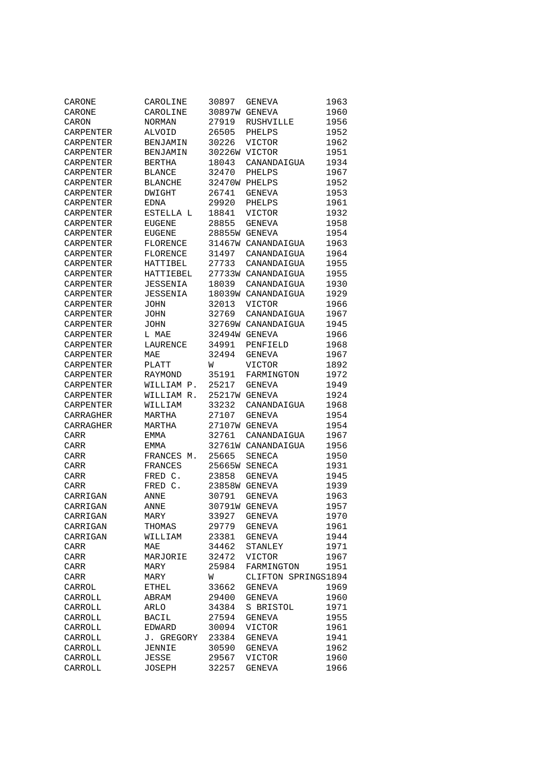| | | | | |
|---|---|---|---|---|
| CARONE | CAROLINE | 30897 | GENEVA | 1963 |
| CARONE | CAROLINE | 30897W | GENEVA | 1960 |
| CARON | NORMAN | 27919 | RUSHVILLE | 1956 |
| CARPENTER | ALVOID | 26505 | PHELPS | 1952 |
| CARPENTER | BENJAMIN | 30226 | VICTOR | 1962 |
| CARPENTER | BENJAMIN | 30226W | VICTOR | 1951 |
| CARPENTER | BERTHA | 18043 | CANANDAIGUA | 1934 |
| CARPENTER | BLANCE | 32470 | PHELPS | 1967 |
| CARPENTER | BLANCHE | 32470W | PHELPS | 1952 |
| CARPENTER | DWIGHT | 26741 | GENEVA | 1953 |
| CARPENTER | EDNA | 29920 | PHELPS | 1961 |
| CARPENTER | ESTELLA L | 18841 | VICTOR | 1932 |
| CARPENTER | EUGENE | 28855 | GENEVA | 1958 |
| CARPENTER | EUGENE | 28855W | GENEVA | 1954 |
| CARPENTER | FLORENCE | 31467W | CANANDAIGUA | 1963 |
| CARPENTER | FLORENCE | 31497 | CANANDAIGUA | 1964 |
| CARPENTER | HATTIBEL | 27733 | CANANDAIGUA | 1955 |
| CARPENTER | HATTIEBEL | 27733W | CANANDAIGUA | 1955 |
| CARPENTER | JESSENIA | 18039 | CANANDAIGUA | 1930 |
| CARPENTER | JESSENIA | 18039W | CANANDAIGUA | 1929 |
| CARPENTER | JOHN | 32013 | VICTOR | 1966 |
| CARPENTER | JOHN | 32769 | CANANDAIGUA | 1967 |
| CARPENTER | JOHN | 32769W | CANANDAIGUA | 1945 |
| CARPENTER | L MAE | 32494W | GENEVA | 1966 |
| CARPENTER | LAURENCE | 34991 | PENFIELD | 1968 |
| CARPENTER | MAE | 32494 | GENEVA | 1967 |
| CARPENTER | PLATT | W | VICTOR | 1892 |
| CARPENTER | RAYMOND | 35191 | FARMINGTON | 1972 |
| CARPENTER | WILLIAM P. | 25217 | GENEVA | 1949 |
| CARPENTER | WILLIAM R. | 25217W | GENEVA | 1924 |
| CARPENTER | WILLIAM | 33232 | CANANDAIGUA | 1968 |
| CARRAGHER | MARTHA | 27107 | GENEVA | 1954 |
| CARRAGHER | MARTHA | 27107W | GENEVA | 1954 |
| CARR | EMMA | 32761 | CANANDAIGUA | 1967 |
| CARR | EMMA | 32761W | CANANDAIGUA | 1956 |
| CARR | FRANCES M. | 25665 | SENECA | 1950 |
| CARR | FRANCES | 25665W | SENECA | 1931 |
| CARR | FRED C. | 23858 | GENEVA | 1945 |
| CARR | FRED C. | 23858W | GENEVA | 1939 |
| CARRIGAN | ANNE | 30791 | GENEVA | 1963 |
| CARRIGAN | ANNE | 30791W | GENEVA | 1957 |
| CARRIGAN | MARY | 33927 | GENEVA | 1970 |
| CARRIGAN | THOMAS | 29779 | GENEVA | 1961 |
| CARRIGAN | WILLIAM | 23381 | GENEVA | 1944 |
| CARR | MAE | 34462 | STANLEY | 1971 |
| CARR | MARJORIE | 32472 | VICTOR | 1967 |
| CARR | MARY | 25984 | FARMINGTON | 1951 |
| CARR | MARY | W | CLIFTON SPRINGS | 1894 |
| CARROL | ETHEL | 33662 | GENEVA | 1969 |
| CARROLL | ABRAM | 29400 | GENEVA | 1960 |
| CARROLL | ARLO | 34384 | S BRISTOL | 1971 |
| CARROLL | BACIL | 27594 | GENEVA | 1955 |
| CARROLL | EDWARD | 30094 | VICTOR | 1961 |
| CARROLL | J. GREGORY | 23384 | GENEVA | 1941 |
| CARROLL | JENNIE | 30590 | GENEVA | 1962 |
| CARROLL | JESSE | 29567 | VICTOR | 1960 |
| CARROLL | JOSEPH | 32257 | GENEVA | 1966 |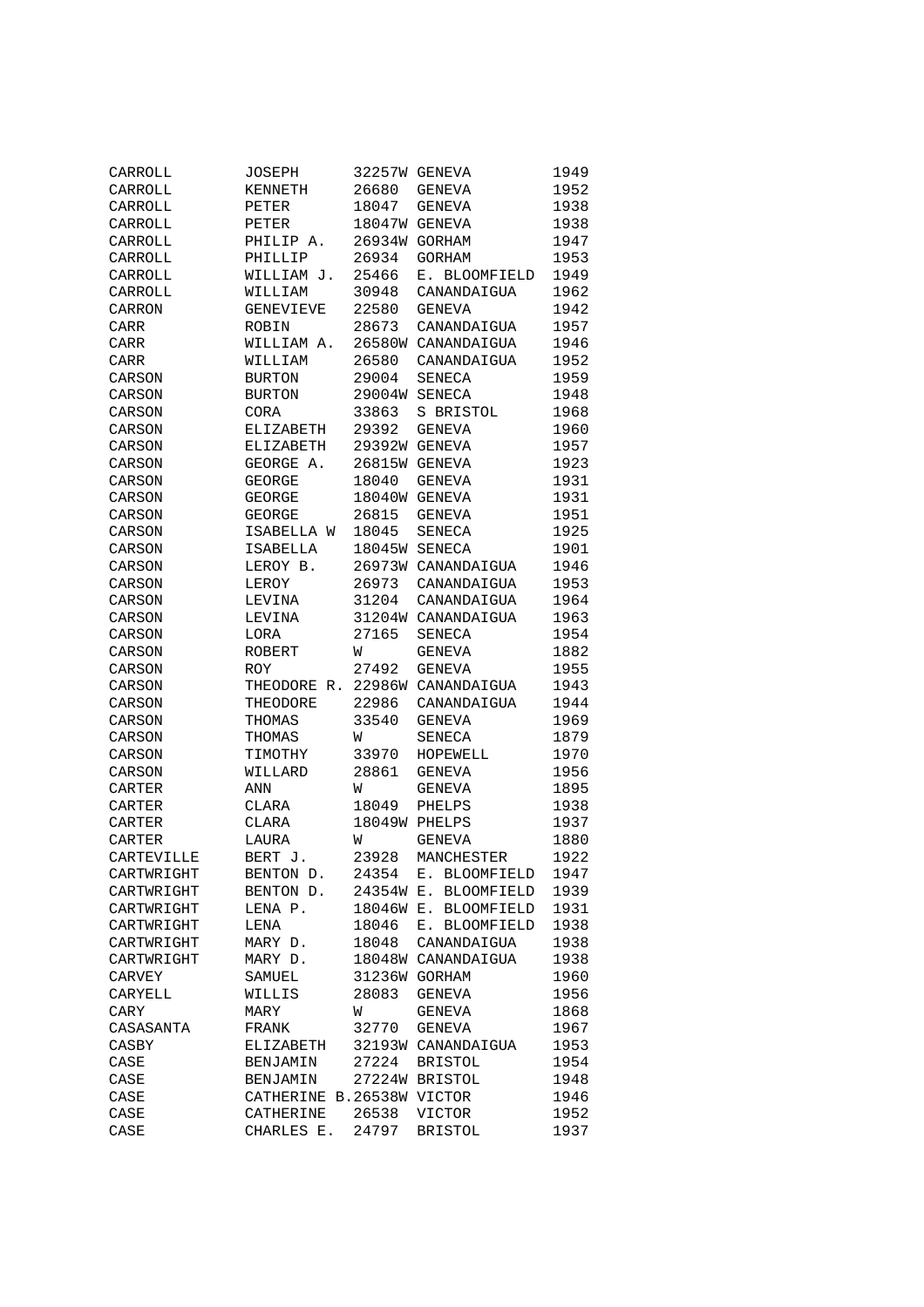| | | | | |
|---|---|---|---|---|
| CARROLL | JOSEPH | 32257W | GENEVA | 1949 |
| CARROLL | KENNETH | 26680 | GENEVA | 1952 |
| CARROLL | PETER | 18047 | GENEVA | 1938 |
| CARROLL | PETER | 18047W | GENEVA | 1938 |
| CARROLL | PHILIP A. | 26934W | GORHAM | 1947 |
| CARROLL | PHILLIP | 26934 | GORHAM | 1953 |
| CARROLL | WILLIAM J. | 25466 | E. BLOOMFIELD | 1949 |
| CARROLL | WILLIAM | 30948 | CANANDAIGUA | 1962 |
| CARRON | GENEVIEVE | 22580 | GENEVA | 1942 |
| CARR | ROBIN | 28673 | CANANDAIGUA | 1957 |
| CARR | WILLIAM A. | 26580W | CANANDAIGUA | 1946 |
| CARR | WILLIAM | 26580 | CANANDAIGUA | 1952 |
| CARSON | BURTON | 29004 | SENECA | 1959 |
| CARSON | BURTON | 29004W | SENECA | 1948 |
| CARSON | CORA | 33863 | S BRISTOL | 1968 |
| CARSON | ELIZABETH | 29392 | GENEVA | 1960 |
| CARSON | ELIZABETH | 29392W | GENEVA | 1957 |
| CARSON | GEORGE A. | 26815W | GENEVA | 1923 |
| CARSON | GEORGE | 18040 | GENEVA | 1931 |
| CARSON | GEORGE | 18040W | GENEVA | 1931 |
| CARSON | GEORGE | 26815 | GENEVA | 1951 |
| CARSON | ISABELLA W | 18045 | SENECA | 1925 |
| CARSON | ISABELLA | 18045W | SENECA | 1901 |
| CARSON | LEROY B. | 26973W | CANANDAIGUA | 1946 |
| CARSON | LEROY | 26973 | CANANDAIGUA | 1953 |
| CARSON | LEVINA | 31204 | CANANDAIGUA | 1964 |
| CARSON | LEVINA | 31204W | CANANDAIGUA | 1963 |
| CARSON | LORA | 27165 | SENECA | 1954 |
| CARSON | ROBERT | W | GENEVA | 1882 |
| CARSON | ROY | 27492 | GENEVA | 1955 |
| CARSON | THEODORE R. | 22986W | CANANDAIGUA | 1943 |
| CARSON | THEODORE | 22986 | CANANDAIGUA | 1944 |
| CARSON | THOMAS | 33540 | GENEVA | 1969 |
| CARSON | THOMAS | W | SENECA | 1879 |
| CARSON | TIMOTHY | 33970 | HOPEWELL | 1970 |
| CARSON | WILLARD | 28861 | GENEVA | 1956 |
| CARTER | ANN | W | GENEVA | 1895 |
| CARTER | CLARA | 18049 | PHELPS | 1938 |
| CARTER | CLARA | 18049W | PHELPS | 1937 |
| CARTER | LAURA | W | GENEVA | 1880 |
| CARTEVILLE | BERT J. | 23928 | MANCHESTER | 1922 |
| CARTWRIGHT | BENTON D. | 24354 | E. BLOOMFIELD | 1947 |
| CARTWRIGHT | BENTON D. | 24354W | E. BLOOMFIELD | 1939 |
| CARTWRIGHT | LENA P. | 18046W | E. BLOOMFIELD | 1931 |
| CARTWRIGHT | LENA | 18046 | E. BLOOMFIELD | 1938 |
| CARTWRIGHT | MARY D. | 18048 | CANANDAIGUA | 1938 |
| CARTWRIGHT | MARY D. | 18048W | CANANDAIGUA | 1938 |
| CARVEY | SAMUEL | 31236W | GORHAM | 1960 |
| CARYELL | WILLIS | 28083 | GENEVA | 1956 |
| CARY | MARY | W | GENEVA | 1868 |
| CASASANTA | FRANK | 32770 | GENEVA | 1967 |
| CASBY | ELIZABETH | 32193W | CANANDAIGUA | 1953 |
| CASE | BENJAMIN | 27224 | BRISTOL | 1954 |
| CASE | BENJAMIN | 27224W | BRISTOL | 1948 |
| CASE | CATHERINE B. | 26538W | VICTOR | 1946 |
| CASE | CATHERINE | 26538 | VICTOR | 1952 |
| CASE | CHARLES E. | 24797 | BRISTOL | 1937 |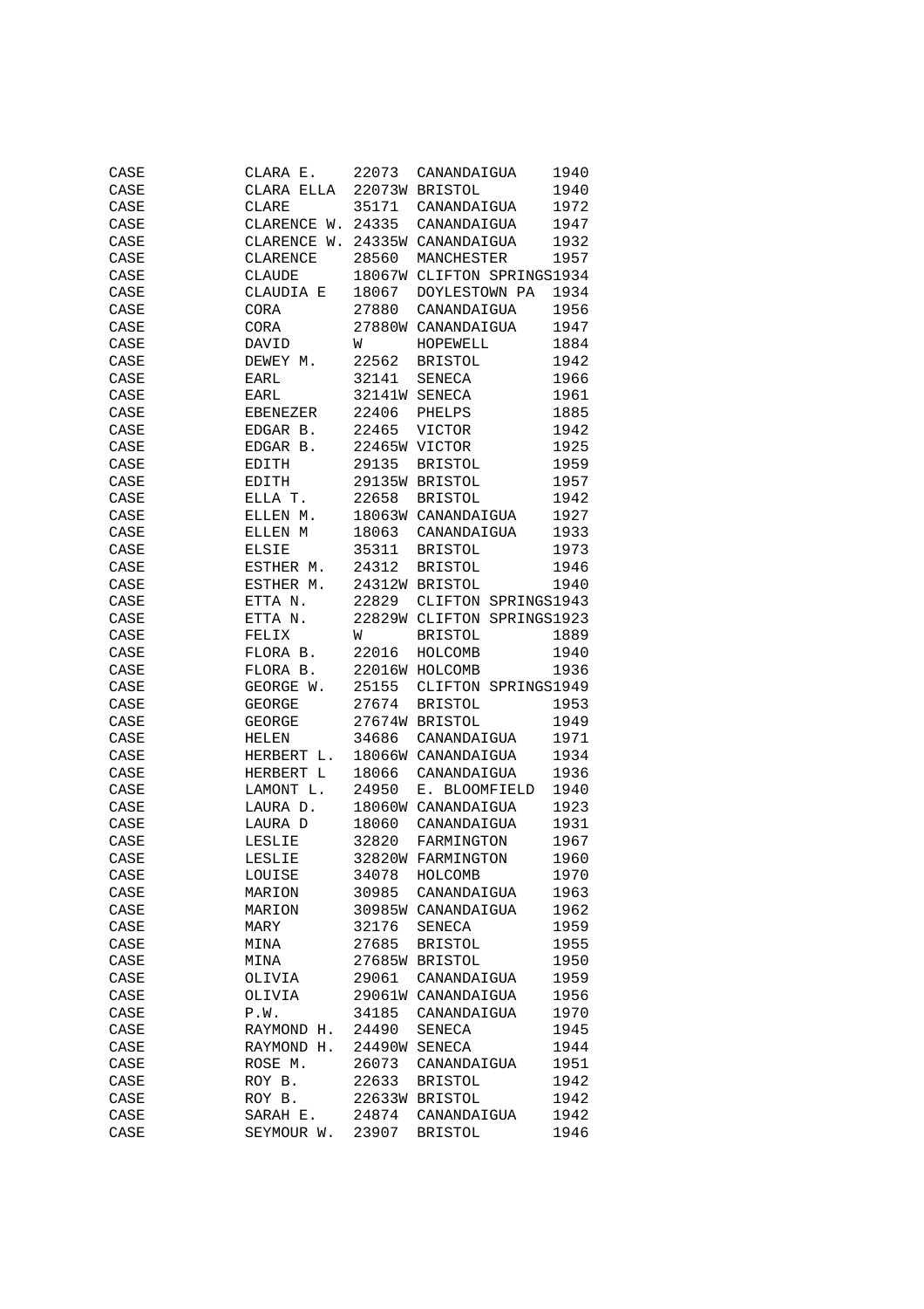| | | | | |
|---|---|---|---|---|
| CASE | CLARA E. | 22073 | CANANDAIGUA | 1940 |
| CASE | CLARA ELLA | 22073W | BRISTOL | 1940 |
| CASE | CLARE | 35171 | CANANDAIGUA | 1972 |
| CASE | CLARENCE W. | 24335 | CANANDAIGUA | 1947 |
| CASE | CLARENCE W. | 24335W | CANANDAIGUA | 1932 |
| CASE | CLARENCE | 28560 | MANCHESTER | 1957 |
| CASE | CLAUDE | 18067W | CLIFTON SPRINGS | 1934 |
| CASE | CLAUDIA E | 18067 | DOYLESTOWN PA | 1934 |
| CASE | CORA | 27880 | CANANDAIGUA | 1956 |
| CASE | CORA | 27880W | CANANDAIGUA | 1947 |
| CASE | DAVID | W | HOPEWELL | 1884 |
| CASE | DEWEY M. | 22562 | BRISTOL | 1942 |
| CASE | EARL | 32141 | SENECA | 1966 |
| CASE | EARL | 32141W | SENECA | 1961 |
| CASE | EBENEZER | 22406 | PHELPS | 1885 |
| CASE | EDGAR B. | 22465 | VICTOR | 1942 |
| CASE | EDGAR B. | 22465W | VICTOR | 1925 |
| CASE | EDITH | 29135 | BRISTOL | 1959 |
| CASE | EDITH | 29135W | BRISTOL | 1957 |
| CASE | ELLA T. | 22658 | BRISTOL | 1942 |
| CASE | ELLEN M. | 18063W | CANANDAIGUA | 1927 |
| CASE | ELLEN M | 18063 | CANANDAIGUA | 1933 |
| CASE | ELSIE | 35311 | BRISTOL | 1973 |
| CASE | ESTHER M. | 24312 | BRISTOL | 1946 |
| CASE | ESTHER M. | 24312W | BRISTOL | 1940 |
| CASE | ETTA N. | 22829 | CLIFTON SPRINGS | 1943 |
| CASE | ETTA N. | 22829W | CLIFTON SPRINGS | 1923 |
| CASE | FELIX | W | BRISTOL | 1889 |
| CASE | FLORA B. | 22016 | HOLCOMB | 1940 |
| CASE | FLORA B. | 22016W | HOLCOMB | 1936 |
| CASE | GEORGE W. | 25155 | CLIFTON SPRINGS | 1949 |
| CASE | GEORGE | 27674 | BRISTOL | 1953 |
| CASE | GEORGE | 27674W | BRISTOL | 1949 |
| CASE | HELEN | 34686 | CANANDAIGUA | 1971 |
| CASE | HERBERT L. | 18066W | CANANDAIGUA | 1934 |
| CASE | HERBERT L | 18066 | CANANDAIGUA | 1936 |
| CASE | LAMONT L. | 24950 | E. BLOOMFIELD | 1940 |
| CASE | LAURA D. | 18060W | CANANDAIGUA | 1923 |
| CASE | LAURA D | 18060 | CANANDAIGUA | 1931 |
| CASE | LESLIE | 32820 | FARMINGTON | 1967 |
| CASE | LESLIE | 32820W | FARMINGTON | 1960 |
| CASE | LOUISE | 34078 | HOLCOMB | 1970 |
| CASE | MARION | 30985 | CANANDAIGUA | 1963 |
| CASE | MARION | 30985W | CANANDAIGUA | 1962 |
| CASE | MARY | 32176 | SENECA | 1959 |
| CASE | MINA | 27685 | BRISTOL | 1955 |
| CASE | MINA | 27685W | BRISTOL | 1950 |
| CASE | OLIVIA | 29061 | CANANDAIGUA | 1959 |
| CASE | OLIVIA | 29061W | CANANDAIGUA | 1956 |
| CASE | P.W. | 34185 | CANANDAIGUA | 1970 |
| CASE | RAYMOND H. | 24490 | SENECA | 1945 |
| CASE | RAYMOND H. | 24490W | SENECA | 1944 |
| CASE | ROSE M. | 26073 | CANANDAIGUA | 1951 |
| CASE | ROY B. | 22633 | BRISTOL | 1942 |
| CASE | ROY B. | 22633W | BRISTOL | 1942 |
| CASE | SARAH E. | 24874 | CANANDAIGUA | 1942 |
| CASE | SEYMOUR W. | 23907 | BRISTOL | 1946 |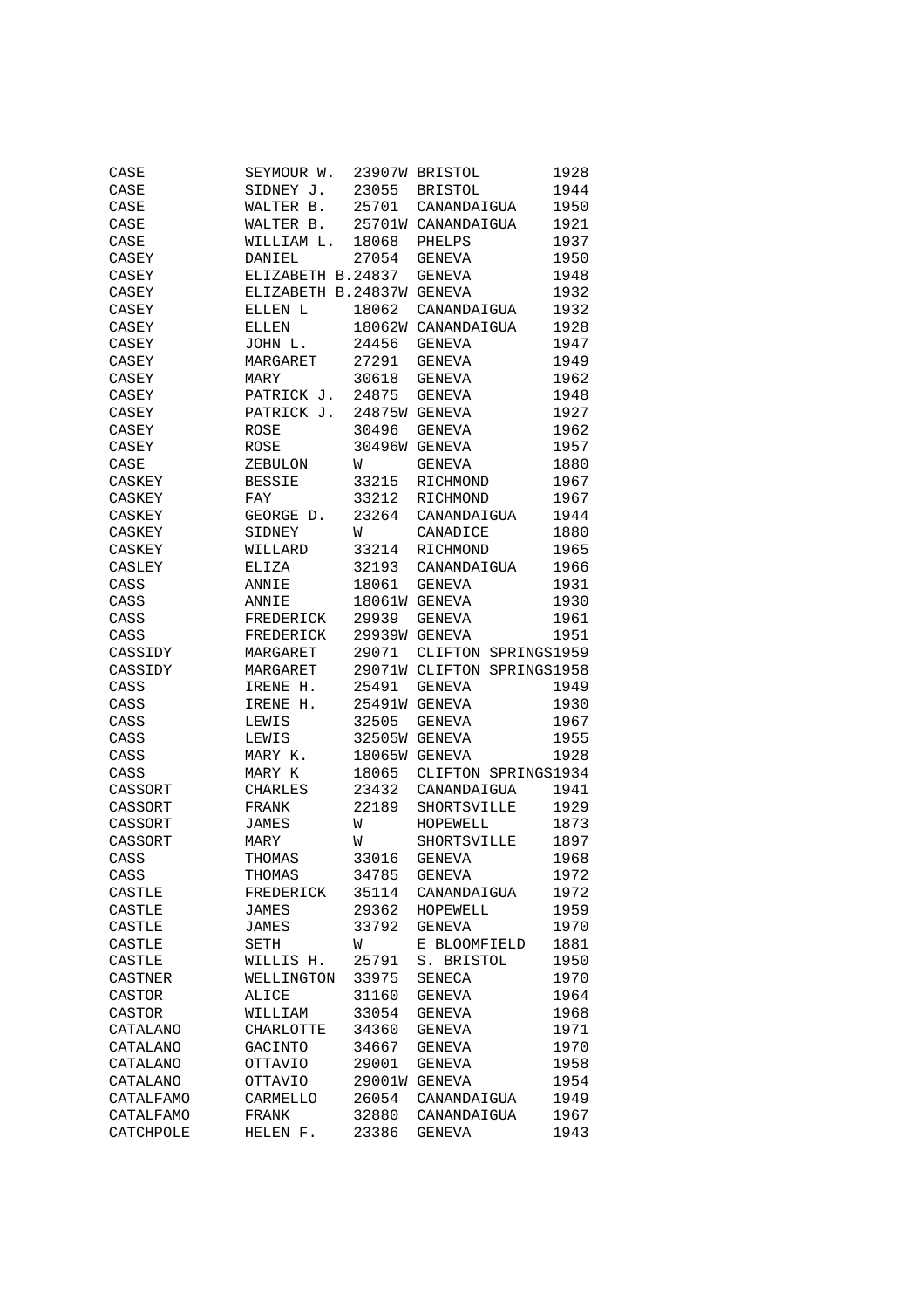| | | | | |
|---|---|---|---|---|
| CASE | SEYMOUR W. | 23907W | BRISTOL | 1928 |
| CASE | SIDNEY J. | 23055 | BRISTOL | 1944 |
| CASE | WALTER B. | 25701 | CANANDAIGUA | 1950 |
| CASE | WALTER B. | 25701W | CANANDAIGUA | 1921 |
| CASE | WILLIAM L. | 18068 | PHELPS | 1937 |
| CASEY | DANIEL | 27054 | GENEVA | 1950 |
| CASEY | ELIZABETH B. | 24837 | GENEVA | 1948 |
| CASEY | ELIZABETH B. | 24837W | GENEVA | 1932 |
| CASEY | ELLEN L | 18062 | CANANDAIGUA | 1932 |
| CASEY | ELLEN | 18062W | CANANDAIGUA | 1928 |
| CASEY | JOHN L. | 24456 | GENEVA | 1947 |
| CASEY | MARGARET | 27291 | GENEVA | 1949 |
| CASEY | MARY | 30618 | GENEVA | 1962 |
| CASEY | PATRICK J. | 24875 | GENEVA | 1948 |
| CASEY | PATRICK J. | 24875W | GENEVA | 1927 |
| CASEY | ROSE | 30496 | GENEVA | 1962 |
| CASEY | ROSE | 30496W | GENEVA | 1957 |
| CASE | ZEBULON | W | GENEVA | 1880 |
| CASKEY | BESSIE | 33215 | RICHMOND | 1967 |
| CASKEY | FAY | 33212 | RICHMOND | 1967 |
| CASKEY | GEORGE D. | 23264 | CANANDAIGUA | 1944 |
| CASKEY | SIDNEY | W | CANADICE | 1880 |
| CASKEY | WILLARD | 33214 | RICHMOND | 1965 |
| CASLEY | ELIZA | 32193 | CANANDAIGUA | 1966 |
| CASS | ANNIE | 18061 | GENEVA | 1931 |
| CASS | ANNIE | 18061W | GENEVA | 1930 |
| CASS | FREDERICK | 29939 | GENEVA | 1961 |
| CASS | FREDERICK | 29939W | GENEVA | 1951 |
| CASSIDY | MARGARET | 29071 | CLIFTON SPRINGS | 1959 |
| CASSIDY | MARGARET | 29071W | CLIFTON SPRINGS | 1958 |
| CASS | IRENE H. | 25491 | GENEVA | 1949 |
| CASS | IRENE H. | 25491W | GENEVA | 1930 |
| CASS | LEWIS | 32505 | GENEVA | 1967 |
| CASS | LEWIS | 32505W | GENEVA | 1955 |
| CASS | MARY K. | 18065W | GENEVA | 1928 |
| CASS | MARY K | 18065 | CLIFTON SPRINGS | 1934 |
| CASSORT | CHARLES | 23432 | CANANDAIGUA | 1941 |
| CASSORT | FRANK | 22189 | SHORTSVILLE | 1929 |
| CASSORT | JAMES | W | HOPEWELL | 1873 |
| CASSORT | MARY | W | SHORTSVILLE | 1897 |
| CASS | THOMAS | 33016 | GENEVA | 1968 |
| CASS | THOMAS | 34785 | GENEVA | 1972 |
| CASTLE | FREDERICK | 35114 | CANANDAIGUA | 1972 |
| CASTLE | JAMES | 29362 | HOPEWELL | 1959 |
| CASTLE | JAMES | 33792 | GENEVA | 1970 |
| CASTLE | SETH | W | E BLOOMFIELD | 1881 |
| CASTLE | WILLIS H. | 25791 | S. BRISTOL | 1950 |
| CASTNER | WELLINGTON | 33975 | SENECA | 1970 |
| CASTOR | ALICE | 31160 | GENEVA | 1964 |
| CASTOR | WILLIAM | 33054 | GENEVA | 1968 |
| CATALANO | CHARLOTTE | 34360 | GENEVA | 1971 |
| CATALANO | GACINTO | 34667 | GENEVA | 1970 |
| CATALANO | OTTAVIO | 29001 | GENEVA | 1958 |
| CATALANO | OTTAVIO | 29001W | GENEVA | 1954 |
| CATALFAMO | CARMELLO | 26054 | CANANDAIGUA | 1949 |
| CATALFAMO | FRANK | 32880 | CANANDAIGUA | 1967 |
| CATCHPOLE | HELEN F. | 23386 | GENEVA | 1943 |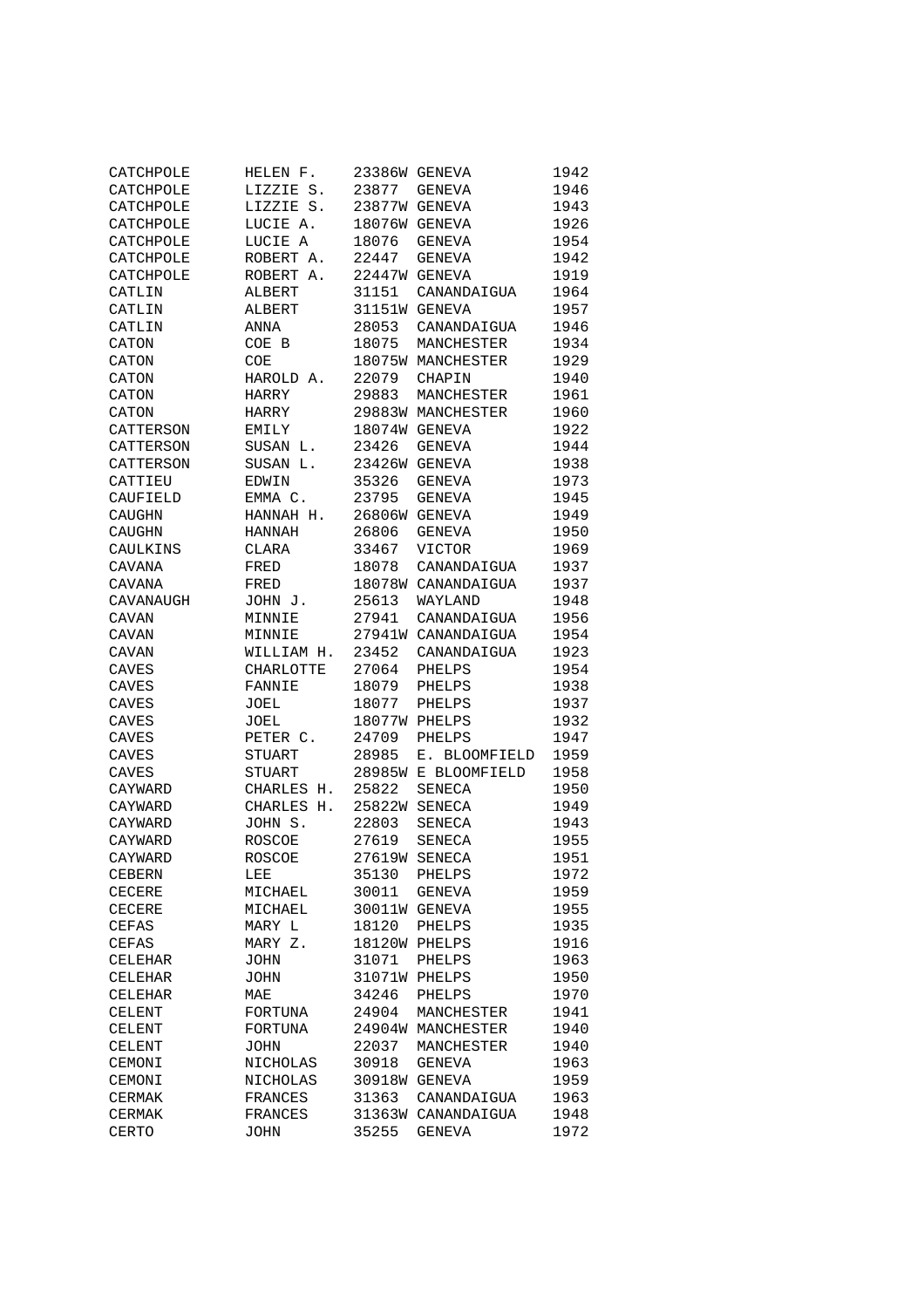| | | | | |
|---|---|---|---|---|
| CATCHPOLE | HELEN F. | 23386W | GENEVA | 1942 |
| CATCHPOLE | LIZZIE S. | 23877 | GENEVA | 1946 |
| CATCHPOLE | LIZZIE S. | 23877W | GENEVA | 1943 |
| CATCHPOLE | LUCIE A. | 18076W | GENEVA | 1926 |
| CATCHPOLE | LUCIE A | 18076 | GENEVA | 1954 |
| CATCHPOLE | ROBERT A. | 22447 | GENEVA | 1942 |
| CATCHPOLE | ROBERT A. | 22447W | GENEVA | 1919 |
| CATLIN | ALBERT | 31151 | CANANDAIGUA | 1964 |
| CATLIN | ALBERT | 31151W | GENEVA | 1957 |
| CATLIN | ANNA | 28053 | CANANDAIGUA | 1946 |
| CATON | COE B | 18075 | MANCHESTER | 1934 |
| CATON | COE | 18075W | MANCHESTER | 1929 |
| CATON | HAROLD A. | 22079 | CHAPIN | 1940 |
| CATON | HARRY | 29883 | MANCHESTER | 1961 |
| CATON | HARRY | 29883W | MANCHESTER | 1960 |
| CATTERSON | EMILY | 18074W | GENEVA | 1922 |
| CATTERSON | SUSAN L. | 23426 | GENEVA | 1944 |
| CATTERSON | SUSAN L. | 23426W | GENEVA | 1938 |
| CATTIEU | EDWIN | 35326 | GENEVA | 1973 |
| CAUFIELD | EMMA C. | 23795 | GENEVA | 1945 |
| CAUGHN | HANNAH H. | 26806W | GENEVA | 1949 |
| CAUGHN | HANNAH | 26806 | GENEVA | 1950 |
| CAULKINS | CLARA | 33467 | VICTOR | 1969 |
| CAVANA | FRED | 18078 | CANANDAIGUA | 1937 |
| CAVANA | FRED | 18078W | CANANDAIGUA | 1937 |
| CAVANAUGH | JOHN J. | 25613 | WAYLAND | 1948 |
| CAVAN | MINNIE | 27941 | CANANDAIGUA | 1956 |
| CAVAN | MINNIE | 27941W | CANANDAIGUA | 1954 |
| CAVAN | WILLIAM H. | 23452 | CANANDAIGUA | 1923 |
| CAVES | CHARLOTTE | 27064 | PHELPS | 1954 |
| CAVES | FANNIE | 18079 | PHELPS | 1938 |
| CAVES | JOEL | 18077 | PHELPS | 1937 |
| CAVES | JOEL | 18077W | PHELPS | 1932 |
| CAVES | PETER C. | 24709 | PHELPS | 1947 |
| CAVES | STUART | 28985 | E. BLOOMFIELD | 1959 |
| CAVES | STUART | 28985W | E BLOOMFIELD | 1958 |
| CAYWARD | CHARLES H. | 25822 | SENECA | 1950 |
| CAYWARD | CHARLES H. | 25822W | SENECA | 1949 |
| CAYWARD | JOHN S. | 22803 | SENECA | 1943 |
| CAYWARD | ROSCOE | 27619 | SENECA | 1955 |
| CAYWARD | ROSCOE | 27619W | SENECA | 1951 |
| CEBERN | LEE | 35130 | PHELPS | 1972 |
| CECERE | MICHAEL | 30011 | GENEVA | 1959 |
| CECERE | MICHAEL | 30011W | GENEVA | 1955 |
| CEFAS | MARY L | 18120 | PHELPS | 1935 |
| CEFAS | MARY Z. | 18120W | PHELPS | 1916 |
| CELEHAR | JOHN | 31071 | PHELPS | 1963 |
| CELEHAR | JOHN | 31071W | PHELPS | 1950 |
| CELEHAR | MAE | 34246 | PHELPS | 1970 |
| CELENT | FORTUNA | 24904 | MANCHESTER | 1941 |
| CELENT | FORTUNA | 24904W | MANCHESTER | 1940 |
| CELENT | JOHN | 22037 | MANCHESTER | 1940 |
| CEMONI | NICHOLAS | 30918 | GENEVA | 1963 |
| CEMONI | NICHOLAS | 30918W | GENEVA | 1959 |
| CERMAK | FRANCES | 31363 | CANANDAIGUA | 1963 |
| CERMAK | FRANCES | 31363W | CANANDAIGUA | 1948 |
| CERTO | JOHN | 35255 | GENEVA | 1972 |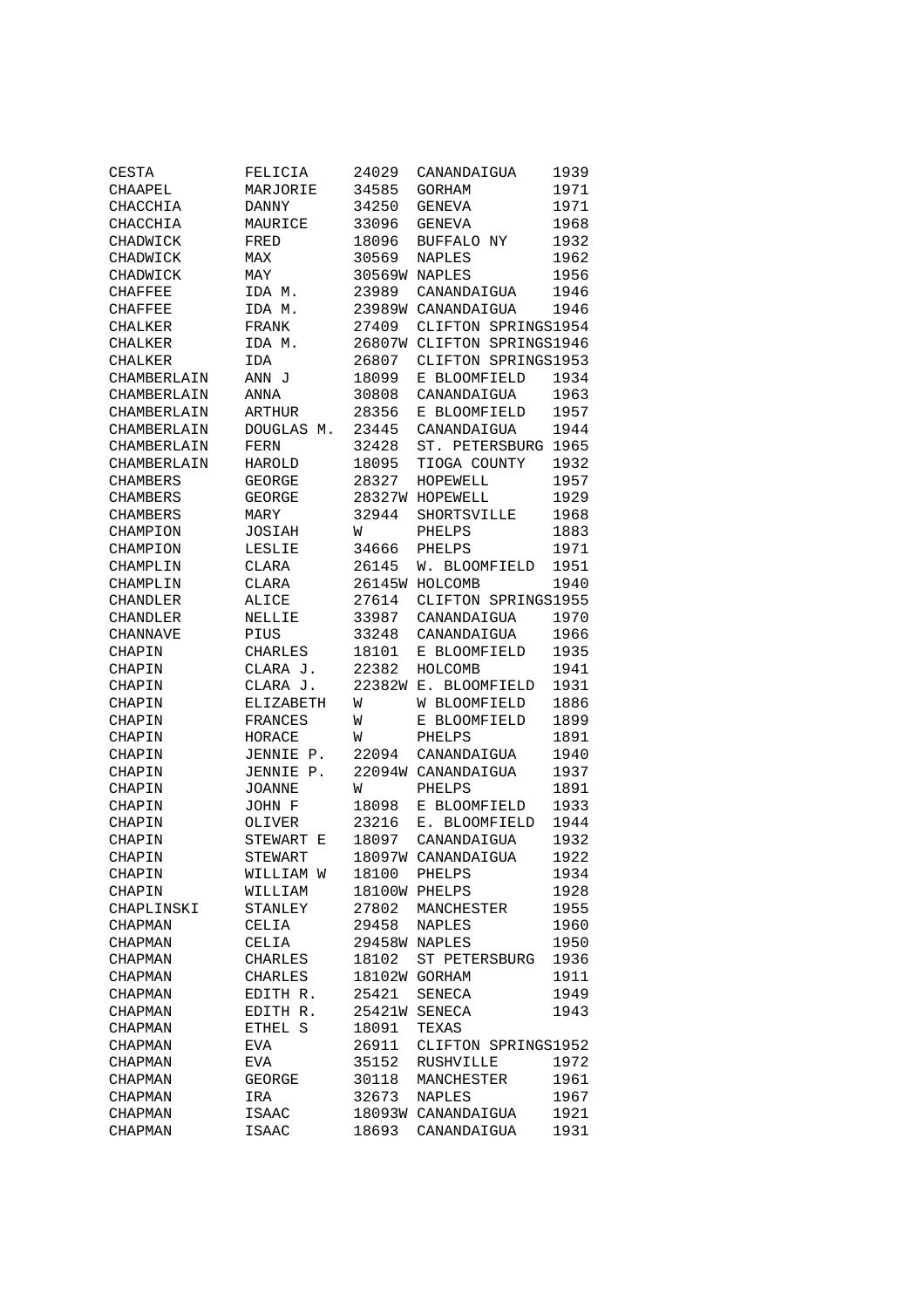| | | | | |
|---|---|---|---|---|
| CESTA | FELICIA | 24029 | CANANDAIGUA | 1939 |
| CHAAPEL | MARJORIE | 34585 | GORHAM | 1971 |
| CHACCHIA | DANNY | 34250 | GENEVA | 1971 |
| CHACCHIA | MAURICE | 33096 | GENEVA | 1968 |
| CHADWICK | FRED | 18096 | BUFFALO NY | 1932 |
| CHADWICK | MAX | 30569 | NAPLES | 1962 |
| CHADWICK | MAY | 30569W | NAPLES | 1956 |
| CHAFFEE | IDA M. | 23989 | CANANDAIGUA | 1946 |
| CHAFFEE | IDA M. | 23989W | CANANDAIGUA | 1946 |
| CHALKER | FRANK | 27409 | CLIFTON SPRINGS | 1954 |
| CHALKER | IDA M. | 26807W | CLIFTON SPRINGS | 1946 |
| CHALKER | IDA | 26807 | CLIFTON SPRINGS | 1953 |
| CHAMBERLAIN | ANN J | 18099 | E BLOOMFIELD | 1934 |
| CHAMBERLAIN | ANNA | 30808 | CANANDAIGUA | 1963 |
| CHAMBERLAIN | ARTHUR | 28356 | E BLOOMFIELD | 1957 |
| CHAMBERLAIN | DOUGLAS M. | 23445 | CANANDAIGUA | 1944 |
| CHAMBERLAIN | FERN | 32428 | ST. PETERSBURG | 1965 |
| CHAMBERLAIN | HAROLD | 18095 | TIOGA COUNTY | 1932 |
| CHAMBERS | GEORGE | 28327 | HOPEWELL | 1957 |
| CHAMBERS | GEORGE | 28327W | HOPEWELL | 1929 |
| CHAMBERS | MARY | 32944 | SHORTSVILLE | 1968 |
| CHAMPION | JOSIAH | W | PHELPS | 1883 |
| CHAMPION | LESLIE | 34666 | PHELPS | 1971 |
| CHAMPLIN | CLARA | 26145 | W. BLOOMFIELD | 1951 |
| CHAMPLIN | CLARA | 26145W | HOLCOMB | 1940 |
| CHANDLER | ALICE | 27614 | CLIFTON SPRINGS | 1955 |
| CHANDLER | NELLIE | 33987 | CANANDAIGUA | 1970 |
| CHANNAVE | PIUS | 33248 | CANANDAIGUA | 1966 |
| CHAPIN | CHARLES | 18101 | E BLOOMFIELD | 1935 |
| CHAPIN | CLARA J. | 22382 | HOLCOMB | 1941 |
| CHAPIN | CLARA J. | 22382W | E. BLOOMFIELD | 1931 |
| CHAPIN | ELIZABETH | W | W BLOOMFIELD | 1886 |
| CHAPIN | FRANCES | W | E BLOOMFIELD | 1899 |
| CHAPIN | HORACE | W | PHELPS | 1891 |
| CHAPIN | JENNIE P. | 22094 | CANANDAIGUA | 1940 |
| CHAPIN | JENNIE P. | 22094W | CANANDAIGUA | 1937 |
| CHAPIN | JOANNE | W | PHELPS | 1891 |
| CHAPIN | JOHN F | 18098 | E BLOOMFIELD | 1933 |
| CHAPIN | OLIVER | 23216 | E. BLOOMFIELD | 1944 |
| CHAPIN | STEWART E | 18097 | CANANDAIGUA | 1932 |
| CHAPIN | STEWART | 18097W | CANANDAIGUA | 1922 |
| CHAPIN | WILLIAM W | 18100 | PHELPS | 1934 |
| CHAPIN | WILLIAM | 18100W | PHELPS | 1928 |
| CHAPLINSKI | STANLEY | 27802 | MANCHESTER | 1955 |
| CHAPMAN | CELIA | 29458 | NAPLES | 1960 |
| CHAPMAN | CELIA | 29458W | NAPLES | 1950 |
| CHAPMAN | CHARLES | 18102 | ST PETERSBURG | 1936 |
| CHAPMAN | CHARLES | 18102W | GORHAM | 1911 |
| CHAPMAN | EDITH R. | 25421 | SENECA | 1949 |
| CHAPMAN | EDITH R. | 25421W | SENECA | 1943 |
| CHAPMAN | ETHEL S | 18091 | TEXAS | |
| CHAPMAN | EVA | 26911 | CLIFTON SPRINGS | 1952 |
| CHAPMAN | EVA | 35152 | RUSHVILLE | 1972 |
| CHAPMAN | GEORGE | 30118 | MANCHESTER | 1961 |
| CHAPMAN | IRA | 32673 | NAPLES | 1967 |
| CHAPMAN | ISAAC | 18093W | CANANDAIGUA | 1921 |
| CHAPMAN | ISAAC | 18693 | CANANDAIGUA | 1931 |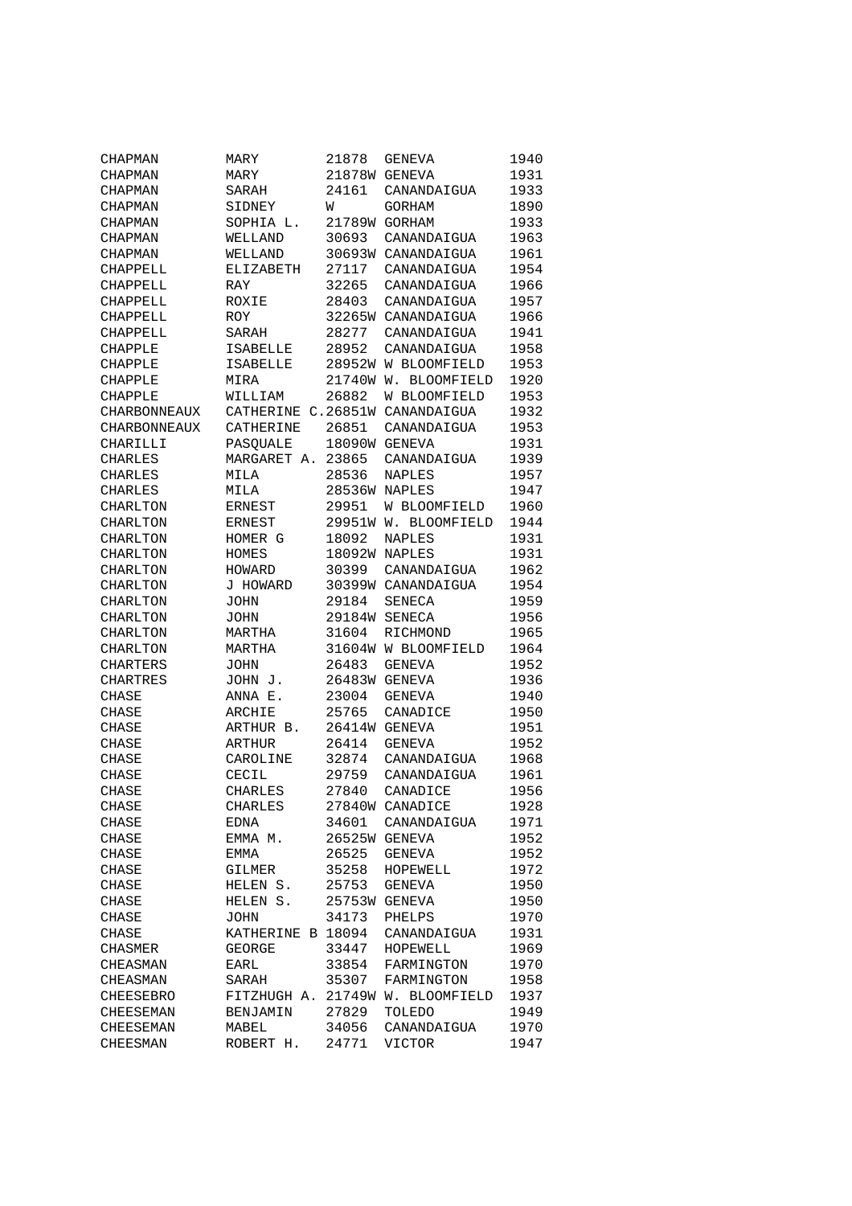| | | | | |
|---|---|---|---|---|
| CHAPMAN | MARY | 21878 | GENEVA | 1940 |
| CHAPMAN | MARY | 21878W | GENEVA | 1931 |
| CHAPMAN | SARAH | 24161 | CANANDAIGUA | 1933 |
| CHAPMAN | SIDNEY | W | GORHAM | 1890 |
| CHAPMAN | SOPHIA L. | 21789W | GORHAM | 1933 |
| CHAPMAN | WELLAND | 30693 | CANANDAIGUA | 1963 |
| CHAPMAN | WELLAND | 30693W | CANANDAIGUA | 1961 |
| CHAPPELL | ELIZABETH | 27117 | CANANDAIGUA | 1954 |
| CHAPPELL | RAY | 32265 | CANANDAIGUA | 1966 |
| CHAPPELL | ROXIE | 28403 | CANANDAIGUA | 1957 |
| CHAPPELL | ROY | 32265W | CANANDAIGUA | 1966 |
| CHAPPELL | SARAH | 28277 | CANANDAIGUA | 1941 |
| CHAPPLE | ISABELLE | 28952 | CANANDAIGUA | 1958 |
| CHAPPLE | ISABELLE | 28952W | W BLOOMFIELD | 1953 |
| CHAPPLE | MIRA | 21740W | W. BLOOMFIELD | 1920 |
| CHAPPLE | WILLIAM | 26882 | W BLOOMFIELD | 1953 |
| CHARBONNEAUX | CATHERINE C. | 26851W | CANANDAIGUA | 1932 |
| CHARBONNEAUX | CATHERINE | 26851 | CANANDAIGUA | 1953 |
| CHARILLI | PASQUALE | 18090W | GENEVA | 1931 |
| CHARLES | MARGARET A. | 23865 | CANANDAIGUA | 1939 |
| CHARLES | MILA | 28536 | NAPLES | 1957 |
| CHARLES | MILA | 28536W | NAPLES | 1947 |
| CHARLTON | ERNEST | 29951 | W BLOOMFIELD | 1960 |
| CHARLTON | ERNEST | 29951W | W. BLOOMFIELD | 1944 |
| CHARLTON | HOMER G | 18092 | NAPLES | 1931 |
| CHARLTON | HOMES | 18092W | NAPLES | 1931 |
| CHARLTON | HOWARD | 30399 | CANANDAIGUA | 1962 |
| CHARLTON | J HOWARD | 30399W | CANANDAIGUA | 1954 |
| CHARLTON | JOHN | 29184 | SENECA | 1959 |
| CHARLTON | JOHN | 29184W | SENECA | 1956 |
| CHARLTON | MARTHA | 31604 | RICHMOND | 1965 |
| CHARLTON | MARTHA | 31604W | W BLOOMFIELD | 1964 |
| CHARTERS | JOHN | 26483 | GENEVA | 1952 |
| CHARTRES | JOHN J. | 26483W | GENEVA | 1936 |
| CHASE | ANNA E. | 23004 | GENEVA | 1940 |
| CHASE | ARCHIE | 25765 | CANADICE | 1950 |
| CHASE | ARTHUR B. | 26414W | GENEVA | 1951 |
| CHASE | ARTHUR | 26414 | GENEVA | 1952 |
| CHASE | CAROLINE | 32874 | CANANDAIGUA | 1968 |
| CHASE | CECIL | 29759 | CANANDAIGUA | 1961 |
| CHASE | CHARLES | 27840 | CANADICE | 1956 |
| CHASE | CHARLES | 27840W | CANADICE | 1928 |
| CHASE | EDNA | 34601 | CANANDAIGUA | 1971 |
| CHASE | EMMA M. | 26525W | GENEVA | 1952 |
| CHASE | EMMA | 26525 | GENEVA | 1952 |
| CHASE | GILMER | 35258 | HOPEWELL | 1972 |
| CHASE | HELEN S. | 25753 | GENEVA | 1950 |
| CHASE | HELEN S. | 25753W | GENEVA | 1950 |
| CHASE | JOHN | 34173 | PHELPS | 1970 |
| CHASE | KATHERINE B | 18094 | CANANDAIGUA | 1931 |
| CHASMER | GEORGE | 33447 | HOPEWELL | 1969 |
| CHEASMAN | EARL | 33854 | FARMINGTON | 1970 |
| CHEASMAN | SARAH | 35307 | FARMINGTON | 1958 |
| CHEESEBRO | FITZHUGH A. | 21749W | W. BLOOMFIELD | 1937 |
| CHEESEMAN | BENJAMIN | 27829 | TOLEDO | 1949 |
| CHEESEMAN | MABEL | 34056 | CANANDAIGUA | 1970 |
| CHEESMAN | ROBERT H. | 24771 | VICTOR | 1947 |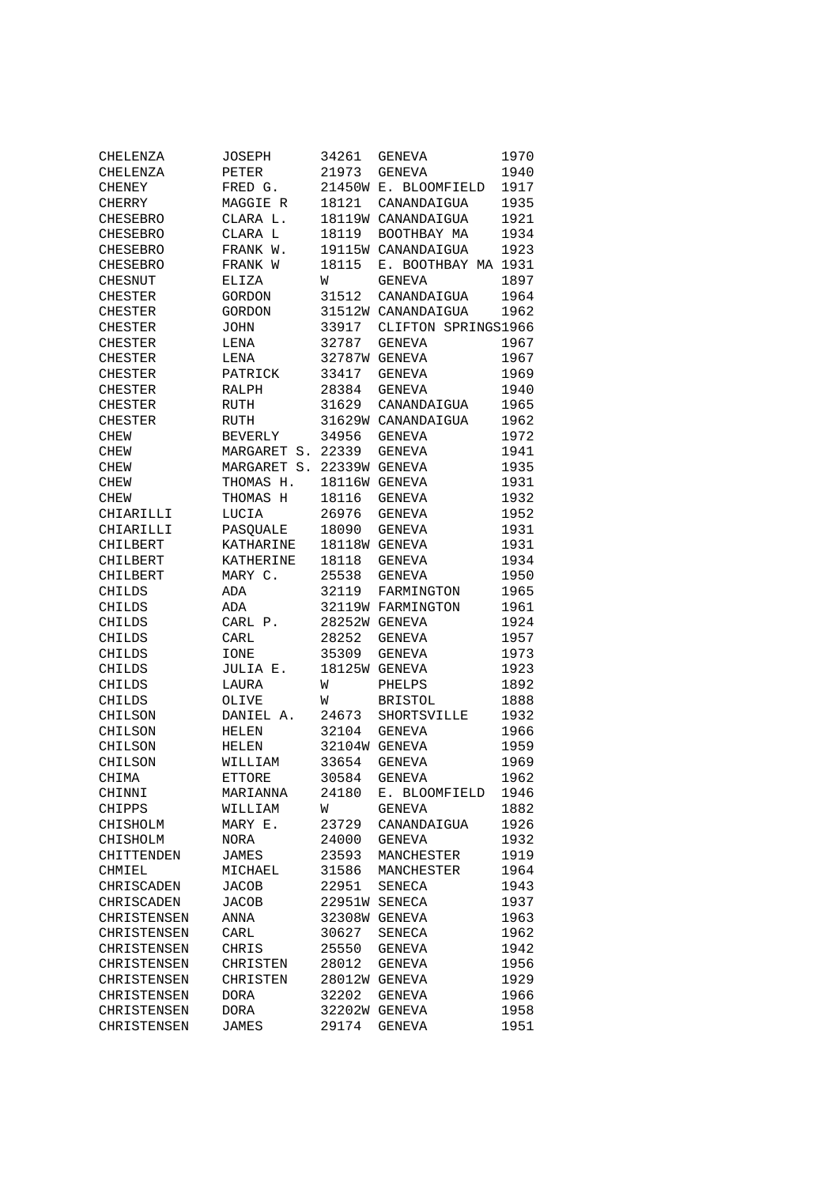| | | | | |
|---|---|---|---|---|
| CHELENZA | JOSEPH | 34261 | GENEVA | 1970 |
| CHELENZA | PETER | 21973 | GENEVA | 1940 |
| CHENEY | FRED G. | 21450W | E. BLOOMFIELD | 1917 |
| CHERRY | MAGGIE R | 18121 | CANANDAIGUA | 1935 |
| CHESEBRO | CLARA L. | 18119W | CANANDAIGUA | 1921 |
| CHESEBRO | CLARA L | 18119 | BOOTHBAY MA | 1934 |
| CHESEBRO | FRANK W. | 19115W | CANANDAIGUA | 1923 |
| CHESEBRO | FRANK W | 18115 | E. BOOTHBAY MA | 1931 |
| CHESNUT | ELIZA | W | GENEVA | 1897 |
| CHESTER | GORDON | 31512 | CANANDAIGUA | 1964 |
| CHESTER | GORDON | 31512W | CANANDAIGUA | 1962 |
| CHESTER | JOHN | 33917 | CLIFTON SPRINGS | 1966 |
| CHESTER | LENA | 32787 | GENEVA | 1967 |
| CHESTER | LENA | 32787W | GENEVA | 1967 |
| CHESTER | PATRICK | 33417 | GENEVA | 1969 |
| CHESTER | RALPH | 28384 | GENEVA | 1940 |
| CHESTER | RUTH | 31629 | CANANDAIGUA | 1965 |
| CHESTER | RUTH | 31629W | CANANDAIGUA | 1962 |
| CHEW | BEVERLY | 34956 | GENEVA | 1972 |
| CHEW | MARGARET S. | 22339 | GENEVA | 1941 |
| CHEW | MARGARET S. | 22339W | GENEVA | 1935 |
| CHEW | THOMAS H. | 18116W | GENEVA | 1931 |
| CHEW | THOMAS H | 18116 | GENEVA | 1932 |
| CHIARILLI | LUCIA | 26976 | GENEVA | 1952 |
| CHIARILLI | PASQUALE | 18090 | GENEVA | 1931 |
| CHILBERT | KATHARINE | 18118W | GENEVA | 1931 |
| CHILBERT | KATHERINE | 18118 | GENEVA | 1934 |
| CHILBERT | MARY C. | 25538 | GENEVA | 1950 |
| CHILDS | ADA | 32119 | FARMINGTON | 1965 |
| CHILDS | ADA | 32119W | FARMINGTON | 1961 |
| CHILDS | CARL P. | 28252W | GENEVA | 1924 |
| CHILDS | CARL | 28252 | GENEVA | 1957 |
| CHILDS | IONE | 35309 | GENEVA | 1973 |
| CHILDS | JULIA E. | 18125W | GENEVA | 1923 |
| CHILDS | LAURA | W | PHELPS | 1892 |
| CHILDS | OLIVE | W | BRISTOL | 1888 |
| CHILSON | DANIEL A. | 24673 | SHORTSVILLE | 1932 |
| CHILSON | HELEN | 32104 | GENEVA | 1966 |
| CHILSON | HELEN | 32104W | GENEVA | 1959 |
| CHILSON | WILLIAM | 33654 | GENEVA | 1969 |
| CHIMA | ETTORE | 30584 | GENEVA | 1962 |
| CHINNI | MARIANNA | 24180 | E. BLOOMFIELD | 1946 |
| CHIPPS | WILLIAM | W | GENEVA | 1882 |
| CHISHOLM | MARY E. | 23729 | CANANDAIGUA | 1926 |
| CHISHOLM | NORA | 24000 | GENEVA | 1932 |
| CHITTENDEN | JAMES | 23593 | MANCHESTER | 1919 |
| CHMIEL | MICHAEL | 31586 | MANCHESTER | 1964 |
| CHRISCADEN | JACOB | 22951 | SENECA | 1943 |
| CHRISCADEN | JACOB | 22951W | SENECA | 1937 |
| CHRISTENSEN | ANNA | 32308W | GENEVA | 1963 |
| CHRISTENSEN | CARL | 30627 | SENECA | 1962 |
| CHRISTENSEN | CHRIS | 25550 | GENEVA | 1942 |
| CHRISTENSEN | CHRISTEN | 28012 | GENEVA | 1956 |
| CHRISTENSEN | CHRISTEN | 28012W | GENEVA | 1929 |
| CHRISTENSEN | DORA | 32202 | GENEVA | 1966 |
| CHRISTENSEN | DORA | 32202W | GENEVA | 1958 |
| CHRISTENSEN | JAMES | 29174 | GENEVA | 1951 |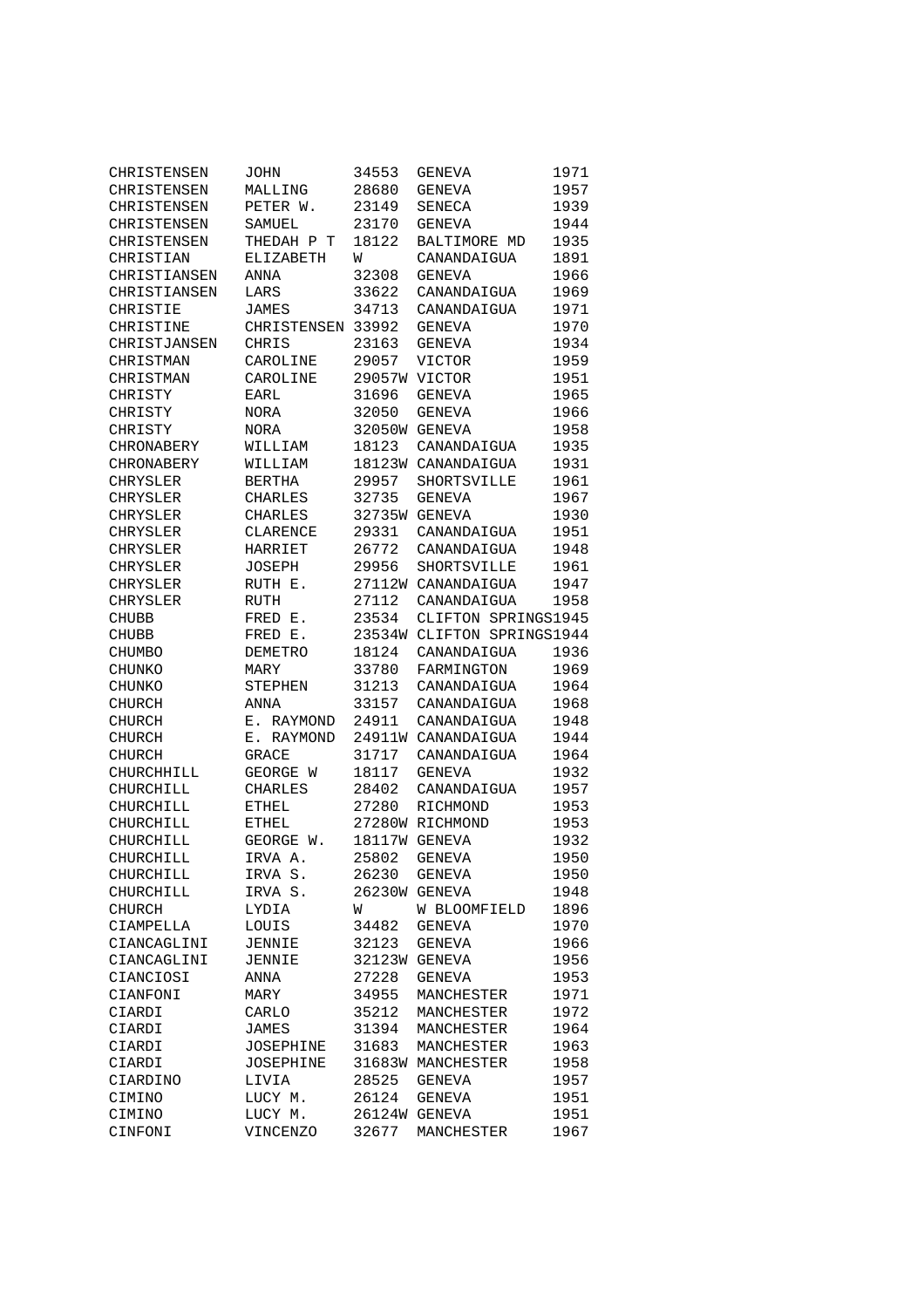| | | | | |
|---|---|---|---|---|
| CHRISTENSEN | JOHN | 34553 | GENEVA | 1971 |
| CHRISTENSEN | MALLING | 28680 | GENEVA | 1957 |
| CHRISTENSEN | PETER W. | 23149 | SENECA | 1939 |
| CHRISTENSEN | SAMUEL | 23170 | GENEVA | 1944 |
| CHRISTENSEN | THEDAH P T | 18122 | BALTIMORE MD | 1935 |
| CHRISTIAN | ELIZABETH | W | CANANDAIGUA | 1891 |
| CHRISTIANSEN | ANNA | 32308 | GENEVA | 1966 |
| CHRISTIANSEN | LARS | 33622 | CANANDAIGUA | 1969 |
| CHRISTIE | JAMES | 34713 | CANANDAIGUA | 1971 |
| CHRISTINE | CHRISTENSEN | 33992 | GENEVA | 1970 |
| CHRISTJANSEN | CHRIS | 23163 | GENEVA | 1934 |
| CHRISTMAN | CAROLINE | 29057 | VICTOR | 1959 |
| CHRISTMAN | CAROLINE | 29057W | VICTOR | 1951 |
| CHRISTY | EARL | 31696 | GENEVA | 1965 |
| CHRISTY | NORA | 32050 | GENEVA | 1966 |
| CHRISTY | NORA | 32050W | GENEVA | 1958 |
| CHRONABERY | WILLIAM | 18123 | CANANDAIGUA | 1935 |
| CHRONABERY | WILLIAM | 18123W | CANANDAIGUA | 1931 |
| CHRYSLER | BERTHA | 29957 | SHORTSVILLE | 1961 |
| CHRYSLER | CHARLES | 32735 | GENEVA | 1967 |
| CHRYSLER | CHARLES | 32735W | GENEVA | 1930 |
| CHRYSLER | CLARENCE | 29331 | CANANDAIGUA | 1951 |
| CHRYSLER | HARRIET | 26772 | CANANDAIGUA | 1948 |
| CHRYSLER | JOSEPH | 29956 | SHORTSVILLE | 1961 |
| CHRYSLER | RUTH E. | 27112W | CANANDAIGUA | 1947 |
| CHRYSLER | RUTH | 27112 | CANANDAIGUA | 1958 |
| CHUBB | FRED E. | 23534 | CLIFTON SPRINGS | 1945 |
| CHUBB | FRED E. | 23534W | CLIFTON SPRINGS | 1944 |
| CHUMBO | DEMETRO | 18124 | CANANDAIGUA | 1936 |
| CHUNKO | MARY | 33780 | FARMINGTON | 1969 |
| CHUNKO | STEPHEN | 31213 | CANANDAIGUA | 1964 |
| CHURCH | ANNA | 33157 | CANANDAIGUA | 1968 |
| CHURCH | E. RAYMOND | 24911 | CANANDAIGUA | 1948 |
| CHURCH | E. RAYMOND | 24911W | CANANDAIGUA | 1944 |
| CHURCH | GRACE | 31717 | CANANDAIGUA | 1964 |
| CHURCHHILL | GEORGE W | 18117 | GENEVA | 1932 |
| CHURCHILL | CHARLES | 28402 | CANANDAIGUA | 1957 |
| CHURCHILL | ETHEL | 27280 | RICHMOND | 1953 |
| CHURCHILL | ETHEL | 27280W | RICHMOND | 1953 |
| CHURCHILL | GEORGE W. | 18117W | GENEVA | 1932 |
| CHURCHILL | IRVA A. | 25802 | GENEVA | 1950 |
| CHURCHILL | IRVA S. | 26230 | GENEVA | 1950 |
| CHURCHILL | IRVA S. | 26230W | GENEVA | 1948 |
| CHURCH | LYDIA | W | W BLOOMFIELD | 1896 |
| CIAMPELLA | LOUIS | 34482 | GENEVA | 1970 |
| CIANCAGLINI | JENNIE | 32123 | GENEVA | 1966 |
| CIANCAGLINI | JENNIE | 32123W | GENEVA | 1956 |
| CIANCIOSI | ANNA | 27228 | GENEVA | 1953 |
| CIANFONI | MARY | 34955 | MANCHESTER | 1971 |
| CIARDI | CARLO | 35212 | MANCHESTER | 1972 |
| CIARDI | JAMES | 31394 | MANCHESTER | 1964 |
| CIARDI | JOSEPHINE | 31683 | MANCHESTER | 1963 |
| CIARDI | JOSEPHINE | 31683W | MANCHESTER | 1958 |
| CIARDINO | LIVIA | 28525 | GENEVA | 1957 |
| CIMINO | LUCY M. | 26124 | GENEVA | 1951 |
| CIMINO | LUCY M. | 26124W | GENEVA | 1951 |
| CINFONI | VINCENZO | 32677 | MANCHESTER | 1967 |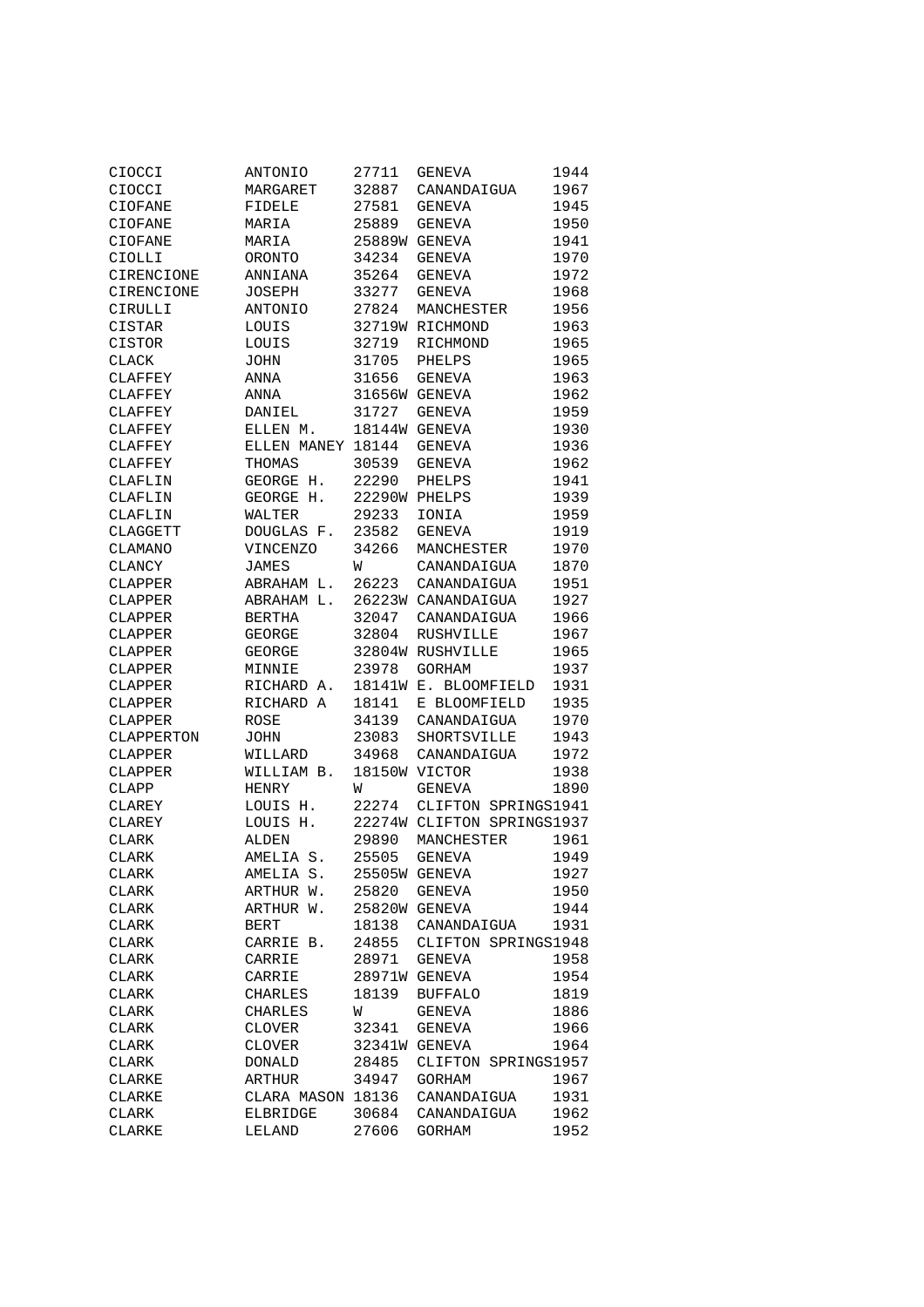| | | | | |
|---|---|---|---|---|
| CIOCCI | ANTONIO | 27711 | GENEVA | 1944 |
| CIOCCI | MARGARET | 32887 | CANANDAIGUA | 1967 |
| CIOFANE | FIDELE | 27581 | GENEVA | 1945 |
| CIOFANE | MARIA | 25889 | GENEVA | 1950 |
| CIOFANE | MARIA | 25889W | GENEVA | 1941 |
| CIOLLI | ORONTO | 34234 | GENEVA | 1970 |
| CIRENCIONE | ANNIANA | 35264 | GENEVA | 1972 |
| CIRENCIONE | JOSEPH | 33277 | GENEVA | 1968 |
| CIRULLI | ANTONIO | 27824 | MANCHESTER | 1956 |
| CISTAR | LOUIS | 32719W | RICHMOND | 1963 |
| CISTOR | LOUIS | 32719 | RICHMOND | 1965 |
| CLACK | JOHN | 31705 | PHELPS | 1965 |
| CLAFFEY | ANNA | 31656 | GENEVA | 1963 |
| CLAFFEY | ANNA | 31656W | GENEVA | 1962 |
| CLAFFEY | DANIEL | 31727 | GENEVA | 1959 |
| CLAFFEY | ELLEN M. | 18144W | GENEVA | 1930 |
| CLAFFEY | ELLEN MANEY | 18144 | GENEVA | 1936 |
| CLAFFEY | THOMAS | 30539 | GENEVA | 1962 |
| CLAFLIN | GEORGE H. | 22290 | PHELPS | 1941 |
| CLAFLIN | GEORGE H. | 22290W | PHELPS | 1939 |
| CLAFLIN | WALTER | 29233 | IONIA | 1959 |
| CLAGGETT | DOUGLAS F. | 23582 | GENEVA | 1919 |
| CLAMANO | VINCENZO | 34266 | MANCHESTER | 1970 |
| CLANCY | JAMES | W | CANANDAIGUA | 1870 |
| CLAPPER | ABRAHAM L. | 26223 | CANANDAIGUA | 1951 |
| CLAPPER | ABRAHAM L. | 26223W | CANANDAIGUA | 1927 |
| CLAPPER | BERTHA | 32047 | CANANDAIGUA | 1966 |
| CLAPPER | GEORGE | 32804 | RUSHVILLE | 1967 |
| CLAPPER | GEORGE | 32804W | RUSHVILLE | 1965 |
| CLAPPER | MINNIE | 23978 | GORHAM | 1937 |
| CLAPPER | RICHARD A. | 18141W | E. BLOOMFIELD | 1931 |
| CLAPPER | RICHARD A | 18141 | E BLOOMFIELD | 1935 |
| CLAPPER | ROSE | 34139 | CANANDAIGUA | 1970 |
| CLAPPERTON | JOHN | 23083 | SHORTSVILLE | 1943 |
| CLAPPER | WILLARD | 34968 | CANANDAIGUA | 1972 |
| CLAPPER | WILLIAM B. | 18150W | VICTOR | 1938 |
| CLAPP | HENRY | W | GENEVA | 1890 |
| CLAREY | LOUIS H. | 22274 | CLIFTON SPRINGS | 1941 |
| CLAREY | LOUIS H. | 22274W | CLIFTON SPRINGS | 1937 |
| CLARK | ALDEN | 29890 | MANCHESTER | 1961 |
| CLARK | AMELIA S. | 25505 | GENEVA | 1949 |
| CLARK | AMELIA S. | 25505W | GENEVA | 1927 |
| CLARK | ARTHUR W. | 25820 | GENEVA | 1950 |
| CLARK | ARTHUR W. | 25820W | GENEVA | 1944 |
| CLARK | BERT | 18138 | CANANDAIGUA | 1931 |
| CLARK | CARRIE B. | 24855 | CLIFTON SPRINGS | 1948 |
| CLARK | CARRIE | 28971 | GENEVA | 1958 |
| CLARK | CARRIE | 28971W | GENEVA | 1954 |
| CLARK | CHARLES | 18139 | BUFFALO | 1819 |
| CLARK | CHARLES | W | GENEVA | 1886 |
| CLARK | CLOVER | 32341 | GENEVA | 1966 |
| CLARK | CLOVER | 32341W | GENEVA | 1964 |
| CLARK | DONALD | 28485 | CLIFTON SPRINGS | 1957 |
| CLARKE | ARTHUR | 34947 | GORHAM | 1967 |
| CLARKE | CLARA MASON | 18136 | CANANDAIGUA | 1931 |
| CLARK | ELBRIDGE | 30684 | CANANDAIGUA | 1962 |
| CLARKE | LELAND | 27606 | GORHAM | 1952 |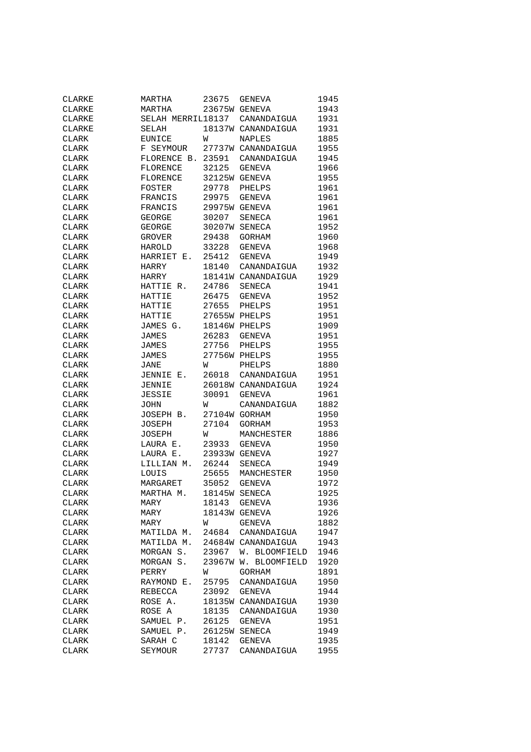| | | | | |
|---|---|---|---|---|
| CLARKE | MARTHA | 23675 | GENEVA | 1945 |
| CLARKE | MARTHA | 23675W | GENEVA | 1943 |
| CLARKE | SELAH MERRIL | 18137 | CANANDAIGUA | 1931 |
| CLARKE | SELAH | 18137W | CANANDAIGUA | 1931 |
| CLARK | EUNICE | W | NAPLES | 1885 |
| CLARK | F SEYMOUR | 27737W | CANANDAIGUA | 1955 |
| CLARK | FLORENCE B. | 23591 | CANANDAIGUA | 1945 |
| CLARK | FLORENCE | 32125 | GENEVA | 1966 |
| CLARK | FLORENCE | 32125W | GENEVA | 1955 |
| CLARK | FOSTER | 29778 | PHELPS | 1961 |
| CLARK | FRANCIS | 29975 | GENEVA | 1961 |
| CLARK | FRANCIS | 29975W | GENEVA | 1961 |
| CLARK | GEORGE | 30207 | SENECA | 1961 |
| CLARK | GEORGE | 30207W | SENECA | 1952 |
| CLARK | GROVER | 29438 | GORHAM | 1960 |
| CLARK | HAROLD | 33228 | GENEVA | 1968 |
| CLARK | HARRIET E. | 25412 | GENEVA | 1949 |
| CLARK | HARRY | 18140 | CANANDAIGUA | 1932 |
| CLARK | HARRY | 18141W | CANANDAIGUA | 1929 |
| CLARK | HATTIE R. | 24786 | SENECA | 1941 |
| CLARK | HATTIE | 26475 | GENEVA | 1952 |
| CLARK | HATTIE | 27655 | PHELPS | 1951 |
| CLARK | HATTIE | 27655W | PHELPS | 1951 |
| CLARK | JAMES G. | 18146W | PHELPS | 1909 |
| CLARK | JAMES | 26283 | GENEVA | 1951 |
| CLARK | JAMES | 27756 | PHELPS | 1955 |
| CLARK | JAMES | 27756W | PHELPS | 1955 |
| CLARK | JANE | W | PHELPS | 1880 |
| CLARK | JENNIE E. | 26018 | CANANDAIGUA | 1951 |
| CLARK | JENNIE | 26018W | CANANDAIGUA | 1924 |
| CLARK | JESSIE | 30091 | GENEVA | 1961 |
| CLARK | JOHN | W | CANANDAIGUA | 1882 |
| CLARK | JOSEPH B. | 27104W | GORHAM | 1950 |
| CLARK | JOSEPH | 27104 | GORHAM | 1953 |
| CLARK | JOSEPH | W | MANCHESTER | 1886 |
| CLARK | LAURA E. | 23933 | GENEVA | 1950 |
| CLARK | LAURA E. | 23933W | GENEVA | 1927 |
| CLARK | LILLIAN M. | 26244 | SENECA | 1949 |
| CLARK | LOUIS | 25655 | MANCHESTER | 1950 |
| CLARK | MARGARET | 35052 | GENEVA | 1972 |
| CLARK | MARTHA M. | 18145W | SENECA | 1925 |
| CLARK | MARY | 18143 | GENEVA | 1936 |
| CLARK | MARY | 18143W | GENEVA | 1926 |
| CLARK | MARY | W | GENEVA | 1882 |
| CLARK | MATILDA M. | 24684 | CANANDAIGUA | 1947 |
| CLARK | MATILDA M. | 24684W | CANANDAIGUA | 1943 |
| CLARK | MORGAN S. | 23967 | W. BLOOMFIELD | 1946 |
| CLARK | MORGAN S. | 23967W | W. BLOOMFIELD | 1920 |
| CLARK | PERRY | W | GORHAM | 1891 |
| CLARK | RAYMOND E. | 25795 | CANANDAIGUA | 1950 |
| CLARK | REBECCA | 23092 | GENEVA | 1944 |
| CLARK | ROSE A. | 18135W | CANANDAIGUA | 1930 |
| CLARK | ROSE A | 18135 | CANANDAIGUA | 1930 |
| CLARK | SAMUEL P. | 26125 | GENEVA | 1951 |
| CLARK | SAMUEL P. | 26125W | SENECA | 1949 |
| CLARK | SARAH C | 18142 | GENEVA | 1935 |
| CLARK | SEYMOUR | 27737 | CANANDAIGUA | 1955 |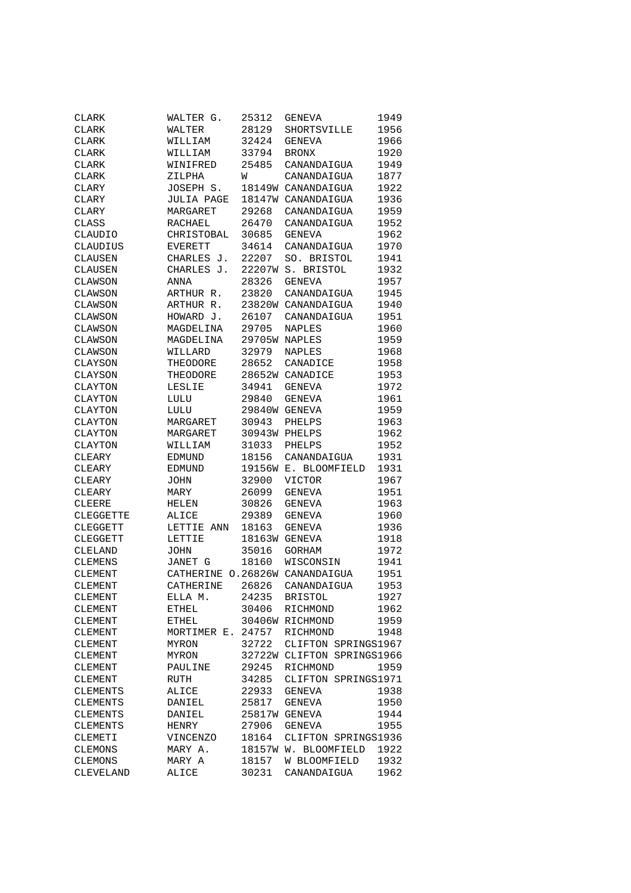| | | | | |
|---|---|---|---|---|
| CLARK | WALTER G. | 25312 | GENEVA | 1949 |
| CLARK | WALTER | 28129 | SHORTSVILLE | 1956 |
| CLARK | WILLIAM | 32424 | GENEVA | 1966 |
| CLARK | WILLIAM | 33794 | BRONX | 1920 |
| CLARK | WINIFRED | 25485 | CANANDAIGUA | 1949 |
| CLARK | ZILPHA | W | CANANDAIGUA | 1877 |
| CLARY | JOSEPH S. | 18149W | CANANDAIGUA | 1922 |
| CLARY | JULIA PAGE | 18147W | CANANDAIGUA | 1936 |
| CLARY | MARGARET | 29268 | CANANDAIGUA | 1959 |
| CLASS | RACHAEL | 26470 | CANANDAIGUA | 1952 |
| CLAUDIO | CHRISTOBAL | 30685 | GENEVA | 1962 |
| CLAUDIUS | EVERETT | 34614 | CANANDAIGUA | 1970 |
| CLAUSEN | CHARLES J. | 22207 | SO. BRISTOL | 1941 |
| CLAUSEN | CHARLES J. | 22207W | S. BRISTOL | 1932 |
| CLAWSON | ANNA | 28326 | GENEVA | 1957 |
| CLAWSON | ARTHUR R. | 23820 | CANANDAIGUA | 1945 |
| CLAWSON | ARTHUR R. | 23820W | CANANDAIGUA | 1940 |
| CLAWSON | HOWARD J. | 26107 | CANANDAIGUA | 1951 |
| CLAWSON | MAGDELINA | 29705 | NAPLES | 1960 |
| CLAWSON | MAGDELINA | 29705W | NAPLES | 1959 |
| CLAWSON | WILLARD | 32979 | NAPLES | 1968 |
| CLAYSON | THEODORE | 28652 | CANADICE | 1958 |
| CLAYSON | THEODORE | 28652W | CANADICE | 1953 |
| CLAYTON | LESLIE | 34941 | GENEVA | 1972 |
| CLAYTON | LULU | 29840 | GENEVA | 1961 |
| CLAYTON | LULU | 29840W | GENEVA | 1959 |
| CLAYTON | MARGARET | 30943 | PHELPS | 1963 |
| CLAYTON | MARGARET | 30943W | PHELPS | 1962 |
| CLAYTON | WILLIAM | 31033 | PHELPS | 1952 |
| CLEARY | EDMUND | 18156 | CANANDAIGUA | 1931 |
| CLEARY | EDMUND | 19156W | E. BLOOMFIELD | 1931 |
| CLEARY | JOHN | 32900 | VICTOR | 1967 |
| CLEARY | MARY | 26099 | GENEVA | 1951 |
| CLEERE | HELEN | 30826 | GENEVA | 1963 |
| CLEGGETTE | ALICE | 29389 | GENEVA | 1960 |
| CLEGGETT | LETTIE ANN | 18163 | GENEVA | 1936 |
| CLEGGETT | LETTIE | 18163W | GENEVA | 1918 |
| CLELAND | JOHN | 35016 | GORHAM | 1972 |
| CLEMENS | JANET G | 18160 | WISCONSIN | 1941 |
| CLEMENT | CATHERINE O. | 26826W | CANANDAIGUA | 1951 |
| CLEMENT | CATHERINE | 26826 | CANANDAIGUA | 1953 |
| CLEMENT | ELLA M. | 24235 | BRISTOL | 1927 |
| CLEMENT | ETHEL | 30406 | RICHMOND | 1962 |
| CLEMENT | ETHEL | 30406W | RICHMOND | 1959 |
| CLEMENT | MORTIMER E. | 24757 | RICHMOND | 1948 |
| CLEMENT | MYRON | 32722 | CLIFTON SPRINGS | 1967 |
| CLEMENT | MYRON | 32722W | CLIFTON SPRINGS | 1966 |
| CLEMENT | PAULINE | 29245 | RICHMOND | 1959 |
| CLEMENT | RUTH | 34285 | CLIFTON SPRINGS | 1971 |
| CLEMENTS | ALICE | 22933 | GENEVA | 1938 |
| CLEMENTS | DANIEL | 25817 | GENEVA | 1950 |
| CLEMENTS | DANIEL | 25817W | GENEVA | 1944 |
| CLEMENTS | HENRY | 27906 | GENEVA | 1955 |
| CLEMETI | VINCENZO | 18164 | CLIFTON SPRINGS | 1936 |
| CLEMONS | MARY A. | 18157W | W. BLOOMFIELD | 1922 |
| CLEMONS | MARY A | 18157 | W BLOOMFIELD | 1932 |
| CLEVELAND | ALICE | 30231 | CANANDAIGUA | 1962 |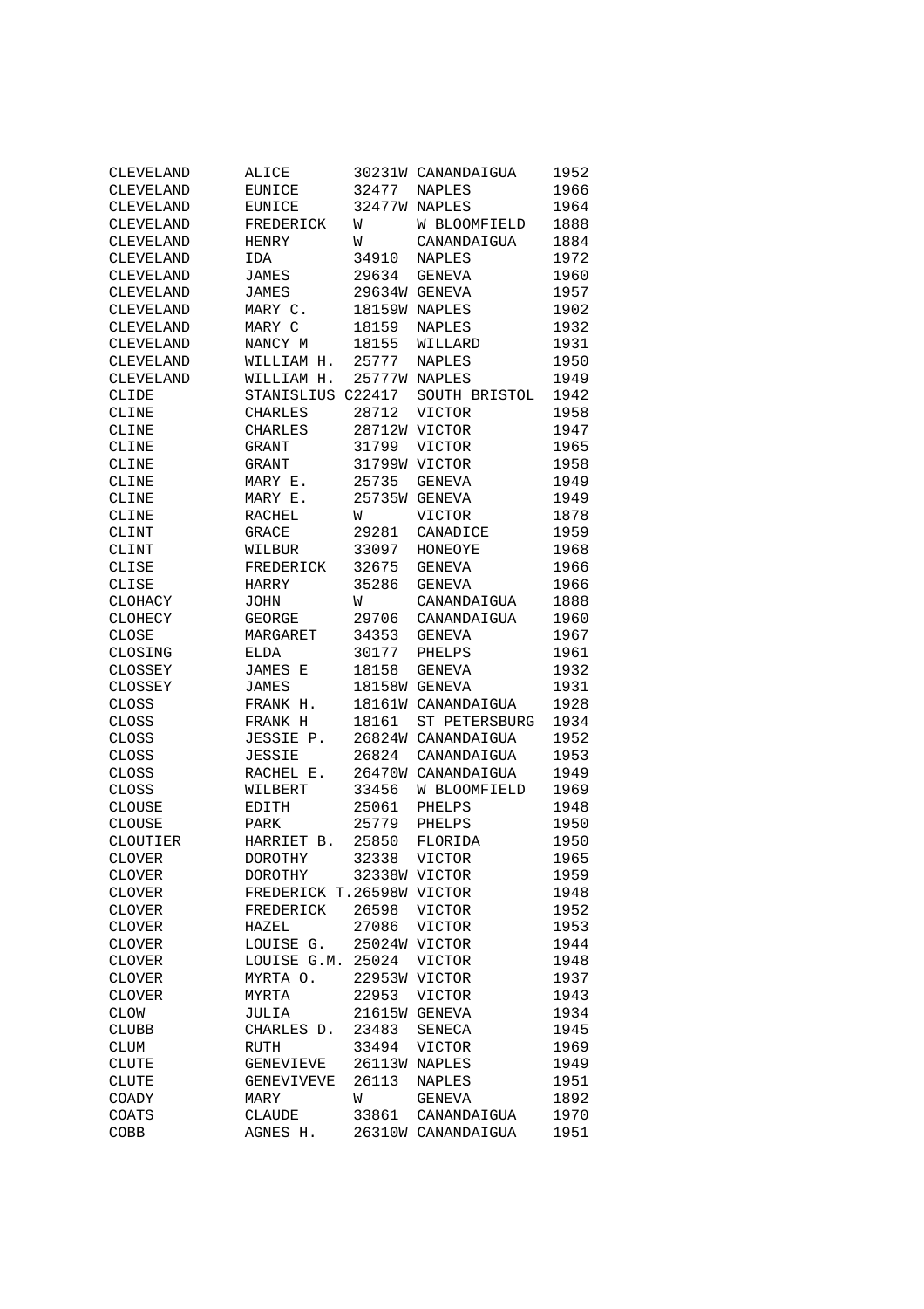| | | | | |
|---|---|---|---|---|
| CLEVELAND | ALICE | 30231W | CANANDAIGUA | 1952 |
| CLEVELAND | EUNICE | 32477 | NAPLES | 1966 |
| CLEVELAND | EUNICE | 32477W | NAPLES | 1964 |
| CLEVELAND | FREDERICK | W | W BLOOMFIELD | 1888 |
| CLEVELAND | HENRY | W | CANANDAIGUA | 1884 |
| CLEVELAND | IDA | 34910 | NAPLES | 1972 |
| CLEVELAND | JAMES | 29634 | GENEVA | 1960 |
| CLEVELAND | JAMES | 29634W | GENEVA | 1957 |
| CLEVELAND | MARY C. | 18159W | NAPLES | 1902 |
| CLEVELAND | MARY C | 18159 | NAPLES | 1932 |
| CLEVELAND | NANCY M | 18155 | WILLARD | 1931 |
| CLEVELAND | WILLIAM H. | 25777 | NAPLES | 1950 |
| CLEVELAND | WILLIAM H. | 25777W | NAPLES | 1949 |
| CLIDE | STANISLIUS | C22417 | SOUTH BRISTOL | 1942 |
| CLINE | CHARLES | 28712 | VICTOR | 1958 |
| CLINE | CHARLES | 28712W | VICTOR | 1947 |
| CLINE | GRANT | 31799 | VICTOR | 1965 |
| CLINE | GRANT | 31799W | VICTOR | 1958 |
| CLINE | MARY E. | 25735 | GENEVA | 1949 |
| CLINE | MARY E. | 25735W | GENEVA | 1949 |
| CLINE | RACHEL | W | VICTOR | 1878 |
| CLINT | GRACE | 29281 | CANADICE | 1959 |
| CLINT | WILBUR | 33097 | HONEOYE | 1968 |
| CLISE | FREDERICK | 32675 | GENEVA | 1966 |
| CLISE | HARRY | 35286 | GENEVA | 1966 |
| CLOHACY | JOHN | W | CANANDAIGUA | 1888 |
| CLOHECY | GEORGE | 29706 | CANANDAIGUA | 1960 |
| CLOSE | MARGARET | 34353 | GENEVA | 1967 |
| CLOSING | ELDA | 30177 | PHELPS | 1961 |
| CLOSSEY | JAMES E | 18158 | GENEVA | 1932 |
| CLOSSEY | JAMES | 18158W | GENEVA | 1931 |
| CLOSS | FRANK H. | 18161W | CANANDAIGUA | 1928 |
| CLOSS | FRANK H | 18161 | ST PETERSBURG | 1934 |
| CLOSS | JESSIE P. | 26824W | CANANDAIGUA | 1952 |
| CLOSS | JESSIE | 26824 | CANANDAIGUA | 1953 |
| CLOSS | RACHEL E. | 26470W | CANANDAIGUA | 1949 |
| CLOSS | WILBERT | 33456 | W BLOOMFIELD | 1969 |
| CLOUSE | EDITH | 25061 | PHELPS | 1948 |
| CLOUSE | PARK | 25779 | PHELPS | 1950 |
| CLOUTIER | HARRIET B. | 25850 | FLORIDA | 1950 |
| CLOVER | DOROTHY | 32338 | VICTOR | 1965 |
| CLOVER | DOROTHY | 32338W | VICTOR | 1959 |
| CLOVER | FREDERICK T. | 26598W | VICTOR | 1948 |
| CLOVER | FREDERICK | 26598 | VICTOR | 1952 |
| CLOVER | HAZEL | 27086 | VICTOR | 1953 |
| CLOVER | LOUISE G. | 25024W | VICTOR | 1944 |
| CLOVER | LOUISE G.M. | 25024 | VICTOR | 1948 |
| CLOVER | MYRTA O. | 22953W | VICTOR | 1937 |
| CLOVER | MYRTA | 22953 | VICTOR | 1943 |
| CLOW | JULIA | 21615W | GENEVA | 1934 |
| CLUBB | CHARLES D. | 23483 | SENECA | 1945 |
| CLUM | RUTH | 33494 | VICTOR | 1969 |
| CLUTE | GENEVIEVE | 26113W | NAPLES | 1949 |
| CLUTE | GENEVIVEVE | 26113 | NAPLES | 1951 |
| COADY | MARY | W | GENEVA | 1892 |
| COATS | CLAUDE | 33861 | CANANDAIGUA | 1970 |
| COBB | AGNES H. | 26310W | CANANDAIGUA | 1951 |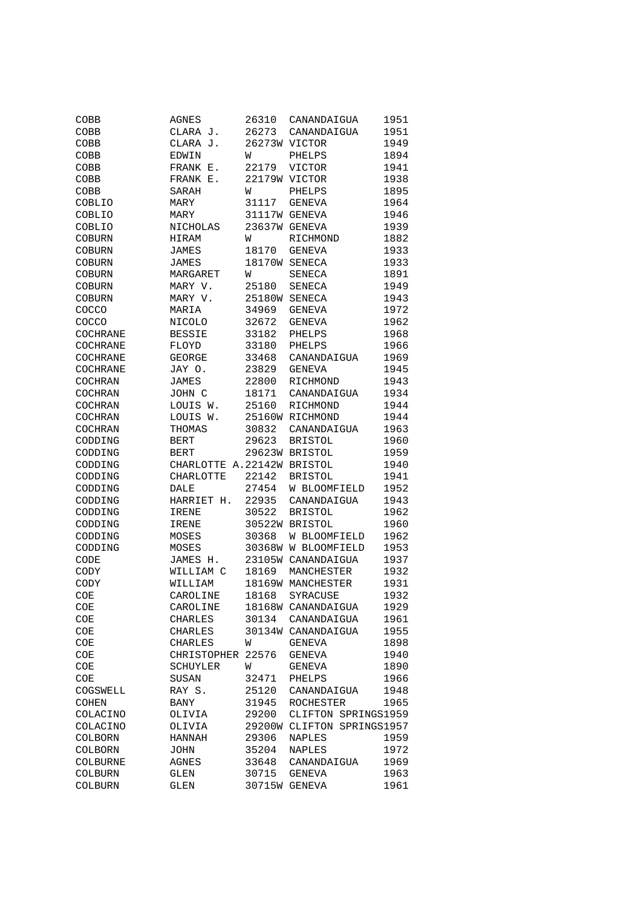| | | | | |
|---|---|---|---|---|
| COBB | AGNES | 26310 | CANANDAIGUA | 1951 |
| COBB | CLARA J. | 26273 | CANANDAIGUA | 1951 |
| COBB | CLARA J. | 26273W | VICTOR | 1949 |
| COBB | EDWIN | W | PHELPS | 1894 |
| COBB | FRANK E. | 22179 | VICTOR | 1941 |
| COBB | FRANK E. | 22179W | VICTOR | 1938 |
| COBB | SARAH | W | PHELPS | 1895 |
| COBLIO | MARY | 31117 | GENEVA | 1964 |
| COBLIO | MARY | 31117W | GENEVA | 1946 |
| COBLIO | NICHOLAS | 23637W | GENEVA | 1939 |
| COBURN | HIRAM | W | RICHMOND | 1882 |
| COBURN | JAMES | 18170 | GENEVA | 1933 |
| COBURN | JAMES | 18170W | SENECA | 1933 |
| COBURN | MARGARET | W | SENECA | 1891 |
| COBURN | MARY V. | 25180 | SENECA | 1949 |
| COBURN | MARY V. | 25180W | SENECA | 1943 |
| COCCO | MARIA | 34969 | GENEVA | 1972 |
| COCCO | NICOLO | 32672 | GENEVA | 1962 |
| COCHRANE | BESSIE | 33182 | PHELPS | 1968 |
| COCHRANE | FLOYD | 33180 | PHELPS | 1966 |
| COCHRANE | GEORGE | 33468 | CANANDAIGUA | 1969 |
| COCHRANE | JAY O. | 23829 | GENEVA | 1945 |
| COCHRAN | JAMES | 22800 | RICHMOND | 1943 |
| COCHRAN | JOHN C | 18171 | CANANDAIGUA | 1934 |
| COCHRAN | LOUIS W. | 25160 | RICHMOND | 1944 |
| COCHRAN | LOUIS W. | 25160W | RICHMOND | 1944 |
| COCHRAN | THOMAS | 30832 | CANANDAIGUA | 1963 |
| CODDING | BERT | 29623 | BRISTOL | 1960 |
| CODDING | BERT | 29623W | BRISTOL | 1959 |
| CODDING | CHARLOTTE A. | 22142W | BRISTOL | 1940 |
| CODDING | CHARLOTTE | 22142 | BRISTOL | 1941 |
| CODDING | DALE | 27454 | W BLOOMFIELD | 1952 |
| CODDING | HARRIET H. | 22935 | CANANDAIGUA | 1943 |
| CODDING | IRENE | 30522 | BRISTOL | 1962 |
| CODDING | IRENE | 30522W | BRISTOL | 1960 |
| CODDING | MOSES | 30368 | W BLOOMFIELD | 1962 |
| CODDING | MOSES | 30368W | W BLOOMFIELD | 1953 |
| CODE | JAMES H. | 23105W | CANANDAIGUA | 1937 |
| CODY | WILLIAM C | 18169 | MANCHESTER | 1932 |
| CODY | WILLIAM | 18169W | MANCHESTER | 1931 |
| COE | CAROLINE | 18168 | SYRACUSE | 1932 |
| COE | CAROLINE | 18168W | CANANDAIGUA | 1929 |
| COE | CHARLES | 30134 | CANANDAIGUA | 1961 |
| COE | CHARLES | 30134W | CANANDAIGUA | 1955 |
| COE | CHARLES | W | GENEVA | 1898 |
| COE | CHRISTOPHER | 22576 | GENEVA | 1940 |
| COE | SCHUYLER | W | GENEVA | 1890 |
| COE | SUSAN | 32471 | PHELPS | 1966 |
| COGSWELL | RAY S. | 25120 | CANANDAIGUA | 1948 |
| COHEN | BANY | 31945 | ROCHESTER | 1965 |
| COLACINO | OLIVIA | 29200 | CLIFTON SPRINGS | 1959 |
| COLACINO | OLIVIA | 29200W | CLIFTON SPRINGS | 1957 |
| COLBORN | HANNAH | 29306 | NAPLES | 1959 |
| COLBORN | JOHN | 35204 | NAPLES | 1972 |
| COLBURNE | AGNES | 33648 | CANANDAIGUA | 1969 |
| COLBURN | GLEN | 30715 | GENEVA | 1963 |
| COLBURN | GLEN | 30715W | GENEVA | 1961 |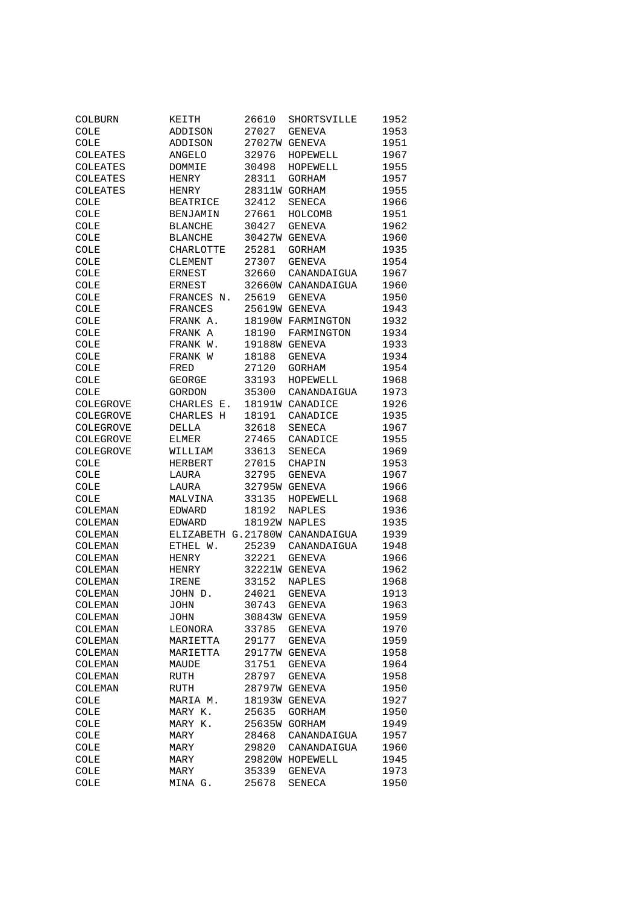| | | | | |
|---|---|---|---|---|
| COLBURN | KEITH | 26610 | SHORTSVILLE | 1952 |
| COLE | ADDISON | 27027 | GENEVA | 1953 |
| COLE | ADDISON | 27027W | GENEVA | 1951 |
| COLEATES | ANGELO | 32976 | HOPEWELL | 1967 |
| COLEATES | DOMMIE | 30498 | HOPEWELL | 1955 |
| COLEATES | HENRY | 28311 | GORHAM | 1957 |
| COLEATES | HENRY | 28311W | GORHAM | 1955 |
| COLE | BEATRICE | 32412 | SENECA | 1966 |
| COLE | BENJAMIN | 27661 | HOLCOMB | 1951 |
| COLE | BLANCHE | 30427 | GENEVA | 1962 |
| COLE | BLANCHE | 30427W | GENEVA | 1960 |
| COLE | CHARLOTTE | 25281 | GORHAM | 1935 |
| COLE | CLEMENT | 27307 | GENEVA | 1954 |
| COLE | ERNEST | 32660 | CANANDAIGUA | 1967 |
| COLE | ERNEST | 32660W | CANANDAIGUA | 1960 |
| COLE | FRANCES N. | 25619 | GENEVA | 1950 |
| COLE | FRANCES | 25619W | GENEVA | 1943 |
| COLE | FRANK A. | 18190W | FARMINGTON | 1932 |
| COLE | FRANK A | 18190 | FARMINGTON | 1934 |
| COLE | FRANK W. | 19188W | GENEVA | 1933 |
| COLE | FRANK W | 18188 | GENEVA | 1934 |
| COLE | FRED | 27120 | GORHAM | 1954 |
| COLE | GEORGE | 33193 | HOPEWELL | 1968 |
| COLE | GORDON | 35300 | CANANDAIGUA | 1973 |
| COLEGROVE | CHARLES E. | 18191W | CANADICE | 1926 |
| COLEGROVE | CHARLES H | 18191 | CANADICE | 1935 |
| COLEGROVE | DELLA | 32618 | SENECA | 1967 |
| COLEGROVE | ELMER | 27465 | CANADICE | 1955 |
| COLEGROVE | WILLIAM | 33613 | SENECA | 1969 |
| COLE | HERBERT | 27015 | CHAPIN | 1953 |
| COLE | LAURA | 32795 | GENEVA | 1967 |
| COLE | LAURA | 32795W | GENEVA | 1966 |
| COLE | MALVINA | 33135 | HOPEWELL | 1968 |
| COLEMAN | EDWARD | 18192 | NAPLES | 1936 |
| COLEMAN | EDWARD | 18192W | NAPLES | 1935 |
| COLEMAN | ELIZABETH G. | 21780W | CANANDAIGUA | 1939 |
| COLEMAN | ETHEL W. | 25239 | CANANDAIGUA | 1948 |
| COLEMAN | HENRY | 32221 | GENEVA | 1966 |
| COLEMAN | HENRY | 32221W | GENEVA | 1962 |
| COLEMAN | IRENE | 33152 | NAPLES | 1968 |
| COLEMAN | JOHN D. | 24021 | GENEVA | 1913 |
| COLEMAN | JOHN | 30743 | GENEVA | 1963 |
| COLEMAN | JOHN | 30843W | GENEVA | 1959 |
| COLEMAN | LEONORA | 33785 | GENEVA | 1970 |
| COLEMAN | MARIETTA | 29177 | GENEVA | 1959 |
| COLEMAN | MARIETTA | 29177W | GENEVA | 1958 |
| COLEMAN | MAUDE | 31751 | GENEVA | 1964 |
| COLEMAN | RUTH | 28797 | GENEVA | 1958 |
| COLEMAN | RUTH | 28797W | GENEVA | 1950 |
| COLE | MARIA M. | 18193W | GENEVA | 1927 |
| COLE | MARY K. | 25635 | GORHAM | 1950 |
| COLE | MARY K. | 25635W | GORHAM | 1949 |
| COLE | MARY | 28468 | CANANDAIGUA | 1957 |
| COLE | MARY | 29820 | CANANDAIGUA | 1960 |
| COLE | MARY | 29820W | HOPEWELL | 1945 |
| COLE | MARY | 35339 | GENEVA | 1973 |
| COLE | MINA G. | 25678 | SENECA | 1950 |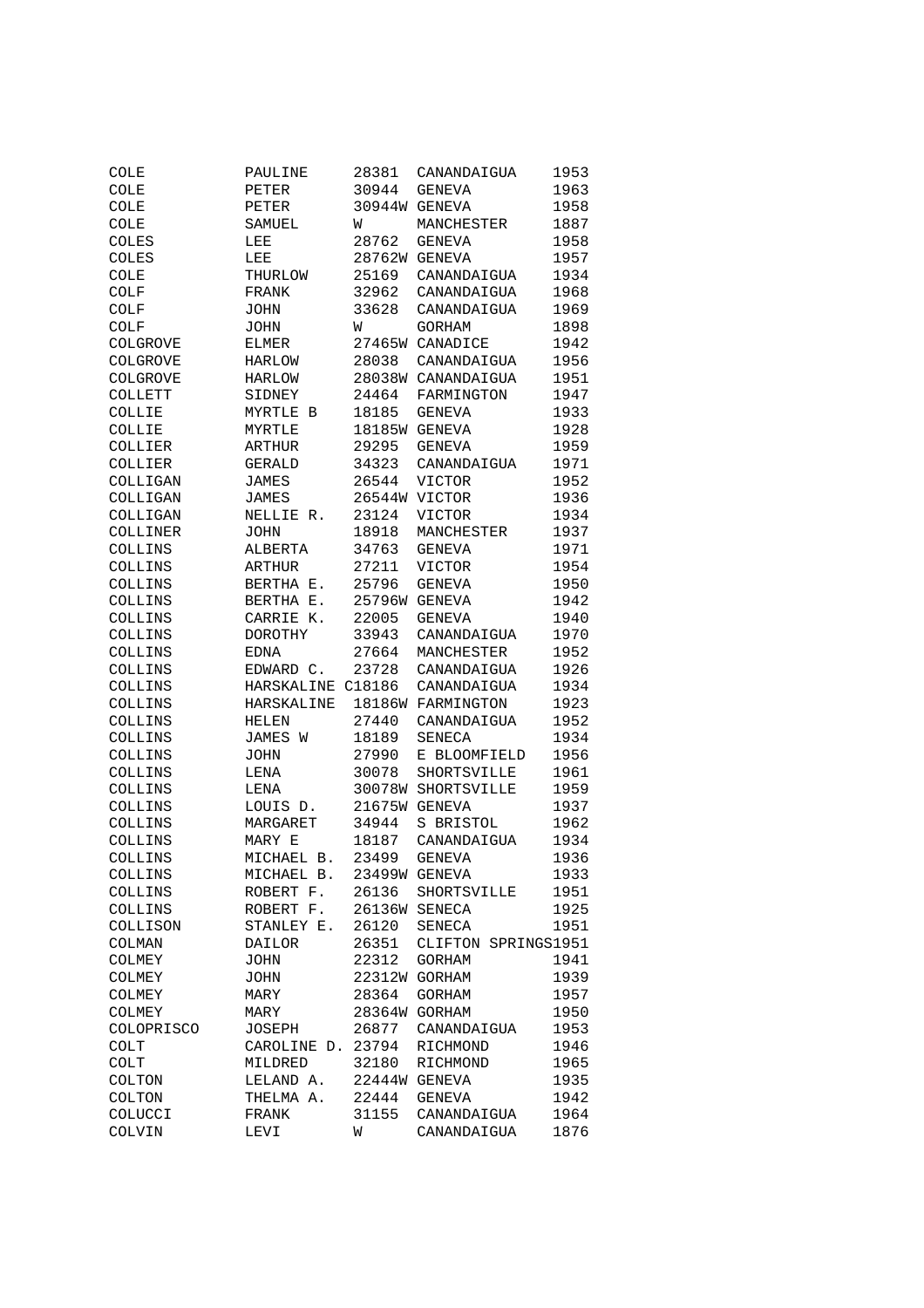| | | | | |
|---|---|---|---|---|
| COLE | PAULINE | 28381 | CANANDAIGUA | 1953 |
| COLE | PETER | 30944 | GENEVA | 1963 |
| COLE | PETER | 30944W | GENEVA | 1958 |
| COLE | SAMUEL | W | MANCHESTER | 1887 |
| COLES | LEE | 28762 | GENEVA | 1958 |
| COLES | LEE | 28762W | GENEVA | 1957 |
| COLE | THURLOW | 25169 | CANANDAIGUA | 1934 |
| COLF | FRANK | 32962 | CANANDAIGUA | 1968 |
| COLF | JOHN | 33628 | CANANDAIGUA | 1969 |
| COLF | JOHN | W | GORHAM | 1898 |
| COLGROVE | ELMER | 27465W | CANADICE | 1942 |
| COLGROVE | HARLOW | 28038 | CANANDAIGUA | 1956 |
| COLGROVE | HARLOW | 28038W | CANANDAIGUA | 1951 |
| COLLETT | SIDNEY | 24464 | FARMINGTON | 1947 |
| COLLIE | MYRTLE B | 18185 | GENEVA | 1933 |
| COLLIE | MYRTLE | 18185W | GENEVA | 1928 |
| COLLIER | ARTHUR | 29295 | GENEVA | 1959 |
| COLLIER | GERALD | 34323 | CANANDAIGUA | 1971 |
| COLLIGAN | JAMES | 26544 | VICTOR | 1952 |
| COLLIGAN | JAMES | 26544W | VICTOR | 1936 |
| COLLIGAN | NELLIE R. | 23124 | VICTOR | 1934 |
| COLLINER | JOHN | 18918 | MANCHESTER | 1937 |
| COLLINS | ALBERTA | 34763 | GENEVA | 1971 |
| COLLINS | ARTHUR | 27211 | VICTOR | 1954 |
| COLLINS | BERTHA E. | 25796 | GENEVA | 1950 |
| COLLINS | BERTHA E. | 25796W | GENEVA | 1942 |
| COLLINS | CARRIE K. | 22005 | GENEVA | 1940 |
| COLLINS | DOROTHY | 33943 | CANANDAIGUA | 1970 |
| COLLINS | EDNA | 27664 | MANCHESTER | 1952 |
| COLLINS | EDWARD C. | 23728 | CANANDAIGUA | 1926 |
| COLLINS | HARSKALINE C | 18186 | CANANDAIGUA | 1934 |
| COLLINS | HARSKALINE | 18186W | FARMINGTON | 1923 |
| COLLINS | HELEN | 27440 | CANANDAIGUA | 1952 |
| COLLINS | JAMES W | 18189 | SENECA | 1934 |
| COLLINS | JOHN | 27990 | E BLOOMFIELD | 1956 |
| COLLINS | LENA | 30078 | SHORTSVILLE | 1961 |
| COLLINS | LENA | 30078W | SHORTSVILLE | 1959 |
| COLLINS | LOUIS D. | 21675W | GENEVA | 1937 |
| COLLINS | MARGARET | 34944 | S BRISTOL | 1962 |
| COLLINS | MARY E | 18187 | CANANDAIGUA | 1934 |
| COLLINS | MICHAEL B. | 23499 | GENEVA | 1936 |
| COLLINS | MICHAEL B. | 23499W | GENEVA | 1933 |
| COLLINS | ROBERT F. | 26136 | SHORTSVILLE | 1951 |
| COLLINS | ROBERT F. | 26136W | SENECA | 1925 |
| COLLISON | STANLEY E. | 26120 | SENECA | 1951 |
| COLMAN | DAILOR | 26351 | CLIFTON SPRINGS | 1951 |
| COLMEY | JOHN | 22312 | GORHAM | 1941 |
| COLMEY | JOHN | 22312W | GORHAM | 1939 |
| COLMEY | MARY | 28364 | GORHAM | 1957 |
| COLMEY | MARY | 28364W | GORHAM | 1950 |
| COLOPRISCO | JOSEPH | 26877 | CANANDAIGUA | 1953 |
| COLT | CAROLINE D. | 23794 | RICHMOND | 1946 |
| COLT | MILDRED | 32180 | RICHMOND | 1965 |
| COLTON | LELAND A. | 22444W | GENEVA | 1935 |
| COLTON | THELMA A. | 22444 | GENEVA | 1942 |
| COLUCCI | FRANK | 31155 | CANANDAIGUA | 1964 |
| COLVIN | LEVI | W | CANANDAIGUA | 1876 |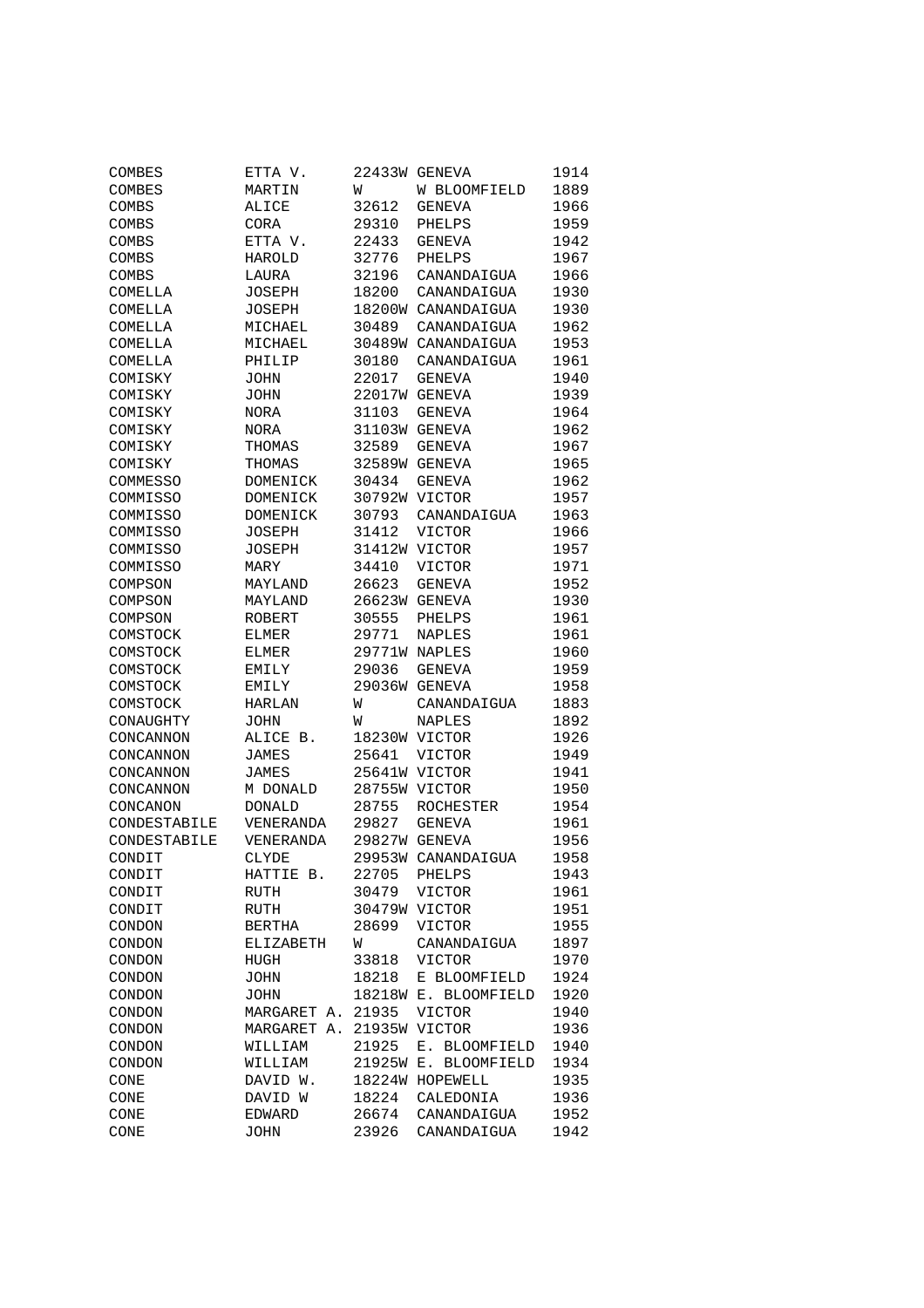| | | | | |
|---|---|---|---|---|
| COMBES | ETTA V. | 22433W | GENEVA | 1914 |
| COMBES | MARTIN | W | W BLOOMFIELD | 1889 |
| COMBS | ALICE | 32612 | GENEVA | 1966 |
| COMBS | CORA | 29310 | PHELPS | 1959 |
| COMBS | ETTA V. | 22433 | GENEVA | 1942 |
| COMBS | HAROLD | 32776 | PHELPS | 1967 |
| COMBS | LAURA | 32196 | CANANDAIGUA | 1966 |
| COMELLA | JOSEPH | 18200 | CANANDAIGUA | 1930 |
| COMELLA | JOSEPH | 18200W | CANANDAIGUA | 1930 |
| COMELLA | MICHAEL | 30489 | CANANDAIGUA | 1962 |
| COMELLA | MICHAEL | 30489W | CANANDAIGUA | 1953 |
| COMELLA | PHILIP | 30180 | CANANDAIGUA | 1961 |
| COMISKY | JOHN | 22017 | GENEVA | 1940 |
| COMISKY | JOHN | 22017W | GENEVA | 1939 |
| COMISKY | NORA | 31103 | GENEVA | 1964 |
| COMISKY | NORA | 31103W | GENEVA | 1962 |
| COMISKY | THOMAS | 32589 | GENEVA | 1967 |
| COMISKY | THOMAS | 32589W | GENEVA | 1965 |
| COMMESSO | DOMENICK | 30434 | GENEVA | 1962 |
| COMMISSO | DOMENICK | 30792W | VICTOR | 1957 |
| COMMISSO | DOMENICK | 30793 | CANANDAIGUA | 1963 |
| COMMISSO | JOSEPH | 31412 | VICTOR | 1966 |
| COMMISSO | JOSEPH | 31412W | VICTOR | 1957 |
| COMMISSO | MARY | 34410 | VICTOR | 1971 |
| COMPSON | MAYLAND | 26623 | GENEVA | 1952 |
| COMPSON | MAYLAND | 26623W | GENEVA | 1930 |
| COMPSON | ROBERT | 30555 | PHELPS | 1961 |
| COMSTOCK | ELMER | 29771 | NAPLES | 1961 |
| COMSTOCK | ELMER | 29771W | NAPLES | 1960 |
| COMSTOCK | EMILY | 29036 | GENEVA | 1959 |
| COMSTOCK | EMILY | 29036W | GENEVA | 1958 |
| COMSTOCK | HARLAN | W | CANANDAIGUA | 1883 |
| CONAUGHTY | JOHN | W | NAPLES | 1892 |
| CONCANNON | ALICE B. | 18230W | VICTOR | 1926 |
| CONCANNON | JAMES | 25641 | VICTOR | 1949 |
| CONCANNON | JAMES | 25641W | VICTOR | 1941 |
| CONCANNON | M DONALD | 28755W | VICTOR | 1950 |
| CONCANON | DONALD | 28755 | ROCHESTER | 1954 |
| CONDESTABILE | VENERANDA | 29827 | GENEVA | 1961 |
| CONDESTABILE | VENERANDA | 29827W | GENEVA | 1956 |
| CONDIT | CLYDE | 29953W | CANANDAIGUA | 1958 |
| CONDIT | HATTIE B. | 22705 | PHELPS | 1943 |
| CONDIT | RUTH | 30479 | VICTOR | 1961 |
| CONDIT | RUTH | 30479W | VICTOR | 1951 |
| CONDON | BERTHA | 28699 | VICTOR | 1955 |
| CONDON | ELIZABETH | W | CANANDAIGUA | 1897 |
| CONDON | HUGH | 33818 | VICTOR | 1970 |
| CONDON | JOHN | 18218 | E BLOOMFIELD | 1924 |
| CONDON | JOHN | 18218W | E. BLOOMFIELD | 1920 |
| CONDON | MARGARET A. | 21935 | VICTOR | 1940 |
| CONDON | MARGARET A. | 21935W | VICTOR | 1936 |
| CONDON | WILLIAM | 21925 | E. BLOOMFIELD | 1940 |
| CONDON | WILLIAM | 21925W | E. BLOOMFIELD | 1934 |
| CONE | DAVID W. | 18224W | HOPEWELL | 1935 |
| CONE | DAVID W | 18224 | CALEDONIA | 1936 |
| CONE | EDWARD | 26674 | CANANDAIGUA | 1952 |
| CONE | JOHN | 23926 | CANANDAIGUA | 1942 |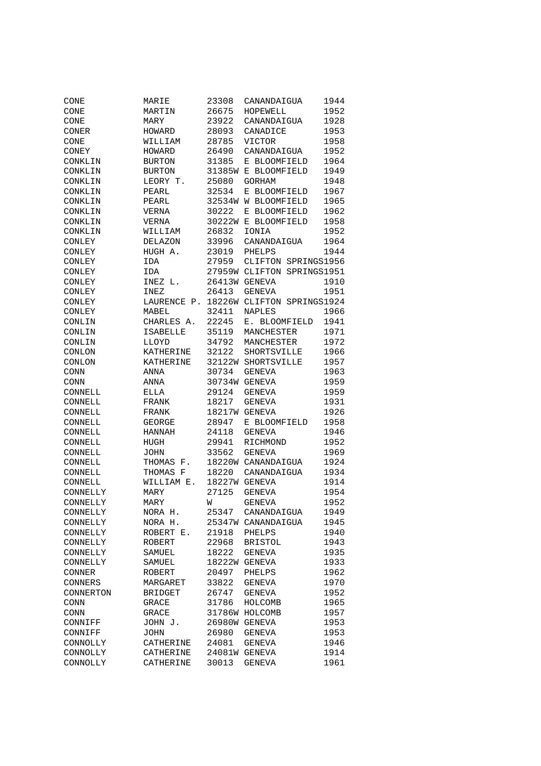| | | | | |
|---|---|---|---|---|
| CONE | MARIE | 23308 | CANANDAIGUA | 1944 |
| CONE | MARTIN | 26675 | HOPEWELL | 1952 |
| CONE | MARY | 23922 | CANANDAIGUA | 1928 |
| CONER | HOWARD | 28093 | CANADICE | 1953 |
| CONE | WILLIAM | 28785 | VICTOR | 1958 |
| CONEY | HOWARD | 26490 | CANANDAIGUA | 1952 |
| CONKLIN | BURTON | 31385 | E BLOOMFIELD | 1964 |
| CONKLIN | BURTON | 31385W | E BLOOMFIELD | 1949 |
| CONKLIN | LEORY T. | 25080 | GORHAM | 1948 |
| CONKLIN | PEARL | 32534 | E BLOOMFIELD | 1967 |
| CONKLIN | PEARL | 32534W | W BLOOMFIELD | 1965 |
| CONKLIN | VERNA | 30222 | E BLOOMFIELD | 1962 |
| CONKLIN | VERNA | 30222W | E BLOOMFIELD | 1958 |
| CONKLIN | WILLIAM | 26832 | IONIA | 1952 |
| CONLEY | DELAZON | 33996 | CANANDAIGUA | 1964 |
| CONLEY | HUGH A. | 23019 | PHELPS | 1944 |
| CONLEY | IDA | 27959 | CLIFTON SPRINGS | 1956 |
| CONLEY | IDA | 27959W | CLIFTON SPRINGS | 1951 |
| CONLEY | INEZ L. | 26413W | GENEVA | 1910 |
| CONLEY | INEZ | 26413 | GENEVA | 1951 |
| CONLEY | LAURENCE P. | 18226W | CLIFTON SPRINGS | 1924 |
| CONLEY | MABEL | 32411 | NAPLES | 1966 |
| CONLIN | CHARLES A. | 22245 | E. BLOOMFIELD | 1941 |
| CONLIN | ISABELLE | 35119 | MANCHESTER | 1971 |
| CONLIN | LLOYD | 34792 | MANCHESTER | 1972 |
| CONLON | KATHERINE | 32122 | SHORTSVILLE | 1966 |
| CONLON | KATHERINE | 32122W | SHORTSVILLE | 1957 |
| CONN | ANNA | 30734 | GENEVA | 1963 |
| CONN | ANNA | 30734W | GENEVA | 1959 |
| CONNELL | ELLA | 29124 | GENEVA | 1959 |
| CONNELL | FRANK | 18217 | GENEVA | 1931 |
| CONNELL | FRANK | 18217W | GENEVA | 1926 |
| CONNELL | GEORGE | 28947 | E BLOOMFIELD | 1958 |
| CONNELL | HANNAH | 24118 | GENEVA | 1946 |
| CONNELL | HUGH | 29941 | RICHMOND | 1952 |
| CONNELL | JOHN | 33562 | GENEVA | 1969 |
| CONNELL | THOMAS F. | 18220W | CANANDAIGUA | 1924 |
| CONNELL | THOMAS F | 18220 | CANANDAIGUA | 1934 |
| CONNELL | WILLIAM E. | 18227W | GENEVA | 1914 |
| CONNELLY | MARY | 27125 | GENEVA | 1954 |
| CONNELLY | MARY | W | GENEVA | 1952 |
| CONNELLY | NORA H. | 25347 | CANANDAIGUA | 1949 |
| CONNELLY | NORA H. | 25347W | CANANDAIGUA | 1945 |
| CONNELLY | ROBERT E. | 21918 | PHELPS | 1940 |
| CONNELLY | ROBERT | 22968 | BRISTOL | 1943 |
| CONNELLY | SAMUEL | 18222 | GENEVA | 1935 |
| CONNELLY | SAMUEL | 18222W | GENEVA | 1933 |
| CONNER | ROBERT | 20497 | PHELPS | 1962 |
| CONNERS | MARGARET | 33822 | GENEVA | 1970 |
| CONNERTON | BRIDGET | 26747 | GENEVA | 1952 |
| CONN | GRACE | 31786 | HOLCOMB | 1965 |
| CONN | GRACE | 31786W | HOLCOMB | 1957 |
| CONNIFF | JOHN J. | 26980W | GENEVA | 1953 |
| CONNIFF | JOHN | 26980 | GENEVA | 1953 |
| CONNOLLY | CATHERINE | 24081 | GENEVA | 1946 |
| CONNOLLY | CATHERINE | 24081W | GENEVA | 1914 |
| CONNOLLY | CATHERINE | 30013 | GENEVA | 1961 |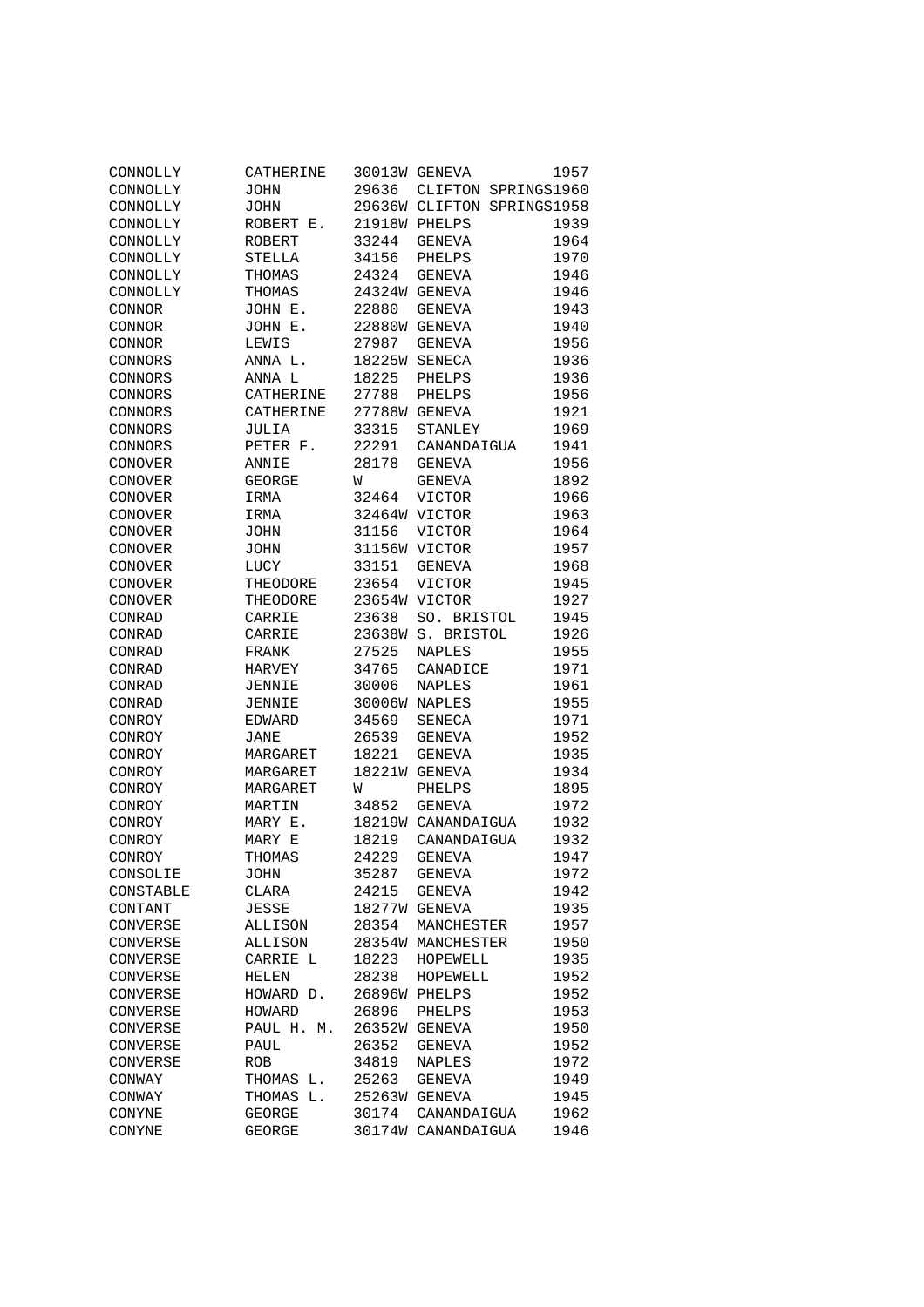| | | | | |
|---|---|---|---|---|
| CONNOLLY | CATHERINE | 30013W | GENEVA | 1957 |
| CONNOLLY | JOHN | 29636 | CLIFTON SPRINGS | 1960 |
| CONNOLLY | JOHN | 29636W | CLIFTON SPRINGS | 1958 |
| CONNOLLY | ROBERT E. | 21918W | PHELPS | 1939 |
| CONNOLLY | ROBERT | 33244 | GENEVA | 1964 |
| CONNOLLY | STELLA | 34156 | PHELPS | 1970 |
| CONNOLLY | THOMAS | 24324 | GENEVA | 1946 |
| CONNOLLY | THOMAS | 24324W | GENEVA | 1946 |
| CONNOR | JOHN E. | 22880 | GENEVA | 1943 |
| CONNOR | JOHN E. | 22880W | GENEVA | 1940 |
| CONNOR | LEWIS | 27987 | GENEVA | 1956 |
| CONNORS | ANNA L. | 18225W | SENECA | 1936 |
| CONNORS | ANNA L | 18225 | PHELPS | 1936 |
| CONNORS | CATHERINE | 27788 | PHELPS | 1956 |
| CONNORS | CATHERINE | 27788W | GENEVA | 1921 |
| CONNORS | JULIA | 33315 | STANLEY | 1969 |
| CONNORS | PETER F. | 22291 | CANANDAIGUA | 1941 |
| CONOVER | ANNIE | 28178 | GENEVA | 1956 |
| CONOVER | GEORGE | W | GENEVA | 1892 |
| CONOVER | IRMA | 32464 | VICTOR | 1966 |
| CONOVER | IRMA | 32464W | VICTOR | 1963 |
| CONOVER | JOHN | 31156 | VICTOR | 1964 |
| CONOVER | JOHN | 31156W | VICTOR | 1957 |
| CONOVER | LUCY | 33151 | GENEVA | 1968 |
| CONOVER | THEODORE | 23654 | VICTOR | 1945 |
| CONOVER | THEODORE | 23654W | VICTOR | 1927 |
| CONRAD | CARRIE | 23638 | SO. BRISTOL | 1945 |
| CONRAD | CARRIE | 23638W | S. BRISTOL | 1926 |
| CONRAD | FRANK | 27525 | NAPLES | 1955 |
| CONRAD | HARVEY | 34765 | CANADICE | 1971 |
| CONRAD | JENNIE | 30006 | NAPLES | 1961 |
| CONRAD | JENNIE | 30006W | NAPLES | 1955 |
| CONROY | EDWARD | 34569 | SENECA | 1971 |
| CONROY | JANE | 26539 | GENEVA | 1952 |
| CONROY | MARGARET | 18221 | GENEVA | 1935 |
| CONROY | MARGARET | 18221W | GENEVA | 1934 |
| CONROY | MARGARET | W | PHELPS | 1895 |
| CONROY | MARTIN | 34852 | GENEVA | 1972 |
| CONROY | MARY E. | 18219W | CANANDAIGUA | 1932 |
| CONROY | MARY E | 18219 | CANANDAIGUA | 1932 |
| CONROY | THOMAS | 24229 | GENEVA | 1947 |
| CONSOLIE | JOHN | 35287 | GENEVA | 1972 |
| CONSTABLE | CLARA | 24215 | GENEVA | 1942 |
| CONTANT | JESSE | 18277W | GENEVA | 1935 |
| CONVERSE | ALLISON | 28354 | MANCHESTER | 1957 |
| CONVERSE | ALLISON | 28354W | MANCHESTER | 1950 |
| CONVERSE | CARRIE L | 18223 | HOPEWELL | 1935 |
| CONVERSE | HELEN | 28238 | HOPEWELL | 1952 |
| CONVERSE | HOWARD D. | 26896W | PHELPS | 1952 |
| CONVERSE | HOWARD | 26896 | PHELPS | 1953 |
| CONVERSE | PAUL H. M. | 26352W | GENEVA | 1950 |
| CONVERSE | PAUL | 26352 | GENEVA | 1952 |
| CONVERSE | ROB | 34819 | NAPLES | 1972 |
| CONWAY | THOMAS L. | 25263 | GENEVA | 1949 |
| CONWAY | THOMAS L. | 25263W | GENEVA | 1945 |
| CONYNE | GEORGE | 30174 | CANANDAIGUA | 1962 |
| CONYNE | GEORGE | 30174W | CANANDAIGUA | 1946 |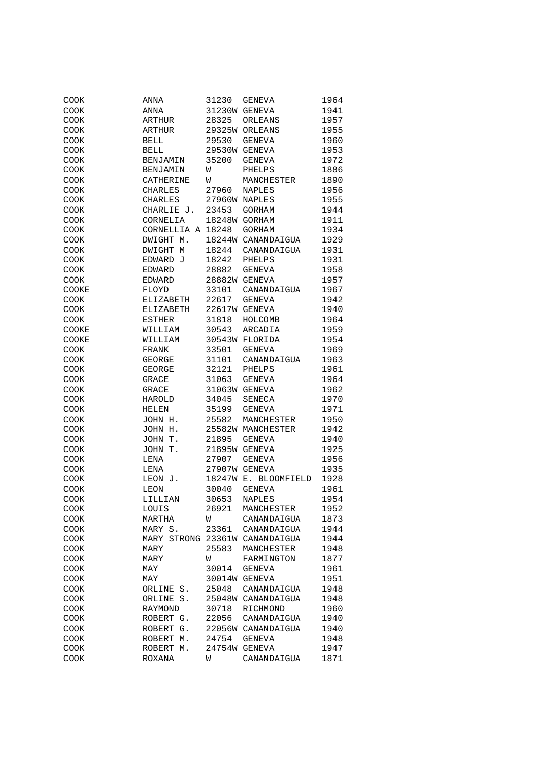| | | | | |
|---|---|---|---|---|
| COOK | ANNA | 31230 | GENEVA | 1964 |
| COOK | ANNA | 31230W | GENEVA | 1941 |
| COOK | ARTHUR | 28325 | ORLEANS | 1957 |
| COOK | ARTHUR | 29325W | ORLEANS | 1955 |
| COOK | BELL | 29530 | GENEVA | 1960 |
| COOK | BELL | 29530W | GENEVA | 1953 |
| COOK | BENJAMIN | 35200 | GENEVA | 1972 |
| COOK | BENJAMIN | W | PHELPS | 1886 |
| COOK | CATHERINE | W | MANCHESTER | 1890 |
| COOK | CHARLES | 27960 | NAPLES | 1956 |
| COOK | CHARLES | 27960W | NAPLES | 1955 |
| COOK | CHARLIE J. | 23453 | GORHAM | 1944 |
| COOK | CORNELIA | 18248W | GORHAM | 1911 |
| COOK | CORNELLIA A | 18248 | GORHAM | 1934 |
| COOK | DWIGHT M. | 18244W | CANANDAIGUA | 1929 |
| COOK | DWIGHT M | 18244 | CANANDAIGUA | 1931 |
| COOK | EDWARD J | 18242 | PHELPS | 1931 |
| COOK | EDWARD | 28882 | GENEVA | 1958 |
| COOK | EDWARD | 28882W | GENEVA | 1957 |
| COOKE | FLOYD | 33101 | CANANDAIGUA | 1967 |
| COOK | ELIZABETH | 22617 | GENEVA | 1942 |
| COOK | ELIZABETH | 22617W | GENEVA | 1940 |
| COOK | ESTHER | 31818 | HOLCOMB | 1964 |
| COOKE | WILLIAM | 30543 | ARCADIA | 1959 |
| COOKE | WILLIAM | 30543W | FLORIDA | 1954 |
| COOK | FRANK | 33501 | GENEVA | 1969 |
| COOK | GEORGE | 31101 | CANANDAIGUA | 1963 |
| COOK | GEORGE | 32121 | PHELPS | 1961 |
| COOK | GRACE | 31063 | GENEVA | 1964 |
| COOK | GRACE | 31063W | GENEVA | 1962 |
| COOK | HAROLD | 34045 | SENECA | 1970 |
| COOK | HELEN | 35199 | GENEVA | 1971 |
| COOK | JOHN H. | 25582 | MANCHESTER | 1950 |
| COOK | JOHN H. | 25582W | MANCHESTER | 1942 |
| COOK | JOHN T. | 21895 | GENEVA | 1940 |
| COOK | JOHN T. | 21895W | GENEVA | 1925 |
| COOK | LENA | 27907 | GENEVA | 1956 |
| COOK | LENA | 27907W | GENEVA | 1935 |
| COOK | LEON J. | 18247W | E. BLOOMFIELD | 1928 |
| COOK | LEON | 30040 | GENEVA | 1961 |
| COOK | LILLIAN | 30653 | NAPLES | 1954 |
| COOK | LOUIS | 26921 | MANCHESTER | 1952 |
| COOK | MARTHA | W | CANANDAIGUA | 1873 |
| COOK | MARY S. | 23361 | CANANDAIGUA | 1944 |
| COOK | MARY STRONG | 23361W | CANANDAIGUA | 1944 |
| COOK | MARY | 25583 | MANCHESTER | 1948 |
| COOK | MARY | W | FARMINGTON | 1877 |
| COOK | MAY | 30014 | GENEVA | 1961 |
| COOK | MAY | 30014W | GENEVA | 1951 |
| COOK | ORLINE S. | 25048 | CANANDAIGUA | 1948 |
| COOK | ORLINE S. | 25048W | CANANDAIGUA | 1948 |
| COOK | RAYMOND | 30718 | RICHMOND | 1960 |
| COOK | ROBERT G. | 22056 | CANANDAIGUA | 1940 |
| COOK | ROBERT G. | 22056W | CANANDAIGUA | 1940 |
| COOK | ROBERT M. | 24754 | GENEVA | 1948 |
| COOK | ROBERT M. | 24754W | GENEVA | 1947 |
| COOK | ROXANA | W | CANANDAIGUA | 1871 |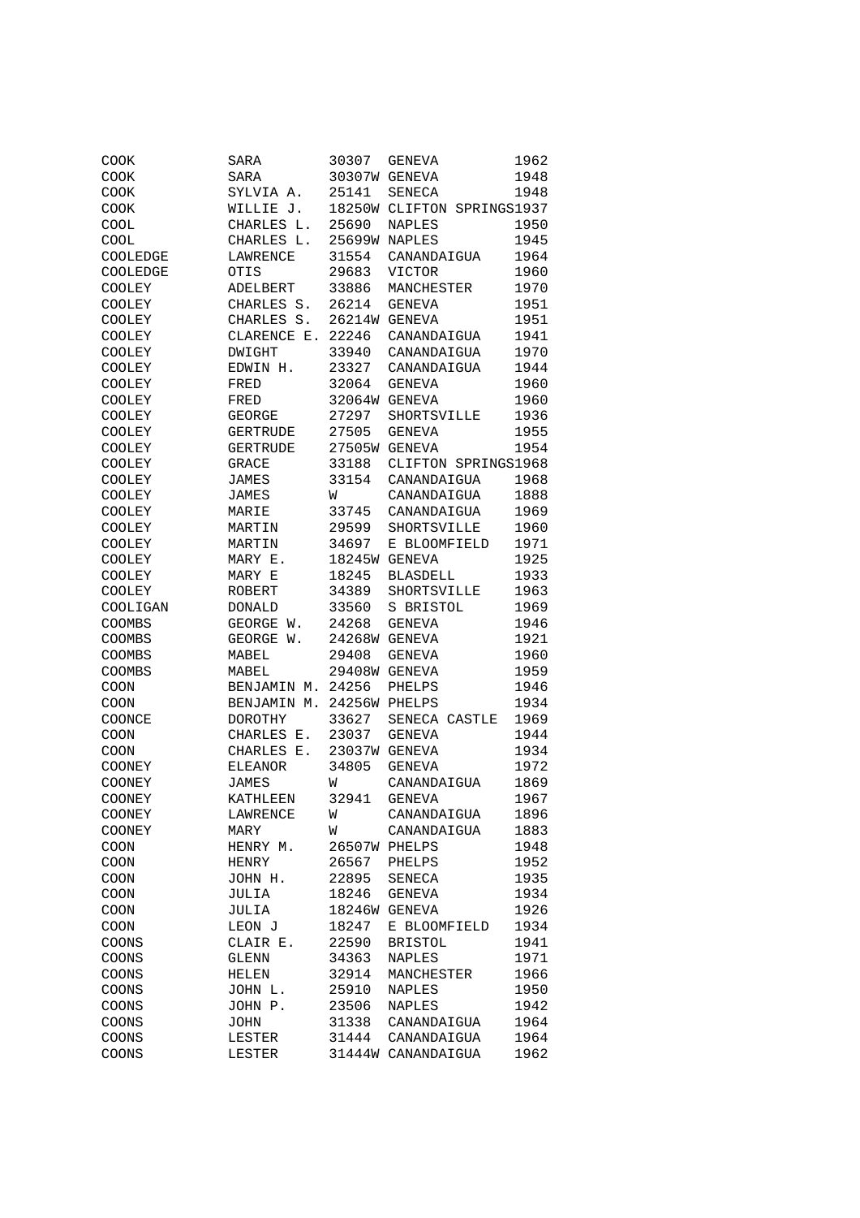| | | | | |
|---|---|---|---|---|
| COOK | SARA | 30307 | GENEVA | 1962 |
| COOK | SARA | 30307W | GENEVA | 1948 |
| COOK | SYLVIA A. | 25141 | SENECA | 1948 |
| COOK | WILLIE J. | 18250W | CLIFTON SPRINGS | 1937 |
| COOL | CHARLES L. | 25690 | NAPLES | 1950 |
| COOL | CHARLES L. | 25699W | NAPLES | 1945 |
| COOLEDGE | LAWRENCE | 31554 | CANANDAIGUA | 1964 |
| COOLEDGE | OTIS | 29683 | VICTOR | 1960 |
| COOLEY | ADELBERT | 33886 | MANCHESTER | 1970 |
| COOLEY | CHARLES S. | 26214 | GENEVA | 1951 |
| COOLEY | CHARLES S. | 26214W | GENEVA | 1951 |
| COOLEY | CLARENCE E. | 22246 | CANANDAIGUA | 1941 |
| COOLEY | DWIGHT | 33940 | CANANDAIGUA | 1970 |
| COOLEY | EDWIN H. | 23327 | CANANDAIGUA | 1944 |
| COOLEY | FRED | 32064 | GENEVA | 1960 |
| COOLEY | FRED | 32064W | GENEVA | 1960 |
| COOLEY | GEORGE | 27297 | SHORTSVILLE | 1936 |
| COOLEY | GERTRUDE | 27505 | GENEVA | 1955 |
| COOLEY | GERTRUDE | 27505W | GENEVA | 1954 |
| COOLEY | GRACE | 33188 | CLIFTON SPRINGS | 1968 |
| COOLEY | JAMES | 33154 | CANANDAIGUA | 1968 |
| COOLEY | JAMES | W | CANANDAIGUA | 1888 |
| COOLEY | MARIE | 33745 | CANANDAIGUA | 1969 |
| COOLEY | MARTIN | 29599 | SHORTSVILLE | 1960 |
| COOLEY | MARTIN | 34697 | E BLOOMFIELD | 1971 |
| COOLEY | MARY E. | 18245W | GENEVA | 1925 |
| COOLEY | MARY E | 18245 | BLASDELL | 1933 |
| COOLEY | ROBERT | 34389 | SHORTSVILLE | 1963 |
| COOLIGAN | DONALD | 33560 | S BRISTOL | 1969 |
| COOMBS | GEORGE W. | 24268 | GENEVA | 1946 |
| COOMBS | GEORGE W. | 24268W | GENEVA | 1921 |
| COOMBS | MABEL | 29408 | GENEVA | 1960 |
| COOMBS | MABEL | 29408W | GENEVA | 1959 |
| COON | BENJAMIN M. | 24256 | PHELPS | 1946 |
| COON | BENJAMIN M. | 24256W | PHELPS | 1934 |
| COONCE | DOROTHY | 33627 | SENECA CASTLE | 1969 |
| COON | CHARLES E. | 23037 | GENEVA | 1944 |
| COON | CHARLES E. | 23037W | GENEVA | 1934 |
| COONEY | ELEANOR | 34805 | GENEVA | 1972 |
| COONEY | JAMES | W | CANANDAIGUA | 1869 |
| COONEY | KATHLEEN | 32941 | GENEVA | 1967 |
| COONEY | LAWRENCE | W | CANANDAIGUA | 1896 |
| COONEY | MARY | W | CANANDAIGUA | 1883 |
| COON | HENRY M. | 26507W | PHELPS | 1948 |
| COON | HENRY | 26567 | PHELPS | 1952 |
| COON | JOHN H. | 22895 | SENECA | 1935 |
| COON | JULIA | 18246 | GENEVA | 1934 |
| COON | JULIA | 18246W | GENEVA | 1926 |
| COON | LEON J | 18247 | E BLOOMFIELD | 1934 |
| COONS | CLAIR E. | 22590 | BRISTOL | 1941 |
| COONS | GLENN | 34363 | NAPLES | 1971 |
| COONS | HELEN | 32914 | MANCHESTER | 1966 |
| COONS | JOHN L. | 25910 | NAPLES | 1950 |
| COONS | JOHN P. | 23506 | NAPLES | 1942 |
| COONS | JOHN | 31338 | CANANDAIGUA | 1964 |
| COONS | LESTER | 31444 | CANANDAIGUA | 1964 |
| COONS | LESTER | 31444W | CANANDAIGUA | 1962 |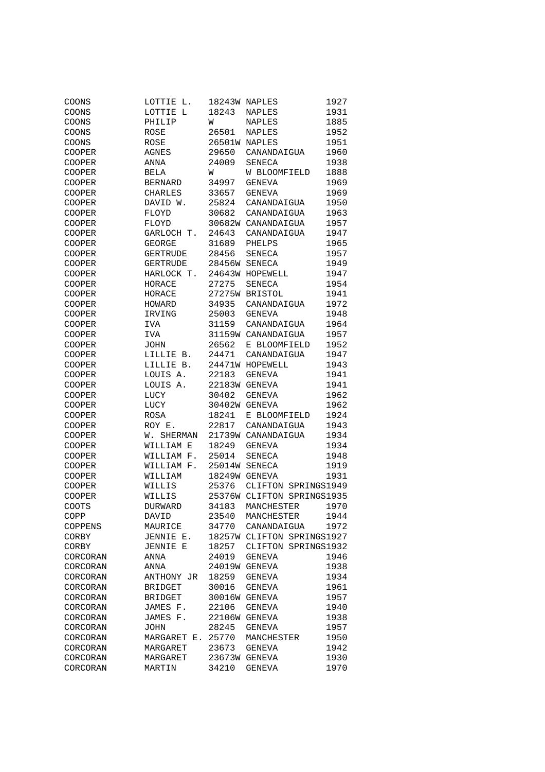| | | | | |
|---|---|---|---|---|
| COONS | LOTTIE L. | 18243W | NAPLES | 1927 |
| COONS | LOTTIE L | 18243 | NAPLES | 1931 |
| COONS | PHILIP | W | NAPLES | 1885 |
| COONS | ROSE | 26501 | NAPLES | 1952 |
| COONS | ROSE | 26501W | NAPLES | 1951 |
| COOPER | AGNES | 29650 | CANANDAIGUA | 1960 |
| COOPER | ANNA | 24009 | SENECA | 1938 |
| COOPER | BELA | W | W BLOOMFIELD | 1888 |
| COOPER | BERNARD | 34997 | GENEVA | 1969 |
| COOPER | CHARLES | 33657 | GENEVA | 1969 |
| COOPER | DAVID W. | 25824 | CANANDAIGUA | 1950 |
| COOPER | FLOYD | 30682 | CANANDAIGUA | 1963 |
| COOPER | FLOYD | 30682W | CANANDAIGUA | 1957 |
| COOPER | GARLOCH T. | 24643 | CANANDAIGUA | 1947 |
| COOPER | GEORGE | 31689 | PHELPS | 1965 |
| COOPER | GERTRUDE | 28456 | SENECA | 1957 |
| COOPER | GERTRUDE | 28456W | SENECA | 1949 |
| COOPER | HARLOCK T. | 24643W | HOPEWELL | 1947 |
| COOPER | HORACE | 27275 | SENECA | 1954 |
| COOPER | HORACE | 27275W | BRISTOL | 1941 |
| COOPER | HOWARD | 34935 | CANANDAIGUA | 1972 |
| COOPER | IRVING | 25003 | GENEVA | 1948 |
| COOPER | IVA | 31159 | CANANDAIGUA | 1964 |
| COOPER | IVA | 31159W | CANANDAIGUA | 1957 |
| COOPER | JOHN | 26562 | E BLOOMFIELD | 1952 |
| COOPER | LILLIE B. | 24471 | CANANDAIGUA | 1947 |
| COOPER | LILLIE B. | 24471W | HOPEWELL | 1943 |
| COOPER | LOUIS A. | 22183 | GENEVA | 1941 |
| COOPER | LOUIS A. | 22183W | GENEVA | 1941 |
| COOPER | LUCY | 30402 | GENEVA | 1962 |
| COOPER | LUCY | 30402W | GENEVA | 1962 |
| COOPER | ROSA | 18241 | E BLOOMFIELD | 1924 |
| COOPER | ROY E. | 22817 | CANANDAIGUA | 1943 |
| COOPER | W. SHERMAN | 21739W | CANANDAIGUA | 1934 |
| COOPER | WILLIAM E | 18249 | GENEVA | 1934 |
| COOPER | WILLIAM F. | 25014 | SENECA | 1948 |
| COOPER | WILLIAM F. | 25014W | SENECA | 1919 |
| COOPER | WILLIAM | 18249W | GENEVA | 1931 |
| COOPER | WILLIS | 25376 | CLIFTON SPRINGS | 1949 |
| COOPER | WILLIS | 25376W | CLIFTON SPRINGS | 1935 |
| COOTS | DURWARD | 34183 | MANCHESTER | 1970 |
| COPP | DAVID | 23540 | MANCHESTER | 1944 |
| COPPENS | MAURICE | 34770 | CANANDAIGUA | 1972 |
| CORBY | JENNIE E. | 18257W | CLIFTON SPRINGS | 1927 |
| CORBY | JENNIE E | 18257 | CLIFTON SPRINGS | 1932 |
| CORCORAN | ANNA | 24019 | GENEVA | 1946 |
| CORCORAN | ANNA | 24019W | GENEVA | 1938 |
| CORCORAN | ANTHONY JR | 18259 | GENEVA | 1934 |
| CORCORAN | BRIDGET | 30016 | GENEVA | 1961 |
| CORCORAN | BRIDGET | 30016W | GENEVA | 1957 |
| CORCORAN | JAMES F. | 22106 | GENEVA | 1940 |
| CORCORAN | JAMES F. | 22106W | GENEVA | 1938 |
| CORCORAN | JOHN | 28245 | GENEVA | 1957 |
| CORCORAN | MARGARET E. | 25770 | MANCHESTER | 1950 |
| CORCORAN | MARGARET | 23673 | GENEVA | 1942 |
| CORCORAN | MARGARET | 23673W | GENEVA | 1930 |
| CORCORAN | MARTIN | 34210 | GENEVA | 1970 |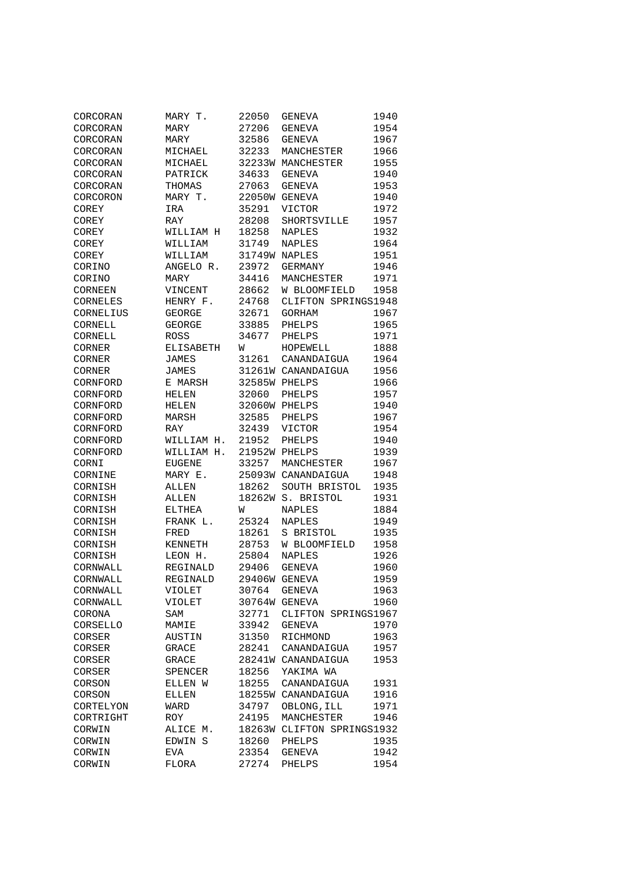| | | | | |
|---|---|---|---|---|
| CORCORAN | MARY T. | 22050 | GENEVA | 1940 |
| CORCORAN | MARY | 27206 | GENEVA | 1954 |
| CORCORAN | MARY | 32586 | GENEVA | 1967 |
| CORCORAN | MICHAEL | 32233 | MANCHESTER | 1966 |
| CORCORAN | MICHAEL | 32233W | MANCHESTER | 1955 |
| CORCORAN | PATRICK | 34633 | GENEVA | 1940 |
| CORCORAN | THOMAS | 27063 | GENEVA | 1953 |
| CORCORON | MARY T. | 22050W | GENEVA | 1940 |
| COREY | IRA | 35291 | VICTOR | 1972 |
| COREY | RAY | 28208 | SHORTSVILLE | 1957 |
| COREY | WILLIAM H | 18258 | NAPLES | 1932 |
| COREY | WILLIAM | 31749 | NAPLES | 1964 |
| COREY | WILLIAM | 31749W | NAPLES | 1951 |
| CORINO | ANGELO R. | 23972 | GERMANY | 1946 |
| CORINO | MARY | 34416 | MANCHESTER | 1971 |
| CORNEEN | VINCENT | 28662 | W BLOOMFIELD | 1958 |
| CORNELES | HENRY F. | 24768 | CLIFTON SPRINGS | 1948 |
| CORNELIUS | GEORGE | 32671 | GORHAM | 1967 |
| CORNELL | GEORGE | 33885 | PHELPS | 1965 |
| CORNELL | ROSS | 34677 | PHELPS | 1971 |
| CORNER | ELISABETH | W | HOPEWELL | 1888 |
| CORNER | JAMES | 31261 | CANANDAIGUA | 1964 |
| CORNER | JAMES | 31261W | CANANDAIGUA | 1956 |
| CORNFORD | E MARSH | 32585W | PHELPS | 1966 |
| CORNFORD | HELEN | 32060 | PHELPS | 1957 |
| CORNFORD | HELEN | 32060W | PHELPS | 1940 |
| CORNFORD | MARSH | 32585 | PHELPS | 1967 |
| CORNFORD | RAY | 32439 | VICTOR | 1954 |
| CORNFORD | WILLIAM H. | 21952 | PHELPS | 1940 |
| CORNFORD | WILLIAM H. | 21952W | PHELPS | 1939 |
| CORNI | EUGENE | 33257 | MANCHESTER | 1967 |
| CORNINE | MARY E. | 25093W | CANANDAIGUA | 1948 |
| CORNISH | ALLEN | 18262 | SOUTH BRISTOL | 1935 |
| CORNISH | ALLEN | 18262W | S. BRISTOL | 1931 |
| CORNISH | ELTHEA | W | NAPLES | 1884 |
| CORNISH | FRANK L. | 25324 | NAPLES | 1949 |
| CORNISH | FRED | 18261 | S BRISTOL | 1935 |
| CORNISH | KENNETH | 28753 | W BLOOMFIELD | 1958 |
| CORNISH | LEON H. | 25804 | NAPLES | 1926 |
| CORNWALL | REGINALD | 29406 | GENEVA | 1960 |
| CORNWALL | REGINALD | 29406W | GENEVA | 1959 |
| CORNWALL | VIOLET | 30764 | GENEVA | 1963 |
| CORNWALL | VIOLET | 30764W | GENEVA | 1960 |
| CORONA | SAM | 32771 | CLIFTON SPRINGS | 1967 |
| CORSELLO | MAMIE | 33942 | GENEVA | 1970 |
| CORSER | AUSTIN | 31350 | RICHMOND | 1963 |
| CORSER | GRACE | 28241 | CANANDAIGUA | 1957 |
| CORSER | GRACE | 28241W | CANANDAIGUA | 1953 |
| CORSER | SPENCER | 18256 | YAKIMA WA | |
| CORSON | ELLEN W | 18255 | CANANDAIGUA | 1931 |
| CORSON | ELLEN | 18255W | CANANDAIGUA | 1916 |
| CORTELYON | WARD | 34797 | OBLONG,ILL | 1971 |
| CORTRIGHT | ROY | 24195 | MANCHESTER | 1946 |
| CORWIN | ALICE M. | 18263W | CLIFTON SPRINGS | 1932 |
| CORWIN | EDWIN S | 18260 | PHELPS | 1935 |
| CORWIN | EVA | 23354 | GENEVA | 1942 |
| CORWIN | FLORA | 27274 | PHELPS | 1954 |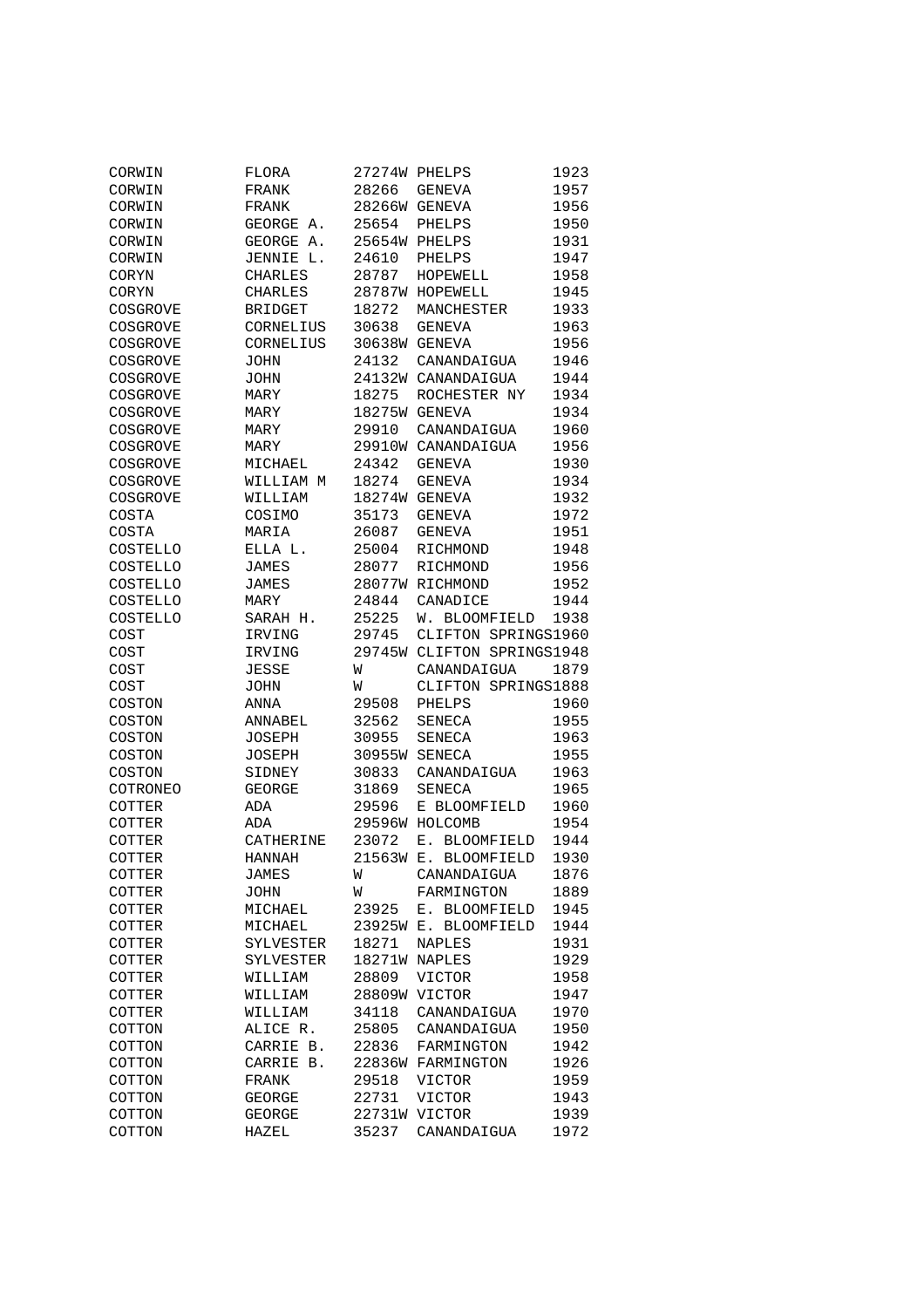| | | | | |
|---|---|---|---|---|
| CORWIN | FLORA | 27274W | PHELPS | 1923 |
| CORWIN | FRANK | 28266 | GENEVA | 1957 |
| CORWIN | FRANK | 28266W | GENEVA | 1956 |
| CORWIN | GEORGE A. | 25654 | PHELPS | 1950 |
| CORWIN | GEORGE A. | 25654W | PHELPS | 1931 |
| CORWIN | JENNIE L. | 24610 | PHELPS | 1947 |
| CORYN | CHARLES | 28787 | HOPEWELL | 1958 |
| CORYN | CHARLES | 28787W | HOPEWELL | 1945 |
| COSGROVE | BRIDGET | 18272 | MANCHESTER | 1933 |
| COSGROVE | CORNELIUS | 30638 | GENEVA | 1963 |
| COSGROVE | CORNELIUS | 30638W | GENEVA | 1956 |
| COSGROVE | JOHN | 24132 | CANANDAIGUA | 1946 |
| COSGROVE | JOHN | 24132W | CANANDAIGUA | 1944 |
| COSGROVE | MARY | 18275 | ROCHESTER NY | 1934 |
| COSGROVE | MARY | 18275W | GENEVA | 1934 |
| COSGROVE | MARY | 29910 | CANANDAIGUA | 1960 |
| COSGROVE | MARY | 29910W | CANANDAIGUA | 1956 |
| COSGROVE | MICHAEL | 24342 | GENEVA | 1930 |
| COSGROVE | WILLIAM M | 18274 | GENEVA | 1934 |
| COSGROVE | WILLIAM | 18274W | GENEVA | 1932 |
| COSTA | COSIMO | 35173 | GENEVA | 1972 |
| COSTA | MARIA | 26087 | GENEVA | 1951 |
| COSTELLO | ELLA L. | 25004 | RICHMOND | 1948 |
| COSTELLO | JAMES | 28077 | RICHMOND | 1956 |
| COSTELLO | JAMES | 28077W | RICHMOND | 1952 |
| COSTELLO | MARY | 24844 | CANADICE | 1944 |
| COSTELLO | SARAH H. | 25225 | W. BLOOMFIELD | 1938 |
| COST | IRVING | 29745 | CLIFTON SPRINGS | 1960 |
| COST | IRVING | 29745W | CLIFTON SPRINGS | 1948 |
| COST | JESSE | W | CANANDAIGUA | 1879 |
| COST | JOHN | W | CLIFTON SPRINGS | 1888 |
| COSTON | ANNA | 29508 | PHELPS | 1960 |
| COSTON | ANNABEL | 32562 | SENECA | 1955 |
| COSTON | JOSEPH | 30955 | SENECA | 1963 |
| COSTON | JOSEPH | 30955W | SENECA | 1955 |
| COSTON | SIDNEY | 30833 | CANANDAIGUA | 1963 |
| COTRONEO | GEORGE | 31869 | SENECA | 1965 |
| COTTER | ADA | 29596 | E BLOOMFIELD | 1960 |
| COTTER | ADA | 29596W | HOLCOMB | 1954 |
| COTTER | CATHERINE | 23072 | E. BLOOMFIELD | 1944 |
| COTTER | HANNAH | 21563W | E. BLOOMFIELD | 1930 |
| COTTER | JAMES | W | CANANDAIGUA | 1876 |
| COTTER | JOHN | W | FARMINGTON | 1889 |
| COTTER | MICHAEL | 23925 | E. BLOOMFIELD | 1945 |
| COTTER | MICHAEL | 23925W | E. BLOOMFIELD | 1944 |
| COTTER | SYLVESTER | 18271 | NAPLES | 1931 |
| COTTER | SYLVESTER | 18271W | NAPLES | 1929 |
| COTTER | WILLIAM | 28809 | VICTOR | 1958 |
| COTTER | WILLIAM | 28809W | VICTOR | 1947 |
| COTTER | WILLIAM | 34118 | CANANDAIGUA | 1970 |
| COTTON | ALICE R. | 25805 | CANANDAIGUA | 1950 |
| COTTON | CARRIE B. | 22836 | FARMINGTON | 1942 |
| COTTON | CARRIE B. | 22836W | FARMINGTON | 1926 |
| COTTON | FRANK | 29518 | VICTOR | 1959 |
| COTTON | GEORGE | 22731 | VICTOR | 1943 |
| COTTON | GEORGE | 22731W | VICTOR | 1939 |
| COTTON | HAZEL | 35237 | CANANDAIGUA | 1972 |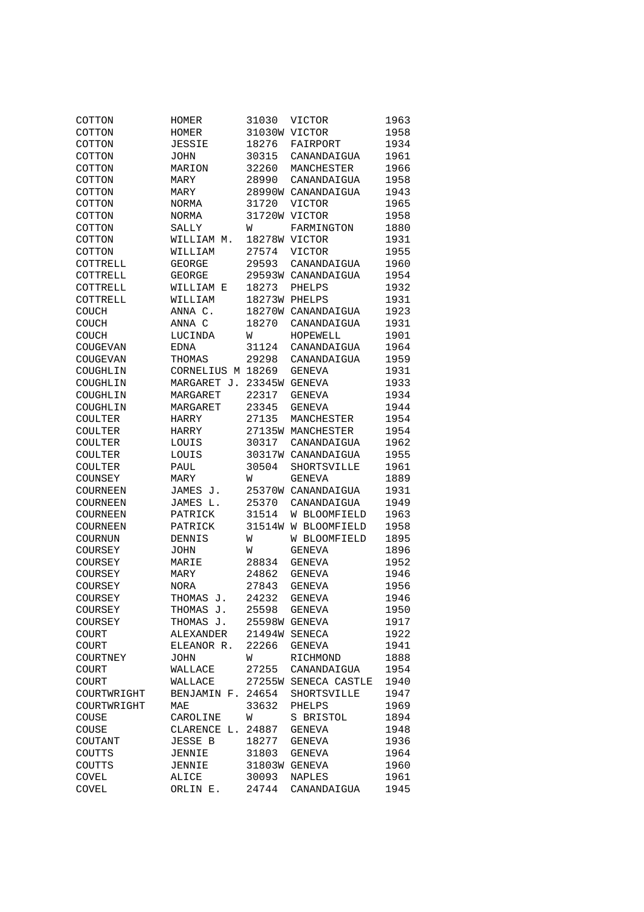| | | | | |
|---|---|---|---|---|
| COTTON | HOMER | 31030 | VICTOR | 1963 |
| COTTON | HOMER | 31030W | VICTOR | 1958 |
| COTTON | JESSIE | 18276 | FAIRPORT | 1934 |
| COTTON | JOHN | 30315 | CANANDAIGUA | 1961 |
| COTTON | MARION | 32260 | MANCHESTER | 1966 |
| COTTON | MARY | 28990 | CANANDAIGUA | 1958 |
| COTTON | MARY | 28990W | CANANDAIGUA | 1943 |
| COTTON | NORMA | 31720 | VICTOR | 1965 |
| COTTON | NORMA | 31720W | VICTOR | 1958 |
| COTTON | SALLY | W | FARMINGTON | 1880 |
| COTTON | WILLIAM M. | 18278W | VICTOR | 1931 |
| COTTON | WILLIAM | 27574 | VICTOR | 1955 |
| COTTRELL | GEORGE | 29593 | CANANDAIGUA | 1960 |
| COTTRELL | GEORGE | 29593W | CANANDAIGUA | 1954 |
| COTTRELL | WILLIAM E | 18273 | PHELPS | 1932 |
| COTTRELL | WILLIAM | 18273W | PHELPS | 1931 |
| COUCH | ANNA C. | 18270W | CANANDAIGUA | 1923 |
| COUCH | ANNA C | 18270 | CANANDAIGUA | 1931 |
| COUCH | LUCINDA | W | HOPEWELL | 1901 |
| COUGEVAN | EDNA | 31124 | CANANDAIGUA | 1964 |
| COUGEVAN | THOMAS | 29298 | CANANDAIGUA | 1959 |
| COUGHLIN | CORNELIUS M | 18269 | GENEVA | 1931 |
| COUGHLIN | MARGARET J. | 23345W | GENEVA | 1933 |
| COUGHLIN | MARGARET | 22317 | GENEVA | 1934 |
| COUGHLIN | MARGARET | 23345 | GENEVA | 1944 |
| COULTER | HARRY | 27135 | MANCHESTER | 1954 |
| COULTER | HARRY | 27135W | MANCHESTER | 1954 |
| COULTER | LOUIS | 30317 | CANANDAIGUA | 1962 |
| COULTER | LOUIS | 30317W | CANANDAIGUA | 1955 |
| COULTER | PAUL | 30504 | SHORTSVILLE | 1961 |
| COUNSEY | MARY | W | GENEVA | 1889 |
| COURNEEN | JAMES J. | 25370W | CANANDAIGUA | 1931 |
| COURNEEN | JAMES L. | 25370 | CANANDAIGUA | 1949 |
| COURNEEN | PATRICK | 31514 | W BLOOMFIELD | 1963 |
| COURNEEN | PATRICK | 31514W | W BLOOMFIELD | 1958 |
| COURNUN | DENNIS | W | W BLOOMFIELD | 1895 |
| COURSEY | JOHN | W | GENEVA | 1896 |
| COURSEY | MARIE | 28834 | GENEVA | 1952 |
| COURSEY | MARY | 24862 | GENEVA | 1946 |
| COURSEY | NORA | 27843 | GENEVA | 1956 |
| COURSEY | THOMAS J. | 24232 | GENEVA | 1946 |
| COURSEY | THOMAS J. | 25598 | GENEVA | 1950 |
| COURSEY | THOMAS J. | 25598W | GENEVA | 1917 |
| COURT | ALEXANDER | 21494W | SENECA | 1922 |
| COURT | ELEANOR R. | 22266 | GENEVA | 1941 |
| COURTNEY | JOHN | W | RICHMOND | 1888 |
| COURT | WALLACE | 27255 | CANANDAIGUA | 1954 |
| COURT | WALLACE | 27255W | SENECA CASTLE | 1940 |
| COURTWRIGHT | BENJAMIN F. | 24654 | SHORTSVILLE | 1947 |
| COURTWRIGHT | MAE | 33632 | PHELPS | 1969 |
| COUSE | CAROLINE | W | S BRISTOL | 1894 |
| COUSE | CLARENCE L. | 24887 | GENEVA | 1948 |
| COUTANT | JESSE B | 18277 | GENEVA | 1936 |
| COUTTS | JENNIE | 31803 | GENEVA | 1964 |
| COUTTS | JENNIE | 31803W | GENEVA | 1960 |
| COVEL | ALICE | 30093 | NAPLES | 1961 |
| COVEL | ORLIN E. | 24744 | CANANDAIGUA | 1945 |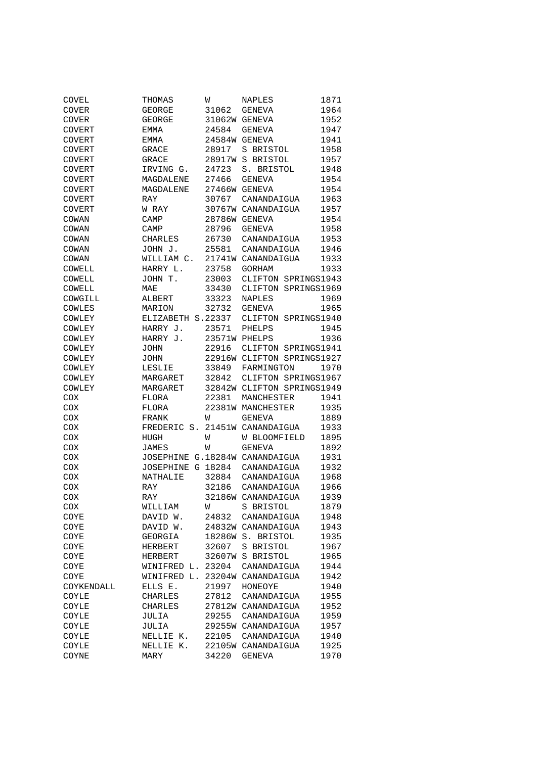| | | | | |
|---|---|---|---|---|
| COVEL | THOMAS | W | NAPLES | 1871 |
| COVER | GEORGE | 31062 | GENEVA | 1964 |
| COVER | GEORGE | 31062W | GENEVA | 1952 |
| COVERT | EMMA | 24584 | GENEVA | 1947 |
| COVERT | EMMA | 24584W | GENEVA | 1941 |
| COVERT | GRACE | 28917 | S BRISTOL | 1958 |
| COVERT | GRACE | 28917W | S BRISTOL | 1957 |
| COVERT | IRVING G. | 24723 | S. BRISTOL | 1948 |
| COVERT | MAGDALENE | 27466 | GENEVA | 1954 |
| COVERT | MAGDALENE | 27466W | GENEVA | 1954 |
| COVERT | RAY | 30767 | CANANDAIGUA | 1963 |
| COVERT | W RAY | 30767W | CANANDAIGUA | 1957 |
| COWAN | CAMP | 28786W | GENEVA | 1954 |
| COWAN | CAMP | 28796 | GENEVA | 1958 |
| COWAN | CHARLES | 26730 | CANANDAIGUA | 1953 |
| COWAN | JOHN J. | 25581 | CANANDAIGUA | 1946 |
| COWAN | WILLIAM C. | 21741W | CANANDAIGUA | 1933 |
| COWELL | HARRY L. | 23758 | GORHAM | 1933 |
| COWELL | JOHN T. | 23003 | CLIFTON SPRINGS | 1943 |
| COWELL | MAE | 33430 | CLIFTON SPRINGS | 1969 |
| COWGILL | ALBERT | 33323 | NAPLES | 1969 |
| COWLES | MARION | 32732 | GENEVA | 1965 |
| COWLEY | ELIZABETH S. | 22337 | CLIFTON SPRINGS | 1940 |
| COWLEY | HARRY J. | 23571 | PHELPS | 1945 |
| COWLEY | HARRY J. | 23571W | PHELPS | 1936 |
| COWLEY | JOHN | 22916 | CLIFTON SPRINGS | 1941 |
| COWLEY | JOHN | 22916W | CLIFTON SPRINGS | 1927 |
| COWLEY | LESLIE | 33849 | FARMINGTON | 1970 |
| COWLEY | MARGARET | 32842 | CLIFTON SPRINGS | 1967 |
| COWLEY | MARGARET | 32842W | CLIFTON SPRINGS | 1949 |
| COX | FLORA | 22381 | MANCHESTER | 1941 |
| COX | FLORA | 22381W | MANCHESTER | 1935 |
| COX | FRANK | W | GENEVA | 1889 |
| COX | FREDERIC S. | 21451W | CANANDAIGUA | 1933 |
| COX | HUGH | W | W BLOOMFIELD | 1895 |
| COX | JAMES | W | GENEVA | 1892 |
| COX | JOSEPHINE G. | 18284W | CANANDAIGUA | 1931 |
| COX | JOSEPHINE G | 18284 | CANANDAIGUA | 1932 |
| COX | NATHALIE | 32884 | CANANDAIGUA | 1968 |
| COX | RAY | 32186 | CANANDAIGUA | 1966 |
| COX | RAY | 32186W | CANANDAIGUA | 1939 |
| COX | WILLIAM | W | S BRISTOL | 1879 |
| COYE | DAVID W. | 24832 | CANANDAIGUA | 1948 |
| COYE | DAVID W. | 24832W | CANANDAIGUA | 1943 |
| COYE | GEORGIA | 18286W | S. BRISTOL | 1935 |
| COYE | HERBERT | 32607 | S BRISTOL | 1967 |
| COYE | HERBERT | 32607W | S BRISTOL | 1965 |
| COYE | WINIFRED L. | 23204 | CANANDAIGUA | 1944 |
| COYE | WINIFRED L. | 23204W | CANANDAIGUA | 1942 |
| COYKENDALL | ELLS E. | 21997 | HONEOYE | 1940 |
| COYLE | CHARLES | 27812 | CANANDAIGUA | 1955 |
| COYLE | CHARLES | 27812W | CANANDAIGUA | 1952 |
| COYLE | JULIA | 29255 | CANANDAIGUA | 1959 |
| COYLE | JULIA | 29255W | CANANDAIGUA | 1957 |
| COYLE | NELLIE K. | 22105 | CANANDAIGUA | 1940 |
| COYLE | NELLIE K. | 22105W | CANANDAIGUA | 1925 |
| COYNE | MARY | 34220 | GENEVA | 1970 |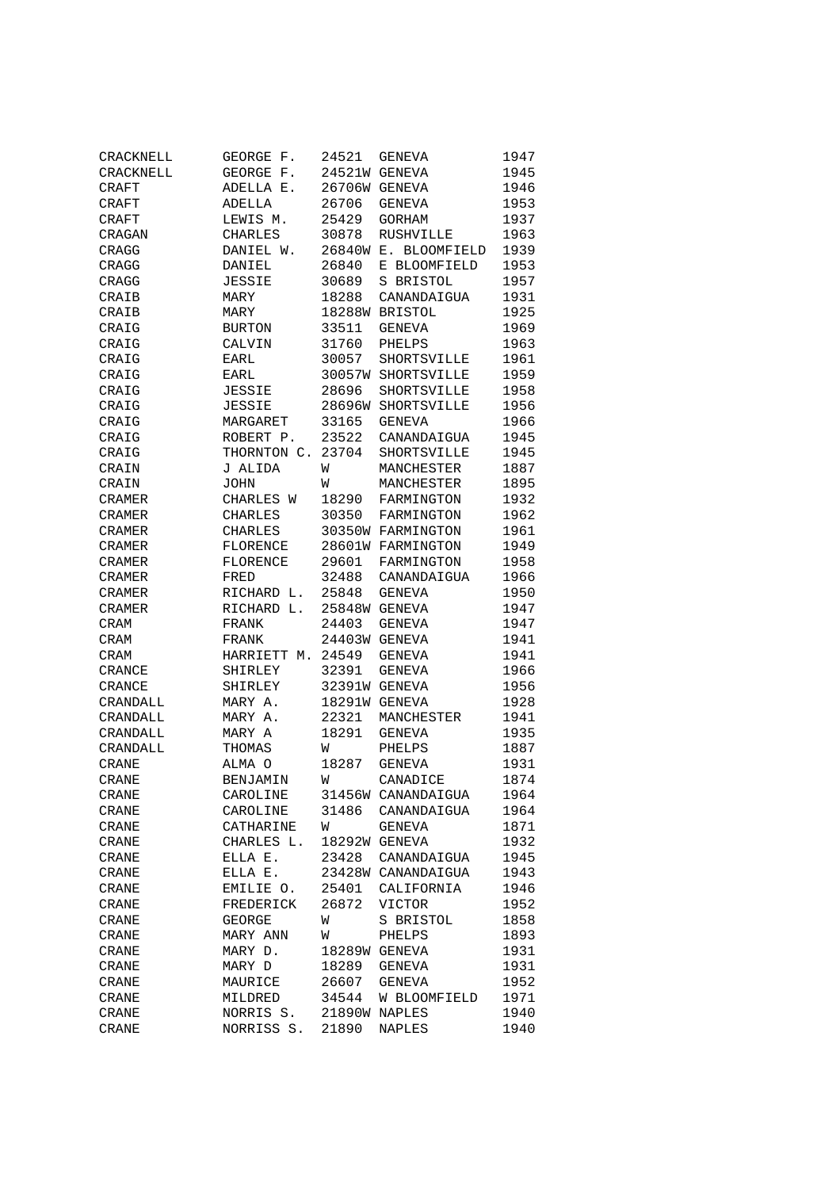| | | | | |
|---|---|---|---|---|
| CRACKNELL | GEORGE F. | 24521 | GENEVA | 1947 |
| CRACKNELL | GEORGE F. | 24521W | GENEVA | 1945 |
| CRAFT | ADELLA E. | 26706W | GENEVA | 1946 |
| CRAFT | ADELLA | 26706 | GENEVA | 1953 |
| CRAFT | LEWIS M. | 25429 | GORHAM | 1937 |
| CRAGAN | CHARLES | 30878 | RUSHVILLE | 1963 |
| CRAGG | DANIEL W. | 26840W | E. BLOOMFIELD | 1939 |
| CRAGG | DANIEL | 26840 | E BLOOMFIELD | 1953 |
| CRAGG | JESSIE | 30689 | S BRISTOL | 1957 |
| CRAIB | MARY | 18288 | CANANDAIGUA | 1931 |
| CRAIB | MARY | 18288W | BRISTOL | 1925 |
| CRAIG | BURTON | 33511 | GENEVA | 1969 |
| CRAIG | CALVIN | 31760 | PHELPS | 1963 |
| CRAIG | EARL | 30057 | SHORTSVILLE | 1961 |
| CRAIG | EARL | 30057W | SHORTSVILLE | 1959 |
| CRAIG | JESSIE | 28696 | SHORTSVILLE | 1958 |
| CRAIG | JESSIE | 28696W | SHORTSVILLE | 1956 |
| CRAIG | MARGARET | 33165 | GENEVA | 1966 |
| CRAIG | ROBERT P. | 23522 | CANANDAIGUA | 1945 |
| CRAIG | THORNTON C. | 23704 | SHORTSVILLE | 1945 |
| CRAIN | J ALIDA | W | MANCHESTER | 1887 |
| CRAIN | JOHN | W | MANCHESTER | 1895 |
| CRAMER | CHARLES W | 18290 | FARMINGTON | 1932 |
| CRAMER | CHARLES | 30350 | FARMINGTON | 1962 |
| CRAMER | CHARLES | 30350W | FARMINGTON | 1961 |
| CRAMER | FLORENCE | 28601W | FARMINGTON | 1949 |
| CRAMER | FLORENCE | 29601 | FARMINGTON | 1958 |
| CRAMER | FRED | 32488 | CANANDAIGUA | 1966 |
| CRAMER | RICHARD L. | 25848 | GENEVA | 1950 |
| CRAMER | RICHARD L. | 25848W | GENEVA | 1947 |
| CRAM | FRANK | 24403 | GENEVA | 1947 |
| CRAM | FRANK | 24403W | GENEVA | 1941 |
| CRAM | HARRIETT M. | 24549 | GENEVA | 1941 |
| CRANCE | SHIRLEY | 32391 | GENEVA | 1966 |
| CRANCE | SHIRLEY | 32391W | GENEVA | 1956 |
| CRANDALL | MARY A. | 18291W | GENEVA | 1928 |
| CRANDALL | MARY A. | 22321 | MANCHESTER | 1941 |
| CRANDALL | MARY A | 18291 | GENEVA | 1935 |
| CRANDALL | THOMAS | W | PHELPS | 1887 |
| CRANE | ALMA O | 18287 | GENEVA | 1931 |
| CRANE | BENJAMIN | W | CANADICE | 1874 |
| CRANE | CAROLINE | 31456W | CANANDAIGUA | 1964 |
| CRANE | CAROLINE | 31486 | CANANDAIGUA | 1964 |
| CRANE | CATHARINE | W | GENEVA | 1871 |
| CRANE | CHARLES L. | 18292W | GENEVA | 1932 |
| CRANE | ELLA E. | 23428 | CANANDAIGUA | 1945 |
| CRANE | ELLA E. | 23428W | CANANDAIGUA | 1943 |
| CRANE | EMILIE O. | 25401 | CALIFORNIA | 1946 |
| CRANE | FREDERICK | 26872 | VICTOR | 1952 |
| CRANE | GEORGE | W | S BRISTOL | 1858 |
| CRANE | MARY ANN | W | PHELPS | 1893 |
| CRANE | MARY D. | 18289W | GENEVA | 1931 |
| CRANE | MARY D | 18289 | GENEVA | 1931 |
| CRANE | MAURICE | 26607 | GENEVA | 1952 |
| CRANE | MILDRED | 34544 | W BLOOMFIELD | 1971 |
| CRANE | NORRIS S. | 21890W | NAPLES | 1940 |
| CRANE | NORRISS S. | 21890 | NAPLES | 1940 |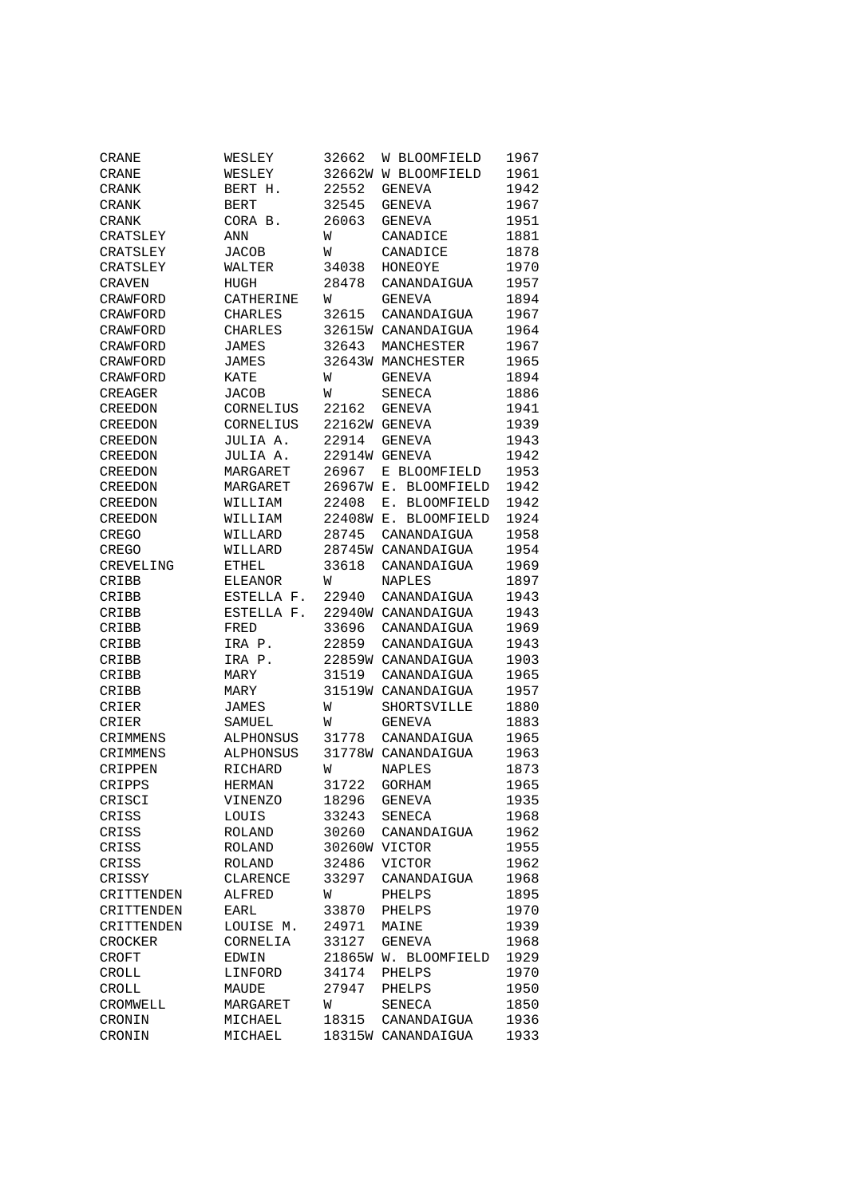| | | | | |
|---|---|---|---|---|
| CRANE | WESLEY | 32662 | W BLOOMFIELD | 1967 |
| CRANE | WESLEY | 32662W | W BLOOMFIELD | 1961 |
| CRANK | BERT H. | 22552 | GENEVA | 1942 |
| CRANK | BERT | 32545 | GENEVA | 1967 |
| CRANK | CORA B. | 26063 | GENEVA | 1951 |
| CRATSLEY | ANN | W | CANADICE | 1881 |
| CRATSLEY | JACOB | W | CANADICE | 1878 |
| CRATSLEY | WALTER | 34038 | HONEOYE | 1970 |
| CRAVEN | HUGH | 28478 | CANANDAIGUA | 1957 |
| CRAWFORD | CATHERINE | W | GENEVA | 1894 |
| CRAWFORD | CHARLES | 32615 | CANANDAIGUA | 1967 |
| CRAWFORD | CHARLES | 32615W | CANANDAIGUA | 1964 |
| CRAWFORD | JAMES | 32643 | MANCHESTER | 1967 |
| CRAWFORD | JAMES | 32643W | MANCHESTER | 1965 |
| CRAWFORD | KATE | W | GENEVA | 1894 |
| CREAGER | JACOB | W | SENECA | 1886 |
| CREEDON | CORNELIUS | 22162 | GENEVA | 1941 |
| CREEDON | CORNELIUS | 22162W | GENEVA | 1939 |
| CREEDON | JULIA A. | 22914 | GENEVA | 1943 |
| CREEDON | JULIA A. | 22914W | GENEVA | 1942 |
| CREEDON | MARGARET | 26967 | E BLOOMFIELD | 1953 |
| CREEDON | MARGARET | 26967W | E. BLOOMFIELD | 1942 |
| CREEDON | WILLIAM | 22408 | E. BLOOMFIELD | 1942 |
| CREEDON | WILLIAM | 22408W | E. BLOOMFIELD | 1924 |
| CREGO | WILLARD | 28745 | CANANDAIGUA | 1958 |
| CREGO | WILLARD | 28745W | CANANDAIGUA | 1954 |
| CREVELING | ETHEL | 33618 | CANANDAIGUA | 1969 |
| CRIBB | ELEANOR | W | NAPLES | 1897 |
| CRIBB | ESTELLA F. | 22940 | CANANDAIGUA | 1943 |
| CRIBB | ESTELLA F. | 22940W | CANANDAIGUA | 1943 |
| CRIBB | FRED | 33696 | CANANDAIGUA | 1969 |
| CRIBB | IRA P. | 22859 | CANANDAIGUA | 1943 |
| CRIBB | IRA P. | 22859W | CANANDAIGUA | 1903 |
| CRIBB | MARY | 31519 | CANANDAIGUA | 1965 |
| CRIBB | MARY | 31519W | CANANDAIGUA | 1957 |
| CRIER | JAMES | W | SHORTSVILLE | 1880 |
| CRIER | SAMUEL | W | GENEVA | 1883 |
| CRIMMENS | ALPHONSUS | 31778 | CANANDAIGUA | 1965 |
| CRIMMENS | ALPHONSUS | 31778W | CANANDAIGUA | 1963 |
| CRIPPEN | RICHARD | W | NAPLES | 1873 |
| CRIPPS | HERMAN | 31722 | GORHAM | 1965 |
| CRISCI | VINENZO | 18296 | GENEVA | 1935 |
| CRISS | LOUIS | 33243 | SENECA | 1968 |
| CRISS | ROLAND | 30260 | CANANDAIGUA | 1962 |
| CRISS | ROLAND | 30260W | VICTOR | 1955 |
| CRISS | ROLAND | 32486 | VICTOR | 1962 |
| CRISSY | CLARENCE | 33297 | CANANDAIGUA | 1968 |
| CRITTENDEN | ALFRED | W | PHELPS | 1895 |
| CRITTENDEN | EARL | 33870 | PHELPS | 1970 |
| CRITTENDEN | LOUISE M. | 24971 | MAINE | 1939 |
| CROCKER | CORNELIA | 33127 | GENEVA | 1968 |
| CROFT | EDWIN | 21865W | W. BLOOMFIELD | 1929 |
| CROLL | LINFORD | 34174 | PHELPS | 1970 |
| CROLL | MAUDE | 27947 | PHELPS | 1950 |
| CROMWELL | MARGARET | W | SENECA | 1850 |
| CRONIN | MICHAEL | 18315 | CANANDAIGUA | 1936 |
| CRONIN | MICHAEL | 18315W | CANANDAIGUA | 1933 |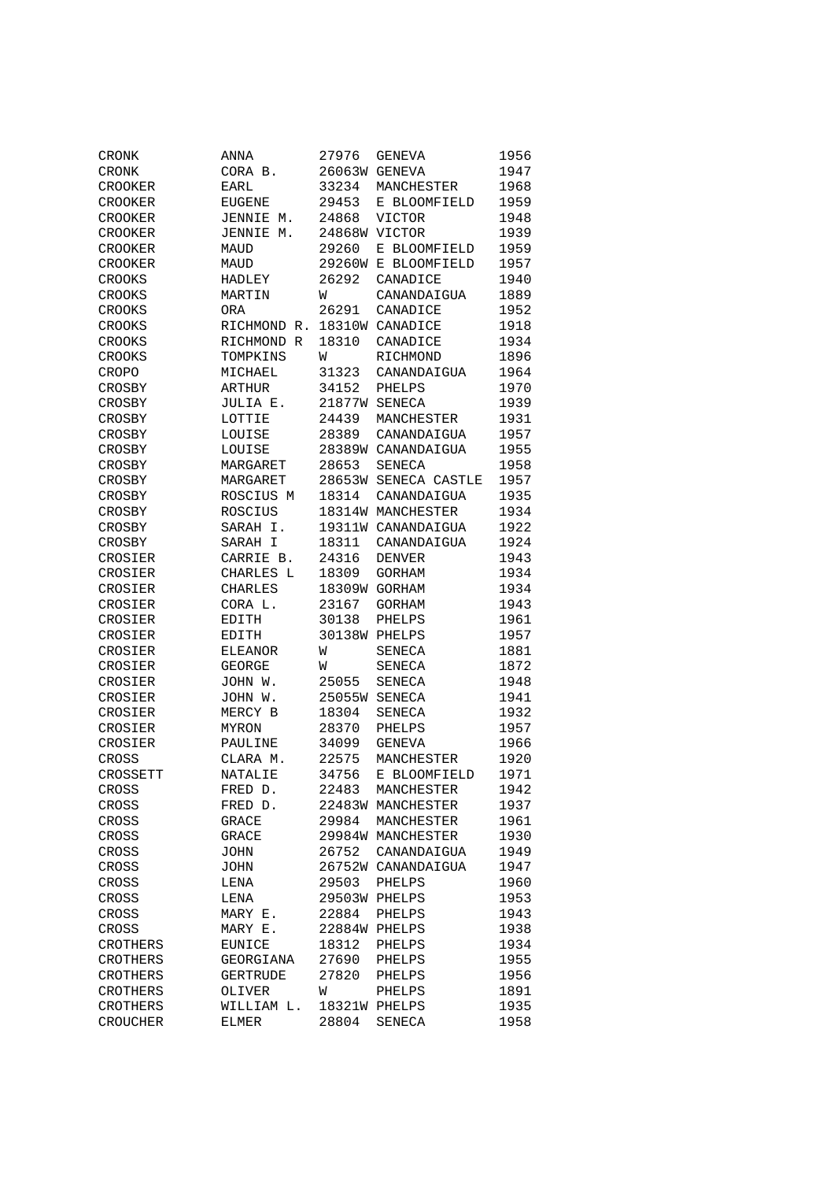| | | | | |
|---|---|---|---|---|
| CRONK | ANNA | 27976 | GENEVA | 1956 |
| CRONK | CORA B. | 26063W | GENEVA | 1947 |
| CROOKER | EARL | 33234 | MANCHESTER | 1968 |
| CROOKER | EUGENE | 29453 | E BLOOMFIELD | 1959 |
| CROOKER | JENNIE M. | 24868 | VICTOR | 1948 |
| CROOKER | JENNIE M. | 24868W | VICTOR | 1939 |
| CROOKER | MAUD | 29260 | E BLOOMFIELD | 1959 |
| CROOKER | MAUD | 29260W | E BLOOMFIELD | 1957 |
| CROOKS | HADLEY | 26292 | CANADICE | 1940 |
| CROOKS | MARTIN | W | CANANDAIGUA | 1889 |
| CROOKS | ORA | 26291 | CANADICE | 1952 |
| CROOKS | RICHMOND R. | 18310W | CANADICE | 1918 |
| CROOKS | RICHMOND R | 18310 | CANADICE | 1934 |
| CROOKS | TOMPKINS | W | RICHMOND | 1896 |
| CROPO | MICHAEL | 31323 | CANANDAIGUA | 1964 |
| CROSBY | ARTHUR | 34152 | PHELPS | 1970 |
| CROSBY | JULIA E. | 21877W | SENECA | 1939 |
| CROSBY | LOTTIE | 24439 | MANCHESTER | 1931 |
| CROSBY | LOUISE | 28389 | CANANDAIGUA | 1957 |
| CROSBY | LOUISE | 28389W | CANANDAIGUA | 1955 |
| CROSBY | MARGARET | 28653 | SENECA | 1958 |
| CROSBY | MARGARET | 28653W | SENECA CASTLE | 1957 |
| CROSBY | ROSCIUS M | 18314 | CANANDAIGUA | 1935 |
| CROSBY | ROSCIUS | 18314W | MANCHESTER | 1934 |
| CROSBY | SARAH I. | 19311W | CANANDAIGUA | 1922 |
| CROSBY | SARAH I | 18311 | CANANDAIGUA | 1924 |
| CROSIER | CARRIE B. | 24316 | DENVER | 1943 |
| CROSIER | CHARLES L | 18309 | GORHAM | 1934 |
| CROSIER | CHARLES | 18309W | GORHAM | 1934 |
| CROSIER | CORA L. | 23167 | GORHAM | 1943 |
| CROSIER | EDITH | 30138 | PHELPS | 1961 |
| CROSIER | EDITH | 30138W | PHELPS | 1957 |
| CROSIER | ELEANOR | W | SENECA | 1881 |
| CROSIER | GEORGE | W | SENECA | 1872 |
| CROSIER | JOHN W. | 25055 | SENECA | 1948 |
| CROSIER | JOHN W. | 25055W | SENECA | 1941 |
| CROSIER | MERCY B | 18304 | SENECA | 1932 |
| CROSIER | MYRON | 28370 | PHELPS | 1957 |
| CROSIER | PAULINE | 34099 | GENEVA | 1966 |
| CROSS | CLARA M. | 22575 | MANCHESTER | 1920 |
| CROSSETT | NATALIE | 34756 | E BLOOMFIELD | 1971 |
| CROSS | FRED D. | 22483 | MANCHESTER | 1942 |
| CROSS | FRED D. | 22483W | MANCHESTER | 1937 |
| CROSS | GRACE | 29984 | MANCHESTER | 1961 |
| CROSS | GRACE | 29984W | MANCHESTER | 1930 |
| CROSS | JOHN | 26752 | CANANDAIGUA | 1949 |
| CROSS | JOHN | 26752W | CANANDAIGUA | 1947 |
| CROSS | LENA | 29503 | PHELPS | 1960 |
| CROSS | LENA | 29503W | PHELPS | 1953 |
| CROSS | MARY E. | 22884 | PHELPS | 1943 |
| CROSS | MARY E. | 22884W | PHELPS | 1938 |
| CROTHERS | EUNICE | 18312 | PHELPS | 1934 |
| CROTHERS | GEORGIANA | 27690 | PHELPS | 1955 |
| CROTHERS | GERTRUDE | 27820 | PHELPS | 1956 |
| CROTHERS | OLIVER | W | PHELPS | 1891 |
| CROTHERS | WILLIAM L. | 18321W | PHELPS | 1935 |
| CROUCHER | ELMER | 28804 | SENECA | 1958 |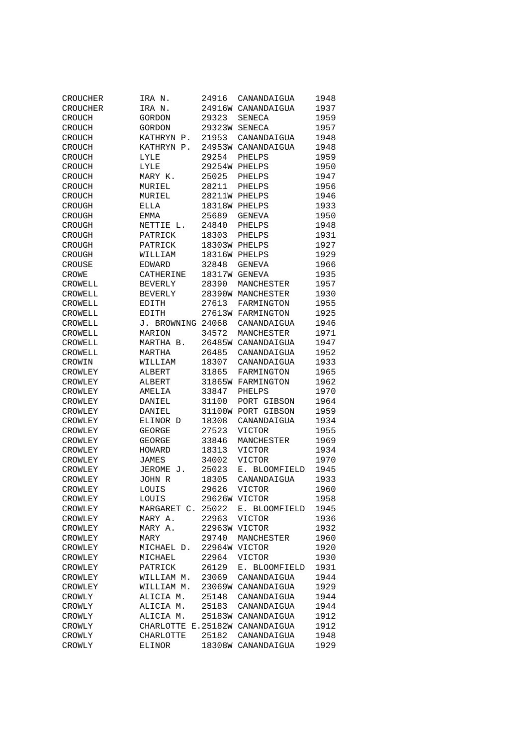| | | | | |
|---|---|---|---|---|
| CROUCHER | IRA N. | 24916 | CANANDAIGUA | 1948 |
| CROUCHER | IRA N. | 24916W | CANANDAIGUA | 1937 |
| CROUCH | GORDON | 29323 | SENECA | 1959 |
| CROUCH | GORDON | 29323W | SENECA | 1957 |
| CROUCH | KATHRYN P. | 21953 | CANANDAIGUA | 1948 |
| CROUCH | KATHRYN P. | 24953W | CANANDAIGUA | 1948 |
| CROUCH | LYLE | 29254 | PHELPS | 1959 |
| CROUCH | LYLE | 29254W | PHELPS | 1950 |
| CROUCH | MARY K. | 25025 | PHELPS | 1947 |
| CROUCH | MURIEL | 28211 | PHELPS | 1956 |
| CROUCH | MURIEL | 28211W | PHELPS | 1946 |
| CROUGH | ELLA | 18318W | PHELPS | 1933 |
| CROUGH | EMMA | 25689 | GENEVA | 1950 |
| CROUGH | NETTIE L. | 24840 | PHELPS | 1948 |
| CROUGH | PATRICK | 18303 | PHELPS | 1931 |
| CROUGH | PATRICK | 18303W | PHELPS | 1927 |
| CROUGH | WILLIAM | 18316W | PHELPS | 1929 |
| CROUSE | EDWARD | 32848 | GENEVA | 1966 |
| CROWE | CATHERINE | 18317W | GENEVA | 1935 |
| CROWELL | BEVERLY | 28390 | MANCHESTER | 1957 |
| CROWELL | BEVERLY | 28390W | MANCHESTER | 1930 |
| CROWELL | EDITH | 27613 | FARMINGTON | 1955 |
| CROWELL | EDITH | 27613W | FARMINGTON | 1925 |
| CROWELL | J. BROWNING | 24068 | CANANDAIGUA | 1946 |
| CROWELL | MARION | 34572 | MANCHESTER | 1971 |
| CROWELL | MARTHA B. | 26485W | CANANDAIGUA | 1947 |
| CROWELL | MARTHA | 26485 | CANANDAIGUA | 1952 |
| CROWIN | WILLIAM | 18307 | CANANDAIGUA | 1933 |
| CROWLEY | ALBERT | 31865 | FARMINGTON | 1965 |
| CROWLEY | ALBERT | 31865W | FARMINGTON | 1962 |
| CROWLEY | AMELIA | 33847 | PHELPS | 1970 |
| CROWLEY | DANIEL | 31100 | PORT GIBSON | 1964 |
| CROWLEY | DANIEL | 31100W | PORT GIBSON | 1959 |
| CROWLEY | ELINOR D | 18308 | CANANDAIGUA | 1934 |
| CROWLEY | GEORGE | 27523 | VICTOR | 1955 |
| CROWLEY | GEORGE | 33846 | MANCHESTER | 1969 |
| CROWLEY | HOWARD | 18313 | VICTOR | 1934 |
| CROWLEY | JAMES | 34002 | VICTOR | 1970 |
| CROWLEY | JEROME J. | 25023 | E. BLOOMFIELD | 1945 |
| CROWLEY | JOHN R | 18305 | CANANDAIGUA | 1933 |
| CROWLEY | LOUIS | 29626 | VICTOR | 1960 |
| CROWLEY | LOUIS | 29626W | VICTOR | 1958 |
| CROWLEY | MARGARET C. | 25022 | E. BLOOMFIELD | 1945 |
| CROWLEY | MARY A. | 22963 | VICTOR | 1936 |
| CROWLEY | MARY A. | 22963W | VICTOR | 1932 |
| CROWLEY | MARY | 29740 | MANCHESTER | 1960 |
| CROWLEY | MICHAEL D. | 22964W | VICTOR | 1920 |
| CROWLEY | MICHAEL | 22964 | VICTOR | 1930 |
| CROWLEY | PATRICK | 26129 | E. BLOOMFIELD | 1931 |
| CROWLEY | WILLIAM M. | 23069 | CANANDAIGUA | 1944 |
| CROWLEY | WILLIAM M. | 23069W | CANANDAIGUA | 1929 |
| CROWLY | ALICIA M. | 25148 | CANANDAIGUA | 1944 |
| CROWLY | ALICIA M. | 25183 | CANANDAIGUA | 1944 |
| CROWLY | ALICIA M. | 25183W | CANANDAIGUA | 1912 |
| CROWLY | CHARLOTTE E. | 25182W | CANANDAIGUA | 1912 |
| CROWLY | CHARLOTTE | 25182 | CANANDAIGUA | 1948 |
| CROWLY | ELINOR | 18308W | CANANDAIGUA | 1929 |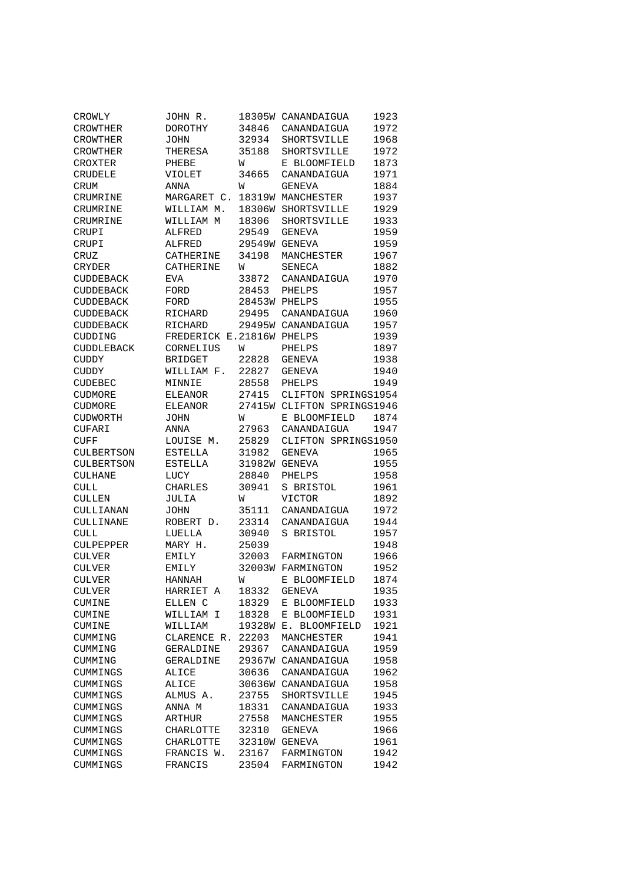| | | | | |
|---|---|---|---|---|
| CROWLY | JOHN R. | 18305W | CANANDAIGUA | 1923 |
| CROWTHER | DOROTHY | 34846 | CANANDAIGUA | 1972 |
| CROWTHER | JOHN | 32934 | SHORTSVILLE | 1968 |
| CROWTHER | THERESA | 35188 | SHORTSVILLE | 1972 |
| CROXTER | PHEBE | W | E BLOOMFIELD | 1873 |
| CRUDELE | VIOLET | 34665 | CANANDAIGUA | 1971 |
| CRUM | ANNA | W | GENEVA | 1884 |
| CRUMRINE | MARGARET C. | 18319W | MANCHESTER | 1937 |
| CRUMRINE | WILLIAM M. | 18306W | SHORTSVILLE | 1929 |
| CRUMRINE | WILLIAM M | 18306 | SHORTSVILLE | 1933 |
| CRUPI | ALFRED | 29549 | GENEVA | 1959 |
| CRUPI | ALFRED | 29549W | GENEVA | 1959 |
| CRUZ | CATHERINE | 34198 | MANCHESTER | 1967 |
| CRYDER | CATHERINE | W | SENECA | 1882 |
| CUDDEBACK | EVA | 33872 | CANANDAIGUA | 1970 |
| CUDDEBACK | FORD | 28453 | PHELPS | 1957 |
| CUDDEBACK | FORD | 28453W | PHELPS | 1955 |
| CUDDEBACK | RICHARD | 29495 | CANANDAIGUA | 1960 |
| CUDDEBACK | RICHARD | 29495W | CANANDAIGUA | 1957 |
| CUDDING | FREDERICK E. | 21816W | PHELPS | 1939 |
| CUDDLEBACK | CORNELIUS | W | PHELPS | 1897 |
| CUDDY | BRIDGET | 22828 | GENEVA | 1938 |
| CUDDY | WILLIAM F. | 22827 | GENEVA | 1940 |
| CUDEBEC | MINNIE | 28558 | PHELPS | 1949 |
| CUDMORE | ELEANOR | 27415 | CLIFTON SPRINGS | 1954 |
| CUDMORE | ELEANOR | 27415W | CLIFTON SPRINGS | 1946 |
| CUDWORTH | JOHN | W | E BLOOMFIELD | 1874 |
| CUFARI | ANNA | 27963 | CANANDAIGUA | 1947 |
| CUFF | LOUISE M. | 25829 | CLIFTON SPRINGS | 1950 |
| CULBERTSON | ESTELLA | 31982 | GENEVA | 1965 |
| CULBERTSON | ESTELLA | 31982W | GENEVA | 1955 |
| CULHANE | LUCY | 28840 | PHELPS | 1958 |
| CULL | CHARLES | 30941 | S BRISTOL | 1961 |
| CULLEN | JULIA | W | VICTOR | 1892 |
| CULLIANAN | JOHN | 35111 | CANANDAIGUA | 1972 |
| CULLINANE | ROBERT D. | 23314 | CANANDAIGUA | 1944 |
| CULL | LUELLA | 30940 | S BRISTOL | 1957 |
| CULPEPPER | MARY H. | 25039 | | 1948 |
| CULVER | EMILY | 32003 | FARMINGTON | 1966 |
| CULVER | EMILY | 32003W | FARMINGTON | 1952 |
| CULVER | HANNAH | W | E BLOOMFIELD | 1874 |
| CULVER | HARRIET A | 18332 | GENEVA | 1935 |
| CUMINE | ELLEN C | 18329 | E BLOOMFIELD | 1933 |
| CUMINE | WILLIAM I | 18328 | E BLOOMFIELD | 1931 |
| CUMINE | WILLIAM | 19328W | E. BLOOMFIELD | 1921 |
| CUMMING | CLARENCE R. | 22203 | MANCHESTER | 1941 |
| CUMMING | GERALDINE | 29367 | CANANDAIGUA | 1959 |
| CUMMING | GERALDINE | 29367W | CANANDAIGUA | 1958 |
| CUMMINGS | ALICE | 30636 | CANANDAIGUA | 1962 |
| CUMMINGS | ALICE | 30636W | CANANDAIGUA | 1958 |
| CUMMINGS | ALMUS A. | 23755 | SHORTSVILLE | 1945 |
| CUMMINGS | ANNA M | 18331 | CANANDAIGUA | 1933 |
| CUMMINGS | ARTHUR | 27558 | MANCHESTER | 1955 |
| CUMMINGS | CHARLOTTE | 32310 | GENEVA | 1966 |
| CUMMINGS | CHARLOTTE | 32310W | GENEVA | 1961 |
| CUMMINGS | FRANCIS W. | 23167 | FARMINGTON | 1942 |
| CUMMINGS | FRANCIS | 23504 | FARMINGTON | 1942 |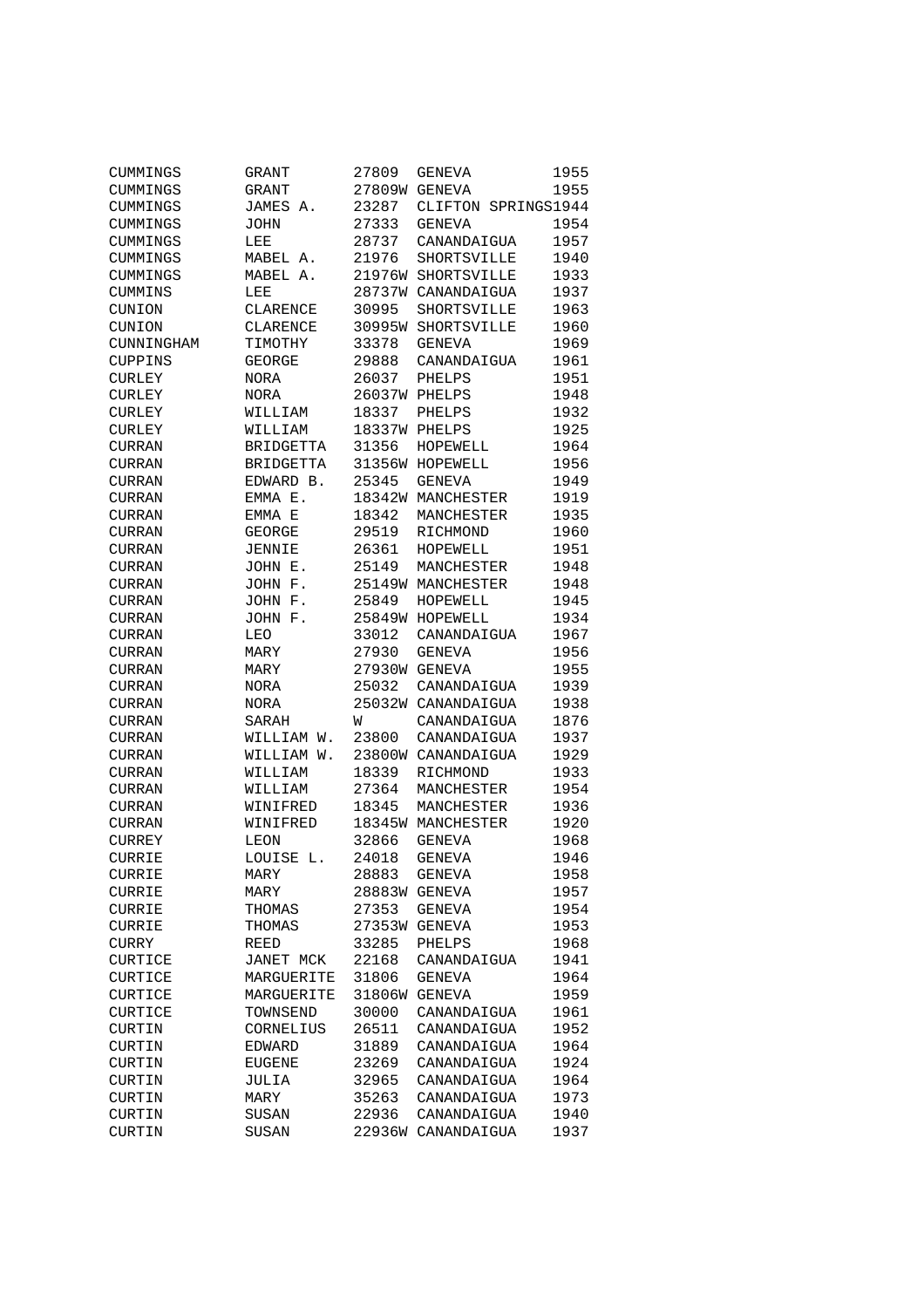| | | | | |
|---|---|---|---|---|
| CUMMINGS | GRANT | 27809 | GENEVA | 1955 |
| CUMMINGS | GRANT | 27809W | GENEVA | 1955 |
| CUMMINGS | JAMES A. | 23287 | CLIFTON SPRINGS | 1944 |
| CUMMINGS | JOHN | 27333 | GENEVA | 1954 |
| CUMMINGS | LEE | 28737 | CANANDAIGUA | 1957 |
| CUMMINGS | MABEL A. | 21976 | SHORTSVILLE | 1940 |
| CUMMINGS | MABEL A. | 21976W | SHORTSVILLE | 1933 |
| CUMMINS | LEE | 28737W | CANANDAIGUA | 1937 |
| CUNION | CLARENCE | 30995 | SHORTSVILLE | 1963 |
| CUNION | CLARENCE | 30995W | SHORTSVILLE | 1960 |
| CUNNINGHAM | TIMOTHY | 33378 | GENEVA | 1969 |
| CUPPINS | GEORGE | 29888 | CANANDAIGUA | 1961 |
| CURLEY | NORA | 26037 | PHELPS | 1951 |
| CURLEY | NORA | 26037W | PHELPS | 1948 |
| CURLEY | WILLIAM | 18337 | PHELPS | 1932 |
| CURLEY | WILLIAM | 18337W | PHELPS | 1925 |
| CURRAN | BRIDGETTA | 31356 | HOPEWELL | 1964 |
| CURRAN | BRIDGETTA | 31356W | HOPEWELL | 1956 |
| CURRAN | EDWARD B. | 25345 | GENEVA | 1949 |
| CURRAN | EMMA E. | 18342W | MANCHESTER | 1919 |
| CURRAN | EMMA E | 18342 | MANCHESTER | 1935 |
| CURRAN | GEORGE | 29519 | RICHMOND | 1960 |
| CURRAN | JENNIE | 26361 | HOPEWELL | 1951 |
| CURRAN | JOHN E. | 25149 | MANCHESTER | 1948 |
| CURRAN | JOHN F. | 25149W | MANCHESTER | 1948 |
| CURRAN | JOHN F. | 25849 | HOPEWELL | 1945 |
| CURRAN | JOHN F. | 25849W | HOPEWELL | 1934 |
| CURRAN | LEO | 33012 | CANANDAIGUA | 1967 |
| CURRAN | MARY | 27930 | GENEVA | 1956 |
| CURRAN | MARY | 27930W | GENEVA | 1955 |
| CURRAN | NORA | 25032 | CANANDAIGUA | 1939 |
| CURRAN | NORA | 25032W | CANANDAIGUA | 1938 |
| CURRAN | SARAH | W | CANANDAIGUA | 1876 |
| CURRAN | WILLIAM W. | 23800 | CANANDAIGUA | 1937 |
| CURRAN | WILLIAM W. | 23800W | CANANDAIGUA | 1929 |
| CURRAN | WILLIAM | 18339 | RICHMOND | 1933 |
| CURRAN | WILLIAM | 27364 | MANCHESTER | 1954 |
| CURRAN | WINIFRED | 18345 | MANCHESTER | 1936 |
| CURRAN | WINIFRED | 18345W | MANCHESTER | 1920 |
| CURREY | LEON | 32866 | GENEVA | 1968 |
| CURRIE | LOUISE L. | 24018 | GENEVA | 1946 |
| CURRIE | MARY | 28883 | GENEVA | 1958 |
| CURRIE | MARY | 28883W | GENEVA | 1957 |
| CURRIE | THOMAS | 27353 | GENEVA | 1954 |
| CURRIE | THOMAS | 27353W | GENEVA | 1953 |
| CURRY | REED | 33285 | PHELPS | 1968 |
| CURTICE | JANET MCK | 22168 | CANANDAIGUA | 1941 |
| CURTICE | MARGUERITE | 31806 | GENEVA | 1964 |
| CURTICE | MARGUERITE | 31806W | GENEVA | 1959 |
| CURTICE | TOWNSEND | 30000 | CANANDAIGUA | 1961 |
| CURTIN | CORNELIUS | 26511 | CANANDAIGUA | 1952 |
| CURTIN | EDWARD | 31889 | CANANDAIGUA | 1964 |
| CURTIN | EUGENE | 23269 | CANANDAIGUA | 1924 |
| CURTIN | JULIA | 32965 | CANANDAIGUA | 1964 |
| CURTIN | MARY | 35263 | CANANDAIGUA | 1973 |
| CURTIN | SUSAN | 22936 | CANANDAIGUA | 1940 |
| CURTIN | SUSAN | 22936W | CANANDAIGUA | 1937 |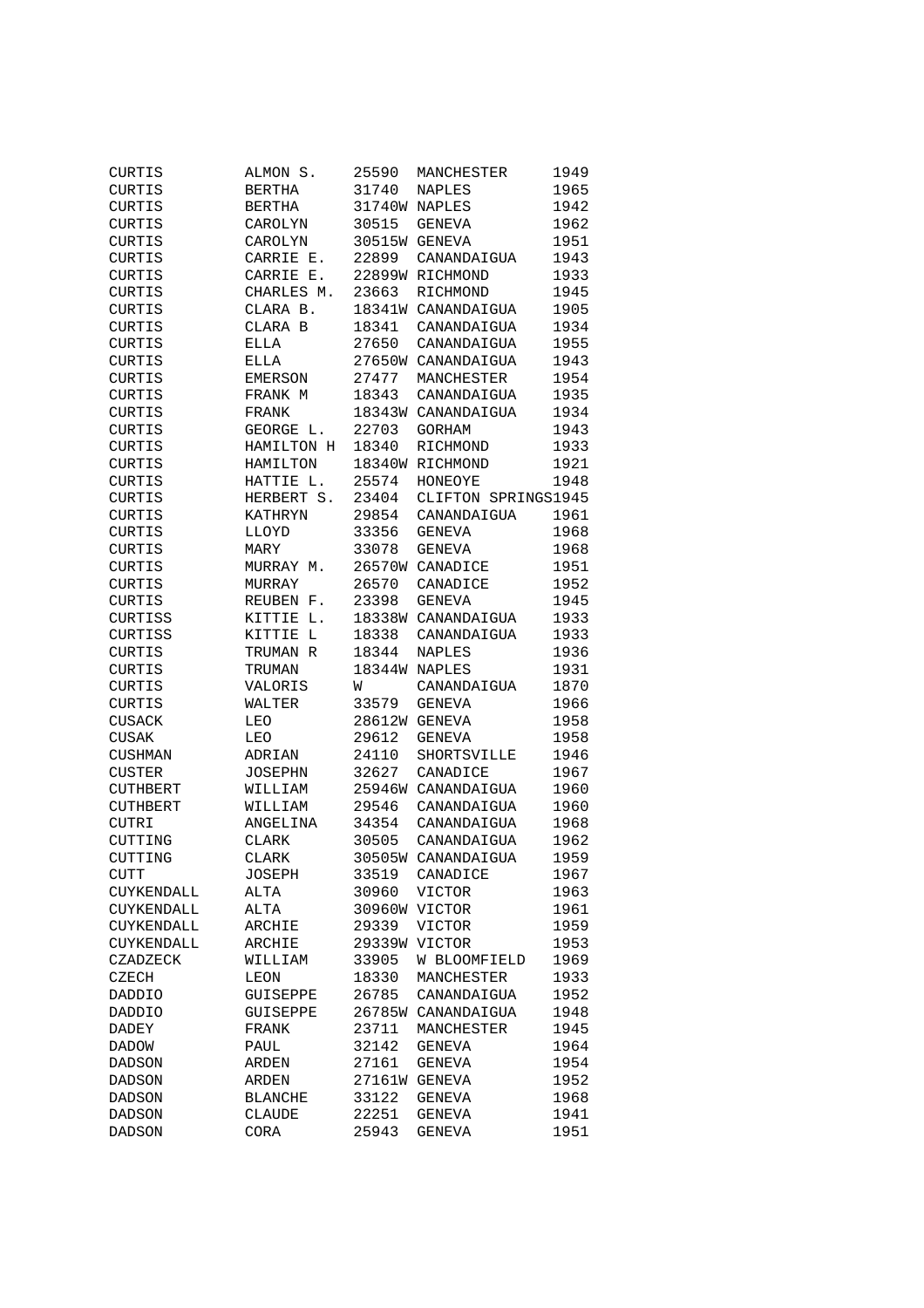| | | | | |
|---|---|---|---|---|
| CURTIS | ALMON S. | 25590 | MANCHESTER | 1949 |
| CURTIS | BERTHA | 31740 | NAPLES | 1965 |
| CURTIS | BERTHA | 31740W | NAPLES | 1942 |
| CURTIS | CAROLYN | 30515 | GENEVA | 1962 |
| CURTIS | CAROLYN | 30515W | GENEVA | 1951 |
| CURTIS | CARRIE E. | 22899 | CANANDAIGUA | 1943 |
| CURTIS | CARRIE E. | 22899W | RICHMOND | 1933 |
| CURTIS | CHARLES M. | 23663 | RICHMOND | 1945 |
| CURTIS | CLARA B. | 18341W | CANANDAIGUA | 1905 |
| CURTIS | CLARA B | 18341 | CANANDAIGUA | 1934 |
| CURTIS | ELLA | 27650 | CANANDAIGUA | 1955 |
| CURTIS | ELLA | 27650W | CANANDAIGUA | 1943 |
| CURTIS | EMERSON | 27477 | MANCHESTER | 1954 |
| CURTIS | FRANK M | 18343 | CANANDAIGUA | 1935 |
| CURTIS | FRANK | 18343W | CANANDAIGUA | 1934 |
| CURTIS | GEORGE L. | 22703 | GORHAM | 1943 |
| CURTIS | HAMILTON H | 18340 | RICHMOND | 1933 |
| CURTIS | HAMILTON | 18340W | RICHMOND | 1921 |
| CURTIS | HATTIE L. | 25574 | HONEOYE | 1948 |
| CURTIS | HERBERT S. | 23404 | CLIFTON SPRINGS | 1945 |
| CURTIS | KATHRYN | 29854 | CANANDAIGUA | 1961 |
| CURTIS | LLOYD | 33356 | GENEVA | 1968 |
| CURTIS | MARY | 33078 | GENEVA | 1968 |
| CURTIS | MURRAY M. | 26570W | CANADICE | 1951 |
| CURTIS | MURRAY | 26570 | CANADICE | 1952 |
| CURTIS | REUBEN F. | 23398 | GENEVA | 1945 |
| CURTISS | KITTIE L. | 18338W | CANANDAIGUA | 1933 |
| CURTISS | KITTIE L | 18338 | CANANDAIGUA | 1933 |
| CURTIS | TRUMAN R | 18344 | NAPLES | 1936 |
| CURTIS | TRUMAN | 18344W | NAPLES | 1931 |
| CURTIS | VALORIS | W | CANANDAIGUA | 1870 |
| CURTIS | WALTER | 33579 | GENEVA | 1966 |
| CUSACK | LEO | 28612W | GENEVA | 1958 |
| CUSAK | LEO | 29612 | GENEVA | 1958 |
| CUSHMAN | ADRIAN | 24110 | SHORTSVILLE | 1946 |
| CUSTER | JOSEPHN | 32627 | CANADICE | 1967 |
| CUTHBERT | WILLIAM | 25946W | CANANDAIGUA | 1960 |
| CUTHBERT | WILLIAM | 29546 | CANANDAIGUA | 1960 |
| CUTRI | ANGELINA | 34354 | CANANDAIGUA | 1968 |
| CUTTING | CLARK | 30505 | CANANDAIGUA | 1962 |
| CUTTING | CLARK | 30505W | CANANDAIGUA | 1959 |
| CUTT | JOSEPH | 33519 | CANADICE | 1967 |
| CUYKENDALL | ALTA | 30960 | VICTOR | 1963 |
| CUYKENDALL | ALTA | 30960W | VICTOR | 1961 |
| CUYKENDALL | ARCHIE | 29339 | VICTOR | 1959 |
| CUYKENDALL | ARCHIE | 29339W | VICTOR | 1953 |
| CZADZECK | WILLIAM | 33905 | W BLOOMFIELD | 1969 |
| CZECH | LEON | 18330 | MANCHESTER | 1933 |
| DADDIO | GUISEPPE | 26785 | CANANDAIGUA | 1952 |
| DADDIO | GUISEPPE | 26785W | CANANDAIGUA | 1948 |
| DADEY | FRANK | 23711 | MANCHESTER | 1945 |
| DADOW | PAUL | 32142 | GENEVA | 1964 |
| DADSON | ARDEN | 27161 | GENEVA | 1954 |
| DADSON | ARDEN | 27161W | GENEVA | 1952 |
| DADSON | BLANCHE | 33122 | GENEVA | 1968 |
| DADSON | CLAUDE | 22251 | GENEVA | 1941 |
| DADSON | CORA | 25943 | GENEVA | 1951 |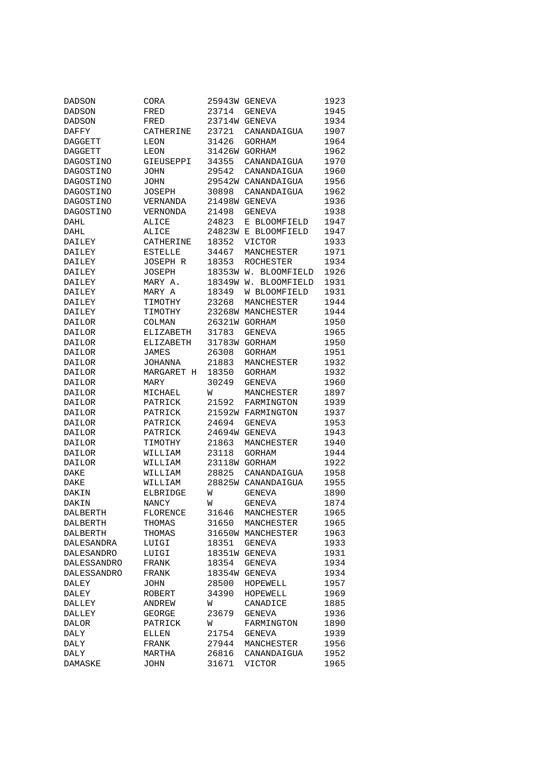| | | | | |
|---|---|---|---|---|
| DADSON | CORA | 25943W | GENEVA | 1923 |
| DADSON | FRED | 23714 | GENEVA | 1945 |
| DADSON | FRED | 23714W | GENEVA | 1934 |
| DAFFY | CATHERINE | 23721 | CANANDAIGUA | 1907 |
| DAGGETT | LEON | 31426 | GORHAM | 1964 |
| DAGGETT | LEON | 31426W | GORHAM | 1962 |
| DAGOSTINO | GIEUSEPPI | 34355 | CANANDAIGUA | 1970 |
| DAGOSTINO | JOHN | 29542 | CANANDAIGUA | 1960 |
| DAGOSTINO | JOHN | 29542W | CANANDAIGUA | 1956 |
| DAGOSTINO | JOSEPH | 30898 | CANANDAIGUA | 1962 |
| DAGOSTINO | VERNANDA | 21498W | GENEVA | 1936 |
| DAGOSTINO | VERNONDA | 21498 | GENEVA | 1938 |
| DAHL | ALICE | 24823 | E BLOOMFIELD | 1947 |
| DAHL | ALICE | 24823W | E BLOOMFIELD | 1947 |
| DAILEY | CATHERINE | 18352 | VICTOR | 1933 |
| DAILEY | ESTELLE | 34467 | MANCHESTER | 1971 |
| DAILEY | JOSEPH R | 18353 | ROCHESTER | 1934 |
| DAILEY | JOSEPH | 18353W | W. BLOOMFIELD | 1926 |
| DAILEY | MARY A. | 18349W | W. BLOOMFIELD | 1931 |
| DAILEY | MARY A | 18349 | W BLOOMFIELD | 1931 |
| DAILEY | TIMOTHY | 23268 | MANCHESTER | 1944 |
| DAILEY | TIMOTHY | 23268W | MANCHESTER | 1944 |
| DAILOR | COLMAN | 26321W | GORHAM | 1950 |
| DAILOR | ELIZABETH | 31783 | GENEVA | 1965 |
| DAILOR | ELIZABETH | 31783W | GORHAM | 1950 |
| DAILOR | JAMES | 26308 | GORHAM | 1951 |
| DAILOR | JOHANNA | 21883 | MANCHESTER | 1932 |
| DAILOR | MARGARET H | 18350 | GORHAM | 1932 |
| DAILOR | MARY | 30249 | GENEVA | 1960 |
| DAILOR | MICHAEL | W | MANCHESTER | 1897 |
| DAILOR | PATRICK | 21592 | FARMINGTON | 1939 |
| DAILOR | PATRICK | 21592W | FARMINGTON | 1937 |
| DAILOR | PATRICK | 24694 | GENEVA | 1953 |
| DAILOR | PATRICK | 24694W | GENEVA | 1943 |
| DAILOR | TIMOTHY | 21863 | MANCHESTER | 1940 |
| DAILOR | WILLIAM | 23118 | GORHAM | 1944 |
| DAILOR | WILLIAM | 23118W | GORHAM | 1922 |
| DAKE | WILLIAM | 28825 | CANANDAIGUA | 1958 |
| DAKE | WILLIAM | 28825W | CANANDAIGUA | 1955 |
| DAKIN | ELBRIDGE | W | GENEVA | 1890 |
| DAKIN | NANCY | W | GENEVA | 1874 |
| DALBERTH | FLORENCE | 31646 | MANCHESTER | 1965 |
| DALBERTH | THOMAS | 31650 | MANCHESTER | 1965 |
| DALBERTH | THOMAS | 31650W | MANCHESTER | 1963 |
| DALESANDRA | LUIGI | 18351 | GENEVA | 1933 |
| DALESANDRO | LUIGI | 18351W | GENEVA | 1931 |
| DALESSANDRO | FRANK | 18354 | GENEVA | 1934 |
| DALESSANDRO | FRANK | 18354W | GENEVA | 1934 |
| DALEY | JOHN | 28500 | HOPEWELL | 1957 |
| DALEY | ROBERT | 34390 | HOPEWELL | 1969 |
| DALLEY | ANDREW | W | CANADICE | 1885 |
| DALLEY | GEORGE | 23679 | GENEVA | 1936 |
| DALOR | PATRICK | W | FARMINGTON | 1890 |
| DALY | ELLEN | 21754 | GENEVA | 1939 |
| DALY | FRANK | 27944 | MANCHESTER | 1956 |
| DALY | MARTHA | 26816 | CANANDAIGUA | 1952 |
| DAMASKE | JOHN | 31671 | VICTOR | 1965 |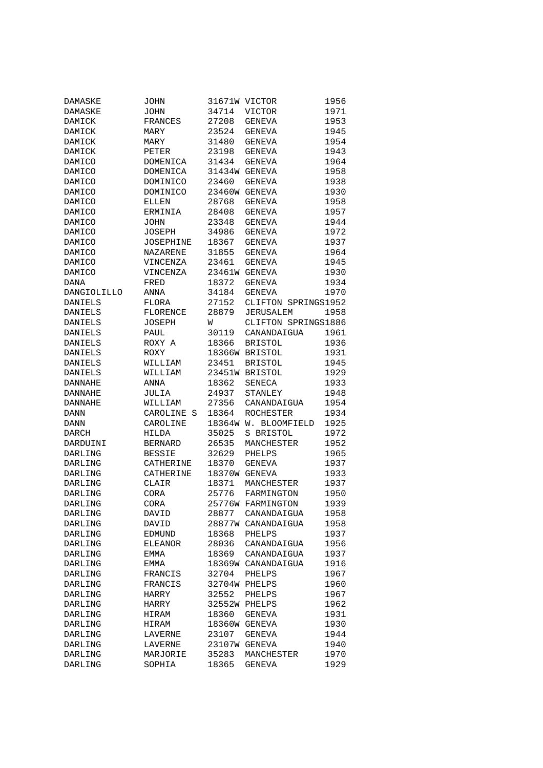| | | | | |
|---|---|---|---|---|
| DAMASKE | JOHN | 31671W | VICTOR | 1956 |
| DAMASKE | JOHN | 34714 | VICTOR | 1971 |
| DAMICK | FRANCES | 27208 | GENEVA | 1953 |
| DAMICK | MARY | 23524 | GENEVA | 1945 |
| DAMICK | MARY | 31480 | GENEVA | 1954 |
| DAMICK | PETER | 23198 | GENEVA | 1943 |
| DAMICO | DOMENICA | 31434 | GENEVA | 1964 |
| DAMICO | DOMENICA | 31434W | GENEVA | 1958 |
| DAMICO | DOMINICO | 23460 | GENEVA | 1938 |
| DAMICO | DOMINICO | 23460W | GENEVA | 1930 |
| DAMICO | ELLEN | 28768 | GENEVA | 1958 |
| DAMICO | ERMINIA | 28408 | GENEVA | 1957 |
| DAMICO | JOHN | 23348 | GENEVA | 1944 |
| DAMICO | JOSEPH | 34986 | GENEVA | 1972 |
| DAMICO | JOSEPHINE | 18367 | GENEVA | 1937 |
| DAMICO | NAZARENE | 31855 | GENEVA | 1964 |
| DAMICO | VINCENZA | 23461 | GENEVA | 1945 |
| DAMICO | VINCENZA | 23461W | GENEVA | 1930 |
| DANA | FRED | 18372 | GENEVA | 1934 |
| DANGIOLILLO | ANNA | 34184 | GENEVA | 1970 |
| DANIELS | FLORA | 27152 | CLIFTON SPRINGS | 1952 |
| DANIELS | FLORENCE | 28879 | JERUSALEM | 1958 |
| DANIELS | JOSEPH | W | CLIFTON SPRINGS | 1886 |
| DANIELS | PAUL | 30119 | CANANDAIGUA | 1961 |
| DANIELS | ROXY A | 18366 | BRISTOL | 1936 |
| DANIELS | ROXY | 18366W | BRISTOL | 1931 |
| DANIELS | WILLIAM | 23451 | BRISTOL | 1945 |
| DANIELS | WILLIAM | 23451W | BRISTOL | 1929 |
| DANNAHE | ANNA | 18362 | SENECA | 1933 |
| DANNAHE | JULIA | 24937 | STANLEY | 1948 |
| DANNAHE | WILLIAM | 27356 | CANANDAIGUA | 1954 |
| DANN | CAROLINE S | 18364 | ROCHESTER | 1934 |
| DANN | CAROLINE | 18364W | W. BLOOMFIELD | 1925 |
| DARCH | HILDA | 35025 | S BRISTOL | 1972 |
| DARDUINI | BERNARD | 26535 | MANCHESTER | 1952 |
| DARLING | BESSIE | 32629 | PHELPS | 1965 |
| DARLING | CATHERINE | 18370 | GENEVA | 1937 |
| DARLING | CATHERINE | 18370W | GENEVA | 1933 |
| DARLING | CLAIR | 18371 | MANCHESTER | 1937 |
| DARLING | CORA | 25776 | FARMINGTON | 1950 |
| DARLING | CORA | 25776W | FARMINGTON | 1939 |
| DARLING | DAVID | 28877 | CANANDAIGUA | 1958 |
| DARLING | DAVID | 28877W | CANANDAIGUA | 1958 |
| DARLING | EDMUND | 18368 | PHELPS | 1937 |
| DARLING | ELEANOR | 28036 | CANANDAIGUA | 1956 |
| DARLING | EMMA | 18369 | CANANDAIGUA | 1937 |
| DARLING | EMMA | 18369W | CANANDAIGUA | 1916 |
| DARLING | FRANCIS | 32704 | PHELPS | 1967 |
| DARLING | FRANCIS | 32704W | PHELPS | 1960 |
| DARLING | HARRY | 32552 | PHELPS | 1967 |
| DARLING | HARRY | 32552W | PHELPS | 1962 |
| DARLING | HIRAM | 18360 | GENEVA | 1931 |
| DARLING | HIRAM | 18360W | GENEVA | 1930 |
| DARLING | LAVERNE | 23107 | GENEVA | 1944 |
| DARLING | LAVERNE | 23107W | GENEVA | 1940 |
| DARLING | MARJORIE | 35283 | MANCHESTER | 1970 |
| DARLING | SOPHIA | 18365 | GENEVA | 1929 |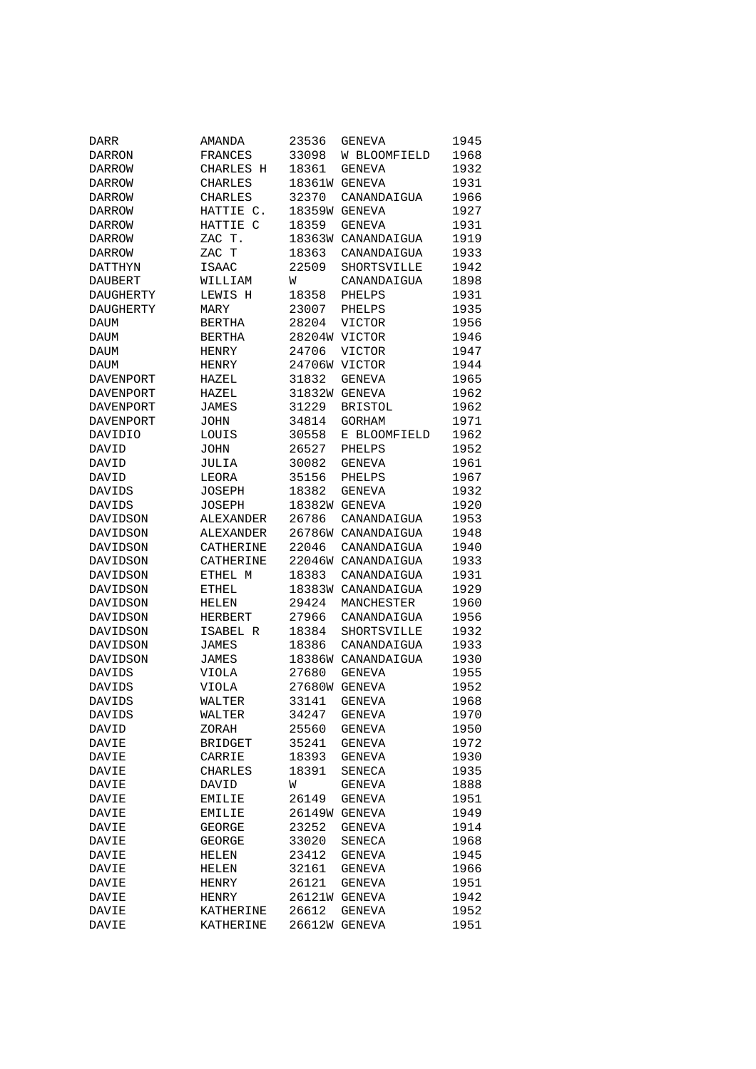| | | | | |
|---|---|---|---|---|
| DARR | AMANDA | 23536 | GENEVA | 1945 |
| DARRON | FRANCES | 33098 | W BLOOMFIELD | 1968 |
| DARROW | CHARLES H | 18361 | GENEVA | 1932 |
| DARROW | CHARLES | 18361W | GENEVA | 1931 |
| DARROW | CHARLES | 32370 | CANANDAIGUA | 1966 |
| DARROW | HATTIE C. | 18359W | GENEVA | 1927 |
| DARROW | HATTIE C | 18359 | GENEVA | 1931 |
| DARROW | ZAC T. | 18363W | CANANDAIGUA | 1919 |
| DARROW | ZAC T | 18363 | CANANDAIGUA | 1933 |
| DATTHYN | ISAAC | 22509 | SHORTSVILLE | 1942 |
| DAUBERT | WILLIAM | W | CANANDAIGUA | 1898 |
| DAUGHERTY | LEWIS H | 18358 | PHELPS | 1931 |
| DAUGHERTY | MARY | 23007 | PHELPS | 1935 |
| DAUM | BERTHA | 28204 | VICTOR | 1956 |
| DAUM | BERTHA | 28204W | VICTOR | 1946 |
| DAUM | HENRY | 24706 | VICTOR | 1947 |
| DAUM | HENRY | 24706W | VICTOR | 1944 |
| DAVENPORT | HAZEL | 31832 | GENEVA | 1965 |
| DAVENPORT | HAZEL | 31832W | GENEVA | 1962 |
| DAVENPORT | JAMES | 31229 | BRISTOL | 1962 |
| DAVENPORT | JOHN | 34814 | GORHAM | 1971 |
| DAVIDIO | LOUIS | 30558 | E BLOOMFIELD | 1962 |
| DAVID | JOHN | 26527 | PHELPS | 1952 |
| DAVID | JULIA | 30082 | GENEVA | 1961 |
| DAVID | LEORA | 35156 | PHELPS | 1967 |
| DAVIDS | JOSEPH | 18382 | GENEVA | 1932 |
| DAVIDS | JOSEPH | 18382W | GENEVA | 1920 |
| DAVIDSON | ALEXANDER | 26786 | CANANDAIGUA | 1953 |
| DAVIDSON | ALEXANDER | 26786W | CANANDAIGUA | 1948 |
| DAVIDSON | CATHERINE | 22046 | CANANDAIGUA | 1940 |
| DAVIDSON | CATHERINE | 22046W | CANANDAIGUA | 1933 |
| DAVIDSON | ETHEL M | 18383 | CANANDAIGUA | 1931 |
| DAVIDSON | ETHEL | 18383W | CANANDAIGUA | 1929 |
| DAVIDSON | HELEN | 29424 | MANCHESTER | 1960 |
| DAVIDSON | HERBERT | 27966 | CANANDAIGUA | 1956 |
| DAVIDSON | ISABEL R | 18384 | SHORTSVILLE | 1932 |
| DAVIDSON | JAMES | 18386 | CANANDAIGUA | 1933 |
| DAVIDSON | JAMES | 18386W | CANANDAIGUA | 1930 |
| DAVIDS | VIOLA | 27680 | GENEVA | 1955 |
| DAVIDS | VIOLA | 27680W | GENEVA | 1952 |
| DAVIDS | WALTER | 33141 | GENEVA | 1968 |
| DAVIDS | WALTER | 34247 | GENEVA | 1970 |
| DAVID | ZORAH | 25560 | GENEVA | 1950 |
| DAVIE | BRIDGET | 35241 | GENEVA | 1972 |
| DAVIE | CARRIE | 18393 | GENEVA | 1930 |
| DAVIE | CHARLES | 18391 | SENECA | 1935 |
| DAVIE | DAVID | W | GENEVA | 1888 |
| DAVIE | EMILIE | 26149 | GENEVA | 1951 |
| DAVIE | EMILIE | 26149W | GENEVA | 1949 |
| DAVIE | GEORGE | 23252 | GENEVA | 1914 |
| DAVIE | GEORGE | 33020 | SENECA | 1968 |
| DAVIE | HELEN | 23412 | GENEVA | 1945 |
| DAVIE | HELEN | 32161 | GENEVA | 1966 |
| DAVIE | HENRY | 26121 | GENEVA | 1951 |
| DAVIE | HENRY | 26121W | GENEVA | 1942 |
| DAVIE | KATHERINE | 26612 | GENEVA | 1952 |
| DAVIE | KATHERINE | 26612W | GENEVA | 1951 |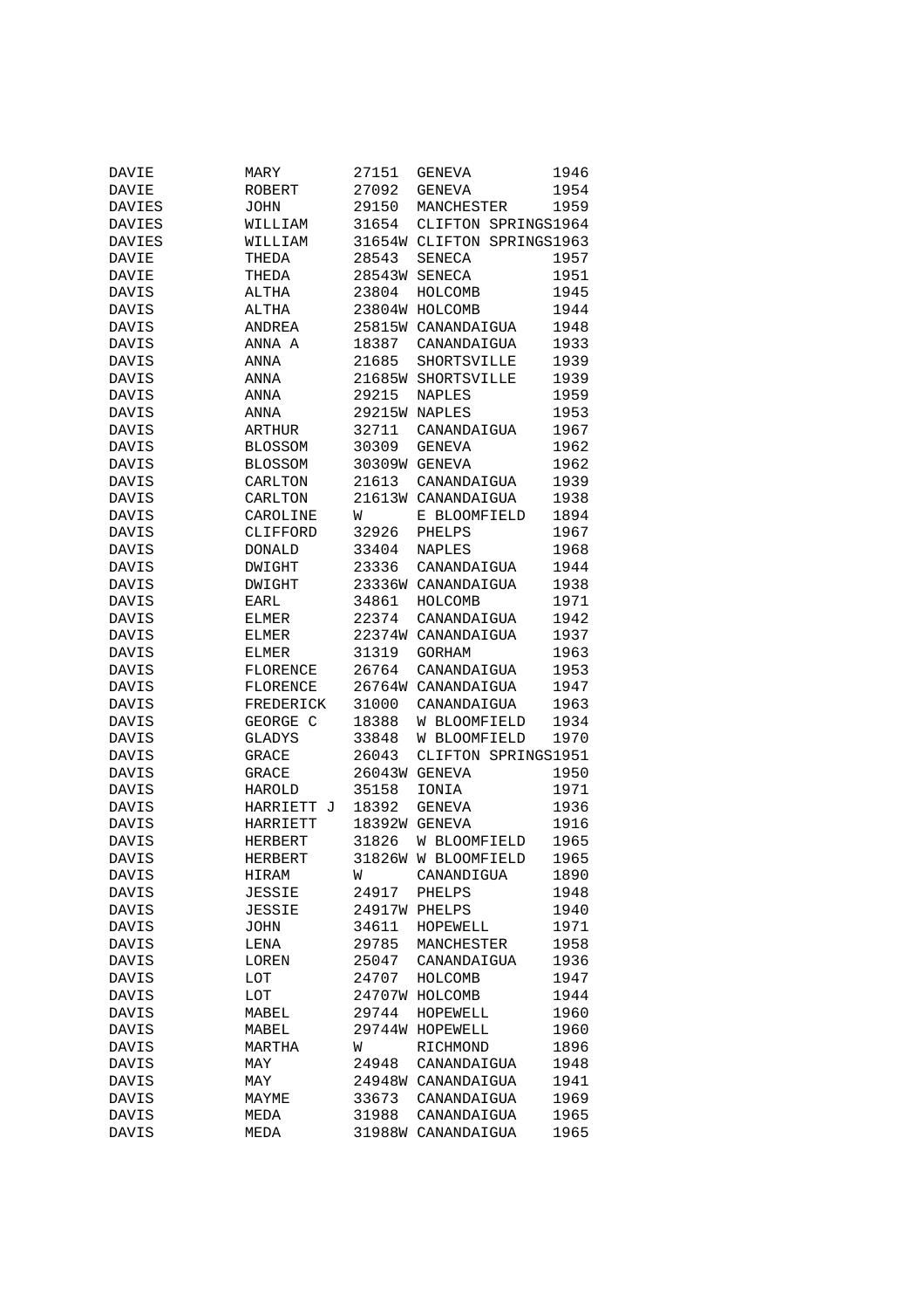| | | | | |
|---|---|---|---|---|
| DAVIE | MARY | 27151 | GENEVA | 1946 |
| DAVIE | ROBERT | 27092 | GENEVA | 1954 |
| DAVIES | JOHN | 29150 | MANCHESTER | 1959 |
| DAVIES | WILLIAM | 31654 | CLIFTON SPRINGS | 1964 |
| DAVIES | WILLIAM | 31654W | CLIFTON SPRINGS | 1963 |
| DAVIE | THEDA | 28543 | SENECA | 1957 |
| DAVIE | THEDA | 28543W | SENECA | 1951 |
| DAVIS | ALTHA | 23804 | HOLCOMB | 1945 |
| DAVIS | ALTHA | 23804W | HOLCOMB | 1944 |
| DAVIS | ANDREA | 25815W | CANANDAIGUA | 1948 |
| DAVIS | ANNA A | 18387 | CANANDAIGUA | 1933 |
| DAVIS | ANNA | 21685 | SHORTSVILLE | 1939 |
| DAVIS | ANNA | 21685W | SHORTSVILLE | 1939 |
| DAVIS | ANNA | 29215 | NAPLES | 1959 |
| DAVIS | ANNA | 29215W | NAPLES | 1953 |
| DAVIS | ARTHUR | 32711 | CANANDAIGUA | 1967 |
| DAVIS | BLOSSOM | 30309 | GENEVA | 1962 |
| DAVIS | BLOSSOM | 30309W | GENEVA | 1962 |
| DAVIS | CARLTON | 21613 | CANANDAIGUA | 1939 |
| DAVIS | CARLTON | 21613W | CANANDAIGUA | 1938 |
| DAVIS | CAROLINE | W | E BLOOMFIELD | 1894 |
| DAVIS | CLIFFORD | 32926 | PHELPS | 1967 |
| DAVIS | DONALD | 33404 | NAPLES | 1968 |
| DAVIS | DWIGHT | 23336 | CANANDAIGUA | 1944 |
| DAVIS | DWIGHT | 23336W | CANANDAIGUA | 1938 |
| DAVIS | EARL | 34861 | HOLCOMB | 1971 |
| DAVIS | ELMER | 22374 | CANANDAIGUA | 1942 |
| DAVIS | ELMER | 22374W | CANANDAIGUA | 1937 |
| DAVIS | ELMER | 31319 | GORHAM | 1963 |
| DAVIS | FLORENCE | 26764 | CANANDAIGUA | 1953 |
| DAVIS | FLORENCE | 26764W | CANANDAIGUA | 1947 |
| DAVIS | FREDERICK | 31000 | CANANDAIGUA | 1963 |
| DAVIS | GEORGE C | 18388 | W BLOOMFIELD | 1934 |
| DAVIS | GLADYS | 33848 | W BLOOMFIELD | 1970 |
| DAVIS | GRACE | 26043 | CLIFTON SPRINGS | 1951 |
| DAVIS | GRACE | 26043W | GENEVA | 1950 |
| DAVIS | HAROLD | 35158 | IONIA | 1971 |
| DAVIS | HARRIETT J | 18392 | GENEVA | 1936 |
| DAVIS | HARRIETT | 18392W | GENEVA | 1916 |
| DAVIS | HERBERT | 31826 | W BLOOMFIELD | 1965 |
| DAVIS | HERBERT | 31826W | W BLOOMFIELD | 1965 |
| DAVIS | HIRAM | W | CANANDIGUA | 1890 |
| DAVIS | JESSIE | 24917 | PHELPS | 1948 |
| DAVIS | JESSIE | 24917W | PHELPS | 1940 |
| DAVIS | JOHN | 34611 | HOPEWELL | 1971 |
| DAVIS | LENA | 29785 | MANCHESTER | 1958 |
| DAVIS | LOREN | 25047 | CANANDAIGUA | 1936 |
| DAVIS | LOT | 24707 | HOLCOMB | 1947 |
| DAVIS | LOT | 24707W | HOLCOMB | 1944 |
| DAVIS | MABEL | 29744 | HOPEWELL | 1960 |
| DAVIS | MABEL | 29744W | HOPEWELL | 1960 |
| DAVIS | MARTHA | W | RICHMOND | 1896 |
| DAVIS | MAY | 24948 | CANANDAIGUA | 1948 |
| DAVIS | MAY | 24948W | CANANDAIGUA | 1941 |
| DAVIS | MAYME | 33673 | CANANDAIGUA | 1969 |
| DAVIS | MEDA | 31988 | CANANDAIGUA | 1965 |
| DAVIS | MEDA | 31988W | CANANDAIGUA | 1965 |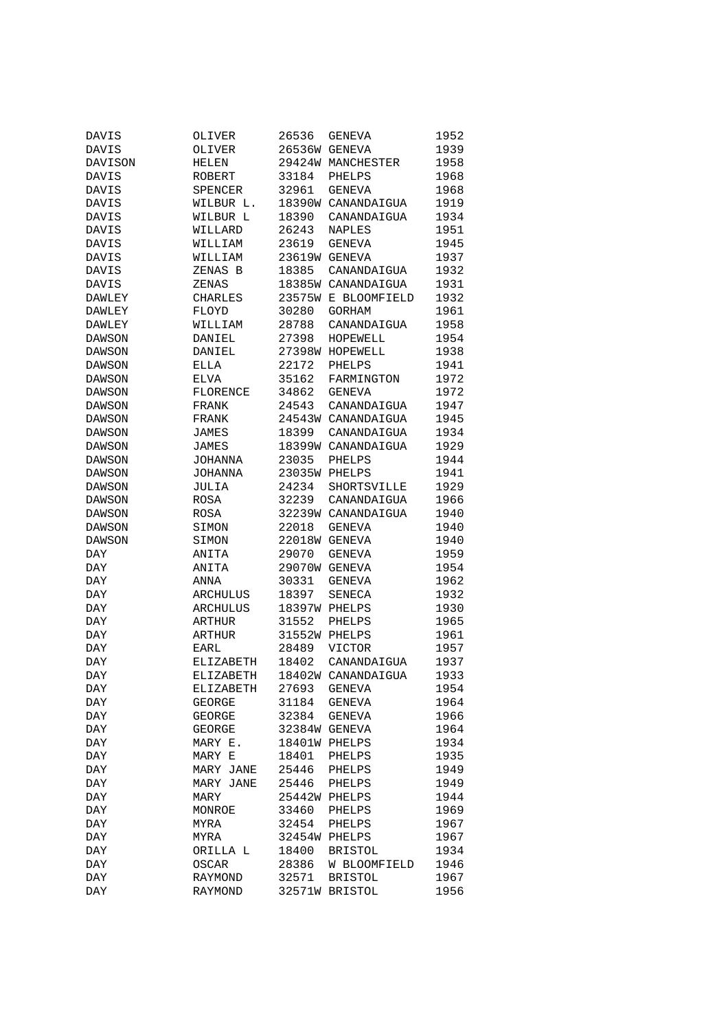| | | | | |
|---|---|---|---|---|
| DAVIS | OLIVER | 26536 | GENEVA | 1952 |
| DAVIS | OLIVER | 26536W | GENEVA | 1939 |
| DAVISON | HELEN | 29424W | MANCHESTER | 1958 |
| DAVIS | ROBERT | 33184 | PHELPS | 1968 |
| DAVIS | SPENCER | 32961 | GENEVA | 1968 |
| DAVIS | WILBUR L. | 18390W | CANANDAIGUA | 1919 |
| DAVIS | WILBUR L | 18390 | CANANDAIGUA | 1934 |
| DAVIS | WILLARD | 26243 | NAPLES | 1951 |
| DAVIS | WILLIAM | 23619 | GENEVA | 1945 |
| DAVIS | WILLIAM | 23619W | GENEVA | 1937 |
| DAVIS | ZENAS B | 18385 | CANANDAIGUA | 1932 |
| DAVIS | ZENAS | 18385W | CANANDAIGUA | 1931 |
| DAWLEY | CHARLES | 23575W | E BLOOMFIELD | 1932 |
| DAWLEY | FLOYD | 30280 | GORHAM | 1961 |
| DAWLEY | WILLIAM | 28788 | CANANDAIGUA | 1958 |
| DAWSON | DANIEL | 27398 | HOPEWELL | 1954 |
| DAWSON | DANIEL | 27398W | HOPEWELL | 1938 |
| DAWSON | ELLA | 22172 | PHELPS | 1941 |
| DAWSON | ELVA | 35162 | FARMINGTON | 1972 |
| DAWSON | FLORENCE | 34862 | GENEVA | 1972 |
| DAWSON | FRANK | 24543 | CANANDAIGUA | 1947 |
| DAWSON | FRANK | 24543W | CANANDAIGUA | 1945 |
| DAWSON | JAMES | 18399 | CANANDAIGUA | 1934 |
| DAWSON | JAMES | 18399W | CANANDAIGUA | 1929 |
| DAWSON | JOHANNA | 23035 | PHELPS | 1944 |
| DAWSON | JOHANNA | 23035W | PHELPS | 1941 |
| DAWSON | JULIA | 24234 | SHORTSVILLE | 1929 |
| DAWSON | ROSA | 32239 | CANANDAIGUA | 1966 |
| DAWSON | ROSA | 32239W | CANANDAIGUA | 1940 |
| DAWSON | SIMON | 22018 | GENEVA | 1940 |
| DAWSON | SIMON | 22018W | GENEVA | 1940 |
| DAY | ANITA | 29070 | GENEVA | 1959 |
| DAY | ANITA | 29070W | GENEVA | 1954 |
| DAY | ANNA | 30331 | GENEVA | 1962 |
| DAY | ARCHULUS | 18397 | SENECA | 1932 |
| DAY | ARCHULUS | 18397W | PHELPS | 1930 |
| DAY | ARTHUR | 31552 | PHELPS | 1965 |
| DAY | ARTHUR | 31552W | PHELPS | 1961 |
| DAY | EARL | 28489 | VICTOR | 1957 |
| DAY | ELIZABETH | 18402 | CANANDAIGUA | 1937 |
| DAY | ELIZABETH | 18402W | CANANDAIGUA | 1933 |
| DAY | ELIZABETH | 27693 | GENEVA | 1954 |
| DAY | GEORGE | 31184 | GENEVA | 1964 |
| DAY | GEORGE | 32384 | GENEVA | 1966 |
| DAY | GEORGE | 32384W | GENEVA | 1964 |
| DAY | MARY E. | 18401W | PHELPS | 1934 |
| DAY | MARY E | 18401 | PHELPS | 1935 |
| DAY | MARY JANE | 25446 | PHELPS | 1949 |
| DAY | MARY JANE | 25446 | PHELPS | 1949 |
| DAY | MARY | 25442W | PHELPS | 1944 |
| DAY | MONROE | 33460 | PHELPS | 1969 |
| DAY | MYRA | 32454 | PHELPS | 1967 |
| DAY | MYRA | 32454W | PHELPS | 1967 |
| DAY | ORILLA L | 18400 | BRISTOL | 1934 |
| DAY | OSCAR | 28386 | W BLOOMFIELD | 1946 |
| DAY | RAYMOND | 32571 | BRISTOL | 1967 |
| DAY | RAYMOND | 32571W | BRISTOL | 1956 |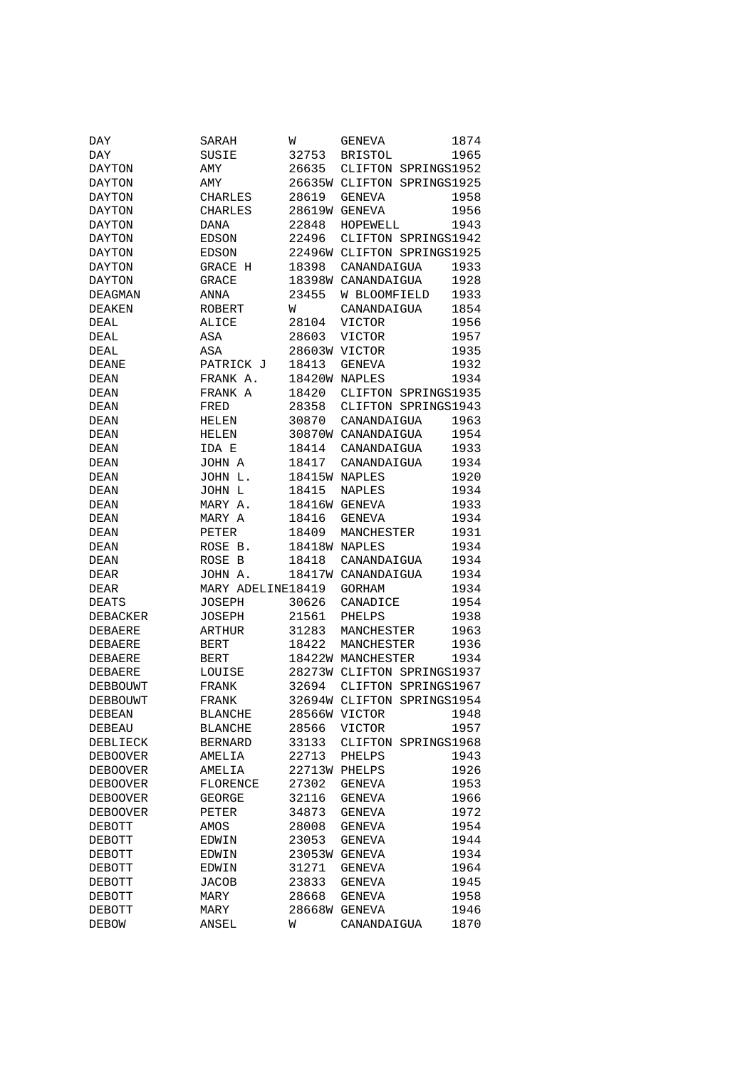| | | | | |
|---|---|---|---|---|
| DAY | SARAH | W | GENEVA | 1874 |
| DAY | SUSIE | 32753 | BRISTOL | 1965 |
| DAYTON | AMY | 26635 | CLIFTON SPRINGS | 1952 |
| DAYTON | AMY | 26635W | CLIFTON SPRINGS | 1925 |
| DAYTON | CHARLES | 28619 | GENEVA | 1958 |
| DAYTON | CHARLES | 28619W | GENEVA | 1956 |
| DAYTON | DANA | 22848 | HOPEWELL | 1943 |
| DAYTON | EDSON | 22496 | CLIFTON SPRINGS | 1942 |
| DAYTON | EDSON | 22496W | CLIFTON SPRINGS | 1925 |
| DAYTON | GRACE H | 18398 | CANANDAIGUA | 1933 |
| DAYTON | GRACE | 18398W | CANANDAIGUA | 1928 |
| DEAGMAN | ANNA | 23455 | W BLOOMFIELD | 1933 |
| DEAKEN | ROBERT | W | CANANDAIGUA | 1854 |
| DEAL | ALICE | 28104 | VICTOR | 1956 |
| DEAL | ASA | 28603 | VICTOR | 1957 |
| DEAL | ASA | 28603W | VICTOR | 1935 |
| DEANE | PATRICK J | 18413 | GENEVA | 1932 |
| DEAN | FRANK A. | 18420W | NAPLES | 1934 |
| DEAN | FRANK A | 18420 | CLIFTON SPRINGS | 1935 |
| DEAN | FRED | 28358 | CLIFTON SPRINGS | 1943 |
| DEAN | HELEN | 30870 | CANANDAIGUA | 1963 |
| DEAN | HELEN | 30870W | CANANDAIGUA | 1954 |
| DEAN | IDA E | 18414 | CANANDAIGUA | 1933 |
| DEAN | JOHN A | 18417 | CANANDAIGUA | 1934 |
| DEAN | JOHN L. | 18415W | NAPLES | 1920 |
| DEAN | JOHN L | 18415 | NAPLES | 1934 |
| DEAN | MARY A. | 18416W | GENEVA | 1933 |
| DEAN | MARY A | 18416 | GENEVA | 1934 |
| DEAN | PETER | 18409 | MANCHESTER | 1931 |
| DEAN | ROSE B. | 18418W | NAPLES | 1934 |
| DEAN | ROSE B | 18418 | CANANDAIGUA | 1934 |
| DEAR | JOHN A. | 18417W | CANANDAIGUA | 1934 |
| DEAR | MARY ADELINE | 18419 | GORHAM | 1934 |
| DEATS | JOSEPH | 30626 | CANADICE | 1954 |
| DEBACKER | JOSEPH | 21561 | PHELPS | 1938 |
| DEBAERE | ARTHUR | 31283 | MANCHESTER | 1963 |
| DEBAERE | BERT | 18422 | MANCHESTER | 1936 |
| DEBAERE | BERT | 18422W | MANCHESTER | 1934 |
| DEBAERE | LOUISE | 28273W | CLIFTON SPRINGS | 1937 |
| DEBBOUWT | FRANK | 32694 | CLIFTON SPRINGS | 1967 |
| DEBBOUWT | FRANK | 32694W | CLIFTON SPRINGS | 1954 |
| DEBEAN | BLANCHE | 28566W | VICTOR | 1948 |
| DEBEAU | BLANCHE | 28566 | VICTOR | 1957 |
| DEBLIECK | BERNARD | 33133 | CLIFTON SPRINGS | 1968 |
| DEBOOVER | AMELIA | 22713 | PHELPS | 1943 |
| DEBOOVER | AMELIA | 22713W | PHELPS | 1926 |
| DEBOOVER | FLORENCE | 27302 | GENEVA | 1953 |
| DEBOOVER | GEORGE | 32116 | GENEVA | 1966 |
| DEBOOVER | PETER | 34873 | GENEVA | 1972 |
| DEBOTT | AMOS | 28008 | GENEVA | 1954 |
| DEBOTT | EDWIN | 23053 | GENEVA | 1944 |
| DEBOTT | EDWIN | 23053W | GENEVA | 1934 |
| DEBOTT | EDWIN | 31271 | GENEVA | 1964 |
| DEBOTT | JACOB | 23833 | GENEVA | 1945 |
| DEBOTT | MARY | 28668 | GENEVA | 1958 |
| DEBOTT | MARY | 28668W | GENEVA | 1946 |
| DEBOW | ANSEL | W | CANANDAIGUA | 1870 |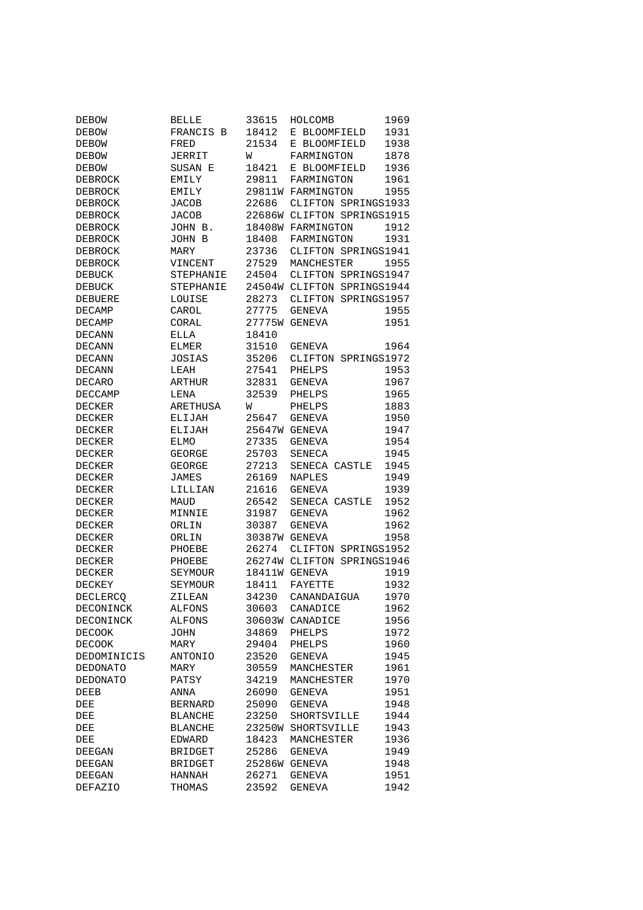| | | | | |
|---|---|---|---|---|
| DEBOW | BELLE | 33615 | HOLCOMB | 1969 |
| DEBOW | FRANCIS B | 18412 | E BLOOMFIELD | 1931 |
| DEBOW | FRED | 21534 | E BLOOMFIELD | 1938 |
| DEBOW | JERRIT | W | FARMINGTON | 1878 |
| DEBOW | SUSAN E | 18421 | E BLOOMFIELD | 1936 |
| DEBROCK | EMILY | 29811 | FARMINGTON | 1961 |
| DEBROCK | EMILY | 29811W | FARMINGTON | 1955 |
| DEBROCK | JACOB | 22686 | CLIFTON SPRINGS | 1933 |
| DEBROCK | JACOB | 22686W | CLIFTON SPRINGS | 1915 |
| DEBROCK | JOHN B. | 18408W | FARMINGTON | 1912 |
| DEBROCK | JOHN B | 18408 | FARMINGTON | 1931 |
| DEBROCK | MARY | 23736 | CLIFTON SPRINGS | 1941 |
| DEBROCK | VINCENT | 27529 | MANCHESTER | 1955 |
| DEBUCK | STEPHANIE | 24504 | CLIFTON SPRINGS | 1947 |
| DEBUCK | STEPHANIE | 24504W | CLIFTON SPRINGS | 1944 |
| DEBUERE | LOUISE | 28273 | CLIFTON SPRINGS | 1957 |
| DECAMP | CAROL | 27775 | GENEVA | 1955 |
| DECAMP | CORAL | 27775W | GENEVA | 1951 |
| DECANN | ELLA | 18410 | | |
| DECANN | ELMER | 31510 | GENEVA | 1964 |
| DECANN | JOSIAS | 35206 | CLIFTON SPRINGS | 1972 |
| DECANN | LEAH | 27541 | PHELPS | 1953 |
| DECARO | ARTHUR | 32831 | GENEVA | 1967 |
| DECCAMP | LENA | 32539 | PHELPS | 1965 |
| DECKER | ARETHUSA | W | PHELPS | 1883 |
| DECKER | ELIJAH | 25647 | GENEVA | 1950 |
| DECKER | ELIJAH | 25647W | GENEVA | 1947 |
| DECKER | ELMO | 27335 | GENEVA | 1954 |
| DECKER | GEORGE | 25703 | SENECA | 1945 |
| DECKER | GEORGE | 27213 | SENECA CASTLE | 1945 |
| DECKER | JAMES | 26169 | NAPLES | 1949 |
| DECKER | LILLIAN | 21616 | GENEVA | 1939 |
| DECKER | MAUD | 26542 | SENECA CASTLE | 1952 |
| DECKER | MINNIE | 31987 | GENEVA | 1962 |
| DECKER | ORLIN | 30387 | GENEVA | 1962 |
| DECKER | ORLIN | 30387W | GENEVA | 1958 |
| DECKER | PHOEBE | 26274 | CLIFTON SPRINGS | 1952 |
| DECKER | PHOEBE | 26274W | CLIFTON SPRINGS | 1946 |
| DECKER | SEYMOUR | 18411W | GENEVA | 1919 |
| DECKEY | SEYMOUR | 18411 | FAYETTE | 1932 |
| DECLERCQ | ZILEAN | 34230 | CANANDAIGUA | 1970 |
| DECONINCK | ALFONS | 30603 | CANADICE | 1962 |
| DECONINCK | ALFONS | 30603W | CANADICE | 1956 |
| DECOOK | JOHN | 34869 | PHELPS | 1972 |
| DECOOK | MARY | 29404 | PHELPS | 1960 |
| DEDOMINICIS | ANTONIO | 23520 | GENEVA | 1945 |
| DEDONATO | MARY | 30559 | MANCHESTER | 1961 |
| DEDONATO | PATSY | 34219 | MANCHESTER | 1970 |
| DEEB | ANNA | 26090 | GENEVA | 1951 |
| DEE | BERNARD | 25090 | GENEVA | 1948 |
| DEE | BLANCHE | 23250 | SHORTSVILLE | 1944 |
| DEE | BLANCHE | 23250W | SHORTSVILLE | 1943 |
| DEE | EDWARD | 18423 | MANCHESTER | 1936 |
| DEEGAN | BRIDGET | 25286 | GENEVA | 1949 |
| DEEGAN | BRIDGET | 25286W | GENEVA | 1948 |
| DEEGAN | HANNAH | 26271 | GENEVA | 1951 |
| DEFAZIO | THOMAS | 23592 | GENEVA | 1942 |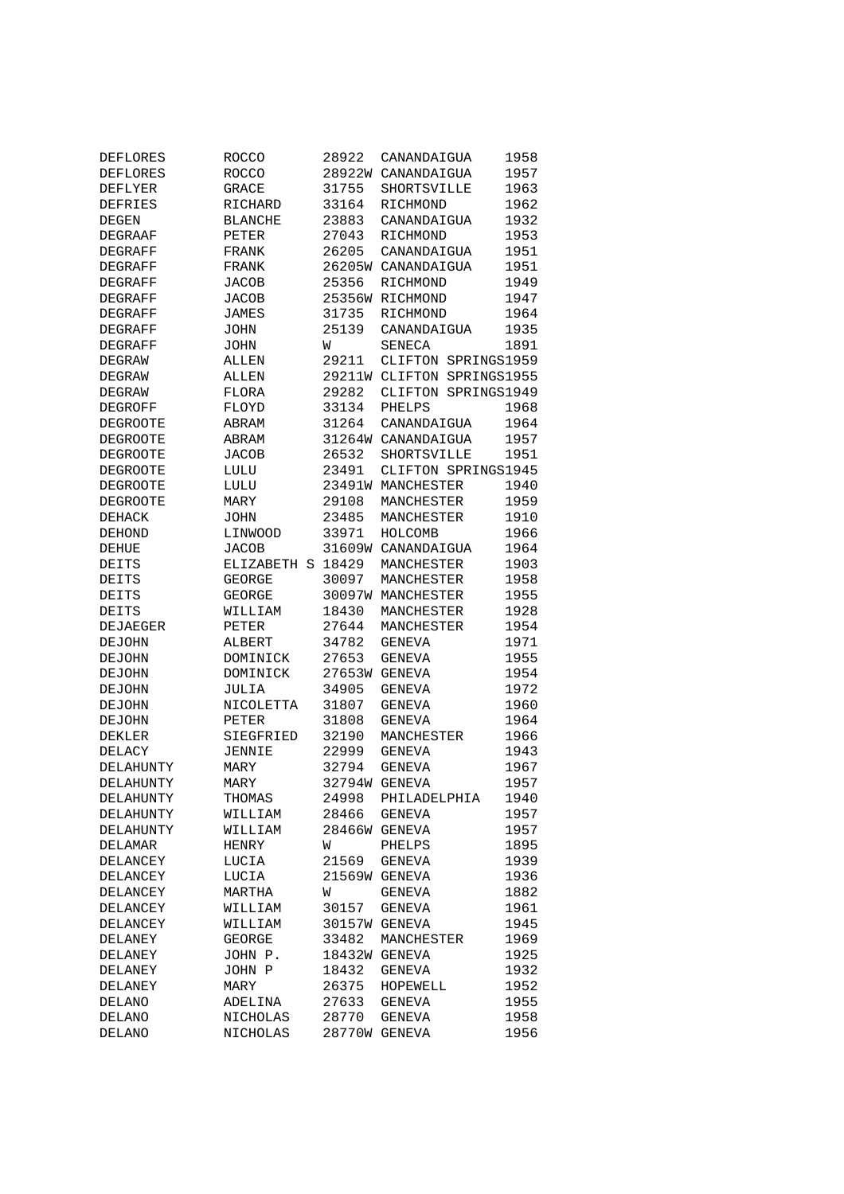| | | | | |
|---|---|---|---|---|
| DEFLORES | ROCCO | 28922 | CANANDAIGUA | 1958 |
| DEFLORES | ROCCO | 28922W | CANANDAIGUA | 1957 |
| DEFLYER | GRACE | 31755 | SHORTSVILLE | 1963 |
| DEFRIES | RICHARD | 33164 | RICHMOND | 1962 |
| DEGEN | BLANCHE | 23883 | CANANDAIGUA | 1932 |
| DEGRAAF | PETER | 27043 | RICHMOND | 1953 |
| DEGRAFF | FRANK | 26205 | CANANDAIGUA | 1951 |
| DEGRAFF | FRANK | 26205W | CANANDAIGUA | 1951 |
| DEGRAFF | JACOB | 25356 | RICHMOND | 1949 |
| DEGRAFF | JACOB | 25356W | RICHMOND | 1947 |
| DEGRAFF | JAMES | 31735 | RICHMOND | 1964 |
| DEGRAFF | JOHN | 25139 | CANANDAIGUA | 1935 |
| DEGRAFF | JOHN | W | SENECA | 1891 |
| DEGRAW | ALLEN | 29211 | CLIFTON SPRINGS | 1959 |
| DEGRAW | ALLEN | 29211W | CLIFTON SPRINGS | 1955 |
| DEGRAW | FLORA | 29282 | CLIFTON SPRINGS | 1949 |
| DEGROFF | FLOYD | 33134 | PHELPS | 1968 |
| DEGROOTE | ABRAM | 31264 | CANANDAIGUA | 1964 |
| DEGROOTE | ABRAM | 31264W | CANANDAIGUA | 1957 |
| DEGROOTE | JACOB | 26532 | SHORTSVILLE | 1951 |
| DEGROOTE | LULU | 23491 | CLIFTON SPRINGS | 1945 |
| DEGROOTE | LULU | 23491W | MANCHESTER | 1940 |
| DEGROOTE | MARY | 29108 | MANCHESTER | 1959 |
| DEHACK | JOHN | 23485 | MANCHESTER | 1910 |
| DEHOND | LINWOOD | 33971 | HOLCOMB | 1966 |
| DEHUE | JACOB | 31609W | CANANDAIGUA | 1964 |
| DEITS | ELIZABETH S | 18429 | MANCHESTER | 1903 |
| DEITS | GEORGE | 30097 | MANCHESTER | 1958 |
| DEITS | GEORGE | 30097W | MANCHESTER | 1955 |
| DEITS | WILLIAM | 18430 | MANCHESTER | 1928 |
| DEJAEGER | PETER | 27644 | MANCHESTER | 1954 |
| DEJOHN | ALBERT | 34782 | GENEVA | 1971 |
| DEJOHN | DOMINICK | 27653 | GENEVA | 1955 |
| DEJOHN | DOMINICK | 27653W | GENEVA | 1954 |
| DEJOHN | JULIA | 34905 | GENEVA | 1972 |
| DEJOHN | NICOLETTA | 31807 | GENEVA | 1960 |
| DEJOHN | PETER | 31808 | GENEVA | 1964 |
| DEKLER | SIEGFRIED | 32190 | MANCHESTER | 1966 |
| DELACY | JENNIE | 22999 | GENEVA | 1943 |
| DELAHUNTY | MARY | 32794 | GENEVA | 1967 |
| DELAHUNTY | MARY | 32794W | GENEVA | 1957 |
| DELAHUNTY | THOMAS | 24998 | PHILADELPHIA | 1940 |
| DELAHUNTY | WILLIAM | 28466 | GENEVA | 1957 |
| DELAHUNTY | WILLIAM | 28466W | GENEVA | 1957 |
| DELAMAR | HENRY | W | PHELPS | 1895 |
| DELANCEY | LUCIA | 21569 | GENEVA | 1939 |
| DELANCEY | LUCIA | 21569W | GENEVA | 1936 |
| DELANCEY | MARTHA | W | GENEVA | 1882 |
| DELANCEY | WILLIAM | 30157 | GENEVA | 1961 |
| DELANCEY | WILLIAM | 30157W | GENEVA | 1945 |
| DELANEY | GEORGE | 33482 | MANCHESTER | 1969 |
| DELANEY | JOHN P. | 18432W | GENEVA | 1925 |
| DELANEY | JOHN P | 18432 | GENEVA | 1932 |
| DELANEY | MARY | 26375 | HOPEWELL | 1952 |
| DELANO | ADELINA | 27633 | GENEVA | 1955 |
| DELANO | NICHOLAS | 28770 | GENEVA | 1958 |
| DELANO | NICHOLAS | 28770W | GENEVA | 1956 |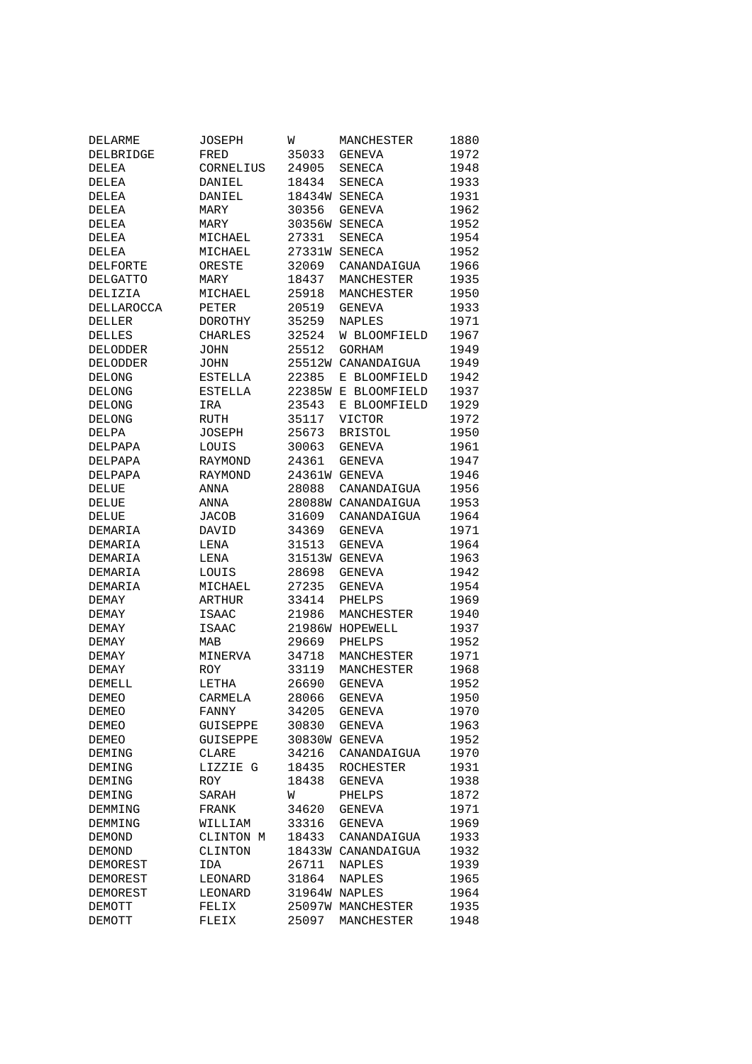| | | | | |
|---|---|---|---|---|
| DELARME | JOSEPH | W | MANCHESTER | 1880 |
| DELBRIDGE | FRED | 35033 | GENEVA | 1972 |
| DELEA | CORNELIUS | 24905 | SENECA | 1948 |
| DELEA | DANIEL | 18434 | SENECA | 1933 |
| DELEA | DANIEL | 18434W | SENECA | 1931 |
| DELEA | MARY | 30356 | GENEVA | 1962 |
| DELEA | MARY | 30356W | SENECA | 1952 |
| DELEA | MICHAEL | 27331 | SENECA | 1954 |
| DELEA | MICHAEL | 27331W | SENECA | 1952 |
| DELFORTE | ORESTE | 32069 | CANANDAIGUA | 1966 |
| DELGATTO | MARY | 18437 | MANCHESTER | 1935 |
| DELIZIA | MICHAEL | 25918 | MANCHESTER | 1950 |
| DELLAROCCA | PETER | 20519 | GENEVA | 1933 |
| DELLER | DOROTHY | 35259 | NAPLES | 1971 |
| DELLES | CHARLES | 32524 | W BLOOMFIELD | 1967 |
| DELODDER | JOHN | 25512 | GORHAM | 1949 |
| DELODDER | JOHN | 25512W | CANANDAIGUA | 1949 |
| DELONG | ESTELLA | 22385 | E BLOOMFIELD | 1942 |
| DELONG | ESTELLA | 22385W | E BLOOMFIELD | 1937 |
| DELONG | IRA | 23543 | E BLOOMFIELD | 1929 |
| DELONG | RUTH | 35117 | VICTOR | 1972 |
| DELPA | JOSEPH | 25673 | BRISTOL | 1950 |
| DELPAPA | LOUIS | 30063 | GENEVA | 1961 |
| DELPAPA | RAYMOND | 24361 | GENEVA | 1947 |
| DELPAPA | RAYMOND | 24361W | GENEVA | 1946 |
| DELUE | ANNA | 28088 | CANANDAIGUA | 1956 |
| DELUE | ANNA | 28088W | CANANDAIGUA | 1953 |
| DELUE | JACOB | 31609 | CANANDAIGUA | 1964 |
| DEMARIA | DAVID | 34369 | GENEVA | 1971 |
| DEMARIA | LENA | 31513 | GENEVA | 1964 |
| DEMARIA | LENA | 31513W | GENEVA | 1963 |
| DEMARIA | LOUIS | 28698 | GENEVA | 1942 |
| DEMARIA | MICHAEL | 27235 | GENEVA | 1954 |
| DEMAY | ARTHUR | 33414 | PHELPS | 1969 |
| DEMAY | ISAAC | 21986 | MANCHESTER | 1940 |
| DEMAY | ISAAC | 21986W | HOPEWELL | 1937 |
| DEMAY | MAB | 29669 | PHELPS | 1952 |
| DEMAY | MINERVA | 34718 | MANCHESTER | 1971 |
| DEMAY | ROY | 33119 | MANCHESTER | 1968 |
| DEMELL | LETHA | 26690 | GENEVA | 1952 |
| DEMEO | CARMELA | 28066 | GENEVA | 1950 |
| DEMEO | FANNY | 34205 | GENEVA | 1970 |
| DEMEO | GUISEPPE | 30830 | GENEVA | 1963 |
| DEMEO | GUISEPPE | 30830W | GENEVA | 1952 |
| DEMING | CLARE | 34216 | CANANDAIGUA | 1970 |
| DEMING | LIZZIE G | 18435 | ROCHESTER | 1931 |
| DEMING | ROY | 18438 | GENEVA | 1938 |
| DEMING | SARAH | W | PHELPS | 1872 |
| DEMMING | FRANK | 34620 | GENEVA | 1971 |
| DEMMING | WILLIAM | 33316 | GENEVA | 1969 |
| DEMOND | CLINTON M | 18433 | CANANDAIGUA | 1933 |
| DEMOND | CLINTON | 18433W | CANANDAIGUA | 1932 |
| DEMOREST | IDA | 26711 | NAPLES | 1939 |
| DEMOREST | LEONARD | 31864 | NAPLES | 1965 |
| DEMOREST | LEONARD | 31964W | NAPLES | 1964 |
| DEMOTT | FELIX | 25097W | MANCHESTER | 1935 |
| DEMOTT | FLEIX | 25097 | MANCHESTER | 1948 |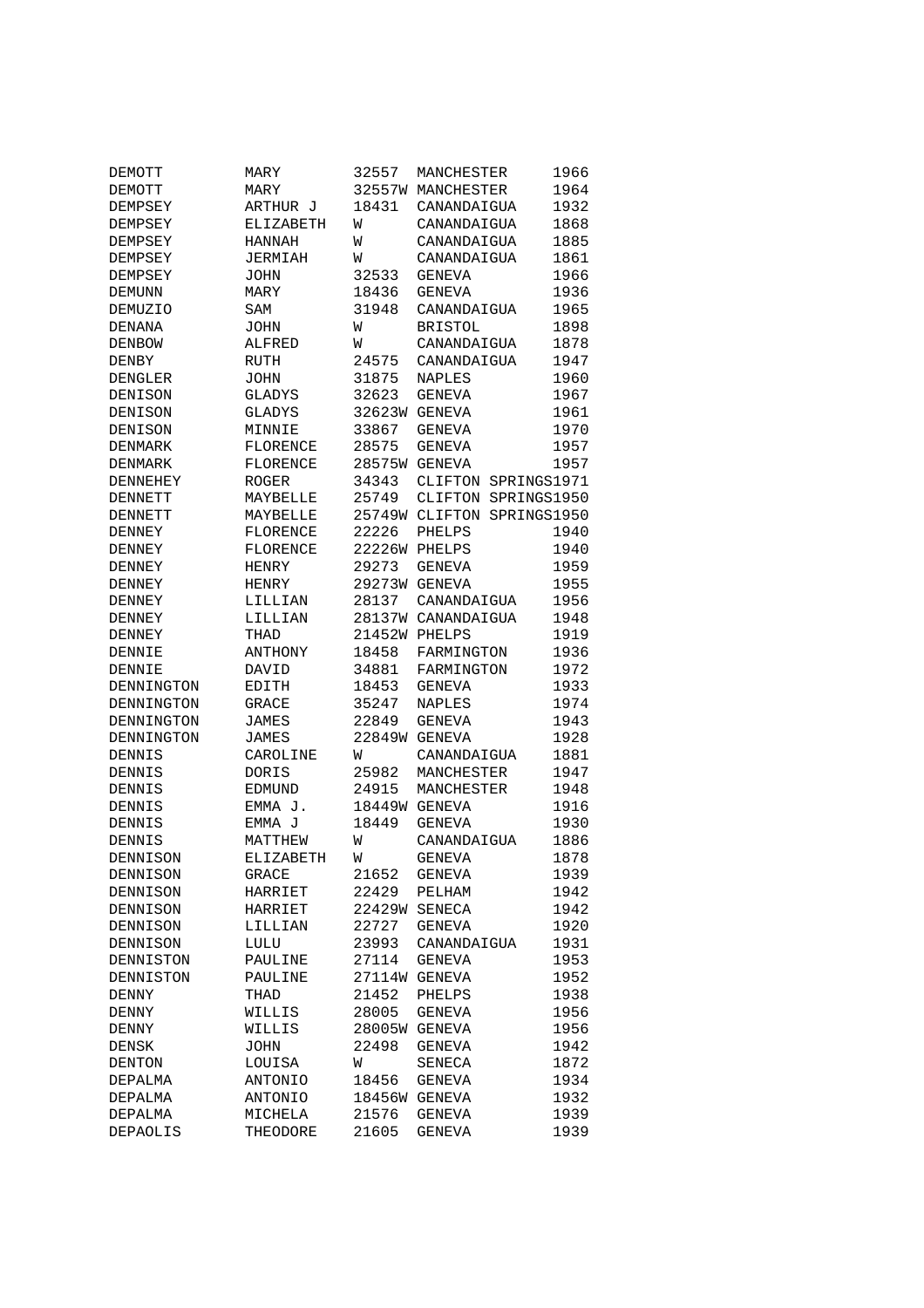| | | | | |
|---|---|---|---|---|
| DEMOTT | MARY | 32557 | MANCHESTER | 1966 |
| DEMOTT | MARY | 32557W | MANCHESTER | 1964 |
| DEMPSEY | ARTHUR J | 18431 | CANANDAIGUA | 1932 |
| DEMPSEY | ELIZABETH | W | CANANDAIGUA | 1868 |
| DEMPSEY | HANNAH | W | CANANDAIGUA | 1885 |
| DEMPSEY | JERMIAH | W | CANANDAIGUA | 1861 |
| DEMPSEY | JOHN | 32533 | GENEVA | 1966 |
| DEMUNN | MARY | 18436 | GENEVA | 1936 |
| DEMUZIO | SAM | 31948 | CANANDAIGUA | 1965 |
| DENANA | JOHN | W | BRISTOL | 1898 |
| DENBOW | ALFRED | W | CANANDAIGUA | 1878 |
| DENBY | RUTH | 24575 | CANANDAIGUA | 1947 |
| DENGLER | JOHN | 31875 | NAPLES | 1960 |
| DENISON | GLADYS | 32623 | GENEVA | 1967 |
| DENISON | GLADYS | 32623W | GENEVA | 1961 |
| DENISON | MINNIE | 33867 | GENEVA | 1970 |
| DENMARK | FLORENCE | 28575 | GENEVA | 1957 |
| DENMARK | FLORENCE | 28575W | GENEVA | 1957 |
| DENNEHEY | ROGER | 34343 | CLIFTON SPRINGS | 1971 |
| DENNETT | MAYBELLE | 25749 | CLIFTON SPRINGS | 1950 |
| DENNETT | MAYBELLE | 25749W | CLIFTON SPRINGS | 1950 |
| DENNEY | FLORENCE | 22226 | PHELPS | 1940 |
| DENNEY | FLORENCE | 22226W | PHELPS | 1940 |
| DENNEY | HENRY | 29273 | GENEVA | 1959 |
| DENNEY | HENRY | 29273W | GENEVA | 1955 |
| DENNEY | LILLIAN | 28137 | CANANDAIGUA | 1956 |
| DENNEY | LILLIAN | 28137W | CANANDAIGUA | 1948 |
| DENNEY | THAD | 21452W | PHELPS | 1919 |
| DENNIE | ANTHONY | 18458 | FARMINGTON | 1936 |
| DENNIE | DAVID | 34881 | FARMINGTON | 1972 |
| DENNINGTON | EDITH | 18453 | GENEVA | 1933 |
| DENNINGTON | GRACE | 35247 | NAPLES | 1974 |
| DENNINGTON | JAMES | 22849 | GENEVA | 1943 |
| DENNINGTON | JAMES | 22849W | GENEVA | 1928 |
| DENNIS | CAROLINE | W | CANANDAIGUA | 1881 |
| DENNIS | DORIS | 25982 | MANCHESTER | 1947 |
| DENNIS | EDMUND | 24915 | MANCHESTER | 1948 |
| DENNIS | EMMA J. | 18449W | GENEVA | 1916 |
| DENNIS | EMMA J | 18449 | GENEVA | 1930 |
| DENNIS | MATTHEW | W | CANANDAIGUA | 1886 |
| DENNISON | ELIZABETH | W | GENEVA | 1878 |
| DENNISON | GRACE | 21652 | GENEVA | 1939 |
| DENNISON | HARRIET | 22429 | PELHAM | 1942 |
| DENNISON | HARRIET | 22429W | SENECA | 1942 |
| DENNISON | LILLIAN | 22727 | GENEVA | 1920 |
| DENNISON | LULU | 23993 | CANANDAIGUA | 1931 |
| DENNISTON | PAULINE | 27114 | GENEVA | 1953 |
| DENNISTON | PAULINE | 27114W | GENEVA | 1952 |
| DENNY | THAD | 21452 | PHELPS | 1938 |
| DENNY | WILLIS | 28005 | GENEVA | 1956 |
| DENNY | WILLIS | 28005W | GENEVA | 1956 |
| DENSK | JOHN | 22498 | GENEVA | 1942 |
| DENTON | LOUISA | W | SENECA | 1872 |
| DEPALMA | ANTONIO | 18456 | GENEVA | 1934 |
| DEPALMA | ANTONIO | 18456W | GENEVA | 1932 |
| DEPALMA | MICHELA | 21576 | GENEVA | 1939 |
| DEPAOLIS | THEODORE | 21605 | GENEVA | 1939 |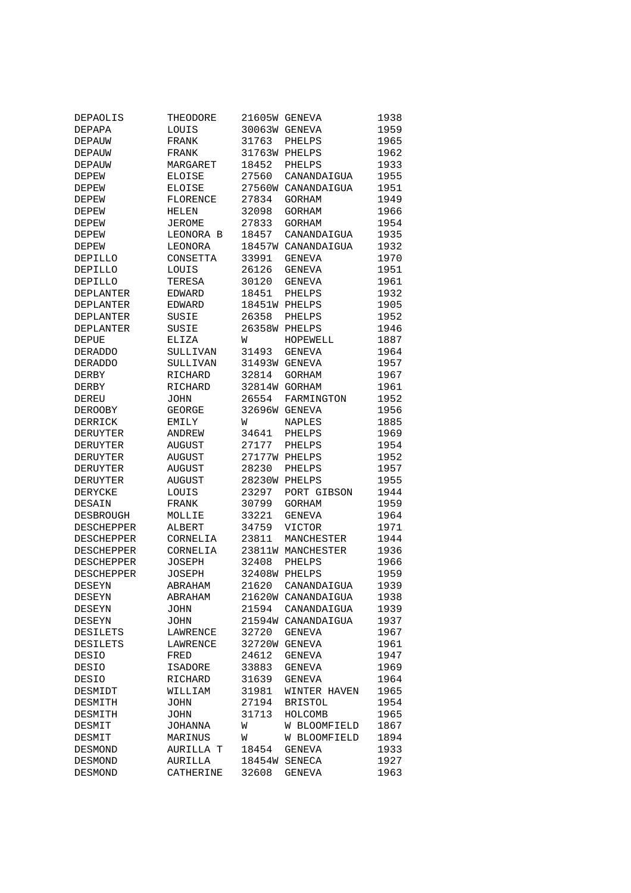| | | | | |
|---|---|---|---|---|
| DEPAOLIS | THEODORE | 21605W | GENEVA | 1938 |
| DEPAPA | LOUIS | 30063W | GENEVA | 1959 |
| DEPAUW | FRANK | 31763 | PHELPS | 1965 |
| DEPAUW | FRANK | 31763W | PHELPS | 1962 |
| DEPAUW | MARGARET | 18452 | PHELPS | 1933 |
| DEPEW | ELOISE | 27560 | CANANDAIGUA | 1955 |
| DEPEW | ELOISE | 27560W | CANANDAIGUA | 1951 |
| DEPEW | FLORENCE | 27834 | GORHAM | 1949 |
| DEPEW | HELEN | 32098 | GORHAM | 1966 |
| DEPEW | JEROME | 27833 | GORHAM | 1954 |
| DEPEW | LEONORA B | 18457 | CANANDAIGUA | 1935 |
| DEPEW | LEONORA | 18457W | CANANDAIGUA | 1932 |
| DEPILLO | CONSETTA | 33991 | GENEVA | 1970 |
| DEPILLO | LOUIS | 26126 | GENEVA | 1951 |
| DEPILLO | TERESA | 30120 | GENEVA | 1961 |
| DEPLANTER | EDWARD | 18451 | PHELPS | 1932 |
| DEPLANTER | EDWARD | 18451W | PHELPS | 1905 |
| DEPLANTER | SUSIE | 26358 | PHELPS | 1952 |
| DEPLANTER | SUSIE | 26358W | PHELPS | 1946 |
| DEPUE | ELIZA | W | HOPEWELL | 1887 |
| DERADDO | SULLIVAN | 31493 | GENEVA | 1964 |
| DERADDO | SULLIVAN | 31493W | GENEVA | 1957 |
| DERBY | RICHARD | 32814 | GORHAM | 1967 |
| DERBY | RICHARD | 32814W | GORHAM | 1961 |
| DEREU | JOHN | 26554 | FARMINGTON | 1952 |
| DEROOBY | GEORGE | 32696W | GENEVA | 1956 |
| DERRICK | EMILY | W | NAPLES | 1885 |
| DERUYTER | ANDREW | 34641 | PHELPS | 1969 |
| DERUYTER | AUGUST | 27177 | PHELPS | 1954 |
| DERUYTER | AUGUST | 27177W | PHELPS | 1952 |
| DERUYTER | AUGUST | 28230 | PHELPS | 1957 |
| DERUYTER | AUGUST | 28230W | PHELPS | 1955 |
| DERYCKE | LOUIS | 23297 | PORT GIBSON | 1944 |
| DESAIN | FRANK | 30799 | GORHAM | 1959 |
| DESBROUGH | MOLLIE | 33221 | GENEVA | 1964 |
| DESCHEPPER | ALBERT | 34759 | VICTOR | 1971 |
| DESCHEPPER | CORNELIA | 23811 | MANCHESTER | 1944 |
| DESCHEPPER | CORNELIA | 23811W | MANCHESTER | 1936 |
| DESCHEPPER | JOSEPH | 32408 | PHELPS | 1966 |
| DESCHEPPER | JOSEPH | 32408W | PHELPS | 1959 |
| DESEYN | ABRAHAM | 21620 | CANANDAIGUA | 1939 |
| DESEYN | ABRAHAM | 21620W | CANANDAIGUA | 1938 |
| DESEYN | JOHN | 21594 | CANANDAIGUA | 1939 |
| DESEYN | JOHN | 21594W | CANANDAIGUA | 1937 |
| DESILETS | LAWRENCE | 32720 | GENEVA | 1967 |
| DESILETS | LAWRENCE | 32720W | GENEVA | 1961 |
| DESIO | FRED | 24612 | GENEVA | 1947 |
| DESIO | ISADORE | 33883 | GENEVA | 1969 |
| DESIO | RICHARD | 31639 | GENEVA | 1964 |
| DESMIDT | WILLIAM | 31981 | WINTER HAVEN | 1965 |
| DESMITH | JOHN | 27194 | BRISTOL | 1954 |
| DESMITH | JOHN | 31713 | HOLCOMB | 1965 |
| DESMIT | JOHANNA | W | W BLOOMFIELD | 1867 |
| DESMIT | MARINUS | W | W BLOOMFIELD | 1894 |
| DESMOND | AURILLA T | 18454 | GENEVA | 1933 |
| DESMOND | AURILLA | 18454W | SENECA | 1927 |
| DESMOND | CATHERINE | 32608 | GENEVA | 1963 |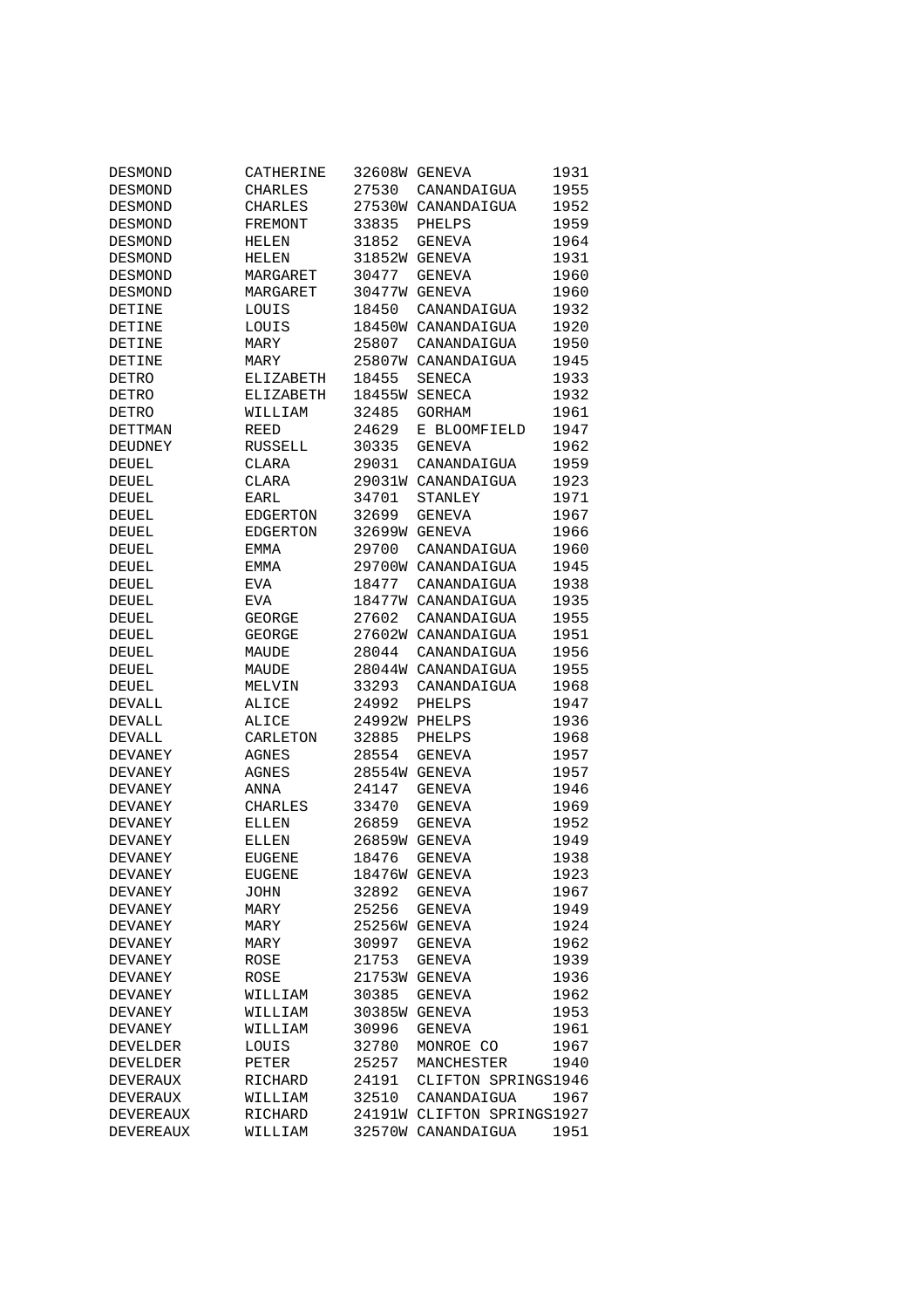| | | | | |
|---|---|---|---|---|
| DESMOND | CATHERINE | 32608W | GENEVA | 1931 |
| DESMOND | CHARLES | 27530 | CANANDAIGUA | 1955 |
| DESMOND | CHARLES | 27530W | CANANDAIGUA | 1952 |
| DESMOND | FREMONT | 33835 | PHELPS | 1959 |
| DESMOND | HELEN | 31852 | GENEVA | 1964 |
| DESMOND | HELEN | 31852W | GENEVA | 1931 |
| DESMOND | MARGARET | 30477 | GENEVA | 1960 |
| DESMOND | MARGARET | 30477W | GENEVA | 1960 |
| DETINE | LOUIS | 18450 | CANANDAIGUA | 1932 |
| DETINE | LOUIS | 18450W | CANANDAIGUA | 1920 |
| DETINE | MARY | 25807 | CANANDAIGUA | 1950 |
| DETINE | MARY | 25807W | CANANDAIGUA | 1945 |
| DETRO | ELIZABETH | 18455 | SENECA | 1933 |
| DETRO | ELIZABETH | 18455W | SENECA | 1932 |
| DETRO | WILLIAM | 32485 | GORHAM | 1961 |
| DETTMAN | REED | 24629 | E BLOOMFIELD | 1947 |
| DEUDNEY | RUSSELL | 30335 | GENEVA | 1962 |
| DEUEL | CLARA | 29031 | CANANDAIGUA | 1959 |
| DEUEL | CLARA | 29031W | CANANDAIGUA | 1923 |
| DEUEL | EARL | 34701 | STANLEY | 1971 |
| DEUEL | EDGERTON | 32699 | GENEVA | 1967 |
| DEUEL | EDGERTON | 32699W | GENEVA | 1966 |
| DEUEL | EMMA | 29700 | CANANDAIGUA | 1960 |
| DEUEL | EMMA | 29700W | CANANDAIGUA | 1945 |
| DEUEL | EVA | 18477 | CANANDAIGUA | 1938 |
| DEUEL | EVA | 18477W | CANANDAIGUA | 1935 |
| DEUEL | GEORGE | 27602 | CANANDAIGUA | 1955 |
| DEUEL | GEORGE | 27602W | CANANDAIGUA | 1951 |
| DEUEL | MAUDE | 28044 | CANANDAIGUA | 1956 |
| DEUEL | MAUDE | 28044W | CANANDAIGUA | 1955 |
| DEUEL | MELVIN | 33293 | CANANDAIGUA | 1968 |
| DEVALL | ALICE | 24992 | PHELPS | 1947 |
| DEVALL | ALICE | 24992W | PHELPS | 1936 |
| DEVALL | CARLETON | 32885 | PHELPS | 1968 |
| DEVANEY | AGNES | 28554 | GENEVA | 1957 |
| DEVANEY | AGNES | 28554W | GENEVA | 1957 |
| DEVANEY | ANNA | 24147 | GENEVA | 1946 |
| DEVANEY | CHARLES | 33470 | GENEVA | 1969 |
| DEVANEY | ELLEN | 26859 | GENEVA | 1952 |
| DEVANEY | ELLEN | 26859W | GENEVA | 1949 |
| DEVANEY | EUGENE | 18476 | GENEVA | 1938 |
| DEVANEY | EUGENE | 18476W | GENEVA | 1923 |
| DEVANEY | JOHN | 32892 | GENEVA | 1967 |
| DEVANEY | MARY | 25256 | GENEVA | 1949 |
| DEVANEY | MARY | 25256W | GENEVA | 1924 |
| DEVANEY | MARY | 30997 | GENEVA | 1962 |
| DEVANEY | ROSE | 21753 | GENEVA | 1939 |
| DEVANEY | ROSE | 21753W | GENEVA | 1936 |
| DEVANEY | WILLIAM | 30385 | GENEVA | 1962 |
| DEVANEY | WILLIAM | 30385W | GENEVA | 1953 |
| DEVANEY | WILLIAM | 30996 | GENEVA | 1961 |
| DEVELDER | LOUIS | 32780 | MONROE CO | 1967 |
| DEVELDER | PETER | 25257 | MANCHESTER | 1940 |
| DEVERAUX | RICHARD | 24191 | CLIFTON SPRINGS | 1946 |
| DEVERAUX | WILLIAM | 32510 | CANANDAIGUA | 1967 |
| DEVEREAUX | RICHARD | 24191W | CLIFTON SPRINGS | 1927 |
| DEVEREAUX | WILLIAM | 32570W | CANANDAIGUA | 1951 |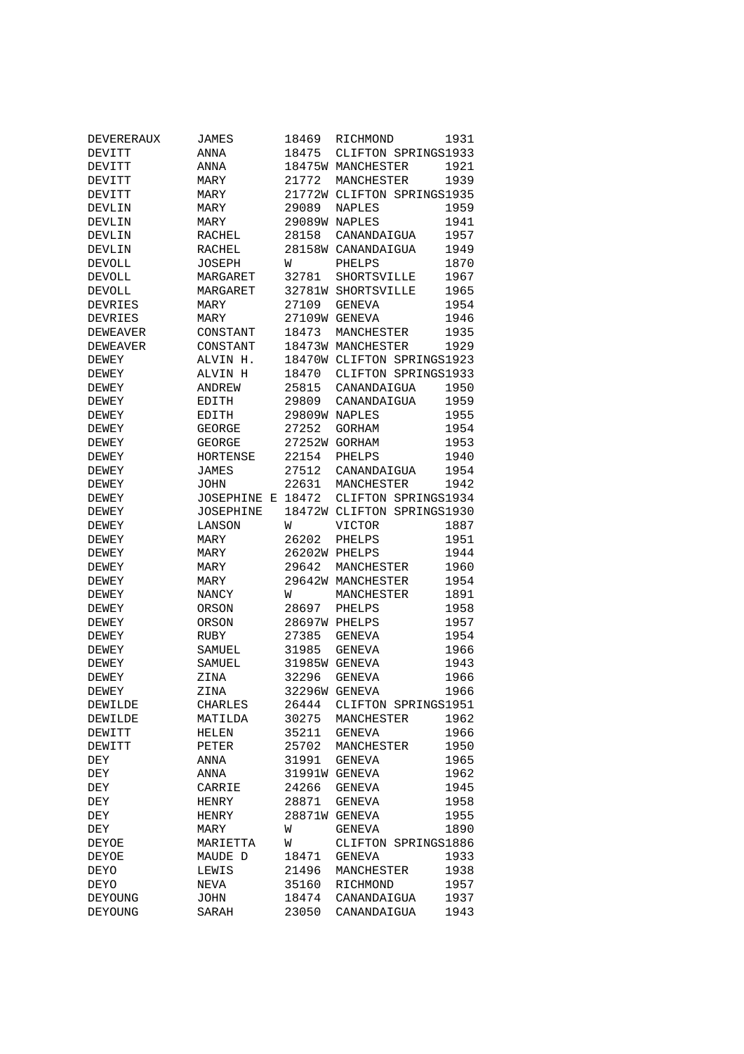| | | | | |
|---|---|---|---|---|
| DEVERERAUX | JAMES | 18469 | RICHMOND | 1931 |
| DEVITT | ANNA | 18475 | CLIFTON SPRINGS | 1933 |
| DEVITT | ANNA | 18475W | MANCHESTER | 1921 |
| DEVITT | MARY | 21772 | MANCHESTER | 1939 |
| DEVITT | MARY | 21772W | CLIFTON SPRINGS | 1935 |
| DEVLIN | MARY | 29089 | NAPLES | 1959 |
| DEVLIN | MARY | 29089W | NAPLES | 1941 |
| DEVLIN | RACHEL | 28158 | CANANDAIGUA | 1957 |
| DEVLIN | RACHEL | 28158W | CANANDAIGUA | 1949 |
| DEVOLL | JOSEPH | W | PHELPS | 1870 |
| DEVOLL | MARGARET | 32781 | SHORTSVILLE | 1967 |
| DEVOLL | MARGARET | 32781W | SHORTSVILLE | 1965 |
| DEVRIES | MARY | 27109 | GENEVA | 1954 |
| DEVRIES | MARY | 27109W | GENEVA | 1946 |
| DEWEAVER | CONSTANT | 18473 | MANCHESTER | 1935 |
| DEWEAVER | CONSTANT | 18473W | MANCHESTER | 1929 |
| DEWEY | ALVIN H. | 18470W | CLIFTON SPRINGS | 1923 |
| DEWEY | ALVIN H | 18470 | CLIFTON SPRINGS | 1933 |
| DEWEY | ANDREW | 25815 | CANANDAIGUA | 1950 |
| DEWEY | EDITH | 29809 | CANANDAIGUA | 1959 |
| DEWEY | EDITH | 29809W | NAPLES | 1955 |
| DEWEY | GEORGE | 27252 | GORHAM | 1954 |
| DEWEY | GEORGE | 27252W | GORHAM | 1953 |
| DEWEY | HORTENSE | 22154 | PHELPS | 1940 |
| DEWEY | JAMES | 27512 | CANANDAIGUA | 1954 |
| DEWEY | JOHN | 22631 | MANCHESTER | 1942 |
| DEWEY | JOSEPHINE E | 18472 | CLIFTON SPRINGS | 1934 |
| DEWEY | JOSEPHINE | 18472W | CLIFTON SPRINGS | 1930 |
| DEWEY | LANSON | W | VICTOR | 1887 |
| DEWEY | MARY | 26202 | PHELPS | 1951 |
| DEWEY | MARY | 26202W | PHELPS | 1944 |
| DEWEY | MARY | 29642 | MANCHESTER | 1960 |
| DEWEY | MARY | 29642W | MANCHESTER | 1954 |
| DEWEY | NANCY | W | MANCHESTER | 1891 |
| DEWEY | ORSON | 28697 | PHELPS | 1958 |
| DEWEY | ORSON | 28697W | PHELPS | 1957 |
| DEWEY | RUBY | 27385 | GENEVA | 1954 |
| DEWEY | SAMUEL | 31985 | GENEVA | 1966 |
| DEWEY | SAMUEL | 31985W | GENEVA | 1943 |
| DEWEY | ZINA | 32296 | GENEVA | 1966 |
| DEWEY | ZINA | 32296W | GENEVA | 1966 |
| DEWILDE | CHARLES | 26444 | CLIFTON SPRINGS | 1951 |
| DEWILDE | MATILDA | 30275 | MANCHESTER | 1962 |
| DEWITT | HELEN | 35211 | GENEVA | 1966 |
| DEWITT | PETER | 25702 | MANCHESTER | 1950 |
| DEY | ANNA | 31991 | GENEVA | 1965 |
| DEY | ANNA | 31991W | GENEVA | 1962 |
| DEY | CARRIE | 24266 | GENEVA | 1945 |
| DEY | HENRY | 28871 | GENEVA | 1958 |
| DEY | HENRY | 28871W | GENEVA | 1955 |
| DEY | MARY | W | GENEVA | 1890 |
| DEYOE | MARIETTA | W | CLIFTON SPRINGS | 1886 |
| DEYOE | MAUDE D | 18471 | GENEVA | 1933 |
| DEYO | LEWIS | 21496 | MANCHESTER | 1938 |
| DEYO | NEVA | 35160 | RICHMOND | 1957 |
| DEYOUNG | JOHN | 18474 | CANANDAIGUA | 1937 |
| DEYOUNG | SARAH | 23050 | CANANDAIGUA | 1943 |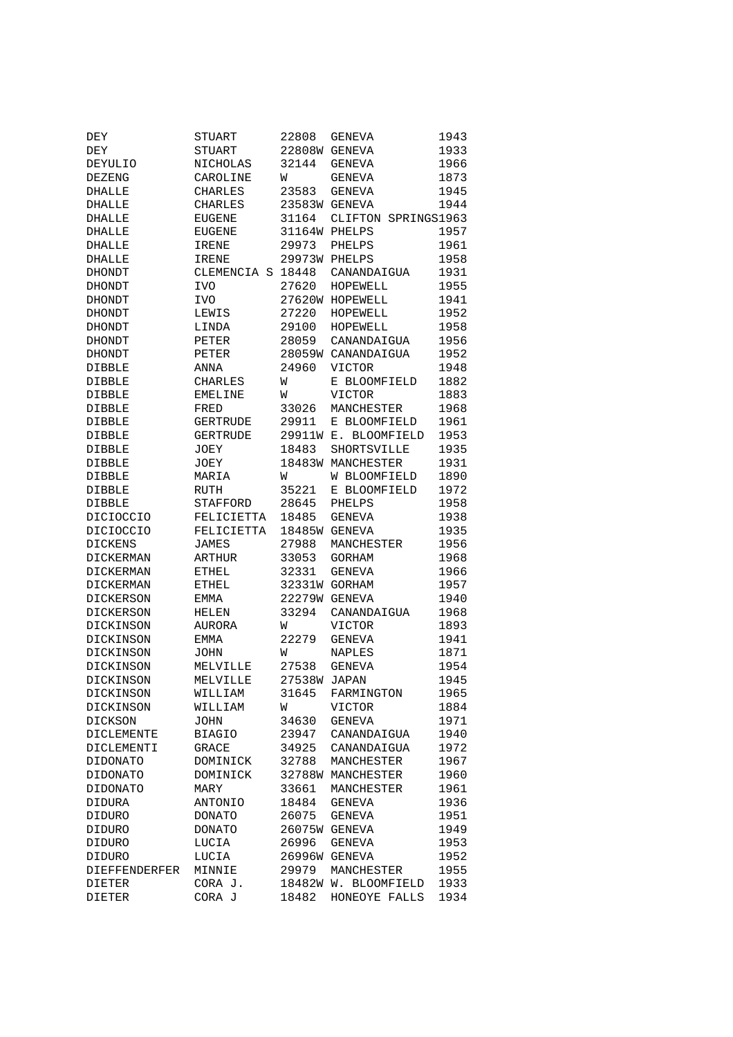| | | | | |
|---|---|---|---|---|
| DEY | STUART | 22808 | GENEVA | 1943 |
| DEY | STUART | 22808W | GENEVA | 1933 |
| DEYULIO | NICHOLAS | 32144 | GENEVA | 1966 |
| DEZENG | CAROLINE | W | GENEVA | 1873 |
| DHALLE | CHARLES | 23583 | GENEVA | 1945 |
| DHALLE | CHARLES | 23583W | GENEVA | 1944 |
| DHALLE | EUGENE | 31164 | CLIFTON SPRINGS | 1963 |
| DHALLE | EUGENE | 31164W | PHELPS | 1957 |
| DHALLE | IRENE | 29973 | PHELPS | 1961 |
| DHALLE | IRENE | 29973W | PHELPS | 1958 |
| DHONDT | CLEMENCIA S | 18448 | CANANDAIGUA | 1931 |
| DHONDT | IVO | 27620 | HOPEWELL | 1955 |
| DHONDT | IVO | 27620W | HOPEWELL | 1941 |
| DHONDT | LEWIS | 27220 | HOPEWELL | 1952 |
| DHONDT | LINDA | 29100 | HOPEWELL | 1958 |
| DHONDT | PETER | 28059 | CANANDAIGUA | 1956 |
| DHONDT | PETER | 28059W | CANANDAIGUA | 1952 |
| DIBBLE | ANNA | 24960 | VICTOR | 1948 |
| DIBBLE | CHARLES | W | E BLOOMFIELD | 1882 |
| DIBBLE | EMELINE | W | VICTOR | 1883 |
| DIBBLE | FRED | 33026 | MANCHESTER | 1968 |
| DIBBLE | GERTRUDE | 29911 | E BLOOMFIELD | 1961 |
| DIBBLE | GERTRUDE | 29911W | E. BLOOMFIELD | 1953 |
| DIBBLE | JOEY | 18483 | SHORTSVILLE | 1935 |
| DIBBLE | JOEY | 18483W | MANCHESTER | 1931 |
| DIBBLE | MARIA | W | W BLOOMFIELD | 1890 |
| DIBBLE | RUTH | 35221 | E BLOOMFIELD | 1972 |
| DIBBLE | STAFFORD | 28645 | PHELPS | 1958 |
| DICIOCCIO | FELICIETTA | 18485 | GENEVA | 1938 |
| DICIOCCIO | FELICIETTA | 18485W | GENEVA | 1935 |
| DICKENS | JAMES | 27988 | MANCHESTER | 1956 |
| DICKERMAN | ARTHUR | 33053 | GORHAM | 1968 |
| DICKERMAN | ETHEL | 32331 | GENEVA | 1966 |
| DICKERMAN | ETHEL | 32331W | GORHAM | 1957 |
| DICKERSON | EMMA | 22279W | GENEVA | 1940 |
| DICKERSON | HELEN | 33294 | CANANDAIGUA | 1968 |
| DICKINSON | AURORA | W | VICTOR | 1893 |
| DICKINSON | EMMA | 22279 | GENEVA | 1941 |
| DICKINSON | JOHN | W | NAPLES | 1871 |
| DICKINSON | MELVILLE | 27538 | GENEVA | 1954 |
| DICKINSON | MELVILLE | 27538W | JAPAN | 1945 |
| DICKINSON | WILLIAM | 31645 | FARMINGTON | 1965 |
| DICKINSON | WILLIAM | W | VICTOR | 1884 |
| DICKSON | JOHN | 34630 | GENEVA | 1971 |
| DICLEMENTE | BIAGIO | 23947 | CANANDAIGUA | 1940 |
| DICLEMENTI | GRACE | 34925 | CANANDAIGUA | 1972 |
| DIDONATO | DOMINICK | 32788 | MANCHESTER | 1967 |
| DIDONATO | DOMINICK | 32788W | MANCHESTER | 1960 |
| DIDONATO | MARY | 33661 | MANCHESTER | 1961 |
| DIDURA | ANTONIO | 18484 | GENEVA | 1936 |
| DIDURO | DONATO | 26075 | GENEVA | 1951 |
| DIDURO | DONATO | 26075W | GENEVA | 1949 |
| DIDURO | LUCIA | 26996 | GENEVA | 1953 |
| DIDURO | LUCIA | 26996W | GENEVA | 1952 |
| DIEFFENDERFER | MINNIE | 29979 | MANCHESTER | 1955 |
| DIETER | CORA J. | 18482W | W. BLOOMFIELD | 1933 |
| DIETER | CORA J | 18482 | HONEOYE FALLS | 1934 |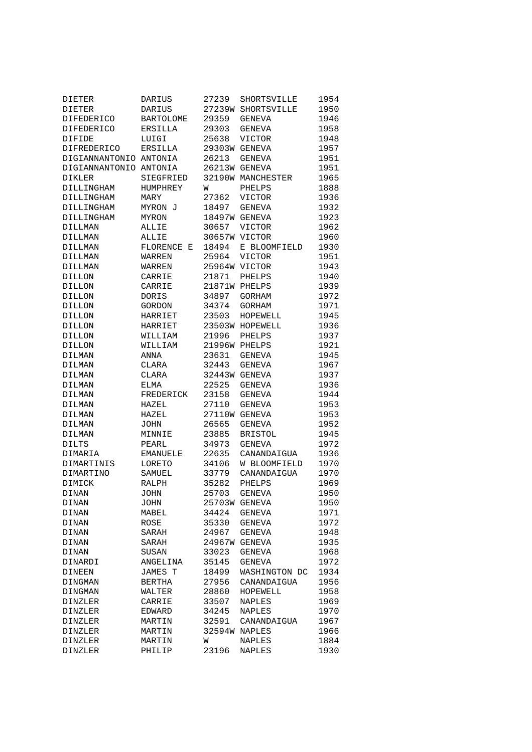| | | | | |
|---|---|---|---|---|
| DIETER | DARIUS | 27239 | SHORTSVILLE | 1954 |
| DIETER | DARIUS | 27239W | SHORTSVILLE | 1950 |
| DIFEDERICO | BARTOLOME | 29359 | GENEVA | 1946 |
| DIFEDERICO | ERSILLA | 29303 | GENEVA | 1958 |
| DIFIDE | LUIGI | 25638 | VICTOR | 1948 |
| DIFREDERICO | ERSILLA | 29303W | GENEVA | 1957 |
| DIGIANNANTONIO | ANTONIA | 26213 | GENEVA | 1951 |
| DIGIANNANTONIO | ANTONIA | 26213W | GENEVA | 1951 |
| DIKLER | SIEGFRIED | 32190W | MANCHESTER | 1965 |
| DILLINGHAM | HUMPHREY | W | PHELPS | 1888 |
| DILLINGHAM | MARY | 27362 | VICTOR | 1936 |
| DILLINGHAM | MYRON J | 18497 | GENEVA | 1932 |
| DILLINGHAM | MYRON | 18497W | GENEVA | 1923 |
| DILLMAN | ALLIE | 30657 | VICTOR | 1962 |
| DILLMAN | ALLIE | 30657W | VICTOR | 1960 |
| DILLMAN | FLORENCE E | 18494 | E BLOOMFIELD | 1930 |
| DILLMAN | WARREN | 25964 | VICTOR | 1951 |
| DILLMAN | WARREN | 25964W | VICTOR | 1943 |
| DILLON | CARRIE | 21871 | PHELPS | 1940 |
| DILLON | CARRIE | 21871W | PHELPS | 1939 |
| DILLON | DORIS | 34897 | GORHAM | 1972 |
| DILLON | GORDON | 34374 | GORHAM | 1971 |
| DILLON | HARRIET | 23503 | HOPEWELL | 1945 |
| DILLON | HARRIET | 23503W | HOPEWELL | 1936 |
| DILLON | WILLIAM | 21996 | PHELPS | 1937 |
| DILLON | WILLIAM | 21996W | PHELPS | 1921 |
| DILMAN | ANNA | 23631 | GENEVA | 1945 |
| DILMAN | CLARA | 32443 | GENEVA | 1967 |
| DILMAN | CLARA | 32443W | GENEVA | 1937 |
| DILMAN | ELMA | 22525 | GENEVA | 1936 |
| DILMAN | FREDERICK | 23158 | GENEVA | 1944 |
| DILMAN | HAZEL | 27110 | GENEVA | 1953 |
| DILMAN | HAZEL | 27110W | GENEVA | 1953 |
| DILMAN | JOHN | 26565 | GENEVA | 1952 |
| DILMAN | MINNIE | 23885 | BRISTOL | 1945 |
| DILTS | PEARL | 34973 | GENEVA | 1972 |
| DIMARIA | EMANUELE | 22635 | CANANDAIGUA | 1936 |
| DIMARTINIS | LORETO | 34106 | W BLOOMFIELD | 1970 |
| DIMARTINO | SAMUEL | 33779 | CANANDAIGUA | 1970 |
| DIMICK | RALPH | 35282 | PHELPS | 1969 |
| DINAN | JOHN | 25703 | GENEVA | 1950 |
| DINAN | JOHN | 25703W | GENEVA | 1950 |
| DINAN | MABEL | 34424 | GENEVA | 1971 |
| DINAN | ROSE | 35330 | GENEVA | 1972 |
| DINAN | SARAH | 24967 | GENEVA | 1948 |
| DINAN | SARAH | 24967W | GENEVA | 1935 |
| DINAN | SUSAN | 33023 | GENEVA | 1968 |
| DINARDI | ANGELINA | 35145 | GENEVA | 1972 |
| DINEEN | JAMES T | 18499 | WASHINGTON DC | 1934 |
| DINGMAN | BERTHA | 27956 | CANANDAIGUA | 1956 |
| DINGMAN | WALTER | 28860 | HOPEWELL | 1958 |
| DINZLER | CARRIE | 33507 | NAPLES | 1969 |
| DINZLER | EDWARD | 34245 | NAPLES | 1970 |
| DINZLER | MARTIN | 32591 | CANANDAIGUA | 1967 |
| DINZLER | MARTIN | 32594W | NAPLES | 1966 |
| DINZLER | MARTIN | W | NAPLES | 1884 |
| DINZLER | PHILIP | 23196 | NAPLES | 1930 |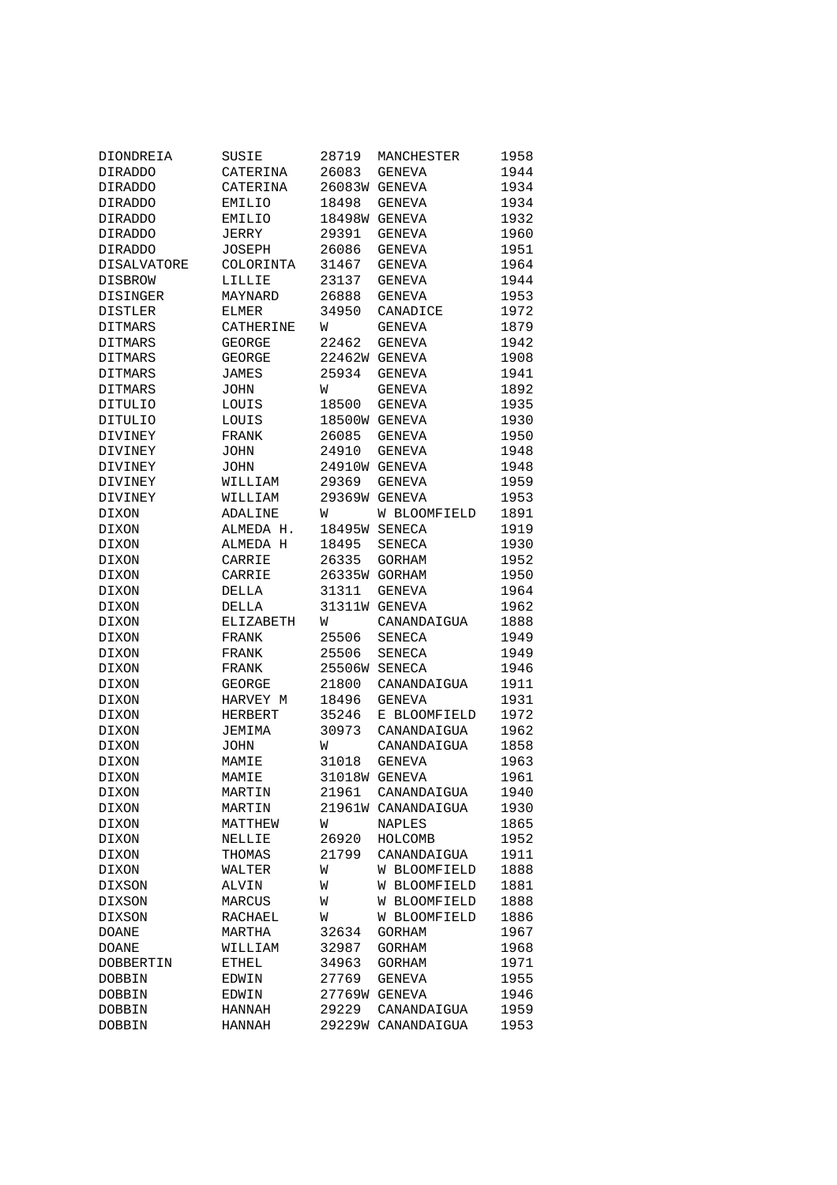| | | | | |
|---|---|---|---|---|
| DIONDREIA | SUSIE | 28719 | MANCHESTER | 1958 |
| DIRADDO | CATERINA | 26083 | GENEVA | 1944 |
| DIRADDO | CATERINA | 26083W | GENEVA | 1934 |
| DIRADDO | EMILIO | 18498 | GENEVA | 1934 |
| DIRADDO | EMILIO | 18498W | GENEVA | 1932 |
| DIRADDO | JERRY | 29391 | GENEVA | 1960 |
| DIRADDO | JOSEPH | 26086 | GENEVA | 1951 |
| DISALVATORE | COLORINTA | 31467 | GENEVA | 1964 |
| DISBROW | LILLIE | 23137 | GENEVA | 1944 |
| DISINGER | MAYNARD | 26888 | GENEVA | 1953 |
| DISTLER | ELMER | 34950 | CANADICE | 1972 |
| DITMARS | CATHERINE | W | GENEVA | 1879 |
| DITMARS | GEORGE | 22462 | GENEVA | 1942 |
| DITMARS | GEORGE | 22462W | GENEVA | 1908 |
| DITMARS | JAMES | 25934 | GENEVA | 1941 |
| DITMARS | JOHN | W | GENEVA | 1892 |
| DITULIO | LOUIS | 18500 | GENEVA | 1935 |
| DITULIO | LOUIS | 18500W | GENEVA | 1930 |
| DIVINEY | FRANK | 26085 | GENEVA | 1950 |
| DIVINEY | JOHN | 24910 | GENEVA | 1948 |
| DIVINEY | JOHN | 24910W | GENEVA | 1948 |
| DIVINEY | WILLIAM | 29369 | GENEVA | 1959 |
| DIVINEY | WILLIAM | 29369W | GENEVA | 1953 |
| DIXON | ADALINE | W | W BLOOMFIELD | 1891 |
| DIXON | ALMEDA H. | 18495W | SENECA | 1919 |
| DIXON | ALMEDA H | 18495 | SENECA | 1930 |
| DIXON | CARRIE | 26335 | GORHAM | 1952 |
| DIXON | CARRIE | 26335W | GORHAM | 1950 |
| DIXON | DELLA | 31311 | GENEVA | 1964 |
| DIXON | DELLA | 31311W | GENEVA | 1962 |
| DIXON | ELIZABETH | W | CANANDAIGUA | 1888 |
| DIXON | FRANK | 25506 | SENECA | 1949 |
| DIXON | FRANK | 25506 | SENECA | 1949 |
| DIXON | FRANK | 25506W | SENECA | 1946 |
| DIXON | GEORGE | 21800 | CANANDAIGUA | 1911 |
| DIXON | HARVEY M | 18496 | GENEVA | 1931 |
| DIXON | HERBERT | 35246 | E BLOOMFIELD | 1972 |
| DIXON | JEMIMA | 30973 | CANANDAIGUA | 1962 |
| DIXON | JOHN | W | CANANDAIGUA | 1858 |
| DIXON | MAMIE | 31018 | GENEVA | 1963 |
| DIXON | MAMIE | 31018W | GENEVA | 1961 |
| DIXON | MARTIN | 21961 | CANANDAIGUA | 1940 |
| DIXON | MARTIN | 21961W | CANANDAIGUA | 1930 |
| DIXON | MATTHEW | W | NAPLES | 1865 |
| DIXON | NELLIE | 26920 | HOLCOMB | 1952 |
| DIXON | THOMAS | 21799 | CANANDAIGUA | 1911 |
| DIXON | WALTER | W | W BLOOMFIELD | 1888 |
| DIXSON | ALVIN | W | W BLOOMFIELD | 1881 |
| DIXSON | MARCUS | W | W BLOOMFIELD | 1888 |
| DIXSON | RACHAEL | W | W BLOOMFIELD | 1886 |
| DOANE | MARTHA | 32634 | GORHAM | 1967 |
| DOANE | WILLIAM | 32987 | GORHAM | 1968 |
| DOBBERTIN | ETHEL | 34963 | GORHAM | 1971 |
| DOBBIN | EDWIN | 27769 | GENEVA | 1955 |
| DOBBIN | EDWIN | 27769W | GENEVA | 1946 |
| DOBBIN | HANNAH | 29229 | CANANDAIGUA | 1959 |
| DOBBIN | HANNAH | 29229W | CANANDAIGUA | 1953 |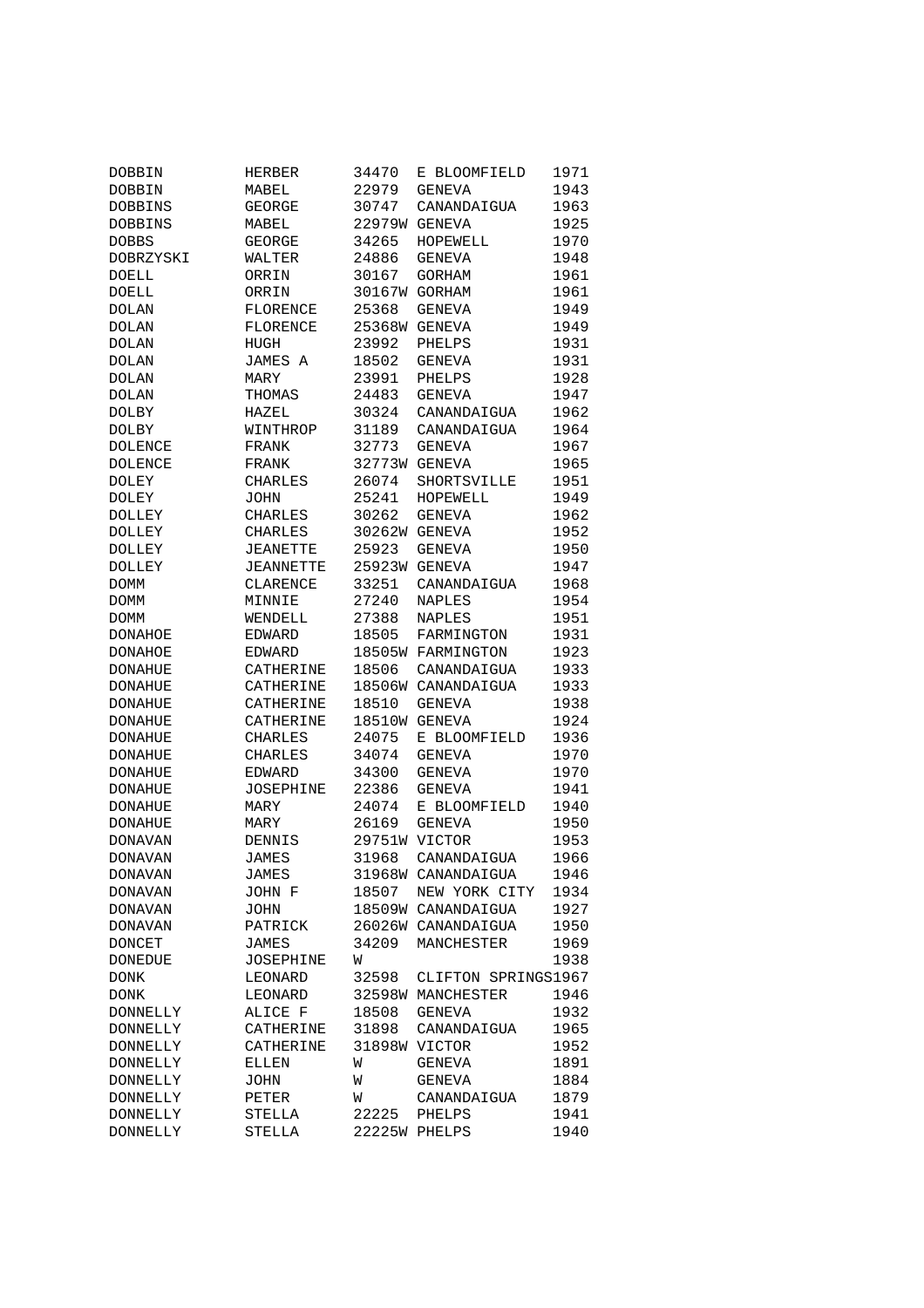| | | | | |
|---|---|---|---|---|
| DOBBIN | HERBER | 34470 | E BLOOMFIELD | 1971 |
| DOBBIN | MABEL | 22979 | GENEVA | 1943 |
| DOBBINS | GEORGE | 30747 | CANANDAIGUA | 1963 |
| DOBBINS | MABEL | 22979W | GENEVA | 1925 |
| DOBBS | GEORGE | 34265 | HOPEWELL | 1970 |
| DOBRZYSKI | WALTER | 24886 | GENEVA | 1948 |
| DOELL | ORRIN | 30167 | GORHAM | 1961 |
| DOELL | ORRIN | 30167W | GORHAM | 1961 |
| DOLAN | FLORENCE | 25368 | GENEVA | 1949 |
| DOLAN | FLORENCE | 25368W | GENEVA | 1949 |
| DOLAN | HUGH | 23992 | PHELPS | 1931 |
| DOLAN | JAMES A | 18502 | GENEVA | 1931 |
| DOLAN | MARY | 23991 | PHELPS | 1928 |
| DOLAN | THOMAS | 24483 | GENEVA | 1947 |
| DOLBY | HAZEL | 30324 | CANANDAIGUA | 1962 |
| DOLBY | WINTHROP | 31189 | CANANDAIGUA | 1964 |
| DOLENCE | FRANK | 32773 | GENEVA | 1967 |
| DOLENCE | FRANK | 32773W | GENEVA | 1965 |
| DOLEY | CHARLES | 26074 | SHORTSVILLE | 1951 |
| DOLEY | JOHN | 25241 | HOPEWELL | 1949 |
| DOLLEY | CHARLES | 30262 | GENEVA | 1962 |
| DOLLEY | CHARLES | 30262W | GENEVA | 1952 |
| DOLLEY | JEANETTE | 25923 | GENEVA | 1950 |
| DOLLEY | JEANNETTE | 25923W | GENEVA | 1947 |
| DOMM | CLARENCE | 33251 | CANANDAIGUA | 1968 |
| DOMM | MINNIE | 27240 | NAPLES | 1954 |
| DOMM | WENDELL | 27388 | NAPLES | 1951 |
| DONAHOE | EDWARD | 18505 | FARMINGTON | 1931 |
| DONAHOE | EDWARD | 18505W | FARMINGTON | 1923 |
| DONAHUE | CATHERINE | 18506 | CANANDAIGUA | 1933 |
| DONAHUE | CATHERINE | 18506W | CANANDAIGUA | 1933 |
| DONAHUE | CATHERINE | 18510 | GENEVA | 1938 |
| DONAHUE | CATHERINE | 18510W | GENEVA | 1924 |
| DONAHUE | CHARLES | 24075 | E BLOOMFIELD | 1936 |
| DONAHUE | CHARLES | 34074 | GENEVA | 1970 |
| DONAHUE | EDWARD | 34300 | GENEVA | 1970 |
| DONAHUE | JOSEPHINE | 22386 | GENEVA | 1941 |
| DONAHUE | MARY | 24074 | E BLOOMFIELD | 1940 |
| DONAHUE | MARY | 26169 | GENEVA | 1950 |
| DONAVAN | DENNIS | 29751W | VICTOR | 1953 |
| DONAVAN | JAMES | 31968 | CANANDAIGUA | 1966 |
| DONAVAN | JAMES | 31968W | CANANDAIGUA | 1946 |
| DONAVAN | JOHN F | 18507 | NEW YORK CITY | 1934 |
| DONAVAN | JOHN | 18509W | CANANDAIGUA | 1927 |
| DONAVAN | PATRICK | 26026W | CANANDAIGUA | 1950 |
| DONCET | JAMES | 34209 | MANCHESTER | 1969 |
| DONEDUE | JOSEPHINE | W | | 1938 |
| DONK | LEONARD | 32598 | CLIFTON SPRINGS | 1967 |
| DONK | LEONARD | 32598W | MANCHESTER | 1946 |
| DONNELLY | ALICE F | 18508 | GENEVA | 1932 |
| DONNELLY | CATHERINE | 31898 | CANANDAIGUA | 1965 |
| DONNELLY | CATHERINE | 31898W | VICTOR | 1952 |
| DONNELLY | ELLEN | W | GENEVA | 1891 |
| DONNELLY | JOHN | W | GENEVA | 1884 |
| DONNELLY | PETER | W | CANANDAIGUA | 1879 |
| DONNELLY | STELLA | 22225 | PHELPS | 1941 |
| DONNELLY | STELLA | 22225W | PHELPS | 1940 |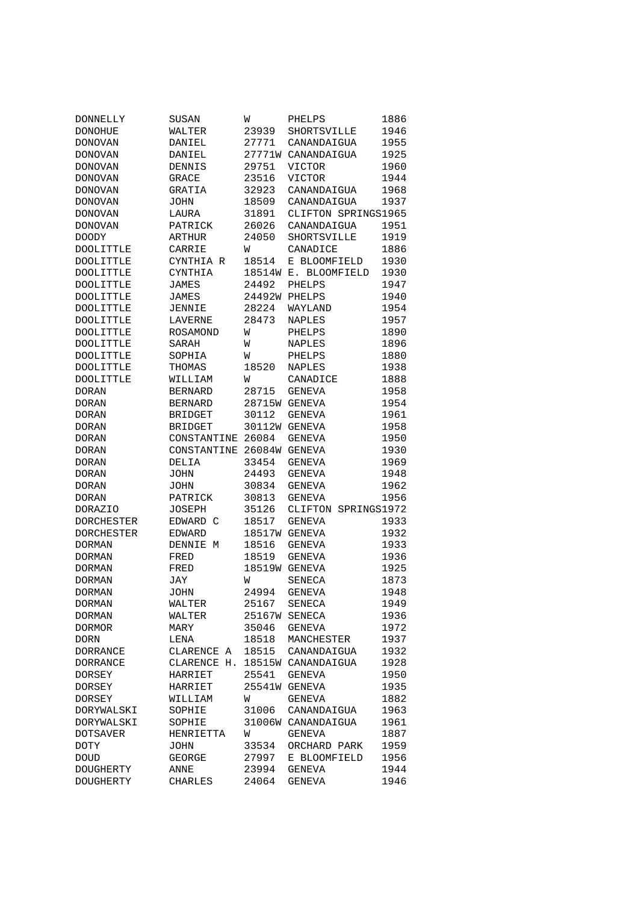| | | | | |
|---|---|---|---|---|
| DONNELLY | SUSAN | W | PHELPS | 1886 |
| DONOHUE | WALTER | 23939 | SHORTSVILLE | 1946 |
| DONOVAN | DANIEL | 27771 | CANANDAIGUA | 1955 |
| DONOVAN | DANIEL | 27771W | CANANDAIGUA | 1925 |
| DONOVAN | DENNIS | 29751 | VICTOR | 1960 |
| DONOVAN | GRACE | 23516 | VICTOR | 1944 |
| DONOVAN | GRATIA | 32923 | CANANDAIGUA | 1968 |
| DONOVAN | JOHN | 18509 | CANANDAIGUA | 1937 |
| DONOVAN | LAURA | 31891 | CLIFTON SPRINGS | 1965 |
| DONOVAN | PATRICK | 26026 | CANANDAIGUA | 1951 |
| DOODY | ARTHUR | 24050 | SHORTSVILLE | 1919 |
| DOOLITTLE | CARRIE | W | CANADICE | 1886 |
| DOOLITTLE | CYNTHIA R | 18514 | E BLOOMFIELD | 1930 |
| DOOLITTLE | CYNTHIA | 18514W | E. BLOOMFIELD | 1930 |
| DOOLITTLE | JAMES | 24492 | PHELPS | 1947 |
| DOOLITTLE | JAMES | 24492W | PHELPS | 1940 |
| DOOLITTLE | JENNIE | 28224 | WAYLAND | 1954 |
| DOOLITTLE | LAVERNE | 28473 | NAPLES | 1957 |
| DOOLITTLE | ROSAMOND | W | PHELPS | 1890 |
| DOOLITTLE | SARAH | W | NAPLES | 1896 |
| DOOLITTLE | SOPHIA | W | PHELPS | 1880 |
| DOOLITTLE | THOMAS | 18520 | NAPLES | 1938 |
| DOOLITTLE | WILLIAM | W | CANADICE | 1888 |
| DORAN | BERNARD | 28715 | GENEVA | 1958 |
| DORAN | BERNARD | 28715W | GENEVA | 1954 |
| DORAN | BRIDGET | 30112 | GENEVA | 1961 |
| DORAN | BRIDGET | 30112W | GENEVA | 1958 |
| DORAN | CONSTANTINE | 26084 | GENEVA | 1950 |
| DORAN | CONSTANTINE | 26084W | GENEVA | 1930 |
| DORAN | DELIA | 33454 | GENEVA | 1969 |
| DORAN | JOHN | 24493 | GENEVA | 1948 |
| DORAN | JOHN | 30834 | GENEVA | 1962 |
| DORAN | PATRICK | 30813 | GENEVA | 1956 |
| DORAZIO | JOSEPH | 35126 | CLIFTON SPRINGS | 1972 |
| DORCHESTER | EDWARD C | 18517 | GENEVA | 1933 |
| DORCHESTER | EDWARD | 18517W | GENEVA | 1932 |
| DORMAN | DENNIE M | 18516 | GENEVA | 1933 |
| DORMAN | FRED | 18519 | GENEVA | 1936 |
| DORMAN | FRED | 18519W | GENEVA | 1925 |
| DORMAN | JAY | W | SENECA | 1873 |
| DORMAN | JOHN | 24994 | GENEVA | 1948 |
| DORMAN | WALTER | 25167 | SENECA | 1949 |
| DORMAN | WALTER | 25167W | SENECA | 1936 |
| DORMOR | MARY | 35046 | GENEVA | 1972 |
| DORN | LENA | 18518 | MANCHESTER | 1937 |
| DORRANCE | CLARENCE A | 18515 | CANANDAIGUA | 1932 |
| DORRANCE | CLARENCE H. | 18515W | CANANDAIGUA | 1928 |
| DORSEY | HARRIET | 25541 | GENEVA | 1950 |
| DORSEY | HARRIET | 25541W | GENEVA | 1935 |
| DORSEY | WILLIAM | W | GENEVA | 1882 |
| DORYWALSKI | SOPHIE | 31006 | CANANDAIGUA | 1963 |
| DORYWALSKI | SOPHIE | 31006W | CANANDAIGUA | 1961 |
| DOTSAVER | HENRIETTA | W | GENEVA | 1887 |
| DOTY | JOHN | 33534 | ORCHARD PARK | 1959 |
| DOUD | GEORGE | 27997 | E BLOOMFIELD | 1956 |
| DOUGHERTY | ANNE | 23994 | GENEVA | 1944 |
| DOUGHERTY | CHARLES | 24064 | GENEVA | 1946 |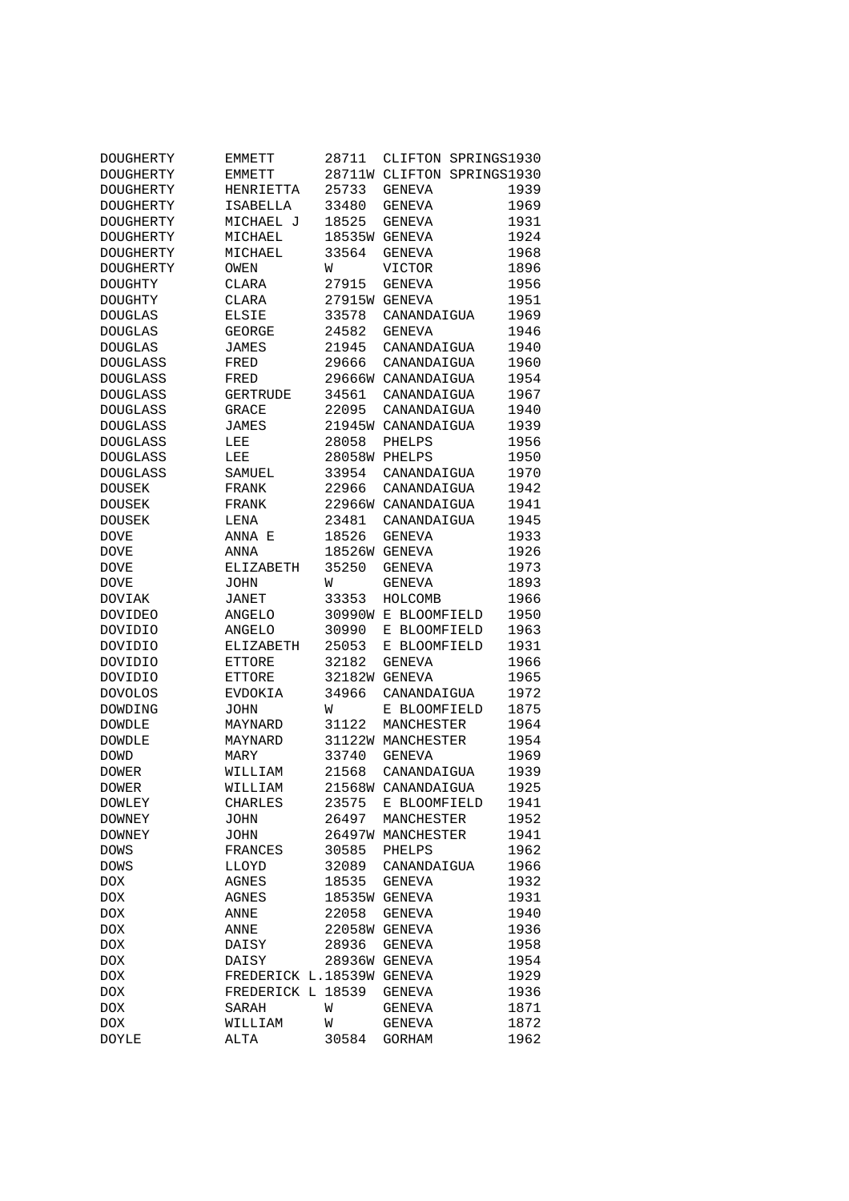| | | | | |
|---|---|---|---|---|
| DOUGHERTY | EMMETT | 28711 | CLIFTON SPRINGS | 1930 |
| DOUGHERTY | EMMETT | 28711W | CLIFTON SPRINGS | 1930 |
| DOUGHERTY | HENRIETTA | 25733 | GENEVA | 1939 |
| DOUGHERTY | ISABELLA | 33480 | GENEVA | 1969 |
| DOUGHERTY | MICHAEL J | 18525 | GENEVA | 1931 |
| DOUGHERTY | MICHAEL | 18535W | GENEVA | 1924 |
| DOUGHERTY | MICHAEL | 33564 | GENEVA | 1968 |
| DOUGHERTY | OWEN | W | VICTOR | 1896 |
| DOUGHTY | CLARA | 27915 | GENEVA | 1956 |
| DOUGHTY | CLARA | 27915W | GENEVA | 1951 |
| DOUGLAS | ELSIE | 33578 | CANANDAIGUA | 1969 |
| DOUGLAS | GEORGE | 24582 | GENEVA | 1946 |
| DOUGLAS | JAMES | 21945 | CANANDAIGUA | 1940 |
| DOUGLASS | FRED | 29666 | CANANDAIGUA | 1960 |
| DOUGLASS | FRED | 29666W | CANANDAIGUA | 1954 |
| DOUGLASS | GERTRUDE | 34561 | CANANDAIGUA | 1967 |
| DOUGLASS | GRACE | 22095 | CANANDAIGUA | 1940 |
| DOUGLASS | JAMES | 21945W | CANANDAIGUA | 1939 |
| DOUGLASS | LEE | 28058 | PHELPS | 1956 |
| DOUGLASS | LEE | 28058W | PHELPS | 1950 |
| DOUGLASS | SAMUEL | 33954 | CANANDAIGUA | 1970 |
| DOUSEK | FRANK | 22966 | CANANDAIGUA | 1942 |
| DOUSEK | FRANK | 22966W | CANANDAIGUA | 1941 |
| DOUSEK | LENA | 23481 | CANANDAIGUA | 1945 |
| DOVE | ANNA E | 18526 | GENEVA | 1933 |
| DOVE | ANNA | 18526W | GENEVA | 1926 |
| DOVE | ELIZABETH | 35250 | GENEVA | 1973 |
| DOVE | JOHN | W | GENEVA | 1893 |
| DOVIAK | JANET | 33353 | HOLCOMB | 1966 |
| DOVIDEO | ANGELO | 30990W | E BLOOMFIELD | 1950 |
| DOVIDIO | ANGELO | 30990 | E BLOOMFIELD | 1963 |
| DOVIDIO | ELIZABETH | 25053 | E BLOOMFIELD | 1931 |
| DOVIDIO | ETTORE | 32182 | GENEVA | 1966 |
| DOVIDIO | ETTORE | 32182W | GENEVA | 1965 |
| DOVOLOS | EVDOKIA | 34966 | CANANDAIGUA | 1972 |
| DOWDING | JOHN | W | E BLOOMFIELD | 1875 |
| DOWDLE | MAYNARD | 31122 | MANCHESTER | 1964 |
| DOWDLE | MAYNARD | 31122W | MANCHESTER | 1954 |
| DOWD | MARY | 33740 | GENEVA | 1969 |
| DOWER | WILLIAM | 21568 | CANANDAIGUA | 1939 |
| DOWER | WILLIAM | 21568W | CANANDAIGUA | 1925 |
| DOWLEY | CHARLES | 23575 | E BLOOMFIELD | 1941 |
| DOWNEY | JOHN | 26497 | MANCHESTER | 1952 |
| DOWNEY | JOHN | 26497W | MANCHESTER | 1941 |
| DOWS | FRANCES | 30585 | PHELPS | 1962 |
| DOWS | LLOYD | 32089 | CANANDAIGUA | 1966 |
| DOX | AGNES | 18535 | GENEVA | 1932 |
| DOX | AGNES | 18535W | GENEVA | 1931 |
| DOX | ANNE | 22058 | GENEVA | 1940 |
| DOX | ANNE | 22058W | GENEVA | 1936 |
| DOX | DAISY | 28936 | GENEVA | 1958 |
| DOX | DAISY | 28936W | GENEVA | 1954 |
| DOX | FREDERICK L. | 18539W | GENEVA | 1929 |
| DOX | FREDERICK L | 18539 | GENEVA | 1936 |
| DOX | SARAH | W | GENEVA | 1871 |
| DOX | WILLIAM | W | GENEVA | 1872 |
| DOYLE | ALTA | 30584 | GORHAM | 1962 |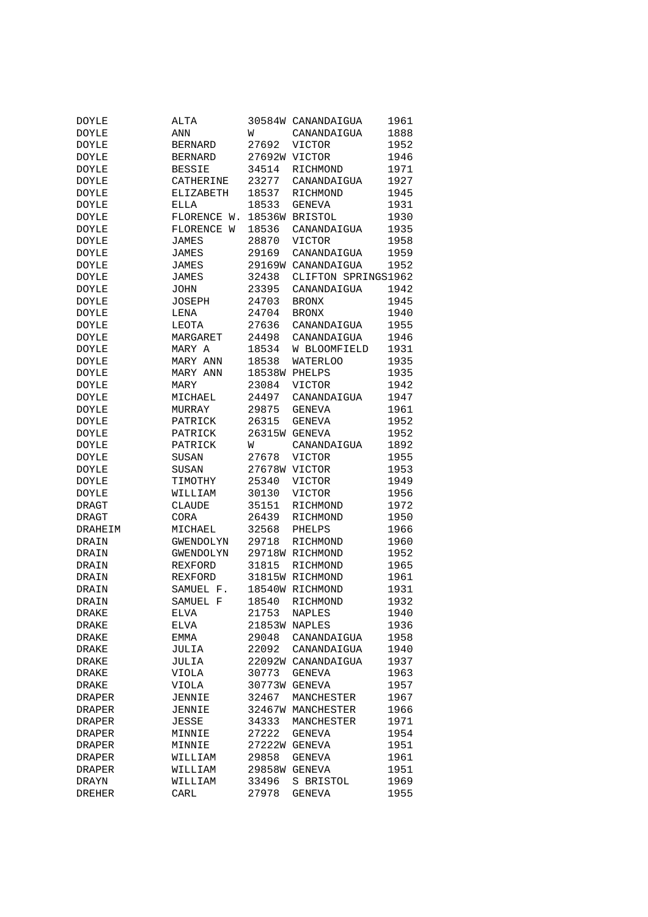| | | | | |
|---|---|---|---|---|
| DOYLE | ALTA | 30584W | CANANDAIGUA | 1961 |
| DOYLE | ANN | W | CANANDAIGUA | 1888 |
| DOYLE | BERNARD | 27692 | VICTOR | 1952 |
| DOYLE | BERNARD | 27692W | VICTOR | 1946 |
| DOYLE | BESSIE | 34514 | RICHMOND | 1971 |
| DOYLE | CATHERINE | 23277 | CANANDAIGUA | 1927 |
| DOYLE | ELIZABETH | 18537 | RICHMOND | 1945 |
| DOYLE | ELLA | 18533 | GENEVA | 1931 |
| DOYLE | FLORENCE W. | 18536W | BRISTOL | 1930 |
| DOYLE | FLORENCE W | 18536 | CANANDAIGUA | 1935 |
| DOYLE | JAMES | 28870 | VICTOR | 1958 |
| DOYLE | JAMES | 29169 | CANANDAIGUA | 1959 |
| DOYLE | JAMES | 29169W | CANANDAIGUA | 1952 |
| DOYLE | JAMES | 32438 | CLIFTON SPRINGS | 1962 |
| DOYLE | JOHN | 23395 | CANANDAIGUA | 1942 |
| DOYLE | JOSEPH | 24703 | BRONX | 1945 |
| DOYLE | LENA | 24704 | BRONX | 1940 |
| DOYLE | LEOTA | 27636 | CANANDAIGUA | 1955 |
| DOYLE | MARGARET | 24498 | CANANDAIGUA | 1946 |
| DOYLE | MARY A | 18534 | W BLOOMFIELD | 1931 |
| DOYLE | MARY ANN | 18538 | WATERLOO | 1935 |
| DOYLE | MARY ANN | 18538W | PHELPS | 1935 |
| DOYLE | MARY | 23084 | VICTOR | 1942 |
| DOYLE | MICHAEL | 24497 | CANANDAIGUA | 1947 |
| DOYLE | MURRAY | 29875 | GENEVA | 1961 |
| DOYLE | PATRICK | 26315 | GENEVA | 1952 |
| DOYLE | PATRICK | 26315W | GENEVA | 1952 |
| DOYLE | PATRICK | W | CANANDAIGUA | 1892 |
| DOYLE | SUSAN | 27678 | VICTOR | 1955 |
| DOYLE | SUSAN | 27678W | VICTOR | 1953 |
| DOYLE | TIMOTHY | 25340 | VICTOR | 1949 |
| DOYLE | WILLIAM | 30130 | VICTOR | 1956 |
| DRAGT | CLAUDE | 35151 | RICHMOND | 1972 |
| DRAGT | CORA | 26439 | RICHMOND | 1950 |
| DRAHEIM | MICHAEL | 32568 | PHELPS | 1966 |
| DRAIN | GWENDOLYN | 29718 | RICHMOND | 1960 |
| DRAIN | GWENDOLYN | 29718W | RICHMOND | 1952 |
| DRAIN | REXFORD | 31815 | RICHMOND | 1965 |
| DRAIN | REXFORD | 31815W | RICHMOND | 1961 |
| DRAIN | SAMUEL F. | 18540W | RICHMOND | 1931 |
| DRAIN | SAMUEL F | 18540 | RICHMOND | 1932 |
| DRAKE | ELVA | 21753 | NAPLES | 1940 |
| DRAKE | ELVA | 21853W | NAPLES | 1936 |
| DRAKE | EMMA | 29048 | CANANDAIGUA | 1958 |
| DRAKE | JULIA | 22092 | CANANDAIGUA | 1940 |
| DRAKE | JULIA | 22092W | CANANDAIGUA | 1937 |
| DRAKE | VIOLA | 30773 | GENEVA | 1963 |
| DRAKE | VIOLA | 30773W | GENEVA | 1957 |
| DRAPER | JENNIE | 32467 | MANCHESTER | 1967 |
| DRAPER | JENNIE | 32467W | MANCHESTER | 1966 |
| DRAPER | JESSE | 34333 | MANCHESTER | 1971 |
| DRAPER | MINNIE | 27222 | GENEVA | 1954 |
| DRAPER | MINNIE | 27222W | GENEVA | 1951 |
| DRAPER | WILLIAM | 29858 | GENEVA | 1961 |
| DRAPER | WILLIAM | 29858W | GENEVA | 1951 |
| DRAYN | WILLIAM | 33496 | S BRISTOL | 1969 |
| DREHER | CARL | 27978 | GENEVA | 1955 |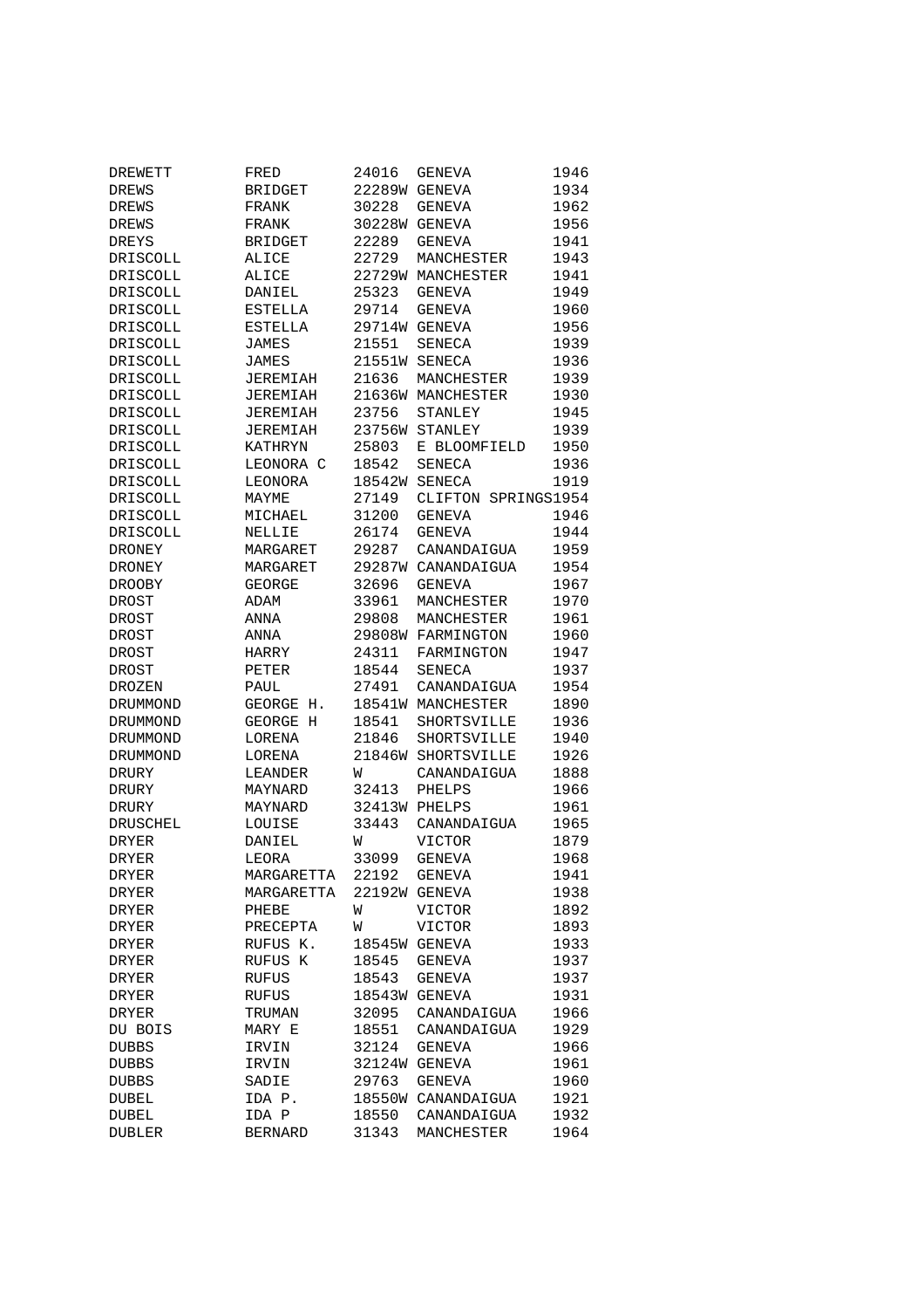| | | | | |
|---|---|---|---|---|
| DREWETT | FRED | 24016 | GENEVA | 1946 |
| DREWS | BRIDGET | 22289W | GENEVA | 1934 |
| DREWS | FRANK | 30228 | GENEVA | 1962 |
| DREWS | FRANK | 30228W | GENEVA | 1956 |
| DREYS | BRIDGET | 22289 | GENEVA | 1941 |
| DRISCOLL | ALICE | 22729 | MANCHESTER | 1943 |
| DRISCOLL | ALICE | 22729W | MANCHESTER | 1941 |
| DRISCOLL | DANIEL | 25323 | GENEVA | 1949 |
| DRISCOLL | ESTELLA | 29714 | GENEVA | 1960 |
| DRISCOLL | ESTELLA | 29714W | GENEVA | 1956 |
| DRISCOLL | JAMES | 21551 | SENECA | 1939 |
| DRISCOLL | JAMES | 21551W | SENECA | 1936 |
| DRISCOLL | JEREMIAH | 21636 | MANCHESTER | 1939 |
| DRISCOLL | JEREMIAH | 21636W | MANCHESTER | 1930 |
| DRISCOLL | JEREMIAH | 23756 | STANLEY | 1945 |
| DRISCOLL | JEREMIAH | 23756W | STANLEY | 1939 |
| DRISCOLL | KATHRYN | 25803 | E BLOOMFIELD | 1950 |
| DRISCOLL | LEONORA C | 18542 | SENECA | 1936 |
| DRISCOLL | LEONORA | 18542W | SENECA | 1919 |
| DRISCOLL | MAYME | 27149 | CLIFTON SPRINGS | 1954 |
| DRISCOLL | MICHAEL | 31200 | GENEVA | 1946 |
| DRISCOLL | NELLIE | 26174 | GENEVA | 1944 |
| DRONEY | MARGARET | 29287 | CANANDAIGUA | 1959 |
| DRONEY | MARGARET | 29287W | CANANDAIGUA | 1954 |
| DROOBY | GEORGE | 32696 | GENEVA | 1967 |
| DROST | ADAM | 33961 | MANCHESTER | 1970 |
| DROST | ANNA | 29808 | MANCHESTER | 1961 |
| DROST | ANNA | 29808W | FARMINGTON | 1960 |
| DROST | HARRY | 24311 | FARMINGTON | 1947 |
| DROST | PETER | 18544 | SENECA | 1937 |
| DROZEN | PAUL | 27491 | CANANDAIGUA | 1954 |
| DRUMMOND | GEORGE H. | 18541W | MANCHESTER | 1890 |
| DRUMMOND | GEORGE H | 18541 | SHORTSVILLE | 1936 |
| DRUMMOND | LORENA | 21846 | SHORTSVILLE | 1940 |
| DRUMMOND | LORENA | 21846W | SHORTSVILLE | 1926 |
| DRURY | LEANDER | W | CANANDAIGUA | 1888 |
| DRURY | MAYNARD | 32413 | PHELPS | 1966 |
| DRURY | MAYNARD | 32413W | PHELPS | 1961 |
| DRUSCHEL | LOUISE | 33443 | CANANDAIGUA | 1965 |
| DRYER | DANIEL | W | VICTOR | 1879 |
| DRYER | LEORA | 33099 | GENEVA | 1968 |
| DRYER | MARGARETTA | 22192 | GENEVA | 1941 |
| DRYER | MARGARETTA | 22192W | GENEVA | 1938 |
| DRYER | PHEBE | W | VICTOR | 1892 |
| DRYER | PRECEPTA | W | VICTOR | 1893 |
| DRYER | RUFUS K. | 18545W | GENEVA | 1933 |
| DRYER | RUFUS K | 18545 | GENEVA | 1937 |
| DRYER | RUFUS | 18543 | GENEVA | 1937 |
| DRYER | RUFUS | 18543W | GENEVA | 1931 |
| DRYER | TRUMAN | 32095 | CANANDAIGUA | 1966 |
| DU BOIS | MARY E | 18551 | CANANDAIGUA | 1929 |
| DUBBS | IRVIN | 32124 | GENEVA | 1966 |
| DUBBS | IRVIN | 32124W | GENEVA | 1961 |
| DUBBS | SADIE | 29763 | GENEVA | 1960 |
| DUBEL | IDA P. | 18550W | CANANDAIGUA | 1921 |
| DUBEL | IDA P | 18550 | CANANDAIGUA | 1932 |
| DUBLER | BERNARD | 31343 | MANCHESTER | 1964 |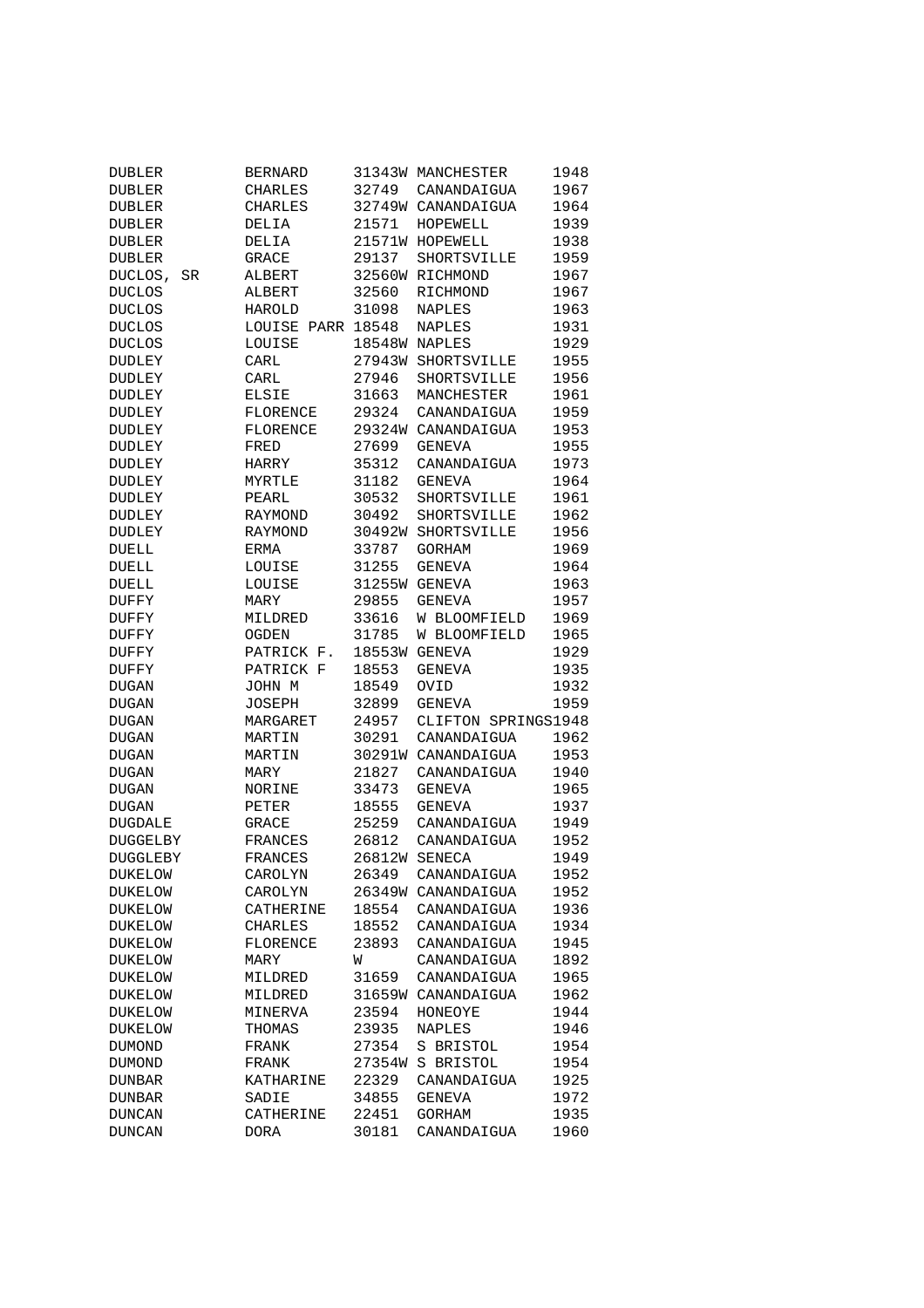| | | | | |
|---|---|---|---|---|
| DUBLER | BERNARD | 31343W | MANCHESTER | 1948 |
| DUBLER | CHARLES | 32749 | CANANDAIGUA | 1967 |
| DUBLER | CHARLES | 32749W | CANANDAIGUA | 1964 |
| DUBLER | DELIA | 21571 | HOPEWELL | 1939 |
| DUBLER | DELIA | 21571W | HOPEWELL | 1938 |
| DUBLER | GRACE | 29137 | SHORTSVILLE | 1959 |
| DUCLOS, SR | ALBERT | 32560W | RICHMOND | 1967 |
| DUCLOS | ALBERT | 32560 | RICHMOND | 1967 |
| DUCLOS | HAROLD | 31098 | NAPLES | 1963 |
| DUCLOS | LOUISE PARR | 18548 | NAPLES | 1931 |
| DUCLOS | LOUISE | 18548W | NAPLES | 1929 |
| DUDLEY | CARL | 27943W | SHORTSVILLE | 1955 |
| DUDLEY | CARL | 27946 | SHORTSVILLE | 1956 |
| DUDLEY | ELSIE | 31663 | MANCHESTER | 1961 |
| DUDLEY | FLORENCE | 29324 | CANANDAIGUA | 1959 |
| DUDLEY | FLORENCE | 29324W | CANANDAIGUA | 1953 |
| DUDLEY | FRED | 27699 | GENEVA | 1955 |
| DUDLEY | HARRY | 35312 | CANANDAIGUA | 1973 |
| DUDLEY | MYRTLE | 31182 | GENEVA | 1964 |
| DUDLEY | PEARL | 30532 | SHORTSVILLE | 1961 |
| DUDLEY | RAYMOND | 30492 | SHORTSVILLE | 1962 |
| DUDLEY | RAYMOND | 30492W | SHORTSVILLE | 1956 |
| DUELL | ERMA | 33787 | GORHAM | 1969 |
| DUELL | LOUISE | 31255 | GENEVA | 1964 |
| DUELL | LOUISE | 31255W | GENEVA | 1963 |
| DUFFY | MARY | 29855 | GENEVA | 1957 |
| DUFFY | MILDRED | 33616 | W BLOOMFIELD | 1969 |
| DUFFY | OGDEN | 31785 | W BLOOMFIELD | 1965 |
| DUFFY | PATRICK F. | 18553W | GENEVA | 1929 |
| DUFFY | PATRICK F | 18553 | GENEVA | 1935 |
| DUGAN | JOHN M | 18549 | OVID | 1932 |
| DUGAN | JOSEPH | 32899 | GENEVA | 1959 |
| DUGAN | MARGARET | 24957 | CLIFTON SPRINGS | 1948 |
| DUGAN | MARTIN | 30291 | CANANDAIGUA | 1962 |
| DUGAN | MARTIN | 30291W | CANANDAIGUA | 1953 |
| DUGAN | MARY | 21827 | CANANDAIGUA | 1940 |
| DUGAN | NORINE | 33473 | GENEVA | 1965 |
| DUGAN | PETER | 18555 | GENEVA | 1937 |
| DUGDALE | GRACE | 25259 | CANANDAIGUA | 1949 |
| DUGGELBY | FRANCES | 26812 | CANANDAIGUA | 1952 |
| DUGGLEBY | FRANCES | 26812W | SENECA | 1949 |
| DUKELOW | CAROLYN | 26349 | CANANDAIGUA | 1952 |
| DUKELOW | CAROLYN | 26349W | CANANDAIGUA | 1952 |
| DUKELOW | CATHERINE | 18554 | CANANDAIGUA | 1936 |
| DUKELOW | CHARLES | 18552 | CANANDAIGUA | 1934 |
| DUKELOW | FLORENCE | 23893 | CANANDAIGUA | 1945 |
| DUKELOW | MARY | W | CANANDAIGUA | 1892 |
| DUKELOW | MILDRED | 31659 | CANANDAIGUA | 1965 |
| DUKELOW | MILDRED | 31659W | CANANDAIGUA | 1962 |
| DUKELOW | MINERVA | 23594 | HONEOYE | 1944 |
| DUKELOW | THOMAS | 23935 | NAPLES | 1946 |
| DUMOND | FRANK | 27354 | S BRISTOL | 1954 |
| DUMOND | FRANK | 27354W | S BRISTOL | 1954 |
| DUNBAR | KATHARINE | 22329 | CANANDAIGUA | 1925 |
| DUNBAR | SADIE | 34855 | GENEVA | 1972 |
| DUNCAN | CATHERINE | 22451 | GORHAM | 1935 |
| DUNCAN | DORA | 30181 | CANANDAIGUA | 1960 |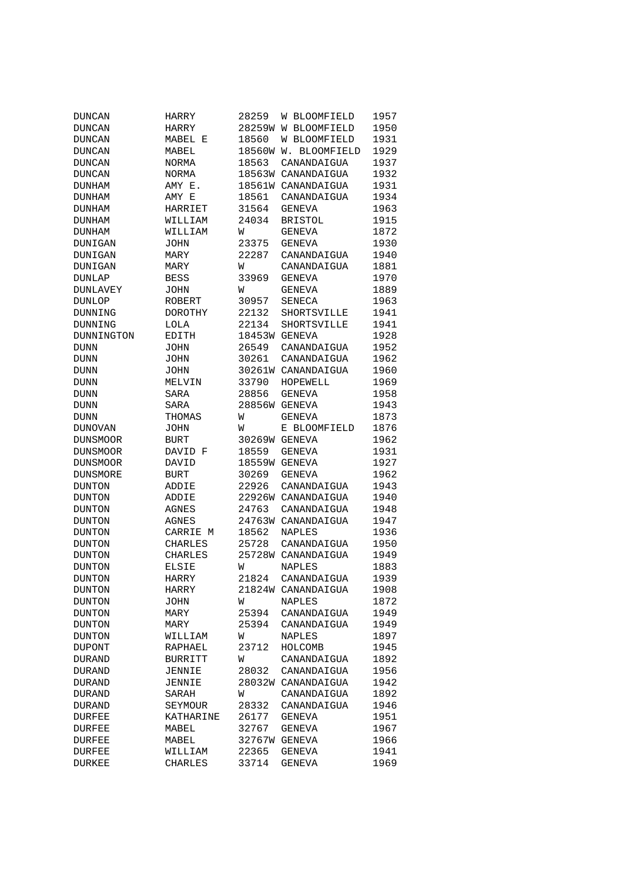| | | | | |
|---|---|---|---|---|
| DUNCAN | HARRY | 28259 | W BLOOMFIELD | 1957 |
| DUNCAN | HARRY | 28259W | W BLOOMFIELD | 1950 |
| DUNCAN | MABEL E | 18560 | W BLOOMFIELD | 1931 |
| DUNCAN | MABEL | 18560W | W. BLOOMFIELD | 1929 |
| DUNCAN | NORMA | 18563 | CANANDAIGUA | 1937 |
| DUNCAN | NORMA | 18563W | CANANDAIGUA | 1932 |
| DUNHAM | AMY E. | 18561W | CANANDAIGUA | 1931 |
| DUNHAM | AMY E | 18561 | CANANDAIGUA | 1934 |
| DUNHAM | HARRIET | 31564 | GENEVA | 1963 |
| DUNHAM | WILLIAM | 24034 | BRISTOL | 1915 |
| DUNHAM | WILLIAM | W | GENEVA | 1872 |
| DUNIGAN | JOHN | 23375 | GENEVA | 1930 |
| DUNIGAN | MARY | 22287 | CANANDAIGUA | 1940 |
| DUNIGAN | MARY | W | CANANDAIGUA | 1881 |
| DUNLAP | BESS | 33969 | GENEVA | 1970 |
| DUNLAVEY | JOHN | W | GENEVA | 1889 |
| DUNLOP | ROBERT | 30957 | SENECA | 1963 |
| DUNNING | DOROTHY | 22132 | SHORTSVILLE | 1941 |
| DUNNING | LOLA | 22134 | SHORTSVILLE | 1941 |
| DUNNINGTON | EDITH | 18453W | GENEVA | 1928 |
| DUNN | JOHN | 26549 | CANANDAIGUA | 1952 |
| DUNN | JOHN | 30261 | CANANDAIGUA | 1962 |
| DUNN | JOHN | 30261W | CANANDAIGUA | 1960 |
| DUNN | MELVIN | 33790 | HOPEWELL | 1969 |
| DUNN | SARA | 28856 | GENEVA | 1958 |
| DUNN | SARA | 28856W | GENEVA | 1943 |
| DUNN | THOMAS | W | GENEVA | 1873 |
| DUNOVAN | JOHN | W | E BLOOMFIELD | 1876 |
| DUNSMOOR | BURT | 30269W | GENEVA | 1962 |
| DUNSMOOR | DAVID F | 18559 | GENEVA | 1931 |
| DUNSMOOR | DAVID | 18559W | GENEVA | 1927 |
| DUNSMORE | BURT | 30269 | GENEVA | 1962 |
| DUNTON | ADDIE | 22926 | CANANDAIGUA | 1943 |
| DUNTON | ADDIE | 22926W | CANANDAIGUA | 1940 |
| DUNTON | AGNES | 24763 | CANANDAIGUA | 1948 |
| DUNTON | AGNES | 24763W | CANANDAIGUA | 1947 |
| DUNTON | CARRIE M | 18562 | NAPLES | 1936 |
| DUNTON | CHARLES | 25728 | CANANDAIGUA | 1950 |
| DUNTON | CHARLES | 25728W | CANANDAIGUA | 1949 |
| DUNTON | ELSIE | W | NAPLES | 1883 |
| DUNTON | HARRY | 21824 | CANANDAIGUA | 1939 |
| DUNTON | HARRY | 21824W | CANANDAIGUA | 1908 |
| DUNTON | JOHN | W | NAPLES | 1872 |
| DUNTON | MARY | 25394 | CANANDAIGUA | 1949 |
| DUNTON | MARY | 25394 | CANANDAIGUA | 1949 |
| DUNTON | WILLIAM | W | NAPLES | 1897 |
| DUPONT | RAPHAEL | 23712 | HOLCOMB | 1945 |
| DURAND | BURRITT | W | CANANDAIGUA | 1892 |
| DURAND | JENNIE | 28032 | CANANDAIGUA | 1956 |
| DURAND | JENNIE | 28032W | CANANDAIGUA | 1942 |
| DURAND | SARAH | W | CANANDAIGUA | 1892 |
| DURAND | SEYMOUR | 28332 | CANANDAIGUA | 1946 |
| DURFEE | KATHARINE | 26177 | GENEVA | 1951 |
| DURFEE | MABEL | 32767 | GENEVA | 1967 |
| DURFEE | MABEL | 32767W | GENEVA | 1966 |
| DURFEE | WILLIAM | 22365 | GENEVA | 1941 |
| DURKEE | CHARLES | 33714 | GENEVA | 1969 |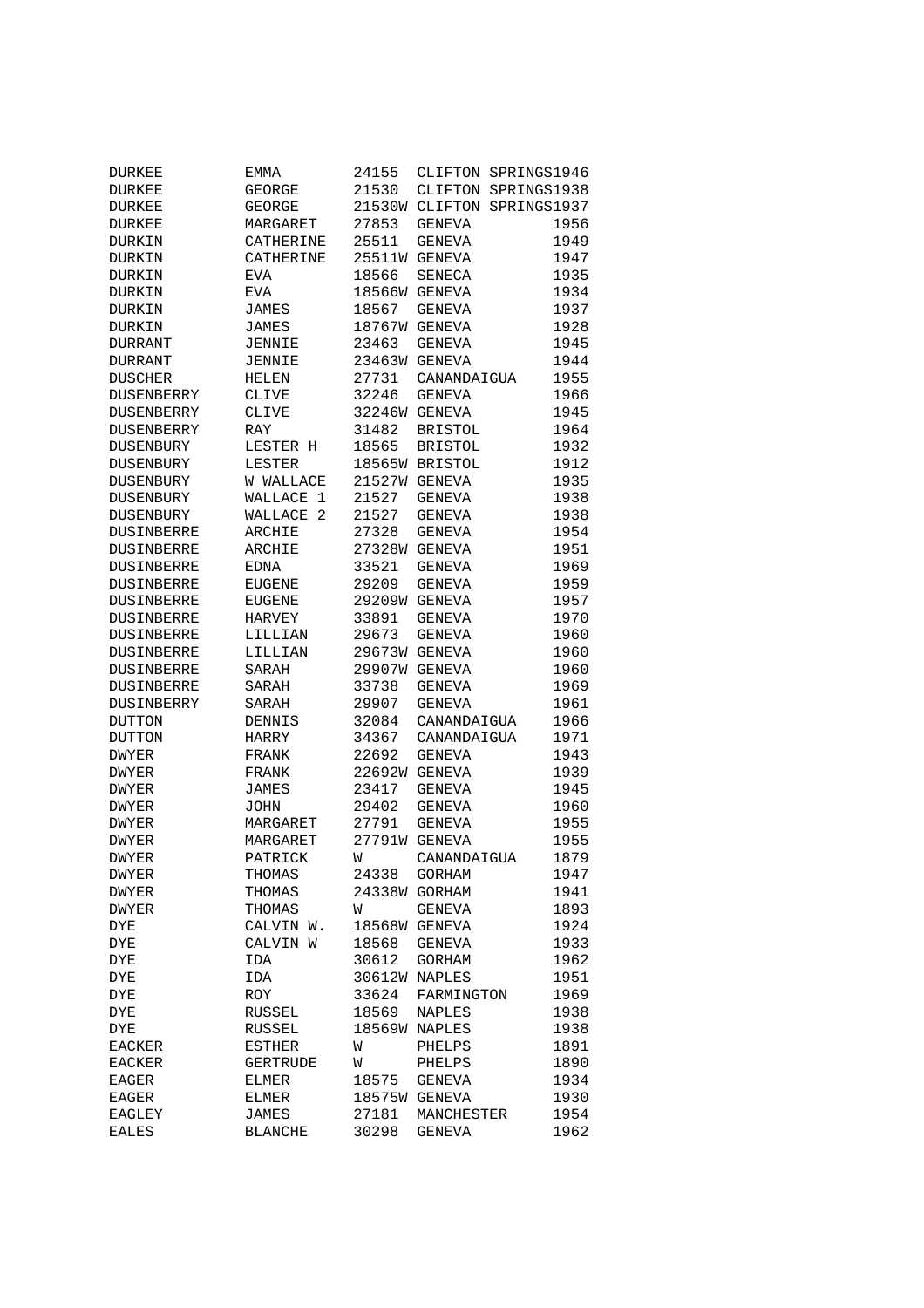| | | | | |
|---|---|---|---|---|
| DURKEE | EMMA | 24155 | CLIFTON SPRINGS | 1946 |
| DURKEE | GEORGE | 21530 | CLIFTON SPRINGS | 1938 |
| DURKEE | GEORGE | 21530W | CLIFTON SPRINGS | 1937 |
| DURKEE | MARGARET | 27853 | GENEVA | 1956 |
| DURKIN | CATHERINE | 25511 | GENEVA | 1949 |
| DURKIN | CATHERINE | 25511W | GENEVA | 1947 |
| DURKIN | EVA | 18566 | SENECA | 1935 |
| DURKIN | EVA | 18566W | GENEVA | 1934 |
| DURKIN | JAMES | 18567 | GENEVA | 1937 |
| DURKIN | JAMES | 18767W | GENEVA | 1928 |
| DURRANT | JENNIE | 23463 | GENEVA | 1945 |
| DURRANT | JENNIE | 23463W | GENEVA | 1944 |
| DUSCHER | HELEN | 27731 | CANANDAIGUA | 1955 |
| DUSENBERRY | CLIVE | 32246 | GENEVA | 1966 |
| DUSENBERRY | CLIVE | 32246W | GENEVA | 1945 |
| DUSENBERRY | RAY | 31482 | BRISTOL | 1964 |
| DUSENBURY | LESTER H | 18565 | BRISTOL | 1932 |
| DUSENBURY | LESTER | 18565W | BRISTOL | 1912 |
| DUSENBURY | W WALLACE | 21527W | GENEVA | 1935 |
| DUSENBURY | WALLACE 1 | 21527 | GENEVA | 1938 |
| DUSENBURY | WALLACE 2 | 21527 | GENEVA | 1938 |
| DUSINBERRE | ARCHIE | 27328 | GENEVA | 1954 |
| DUSINBERRE | ARCHIE | 27328W | GENEVA | 1951 |
| DUSINBERRE | EDNA | 33521 | GENEVA | 1969 |
| DUSINBERRE | EUGENE | 29209 | GENEVA | 1959 |
| DUSINBERRE | EUGENE | 29209W | GENEVA | 1957 |
| DUSINBERRE | HARVEY | 33891 | GENEVA | 1970 |
| DUSINBERRE | LILLIAN | 29673 | GENEVA | 1960 |
| DUSINBERRE | LILLIAN | 29673W | GENEVA | 1960 |
| DUSINBERRE | SARAH | 29907W | GENEVA | 1960 |
| DUSINBERRE | SARAH | 33738 | GENEVA | 1969 |
| DUSINBERRY | SARAH | 29907 | GENEVA | 1961 |
| DUTTON | DENNIS | 32084 | CANANDAIGUA | 1966 |
| DUTTON | HARRY | 34367 | CANANDAIGUA | 1971 |
| DWYER | FRANK | 22692 | GENEVA | 1943 |
| DWYER | FRANK | 22692W | GENEVA | 1939 |
| DWYER | JAMES | 23417 | GENEVA | 1945 |
| DWYER | JOHN | 29402 | GENEVA | 1960 |
| DWYER | MARGARET | 27791 | GENEVA | 1955 |
| DWYER | MARGARET | 27791W | GENEVA | 1955 |
| DWYER | PATRICK | W | CANANDAIGUA | 1879 |
| DWYER | THOMAS | 24338 | GORHAM | 1947 |
| DWYER | THOMAS | 24338W | GORHAM | 1941 |
| DWYER | THOMAS | W | GENEVA | 1893 |
| DYE | CALVIN W. | 18568W | GENEVA | 1924 |
| DYE | CALVIN W | 18568 | GENEVA | 1933 |
| DYE | IDA | 30612 | GORHAM | 1962 |
| DYE | IDA | 30612W | NAPLES | 1951 |
| DYE | ROY | 33624 | FARMINGTON | 1969 |
| DYE | RUSSEL | 18569 | NAPLES | 1938 |
| DYE | RUSSEL | 18569W | NAPLES | 1938 |
| EACKER | ESTHER | W | PHELPS | 1891 |
| EACKER | GERTRUDE | W | PHELPS | 1890 |
| EAGER | ELMER | 18575 | GENEVA | 1934 |
| EAGER | ELMER | 18575W | GENEVA | 1930 |
| EAGLEY | JAMES | 27181 | MANCHESTER | 1954 |
| EALES | BLANCHE | 30298 | GENEVA | 1962 |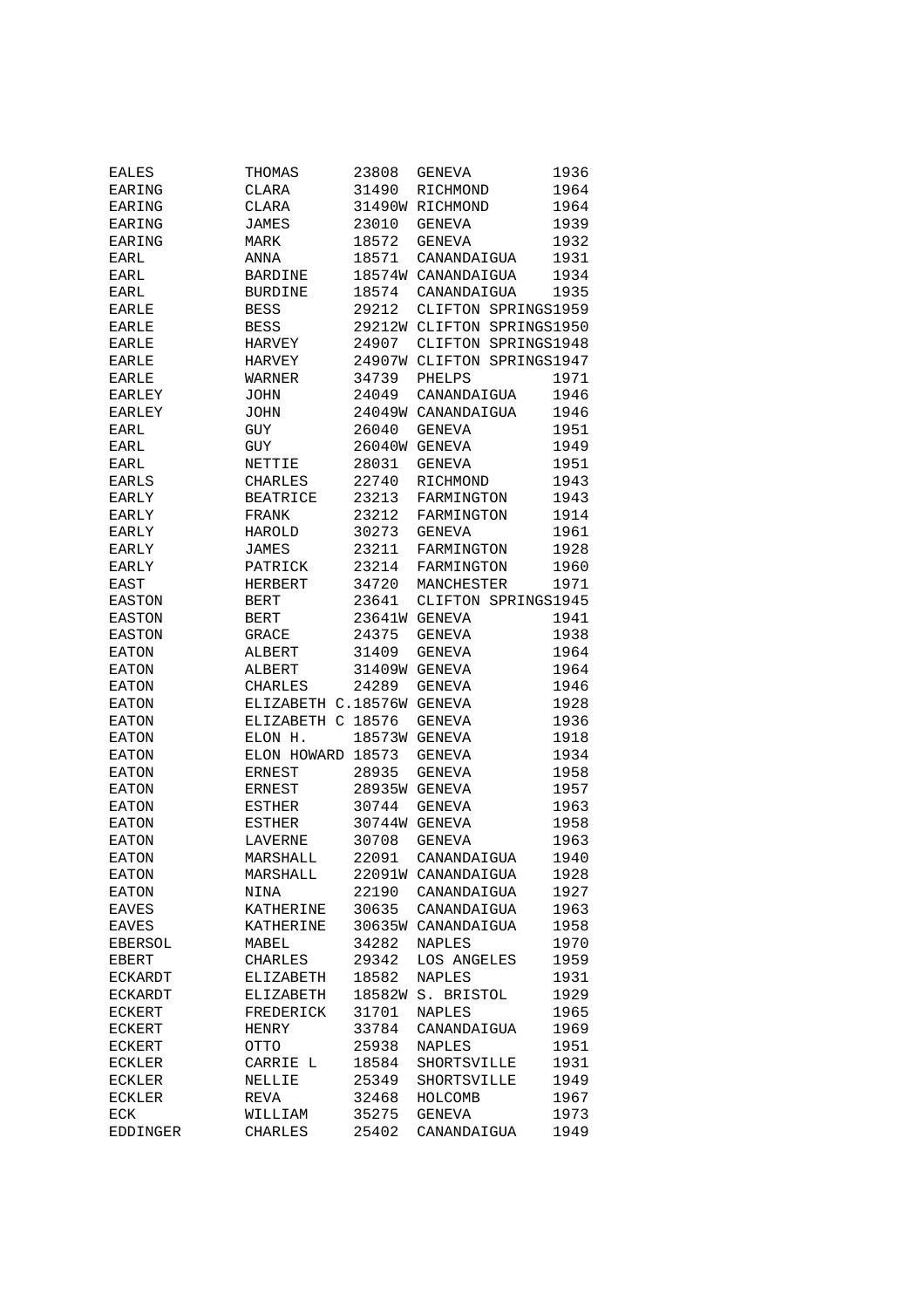| | | | | |
|---|---|---|---|---|
| EALES | THOMAS | 23808 | GENEVA | 1936 |
| EARING | CLARA | 31490 | RICHMOND | 1964 |
| EARING | CLARA | 31490W | RICHMOND | 1964 |
| EARING | JAMES | 23010 | GENEVA | 1939 |
| EARING | MARK | 18572 | GENEVA | 1932 |
| EARL | ANNA | 18571 | CANANDAIGUA | 1931 |
| EARL | BARDINE | 18574W | CANANDAIGUA | 1934 |
| EARL | BURDINE | 18574 | CANANDAIGUA | 1935 |
| EARLE | BESS | 29212 | CLIFTON SPRINGS | 1959 |
| EARLE | BESS | 29212W | CLIFTON SPRINGS | 1950 |
| EARLE | HARVEY | 24907 | CLIFTON SPRINGS | 1948 |
| EARLE | HARVEY | 24907W | CLIFTON SPRINGS | 1947 |
| EARLE | WARNER | 34739 | PHELPS | 1971 |
| EARLEY | JOHN | 24049 | CANANDAIGUA | 1946 |
| EARLEY | JOHN | 24049W | CANANDAIGUA | 1946 |
| EARL | GUY | 26040 | GENEVA | 1951 |
| EARL | GUY | 26040W | GENEVA | 1949 |
| EARL | NETTIE | 28031 | GENEVA | 1951 |
| EARLS | CHARLES | 22740 | RICHMOND | 1943 |
| EARLY | BEATRICE | 23213 | FARMINGTON | 1943 |
| EARLY | FRANK | 23212 | FARMINGTON | 1914 |
| EARLY | HAROLD | 30273 | GENEVA | 1961 |
| EARLY | JAMES | 23211 | FARMINGTON | 1928 |
| EARLY | PATRICK | 23214 | FARMINGTON | 1960 |
| EAST | HERBERT | 34720 | MANCHESTER | 1971 |
| EASTON | BERT | 23641 | CLIFTON SPRINGS | 1945 |
| EASTON | BERT | 23641W | GENEVA | 1941 |
| EASTON | GRACE | 24375 | GENEVA | 1938 |
| EATON | ALBERT | 31409 | GENEVA | 1964 |
| EATON | ALBERT | 31409W | GENEVA | 1964 |
| EATON | CHARLES | 24289 | GENEVA | 1946 |
| EATON | ELIZABETH C. | 18576W | GENEVA | 1928 |
| EATON | ELIZABETH C | 18576 | GENEVA | 1936 |
| EATON | ELON H. | 18573W | GENEVA | 1918 |
| EATON | ELON HOWARD | 18573 | GENEVA | 1934 |
| EATON | ERNEST | 28935 | GENEVA | 1958 |
| EATON | ERNEST | 28935W | GENEVA | 1957 |
| EATON | ESTHER | 30744 | GENEVA | 1963 |
| EATON | ESTHER | 30744W | GENEVA | 1958 |
| EATON | LAVERNE | 30708 | GENEVA | 1963 |
| EATON | MARSHALL | 22091 | CANANDAIGUA | 1940 |
| EATON | MARSHALL | 22091W | CANANDAIGUA | 1928 |
| EATON | NINA | 22190 | CANANDAIGUA | 1927 |
| EAVES | KATHERINE | 30635 | CANANDAIGUA | 1963 |
| EAVES | KATHERINE | 30635W | CANANDAIGUA | 1958 |
| EBERSOL | MABEL | 34282 | NAPLES | 1970 |
| EBERT | CHARLES | 29342 | LOS ANGELES | 1959 |
| ECKARDT | ELIZABETH | 18582 | NAPLES | 1931 |
| ECKARDT | ELIZABETH | 18582W | S. BRISTOL | 1929 |
| ECKERT | FREDERICK | 31701 | NAPLES | 1965 |
| ECKERT | HENRY | 33784 | CANANDAIGUA | 1969 |
| ECKERT | OTTO | 25938 | NAPLES | 1951 |
| ECKLER | CARRIE L | 18584 | SHORTSVILLE | 1931 |
| ECKLER | NELLIE | 25349 | SHORTSVILLE | 1949 |
| ECKLER | REVA | 32468 | HOLCOMB | 1967 |
| ECK | WILLIAM | 35275 | GENEVA | 1973 |
| EDDINGER | CHARLES | 25402 | CANANDAIGUA | 1949 |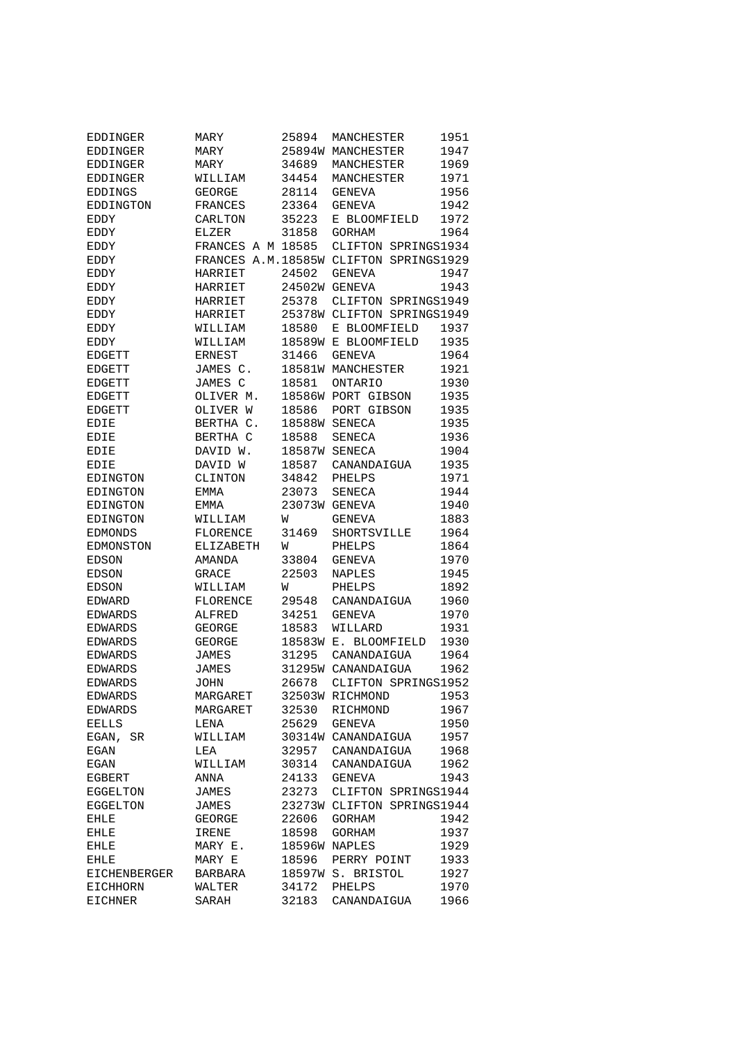| | | | | |
|---|---|---|---|---|
| EDDINGER | MARY | 25894 | MANCHESTER | 1951 |
| EDDINGER | MARY | 25894W | MANCHESTER | 1947 |
| EDDINGER | MARY | 34689 | MANCHESTER | 1969 |
| EDDINGER | WILLIAM | 34454 | MANCHESTER | 1971 |
| EDDINGS | GEORGE | 28114 | GENEVA | 1956 |
| EDDINGTON | FRANCES | 23364 | GENEVA | 1942 |
| EDDY | CARLTON | 35223 | E BLOOMFIELD | 1972 |
| EDDY | ELZER | 31858 | GORHAM | 1964 |
| EDDY | FRANCES A M | 18585 | CLIFTON SPRINGS | 1934 |
| EDDY | FRANCES A.M. | 18585W | CLIFTON SPRINGS | 1929 |
| EDDY | HARRIET | 24502 | GENEVA | 1947 |
| EDDY | HARRIET | 24502W | GENEVA | 1943 |
| EDDY | HARRIET | 25378 | CLIFTON SPRINGS | 1949 |
| EDDY | HARRIET | 25378W | CLIFTON SPRINGS | 1949 |
| EDDY | WILLIAM | 18580 | E BLOOMFIELD | 1937 |
| EDDY | WILLIAM | 18589W | E BLOOMFIELD | 1935 |
| EDGETT | ERNEST | 31466 | GENEVA | 1964 |
| EDGETT | JAMES C. | 18581W | MANCHESTER | 1921 |
| EDGETT | JAMES C | 18581 | ONTARIO | 1930 |
| EDGETT | OLIVER M. | 18586W | PORT GIBSON | 1935 |
| EDGETT | OLIVER W | 18586 | PORT GIBSON | 1935 |
| EDIE | BERTHA C. | 18588W | SENECA | 1935 |
| EDIE | BERTHA C | 18588 | SENECA | 1936 |
| EDIE | DAVID W. | 18587W | SENECA | 1904 |
| EDIE | DAVID W | 18587 | CANANDAIGUA | 1935 |
| EDINGTON | CLINTON | 34842 | PHELPS | 1971 |
| EDINGTON | EMMA | 23073 | SENECA | 1944 |
| EDINGTON | EMMA | 23073W | GENEVA | 1940 |
| EDINGTON | WILLIAM | W | GENEVA | 1883 |
| EDMONDS | FLORENCE | 31469 | SHORTSVILLE | 1964 |
| EDMONSTON | ELIZABETH | W | PHELPS | 1864 |
| EDSON | AMANDA | 33804 | GENEVA | 1970 |
| EDSON | GRACE | 22503 | NAPLES | 1945 |
| EDSON | WILLIAM | W | PHELPS | 1892 |
| EDWARD | FLORENCE | 29548 | CANANDAIGUA | 1960 |
| EDWARDS | ALFRED | 34251 | GENEVA | 1970 |
| EDWARDS | GEORGE | 18583 | WILLARD | 1931 |
| EDWARDS | GEORGE | 18583W | E. BLOOMFIELD | 1930 |
| EDWARDS | JAMES | 31295 | CANANDAIGUA | 1964 |
| EDWARDS | JAMES | 31295W | CANANDAIGUA | 1962 |
| EDWARDS | JOHN | 26678 | CLIFTON SPRINGS | 1952 |
| EDWARDS | MARGARET | 32503W | RICHMOND | 1953 |
| EDWARDS | MARGARET | 32530 | RICHMOND | 1967 |
| EELLS | LENA | 25629 | GENEVA | 1950 |
| EGAN, SR | WILLIAM | 30314W | CANANDAIGUA | 1957 |
| EGAN | LEA | 32957 | CANANDAIGUA | 1968 |
| EGAN | WILLIAM | 30314 | CANANDAIGUA | 1962 |
| EGBERT | ANNA | 24133 | GENEVA | 1943 |
| EGGELTON | JAMES | 23273 | CLIFTON SPRINGS | 1944 |
| EGGELTON | JAMES | 23273W | CLIFTON SPRINGS | 1944 |
| EHLE | GEORGE | 22606 | GORHAM | 1942 |
| EHLE | IRENE | 18598 | GORHAM | 1937 |
| EHLE | MARY E. | 18596W | NAPLES | 1929 |
| EHLE | MARY E | 18596 | PERRY POINT | 1933 |
| EICHENBERGER | BARBARA | 18597W | S. BRISTOL | 1927 |
| EICHHORN | WALTER | 34172 | PHELPS | 1970 |
| EICHNER | SARAH | 32183 | CANANDAIGUA | 1966 |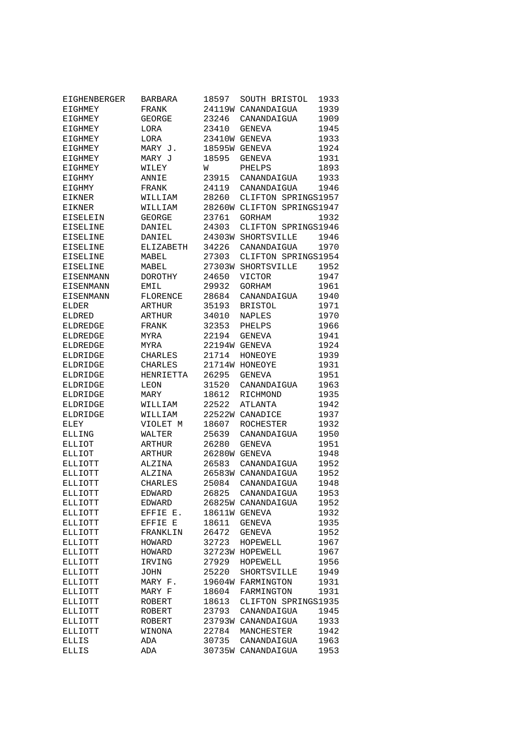| | | | | |
|---|---|---|---|---|
| EIGHENBERGER | BARBARA | 18597 | SOUTH BRISTOL | 1933 |
| EIGHMEY | FRANK | 24119W | CANANDAIGUA | 1939 |
| EIGHMEY | GEORGE | 23246 | CANANDAIGUA | 1909 |
| EIGHMEY | LORA | 23410 | GENEVA | 1945 |
| EIGHMEY | LORA | 23410W | GENEVA | 1933 |
| EIGHMEY | MARY J. | 18595W | GENEVA | 1924 |
| EIGHMEY | MARY J | 18595 | GENEVA | 1931 |
| EIGHMEY | WILEY | W | PHELPS | 1893 |
| EIGHMY | ANNIE | 23915 | CANANDAIGUA | 1933 |
| EIGHMY | FRANK | 24119 | CANANDAIGUA | 1946 |
| EIKNER | WILLIAM | 28260 | CLIFTON SPRINGS | 1957 |
| EIKNER | WILLIAM | 28260W | CLIFTON SPRINGS | 1947 |
| EISELEIN | GEORGE | 23761 | GORHAM | 1932 |
| EISELINE | DANIEL | 24303 | CLIFTON SPRINGS | 1946 |
| EISELINE | DANIEL | 24303W | SHORTSVILLE | 1946 |
| EISELINE | ELIZABETH | 34226 | CANANDAIGUA | 1970 |
| EISELINE | MABEL | 27303 | CLIFTON SPRINGS | 1954 |
| EISELINE | MABEL | 27303W | SHORTSVILLE | 1952 |
| EISENMANN | DOROTHY | 24650 | VICTOR | 1947 |
| EISENMANN | EMIL | 29932 | GORHAM | 1961 |
| EISENMANN | FLORENCE | 28684 | CANANDAIGUA | 1940 |
| ELDER | ARTHUR | 35193 | BRISTOL | 1971 |
| ELDRED | ARTHUR | 34010 | NAPLES | 1970 |
| ELDREDGE | FRANK | 32353 | PHELPS | 1966 |
| ELDREDGE | MYRA | 22194 | GENEVA | 1941 |
| ELDREDGE | MYRA | 22194W | GENEVA | 1924 |
| ELDRIDGE | CHARLES | 21714 | HONEOYE | 1939 |
| ELDRIDGE | CHARLES | 21714W | HONEOYE | 1931 |
| ELDRIDGE | HENRIETTA | 26295 | GENEVA | 1951 |
| ELDRIDGE | LEON | 31520 | CANANDAIGUA | 1963 |
| ELDRIDGE | MARY | 18612 | RICHMOND | 1935 |
| ELDRIDGE | WILLIAM | 22522 | ATLANTA | 1942 |
| ELDRIDGE | WILLIAM | 22522W | CANADICE | 1937 |
| ELEY | VIOLET M | 18607 | ROCHESTER | 1932 |
| ELLING | WALTER | 25639 | CANANDAIGUA | 1950 |
| ELLIOT | ARTHUR | 26280 | GENEVA | 1951 |
| ELLIOT | ARTHUR | 26280W | GENEVA | 1948 |
| ELLIOTT | ALZINA | 26583 | CANANDAIGUA | 1952 |
| ELLIOTT | ALZINA | 26583W | CANANDAIGUA | 1952 |
| ELLIOTT | CHARLES | 25084 | CANANDAIGUA | 1948 |
| ELLIOTT | EDWARD | 26825 | CANANDAIGUA | 1953 |
| ELLIOTT | EDWARD | 26825W | CANANDAIGUA | 1952 |
| ELLIOTT | EFFIE E. | 18611W | GENEVA | 1932 |
| ELLIOTT | EFFIE E | 18611 | GENEVA | 1935 |
| ELLIOTT | FRANKLIN | 26472 | GENEVA | 1952 |
| ELLIOTT | HOWARD | 32723 | HOPEWELL | 1967 |
| ELLIOTT | HOWARD | 32723W | HOPEWELL | 1967 |
| ELLIOTT | IRVING | 27929 | HOPEWELL | 1956 |
| ELLIOTT | JOHN | 25220 | SHORTSVILLE | 1949 |
| ELLIOTT | MARY F. | 19604W | FARMINGTON | 1931 |
| ELLIOTT | MARY F | 18604 | FARMINGTON | 1931 |
| ELLIOTT | ROBERT | 18613 | CLIFTON SPRINGS | 1935 |
| ELLIOTT | ROBERT | 23793 | CANANDAIGUA | 1945 |
| ELLIOTT | ROBERT | 23793W | CANANDAIGUA | 1933 |
| ELLIOTT | WINONA | 22784 | MANCHESTER | 1942 |
| ELLIS | ADA | 30735 | CANANDAIGUA | 1963 |
| ELLIS | ADA | 30735W | CANANDAIGUA | 1953 |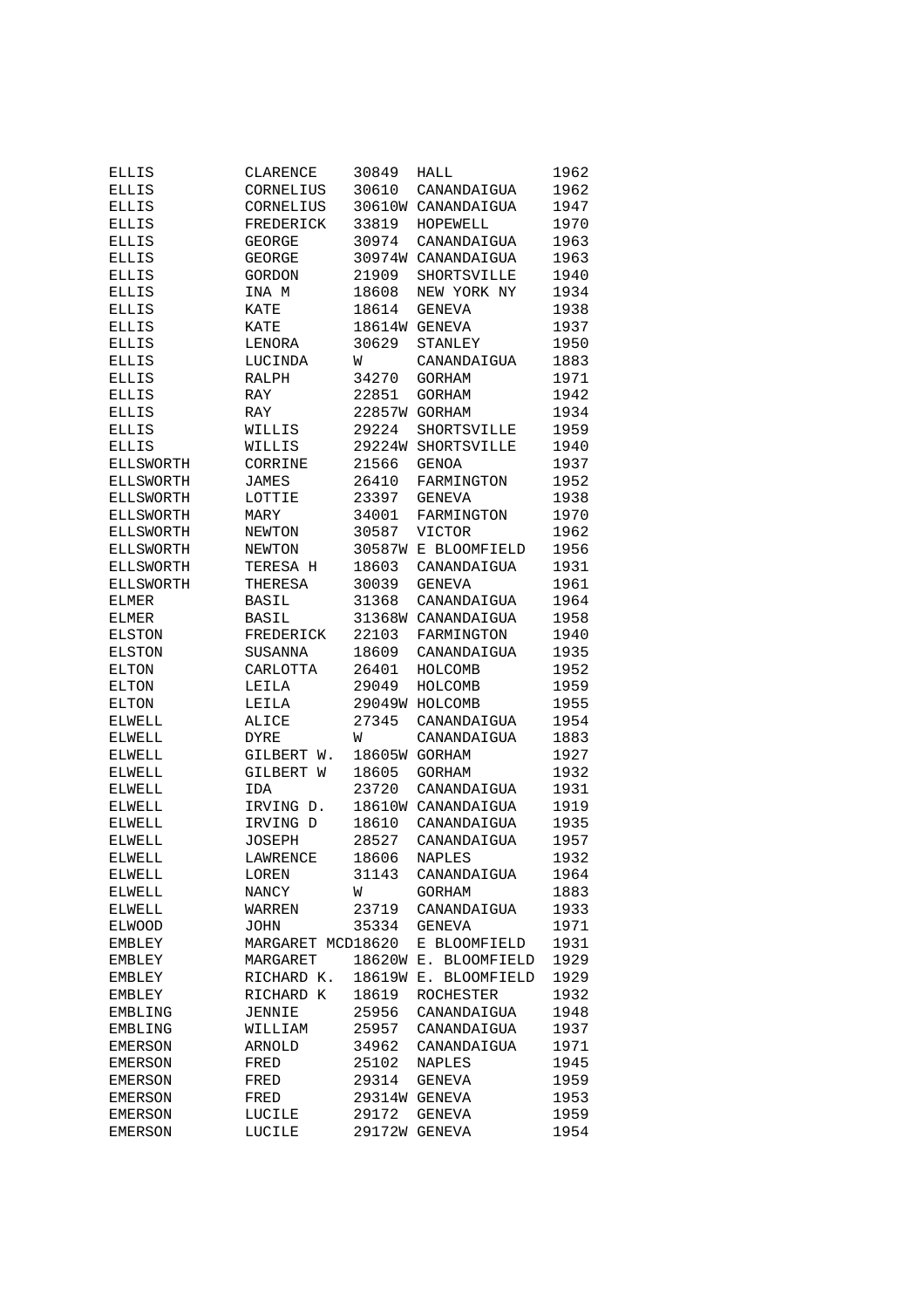| | | | | |
|---|---|---|---|---|
| ELLIS | CLARENCE | 30849 | HALL | 1962 |
| ELLIS | CORNELIUS | 30610 | CANANDAIGUA | 1962 |
| ELLIS | CORNELIUS | 30610W | CANANDAIGUA | 1947 |
| ELLIS | FREDERICK | 33819 | HOPEWELL | 1970 |
| ELLIS | GEORGE | 30974 | CANANDAIGUA | 1963 |
| ELLIS | GEORGE | 30974W | CANANDAIGUA | 1963 |
| ELLIS | GORDON | 21909 | SHORTSVILLE | 1940 |
| ELLIS | INA M | 18608 | NEW YORK NY | 1934 |
| ELLIS | KATE | 18614 | GENEVA | 1938 |
| ELLIS | KATE | 18614W | GENEVA | 1937 |
| ELLIS | LENORA | 30629 | STANLEY | 1950 |
| ELLIS | LUCINDA | W | CANANDAIGUA | 1883 |
| ELLIS | RALPH | 34270 | GORHAM | 1971 |
| ELLIS | RAY | 22851 | GORHAM | 1942 |
| ELLIS | RAY | 22857W | GORHAM | 1934 |
| ELLIS | WILLIS | 29224 | SHORTSVILLE | 1959 |
| ELLIS | WILLIS | 29224W | SHORTSVILLE | 1940 |
| ELLSWORTH | CORRINE | 21566 | GENOA | 1937 |
| ELLSWORTH | JAMES | 26410 | FARMINGTON | 1952 |
| ELLSWORTH | LOTTIE | 23397 | GENEVA | 1938 |
| ELLSWORTH | MARY | 34001 | FARMINGTON | 1970 |
| ELLSWORTH | NEWTON | 30587 | VICTOR | 1962 |
| ELLSWORTH | NEWTON | 30587W | E BLOOMFIELD | 1956 |
| ELLSWORTH | TERESA H | 18603 | CANANDAIGUA | 1931 |
| ELLSWORTH | THERESA | 30039 | GENEVA | 1961 |
| ELMER | BASIL | 31368 | CANANDAIGUA | 1964 |
| ELMER | BASIL | 31368W | CANANDAIGUA | 1958 |
| ELSTON | FREDERICK | 22103 | FARMINGTON | 1940 |
| ELSTON | SUSANNA | 18609 | CANANDAIGUA | 1935 |
| ELTON | CARLOTTA | 26401 | HOLCOMB | 1952 |
| ELTON | LEILA | 29049 | HOLCOMB | 1959 |
| ELTON | LEILA | 29049W | HOLCOMB | 1955 |
| ELWELL | ALICE | 27345 | CANANDAIGUA | 1954 |
| ELWELL | DYRE | W | CANANDAIGUA | 1883 |
| ELWELL | GILBERT W. | 18605W | GORHAM | 1927 |
| ELWELL | GILBERT W | 18605 | GORHAM | 1932 |
| ELWELL | IDA | 23720 | CANANDAIGUA | 1931 |
| ELWELL | IRVING D. | 18610W | CANANDAIGUA | 1919 |
| ELWELL | IRVING D | 18610 | CANANDAIGUA | 1935 |
| ELWELL | JOSEPH | 28527 | CANANDAIGUA | 1957 |
| ELWELL | LAWRENCE | 18606 | NAPLES | 1932 |
| ELWELL | LOREN | 31143 | CANANDAIGUA | 1964 |
| ELWELL | NANCY | W | GORHAM | 1883 |
| ELWELL | WARREN | 23719 | CANANDAIGUA | 1933 |
| ELWOOD | JOHN | 35334 | GENEVA | 1971 |
| EMBLEY | MARGARET MCD | 18620 | E BLOOMFIELD | 1931 |
| EMBLEY | MARGARET | 18620W | E. BLOOMFIELD | 1929 |
| EMBLEY | RICHARD K. | 18619W | E. BLOOMFIELD | 1929 |
| EMBLEY | RICHARD K | 18619 | ROCHESTER | 1932 |
| EMBLING | JENNIE | 25956 | CANANDAIGUA | 1948 |
| EMBLING | WILLIAM | 25957 | CANANDAIGUA | 1937 |
| EMERSON | ARNOLD | 34962 | CANANDAIGUA | 1971 |
| EMERSON | FRED | 25102 | NAPLES | 1945 |
| EMERSON | FRED | 29314 | GENEVA | 1959 |
| EMERSON | FRED | 29314W | GENEVA | 1953 |
| EMERSON | LUCILE | 29172 | GENEVA | 1959 |
| EMERSON | LUCILE | 29172W | GENEVA | 1954 |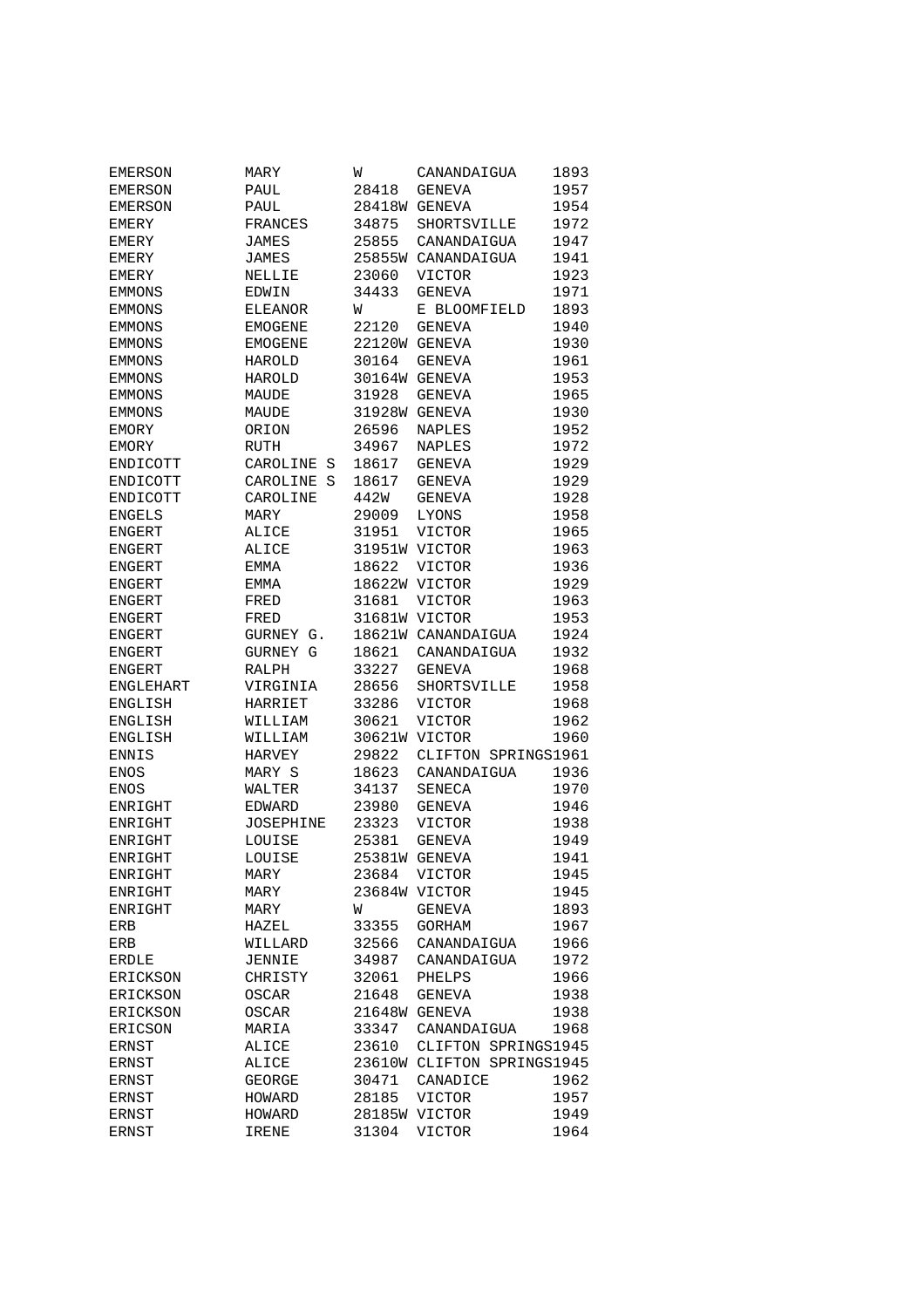| | | | | |
|---|---|---|---|---|
| EMERSON | MARY | W | CANANDAIGUA | 1893 |
| EMERSON | PAUL | 28418 | GENEVA | 1957 |
| EMERSON | PAUL | 28418W | GENEVA | 1954 |
| EMERY | FRANCES | 34875 | SHORTSVILLE | 1972 |
| EMERY | JAMES | 25855 | CANANDAIGUA | 1947 |
| EMERY | JAMES | 25855W | CANANDAIGUA | 1941 |
| EMERY | NELLIE | 23060 | VICTOR | 1923 |
| EMMONS | EDWIN | 34433 | GENEVA | 1971 |
| EMMONS | ELEANOR | W | E BLOOMFIELD | 1893 |
| EMMONS | EMOGENE | 22120 | GENEVA | 1940 |
| EMMONS | EMOGENE | 22120W | GENEVA | 1930 |
| EMMONS | HAROLD | 30164 | GENEVA | 1961 |
| EMMONS | HAROLD | 30164W | GENEVA | 1953 |
| EMMONS | MAUDE | 31928 | GENEVA | 1965 |
| EMMONS | MAUDE | 31928W | GENEVA | 1930 |
| EMORY | ORION | 26596 | NAPLES | 1952 |
| EMORY | RUTH | 34967 | NAPLES | 1972 |
| ENDICOTT | CAROLINE S | 18617 | GENEVA | 1929 |
| ENDICOTT | CAROLINE S | 18617 | GENEVA | 1929 |
| ENDICOTT | CAROLINE | 442W | GENEVA | 1928 |
| ENGELS | MARY | 29009 | LYONS | 1958 |
| ENGERT | ALICE | 31951 | VICTOR | 1965 |
| ENGERT | ALICE | 31951W | VICTOR | 1963 |
| ENGERT | EMMA | 18622 | VICTOR | 1936 |
| ENGERT | EMMA | 18622W | VICTOR | 1929 |
| ENGERT | FRED | 31681 | VICTOR | 1963 |
| ENGERT | FRED | 31681W | VICTOR | 1953 |
| ENGERT | GURNEY G. | 18621W | CANANDAIGUA | 1924 |
| ENGERT | GURNEY G | 18621 | CANANDAIGUA | 1932 |
| ENGERT | RALPH | 33227 | GENEVA | 1968 |
| ENGLEHART | VIRGINIA | 28656 | SHORTSVILLE | 1958 |
| ENGLISH | HARRIET | 33286 | VICTOR | 1968 |
| ENGLISH | WILLIAM | 30621 | VICTOR | 1962 |
| ENGLISH | WILLIAM | 30621W | VICTOR | 1960 |
| ENNIS | HARVEY | 29822 | CLIFTON SPRINGS | 1961 |
| ENOS | MARY S | 18623 | CANANDAIGUA | 1936 |
| ENOS | WALTER | 34137 | SENECA | 1970 |
| ENRIGHT | EDWARD | 23980 | GENEVA | 1946 |
| ENRIGHT | JOSEPHINE | 23323 | VICTOR | 1938 |
| ENRIGHT | LOUISE | 25381 | GENEVA | 1949 |
| ENRIGHT | LOUISE | 25381W | GENEVA | 1941 |
| ENRIGHT | MARY | 23684 | VICTOR | 1945 |
| ENRIGHT | MARY | 23684W | VICTOR | 1945 |
| ENRIGHT | MARY | W | GENEVA | 1893 |
| ERB | HAZEL | 33355 | GORHAM | 1967 |
| ERB | WILLARD | 32566 | CANANDAIGUA | 1966 |
| ERDLE | JENNIE | 34987 | CANANDAIGUA | 1972 |
| ERICKSON | CHRISTY | 32061 | PHELPS | 1966 |
| ERICKSON | OSCAR | 21648 | GENEVA | 1938 |
| ERICKSON | OSCAR | 21648W | GENEVA | 1938 |
| ERICSON | MARIA | 33347 | CANANDAIGUA | 1968 |
| ERNST | ALICE | 23610 | CLIFTON SPRINGS | 1945 |
| ERNST | ALICE | 23610W | CLIFTON SPRINGS | 1945 |
| ERNST | GEORGE | 30471 | CANADICE | 1962 |
| ERNST | HOWARD | 28185 | VICTOR | 1957 |
| ERNST | HOWARD | 28185W | VICTOR | 1949 |
| ERNST | IRENE | 31304 | VICTOR | 1964 |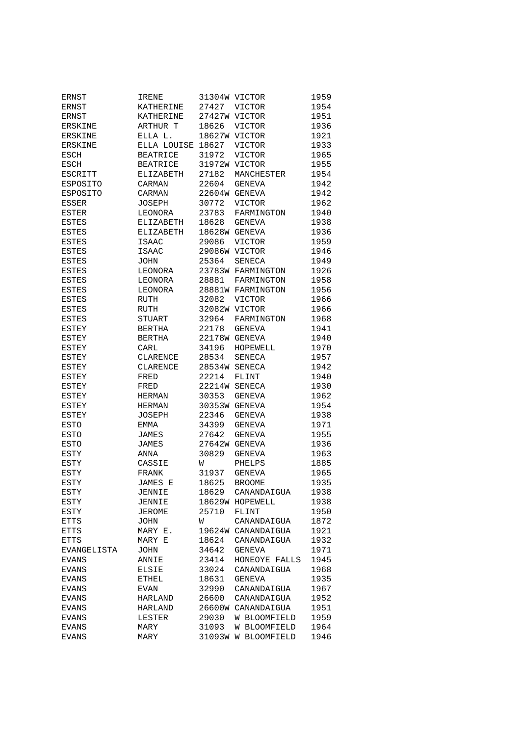| | | | | |
|---|---|---|---|---|
| ERNST | IRENE | 31304W | VICTOR | 1959 |
| ERNST | KATHERINE | 27427 | VICTOR | 1954 |
| ERNST | KATHERINE | 27427W | VICTOR | 1951 |
| ERSKINE | ARTHUR T | 18626 | VICTOR | 1936 |
| ERSKINE | ELLA L. | 18627W | VICTOR | 1921 |
| ERSKINE | ELLA LOUISE | 18627 | VICTOR | 1933 |
| ESCH | BEATRICE | 31972 | VICTOR | 1965 |
| ESCH | BEATRICE | 31972W | VICTOR | 1955 |
| ESCRITT | ELIZABETH | 27182 | MANCHESTER | 1954 |
| ESPOSITO | CARMAN | 22604 | GENEVA | 1942 |
| ESPOSITO | CARMAN | 22604W | GENEVA | 1942 |
| ESSER | JOSEPH | 30772 | VICTOR | 1962 |
| ESTER | LEONORA | 23783 | FARMINGTON | 1940 |
| ESTES | ELIZABETH | 18628 | GENEVA | 1938 |
| ESTES | ELIZABETH | 18628W | GENEVA | 1936 |
| ESTES | ISAAC | 29086 | VICTOR | 1959 |
| ESTES | ISAAC | 29086W | VICTOR | 1946 |
| ESTES | JOHN | 25364 | SENECA | 1949 |
| ESTES | LEONORA | 23783W | FARMINGTON | 1926 |
| ESTES | LEONORA | 28881 | FARMINGTON | 1958 |
| ESTES | LEONORA | 28881W | FARMINGTON | 1956 |
| ESTES | RUTH | 32082 | VICTOR | 1966 |
| ESTES | RUTH | 32082W | VICTOR | 1966 |
| ESTES | STUART | 32964 | FARMINGTON | 1968 |
| ESTEY | BERTHA | 22178 | GENEVA | 1941 |
| ESTEY | BERTHA | 22178W | GENEVA | 1940 |
| ESTEY | CARL | 34196 | HOPEWELL | 1970 |
| ESTEY | CLARENCE | 28534 | SENECA | 1957 |
| ESTEY | CLARENCE | 28534W | SENECA | 1942 |
| ESTEY | FRED | 22214 | FLINT | 1940 |
| ESTEY | FRED | 22214W | SENECA | 1930 |
| ESTEY | HERMAN | 30353 | GENEVA | 1962 |
| ESTEY | HERMAN | 30353W | GENEVA | 1954 |
| ESTEY | JOSEPH | 22346 | GENEVA | 1938 |
| ESTO | EMMA | 34399 | GENEVA | 1971 |
| ESTO | JAMES | 27642 | GENEVA | 1955 |
| ESTO | JAMES | 27642W | GENEVA | 1936 |
| ESTY | ANNA | 30829 | GENEVA | 1963 |
| ESTY | CASSIE | W | PHELPS | 1885 |
| ESTY | FRANK | 31937 | GENEVA | 1965 |
| ESTY | JAMES E | 18625 | BROOME | 1935 |
| ESTY | JENNIE | 18629 | CANANDAIGUA | 1938 |
| ESTY | JENNIE | 18629W | HOPEWELL | 1938 |
| ESTY | JEROME | 25710 | FLINT | 1950 |
| ETTS | JOHN | W | CANANDAIGUA | 1872 |
| ETTS | MARY E. | 19624W | CANANDAIGUA | 1921 |
| ETTS | MARY E | 18624 | CANANDAIGUA | 1932 |
| EVANGELISTA | JOHN | 34642 | GENEVA | 1971 |
| EVANS | ANNIE | 23414 | HONEOYE FALLS | 1945 |
| EVANS | ELSIE | 33024 | CANANDAIGUA | 1968 |
| EVANS | ETHEL | 18631 | GENEVA | 1935 |
| EVANS | EVAN | 32990 | CANANDAIGUA | 1967 |
| EVANS | HARLAND | 26600 | CANANDAIGUA | 1952 |
| EVANS | HARLAND | 26600W | CANANDAIGUA | 1951 |
| EVANS | LESTER | 29030 | W BLOOMFIELD | 1959 |
| EVANS | MARY | 31093 | W BLOOMFIELD | 1964 |
| EVANS | MARY | 31093W | W BLOOMFIELD | 1946 |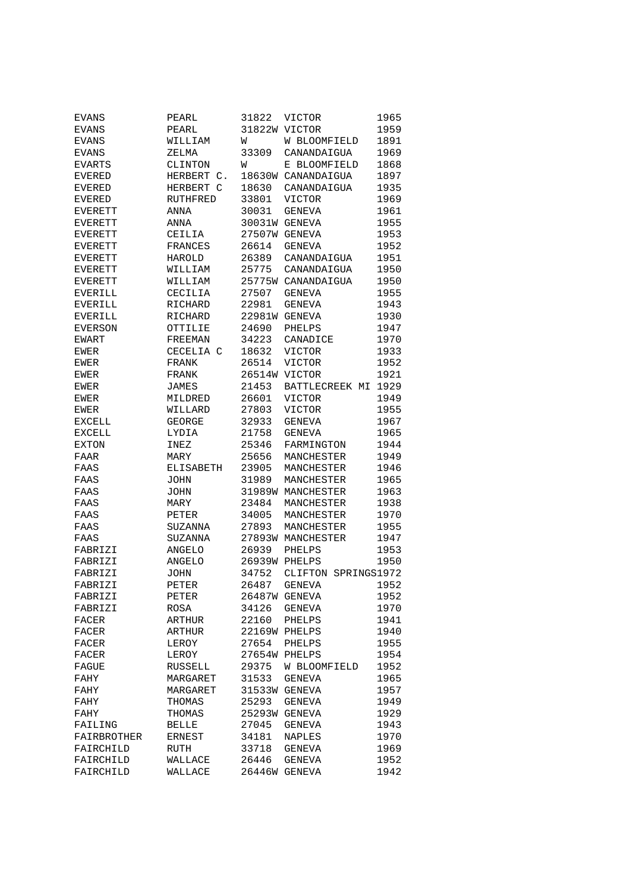| | | | | |
|---|---|---|---|---|
| EVANS | PEARL | 31822 | VICTOR | 1965 |
| EVANS | PEARL | 31822W | VICTOR | 1959 |
| EVANS | WILLIAM | W | W BLOOMFIELD | 1891 |
| EVANS | ZELMA | 33309 | CANANDAIGUA | 1969 |
| EVARTS | CLINTON | W | E BLOOMFIELD | 1868 |
| EVERED | HERBERT C. | 18630W | CANANDAIGUA | 1897 |
| EVERED | HERBERT C | 18630 | CANANDAIGUA | 1935 |
| EVERED | RUTHFRED | 33801 | VICTOR | 1969 |
| EVERETT | ANNA | 30031 | GENEVA | 1961 |
| EVERETT | ANNA | 30031W | GENEVA | 1955 |
| EVERETT | CEILIA | 27507W | GENEVA | 1953 |
| EVERETT | FRANCES | 26614 | GENEVA | 1952 |
| EVERETT | HAROLD | 26389 | CANANDAIGUA | 1951 |
| EVERETT | WILLIAM | 25775 | CANANDAIGUA | 1950 |
| EVERETT | WILLIAM | 25775W | CANANDAIGUA | 1950 |
| EVERILL | CECILIA | 27507 | GENEVA | 1955 |
| EVERILL | RICHARD | 22981 | GENEVA | 1943 |
| EVERILL | RICHARD | 22981W | GENEVA | 1930 |
| EVERSON | OTTILIE | 24690 | PHELPS | 1947 |
| EWART | FREEMAN | 34223 | CANADICE | 1970 |
| EWER | CECELIA C | 18632 | VICTOR | 1933 |
| EWER | FRANK | 26514 | VICTOR | 1952 |
| EWER | FRANK | 26514W | VICTOR | 1921 |
| EWER | JAMES | 21453 | BATTLECREEK MI | 1929 |
| EWER | MILDRED | 26601 | VICTOR | 1949 |
| EWER | WILLARD | 27803 | VICTOR | 1955 |
| EXCELL | GEORGE | 32933 | GENEVA | 1967 |
| EXCELL | LYDIA | 21758 | GENEVA | 1965 |
| EXTON | INEZ | 25346 | FARMINGTON | 1944 |
| FAAR | MARY | 25656 | MANCHESTER | 1949 |
| FAAS | ELISABETH | 23905 | MANCHESTER | 1946 |
| FAAS | JOHN | 31989 | MANCHESTER | 1965 |
| FAAS | JOHN | 31989W | MANCHESTER | 1963 |
| FAAS | MARY | 23484 | MANCHESTER | 1938 |
| FAAS | PETER | 34005 | MANCHESTER | 1970 |
| FAAS | SUZANNA | 27893 | MANCHESTER | 1955 |
| FAAS | SUZANNA | 27893W | MANCHESTER | 1947 |
| FABRIZI | ANGELO | 26939 | PHELPS | 1953 |
| FABRIZI | ANGELO | 26939W | PHELPS | 1950 |
| FABRIZI | JOHN | 34752 | CLIFTON SPRINGS | 1972 |
| FABRIZI | PETER | 26487 | GENEVA | 1952 |
| FABRIZI | PETER | 26487W | GENEVA | 1952 |
| FABRIZI | ROSA | 34126 | GENEVA | 1970 |
| FACER | ARTHUR | 22160 | PHELPS | 1941 |
| FACER | ARTHUR | 22169W | PHELPS | 1940 |
| FACER | LEROY | 27654 | PHELPS | 1955 |
| FACER | LEROY | 27654W | PHELPS | 1954 |
| FAGUE | RUSSELL | 29375 | W BLOOMFIELD | 1952 |
| FAHY | MARGARET | 31533 | GENEVA | 1965 |
| FAHY | MARGARET | 31533W | GENEVA | 1957 |
| FAHY | THOMAS | 25293 | GENEVA | 1949 |
| FAHY | THOMAS | 25293W | GENEVA | 1929 |
| FAILING | BELLE | 27045 | GENEVA | 1943 |
| FAIRBROTHER | ERNEST | 34181 | NAPLES | 1970 |
| FAIRCHILD | RUTH | 33718 | GENEVA | 1969 |
| FAIRCHILD | WALLACE | 26446 | GENEVA | 1952 |
| FAIRCHILD | WALLACE | 26446W | GENEVA | 1942 |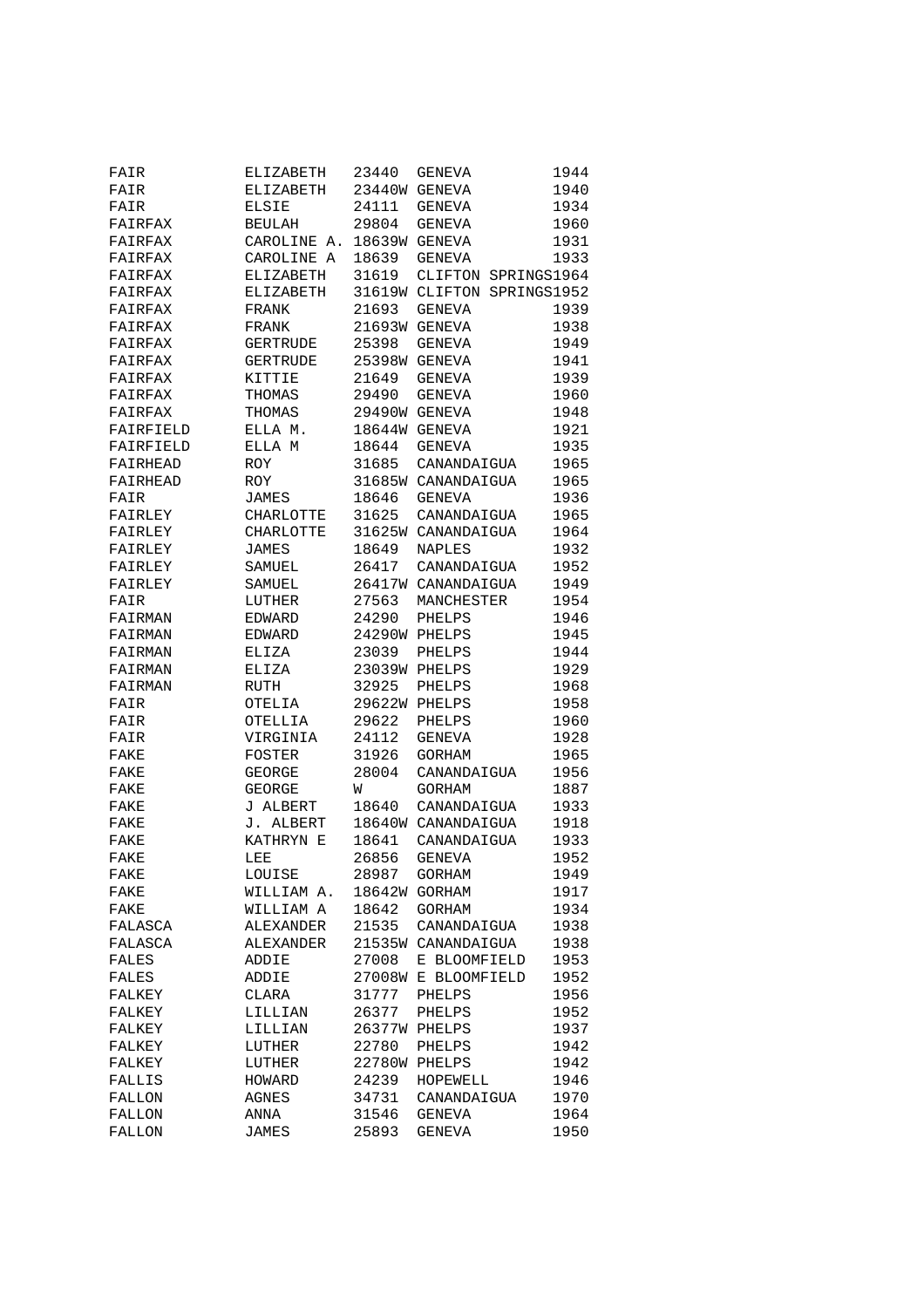| | | | | |
|---|---|---|---|---|
| FAIR | ELIZABETH | 23440 | GENEVA | 1944 |
| FAIR | ELIZABETH | 23440W | GENEVA | 1940 |
| FAIR | ELSIE | 24111 | GENEVA | 1934 |
| FAIRFAX | BEULAH | 29804 | GENEVA | 1960 |
| FAIRFAX | CAROLINE A. | 18639W | GENEVA | 1931 |
| FAIRFAX | CAROLINE A | 18639 | GENEVA | 1933 |
| FAIRFAX | ELIZABETH | 31619 | CLIFTON SPRINGS | 1964 |
| FAIRFAX | ELIZABETH | 31619W | CLIFTON SPRINGS | 1952 |
| FAIRFAX | FRANK | 21693 | GENEVA | 1939 |
| FAIRFAX | FRANK | 21693W | GENEVA | 1938 |
| FAIRFAX | GERTRUDE | 25398 | GENEVA | 1949 |
| FAIRFAX | GERTRUDE | 25398W | GENEVA | 1941 |
| FAIRFAX | KITTIE | 21649 | GENEVA | 1939 |
| FAIRFAX | THOMAS | 29490 | GENEVA | 1960 |
| FAIRFAX | THOMAS | 29490W | GENEVA | 1948 |
| FAIRFIELD | ELLA M. | 18644W | GENEVA | 1921 |
| FAIRFIELD | ELLA M | 18644 | GENEVA | 1935 |
| FAIRHEAD | ROY | 31685 | CANANDAIGUA | 1965 |
| FAIRHEAD | ROY | 31685W | CANANDAIGUA | 1965 |
| FAIR | JAMES | 18646 | GENEVA | 1936 |
| FAIRLEY | CHARLOTTE | 31625 | CANANDAIGUA | 1965 |
| FAIRLEY | CHARLOTTE | 31625W | CANANDAIGUA | 1964 |
| FAIRLEY | JAMES | 18649 | NAPLES | 1932 |
| FAIRLEY | SAMUEL | 26417 | CANANDAIGUA | 1952 |
| FAIRLEY | SAMUEL | 26417W | CANANDAIGUA | 1949 |
| FAIR | LUTHER | 27563 | MANCHESTER | 1954 |
| FAIRMAN | EDWARD | 24290 | PHELPS | 1946 |
| FAIRMAN | EDWARD | 24290W | PHELPS | 1945 |
| FAIRMAN | ELIZA | 23039 | PHELPS | 1944 |
| FAIRMAN | ELIZA | 23039W | PHELPS | 1929 |
| FAIRMAN | RUTH | 32925 | PHELPS | 1968 |
| FAIR | OTELIA | 29622W | PHELPS | 1958 |
| FAIR | OTELLIA | 29622 | PHELPS | 1960 |
| FAIR | VIRGINIA | 24112 | GENEVA | 1928 |
| FAKE | FOSTER | 31926 | GORHAM | 1965 |
| FAKE | GEORGE | 28004 | CANANDAIGUA | 1956 |
| FAKE | GEORGE | W | GORHAM | 1887 |
| FAKE | J ALBERT | 18640 | CANANDAIGUA | 1933 |
| FAKE | J. ALBERT | 18640W | CANANDAIGUA | 1918 |
| FAKE | KATHRYN E | 18641 | CANANDAIGUA | 1933 |
| FAKE | LEE | 26856 | GENEVA | 1952 |
| FAKE | LOUISE | 28987 | GORHAM | 1949 |
| FAKE | WILLIAM A. | 18642W | GORHAM | 1917 |
| FAKE | WILLIAM A | 18642 | GORHAM | 1934 |
| FALASCA | ALEXANDER | 21535 | CANANDAIGUA | 1938 |
| FALASCA | ALEXANDER | 21535W | CANANDAIGUA | 1938 |
| FALES | ADDIE | 27008 | E BLOOMFIELD | 1953 |
| FALES | ADDIE | 27008W | E BLOOMFIELD | 1952 |
| FALKEY | CLARA | 31777 | PHELPS | 1956 |
| FALKEY | LILLIAN | 26377 | PHELPS | 1952 |
| FALKEY | LILLIAN | 26377W | PHELPS | 1937 |
| FALKEY | LUTHER | 22780 | PHELPS | 1942 |
| FALKEY | LUTHER | 22780W | PHELPS | 1942 |
| FALLIS | HOWARD | 24239 | HOPEWELL | 1946 |
| FALLON | AGNES | 34731 | CANANDAIGUA | 1970 |
| FALLON | ANNA | 31546 | GENEVA | 1964 |
| FALLON | JAMES | 25893 | GENEVA | 1950 |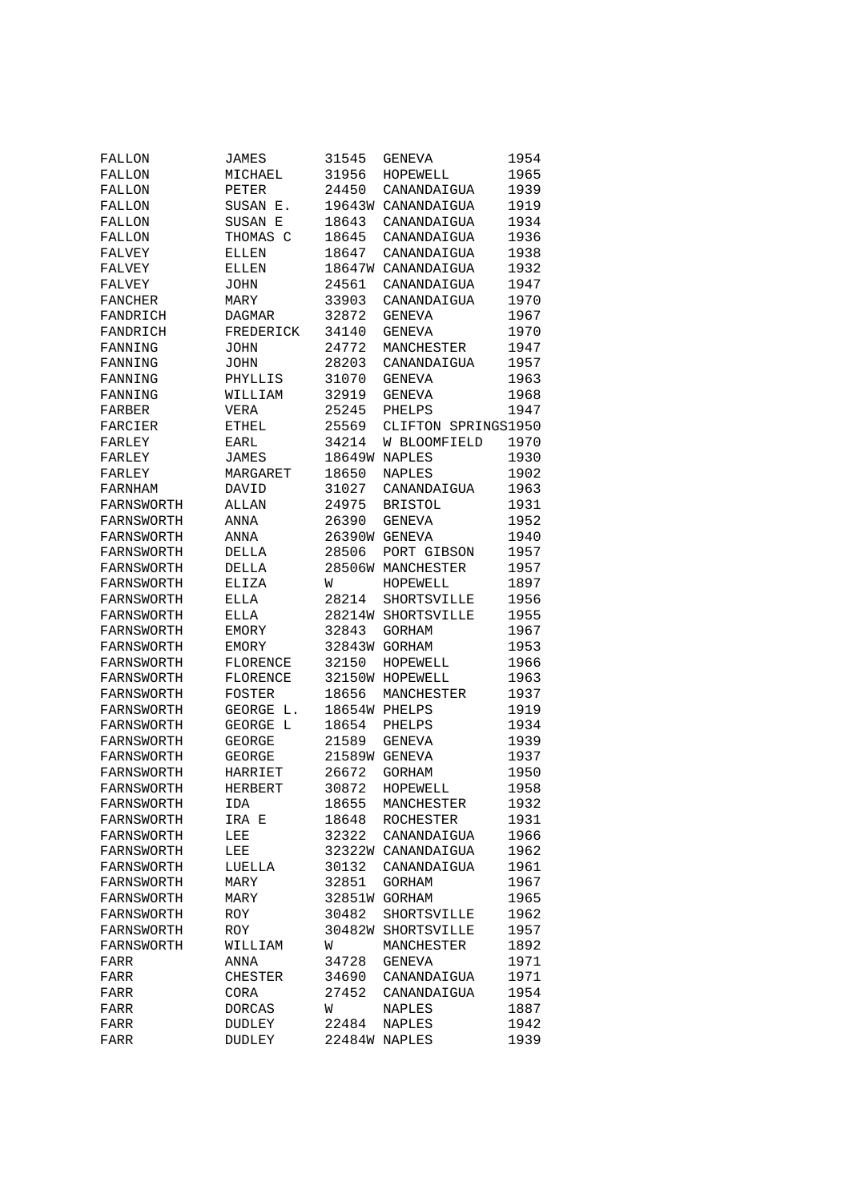| | | | | |
|---|---|---|---|---|
| FALLON | JAMES | 31545 | GENEVA | 1954 |
| FALLON | MICHAEL | 31956 | HOPEWELL | 1965 |
| FALLON | PETER | 24450 | CANANDAIGUA | 1939 |
| FALLON | SUSAN E. | 19643W | CANANDAIGUA | 1919 |
| FALLON | SUSAN E | 18643 | CANANDAIGUA | 1934 |
| FALLON | THOMAS C | 18645 | CANANDAIGUA | 1936 |
| FALVEY | ELLEN | 18647 | CANANDAIGUA | 1938 |
| FALVEY | ELLEN | 18647W | CANANDAIGUA | 1932 |
| FALVEY | JOHN | 24561 | CANANDAIGUA | 1947 |
| FANCHER | MARY | 33903 | CANANDAIGUA | 1970 |
| FANDRICH | DAGMAR | 32872 | GENEVA | 1967 |
| FANDRICH | FREDERICK | 34140 | GENEVA | 1970 |
| FANNING | JOHN | 24772 | MANCHESTER | 1947 |
| FANNING | JOHN | 28203 | CANANDAIGUA | 1957 |
| FANNING | PHYLLIS | 31070 | GENEVA | 1963 |
| FANNING | WILLIAM | 32919 | GENEVA | 1968 |
| FARBER | VERA | 25245 | PHELPS | 1947 |
| FARCIER | ETHEL | 25569 | CLIFTON SPRINGS | 1950 |
| FARLEY | EARL | 34214 | W BLOOMFIELD | 1970 |
| FARLEY | JAMES | 18649W | NAPLES | 1930 |
| FARLEY | MARGARET | 18650 | NAPLES | 1902 |
| FARNHAM | DAVID | 31027 | CANANDAIGUA | 1963 |
| FARNSWORTH | ALLAN | 24975 | BRISTOL | 1931 |
| FARNSWORTH | ANNA | 26390 | GENEVA | 1952 |
| FARNSWORTH | ANNA | 26390W | GENEVA | 1940 |
| FARNSWORTH | DELLA | 28506 | PORT GIBSON | 1957 |
| FARNSWORTH | DELLA | 28506W | MANCHESTER | 1957 |
| FARNSWORTH | ELIZA | W | HOPEWELL | 1897 |
| FARNSWORTH | ELLA | 28214 | SHORTSVILLE | 1956 |
| FARNSWORTH | ELLA | 28214W | SHORTSVILLE | 1955 |
| FARNSWORTH | EMORY | 32843 | GORHAM | 1967 |
| FARNSWORTH | EMORY | 32843W | GORHAM | 1953 |
| FARNSWORTH | FLORENCE | 32150 | HOPEWELL | 1966 |
| FARNSWORTH | FLORENCE | 32150W | HOPEWELL | 1963 |
| FARNSWORTH | FOSTER | 18656 | MANCHESTER | 1937 |
| FARNSWORTH | GEORGE L. | 18654W | PHELPS | 1919 |
| FARNSWORTH | GEORGE L | 18654 | PHELPS | 1934 |
| FARNSWORTH | GEORGE | 21589 | GENEVA | 1939 |
| FARNSWORTH | GEORGE | 21589W | GENEVA | 1937 |
| FARNSWORTH | HARRIET | 26672 | GORHAM | 1950 |
| FARNSWORTH | HERBERT | 30872 | HOPEWELL | 1958 |
| FARNSWORTH | IDA | 18655 | MANCHESTER | 1932 |
| FARNSWORTH | IRA E | 18648 | ROCHESTER | 1931 |
| FARNSWORTH | LEE | 32322 | CANANDAIGUA | 1966 |
| FARNSWORTH | LEE | 32322W | CANANDAIGUA | 1962 |
| FARNSWORTH | LUELLA | 30132 | CANANDAIGUA | 1961 |
| FARNSWORTH | MARY | 32851 | GORHAM | 1967 |
| FARNSWORTH | MARY | 32851W | GORHAM | 1965 |
| FARNSWORTH | ROY | 30482 | SHORTSVILLE | 1962 |
| FARNSWORTH | ROY | 30482W | SHORTSVILLE | 1957 |
| FARNSWORTH | WILLIAM | W | MANCHESTER | 1892 |
| FARR | ANNA | 34728 | GENEVA | 1971 |
| FARR | CHESTER | 34690 | CANANDAIGUA | 1971 |
| FARR | CORA | 27452 | CANANDAIGUA | 1954 |
| FARR | DORCAS | W | NAPLES | 1887 |
| FARR | DUDLEY | 22484 | NAPLES | 1942 |
| FARR | DUDLEY | 22484W | NAPLES | 1939 |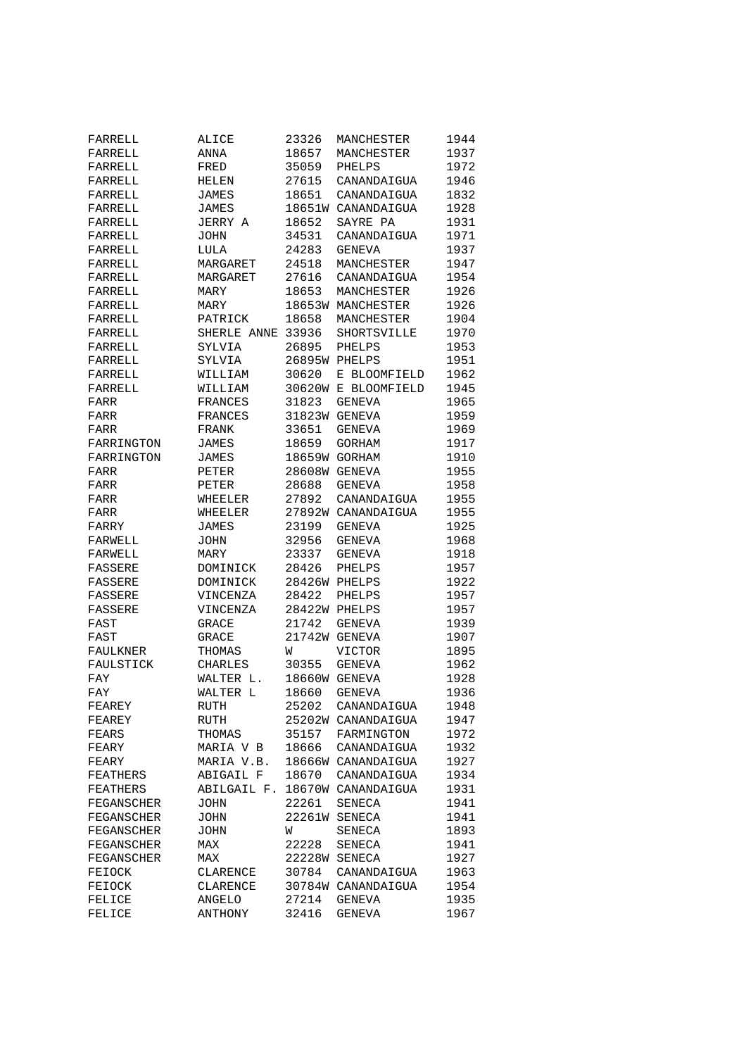| | | | | |
|---|---|---|---|---|
| FARRELL | ALICE | 23326 | MANCHESTER | 1944 |
| FARRELL | ANNA | 18657 | MANCHESTER | 1937 |
| FARRELL | FRED | 35059 | PHELPS | 1972 |
| FARRELL | HELEN | 27615 | CANANDAIGUA | 1946 |
| FARRELL | JAMES | 18651 | CANANDAIGUA | 1832 |
| FARRELL | JAMES | 18651W | CANANDAIGUA | 1928 |
| FARRELL | JERRY A | 18652 | SAYRE PA | 1931 |
| FARRELL | JOHN | 34531 | CANANDAIGUA | 1971 |
| FARRELL | LULA | 24283 | GENEVA | 1937 |
| FARRELL | MARGARET | 24518 | MANCHESTER | 1947 |
| FARRELL | MARGARET | 27616 | CANANDAIGUA | 1954 |
| FARRELL | MARY | 18653 | MANCHESTER | 1926 |
| FARRELL | MARY | 18653W | MANCHESTER | 1926 |
| FARRELL | PATRICK | 18658 | MANCHESTER | 1904 |
| FARRELL | SHERLE ANNE | 33936 | SHORTSVILLE | 1970 |
| FARRELL | SYLVIA | 26895 | PHELPS | 1953 |
| FARRELL | SYLVIA | 26895W | PHELPS | 1951 |
| FARRELL | WILLIAM | 30620 | E BLOOMFIELD | 1962 |
| FARRELL | WILLIAM | 30620W | E BLOOMFIELD | 1945 |
| FARR | FRANCES | 31823 | GENEVA | 1965 |
| FARR | FRANCES | 31823W | GENEVA | 1959 |
| FARR | FRANK | 33651 | GENEVA | 1969 |
| FARRINGTON | JAMES | 18659 | GORHAM | 1917 |
| FARRINGTON | JAMES | 18659W | GORHAM | 1910 |
| FARR | PETER | 28608W | GENEVA | 1955 |
| FARR | PETER | 28688 | GENEVA | 1958 |
| FARR | WHEELER | 27892 | CANANDAIGUA | 1955 |
| FARR | WHEELER | 27892W | CANANDAIGUA | 1955 |
| FARRY | JAMES | 23199 | GENEVA | 1925 |
| FARWELL | JOHN | 32956 | GENEVA | 1968 |
| FARWELL | MARY | 23337 | GENEVA | 1918 |
| FASSERE | DOMINICK | 28426 | PHELPS | 1957 |
| FASSERE | DOMINICK | 28426W | PHELPS | 1922 |
| FASSERE | VINCENZA | 28422 | PHELPS | 1957 |
| FASSERE | VINCENZA | 28422W | PHELPS | 1957 |
| FAST | GRACE | 21742 | GENEVA | 1939 |
| FAST | GRACE | 21742W | GENEVA | 1907 |
| FAULKNER | THOMAS | W | VICTOR | 1895 |
| FAULSTICK | CHARLES | 30355 | GENEVA | 1962 |
| FAY | WALTER L. | 18660W | GENEVA | 1928 |
| FAY | WALTER L | 18660 | GENEVA | 1936 |
| FEAREY | RUTH | 25202 | CANANDAIGUA | 1948 |
| FEAREY | RUTH | 25202W | CANANDAIGUA | 1947 |
| FEARS | THOMAS | 35157 | FARMINGTON | 1972 |
| FEARY | MARIA V B | 18666 | CANANDAIGUA | 1932 |
| FEARY | MARIA V.B. | 18666W | CANANDAIGUA | 1927 |
| FEATHERS | ABIGAIL F | 18670 | CANANDAIGUA | 1934 |
| FEATHERS | ABILGAIL F. | 18670W | CANANDAIGUA | 1931 |
| FEGANSCHER | JOHN | 22261 | SENECA | 1941 |
| FEGANSCHER | JOHN | 22261W | SENECA | 1941 |
| FEGANSCHER | JOHN | W | SENECA | 1893 |
| FEGANSCHER | MAX | 22228 | SENECA | 1941 |
| FEGANSCHER | MAX | 22228W | SENECA | 1927 |
| FEIOCK | CLARENCE | 30784 | CANANDAIGUA | 1963 |
| FEIOCK | CLARENCE | 30784W | CANANDAIGUA | 1954 |
| FELICE | ANGELO | 27214 | GENEVA | 1935 |
| FELICE | ANTHONY | 32416 | GENEVA | 1967 |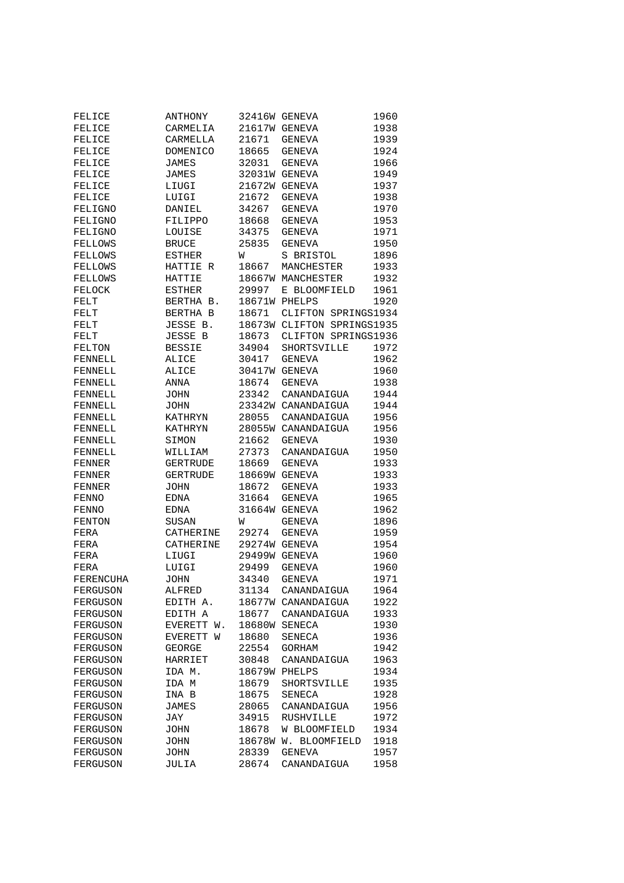| | | | | |
|---|---|---|---|---|
| FELICE | ANTHONY | 32416W | GENEVA | 1960 |
| FELICE | CARMELIA | 21617W | GENEVA | 1938 |
| FELICE | CARMELLA | 21671 | GENEVA | 1939 |
| FELICE | DOMENICO | 18665 | GENEVA | 1924 |
| FELICE | JAMES | 32031 | GENEVA | 1966 |
| FELICE | JAMES | 32031W | GENEVA | 1949 |
| FELICE | LIUGI | 21672W | GENEVA | 1937 |
| FELICE | LUIGI | 21672 | GENEVA | 1938 |
| FELIGNO | DANIEL | 34267 | GENEVA | 1970 |
| FELIGNO | FILIPPO | 18668 | GENEVA | 1953 |
| FELIGNO | LOUISE | 34375 | GENEVA | 1971 |
| FELLOWS | BRUCE | 25835 | GENEVA | 1950 |
| FELLOWS | ESTHER | W | S BRISTOL | 1896 |
| FELLOWS | HATTIE R | 18667 | MANCHESTER | 1933 |
| FELLOWS | HATTIE | 18667W | MANCHESTER | 1932 |
| FELOCK | ESTHER | 29997 | E BLOOMFIELD | 1961 |
| FELT | BERTHA B. | 18671W | PHELPS | 1920 |
| FELT | BERTHA B | 18671 | CLIFTON SPRINGS | 1934 |
| FELT | JESSE B. | 18673W | CLIFTON SPRINGS | 1935 |
| FELT | JESSE B | 18673 | CLIFTON SPRINGS | 1936 |
| FELTON | BESSIE | 34904 | SHORTSVILLE | 1972 |
| FENNELL | ALICE | 30417 | GENEVA | 1962 |
| FENNELL | ALICE | 30417W | GENEVA | 1960 |
| FENNELL | ANNA | 18674 | GENEVA | 1938 |
| FENNELL | JOHN | 23342 | CANANDAIGUA | 1944 |
| FENNELL | JOHN | 23342W | CANANDAIGUA | 1944 |
| FENNELL | KATHRYN | 28055 | CANANDAIGUA | 1956 |
| FENNELL | KATHRYN | 28055W | CANANDAIGUA | 1956 |
| FENNELL | SIMON | 21662 | GENEVA | 1930 |
| FENNELL | WILLIAM | 27373 | CANANDAIGUA | 1950 |
| FENNER | GERTRUDE | 18669 | GENEVA | 1933 |
| FENNER | GERTRUDE | 18669W | GENEVA | 1933 |
| FENNER | JOHN | 18672 | GENEVA | 1933 |
| FENNO | EDNA | 31664 | GENEVA | 1965 |
| FENNO | EDNA | 31664W | GENEVA | 1962 |
| FENTON | SUSAN | W | GENEVA | 1896 |
| FERA | CATHERINE | 29274 | GENEVA | 1959 |
| FERA | CATHERINE | 29274W | GENEVA | 1954 |
| FERA | LIUGI | 29499W | GENEVA | 1960 |
| FERA | LUIGI | 29499 | GENEVA | 1960 |
| FERENCUHA | JOHN | 34340 | GENEVA | 1971 |
| FERGUSON | ALFRED | 31134 | CANANDAIGUA | 1964 |
| FERGUSON | EDITH A. | 18677W | CANANDAIGUA | 1922 |
| FERGUSON | EDITH A | 18677 | CANANDAIGUA | 1933 |
| FERGUSON | EVERETT W. | 18680W | SENECA | 1930 |
| FERGUSON | EVERETT W | 18680 | SENECA | 1936 |
| FERGUSON | GEORGE | 22554 | GORHAM | 1942 |
| FERGUSON | HARRIET | 30848 | CANANDAIGUA | 1963 |
| FERGUSON | IDA M. | 18679W | PHELPS | 1934 |
| FERGUSON | IDA M | 18679 | SHORTSVILLE | 1935 |
| FERGUSON | INA B | 18675 | SENECA | 1928 |
| FERGUSON | JAMES | 28065 | CANANDAIGUA | 1956 |
| FERGUSON | JAY | 34915 | RUSHVILLE | 1972 |
| FERGUSON | JOHN | 18678 | W BLOOMFIELD | 1934 |
| FERGUSON | JOHN | 18678W | W. BLOOMFIELD | 1918 |
| FERGUSON | JOHN | 28339 | GENEVA | 1957 |
| FERGUSON | JULIA | 28674 | CANANDAIGUA | 1958 |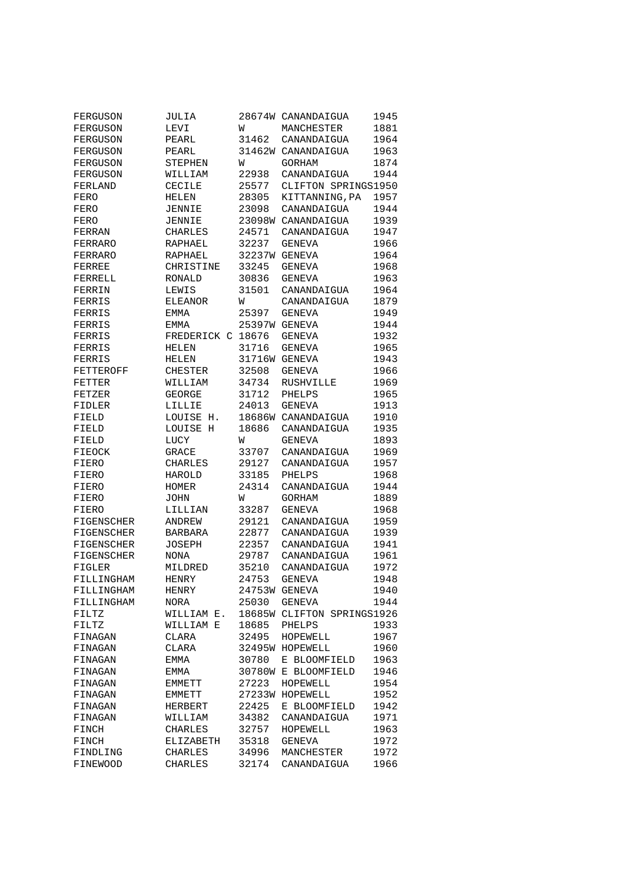| | | | | |
|---|---|---|---|---|
| FERGUSON | JULIA | 28674W | CANANDAIGUA | 1945 |
| FERGUSON | LEVI | W | MANCHESTER | 1881 |
| FERGUSON | PEARL | 31462 | CANANDAIGUA | 1964 |
| FERGUSON | PEARL | 31462W | CANANDAIGUA | 1963 |
| FERGUSON | STEPHEN | W | GORHAM | 1874 |
| FERGUSON | WILLIAM | 22938 | CANANDAIGUA | 1944 |
| FERLAND | CECILE | 25577 | CLIFTON SPRINGS | 1950 |
| FERO | HELEN | 28305 | KITTANNING,PA | 1957 |
| FERO | JENNIE | 23098 | CANANDAIGUA | 1944 |
| FERO | JENNIE | 23098W | CANANDAIGUA | 1939 |
| FERRAN | CHARLES | 24571 | CANANDAIGUA | 1947 |
| FERRARO | RAPHAEL | 32237 | GENEVA | 1966 |
| FERRARO | RAPHAEL | 32237W | GENEVA | 1964 |
| FERREE | CHRISTINE | 33245 | GENEVA | 1968 |
| FERRELL | RONALD | 30836 | GENEVA | 1963 |
| FERRIN | LEWIS | 31501 | CANANDAIGUA | 1964 |
| FERRIS | ELEANOR | W | CANANDAIGUA | 1879 |
| FERRIS | EMMA | 25397 | GENEVA | 1949 |
| FERRIS | EMMA | 25397W | GENEVA | 1944 |
| FERRIS | FREDERICK C | 18676 | GENEVA | 1932 |
| FERRIS | HELEN | 31716 | GENEVA | 1965 |
| FERRIS | HELEN | 31716W | GENEVA | 1943 |
| FETTEROFF | CHESTER | 32508 | GENEVA | 1966 |
| FETTER | WILLIAM | 34734 | RUSHVILLE | 1969 |
| FETZER | GEORGE | 31712 | PHELPS | 1965 |
| FIDLER | LILLIE | 24013 | GENEVA | 1913 |
| FIELD | LOUISE H. | 18686W | CANANDAIGUA | 1910 |
| FIELD | LOUISE H | 18686 | CANANDAIGUA | 1935 |
| FIELD | LUCY | W | GENEVA | 1893 |
| FIEOCK | GRACE | 33707 | CANANDAIGUA | 1969 |
| FIERO | CHARLES | 29127 | CANANDAIGUA | 1957 |
| FIERO | HAROLD | 33185 | PHELPS | 1968 |
| FIERO | HOMER | 24314 | CANANDAIGUA | 1944 |
| FIERO | JOHN | W | GORHAM | 1889 |
| FIERO | LILLIAN | 33287 | GENEVA | 1968 |
| FIGENSCHER | ANDREW | 29121 | CANANDAIGUA | 1959 |
| FIGENSCHER | BARBARA | 22877 | CANANDAIGUA | 1939 |
| FIGENSCHER | JOSEPH | 22357 | CANANDAIGUA | 1941 |
| FIGENSCHER | NONA | 29787 | CANANDAIGUA | 1961 |
| FIGLER | MILDRED | 35210 | CANANDAIGUA | 1972 |
| FILLINGHAM | HENRY | 24753 | GENEVA | 1948 |
| FILLINGHAM | HENRY | 24753W | GENEVA | 1940 |
| FILLINGHAM | NORA | 25030 | GENEVA | 1944 |
| FILTZ | WILLIAM E. | 18685W | CLIFTON SPRINGS | 1926 |
| FILTZ | WILLIAM E | 18685 | PHELPS | 1933 |
| FINAGAN | CLARA | 32495 | HOPEWELL | 1967 |
| FINAGAN | CLARA | 32495W | HOPEWELL | 1960 |
| FINAGAN | EMMA | 30780 | E BLOOMFIELD | 1963 |
| FINAGAN | EMMA | 30780W | E BLOOMFIELD | 1946 |
| FINAGAN | EMMETT | 27223 | HOPEWELL | 1954 |
| FINAGAN | EMMETT | 27233W | HOPEWELL | 1952 |
| FINAGAN | HERBERT | 22425 | E BLOOMFIELD | 1942 |
| FINAGAN | WILLIAM | 34382 | CANANDAIGUA | 1971 |
| FINCH | CHARLES | 32757 | HOPEWELL | 1963 |
| FINCH | ELIZABETH | 35318 | GENEVA | 1972 |
| FINDLING | CHARLES | 34996 | MANCHESTER | 1972 |
| FINEWOOD | CHARLES | 32174 | CANANDAIGUA | 1966 |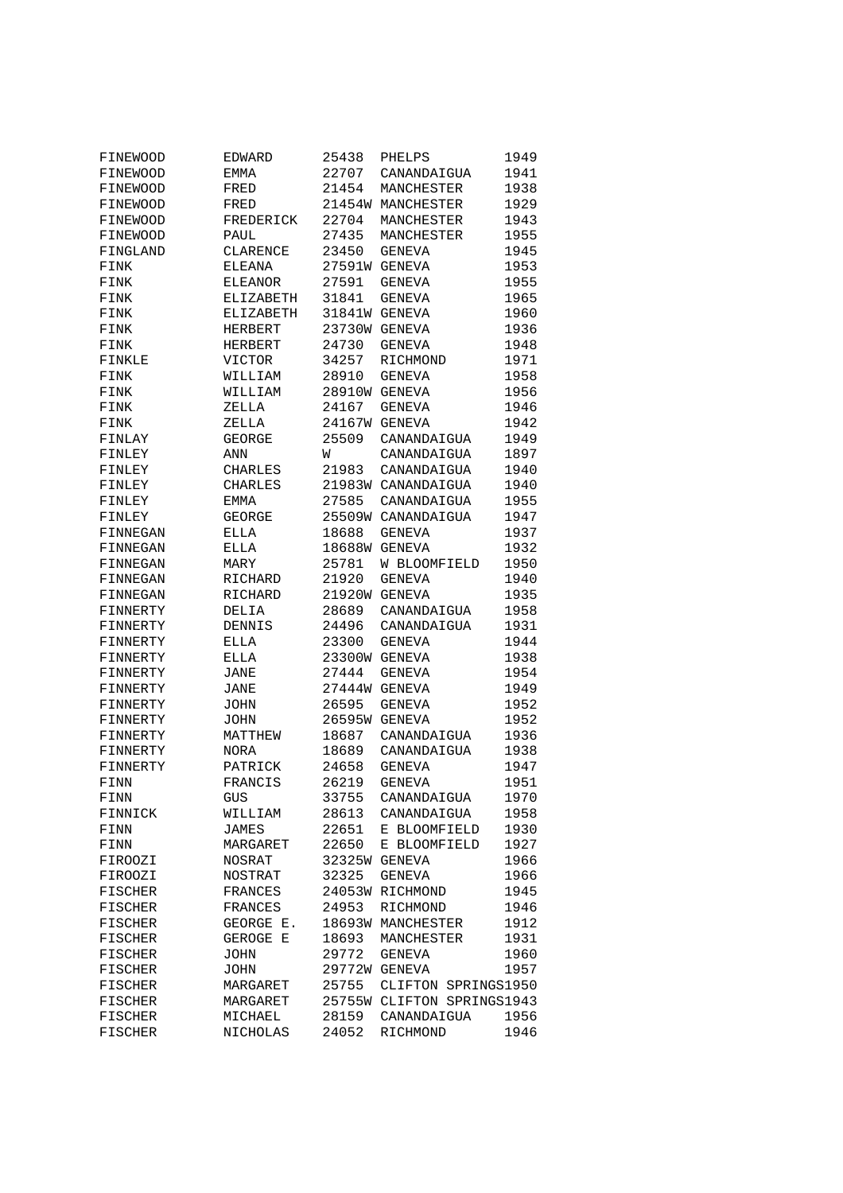| | | | | |
|---|---|---|---|---|
| FINEWOOD | EDWARD | 25438 | PHELPS | 1949 |
| FINEWOOD | EMMA | 22707 | CANANDAIGUA | 1941 |
| FINEWOOD | FRED | 21454 | MANCHESTER | 1938 |
| FINEWOOD | FRED | 21454W | MANCHESTER | 1929 |
| FINEWOOD | FREDERICK | 22704 | MANCHESTER | 1943 |
| FINEWOOD | PAUL | 27435 | MANCHESTER | 1955 |
| FINGLAND | CLARENCE | 23450 | GENEVA | 1945 |
| FINK | ELEANA | 27591W | GENEVA | 1953 |
| FINK | ELEANOR | 27591 | GENEVA | 1955 |
| FINK | ELIZABETH | 31841 | GENEVA | 1965 |
| FINK | ELIZABETH | 31841W | GENEVA | 1960 |
| FINK | HERBERT | 23730W | GENEVA | 1936 |
| FINK | HERBERT | 24730 | GENEVA | 1948 |
| FINKLE | VICTOR | 34257 | RICHMOND | 1971 |
| FINK | WILLIAM | 28910 | GENEVA | 1958 |
| FINK | WILLIAM | 28910W | GENEVA | 1956 |
| FINK | ZELLA | 24167 | GENEVA | 1946 |
| FINK | ZELLA | 24167W | GENEVA | 1942 |
| FINLAY | GEORGE | 25509 | CANANDAIGUA | 1949 |
| FINLEY | ANN | W | CANANDAIGUA | 1897 |
| FINLEY | CHARLES | 21983 | CANANDAIGUA | 1940 |
| FINLEY | CHARLES | 21983W | CANANDAIGUA | 1940 |
| FINLEY | EMMA | 27585 | CANANDAIGUA | 1955 |
| FINLEY | GEORGE | 25509W | CANANDAIGUA | 1947 |
| FINNEGAN | ELLA | 18688 | GENEVA | 1937 |
| FINNEGAN | ELLA | 18688W | GENEVA | 1932 |
| FINNEGAN | MARY | 25781 | W BLOOMFIELD | 1950 |
| FINNEGAN | RICHARD | 21920 | GENEVA | 1940 |
| FINNEGAN | RICHARD | 21920W | GENEVA | 1935 |
| FINNERTY | DELIA | 28689 | CANANDAIGUA | 1958 |
| FINNERTY | DENNIS | 24496 | CANANDAIGUA | 1931 |
| FINNERTY | ELLA | 23300 | GENEVA | 1944 |
| FINNERTY | ELLA | 23300W | GENEVA | 1938 |
| FINNERTY | JANE | 27444 | GENEVA | 1954 |
| FINNERTY | JANE | 27444W | GENEVA | 1949 |
| FINNERTY | JOHN | 26595 | GENEVA | 1952 |
| FINNERTY | JOHN | 26595W | GENEVA | 1952 |
| FINNERTY | MATTHEW | 18687 | CANANDAIGUA | 1936 |
| FINNERTY | NORA | 18689 | CANANDAIGUA | 1938 |
| FINNERTY | PATRICK | 24658 | GENEVA | 1947 |
| FINN | FRANCIS | 26219 | GENEVA | 1951 |
| FINN | GUS | 33755 | CANANDAIGUA | 1970 |
| FINNICK | WILLIAM | 28613 | CANANDAIGUA | 1958 |
| FINN | JAMES | 22651 | E BLOOMFIELD | 1930 |
| FINN | MARGARET | 22650 | E BLOOMFIELD | 1927 |
| FIROOZI | NOSRAT | 32325W | GENEVA | 1966 |
| FIROOZI | NOSTRAT | 32325 | GENEVA | 1966 |
| FISCHER | FRANCES | 24053W | RICHMOND | 1945 |
| FISCHER | FRANCES | 24953 | RICHMOND | 1946 |
| FISCHER | GEORGE E. | 18693W | MANCHESTER | 1912 |
| FISCHER | GEROGE E | 18693 | MANCHESTER | 1931 |
| FISCHER | JOHN | 29772 | GENEVA | 1960 |
| FISCHER | JOHN | 29772W | GENEVA | 1957 |
| FISCHER | MARGARET | 25755 | CLIFTON SPRINGS | 1950 |
| FISCHER | MARGARET | 25755W | CLIFTON SPRINGS | 1943 |
| FISCHER | MICHAEL | 28159 | CANANDAIGUA | 1956 |
| FISCHER | NICHOLAS | 24052 | RICHMOND | 1946 |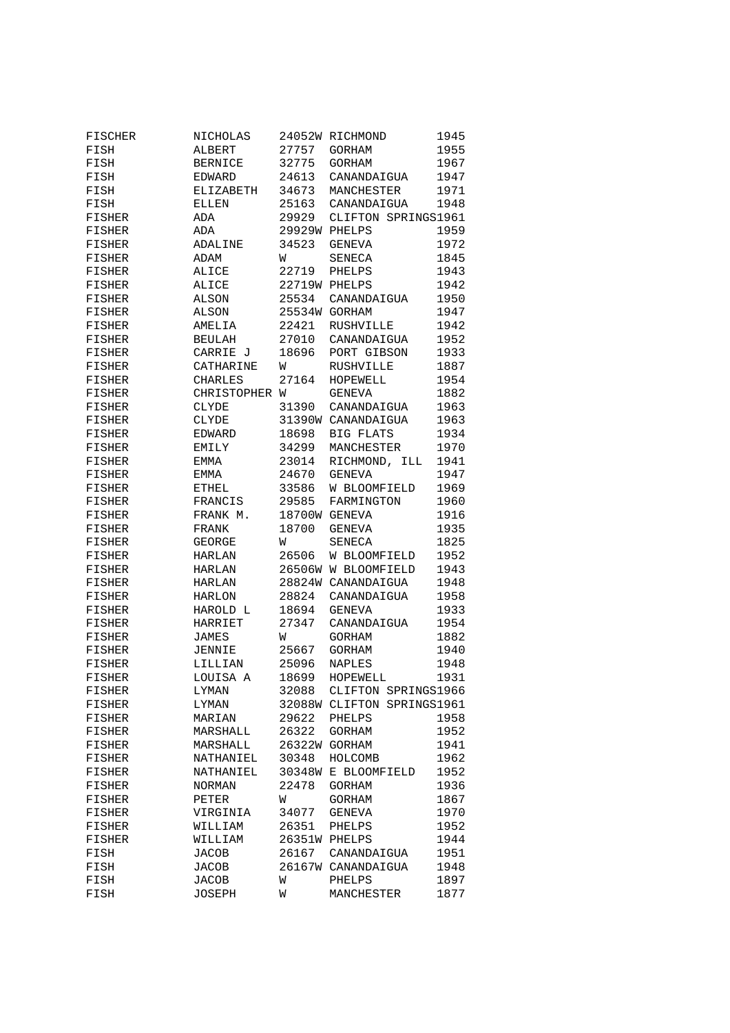| | | | | |
|---|---|---|---|---|
| FISCHER | NICHOLAS | 24052W | RICHMOND | 1945 |
| FISH | ALBERT | 27757 | GORHAM | 1955 |
| FISH | BERNICE | 32775 | GORHAM | 1967 |
| FISH | EDWARD | 24613 | CANANDAIGUA | 1947 |
| FISH | ELIZABETH | 34673 | MANCHESTER | 1971 |
| FISH | ELLEN | 25163 | CANANDAIGUA | 1948 |
| FISHER | ADA | 29929 | CLIFTON SPRINGS | 1961 |
| FISHER | ADA | 29929W | PHELPS | 1959 |
| FISHER | ADALINE | 34523 | GENEVA | 1972 |
| FISHER | ADAM | W | SENECA | 1845 |
| FISHER | ALICE | 22719 | PHELPS | 1943 |
| FISHER | ALICE | 22719W | PHELPS | 1942 |
| FISHER | ALSON | 25534 | CANANDAIGUA | 1950 |
| FISHER | ALSON | 25534W | GORHAM | 1947 |
| FISHER | AMELIA | 22421 | RUSHVILLE | 1942 |
| FISHER | BEULAH | 27010 | CANANDAIGUA | 1952 |
| FISHER | CARRIE J | 18696 | PORT GIBSON | 1933 |
| FISHER | CATHARINE | W | RUSHVILLE | 1887 |
| FISHER | CHARLES | 27164 | HOPEWELL | 1954 |
| FISHER | CHRISTOPHER | W | GENEVA | 1882 |
| FISHER | CLYDE | 31390 | CANANDAIGUA | 1963 |
| FISHER | CLYDE | 31390W | CANANDAIGUA | 1963 |
| FISHER | EDWARD | 18698 | BIG FLATS | 1934 |
| FISHER | EMILY | 34299 | MANCHESTER | 1970 |
| FISHER | EMMA | 23014 | RICHMOND, ILL | 1941 |
| FISHER | EMMA | 24670 | GENEVA | 1947 |
| FISHER | ETHEL | 33586 | W BLOOMFIELD | 1969 |
| FISHER | FRANCIS | 29585 | FARMINGTON | 1960 |
| FISHER | FRANK M. | 18700W | GENEVA | 1916 |
| FISHER | FRANK | 18700 | GENEVA | 1935 |
| FISHER | GEORGE | W | SENECA | 1825 |
| FISHER | HARLAN | 26506 | W BLOOMFIELD | 1952 |
| FISHER | HARLAN | 26506W | W BLOOMFIELD | 1943 |
| FISHER | HARLAN | 28824W | CANANDAIGUA | 1948 |
| FISHER | HARLON | 28824 | CANANDAIGUA | 1958 |
| FISHER | HAROLD L | 18694 | GENEVA | 1933 |
| FISHER | HARRIET | 27347 | CANANDAIGUA | 1954 |
| FISHER | JAMES | W | GORHAM | 1882 |
| FISHER | JENNIE | 25667 | GORHAM | 1940 |
| FISHER | LILLIAN | 25096 | NAPLES | 1948 |
| FISHER | LOUISA A | 18699 | HOPEWELL | 1931 |
| FISHER | LYMAN | 32088 | CLIFTON SPRINGS | 1966 |
| FISHER | LYMAN | 32088W | CLIFTON SPRINGS | 1961 |
| FISHER | MARIAN | 29622 | PHELPS | 1958 |
| FISHER | MARSHALL | 26322 | GORHAM | 1952 |
| FISHER | MARSHALL | 26322W | GORHAM | 1941 |
| FISHER | NATHANIEL | 30348 | HOLCOMB | 1962 |
| FISHER | NATHANIEL | 30348W | E BLOOMFIELD | 1952 |
| FISHER | NORMAN | 22478 | GORHAM | 1936 |
| FISHER | PETER | W | GORHAM | 1867 |
| FISHER | VIRGINIA | 34077 | GENEVA | 1970 |
| FISHER | WILLIAM | 26351 | PHELPS | 1952 |
| FISHER | WILLIAM | 26351W | PHELPS | 1944 |
| FISH | JACOB | 26167 | CANANDAIGUA | 1951 |
| FISH | JACOB | 26167W | CANANDAIGUA | 1948 |
| FISH | JACOB | W | PHELPS | 1897 |
| FISH | JOSEPH | W | MANCHESTER | 1877 |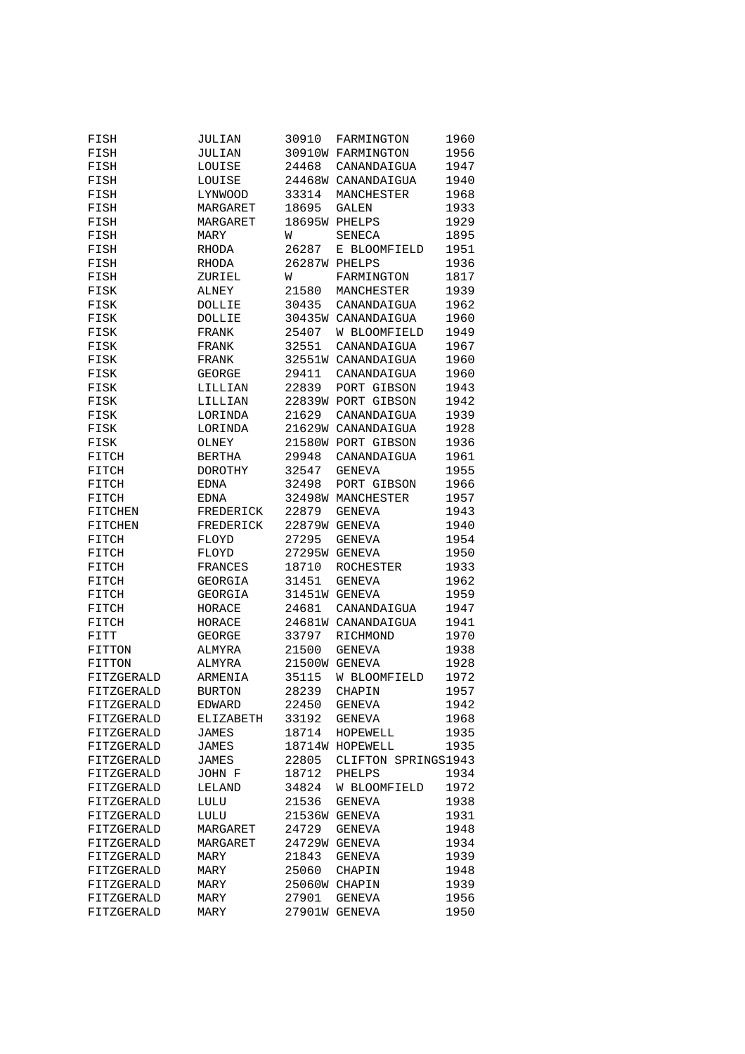| | | | | |
|---|---|---|---|---|
| FISH | JULIAN | 30910 | FARMINGTON | 1960 |
| FISH | JULIAN | 30910W | FARMINGTON | 1956 |
| FISH | LOUISE | 24468 | CANANDAIGUA | 1947 |
| FISH | LOUISE | 24468W | CANANDAIGUA | 1940 |
| FISH | LYNWOOD | 33314 | MANCHESTER | 1968 |
| FISH | MARGARET | 18695 | GALEN | 1933 |
| FISH | MARGARET | 18695W | PHELPS | 1929 |
| FISH | MARY | W | SENECA | 1895 |
| FISH | RHODA | 26287 | E BLOOMFIELD | 1951 |
| FISH | RHODA | 26287W | PHELPS | 1936 |
| FISH | ZURIEL | W | FARMINGTON | 1817 |
| FISK | ALNEY | 21580 | MANCHESTER | 1939 |
| FISK | DOLLIE | 30435 | CANANDAIGUA | 1962 |
| FISK | DOLLIE | 30435W | CANANDAIGUA | 1960 |
| FISK | FRANK | 25407 | W BLOOMFIELD | 1949 |
| FISK | FRANK | 32551 | CANANDAIGUA | 1967 |
| FISK | FRANK | 32551W | CANANDAIGUA | 1960 |
| FISK | GEORGE | 29411 | CANANDAIGUA | 1960 |
| FISK | LILLIAN | 22839 | PORT GIBSON | 1943 |
| FISK | LILLIAN | 22839W | PORT GIBSON | 1942 |
| FISK | LORINDA | 21629 | CANANDAIGUA | 1939 |
| FISK | LORINDA | 21629W | CANANDAIGUA | 1928 |
| FISK | OLNEY | 21580W | PORT GIBSON | 1936 |
| FITCH | BERTHA | 29948 | CANANDAIGUA | 1961 |
| FITCH | DOROTHY | 32547 | GENEVA | 1955 |
| FITCH | EDNA | 32498 | PORT GIBSON | 1966 |
| FITCH | EDNA | 32498W | MANCHESTER | 1957 |
| FITCHEN | FREDERICK | 22879 | GENEVA | 1943 |
| FITCHEN | FREDERICK | 22879W | GENEVA | 1940 |
| FITCH | FLOYD | 27295 | GENEVA | 1954 |
| FITCH | FLOYD | 27295W | GENEVA | 1950 |
| FITCH | FRANCES | 18710 | ROCHESTER | 1933 |
| FITCH | GEORGIA | 31451 | GENEVA | 1962 |
| FITCH | GEORGIA | 31451W | GENEVA | 1959 |
| FITCH | HORACE | 24681 | CANANDAIGUA | 1947 |
| FITCH | HORACE | 24681W | CANANDAIGUA | 1941 |
| FITT | GEORGE | 33797 | RICHMOND | 1970 |
| FITTON | ALMYRA | 21500 | GENEVA | 1938 |
| FITTON | ALMYRA | 21500W | GENEVA | 1928 |
| FITZGERALD | ARMENIA | 35115 | W BLOOMFIELD | 1972 |
| FITZGERALD | BURTON | 28239 | CHAPIN | 1957 |
| FITZGERALD | EDWARD | 22450 | GENEVA | 1942 |
| FITZGERALD | ELIZABETH | 33192 | GENEVA | 1968 |
| FITZGERALD | JAMES | 18714 | HOPEWELL | 1935 |
| FITZGERALD | JAMES | 18714W | HOPEWELL | 1935 |
| FITZGERALD | JAMES | 22805 | CLIFTON SPRINGS | 1943 |
| FITZGERALD | JOHN F | 18712 | PHELPS | 1934 |
| FITZGERALD | LELAND | 34824 | W BLOOMFIELD | 1972 |
| FITZGERALD | LULU | 21536 | GENEVA | 1938 |
| FITZGERALD | LULU | 21536W | GENEVA | 1931 |
| FITZGERALD | MARGARET | 24729 | GENEVA | 1948 |
| FITZGERALD | MARGARET | 24729W | GENEVA | 1934 |
| FITZGERALD | MARY | 21843 | GENEVA | 1939 |
| FITZGERALD | MARY | 25060 | CHAPIN | 1948 |
| FITZGERALD | MARY | 25060W | CHAPIN | 1939 |
| FITZGERALD | MARY | 27901 | GENEVA | 1956 |
| FITZGERALD | MARY | 27901W | GENEVA | 1950 |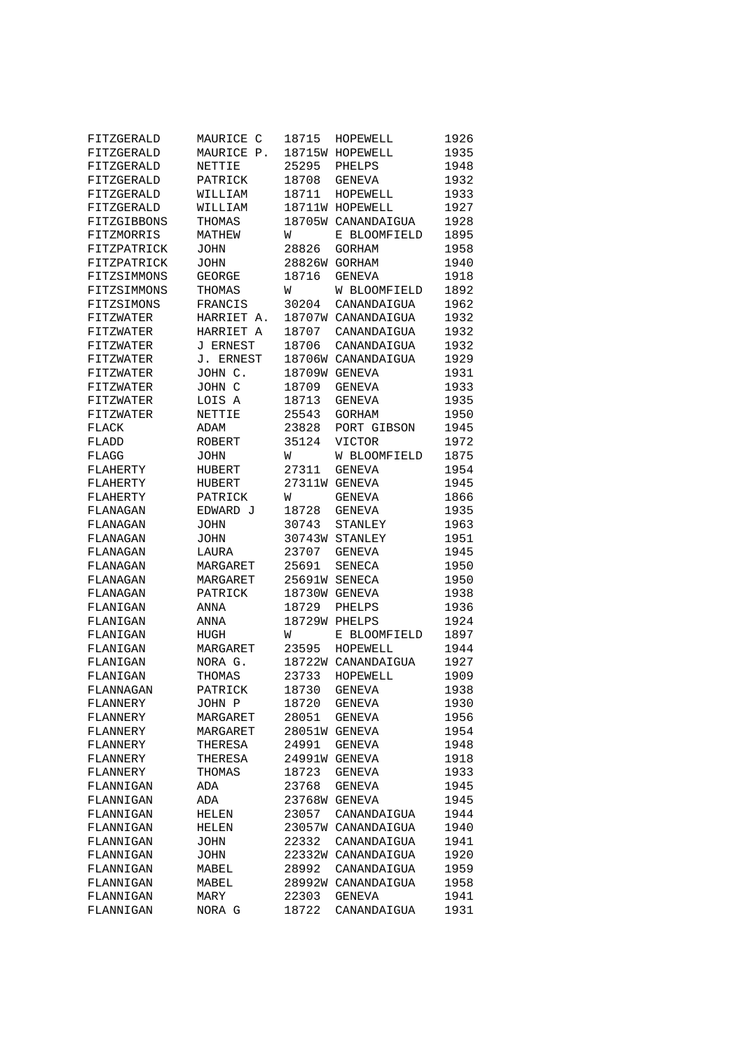| | | | | |
|---|---|---|---|---|
| FITZGERALD | MAURICE C | 18715 | HOPEWELL | 1926 |
| FITZGERALD | MAURICE P. | 18715W | HOPEWELL | 1935 |
| FITZGERALD | NETTIE | 25295 | PHELPS | 1948 |
| FITZGERALD | PATRICK | 18708 | GENEVA | 1932 |
| FITZGERALD | WILLIAM | 18711 | HOPEWELL | 1933 |
| FITZGERALD | WILLIAM | 18711W | HOPEWELL | 1927 |
| FITZGIBBONS | THOMAS | 18705W | CANANDAIGUA | 1928 |
| FITZMORRIS | MATHEW | W | E BLOOMFIELD | 1895 |
| FITZPATRICK | JOHN | 28826 | GORHAM | 1958 |
| FITZPATRICK | JOHN | 28826W | GORHAM | 1940 |
| FITZSIMMONS | GEORGE | 18716 | GENEVA | 1918 |
| FITZSIMMONS | THOMAS | W | W BLOOMFIELD | 1892 |
| FITZSIMONS | FRANCIS | 30204 | CANANDAIGUA | 1962 |
| FITZWATER | HARRIET A. | 18707W | CANANDAIGUA | 1932 |
| FITZWATER | HARRIET A | 18707 | CANANDAIGUA | 1932 |
| FITZWATER | J ERNEST | 18706 | CANANDAIGUA | 1932 |
| FITZWATER | J. ERNEST | 18706W | CANANDAIGUA | 1929 |
| FITZWATER | JOHN C. | 18709W | GENEVA | 1931 |
| FITZWATER | JOHN C | 18709 | GENEVA | 1933 |
| FITZWATER | LOIS A | 18713 | GENEVA | 1935 |
| FITZWATER | NETTIE | 25543 | GORHAM | 1950 |
| FLACK | ADAM | 23828 | PORT GIBSON | 1945 |
| FLADD | ROBERT | 35124 | VICTOR | 1972 |
| FLAGG | JOHN | W | W BLOOMFIELD | 1875 |
| FLAHERTY | HUBERT | 27311 | GENEVA | 1954 |
| FLAHERTY | HUBERT | 27311W | GENEVA | 1945 |
| FLAHERTY | PATRICK | W | GENEVA | 1866 |
| FLANAGAN | EDWARD J | 18728 | GENEVA | 1935 |
| FLANAGAN | JOHN | 30743 | STANLEY | 1963 |
| FLANAGAN | JOHN | 30743W | STANLEY | 1951 |
| FLANAGAN | LAURA | 23707 | GENEVA | 1945 |
| FLANAGAN | MARGARET | 25691 | SENECA | 1950 |
| FLANAGAN | MARGARET | 25691W | SENECA | 1950 |
| FLANAGAN | PATRICK | 18730W | GENEVA | 1938 |
| FLANIGAN | ANNA | 18729 | PHELPS | 1936 |
| FLANIGAN | ANNA | 18729W | PHELPS | 1924 |
| FLANIGAN | HUGH | W | E BLOOMFIELD | 1897 |
| FLANIGAN | MARGARET | 23595 | HOPEWELL | 1944 |
| FLANIGAN | NORA G. | 18722W | CANANDAIGUA | 1927 |
| FLANIGAN | THOMAS | 23733 | HOPEWELL | 1909 |
| FLANNAGAN | PATRICK | 18730 | GENEVA | 1938 |
| FLANNERY | JOHN P | 18720 | GENEVA | 1930 |
| FLANNERY | MARGARET | 28051 | GENEVA | 1956 |
| FLANNERY | MARGARET | 28051W | GENEVA | 1954 |
| FLANNERY | THERESA | 24991 | GENEVA | 1948 |
| FLANNERY | THERESA | 24991W | GENEVA | 1918 |
| FLANNERY | THOMAS | 18723 | GENEVA | 1933 |
| FLANNIGAN | ADA | 23768 | GENEVA | 1945 |
| FLANNIGAN | ADA | 23768W | GENEVA | 1945 |
| FLANNIGAN | HELEN | 23057 | CANANDAIGUA | 1944 |
| FLANNIGAN | HELEN | 23057W | CANANDAIGUA | 1940 |
| FLANNIGAN | JOHN | 22332 | CANANDAIGUA | 1941 |
| FLANNIGAN | JOHN | 22332W | CANANDAIGUA | 1920 |
| FLANNIGAN | MABEL | 28992 | CANANDAIGUA | 1959 |
| FLANNIGAN | MABEL | 28992W | CANANDAIGUA | 1958 |
| FLANNIGAN | MARY | 22303 | GENEVA | 1941 |
| FLANNIGAN | NORA G | 18722 | CANANDAIGUA | 1931 |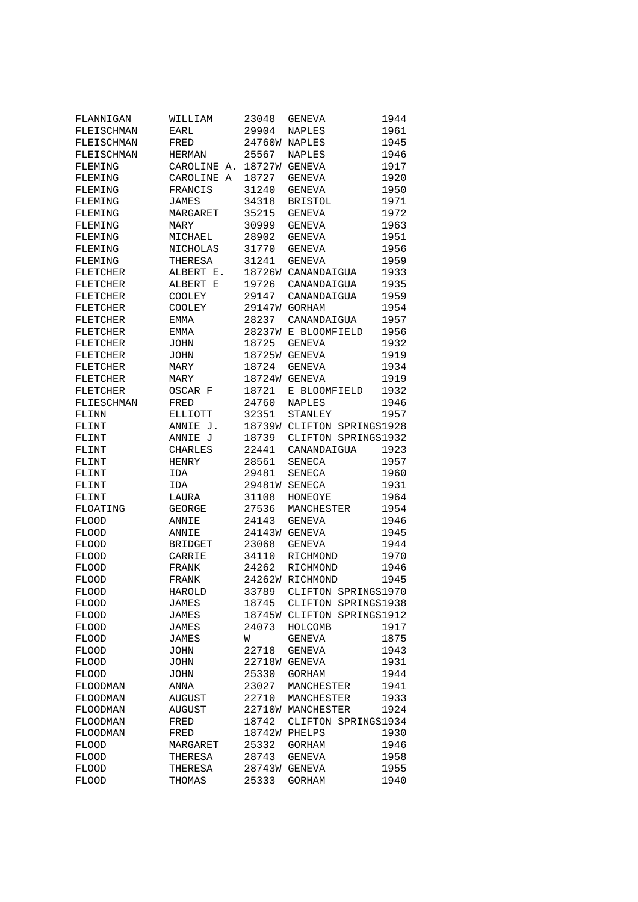| | | | | |
|---|---|---|---|---|
| FLANNIGAN | WILLIAM | 23048 | GENEVA | 1944 |
| FLEISCHMAN | EARL | 29904 | NAPLES | 1961 |
| FLEISCHMAN | FRED | 24760W | NAPLES | 1945 |
| FLEISCHMAN | HERMAN | 25567 | NAPLES | 1946 |
| FLEMING | CAROLINE A. | 18727W | GENEVA | 1917 |
| FLEMING | CAROLINE A | 18727 | GENEVA | 1920 |
| FLEMING | FRANCIS | 31240 | GENEVA | 1950 |
| FLEMING | JAMES | 34318 | BRISTOL | 1971 |
| FLEMING | MARGARET | 35215 | GENEVA | 1972 |
| FLEMING | MARY | 30999 | GENEVA | 1963 |
| FLEMING | MICHAEL | 28902 | GENEVA | 1951 |
| FLEMING | NICHOLAS | 31770 | GENEVA | 1956 |
| FLEMING | THERESA | 31241 | GENEVA | 1959 |
| FLETCHER | ALBERT E. | 18726W | CANANDAIGUA | 1933 |
| FLETCHER | ALBERT E | 19726 | CANANDAIGUA | 1935 |
| FLETCHER | COOLEY | 29147 | CANANDAIGUA | 1959 |
| FLETCHER | COOLEY | 29147W | GORHAM | 1954 |
| FLETCHER | EMMA | 28237 | CANANDAIGUA | 1957 |
| FLETCHER | EMMA | 28237W | E BLOOMFIELD | 1956 |
| FLETCHER | JOHN | 18725 | GENEVA | 1932 |
| FLETCHER | JOHN | 18725W | GENEVA | 1919 |
| FLETCHER | MARY | 18724 | GENEVA | 1934 |
| FLETCHER | MARY | 18724W | GENEVA | 1919 |
| FLETCHER | OSCAR F | 18721 | E BLOOMFIELD | 1932 |
| FLIESCHMAN | FRED | 24760 | NAPLES | 1946 |
| FLINN | ELLIOTT | 32351 | STANLEY | 1957 |
| FLINT | ANNIE J. | 18739W | CLIFTON SPRINGS | 1928 |
| FLINT | ANNIE J | 18739 | CLIFTON SPRINGS | 1932 |
| FLINT | CHARLES | 22441 | CANANDAIGUA | 1923 |
| FLINT | HENRY | 28561 | SENECA | 1957 |
| FLINT | IDA | 29481 | SENECA | 1960 |
| FLINT | IDA | 29481W | SENECA | 1931 |
| FLINT | LAURA | 31108 | HONEOYE | 1964 |
| FLOATING | GEORGE | 27536 | MANCHESTER | 1954 |
| FLOOD | ANNIE | 24143 | GENEVA | 1946 |
| FLOOD | ANNIE | 24143W | GENEVA | 1945 |
| FLOOD | BRIDGET | 23068 | GENEVA | 1944 |
| FLOOD | CARRIE | 34110 | RICHMOND | 1970 |
| FLOOD | FRANK | 24262 | RICHMOND | 1946 |
| FLOOD | FRANK | 24262W | RICHMOND | 1945 |
| FLOOD | HAROLD | 33789 | CLIFTON SPRINGS | 1970 |
| FLOOD | JAMES | 18745 | CLIFTON SPRINGS | 1938 |
| FLOOD | JAMES | 18745W | CLIFTON SPRINGS | 1912 |
| FLOOD | JAMES | 24073 | HOLCOMB | 1917 |
| FLOOD | JAMES | W | GENEVA | 1875 |
| FLOOD | JOHN | 22718 | GENEVA | 1943 |
| FLOOD | JOHN | 22718W | GENEVA | 1931 |
| FLOOD | JOHN | 25330 | GORHAM | 1944 |
| FLOODMAN | ANNA | 23027 | MANCHESTER | 1941 |
| FLOODMAN | AUGUST | 22710 | MANCHESTER | 1933 |
| FLOODMAN | AUGUST | 22710W | MANCHESTER | 1924 |
| FLOODMAN | FRED | 18742 | CLIFTON SPRINGS | 1934 |
| FLOODMAN | FRED | 18742W | PHELPS | 1930 |
| FLOOD | MARGARET | 25332 | GORHAM | 1946 |
| FLOOD | THERESA | 28743 | GENEVA | 1958 |
| FLOOD | THERESA | 28743W | GENEVA | 1955 |
| FLOOD | THOMAS | 25333 | GORHAM | 1940 |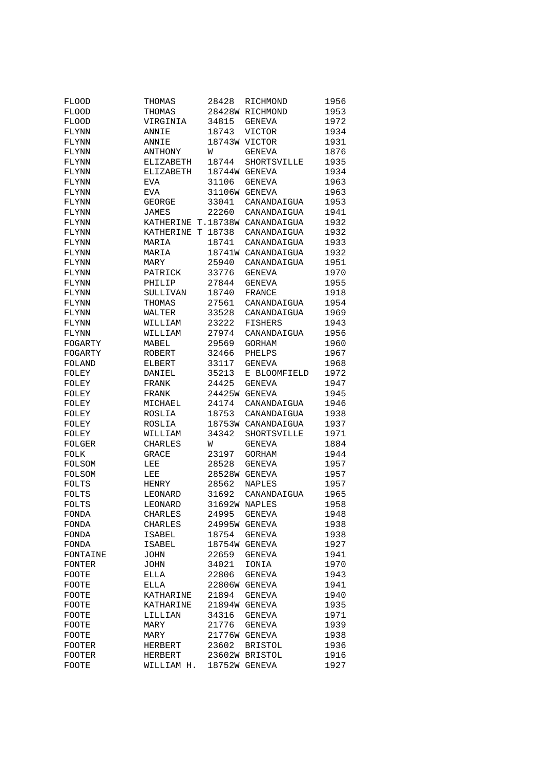| | | | | |
|---|---|---|---|---|
| FLOOD | THOMAS | 28428 | RICHMOND | 1956 |
| FLOOD | THOMAS | 28428W | RICHMOND | 1953 |
| FLOOD | VIRGINIA | 34815 | GENEVA | 1972 |
| FLYNN | ANNIE | 18743 | VICTOR | 1934 |
| FLYNN | ANNIE | 18743W | VICTOR | 1931 |
| FLYNN | ANTHONY | W | GENEVA | 1876 |
| FLYNN | ELIZABETH | 18744 | SHORTSVILLE | 1935 |
| FLYNN | ELIZABETH | 18744W | GENEVA | 1934 |
| FLYNN | EVA | 31106 | GENEVA | 1963 |
| FLYNN | EVA | 31106W | GENEVA | 1963 |
| FLYNN | GEORGE | 33041 | CANANDAIGUA | 1953 |
| FLYNN | JAMES | 22260 | CANANDAIGUA | 1941 |
| FLYNN | KATHERINE T. | 18738W | CANANDAIGUA | 1932 |
| FLYNN | KATHERINE T | 18738 | CANANDAIGUA | 1932 |
| FLYNN | MARIA | 18741 | CANANDAIGUA | 1933 |
| FLYNN | MARIA | 18741W | CANANDAIGUA | 1932 |
| FLYNN | MARY | 25940 | CANANDAIGUA | 1951 |
| FLYNN | PATRICK | 33776 | GENEVA | 1970 |
| FLYNN | PHILIP | 27844 | GENEVA | 1955 |
| FLYNN | SULLIVAN | 18740 | FRANCE | 1918 |
| FLYNN | THOMAS | 27561 | CANANDAIGUA | 1954 |
| FLYNN | WALTER | 33528 | CANANDAIGUA | 1969 |
| FLYNN | WILLIAM | 23222 | FISHERS | 1943 |
| FLYNN | WILLIAM | 27974 | CANANDAIGUA | 1956 |
| FOGARTY | MABEL | 29569 | GORHAM | 1960 |
| FOGARTY | ROBERT | 32466 | PHELPS | 1967 |
| FOLAND | ELBERT | 33117 | GENEVA | 1968 |
| FOLEY | DANIEL | 35213 | E BLOOMFIELD | 1972 |
| FOLEY | FRANK | 24425 | GENEVA | 1947 |
| FOLEY | FRANK | 24425W | GENEVA | 1945 |
| FOLEY | MICHAEL | 24174 | CANANDAIGUA | 1946 |
| FOLEY | ROSLIA | 18753 | CANANDAIGUA | 1938 |
| FOLEY | ROSLIA | 18753W | CANANDAIGUA | 1937 |
| FOLEY | WILLIAM | 34342 | SHORTSVILLE | 1971 |
| FOLGER | CHARLES | W | GENEVA | 1884 |
| FOLK | GRACE | 23197 | GORHAM | 1944 |
| FOLSOM | LEE | 28528 | GENEVA | 1957 |
| FOLSOM | LEE | 28528W | GENEVA | 1957 |
| FOLTS | HENRY | 28562 | NAPLES | 1957 |
| FOLTS | LEONARD | 31692 | CANANDAIGUA | 1965 |
| FOLTS | LEONARD | 31692W | NAPLES | 1958 |
| FONDA | CHARLES | 24995 | GENEVA | 1948 |
| FONDA | CHARLES | 24995W | GENEVA | 1938 |
| FONDA | ISABEL | 18754 | GENEVA | 1938 |
| FONDA | ISABEL | 18754W | GENEVA | 1927 |
| FONTAINE | JOHN | 22659 | GENEVA | 1941 |
| FONTER | JOHN | 34021 | IONIA | 1970 |
| FOOTE | ELLA | 22806 | GENEVA | 1943 |
| FOOTE | ELLA | 22806W | GENEVA | 1941 |
| FOOTE | KATHARINE | 21894 | GENEVA | 1940 |
| FOOTE | KATHARINE | 21894W | GENEVA | 1935 |
| FOOTE | LILLIAN | 34316 | GENEVA | 1971 |
| FOOTE | MARY | 21776 | GENEVA | 1939 |
| FOOTE | MARY | 21776W | GENEVA | 1938 |
| FOOTER | HERBERT | 23602 | BRISTOL | 1936 |
| FOOTER | HERBERT | 23602W | BRISTOL | 1916 |
| FOOTE | WILLIAM H. | 18752W | GENEVA | 1927 |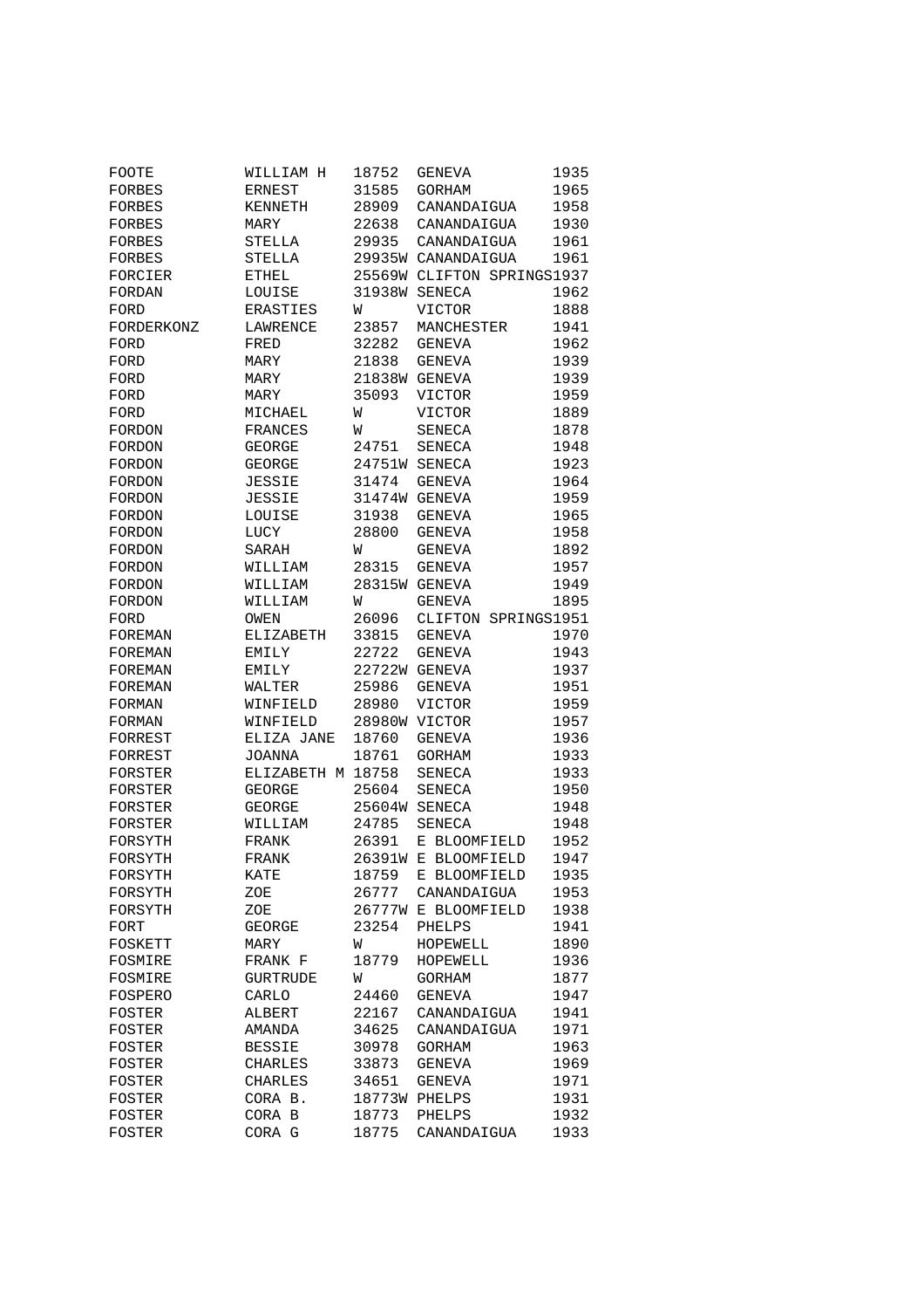| | | | | |
|---|---|---|---|---|
| FOOTE | WILLIAM H | 18752 | GENEVA | 1935 |
| FORBES | ERNEST | 31585 | GORHAM | 1965 |
| FORBES | KENNETH | 28909 | CANANDAIGUA | 1958 |
| FORBES | MARY | 22638 | CANANDAIGUA | 1930 |
| FORBES | STELLA | 29935 | CANANDAIGUA | 1961 |
| FORBES | STELLA | 29935W | CANANDAIGUA | 1961 |
| FORCIER | ETHEL | 25569W | CLIFTON SPRINGS | 1937 |
| FORDAN | LOUISE | 31938W | SENECA | 1962 |
| FORD | ERASTIES | W | VICTOR | 1888 |
| FORDERKONZ | LAWRENCE | 23857 | MANCHESTER | 1941 |
| FORD | FRED | 32282 | GENEVA | 1962 |
| FORD | MARY | 21838 | GENEVA | 1939 |
| FORD | MARY | 21838W | GENEVA | 1939 |
| FORD | MARY | 35093 | VICTOR | 1959 |
| FORD | MICHAEL | W | VICTOR | 1889 |
| FORDON | FRANCES | W | SENECA | 1878 |
| FORDON | GEORGE | 24751 | SENECA | 1948 |
| FORDON | GEORGE | 24751W | SENECA | 1923 |
| FORDON | JESSIE | 31474 | GENEVA | 1964 |
| FORDON | JESSIE | 31474W | GENEVA | 1959 |
| FORDON | LOUISE | 31938 | GENEVA | 1965 |
| FORDON | LUCY | 28800 | GENEVA | 1958 |
| FORDON | SARAH | W | GENEVA | 1892 |
| FORDON | WILLIAM | 28315 | GENEVA | 1957 |
| FORDON | WILLIAM | 28315W | GENEVA | 1949 |
| FORDON | WILLIAM | W | GENEVA | 1895 |
| FORD | OWEN | 26096 | CLIFTON SPRINGS | 1951 |
| FOREMAN | ELIZABETH | 33815 | GENEVA | 1970 |
| FOREMAN | EMILY | 22722 | GENEVA | 1943 |
| FOREMAN | EMILY | 22722W | GENEVA | 1937 |
| FOREMAN | WALTER | 25986 | GENEVA | 1951 |
| FORMAN | WINFIELD | 28980 | VICTOR | 1959 |
| FORMAN | WINFIELD | 28980W | VICTOR | 1957 |
| FORREST | ELIZA JANE | 18760 | GENEVA | 1936 |
| FORREST | JOANNA | 18761 | GORHAM | 1933 |
| FORSTER | ELIZABETH M | 18758 | SENECA | 1933 |
| FORSTER | GEORGE | 25604 | SENECA | 1950 |
| FORSTER | GEORGE | 25604W | SENECA | 1948 |
| FORSTER | WILLIAM | 24785 | SENECA | 1948 |
| FORSYTH | FRANK | 26391 | E BLOOMFIELD | 1952 |
| FORSYTH | FRANK | 26391W | E BLOOMFIELD | 1947 |
| FORSYTH | KATE | 18759 | E BLOOMFIELD | 1935 |
| FORSYTH | ZOE | 26777 | CANANDAIGUA | 1953 |
| FORSYTH | ZOE | 26777W | E BLOOMFIELD | 1938 |
| FORT | GEORGE | 23254 | PHELPS | 1941 |
| FOSKETT | MARY | W | HOPEWELL | 1890 |
| FOSMIRE | FRANK F | 18779 | HOPEWELL | 1936 |
| FOSMIRE | GURTRUDE | W | GORHAM | 1877 |
| FOSPERO | CARLO | 24460 | GENEVA | 1947 |
| FOSTER | ALBERT | 22167 | CANANDAIGUA | 1941 |
| FOSTER | AMANDA | 34625 | CANANDAIGUA | 1971 |
| FOSTER | BESSIE | 30978 | GORHAM | 1963 |
| FOSTER | CHARLES | 33873 | GENEVA | 1969 |
| FOSTER | CHARLES | 34651 | GENEVA | 1971 |
| FOSTER | CORA B. | 18773W | PHELPS | 1931 |
| FOSTER | CORA B | 18773 | PHELPS | 1932 |
| FOSTER | CORA G | 18775 | CANANDAIGUA | 1933 |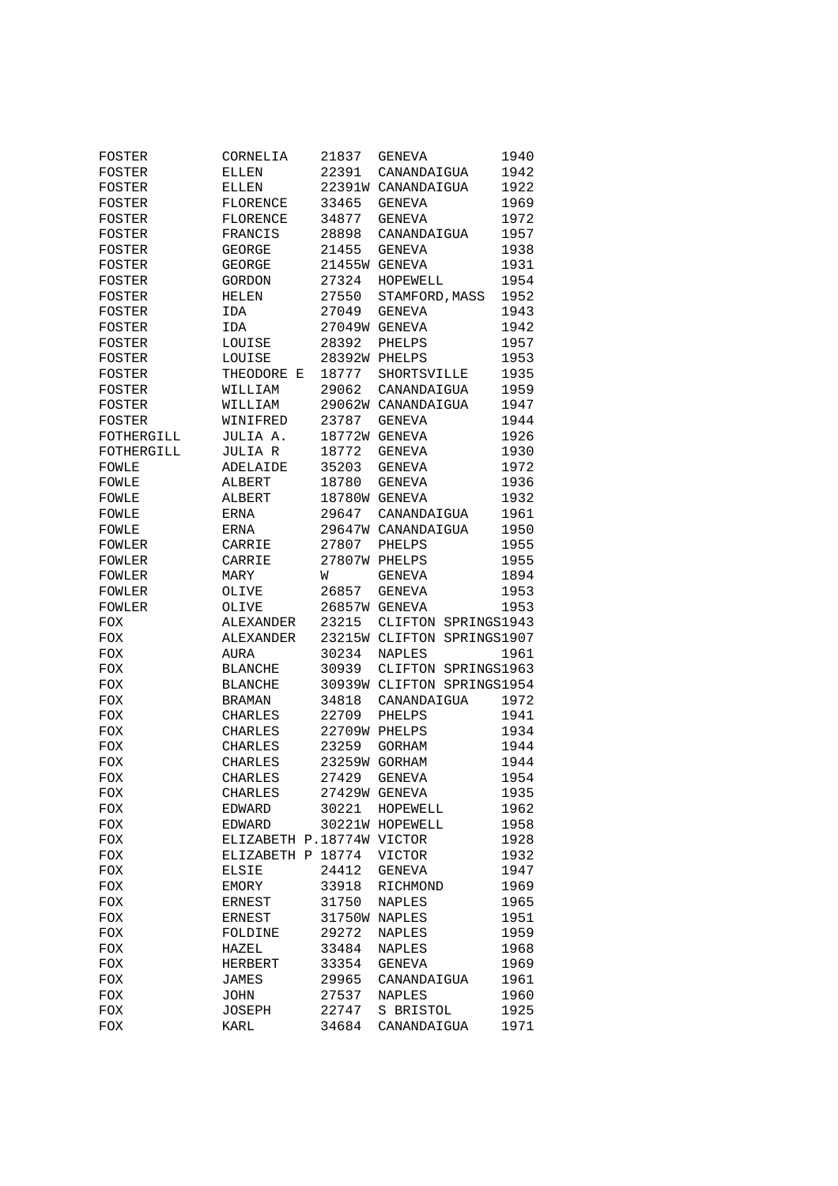| | | | | |
|---|---|---|---|---|
| FOSTER | CORNELIA | 21837 | GENEVA | 1940 |
| FOSTER | ELLEN | 22391 | CANANDAIGUA | 1942 |
| FOSTER | ELLEN | 22391W | CANANDAIGUA | 1922 |
| FOSTER | FLORENCE | 33465 | GENEVA | 1969 |
| FOSTER | FLORENCE | 34877 | GENEVA | 1972 |
| FOSTER | FRANCIS | 28898 | CANANDAIGUA | 1957 |
| FOSTER | GEORGE | 21455 | GENEVA | 1938 |
| FOSTER | GEORGE | 21455W | GENEVA | 1931 |
| FOSTER | GORDON | 27324 | HOPEWELL | 1954 |
| FOSTER | HELEN | 27550 | STAMFORD,MASS | 1952 |
| FOSTER | IDA | 27049 | GENEVA | 1943 |
| FOSTER | IDA | 27049W | GENEVA | 1942 |
| FOSTER | LOUISE | 28392 | PHELPS | 1957 |
| FOSTER | LOUISE | 28392W | PHELPS | 1953 |
| FOSTER | THEODORE E | 18777 | SHORTSVILLE | 1935 |
| FOSTER | WILLIAM | 29062 | CANANDAIGUA | 1959 |
| FOSTER | WILLIAM | 29062W | CANANDAIGUA | 1947 |
| FOSTER | WINIFRED | 23787 | GENEVA | 1944 |
| FOTHERGILL | JULIA A. | 18772W | GENEVA | 1926 |
| FOTHERGILL | JULIA R | 18772 | GENEVA | 1930 |
| FOWLE | ADELAIDE | 35203 | GENEVA | 1972 |
| FOWLE | ALBERT | 18780 | GENEVA | 1936 |
| FOWLE | ALBERT | 18780W | GENEVA | 1932 |
| FOWLE | ERNA | 29647 | CANANDAIGUA | 1961 |
| FOWLE | ERNA | 29647W | CANANDAIGUA | 1950 |
| FOWLER | CARRIE | 27807 | PHELPS | 1955 |
| FOWLER | CARRIE | 27807W | PHELPS | 1955 |
| FOWLER | MARY | W | GENEVA | 1894 |
| FOWLER | OLIVE | 26857 | GENEVA | 1953 |
| FOWLER | OLIVE | 26857W | GENEVA | 1953 |
| FOX | ALEXANDER | 23215 | CLIFTON SPRINGS | 1943 |
| FOX | ALEXANDER | 23215W | CLIFTON SPRINGS | 1907 |
| FOX | AURA | 30234 | NAPLES | 1961 |
| FOX | BLANCHE | 30939 | CLIFTON SPRINGS | 1963 |
| FOX | BLANCHE | 30939W | CLIFTON SPRINGS | 1954 |
| FOX | BRAMAN | 34818 | CANANDAIGUA | 1972 |
| FOX | CHARLES | 22709 | PHELPS | 1941 |
| FOX | CHARLES | 22709W | PHELPS | 1934 |
| FOX | CHARLES | 23259 | GORHAM | 1944 |
| FOX | CHARLES | 23259W | GORHAM | 1944 |
| FOX | CHARLES | 27429 | GENEVA | 1954 |
| FOX | CHARLES | 27429W | GENEVA | 1935 |
| FOX | EDWARD | 30221 | HOPEWELL | 1962 |
| FOX | EDWARD | 30221W | HOPEWELL | 1958 |
| FOX | ELIZABETH P. | 18774W | VICTOR | 1928 |
| FOX | ELIZABETH P | 18774 | VICTOR | 1932 |
| FOX | ELSIE | 24412 | GENEVA | 1947 |
| FOX | EMORY | 33918 | RICHMOND | 1969 |
| FOX | ERNEST | 31750 | NAPLES | 1965 |
| FOX | ERNEST | 31750W | NAPLES | 1951 |
| FOX | FOLDINE | 29272 | NAPLES | 1959 |
| FOX | HAZEL | 33484 | NAPLES | 1968 |
| FOX | HERBERT | 33354 | GENEVA | 1969 |
| FOX | JAMES | 29965 | CANANDAIGUA | 1961 |
| FOX | JOHN | 27537 | NAPLES | 1960 |
| FOX | JOSEPH | 22747 | S BRISTOL | 1925 |
| FOX | KARL | 34684 | CANANDAIGUA | 1971 |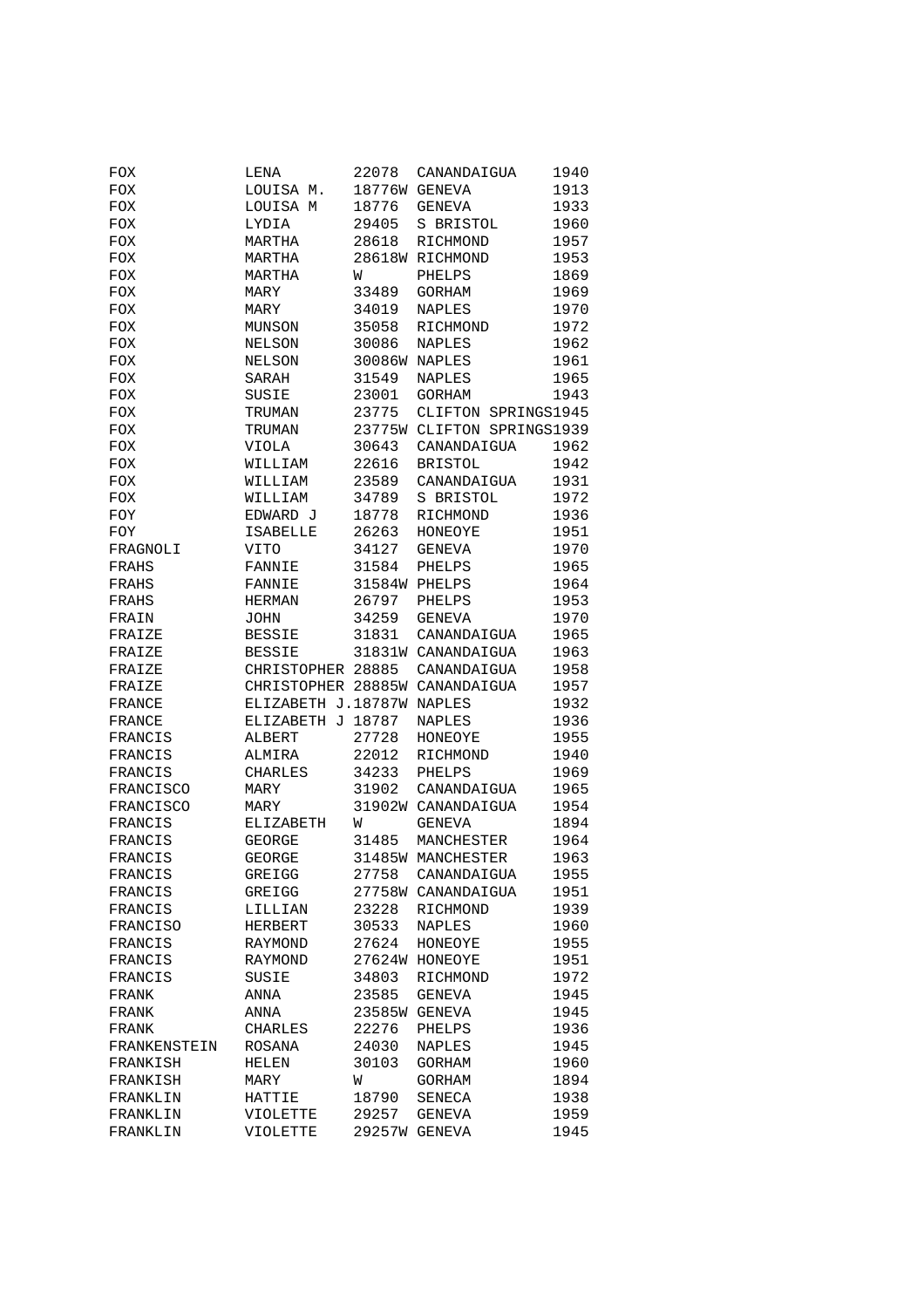| | | | | |
|---|---|---|---|---|
| FOX | LENA | 22078 | CANANDAIGUA | 1940 |
| FOX | LOUISA M. | 18776W | GENEVA | 1913 |
| FOX | LOUISA M | 18776 | GENEVA | 1933 |
| FOX | LYDIA | 29405 | S BRISTOL | 1960 |
| FOX | MARTHA | 28618 | RICHMOND | 1957 |
| FOX | MARTHA | 28618W | RICHMOND | 1953 |
| FOX | MARTHA | W | PHELPS | 1869 |
| FOX | MARY | 33489 | GORHAM | 1969 |
| FOX | MARY | 34019 | NAPLES | 1970 |
| FOX | MUNSON | 35058 | RICHMOND | 1972 |
| FOX | NELSON | 30086 | NAPLES | 1962 |
| FOX | NELSON | 30086W | NAPLES | 1961 |
| FOX | SARAH | 31549 | NAPLES | 1965 |
| FOX | SUSIE | 23001 | GORHAM | 1943 |
| FOX | TRUMAN | 23775 | CLIFTON SPRINGS | 1945 |
| FOX | TRUMAN | 23775W | CLIFTON SPRINGS | 1939 |
| FOX | VIOLA | 30643 | CANANDAIGUA | 1962 |
| FOX | WILLIAM | 22616 | BRISTOL | 1942 |
| FOX | WILLIAM | 23589 | CANANDAIGUA | 1931 |
| FOX | WILLIAM | 34789 | S BRISTOL | 1972 |
| FOY | EDWARD J | 18778 | RICHMOND | 1936 |
| FOY | ISABELLE | 26263 | HONEOYE | 1951 |
| FRAGNOLI | VITO | 34127 | GENEVA | 1970 |
| FRAHS | FANNIE | 31584 | PHELPS | 1965 |
| FRAHS | FANNIE | 31584W | PHELPS | 1964 |
| FRAHS | HERMAN | 26797 | PHELPS | 1953 |
| FRAIN | JOHN | 34259 | GENEVA | 1970 |
| FRAIZE | BESSIE | 31831 | CANANDAIGUA | 1965 |
| FRAIZE | BESSIE | 31831W | CANANDAIGUA | 1963 |
| FRAIZE | CHRISTOPHER | 28885 | CANANDAIGUA | 1958 |
| FRAIZE | CHRISTOPHER | 28885W | CANANDAIGUA | 1957 |
| FRANCE | ELIZABETH J. | 18787W | NAPLES | 1932 |
| FRANCE | ELIZABETH J | 18787 | NAPLES | 1936 |
| FRANCIS | ALBERT | 27728 | HONEOYE | 1955 |
| FRANCIS | ALMIRA | 22012 | RICHMOND | 1940 |
| FRANCIS | CHARLES | 34233 | PHELPS | 1969 |
| FRANCISCO | MARY | 31902 | CANANDAIGUA | 1965 |
| FRANCISCO | MARY | 31902W | CANANDAIGUA | 1954 |
| FRANCIS | ELIZABETH | W | GENEVA | 1894 |
| FRANCIS | GEORGE | 31485 | MANCHESTER | 1964 |
| FRANCIS | GEORGE | 31485W | MANCHESTER | 1963 |
| FRANCIS | GREIGG | 27758 | CANANDAIGUA | 1955 |
| FRANCIS | GREIGG | 27758W | CANANDAIGUA | 1951 |
| FRANCIS | LILLIAN | 23228 | RICHMOND | 1939 |
| FRANCISO | HERBERT | 30533 | NAPLES | 1960 |
| FRANCIS | RAYMOND | 27624 | HONEOYE | 1955 |
| FRANCIS | RAYMOND | 27624W | HONEOYE | 1951 |
| FRANCIS | SUSIE | 34803 | RICHMOND | 1972 |
| FRANK | ANNA | 23585 | GENEVA | 1945 |
| FRANK | ANNA | 23585W | GENEVA | 1945 |
| FRANK | CHARLES | 22276 | PHELPS | 1936 |
| FRANKENSTEIN | ROSANA | 24030 | NAPLES | 1945 |
| FRANKISH | HELEN | 30103 | GORHAM | 1960 |
| FRANKISH | MARY | W | GORHAM | 1894 |
| FRANKLIN | HATTIE | 18790 | SENECA | 1938 |
| FRANKLIN | VIOLETTE | 29257 | GENEVA | 1959 |
| FRANKLIN | VIOLETTE | 29257W | GENEVA | 1945 |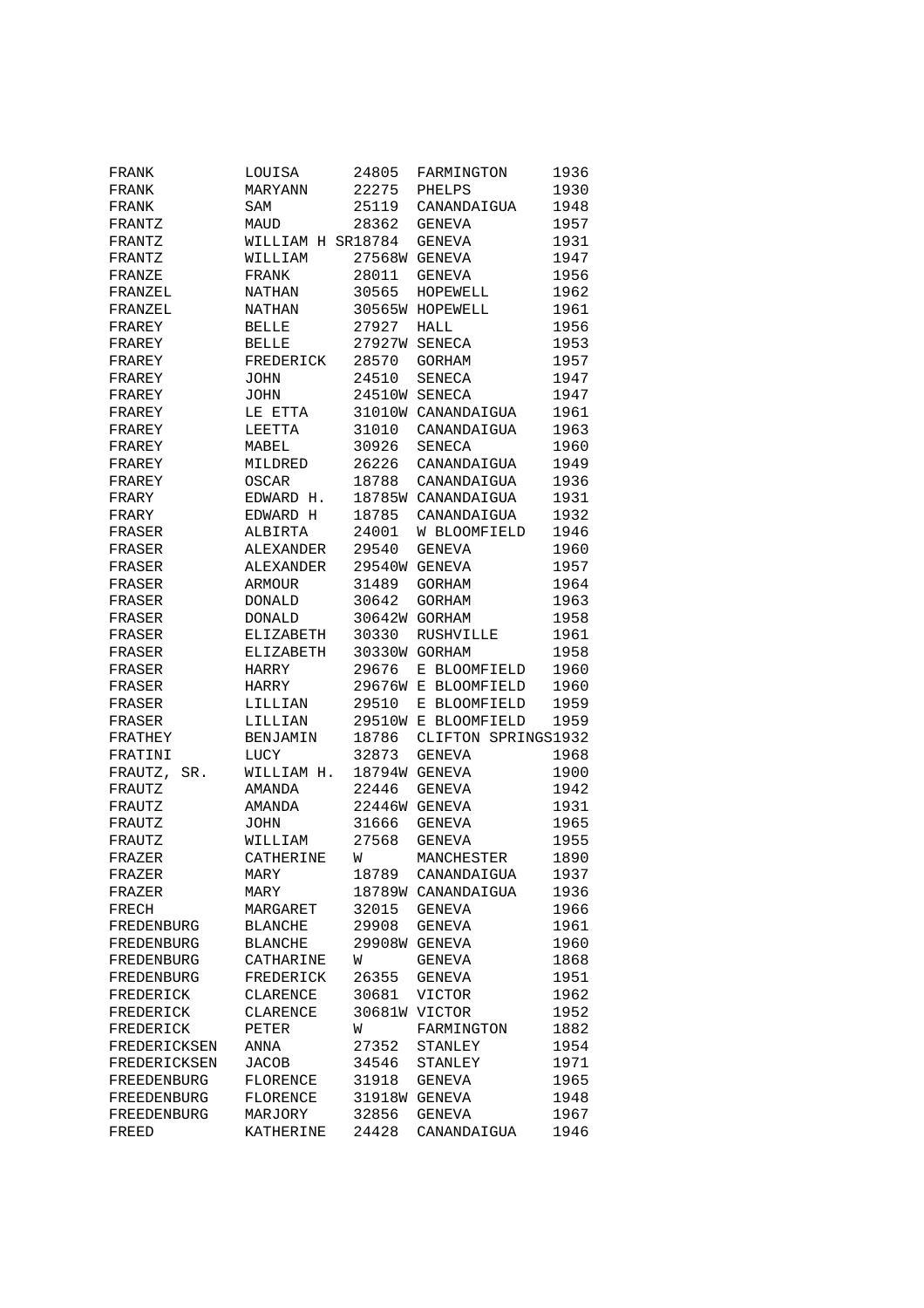| | | | | |
|---|---|---|---|---|
| FRANK | LOUISA | 24805 | FARMINGTON | 1936 |
| FRANK | MARYANN | 22275 | PHELPS | 1930 |
| FRANK | SAM | 25119 | CANANDAIGUA | 1948 |
| FRANTZ | MAUD | 28362 | GENEVA | 1957 |
| FRANTZ | WILLIAM H SR | 18784 | GENEVA | 1931 |
| FRANTZ | WILLIAM | 27568W | GENEVA | 1947 |
| FRANZE | FRANK | 28011 | GENEVA | 1956 |
| FRANZEL | NATHAN | 30565 | HOPEWELL | 1962 |
| FRANZEL | NATHAN | 30565W | HOPEWELL | 1961 |
| FRAREY | BELLE | 27927 | HALL | 1956 |
| FRAREY | BELLE | 27927W | SENECA | 1953 |
| FRAREY | FREDERICK | 28570 | GORHAM | 1957 |
| FRAREY | JOHN | 24510 | SENECA | 1947 |
| FRAREY | JOHN | 24510W | SENECA | 1947 |
| FRAREY | LE ETTA | 31010W | CANANDAIGUA | 1961 |
| FRAREY | LEETTA | 31010 | CANANDAIGUA | 1963 |
| FRAREY | MABEL | 30926 | SENECA | 1960 |
| FRAREY | MILDRED | 26226 | CANANDAIGUA | 1949 |
| FRAREY | OSCAR | 18788 | CANANDAIGUA | 1936 |
| FRARY | EDWARD H. | 18785W | CANANDAIGUA | 1931 |
| FRARY | EDWARD H | 18785 | CANANDAIGUA | 1932 |
| FRASER | ALBIRTA | 24001 | W BLOOMFIELD | 1946 |
| FRASER | ALEXANDER | 29540 | GENEVA | 1960 |
| FRASER | ALEXANDER | 29540W | GENEVA | 1957 |
| FRASER | ARMOUR | 31489 | GORHAM | 1964 |
| FRASER | DONALD | 30642 | GORHAM | 1963 |
| FRASER | DONALD | 30642W | GORHAM | 1958 |
| FRASER | ELIZABETH | 30330 | RUSHVILLE | 1961 |
| FRASER | ELIZABETH | 30330W | GORHAM | 1958 |
| FRASER | HARRY | 29676 | E BLOOMFIELD | 1960 |
| FRASER | HARRY | 29676W | E BLOOMFIELD | 1960 |
| FRASER | LILLIAN | 29510 | E BLOOMFIELD | 1959 |
| FRASER | LILLIAN | 29510W | E BLOOMFIELD | 1959 |
| FRATHEY | BENJAMIN | 18786 | CLIFTON SPRINGS | 1932 |
| FRATINI | LUCY | 32873 | GENEVA | 1968 |
| FRAUTZ, SR. | WILLIAM H. | 18794W | GENEVA | 1900 |
| FRAUTZ | AMANDA | 22446 | GENEVA | 1942 |
| FRAUTZ | AMANDA | 22446W | GENEVA | 1931 |
| FRAUTZ | JOHN | 31666 | GENEVA | 1965 |
| FRAUTZ | WILLIAM | 27568 | GENEVA | 1955 |
| FRAZER | CATHERINE | W | MANCHESTER | 1890 |
| FRAZER | MARY | 18789 | CANANDAIGUA | 1937 |
| FRAZER | MARY | 18789W | CANANDAIGUA | 1936 |
| FRECH | MARGARET | 32015 | GENEVA | 1966 |
| FREDENBURG | BLANCHE | 29908 | GENEVA | 1961 |
| FREDENBURG | BLANCHE | 29908W | GENEVA | 1960 |
| FREDENBURG | CATHARINE | W | GENEVA | 1868 |
| FREDENBURG | FREDERICK | 26355 | GENEVA | 1951 |
| FREDERICK | CLARENCE | 30681 | VICTOR | 1962 |
| FREDERICK | CLARENCE | 30681W | VICTOR | 1952 |
| FREDERICK | PETER | W | FARMINGTON | 1882 |
| FREDERICKSEN | ANNA | 27352 | STANLEY | 1954 |
| FREDERICKSEN | JACOB | 34546 | STANLEY | 1971 |
| FREEDENBURG | FLORENCE | 31918 | GENEVA | 1965 |
| FREEDENBURG | FLORENCE | 31918W | GENEVA | 1948 |
| FREEDENBURG | MARJORY | 32856 | GENEVA | 1967 |
| FREED | KATHERINE | 24428 | CANANDAIGUA | 1946 |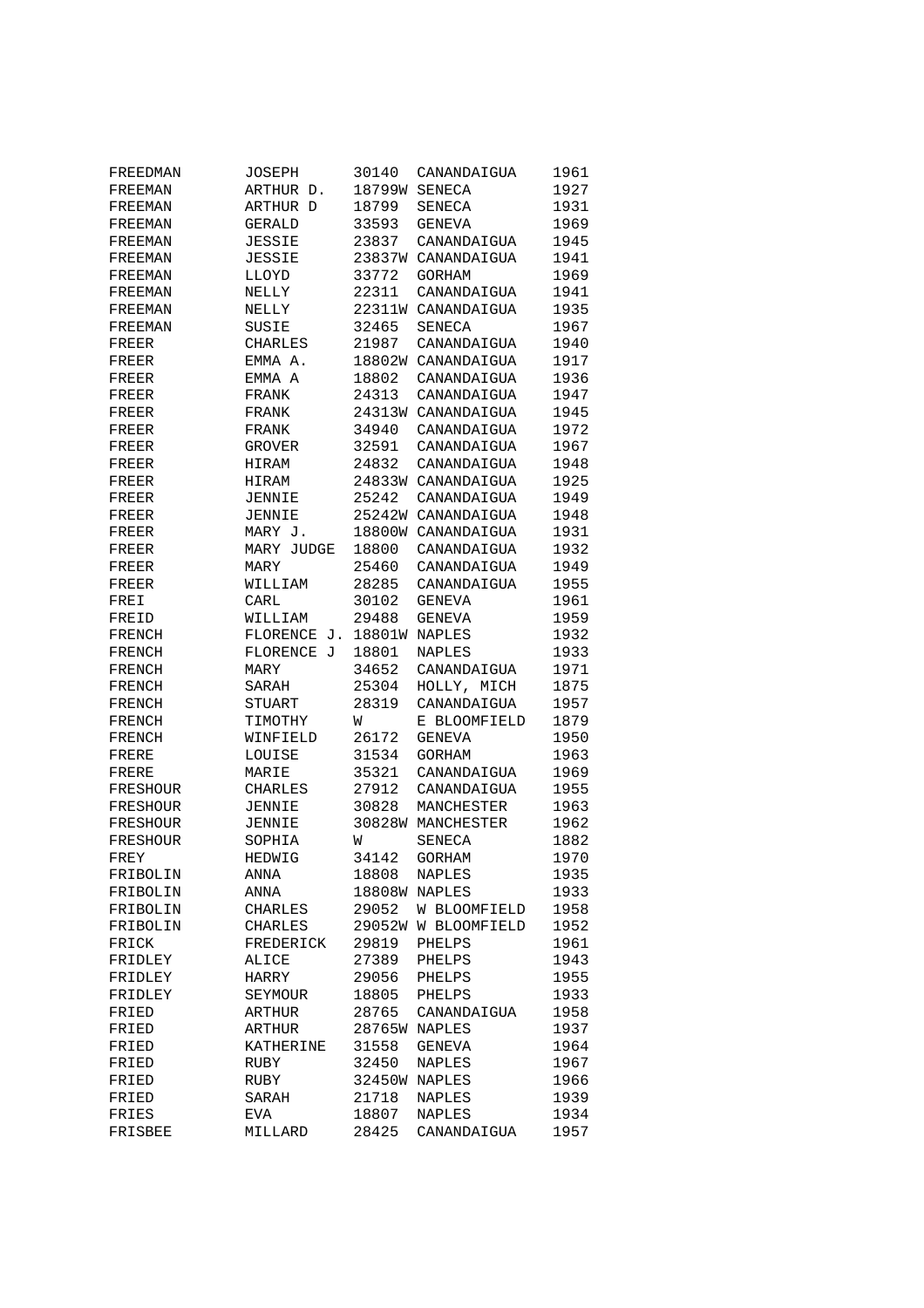| | | | | |
|---|---|---|---|---|
| FREEDMAN | JOSEPH | 30140 | CANANDAIGUA | 1961 |
| FREEMAN | ARTHUR D. | 18799W | SENECA | 1927 |
| FREEMAN | ARTHUR D | 18799 | SENECA | 1931 |
| FREEMAN | GERALD | 33593 | GENEVA | 1969 |
| FREEMAN | JESSIE | 23837 | CANANDAIGUA | 1945 |
| FREEMAN | JESSIE | 23837W | CANANDAIGUA | 1941 |
| FREEMAN | LLOYD | 33772 | GORHAM | 1969 |
| FREEMAN | NELLY | 22311 | CANANDAIGUA | 1941 |
| FREEMAN | NELLY | 22311W | CANANDAIGUA | 1935 |
| FREEMAN | SUSIE | 32465 | SENECA | 1967 |
| FREER | CHARLES | 21987 | CANANDAIGUA | 1940 |
| FREER | EMMA A. | 18802W | CANANDAIGUA | 1917 |
| FREER | EMMA A | 18802 | CANANDAIGUA | 1936 |
| FREER | FRANK | 24313 | CANANDAIGUA | 1947 |
| FREER | FRANK | 24313W | CANANDAIGUA | 1945 |
| FREER | FRANK | 34940 | CANANDAIGUA | 1972 |
| FREER | GROVER | 32591 | CANANDAIGUA | 1967 |
| FREER | HIRAM | 24832 | CANANDAIGUA | 1948 |
| FREER | HIRAM | 24833W | CANANDAIGUA | 1925 |
| FREER | JENNIE | 25242 | CANANDAIGUA | 1949 |
| FREER | JENNIE | 25242W | CANANDAIGUA | 1948 |
| FREER | MARY J. | 18800W | CANANDAIGUA | 1931 |
| FREER | MARY JUDGE | 18800 | CANANDAIGUA | 1932 |
| FREER | MARY | 25460 | CANANDAIGUA | 1949 |
| FREER | WILLIAM | 28285 | CANANDAIGUA | 1955 |
| FREI | CARL | 30102 | GENEVA | 1961 |
| FREID | WILLIAM | 29488 | GENEVA | 1959 |
| FRENCH | FLORENCE J. | 18801W | NAPLES | 1932 |
| FRENCH | FLORENCE J | 18801 | NAPLES | 1933 |
| FRENCH | MARY | 34652 | CANANDAIGUA | 1971 |
| FRENCH | SARAH | 25304 | HOLLY, MICH | 1875 |
| FRENCH | STUART | 28319 | CANANDAIGUA | 1957 |
| FRENCH | TIMOTHY | W | E BLOOMFIELD | 1879 |
| FRENCH | WINFIELD | 26172 | GENEVA | 1950 |
| FRERE | LOUISE | 31534 | GORHAM | 1963 |
| FRERE | MARIE | 35321 | CANANDAIGUA | 1969 |
| FRESHOUR | CHARLES | 27912 | CANANDAIGUA | 1955 |
| FRESHOUR | JENNIE | 30828 | MANCHESTER | 1963 |
| FRESHOUR | JENNIE | 30828W | MANCHESTER | 1962 |
| FRESHOUR | SOPHIA | W | SENECA | 1882 |
| FREY | HEDWIG | 34142 | GORHAM | 1970 |
| FRIBOLIN | ANNA | 18808 | NAPLES | 1935 |
| FRIBOLIN | ANNA | 18808W | NAPLES | 1933 |
| FRIBOLIN | CHARLES | 29052 | W BLOOMFIELD | 1958 |
| FRIBOLIN | CHARLES | 29052W | W BLOOMFIELD | 1952 |
| FRICK | FREDERICK | 29819 | PHELPS | 1961 |
| FRIDLEY | ALICE | 27389 | PHELPS | 1943 |
| FRIDLEY | HARRY | 29056 | PHELPS | 1955 |
| FRIDLEY | SEYMOUR | 18805 | PHELPS | 1933 |
| FRIED | ARTHUR | 28765 | CANANDAIGUA | 1958 |
| FRIED | ARTHUR | 28765W | NAPLES | 1937 |
| FRIED | KATHERINE | 31558 | GENEVA | 1964 |
| FRIED | RUBY | 32450 | NAPLES | 1967 |
| FRIED | RUBY | 32450W | NAPLES | 1966 |
| FRIED | SARAH | 21718 | NAPLES | 1939 |
| FRIES | EVA | 18807 | NAPLES | 1934 |
| FRISBEE | MILLARD | 28425 | CANANDAIGUA | 1957 |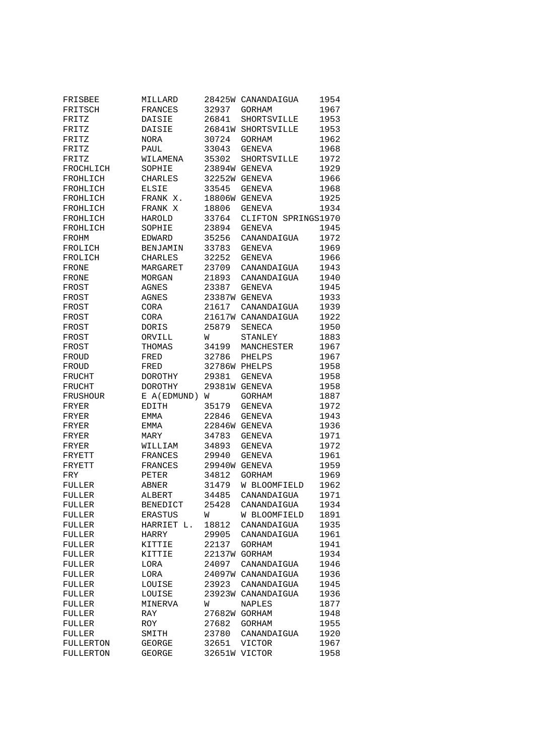| | | | | |
|---|---|---|---|---|
| FRISBEE | MILLARD | 28425W | CANANDAIGUA | 1954 |
| FRITSCH | FRANCES | 32937 | GORHAM | 1967 |
| FRITZ | DAISIE | 26841 | SHORTSVILLE | 1953 |
| FRITZ | DAISIE | 26841W | SHORTSVILLE | 1953 |
| FRITZ | NORA | 30724 | GORHAM | 1962 |
| FRITZ | PAUL | 33043 | GENEVA | 1968 |
| FRITZ | WILAMENA | 35302 | SHORTSVILLE | 1972 |
| FROCHLICH | SOPHIE | 23894W | GENEVA | 1929 |
| FROHLICH | CHARLES | 32252W | GENEVA | 1966 |
| FROHLICH | ELSIE | 33545 | GENEVA | 1968 |
| FROHLICH | FRANK X. | 18806W | GENEVA | 1925 |
| FROHLICH | FRANK X | 18806 | GENEVA | 1934 |
| FROHLICH | HAROLD | 33764 | CLIFTON SPRINGS | 1970 |
| FROHLICH | SOPHIE | 23894 | GENEVA | 1945 |
| FROHM | EDWARD | 35256 | CANANDAIGUA | 1972 |
| FROLICH | BENJAMIN | 33783 | GENEVA | 1969 |
| FROLICH | CHARLES | 32252 | GENEVA | 1966 |
| FRONE | MARGARET | 23709 | CANANDAIGUA | 1943 |
| FRONE | MORGAN | 21893 | CANANDAIGUA | 1940 |
| FROST | AGNES | 23387 | GENEVA | 1945 |
| FROST | AGNES | 23387W | GENEVA | 1933 |
| FROST | CORA | 21617 | CANANDAIGUA | 1939 |
| FROST | CORA | 21617W | CANANDAIGUA | 1922 |
| FROST | DORIS | 25879 | SENECA | 1950 |
| FROST | ORVILL | W | STANLEY | 1883 |
| FROST | THOMAS | 34199 | MANCHESTER | 1967 |
| FROUD | FRED | 32786 | PHELPS | 1967 |
| FROUD | FRED | 32786W | PHELPS | 1958 |
| FRUCHT | DOROTHY | 29381 | GENEVA | 1958 |
| FRUCHT | DOROTHY | 29381W | GENEVA | 1958 |
| FRUSHOUR | E A(EDMUND) | W | GORHAM | 1887 |
| FRYER | EDITH | 35179 | GENEVA | 1972 |
| FRYER | EMMA | 22846 | GENEVA | 1943 |
| FRYER | EMMA | 22846W | GENEVA | 1936 |
| FRYER | MARY | 34783 | GENEVA | 1971 |
| FRYER | WILLIAM | 34893 | GENEVA | 1972 |
| FRYETT | FRANCES | 29940 | GENEVA | 1961 |
| FRYETT | FRANCES | 29940W | GENEVA | 1959 |
| FRY | PETER | 34812 | GORHAM | 1969 |
| FULLER | ABNER | 31479 | W BLOOMFIELD | 1962 |
| FULLER | ALBERT | 34485 | CANANDAIGUA | 1971 |
| FULLER | BENEDICT | 25428 | CANANDAIGUA | 1934 |
| FULLER | ERASTUS | W | W BLOOMFIELD | 1891 |
| FULLER | HARRIET L. | 18812 | CANANDAIGUA | 1935 |
| FULLER | HARRY | 29905 | CANANDAIGUA | 1961 |
| FULLER | KITTIE | 22137 | GORHAM | 1941 |
| FULLER | KITTIE | 22137W | GORHAM | 1934 |
| FULLER | LORA | 24097 | CANANDAIGUA | 1946 |
| FULLER | LORA | 24097W | CANANDAIGUA | 1936 |
| FULLER | LOUISE | 23923 | CANANDAIGUA | 1945 |
| FULLER | LOUISE | 23923W | CANANDAIGUA | 1936 |
| FULLER | MINERVA | W | NAPLES | 1877 |
| FULLER | RAY | 27682W | GORHAM | 1948 |
| FULLER | ROY | 27682 | GORHAM | 1955 |
| FULLER | SMITH | 23780 | CANANDAIGUA | 1920 |
| FULLERTON | GEORGE | 32651 | VICTOR | 1967 |
| FULLERTON | GEORGE | 32651W | VICTOR | 1958 |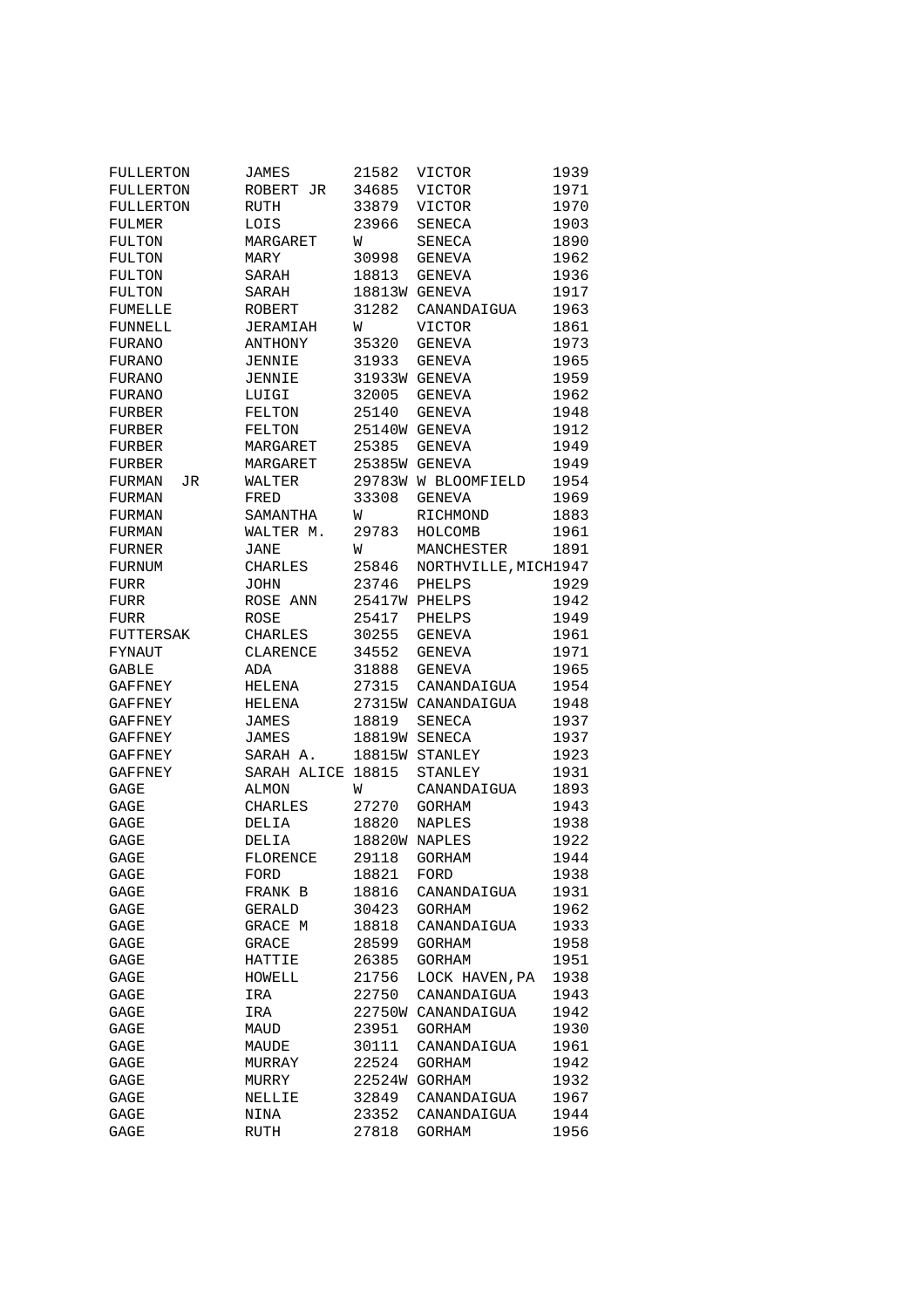| | | | | |
|---|---|---|---|---|
| FULLERTON | JAMES | 21582 | VICTOR | 1939 |
| FULLERTON | ROBERT JR | 34685 | VICTOR | 1971 |
| FULLERTON | RUTH | 33879 | VICTOR | 1970 |
| FULMER | LOIS | 23966 | SENECA | 1903 |
| FULTON | MARGARET | W | SENECA | 1890 |
| FULTON | MARY | 30998 | GENEVA | 1962 |
| FULTON | SARAH | 18813 | GENEVA | 1936 |
| FULTON | SARAH | 18813W | GENEVA | 1917 |
| FUMELLE | ROBERT | 31282 | CANANDAIGUA | 1963 |
| FUNNELL | JERAMIAH | W | VICTOR | 1861 |
| FURANO | ANTHONY | 35320 | GENEVA | 1973 |
| FURANO | JENNIE | 31933 | GENEVA | 1965 |
| FURANO | JENNIE | 31933W | GENEVA | 1959 |
| FURANO | LUIGI | 32005 | GENEVA | 1962 |
| FURBER | FELTON | 25140 | GENEVA | 1948 |
| FURBER | FELTON | 25140W | GENEVA | 1912 |
| FURBER | MARGARET | 25385 | GENEVA | 1949 |
| FURBER | MARGARET | 25385W | GENEVA | 1949 |
| FURMAN JR | WALTER | 29783W | W BLOOMFIELD | 1954 |
| FURMAN | FRED | 33308 | GENEVA | 1969 |
| FURMAN | SAMANTHA | W | RICHMOND | 1883 |
| FURMAN | WALTER M. | 29783 | HOLCOMB | 1961 |
| FURNER | JANE | W | MANCHESTER | 1891 |
| FURNUM | CHARLES | 25846 | NORTHVILLE,MICH | 1947 |
| FURR | JOHN | 23746 | PHELPS | 1929 |
| FURR | ROSE ANN | 25417W | PHELPS | 1942 |
| FURR | ROSE | 25417 | PHELPS | 1949 |
| FUTTERSAK | CHARLES | 30255 | GENEVA | 1961 |
| FYNAUT | CLARENCE | 34552 | GENEVA | 1971 |
| GABLE | ADA | 31888 | GENEVA | 1965 |
| GAFFNEY | HELENA | 27315 | CANANDAIGUA | 1954 |
| GAFFNEY | HELENA | 27315W | CANANDAIGUA | 1948 |
| GAFFNEY | JAMES | 18819 | SENECA | 1937 |
| GAFFNEY | JAMES | 18819W | SENECA | 1937 |
| GAFFNEY | SARAH A. | 18815W | STANLEY | 1923 |
| GAFFNEY | SARAH ALICE | 18815 | STANLEY | 1931 |
| GAGE | ALMON | W | CANANDAIGUA | 1893 |
| GAGE | CHARLES | 27270 | GORHAM | 1943 |
| GAGE | DELIA | 18820 | NAPLES | 1938 |
| GAGE | DELIA | 18820W | NAPLES | 1922 |
| GAGE | FLORENCE | 29118 | GORHAM | 1944 |
| GAGE | FORD | 18821 | FORD | 1938 |
| GAGE | FRANK B | 18816 | CANANDAIGUA | 1931 |
| GAGE | GERALD | 30423 | GORHAM | 1962 |
| GAGE | GRACE M | 18818 | CANANDAIGUA | 1933 |
| GAGE | GRACE | 28599 | GORHAM | 1958 |
| GAGE | HATTIE | 26385 | GORHAM | 1951 |
| GAGE | HOWELL | 21756 | LOCK HAVEN,PA | 1938 |
| GAGE | IRA | 22750 | CANANDAIGUA | 1943 |
| GAGE | IRA | 22750W | CANANDAIGUA | 1942 |
| GAGE | MAUD | 23951 | GORHAM | 1930 |
| GAGE | MAUDE | 30111 | CANANDAIGUA | 1961 |
| GAGE | MURRAY | 22524 | GORHAM | 1942 |
| GAGE | MURRY | 22524W | GORHAM | 1932 |
| GAGE | NELLIE | 32849 | CANANDAIGUA | 1967 |
| GAGE | NINA | 23352 | CANANDAIGUA | 1944 |
| GAGE | RUTH | 27818 | GORHAM | 1956 |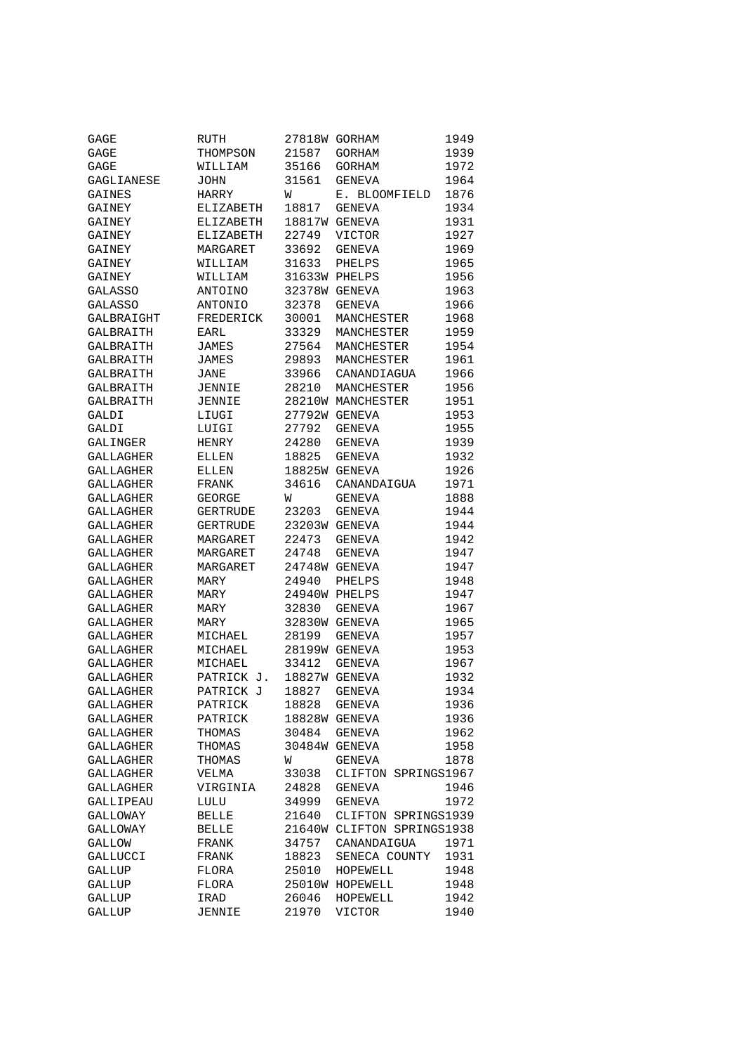| | | | | |
|---|---|---|---|---|
| GAGE | RUTH | 27818W | GORHAM | 1949 |
| GAGE | THOMPSON | 21587 | GORHAM | 1939 |
| GAGE | WILLIAM | 35166 | GORHAM | 1972 |
| GAGLIANESE | JOHN | 31561 | GENEVA | 1964 |
| GAINES | HARRY | W | E. BLOOMFIELD | 1876 |
| GAINEY | ELIZABETH | 18817 | GENEVA | 1934 |
| GAINEY | ELIZABETH | 18817W | GENEVA | 1931 |
| GAINEY | ELIZABETH | 22749 | VICTOR | 1927 |
| GAINEY | MARGARET | 33692 | GENEVA | 1969 |
| GAINEY | WILLIAM | 31633 | PHELPS | 1965 |
| GAINEY | WILLIAM | 31633W | PHELPS | 1956 |
| GALASSO | ANTOINO | 32378W | GENEVA | 1963 |
| GALASSO | ANTONIO | 32378 | GENEVA | 1966 |
| GALBRAIGHT | FREDERICK | 30001 | MANCHESTER | 1968 |
| GALBRAITH | EARL | 33329 | MANCHESTER | 1959 |
| GALBRAITH | JAMES | 27564 | MANCHESTER | 1954 |
| GALBRAITH | JAMES | 29893 | MANCHESTER | 1961 |
| GALBRAITH | JANE | 33966 | CANANDIAGUA | 1966 |
| GALBRAITH | JENNIE | 28210 | MANCHESTER | 1956 |
| GALBRAITH | JENNIE | 28210W | MANCHESTER | 1951 |
| GALDI | LIUGI | 27792W | GENEVA | 1953 |
| GALDI | LUIGI | 27792 | GENEVA | 1955 |
| GALINGER | HENRY | 24280 | GENEVA | 1939 |
| GALLAGHER | ELLEN | 18825 | GENEVA | 1932 |
| GALLAGHER | ELLEN | 18825W | GENEVA | 1926 |
| GALLAGHER | FRANK | 34616 | CANANDAIGUA | 1971 |
| GALLAGHER | GEORGE | W | GENEVA | 1888 |
| GALLAGHER | GERTRUDE | 23203 | GENEVA | 1944 |
| GALLAGHER | GERTRUDE | 23203W | GENEVA | 1944 |
| GALLAGHER | MARGARET | 22473 | GENEVA | 1942 |
| GALLAGHER | MARGARET | 24748 | GENEVA | 1947 |
| GALLAGHER | MARGARET | 24748W | GENEVA | 1947 |
| GALLAGHER | MARY | 24940 | PHELPS | 1948 |
| GALLAGHER | MARY | 24940W | PHELPS | 1947 |
| GALLAGHER | MARY | 32830 | GENEVA | 1967 |
| GALLAGHER | MARY | 32830W | GENEVA | 1965 |
| GALLAGHER | MICHAEL | 28199 | GENEVA | 1957 |
| GALLAGHER | MICHAEL | 28199W | GENEVA | 1953 |
| GALLAGHER | MICHAEL | 33412 | GENEVA | 1967 |
| GALLAGHER | PATRICK J. | 18827W | GENEVA | 1932 |
| GALLAGHER | PATRICK J | 18827 | GENEVA | 1934 |
| GALLAGHER | PATRICK | 18828 | GENEVA | 1936 |
| GALLAGHER | PATRICK | 18828W | GENEVA | 1936 |
| GALLAGHER | THOMAS | 30484 | GENEVA | 1962 |
| GALLAGHER | THOMAS | 30484W | GENEVA | 1958 |
| GALLAGHER | THOMAS | W | GENEVA | 1878 |
| GALLAGHER | VELMA | 33038 | CLIFTON SPRINGS | 1967 |
| GALLAGHER | VIRGINIA | 24828 | GENEVA | 1946 |
| GALLIPEAU | LULU | 34999 | GENEVA | 1972 |
| GALLOWAY | BELLE | 21640 | CLIFTON SPRINGS | 1939 |
| GALLOWAY | BELLE | 21640W | CLIFTON SPRINGS | 1938 |
| GALLOW | FRANK | 34757 | CANANDAIGUA | 1971 |
| GALLUCCI | FRANK | 18823 | SENECA COUNTY | 1931 |
| GALLUP | FLORA | 25010 | HOPEWELL | 1948 |
| GALLUP | FLORA | 25010W | HOPEWELL | 1948 |
| GALLUP | IRAD | 26046 | HOPEWELL | 1942 |
| GALLUP | JENNIE | 21970 | VICTOR | 1940 |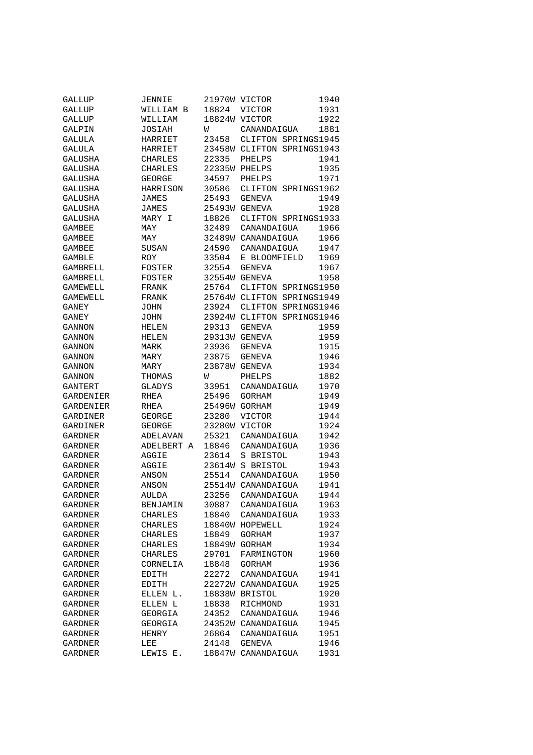| | | | | |
|---|---|---|---|---|
| GALLUP | JENNIE | 21970W | VICTOR | 1940 |
| GALLUP | WILLIAM B | 18824 | VICTOR | 1931 |
| GALLUP | WILLIAM | 18824W | VICTOR | 1922 |
| GALPIN | JOSIAH | W | CANANDAIGUA | 1881 |
| GALULA | HARRIET | 23458 | CLIFTON SPRINGS | 1945 |
| GALULA | HARRIET | 23458W | CLIFTON SPRINGS | 1943 |
| GALUSHA | CHARLES | 22335 | PHELPS | 1941 |
| GALUSHA | CHARLES | 22335W | PHELPS | 1935 |
| GALUSHA | GEORGE | 34597 | PHELPS | 1971 |
| GALUSHA | HARRISON | 30586 | CLIFTON SPRINGS | 1962 |
| GALUSHA | JAMES | 25493 | GENEVA | 1949 |
| GALUSHA | JAMES | 25493W | GENEVA | 1928 |
| GALUSHA | MARY I | 18826 | CLIFTON SPRINGS | 1933 |
| GAMBEE | MAY | 32489 | CANANDAIGUA | 1966 |
| GAMBEE | MAY | 32489W | CANANDAIGUA | 1966 |
| GAMBEE | SUSAN | 24590 | CANANDAIGUA | 1947 |
| GAMBLE | ROY | 33504 | E BLOOMFIELD | 1969 |
| GAMBRELL | FOSTER | 32554 | GENEVA | 1967 |
| GAMBRELL | FOSTER | 32554W | GENEVA | 1958 |
| GAMEWELL | FRANK | 25764 | CLIFTON SPRINGS | 1950 |
| GAMEWELL | FRANK | 25764W | CLIFTON SPRINGS | 1949 |
| GANEY | JOHN | 23924 | CLIFTON SPRINGS | 1946 |
| GANEY | JOHN | 23924W | CLIFTON SPRINGS | 1946 |
| GANNON | HELEN | 29313 | GENEVA | 1959 |
| GANNON | HELEN | 29313W | GENEVA | 1959 |
| GANNON | MARK | 23936 | GENEVA | 1915 |
| GANNON | MARY | 23875 | GENEVA | 1946 |
| GANNON | MARY | 23878W | GENEVA | 1934 |
| GANNON | THOMAS | W | PHELPS | 1882 |
| GANTERT | GLADYS | 33951 | CANANDAIGUA | 1970 |
| GARDENIER | RHEA | 25496 | GORHAM | 1949 |
| GARDENIER | RHEA | 25496W | GORHAM | 1949 |
| GARDINER | GEORGE | 23280 | VICTOR | 1944 |
| GARDINER | GEORGE | 23280W | VICTOR | 1924 |
| GARDNER | ADELAVAN | 25321 | CANANDAIGUA | 1942 |
| GARDNER | ADELBERT A | 18846 | CANANDAIGUA | 1936 |
| GARDNER | AGGIE | 23614 | S BRISTOL | 1943 |
| GARDNER | AGGIE | 23614W | S BRISTOL | 1943 |
| GARDNER | ANSON | 25514 | CANANDAIGUA | 1950 |
| GARDNER | ANSON | 25514W | CANANDAIGUA | 1941 |
| GARDNER | AULDA | 23256 | CANANDAIGUA | 1944 |
| GARDNER | BENJAMIN | 30887 | CANANDAIGUA | 1963 |
| GARDNER | CHARLES | 18840 | CANANDAIGUA | 1933 |
| GARDNER | CHARLES | 18840W | HOPEWELL | 1924 |
| GARDNER | CHARLES | 18849 | GORHAM | 1937 |
| GARDNER | CHARLES | 18849W | GORHAM | 1934 |
| GARDNER | CHARLES | 29701 | FARMINGTON | 1960 |
| GARDNER | CORNELIA | 18848 | GORHAM | 1936 |
| GARDNER | EDITH | 22272 | CANANDAIGUA | 1941 |
| GARDNER | EDITH | 22272W | CANANDAIGUA | 1925 |
| GARDNER | ELLEN L. | 18838W | BRISTOL | 1920 |
| GARDNER | ELLEN L | 18838 | RICHMOND | 1931 |
| GARDNER | GEORGIA | 24352 | CANANDAIGUA | 1946 |
| GARDNER | GEORGIA | 24352W | CANANDAIGUA | 1945 |
| GARDNER | HENRY | 26864 | CANANDAIGUA | 1951 |
| GARDNER | LEE | 24148 | GENEVA | 1946 |
| GARDNER | LEWIS E. | 18847W | CANANDAIGUA | 1931 |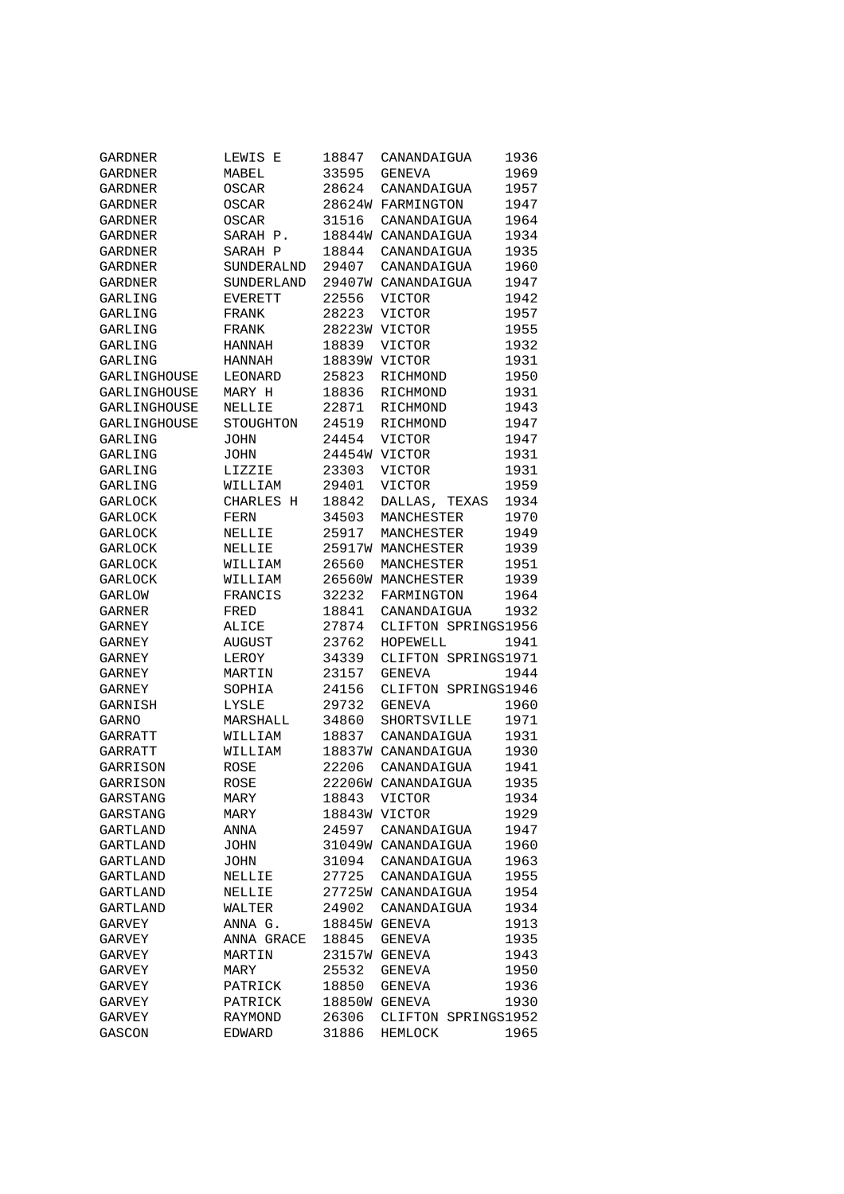| | | | | |
|---|---|---|---|---|
| GARDNER | LEWIS E | 18847 | CANANDAIGUA | 1936 |
| GARDNER | MABEL | 33595 | GENEVA | 1969 |
| GARDNER | OSCAR | 28624 | CANANDAIGUA | 1957 |
| GARDNER | OSCAR | 28624W | FARMINGTON | 1947 |
| GARDNER | OSCAR | 31516 | CANANDAIGUA | 1964 |
| GARDNER | SARAH P. | 18844W | CANANDAIGUA | 1934 |
| GARDNER | SARAH P | 18844 | CANANDAIGUA | 1935 |
| GARDNER | SUNDERALND | 29407 | CANANDAIGUA | 1960 |
| GARDNER | SUNDERLAND | 29407W | CANANDAIGUA | 1947 |
| GARLING | EVERETT | 22556 | VICTOR | 1942 |
| GARLING | FRANK | 28223 | VICTOR | 1957 |
| GARLING | FRANK | 28223W | VICTOR | 1955 |
| GARLING | HANNAH | 18839 | VICTOR | 1932 |
| GARLING | HANNAH | 18839W | VICTOR | 1931 |
| GARLINGHOUSE | LEONARD | 25823 | RICHMOND | 1950 |
| GARLINGHOUSE | MARY H | 18836 | RICHMOND | 1931 |
| GARLINGHOUSE | NELLIE | 22871 | RICHMOND | 1943 |
| GARLINGHOUSE | STOUGHTON | 24519 | RICHMOND | 1947 |
| GARLING | JOHN | 24454 | VICTOR | 1947 |
| GARLING | JOHN | 24454W | VICTOR | 1931 |
| GARLING | LIZZIE | 23303 | VICTOR | 1931 |
| GARLING | WILLIAM | 29401 | VICTOR | 1959 |
| GARLOCK | CHARLES H | 18842 | DALLAS, TEXAS | 1934 |
| GARLOCK | FERN | 34503 | MANCHESTER | 1970 |
| GARLOCK | NELLIE | 25917 | MANCHESTER | 1949 |
| GARLOCK | NELLIE | 25917W | MANCHESTER | 1939 |
| GARLOCK | WILLIAM | 26560 | MANCHESTER | 1951 |
| GARLOCK | WILLIAM | 26560W | MANCHESTER | 1939 |
| GARLOW | FRANCIS | 32232 | FARMINGTON | 1964 |
| GARNER | FRED | 18841 | CANANDAIGUA | 1932 |
| GARNEY | ALICE | 27874 | CLIFTON SPRINGS | 1956 |
| GARNEY | AUGUST | 23762 | HOPEWELL | 1941 |
| GARNEY | LEROY | 34339 | CLIFTON SPRINGS | 1971 |
| GARNEY | MARTIN | 23157 | GENEVA | 1944 |
| GARNEY | SOPHIA | 24156 | CLIFTON SPRINGS | 1946 |
| GARNISH | LYSLE | 29732 | GENEVA | 1960 |
| GARNO | MARSHALL | 34860 | SHORTSVILLE | 1971 |
| GARRATT | WILLIAM | 18837 | CANANDAIGUA | 1931 |
| GARRATT | WILLIAM | 18837W | CANANDAIGUA | 1930 |
| GARRISON | ROSE | 22206 | CANANDAIGUA | 1941 |
| GARRISON | ROSE | 22206W | CANANDAIGUA | 1935 |
| GARSTANG | MARY | 18843 | VICTOR | 1934 |
| GARSTANG | MARY | 18843W | VICTOR | 1929 |
| GARTLAND | ANNA | 24597 | CANANDAIGUA | 1947 |
| GARTLAND | JOHN | 31049W | CANANDAIGUA | 1960 |
| GARTLAND | JOHN | 31094 | CANANDAIGUA | 1963 |
| GARTLAND | NELLIE | 27725 | CANANDAIGUA | 1955 |
| GARTLAND | NELLIE | 27725W | CANANDAIGUA | 1954 |
| GARTLAND | WALTER | 24902 | CANANDAIGUA | 1934 |
| GARVEY | ANNA G. | 18845W | GENEVA | 1913 |
| GARVEY | ANNA GRACE | 18845 | GENEVA | 1935 |
| GARVEY | MARTIN | 23157W | GENEVA | 1943 |
| GARVEY | MARY | 25532 | GENEVA | 1950 |
| GARVEY | PATRICK | 18850 | GENEVA | 1936 |
| GARVEY | PATRICK | 18850W | GENEVA | 1930 |
| GARVEY | RAYMOND | 26306 | CLIFTON SPRINGS | 1952 |
| GASCON | EDWARD | 31886 | HEMLOCK | 1965 |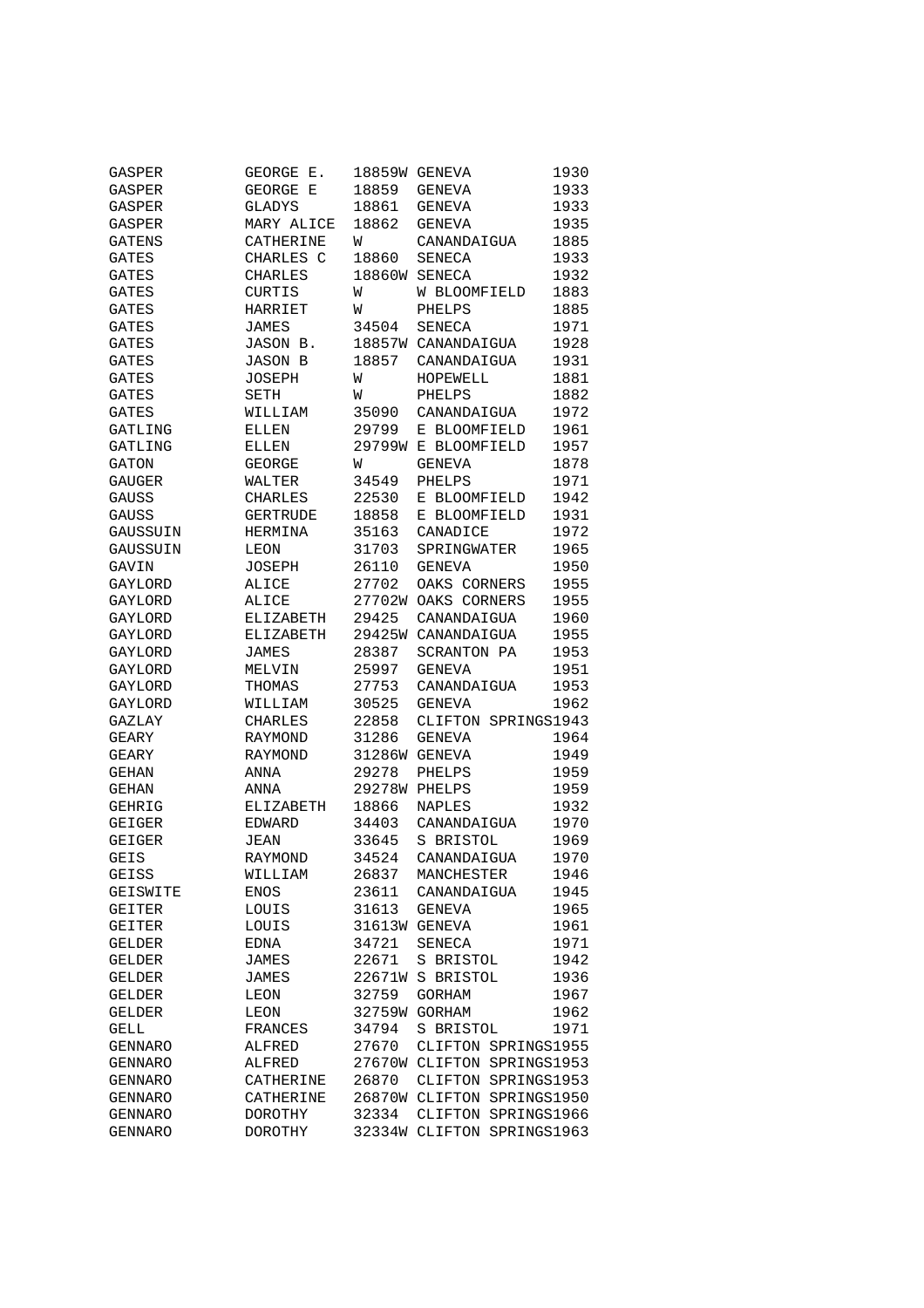| | | | | |
|---|---|---|---|---|
| GASPER | GEORGE E. | 18859W | GENEVA | 1930 |
| GASPER | GEORGE E | 18859 | GENEVA | 1933 |
| GASPER | GLADYS | 18861 | GENEVA | 1933 |
| GASPER | MARY ALICE | 18862 | GENEVA | 1935 |
| GATENS | CATHERINE | W | CANANDAIGUA | 1885 |
| GATES | CHARLES C | 18860 | SENECA | 1933 |
| GATES | CHARLES | 18860W | SENECA | 1932 |
| GATES | CURTIS | W | W BLOOMFIELD | 1883 |
| GATES | HARRIET | W | PHELPS | 1885 |
| GATES | JAMES | 34504 | SENECA | 1971 |
| GATES | JASON B. | 18857W | CANANDAIGUA | 1928 |
| GATES | JASON B | 18857 | CANANDAIGUA | 1931 |
| GATES | JOSEPH | W | HOPEWELL | 1881 |
| GATES | SETH | W | PHELPS | 1882 |
| GATES | WILLIAM | 35090 | CANANDAIGUA | 1972 |
| GATLING | ELLEN | 29799 | E BLOOMFIELD | 1961 |
| GATLING | ELLEN | 29799W | E BLOOMFIELD | 1957 |
| GATON | GEORGE | W | GENEVA | 1878 |
| GAUGER | WALTER | 34549 | PHELPS | 1971 |
| GAUSS | CHARLES | 22530 | E BLOOMFIELD | 1942 |
| GAUSS | GERTRUDE | 18858 | E BLOOMFIELD | 1931 |
| GAUSSUIN | HERMINA | 35163 | CANADICE | 1972 |
| GAUSSUIN | LEON | 31703 | SPRINGWATER | 1965 |
| GAVIN | JOSEPH | 26110 | GENEVA | 1950 |
| GAYLORD | ALICE | 27702 | OAKS CORNERS | 1955 |
| GAYLORD | ALICE | 27702W | OAKS CORNERS | 1955 |
| GAYLORD | ELIZABETH | 29425 | CANANDAIGUA | 1960 |
| GAYLORD | ELIZABETH | 29425W | CANANDAIGUA | 1955 |
| GAYLORD | JAMES | 28387 | SCRANTON PA | 1953 |
| GAYLORD | MELVIN | 25997 | GENEVA | 1951 |
| GAYLORD | THOMAS | 27753 | CANANDAIGUA | 1953 |
| GAYLORD | WILLIAM | 30525 | GENEVA | 1962 |
| GAZLAY | CHARLES | 22858 | CLIFTON SPRINGS | 1943 |
| GEARY | RAYMOND | 31286 | GENEVA | 1964 |
| GEARY | RAYMOND | 31286W | GENEVA | 1949 |
| GEHAN | ANNA | 29278 | PHELPS | 1959 |
| GEHAN | ANNA | 29278W | PHELPS | 1959 |
| GEHRIG | ELIZABETH | 18866 | NAPLES | 1932 |
| GEIGER | EDWARD | 34403 | CANANDAIGUA | 1970 |
| GEIGER | JEAN | 33645 | S BRISTOL | 1969 |
| GEIS | RAYMOND | 34524 | CANANDAIGUA | 1970 |
| GEISS | WILLIAM | 26837 | MANCHESTER | 1946 |
| GEISWITE | ENOS | 23611 | CANANDAIGUA | 1945 |
| GEITER | LOUIS | 31613 | GENEVA | 1965 |
| GEITER | LOUIS | 31613W | GENEVA | 1961 |
| GELDER | EDNA | 34721 | SENECA | 1971 |
| GELDER | JAMES | 22671 | S BRISTOL | 1942 |
| GELDER | JAMES | 22671W | S BRISTOL | 1936 |
| GELDER | LEON | 32759 | GORHAM | 1967 |
| GELDER | LEON | 32759W | GORHAM | 1962 |
| GELL | FRANCES | 34794 | S BRISTOL | 1971 |
| GENNARO | ALFRED | 27670 | CLIFTON SPRINGS | 1955 |
| GENNARO | ALFRED | 27670W | CLIFTON SPRINGS | 1953 |
| GENNARO | CATHERINE | 26870 | CLIFTON SPRINGS | 1953 |
| GENNARO | CATHERINE | 26870W | CLIFTON SPRINGS | 1950 |
| GENNARO | DOROTHY | 32334 | CLIFTON SPRINGS | 1966 |
| GENNARO | DOROTHY | 32334W | CLIFTON SPRINGS | 1963 |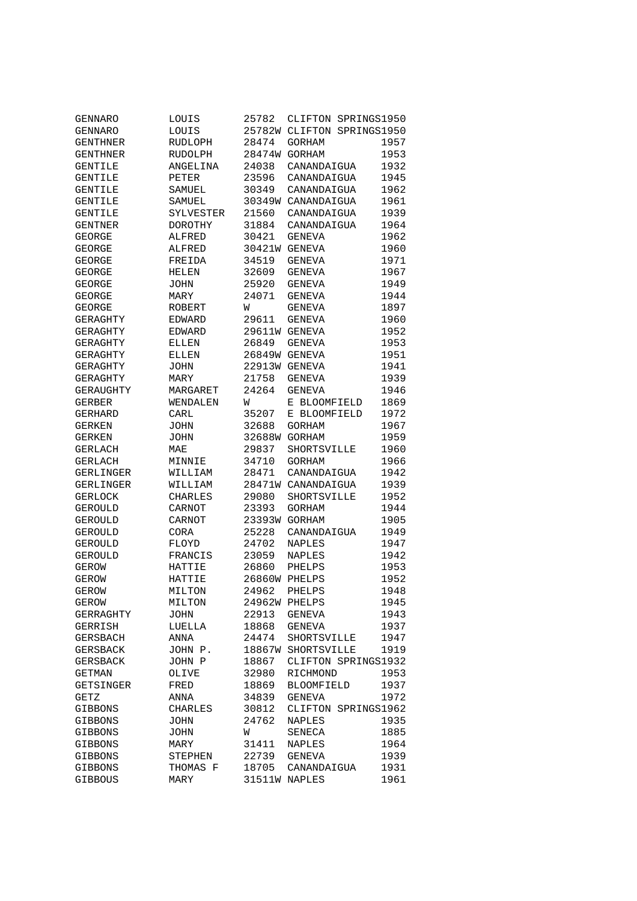| | | | | |
|---|---|---|---|---|
| GENNARO | LOUIS | 25782 | CLIFTON SPRINGS | 1950 |
| GENNARO | LOUIS | 25782W | CLIFTON SPRINGS | 1950 |
| GENTHNER | RUDLOPH | 28474 | GORHAM | 1957 |
| GENTHNER | RUDOLPH | 28474W | GORHAM | 1953 |
| GENTILE | ANGELINA | 24038 | CANANDAIGUA | 1932 |
| GENTILE | PETER | 23596 | CANANDAIGUA | 1945 |
| GENTILE | SAMUEL | 30349 | CANANDAIGUA | 1962 |
| GENTILE | SAMUEL | 30349W | CANANDAIGUA | 1961 |
| GENTILE | SYLVESTER | 21560 | CANANDAIGUA | 1939 |
| GENTNER | DOROTHY | 31884 | CANANDAIGUA | 1964 |
| GEORGE | ALFRED | 30421 | GENEVA | 1962 |
| GEORGE | ALFRED | 30421W | GENEVA | 1960 |
| GEORGE | FREIDA | 34519 | GENEVA | 1971 |
| GEORGE | HELEN | 32609 | GENEVA | 1967 |
| GEORGE | JOHN | 25920 | GENEVA | 1949 |
| GEORGE | MARY | 24071 | GENEVA | 1944 |
| GEORGE | ROBERT | W | GENEVA | 1897 |
| GERAGHTY | EDWARD | 29611 | GENEVA | 1960 |
| GERAGHTY | EDWARD | 29611W | GENEVA | 1952 |
| GERAGHTY | ELLEN | 26849 | GENEVA | 1953 |
| GERAGHTY | ELLEN | 26849W | GENEVA | 1951 |
| GERAGHTY | JOHN | 22913W | GENEVA | 1941 |
| GERAGHTY | MARY | 21758 | GENEVA | 1939 |
| GERAUGHTY | MARGARET | 24264 | GENEVA | 1946 |
| GERBER | WENDALEN | W | E BLOOMFIELD | 1869 |
| GERHARD | CARL | 35207 | E BLOOMFIELD | 1972 |
| GERKEN | JOHN | 32688 | GORHAM | 1967 |
| GERKEN | JOHN | 32688W | GORHAM | 1959 |
| GERLACH | MAE | 29837 | SHORTSVILLE | 1960 |
| GERLACH | MINNIE | 34710 | GORHAM | 1966 |
| GERLINGER | WILLIAM | 28471 | CANANDAIGUA | 1942 |
| GERLINGER | WILLIAM | 28471W | CANANDAIGUA | 1939 |
| GERLOCK | CHARLES | 29080 | SHORTSVILLE | 1952 |
| GEROULD | CARNOT | 23393 | GORHAM | 1944 |
| GEROULD | CARNOT | 23393W | GORHAM | 1905 |
| GEROULD | CORA | 25228 | CANANDAIGUA | 1949 |
| GEROULD | FLOYD | 24702 | NAPLES | 1947 |
| GEROULD | FRANCIS | 23059 | NAPLES | 1942 |
| GEROW | HATTIE | 26860 | PHELPS | 1953 |
| GEROW | HATTIE | 26860W | PHELPS | 1952 |
| GEROW | MILTON | 24962 | PHELPS | 1948 |
| GEROW | MILTON | 24962W | PHELPS | 1945 |
| GERRAGHTY | JOHN | 22913 | GENEVA | 1943 |
| GERRISH | LUELLA | 18868 | GENEVA | 1937 |
| GERSBACH | ANNA | 24474 | SHORTSVILLE | 1947 |
| GERSBACK | JOHN P. | 18867W | SHORTSVILLE | 1919 |
| GERSBACK | JOHN P | 18867 | CLIFTON SPRINGS | 1932 |
| GETMAN | OLIVE | 32980 | RICHMOND | 1953 |
| GETSINGER | FRED | 18869 | BLOOMFIELD | 1937 |
| GETZ | ANNA | 34839 | GENEVA | 1972 |
| GIBBONS | CHARLES | 30812 | CLIFTON SPRINGS | 1962 |
| GIBBONS | JOHN | 24762 | NAPLES | 1935 |
| GIBBONS | JOHN | W | SENECA | 1885 |
| GIBBONS | MARY | 31411 | NAPLES | 1964 |
| GIBBONS | STEPHEN | 22739 | GENEVA | 1939 |
| GIBBONS | THOMAS F | 18705 | CANANDAIGUA | 1931 |
| GIBBOUS | MARY | 31511W | NAPLES | 1961 |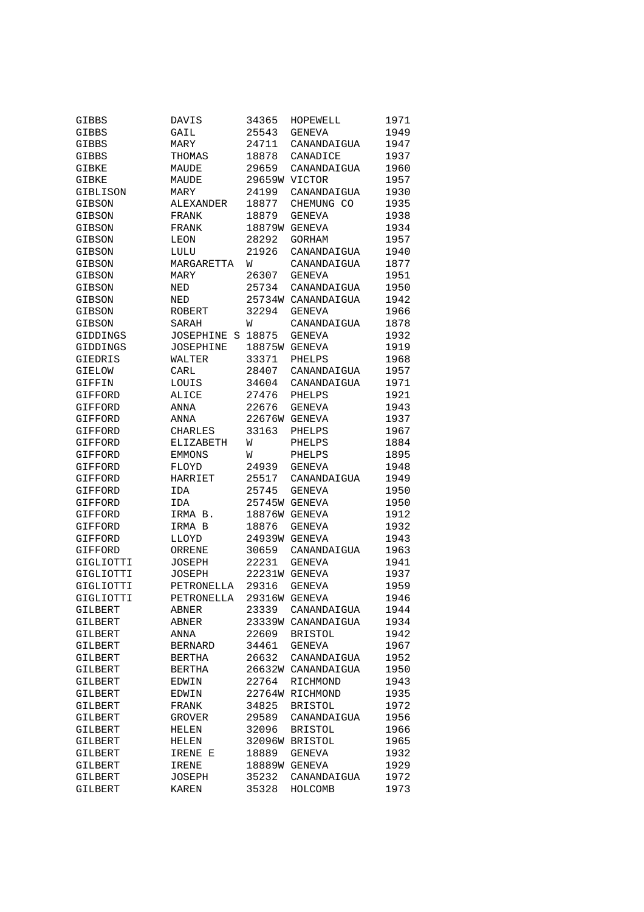| | | | | |
|---|---|---|---|---|
| GIBBS | DAVIS | 34365 | HOPEWELL | 1971 |
| GIBBS | GAIL | 25543 | GENEVA | 1949 |
| GIBBS | MARY | 24711 | CANANDAIGUA | 1947 |
| GIBBS | THOMAS | 18878 | CANADICE | 1937 |
| GIBKE | MAUDE | 29659 | CANANDAIGUA | 1960 |
| GIBKE | MAUDE | 29659W | VICTOR | 1957 |
| GIBLISON | MARY | 24199 | CANANDAIGUA | 1930 |
| GIBSON | ALEXANDER | 18877 | CHEMUNG CO | 1935 |
| GIBSON | FRANK | 18879 | GENEVA | 1938 |
| GIBSON | FRANK | 18879W | GENEVA | 1934 |
| GIBSON | LEON | 28292 | GORHAM | 1957 |
| GIBSON | LULU | 21926 | CANANDAIGUA | 1940 |
| GIBSON | MARGARETTA | W | CANANDAIGUA | 1877 |
| GIBSON | MARY | 26307 | GENEVA | 1951 |
| GIBSON | NED | 25734 | CANANDAIGUA | 1950 |
| GIBSON | NED | 25734W | CANANDAIGUA | 1942 |
| GIBSON | ROBERT | 32294 | GENEVA | 1966 |
| GIBSON | SARAH | W | CANANDAIGUA | 1878 |
| GIDDINGS | JOSEPHINE S | 18875 | GENEVA | 1932 |
| GIDDINGS | JOSEPHINE | 18875W | GENEVA | 1919 |
| GIEDRIS | WALTER | 33371 | PHELPS | 1968 |
| GIELOW | CARL | 28407 | CANANDAIGUA | 1957 |
| GIFFIN | LOUIS | 34604 | CANANDAIGUA | 1971 |
| GIFFORD | ALICE | 27476 | PHELPS | 1921 |
| GIFFORD | ANNA | 22676 | GENEVA | 1943 |
| GIFFORD | ANNA | 22676W | GENEVA | 1937 |
| GIFFORD | CHARLES | 33163 | PHELPS | 1967 |
| GIFFORD | ELIZABETH | W | PHELPS | 1884 |
| GIFFORD | EMMONS | W | PHELPS | 1895 |
| GIFFORD | FLOYD | 24939 | GENEVA | 1948 |
| GIFFORD | HARRIET | 25517 | CANANDAIGUA | 1949 |
| GIFFORD | IDA | 25745 | GENEVA | 1950 |
| GIFFORD | IDA | 25745W | GENEVA | 1950 |
| GIFFORD | IRMA B. | 18876W | GENEVA | 1912 |
| GIFFORD | IRMA B | 18876 | GENEVA | 1932 |
| GIFFORD | LLOYD | 24939W | GENEVA | 1943 |
| GIFFORD | ORRENE | 30659 | CANANDAIGUA | 1963 |
| GIGLIOTTI | JOSEPH | 22231 | GENEVA | 1941 |
| GIGLIOTTI | JOSEPH | 22231W | GENEVA | 1937 |
| GIGLIOTTI | PETRONELLA | 29316 | GENEVA | 1959 |
| GIGLIOTTI | PETRONELLA | 29316W | GENEVA | 1946 |
| GILBERT | ABNER | 23339 | CANANDAIGUA | 1944 |
| GILBERT | ABNER | 23339W | CANANDAIGUA | 1934 |
| GILBERT | ANNA | 22609 | BRISTOL | 1942 |
| GILBERT | BERNARD | 34461 | GENEVA | 1967 |
| GILBERT | BERTHA | 26632 | CANANDAIGUA | 1952 |
| GILBERT | BERTHA | 26632W | CANANDAIGUA | 1950 |
| GILBERT | EDWIN | 22764 | RICHMOND | 1943 |
| GILBERT | EDWIN | 22764W | RICHMOND | 1935 |
| GILBERT | FRANK | 34825 | BRISTOL | 1972 |
| GILBERT | GROVER | 29589 | CANANDAIGUA | 1956 |
| GILBERT | HELEN | 32096 | BRISTOL | 1966 |
| GILBERT | HELEN | 32096W | BRISTOL | 1965 |
| GILBERT | IRENE E | 18889 | GENEVA | 1932 |
| GILBERT | IRENE | 18889W | GENEVA | 1929 |
| GILBERT | JOSEPH | 35232 | CANANDAIGUA | 1972 |
| GILBERT | KAREN | 35328 | HOLCOMB | 1973 |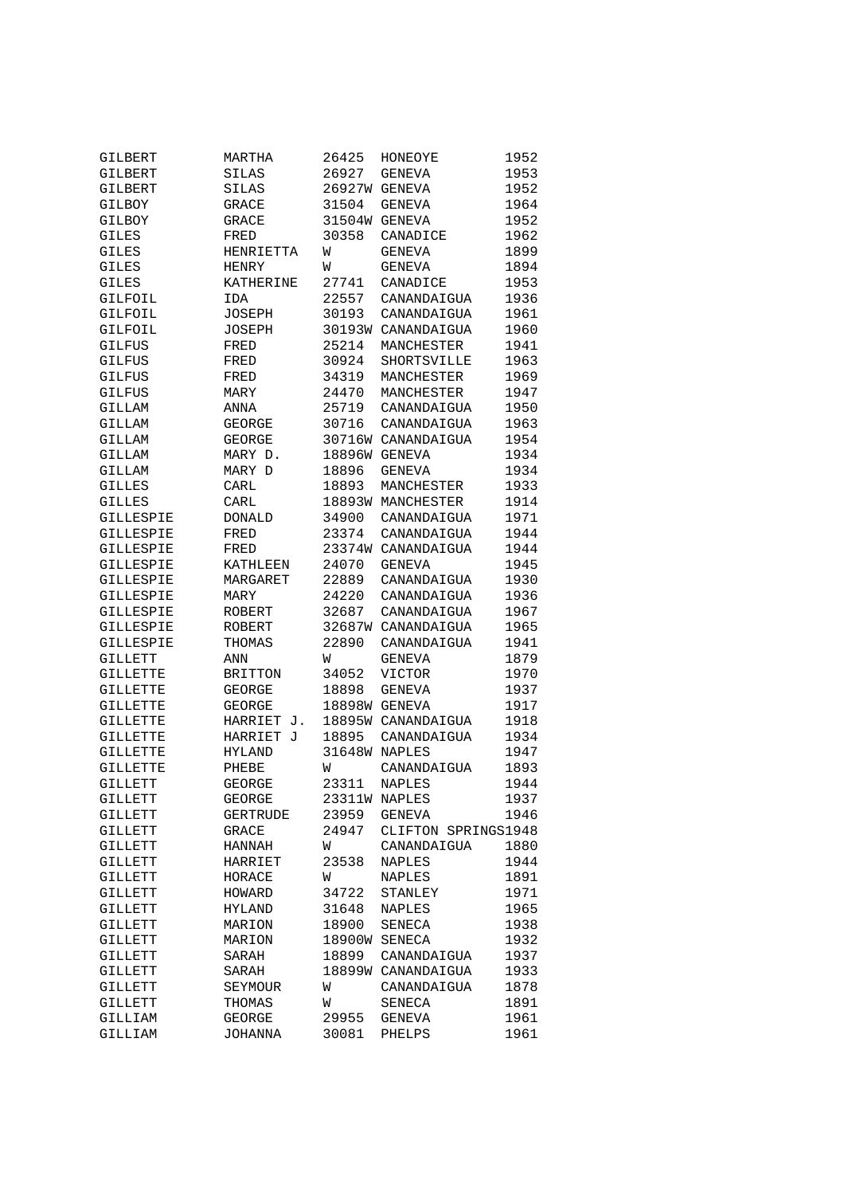| | | | | |
|---|---|---|---|---|
| GILBERT | MARTHA | 26425 | HONEOYE | 1952 |
| GILBERT | SILAS | 26927 | GENEVA | 1953 |
| GILBERT | SILAS | 26927W | GENEVA | 1952 |
| GILBOY | GRACE | 31504 | GENEVA | 1964 |
| GILBOY | GRACE | 31504W | GENEVA | 1952 |
| GILES | FRED | 30358 | CANADICE | 1962 |
| GILES | HENRIETTA | W | GENEVA | 1899 |
| GILES | HENRY | W | GENEVA | 1894 |
| GILES | KATHERINE | 27741 | CANADICE | 1953 |
| GILFOIL | IDA | 22557 | CANANDAIGUA | 1936 |
| GILFOIL | JOSEPH | 30193 | CANANDAIGUA | 1961 |
| GILFOIL | JOSEPH | 30193W | CANANDAIGUA | 1960 |
| GILFUS | FRED | 25214 | MANCHESTER | 1941 |
| GILFUS | FRED | 30924 | SHORTSVILLE | 1963 |
| GILFUS | FRED | 34319 | MANCHESTER | 1969 |
| GILFUS | MARY | 24470 | MANCHESTER | 1947 |
| GILLAM | ANNA | 25719 | CANANDAIGUA | 1950 |
| GILLAM | GEORGE | 30716 | CANANDAIGUA | 1963 |
| GILLAM | GEORGE | 30716W | CANANDAIGUA | 1954 |
| GILLAM | MARY D. | 18896W | GENEVA | 1934 |
| GILLAM | MARY D | 18896 | GENEVA | 1934 |
| GILLES | CARL | 18893 | MANCHESTER | 1933 |
| GILLES | CARL | 18893W | MANCHESTER | 1914 |
| GILLESPIE | DONALD | 34900 | CANANDAIGUA | 1971 |
| GILLESPIE | FRED | 23374 | CANANDAIGUA | 1944 |
| GILLESPIE | FRED | 23374W | CANANDAIGUA | 1944 |
| GILLESPIE | KATHLEEN | 24070 | GENEVA | 1945 |
| GILLESPIE | MARGARET | 22889 | CANANDAIGUA | 1930 |
| GILLESPIE | MARY | 24220 | CANANDAIGUA | 1936 |
| GILLESPIE | ROBERT | 32687 | CANANDAIGUA | 1967 |
| GILLESPIE | ROBERT | 32687W | CANANDAIGUA | 1965 |
| GILLESPIE | THOMAS | 22890 | CANANDAIGUA | 1941 |
| GILLETT | ANN | W | GENEVA | 1879 |
| GILLETTE | BRITTON | 34052 | VICTOR | 1970 |
| GILLETTE | GEORGE | 18898 | GENEVA | 1937 |
| GILLETTE | GEORGE | 18898W | GENEVA | 1917 |
| GILLETTE | HARRIET J. | 18895W | CANANDAIGUA | 1918 |
| GILLETTE | HARRIET J | 18895 | CANANDAIGUA | 1934 |
| GILLETTE | HYLAND | 31648W | NAPLES | 1947 |
| GILLETTE | PHEBE | W | CANANDAIGUA | 1893 |
| GILLETT | GEORGE | 23311 | NAPLES | 1944 |
| GILLETT | GEORGE | 23311W | NAPLES | 1937 |
| GILLETT | GERTRUDE | 23959 | GENEVA | 1946 |
| GILLETT | GRACE | 24947 | CLIFTON SPRINGS | 1948 |
| GILLETT | HANNAH | W | CANANDAIGUA | 1880 |
| GILLETT | HARRIET | 23538 | NAPLES | 1944 |
| GILLETT | HORACE | W | NAPLES | 1891 |
| GILLETT | HOWARD | 34722 | STANLEY | 1971 |
| GILLETT | HYLAND | 31648 | NAPLES | 1965 |
| GILLETT | MARION | 18900 | SENECA | 1938 |
| GILLETT | MARION | 18900W | SENECA | 1932 |
| GILLETT | SARAH | 18899 | CANANDAIGUA | 1937 |
| GILLETT | SARAH | 18899W | CANANDAIGUA | 1933 |
| GILLETT | SEYMOUR | W | CANANDAIGUA | 1878 |
| GILLETT | THOMAS | W | SENECA | 1891 |
| GILLIAM | GEORGE | 29955 | GENEVA | 1961 |
| GILLIAM | JOHANNA | 30081 | PHELPS | 1961 |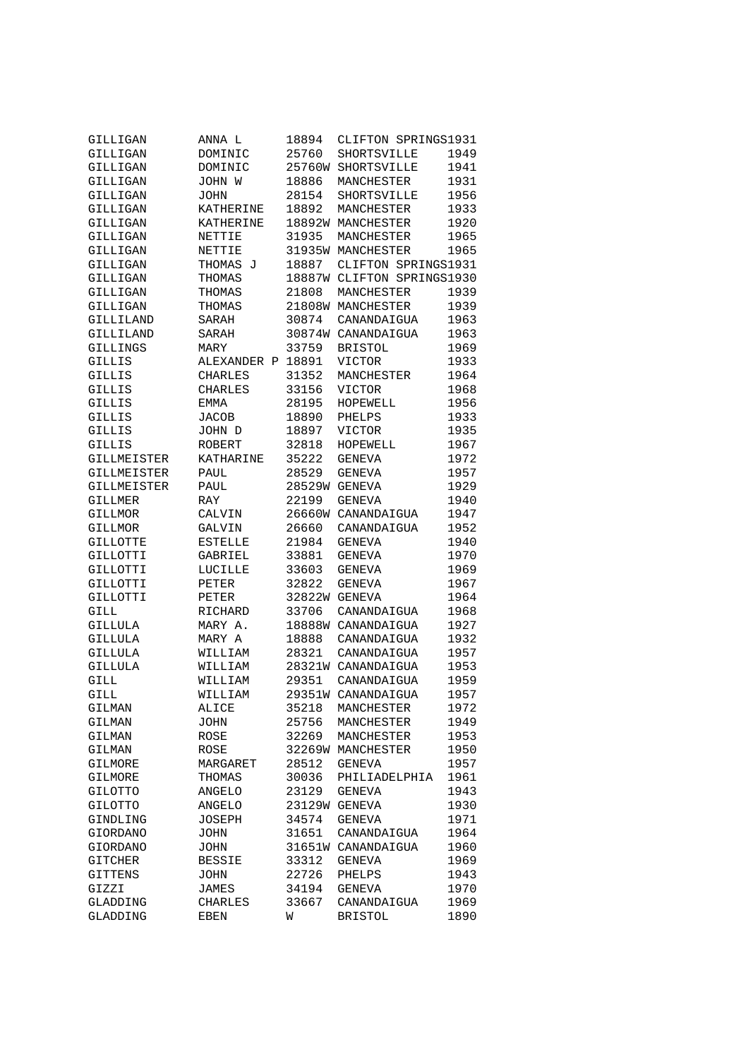| | | | | |
|---|---|---|---|---|
| GILLIGAN | ANNA L | 18894 | CLIFTON SPRINGS | 1931 |
| GILLIGAN | DOMINIC | 25760 | SHORTSVILLE | 1949 |
| GILLIGAN | DOMINIC | 25760W | SHORTSVILLE | 1941 |
| GILLIGAN | JOHN W | 18886 | MANCHESTER | 1931 |
| GILLIGAN | JOHN | 28154 | SHORTSVILLE | 1956 |
| GILLIGAN | KATHERINE | 18892 | MANCHESTER | 1933 |
| GILLIGAN | KATHERINE | 18892W | MANCHESTER | 1920 |
| GILLIGAN | NETTIE | 31935 | MANCHESTER | 1965 |
| GILLIGAN | NETTIE | 31935W | MANCHESTER | 1965 |
| GILLIGAN | THOMAS J | 18887 | CLIFTON SPRINGS | 1931 |
| GILLIGAN | THOMAS | 18887W | CLIFTON SPRINGS | 1930 |
| GILLIGAN | THOMAS | 21808 | MANCHESTER | 1939 |
| GILLIGAN | THOMAS | 21808W | MANCHESTER | 1939 |
| GILLILAND | SARAH | 30874 | CANANDAIGUA | 1963 |
| GILLILAND | SARAH | 30874W | CANANDAIGUA | 1963 |
| GILLINGS | MARY | 33759 | BRISTOL | 1969 |
| GILLIS | ALEXANDER P | 18891 | VICTOR | 1933 |
| GILLIS | CHARLES | 31352 | MANCHESTER | 1964 |
| GILLIS | CHARLES | 33156 | VICTOR | 1968 |
| GILLIS | EMMA | 28195 | HOPEWELL | 1956 |
| GILLIS | JACOB | 18890 | PHELPS | 1933 |
| GILLIS | JOHN D | 18897 | VICTOR | 1935 |
| GILLIS | ROBERT | 32818 | HOPEWELL | 1967 |
| GILLMEISTER | KATHARINE | 35222 | GENEVA | 1972 |
| GILLMEISTER | PAUL | 28529 | GENEVA | 1957 |
| GILLMEISTER | PAUL | 28529W | GENEVA | 1929 |
| GILLMER | RAY | 22199 | GENEVA | 1940 |
| GILLMOR | CALVIN | 26660W | CANANDAIGUA | 1947 |
| GILLMOR | GALVIN | 26660 | CANANDAIGUA | 1952 |
| GILLOTTE | ESTELLE | 21984 | GENEVA | 1940 |
| GILLOTTI | GABRIEL | 33881 | GENEVA | 1970 |
| GILLOTTI | LUCILLE | 33603 | GENEVA | 1969 |
| GILLOTTI | PETER | 32822 | GENEVA | 1967 |
| GILLOTTI | PETER | 32822W | GENEVA | 1964 |
| GILL | RICHARD | 33706 | CANANDAIGUA | 1968 |
| GILLULA | MARY A. | 18888W | CANANDAIGUA | 1927 |
| GILLULA | MARY A | 18888 | CANANDAIGUA | 1932 |
| GILLULA | WILLIAM | 28321 | CANANDAIGUA | 1957 |
| GILLULA | WILLIAM | 28321W | CANANDAIGUA | 1953 |
| GILL | WILLIAM | 29351 | CANANDAIGUA | 1959 |
| GILL | WILLIAM | 29351W | CANANDAIGUA | 1957 |
| GILMAN | ALICE | 35218 | MANCHESTER | 1972 |
| GILMAN | JOHN | 25756 | MANCHESTER | 1949 |
| GILMAN | ROSE | 32269 | MANCHESTER | 1953 |
| GILMAN | ROSE | 32269W | MANCHESTER | 1950 |
| GILMORE | MARGARET | 28512 | GENEVA | 1957 |
| GILMORE | THOMAS | 30036 | PHILIADELPHIA | 1961 |
| GILOTTO | ANGELO | 23129 | GENEVA | 1943 |
| GILOTTO | ANGELO | 23129W | GENEVA | 1930 |
| GINDLING | JOSEPH | 34574 | GENEVA | 1971 |
| GIORDANO | JOHN | 31651 | CANANDAIGUA | 1964 |
| GIORDANO | JOHN | 31651W | CANANDAIGUA | 1960 |
| GITCHER | BESSIE | 33312 | GENEVA | 1969 |
| GITTENS | JOHN | 22726 | PHELPS | 1943 |
| GIZZI | JAMES | 34194 | GENEVA | 1970 |
| GLADDING | CHARLES | 33667 | CANANDAIGUA | 1969 |
| GLADDING | EBEN | W | BRISTOL | 1890 |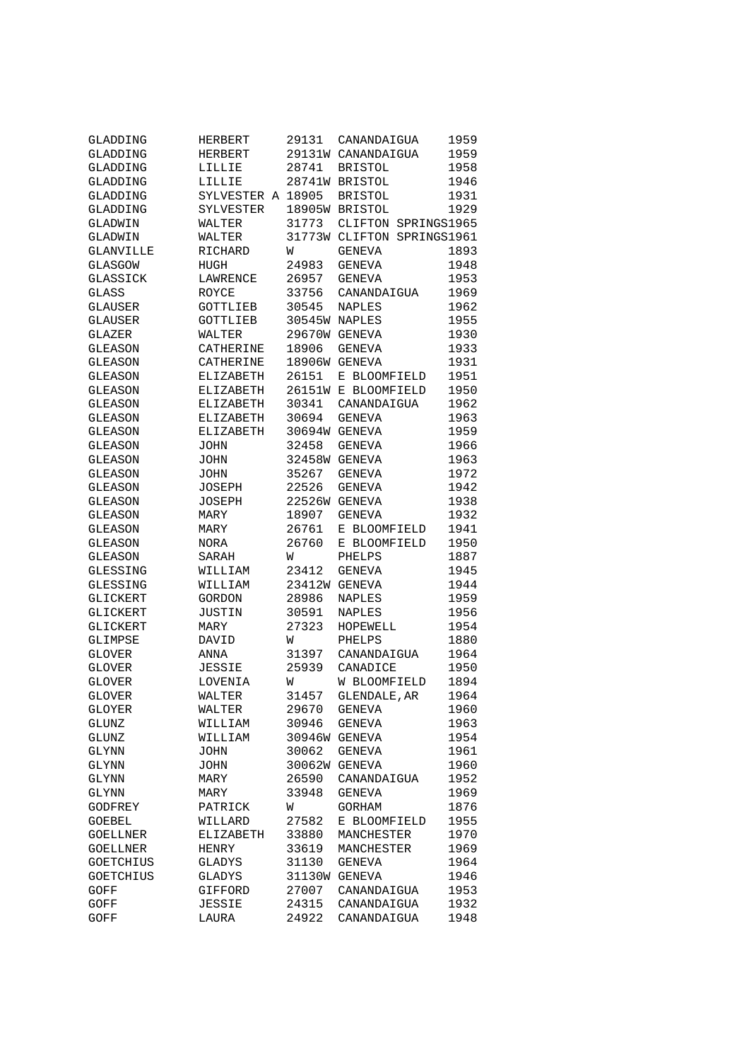| | | | | |
|---|---|---|---|---|
| GLADDING | HERBERT | 29131 | CANANDAIGUA | 1959 |
| GLADDING | HERBERT | 29131W | CANANDAIGUA | 1959 |
| GLADDING | LILLIE | 28741 | BRISTOL | 1958 |
| GLADDING | LILLIE | 28741W | BRISTOL | 1946 |
| GLADDING | SYLVESTER A | 18905 | BRISTOL | 1931 |
| GLADDING | SYLVESTER | 18905W | BRISTOL | 1929 |
| GLADWIN | WALTER | 31773 | CLIFTON SPRINGS | 1965 |
| GLADWIN | WALTER | 31773W | CLIFTON SPRINGS | 1961 |
| GLANVILLE | RICHARD | W | GENEVA | 1893 |
| GLASGOW | HUGH | 24983 | GENEVA | 1948 |
| GLASSICK | LAWRENCE | 26957 | GENEVA | 1953 |
| GLASS | ROYCE | 33756 | CANANDAIGUA | 1969 |
| GLAUSER | GOTTLIEB | 30545 | NAPLES | 1962 |
| GLAUSER | GOTTLIEB | 30545W | NAPLES | 1955 |
| GLAZER | WALTER | 29670W | GENEVA | 1930 |
| GLEASON | CATHERINE | 18906 | GENEVA | 1933 |
| GLEASON | CATHERINE | 18906W | GENEVA | 1931 |
| GLEASON | ELIZABETH | 26151 | E BLOOMFIELD | 1951 |
| GLEASON | ELIZABETH | 26151W | E BLOOMFIELD | 1950 |
| GLEASON | ELIZABETH | 30341 | CANANDAIGUA | 1962 |
| GLEASON | ELIZABETH | 30694 | GENEVA | 1963 |
| GLEASON | ELIZABETH | 30694W | GENEVA | 1959 |
| GLEASON | JOHN | 32458 | GENEVA | 1966 |
| GLEASON | JOHN | 32458W | GENEVA | 1963 |
| GLEASON | JOHN | 35267 | GENEVA | 1972 |
| GLEASON | JOSEPH | 22526 | GENEVA | 1942 |
| GLEASON | JOSEPH | 22526W | GENEVA | 1938 |
| GLEASON | MARY | 18907 | GENEVA | 1932 |
| GLEASON | MARY | 26761 | E BLOOMFIELD | 1941 |
| GLEASON | NORA | 26760 | E BLOOMFIELD | 1950 |
| GLEASON | SARAH | W | PHELPS | 1887 |
| GLESSING | WILLIAM | 23412 | GENEVA | 1945 |
| GLESSING | WILLIAM | 23412W | GENEVA | 1944 |
| GLICKERT | GORDON | 28986 | NAPLES | 1959 |
| GLICKERT | JUSTIN | 30591 | NAPLES | 1956 |
| GLICKERT | MARY | 27323 | HOPEWELL | 1954 |
| GLIMPSE | DAVID | W | PHELPS | 1880 |
| GLOVER | ANNA | 31397 | CANANDAIGUA | 1964 |
| GLOVER | JESSIE | 25939 | CANADICE | 1950 |
| GLOVER | LOVENIA | W | W BLOOMFIELD | 1894 |
| GLOVER | WALTER | 31457 | GLENDALE,AR | 1964 |
| GLOYER | WALTER | 29670 | GENEVA | 1960 |
| GLUNZ | WILLIAM | 30946 | GENEVA | 1963 |
| GLUNZ | WILLIAM | 30946W | GENEVA | 1954 |
| GLYNN | JOHN | 30062 | GENEVA | 1961 |
| GLYNN | JOHN | 30062W | GENEVA | 1960 |
| GLYNN | MARY | 26590 | CANANDAIGUA | 1952 |
| GLYNN | MARY | 33948 | GENEVA | 1969 |
| GODFREY | PATRICK | W | GORHAM | 1876 |
| GOEBEL | WILLARD | 27582 | E BLOOMFIELD | 1955 |
| GOELLNER | ELIZABETH | 33880 | MANCHESTER | 1970 |
| GOELLNER | HENRY | 33619 | MANCHESTER | 1969 |
| GOETCHIUS | GLADYS | 31130 | GENEVA | 1964 |
| GOETCHIUS | GLADYS | 31130W | GENEVA | 1946 |
| GOFF | GIFFORD | 27007 | CANANDAIGUA | 1953 |
| GOFF | JESSIE | 24315 | CANANDAIGUA | 1932 |
| GOFF | LAURA | 24922 | CANANDAIGUA | 1948 |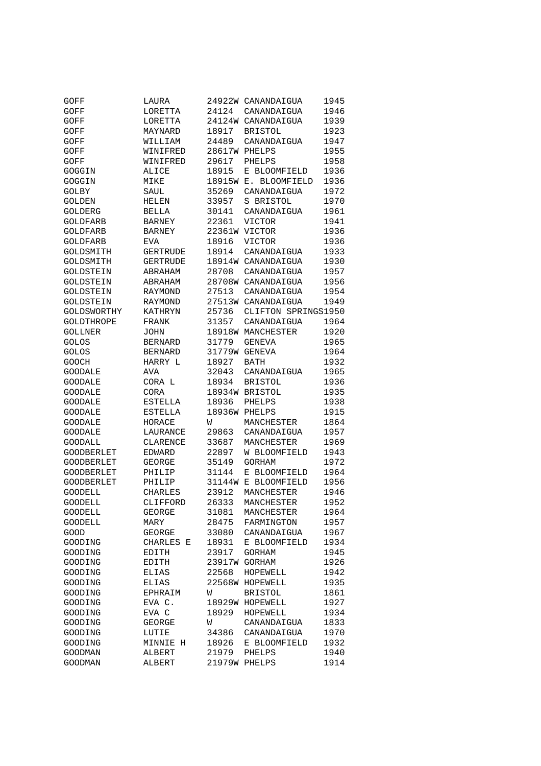| | | | | |
|---|---|---|---|---|
| GOFF | LAURA | 24922W | CANANDAIGUA | 1945 |
| GOFF | LORETTA | 24124 | CANANDAIGUA | 1946 |
| GOFF | LORETTA | 24124W | CANANDAIGUA | 1939 |
| GOFF | MAYNARD | 18917 | BRISTOL | 1923 |
| GOFF | WILLIAM | 24489 | CANANDAIGUA | 1947 |
| GOFF | WINIFRED | 28617W | PHELPS | 1955 |
| GOFF | WINIFRED | 29617 | PHELPS | 1958 |
| GOGGIN | ALICE | 18915 | E BLOOMFIELD | 1936 |
| GOGGIN | MIKE | 18915W | E. BLOOMFIELD | 1936 |
| GOLBY | SAUL | 35269 | CANANDAIGUA | 1972 |
| GOLDEN | HELEN | 33957 | S BRISTOL | 1970 |
| GOLDERG | BELLA | 30141 | CANANDAIGUA | 1961 |
| GOLDFARB | BARNEY | 22361 | VICTOR | 1941 |
| GOLDFARB | BARNEY | 22361W | VICTOR | 1936 |
| GOLDFARB | EVA | 18916 | VICTOR | 1936 |
| GOLDSMITH | GERTRUDE | 18914 | CANANDAIGUA | 1933 |
| GOLDSMITH | GERTRUDE | 18914W | CANANDAIGUA | 1930 |
| GOLDSTEIN | ABRAHAM | 28708 | CANANDAIGUA | 1957 |
| GOLDSTEIN | ABRAHAM | 28708W | CANANDAIGUA | 1956 |
| GOLDSTEIN | RAYMOND | 27513 | CANANDAIGUA | 1954 |
| GOLDSTEIN | RAYMOND | 27513W | CANANDAIGUA | 1949 |
| GOLDSWORTHY | KATHRYN | 25736 | CLIFTON SPRINGS | 1950 |
| GOLDTHROPE | FRANK | 31357 | CANANDAIGUA | 1964 |
| GOLLNER | JOHN | 18918W | MANCHESTER | 1920 |
| GOLOS | BERNARD | 31779 | GENEVA | 1965 |
| GOLOS | BERNARD | 31779W | GENEVA | 1964 |
| GOOCH | HARRY L | 18927 | BATH | 1932 |
| GOODALE | AVA | 32043 | CANANDAIGUA | 1965 |
| GOODALE | CORA L | 18934 | BRISTOL | 1936 |
| GOODALE | CORA | 18934W | BRISTOL | 1935 |
| GOODALE | ESTELLA | 18936 | PHELPS | 1938 |
| GOODALE | ESTELLA | 18936W | PHELPS | 1915 |
| GOODALE | HORACE | W | MANCHESTER | 1864 |
| GOODALE | LAURANCE | 29863 | CANANDAIGUA | 1957 |
| GOODALL | CLARENCE | 33687 | MANCHESTER | 1969 |
| GOODBERLET | EDWARD | 22897 | W BLOOMFIELD | 1943 |
| GOODBERLET | GEORGE | 35149 | GORHAM | 1972 |
| GOODBERLET | PHILIP | 31144 | E BLOOMFIELD | 1964 |
| GOODBERLET | PHILIP | 31144W | E BLOOMFIELD | 1956 |
| GOODELL | CHARLES | 23912 | MANCHESTER | 1946 |
| GOODELL | CLIFFORD | 26333 | MANCHESTER | 1952 |
| GOODELL | GEORGE | 31081 | MANCHESTER | 1964 |
| GOODELL | MARY | 28475 | FARMINGTON | 1957 |
| GOOD | GEORGE | 33080 | CANANDAIGUA | 1967 |
| GOODING | CHARLES E | 18931 | E BLOOMFIELD | 1934 |
| GOODING | EDITH | 23917 | GORHAM | 1945 |
| GOODING | EDITH | 23917W | GORHAM | 1926 |
| GOODING | ELIAS | 22568 | HOPEWELL | 1942 |
| GOODING | ELIAS | 22568W | HOPEWELL | 1935 |
| GOODING | EPHRAIM | W | BRISTOL | 1861 |
| GOODING | EVA C. | 18929W | HOPEWELL | 1927 |
| GOODING | EVA C | 18929 | HOPEWELL | 1934 |
| GOODING | GEORGE | W | CANANDAIGUA | 1833 |
| GOODING | LUTIE | 34386 | CANANDAIGUA | 1970 |
| GOODING | MINNIE H | 18926 | E BLOOMFIELD | 1932 |
| GOODMAN | ALBERT | 21979 | PHELPS | 1940 |
| GOODMAN | ALBERT | 21979W | PHELPS | 1914 |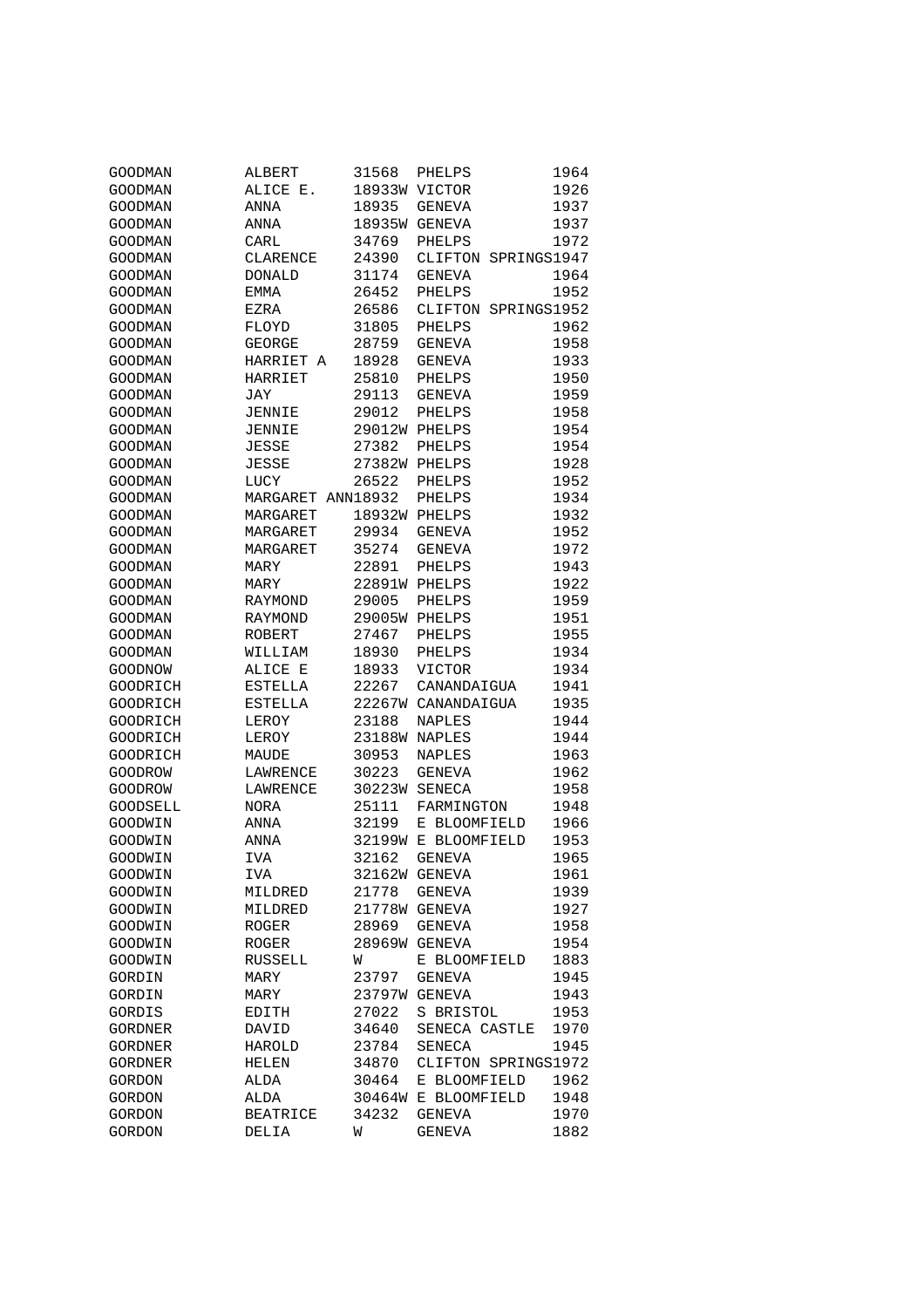| | | | | |
|---|---|---|---|---|
| GOODMAN | ALBERT | 31568 | PHELPS | 1964 |
| GOODMAN | ALICE E. | 18933W | VICTOR | 1926 |
| GOODMAN | ANNA | 18935 | GENEVA | 1937 |
| GOODMAN | ANNA | 18935W | GENEVA | 1937 |
| GOODMAN | CARL | 34769 | PHELPS | 1972 |
| GOODMAN | CLARENCE | 24390 | CLIFTON SPRINGS | 1947 |
| GOODMAN | DONALD | 31174 | GENEVA | 1964 |
| GOODMAN | EMMA | 26452 | PHELPS | 1952 |
| GOODMAN | EZRA | 26586 | CLIFTON SPRINGS | 1952 |
| GOODMAN | FLOYD | 31805 | PHELPS | 1962 |
| GOODMAN | GEORGE | 28759 | GENEVA | 1958 |
| GOODMAN | HARRIET A | 18928 | GENEVA | 1933 |
| GOODMAN | HARRIET | 25810 | PHELPS | 1950 |
| GOODMAN | JAY | 29113 | GENEVA | 1959 |
| GOODMAN | JENNIE | 29012 | PHELPS | 1958 |
| GOODMAN | JENNIE | 29012W | PHELPS | 1954 |
| GOODMAN | JESSE | 27382 | PHELPS | 1954 |
| GOODMAN | JESSE | 27382W | PHELPS | 1928 |
| GOODMAN | LUCY | 26522 | PHELPS | 1952 |
| GOODMAN | MARGARET ANN | 18932 | PHELPS | 1934 |
| GOODMAN | MARGARET | 18932W | PHELPS | 1932 |
| GOODMAN | MARGARET | 29934 | GENEVA | 1952 |
| GOODMAN | MARGARET | 35274 | GENEVA | 1972 |
| GOODMAN | MARY | 22891 | PHELPS | 1943 |
| GOODMAN | MARY | 22891W | PHELPS | 1922 |
| GOODMAN | RAYMOND | 29005 | PHELPS | 1959 |
| GOODMAN | RAYMOND | 29005W | PHELPS | 1951 |
| GOODMAN | ROBERT | 27467 | PHELPS | 1955 |
| GOODMAN | WILLIAM | 18930 | PHELPS | 1934 |
| GOODNOW | ALICE E | 18933 | VICTOR | 1934 |
| GOODRICH | ESTELLA | 22267 | CANANDAIGUA | 1941 |
| GOODRICH | ESTELLA | 22267W | CANANDAIGUA | 1935 |
| GOODRICH | LEROY | 23188 | NAPLES | 1944 |
| GOODRICH | LEROY | 23188W | NAPLES | 1944 |
| GOODRICH | MAUDE | 30953 | NAPLES | 1963 |
| GOODROW | LAWRENCE | 30223 | GENEVA | 1962 |
| GOODROW | LAWRENCE | 30223W | SENECA | 1958 |
| GOODSELL | NORA | 25111 | FARMINGTON | 1948 |
| GOODWIN | ANNA | 32199 | E BLOOMFIELD | 1966 |
| GOODWIN | ANNA | 32199W | E BLOOMFIELD | 1953 |
| GOODWIN | IVA | 32162 | GENEVA | 1965 |
| GOODWIN | IVA | 32162W | GENEVA | 1961 |
| GOODWIN | MILDRED | 21778 | GENEVA | 1939 |
| GOODWIN | MILDRED | 21778W | GENEVA | 1927 |
| GOODWIN | ROGER | 28969 | GENEVA | 1958 |
| GOODWIN | ROGER | 28969W | GENEVA | 1954 |
| GOODWIN | RUSSELL | W | E BLOOMFIELD | 1883 |
| GORDIN | MARY | 23797 | GENEVA | 1945 |
| GORDIN | MARY | 23797W | GENEVA | 1943 |
| GORDIS | EDITH | 27022 | S BRISTOL | 1953 |
| GORDNER | DAVID | 34640 | SENECA CASTLE | 1970 |
| GORDNER | HAROLD | 23784 | SENECA | 1945 |
| GORDNER | HELEN | 34870 | CLIFTON SPRINGS | 1972 |
| GORDON | ALDA | 30464 | E BLOOMFIELD | 1962 |
| GORDON | ALDA | 30464W | E BLOOMFIELD | 1948 |
| GORDON | BEATRICE | 34232 | GENEVA | 1970 |
| GORDON | DELIA | W | GENEVA | 1882 |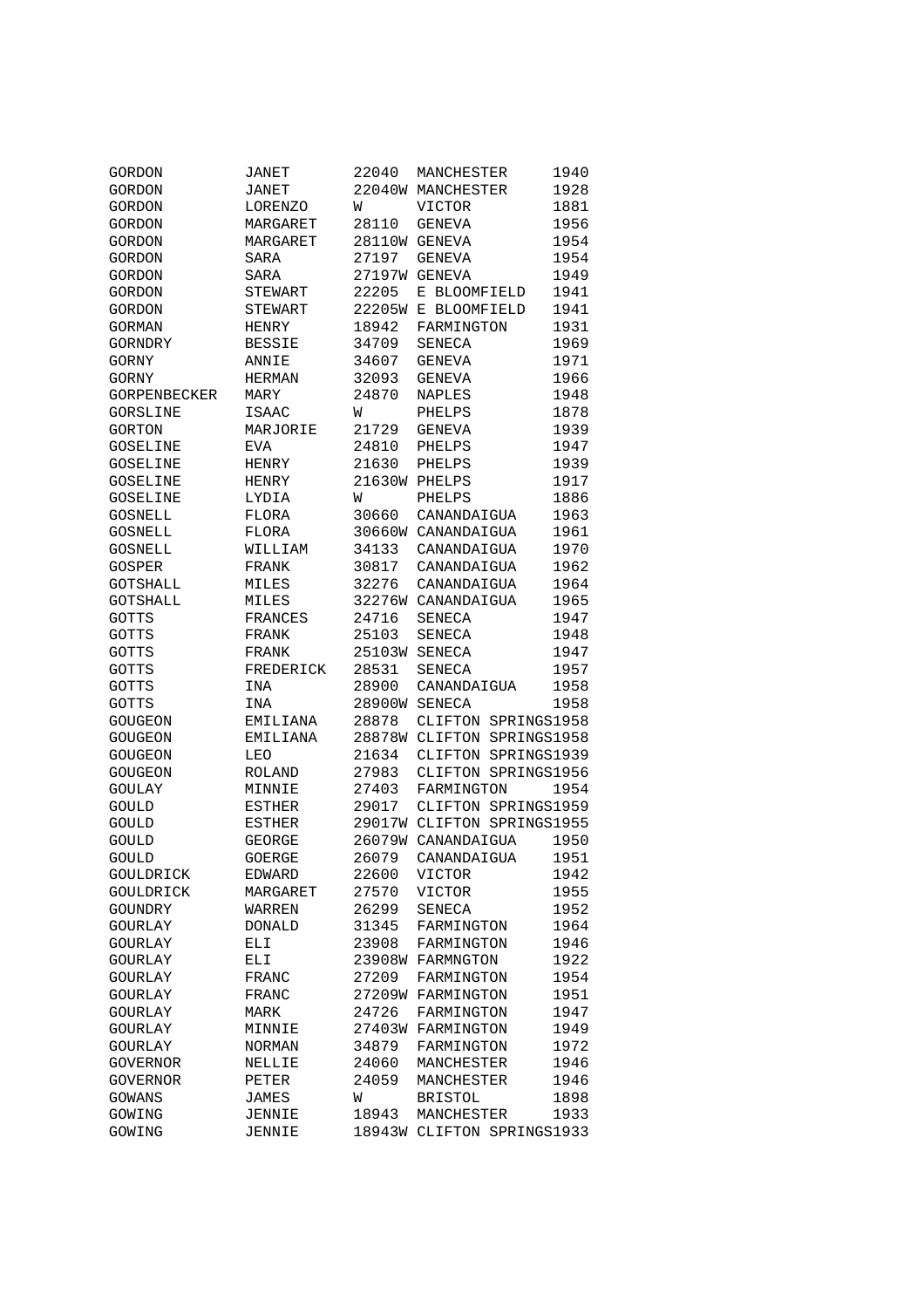| | | | | |
|---|---|---|---|---|
| GORDON | JANET | 22040 | MANCHESTER | 1940 |
| GORDON | JANET | 22040W | MANCHESTER | 1928 |
| GORDON | LORENZO | W | VICTOR | 1881 |
| GORDON | MARGARET | 28110 | GENEVA | 1956 |
| GORDON | MARGARET | 28110W | GENEVA | 1954 |
| GORDON | SARA | 27197 | GENEVA | 1954 |
| GORDON | SARA | 27197W | GENEVA | 1949 |
| GORDON | STEWART | 22205 | E BLOOMFIELD | 1941 |
| GORDON | STEWART | 22205W | E BLOOMFIELD | 1941 |
| GORMAN | HENRY | 18942 | FARMINGTON | 1931 |
| GORNDRY | BESSIE | 34709 | SENECA | 1969 |
| GORNY | ANNIE | 34607 | GENEVA | 1971 |
| GORNY | HERMAN | 32093 | GENEVA | 1966 |
| GORPENBECKER | MARY | 24870 | NAPLES | 1948 |
| GORSLINE | ISAAC | W | PHELPS | 1878 |
| GORTON | MARJORIE | 21729 | GENEVA | 1939 |
| GOSELINE | EVA | 24810 | PHELPS | 1947 |
| GOSELINE | HENRY | 21630 | PHELPS | 1939 |
| GOSELINE | HENRY | 21630W | PHELPS | 1917 |
| GOSELINE | LYDIA | W | PHELPS | 1886 |
| GOSNELL | FLORA | 30660 | CANANDAIGUA | 1963 |
| GOSNELL | FLORA | 30660W | CANANDAIGUA | 1961 |
| GOSNELL | WILLIAM | 34133 | CANANDAIGUA | 1970 |
| GOSPER | FRANK | 30817 | CANANDAIGUA | 1962 |
| GOTSHALL | MILES | 32276 | CANANDAIGUA | 1964 |
| GOTSHALL | MILES | 32276W | CANANDAIGUA | 1965 |
| GOTTS | FRANCES | 24716 | SENECA | 1947 |
| GOTTS | FRANK | 25103 | SENECA | 1948 |
| GOTTS | FRANK | 25103W | SENECA | 1947 |
| GOTTS | FREDERICK | 28531 | SENECA | 1957 |
| GOTTS | INA | 28900 | CANANDAIGUA | 1958 |
| GOTTS | INA | 28900W | SENECA | 1958 |
| GOUGEON | EMILIANA | 28878 | CLIFTON SPRINGS | 1958 |
| GOUGEON | EMILIANA | 28878W | CLIFTON SPRINGS | 1958 |
| GOUGEON | LEO | 21634 | CLIFTON SPRINGS | 1939 |
| GOUGEON | ROLAND | 27983 | CLIFTON SPRINGS | 1956 |
| GOULAY | MINNIE | 27403 | FARMINGTON | 1954 |
| GOULD | ESTHER | 29017 | CLIFTON SPRINGS | 1959 |
| GOULD | ESTHER | 29017W | CLIFTON SPRINGS | 1955 |
| GOULD | GEORGE | 26079W | CANANDAIGUA | 1950 |
| GOULD | GOERGE | 26079 | CANANDAIGUA | 1951 |
| GOULDRICK | EDWARD | 22600 | VICTOR | 1942 |
| GOULDRICK | MARGARET | 27570 | VICTOR | 1955 |
| GOUNDRY | WARREN | 26299 | SENECA | 1952 |
| GOURLAY | DONALD | 31345 | FARMINGTON | 1964 |
| GOURLAY | ELI | 23908 | FARMINGTON | 1946 |
| GOURLAY | ELI | 23908W | FARMNGTON | 1922 |
| GOURLAY | FRANC | 27209 | FARMINGTON | 1954 |
| GOURLAY | FRANC | 27209W | FARMINGTON | 1951 |
| GOURLAY | MARK | 24726 | FARMINGTON | 1947 |
| GOURLAY | MINNIE | 27403W | FARMINGTON | 1949 |
| GOURLAY | NORMAN | 34879 | FARMINGTON | 1972 |
| GOVERNOR | NELLIE | 24060 | MANCHESTER | 1946 |
| GOVERNOR | PETER | 24059 | MANCHESTER | 1946 |
| GOWANS | JAMES | W | BRISTOL | 1898 |
| GOWING | JENNIE | 18943 | MANCHESTER | 1933 |
| GOWING | JENNIE | 18943W | CLIFTON SPRINGS | 1933 |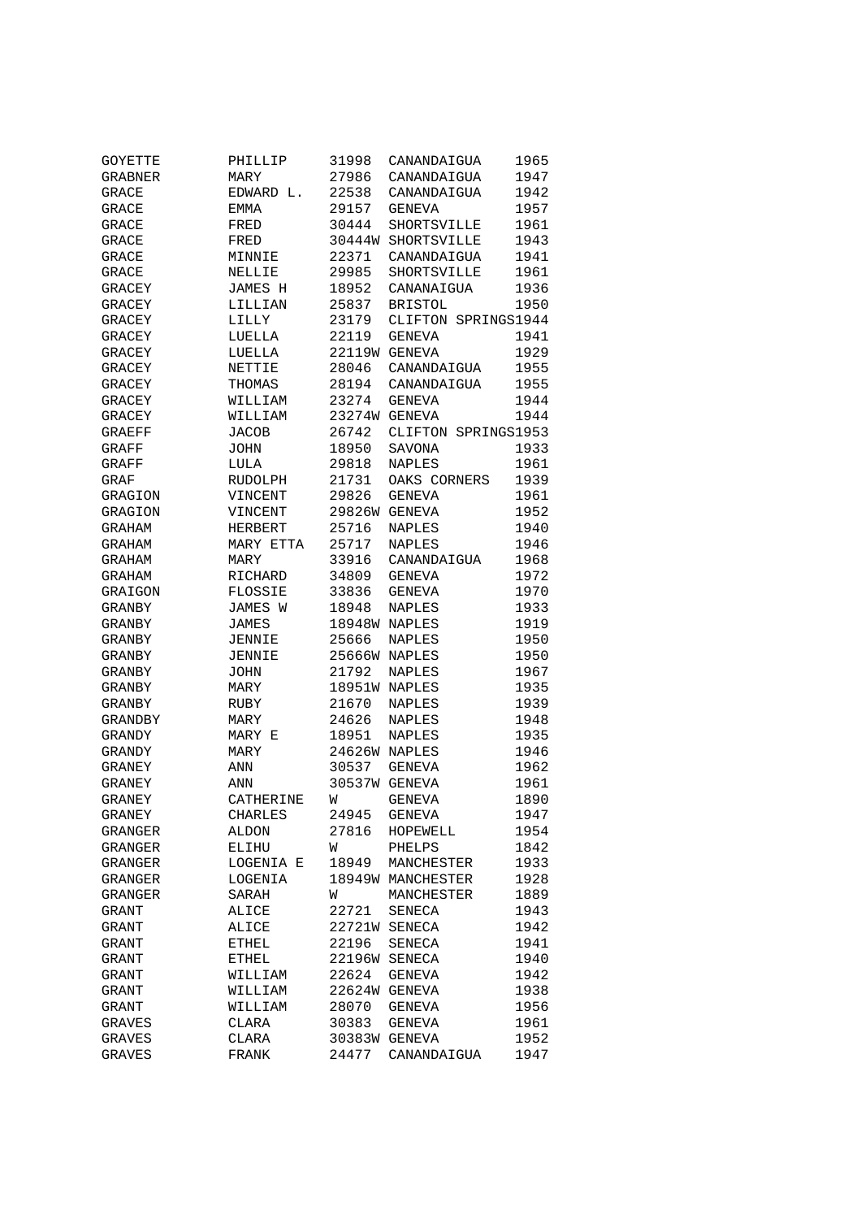| | | | | |
|---|---|---|---|---|
| GOYETTE | PHILLIP | 31998 | CANANDAIGUA | 1965 |
| GRABNER | MARY | 27986 | CANANDAIGUA | 1947 |
| GRACE | EDWARD L. | 22538 | CANANDAIGUA | 1942 |
| GRACE | EMMA | 29157 | GENEVA | 1957 |
| GRACE | FRED | 30444 | SHORTSVILLE | 1961 |
| GRACE | FRED | 30444W | SHORTSVILLE | 1943 |
| GRACE | MINNIE | 22371 | CANANDAIGUA | 1941 |
| GRACE | NELLIE | 29985 | SHORTSVILLE | 1961 |
| GRACEY | JAMES H | 18952 | CANANAIGUA | 1936 |
| GRACEY | LILLIAN | 25837 | BRISTOL | 1950 |
| GRACEY | LILLY | 23179 | CLIFTON SPRINGS | 1944 |
| GRACEY | LUELLA | 22119 | GENEVA | 1941 |
| GRACEY | LUELLA | 22119W | GENEVA | 1929 |
| GRACEY | NETTIE | 28046 | CANANDAIGUA | 1955 |
| GRACEY | THOMAS | 28194 | CANANDAIGUA | 1955 |
| GRACEY | WILLIAM | 23274 | GENEVA | 1944 |
| GRACEY | WILLIAM | 23274W | GENEVA | 1944 |
| GRAEFF | JACOB | 26742 | CLIFTON SPRINGS | 1953 |
| GRAFF | JOHN | 18950 | SAVONA | 1933 |
| GRAFF | LULA | 29818 | NAPLES | 1961 |
| GRAF | RUDOLPH | 21731 | OAKS CORNERS | 1939 |
| GRAGION | VINCENT | 29826 | GENEVA | 1961 |
| GRAGION | VINCENT | 29826W | GENEVA | 1952 |
| GRAHAM | HERBERT | 25716 | NAPLES | 1940 |
| GRAHAM | MARY ETTA | 25717 | NAPLES | 1946 |
| GRAHAM | MARY | 33916 | CANANDAIGUA | 1968 |
| GRAHAM | RICHARD | 34809 | GENEVA | 1972 |
| GRAIGON | FLOSSIE | 33836 | GENEVA | 1970 |
| GRANBY | JAMES W | 18948 | NAPLES | 1933 |
| GRANBY | JAMES | 18948W | NAPLES | 1919 |
| GRANBY | JENNIE | 25666 | NAPLES | 1950 |
| GRANBY | JENNIE | 25666W | NAPLES | 1950 |
| GRANBY | JOHN | 21792 | NAPLES | 1967 |
| GRANBY | MARY | 18951W | NAPLES | 1935 |
| GRANBY | RUBY | 21670 | NAPLES | 1939 |
| GRANDBY | MARY | 24626 | NAPLES | 1948 |
| GRANDY | MARY E | 18951 | NAPLES | 1935 |
| GRANDY | MARY | 24626W | NAPLES | 1946 |
| GRANEY | ANN | 30537 | GENEVA | 1962 |
| GRANEY | ANN | 30537W | GENEVA | 1961 |
| GRANEY | CATHERINE | W | GENEVA | 1890 |
| GRANEY | CHARLES | 24945 | GENEVA | 1947 |
| GRANGER | ALDON | 27816 | HOPEWELL | 1954 |
| GRANGER | ELIHU | W | PHELPS | 1842 |
| GRANGER | LOGENIA E | 18949 | MANCHESTER | 1933 |
| GRANGER | LOGENIA | 18949W | MANCHESTER | 1928 |
| GRANGER | SARAH | W | MANCHESTER | 1889 |
| GRANT | ALICE | 22721 | SENECA | 1943 |
| GRANT | ALICE | 22721W | SENECA | 1942 |
| GRANT | ETHEL | 22196 | SENECA | 1941 |
| GRANT | ETHEL | 22196W | SENECA | 1940 |
| GRANT | WILLIAM | 22624 | GENEVA | 1942 |
| GRANT | WILLIAM | 22624W | GENEVA | 1938 |
| GRANT | WILLIAM | 28070 | GENEVA | 1956 |
| GRAVES | CLARA | 30383 | GENEVA | 1961 |
| GRAVES | CLARA | 30383W | GENEVA | 1952 |
| GRAVES | FRANK | 24477 | CANANDAIGUA | 1947 |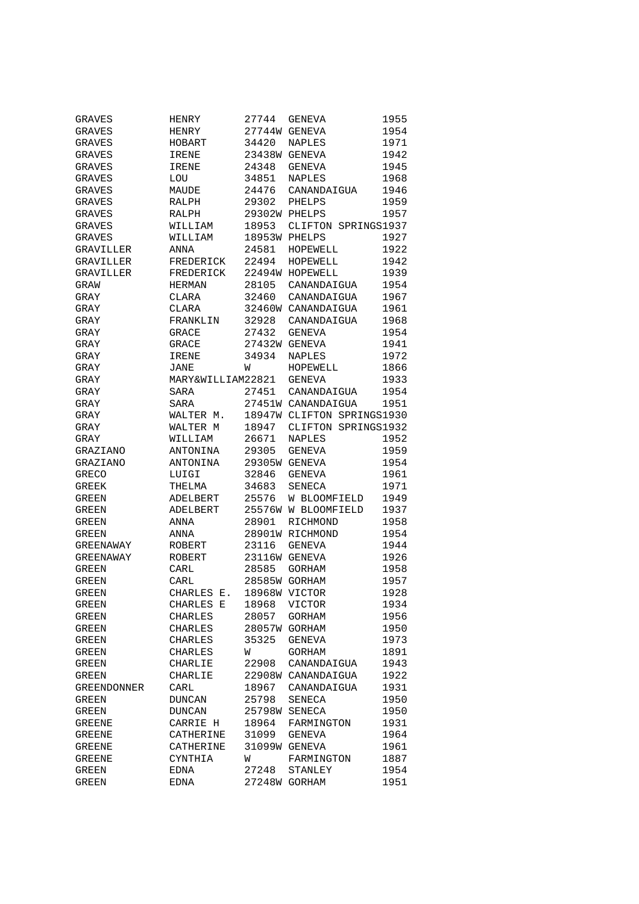| | | | | |
|---|---|---|---|---|
| GRAVES | HENRY | 27744 | GENEVA | 1955 |
| GRAVES | HENRY | 27744W | GENEVA | 1954 |
| GRAVES | HOBART | 34420 | NAPLES | 1971 |
| GRAVES | IRENE | 23438W | GENEVA | 1942 |
| GRAVES | IRENE | 24348 | GENEVA | 1945 |
| GRAVES | LOU | 34851 | NAPLES | 1968 |
| GRAVES | MAUDE | 24476 | CANANDAIGUA | 1946 |
| GRAVES | RALPH | 29302 | PHELPS | 1959 |
| GRAVES | RALPH | 29302W | PHELPS | 1957 |
| GRAVES | WILLIAM | 18953 | CLIFTON SPRINGS | 1937 |
| GRAVES | WILLIAM | 18953W | PHELPS | 1927 |
| GRAVILLER | ANNA | 24581 | HOPEWELL | 1922 |
| GRAVILLER | FREDERICK | 22494 | HOPEWELL | 1942 |
| GRAVILLER | FREDERICK | 22494W | HOPEWELL | 1939 |
| GRAW | HERMAN | 28105 | CANANDAIGUA | 1954 |
| GRAY | CLARA | 32460 | CANANDAIGUA | 1967 |
| GRAY | CLARA | 32460W | CANANDAIGUA | 1961 |
| GRAY | FRANKLIN | 32928 | CANANDAIGUA | 1968 |
| GRAY | GRACE | 27432 | GENEVA | 1954 |
| GRAY | GRACE | 27432W | GENEVA | 1941 |
| GRAY | IRENE | 34934 | NAPLES | 1972 |
| GRAY | JANE | W | HOPEWELL | 1866 |
| GRAY | MARY&WILLIAM | 22821 | GENEVA | 1933 |
| GRAY | SARA | 27451 | CANANDAIGUA | 1954 |
| GRAY | SARA | 27451W | CANANDAIGUA | 1951 |
| GRAY | WALTER M. | 18947W | CLIFTON SPRINGS | 1930 |
| GRAY | WALTER M | 18947 | CLIFTON SPRINGS | 1932 |
| GRAY | WILLIAM | 26671 | NAPLES | 1952 |
| GRAZIANO | ANTONINA | 29305 | GENEVA | 1959 |
| GRAZIANO | ANTONINA | 29305W | GENEVA | 1954 |
| GRECO | LUIGI | 32846 | GENEVA | 1961 |
| GREEK | THELMA | 34683 | SENECA | 1971 |
| GREEN | ADELBERT | 25576 | W BLOOMFIELD | 1949 |
| GREEN | ADELBERT | 25576W | W BLOOMFIELD | 1937 |
| GREEN | ANNA | 28901 | RICHMOND | 1958 |
| GREEN | ANNA | 28901W | RICHMOND | 1954 |
| GREENAWAY | ROBERT | 23116 | GENEVA | 1944 |
| GREENAWAY | ROBERT | 23116W | GENEVA | 1926 |
| GREEN | CARL | 28585 | GORHAM | 1958 |
| GREEN | CARL | 28585W | GORHAM | 1957 |
| GREEN | CHARLES E. | 18968W | VICTOR | 1928 |
| GREEN | CHARLES E | 18968 | VICTOR | 1934 |
| GREEN | CHARLES | 28057 | GORHAM | 1956 |
| GREEN | CHARLES | 28057W | GORHAM | 1950 |
| GREEN | CHARLES | 35325 | GENEVA | 1973 |
| GREEN | CHARLES | W | GORHAM | 1891 |
| GREEN | CHARLIE | 22908 | CANANDAIGUA | 1943 |
| GREEN | CHARLIE | 22908W | CANANDAIGUA | 1922 |
| GREENDONNER | CARL | 18967 | CANANDAIGUA | 1931 |
| GREEN | DUNCAN | 25798 | SENECA | 1950 |
| GREEN | DUNCAN | 25798W | SENECA | 1950 |
| GREENE | CARRIE H | 18964 | FARMINGTON | 1931 |
| GREENE | CATHERINE | 31099 | GENEVA | 1964 |
| GREENE | CATHERINE | 31099W | GENEVA | 1961 |
| GREENE | CYNTHIA | W | FARMINGTON | 1887 |
| GREEN | EDNA | 27248 | STANLEY | 1954 |
| GREEN | EDNA | 27248W | GORHAM | 1951 |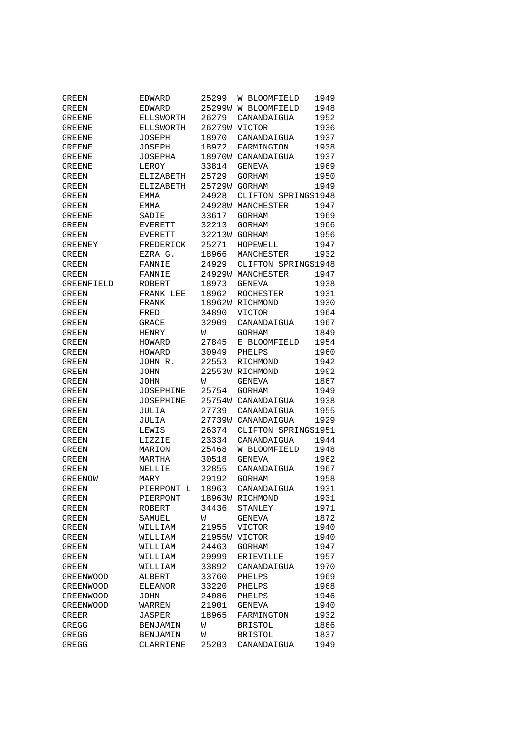| | | | | |
|---|---|---|---|---|
| GREEN | EDWARD | 25299 | W BLOOMFIELD | 1949 |
| GREEN | EDWARD | 25299W | W BLOOMFIELD | 1948 |
| GREENE | ELLSWORTH | 26279 | CANANDAIGUA | 1952 |
| GREENE | ELLSWORTH | 26279W | VICTOR | 1936 |
| GREENE | JOSEPH | 18970 | CANANDAIGUA | 1937 |
| GREENE | JOSEPH | 18972 | FARMINGTON | 1938 |
| GREENE | JOSEPHA | 18970W | CANANDAIGUA | 1937 |
| GREENE | LEROY | 33814 | GENEVA | 1969 |
| GREEN | ELIZABETH | 25729 | GORHAM | 1950 |
| GREEN | ELIZABETH | 25729W | GORHAM | 1949 |
| GREEN | EMMA | 24928 | CLIFTON SPRINGS | 1948 |
| GREEN | EMMA | 24928W | MANCHESTER | 1947 |
| GREENE | SADIE | 33617 | GORHAM | 1969 |
| GREEN | EVERETT | 32213 | GORHAM | 1966 |
| GREEN | EVERETT | 32213W | GORHAM | 1956 |
| GREENEY | FREDERICK | 25271 | HOPEWELL | 1947 |
| GREEN | EZRA G. | 18966 | MANCHESTER | 1932 |
| GREEN | FANNIE | 24929 | CLIFTON SPRINGS | 1948 |
| GREEN | FANNIE | 24929W | MANCHESTER | 1947 |
| GREENFIELD | ROBERT | 18973 | GENEVA | 1938 |
| GREEN | FRANK LEE | 18962 | ROCHESTER | 1931 |
| GREEN | FRANK | 18962W | RICHMOND | 1930 |
| GREEN | FRED | 34890 | VICTOR | 1964 |
| GREEN | GRACE | 32909 | CANANDAIGUA | 1967 |
| GREEN | HENRY | W | GORHAM | 1849 |
| GREEN | HOWARD | 27845 | E BLOOMFIELD | 1954 |
| GREEN | HOWARD | 30949 | PHELPS | 1960 |
| GREEN | JOHN R. | 22553 | RICHMOND | 1942 |
| GREEN | JOHN | 22553W | RICHMOND | 1902 |
| GREEN | JOHN | W | GENEVA | 1867 |
| GREEN | JOSEPHINE | 25754 | GORHAM | 1949 |
| GREEN | JOSEPHINE | 25754W | CANANDAIGUA | 1938 |
| GREEN | JULIA | 27739 | CANANDAIGUA | 1955 |
| GREEN | JULIA | 27739W | CANANDAIGUA | 1929 |
| GREEN | LEWIS | 26374 | CLIFTON SPRINGS | 1951 |
| GREEN | LIZZIE | 23334 | CANANDAIGUA | 1944 |
| GREEN | MARION | 25468 | W BLOOMFIELD | 1948 |
| GREEN | MARTHA | 30518 | GENEVA | 1962 |
| GREEN | NELLIE | 32855 | CANANDAIGUA | 1967 |
| GREENOW | MARY | 29192 | GORHAM | 1958 |
| GREEN | PIERPONT L | 18963 | CANANDAIGUA | 1931 |
| GREEN | PIERPONT | 18963W | RICHMOND | 1931 |
| GREEN | ROBERT | 34436 | STANLEY | 1971 |
| GREEN | SAMUEL | W | GENEVA | 1872 |
| GREEN | WILLIAM | 21955 | VICTOR | 1940 |
| GREEN | WILLIAM | 21955W | VICTOR | 1940 |
| GREEN | WILLIAM | 24463 | GORHAM | 1947 |
| GREEN | WILLIAM | 29999 | ERIEVILLE | 1957 |
| GREEN | WILLIAM | 33892 | CANANDAIGUA | 1970 |
| GREENWOOD | ALBERT | 33760 | PHELPS | 1969 |
| GREENWOOD | ELEANOR | 33220 | PHELPS | 1968 |
| GREENWOOD | JOHN | 24086 | PHELPS | 1946 |
| GREENWOOD | WARREN | 21901 | GENEVA | 1940 |
| GREER | JASPER | 18965 | FARMINGTON | 1932 |
| GREGG | BENJAMIN | W | BRISTOL | 1866 |
| GREGG | BENJAMIN | W | BRISTOL | 1837 |
| GREGG | CLARRIENE | 25203 | CANANDAIGUA | 1949 |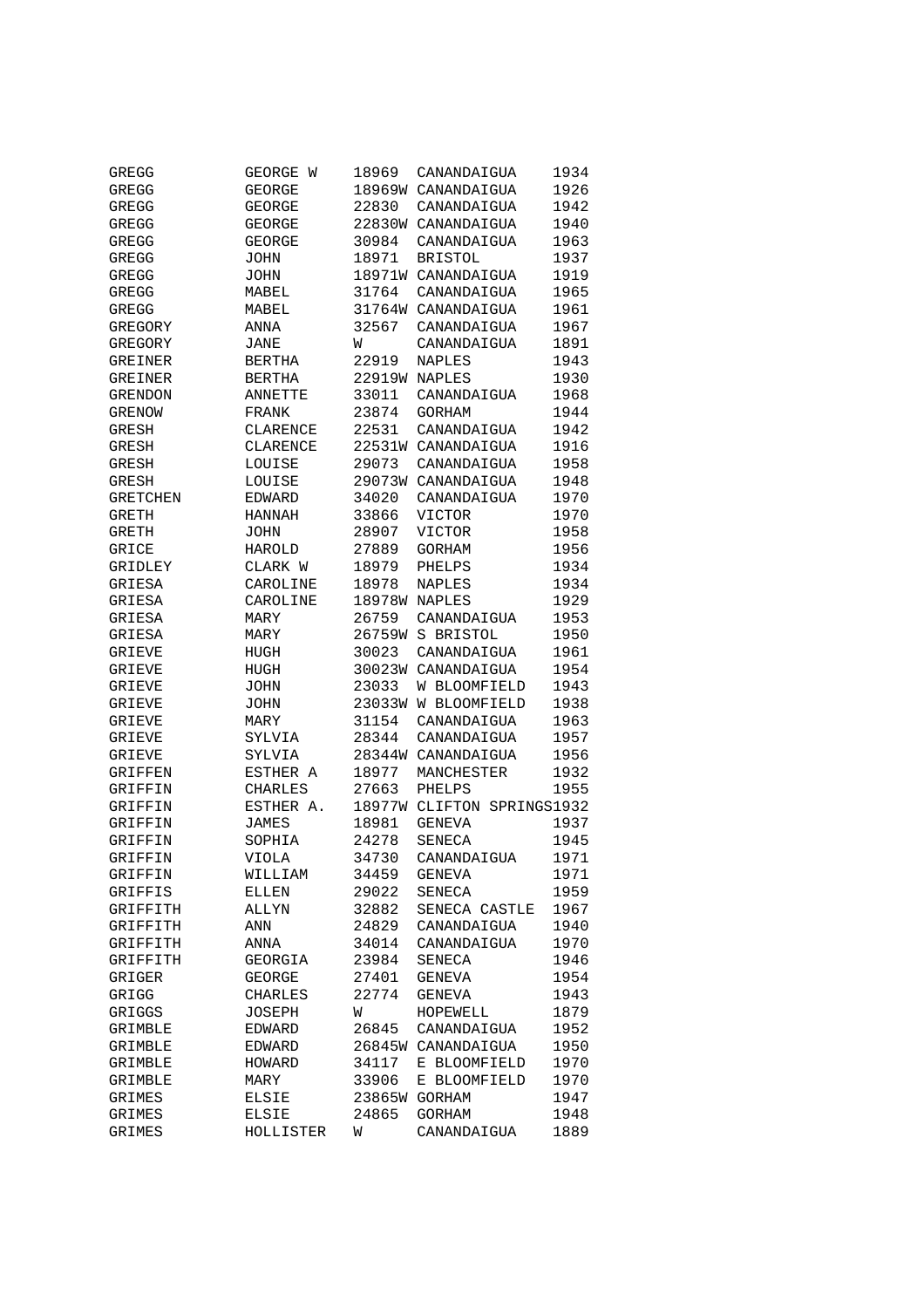| | | | | |
|---|---|---|---|---|
| GREGG | GEORGE W | 18969 | CANANDAIGUA | 1934 |
| GREGG | GEORGE | 18969W | CANANDAIGUA | 1926 |
| GREGG | GEORGE | 22830 | CANANDAIGUA | 1942 |
| GREGG | GEORGE | 22830W | CANANDAIGUA | 1940 |
| GREGG | GEORGE | 30984 | CANANDAIGUA | 1963 |
| GREGG | JOHN | 18971 | BRISTOL | 1937 |
| GREGG | JOHN | 18971W | CANANDAIGUA | 1919 |
| GREGG | MABEL | 31764 | CANANDAIGUA | 1965 |
| GREGG | MABEL | 31764W | CANANDAIGUA | 1961 |
| GREGORY | ANNA | 32567 | CANANDAIGUA | 1967 |
| GREGORY | JANE | W | CANANDAIGUA | 1891 |
| GREINER | BERTHA | 22919 | NAPLES | 1943 |
| GREINER | BERTHA | 22919W | NAPLES | 1930 |
| GRENDON | ANNETTE | 33011 | CANANDAIGUA | 1968 |
| GRENOW | FRANK | 23874 | GORHAM | 1944 |
| GRESH | CLARENCE | 22531 | CANANDAIGUA | 1942 |
| GRESH | CLARENCE | 22531W | CANANDAIGUA | 1916 |
| GRESH | LOUISE | 29073 | CANANDAIGUA | 1958 |
| GRESH | LOUISE | 29073W | CANANDAIGUA | 1948 |
| GRETCHEN | EDWARD | 34020 | CANANDAIGUA | 1970 |
| GRETH | HANNAH | 33866 | VICTOR | 1970 |
| GRETH | JOHN | 28907 | VICTOR | 1958 |
| GRICE | HAROLD | 27889 | GORHAM | 1956 |
| GRIDLEY | CLARK W | 18979 | PHELPS | 1934 |
| GRIESA | CAROLINE | 18978 | NAPLES | 1934 |
| GRIESA | CAROLINE | 18978W | NAPLES | 1929 |
| GRIESA | MARY | 26759 | CANANDAIGUA | 1953 |
| GRIESA | MARY | 26759W | S BRISTOL | 1950 |
| GRIEVE | HUGH | 30023 | CANANDAIGUA | 1961 |
| GRIEVE | HUGH | 30023W | CANANDAIGUA | 1954 |
| GRIEVE | JOHN | 23033 | W BLOOMFIELD | 1943 |
| GRIEVE | JOHN | 23033W | W BLOOMFIELD | 1938 |
| GRIEVE | MARY | 31154 | CANANDAIGUA | 1963 |
| GRIEVE | SYLVIA | 28344 | CANANDAIGUA | 1957 |
| GRIEVE | SYLVIA | 28344W | CANANDAIGUA | 1956 |
| GRIFFEN | ESTHER A | 18977 | MANCHESTER | 1932 |
| GRIFFIN | CHARLES | 27663 | PHELPS | 1955 |
| GRIFFIN | ESTHER A. | 18977W | CLIFTON SPRINGS | 1932 |
| GRIFFIN | JAMES | 18981 | GENEVA | 1937 |
| GRIFFIN | SOPHIA | 24278 | SENECA | 1945 |
| GRIFFIN | VIOLA | 34730 | CANANDAIGUA | 1971 |
| GRIFFIN | WILLIAM | 34459 | GENEVA | 1971 |
| GRIFFIS | ELLEN | 29022 | SENECA | 1959 |
| GRIFFITH | ALLYN | 32882 | SENECA CASTLE | 1967 |
| GRIFFITH | ANN | 24829 | CANANDAIGUA | 1940 |
| GRIFFITH | ANNA | 34014 | CANANDAIGUA | 1970 |
| GRIFFITH | GEORGIA | 23984 | SENECA | 1946 |
| GRIGER | GEORGE | 27401 | GENEVA | 1954 |
| GRIGG | CHARLES | 22774 | GENEVA | 1943 |
| GRIGGS | JOSEPH | W | HOPEWELL | 1879 |
| GRIMBLE | EDWARD | 26845 | CANANDAIGUA | 1952 |
| GRIMBLE | EDWARD | 26845W | CANANDAIGUA | 1950 |
| GRIMBLE | HOWARD | 34117 | E BLOOMFIELD | 1970 |
| GRIMBLE | MARY | 33906 | E BLOOMFIELD | 1970 |
| GRIMES | ELSIE | 23865W | GORHAM | 1947 |
| GRIMES | ELSIE | 24865 | GORHAM | 1948 |
| GRIMES | HOLLISTER | W | CANANDAIGUA | 1889 |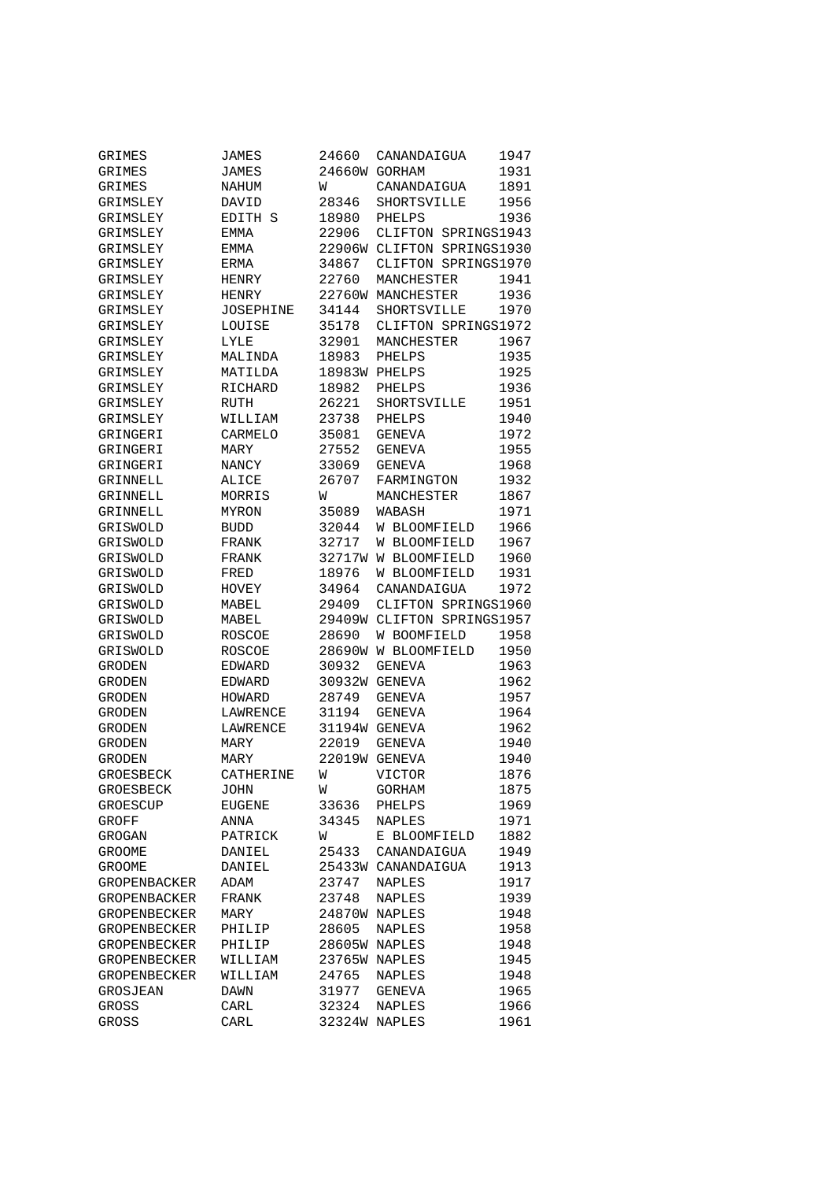| | | | | |
|---|---|---|---|---|
| GRIMES | JAMES | 24660 | CANANDAIGUA | 1947 |
| GRIMES | JAMES | 24660W | GORHAM | 1931 |
| GRIMES | NAHUM | W | CANANDAIGUA | 1891 |
| GRIMSLEY | DAVID | 28346 | SHORTSVILLE | 1956 |
| GRIMSLEY | EDITH S | 18980 | PHELPS | 1936 |
| GRIMSLEY | EMMA | 22906 | CLIFTON SPRINGS | 1943 |
| GRIMSLEY | EMMA | 22906W | CLIFTON SPRINGS | 1930 |
| GRIMSLEY | ERMA | 34867 | CLIFTON SPRINGS | 1970 |
| GRIMSLEY | HENRY | 22760 | MANCHESTER | 1941 |
| GRIMSLEY | HENRY | 22760W | MANCHESTER | 1936 |
| GRIMSLEY | JOSEPHINE | 34144 | SHORTSVILLE | 1970 |
| GRIMSLEY | LOUISE | 35178 | CLIFTON SPRINGS | 1972 |
| GRIMSLEY | LYLE | 32901 | MANCHESTER | 1967 |
| GRIMSLEY | MALINDA | 18983 | PHELPS | 1935 |
| GRIMSLEY | MATILDA | 18983W | PHELPS | 1925 |
| GRIMSLEY | RICHARD | 18982 | PHELPS | 1936 |
| GRIMSLEY | RUTH | 26221 | SHORTSVILLE | 1951 |
| GRIMSLEY | WILLIAM | 23738 | PHELPS | 1940 |
| GRINGERI | CARMELO | 35081 | GENEVA | 1972 |
| GRINGERI | MARY | 27552 | GENEVA | 1955 |
| GRINGERI | NANCY | 33069 | GENEVA | 1968 |
| GRINNELL | ALICE | 26707 | FARMINGTON | 1932 |
| GRINNELL | MORRIS | W | MANCHESTER | 1867 |
| GRINNELL | MYRON | 35089 | WABASH | 1971 |
| GRISWOLD | BUDD | 32044 | W BLOOMFIELD | 1966 |
| GRISWOLD | FRANK | 32717 | W BLOOMFIELD | 1967 |
| GRISWOLD | FRANK | 32717W | W BLOOMFIELD | 1960 |
| GRISWOLD | FRED | 18976 | W BLOOMFIELD | 1931 |
| GRISWOLD | HOVEY | 34964 | CANANDAIGUA | 1972 |
| GRISWOLD | MABEL | 29409 | CLIFTON SPRINGS | 1960 |
| GRISWOLD | MABEL | 29409W | CLIFTON SPRINGS | 1957 |
| GRISWOLD | ROSCOE | 28690 | W BOOMFIELD | 1958 |
| GRISWOLD | ROSCOE | 28690W | W BLOOMFIELD | 1950 |
| GRODEN | EDWARD | 30932 | GENEVA | 1963 |
| GRODEN | EDWARD | 30932W | GENEVA | 1962 |
| GRODEN | HOWARD | 28749 | GENEVA | 1957 |
| GRODEN | LAWRENCE | 31194 | GENEVA | 1964 |
| GRODEN | LAWRENCE | 31194W | GENEVA | 1962 |
| GRODEN | MARY | 22019 | GENEVA | 1940 |
| GRODEN | MARY | 22019W | GENEVA | 1940 |
| GROESBECK | CATHERINE | W | VICTOR | 1876 |
| GROESBECK | JOHN | W | GORHAM | 1875 |
| GROESCUP | EUGENE | 33636 | PHELPS | 1969 |
| GROFF | ANNA | 34345 | NAPLES | 1971 |
| GROGAN | PATRICK | W | E BLOOMFIELD | 1882 |
| GROOME | DANIEL | 25433 | CANANDAIGUA | 1949 |
| GROOME | DANIEL | 25433W | CANANDAIGUA | 1913 |
| GROPENBACKER | ADAM | 23747 | NAPLES | 1917 |
| GROPENBACKER | FRANK | 23748 | NAPLES | 1939 |
| GROPENBECKER | MARY | 24870W | NAPLES | 1948 |
| GROPENBECKER | PHILIP | 28605 | NAPLES | 1958 |
| GROPENBECKER | PHILIP | 28605W | NAPLES | 1948 |
| GROPENBECKER | WILLIAM | 23765W | NAPLES | 1945 |
| GROPENBECKER | WILLIAM | 24765 | NAPLES | 1948 |
| GROSJEAN | DAWN | 31977 | GENEVA | 1965 |
| GROSS | CARL | 32324 | NAPLES | 1966 |
| GROSS | CARL | 32324W | NAPLES | 1961 |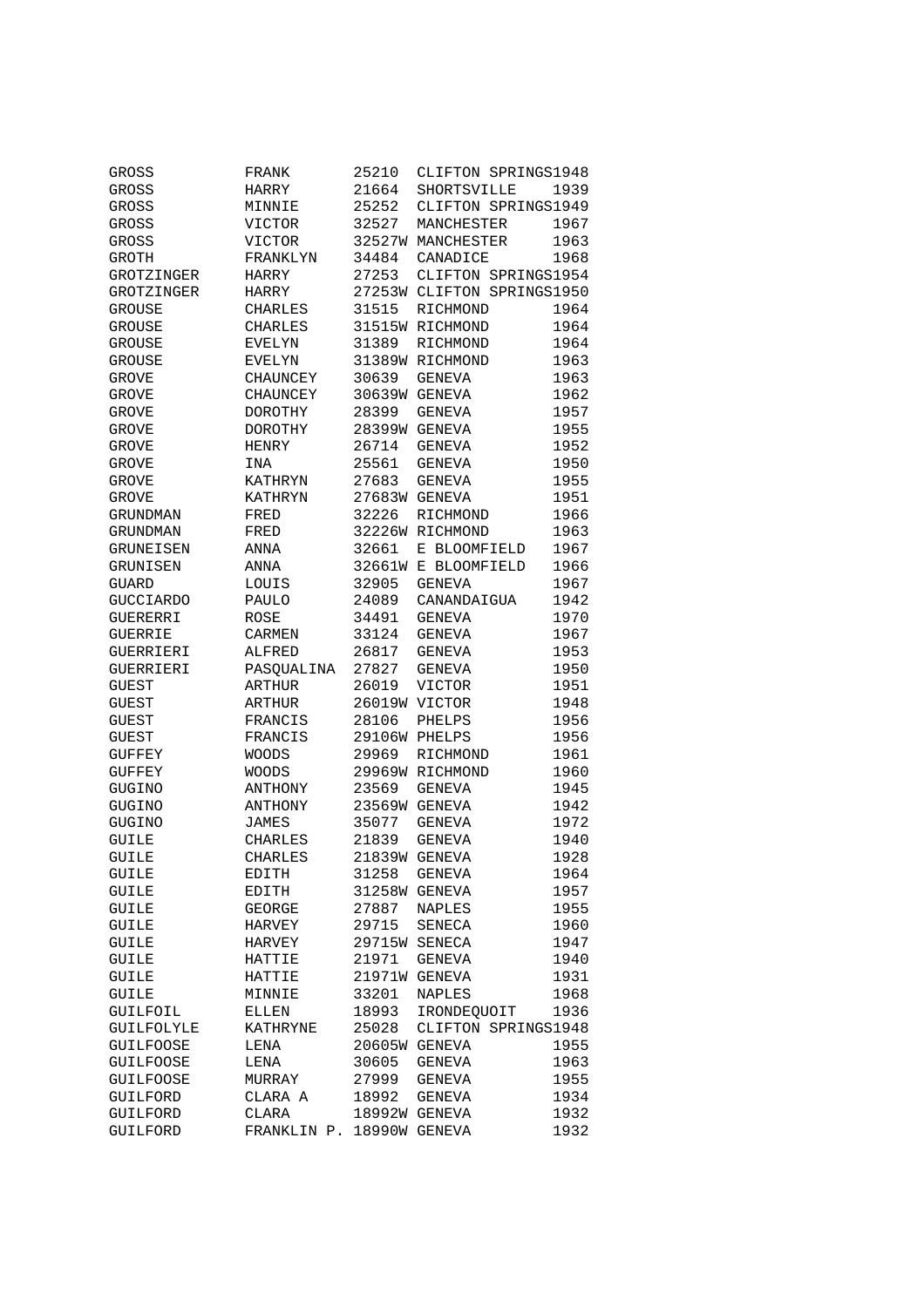| | | | | |
|---|---|---|---|---|
| GROSS | FRANK | 25210 | CLIFTON SPRINGS | 1948 |
| GROSS | HARRY | 21664 | SHORTSVILLE | 1939 |
| GROSS | MINNIE | 25252 | CLIFTON SPRINGS | 1949 |
| GROSS | VICTOR | 32527 | MANCHESTER | 1967 |
| GROSS | VICTOR | 32527W | MANCHESTER | 1963 |
| GROTH | FRANKLYN | 34484 | CANADICE | 1968 |
| GROTZINGER | HARRY | 27253 | CLIFTON SPRINGS | 1954 |
| GROTZINGER | HARRY | 27253W | CLIFTON SPRINGS | 1950 |
| GROUSE | CHARLES | 31515 | RICHMOND | 1964 |
| GROUSE | CHARLES | 31515W | RICHMOND | 1964 |
| GROUSE | EVELYN | 31389 | RICHMOND | 1964 |
| GROUSE | EVELYN | 31389W | RICHMOND | 1963 |
| GROVE | CHAUNCEY | 30639 | GENEVA | 1963 |
| GROVE | CHAUNCEY | 30639W | GENEVA | 1962 |
| GROVE | DOROTHY | 28399 | GENEVA | 1957 |
| GROVE | DOROTHY | 28399W | GENEVA | 1955 |
| GROVE | HENRY | 26714 | GENEVA | 1952 |
| GROVE | INA | 25561 | GENEVA | 1950 |
| GROVE | KATHRYN | 27683 | GENEVA | 1955 |
| GROVE | KATHRYN | 27683W | GENEVA | 1951 |
| GRUNDMAN | FRED | 32226 | RICHMOND | 1966 |
| GRUNDMAN | FRED | 32226W | RICHMOND | 1963 |
| GRUNEISEN | ANNA | 32661 | E BLOOMFIELD | 1967 |
| GRUNISEN | ANNA | 32661W | E BLOOMFIELD | 1966 |
| GUARD | LOUIS | 32905 | GENEVA | 1967 |
| GUCCIARDO | PAULO | 24089 | CANANDAIGUA | 1942 |
| GUERERRI | ROSE | 34491 | GENEVA | 1970 |
| GUERRIE | CARMEN | 33124 | GENEVA | 1967 |
| GUERRIERI | ALFRED | 26817 | GENEVA | 1953 |
| GUERRIERI | PASQUALINA | 27827 | GENEVA | 1950 |
| GUEST | ARTHUR | 26019 | VICTOR | 1951 |
| GUEST | ARTHUR | 26019W | VICTOR | 1948 |
| GUEST | FRANCIS | 28106 | PHELPS | 1956 |
| GUEST | FRANCIS | 29106W | PHELPS | 1956 |
| GUFFEY | WOODS | 29969 | RICHMOND | 1961 |
| GUFFEY | WOODS | 29969W | RICHMOND | 1960 |
| GUGINO | ANTHONY | 23569 | GENEVA | 1945 |
| GUGINO | ANTHONY | 23569W | GENEVA | 1942 |
| GUGINO | JAMES | 35077 | GENEVA | 1972 |
| GUILE | CHARLES | 21839 | GENEVA | 1940 |
| GUILE | CHARLES | 21839W | GENEVA | 1928 |
| GUILE | EDITH | 31258 | GENEVA | 1964 |
| GUILE | EDITH | 31258W | GENEVA | 1957 |
| GUILE | GEORGE | 27887 | NAPLES | 1955 |
| GUILE | HARVEY | 29715 | SENECA | 1960 |
| GUILE | HARVEY | 29715W | SENECA | 1947 |
| GUILE | HATTIE | 21971 | GENEVA | 1940 |
| GUILE | HATTIE | 21971W | GENEVA | 1931 |
| GUILE | MINNIE | 33201 | NAPLES | 1968 |
| GUILFOIL | ELLEN | 18993 | IRONDEQUOIT | 1936 |
| GUILFOLYLE | KATHRYNE | 25028 | CLIFTON SPRINGS | 1948 |
| GUILFOOSE | LENA | 20605W | GENEVA | 1955 |
| GUILFOOSE | LENA | 30605 | GENEVA | 1963 |
| GUILFOOSE | MURRAY | 27999 | GENEVA | 1955 |
| GUILFORD | CLARA A | 18992 | GENEVA | 1934 |
| GUILFORD | CLARA | 18992W | GENEVA | 1932 |
| GUILFORD | FRANKLIN P. | 18990W | GENEVA | 1932 |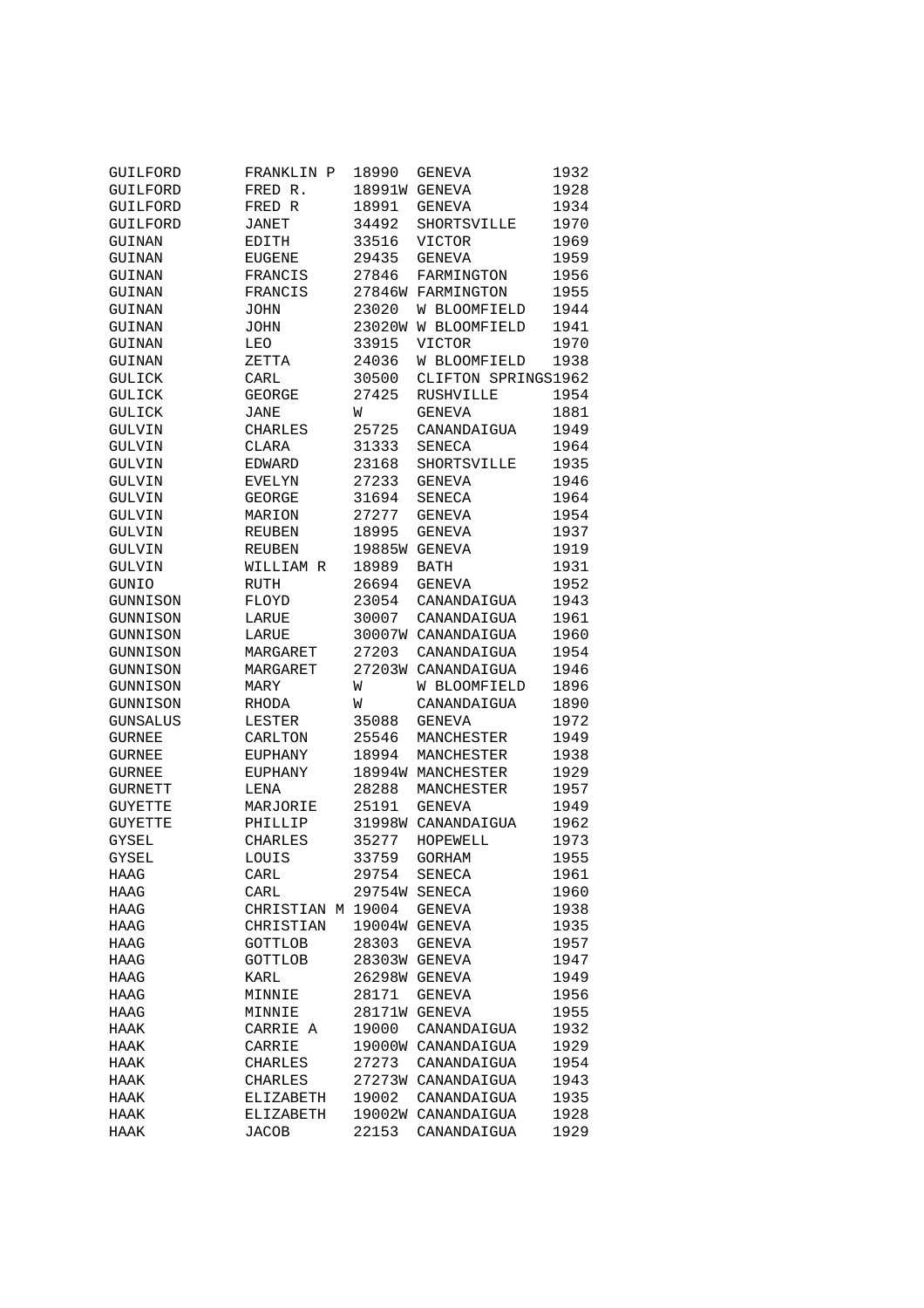| | | | | |
|---|---|---|---|---|
| GUILFORD | FRANKLIN P | 18990 | GENEVA | 1932 |
| GUILFORD | FRED R. | 18991W | GENEVA | 1928 |
| GUILFORD | FRED R | 18991 | GENEVA | 1934 |
| GUILFORD | JANET | 34492 | SHORTSVILLE | 1970 |
| GUINAN | EDITH | 33516 | VICTOR | 1969 |
| GUINAN | EUGENE | 29435 | GENEVA | 1959 |
| GUINAN | FRANCIS | 27846 | FARMINGTON | 1956 |
| GUINAN | FRANCIS | 27846W | FARMINGTON | 1955 |
| GUINAN | JOHN | 23020 | W BLOOMFIELD | 1944 |
| GUINAN | JOHN | 23020W | W BLOOMFIELD | 1941 |
| GUINAN | LEO | 33915 | VICTOR | 1970 |
| GUINAN | ZETTA | 24036 | W BLOOMFIELD | 1938 |
| GULICK | CARL | 30500 | CLIFTON SPRINGS | 1962 |
| GULICK | GEORGE | 27425 | RUSHVILLE | 1954 |
| GULICK | JANE | W | GENEVA | 1881 |
| GULVIN | CHARLES | 25725 | CANANDAIGUA | 1949 |
| GULVIN | CLARA | 31333 | SENECA | 1964 |
| GULVIN | EDWARD | 23168 | SHORTSVILLE | 1935 |
| GULVIN | EVELYN | 27233 | GENEVA | 1946 |
| GULVIN | GEORGE | 31694 | SENECA | 1964 |
| GULVIN | MARION | 27277 | GENEVA | 1954 |
| GULVIN | REUBEN | 18995 | GENEVA | 1937 |
| GULVIN | REUBEN | 19885W | GENEVA | 1919 |
| GULVIN | WILLIAM R | 18989 | BATH | 1931 |
| GUNIO | RUTH | 26694 | GENEVA | 1952 |
| GUNNISON | FLOYD | 23054 | CANANDAIGUA | 1943 |
| GUNNISON | LARUE | 30007 | CANANDAIGUA | 1961 |
| GUNNISON | LARUE | 30007W | CANANDAIGUA | 1960 |
| GUNNISON | MARGARET | 27203 | CANANDAIGUA | 1954 |
| GUNNISON | MARGARET | 27203W | CANANDAIGUA | 1946 |
| GUNNISON | MARY | W | W BLOOMFIELD | 1896 |
| GUNNISON | RHODA | W | CANANDAIGUA | 1890 |
| GUNSALUS | LESTER | 35088 | GENEVA | 1972 |
| GURNEE | CARLTON | 25546 | MANCHESTER | 1949 |
| GURNEE | EUPHANY | 18994 | MANCHESTER | 1938 |
| GURNEE | EUPHANY | 18994W | MANCHESTER | 1929 |
| GURNETT | LENA | 28288 | MANCHESTER | 1957 |
| GUYETTE | MARJORIE | 25191 | GENEVA | 1949 |
| GUYETTE | PHILLIP | 31998W | CANANDAIGUA | 1962 |
| GYSEL | CHARLES | 35277 | HOPEWELL | 1973 |
| GYSEL | LOUIS | 33759 | GORHAM | 1955 |
| HAAG | CARL | 29754 | SENECA | 1961 |
| HAAG | CARL | 29754W | SENECA | 1960 |
| HAAG | CHRISTIAN M | 19004 | GENEVA | 1938 |
| HAAG | CHRISTIAN | 19004W | GENEVA | 1935 |
| HAAG | GOTTLOB | 28303 | GENEVA | 1957 |
| HAAG | GOTTLOB | 28303W | GENEVA | 1947 |
| HAAG | KARL | 26298W | GENEVA | 1949 |
| HAAG | MINNIE | 28171 | GENEVA | 1956 |
| HAAG | MINNIE | 28171W | GENEVA | 1955 |
| HAAK | CARRIE A | 19000 | CANANDAIGUA | 1932 |
| HAAK | CARRIE | 19000W | CANANDAIGUA | 1929 |
| HAAK | CHARLES | 27273 | CANANDAIGUA | 1954 |
| HAAK | CHARLES | 27273W | CANANDAIGUA | 1943 |
| HAAK | ELIZABETH | 19002 | CANANDAIGUA | 1935 |
| HAAK | ELIZABETH | 19002W | CANANDAIGUA | 1928 |
| HAAK | JACOB | 22153 | CANANDAIGUA | 1929 |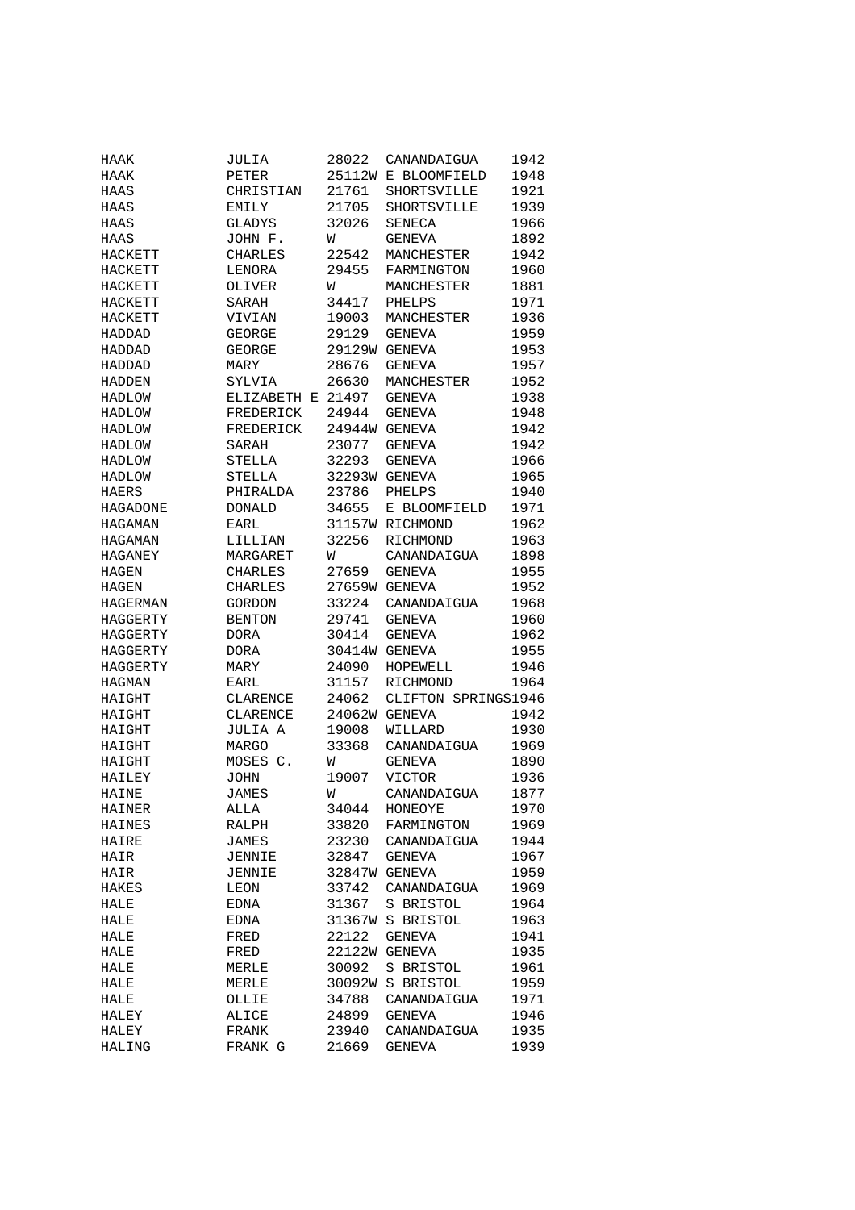| | | | | |
|---|---|---|---|---|
| HAAK | JULIA | 28022 | CANANDAIGUA | 1942 |
| HAAK | PETER | 25112W | E BLOOMFIELD | 1948 |
| HAAS | CHRISTIAN | 21761 | SHORTSVILLE | 1921 |
| HAAS | EMILY | 21705 | SHORTSVILLE | 1939 |
| HAAS | GLADYS | 32026 | SENECA | 1966 |
| HAAS | JOHN F. | W | GENEVA | 1892 |
| HACKETT | CHARLES | 22542 | MANCHESTER | 1942 |
| HACKETT | LENORA | 29455 | FARMINGTON | 1960 |
| HACKETT | OLIVER | W | MANCHESTER | 1881 |
| HACKETT | SARAH | 34417 | PHELPS | 1971 |
| HACKETT | VIVIAN | 19003 | MANCHESTER | 1936 |
| HADDAD | GEORGE | 29129 | GENEVA | 1959 |
| HADDAD | GEORGE | 29129W | GENEVA | 1953 |
| HADDAD | MARY | 28676 | GENEVA | 1957 |
| HADDEN | SYLVIA | 26630 | MANCHESTER | 1952 |
| HADLOW | ELIZABETH E | 21497 | GENEVA | 1938 |
| HADLOW | FREDERICK | 24944 | GENEVA | 1948 |
| HADLOW | FREDERICK | 24944W | GENEVA | 1942 |
| HADLOW | SARAH | 23077 | GENEVA | 1942 |
| HADLOW | STELLA | 32293 | GENEVA | 1966 |
| HADLOW | STELLA | 32293W | GENEVA | 1965 |
| HAERS | PHIRALDA | 23786 | PHELPS | 1940 |
| HAGADONE | DONALD | 34655 | E BLOOMFIELD | 1971 |
| HAGAMAN | EARL | 31157W | RICHMOND | 1962 |
| HAGAMAN | LILLIAN | 32256 | RICHMOND | 1963 |
| HAGANEY | MARGARET | W | CANANDAIGUA | 1898 |
| HAGEN | CHARLES | 27659 | GENEVA | 1955 |
| HAGEN | CHARLES | 27659W | GENEVA | 1952 |
| HAGERMAN | GORDON | 33224 | CANANDAIGUA | 1968 |
| HAGGERTY | BENTON | 29741 | GENEVA | 1960 |
| HAGGERTY | DORA | 30414 | GENEVA | 1962 |
| HAGGERTY | DORA | 30414W | GENEVA | 1955 |
| HAGGERTY | MARY | 24090 | HOPEWELL | 1946 |
| HAGMAN | EARL | 31157 | RICHMOND | 1964 |
| HAIGHT | CLARENCE | 24062 | CLIFTON SPRINGS | 1946 |
| HAIGHT | CLARENCE | 24062W | GENEVA | 1942 |
| HAIGHT | JULIA A | 19008 | WILLARD | 1930 |
| HAIGHT | MARGO | 33368 | CANANDAIGUA | 1969 |
| HAIGHT | MOSES C. | W | GENEVA | 1890 |
| HAILEY | JOHN | 19007 | VICTOR | 1936 |
| HAINE | JAMES | W | CANANDAIGUA | 1877 |
| HAINER | ALLA | 34044 | HONEOYE | 1970 |
| HAINES | RALPH | 33820 | FARMINGTON | 1969 |
| HAIRE | JAMES | 23230 | CANANDAIGUA | 1944 |
| HAIR | JENNIE | 32847 | GENEVA | 1967 |
| HAIR | JENNIE | 32847W | GENEVA | 1959 |
| HAKES | LEON | 33742 | CANANDAIGUA | 1969 |
| HALE | EDNA | 31367 | S BRISTOL | 1964 |
| HALE | EDNA | 31367W | S BRISTOL | 1963 |
| HALE | FRED | 22122 | GENEVA | 1941 |
| HALE | FRED | 22122W | GENEVA | 1935 |
| HALE | MERLE | 30092 | S BRISTOL | 1961 |
| HALE | MERLE | 30092W | S BRISTOL | 1959 |
| HALE | OLLIE | 34788 | CANANDAIGUA | 1971 |
| HALEY | ALICE | 24899 | GENEVA | 1946 |
| HALEY | FRANK | 23940 | CANANDAIGUA | 1935 |
| HALING | FRANK G | 21669 | GENEVA | 1939 |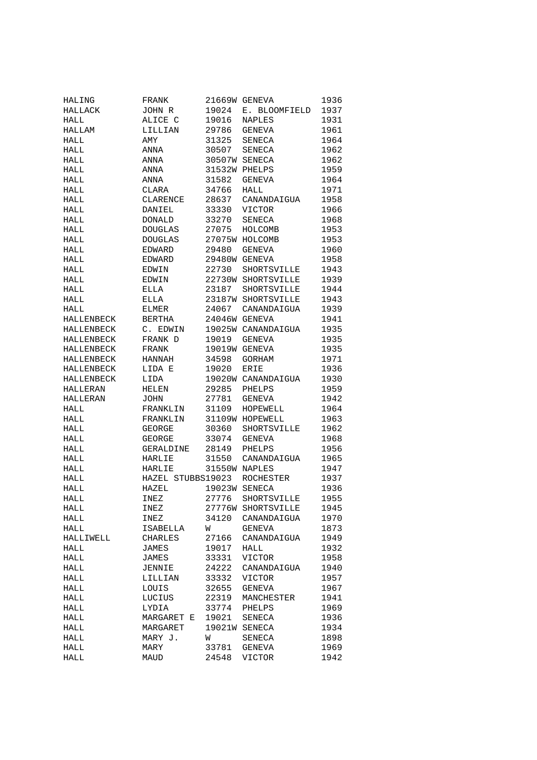| | | | | |
|---|---|---|---|---|
| HALING | FRANK | 21669W | GENEVA | 1936 |
| HALLACK | JOHN R | 19024 | E. BLOOMFIELD | 1937 |
| HALL | ALICE C | 19016 | NAPLES | 1931 |
| HALLAM | LILLIAN | 29786 | GENEVA | 1961 |
| HALL | AMY | 31325 | SENECA | 1964 |
| HALL | ANNA | 30507 | SENECA | 1962 |
| HALL | ANNA | 30507W | SENECA | 1962 |
| HALL | ANNA | 31532W | PHELPS | 1959 |
| HALL | ANNA | 31582 | GENEVA | 1964 |
| HALL | CLARA | 34766 | HALL | 1971 |
| HALL | CLARENCE | 28637 | CANANDAIGUA | 1958 |
| HALL | DANIEL | 33330 | VICTOR | 1966 |
| HALL | DONALD | 33270 | SENECA | 1968 |
| HALL | DOUGLAS | 27075 | HOLCOMB | 1953 |
| HALL | DOUGLAS | 27075W | HOLCOMB | 1953 |
| HALL | EDWARD | 29480 | GENEVA | 1960 |
| HALL | EDWARD | 29480W | GENEVA | 1958 |
| HALL | EDWIN | 22730 | SHORTSVILLE | 1943 |
| HALL | EDWIN | 22730W | SHORTSVILLE | 1939 |
| HALL | ELLA | 23187 | SHORTSVILLE | 1944 |
| HALL | ELLA | 23187W | SHORTSVILLE | 1943 |
| HALL | ELMER | 24067 | CANANDAIGUA | 1939 |
| HALLENBECK | BERTHA | 24046W | GENEVA | 1941 |
| HALLENBECK | C. EDWIN | 19025W | CANANDAIGUA | 1935 |
| HALLENBECK | FRANK D | 19019 | GENEVA | 1935 |
| HALLENBECK | FRANK | 19019W | GENEVA | 1935 |
| HALLENBECK | HANNAH | 34598 | GORHAM | 1971 |
| HALLENBECK | LIDA E | 19020 | ERIE | 1936 |
| HALLENBECK | LIDA | 19020W | CANANDAIGUA | 1930 |
| HALLERAN | HELEN | 29285 | PHELPS | 1959 |
| HALLERAN | JOHN | 27781 | GENEVA | 1942 |
| HALL | FRANKLIN | 31109 | HOPEWELL | 1964 |
| HALL | FRANKLIN | 31109W | HOPEWELL | 1963 |
| HALL | GEORGE | 30360 | SHORTSVILLE | 1962 |
| HALL | GEORGE | 33074 | GENEVA | 1968 |
| HALL | GERALDINE | 28149 | PHELPS | 1956 |
| HALL | HARLIE | 31550 | CANANDAIGUA | 1965 |
| HALL | HARLIE | 31550W | NAPLES | 1947 |
| HALL | HAZEL STUBBS | 19023 | ROCHESTER | 1937 |
| HALL | HAZEL | 19023W | SENECA | 1936 |
| HALL | INEZ | 27776 | SHORTSVILLE | 1955 |
| HALL | INEZ | 27776W | SHORTSVILLE | 1945 |
| HALL | INEZ | 34120 | CANANDAIGUA | 1970 |
| HALL | ISABELLA | W | GENEVA | 1873 |
| HALLIWELL | CHARLES | 27166 | CANANDAIGUA | 1949 |
| HALL | JAMES | 19017 | HALL | 1932 |
| HALL | JAMES | 33331 | VICTOR | 1958 |
| HALL | JENNIE | 24222 | CANANDAIGUA | 1940 |
| HALL | LILLIAN | 33332 | VICTOR | 1957 |
| HALL | LOUIS | 32655 | GENEVA | 1967 |
| HALL | LUCIUS | 22319 | MANCHESTER | 1941 |
| HALL | LYDIA | 33774 | PHELPS | 1969 |
| HALL | MARGARET E | 19021 | SENECA | 1936 |
| HALL | MARGARET | 19021W | SENECA | 1934 |
| HALL | MARY J. | W | SENECA | 1898 |
| HALL | MARY | 33781 | GENEVA | 1969 |
| HALL | MAUD | 24548 | VICTOR | 1942 |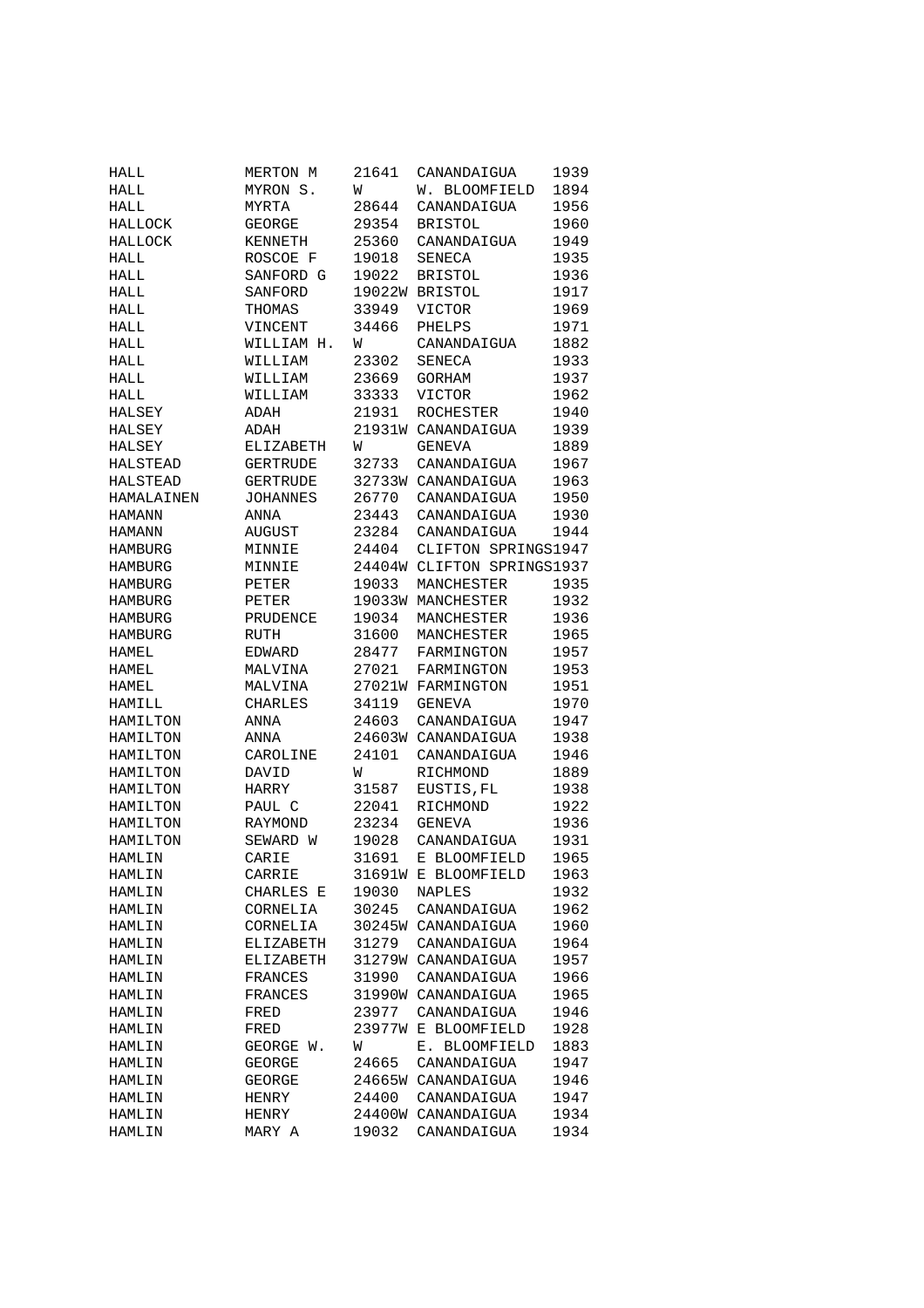| | | | | |
|---|---|---|---|---|
| HALL | MERTON M | 21641 | CANANDAIGUA | 1939 |
| HALL | MYRON S. | W | W. BLOOMFIELD | 1894 |
| HALL | MYRTA | 28644 | CANANDAIGUA | 1956 |
| HALLOCK | GEORGE | 29354 | BRISTOL | 1960 |
| HALLOCK | KENNETH | 25360 | CANANDAIGUA | 1949 |
| HALL | ROSCOE F | 19018 | SENECA | 1935 |
| HALL | SANFORD G | 19022 | BRISTOL | 1936 |
| HALL | SANFORD | 19022W | BRISTOL | 1917 |
| HALL | THOMAS | 33949 | VICTOR | 1969 |
| HALL | VINCENT | 34466 | PHELPS | 1971 |
| HALL | WILLIAM H. | W | CANANDAIGUA | 1882 |
| HALL | WILLIAM | 23302 | SENECA | 1933 |
| HALL | WILLIAM | 23669 | GORHAM | 1937 |
| HALL | WILLIAM | 33333 | VICTOR | 1962 |
| HALSEY | ADAH | 21931 | ROCHESTER | 1940 |
| HALSEY | ADAH | 21931W | CANANDAIGUA | 1939 |
| HALSEY | ELIZABETH | W | GENEVA | 1889 |
| HALSTEAD | GERTRUDE | 32733 | CANANDAIGUA | 1967 |
| HALSTEAD | GERTRUDE | 32733W | CANANDAIGUA | 1963 |
| HAMALAINEN | JOHANNES | 26770 | CANANDAIGUA | 1950 |
| HAMANN | ANNA | 23443 | CANANDAIGUA | 1930 |
| HAMANN | AUGUST | 23284 | CANANDAIGUA | 1944 |
| HAMBURG | MINNIE | 24404 | CLIFTON SPRINGS | 1947 |
| HAMBURG | MINNIE | 24404W | CLIFTON SPRINGS | 1937 |
| HAMBURG | PETER | 19033 | MANCHESTER | 1935 |
| HAMBURG | PETER | 19033W | MANCHESTER | 1932 |
| HAMBURG | PRUDENCE | 19034 | MANCHESTER | 1936 |
| HAMBURG | RUTH | 31600 | MANCHESTER | 1965 |
| HAMEL | EDWARD | 28477 | FARMINGTON | 1957 |
| HAMEL | MALVINA | 27021 | FARMINGTON | 1953 |
| HAMEL | MALVINA | 27021W | FARMINGTON | 1951 |
| HAMILL | CHARLES | 34119 | GENEVA | 1970 |
| HAMILTON | ANNA | 24603 | CANANDAIGUA | 1947 |
| HAMILTON | ANNA | 24603W | CANANDAIGUA | 1938 |
| HAMILTON | CAROLINE | 24101 | CANANDAIGUA | 1946 |
| HAMILTON | DAVID | W | RICHMOND | 1889 |
| HAMILTON | HARRY | 31587 | EUSTIS,FL | 1938 |
| HAMILTON | PAUL C | 22041 | RICHMOND | 1922 |
| HAMILTON | RAYMOND | 23234 | GENEVA | 1936 |
| HAMILTON | SEWARD W | 19028 | CANANDAIGUA | 1931 |
| HAMLIN | CARIE | 31691 | E BLOOMFIELD | 1965 |
| HAMLIN | CARRIE | 31691W | E BLOOMFIELD | 1963 |
| HAMLIN | CHARLES E | 19030 | NAPLES | 1932 |
| HAMLIN | CORNELIA | 30245 | CANANDAIGUA | 1962 |
| HAMLIN | CORNELIA | 30245W | CANANDAIGUA | 1960 |
| HAMLIN | ELIZABETH | 31279 | CANANDAIGUA | 1964 |
| HAMLIN | ELIZABETH | 31279W | CANANDAIGUA | 1957 |
| HAMLIN | FRANCES | 31990 | CANANDAIGUA | 1966 |
| HAMLIN | FRANCES | 31990W | CANANDAIGUA | 1965 |
| HAMLIN | FRED | 23977 | CANANDAIGUA | 1946 |
| HAMLIN | FRED | 23977W | E BLOOMFIELD | 1928 |
| HAMLIN | GEORGE W. | W | E. BLOOMFIELD | 1883 |
| HAMLIN | GEORGE | 24665 | CANANDAIGUA | 1947 |
| HAMLIN | GEORGE | 24665W | CANANDAIGUA | 1946 |
| HAMLIN | HENRY | 24400 | CANANDAIGUA | 1947 |
| HAMLIN | HENRY | 24400W | CANANDAIGUA | 1934 |
| HAMLIN | MARY A | 19032 | CANANDAIGUA | 1934 |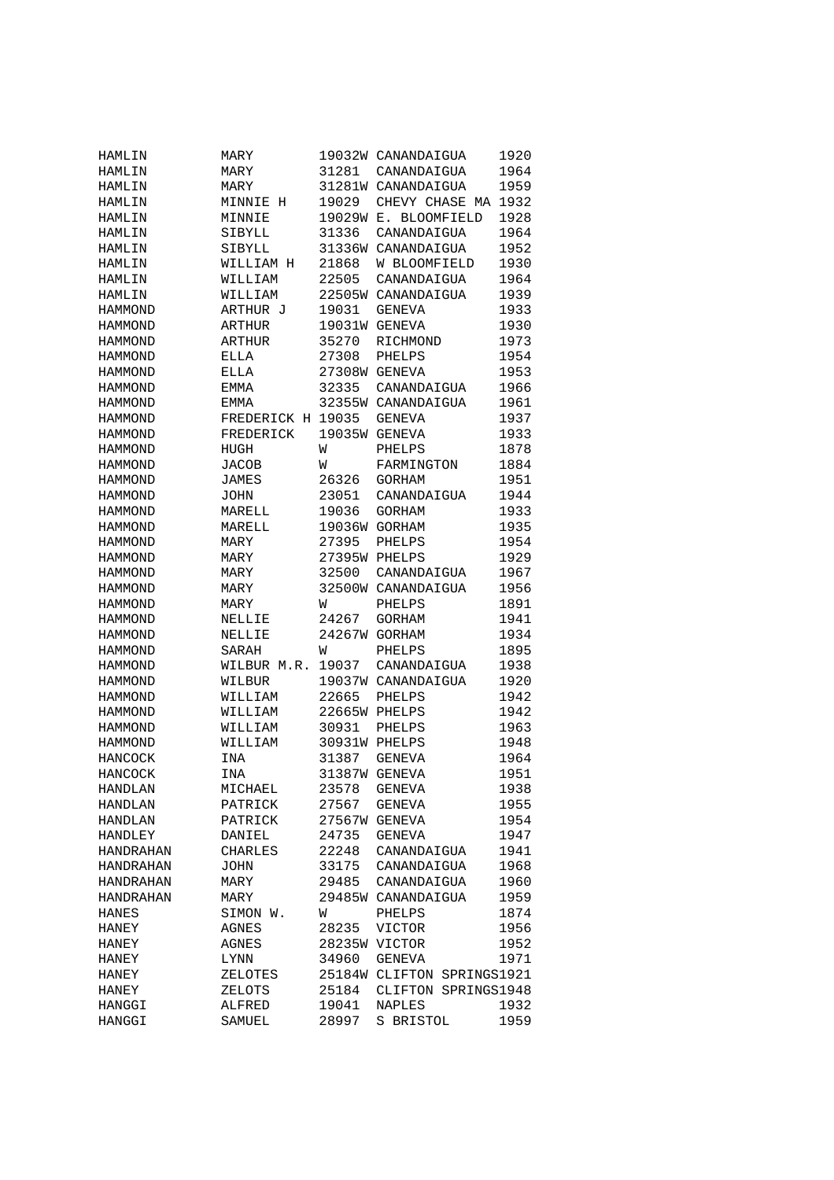| | | | | |
|---|---|---|---|---|
| HAMLIN | MARY | 19032W | CANANDAIGUA | 1920 |
| HAMLIN | MARY | 31281 | CANANDAIGUA | 1964 |
| HAMLIN | MARY | 31281W | CANANDAIGUA | 1959 |
| HAMLIN | MINNIE H | 19029 | CHEVY CHASE MA | 1932 |
| HAMLIN | MINNIE | 19029W | E. BLOOMFIELD | 1928 |
| HAMLIN | SIBYLL | 31336 | CANANDAIGUA | 1964 |
| HAMLIN | SIBYLL | 31336W | CANANDAIGUA | 1952 |
| HAMLIN | WILLIAM H | 21868 | W BLOOMFIELD | 1930 |
| HAMLIN | WILLIAM | 22505 | CANANDAIGUA | 1964 |
| HAMLIN | WILLIAM | 22505W | CANANDAIGUA | 1939 |
| HAMMOND | ARTHUR J | 19031 | GENEVA | 1933 |
| HAMMOND | ARTHUR | 19031W | GENEVA | 1930 |
| HAMMOND | ARTHUR | 35270 | RICHMOND | 1973 |
| HAMMOND | ELLA | 27308 | PHELPS | 1954 |
| HAMMOND | ELLA | 27308W | GENEVA | 1953 |
| HAMMOND | EMMA | 32335 | CANANDAIGUA | 1966 |
| HAMMOND | EMMA | 32355W | CANANDAIGUA | 1961 |
| HAMMOND | FREDERICK H | 19035 | GENEVA | 1937 |
| HAMMOND | FREDERICK | 19035W | GENEVA | 1933 |
| HAMMOND | HUGH | W | PHELPS | 1878 |
| HAMMOND | JACOB | W | FARMINGTON | 1884 |
| HAMMOND | JAMES | 26326 | GORHAM | 1951 |
| HAMMOND | JOHN | 23051 | CANANDAIGUA | 1944 |
| HAMMOND | MARELL | 19036 | GORHAM | 1933 |
| HAMMOND | MARELL | 19036W | GORHAM | 1935 |
| HAMMOND | MARY | 27395 | PHELPS | 1954 |
| HAMMOND | MARY | 27395W | PHELPS | 1929 |
| HAMMOND | MARY | 32500 | CANANDAIGUA | 1967 |
| HAMMOND | MARY | 32500W | CANANDAIGUA | 1956 |
| HAMMOND | MARY | W | PHELPS | 1891 |
| HAMMOND | NELLIE | 24267 | GORHAM | 1941 |
| HAMMOND | NELLIE | 24267W | GORHAM | 1934 |
| HAMMOND | SARAH | W | PHELPS | 1895 |
| HAMMOND | WILBUR M.R. | 19037 | CANANDAIGUA | 1938 |
| HAMMOND | WILBUR | 19037W | CANANDAIGUA | 1920 |
| HAMMOND | WILLIAM | 22665 | PHELPS | 1942 |
| HAMMOND | WILLIAM | 22665W | PHELPS | 1942 |
| HAMMOND | WILLIAM | 30931 | PHELPS | 1963 |
| HAMMOND | WILLIAM | 30931W | PHELPS | 1948 |
| HANCOCK | INA | 31387 | GENEVA | 1964 |
| HANCOCK | INA | 31387W | GENEVA | 1951 |
| HANDLAN | MICHAEL | 23578 | GENEVA | 1938 |
| HANDLAN | PATRICK | 27567 | GENEVA | 1955 |
| HANDLAN | PATRICK | 27567W | GENEVA | 1954 |
| HANDLEY | DANIEL | 24735 | GENEVA | 1947 |
| HANDRAHAN | CHARLES | 22248 | CANANDAIGUA | 1941 |
| HANDRAHAN | JOHN | 33175 | CANANDAIGUA | 1968 |
| HANDRAHAN | MARY | 29485 | CANANDAIGUA | 1960 |
| HANDRAHAN | MARY | 29485W | CANANDAIGUA | 1959 |
| HANES | SIMON W. | W | PHELPS | 1874 |
| HANEY | AGNES | 28235 | VICTOR | 1956 |
| HANEY | AGNES | 28235W | VICTOR | 1952 |
| HANEY | LYNN | 34960 | GENEVA | 1971 |
| HANEY | ZELOTES | 25184W | CLIFTON SPRINGS | 1921 |
| HANEY | ZELOTS | 25184 | CLIFTON SPRINGS | 1948 |
| HANGGI | ALFRED | 19041 | NAPLES | 1932 |
| HANGGI | SAMUEL | 28997 | S BRISTOL | 1959 |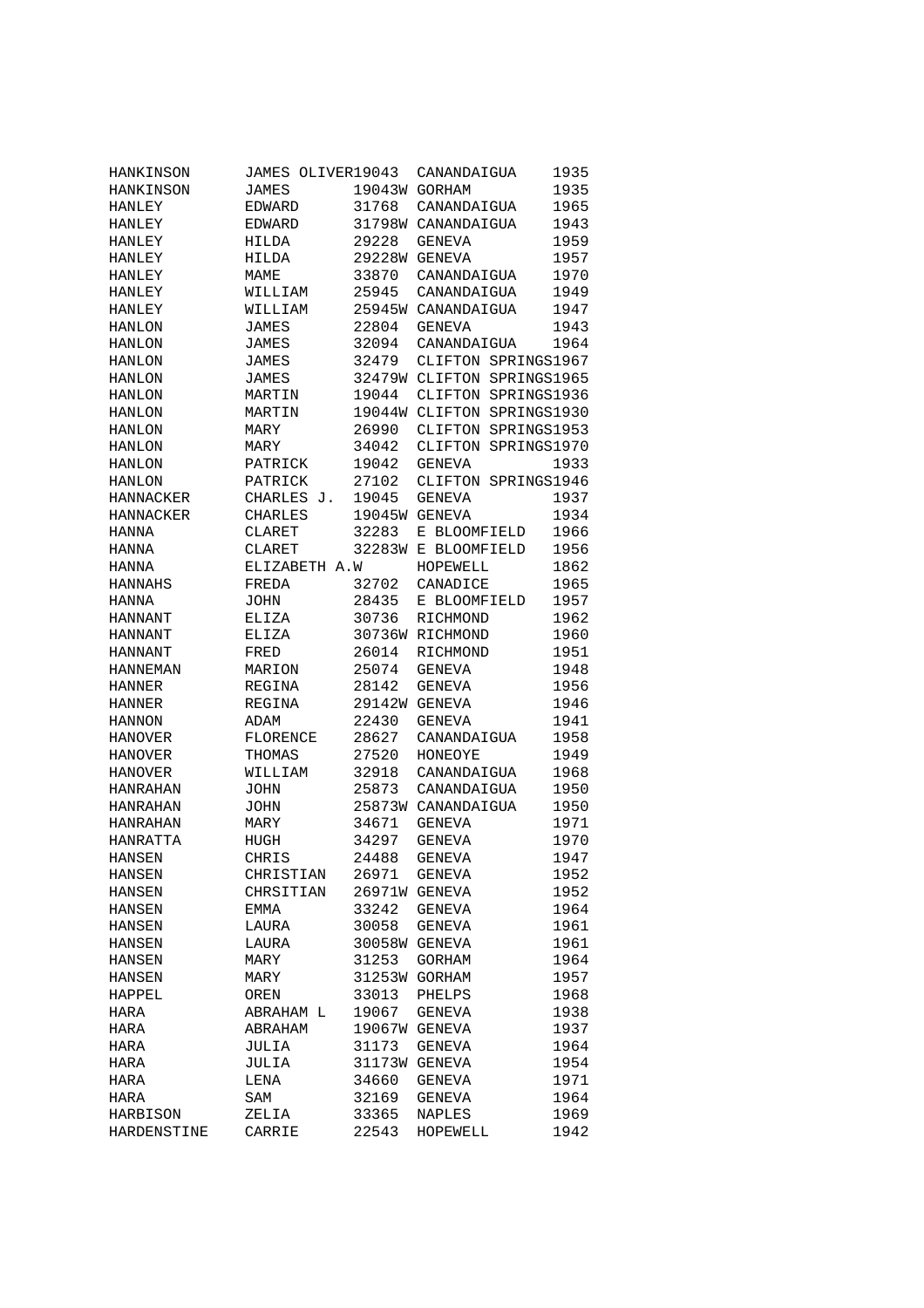| | | | | |
|---|---|---|---|---|
| HANKINSON | JAMES OLIVER | 19043 | CANANDAIGUA | 1935 |
| HANKINSON | JAMES | 19043W | GORHAM | 1935 |
| HANLEY | EDWARD | 31768 | CANANDAIGUA | 1965 |
| HANLEY | EDWARD | 31798W | CANANDAIGUA | 1943 |
| HANLEY | HILDA | 29228 | GENEVA | 1959 |
| HANLEY | HILDA | 29228W | GENEVA | 1957 |
| HANLEY | MAME | 33870 | CANANDAIGUA | 1970 |
| HANLEY | WILLIAM | 25945 | CANANDAIGUA | 1949 |
| HANLEY | WILLIAM | 25945W | CANANDAIGUA | 1947 |
| HANLON | JAMES | 22804 | GENEVA | 1943 |
| HANLON | JAMES | 32094 | CANANDAIGUA | 1964 |
| HANLON | JAMES | 32479 | CLIFTON SPRINGS | 1967 |
| HANLON | JAMES | 32479W | CLIFTON SPRINGS | 1965 |
| HANLON | MARTIN | 19044 | CLIFTON SPRINGS | 1936 |
| HANLON | MARTIN | 19044W | CLIFTON SPRINGS | 1930 |
| HANLON | MARY | 26990 | CLIFTON SPRINGS | 1953 |
| HANLON | MARY | 34042 | CLIFTON SPRINGS | 1970 |
| HANLON | PATRICK | 19042 | GENEVA | 1933 |
| HANLON | PATRICK | 27102 | CLIFTON SPRINGS | 1946 |
| HANNACKER | CHARLES J. | 19045 | GENEVA | 1937 |
| HANNACKER | CHARLES | 19045W | GENEVA | 1934 |
| HANNA | CLARET | 32283 | E BLOOMFIELD | 1966 |
| HANNA | CLARET | 32283W | E BLOOMFIELD | 1956 |
| HANNA | ELIZABETH A.W | | HOPEWELL | 1862 |
| HANNAHS | FREDA | 32702 | CANADICE | 1965 |
| HANNA | JOHN | 28435 | E BLOOMFIELD | 1957 |
| HANNANT | ELIZA | 30736 | RICHMOND | 1962 |
| HANNANT | ELIZA | 30736W | RICHMOND | 1960 |
| HANNANT | FRED | 26014 | RICHMOND | 1951 |
| HANNEMAN | MARION | 25074 | GENEVA | 1948 |
| HANNER | REGINA | 28142 | GENEVA | 1956 |
| HANNER | REGINA | 29142W | GENEVA | 1946 |
| HANNON | ADAM | 22430 | GENEVA | 1941 |
| HANOVER | FLORENCE | 28627 | CANANDAIGUA | 1958 |
| HANOVER | THOMAS | 27520 | HONEOYE | 1949 |
| HANOVER | WILLIAM | 32918 | CANANDAIGUA | 1968 |
| HANRAHAN | JOHN | 25873 | CANANDAIGUA | 1950 |
| HANRAHAN | JOHN | 25873W | CANANDAIGUA | 1950 |
| HANRAHAN | MARY | 34671 | GENEVA | 1971 |
| HANRATTA | HUGH | 34297 | GENEVA | 1970 |
| HANSEN | CHRIS | 24488 | GENEVA | 1947 |
| HANSEN | CHRISTIAN | 26971 | GENEVA | 1952 |
| HANSEN | CHRSITIAN | 26971W | GENEVA | 1952 |
| HANSEN | EMMA | 33242 | GENEVA | 1964 |
| HANSEN | LAURA | 30058 | GENEVA | 1961 |
| HANSEN | LAURA | 30058W | GENEVA | 1961 |
| HANSEN | MARY | 31253 | GORHAM | 1964 |
| HANSEN | MARY | 31253W | GORHAM | 1957 |
| HAPPEL | OREN | 33013 | PHELPS | 1968 |
| HARA | ABRAHAM L | 19067 | GENEVA | 1938 |
| HARA | ABRAHAM | 19067W | GENEVA | 1937 |
| HARA | JULIA | 31173 | GENEVA | 1964 |
| HARA | JULIA | 31173W | GENEVA | 1954 |
| HARA | LENA | 34660 | GENEVA | 1971 |
| HARA | SAM | 32169 | GENEVA | 1964 |
| HARBISON | ZELIA | 33365 | NAPLES | 1969 |
| HARDENSTINE | CARRIE | 22543 | HOPEWELL | 1942 |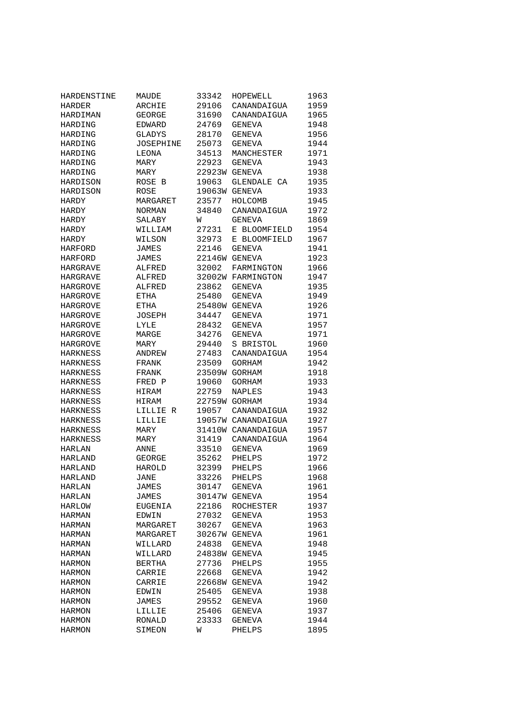| | | | | |
|---|---|---|---|---|
| HARDENSTINE | MAUDE | 33342 | HOPEWELL | 1963 |
| HARDER | ARCHIE | 29106 | CANANDAIGUA | 1959 |
| HARDIMAN | GEORGE | 31690 | CANANDAIGUA | 1965 |
| HARDING | EDWARD | 24769 | GENEVA | 1948 |
| HARDING | GLADYS | 28170 | GENEVA | 1956 |
| HARDING | JOSEPHINE | 25073 | GENEVA | 1944 |
| HARDING | LEONA | 34513 | MANCHESTER | 1971 |
| HARDING | MARY | 22923 | GENEVA | 1943 |
| HARDING | MARY | 22923W | GENEVA | 1938 |
| HARDISON | ROSE B | 19063 | GLENDALE CA | 1935 |
| HARDISON | ROSE | 19063W | GENEVA | 1933 |
| HARDY | MARGARET | 23577 | HOLCOMB | 1945 |
| HARDY | NORMAN | 34840 | CANANDAIGUA | 1972 |
| HARDY | SALABY | W | GENEVA | 1869 |
| HARDY | WILLIAM | 27231 | E BLOOMFIELD | 1954 |
| HARDY | WILSON | 32973 | E BLOOMFIELD | 1967 |
| HARFORD | JAMES | 22146 | GENEVA | 1941 |
| HARFORD | JAMES | 22146W | GENEVA | 1923 |
| HARGRAVE | ALFRED | 32002 | FARMINGTON | 1966 |
| HARGRAVE | ALFRED | 32002W | FARMINGTON | 1947 |
| HARGROVE | ALFRED | 23862 | GENEVA | 1935 |
| HARGROVE | ETHA | 25480 | GENEVA | 1949 |
| HARGROVE | ETHA | 25480W | GENEVA | 1926 |
| HARGROVE | JOSEPH | 34447 | GENEVA | 1971 |
| HARGROVE | LYLE | 28432 | GENEVA | 1957 |
| HARGROVE | MARGE | 34276 | GENEVA | 1971 |
| HARGROVE | MARY | 29440 | S BRISTOL | 1960 |
| HARKNESS | ANDREW | 27483 | CANANDAIGUA | 1954 |
| HARKNESS | FRANK | 23509 | GORHAM | 1942 |
| HARKNESS | FRANK | 23509W | GORHAM | 1918 |
| HARKNESS | FRED P | 19060 | GORHAM | 1933 |
| HARKNESS | HIRAM | 22759 | NAPLES | 1943 |
| HARKNESS | HIRAM | 22759W | GORHAM | 1934 |
| HARKNESS | LILLIE R | 19057 | CANANDAIGUA | 1932 |
| HARKNESS | LILLIE | 19057W | CANANDAIGUA | 1927 |
| HARKNESS | MARY | 31410W | CANANDAIGUA | 1957 |
| HARKNESS | MARY | 31419 | CANANDAIGUA | 1964 |
| HARLAN | ANNE | 33510 | GENEVA | 1969 |
| HARLAND | GEORGE | 35262 | PHELPS | 1972 |
| HARLAND | HAROLD | 32399 | PHELPS | 1966 |
| HARLAND | JANE | 33226 | PHELPS | 1968 |
| HARLAN | JAMES | 30147 | GENEVA | 1961 |
| HARLAN | JAMES | 30147W | GENEVA | 1954 |
| HARLOW | EUGENIA | 22186 | ROCHESTER | 1937 |
| HARMAN | EDWIN | 27032 | GENEVA | 1953 |
| HARMAN | MARGARET | 30267 | GENEVA | 1963 |
| HARMAN | MARGARET | 30267W | GENEVA | 1961 |
| HARMAN | WILLARD | 24838 | GENEVA | 1948 |
| HARMAN | WILLARD | 24838W | GENEVA | 1945 |
| HARMON | BERTHA | 27736 | PHELPS | 1955 |
| HARMON | CARRIE | 22668 | GENEVA | 1942 |
| HARMON | CARRIE | 22668W | GENEVA | 1942 |
| HARMON | EDWIN | 25405 | GENEVA | 1938 |
| HARMON | JAMES | 29552 | GENEVA | 1960 |
| HARMON | LILLIE | 25406 | GENEVA | 1937 |
| HARMON | RONALD | 23333 | GENEVA | 1944 |
| HARMON | SIMEON | W | PHELPS | 1895 |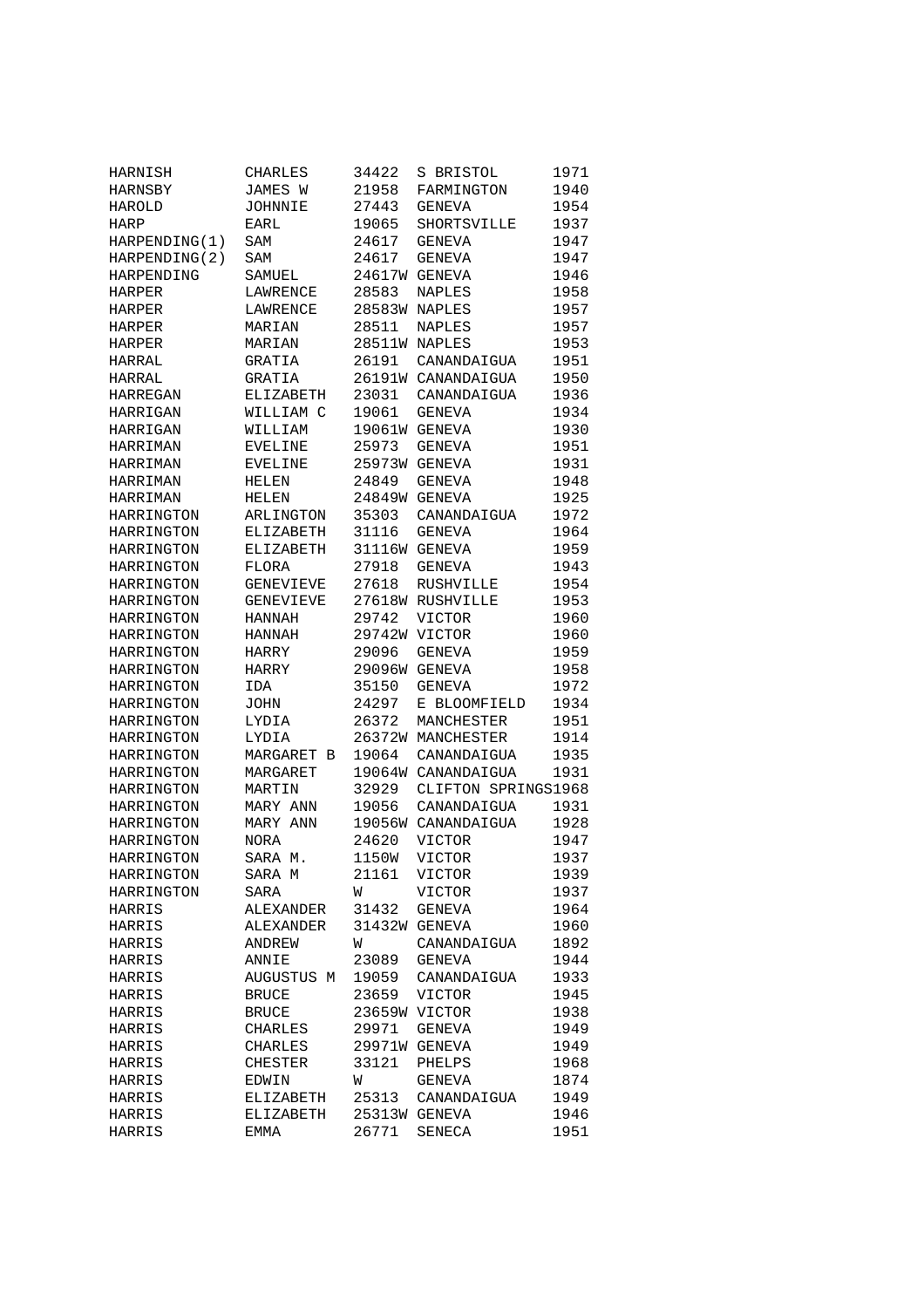| | | | | |
|---|---|---|---|---|
| HARNISH | CHARLES | 34422 | S BRISTOL | 1971 |
| HARNSBY | JAMES W | 21958 | FARMINGTON | 1940 |
| HAROLD | JOHNNIE | 27443 | GENEVA | 1954 |
| HARP | EARL | 19065 | SHORTSVILLE | 1937 |
| HARPENDING(1) | SAM | 24617 | GENEVA | 1947 |
| HARPENDING(2) | SAM | 24617 | GENEVA | 1947 |
| HARPENDING | SAMUEL | 24617W | GENEVA | 1946 |
| HARPER | LAWRENCE | 28583 | NAPLES | 1958 |
| HARPER | LAWRENCE | 28583W | NAPLES | 1957 |
| HARPER | MARIAN | 28511 | NAPLES | 1957 |
| HARPER | MARIAN | 28511W | NAPLES | 1953 |
| HARRAL | GRATIA | 26191 | CANANDAIGUA | 1951 |
| HARRAL | GRATIA | 26191W | CANANDAIGUA | 1950 |
| HARREGAN | ELIZABETH | 23031 | CANANDAIGUA | 1936 |
| HARRIGAN | WILLIAM C | 19061 | GENEVA | 1934 |
| HARRIGAN | WILLIAM | 19061W | GENEVA | 1930 |
| HARRIMAN | EVELINE | 25973 | GENEVA | 1951 |
| HARRIMAN | EVELINE | 25973W | GENEVA | 1931 |
| HARRIMAN | HELEN | 24849 | GENEVA | 1948 |
| HARRIMAN | HELEN | 24849W | GENEVA | 1925 |
| HARRINGTON | ARLINGTON | 35303 | CANANDAIGUA | 1972 |
| HARRINGTON | ELIZABETH | 31116 | GENEVA | 1964 |
| HARRINGTON | ELIZABETH | 31116W | GENEVA | 1959 |
| HARRINGTON | FLORA | 27918 | GENEVA | 1943 |
| HARRINGTON | GENEVIEVE | 27618 | RUSHVILLE | 1954 |
| HARRINGTON | GENEVIEVE | 27618W | RUSHVILLE | 1953 |
| HARRINGTON | HANNAH | 29742 | VICTOR | 1960 |
| HARRINGTON | HANNAH | 29742W | VICTOR | 1960 |
| HARRINGTON | HARRY | 29096 | GENEVA | 1959 |
| HARRINGTON | HARRY | 29096W | GENEVA | 1958 |
| HARRINGTON | IDA | 35150 | GENEVA | 1972 |
| HARRINGTON | JOHN | 24297 | E BLOOMFIELD | 1934 |
| HARRINGTON | LYDIA | 26372 | MANCHESTER | 1951 |
| HARRINGTON | LYDIA | 26372W | MANCHESTER | 1914 |
| HARRINGTON | MARGARET B | 19064 | CANANDAIGUA | 1935 |
| HARRINGTON | MARGARET | 19064W | CANANDAIGUA | 1931 |
| HARRINGTON | MARTIN | 32929 | CLIFTON SPRINGS | 1968 |
| HARRINGTON | MARY ANN | 19056 | CANANDAIGUA | 1931 |
| HARRINGTON | MARY ANN | 19056W | CANANDAIGUA | 1928 |
| HARRINGTON | NORA | 24620 | VICTOR | 1947 |
| HARRINGTON | SARA M. | 1150W | VICTOR | 1937 |
| HARRINGTON | SARA M | 21161 | VICTOR | 1939 |
| HARRINGTON | SARA | W | VICTOR | 1937 |
| HARRIS | ALEXANDER | 31432 | GENEVA | 1964 |
| HARRIS | ALEXANDER | 31432W | GENEVA | 1960 |
| HARRIS | ANDREW | W | CANANDAIGUA | 1892 |
| HARRIS | ANNIE | 23089 | GENEVA | 1944 |
| HARRIS | AUGUSTUS M | 19059 | CANANDAIGUA | 1933 |
| HARRIS | BRUCE | 23659 | VICTOR | 1945 |
| HARRIS | BRUCE | 23659W | VICTOR | 1938 |
| HARRIS | CHARLES | 29971 | GENEVA | 1949 |
| HARRIS | CHARLES | 29971W | GENEVA | 1949 |
| HARRIS | CHESTER | 33121 | PHELPS | 1968 |
| HARRIS | EDWIN | W | GENEVA | 1874 |
| HARRIS | ELIZABETH | 25313 | CANANDAIGUA | 1949 |
| HARRIS | ELIZABETH | 25313W | GENEVA | 1946 |
| HARRIS | EMMA | 26771 | SENECA | 1951 |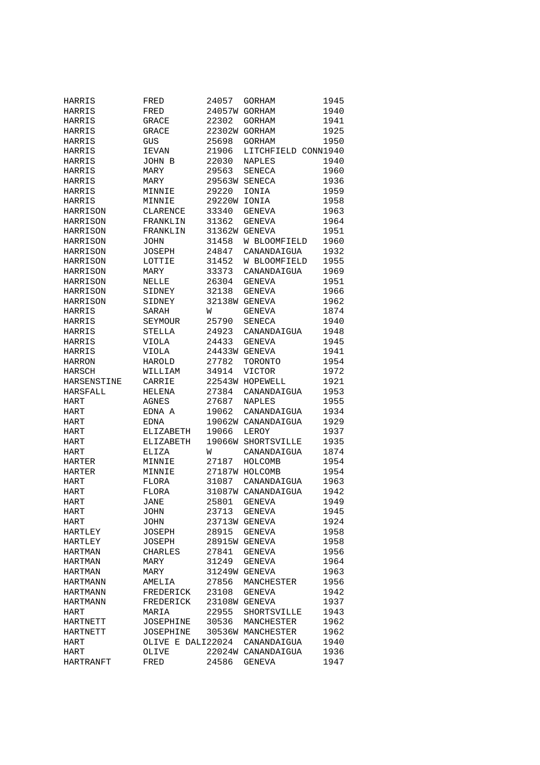| | | | | |
|---|---|---|---|---|
| HARRIS | FRED | 24057 | GORHAM | 1945 |
| HARRIS | FRED | 24057W | GORHAM | 1940 |
| HARRIS | GRACE | 22302 | GORHAM | 1941 |
| HARRIS | GRACE | 22302W | GORHAM | 1925 |
| HARRIS | GUS | 25698 | GORHAM | 1950 |
| HARRIS | IEVAN | 21906 | LITCHFIELD CONN | 1940 |
| HARRIS | JOHN B | 22030 | NAPLES | 1940 |
| HARRIS | MARY | 29563 | SENECA | 1960 |
| HARRIS | MARY | 29563W | SENECA | 1936 |
| HARRIS | MINNIE | 29220 | IONIA | 1959 |
| HARRIS | MINNIE | 29220W | IONIA | 1958 |
| HARRISON | CLARENCE | 33340 | GENEVA | 1963 |
| HARRISON | FRANKLIN | 31362 | GENEVA | 1964 |
| HARRISON | FRANKLIN | 31362W | GENEVA | 1951 |
| HARRISON | JOHN | 31458 | W BLOOMFIELD | 1960 |
| HARRISON | JOSEPH | 24847 | CANANDAIGUA | 1932 |
| HARRISON | LOTTIE | 31452 | W BLOOMFIELD | 1955 |
| HARRISON | MARY | 33373 | CANANDAIGUA | 1969 |
| HARRISON | NELLE | 26304 | GENEVA | 1951 |
| HARRISON | SIDNEY | 32138 | GENEVA | 1966 |
| HARRISON | SIDNEY | 32138W | GENEVA | 1962 |
| HARRIS | SARAH | W | GENEVA | 1874 |
| HARRIS | SEYMOUR | 25790 | SENECA | 1940 |
| HARRIS | STELLA | 24923 | CANANDAIGUA | 1948 |
| HARRIS | VIOLA | 24433 | GENEVA | 1945 |
| HARRIS | VIOLA | 24433W | GENEVA | 1941 |
| HARRON | HAROLD | 27782 | TORONTO | 1954 |
| HARSCH | WILLIAM | 34914 | VICTOR | 1972 |
| HARSENSTINE | CARRIE | 22543W | HOPEWELL | 1921 |
| HARSFALL | HELENA | 27384 | CANANDAIGUA | 1953 |
| HART | AGNES | 27687 | NAPLES | 1955 |
| HART | EDNA A | 19062 | CANANDAIGUA | 1934 |
| HART | EDNA | 19062W | CANANDAIGUA | 1929 |
| HART | ELIZABETH | 19066 | LEROY | 1937 |
| HART | ELIZABETH | 19066W | SHORTSVILLE | 1935 |
| HART | ELIZA | W | CANANDAIGUA | 1874 |
| HARTER | MINNIE | 27187 | HOLCOMB | 1954 |
| HARTER | MINNIE | 27187W | HOLCOMB | 1954 |
| HART | FLORA | 31087 | CANANDAIGUA | 1963 |
| HART | FLORA | 31087W | CANANDAIGUA | 1942 |
| HART | JANE | 25801 | GENEVA | 1949 |
| HART | JOHN | 23713 | GENEVA | 1945 |
| HART | JOHN | 23713W | GENEVA | 1924 |
| HARTLEY | JOSEPH | 28915 | GENEVA | 1958 |
| HARTLEY | JOSEPH | 28915W | GENEVA | 1958 |
| HARTMAN | CHARLES | 27841 | GENEVA | 1956 |
| HARTMAN | MARY | 31249 | GENEVA | 1964 |
| HARTMAN | MARY | 31249W | GENEVA | 1963 |
| HARTMANN | AMELIA | 27856 | MANCHESTER | 1956 |
| HARTMANN | FREDERICK | 23108 | GENEVA | 1942 |
| HARTMANN | FREDERICK | 23108W | GENEVA | 1937 |
| HART | MARIA | 22955 | SHORTSVILLE | 1943 |
| HARTNETT | JOSEPHINE | 30536 | MANCHESTER | 1962 |
| HARTNETT | JOSEPHINE | 30536W | MANCHESTER | 1962 |
| HART | OLIVE E DALI | 22024 | CANANDAIGUA | 1940 |
| HART | OLIVE | 22024W | CANANDAIGUA | 1936 |
| HARTRANFT | FRED | 24586 | GENEVA | 1947 |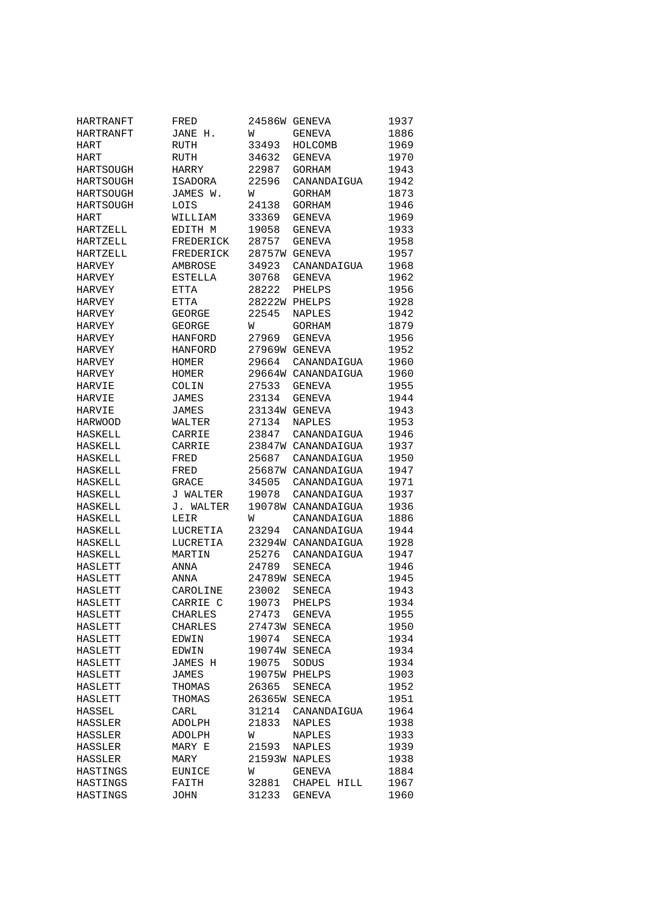| | | | | |
|---|---|---|---|---|
| HARTRANFT | FRED | 24586W | GENEVA | 1937 |
| HARTRANFT | JANE H. | W | GENEVA | 1886 |
| HART | RUTH | 33493 | HOLCOMB | 1969 |
| HART | RUTH | 34632 | GENEVA | 1970 |
| HARTSOUGH | HARRY | 22987 | GORHAM | 1943 |
| HARTSOUGH | ISADORA | 22596 | CANANDAIGUA | 1942 |
| HARTSOUGH | JAMES W. | W | GORHAM | 1873 |
| HARTSOUGH | LOIS | 24138 | GORHAM | 1946 |
| HART | WILLIAM | 33369 | GENEVA | 1969 |
| HARTZELL | EDITH M | 19058 | GENEVA | 1933 |
| HARTZELL | FREDERICK | 28757 | GENEVA | 1958 |
| HARTZELL | FREDERICK | 28757W | GENEVA | 1957 |
| HARVEY | AMBROSE | 34923 | CANANDAIGUA | 1968 |
| HARVEY | ESTELLA | 30768 | GENEVA | 1962 |
| HARVEY | ETTA | 28222 | PHELPS | 1956 |
| HARVEY | ETTA | 28222W | PHELPS | 1928 |
| HARVEY | GEORGE | 22545 | NAPLES | 1942 |
| HARVEY | GEORGE | W | GORHAM | 1879 |
| HARVEY | HANFORD | 27969 | GENEVA | 1956 |
| HARVEY | HANFORD | 27969W | GENEVA | 1952 |
| HARVEY | HOMER | 29664 | CANANDAIGUA | 1960 |
| HARVEY | HOMER | 29664W | CANANDAIGUA | 1960 |
| HARVIE | COLIN | 27533 | GENEVA | 1955 |
| HARVIE | JAMES | 23134 | GENEVA | 1944 |
| HARVIE | JAMES | 23134W | GENEVA | 1943 |
| HARWOOD | WALTER | 27134 | NAPLES | 1953 |
| HASKELL | CARRIE | 23847 | CANANDAIGUA | 1946 |
| HASKELL | CARRIE | 23847W | CANANDAIGUA | 1937 |
| HASKELL | FRED | 25687 | CANANDAIGUA | 1950 |
| HASKELL | FRED | 25687W | CANANDAIGUA | 1947 |
| HASKELL | GRACE | 34505 | CANANDAIGUA | 1971 |
| HASKELL | J WALTER | 19078 | CANANDAIGUA | 1937 |
| HASKELL | J. WALTER | 19078W | CANANDAIGUA | 1936 |
| HASKELL | LEIR | W | CANANDAIGUA | 1886 |
| HASKELL | LUCRETIA | 23294 | CANANDAIGUA | 1944 |
| HASKELL | LUCRETIA | 23294W | CANANDAIGUA | 1928 |
| HASKELL | MARTIN | 25276 | CANANDAIGUA | 1947 |
| HASLETT | ANNA | 24789 | SENECA | 1946 |
| HASLETT | ANNA | 24789W | SENECA | 1945 |
| HASLETT | CAROLINE | 23002 | SENECA | 1943 |
| HASLETT | CARRIE C | 19073 | PHELPS | 1934 |
| HASLETT | CHARLES | 27473 | GENEVA | 1955 |
| HASLETT | CHARLES | 27473W | SENECA | 1950 |
| HASLETT | EDWIN | 19074 | SENECA | 1934 |
| HASLETT | EDWIN | 19074W | SENECA | 1934 |
| HASLETT | JAMES H | 19075 | SODUS | 1934 |
| HASLETT | JAMES | 19075W | PHELPS | 1903 |
| HASLETT | THOMAS | 26365 | SENECA | 1952 |
| HASLETT | THOMAS | 26365W | SENECA | 1951 |
| HASSEL | CARL | 31214 | CANANDAIGUA | 1964 |
| HASSLER | ADOLPH | 21833 | NAPLES | 1938 |
| HASSLER | ADOLPH | W | NAPLES | 1933 |
| HASSLER | MARY E | 21593 | NAPLES | 1939 |
| HASSLER | MARY | 21593W | NAPLES | 1938 |
| HASTINGS | EUNICE | W | GENEVA | 1884 |
| HASTINGS | FAITH | 32881 | CHAPEL HILL | 1967 |
| HASTINGS | JOHN | 31233 | GENEVA | 1960 |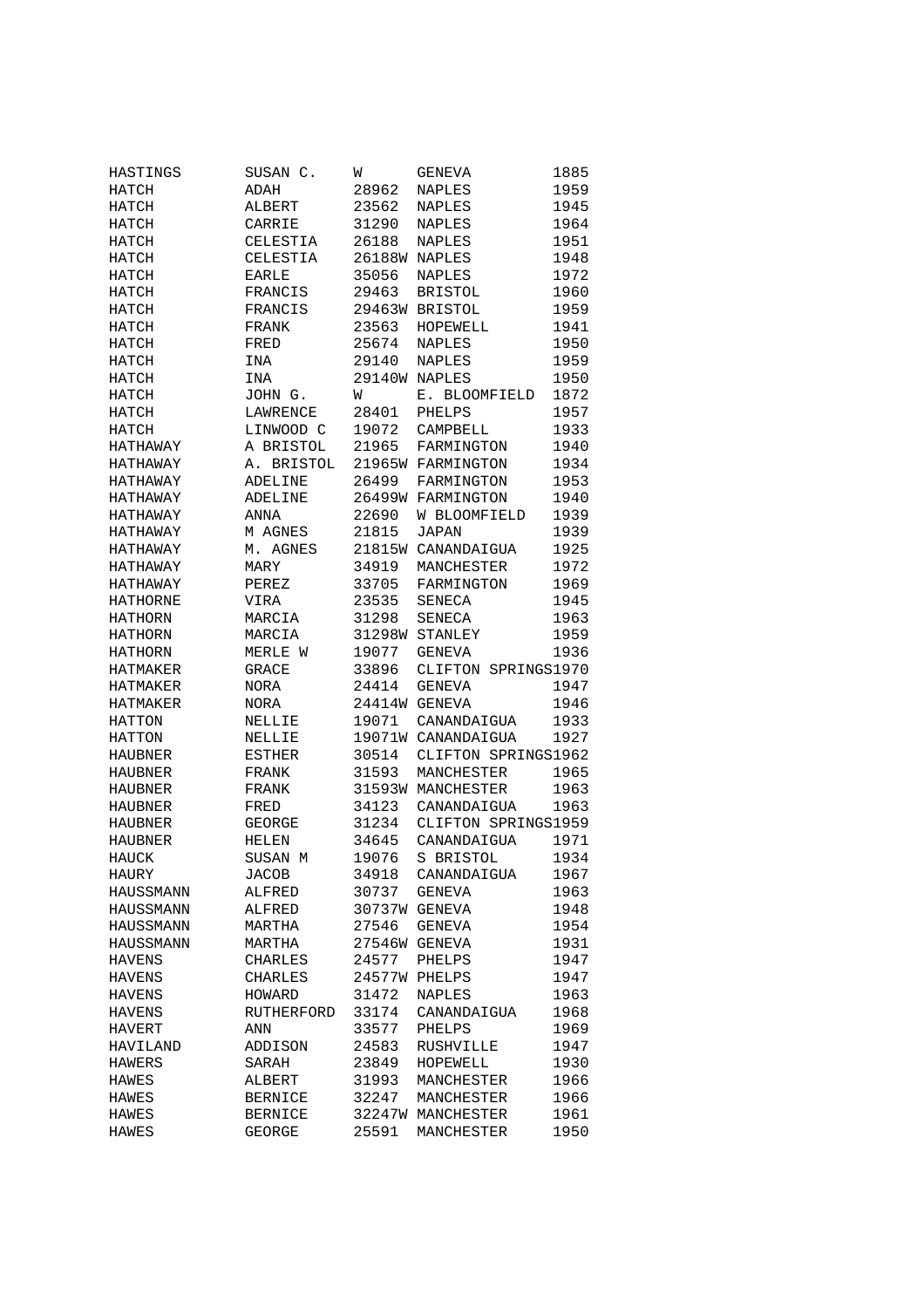| | | | | |
|---|---|---|---|---|
| HASTINGS | SUSAN C. | W | GENEVA | 1885 |
| HATCH | ADAH | 28962 | NAPLES | 1959 |
| HATCH | ALBERT | 23562 | NAPLES | 1945 |
| HATCH | CARRIE | 31290 | NAPLES | 1964 |
| HATCH | CELESTIA | 26188 | NAPLES | 1951 |
| HATCH | CELESTIA | 26188W | NAPLES | 1948 |
| HATCH | EARLE | 35056 | NAPLES | 1972 |
| HATCH | FRANCIS | 29463 | BRISTOL | 1960 |
| HATCH | FRANCIS | 29463W | BRISTOL | 1959 |
| HATCH | FRANK | 23563 | HOPEWELL | 1941 |
| HATCH | FRED | 25674 | NAPLES | 1950 |
| HATCH | INA | 29140 | NAPLES | 1959 |
| HATCH | INA | 29140W | NAPLES | 1950 |
| HATCH | JOHN G. | W | E. BLOOMFIELD | 1872 |
| HATCH | LAWRENCE | 28401 | PHELPS | 1957 |
| HATCH | LINWOOD C | 19072 | CAMPBELL | 1933 |
| HATHAWAY | A BRISTOL | 21965 | FARMINGTON | 1940 |
| HATHAWAY | A. BRISTOL | 21965W | FARMINGTON | 1934 |
| HATHAWAY | ADELINE | 26499 | FARMINGTON | 1953 |
| HATHAWAY | ADELINE | 26499W | FARMINGTON | 1940 |
| HATHAWAY | ANNA | 22690 | W BLOOMFIELD | 1939 |
| HATHAWAY | M AGNES | 21815 | JAPAN | 1939 |
| HATHAWAY | M. AGNES | 21815W | CANANDAIGUA | 1925 |
| HATHAWAY | MARY | 34919 | MANCHESTER | 1972 |
| HATHAWAY | PEREZ | 33705 | FARMINGTON | 1969 |
| HATHORNE | VIRA | 23535 | SENECA | 1945 |
| HATHORN | MARCIA | 31298 | SENECA | 1963 |
| HATHORN | MARCIA | 31298W | STANLEY | 1959 |
| HATHORN | MERLE W | 19077 | GENEVA | 1936 |
| HATMAKER | GRACE | 33896 | CLIFTON SPRINGS | 1970 |
| HATMAKER | NORA | 24414 | GENEVA | 1947 |
| HATMAKER | NORA | 24414W | GENEVA | 1946 |
| HATTON | NELLIE | 19071 | CANANDAIGUA | 1933 |
| HATTON | NELLIE | 19071W | CANANDAIGUA | 1927 |
| HAUBNER | ESTHER | 30514 | CLIFTON SPRINGS | 1962 |
| HAUBNER | FRANK | 31593 | MANCHESTER | 1965 |
| HAUBNER | FRANK | 31593W | MANCHESTER | 1963 |
| HAUBNER | FRED | 34123 | CANANDAIGUA | 1963 |
| HAUBNER | GEORGE | 31234 | CLIFTON SPRINGS | 1959 |
| HAUBNER | HELEN | 34645 | CANANDAIGUA | 1971 |
| HAUCK | SUSAN M | 19076 | S BRISTOL | 1934 |
| HAURY | JACOB | 34918 | CANANDAIGUA | 1967 |
| HAUSSMANN | ALFRED | 30737 | GENEVA | 1963 |
| HAUSSMANN | ALFRED | 30737W | GENEVA | 1948 |
| HAUSSMANN | MARTHA | 27546 | GENEVA | 1954 |
| HAUSSMANN | MARTHA | 27546W | GENEVA | 1931 |
| HAVENS | CHARLES | 24577 | PHELPS | 1947 |
| HAVENS | CHARLES | 24577W | PHELPS | 1947 |
| HAVENS | HOWARD | 31472 | NAPLES | 1963 |
| HAVENS | RUTHERFORD | 33174 | CANANDAIGUA | 1968 |
| HAVERT | ANN | 33577 | PHELPS | 1969 |
| HAVILAND | ADDISON | 24583 | RUSHVILLE | 1947 |
| HAWERS | SARAH | 23849 | HOPEWELL | 1930 |
| HAWES | ALBERT | 31993 | MANCHESTER | 1966 |
| HAWES | BERNICE | 32247 | MANCHESTER | 1966 |
| HAWES | BERNICE | 32247W | MANCHESTER | 1961 |
| HAWES | GEORGE | 25591 | MANCHESTER | 1950 |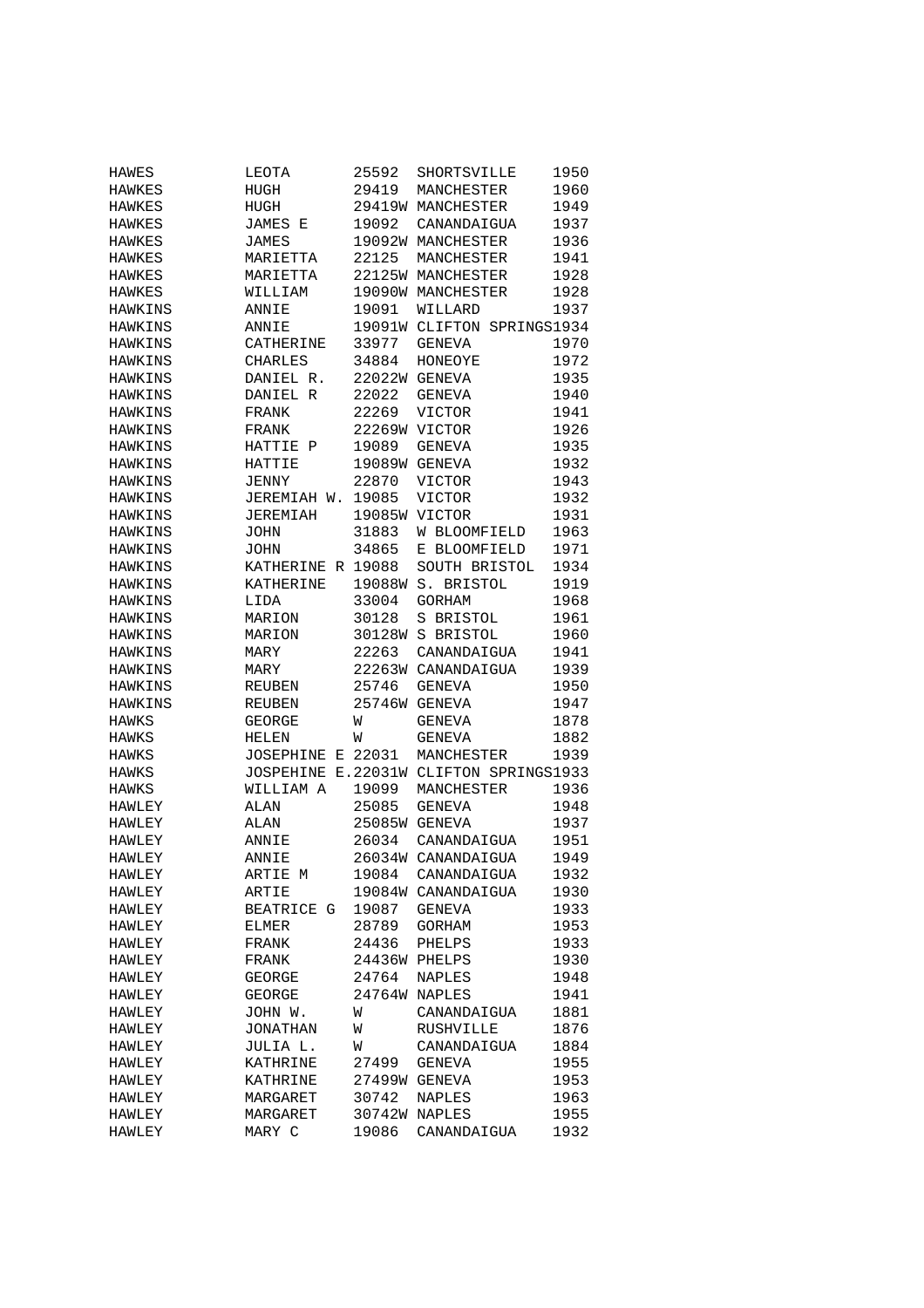| | | | | |
|---|---|---|---|---|
| HAWES | LEOTA | 25592 | SHORTSVILLE | 1950 |
| HAWKES | HUGH | 29419 | MANCHESTER | 1960 |
| HAWKES | HUGH | 29419W | MANCHESTER | 1949 |
| HAWKES | JAMES E | 19092 | CANANDAIGUA | 1937 |
| HAWKES | JAMES | 19092W | MANCHESTER | 1936 |
| HAWKES | MARIETTA | 22125 | MANCHESTER | 1941 |
| HAWKES | MARIETTA | 22125W | MANCHESTER | 1928 |
| HAWKES | WILLIAM | 19090W | MANCHESTER | 1928 |
| HAWKINS | ANNIE | 19091 | WILLARD | 1937 |
| HAWKINS | ANNIE | 19091W | CLIFTON SPRINGS | 1934 |
| HAWKINS | CATHERINE | 33977 | GENEVA | 1970 |
| HAWKINS | CHARLES | 34884 | HONEOYE | 1972 |
| HAWKINS | DANIEL R. | 22022W | GENEVA | 1935 |
| HAWKINS | DANIEL R | 22022 | GENEVA | 1940 |
| HAWKINS | FRANK | 22269 | VICTOR | 1941 |
| HAWKINS | FRANK | 22269W | VICTOR | 1926 |
| HAWKINS | HATTIE P | 19089 | GENEVA | 1935 |
| HAWKINS | HATTIE | 19089W | GENEVA | 1932 |
| HAWKINS | JENNY | 22870 | VICTOR | 1943 |
| HAWKINS | JEREMIAH W. | 19085 | VICTOR | 1932 |
| HAWKINS | JEREMIAH | 19085W | VICTOR | 1931 |
| HAWKINS | JOHN | 31883 | W BLOOMFIELD | 1963 |
| HAWKINS | JOHN | 34865 | E BLOOMFIELD | 1971 |
| HAWKINS | KATHERINE R | 19088 | SOUTH BRISTOL | 1934 |
| HAWKINS | KATHERINE | 19088W | S. BRISTOL | 1919 |
| HAWKINS | LIDA | 33004 | GORHAM | 1968 |
| HAWKINS | MARION | 30128 | S BRISTOL | 1961 |
| HAWKINS | MARION | 30128W | S BRISTOL | 1960 |
| HAWKINS | MARY | 22263 | CANANDAIGUA | 1941 |
| HAWKINS | MARY | 22263W | CANANDAIGUA | 1939 |
| HAWKINS | REUBEN | 25746 | GENEVA | 1950 |
| HAWKINS | REUBEN | 25746W | GENEVA | 1947 |
| HAWKS | GEORGE | W | GENEVA | 1878 |
| HAWKS | HELEN | W | GENEVA | 1882 |
| HAWKS | JOSEPHINE E | 22031 | MANCHESTER | 1939 |
| HAWKS | JOSPEHINE E. | 22031W | CLIFTON SPRINGS | 1933 |
| HAWKS | WILLIAM A | 19099 | MANCHESTER | 1936 |
| HAWLEY | ALAN | 25085 | GENEVA | 1948 |
| HAWLEY | ALAN | 25085W | GENEVA | 1937 |
| HAWLEY | ANNIE | 26034 | CANANDAIGUA | 1951 |
| HAWLEY | ANNIE | 26034W | CANANDAIGUA | 1949 |
| HAWLEY | ARTIE M | 19084 | CANANDAIGUA | 1932 |
| HAWLEY | ARTIE | 19084W | CANANDAIGUA | 1930 |
| HAWLEY | BEATRICE G | 19087 | GENEVA | 1933 |
| HAWLEY | ELMER | 28789 | GORHAM | 1953 |
| HAWLEY | FRANK | 24436 | PHELPS | 1933 |
| HAWLEY | FRANK | 24436W | PHELPS | 1930 |
| HAWLEY | GEORGE | 24764 | NAPLES | 1948 |
| HAWLEY | GEORGE | 24764W | NAPLES | 1941 |
| HAWLEY | JOHN W. | W | CANANDAIGUA | 1881 |
| HAWLEY | JONATHAN | W | RUSHVILLE | 1876 |
| HAWLEY | JULIA L. | W | CANANDAIGUA | 1884 |
| HAWLEY | KATHRINE | 27499 | GENEVA | 1955 |
| HAWLEY | KATHRINE | 27499W | GENEVA | 1953 |
| HAWLEY | MARGARET | 30742 | NAPLES | 1963 |
| HAWLEY | MARGARET | 30742W | NAPLES | 1955 |
| HAWLEY | MARY C | 19086 | CANANDAIGUA | 1932 |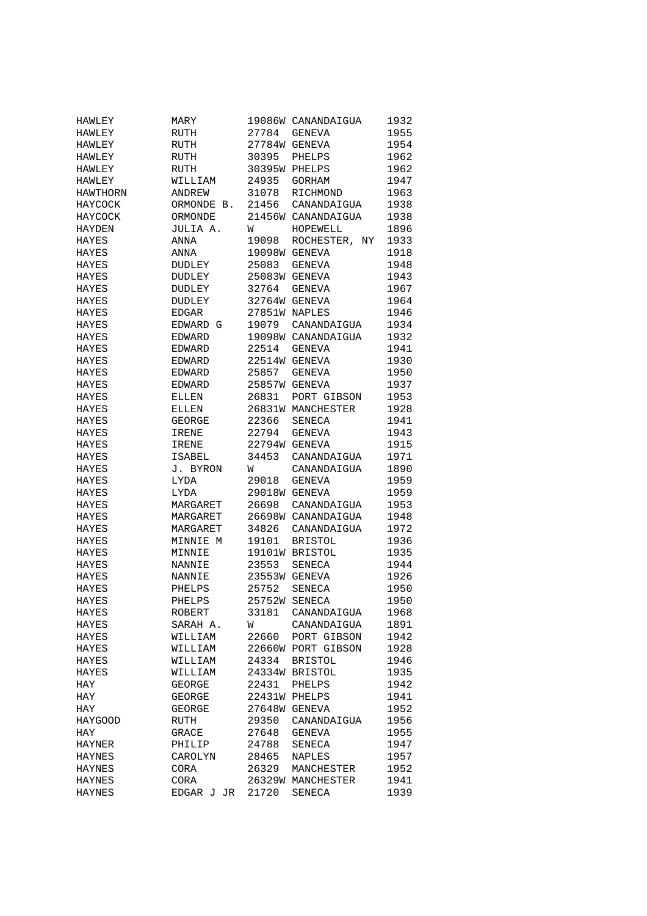| | | | | |
|---|---|---|---|---|
| HAWLEY | MARY | 19086W | CANANDAIGUA | 1932 |
| HAWLEY | RUTH | 27784 | GENEVA | 1955 |
| HAWLEY | RUTH | 27784W | GENEVA | 1954 |
| HAWLEY | RUTH | 30395 | PHELPS | 1962 |
| HAWLEY | RUTH | 30395W | PHELPS | 1962 |
| HAWLEY | WILLIAM | 24935 | GORHAM | 1947 |
| HAWTHORN | ANDREW | 31078 | RICHMOND | 1963 |
| HAYCOCK | ORMONDE B. | 21456 | CANANDAIGUA | 1938 |
| HAYCOCK | ORMONDE | 21456W | CANANDAIGUA | 1938 |
| HAYDEN | JULIA A. | W | HOPEWELL | 1896 |
| HAYES | ANNA | 19098 | ROCHESTER, NY | 1933 |
| HAYES | ANNA | 19098W | GENEVA | 1918 |
| HAYES | DUDLEY | 25083 | GENEVA | 1948 |
| HAYES | DUDLEY | 25083W | GENEVA | 1943 |
| HAYES | DUDLEY | 32764 | GENEVA | 1967 |
| HAYES | DUDLEY | 32764W | GENEVA | 1964 |
| HAYES | EDGAR | 27851W | NAPLES | 1946 |
| HAYES | EDWARD G | 19079 | CANANDAIGUA | 1934 |
| HAYES | EDWARD | 19098W | CANANDAIGUA | 1932 |
| HAYES | EDWARD | 22514 | GENEVA | 1941 |
| HAYES | EDWARD | 22514W | GENEVA | 1930 |
| HAYES | EDWARD | 25857 | GENEVA | 1950 |
| HAYES | EDWARD | 25857W | GENEVA | 1937 |
| HAYES | ELLEN | 26831 | PORT GIBSON | 1953 |
| HAYES | ELLEN | 26831W | MANCHESTER | 1928 |
| HAYES | GEORGE | 22366 | SENECA | 1941 |
| HAYES | IRENE | 22794 | GENEVA | 1943 |
| HAYES | IRENE | 22794W | GENEVA | 1915 |
| HAYES | ISABEL | 34453 | CANANDAIGUA | 1971 |
| HAYES | J. BYRON | W | CANANDAIGUA | 1890 |
| HAYES | LYDA | 29018 | GENEVA | 1959 |
| HAYES | LYDA | 29018W | GENEVA | 1959 |
| HAYES | MARGARET | 26698 | CANANDAIGUA | 1953 |
| HAYES | MARGARET | 26698W | CANANDAIGUA | 1948 |
| HAYES | MARGARET | 34826 | CANANDAIGUA | 1972 |
| HAYES | MINNIE M | 19101 | BRISTOL | 1936 |
| HAYES | MINNIE | 19101W | BRISTOL | 1935 |
| HAYES | NANNIE | 23553 | SENECA | 1944 |
| HAYES | NANNIE | 23553W | GENEVA | 1926 |
| HAYES | PHELPS | 25752 | SENECA | 1950 |
| HAYES | PHELPS | 25752W | SENECA | 1950 |
| HAYES | ROBERT | 33181 | CANANDAIGUA | 1968 |
| HAYES | SARAH A. | W | CANANDAIGUA | 1891 |
| HAYES | WILLIAM | 22660 | PORT GIBSON | 1942 |
| HAYES | WILLIAM | 22660W | PORT GIBSON | 1928 |
| HAYES | WILLIAM | 24334 | BRISTOL | 1946 |
| HAYES | WILLIAM | 24334W | BRISTOL | 1935 |
| HAY | GEORGE | 22431 | PHELPS | 1942 |
| HAY | GEORGE | 22431W | PHELPS | 1941 |
| HAY | GEORGE | 27648W | GENEVA | 1952 |
| HAYGOOD | RUTH | 29350 | CANANDAIGUA | 1956 |
| HAY | GRACE | 27648 | GENEVA | 1955 |
| HAYNER | PHILIP | 24788 | SENECA | 1947 |
| HAYNES | CAROLYN | 28465 | NAPLES | 1957 |
| HAYNES | CORA | 26329 | MANCHESTER | 1952 |
| HAYNES | CORA | 26329W | MANCHESTER | 1941 |
| HAYNES | EDGAR J JR | 21720 | SENECA | 1939 |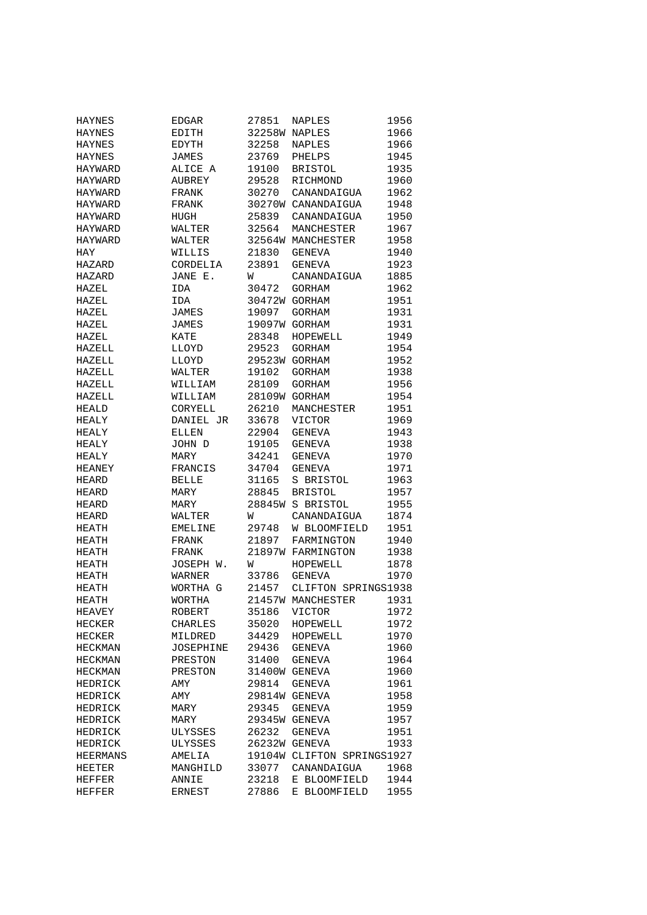| | | | | |
|---|---|---|---|---|
| HAYNES | EDGAR | 27851 | NAPLES | 1956 |
| HAYNES | EDITH | 32258W | NAPLES | 1966 |
| HAYNES | EDYTH | 32258 | NAPLES | 1966 |
| HAYNES | JAMES | 23769 | PHELPS | 1945 |
| HAYWARD | ALICE A | 19100 | BRISTOL | 1935 |
| HAYWARD | AUBREY | 29528 | RICHMOND | 1960 |
| HAYWARD | FRANK | 30270 | CANANDAIGUA | 1962 |
| HAYWARD | FRANK | 30270W | CANANDAIGUA | 1948 |
| HAYWARD | HUGH | 25839 | CANANDAIGUA | 1950 |
| HAYWARD | WALTER | 32564 | MANCHESTER | 1967 |
| HAYWARD | WALTER | 32564W | MANCHESTER | 1958 |
| HAY | WILLIS | 21830 | GENEVA | 1940 |
| HAZARD | CORDELIA | 23891 | GENEVA | 1923 |
| HAZARD | JANE E. | W | CANANDAIGUA | 1885 |
| HAZEL | IDA | 30472 | GORHAM | 1962 |
| HAZEL | IDA | 30472W | GORHAM | 1951 |
| HAZEL | JAMES | 19097 | GORHAM | 1931 |
| HAZEL | JAMES | 19097W | GORHAM | 1931 |
| HAZEL | KATE | 28348 | HOPEWELL | 1949 |
| HAZELL | LLOYD | 29523 | GORHAM | 1954 |
| HAZELL | LLOYD | 29523W | GORHAM | 1952 |
| HAZELL | WALTER | 19102 | GORHAM | 1938 |
| HAZELL | WILLIAM | 28109 | GORHAM | 1956 |
| HAZELL | WILLIAM | 28109W | GORHAM | 1954 |
| HEALD | CORYELL | 26210 | MANCHESTER | 1951 |
| HEALY | DANIEL JR | 33678 | VICTOR | 1969 |
| HEALY | ELLEN | 22904 | GENEVA | 1943 |
| HEALY | JOHN D | 19105 | GENEVA | 1938 |
| HEALY | MARY | 34241 | GENEVA | 1970 |
| HEANEY | FRANCIS | 34704 | GENEVA | 1971 |
| HEARD | BELLE | 31165 | S BRISTOL | 1963 |
| HEARD | MARY | 28845 | BRISTOL | 1957 |
| HEARD | MARY | 28845W | S BRISTOL | 1955 |
| HEARD | WALTER | W | CANANDAIGUA | 1874 |
| HEATH | EMELINE | 29748 | W BLOOMFIELD | 1951 |
| HEATH | FRANK | 21897 | FARMINGTON | 1940 |
| HEATH | FRANK | 21897W | FARMINGTON | 1938 |
| HEATH | JOSEPH W. | W | HOPEWELL | 1878 |
| HEATH | WARNER | 33786 | GENEVA | 1970 |
| HEATH | WORTHA G | 21457 | CLIFTON SPRINGS | 1938 |
| HEATH | WORTHA | 21457W | MANCHESTER | 1931 |
| HEAVEY | ROBERT | 35186 | VICTOR | 1972 |
| HECKER | CHARLES | 35020 | HOPEWELL | 1972 |
| HECKER | MILDRED | 34429 | HOPEWELL | 1970 |
| HECKMAN | JOSEPHINE | 29436 | GENEVA | 1960 |
| HECKMAN | PRESTON | 31400 | GENEVA | 1964 |
| HECKMAN | PRESTON | 31400W | GENEVA | 1960 |
| HEDRICK | AMY | 29814 | GENEVA | 1961 |
| HEDRICK | AMY | 29814W | GENEVA | 1958 |
| HEDRICK | MARY | 29345 | GENEVA | 1959 |
| HEDRICK | MARY | 29345W | GENEVA | 1957 |
| HEDRICK | ULYSSES | 26232 | GENEVA | 1951 |
| HEDRICK | ULYSSES | 26232W | GENEVA | 1933 |
| HEERMANS | AMELIA | 19104W | CLIFTON SPRINGS | 1927 |
| HEETER | MANGHILD | 33077 | CANANDAIGUA | 1968 |
| HEFFER | ANNIE | 23218 | E BLOOMFIELD | 1944 |
| HEFFER | ERNEST | 27886 | E BLOOMFIELD | 1955 |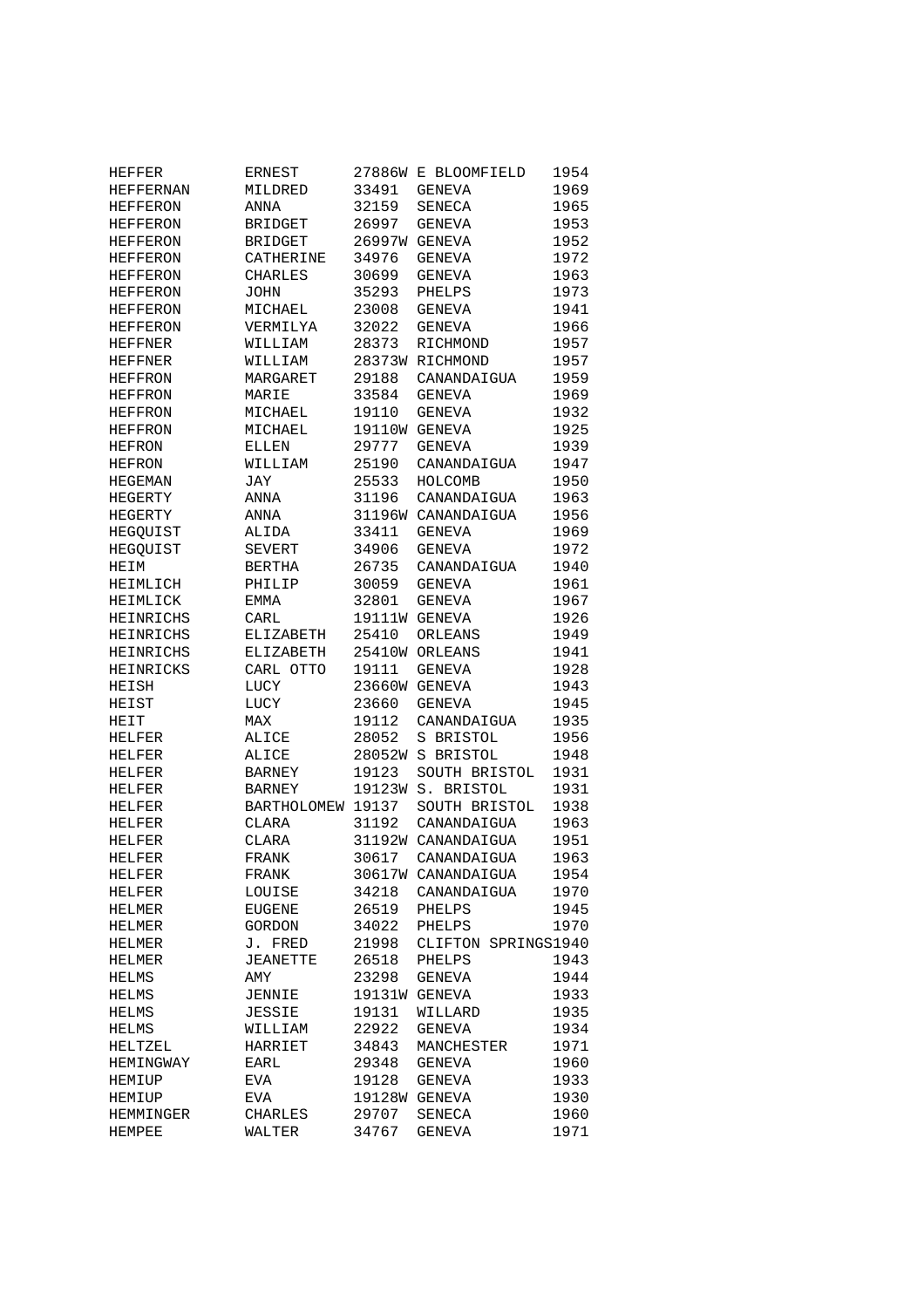| | | | | |
|---|---|---|---|---|
| HEFFER | ERNEST | 27886W | E BLOOMFIELD | 1954 |
| HEFFERNAN | MILDRED | 33491 | GENEVA | 1969 |
| HEFFERON | ANNA | 32159 | SENECA | 1965 |
| HEFFERON | BRIDGET | 26997 | GENEVA | 1953 |
| HEFFERON | BRIDGET | 26997W | GENEVA | 1952 |
| HEFFERON | CATHERINE | 34976 | GENEVA | 1972 |
| HEFFERON | CHARLES | 30699 | GENEVA | 1963 |
| HEFFERON | JOHN | 35293 | PHELPS | 1973 |
| HEFFERON | MICHAEL | 23008 | GENEVA | 1941 |
| HEFFERON | VERMILYA | 32022 | GENEVA | 1966 |
| HEFFNER | WILLIAM | 28373 | RICHMOND | 1957 |
| HEFFNER | WILLIAM | 28373W | RICHMOND | 1957 |
| HEFFRON | MARGARET | 29188 | CANANDAIGUA | 1959 |
| HEFFRON | MARIE | 33584 | GENEVA | 1969 |
| HEFFRON | MICHAEL | 19110 | GENEVA | 1932 |
| HEFFRON | MICHAEL | 19110W | GENEVA | 1925 |
| HEFRON | ELLEN | 29777 | GENEVA | 1939 |
| HEFRON | WILLIAM | 25190 | CANANDAIGUA | 1947 |
| HEGEMAN | JAY | 25533 | HOLCOMB | 1950 |
| HEGERTY | ANNA | 31196 | CANANDAIGUA | 1963 |
| HEGERTY | ANNA | 31196W | CANANDAIGUA | 1956 |
| HEGQUIST | ALIDA | 33411 | GENEVA | 1969 |
| HEGQUIST | SEVERT | 34906 | GENEVA | 1972 |
| HEIM | BERTHA | 26735 | CANANDAIGUA | 1940 |
| HEIMLICH | PHILIP | 30059 | GENEVA | 1961 |
| HEIMLICK | EMMA | 32801 | GENEVA | 1967 |
| HEINRICHS | CARL | 19111W | GENEVA | 1926 |
| HEINRICHS | ELIZABETH | 25410 | ORLEANS | 1949 |
| HEINRICHS | ELIZABETH | 25410W | ORLEANS | 1941 |
| HEINRICKS | CARL OTTO | 19111 | GENEVA | 1928 |
| HEISH | LUCY | 23660W | GENEVA | 1943 |
| HEIST | LUCY | 23660 | GENEVA | 1945 |
| HEIT | MAX | 19112 | CANANDAIGUA | 1935 |
| HELFER | ALICE | 28052 | S BRISTOL | 1956 |
| HELFER | ALICE | 28052W | S BRISTOL | 1948 |
| HELFER | BARNEY | 19123 | SOUTH BRISTOL | 1931 |
| HELFER | BARNEY | 19123W | S. BRISTOL | 1931 |
| HELFER | BARTHOLOMEW | 19137 | SOUTH BRISTOL | 1938 |
| HELFER | CLARA | 31192 | CANANDAIGUA | 1963 |
| HELFER | CLARA | 31192W | CANANDAIGUA | 1951 |
| HELFER | FRANK | 30617 | CANANDAIGUA | 1963 |
| HELFER | FRANK | 30617W | CANANDAIGUA | 1954 |
| HELFER | LOUISE | 34218 | CANANDAIGUA | 1970 |
| HELMER | EUGENE | 26519 | PHELPS | 1945 |
| HELMER | GORDON | 34022 | PHELPS | 1970 |
| HELMER | J. FRED | 21998 | CLIFTON SPRINGS | 1940 |
| HELMER | JEANETTE | 26518 | PHELPS | 1943 |
| HELMS | AMY | 23298 | GENEVA | 1944 |
| HELMS | JENNIE | 19131W | GENEVA | 1933 |
| HELMS | JESSIE | 19131 | WILLARD | 1935 |
| HELMS | WILLIAM | 22922 | GENEVA | 1934 |
| HELTZEL | HARRIET | 34843 | MANCHESTER | 1971 |
| HEMINGWAY | EARL | 29348 | GENEVA | 1960 |
| HEMIUP | EVA | 19128 | GENEVA | 1933 |
| HEMIUP | EVA | 19128W | GENEVA | 1930 |
| HEMMINGER | CHARLES | 29707 | SENECA | 1960 |
| HEMPEE | WALTER | 34767 | GENEVA | 1971 |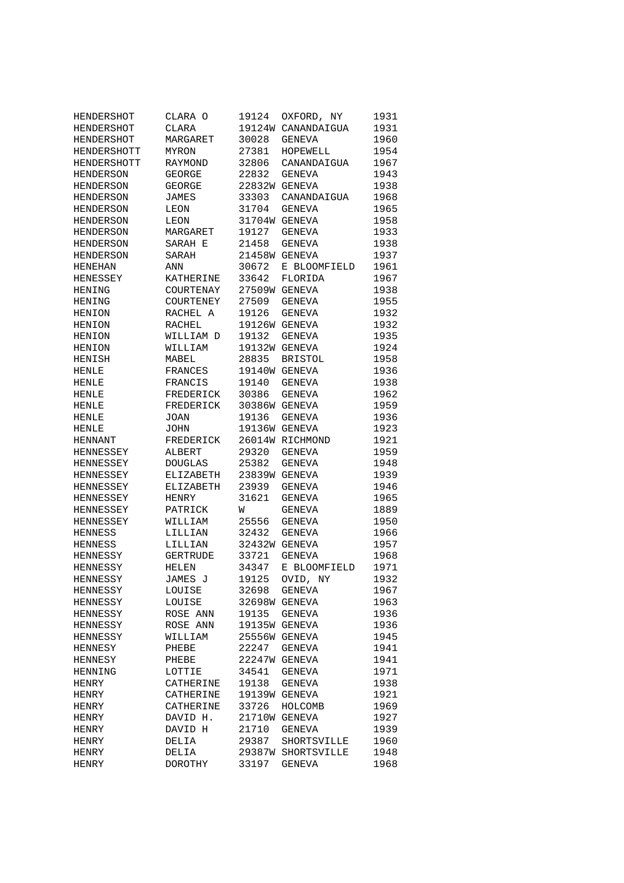| | | | | |
|---|---|---|---|---|
| HENDERSHOT | CLARA O | 19124 | OXFORD, NY | 1931 |
| HENDERSHOT | CLARA | 19124W | CANANDAIGUA | 1931 |
| HENDERSHOT | MARGARET | 30028 | GENEVA | 1960 |
| HENDERSHOTT | MYRON | 27381 | HOPEWELL | 1954 |
| HENDERSHOTT | RAYMOND | 32806 | CANANDAIGUA | 1967 |
| HENDERSON | GEORGE | 22832 | GENEVA | 1943 |
| HENDERSON | GEORGE | 22832W | GENEVA | 1938 |
| HENDERSON | JAMES | 33303 | CANANDAIGUA | 1968 |
| HENDERSON | LEON | 31704 | GENEVA | 1965 |
| HENDERSON | LEON | 31704W | GENEVA | 1958 |
| HENDERSON | MARGARET | 19127 | GENEVA | 1933 |
| HENDERSON | SARAH E | 21458 | GENEVA | 1938 |
| HENDERSON | SARAH | 21458W | GENEVA | 1937 |
| HENEHAN | ANN | 30672 | E BLOOMFIELD | 1961 |
| HENESSEY | KATHERINE | 33642 | FLORIDA | 1967 |
| HENING | COURTENAY | 27509W | GENEVA | 1938 |
| HENING | COURTENEY | 27509 | GENEVA | 1955 |
| HENION | RACHEL A | 19126 | GENEVA | 1932 |
| HENION | RACHEL | 19126W | GENEVA | 1932 |
| HENION | WILLIAM D | 19132 | GENEVA | 1935 |
| HENION | WILLIAM | 19132W | GENEVA | 1924 |
| HENISH | MABEL | 28835 | BRISTOL | 1958 |
| HENLE | FRANCES | 19140W | GENEVA | 1936 |
| HENLE | FRANCIS | 19140 | GENEVA | 1938 |
| HENLE | FREDERICK | 30386 | GENEVA | 1962 |
| HENLE | FREDERICK | 30386W | GENEVA | 1959 |
| HENLE | JOAN | 19136 | GENEVA | 1936 |
| HENLE | JOHN | 19136W | GENEVA | 1923 |
| HENNANT | FREDERICK | 26014W | RICHMOND | 1921 |
| HENNESSEY | ALBERT | 29320 | GENEVA | 1959 |
| HENNESSEY | DOUGLAS | 25382 | GENEVA | 1948 |
| HENNESSEY | ELIZABETH | 23839W | GENEVA | 1939 |
| HENNESSEY | ELIZABETH | 23939 | GENEVA | 1946 |
| HENNESSEY | HENRY | 31621 | GENEVA | 1965 |
| HENNESSEY | PATRICK | W | GENEVA | 1889 |
| HENNESSEY | WILLIAM | 25556 | GENEVA | 1950 |
| HENNESS | LILLIAN | 32432 | GENEVA | 1966 |
| HENNESS | LILLIAN | 32432W | GENEVA | 1957 |
| HENNESSY | GERTRUDE | 33721 | GENEVA | 1968 |
| HENNESSY | HELEN | 34347 | E BLOOMFIELD | 1971 |
| HENNESSY | JAMES J | 19125 | OVID, NY | 1932 |
| HENNESSY | LOUISE | 32698 | GENEVA | 1967 |
| HENNESSY | LOUISE | 32698W | GENEVA | 1963 |
| HENNESSY | ROSE ANN | 19135 | GENEVA | 1936 |
| HENNESSY | ROSE ANN | 19135W | GENEVA | 1936 |
| HENNESSY | WILLIAM | 25556W | GENEVA | 1945 |
| HENNESY | PHEBE | 22247 | GENEVA | 1941 |
| HENNESY | PHEBE | 22247W | GENEVA | 1941 |
| HENNING | LOTTIE | 34541 | GENEVA | 1971 |
| HENRY | CATHERINE | 19138 | GENEVA | 1938 |
| HENRY | CATHERINE | 19139W | GENEVA | 1921 |
| HENRY | CATHERINE | 33726 | HOLCOMB | 1969 |
| HENRY | DAVID H. | 21710W | GENEVA | 1927 |
| HENRY | DAVID H | 21710 | GENEVA | 1939 |
| HENRY | DELIA | 29387 | SHORTSVILLE | 1960 |
| HENRY | DELIA | 29387W | SHORTSVILLE | 1948 |
| HENRY | DOROTHY | 33197 | GENEVA | 1968 |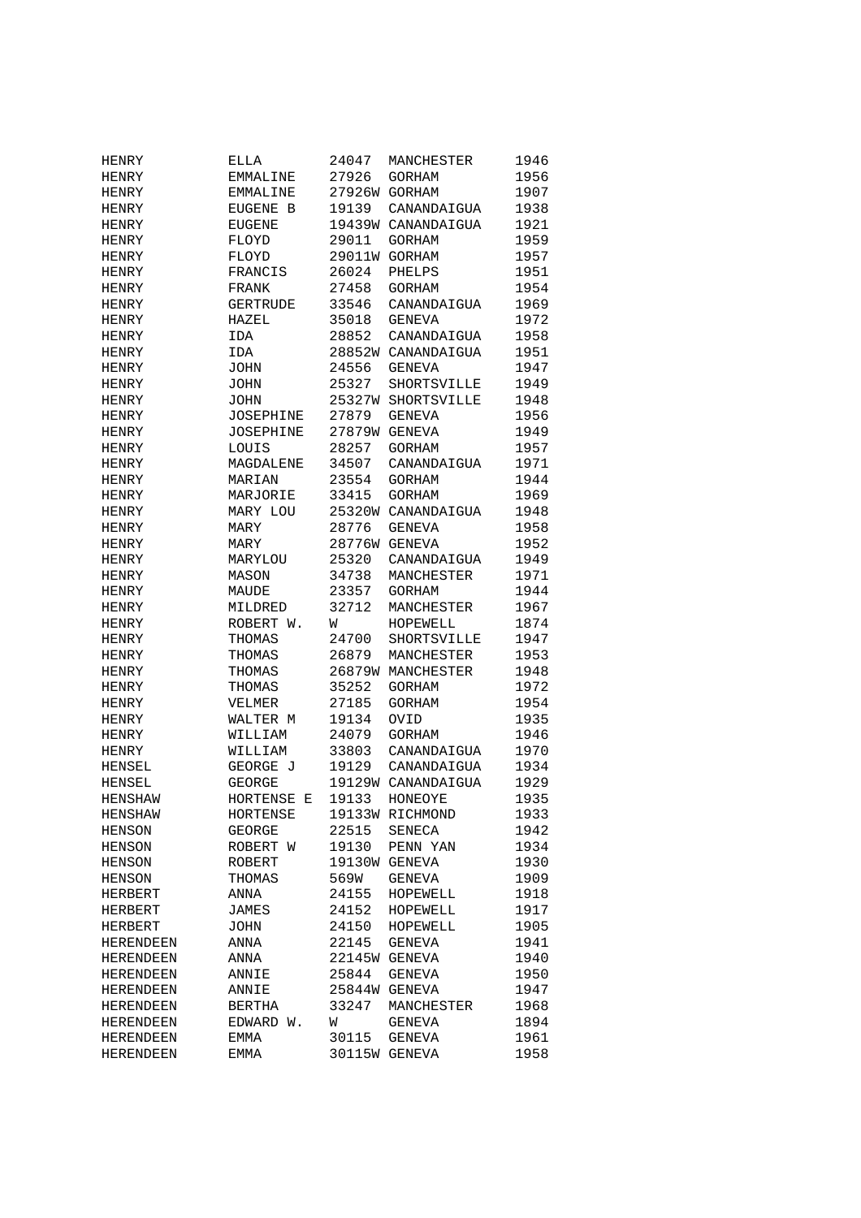| | | | | |
|---|---|---|---|---|
| HENRY | ELLA | 24047 | MANCHESTER | 1946 |
| HENRY | EMMALINE | 27926 | GORHAM | 1956 |
| HENRY | EMMALINE | 27926W | GORHAM | 1907 |
| HENRY | EUGENE B | 19139 | CANANDAIGUA | 1938 |
| HENRY | EUGENE | 19439W | CANANDAIGUA | 1921 |
| HENRY | FLOYD | 29011 | GORHAM | 1959 |
| HENRY | FLOYD | 29011W | GORHAM | 1957 |
| HENRY | FRANCIS | 26024 | PHELPS | 1951 |
| HENRY | FRANK | 27458 | GORHAM | 1954 |
| HENRY | GERTRUDE | 33546 | CANANDAIGUA | 1969 |
| HENRY | HAZEL | 35018 | GENEVA | 1972 |
| HENRY | IDA | 28852 | CANANDAIGUA | 1958 |
| HENRY | IDA | 28852W | CANANDAIGUA | 1951 |
| HENRY | JOHN | 24556 | GENEVA | 1947 |
| HENRY | JOHN | 25327 | SHORTSVILLE | 1949 |
| HENRY | JOHN | 25327W | SHORTSVILLE | 1948 |
| HENRY | JOSEPHINE | 27879 | GENEVA | 1956 |
| HENRY | JOSEPHINE | 27879W | GENEVA | 1949 |
| HENRY | LOUIS | 28257 | GORHAM | 1957 |
| HENRY | MAGDALENE | 34507 | CANANDAIGUA | 1971 |
| HENRY | MARIAN | 23554 | GORHAM | 1944 |
| HENRY | MARJORIE | 33415 | GORHAM | 1969 |
| HENRY | MARY LOU | 25320W | CANANDAIGUA | 1948 |
| HENRY | MARY | 28776 | GENEVA | 1958 |
| HENRY | MARY | 28776W | GENEVA | 1952 |
| HENRY | MARYLOU | 25320 | CANANDAIGUA | 1949 |
| HENRY | MASON | 34738 | MANCHESTER | 1971 |
| HENRY | MAUDE | 23357 | GORHAM | 1944 |
| HENRY | MILDRED | 32712 | MANCHESTER | 1967 |
| HENRY | ROBERT W. | W | HOPEWELL | 1874 |
| HENRY | THOMAS | 24700 | SHORTSVILLE | 1947 |
| HENRY | THOMAS | 26879 | MANCHESTER | 1953 |
| HENRY | THOMAS | 26879W | MANCHESTER | 1948 |
| HENRY | THOMAS | 35252 | GORHAM | 1972 |
| HENRY | VELMER | 27185 | GORHAM | 1954 |
| HENRY | WALTER M | 19134 | OVID | 1935 |
| HENRY | WILLIAM | 24079 | GORHAM | 1946 |
| HENRY | WILLIAM | 33803 | CANANDAIGUA | 1970 |
| HENSEL | GEORGE J | 19129 | CANANDAIGUA | 1934 |
| HENSEL | GEORGE | 19129W | CANANDAIGUA | 1929 |
| HENSHAW | HORTENSE E | 19133 | HONEOYE | 1935 |
| HENSHAW | HORTENSE | 19133W | RICHMOND | 1933 |
| HENSON | GEORGE | 22515 | SENECA | 1942 |
| HENSON | ROBERT W | 19130 | PENN YAN | 1934 |
| HENSON | ROBERT | 19130W | GENEVA | 1930 |
| HENSON | THOMAS | 569W | GENEVA | 1909 |
| HERBERT | ANNA | 24155 | HOPEWELL | 1918 |
| HERBERT | JAMES | 24152 | HOPEWELL | 1917 |
| HERBERT | JOHN | 24150 | HOPEWELL | 1905 |
| HERENDEEN | ANNA | 22145 | GENEVA | 1941 |
| HERENDEEN | ANNA | 22145W | GENEVA | 1940 |
| HERENDEEN | ANNIE | 25844 | GENEVA | 1950 |
| HERENDEEN | ANNIE | 25844W | GENEVA | 1947 |
| HERENDEEN | BERTHA | 33247 | MANCHESTER | 1968 |
| HERENDEEN | EDWARD W. | W | GENEVA | 1894 |
| HERENDEEN | EMMA | 30115 | GENEVA | 1961 |
| HERENDEEN | EMMA | 30115W | GENEVA | 1958 |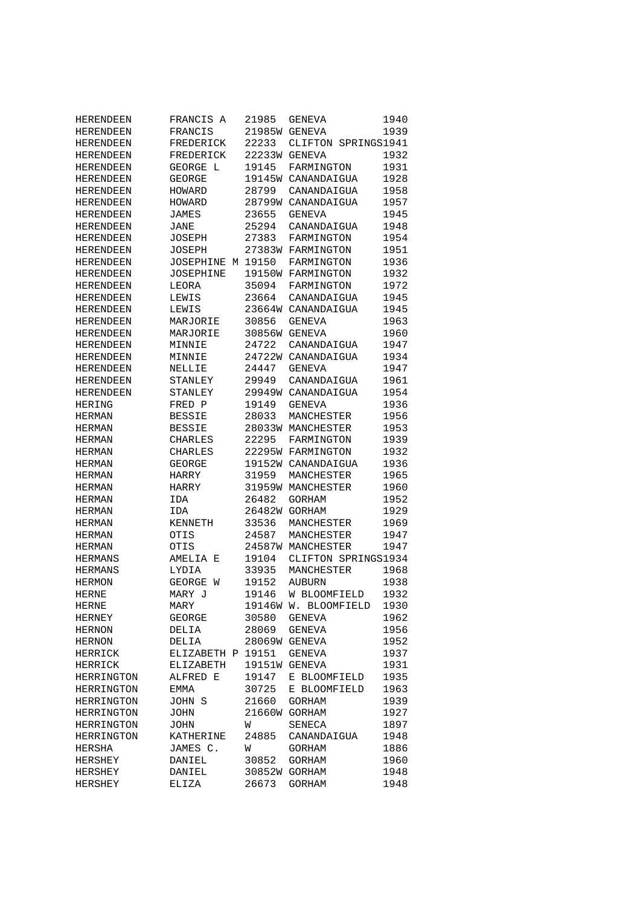| | | | | |
|---|---|---|---|---|
| HERENDEEN | FRANCIS A | 21985 | GENEVA | 1940 |
| HERENDEEN | FRANCIS | 21985W | GENEVA | 1939 |
| HERENDEEN | FREDERICK | 22233 | CLIFTON SPRINGS | 1941 |
| HERENDEEN | FREDERICK | 22233W | GENEVA | 1932 |
| HERENDEEN | GEORGE L | 19145 | FARMINGTON | 1931 |
| HERENDEEN | GEORGE | 19145W | CANANDAIGUA | 1928 |
| HERENDEEN | HOWARD | 28799 | CANANDAIGUA | 1958 |
| HERENDEEN | HOWARD | 28799W | CANANDAIGUA | 1957 |
| HERENDEEN | JAMES | 23655 | GENEVA | 1945 |
| HERENDEEN | JANE | 25294 | CANANDAIGUA | 1948 |
| HERENDEEN | JOSEPH | 27383 | FARMINGTON | 1954 |
| HERENDEEN | JOSEPH | 27383W | FARMINGTON | 1951 |
| HERENDEEN | JOSEPHINE M | 19150 | FARMINGTON | 1936 |
| HERENDEEN | JOSEPHINE | 19150W | FARMINGTON | 1932 |
| HERENDEEN | LEORA | 35094 | FARMINGTON | 1972 |
| HERENDEEN | LEWIS | 23664 | CANANDAIGUA | 1945 |
| HERENDEEN | LEWIS | 23664W | CANANDAIGUA | 1945 |
| HERENDEEN | MARJORIE | 30856 | GENEVA | 1963 |
| HERENDEEN | MARJORIE | 30856W | GENEVA | 1960 |
| HERENDEEN | MINNIE | 24722 | CANANDAIGUA | 1947 |
| HERENDEEN | MINNIE | 24722W | CANANDAIGUA | 1934 |
| HERENDEEN | NELLIE | 24447 | GENEVA | 1947 |
| HERENDEEN | STANLEY | 29949 | CANANDAIGUA | 1961 |
| HERENDEEN | STANLEY | 29949W | CANANDAIGUA | 1954 |
| HERING | FRED P | 19149 | GENEVA | 1936 |
| HERMAN | BESSIE | 28033 | MANCHESTER | 1956 |
| HERMAN | BESSIE | 28033W | MANCHESTER | 1953 |
| HERMAN | CHARLES | 22295 | FARMINGTON | 1939 |
| HERMAN | CHARLES | 22295W | FARMINGTON | 1932 |
| HERMAN | GEORGE | 19152W | CANANDAIGUA | 1936 |
| HERMAN | HARRY | 31959 | MANCHESTER | 1965 |
| HERMAN | HARRY | 31959W | MANCHESTER | 1960 |
| HERMAN | IDA | 26482 | GORHAM | 1952 |
| HERMAN | IDA | 26482W | GORHAM | 1929 |
| HERMAN | KENNETH | 33536 | MANCHESTER | 1969 |
| HERMAN | OTIS | 24587 | MANCHESTER | 1947 |
| HERMAN | OTIS | 24587W | MANCHESTER | 1947 |
| HERMANS | AMELIA E | 19104 | CLIFTON SPRINGS | 1934 |
| HERMANS | LYDIA | 33935 | MANCHESTER | 1968 |
| HERMON | GEORGE W | 19152 | AUBURN | 1938 |
| HERNE | MARY J | 19146 | W BLOOMFIELD | 1932 |
| HERNE | MARY | 19146W | W. BLOOMFIELD | 1930 |
| HERNEY | GEORGE | 30580 | GENEVA | 1962 |
| HERNON | DELIA | 28069 | GENEVA | 1956 |
| HERNON | DELIA | 28069W | GENEVA | 1952 |
| HERRICK | ELIZABETH P | 19151 | GENEVA | 1937 |
| HERRICK | ELIZABETH | 19151W | GENEVA | 1931 |
| HERRINGTON | ALFRED E | 19147 | E BLOOMFIELD | 1935 |
| HERRINGTON | EMMA | 30725 | E BLOOMFIELD | 1963 |
| HERRINGTON | JOHN S | 21660 | GORHAM | 1939 |
| HERRINGTON | JOHN | 21660W | GORHAM | 1927 |
| HERRINGTON | JOHN | W | SENECA | 1897 |
| HERRINGTON | KATHERINE | 24885 | CANANDAIGUA | 1948 |
| HERSHA | JAMES C. | W | GORHAM | 1886 |
| HERSHEY | DANIEL | 30852 | GORHAM | 1960 |
| HERSHEY | DANIEL | 30852W | GORHAM | 1948 |
| HERSHEY | ELIZA | 26673 | GORHAM | 1948 |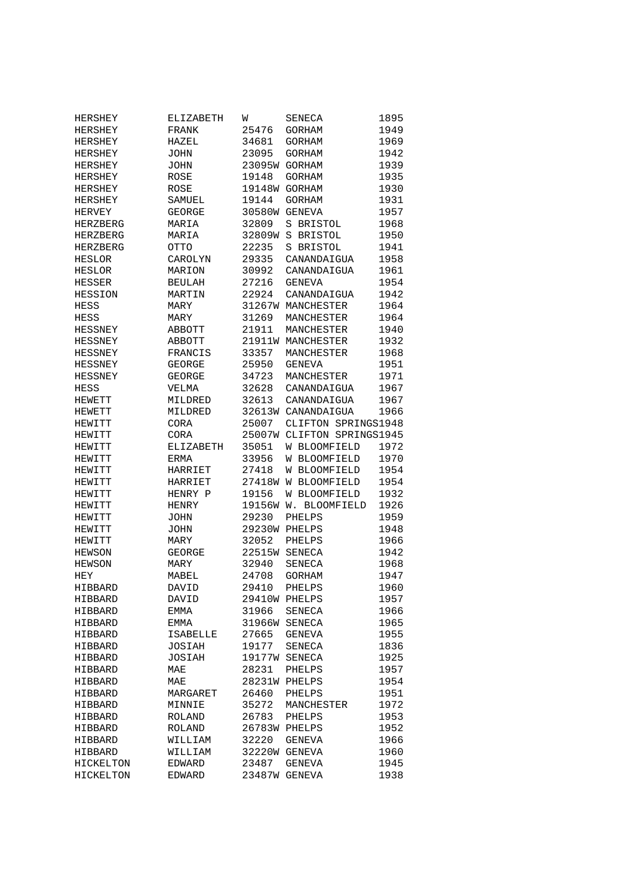| | | | | |
|---|---|---|---|---|
| HERSHEY | ELIZABETH | W | SENECA | 1895 |
| HERSHEY | FRANK | 25476 | GORHAM | 1949 |
| HERSHEY | HAZEL | 34681 | GORHAM | 1969 |
| HERSHEY | JOHN | 23095 | GORHAM | 1942 |
| HERSHEY | JOHN | 23095W | GORHAM | 1939 |
| HERSHEY | ROSE | 19148 | GORHAM | 1935 |
| HERSHEY | ROSE | 19148W | GORHAM | 1930 |
| HERSHEY | SAMUEL | 19144 | GORHAM | 1931 |
| HERVEY | GEORGE | 30580W | GENEVA | 1957 |
| HERZBERG | MARIA | 32809 | S BRISTOL | 1968 |
| HERZBERG | MARIA | 32809W | S BRISTOL | 1950 |
| HERZBERG | OTTO | 22235 | S BRISTOL | 1941 |
| HESLOR | CAROLYN | 29335 | CANANDAIGUA | 1958 |
| HESLOR | MARION | 30992 | CANANDAIGUA | 1961 |
| HESSER | BEULAH | 27216 | GENEVA | 1954 |
| HESSION | MARTIN | 22924 | CANANDAIGUA | 1942 |
| HESS | MARY | 31267W | MANCHESTER | 1964 |
| HESS | MARY | 31269 | MANCHESTER | 1964 |
| HESSNEY | ABBOTT | 21911 | MANCHESTER | 1940 |
| HESSNEY | ABBOTT | 21911W | MANCHESTER | 1932 |
| HESSNEY | FRANCIS | 33357 | MANCHESTER | 1968 |
| HESSNEY | GEORGE | 25950 | GENEVA | 1951 |
| HESSNEY | GEORGE | 34723 | MANCHESTER | 1971 |
| HESS | VELMA | 32628 | CANANDAIGUA | 1967 |
| HEWETT | MILDRED | 32613 | CANANDAIGUA | 1967 |
| HEWETT | MILDRED | 32613W | CANANDAIGUA | 1966 |
| HEWITT | CORA | 25007 | CLIFTON SPRINGS | 1948 |
| HEWITT | CORA | 25007W | CLIFTON SPRINGS | 1945 |
| HEWITT | ELIZABETH | 35051 | W BLOOMFIELD | 1972 |
| HEWITT | ERMA | 33956 | W BLOOMFIELD | 1970 |
| HEWITT | HARRIET | 27418 | W BLOOMFIELD | 1954 |
| HEWITT | HARRIET | 27418W | W BLOOMFIELD | 1954 |
| HEWITT | HENRY P | 19156 | W BLOOMFIELD | 1932 |
| HEWITT | HENRY | 19156W | W. BLOOMFIELD | 1926 |
| HEWITT | JOHN | 29230 | PHELPS | 1959 |
| HEWITT | JOHN | 29230W | PHELPS | 1948 |
| HEWITT | MARY | 32052 | PHELPS | 1966 |
| HEWSON | GEORGE | 22515W | SENECA | 1942 |
| HEWSON | MARY | 32940 | SENECA | 1968 |
| HEY | MABEL | 24708 | GORHAM | 1947 |
| HIBBARD | DAVID | 29410 | PHELPS | 1960 |
| HIBBARD | DAVID | 29410W | PHELPS | 1957 |
| HIBBARD | EMMA | 31966 | SENECA | 1966 |
| HIBBARD | EMMA | 31966W | SENECA | 1965 |
| HIBBARD | ISABELLE | 27665 | GENEVA | 1955 |
| HIBBARD | JOSIAH | 19177 | SENECA | 1836 |
| HIBBARD | JOSIAH | 19177W | SENECA | 1925 |
| HIBBARD | MAE | 28231 | PHELPS | 1957 |
| HIBBARD | MAE | 28231W | PHELPS | 1954 |
| HIBBARD | MARGARET | 26460 | PHELPS | 1951 |
| HIBBARD | MINNIE | 35272 | MANCHESTER | 1972 |
| HIBBARD | ROLAND | 26783 | PHELPS | 1953 |
| HIBBARD | ROLAND | 26783W | PHELPS | 1952 |
| HIBBARD | WILLIAM | 32220 | GENEVA | 1966 |
| HIBBARD | WILLIAM | 32220W | GENEVA | 1960 |
| HICKELTON | EDWARD | 23487 | GENEVA | 1945 |
| HICKELTON | EDWARD | 23487W | GENEVA | 1938 |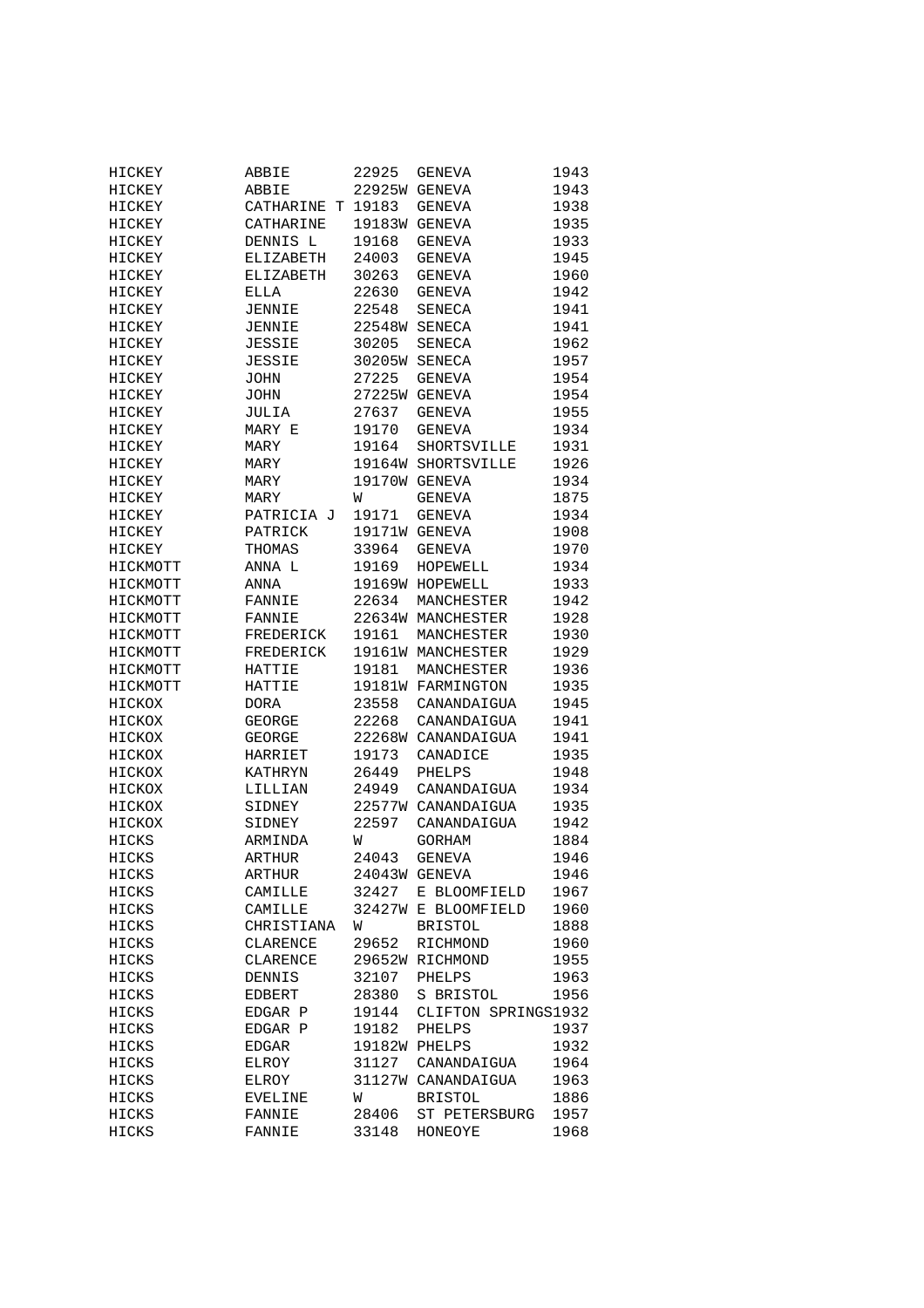| | | | | |
|---|---|---|---|---|
| HICKEY | ABBIE | 22925 | GENEVA | 1943 |
| HICKEY | ABBIE | 22925W | GENEVA | 1943 |
| HICKEY | CATHARINE T | 19183 | GENEVA | 1938 |
| HICKEY | CATHARINE | 19183W | GENEVA | 1935 |
| HICKEY | DENNIS L | 19168 | GENEVA | 1933 |
| HICKEY | ELIZABETH | 24003 | GENEVA | 1945 |
| HICKEY | ELIZABETH | 30263 | GENEVA | 1960 |
| HICKEY | ELLA | 22630 | GENEVA | 1942 |
| HICKEY | JENNIE | 22548 | SENECA | 1941 |
| HICKEY | JENNIE | 22548W | SENECA | 1941 |
| HICKEY | JESSIE | 30205 | SENECA | 1962 |
| HICKEY | JESSIE | 30205W | SENECA | 1957 |
| HICKEY | JOHN | 27225 | GENEVA | 1954 |
| HICKEY | JOHN | 27225W | GENEVA | 1954 |
| HICKEY | JULIA | 27637 | GENEVA | 1955 |
| HICKEY | MARY E | 19170 | GENEVA | 1934 |
| HICKEY | MARY | 19164 | SHORTSVILLE | 1931 |
| HICKEY | MARY | 19164W | SHORTSVILLE | 1926 |
| HICKEY | MARY | 19170W | GENEVA | 1934 |
| HICKEY | MARY | W | GENEVA | 1875 |
| HICKEY | PATRICIA J | 19171 | GENEVA | 1934 |
| HICKEY | PATRICK | 19171W | GENEVA | 1908 |
| HICKEY | THOMAS | 33964 | GENEVA | 1970 |
| HICKMOTT | ANNA L | 19169 | HOPEWELL | 1934 |
| HICKMOTT | ANNA | 19169W | HOPEWELL | 1933 |
| HICKMOTT | FANNIE | 22634 | MANCHESTER | 1942 |
| HICKMOTT | FANNIE | 22634W | MANCHESTER | 1928 |
| HICKMOTT | FREDERICK | 19161 | MANCHESTER | 1930 |
| HICKMOTT | FREDERICK | 19161W | MANCHESTER | 1929 |
| HICKMOTT | HATTIE | 19181 | MANCHESTER | 1936 |
| HICKMOTT | HATTIE | 19181W | FARMINGTON | 1935 |
| HICKOX | DORA | 23558 | CANANDAIGUA | 1945 |
| HICKOX | GEORGE | 22268 | CANANDAIGUA | 1941 |
| HICKOX | GEORGE | 22268W | CANANDAIGUA | 1941 |
| HICKOX | HARRIET | 19173 | CANADICE | 1935 |
| HICKOX | KATHRYN | 26449 | PHELPS | 1948 |
| HICKOX | LILLIAN | 24949 | CANANDAIGUA | 1934 |
| HICKOX | SIDNEY | 22577W | CANANDAIGUA | 1935 |
| HICKOX | SIDNEY | 22597 | CANANDAIGUA | 1942 |
| HICKS | ARMINDA | W | GORHAM | 1884 |
| HICKS | ARTHUR | 24043 | GENEVA | 1946 |
| HICKS | ARTHUR | 24043W | GENEVA | 1946 |
| HICKS | CAMILLE | 32427 | E BLOOMFIELD | 1967 |
| HICKS | CAMILLE | 32427W | E BLOOMFIELD | 1960 |
| HICKS | CHRISTIANA | W | BRISTOL | 1888 |
| HICKS | CLARENCE | 29652 | RICHMOND | 1960 |
| HICKS | CLARENCE | 29652W | RICHMOND | 1955 |
| HICKS | DENNIS | 32107 | PHELPS | 1963 |
| HICKS | EDBERT | 28380 | S BRISTOL | 1956 |
| HICKS | EDGAR P | 19144 | CLIFTON SPRINGS | 1932 |
| HICKS | EDGAR P | 19182 | PHELPS | 1937 |
| HICKS | EDGAR | 19182W | PHELPS | 1932 |
| HICKS | ELROY | 31127 | CANANDAIGUA | 1964 |
| HICKS | ELROY | 31127W | CANANDAIGUA | 1963 |
| HICKS | EVELINE | W | BRISTOL | 1886 |
| HICKS | FANNIE | 28406 | ST PETERSBURG | 1957 |
| HICKS | FANNIE | 33148 | HONEOYE | 1968 |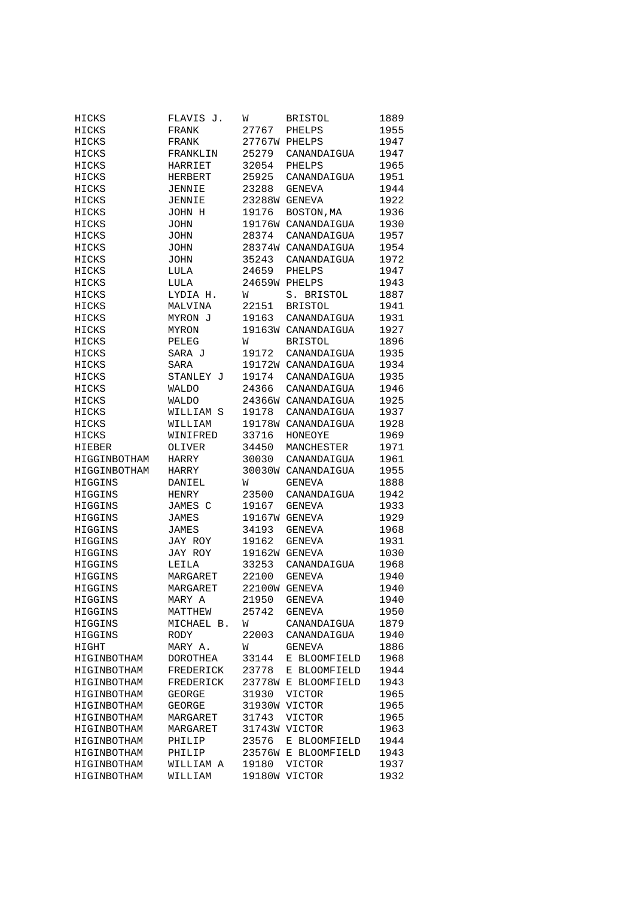| | | | | |
|---|---|---|---|---|
| HICKS | FLAVIS J. | W | BRISTOL | 1889 |
| HICKS | FRANK | 27767 | PHELPS | 1955 |
| HICKS | FRANK | 27767W | PHELPS | 1947 |
| HICKS | FRANKLIN | 25279 | CANANDAIGUA | 1947 |
| HICKS | HARRIET | 32054 | PHELPS | 1965 |
| HICKS | HERBERT | 25925 | CANANDAIGUA | 1951 |
| HICKS | JENNIE | 23288 | GENEVA | 1944 |
| HICKS | JENNIE | 23288W | GENEVA | 1922 |
| HICKS | JOHN H | 19176 | BOSTON,MA | 1936 |
| HICKS | JOHN | 19176W | CANANDAIGUA | 1930 |
| HICKS | JOHN | 28374 | CANANDAIGUA | 1957 |
| HICKS | JOHN | 28374W | CANANDAIGUA | 1954 |
| HICKS | JOHN | 35243 | CANANDAIGUA | 1972 |
| HICKS | LULA | 24659 | PHELPS | 1947 |
| HICKS | LULA | 24659W | PHELPS | 1943 |
| HICKS | LYDIA H. | W | S. BRISTOL | 1887 |
| HICKS | MALVINA | 22151 | BRISTOL | 1941 |
| HICKS | MYRON J | 19163 | CANANDAIGUA | 1931 |
| HICKS | MYRON | 19163W | CANANDAIGUA | 1927 |
| HICKS | PELEG | W | BRISTOL | 1896 |
| HICKS | SARA J | 19172 | CANANDAIGUA | 1935 |
| HICKS | SARA | 19172W | CANANDAIGUA | 1934 |
| HICKS | STANLEY J | 19174 | CANANDAIGUA | 1935 |
| HICKS | WALDO | 24366 | CANANDAIGUA | 1946 |
| HICKS | WALDO | 24366W | CANANDAIGUA | 1925 |
| HICKS | WILLIAM S | 19178 | CANANDAIGUA | 1937 |
| HICKS | WILLIAM | 19178W | CANANDAIGUA | 1928 |
| HICKS | WINIFRED | 33716 | HONEOYE | 1969 |
| HIEBER | OLIVER | 34450 | MANCHESTER | 1971 |
| HIGGINBOTHAM | HARRY | 30030 | CANANDAIGUA | 1961 |
| HIGGINBOTHAM | HARRY | 30030W | CANANDAIGUA | 1955 |
| HIGGINS | DANIEL | W | GENEVA | 1888 |
| HIGGINS | HENRY | 23500 | CANANDAIGUA | 1942 |
| HIGGINS | JAMES C | 19167 | GENEVA | 1933 |
| HIGGINS | JAMES | 19167W | GENEVA | 1929 |
| HIGGINS | JAMES | 34193 | GENEVA | 1968 |
| HIGGINS | JAY ROY | 19162 | GENEVA | 1931 |
| HIGGINS | JAY ROY | 19162W | GENEVA | 1030 |
| HIGGINS | LEILA | 33253 | CANANDAIGUA | 1968 |
| HIGGINS | MARGARET | 22100 | GENEVA | 1940 |
| HIGGINS | MARGARET | 22100W | GENEVA | 1940 |
| HIGGINS | MARY A | 21950 | GENEVA | 1940 |
| HIGGINS | MATTHEW | 25742 | GENEVA | 1950 |
| HIGGINS | MICHAEL B. | W | CANANDAIGUA | 1879 |
| HIGGINS | RODY | 22003 | CANANDAIGUA | 1940 |
| HIGHT | MARY A. | W | GENEVA | 1886 |
| HIGINBOTHAM | DOROTHEA | 33144 | E BLOOMFIELD | 1968 |
| HIGINBOTHAM | FREDERICK | 23778 | E BLOOMFIELD | 1944 |
| HIGINBOTHAM | FREDERICK | 23778W | E BLOOMFIELD | 1943 |
| HIGINBOTHAM | GEORGE | 31930 | VICTOR | 1965 |
| HIGINBOTHAM | GEORGE | 31930W | VICTOR | 1965 |
| HIGINBOTHAM | MARGARET | 31743 | VICTOR | 1965 |
| HIGINBOTHAM | MARGARET | 31743W | VICTOR | 1963 |
| HIGINBOTHAM | PHILIP | 23576 | E BLOOMFIELD | 1944 |
| HIGINBOTHAM | PHILIP | 23576W | E BLOOMFIELD | 1943 |
| HIGINBOTHAM | WILLIAM A | 19180 | VICTOR | 1937 |
| HIGINBOTHAM | WILLIAM | 19180W | VICTOR | 1932 |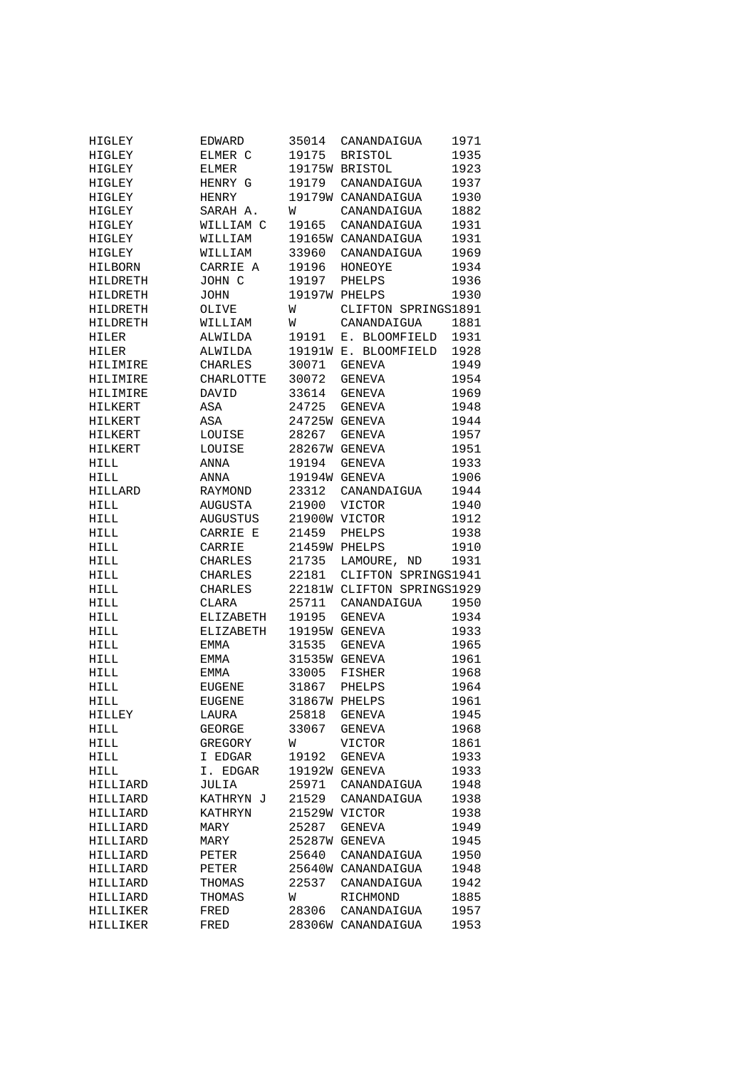| | | | | |
|---|---|---|---|---|
| HIGLEY | EDWARD | 35014 | CANANDAIGUA | 1971 |
| HIGLEY | ELMER C | 19175 | BRISTOL | 1935 |
| HIGLEY | ELMER | 19175W | BRISTOL | 1923 |
| HIGLEY | HENRY G | 19179 | CANANDAIGUA | 1937 |
| HIGLEY | HENRY | 19179W | CANANDAIGUA | 1930 |
| HIGLEY | SARAH A. | W | CANANDAIGUA | 1882 |
| HIGLEY | WILLIAM C | 19165 | CANANDAIGUA | 1931 |
| HIGLEY | WILLIAM | 19165W | CANANDAIGUA | 1931 |
| HIGLEY | WILLIAM | 33960 | CANANDAIGUA | 1969 |
| HILBORN | CARRIE A | 19196 | HONEOYE | 1934 |
| HILDRETH | JOHN C | 19197 | PHELPS | 1936 |
| HILDRETH | JOHN | 19197W | PHELPS | 1930 |
| HILDRETH | OLIVE | W | CLIFTON SPRINGS | 1891 |
| HILDRETH | WILLIAM | W | CANANDAIGUA | 1881 |
| HILER | ALWILDA | 19191 | E. BLOOMFIELD | 1931 |
| HILER | ALWILDA | 19191W | E. BLOOMFIELD | 1928 |
| HILIMIRE | CHARLES | 30071 | GENEVA | 1949 |
| HILIMIRE | CHARLOTTE | 30072 | GENEVA | 1954 |
| HILIMIRE | DAVID | 33614 | GENEVA | 1969 |
| HILKERT | ASA | 24725 | GENEVA | 1948 |
| HILKERT | ASA | 24725W | GENEVA | 1944 |
| HILKERT | LOUISE | 28267 | GENEVA | 1957 |
| HILKERT | LOUISE | 28267W | GENEVA | 1951 |
| HILL | ANNA | 19194 | GENEVA | 1933 |
| HILL | ANNA | 19194W | GENEVA | 1906 |
| HILLARD | RAYMOND | 23312 | CANANDAIGUA | 1944 |
| HILL | AUGUSTA | 21900 | VICTOR | 1940 |
| HILL | AUGUSTUS | 21900W | VICTOR | 1912 |
| HILL | CARRIE E | 21459 | PHELPS | 1938 |
| HILL | CARRIE | 21459W | PHELPS | 1910 |
| HILL | CHARLES | 21735 | LAMOURE, ND | 1931 |
| HILL | CHARLES | 22181 | CLIFTON SPRINGS | 1941 |
| HILL | CHARLES | 22181W | CLIFTON SPRINGS | 1929 |
| HILL | CLARA | 25711 | CANANDAIGUA | 1950 |
| HILL | ELIZABETH | 19195 | GENEVA | 1934 |
| HILL | ELIZABETH | 19195W | GENEVA | 1933 |
| HILL | EMMA | 31535 | GENEVA | 1965 |
| HILL | EMMA | 31535W | GENEVA | 1961 |
| HILL | EMMA | 33005 | FISHER | 1968 |
| HILL | EUGENE | 31867 | PHELPS | 1964 |
| HILL | EUGENE | 31867W | PHELPS | 1961 |
| HILLEY | LAURA | 25818 | GENEVA | 1945 |
| HILL | GEORGE | 33067 | GENEVA | 1968 |
| HILL | GREGORY | W | VICTOR | 1861 |
| HILL | I EDGAR | 19192 | GENEVA | 1933 |
| HILL | I. EDGAR | 19192W | GENEVA | 1933 |
| HILLIARD | JULIA | 25971 | CANANDAIGUA | 1948 |
| HILLIARD | KATHRYN J | 21529 | CANANDAIGUA | 1938 |
| HILLIARD | KATHRYN | 21529W | VICTOR | 1938 |
| HILLIARD | MARY | 25287 | GENEVA | 1949 |
| HILLIARD | MARY | 25287W | GENEVA | 1945 |
| HILLIARD | PETER | 25640 | CANANDAIGUA | 1950 |
| HILLIARD | PETER | 25640W | CANANDAIGUA | 1948 |
| HILLIARD | THOMAS | 22537 | CANANDAIGUA | 1942 |
| HILLIARD | THOMAS | W | RICHMOND | 1885 |
| HILLIKER | FRED | 28306 | CANANDAIGUA | 1957 |
| HILLIKER | FRED | 28306W | CANANDAIGUA | 1953 |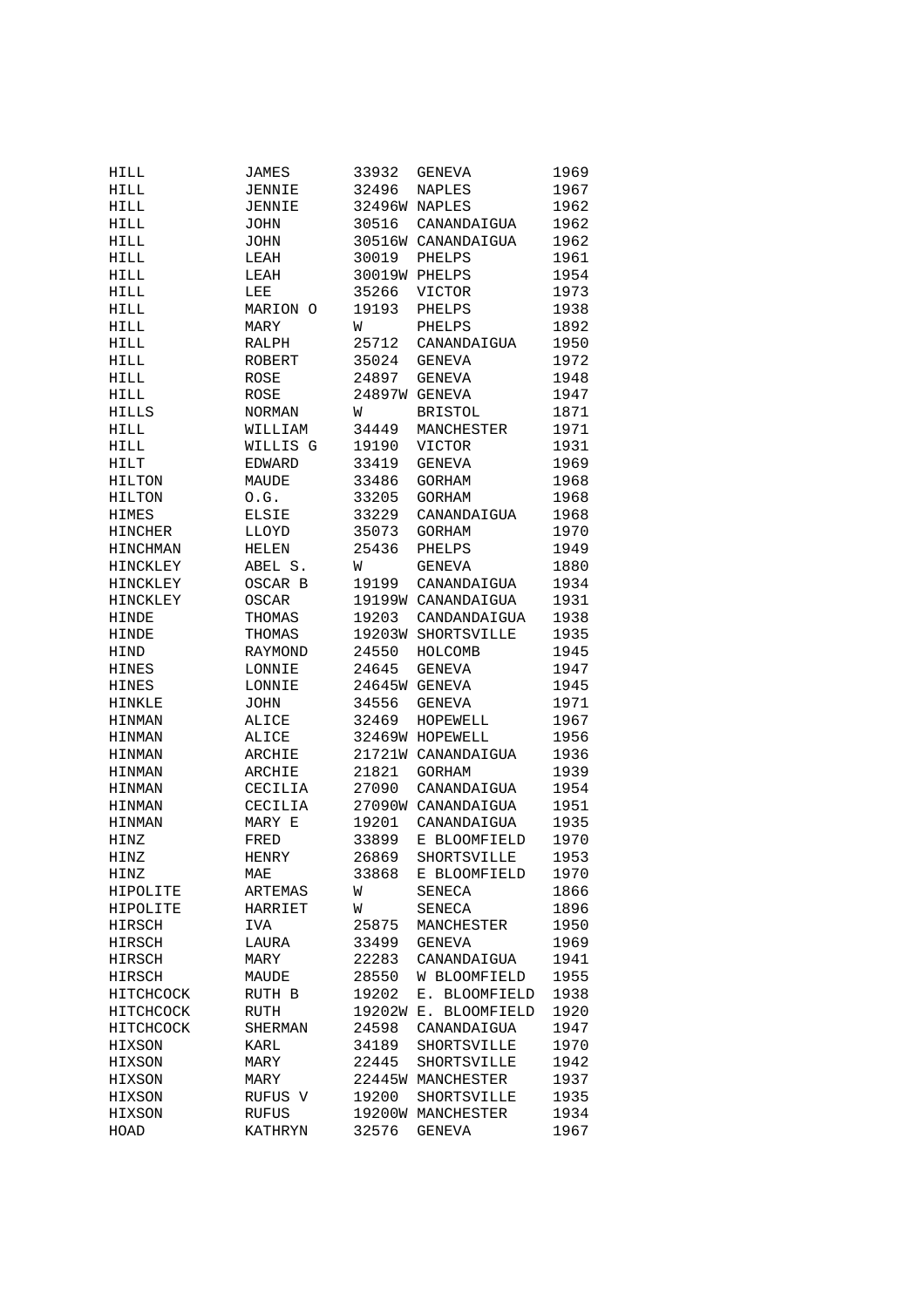| | | | | |
|---|---|---|---|---|
| HILL | JAMES | 33932 | GENEVA | 1969 |
| HILL | JENNIE | 32496 | NAPLES | 1967 |
| HILL | JENNIE | 32496W | NAPLES | 1962 |
| HILL | JOHN | 30516 | CANANDAIGUA | 1962 |
| HILL | JOHN | 30516W | CANANDAIGUA | 1962 |
| HILL | LEAH | 30019 | PHELPS | 1961 |
| HILL | LEAH | 30019W | PHELPS | 1954 |
| HILL | LEE | 35266 | VICTOR | 1973 |
| HILL | MARION O | 19193 | PHELPS | 1938 |
| HILL | MARY | W | PHELPS | 1892 |
| HILL | RALPH | 25712 | CANANDAIGUA | 1950 |
| HILL | ROBERT | 35024 | GENEVA | 1972 |
| HILL | ROSE | 24897 | GENEVA | 1948 |
| HILL | ROSE | 24897W | GENEVA | 1947 |
| HILLS | NORMAN | W | BRISTOL | 1871 |
| HILL | WILLIAM | 34449 | MANCHESTER | 1971 |
| HILL | WILLIS G | 19190 | VICTOR | 1931 |
| HILT | EDWARD | 33419 | GENEVA | 1969 |
| HILTON | MAUDE | 33486 | GORHAM | 1968 |
| HILTON | O.G. | 33205 | GORHAM | 1968 |
| HIMES | ELSIE | 33229 | CANANDAIGUA | 1968 |
| HINCHER | LLOYD | 35073 | GORHAM | 1970 |
| HINCHMAN | HELEN | 25436 | PHELPS | 1949 |
| HINCKLEY | ABEL S. | W | GENEVA | 1880 |
| HINCKLEY | OSCAR B | 19199 | CANANDAIGUA | 1934 |
| HINCKLEY | OSCAR | 19199W | CANANDAIGUA | 1931 |
| HINDE | THOMAS | 19203 | CANDANDAIGUA | 1938 |
| HINDE | THOMAS | 19203W | SHORTSVILLE | 1935 |
| HIND | RAYMOND | 24550 | HOLCOMB | 1945 |
| HINES | LONNIE | 24645 | GENEVA | 1947 |
| HINES | LONNIE | 24645W | GENEVA | 1945 |
| HINKLE | JOHN | 34556 | GENEVA | 1971 |
| HINMAN | ALICE | 32469 | HOPEWELL | 1967 |
| HINMAN | ALICE | 32469W | HOPEWELL | 1956 |
| HINMAN | ARCHIE | 21721W | CANANDAIGUA | 1936 |
| HINMAN | ARCHIE | 21821 | GORHAM | 1939 |
| HINMAN | CECILIA | 27090 | CANANDAIGUA | 1954 |
| HINMAN | CECILIA | 27090W | CANANDAIGUA | 1951 |
| HINMAN | MARY E | 19201 | CANANDAIGUA | 1935 |
| HINZ | FRED | 33899 | E BLOOMFIELD | 1970 |
| HINZ | HENRY | 26869 | SHORTSVILLE | 1953 |
| HINZ | MAE | 33868 | E BLOOMFIELD | 1970 |
| HIPOLITE | ARTEMAS | W | SENECA | 1866 |
| HIPOLITE | HARRIET | W | SENECA | 1896 |
| HIRSCH | IVA | 25875 | MANCHESTER | 1950 |
| HIRSCH | LAURA | 33499 | GENEVA | 1969 |
| HIRSCH | MARY | 22283 | CANANDAIGUA | 1941 |
| HIRSCH | MAUDE | 28550 | W BLOOMFIELD | 1955 |
| HITCHCOCK | RUTH B | 19202 | E. BLOOMFIELD | 1938 |
| HITCHCOCK | RUTH | 19202W | E. BLOOMFIELD | 1920 |
| HITCHCOCK | SHERMAN | 24598 | CANANDAIGUA | 1947 |
| HIXSON | KARL | 34189 | SHORTSVILLE | 1970 |
| HIXSON | MARY | 22445 | SHORTSVILLE | 1942 |
| HIXSON | MARY | 22445W | MANCHESTER | 1937 |
| HIXSON | RUFUS V | 19200 | SHORTSVILLE | 1935 |
| HIXSON | RUFUS | 19200W | MANCHESTER | 1934 |
| HOAD | KATHRYN | 32576 | GENEVA | 1967 |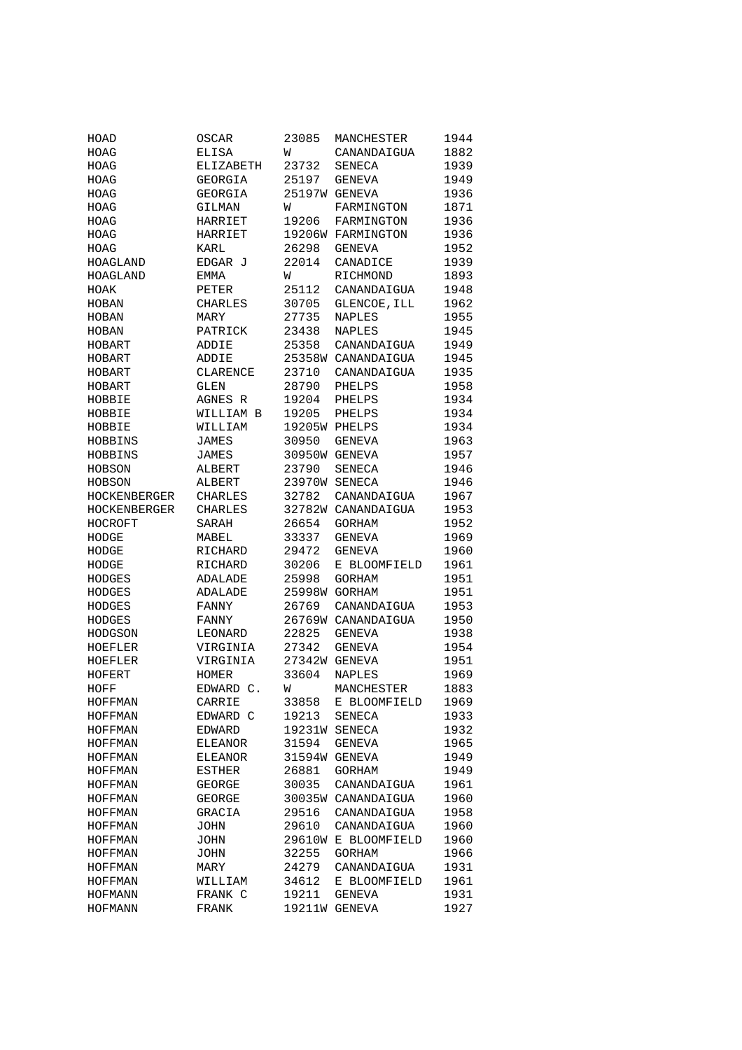| | | | | |
|---|---|---|---|---|
| HOAD | OSCAR | 23085 | MANCHESTER | 1944 |
| HOAG | ELISA | W | CANANDAIGUA | 1882 |
| HOAG | ELIZABETH | 23732 | SENECA | 1939 |
| HOAG | GEORGIA | 25197 | GENEVA | 1949 |
| HOAG | GEORGIA | 25197W | GENEVA | 1936 |
| HOAG | GILMAN | W | FARMINGTON | 1871 |
| HOAG | HARRIET | 19206 | FARMINGTON | 1936 |
| HOAG | HARRIET | 19206W | FARMINGTON | 1936 |
| HOAG | KARL | 26298 | GENEVA | 1952 |
| HOAGLAND | EDGAR J | 22014 | CANADICE | 1939 |
| HOAGLAND | EMMA | W | RICHMOND | 1893 |
| HOAK | PETER | 25112 | CANANDAIGUA | 1948 |
| HOBAN | CHARLES | 30705 | GLENCOE,ILL | 1962 |
| HOBAN | MARY | 27735 | NAPLES | 1955 |
| HOBAN | PATRICK | 23438 | NAPLES | 1945 |
| HOBART | ADDIE | 25358 | CANANDAIGUA | 1949 |
| HOBART | ADDIE | 25358W | CANANDAIGUA | 1945 |
| HOBART | CLARENCE | 23710 | CANANDAIGUA | 1935 |
| HOBART | GLEN | 28790 | PHELPS | 1958 |
| HOBBIE | AGNES R | 19204 | PHELPS | 1934 |
| HOBBIE | WILLIAM B | 19205 | PHELPS | 1934 |
| HOBBIE | WILLIAM | 19205W | PHELPS | 1934 |
| HOBBINS | JAMES | 30950 | GENEVA | 1963 |
| HOBBINS | JAMES | 30950W | GENEVA | 1957 |
| HOBSON | ALBERT | 23790 | SENECA | 1946 |
| HOBSON | ALBERT | 23970W | SENECA | 1946 |
| HOCKENBERGER | CHARLES | 32782 | CANANDAIGUA | 1967 |
| HOCKENBERGER | CHARLES | 32782W | CANANDAIGUA | 1953 |
| HOCROFT | SARAH | 26654 | GORHAM | 1952 |
| HODGE | MABEL | 33337 | GENEVA | 1969 |
| HODGE | RICHARD | 29472 | GENEVA | 1960 |
| HODGE | RICHARD | 30206 | E BLOOMFIELD | 1961 |
| HODGES | ADALADE | 25998 | GORHAM | 1951 |
| HODGES | ADALADE | 25998W | GORHAM | 1951 |
| HODGES | FANNY | 26769 | CANANDAIGUA | 1953 |
| HODGES | FANNY | 26769W | CANANDAIGUA | 1950 |
| HODGSON | LEONARD | 22825 | GENEVA | 1938 |
| HOEFLER | VIRGINIA | 27342 | GENEVA | 1954 |
| HOEFLER | VIRGINIA | 27342W | GENEVA | 1951 |
| HOFERT | HOMER | 33604 | NAPLES | 1969 |
| HOFF | EDWARD C. | W | MANCHESTER | 1883 |
| HOFFMAN | CARRIE | 33858 | E BLOOMFIELD | 1969 |
| HOFFMAN | EDWARD C | 19213 | SENECA | 1933 |
| HOFFMAN | EDWARD | 19231W | SENECA | 1932 |
| HOFFMAN | ELEANOR | 31594 | GENEVA | 1965 |
| HOFFMAN | ELEANOR | 31594W | GENEVA | 1949 |
| HOFFMAN | ESTHER | 26881 | GORHAM | 1949 |
| HOFFMAN | GEORGE | 30035 | CANANDAIGUA | 1961 |
| HOFFMAN | GEORGE | 30035W | CANANDAIGUA | 1960 |
| HOFFMAN | GRACIA | 29516 | CANANDAIGUA | 1958 |
| HOFFMAN | JOHN | 29610 | CANANDAIGUA | 1960 |
| HOFFMAN | JOHN | 29610W | E BLOOMFIELD | 1960 |
| HOFFMAN | JOHN | 32255 | GORHAM | 1966 |
| HOFFMAN | MARY | 24279 | CANANDAIGUA | 1931 |
| HOFFMAN | WILLIAM | 34612 | E BLOOMFIELD | 1961 |
| HOFMANN | FRANK C | 19211 | GENEVA | 1931 |
| HOFMANN | FRANK | 19211W | GENEVA | 1927 |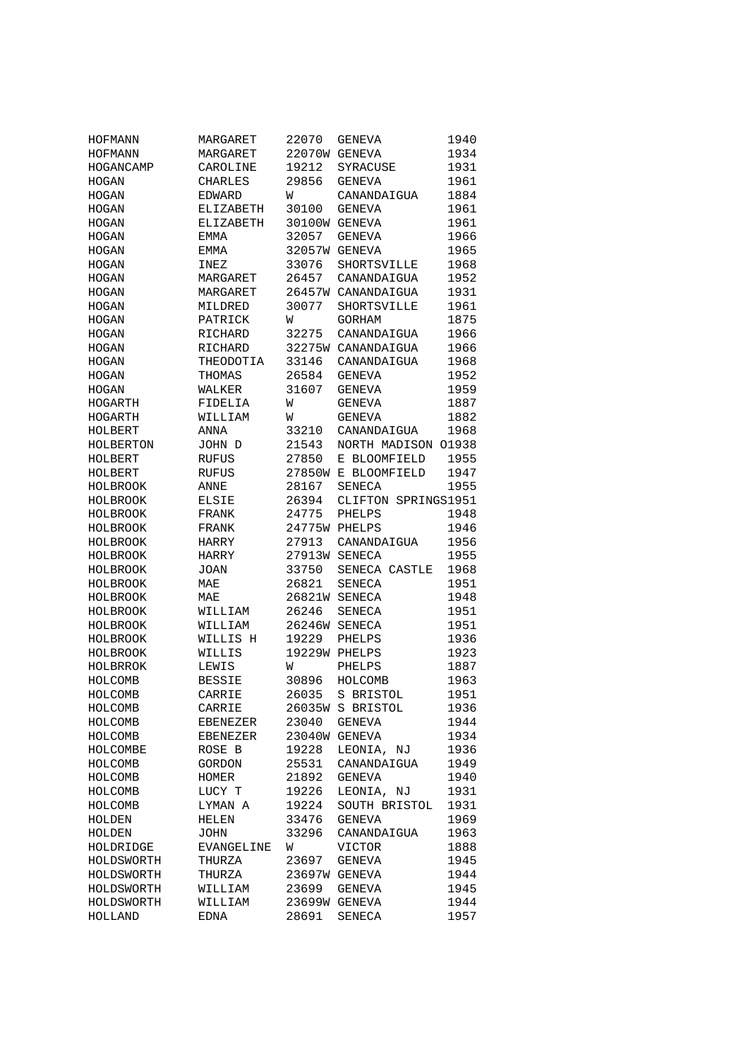| | | | | |
|---|---|---|---|---|
| HOFMANN | MARGARET | 22070 | GENEVA | 1940 |
| HOFMANN | MARGARET | 22070W | GENEVA | 1934 |
| HOGANCAMP | CAROLINE | 19212 | SYRACUSE | 1931 |
| HOGAN | CHARLES | 29856 | GENEVA | 1961 |
| HOGAN | EDWARD | W | CANANDAIGUA | 1884 |
| HOGAN | ELIZABETH | 30100 | GENEVA | 1961 |
| HOGAN | ELIZABETH | 30100W | GENEVA | 1961 |
| HOGAN | EMMA | 32057 | GENEVA | 1966 |
| HOGAN | EMMA | 32057W | GENEVA | 1965 |
| HOGAN | INEZ | 33076 | SHORTSVILLE | 1968 |
| HOGAN | MARGARET | 26457 | CANANDAIGUA | 1952 |
| HOGAN | MARGARET | 26457W | CANANDAIGUA | 1931 |
| HOGAN | MILDRED | 30077 | SHORTSVILLE | 1961 |
| HOGAN | PATRICK | W | GORHAM | 1875 |
| HOGAN | RICHARD | 32275 | CANANDAIGUA | 1966 |
| HOGAN | RICHARD | 32275W | CANANDAIGUA | 1966 |
| HOGAN | THEODOTIA | 33146 | CANANDAIGUA | 1968 |
| HOGAN | THOMAS | 26584 | GENEVA | 1952 |
| HOGAN | WALKER | 31607 | GENEVA | 1959 |
| HOGARTH | FIDELIA | W | GENEVA | 1887 |
| HOGARTH | WILLIAM | W | GENEVA | 1882 |
| HOLBERT | ANNA | 33210 | CANANDAIGUA | 1968 |
| HOLBERTON | JOHN D | 21543 | NORTH MADISON O | 1938 |
| HOLBERT | RUFUS | 27850 | E BLOOMFIELD | 1955 |
| HOLBERT | RUFUS | 27850W | E BLOOMFIELD | 1947 |
| HOLBROOK | ANNE | 28167 | SENECA | 1955 |
| HOLBROOK | ELSIE | 26394 | CLIFTON SPRINGS | 1951 |
| HOLBROOK | FRANK | 24775 | PHELPS | 1948 |
| HOLBROOK | FRANK | 24775W | PHELPS | 1946 |
| HOLBROOK | HARRY | 27913 | CANANDAIGUA | 1956 |
| HOLBROOK | HARRY | 27913W | SENECA | 1955 |
| HOLBROOK | JOAN | 33750 | SENECA CASTLE | 1968 |
| HOLBROOK | MAE | 26821 | SENECA | 1951 |
| HOLBROOK | MAE | 26821W | SENECA | 1948 |
| HOLBROOK | WILLIAM | 26246 | SENECA | 1951 |
| HOLBROOK | WILLIAM | 26246W | SENECA | 1951 |
| HOLBROOK | WILLIS H | 19229 | PHELPS | 1936 |
| HOLBROOK | WILLIS | 19229W | PHELPS | 1923 |
| HOLBRROK | LEWIS | W | PHELPS | 1887 |
| HOLCOMB | BESSIE | 30896 | HOLCOMB | 1963 |
| HOLCOMB | CARRIE | 26035 | S BRISTOL | 1951 |
| HOLCOMB | CARRIE | 26035W | S BRISTOL | 1936 |
| HOLCOMB | EBENEZER | 23040 | GENEVA | 1944 |
| HOLCOMB | EBENEZER | 23040W | GENEVA | 1934 |
| HOLCOMBE | ROSE B | 19228 | LEONIA, NJ | 1936 |
| HOLCOMB | GORDON | 25531 | CANANDAIGUA | 1949 |
| HOLCOMB | HOMER | 21892 | GENEVA | 1940 |
| HOLCOMB | LUCY T | 19226 | LEONIA, NJ | 1931 |
| HOLCOMB | LYMAN A | 19224 | SOUTH BRISTOL | 1931 |
| HOLDEN | HELEN | 33476 | GENEVA | 1969 |
| HOLDEN | JOHN | 33296 | CANANDAIGUA | 1963 |
| HOLDRIDGE | EVANGELINE | W | VICTOR | 1888 |
| HOLDSWORTH | THURZA | 23697 | GENEVA | 1945 |
| HOLDSWORTH | THURZA | 23697W | GENEVA | 1944 |
| HOLDSWORTH | WILLIAM | 23699 | GENEVA | 1945 |
| HOLDSWORTH | WILLIAM | 23699W | GENEVA | 1944 |
| HOLLAND | EDNA | 28691 | SENECA | 1957 |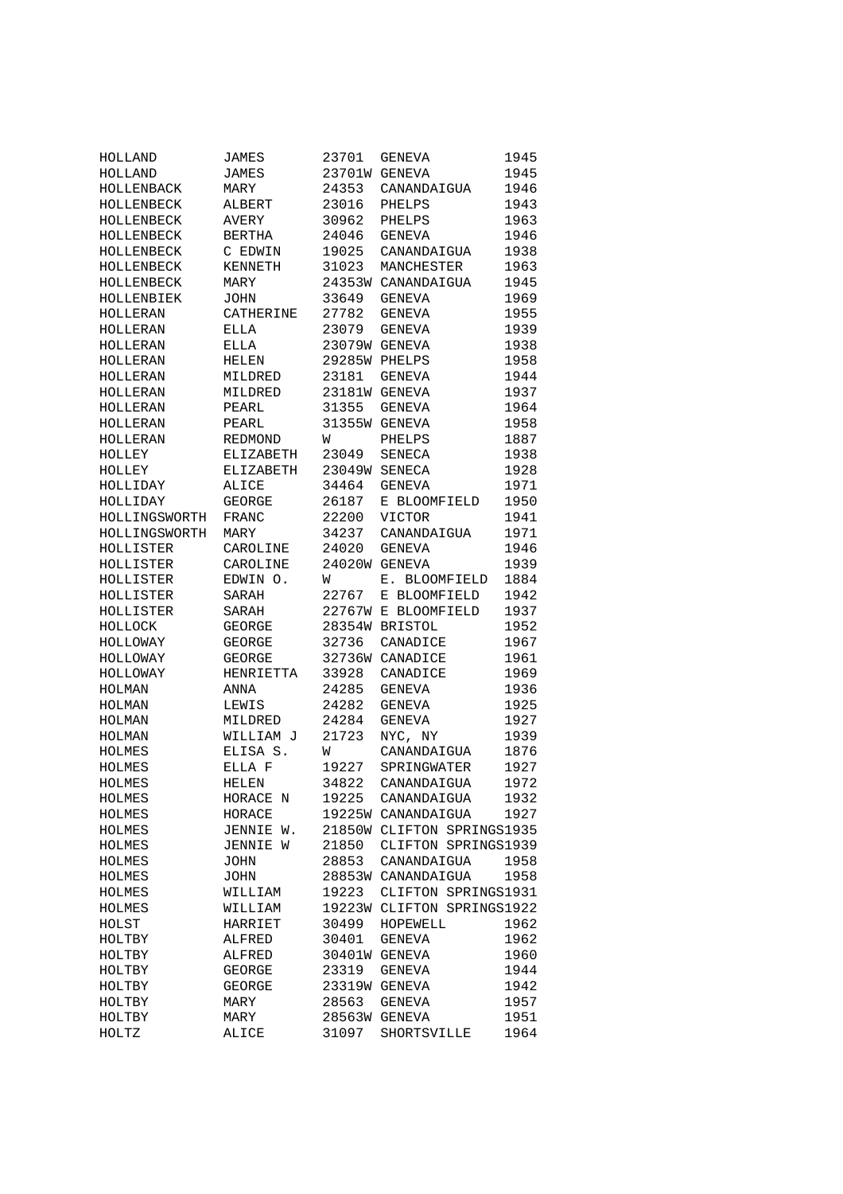| | | | | |
|---|---|---|---|---|
| HOLLAND | JAMES | 23701 | GENEVA | 1945 |
| HOLLAND | JAMES | 23701W | GENEVA | 1945 |
| HOLLENBACK | MARY | 24353 | CANANDAIGUA | 1946 |
| HOLLENBECK | ALBERT | 23016 | PHELPS | 1943 |
| HOLLENBECK | AVERY | 30962 | PHELPS | 1963 |
| HOLLENBECK | BERTHA | 24046 | GENEVA | 1946 |
| HOLLENBECK | C EDWIN | 19025 | CANANDAIGUA | 1938 |
| HOLLENBECK | KENNETH | 31023 | MANCHESTER | 1963 |
| HOLLENBECK | MARY | 24353W | CANANDAIGUA | 1945 |
| HOLLENBIEK | JOHN | 33649 | GENEVA | 1969 |
| HOLLERAN | CATHERINE | 27782 | GENEVA | 1955 |
| HOLLERAN | ELLA | 23079 | GENEVA | 1939 |
| HOLLERAN | ELLA | 23079W | GENEVA | 1938 |
| HOLLERAN | HELEN | 29285W | PHELPS | 1958 |
| HOLLERAN | MILDRED | 23181 | GENEVA | 1944 |
| HOLLERAN | MILDRED | 23181W | GENEVA | 1937 |
| HOLLERAN | PEARL | 31355 | GENEVA | 1964 |
| HOLLERAN | PEARL | 31355W | GENEVA | 1958 |
| HOLLERAN | REDMOND | W | PHELPS | 1887 |
| HOLLEY | ELIZABETH | 23049 | SENECA | 1938 |
| HOLLEY | ELIZABETH | 23049W | SENECA | 1928 |
| HOLLIDAY | ALICE | 34464 | GENEVA | 1971 |
| HOLLIDAY | GEORGE | 26187 | E BLOOMFIELD | 1950 |
| HOLLINGSWORTH | FRANC | 22200 | VICTOR | 1941 |
| HOLLINGSWORTH | MARY | 34237 | CANANDAIGUA | 1971 |
| HOLLISTER | CAROLINE | 24020 | GENEVA | 1946 |
| HOLLISTER | CAROLINE | 24020W | GENEVA | 1939 |
| HOLLISTER | EDWIN O. | W | E. BLOOMFIELD | 1884 |
| HOLLISTER | SARAH | 22767 | E BLOOMFIELD | 1942 |
| HOLLISTER | SARAH | 22767W | E BLOOMFIELD | 1937 |
| HOLLOCK | GEORGE | 28354W | BRISTOL | 1952 |
| HOLLOWAY | GEORGE | 32736 | CANADICE | 1967 |
| HOLLOWAY | GEORGE | 32736W | CANADICE | 1961 |
| HOLLOWAY | HENRIETTA | 33928 | CANADICE | 1969 |
| HOLMAN | ANNA | 24285 | GENEVA | 1936 |
| HOLMAN | LEWIS | 24282 | GENEVA | 1925 |
| HOLMAN | MILDRED | 24284 | GENEVA | 1927 |
| HOLMAN | WILLIAM J | 21723 | NYC, NY | 1939 |
| HOLMES | ELISA S. | W | CANANDAIGUA | 1876 |
| HOLMES | ELLA F | 19227 | SPRINGWATER | 1927 |
| HOLMES | HELEN | 34822 | CANANDAIGUA | 1972 |
| HOLMES | HORACE N | 19225 | CANANDAIGUA | 1932 |
| HOLMES | HORACE | 19225W | CANANDAIGUA | 1927 |
| HOLMES | JENNIE W. | 21850W | CLIFTON SPRINGS | 1935 |
| HOLMES | JENNIE W | 21850 | CLIFTON SPRINGS | 1939 |
| HOLMES | JOHN | 28853 | CANANDAIGUA | 1958 |
| HOLMES | JOHN | 28853W | CANANDAIGUA | 1958 |
| HOLMES | WILLIAM | 19223 | CLIFTON SPRINGS | 1931 |
| HOLMES | WILLIAM | 19223W | CLIFTON SPRINGS | 1922 |
| HOLST | HARRIET | 30499 | HOPEWELL | 1962 |
| HOLTBY | ALFRED | 30401 | GENEVA | 1962 |
| HOLTBY | ALFRED | 30401W | GENEVA | 1960 |
| HOLTBY | GEORGE | 23319 | GENEVA | 1944 |
| HOLTBY | GEORGE | 23319W | GENEVA | 1942 |
| HOLTBY | MARY | 28563 | GENEVA | 1957 |
| HOLTBY | MARY | 28563W | GENEVA | 1951 |
| HOLTZ | ALICE | 31097 | SHORTSVILLE | 1964 |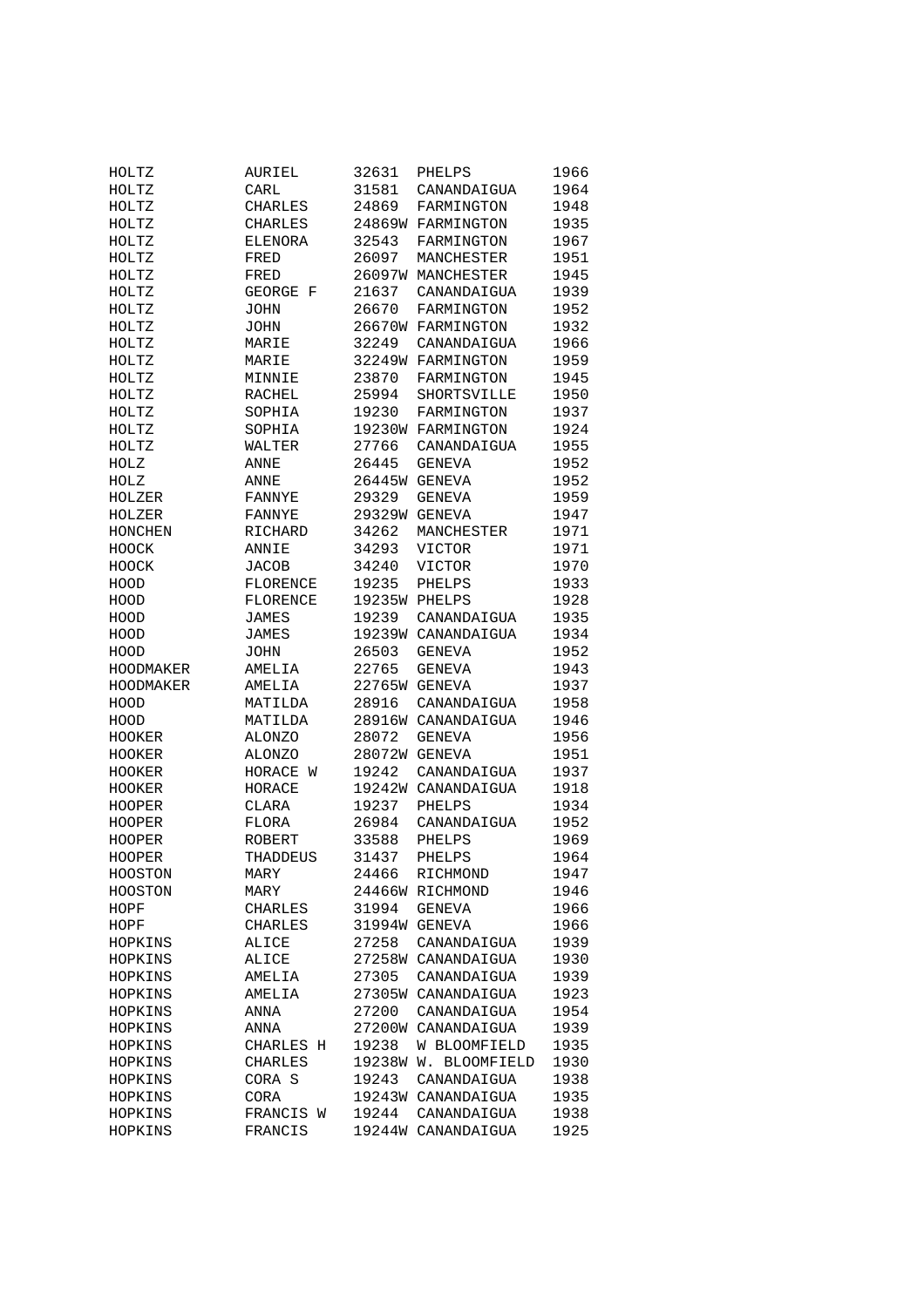| | | | | |
|---|---|---|---|---|
| HOLTZ | AURIEL | 32631 | PHELPS | 1966 |
| HOLTZ | CARL | 31581 | CANANDAIGUA | 1964 |
| HOLTZ | CHARLES | 24869 | FARMINGTON | 1948 |
| HOLTZ | CHARLES | 24869W | FARMINGTON | 1935 |
| HOLTZ | ELENORA | 32543 | FARMINGTON | 1967 |
| HOLTZ | FRED | 26097 | MANCHESTER | 1951 |
| HOLTZ | FRED | 26097W | MANCHESTER | 1945 |
| HOLTZ | GEORGE F | 21637 | CANANDAIGUA | 1939 |
| HOLTZ | JOHN | 26670 | FARMINGTON | 1952 |
| HOLTZ | JOHN | 26670W | FARMINGTON | 1932 |
| HOLTZ | MARIE | 32249 | CANANDAIGUA | 1966 |
| HOLTZ | MARIE | 32249W | FARMINGTON | 1959 |
| HOLTZ | MINNIE | 23870 | FARMINGTON | 1945 |
| HOLTZ | RACHEL | 25994 | SHORTSVILLE | 1950 |
| HOLTZ | SOPHIA | 19230 | FARMINGTON | 1937 |
| HOLTZ | SOPHIA | 19230W | FARMINGTON | 1924 |
| HOLTZ | WALTER | 27766 | CANANDAIGUA | 1955 |
| HOLZ | ANNE | 26445 | GENEVA | 1952 |
| HOLZ | ANNE | 26445W | GENEVA | 1952 |
| HOLZER | FANNYE | 29329 | GENEVA | 1959 |
| HOLZER | FANNYE | 29329W | GENEVA | 1947 |
| HONCHEN | RICHARD | 34262 | MANCHESTER | 1971 |
| HOOCK | ANNIE | 34293 | VICTOR | 1971 |
| HOOCK | JACOB | 34240 | VICTOR | 1970 |
| HOOD | FLORENCE | 19235 | PHELPS | 1933 |
| HOOD | FLORENCE | 19235W | PHELPS | 1928 |
| HOOD | JAMES | 19239 | CANANDAIGUA | 1935 |
| HOOD | JAMES | 19239W | CANANDAIGUA | 1934 |
| HOOD | JOHN | 26503 | GENEVA | 1952 |
| HOODMAKER | AMELIA | 22765 | GENEVA | 1943 |
| HOODMAKER | AMELIA | 22765W | GENEVA | 1937 |
| HOOD | MATILDA | 28916 | CANANDAIGUA | 1958 |
| HOOD | MATILDA | 28916W | CANANDAIGUA | 1946 |
| HOOKER | ALONZO | 28072 | GENEVA | 1956 |
| HOOKER | ALONZO | 28072W | GENEVA | 1951 |
| HOOKER | HORACE W | 19242 | CANANDAIGUA | 1937 |
| HOOKER | HORACE | 19242W | CANANDAIGUA | 1918 |
| HOOPER | CLARA | 19237 | PHELPS | 1934 |
| HOOPER | FLORA | 26984 | CANANDAIGUA | 1952 |
| HOOPER | ROBERT | 33588 | PHELPS | 1969 |
| HOOPER | THADDEUS | 31437 | PHELPS | 1964 |
| HOOSTON | MARY | 24466 | RICHMOND | 1947 |
| HOOSTON | MARY | 24466W | RICHMOND | 1946 |
| HOPF | CHARLES | 31994 | GENEVA | 1966 |
| HOPF | CHARLES | 31994W | GENEVA | 1966 |
| HOPKINS | ALICE | 27258 | CANANDAIGUA | 1939 |
| HOPKINS | ALICE | 27258W | CANANDAIGUA | 1930 |
| HOPKINS | AMELIA | 27305 | CANANDAIGUA | 1939 |
| HOPKINS | AMELIA | 27305W | CANANDAIGUA | 1923 |
| HOPKINS | ANNA | 27200 | CANANDAIGUA | 1954 |
| HOPKINS | ANNA | 27200W | CANANDAIGUA | 1939 |
| HOPKINS | CHARLES H | 19238 | W BLOOMFIELD | 1935 |
| HOPKINS | CHARLES | 19238W | W. BLOOMFIELD | 1930 |
| HOPKINS | CORA S | 19243 | CANANDAIGUA | 1938 |
| HOPKINS | CORA | 19243W | CANANDAIGUA | 1935 |
| HOPKINS | FRANCIS W | 19244 | CANANDAIGUA | 1938 |
| HOPKINS | FRANCIS | 19244W | CANANDAIGUA | 1925 |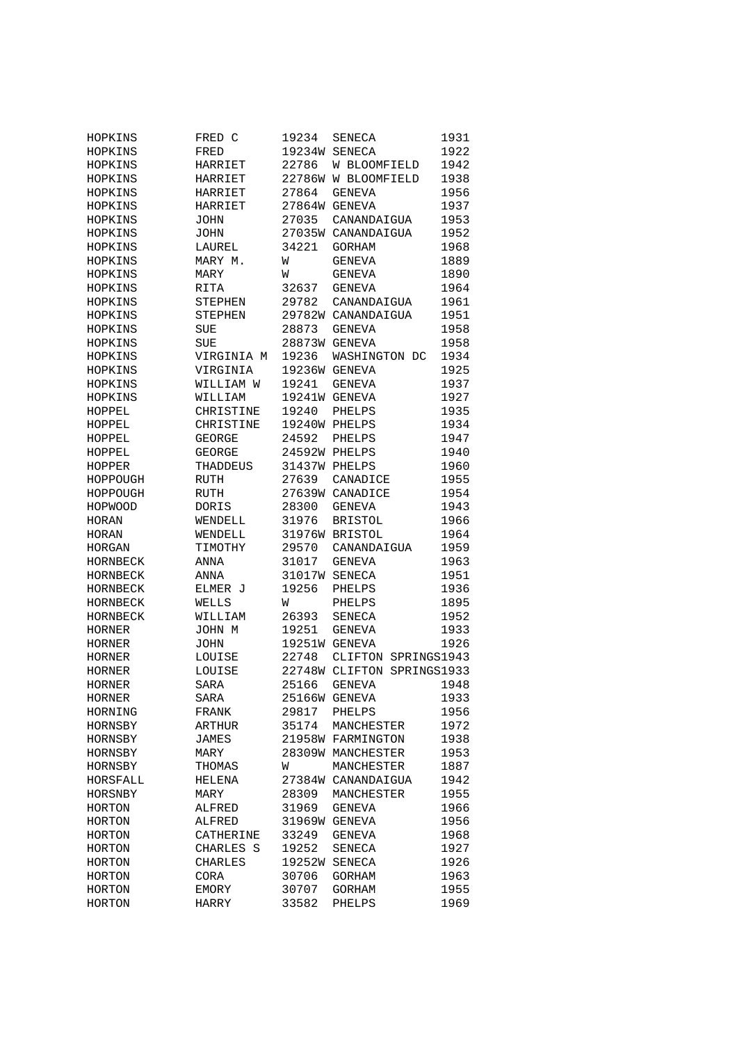| | | | | |
|---|---|---|---|---|
| HOPKINS | FRED C | 19234 | SENECA | 1931 |
| HOPKINS | FRED | 19234W | SENECA | 1922 |
| HOPKINS | HARRIET | 22786 | W BLOOMFIELD | 1942 |
| HOPKINS | HARRIET | 22786W | W BLOOMFIELD | 1938 |
| HOPKINS | HARRIET | 27864 | GENEVA | 1956 |
| HOPKINS | HARRIET | 27864W | GENEVA | 1937 |
| HOPKINS | JOHN | 27035 | CANANDAIGUA | 1953 |
| HOPKINS | JOHN | 27035W | CANANDAIGUA | 1952 |
| HOPKINS | LAUREL | 34221 | GORHAM | 1968 |
| HOPKINS | MARY M. | W | GENEVA | 1889 |
| HOPKINS | MARY | W | GENEVA | 1890 |
| HOPKINS | RITA | 32637 | GENEVA | 1964 |
| HOPKINS | STEPHEN | 29782 | CANANDAIGUA | 1961 |
| HOPKINS | STEPHEN | 29782W | CANANDAIGUA | 1951 |
| HOPKINS | SUE | 28873 | GENEVA | 1958 |
| HOPKINS | SUE | 28873W | GENEVA | 1958 |
| HOPKINS | VIRGINIA M | 19236 | WASHINGTON DC | 1934 |
| HOPKINS | VIRGINIA | 19236W | GENEVA | 1925 |
| HOPKINS | WILLIAM W | 19241 | GENEVA | 1937 |
| HOPKINS | WILLIAM | 19241W | GENEVA | 1927 |
| HOPPEL | CHRISTINE | 19240 | PHELPS | 1935 |
| HOPPEL | CHRISTINE | 19240W | PHELPS | 1934 |
| HOPPEL | GEORGE | 24592 | PHELPS | 1947 |
| HOPPEL | GEORGE | 24592W | PHELPS | 1940 |
| HOPPER | THADDEUS | 31437W | PHELPS | 1960 |
| HOPPOUGH | RUTH | 27639 | CANADICE | 1955 |
| HOPPOUGH | RUTH | 27639W | CANADICE | 1954 |
| HOPWOOD | DORIS | 28300 | GENEVA | 1943 |
| HORAN | WENDELL | 31976 | BRISTOL | 1966 |
| HORAN | WENDELL | 31976W | BRISTOL | 1964 |
| HORGAN | TIMOTHY | 29570 | CANANDAIGUA | 1959 |
| HORNBECK | ANNA | 31017 | GENEVA | 1963 |
| HORNBECK | ANNA | 31017W | SENECA | 1951 |
| HORNBECK | ELMER J | 19256 | PHELPS | 1936 |
| HORNBECK | WELLS | W | PHELPS | 1895 |
| HORNBECK | WILLIAM | 26393 | SENECA | 1952 |
| HORNER | JOHN M | 19251 | GENEVA | 1933 |
| HORNER | JOHN | 19251W | GENEVA | 1926 |
| HORNER | LOUISE | 22748 | CLIFTON SPRINGS | 1943 |
| HORNER | LOUISE | 22748W | CLIFTON SPRINGS | 1933 |
| HORNER | SARA | 25166 | GENEVA | 1948 |
| HORNER | SARA | 25166W | GENEVA | 1933 |
| HORNING | FRANK | 29817 | PHELPS | 1956 |
| HORNSBY | ARTHUR | 35174 | MANCHESTER | 1972 |
| HORNSBY | JAMES | 21958W | FARMINGTON | 1938 |
| HORNSBY | MARY | 28309W | MANCHESTER | 1953 |
| HORNSBY | THOMAS | W | MANCHESTER | 1887 |
| HORSFALL | HELENA | 27384W | CANANDAIGUA | 1942 |
| HORSNBY | MARY | 28309 | MANCHESTER | 1955 |
| HORTON | ALFRED | 31969 | GENEVA | 1966 |
| HORTON | ALFRED | 31969W | GENEVA | 1956 |
| HORTON | CATHERINE | 33249 | GENEVA | 1968 |
| HORTON | CHARLES S | 19252 | SENECA | 1927 |
| HORTON | CHARLES | 19252W | SENECA | 1926 |
| HORTON | CORA | 30706 | GORHAM | 1963 |
| HORTON | EMORY | 30707 | GORHAM | 1955 |
| HORTON | HARRY | 33582 | PHELPS | 1969 |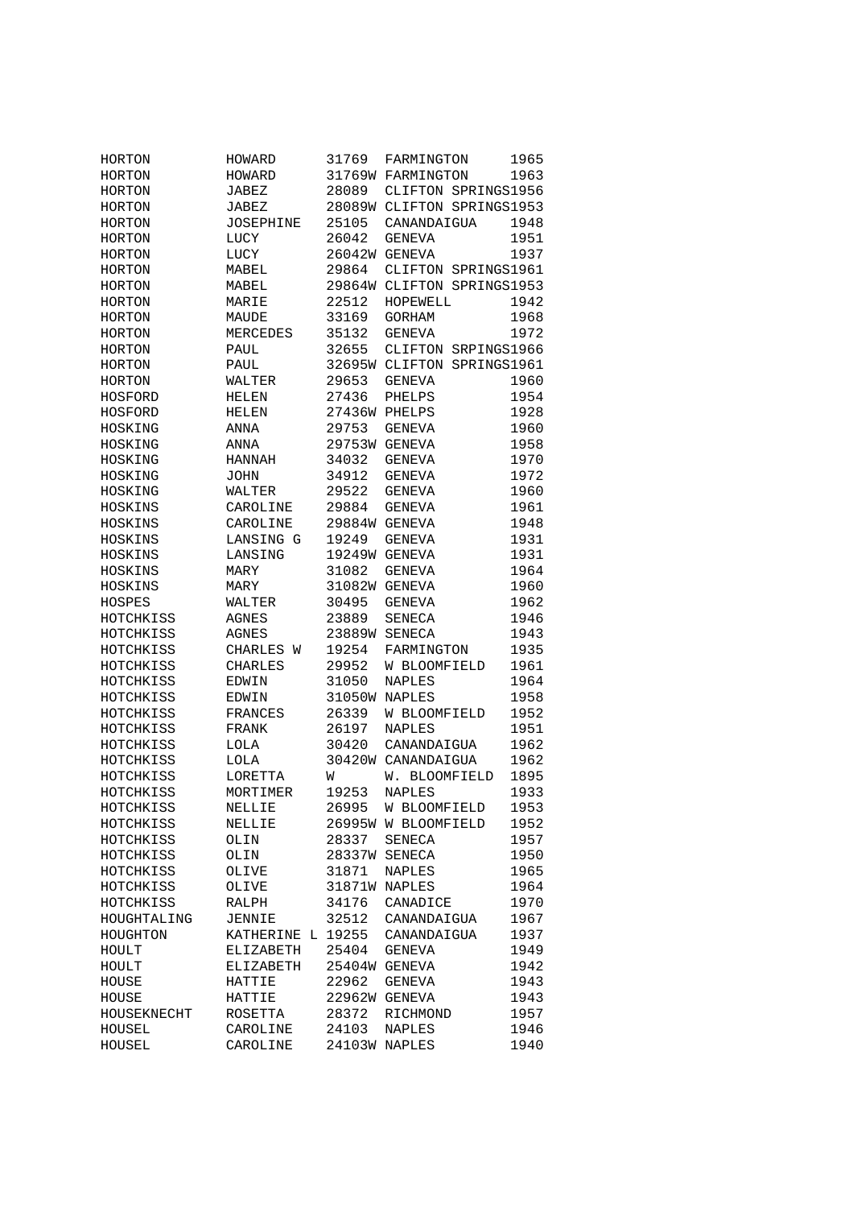| | | | | |
|---|---|---|---|---|
| HORTON | HOWARD | 31769 | FARMINGTON | 1965 |
| HORTON | HOWARD | 31769W | FARMINGTON | 1963 |
| HORTON | JABEZ | 28089 | CLIFTON SPRINGS | 1956 |
| HORTON | JABEZ | 28089W | CLIFTON SPRINGS | 1953 |
| HORTON | JOSEPHINE | 25105 | CANANDAIGUA | 1948 |
| HORTON | LUCY | 26042 | GENEVA | 1951 |
| HORTON | LUCY | 26042W | GENEVA | 1937 |
| HORTON | MABEL | 29864 | CLIFTON SPRINGS | 1961 |
| HORTON | MABEL | 29864W | CLIFTON SPRINGS | 1953 |
| HORTON | MARIE | 22512 | HOPEWELL | 1942 |
| HORTON | MAUDE | 33169 | GORHAM | 1968 |
| HORTON | MERCEDES | 35132 | GENEVA | 1972 |
| HORTON | PAUL | 32655 | CLIFTON SRPINGS | 1966 |
| HORTON | PAUL | 32695W | CLIFTON SPRINGS | 1961 |
| HORTON | WALTER | 29653 | GENEVA | 1960 |
| HOSFORD | HELEN | 27436 | PHELPS | 1954 |
| HOSFORD | HELEN | 27436W | PHELPS | 1928 |
| HOSKING | ANNA | 29753 | GENEVA | 1960 |
| HOSKING | ANNA | 29753W | GENEVA | 1958 |
| HOSKING | HANNAH | 34032 | GENEVA | 1970 |
| HOSKING | JOHN | 34912 | GENEVA | 1972 |
| HOSKING | WALTER | 29522 | GENEVA | 1960 |
| HOSKINS | CAROLINE | 29884 | GENEVA | 1961 |
| HOSKINS | CAROLINE | 29884W | GENEVA | 1948 |
| HOSKINS | LANSING G | 19249 | GENEVA | 1931 |
| HOSKINS | LANSING | 19249W | GENEVA | 1931 |
| HOSKINS | MARY | 31082 | GENEVA | 1964 |
| HOSKINS | MARY | 31082W | GENEVA | 1960 |
| HOSPES | WALTER | 30495 | GENEVA | 1962 |
| HOTCHKISS | AGNES | 23889 | SENECA | 1946 |
| HOTCHKISS | AGNES | 23889W | SENECA | 1943 |
| HOTCHKISS | CHARLES W | 19254 | FARMINGTON | 1935 |
| HOTCHKISS | CHARLES | 29952 | W BLOOMFIELD | 1961 |
| HOTCHKISS | EDWIN | 31050 | NAPLES | 1964 |
| HOTCHKISS | EDWIN | 31050W | NAPLES | 1958 |
| HOTCHKISS | FRANCES | 26339 | W BLOOMFIELD | 1952 |
| HOTCHKISS | FRANK | 26197 | NAPLES | 1951 |
| HOTCHKISS | LOLA | 30420 | CANANDAIGUA | 1962 |
| HOTCHKISS | LOLA | 30420W | CANANDAIGUA | 1962 |
| HOTCHKISS | LORETTA | W | W. BLOOMFIELD | 1895 |
| HOTCHKISS | MORTIMER | 19253 | NAPLES | 1933 |
| HOTCHKISS | NELLIE | 26995 | W BLOOMFIELD | 1953 |
| HOTCHKISS | NELLIE | 26995W | W BLOOMFIELD | 1952 |
| HOTCHKISS | OLIN | 28337 | SENECA | 1957 |
| HOTCHKISS | OLIN | 28337W | SENECA | 1950 |
| HOTCHKISS | OLIVE | 31871 | NAPLES | 1965 |
| HOTCHKISS | OLIVE | 31871W | NAPLES | 1964 |
| HOTCHKISS | RALPH | 34176 | CANADICE | 1970 |
| HOUGHTALING | JENNIE | 32512 | CANANDAIGUA | 1967 |
| HOUGHTON | KATHERINE L | 19255 | CANANDAIGUA | 1937 |
| HOULT | ELIZABETH | 25404 | GENEVA | 1949 |
| HOULT | ELIZABETH | 25404W | GENEVA | 1942 |
| HOUSE | HATTIE | 22962 | GENEVA | 1943 |
| HOUSE | HATTIE | 22962W | GENEVA | 1943 |
| HOUSEKNECHT | ROSETTA | 28372 | RICHMOND | 1957 |
| HOUSEL | CAROLINE | 24103 | NAPLES | 1946 |
| HOUSEL | CAROLINE | 24103W | NAPLES | 1940 |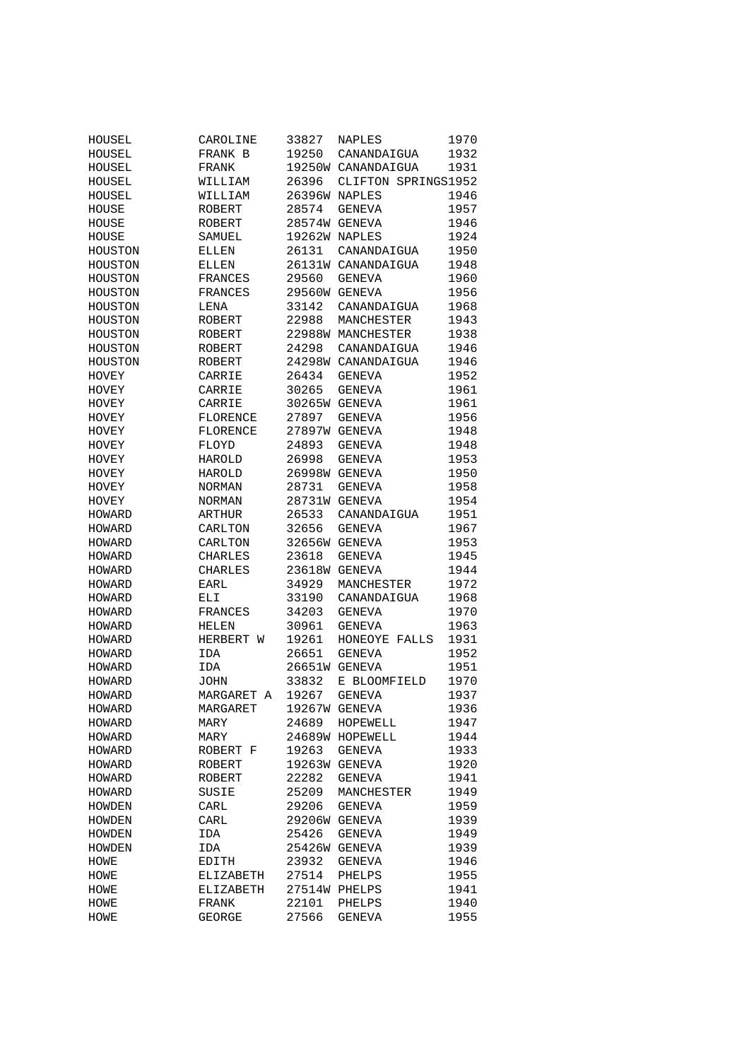| | | | | |
|---|---|---|---|---|
| HOUSEL | CAROLINE | 33827 | NAPLES | 1970 |
| HOUSEL | FRANK B | 19250 | CANANDAIGUA | 1932 |
| HOUSEL | FRANK | 19250W | CANANDAIGUA | 1931 |
| HOUSEL | WILLIAM | 26396 | CLIFTON SPRINGS | 1952 |
| HOUSEL | WILLIAM | 26396W | NAPLES | 1946 |
| HOUSE | ROBERT | 28574 | GENEVA | 1957 |
| HOUSE | ROBERT | 28574W | GENEVA | 1946 |
| HOUSE | SAMUEL | 19262W | NAPLES | 1924 |
| HOUSTON | ELLEN | 26131 | CANANDAIGUA | 1950 |
| HOUSTON | ELLEN | 26131W | CANANDAIGUA | 1948 |
| HOUSTON | FRANCES | 29560 | GENEVA | 1960 |
| HOUSTON | FRANCES | 29560W | GENEVA | 1956 |
| HOUSTON | LENA | 33142 | CANANDAIGUA | 1968 |
| HOUSTON | ROBERT | 22988 | MANCHESTER | 1943 |
| HOUSTON | ROBERT | 22988W | MANCHESTER | 1938 |
| HOUSTON | ROBERT | 24298 | CANANDAIGUA | 1946 |
| HOUSTON | ROBERT | 24298W | CANANDAIGUA | 1946 |
| HOVEY | CARRIE | 26434 | GENEVA | 1952 |
| HOVEY | CARRIE | 30265 | GENEVA | 1961 |
| HOVEY | CARRIE | 30265W | GENEVA | 1961 |
| HOVEY | FLORENCE | 27897 | GENEVA | 1956 |
| HOVEY | FLORENCE | 27897W | GENEVA | 1948 |
| HOVEY | FLOYD | 24893 | GENEVA | 1948 |
| HOVEY | HAROLD | 26998 | GENEVA | 1953 |
| HOVEY | HAROLD | 26998W | GENEVA | 1950 |
| HOVEY | NORMAN | 28731 | GENEVA | 1958 |
| HOVEY | NORMAN | 28731W | GENEVA | 1954 |
| HOWARD | ARTHUR | 26533 | CANANDAIGUA | 1951 |
| HOWARD | CARLTON | 32656 | GENEVA | 1967 |
| HOWARD | CARLTON | 32656W | GENEVA | 1953 |
| HOWARD | CHARLES | 23618 | GENEVA | 1945 |
| HOWARD | CHARLES | 23618W | GENEVA | 1944 |
| HOWARD | EARL | 34929 | MANCHESTER | 1972 |
| HOWARD | ELI | 33190 | CANANDAIGUA | 1968 |
| HOWARD | FRANCES | 34203 | GENEVA | 1970 |
| HOWARD | HELEN | 30961 | GENEVA | 1963 |
| HOWARD | HERBERT W | 19261 | HONEOYE FALLS | 1931 |
| HOWARD | IDA | 26651 | GENEVA | 1952 |
| HOWARD | IDA | 26651W | GENEVA | 1951 |
| HOWARD | JOHN | 33832 | E BLOOMFIELD | 1970 |
| HOWARD | MARGARET A | 19267 | GENEVA | 1937 |
| HOWARD | MARGARET | 19267W | GENEVA | 1936 |
| HOWARD | MARY | 24689 | HOPEWELL | 1947 |
| HOWARD | MARY | 24689W | HOPEWELL | 1944 |
| HOWARD | ROBERT F | 19263 | GENEVA | 1933 |
| HOWARD | ROBERT | 19263W | GENEVA | 1920 |
| HOWARD | ROBERT | 22282 | GENEVA | 1941 |
| HOWARD | SUSIE | 25209 | MANCHESTER | 1949 |
| HOWDEN | CARL | 29206 | GENEVA | 1959 |
| HOWDEN | CARL | 29206W | GENEVA | 1939 |
| HOWDEN | IDA | 25426 | GENEVA | 1949 |
| HOWDEN | IDA | 25426W | GENEVA | 1939 |
| HOWE | EDITH | 23932 | GENEVA | 1946 |
| HOWE | ELIZABETH | 27514 | PHELPS | 1955 |
| HOWE | ELIZABETH | 27514W | PHELPS | 1941 |
| HOWE | FRANK | 22101 | PHELPS | 1940 |
| HOWE | GEORGE | 27566 | GENEVA | 1955 |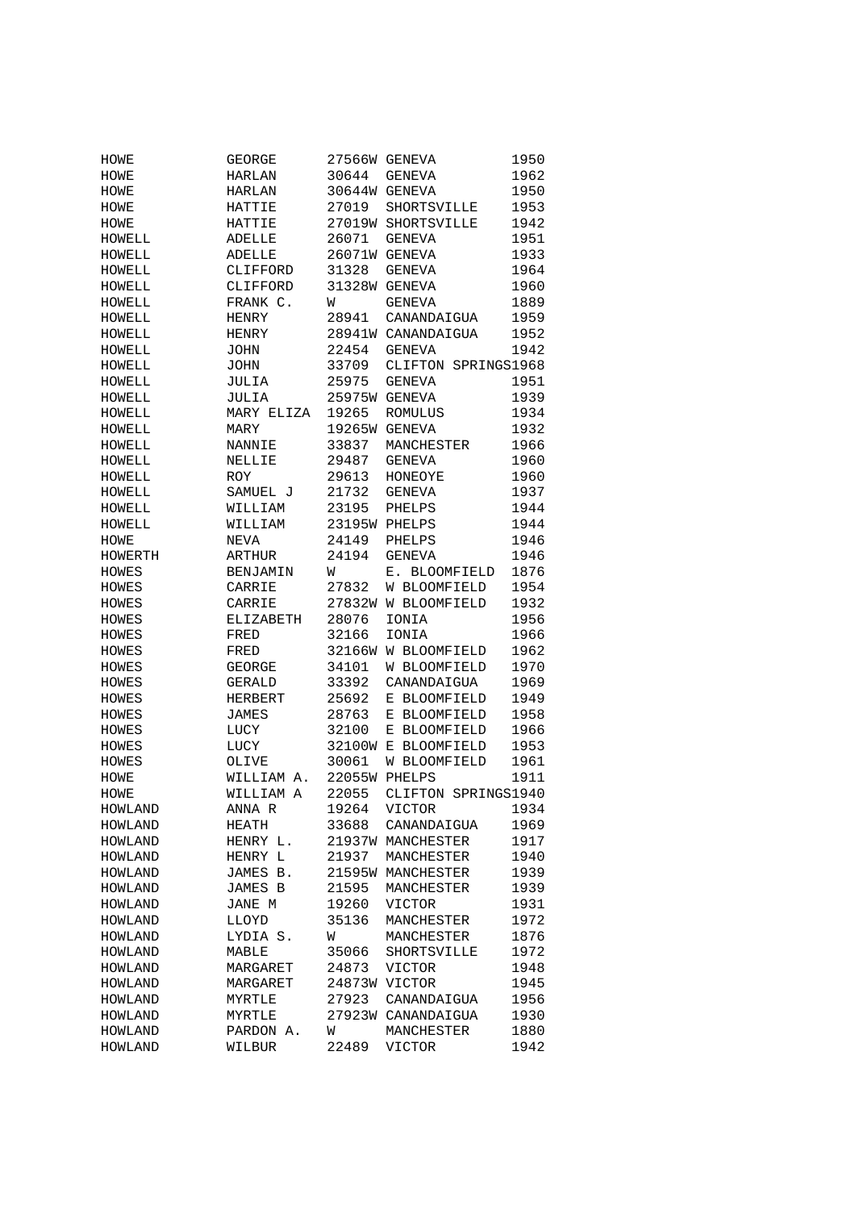| | | | | |
|---|---|---|---|---|
| HOWE | GEORGE | 27566W | GENEVA | 1950 |
| HOWE | HARLAN | 30644 | GENEVA | 1962 |
| HOWE | HARLAN | 30644W | GENEVA | 1950 |
| HOWE | HATTIE | 27019 | SHORTSVILLE | 1953 |
| HOWE | HATTIE | 27019W | SHORTSVILLE | 1942 |
| HOWELL | ADELLE | 26071 | GENEVA | 1951 |
| HOWELL | ADELLE | 26071W | GENEVA | 1933 |
| HOWELL | CLIFFORD | 31328 | GENEVA | 1964 |
| HOWELL | CLIFFORD | 31328W | GENEVA | 1960 |
| HOWELL | FRANK C. | W | GENEVA | 1889 |
| HOWELL | HENRY | 28941 | CANANDAIGUA | 1959 |
| HOWELL | HENRY | 28941W | CANANDAIGUA | 1952 |
| HOWELL | JOHN | 22454 | GENEVA | 1942 |
| HOWELL | JOHN | 33709 | CLIFTON SPRINGS | 1968 |
| HOWELL | JULIA | 25975 | GENEVA | 1951 |
| HOWELL | JULIA | 25975W | GENEVA | 1939 |
| HOWELL | MARY ELIZA | 19265 | ROMULUS | 1934 |
| HOWELL | MARY | 19265W | GENEVA | 1932 |
| HOWELL | NANNIE | 33837 | MANCHESTER | 1966 |
| HOWELL | NELLIE | 29487 | GENEVA | 1960 |
| HOWELL | ROY | 29613 | HONEOYE | 1960 |
| HOWELL | SAMUEL J | 21732 | GENEVA | 1937 |
| HOWELL | WILLIAM | 23195 | PHELPS | 1944 |
| HOWELL | WILLIAM | 23195W | PHELPS | 1944 |
| HOWE | NEVA | 24149 | PHELPS | 1946 |
| HOWERTH | ARTHUR | 24194 | GENEVA | 1946 |
| HOWES | BENJAMIN | W | E. BLOOMFIELD | 1876 |
| HOWES | CARRIE | 27832 | W BLOOMFIELD | 1954 |
| HOWES | CARRIE | 27832W | W BLOOMFIELD | 1932 |
| HOWES | ELIZABETH | 28076 | IONIA | 1956 |
| HOWES | FRED | 32166 | IONIA | 1966 |
| HOWES | FRED | 32166W | W BLOOMFIELD | 1962 |
| HOWES | GEORGE | 34101 | W BLOOMFIELD | 1970 |
| HOWES | GERALD | 33392 | CANANDAIGUA | 1969 |
| HOWES | HERBERT | 25692 | E BLOOMFIELD | 1949 |
| HOWES | JAMES | 28763 | E BLOOMFIELD | 1958 |
| HOWES | LUCY | 32100 | E BLOOMFIELD | 1966 |
| HOWES | LUCY | 32100W | E BLOOMFIELD | 1953 |
| HOWES | OLIVE | 30061 | W BLOOMFIELD | 1961 |
| HOWE | WILLIAM A. | 22055W | PHELPS | 1911 |
| HOWE | WILLIAM A | 22055 | CLIFTON SPRINGS | 1940 |
| HOWLAND | ANNA R | 19264 | VICTOR | 1934 |
| HOWLAND | HEATH | 33688 | CANANDAIGUA | 1969 |
| HOWLAND | HENRY L. | 21937W | MANCHESTER | 1917 |
| HOWLAND | HENRY L | 21937 | MANCHESTER | 1940 |
| HOWLAND | JAMES B. | 21595W | MANCHESTER | 1939 |
| HOWLAND | JAMES B | 21595 | MANCHESTER | 1939 |
| HOWLAND | JANE M | 19260 | VICTOR | 1931 |
| HOWLAND | LLOYD | 35136 | MANCHESTER | 1972 |
| HOWLAND | LYDIA S. | W | MANCHESTER | 1876 |
| HOWLAND | MABLE | 35066 | SHORTSVILLE | 1972 |
| HOWLAND | MARGARET | 24873 | VICTOR | 1948 |
| HOWLAND | MARGARET | 24873W | VICTOR | 1945 |
| HOWLAND | MYRTLE | 27923 | CANANDAIGUA | 1956 |
| HOWLAND | MYRTLE | 27923W | CANANDAIGUA | 1930 |
| HOWLAND | PARDON A. | W | MANCHESTER | 1880 |
| HOWLAND | WILBUR | 22489 | VICTOR | 1942 |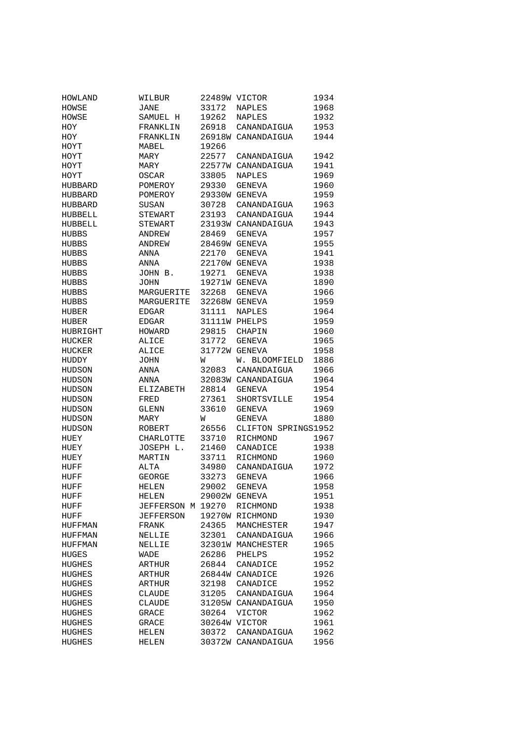| | | | | |
|---|---|---|---|---|
| HOWLAND | WILBUR | 22489W | VICTOR | 1934 |
| HOWSE | JANE | 33172 | NAPLES | 1968 |
| HOWSE | SAMUEL H | 19262 | NAPLES | 1932 |
| HOY | FRANKLIN | 26918 | CANANDAIGUA | 1953 |
| HOY | FRANKLIN | 26918W | CANANDAIGUA | 1944 |
| HOYT | MABEL | 19266 | | |
| HOYT | MARY | 22577 | CANANDAIGUA | 1942 |
| HOYT | MARY | 22577W | CANANDAIGUA | 1941 |
| HOYT | OSCAR | 33805 | NAPLES | 1969 |
| HUBBARD | POMEROY | 29330 | GENEVA | 1960 |
| HUBBARD | POMEROY | 29330W | GENEVA | 1959 |
| HUBBARD | SUSAN | 30728 | CANANDAIGUA | 1963 |
| HUBBELL | STEWART | 23193 | CANANDAIGUA | 1944 |
| HUBBELL | STEWART | 23193W | CANANDAIGUA | 1943 |
| HUBBS | ANDREW | 28469 | GENEVA | 1957 |
| HUBBS | ANDREW | 28469W | GENEVA | 1955 |
| HUBBS | ANNA | 22170 | GENEVA | 1941 |
| HUBBS | ANNA | 22170W | GENEVA | 1938 |
| HUBBS | JOHN B. | 19271 | GENEVA | 1938 |
| HUBBS | JOHN | 19271W | GENEVA | 1890 |
| HUBBS | MARGUERITE | 32268 | GENEVA | 1966 |
| HUBBS | MARGUERITE | 32268W | GENEVA | 1959 |
| HUBER | EDGAR | 31111 | NAPLES | 1964 |
| HUBER | EDGAR | 31111W | PHELPS | 1959 |
| HUBRIGHT | HOWARD | 29815 | CHAPIN | 1960 |
| HUCKER | ALICE | 31772 | GENEVA | 1965 |
| HUCKER | ALICE | 31772W | GENEVA | 1958 |
| HUDDY | JOHN | W | W. BLOOMFIELD | 1886 |
| HUDSON | ANNA | 32083 | CANANDAIGUA | 1966 |
| HUDSON | ANNA | 32083W | CANANDAIGUA | 1964 |
| HUDSON | ELIZABETH | 28814 | GENEVA | 1954 |
| HUDSON | FRED | 27361 | SHORTSVILLE | 1954 |
| HUDSON | GLENN | 33610 | GENEVA | 1969 |
| HUDSON | MARY | W | GENEVA | 1880 |
| HUDSON | ROBERT | 26556 | CLIFTON SPRINGS | 1952 |
| HUEY | CHARLOTTE | 33710 | RICHMOND | 1967 |
| HUEY | JOSEPH L. | 21460 | CANADICE | 1938 |
| HUEY | MARTIN | 33711 | RICHMOND | 1960 |
| HUFF | ALTA | 34980 | CANANDAIGUA | 1972 |
| HUFF | GEORGE | 33273 | GENEVA | 1966 |
| HUFF | HELEN | 29002 | GENEVA | 1958 |
| HUFF | HELEN | 29002W | GENEVA | 1951 |
| HUFF | JEFFERSON M | 19270 | RICHMOND | 1938 |
| HUFF | JEFFERSON | 19270W | RICHMOND | 1930 |
| HUFFMAN | FRANK | 24365 | MANCHESTER | 1947 |
| HUFFMAN | NELLIE | 32301 | CANANDAIGUA | 1966 |
| HUFFMAN | NELLIE | 32301W | MANCHESTER | 1965 |
| HUGES | WADE | 26286 | PHELPS | 1952 |
| HUGHES | ARTHUR | 26844 | CANADICE | 1952 |
| HUGHES | ARTHUR | 26844W | CANADICE | 1926 |
| HUGHES | ARTHUR | 32198 | CANADICE | 1952 |
| HUGHES | CLAUDE | 31205 | CANANDAIGUA | 1964 |
| HUGHES | CLAUDE | 31205W | CANANDAIGUA | 1950 |
| HUGHES | GRACE | 30264 | VICTOR | 1962 |
| HUGHES | GRACE | 30264W | VICTOR | 1961 |
| HUGHES | HELEN | 30372 | CANANDAIGUA | 1962 |
| HUGHES | HELEN | 30372W | CANANDAIGUA | 1956 |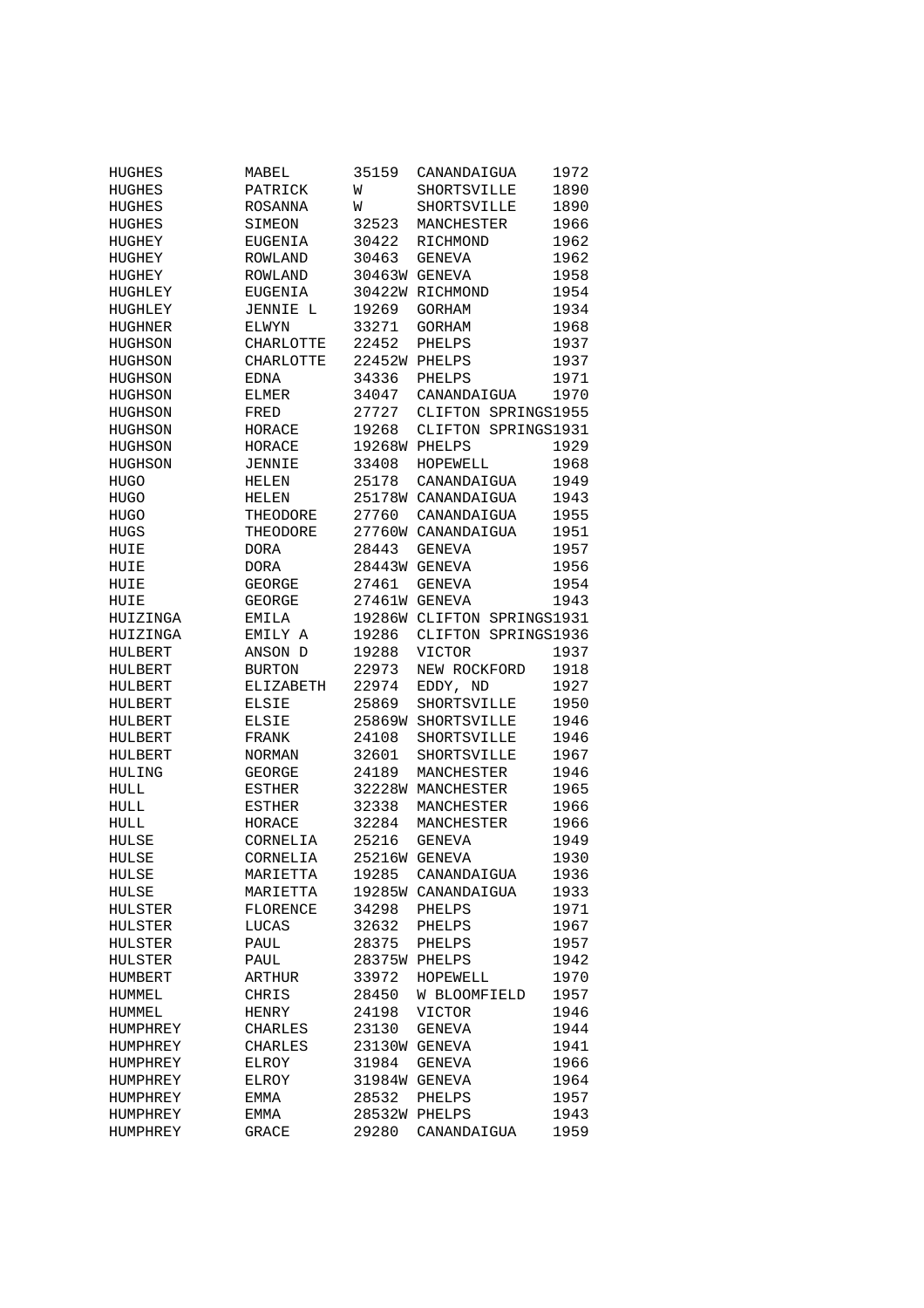| | | | | |
|---|---|---|---|---|
| HUGHES | MABEL | 35159 | CANANDAIGUA | 1972 |
| HUGHES | PATRICK | W | SHORTSVILLE | 1890 |
| HUGHES | ROSANNA | W | SHORTSVILLE | 1890 |
| HUGHES | SIMEON | 32523 | MANCHESTER | 1966 |
| HUGHEY | EUGENIA | 30422 | RICHMOND | 1962 |
| HUGHEY | ROWLAND | 30463 | GENEVA | 1962 |
| HUGHEY | ROWLAND | 30463W | GENEVA | 1958 |
| HUGHLEY | EUGENIA | 30422W | RICHMOND | 1954 |
| HUGHLEY | JENNIE L | 19269 | GORHAM | 1934 |
| HUGHNER | ELWYN | 33271 | GORHAM | 1968 |
| HUGHSON | CHARLOTTE | 22452 | PHELPS | 1937 |
| HUGHSON | CHARLOTTE | 22452W | PHELPS | 1937 |
| HUGHSON | EDNA | 34336 | PHELPS | 1971 |
| HUGHSON | ELMER | 34047 | CANANDAIGUA | 1970 |
| HUGHSON | FRED | 27727 | CLIFTON SPRINGS | 1955 |
| HUGHSON | HORACE | 19268 | CLIFTON SPRINGS | 1931 |
| HUGHSON | HORACE | 19268W | PHELPS | 1929 |
| HUGHSON | JENNIE | 33408 | HOPEWELL | 1968 |
| HUGO | HELEN | 25178 | CANANDAIGUA | 1949 |
| HUGO | HELEN | 25178W | CANANDAIGUA | 1943 |
| HUGO | THEODORE | 27760 | CANANDAIGUA | 1955 |
| HUGS | THEODORE | 27760W | CANANDAIGUA | 1951 |
| HUIE | DORA | 28443 | GENEVA | 1957 |
| HUIE | DORA | 28443W | GENEVA | 1956 |
| HUIE | GEORGE | 27461 | GENEVA | 1954 |
| HUIE | GEORGE | 27461W | GENEVA | 1943 |
| HUIZINGA | EMILA | 19286W | CLIFTON SPRINGS | 1931 |
| HUIZINGA | EMILY A | 19286 | CLIFTON SPRINGS | 1936 |
| HULBERT | ANSON D | 19288 | VICTOR | 1937 |
| HULBERT | BURTON | 22973 | NEW ROCKFORD | 1918 |
| HULBERT | ELIZABETH | 22974 | EDDY, ND | 1927 |
| HULBERT | ELSIE | 25869 | SHORTSVILLE | 1950 |
| HULBERT | ELSIE | 25869W | SHORTSVILLE | 1946 |
| HULBERT | FRANK | 24108 | SHORTSVILLE | 1946 |
| HULBERT | NORMAN | 32601 | SHORTSVILLE | 1967 |
| HULING | GEORGE | 24189 | MANCHESTER | 1946 |
| HULL | ESTHER | 32228W | MANCHESTER | 1965 |
| HULL | ESTHER | 32338 | MANCHESTER | 1966 |
| HULL | HORACE | 32284 | MANCHESTER | 1966 |
| HULSE | CORNELIA | 25216 | GENEVA | 1949 |
| HULSE | CORNELIA | 25216W | GENEVA | 1930 |
| HULSE | MARIETTA | 19285 | CANANDAIGUA | 1936 |
| HULSE | MARIETTA | 19285W | CANANDAIGUA | 1933 |
| HULSTER | FLORENCE | 34298 | PHELPS | 1971 |
| HULSTER | LUCAS | 32632 | PHELPS | 1967 |
| HULSTER | PAUL | 28375 | PHELPS | 1957 |
| HULSTER | PAUL | 28375W | PHELPS | 1942 |
| HUMBERT | ARTHUR | 33972 | HOPEWELL | 1970 |
| HUMMEL | CHRIS | 28450 | W BLOOMFIELD | 1957 |
| HUMMEL | HENRY | 24198 | VICTOR | 1946 |
| HUMPHREY | CHARLES | 23130 | GENEVA | 1944 |
| HUMPHREY | CHARLES | 23130W | GENEVA | 1941 |
| HUMPHREY | ELROY | 31984 | GENEVA | 1966 |
| HUMPHREY | ELROY | 31984W | GENEVA | 1964 |
| HUMPHREY | EMMA | 28532 | PHELPS | 1957 |
| HUMPHREY | EMMA | 28532W | PHELPS | 1943 |
| HUMPHREY | GRACE | 29280 | CANANDAIGUA | 1959 |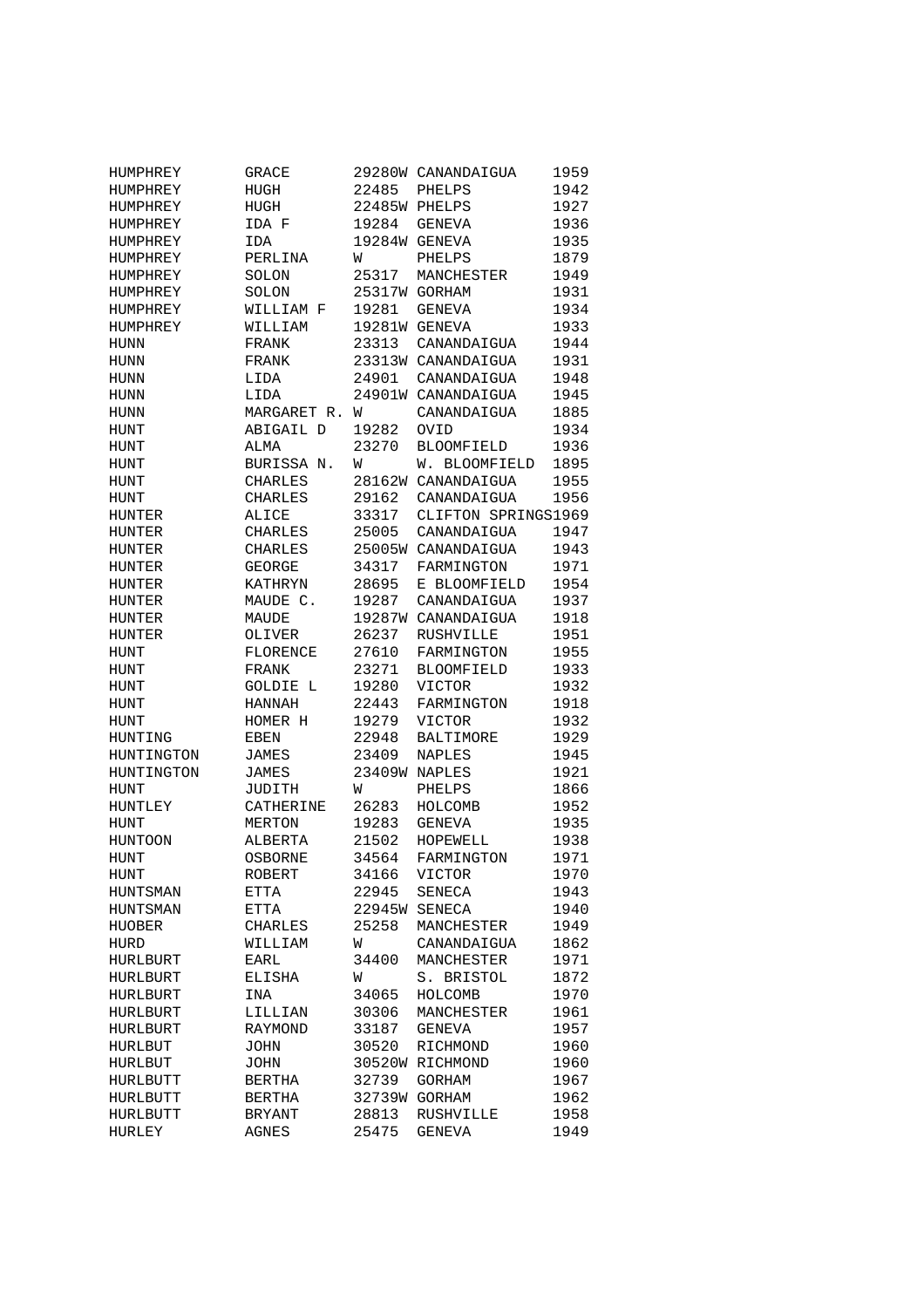| | | | | |
|---|---|---|---|---|
| HUMPHREY | GRACE | 29280W | CANANDAIGUA | 1959 |
| HUMPHREY | HUGH | 22485 | PHELPS | 1942 |
| HUMPHREY | HUGH | 22485W | PHELPS | 1927 |
| HUMPHREY | IDA F | 19284 | GENEVA | 1936 |
| HUMPHREY | IDA | 19284W | GENEVA | 1935 |
| HUMPHREY | PERLINA | W | PHELPS | 1879 |
| HUMPHREY | SOLON | 25317 | MANCHESTER | 1949 |
| HUMPHREY | SOLON | 25317W | GORHAM | 1931 |
| HUMPHREY | WILLIAM F | 19281 | GENEVA | 1934 |
| HUMPHREY | WILLIAM | 19281W | GENEVA | 1933 |
| HUNN | FRANK | 23313 | CANANDAIGUA | 1944 |
| HUNN | FRANK | 23313W | CANANDAIGUA | 1931 |
| HUNN | LIDA | 24901 | CANANDAIGUA | 1948 |
| HUNN | LIDA | 24901W | CANANDAIGUA | 1945 |
| HUNN | MARGARET R. | W | CANANDAIGUA | 1885 |
| HUNT | ABIGAIL D | 19282 | OVID | 1934 |
| HUNT | ALMA | 23270 | BLOOMFIELD | 1936 |
| HUNT | BURISSA N. | W | W. BLOOMFIELD | 1895 |
| HUNT | CHARLES | 28162W | CANANDAIGUA | 1955 |
| HUNT | CHARLES | 29162 | CANANDAIGUA | 1956 |
| HUNTER | ALICE | 33317 | CLIFTON SPRINGS | 1969 |
| HUNTER | CHARLES | 25005 | CANANDAIGUA | 1947 |
| HUNTER | CHARLES | 25005W | CANANDAIGUA | 1943 |
| HUNTER | GEORGE | 34317 | FARMINGTON | 1971 |
| HUNTER | KATHRYN | 28695 | E BLOOMFIELD | 1954 |
| HUNTER | MAUDE C. | 19287 | CANANDAIGUA | 1937 |
| HUNTER | MAUDE | 19287W | CANANDAIGUA | 1918 |
| HUNTER | OLIVER | 26237 | RUSHVILLE | 1951 |
| HUNT | FLORENCE | 27610 | FARMINGTON | 1955 |
| HUNT | FRANK | 23271 | BLOOMFIELD | 1933 |
| HUNT | GOLDIE L | 19280 | VICTOR | 1932 |
| HUNT | HANNAH | 22443 | FARMINGTON | 1918 |
| HUNT | HOMER H | 19279 | VICTOR | 1932 |
| HUNTING | EBEN | 22948 | BALTIMORE | 1929 |
| HUNTINGTON | JAMES | 23409 | NAPLES | 1945 |
| HUNTINGTON | JAMES | 23409W | NAPLES | 1921 |
| HUNT | JUDITH | W | PHELPS | 1866 |
| HUNTLEY | CATHERINE | 26283 | HOLCOMB | 1952 |
| HUNT | MERTON | 19283 | GENEVA | 1935 |
| HUNTOON | ALBERTA | 21502 | HOPEWELL | 1938 |
| HUNT | OSBORNE | 34564 | FARMINGTON | 1971 |
| HUNT | ROBERT | 34166 | VICTOR | 1970 |
| HUNTSMAN | ETTA | 22945 | SENECA | 1943 |
| HUNTSMAN | ETTA | 22945W | SENECA | 1940 |
| HUOBER | CHARLES | 25258 | MANCHESTER | 1949 |
| HURD | WILLIAM | W | CANANDAIGUA | 1862 |
| HURLBURT | EARL | 34400 | MANCHESTER | 1971 |
| HURLBURT | ELISHA | W | S. BRISTOL | 1872 |
| HURLBURT | INA | 34065 | HOLCOMB | 1970 |
| HURLBURT | LILLIAN | 30306 | MANCHESTER | 1961 |
| HURLBURT | RAYMOND | 33187 | GENEVA | 1957 |
| HURLBUT | JOHN | 30520 | RICHMOND | 1960 |
| HURLBUT | JOHN | 30520W | RICHMOND | 1960 |
| HURLBUTT | BERTHA | 32739 | GORHAM | 1967 |
| HURLBUTT | BERTHA | 32739W | GORHAM | 1962 |
| HURLBUTT | BRYANT | 28813 | RUSHVILLE | 1958 |
| HURLEY | AGNES | 25475 | GENEVA | 1949 |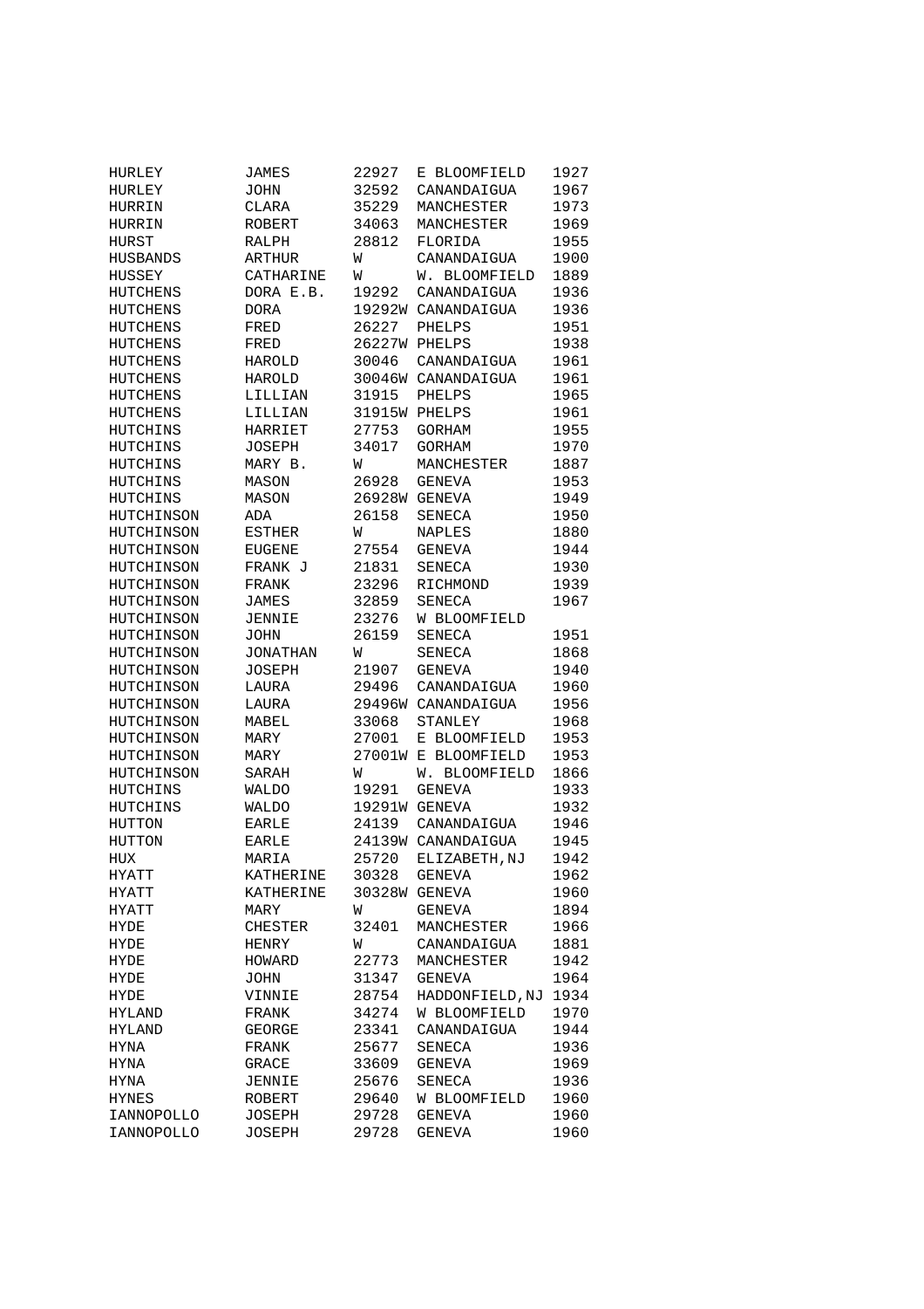| | | | | |
|---|---|---|---|---|
| HURLEY | JAMES | 22927 | E BLOOMFIELD | 1927 |
| HURLEY | JOHN | 32592 | CANANDAIGUA | 1967 |
| HURRIN | CLARA | 35229 | MANCHESTER | 1973 |
| HURRIN | ROBERT | 34063 | MANCHESTER | 1969 |
| HURST | RALPH | 28812 | FLORIDA | 1955 |
| HUSBANDS | ARTHUR | W | CANANDAIGUA | 1900 |
| HUSSEY | CATHARINE | W | W. BLOOMFIELD | 1889 |
| HUTCHENS | DORA E.B. | 19292 | CANANDAIGUA | 1936 |
| HUTCHENS | DORA | 19292W | CANANDAIGUA | 1936 |
| HUTCHENS | FRED | 26227 | PHELPS | 1951 |
| HUTCHENS | FRED | 26227W | PHELPS | 1938 |
| HUTCHENS | HAROLD | 30046 | CANANDAIGUA | 1961 |
| HUTCHENS | HAROLD | 30046W | CANANDAIGUA | 1961 |
| HUTCHENS | LILLIAN | 31915 | PHELPS | 1965 |
| HUTCHENS | LILLIAN | 31915W | PHELPS | 1961 |
| HUTCHINS | HARRIET | 27753 | GORHAM | 1955 |
| HUTCHINS | JOSEPH | 34017 | GORHAM | 1970 |
| HUTCHINS | MARY B. | W | MANCHESTER | 1887 |
| HUTCHINS | MASON | 26928 | GENEVA | 1953 |
| HUTCHINS | MASON | 26928W | GENEVA | 1949 |
| HUTCHINSON | ADA | 26158 | SENECA | 1950 |
| HUTCHINSON | ESTHER | W | NAPLES | 1880 |
| HUTCHINSON | EUGENE | 27554 | GENEVA | 1944 |
| HUTCHINSON | FRANK J | 21831 | SENECA | 1930 |
| HUTCHINSON | FRANK | 23296 | RICHMOND | 1939 |
| HUTCHINSON | JAMES | 32859 | SENECA | 1967 |
| HUTCHINSON | JENNIE | 23276 | W BLOOMFIELD | |
| HUTCHINSON | JOHN | 26159 | SENECA | 1951 |
| HUTCHINSON | JONATHAN | W | SENECA | 1868 |
| HUTCHINSON | JOSEPH | 21907 | GENEVA | 1940 |
| HUTCHINSON | LAURA | 29496 | CANANDAIGUA | 1960 |
| HUTCHINSON | LAURA | 29496W | CANANDAIGUA | 1956 |
| HUTCHINSON | MABEL | 33068 | STANLEY | 1968 |
| HUTCHINSON | MARY | 27001 | E BLOOMFIELD | 1953 |
| HUTCHINSON | MARY | 27001W | E BLOOMFIELD | 1953 |
| HUTCHINSON | SARAH | W | W. BLOOMFIELD | 1866 |
| HUTCHINS | WALDO | 19291 | GENEVA | 1933 |
| HUTCHINS | WALDO | 19291W | GENEVA | 1932 |
| HUTTON | EARLE | 24139 | CANANDAIGUA | 1946 |
| HUTTON | EARLE | 24139W | CANANDAIGUA | 1945 |
| HUX | MARIA | 25720 | ELIZABETH,NJ | 1942 |
| HYATT | KATHERINE | 30328 | GENEVA | 1962 |
| HYATT | KATHERINE | 30328W | GENEVA | 1960 |
| HYATT | MARY | W | GENEVA | 1894 |
| HYDE | CHESTER | 32401 | MANCHESTER | 1966 |
| HYDE | HENRY | W | CANANDAIGUA | 1881 |
| HYDE | HOWARD | 22773 | MANCHESTER | 1942 |
| HYDE | JOHN | 31347 | GENEVA | 1964 |
| HYDE | VINNIE | 28754 | HADDONFIELD,NJ | 1934 |
| HYLAND | FRANK | 34274 | W BLOOMFIELD | 1970 |
| HYLAND | GEORGE | 23341 | CANANDAIGUA | 1944 |
| HYNA | FRANK | 25677 | SENECA | 1936 |
| HYNA | GRACE | 33609 | GENEVA | 1969 |
| HYNA | JENNIE | 25676 | SENECA | 1936 |
| HYNES | ROBERT | 29640 | W BLOOMFIELD | 1960 |
| IANNOPOLLO | JOSEPH | 29728 | GENEVA | 1960 |
| IANNOPOLLO | JOSEPH | 29728 | GENEVA | 1960 |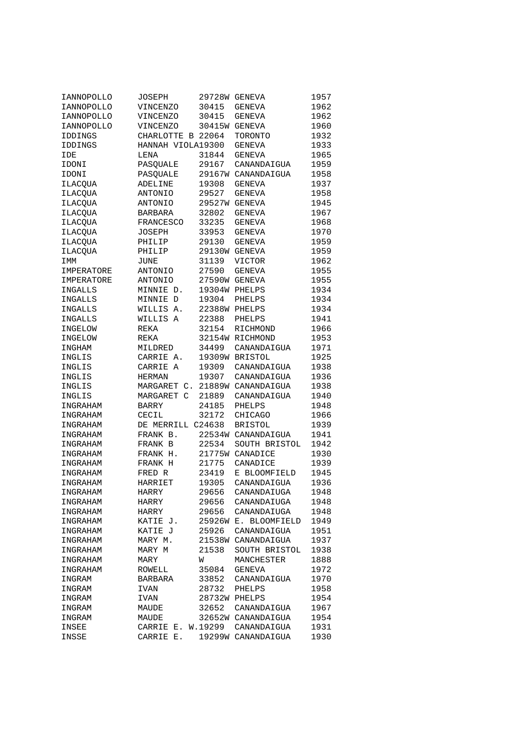| | | | | |
|---|---|---|---|---|
| IANNOPOLLO | JOSEPH | 29728W | GENEVA | 1957 |
| IANNOPOLLO | VINCENZO | 30415 | GENEVA | 1962 |
| IANNOPOLLO | VINCENZO | 30415 | GENEVA | 1962 |
| IANNOPOLLO | VINCENZO | 30415W | GENEVA | 1960 |
| IDDINGS | CHARLOTTE B | 22064 | TORONTO | 1932 |
| IDDINGS | HANNAH VIOLA | 19300 | GENEVA | 1933 |
| IDE | LENA | 31844 | GENEVA | 1965 |
| IDONI | PASQUALE | 29167 | CANANDAIGUA | 1959 |
| IDONI | PASQUALE | 29167W | CANANDAIGUA | 1958 |
| ILACQUA | ADELINE | 19308 | GENEVA | 1937 |
| ILACQUA | ANTONIO | 29527 | GENEVA | 1958 |
| ILACQUA | ANTONIO | 29527W | GENEVA | 1945 |
| ILACQUA | BARBARA | 32802 | GENEVA | 1967 |
| ILACQUA | FRANCESCO | 33235 | GENEVA | 1968 |
| ILACQUA | JOSEPH | 33953 | GENEVA | 1970 |
| ILACQUA | PHILIP | 29130 | GENEVA | 1959 |
| ILACQUA | PHILIP | 29130W | GENEVA | 1959 |
| IMM | JUNE | 31139 | VICTOR | 1962 |
| IMPERATORE | ANTONIO | 27590 | GENEVA | 1955 |
| IMPERATORE | ANTONIO | 27590W | GENEVA | 1955 |
| INGALLS | MINNIE D. | 19304W | PHELPS | 1934 |
| INGALLS | MINNIE D | 19304 | PHELPS | 1934 |
| INGALLS | WILLIS A. | 22388W | PHELPS | 1934 |
| INGALLS | WILLIS A | 22388 | PHELPS | 1941 |
| INGELOW | REKA | 32154 | RICHMOND | 1966 |
| INGELOW | REKA | 32154W | RICHMOND | 1953 |
| INGHAM | MILDRED | 34499 | CANANDAIGUA | 1971 |
| INGLIS | CARRIE A. | 19309W | BRISTOL | 1925 |
| INGLIS | CARRIE A | 19309 | CANANDAIGUA | 1938 |
| INGLIS | HERMAN | 19307 | CANANDAIGUA | 1936 |
| INGLIS | MARGARET C. | 21889W | CANANDAIGUA | 1938 |
| INGLIS | MARGARET C | 21889 | CANANDAIGUA | 1940 |
| INGRAHAM | BARRY | 24185 | PHELPS | 1948 |
| INGRAHAM | CECIL | 32172 | CHICAGO | 1966 |
| INGRAHAM | DE MERRILL C | 24638 | BRISTOL | 1939 |
| INGRAHAM | FRANK B. | 22534W | CANANDAIGUA | 1941 |
| INGRAHAM | FRANK B | 22534 | SOUTH BRISTOL | 1942 |
| INGRAHAM | FRANK H. | 21775W | CANADICE | 1930 |
| INGRAHAM | FRANK H | 21775 | CANADICE | 1939 |
| INGRAHAM | FRED R | 23419 | E BLOOMFIELD | 1945 |
| INGRAHAM | HARRIET | 19305 | CANANDAIGUA | 1936 |
| INGRAHAM | HARRY | 29656 | CANANDAIUGA | 1948 |
| INGRAHAM | HARRY | 29656 | CANANDAIUGA | 1948 |
| INGRAHAM | HARRY | 29656 | CANANDAIUGA | 1948 |
| INGRAHAM | KATIE J. | 25926W | E. BLOOMFIELD | 1949 |
| INGRAHAM | KATIE J | 25926 | CANANDAIGUA | 1951 |
| INGRAHAM | MARY M. | 21538W | CANANDAIGUA | 1937 |
| INGRAHAM | MARY M | 21538 | SOUTH BRISTOL | 1938 |
| INGRAHAM | MARY | W | MANCHESTER | 1888 |
| INGRAHAM | ROWELL | 35084 | GENEVA | 1972 |
| INGRAM | BARBARA | 33852 | CANANDAIGUA | 1970 |
| INGRAM | IVAN | 28732 | PHELPS | 1958 |
| INGRAM | IVAN | 28732W | PHELPS | 1954 |
| INGRAM | MAUDE | 32652 | CANANDAIGUA | 1967 |
| INGRAM | MAUDE | 32652W | CANANDAIGUA | 1954 |
| INSEE | CARRIE E. W. | 19299 | CANANDAIGUA | 1931 |
| INSSE | CARRIE E. | 19299W | CANANDAIGUA | 1930 |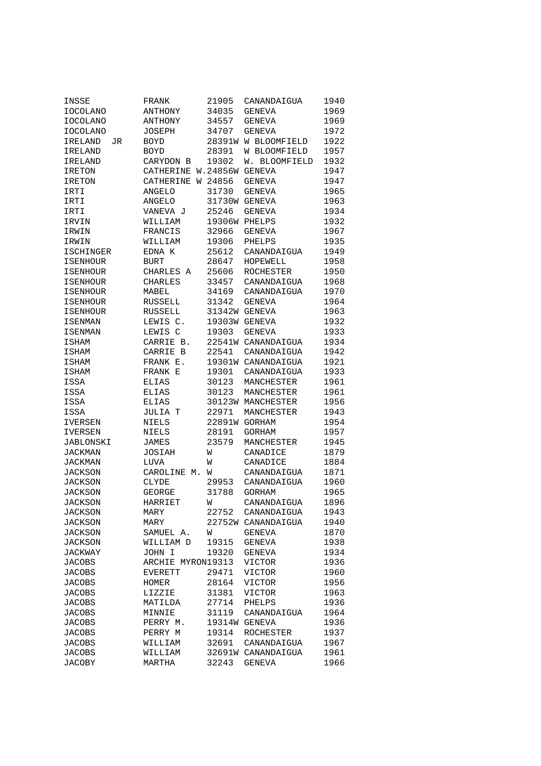| | | | | |
|---|---|---|---|---|
| INSSE | FRANK | 21905 | CANANDAIGUA | 1940 |
| IOCOLANO | ANTHONY | 34035 | GENEVA | 1969 |
| IOCOLANO | ANTHONY | 34557 | GENEVA | 1969 |
| IOCOLANO | JOSEPH | 34707 | GENEVA | 1972 |
| IRELAND JR | BOYD | 28391W | W BLOOMFIELD | 1922 |
| IRELAND | BOYD | 28391 | W BLOOMFIELD | 1957 |
| IRELAND | CARYDON B | 19302 | W. BLOOMFIELD | 1932 |
| IRETON | CATHERINE W. | 24856W | GENEVA | 1947 |
| IRETON | CATHERINE W | 24856 | GENEVA | 1947 |
| IRTI | ANGELO | 31730 | GENEVA | 1965 |
| IRTI | ANGELO | 31730W | GENEVA | 1963 |
| IRTI | VANEVA J | 25246 | GENEVA | 1934 |
| IRVIN | WILLIAM | 19306W | PHELPS | 1932 |
| IRWIN | FRANCIS | 32966 | GENEVA | 1967 |
| IRWIN | WILLIAM | 19306 | PHELPS | 1935 |
| ISCHINGER | EDNA K | 25612 | CANANDAIGUA | 1949 |
| ISENHOUR | BURT | 28647 | HOPEWELL | 1958 |
| ISENHOUR | CHARLES A | 25606 | ROCHESTER | 1950 |
| ISENHOUR | CHARLES | 33457 | CANANDAIGUA | 1968 |
| ISENHOUR | MABEL | 34169 | CANANDAIGUA | 1970 |
| ISENHOUR | RUSSELL | 31342 | GENEVA | 1964 |
| ISENHOUR | RUSSELL | 31342W | GENEVA | 1963 |
| ISENMAN | LEWIS C. | 19303W | GENEVA | 1932 |
| ISENMAN | LEWIS C | 19303 | GENEVA | 1933 |
| ISHAM | CARRIE B. | 22541W | CANANDAIGUA | 1934 |
| ISHAM | CARRIE B | 22541 | CANANDAIGUA | 1942 |
| ISHAM | FRANK E. | 19301W | CANANDAIGUA | 1921 |
| ISHAM | FRANK E | 19301 | CANANDAIGUA | 1933 |
| ISSA | ELIAS | 30123 | MANCHESTER | 1961 |
| ISSA | ELIAS | 30123 | MANCHESTER | 1961 |
| ISSA | ELIAS | 30123W | MANCHESTER | 1956 |
| ISSA | JULIA T | 22971 | MANCHESTER | 1943 |
| IVERSEN | NIELS | 22891W | GORHAM | 1954 |
| IVERSEN | NIELS | 28191 | GORHAM | 1957 |
| JABLONSKI | JAMES | 23579 | MANCHESTER | 1945 |
| JACKMAN | JOSIAH | W | CANADICE | 1879 |
| JACKMAN | LUVA | W | CANADICE | 1884 |
| JACKSON | CAROLINE M. | W | CANANDAIGUA | 1871 |
| JACKSON | CLYDE | 29953 | CANANDAIGUA | 1960 |
| JACKSON | GEORGE | 31788 | GORHAM | 1965 |
| JACKSON | HARRIET | W | CANANDAIGUA | 1896 |
| JACKSON | MARY | 22752 | CANANDAIGUA | 1943 |
| JACKSON | MARY | 22752W | CANANDAIGUA | 1940 |
| JACKSON | SAMUEL A. | W | GENEVA | 1870 |
| JACKSON | WILLIAM D | 19315 | GENEVA | 1938 |
| JACKWAY | JOHN I | 19320 | GENEVA | 1934 |
| JACOBS | ARCHIE MYRON | 19313 | VICTOR | 1936 |
| JACOBS | EVERETT | 29471 | VICTOR | 1960 |
| JACOBS | HOMER | 28164 | VICTOR | 1956 |
| JACOBS | LIZZIE | 31381 | VICTOR | 1963 |
| JACOBS | MATILDA | 27714 | PHELPS | 1936 |
| JACOBS | MINNIE | 31119 | CANANDAIGUA | 1964 |
| JACOBS | PERRY M. | 19314W | GENEVA | 1936 |
| JACOBS | PERRY M | 19314 | ROCHESTER | 1937 |
| JACOBS | WILLIAM | 32691 | CANANDAIGUA | 1967 |
| JACOBS | WILLIAM | 32691W | CANANDAIGUA | 1961 |
| JACOBY | MARTHA | 32243 | GENEVA | 1966 |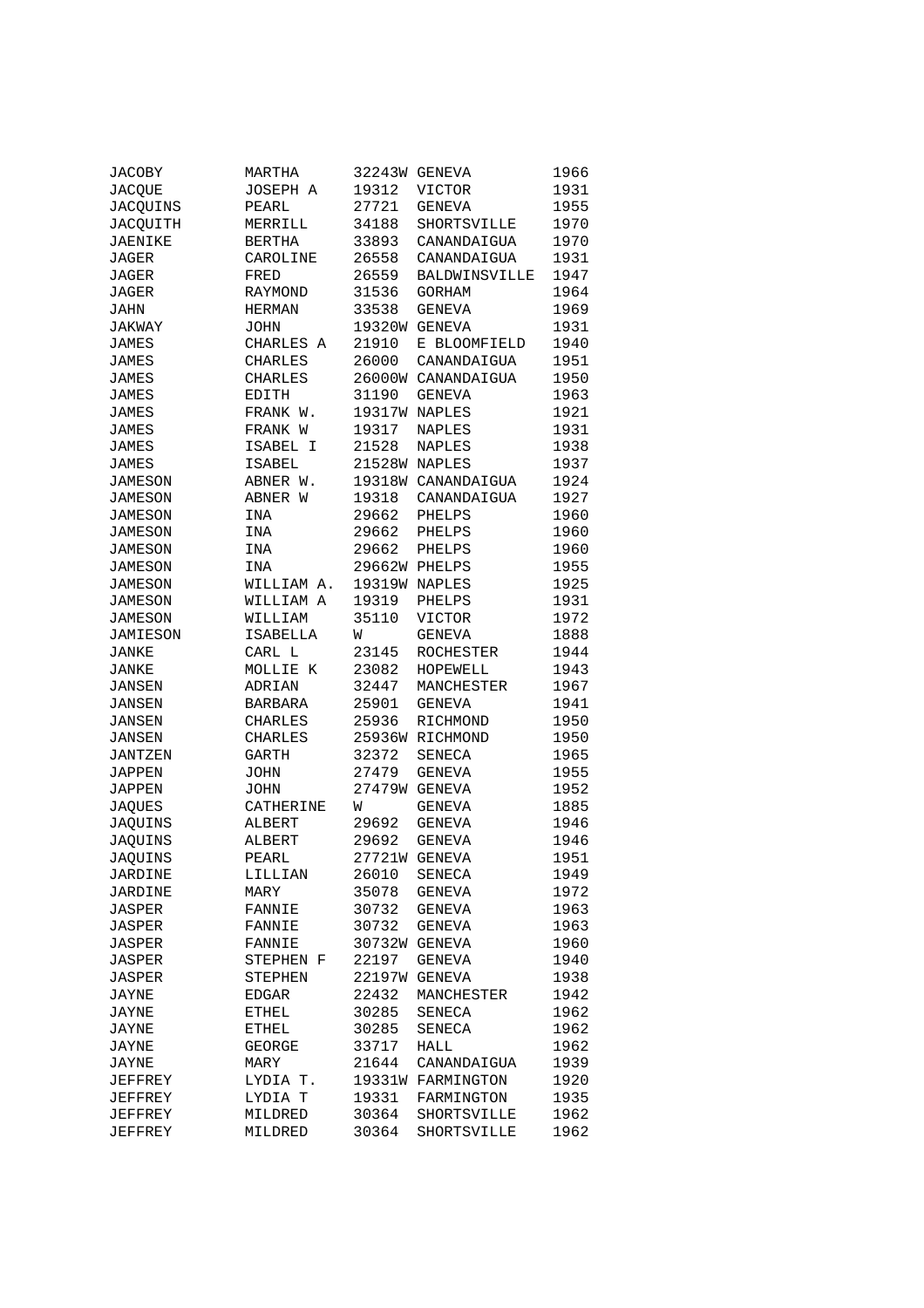| | | | | |
|---|---|---|---|---|
| JACOBY | MARTHA | 32243W | GENEVA | 1966 |
| JACQUE | JOSEPH A | 19312 | VICTOR | 1931 |
| JACQUINS | PEARL | 27721 | GENEVA | 1955 |
| JACQUITH | MERRILL | 34188 | SHORTSVILLE | 1970 |
| JAENIKE | BERTHA | 33893 | CANANDAIGUA | 1970 |
| JAGER | CAROLINE | 26558 | CANANDAIGUA | 1931 |
| JAGER | FRED | 26559 | BALDWINSVILLE | 1947 |
| JAGER | RAYMOND | 31536 | GORHAM | 1964 |
| JAHN | HERMAN | 33538 | GENEVA | 1969 |
| JAKWAY | JOHN | 19320W | GENEVA | 1931 |
| JAMES | CHARLES A | 21910 | E BLOOMFIELD | 1940 |
| JAMES | CHARLES | 26000 | CANANDAIGUA | 1951 |
| JAMES | CHARLES | 26000W | CANANDAIGUA | 1950 |
| JAMES | EDITH | 31190 | GENEVA | 1963 |
| JAMES | FRANK W. | 19317W | NAPLES | 1921 |
| JAMES | FRANK W | 19317 | NAPLES | 1931 |
| JAMES | ISABEL I | 21528 | NAPLES | 1938 |
| JAMES | ISABEL | 21528W | NAPLES | 1937 |
| JAMESON | ABNER W. | 19318W | CANANDAIGUA | 1924 |
| JAMESON | ABNER W | 19318 | CANANDAIGUA | 1927 |
| JAMESON | INA | 29662 | PHELPS | 1960 |
| JAMESON | INA | 29662 | PHELPS | 1960 |
| JAMESON | INA | 29662 | PHELPS | 1960 |
| JAMESON | INA | 29662W | PHELPS | 1955 |
| JAMESON | WILLIAM A. | 19319W | NAPLES | 1925 |
| JAMESON | WILLIAM A | 19319 | PHELPS | 1931 |
| JAMESON | WILLIAM | 35110 | VICTOR | 1972 |
| JAMIESON | ISABELLA | W | GENEVA | 1888 |
| JANKE | CARL L | 23145 | ROCHESTER | 1944 |
| JANKE | MOLLIE K | 23082 | HOPEWELL | 1943 |
| JANSEN | ADRIAN | 32447 | MANCHESTER | 1967 |
| JANSEN | BARBARA | 25901 | GENEVA | 1941 |
| JANSEN | CHARLES | 25936 | RICHMOND | 1950 |
| JANSEN | CHARLES | 25936W | RICHMOND | 1950 |
| JANTZEN | GARTH | 32372 | SENECA | 1965 |
| JAPPEN | JOHN | 27479 | GENEVA | 1955 |
| JAPPEN | JOHN | 27479W | GENEVA | 1952 |
| JAQUES | CATHERINE | W | GENEVA | 1885 |
| JAQUINS | ALBERT | 29692 | GENEVA | 1946 |
| JAQUINS | ALBERT | 29692 | GENEVA | 1946 |
| JAQUINS | PEARL | 27721W | GENEVA | 1951 |
| JARDINE | LILLIAN | 26010 | SENECA | 1949 |
| JARDINE | MARY | 35078 | GENEVA | 1972 |
| JASPER | FANNIE | 30732 | GENEVA | 1963 |
| JASPER | FANNIE | 30732 | GENEVA | 1963 |
| JASPER | FANNIE | 30732W | GENEVA | 1960 |
| JASPER | STEPHEN F | 22197 | GENEVA | 1940 |
| JASPER | STEPHEN | 22197W | GENEVA | 1938 |
| JAYNE | EDGAR | 22432 | MANCHESTER | 1942 |
| JAYNE | ETHEL | 30285 | SENECA | 1962 |
| JAYNE | ETHEL | 30285 | SENECA | 1962 |
| JAYNE | GEORGE | 33717 | HALL | 1962 |
| JAYNE | MARY | 21644 | CANANDAIGUA | 1939 |
| JEFFREY | LYDIA T. | 19331W | FARMINGTON | 1920 |
| JEFFREY | LYDIA T | 19331 | FARMINGTON | 1935 |
| JEFFREY | MILDRED | 30364 | SHORTSVILLE | 1962 |
| JEFFREY | MILDRED | 30364 | SHORTSVILLE | 1962 |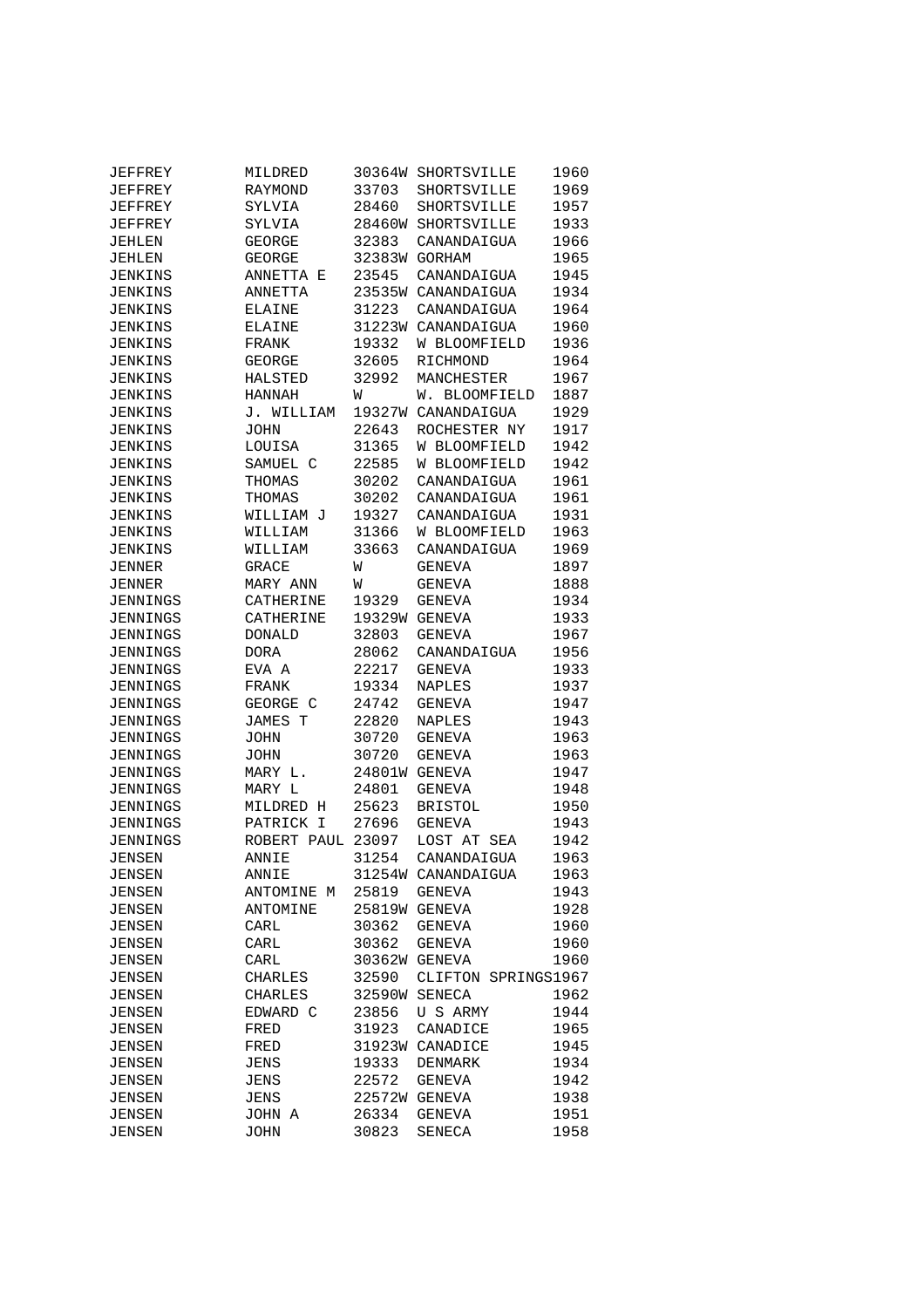| | | | | |
|---|---|---|---|---|
| JEFFREY | MILDRED | 30364W | SHORTSVILLE | 1960 |
| JEFFREY | RAYMOND | 33703 | SHORTSVILLE | 1969 |
| JEFFREY | SYLVIA | 28460 | SHORTSVILLE | 1957 |
| JEFFREY | SYLVIA | 28460W | SHORTSVILLE | 1933 |
| JEHLEN | GEORGE | 32383 | CANANDAIGUA | 1966 |
| JEHLEN | GEORGE | 32383W | GORHAM | 1965 |
| JENKINS | ANNETTA E | 23545 | CANANDAIGUA | 1945 |
| JENKINS | ANNETTA | 23535W | CANANDAIGUA | 1934 |
| JENKINS | ELAINE | 31223 | CANANDAIGUA | 1964 |
| JENKINS | ELAINE | 31223W | CANANDAIGUA | 1960 |
| JENKINS | FRANK | 19332 | W BLOOMFIELD | 1936 |
| JENKINS | GEORGE | 32605 | RICHMOND | 1964 |
| JENKINS | HALSTED | 32992 | MANCHESTER | 1967 |
| JENKINS | HANNAH | W | W. BLOOMFIELD | 1887 |
| JENKINS | J. WILLIAM | 19327W | CANANDAIGUA | 1929 |
| JENKINS | JOHN | 22643 | ROCHESTER NY | 1917 |
| JENKINS | LOUISA | 31365 | W BLOOMFIELD | 1942 |
| JENKINS | SAMUEL C | 22585 | W BLOOMFIELD | 1942 |
| JENKINS | THOMAS | 30202 | CANANDAIGUA | 1961 |
| JENKINS | THOMAS | 30202 | CANANDAIGUA | 1961 |
| JENKINS | WILLIAM J | 19327 | CANANDAIGUA | 1931 |
| JENKINS | WILLIAM | 31366 | W BLOOMFIELD | 1963 |
| JENKINS | WILLIAM | 33663 | CANANDAIGUA | 1969 |
| JENNER | GRACE | W | GENEVA | 1897 |
| JENNER | MARY ANN | W | GENEVA | 1888 |
| JENNINGS | CATHERINE | 19329 | GENEVA | 1934 |
| JENNINGS | CATHERINE | 19329W | GENEVA | 1933 |
| JENNINGS | DONALD | 32803 | GENEVA | 1967 |
| JENNINGS | DORA | 28062 | CANANDAIGUA | 1956 |
| JENNINGS | EVA A | 22217 | GENEVA | 1933 |
| JENNINGS | FRANK | 19334 | NAPLES | 1937 |
| JENNINGS | GEORGE C | 24742 | GENEVA | 1947 |
| JENNINGS | JAMES T | 22820 | NAPLES | 1943 |
| JENNINGS | JOHN | 30720 | GENEVA | 1963 |
| JENNINGS | JOHN | 30720 | GENEVA | 1963 |
| JENNINGS | MARY L. | 24801W | GENEVA | 1947 |
| JENNINGS | MARY L | 24801 | GENEVA | 1948 |
| JENNINGS | MILDRED H | 25623 | BRISTOL | 1950 |
| JENNINGS | PATRICK I | 27696 | GENEVA | 1943 |
| JENNINGS | ROBERT PAUL | 23097 | LOST AT SEA | 1942 |
| JENSEN | ANNIE | 31254 | CANANDAIGUA | 1963 |
| JENSEN | ANNIE | 31254W | CANANDAIGUA | 1963 |
| JENSEN | ANTOMINE M | 25819 | GENEVA | 1943 |
| JENSEN | ANTOMINE | 25819W | GENEVA | 1928 |
| JENSEN | CARL | 30362 | GENEVA | 1960 |
| JENSEN | CARL | 30362 | GENEVA | 1960 |
| JENSEN | CARL | 30362W | GENEVA | 1960 |
| JENSEN | CHARLES | 32590 | CLIFTON SPRINGS | 1967 |
| JENSEN | CHARLES | 32590W | SENECA | 1962 |
| JENSEN | EDWARD C | 23856 | U S ARMY | 1944 |
| JENSEN | FRED | 31923 | CANADICE | 1965 |
| JENSEN | FRED | 31923W | CANADICE | 1945 |
| JENSEN | JENS | 19333 | DENMARK | 1934 |
| JENSEN | JENS | 22572 | GENEVA | 1942 |
| JENSEN | JENS | 22572W | GENEVA | 1938 |
| JENSEN | JOHN A | 26334 | GENEVA | 1951 |
| JENSEN | JOHN | 30823 | SENECA | 1958 |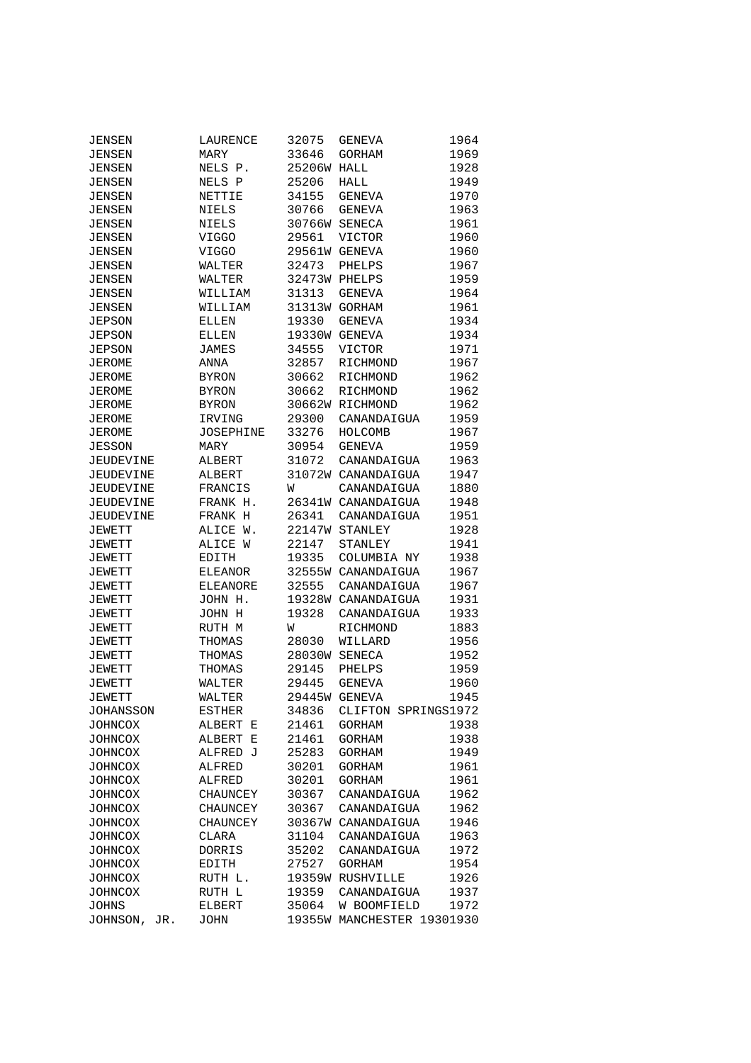| | | | | |
|---|---|---|---|---|
| JENSEN | LAURENCE | 32075 | GENEVA | 1964 |
| JENSEN | MARY | 33646 | GORHAM | 1969 |
| JENSEN | NELS P. | 25206W | HALL | 1928 |
| JENSEN | NELS P | 25206 | HALL | 1949 |
| JENSEN | NETTIE | 34155 | GENEVA | 1970 |
| JENSEN | NIELS | 30766 | GENEVA | 1963 |
| JENSEN | NIELS | 30766W | SENECA | 1961 |
| JENSEN | VIGGO | 29561 | VICTOR | 1960 |
| JENSEN | VIGGO | 29561W | GENEVA | 1960 |
| JENSEN | WALTER | 32473 | PHELPS | 1967 |
| JENSEN | WALTER | 32473W | PHELPS | 1959 |
| JENSEN | WILLIAM | 31313 | GENEVA | 1964 |
| JENSEN | WILLIAM | 31313W | GORHAM | 1961 |
| JEPSON | ELLEN | 19330 | GENEVA | 1934 |
| JEPSON | ELLEN | 19330W | GENEVA | 1934 |
| JEPSON | JAMES | 34555 | VICTOR | 1971 |
| JEROME | ANNA | 32857 | RICHMOND | 1967 |
| JEROME | BYRON | 30662 | RICHMOND | 1962 |
| JEROME | BYRON | 30662 | RICHMOND | 1962 |
| JEROME | BYRON | 30662W | RICHMOND | 1962 |
| JEROME | IRVING | 29300 | CANANDAIGUA | 1959 |
| JEROME | JOSEPHINE | 33276 | HOLCOMB | 1967 |
| JESSON | MARY | 30954 | GENEVA | 1959 |
| JEUDEVINE | ALBERT | 31072 | CANANDAIGUA | 1963 |
| JEUDEVINE | ALBERT | 31072W | CANANDAIGUA | 1947 |
| JEUDEVINE | FRANCIS | W | CANANDAIGUA | 1880 |
| JEUDEVINE | FRANK H. | 26341W | CANANDAIGUA | 1948 |
| JEUDEVINE | FRANK H | 26341 | CANANDAIGUA | 1951 |
| JEWETT | ALICE W. | 22147W | STANLEY | 1928 |
| JEWETT | ALICE W | 22147 | STANLEY | 1941 |
| JEWETT | EDITH | 19335 | COLUMBIA NY | 1938 |
| JEWETT | ELEANOR | 32555W | CANANDAIGUA | 1967 |
| JEWETT | ELEANORE | 32555 | CANANDAIGUA | 1967 |
| JEWETT | JOHN H. | 19328W | CANANDAIGUA | 1931 |
| JEWETT | JOHN H | 19328 | CANANDAIGUA | 1933 |
| JEWETT | RUTH M | W | RICHMOND | 1883 |
| JEWETT | THOMAS | 28030 | WILLARD | 1956 |
| JEWETT | THOMAS | 28030W | SENECA | 1952 |
| JEWETT | THOMAS | 29145 | PHELPS | 1959 |
| JEWETT | WALTER | 29445 | GENEVA | 1960 |
| JEWETT | WALTER | 29445W | GENEVA | 1945 |
| JOHANSSON | ESTHER | 34836 | CLIFTON SPRINGS | 1972 |
| JOHNCOX | ALBERT E | 21461 | GORHAM | 1938 |
| JOHNCOX | ALBERT E | 21461 | GORHAM | 1938 |
| JOHNCOX | ALFRED J | 25283 | GORHAM | 1949 |
| JOHNCOX | ALFRED | 30201 | GORHAM | 1961 |
| JOHNCOX | ALFRED | 30201 | GORHAM | 1961 |
| JOHNCOX | CHAUNCEY | 30367 | CANANDAIGUA | 1962 |
| JOHNCOX | CHAUNCEY | 30367 | CANANDAIGUA | 1962 |
| JOHNCOX | CHAUNCEY | 30367W | CANANDAIGUA | 1946 |
| JOHNCOX | CLARA | 31104 | CANANDAIGUA | 1963 |
| JOHNCOX | DORRIS | 35202 | CANANDAIGUA | 1972 |
| JOHNCOX | EDITH | 27527 | GORHAM | 1954 |
| JOHNCOX | RUTH L. | 19359W | RUSHVILLE | 1926 |
| JOHNCOX | RUTH L | 19359 | CANANDAIGUA | 1937 |
| JOHNS | ELBERT | 35064 | W BOOMFIELD | 1972 |
| JOHNSON, JR. | JOHN | 19355W | MANCHESTER 1930 | 1930 |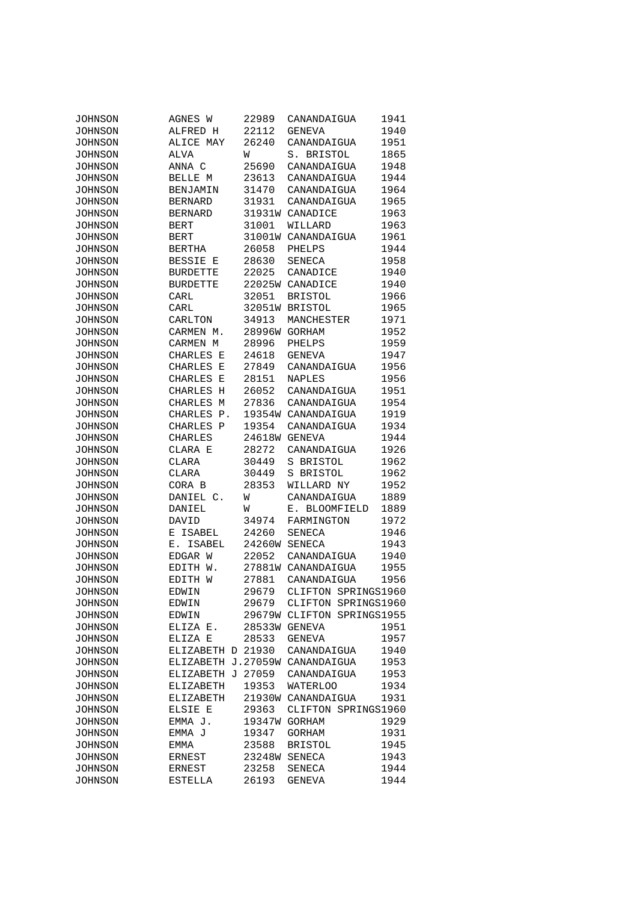| | | | | |
|---|---|---|---|---|
| JOHNSON | AGNES W | 22989 | CANANDAIGUA | 1941 |
| JOHNSON | ALFRED H | 22112 | GENEVA | 1940 |
| JOHNSON | ALICE MAY | 26240 | CANANDAIGUA | 1951 |
| JOHNSON | ALVA | W | S. BRISTOL | 1865 |
| JOHNSON | ANNA C | 25690 | CANANDAIGUA | 1948 |
| JOHNSON | BELLE M | 23613 | CANANDAIGUA | 1944 |
| JOHNSON | BENJAMIN | 31470 | CANANDAIGUA | 1964 |
| JOHNSON | BERNARD | 31931 | CANANDAIGUA | 1965 |
| JOHNSON | BERNARD | 31931W | CANADICE | 1963 |
| JOHNSON | BERT | 31001 | WILLARD | 1963 |
| JOHNSON | BERT | 31001W | CANANDAIGUA | 1961 |
| JOHNSON | BERTHA | 26058 | PHELPS | 1944 |
| JOHNSON | BESSIE E | 28630 | SENECA | 1958 |
| JOHNSON | BURDETTE | 22025 | CANADICE | 1940 |
| JOHNSON | BURDETTE | 22025W | CANADICE | 1940 |
| JOHNSON | CARL | 32051 | BRISTOL | 1966 |
| JOHNSON | CARL | 32051W | BRISTOL | 1965 |
| JOHNSON | CARLTON | 34913 | MANCHESTER | 1971 |
| JOHNSON | CARMEN M. | 28996W | GORHAM | 1952 |
| JOHNSON | CARMEN M | 28996 | PHELPS | 1959 |
| JOHNSON | CHARLES E | 24618 | GENEVA | 1947 |
| JOHNSON | CHARLES E | 27849 | CANANDAIGUA | 1956 |
| JOHNSON | CHARLES E | 28151 | NAPLES | 1956 |
| JOHNSON | CHARLES H | 26052 | CANANDAIGUA | 1951 |
| JOHNSON | CHARLES M | 27836 | CANANDAIGUA | 1954 |
| JOHNSON | CHARLES P. | 19354W | CANANDAIGUA | 1919 |
| JOHNSON | CHARLES P | 19354 | CANANDAIGUA | 1934 |
| JOHNSON | CHARLES | 24618W | GENEVA | 1944 |
| JOHNSON | CLARA E | 28272 | CANANDAIGUA | 1926 |
| JOHNSON | CLARA | 30449 | S BRISTOL | 1962 |
| JOHNSON | CLARA | 30449 | S BRISTOL | 1962 |
| JOHNSON | CORA B | 28353 | WILLARD NY | 1952 |
| JOHNSON | DANIEL C. | W | CANANDAIGUA | 1889 |
| JOHNSON | DANIEL | W | E. BLOOMFIELD | 1889 |
| JOHNSON | DAVID | 34974 | FARMINGTON | 1972 |
| JOHNSON | E ISABEL | 24260 | SENECA | 1946 |
| JOHNSON | E. ISABEL | 24260W | SENECA | 1943 |
| JOHNSON | EDGAR W | 22052 | CANANDAIGUA | 1940 |
| JOHNSON | EDITH W. | 27881W | CANANDAIGUA | 1955 |
| JOHNSON | EDITH W | 27881 | CANANDAIGUA | 1956 |
| JOHNSON | EDWIN | 29679 | CLIFTON SPRINGS | 1960 |
| JOHNSON | EDWIN | 29679 | CLIFTON SPRINGS | 1960 |
| JOHNSON | EDWIN | 29679W | CLIFTON SPRINGS | 1955 |
| JOHNSON | ELIZA E. | 28533W | GENEVA | 1951 |
| JOHNSON | ELIZA E | 28533 | GENEVA | 1957 |
| JOHNSON | ELIZABETH D | 21930 | CANANDAIGUA | 1940 |
| JOHNSON | ELIZABETH J. | 27059W | CANANDAIGUA | 1953 |
| JOHNSON | ELIZABETH J | 27059 | CANANDAIGUA | 1953 |
| JOHNSON | ELIZABETH | 19353 | WATERLOO | 1934 |
| JOHNSON | ELIZABETH | 21930W | CANANDAIGUA | 1931 |
| JOHNSON | ELSIE E | 29363 | CLIFTON SPRINGS | 1960 |
| JOHNSON | EMMA J. | 19347W | GORHAM | 1929 |
| JOHNSON | EMMA J | 19347 | GORHAM | 1931 |
| JOHNSON | EMMA | 23588 | BRISTOL | 1945 |
| JOHNSON | ERNEST | 23248W | SENECA | 1943 |
| JOHNSON | ERNEST | 23258 | SENECA | 1944 |
| JOHNSON | ESTELLA | 26193 | GENEVA | 1944 |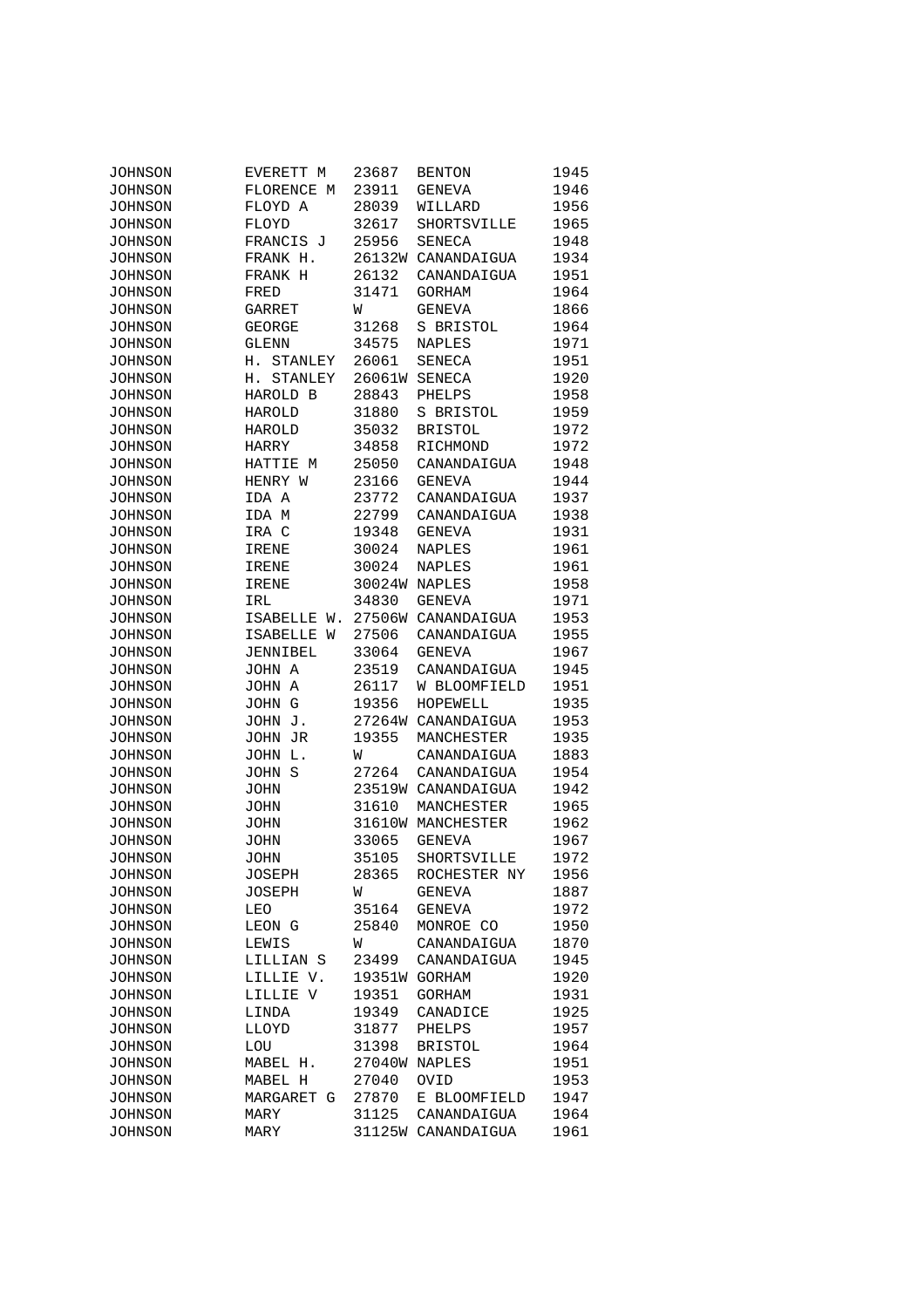| | | | | |
|---|---|---|---|---|
| JOHNSON | EVERETT M | 23687 | BENTON | 1945 |
| JOHNSON | FLORENCE M | 23911 | GENEVA | 1946 |
| JOHNSON | FLOYD A | 28039 | WILLARD | 1956 |
| JOHNSON | FLOYD | 32617 | SHORTSVILLE | 1965 |
| JOHNSON | FRANCIS J | 25956 | SENECA | 1948 |
| JOHNSON | FRANK H. | 26132W | CANANDAIGUA | 1934 |
| JOHNSON | FRANK H | 26132 | CANANDAIGUA | 1951 |
| JOHNSON | FRED | 31471 | GORHAM | 1964 |
| JOHNSON | GARRET | W | GENEVA | 1866 |
| JOHNSON | GEORGE | 31268 | S BRISTOL | 1964 |
| JOHNSON | GLENN | 34575 | NAPLES | 1971 |
| JOHNSON | H. STANLEY | 26061 | SENECA | 1951 |
| JOHNSON | H. STANLEY | 26061W | SENECA | 1920 |
| JOHNSON | HAROLD B | 28843 | PHELPS | 1958 |
| JOHNSON | HAROLD | 31880 | S BRISTOL | 1959 |
| JOHNSON | HAROLD | 35032 | BRISTOL | 1972 |
| JOHNSON | HARRY | 34858 | RICHMOND | 1972 |
| JOHNSON | HATTIE M | 25050 | CANANDAIGUA | 1948 |
| JOHNSON | HENRY W | 23166 | GENEVA | 1944 |
| JOHNSON | IDA A | 23772 | CANANDAIGUA | 1937 |
| JOHNSON | IDA M | 22799 | CANANDAIGUA | 1938 |
| JOHNSON | IRA C | 19348 | GENEVA | 1931 |
| JOHNSON | IRENE | 30024 | NAPLES | 1961 |
| JOHNSON | IRENE | 30024 | NAPLES | 1961 |
| JOHNSON | IRENE | 30024W | NAPLES | 1958 |
| JOHNSON | IRL | 34830 | GENEVA | 1971 |
| JOHNSON | ISABELLE W. | 27506W | CANANDAIGUA | 1953 |
| JOHNSON | ISABELLE W | 27506 | CANANDAIGUA | 1955 |
| JOHNSON | JENNIBEL | 33064 | GENEVA | 1967 |
| JOHNSON | JOHN A | 23519 | CANANDAIGUA | 1945 |
| JOHNSON | JOHN A | 26117 | W BLOOMFIELD | 1951 |
| JOHNSON | JOHN G | 19356 | HOPEWELL | 1935 |
| JOHNSON | JOHN J. | 27264W | CANANDAIGUA | 1953 |
| JOHNSON | JOHN JR | 19355 | MANCHESTER | 1935 |
| JOHNSON | JOHN L. | W | CANANDAIGUA | 1883 |
| JOHNSON | JOHN S | 27264 | CANANDAIGUA | 1954 |
| JOHNSON | JOHN | 23519W | CANANDAIGUA | 1942 |
| JOHNSON | JOHN | 31610 | MANCHESTER | 1965 |
| JOHNSON | JOHN | 31610W | MANCHESTER | 1962 |
| JOHNSON | JOHN | 33065 | GENEVA | 1967 |
| JOHNSON | JOHN | 35105 | SHORTSVILLE | 1972 |
| JOHNSON | JOSEPH | 28365 | ROCHESTER NY | 1956 |
| JOHNSON | JOSEPH | W | GENEVA | 1887 |
| JOHNSON | LEO | 35164 | GENEVA | 1972 |
| JOHNSON | LEON G | 25840 | MONROE CO | 1950 |
| JOHNSON | LEWIS | W | CANANDAIGUA | 1870 |
| JOHNSON | LILLIAN S | 23499 | CANANDAIGUA | 1945 |
| JOHNSON | LILLIE V. | 19351W | GORHAM | 1920 |
| JOHNSON | LILLIE V | 19351 | GORHAM | 1931 |
| JOHNSON | LINDA | 19349 | CANADICE | 1925 |
| JOHNSON | LLOYD | 31877 | PHELPS | 1957 |
| JOHNSON | LOU | 31398 | BRISTOL | 1964 |
| JOHNSON | MABEL H. | 27040W | NAPLES | 1951 |
| JOHNSON | MABEL H | 27040 | OVID | 1953 |
| JOHNSON | MARGARET G | 27870 | E BLOOMFIELD | 1947 |
| JOHNSON | MARY | 31125 | CANANDAIGUA | 1964 |
| JOHNSON | MARY | 31125W | CANANDAIGUA | 1961 |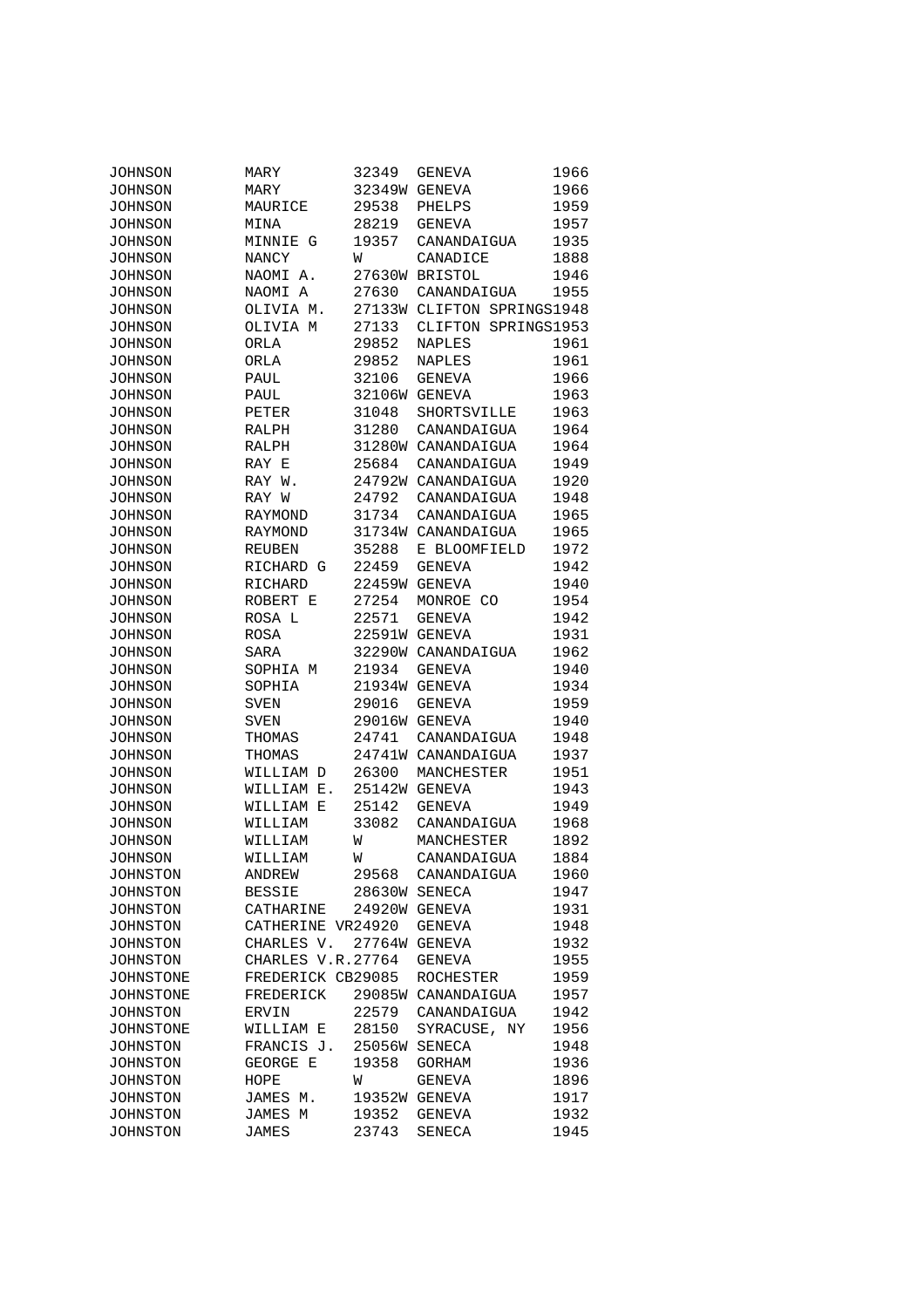| | | | | |
|---|---|---|---|---|
| JOHNSON | MARY | 32349 | GENEVA | 1966 |
| JOHNSON | MARY | 32349W | GENEVA | 1966 |
| JOHNSON | MAURICE | 29538 | PHELPS | 1959 |
| JOHNSON | MINA | 28219 | GENEVA | 1957 |
| JOHNSON | MINNIE G | 19357 | CANANDAIGUA | 1935 |
| JOHNSON | NANCY | W | CANADICE | 1888 |
| JOHNSON | NAOMI A. | 27630W | BRISTOL | 1946 |
| JOHNSON | NAOMI A | 27630 | CANANDAIGUA | 1955 |
| JOHNSON | OLIVIA M. | 27133W | CLIFTON SPRINGS | 1948 |
| JOHNSON | OLIVIA M | 27133 | CLIFTON SPRINGS | 1953 |
| JOHNSON | ORLA | 29852 | NAPLES | 1961 |
| JOHNSON | ORLA | 29852 | NAPLES | 1961 |
| JOHNSON | PAUL | 32106 | GENEVA | 1966 |
| JOHNSON | PAUL | 32106W | GENEVA | 1963 |
| JOHNSON | PETER | 31048 | SHORTSVILLE | 1963 |
| JOHNSON | RALPH | 31280 | CANANDAIGUA | 1964 |
| JOHNSON | RALPH | 31280W | CANANDAIGUA | 1964 |
| JOHNSON | RAY E | 25684 | CANANDAIGUA | 1949 |
| JOHNSON | RAY W. | 24792W | CANANDAIGUA | 1920 |
| JOHNSON | RAY W | 24792 | CANANDAIGUA | 1948 |
| JOHNSON | RAYMOND | 31734 | CANANDAIGUA | 1965 |
| JOHNSON | RAYMOND | 31734W | CANANDAIGUA | 1965 |
| JOHNSON | REUBEN | 35288 | E BLOOMFIELD | 1972 |
| JOHNSON | RICHARD G | 22459 | GENEVA | 1942 |
| JOHNSON | RICHARD | 22459W | GENEVA | 1940 |
| JOHNSON | ROBERT E | 27254 | MONROE CO | 1954 |
| JOHNSON | ROSA L | 22571 | GENEVA | 1942 |
| JOHNSON | ROSA | 22591W | GENEVA | 1931 |
| JOHNSON | SARA | 32290W | CANANDAIGUA | 1962 |
| JOHNSON | SOPHIA M | 21934 | GENEVA | 1940 |
| JOHNSON | SOPHIA | 21934W | GENEVA | 1934 |
| JOHNSON | SVEN | 29016 | GENEVA | 1959 |
| JOHNSON | SVEN | 29016W | GENEVA | 1940 |
| JOHNSON | THOMAS | 24741 | CANANDAIGUA | 1948 |
| JOHNSON | THOMAS | 24741W | CANANDAIGUA | 1937 |
| JOHNSON | WILLIAM D | 26300 | MANCHESTER | 1951 |
| JOHNSON | WILLIAM E. | 25142W | GENEVA | 1943 |
| JOHNSON | WILLIAM E | 25142 | GENEVA | 1949 |
| JOHNSON | WILLIAM | 33082 | CANANDAIGUA | 1968 |
| JOHNSON | WILLIAM | W | MANCHESTER | 1892 |
| JOHNSON | WILLIAM | W | CANANDAIGUA | 1884 |
| JOHNSTON | ANDREW | 29568 | CANANDAIGUA | 1960 |
| JOHNSTON | BESSIE | 28630W | SENECA | 1947 |
| JOHNSTON | CATHARINE | 24920W | GENEVA | 1931 |
| JOHNSTON | CATHERINE VR | 24920 | GENEVA | 1948 |
| JOHNSTON | CHARLES V. | 27764W | GENEVA | 1932 |
| JOHNSTON | CHARLES V.R. | 27764 | GENEVA | 1955 |
| JOHNSTONE | FREDERICK CB | 29085 | ROCHESTER | 1959 |
| JOHNSTONE | FREDERICK | 29085W | CANANDAIGUA | 1957 |
| JOHNSTON | ERVIN | 22579 | CANANDAIGUA | 1942 |
| JOHNSTONE | WILLIAM E | 28150 | SYRACUSE, NY | 1956 |
| JOHNSTON | FRANCIS J. | 25056W | SENECA | 1948 |
| JOHNSTON | GEORGE E | 19358 | GORHAM | 1936 |
| JOHNSTON | HOPE | W | GENEVA | 1896 |
| JOHNSTON | JAMES M. | 19352W | GENEVA | 1917 |
| JOHNSTON | JAMES M | 19352 | GENEVA | 1932 |
| JOHNSTON | JAMES | 23743 | SENECA | 1945 |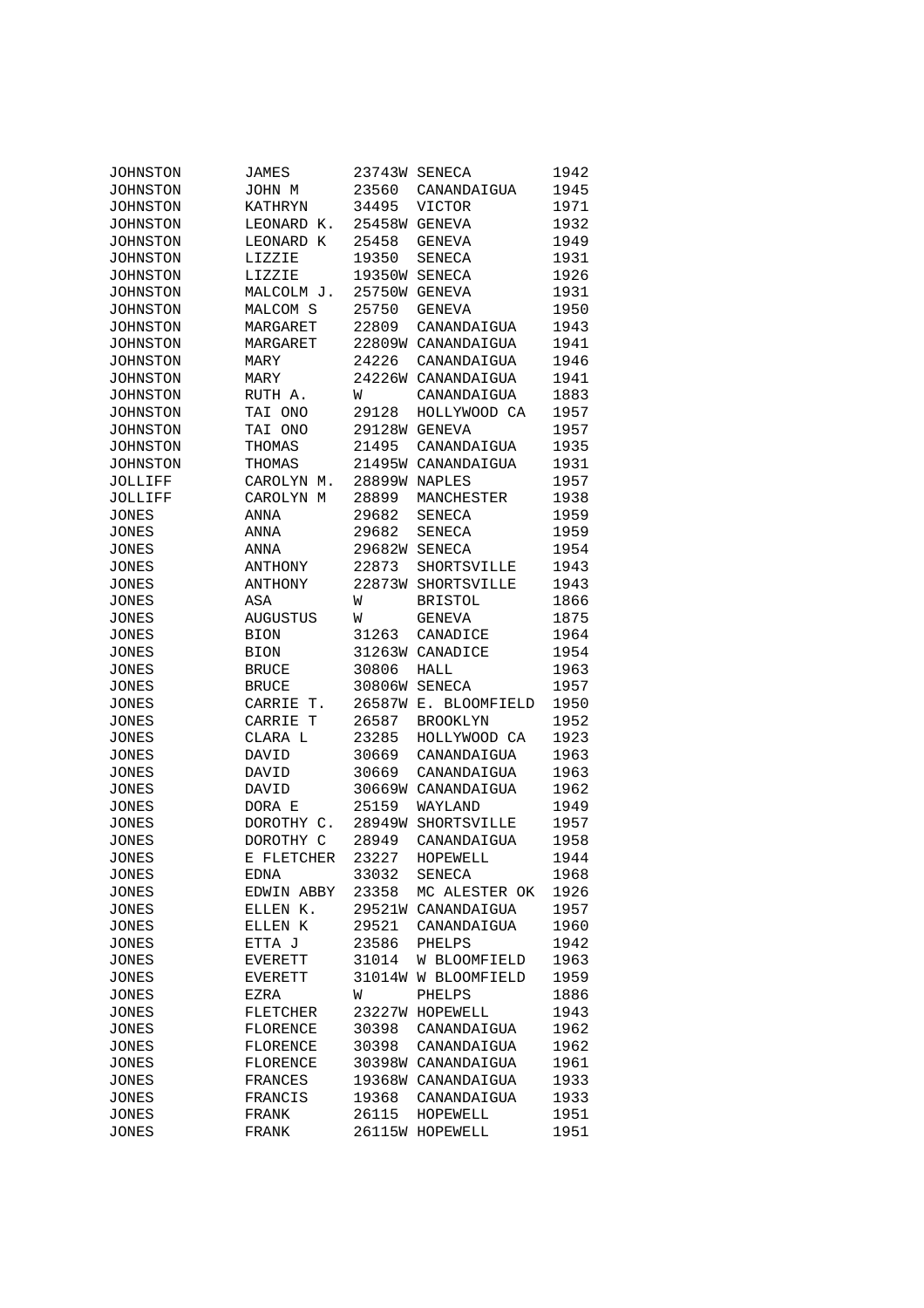| | | | | |
|---|---|---|---|---|
| JOHNSTON | JAMES | 23743W | SENECA | 1942 |
| JOHNSTON | JOHN M | 23560 | CANANDAIGUA | 1945 |
| JOHNSTON | KATHRYN | 34495 | VICTOR | 1971 |
| JOHNSTON | LEONARD K. | 25458W | GENEVA | 1932 |
| JOHNSTON | LEONARD K | 25458 | GENEVA | 1949 |
| JOHNSTON | LIZZIE | 19350 | SENECA | 1931 |
| JOHNSTON | LIZZIE | 19350W | SENECA | 1926 |
| JOHNSTON | MALCOLM J. | 25750W | GENEVA | 1931 |
| JOHNSTON | MALCOM S | 25750 | GENEVA | 1950 |
| JOHNSTON | MARGARET | 22809 | CANANDAIGUA | 1943 |
| JOHNSTON | MARGARET | 22809W | CANANDAIGUA | 1941 |
| JOHNSTON | MARY | 24226 | CANANDAIGUA | 1946 |
| JOHNSTON | MARY | 24226W | CANANDAIGUA | 1941 |
| JOHNSTON | RUTH A. | W | CANANDAIGUA | 1883 |
| JOHNSTON | TAI ONO | 29128 | HOLLYWOOD CA | 1957 |
| JOHNSTON | TAI ONO | 29128W | GENEVA | 1957 |
| JOHNSTON | THOMAS | 21495 | CANANDAIGUA | 1935 |
| JOHNSTON | THOMAS | 21495W | CANANDAIGUA | 1931 |
| JOLLIFF | CAROLYN M. | 28899W | NAPLES | 1957 |
| JOLLIFF | CAROLYN M | 28899 | MANCHESTER | 1938 |
| JONES | ANNA | 29682 | SENECA | 1959 |
| JONES | ANNA | 29682 | SENECA | 1959 |
| JONES | ANNA | 29682W | SENECA | 1954 |
| JONES | ANTHONY | 22873 | SHORTSVILLE | 1943 |
| JONES | ANTHONY | 22873W | SHORTSVILLE | 1943 |
| JONES | ASA | W | BRISTOL | 1866 |
| JONES | AUGUSTUS | W | GENEVA | 1875 |
| JONES | BION | 31263 | CANADICE | 1964 |
| JONES | BION | 31263W | CANADICE | 1954 |
| JONES | BRUCE | 30806 | HALL | 1963 |
| JONES | BRUCE | 30806W | SENECA | 1957 |
| JONES | CARRIE T. | 26587W | E. BLOOMFIELD | 1950 |
| JONES | CARRIE T | 26587 | BROOKLYN | 1952 |
| JONES | CLARA L | 23285 | HOLLYWOOD CA | 1923 |
| JONES | DAVID | 30669 | CANANDAIGUA | 1963 |
| JONES | DAVID | 30669 | CANANDAIGUA | 1963 |
| JONES | DAVID | 30669W | CANANDAIGUA | 1962 |
| JONES | DORA E | 25159 | WAYLAND | 1949 |
| JONES | DOROTHY C. | 28949W | SHORTSVILLE | 1957 |
| JONES | DOROTHY C | 28949 | CANANDAIGUA | 1958 |
| JONES | E FLETCHER | 23227 | HOPEWELL | 1944 |
| JONES | EDNA | 33032 | SENECA | 1968 |
| JONES | EDWIN ABBY | 23358 | MC ALESTER OK | 1926 |
| JONES | ELLEN K. | 29521W | CANANDAIGUA | 1957 |
| JONES | ELLEN K | 29521 | CANANDAIGUA | 1960 |
| JONES | ETTA J | 23586 | PHELPS | 1942 |
| JONES | EVERETT | 31014 | W BLOOMFIELD | 1963 |
| JONES | EVERETT | 31014W | W BLOOMFIELD | 1959 |
| JONES | EZRA | W | PHELPS | 1886 |
| JONES | FLETCHER | 23227W | HOPEWELL | 1943 |
| JONES | FLORENCE | 30398 | CANANDAIGUA | 1962 |
| JONES | FLORENCE | 30398 | CANANDAIGUA | 1962 |
| JONES | FLORENCE | 30398W | CANANDAIGUA | 1961 |
| JONES | FRANCES | 19368W | CANANDAIGUA | 1933 |
| JONES | FRANCIS | 19368 | CANANDAIGUA | 1933 |
| JONES | FRANK | 26115 | HOPEWELL | 1951 |
| JONES | FRANK | 26115W | HOPEWELL | 1951 |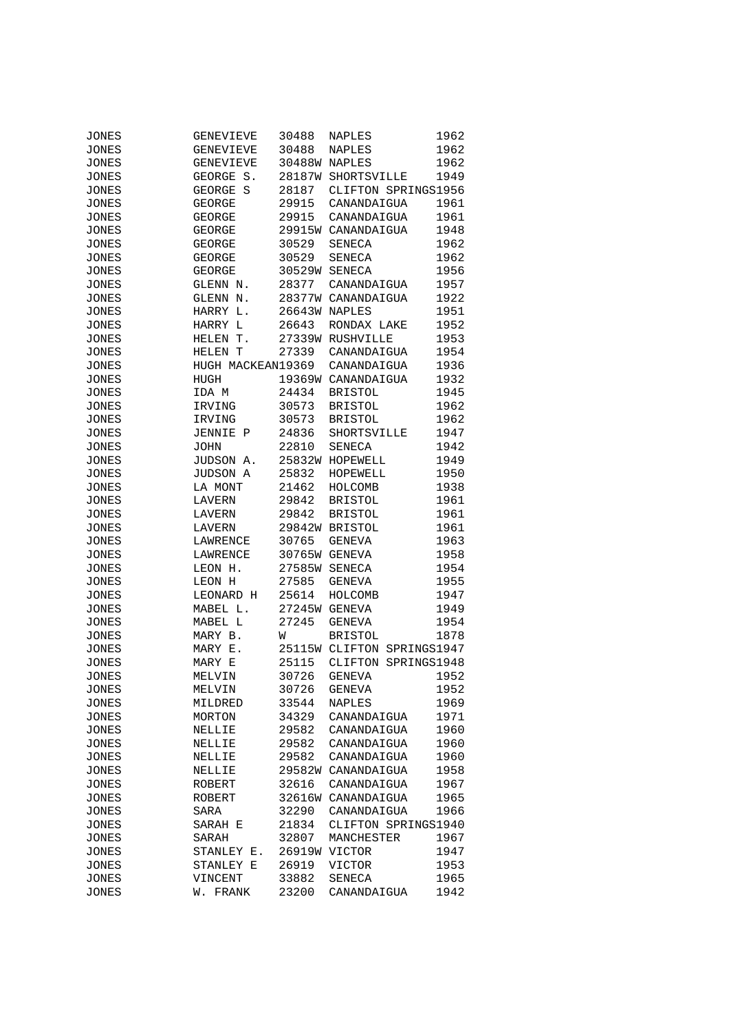| | | | | |
|---|---|---|---|---|
| JONES | GENEVIEVE | 30488 | NAPLES | 1962 |
| JONES | GENEVIEVE | 30488 | NAPLES | 1962 |
| JONES | GENEVIEVE | 30488W | NAPLES | 1962 |
| JONES | GEORGE S. | 28187W | SHORTSVILLE | 1949 |
| JONES | GEORGE S | 28187 | CLIFTON SPRINGS | 1956 |
| JONES | GEORGE | 29915 | CANANDAIGUA | 1961 |
| JONES | GEORGE | 29915 | CANANDAIGUA | 1961 |
| JONES | GEORGE | 29915W | CANANDAIGUA | 1948 |
| JONES | GEORGE | 30529 | SENECA | 1962 |
| JONES | GEORGE | 30529 | SENECA | 1962 |
| JONES | GEORGE | 30529W | SENECA | 1956 |
| JONES | GLENN N. | 28377 | CANANDAIGUA | 1957 |
| JONES | GLENN N. | 28377W | CANANDAIGUA | 1922 |
| JONES | HARRY L. | 26643W | NAPLES | 1951 |
| JONES | HARRY L | 26643 | RONDAX LAKE | 1952 |
| JONES | HELEN T. | 27339W | RUSHVILLE | 1953 |
| JONES | HELEN T | 27339 | CANANDAIGUA | 1954 |
| JONES | HUGH MACKEAN | 19369 | CANANDAIGUA | 1936 |
| JONES | HUGH | 19369W | CANANDAIGUA | 1932 |
| JONES | IDA M | 24434 | BRISTOL | 1945 |
| JONES | IRVING | 30573 | BRISTOL | 1962 |
| JONES | IRVING | 30573 | BRISTOL | 1962 |
| JONES | JENNIE P | 24836 | SHORTSVILLE | 1947 |
| JONES | JOHN | 22810 | SENECA | 1942 |
| JONES | JUDSON A. | 25832W | HOPEWELL | 1949 |
| JONES | JUDSON A | 25832 | HOPEWELL | 1950 |
| JONES | LA MONT | 21462 | HOLCOMB | 1938 |
| JONES | LAVERN | 29842 | BRISTOL | 1961 |
| JONES | LAVERN | 29842 | BRISTOL | 1961 |
| JONES | LAVERN | 29842W | BRISTOL | 1961 |
| JONES | LAWRENCE | 30765 | GENEVA | 1963 |
| JONES | LAWRENCE | 30765W | GENEVA | 1958 |
| JONES | LEON H. | 27585W | SENECA | 1954 |
| JONES | LEON H | 27585 | GENEVA | 1955 |
| JONES | LEONARD H | 25614 | HOLCOMB | 1947 |
| JONES | MABEL L. | 27245W | GENEVA | 1949 |
| JONES | MABEL L | 27245 | GENEVA | 1954 |
| JONES | MARY B. | W | BRISTOL | 1878 |
| JONES | MARY E. | 25115W | CLIFTON SPRINGS | 1947 |
| JONES | MARY E | 25115 | CLIFTON SPRINGS | 1948 |
| JONES | MELVIN | 30726 | GENEVA | 1952 |
| JONES | MELVIN | 30726 | GENEVA | 1952 |
| JONES | MILDRED | 33544 | NAPLES | 1969 |
| JONES | MORTON | 34329 | CANANDAIGUA | 1971 |
| JONES | NELLIE | 29582 | CANANDAIGUA | 1960 |
| JONES | NELLIE | 29582 | CANANDAIGUA | 1960 |
| JONES | NELLIE | 29582 | CANANDAIGUA | 1960 |
| JONES | NELLIE | 29582W | CANANDAIGUA | 1958 |
| JONES | ROBERT | 32616 | CANANDAIGUA | 1967 |
| JONES | ROBERT | 32616W | CANANDAIGUA | 1965 |
| JONES | SARA | 32290 | CANANDAIGUA | 1966 |
| JONES | SARAH E | 21834 | CLIFTON SPRINGS | 1940 |
| JONES | SARAH | 32807 | MANCHESTER | 1967 |
| JONES | STANLEY E. | 26919W | VICTOR | 1947 |
| JONES | STANLEY E | 26919 | VICTOR | 1953 |
| JONES | VINCENT | 33882 | SENECA | 1965 |
| JONES | W. FRANK | 23200 | CANANDAIGUA | 1942 |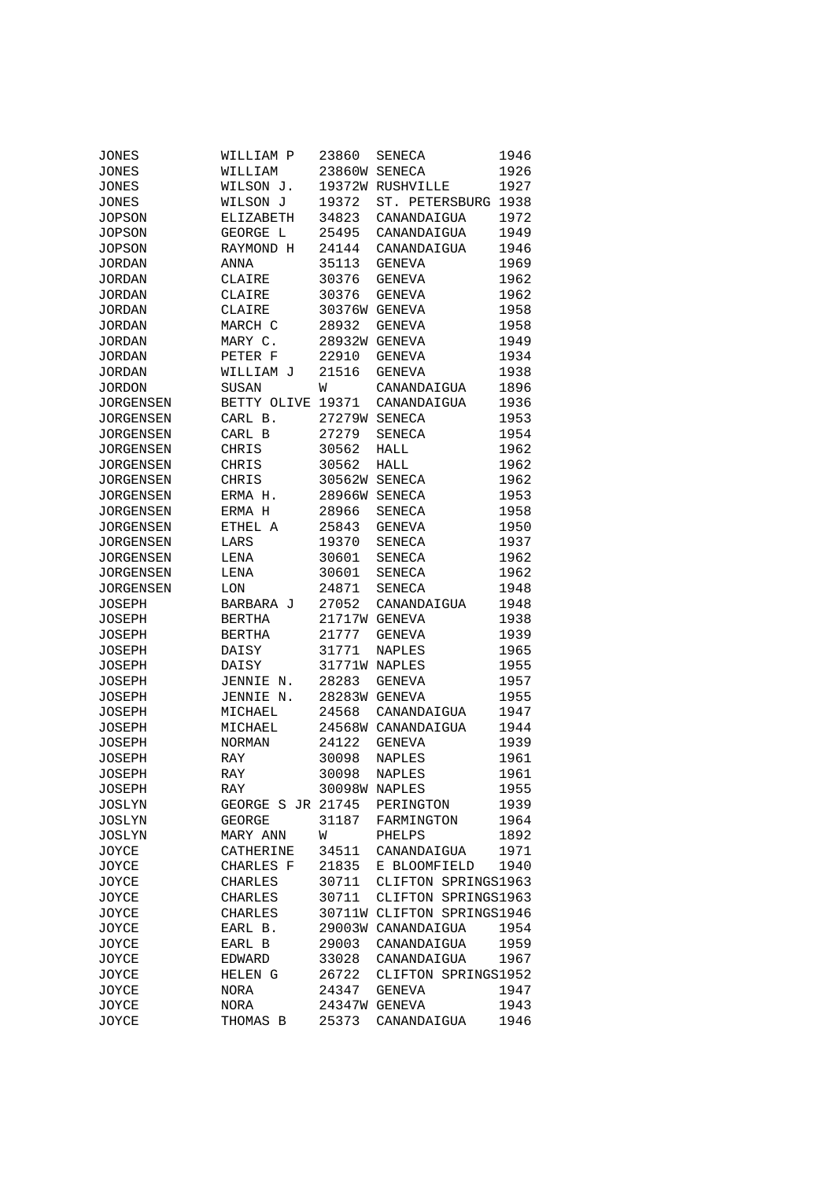| | | | | |
|---|---|---|---|---|
| JONES | WILLIAM P | 23860 | SENECA | 1946 |
| JONES | WILLIAM | 23860W | SENECA | 1926 |
| JONES | WILSON J. | 19372W | RUSHVILLE | 1927 |
| JONES | WILSON J | 19372 | ST. PETERSBURG | 1938 |
| JOPSON | ELIZABETH | 34823 | CANANDAIGUA | 1972 |
| JOPSON | GEORGE L | 25495 | CANANDAIGUA | 1949 |
| JOPSON | RAYMOND H | 24144 | CANANDAIGUA | 1946 |
| JORDAN | ANNA | 35113 | GENEVA | 1969 |
| JORDAN | CLAIRE | 30376 | GENEVA | 1962 |
| JORDAN | CLAIRE | 30376 | GENEVA | 1962 |
| JORDAN | CLAIRE | 30376W | GENEVA | 1958 |
| JORDAN | MARCH C | 28932 | GENEVA | 1958 |
| JORDAN | MARY C. | 28932W | GENEVA | 1949 |
| JORDAN | PETER F | 22910 | GENEVA | 1934 |
| JORDAN | WILLIAM J | 21516 | GENEVA | 1938 |
| JORDON | SUSAN | W | CANANDAIGUA | 1896 |
| JORGENSEN | BETTY OLIVE | 19371 | CANANDAIGUA | 1936 |
| JORGENSEN | CARL B. | 27279W | SENECA | 1953 |
| JORGENSEN | CARL B | 27279 | SENECA | 1954 |
| JORGENSEN | CHRIS | 30562 | HALL | 1962 |
| JORGENSEN | CHRIS | 30562 | HALL | 1962 |
| JORGENSEN | CHRIS | 30562W | SENECA | 1962 |
| JORGENSEN | ERMA H. | 28966W | SENECA | 1953 |
| JORGENSEN | ERMA H | 28966 | SENECA | 1958 |
| JORGENSEN | ETHEL A | 25843 | GENEVA | 1950 |
| JORGENSEN | LARS | 19370 | SENECA | 1937 |
| JORGENSEN | LENA | 30601 | SENECA | 1962 |
| JORGENSEN | LENA | 30601 | SENECA | 1962 |
| JORGENSEN | LON | 24871 | SENECA | 1948 |
| JOSEPH | BARBARA J | 27052 | CANANDAIGUA | 1948 |
| JOSEPH | BERTHA | 21717W | GENEVA | 1938 |
| JOSEPH | BERTHA | 21777 | GENEVA | 1939 |
| JOSEPH | DAISY | 31771 | NAPLES | 1965 |
| JOSEPH | DAISY | 31771W | NAPLES | 1955 |
| JOSEPH | JENNIE N. | 28283 | GENEVA | 1957 |
| JOSEPH | JENNIE N. | 28283W | GENEVA | 1955 |
| JOSEPH | MICHAEL | 24568 | CANANDAIGUA | 1947 |
| JOSEPH | MICHAEL | 24568W | CANANDAIGUA | 1944 |
| JOSEPH | NORMAN | 24122 | GENEVA | 1939 |
| JOSEPH | RAY | 30098 | NAPLES | 1961 |
| JOSEPH | RAY | 30098 | NAPLES | 1961 |
| JOSEPH | RAY | 30098W | NAPLES | 1955 |
| JOSLYN | GEORGE S JR | 21745 | PERINGTON | 1939 |
| JOSLYN | GEORGE | 31187 | FARMINGTON | 1964 |
| JOSLYN | MARY ANN | W | PHELPS | 1892 |
| JOYCE | CATHERINE | 34511 | CANANDAIGUA | 1971 |
| JOYCE | CHARLES F | 21835 | E BLOOMFIELD | 1940 |
| JOYCE | CHARLES | 30711 | CLIFTON SPRINGS | 1963 |
| JOYCE | CHARLES | 30711 | CLIFTON SPRINGS | 1963 |
| JOYCE | CHARLES | 30711W | CLIFTON SPRINGS | 1946 |
| JOYCE | EARL B. | 29003W | CANANDAIGUA | 1954 |
| JOYCE | EARL B | 29003 | CANANDAIGUA | 1959 |
| JOYCE | EDWARD | 33028 | CANANDAIGUA | 1967 |
| JOYCE | HELEN G | 26722 | CLIFTON SPRINGS | 1952 |
| JOYCE | NORA | 24347 | GENEVA | 1947 |
| JOYCE | NORA | 24347W | GENEVA | 1943 |
| JOYCE | THOMAS B | 25373 | CANANDAIGUA | 1946 |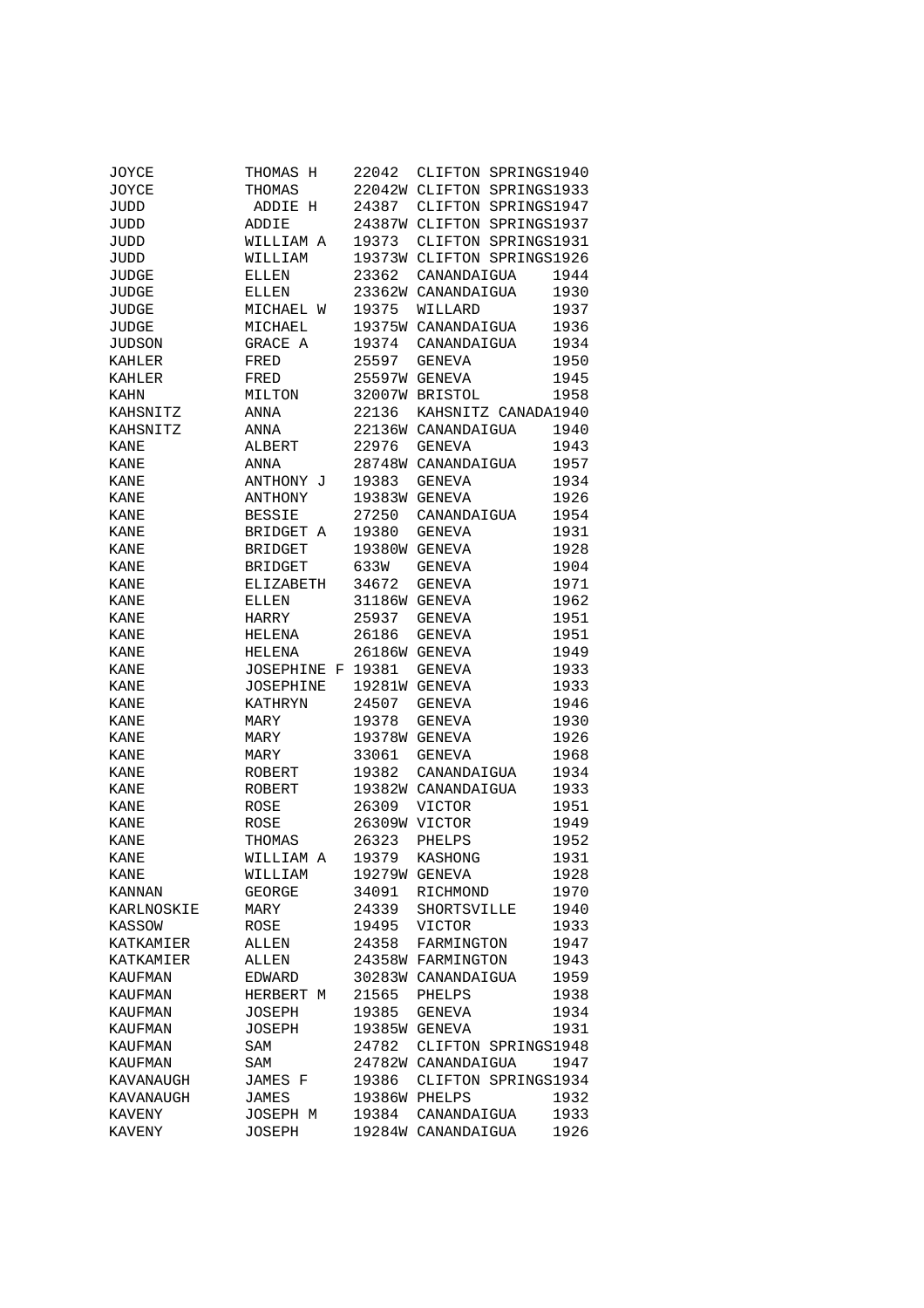| | | | | |
|---|---|---|---|---|
| JOYCE | THOMAS H | 22042 | CLIFTON SPRINGS | 1940 |
| JOYCE | THOMAS | 22042W | CLIFTON SPRINGS | 1933 |
| JUDD | ADDIE H | 24387 | CLIFTON SPRINGS | 1947 |
| JUDD | ADDIE | 24387W | CLIFTON SPRINGS | 1937 |
| JUDD | WILLIAM A | 19373 | CLIFTON SPRINGS | 1931 |
| JUDD | WILLIAM | 19373W | CLIFTON SPRINGS | 1926 |
| JUDGE | ELLEN | 23362 | CANANDAIGUA | 1944 |
| JUDGE | ELLEN | 23362W | CANANDAIGUA | 1930 |
| JUDGE | MICHAEL W | 19375 | WILLARD | 1937 |
| JUDGE | MICHAEL | 19375W | CANANDAIGUA | 1936 |
| JUDSON | GRACE A | 19374 | CANANDAIGUA | 1934 |
| KAHLER | FRED | 25597 | GENEVA | 1950 |
| KAHLER | FRED | 25597W | GENEVA | 1945 |
| KAHN | MILTON | 32007W | BRISTOL | 1958 |
| KAHSNITZ | ANNA | 22136 | KAHSNITZ CANADA | 1940 |
| KAHSNITZ | ANNA | 22136W | CANANDAIGUA | 1940 |
| KANE | ALBERT | 22976 | GENEVA | 1943 |
| KANE | ANNA | 28748W | CANANDAIGUA | 1957 |
| KANE | ANTHONY J | 19383 | GENEVA | 1934 |
| KANE | ANTHONY | 19383W | GENEVA | 1926 |
| KANE | BESSIE | 27250 | CANANDAIGUA | 1954 |
| KANE | BRIDGET A | 19380 | GENEVA | 1931 |
| KANE | BRIDGET | 19380W | GENEVA | 1928 |
| KANE | BRIDGET | 633W | GENEVA | 1904 |
| KANE | ELIZABETH | 34672 | GENEVA | 1971 |
| KANE | ELLEN | 31186W | GENEVA | 1962 |
| KANE | HARRY | 25937 | GENEVA | 1951 |
| KANE | HELENA | 26186 | GENEVA | 1951 |
| KANE | HELENA | 26186W | GENEVA | 1949 |
| KANE | JOSEPHINE F | 19381 | GENEVA | 1933 |
| KANE | JOSEPHINE | 19281W | GENEVA | 1933 |
| KANE | KATHRYN | 24507 | GENEVA | 1946 |
| KANE | MARY | 19378 | GENEVA | 1930 |
| KANE | MARY | 19378W | GENEVA | 1926 |
| KANE | MARY | 33061 | GENEVA | 1968 |
| KANE | ROBERT | 19382 | CANANDAIGUA | 1934 |
| KANE | ROBERT | 19382W | CANANDAIGUA | 1933 |
| KANE | ROSE | 26309 | VICTOR | 1951 |
| KANE | ROSE | 26309W | VICTOR | 1949 |
| KANE | THOMAS | 26323 | PHELPS | 1952 |
| KANE | WILLIAM A | 19379 | KASHONG | 1931 |
| KANE | WILLIAM | 19279W | GENEVA | 1928 |
| KANNAN | GEORGE | 34091 | RICHMOND | 1970 |
| KARLNOSKIE | MARY | 24339 | SHORTSVILLE | 1940 |
| KASSOW | ROSE | 19495 | VICTOR | 1933 |
| KATKAMIER | ALLEN | 24358 | FARMINGTON | 1947 |
| KATKAMIER | ALLEN | 24358W | FARMINGTON | 1943 |
| KAUFMAN | EDWARD | 30283W | CANANDAIGUA | 1959 |
| KAUFMAN | HERBERT M | 21565 | PHELPS | 1938 |
| KAUFMAN | JOSEPH | 19385 | GENEVA | 1934 |
| KAUFMAN | JOSEPH | 19385W | GENEVA | 1931 |
| KAUFMAN | SAM | 24782 | CLIFTON SPRINGS | 1948 |
| KAUFMAN | SAM | 24782W | CANANDAIGUA | 1947 |
| KAVANAUGH | JAMES F | 19386 | CLIFTON SPRINGS | 1934 |
| KAVANAUGH | JAMES | 19386W | PHELPS | 1932 |
| KAVENY | JOSEPH M | 19384 | CANANDAIGUA | 1933 |
| KAVENY | JOSEPH | 19284W | CANANDAIGUA | 1926 |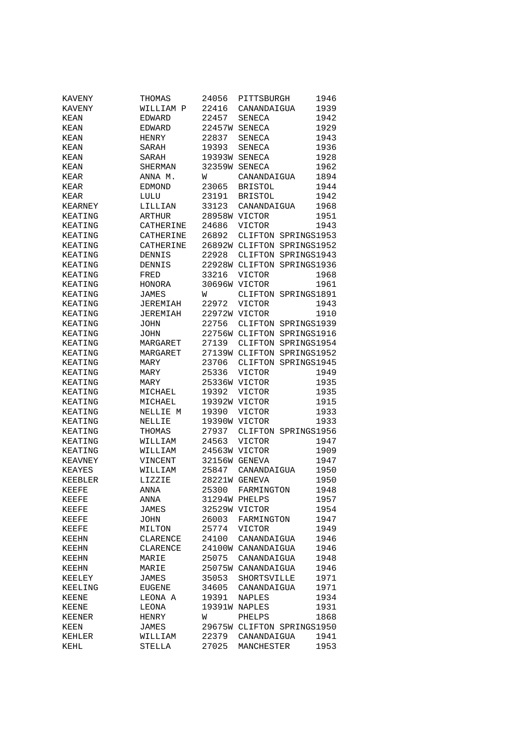| | | | | |
|---|---|---|---|---|
| KAVENY | THOMAS | 24056 | PITTSBURGH | 1946 |
| KAVENY | WILLIAM P | 22416 | CANANDAIGUA | 1939 |
| KEAN | EDWARD | 22457 | SENECA | 1942 |
| KEAN | EDWARD | 22457W | SENECA | 1929 |
| KEAN | HENRY | 22837 | SENECA | 1943 |
| KEAN | SARAH | 19393 | SENECA | 1936 |
| KEAN | SARAH | 19393W | SENECA | 1928 |
| KEAN | SHERMAN | 32359W | SENECA | 1962 |
| KEAR | ANNA M. | W | CANANDAIGUA | 1894 |
| KEAR | EDMOND | 23065 | BRISTOL | 1944 |
| KEAR | LULU | 23191 | BRISTOL | 1942 |
| KEARNEY | LILLIAN | 33123 | CANANDAIGUA | 1968 |
| KEATING | ARTHUR | 28958W | VICTOR | 1951 |
| KEATING | CATHERINE | 24686 | VICTOR | 1943 |
| KEATING | CATHERINE | 26892 | CLIFTON SPRINGS | 1953 |
| KEATING | CATHERINE | 26892W | CLIFTON SPRINGS | 1952 |
| KEATING | DENNIS | 22928 | CLIFTON SPRINGS | 1943 |
| KEATING | DENNIS | 22928W | CLIFTON SPRINGS | 1936 |
| KEATING | FRED | 33216 | VICTOR | 1968 |
| KEATING | HONORA | 30696W | VICTOR | 1961 |
| KEATING | JAMES | W | CLIFTON SPRINGS | 1891 |
| KEATING | JEREMIAH | 22972 | VICTOR | 1943 |
| KEATING | JEREMIAH | 22972W | VICTOR | 1910 |
| KEATING | JOHN | 22756 | CLIFTON SPRINGS | 1939 |
| KEATING | JOHN | 22756W | CLIFTON SPRINGS | 1916 |
| KEATING | MARGARET | 27139 | CLIFTON SPRINGS | 1954 |
| KEATING | MARGARET | 27139W | CLIFTON SPRINGS | 1952 |
| KEATING | MARY | 23706 | CLIFTON SPRINGS | 1945 |
| KEATING | MARY | 25336 | VICTOR | 1949 |
| KEATING | MARY | 25336W | VICTOR | 1935 |
| KEATING | MICHAEL | 19392 | VICTOR | 1935 |
| KEATING | MICHAEL | 19392W | VICTOR | 1915 |
| KEATING | NELLIE M | 19390 | VICTOR | 1933 |
| KEATING | NELLIE | 19390W | VICTOR | 1933 |
| KEATING | THOMAS | 27937 | CLIFTON SPRINGS | 1956 |
| KEATING | WILLIAM | 24563 | VICTOR | 1947 |
| KEATING | WILLIAM | 24563W | VICTOR | 1909 |
| KEAVNEY | VINCENT | 32156W | GENEVA | 1947 |
| KEAYES | WILLIAM | 25847 | CANANDAIGUA | 1950 |
| KEEBLER | LIZZIE | 28221W | GENEVA | 1950 |
| KEEFE | ANNA | 25300 | FARMINGTON | 1948 |
| KEEFE | ANNA | 31294W | PHELPS | 1957 |
| KEEFE | JAMES | 32529W | VICTOR | 1954 |
| KEEFE | JOHN | 26003 | FARMINGTON | 1947 |
| KEEFE | MILTON | 25774 | VICTOR | 1949 |
| KEEHN | CLARENCE | 24100 | CANANDAIGUA | 1946 |
| KEEHN | CLARENCE | 24100W | CANANDAIGUA | 1946 |
| KEEHN | MARIE | 25075 | CANANDAIGUA | 1948 |
| KEEHN | MARIE | 25075W | CANANDAIGUA | 1946 |
| KEELEY | JAMES | 35053 | SHORTSVILLE | 1971 |
| KEELING | EUGENE | 34605 | CANANDAIGUA | 1971 |
| KEENE | LEONA A | 19391 | NAPLES | 1934 |
| KEENE | LEONA | 19391W | NAPLES | 1931 |
| KEENER | HENRY | W | PHELPS | 1868 |
| KEEN | JAMES | 29675W | CLIFTON SPRINGS | 1950 |
| KEHLER | WILLIAM | 22379 | CANANDAIGUA | 1941 |
| KEHL | STELLA | 27025 | MANCHESTER | 1953 |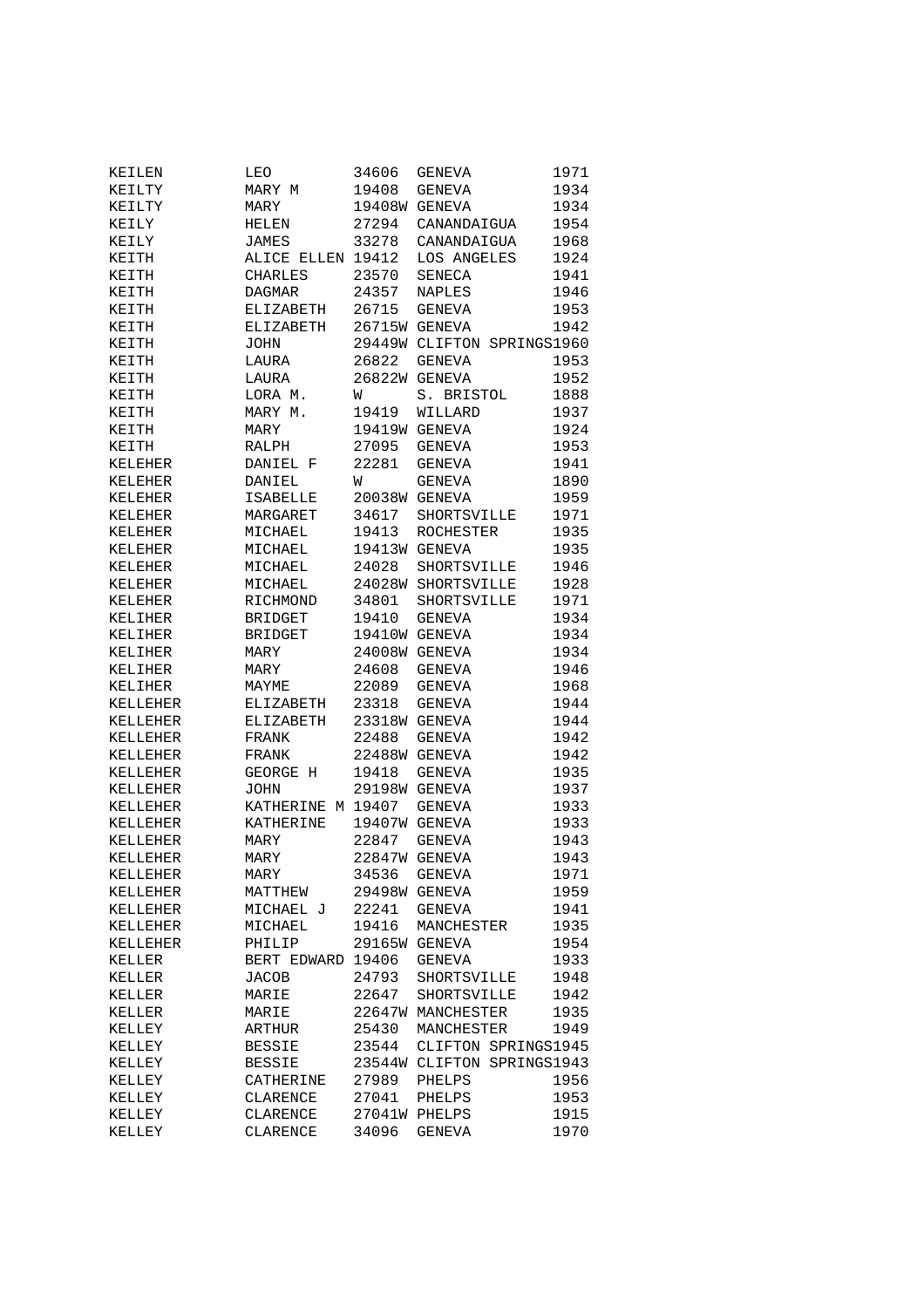| | | | | |
|---|---|---|---|---|
| KEILEN | LEO | 34606 | GENEVA | 1971 |
| KEILTY | MARY M | 19408 | GENEVA | 1934 |
| KEILTY | MARY | 19408W | GENEVA | 1934 |
| KEILY | HELEN | 27294 | CANANDAIGUA | 1954 |
| KEILY | JAMES | 33278 | CANANDAIGUA | 1968 |
| KEITH | ALICE ELLEN | 19412 | LOS ANGELES | 1924 |
| KEITH | CHARLES | 23570 | SENECA | 1941 |
| KEITH | DAGMAR | 24357 | NAPLES | 1946 |
| KEITH | ELIZABETH | 26715 | GENEVA | 1953 |
| KEITH | ELIZABETH | 26715W | GENEVA | 1942 |
| KEITH | JOHN | 29449W | CLIFTON SPRINGS | 1960 |
| KEITH | LAURA | 26822 | GENEVA | 1953 |
| KEITH | LAURA | 26822W | GENEVA | 1952 |
| KEITH | LORA M. | W | S. BRISTOL | 1888 |
| KEITH | MARY M. | 19419 | WILLARD | 1937 |
| KEITH | MARY | 19419W | GENEVA | 1924 |
| KEITH | RALPH | 27095 | GENEVA | 1953 |
| KELEHER | DANIEL F | 22281 | GENEVA | 1941 |
| KELEHER | DANIEL | W | GENEVA | 1890 |
| KELEHER | ISABELLE | 20038W | GENEVA | 1959 |
| KELEHER | MARGARET | 34617 | SHORTSVILLE | 1971 |
| KELEHER | MICHAEL | 19413 | ROCHESTER | 1935 |
| KELEHER | MICHAEL | 19413W | GENEVA | 1935 |
| KELEHER | MICHAEL | 24028 | SHORTSVILLE | 1946 |
| KELEHER | MICHAEL | 24028W | SHORTSVILLE | 1928 |
| KELEHER | RICHMOND | 34801 | SHORTSVILLE | 1971 |
| KELIHER | BRIDGET | 19410 | GENEVA | 1934 |
| KELIHER | BRIDGET | 19410W | GENEVA | 1934 |
| KELIHER | MARY | 24008W | GENEVA | 1934 |
| KELIHER | MARY | 24608 | GENEVA | 1946 |
| KELIHER | MAYME | 22089 | GENEVA | 1968 |
| KELLEHER | ELIZABETH | 23318 | GENEVA | 1944 |
| KELLEHER | ELIZABETH | 23318W | GENEVA | 1944 |
| KELLEHER | FRANK | 22488 | GENEVA | 1942 |
| KELLEHER | FRANK | 22488W | GENEVA | 1942 |
| KELLEHER | GEORGE H | 19418 | GENEVA | 1935 |
| KELLEHER | JOHN | 29198W | GENEVA | 1937 |
| KELLEHER | KATHERINE M | 19407 | GENEVA | 1933 |
| KELLEHER | KATHERINE | 19407W | GENEVA | 1933 |
| KELLEHER | MARY | 22847 | GENEVA | 1943 |
| KELLEHER | MARY | 22847W | GENEVA | 1943 |
| KELLEHER | MARY | 34536 | GENEVA | 1971 |
| KELLEHER | MATTHEW | 29498W | GENEVA | 1959 |
| KELLEHER | MICHAEL J | 22241 | GENEVA | 1941 |
| KELLEHER | MICHAEL | 19416 | MANCHESTER | 1935 |
| KELLEHER | PHILIP | 29165W | GENEVA | 1954 |
| KELLER | BERT EDWARD | 19406 | GENEVA | 1933 |
| KELLER | JACOB | 24793 | SHORTSVILLE | 1948 |
| KELLER | MARIE | 22647 | SHORTSVILLE | 1942 |
| KELLER | MARIE | 22647W | MANCHESTER | 1935 |
| KELLEY | ARTHUR | 25430 | MANCHESTER | 1949 |
| KELLEY | BESSIE | 23544 | CLIFTON SPRINGS | 1945 |
| KELLEY | BESSIE | 23544W | CLIFTON SPRINGS | 1943 |
| KELLEY | CATHERINE | 27989 | PHELPS | 1956 |
| KELLEY | CLARENCE | 27041 | PHELPS | 1953 |
| KELLEY | CLARENCE | 27041W | PHELPS | 1915 |
| KELLEY | CLARENCE | 34096 | GENEVA | 1970 |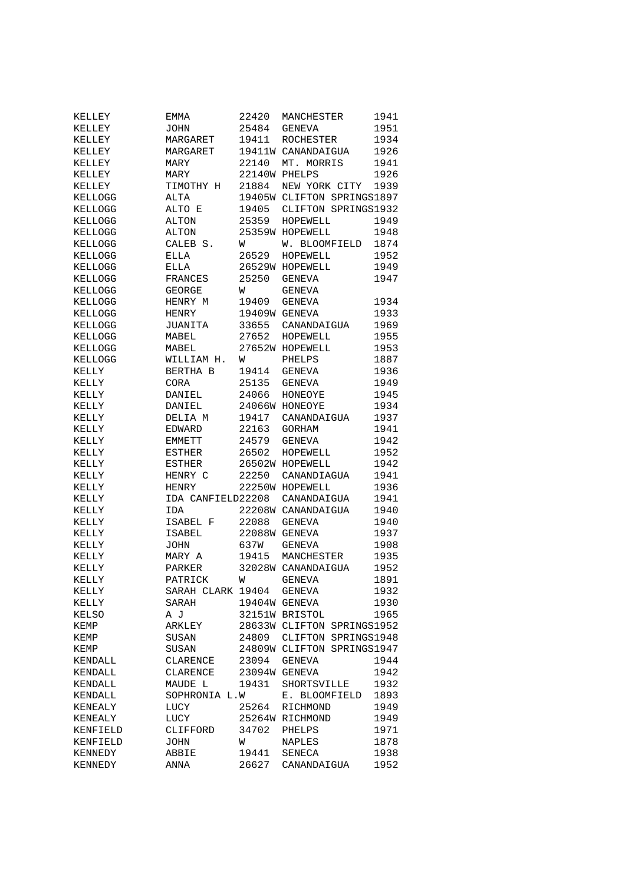| | | | | |
|---|---|---|---|---|
| KELLEY | EMMA | 22420 | MANCHESTER | 1941 |
| KELLEY | JOHN | 25484 | GENEVA | 1951 |
| KELLEY | MARGARET | 19411 | ROCHESTER | 1934 |
| KELLEY | MARGARET | 19411W | CANANDAIGUA | 1926 |
| KELLEY | MARY | 22140 | MT. MORRIS | 1941 |
| KELLEY | MARY | 22140W | PHELPS | 1926 |
| KELLEY | TIMOTHY H | 21884 | NEW YORK CITY | 1939 |
| KELLOGG | ALTA | 19405W | CLIFTON SPRINGS | 1897 |
| KELLOGG | ALTO E | 19405 | CLIFTON SPRINGS | 1932 |
| KELLOGG | ALTON | 25359 | HOPEWELL | 1949 |
| KELLOGG | ALTON | 25359W | HOPEWELL | 1948 |
| KELLOGG | CALEB S. | W | W. BLOOMFIELD | 1874 |
| KELLOGG | ELLA | 26529 | HOPEWELL | 1952 |
| KELLOGG | ELLA | 26529W | HOPEWELL | 1949 |
| KELLOGG | FRANCES | 25250 | GENEVA | 1947 |
| KELLOGG | GEORGE | W | GENEVA | |
| KELLOGG | HENRY M | 19409 | GENEVA | 1934 |
| KELLOGG | HENRY | 19409W | GENEVA | 1933 |
| KELLOGG | JUANITA | 33655 | CANANDAIGUA | 1969 |
| KELLOGG | MABEL | 27652 | HOPEWELL | 1955 |
| KELLOGG | MABEL | 27652W | HOPEWELL | 1953 |
| KELLOGG | WILLIAM H. | W | PHELPS | 1887 |
| KELLY | BERTHA B | 19414 | GENEVA | 1936 |
| KELLY | CORA | 25135 | GENEVA | 1949 |
| KELLY | DANIEL | 24066 | HONEOYE | 1945 |
| KELLY | DANIEL | 24066W | HONEOYE | 1934 |
| KELLY | DELIA M | 19417 | CANANDAIGUA | 1937 |
| KELLY | EDWARD | 22163 | GORHAM | 1941 |
| KELLY | EMMETT | 24579 | GENEVA | 1942 |
| KELLY | ESTHER | 26502 | HOPEWELL | 1952 |
| KELLY | ESTHER | 26502W | HOPEWELL | 1942 |
| KELLY | HENRY C | 22250 | CANANDIAGUA | 1941 |
| KELLY | HENRY | 22250W | HOPEWELL | 1936 |
| KELLY | IDA CANFIELD | 22208 | CANANDAIGUA | 1941 |
| KELLY | IDA | 22208W | CANANDAIGUA | 1940 |
| KELLY | ISABEL F | 22088 | GENEVA | 1940 |
| KELLY | ISABEL | 22088W | GENEVA | 1937 |
| KELLY | JOHN | 637W | GENEVA | 1908 |
| KELLY | MARY A | 19415 | MANCHESTER | 1935 |
| KELLY | PARKER | 32028W | CANANDAIGUA | 1952 |
| KELLY | PATRICK | W | GENEVA | 1891 |
| KELLY | SARAH CLARK | 19404 | GENEVA | 1932 |
| KELLY | SARAH | 19404W | GENEVA | 1930 |
| KELSO | A J | 32151W | BRISTOL | 1965 |
| KEMP | ARKLEY | 28633W | CLIFTON SPRINGS | 1952 |
| KEMP | SUSAN | 24809 | CLIFTON SPRINGS | 1948 |
| KEMP | SUSAN | 24809W | CLIFTON SPRINGS | 1947 |
| KENDALL | CLARENCE | 23094 | GENEVA | 1944 |
| KENDALL | CLARENCE | 23094W | GENEVA | 1942 |
| KENDALL | MAUDE L | 19431 | SHORTSVILLE | 1932 |
| KENDALL | SOPHRONIA L. | W | E. BLOOMFIELD | 1893 |
| KENEALY | LUCY | 25264 | RICHMOND | 1949 |
| KENEALY | LUCY | 25264W | RICHMOND | 1949 |
| KENFIELD | CLIFFORD | 34702 | PHELPS | 1971 |
| KENFIELD | JOHN | W | NAPLES | 1878 |
| KENNEDY | ABBIE | 19441 | SENECA | 1938 |
| KENNEDY | ANNA | 26627 | CANANDAIGUA | 1952 |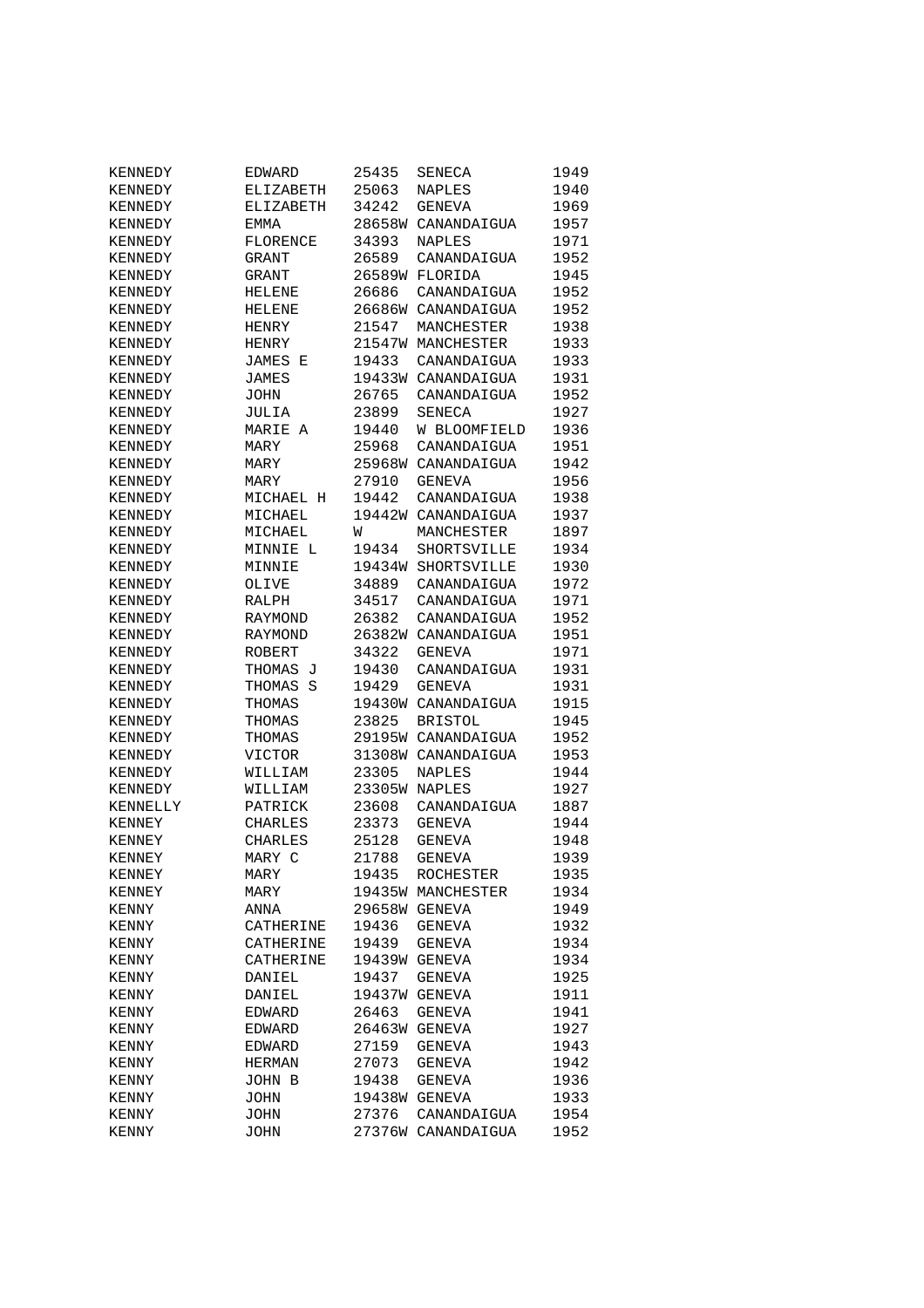| | | | | |
|---|---|---|---|---|
| KENNEDY | EDWARD | 25435 | SENECA | 1949 |
| KENNEDY | ELIZABETH | 25063 | NAPLES | 1940 |
| KENNEDY | ELIZABETH | 34242 | GENEVA | 1969 |
| KENNEDY | EMMA | 28658W | CANANDAIGUA | 1957 |
| KENNEDY | FLORENCE | 34393 | NAPLES | 1971 |
| KENNEDY | GRANT | 26589 | CANANDAIGUA | 1952 |
| KENNEDY | GRANT | 26589W | FLORIDA | 1945 |
| KENNEDY | HELENE | 26686 | CANANDAIGUA | 1952 |
| KENNEDY | HELENE | 26686W | CANANDAIGUA | 1952 |
| KENNEDY | HENRY | 21547 | MANCHESTER | 1938 |
| KENNEDY | HENRY | 21547W | MANCHESTER | 1933 |
| KENNEDY | JAMES E | 19433 | CANANDAIGUA | 1933 |
| KENNEDY | JAMES | 19433W | CANANDAIGUA | 1931 |
| KENNEDY | JOHN | 26765 | CANANDAIGUA | 1952 |
| KENNEDY | JULIA | 23899 | SENECA | 1927 |
| KENNEDY | MARIE A | 19440 | W BLOOMFIELD | 1936 |
| KENNEDY | MARY | 25968 | CANANDAIGUA | 1951 |
| KENNEDY | MARY | 25968W | CANANDAIGUA | 1942 |
| KENNEDY | MARY | 27910 | GENEVA | 1956 |
| KENNEDY | MICHAEL H | 19442 | CANANDAIGUA | 1938 |
| KENNEDY | MICHAEL | 19442W | CANANDAIGUA | 1937 |
| KENNEDY | MICHAEL | W | MANCHESTER | 1897 |
| KENNEDY | MINNIE L | 19434 | SHORTSVILLE | 1934 |
| KENNEDY | MINNIE | 19434W | SHORTSVILLE | 1930 |
| KENNEDY | OLIVE | 34889 | CANANDAIGUA | 1972 |
| KENNEDY | RALPH | 34517 | CANANDAIGUA | 1971 |
| KENNEDY | RAYMOND | 26382 | CANANDAIGUA | 1952 |
| KENNEDY | RAYMOND | 26382W | CANANDAIGUA | 1951 |
| KENNEDY | ROBERT | 34322 | GENEVA | 1971 |
| KENNEDY | THOMAS J | 19430 | CANANDAIGUA | 1931 |
| KENNEDY | THOMAS S | 19429 | GENEVA | 1931 |
| KENNEDY | THOMAS | 19430W | CANANDAIGUA | 1915 |
| KENNEDY | THOMAS | 23825 | BRISTOL | 1945 |
| KENNEDY | THOMAS | 29195W | CANANDAIGUA | 1952 |
| KENNEDY | VICTOR | 31308W | CANANDAIGUA | 1953 |
| KENNEDY | WILLIAM | 23305 | NAPLES | 1944 |
| KENNEDY | WILLIAM | 23305W | NAPLES | 1927 |
| KENNELLY | PATRICK | 23608 | CANANDAIGUA | 1887 |
| KENNEY | CHARLES | 23373 | GENEVA | 1944 |
| KENNEY | CHARLES | 25128 | GENEVA | 1948 |
| KENNEY | MARY C | 21788 | GENEVA | 1939 |
| KENNEY | MARY | 19435 | ROCHESTER | 1935 |
| KENNEY | MARY | 19435W | MANCHESTER | 1934 |
| KENNY | ANNA | 29658W | GENEVA | 1949 |
| KENNY | CATHERINE | 19436 | GENEVA | 1932 |
| KENNY | CATHERINE | 19439 | GENEVA | 1934 |
| KENNY | CATHERINE | 19439W | GENEVA | 1934 |
| KENNY | DANIEL | 19437 | GENEVA | 1925 |
| KENNY | DANIEL | 19437W | GENEVA | 1911 |
| KENNY | EDWARD | 26463 | GENEVA | 1941 |
| KENNY | EDWARD | 26463W | GENEVA | 1927 |
| KENNY | EDWARD | 27159 | GENEVA | 1943 |
| KENNY | HERMAN | 27073 | GENEVA | 1942 |
| KENNY | JOHN B | 19438 | GENEVA | 1936 |
| KENNY | JOHN | 19438W | GENEVA | 1933 |
| KENNY | JOHN | 27376 | CANANDAIGUA | 1954 |
| KENNY | JOHN | 27376W | CANANDAIGUA | 1952 |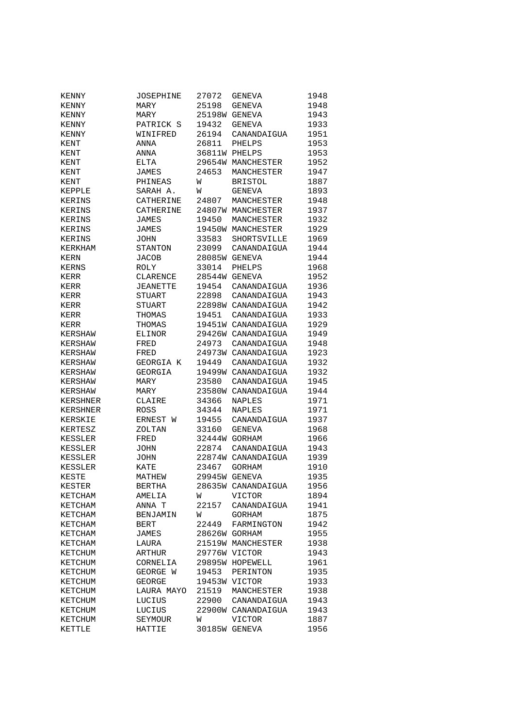| | | | | |
|---|---|---|---|---|
| KENNY | JOSEPHINE | 27072 | GENEVA | 1948 |
| KENNY | MARY | 25198 | GENEVA | 1948 |
| KENNY | MARY | 25198W | GENEVA | 1943 |
| KENNY | PATRICK S | 19432 | GENEVA | 1933 |
| KENNY | WINIFRED | 26194 | CANANDAIGUA | 1951 |
| KENT | ANNA | 26811 | PHELPS | 1953 |
| KENT | ANNA | 36811W | PHELPS | 1953 |
| KENT | ELTA | 29654W | MANCHESTER | 1952 |
| KENT | JAMES | 24653 | MANCHESTER | 1947 |
| KENT | PHINEAS | W | BRISTOL | 1887 |
| KEPPLE | SARAH A. | W | GENEVA | 1893 |
| KERINS | CATHERINE | 24807 | MANCHESTER | 1948 |
| KERINS | CATHERINE | 24807W | MANCHESTER | 1937 |
| KERINS | JAMES | 19450 | MANCHESTER | 1932 |
| KERINS | JAMES | 19450W | MANCHESTER | 1929 |
| KERINS | JOHN | 33583 | SHORTSVILLE | 1969 |
| KERKHAM | STANTON | 23099 | CANANDAIGUA | 1944 |
| KERN | JACOB | 28085W | GENEVA | 1944 |
| KERNS | ROLY | 33014 | PHELPS | 1968 |
| KERR | CLARENCE | 28544W | GENEVA | 1952 |
| KERR | JEANETTE | 19454 | CANANDAIGUA | 1936 |
| KERR | STUART | 22898 | CANANDAIGUA | 1943 |
| KERR | STUART | 22898W | CANANDAIGUA | 1942 |
| KERR | THOMAS | 19451 | CANANDAIGUA | 1933 |
| KERR | THOMAS | 19451W | CANANDAIGUA | 1929 |
| KERSHAW | ELINOR | 29426W | CANANDAIGUA | 1949 |
| KERSHAW | FRED | 24973 | CANANDAIGUA | 1948 |
| KERSHAW | FRED | 24973W | CANANDAIGUA | 1923 |
| KERSHAW | GEORGIA K | 19449 | CANANDAIGUA | 1932 |
| KERSHAW | GEORGIA | 19499W | CANANDAIGUA | 1932 |
| KERSHAW | MARY | 23580 | CANANDAIGUA | 1945 |
| KERSHAW | MARY | 23580W | CANANDAIGUA | 1944 |
| KERSHNER | CLAIRE | 34366 | NAPLES | 1971 |
| KERSHNER | ROSS | 34344 | NAPLES | 1971 |
| KERSKIE | ERNEST W | 19455 | CANANDAIGUA | 1937 |
| KERTESZ | ZOLTAN | 33160 | GENEVA | 1968 |
| KESSLER | FRED | 32444W | GORHAM | 1966 |
| KESSLER | JOHN | 22874 | CANANDAIGUA | 1943 |
| KESSLER | JOHN | 22874W | CANANDAIGUA | 1939 |
| KESSLER | KATE | 23467 | GORHAM | 1910 |
| KESTE | MATHEW | 29945W | GENEVA | 1935 |
| KESTER | BERTHA | 28635W | CANANDAIGUA | 1956 |
| KETCHAM | AMELIA | W | VICTOR | 1894 |
| KETCHAM | ANNA T | 22157 | CANANDAIGUA | 1941 |
| KETCHAM | BENJAMIN | W | GORHAM | 1875 |
| KETCHAM | BERT | 22449 | FARMINGTON | 1942 |
| KETCHAM | JAMES | 28626W | GORHAM | 1955 |
| KETCHAM | LAURA | 21519W | MANCHESTER | 1938 |
| KETCHUM | ARTHUR | 29776W | VICTOR | 1943 |
| KETCHUM | CORNELIA | 29895W | HOPEWELL | 1961 |
| KETCHUM | GEORGE W | 19453 | PERINTON | 1935 |
| KETCHUM | GEORGE | 19453W | VICTOR | 1933 |
| KETCHUM | LAURA MAYO | 21519 | MANCHESTER | 1938 |
| KETCHUM | LUCIUS | 22900 | CANANDAIGUA | 1943 |
| KETCHUM | LUCIUS | 22900W | CANANDAIGUA | 1943 |
| KETCHUM | SEYMOUR | W | VICTOR | 1887 |
| KETTLE | HATTIE | 30185W | GENEVA | 1956 |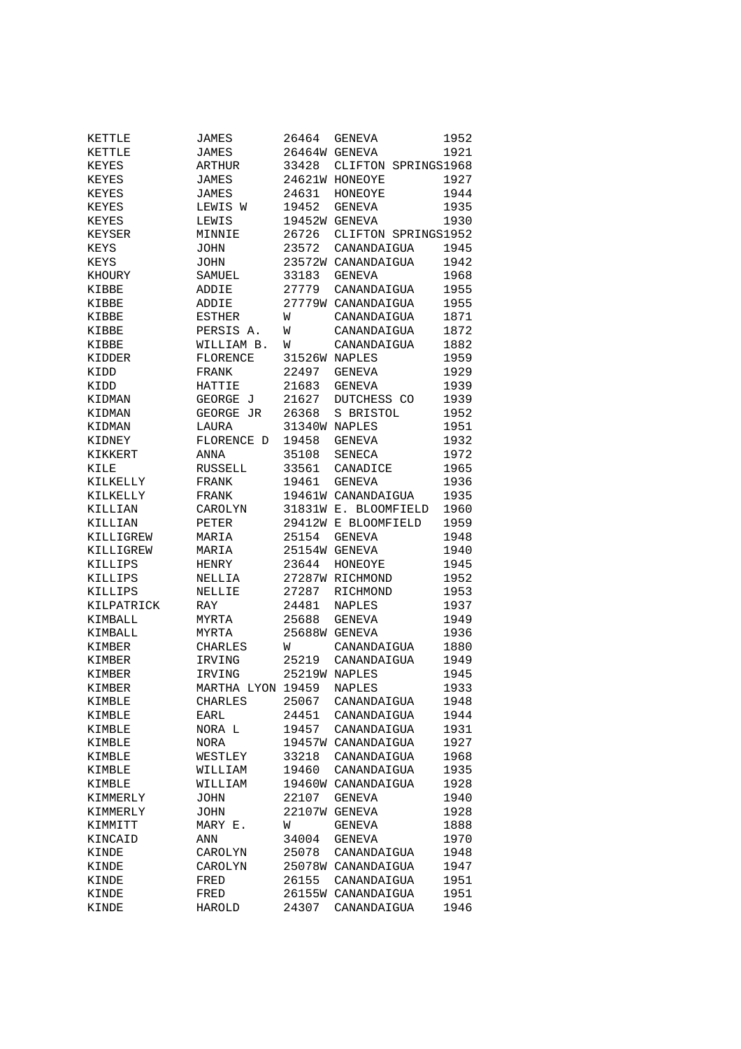| | | | | |
|---|---|---|---|---|
| KETTLE | JAMES | 26464 | GENEVA | 1952 |
| KETTLE | JAMES | 26464W | GENEVA | 1921 |
| KEYES | ARTHUR | 33428 | CLIFTON SPRINGS | 1968 |
| KEYES | JAMES | 24621W | HONEOYE | 1927 |
| KEYES | JAMES | 24631 | HONEOYE | 1944 |
| KEYES | LEWIS W | 19452 | GENEVA | 1935 |
| KEYES | LEWIS | 19452W | GENEVA | 1930 |
| KEYSER | MINNIE | 26726 | CLIFTON SPRINGS | 1952 |
| KEYS | JOHN | 23572 | CANANDAIGUA | 1945 |
| KEYS | JOHN | 23572W | CANANDAIGUA | 1942 |
| KHOURY | SAMUEL | 33183 | GENEVA | 1968 |
| KIBBE | ADDIE | 27779 | CANANDAIGUA | 1955 |
| KIBBE | ADDIE | 27779W | CANANDAIGUA | 1955 |
| KIBBE | ESTHER | W | CANANDAIGUA | 1871 |
| KIBBE | PERSIS A. | W | CANANDAIGUA | 1872 |
| KIBBE | WILLIAM B. | W | CANANDAIGUA | 1882 |
| KIDDER | FLORENCE | 31526W | NAPLES | 1959 |
| KIDD | FRANK | 22497 | GENEVA | 1929 |
| KIDD | HATTIE | 21683 | GENEVA | 1939 |
| KIDMAN | GEORGE J | 21627 | DUTCHESS CO | 1939 |
| KIDMAN | GEORGE JR | 26368 | S BRISTOL | 1952 |
| KIDMAN | LAURA | 31340W | NAPLES | 1951 |
| KIDNEY | FLORENCE D | 19458 | GENEVA | 1932 |
| KIKKERT | ANNA | 35108 | SENECA | 1972 |
| KILE | RUSSELL | 33561 | CANADICE | 1965 |
| KILKELLY | FRANK | 19461 | GENEVA | 1936 |
| KILKELLY | FRANK | 19461W | CANANDAIGUA | 1935 |
| KILLIAN | CAROLYN | 31831W | E. BLOOMFIELD | 1960 |
| KILLIAN | PETER | 29412W | E BLOOMFIELD | 1959 |
| KILLIGREW | MARIA | 25154 | GENEVA | 1948 |
| KILLIGREW | MARIA | 25154W | GENEVA | 1940 |
| KILLIPS | HENRY | 23644 | HONEOYE | 1945 |
| KILLIPS | NELLIA | 27287W | RICHMOND | 1952 |
| KILLIPS | NELLIE | 27287 | RICHMOND | 1953 |
| KILPATRICK | RAY | 24481 | NAPLES | 1937 |
| KIMBALL | MYRTA | 25688 | GENEVA | 1949 |
| KIMBALL | MYRTA | 25688W | GENEVA | 1936 |
| KIMBER | CHARLES | W | CANANDAIGUA | 1880 |
| KIMBER | IRVING | 25219 | CANANDAIGUA | 1949 |
| KIMBER | IRVING | 25219W | NAPLES | 1945 |
| KIMBER | MARTHA LYON | 19459 | NAPLES | 1933 |
| KIMBLE | CHARLES | 25067 | CANANDAIGUA | 1948 |
| KIMBLE | EARL | 24451 | CANANDAIGUA | 1944 |
| KIMBLE | NORA L | 19457 | CANANDAIGUA | 1931 |
| KIMBLE | NORA | 19457W | CANANDAIGUA | 1927 |
| KIMBLE | WESTLEY | 33218 | CANANDAIGUA | 1968 |
| KIMBLE | WILLIAM | 19460 | CANANDAIGUA | 1935 |
| KIMBLE | WILLIAM | 19460W | CANANDAIGUA | 1928 |
| KIMMERLY | JOHN | 22107 | GENEVA | 1940 |
| KIMMERLY | JOHN | 22107W | GENEVA | 1928 |
| KIMMITT | MARY E. | W | GENEVA | 1888 |
| KINCAID | ANN | 34004 | GENEVA | 1970 |
| KINDE | CAROLYN | 25078 | CANANDAIGUA | 1948 |
| KINDE | CAROLYN | 25078W | CANANDAIGUA | 1947 |
| KINDE | FRED | 26155 | CANANDAIGUA | 1951 |
| KINDE | FRED | 26155W | CANANDAIGUA | 1951 |
| KINDE | HAROLD | 24307 | CANANDAIGUA | 1946 |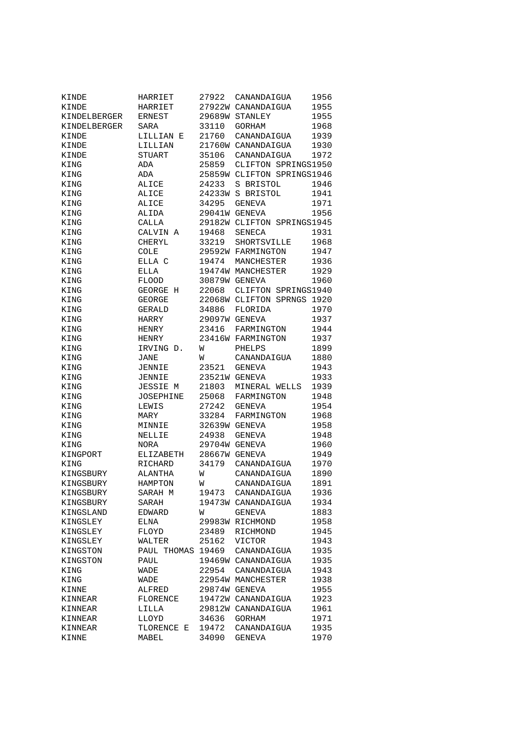| | | | | |
|---|---|---|---|---|
| KINDE | HARRIET | 27922 | CANANDAIGUA | 1956 |
| KINDE | HARRIET | 27922W | CANANDAIGUA | 1955 |
| KINDELBERGER | ERNEST | 29689W | STANLEY | 1955 |
| KINDELBERGER | SARA | 33110 | GORHAM | 1968 |
| KINDE | LILLIAN E | 21760 | CANANDAIGUA | 1939 |
| KINDE | LILLIAN | 21760W | CANANDAIGUA | 1930 |
| KINDE | STUART | 35106 | CANANDAIGUA | 1972 |
| KING | ADA | 25859 | CLIFTON SPRINGS | 1950 |
| KING | ADA | 25859W | CLIFTON SPRINGS | 1946 |
| KING | ALICE | 24233 | S BRISTOL | 1946 |
| KING | ALICE | 24233W | S BRISTOL | 1941 |
| KING | ALICE | 34295 | GENEVA | 1971 |
| KING | ALIDA | 29041W | GENEVA | 1956 |
| KING | CALLA | 29182W | CLIFTON SPRINGS | 1945 |
| KING | CALVIN A | 19468 | SENECA | 1931 |
| KING | CHERYL | 33219 | SHORTSVILLE | 1968 |
| KING | COLE | 29592W | FARMINGTON | 1947 |
| KING | ELLA C | 19474 | MANCHESTER | 1936 |
| KING | ELLA | 19474W | MANCHESTER | 1929 |
| KING | FLOOD | 30879W | GENEVA | 1960 |
| KING | GEORGE H | 22068 | CLIFTON SPRINGS | 1940 |
| KING | GEORGE | 22068W | CLIFTON SPRNGS | 1920 |
| KING | GERALD | 34886 | FLORIDA | 1970 |
| KING | HARRY | 29097W | GENEVA | 1937 |
| KING | HENRY | 23416 | FARMINGTON | 1944 |
| KING | HENRY | 23416W | FARMINGTON | 1937 |
| KING | IRVING D. | W | PHELPS | 1899 |
| KING | JANE | W | CANANDAIGUA | 1880 |
| KING | JENNIE | 23521 | GENEVA | 1943 |
| KING | JENNIE | 23521W | GENEVA | 1933 |
| KING | JESSIE M | 21803 | MINERAL WELLS | 1939 |
| KING | JOSEPHINE | 25068 | FARMINGTON | 1948 |
| KING | LEWIS | 27242 | GENEVA | 1954 |
| KING | MARY | 33284 | FARMINGTON | 1968 |
| KING | MINNIE | 32639W | GENEVA | 1958 |
| KING | NELLIE | 24938 | GENEVA | 1948 |
| KING | NORA | 29704W | GENEVA | 1960 |
| KINGPORT | ELIZABETH | 28667W | GENEVA | 1949 |
| KING | RICHARD | 34179 | CANANDAIGUA | 1970 |
| KINGSBURY | ALANTHA | W | CANANDAIGUA | 1890 |
| KINGSBURY | HAMPTON | W | CANANDAIGUA | 1891 |
| KINGSBURY | SARAH M | 19473 | CANANDAIGUA | 1936 |
| KINGSBURY | SARAH | 19473W | CANANDAIGUA | 1934 |
| KINGSLAND | EDWARD | W | GENEVA | 1883 |
| KINGSLEY | ELNA | 29983W | RICHMOND | 1958 |
| KINGSLEY | FLOYD | 23489 | RICHMOND | 1945 |
| KINGSLEY | WALTER | 25162 | VICTOR | 1943 |
| KINGSTON | PAUL THOMAS | 19469 | CANANDAIGUA | 1935 |
| KINGSTON | PAUL | 19469W | CANANDAIGUA | 1935 |
| KING | WADE | 22954 | CANANDAIGUA | 1943 |
| KING | WADE | 22954W | MANCHESTER | 1938 |
| KINNE | ALFRED | 29874W | GENEVA | 1955 |
| KINNEAR | FLORENCE | 19472W | CANANDAIGUA | 1923 |
| KINNEAR | LILLA | 29812W | CANANDAIGUA | 1961 |
| KINNEAR | LLOYD | 34636 | GORHAM | 1971 |
| KINNEAR | TLORENCE E | 19472 | CANANDAIGUA | 1935 |
| KINNE | MABEL | 34090 | GENEVA | 1970 |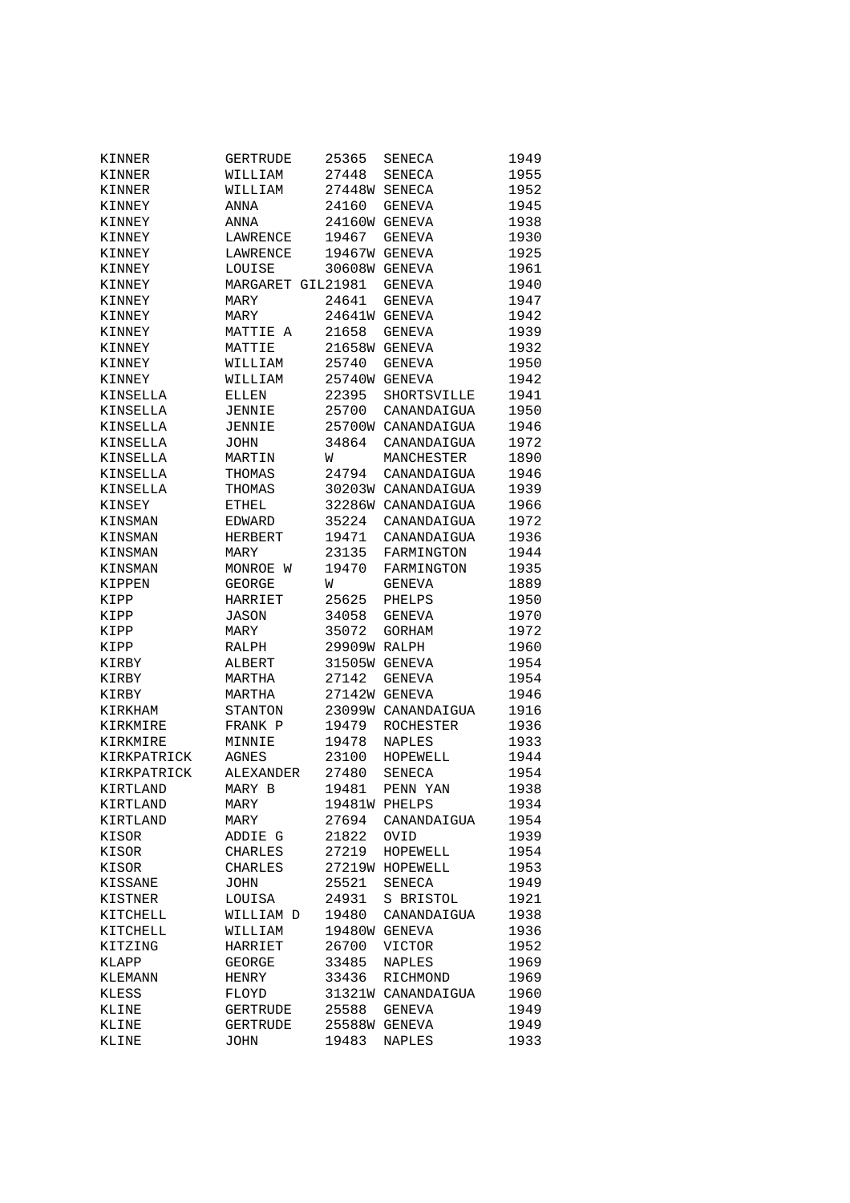| | | | | |
|---|---|---|---|---|
| KINNER | GERTRUDE | 25365 | SENECA | 1949 |
| KINNER | WILLIAM | 27448 | SENECA | 1955 |
| KINNER | WILLIAM | 27448W | SENECA | 1952 |
| KINNEY | ANNA | 24160 | GENEVA | 1945 |
| KINNEY | ANNA | 24160W | GENEVA | 1938 |
| KINNEY | LAWRENCE | 19467 | GENEVA | 1930 |
| KINNEY | LAWRENCE | 19467W | GENEVA | 1925 |
| KINNEY | LOUISE | 30608W | GENEVA | 1961 |
| KINNEY | MARGARET GIL | 21981 | GENEVA | 1940 |
| KINNEY | MARY | 24641 | GENEVA | 1947 |
| KINNEY | MARY | 24641W | GENEVA | 1942 |
| KINNEY | MATTIE A | 21658 | GENEVA | 1939 |
| KINNEY | MATTIE | 21658W | GENEVA | 1932 |
| KINNEY | WILLIAM | 25740 | GENEVA | 1950 |
| KINNEY | WILLIAM | 25740W | GENEVA | 1942 |
| KINSELLA | ELLEN | 22395 | SHORTSVILLE | 1941 |
| KINSELLA | JENNIE | 25700 | CANANDAIGUA | 1950 |
| KINSELLA | JENNIE | 25700W | CANANDAIGUA | 1946 |
| KINSELLA | JOHN | 34864 | CANANDAIGUA | 1972 |
| KINSELLA | MARTIN | W | MANCHESTER | 1890 |
| KINSELLA | THOMAS | 24794 | CANANDAIGUA | 1946 |
| KINSELLA | THOMAS | 30203W | CANANDAIGUA | 1939 |
| KINSEY | ETHEL | 32286W | CANANDAIGUA | 1966 |
| KINSMAN | EDWARD | 35224 | CANANDAIGUA | 1972 |
| KINSMAN | HERBERT | 19471 | CANANDAIGUA | 1936 |
| KINSMAN | MARY | 23135 | FARMINGTON | 1944 |
| KINSMAN | MONROE W | 19470 | FARMINGTON | 1935 |
| KIPPEN | GEORGE | W | GENEVA | 1889 |
| KIPP | HARRIET | 25625 | PHELPS | 1950 |
| KIPP | JASON | 34058 | GENEVA | 1970 |
| KIPP | MARY | 35072 | GORHAM | 1972 |
| KIPP | RALPH | 29909W | RALPH | 1960 |
| KIRBY | ALBERT | 31505W | GENEVA | 1954 |
| KIRBY | MARTHA | 27142 | GENEVA | 1954 |
| KIRBY | MARTHA | 27142W | GENEVA | 1946 |
| KIRKHAM | STANTON | 23099W | CANANDAIGUA | 1916 |
| KIRKMIRE | FRANK P | 19479 | ROCHESTER | 1936 |
| KIRKMIRE | MINNIE | 19478 | NAPLES | 1933 |
| KIRKPATRICK | AGNES | 23100 | HOPEWELL | 1944 |
| KIRKPATRICK | ALEXANDER | 27480 | SENECA | 1954 |
| KIRTLAND | MARY B | 19481 | PENN YAN | 1938 |
| KIRTLAND | MARY | 19481W | PHELPS | 1934 |
| KIRTLAND | MARY | 27694 | CANANDAIGUA | 1954 |
| KISOR | ADDIE G | 21822 | OVID | 1939 |
| KISOR | CHARLES | 27219 | HOPEWELL | 1954 |
| KISOR | CHARLES | 27219W | HOPEWELL | 1953 |
| KISSANE | JOHN | 25521 | SENECA | 1949 |
| KISTNER | LOUISA | 24931 | S BRISTOL | 1921 |
| KITCHELL | WILLIAM D | 19480 | CANANDAIGUA | 1938 |
| KITCHELL | WILLIAM | 19480W | GENEVA | 1936 |
| KITZING | HARRIET | 26700 | VICTOR | 1952 |
| KLAPP | GEORGE | 33485 | NAPLES | 1969 |
| KLEMANN | HENRY | 33436 | RICHMOND | 1969 |
| KLESS | FLOYD | 31321W | CANANDAIGUA | 1960 |
| KLINE | GERTRUDE | 25588 | GENEVA | 1949 |
| KLINE | GERTRUDE | 25588W | GENEVA | 1949 |
| KLINE | JOHN | 19483 | NAPLES | 1933 |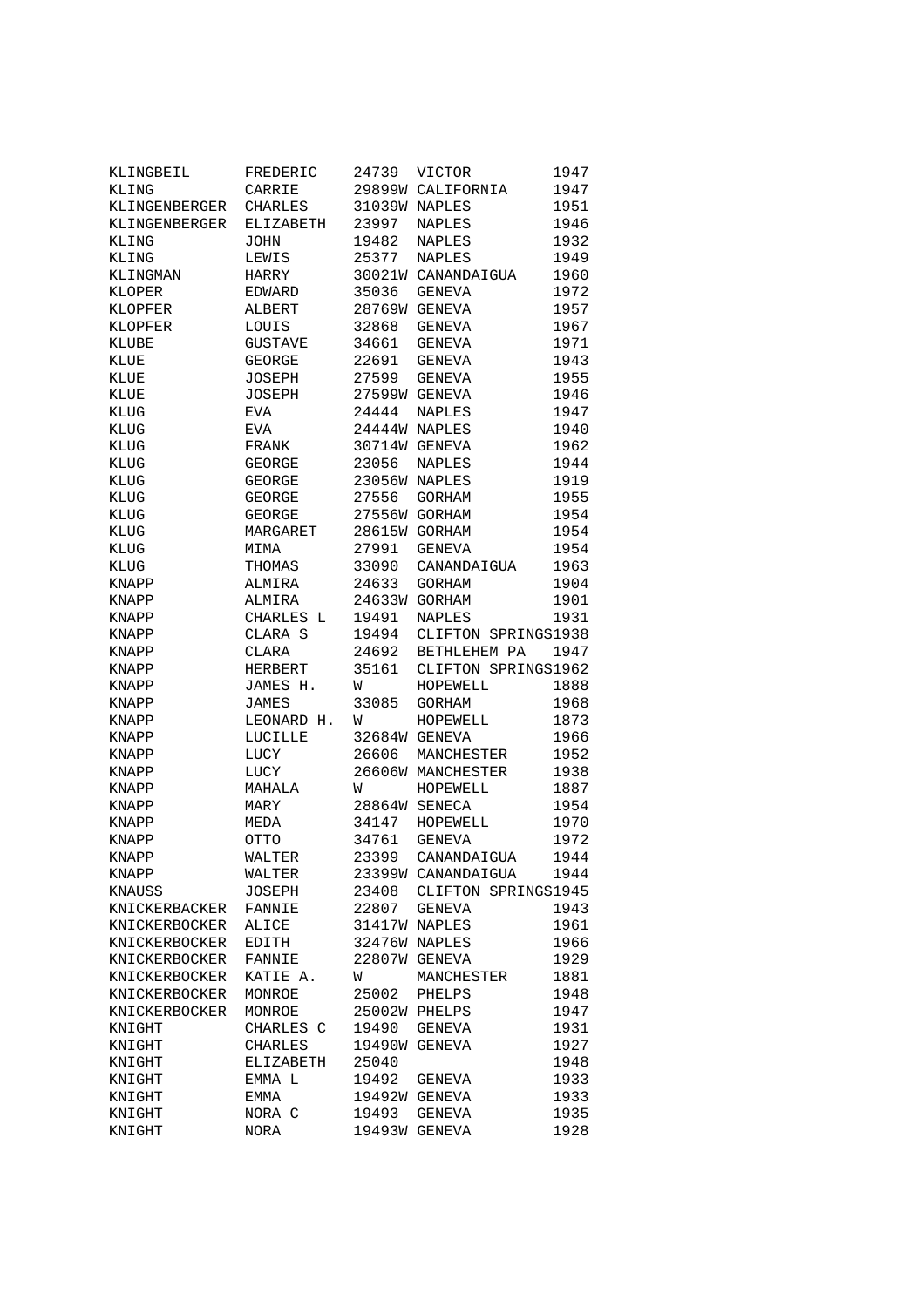| | | | | |
|---|---|---|---|---|
| KLINGBEIL | FREDERIC | 24739 | VICTOR | 1947 |
| KLING | CARRIE | 29899W | CALIFORNIA | 1947 |
| KLINGENBERGER | CHARLES | 31039W | NAPLES | 1951 |
| KLINGENBERGER | ELIZABETH | 23997 | NAPLES | 1946 |
| KLING | JOHN | 19482 | NAPLES | 1932 |
| KLING | LEWIS | 25377 | NAPLES | 1949 |
| KLINGMAN | HARRY | 30021W | CANANDAIGUA | 1960 |
| KLOPER | EDWARD | 35036 | GENEVA | 1972 |
| KLOPFER | ALBERT | 28769W | GENEVA | 1957 |
| KLOPFER | LOUIS | 32868 | GENEVA | 1967 |
| KLUBE | GUSTAVE | 34661 | GENEVA | 1971 |
| KLUE | GEORGE | 22691 | GENEVA | 1943 |
| KLUE | JOSEPH | 27599 | GENEVA | 1955 |
| KLUE | JOSEPH | 27599W | GENEVA | 1946 |
| KLUG | EVA | 24444 | NAPLES | 1947 |
| KLUG | EVA | 24444W | NAPLES | 1940 |
| KLUG | FRANK | 30714W | GENEVA | 1962 |
| KLUG | GEORGE | 23056 | NAPLES | 1944 |
| KLUG | GEORGE | 23056W | NAPLES | 1919 |
| KLUG | GEORGE | 27556 | GORHAM | 1955 |
| KLUG | GEORGE | 27556W | GORHAM | 1954 |
| KLUG | MARGARET | 28615W | GORHAM | 1954 |
| KLUG | MIMA | 27991 | GENEVA | 1954 |
| KLUG | THOMAS | 33090 | CANANDAIGUA | 1963 |
| KNAPP | ALMIRA | 24633 | GORHAM | 1904 |
| KNAPP | ALMIRA | 24633W | GORHAM | 1901 |
| KNAPP | CHARLES L | 19491 | NAPLES | 1931 |
| KNAPP | CLARA S | 19494 | CLIFTON SPRINGS | 1938 |
| KNAPP | CLARA | 24692 | BETHLEHEM PA | 1947 |
| KNAPP | HERBERT | 35161 | CLIFTON SPRINGS | 1962 |
| KNAPP | JAMES H. | W | HOPEWELL | 1888 |
| KNAPP | JAMES | 33085 | GORHAM | 1968 |
| KNAPP | LEONARD H. | W | HOPEWELL | 1873 |
| KNAPP | LUCILLE | 32684W | GENEVA | 1966 |
| KNAPP | LUCY | 26606 | MANCHESTER | 1952 |
| KNAPP | LUCY | 26606W | MANCHESTER | 1938 |
| KNAPP | MAHALA | W | HOPEWELL | 1887 |
| KNAPP | MARY | 28864W | SENECA | 1954 |
| KNAPP | MEDA | 34147 | HOPEWELL | 1970 |
| KNAPP | OTTO | 34761 | GENEVA | 1972 |
| KNAPP | WALTER | 23399 | CANANDAIGUA | 1944 |
| KNAPP | WALTER | 23399W | CANANDAIGUA | 1944 |
| KNAUSS | JOSEPH | 23408 | CLIFTON SPRINGS | 1945 |
| KNICKERBACKER | FANNIE | 22807 | GENEVA | 1943 |
| KNICKERBOCKER | ALICE | 31417W | NAPLES | 1961 |
| KNICKERBOCKER | EDITH | 32476W | NAPLES | 1966 |
| KNICKERBOCKER | FANNIE | 22807W | GENEVA | 1929 |
| KNICKERBOCKER | KATIE A. | W | MANCHESTER | 1881 |
| KNICKERBOCKER | MONROE | 25002 | PHELPS | 1948 |
| KNICKERBOCKER | MONROE | 25002W | PHELPS | 1947 |
| KNIGHT | CHARLES C | 19490 | GENEVA | 1931 |
| KNIGHT | CHARLES | 19490W | GENEVA | 1927 |
| KNIGHT | ELIZABETH | 25040 | | 1948 |
| KNIGHT | EMMA L | 19492 | GENEVA | 1933 |
| KNIGHT | EMMA | 19492W | GENEVA | 1933 |
| KNIGHT | NORA C | 19493 | GENEVA | 1935 |
| KNIGHT | NORA | 19493W | GENEVA | 1928 |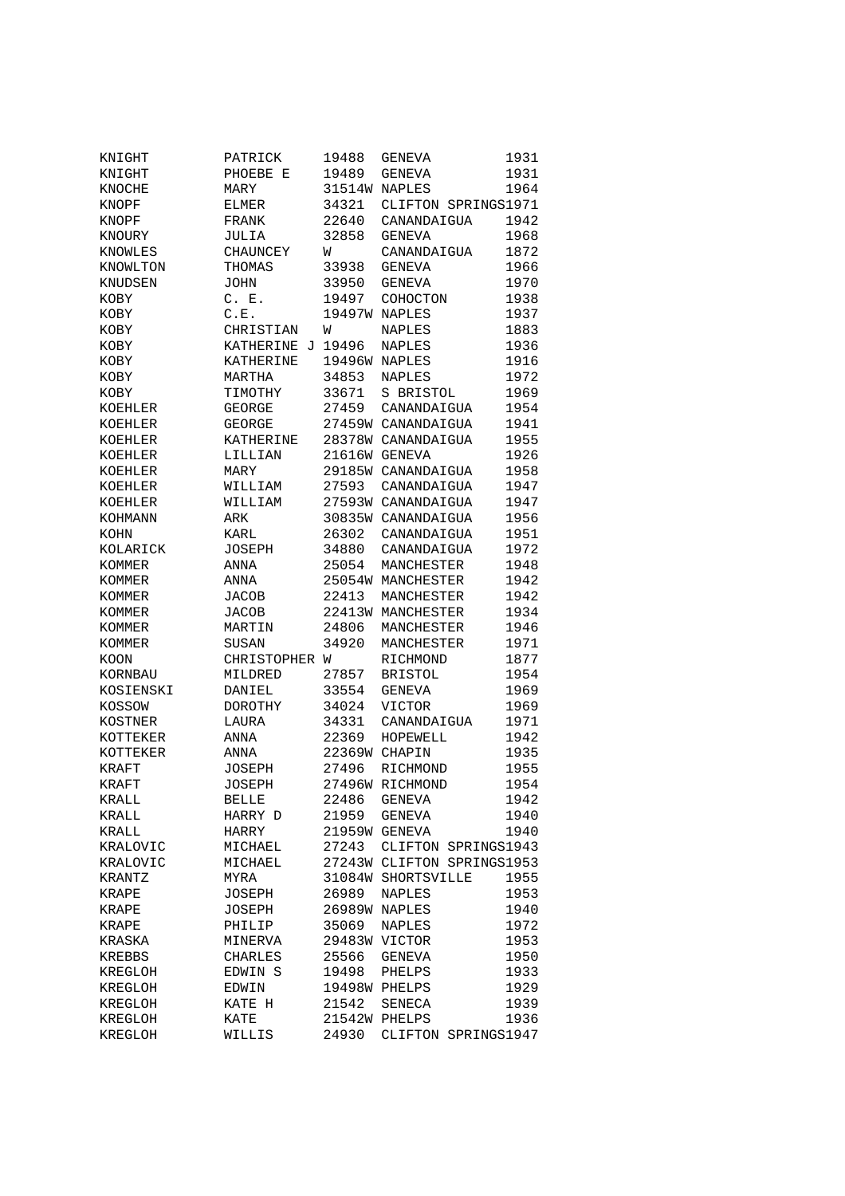| | | | | |
|---|---|---|---|---|
| KNIGHT | PATRICK | 19488 | GENEVA | 1931 |
| KNIGHT | PHOEBE E | 19489 | GENEVA | 1931 |
| KNOCHE | MARY | 31514W | NAPLES | 1964 |
| KNOPF | ELMER | 34321 | CLIFTON SPRINGS | 1971 |
| KNOPF | FRANK | 22640 | CANANDAIGUA | 1942 |
| KNOURY | JULIA | 32858 | GENEVA | 1968 |
| KNOWLES | CHAUNCEY | W | CANANDAIGUA | 1872 |
| KNOWLTON | THOMAS | 33938 | GENEVA | 1966 |
| KNUDSEN | JOHN | 33950 | GENEVA | 1970 |
| KOBY | C. E. | 19497 | COHOCTON | 1938 |
| KOBY | C.E. | 19497W | NAPLES | 1937 |
| KOBY | CHRISTIAN | W | NAPLES | 1883 |
| KOBY | KATHERINE J | 19496 | NAPLES | 1936 |
| KOBY | KATHERINE | 19496W | NAPLES | 1916 |
| KOBY | MARTHA | 34853 | NAPLES | 1972 |
| KOBY | TIMOTHY | 33671 | S BRISTOL | 1969 |
| KOEHLER | GEORGE | 27459 | CANANDAIGUA | 1954 |
| KOEHLER | GEORGE | 27459W | CANANDAIGUA | 1941 |
| KOEHLER | KATHERINE | 28378W | CANANDAIGUA | 1955 |
| KOEHLER | LILLIAN | 21616W | GENEVA | 1926 |
| KOEHLER | MARY | 29185W | CANANDAIGUA | 1958 |
| KOEHLER | WILLIAM | 27593 | CANANDAIGUA | 1947 |
| KOEHLER | WILLIAM | 27593W | CANANDAIGUA | 1947 |
| KOHMANN | ARK | 30835W | CANANDAIGUA | 1956 |
| KOHN | KARL | 26302 | CANANDAIGUA | 1951 |
| KOLARICK | JOSEPH | 34880 | CANANDAIGUA | 1972 |
| KOMMER | ANNA | 25054 | MANCHESTER | 1948 |
| KOMMER | ANNA | 25054W | MANCHESTER | 1942 |
| KOMMER | JACOB | 22413 | MANCHESTER | 1942 |
| KOMMER | JACOB | 22413W | MANCHESTER | 1934 |
| KOMMER | MARTIN | 24806 | MANCHESTER | 1946 |
| KOMMER | SUSAN | 34920 | MANCHESTER | 1971 |
| KOON | CHRISTOPHER | W | RICHMOND | 1877 |
| KORNBAU | MILDRED | 27857 | BRISTOL | 1954 |
| KOSIENSKI | DANIEL | 33554 | GENEVA | 1969 |
| KOSSOW | DOROTHY | 34024 | VICTOR | 1969 |
| KOSTNER | LAURA | 34331 | CANANDAIGUA | 1971 |
| KOTTEKER | ANNA | 22369 | HOPEWELL | 1942 |
| KOTTEKER | ANNA | 22369W | CHAPIN | 1935 |
| KRAFT | JOSEPH | 27496 | RICHMOND | 1955 |
| KRAFT | JOSEPH | 27496W | RICHMOND | 1954 |
| KRALL | BELLE | 22486 | GENEVA | 1942 |
| KRALL | HARRY D | 21959 | GENEVA | 1940 |
| KRALL | HARRY | 21959W | GENEVA | 1940 |
| KRALOVIC | MICHAEL | 27243 | CLIFTON SPRINGS | 1943 |
| KRALOVIC | MICHAEL | 27243W | CLIFTON SPRINGS | 1953 |
| KRANTZ | MYRA | 31084W | SHORTSVILLE | 1955 |
| KRAPE | JOSEPH | 26989 | NAPLES | 1953 |
| KRAPE | JOSEPH | 26989W | NAPLES | 1940 |
| KRAPE | PHILIP | 35069 | NAPLES | 1972 |
| KRASKA | MINERVA | 29483W | VICTOR | 1953 |
| KREBBS | CHARLES | 25566 | GENEVA | 1950 |
| KREGLOH | EDWIN S | 19498 | PHELPS | 1933 |
| KREGLOH | EDWIN | 19498W | PHELPS | 1929 |
| KREGLOH | KATE H | 21542 | SENECA | 1939 |
| KREGLOH | KATE | 21542W | PHELPS | 1936 |
| KREGLOH | WILLIS | 24930 | CLIFTON SPRINGS | 1947 |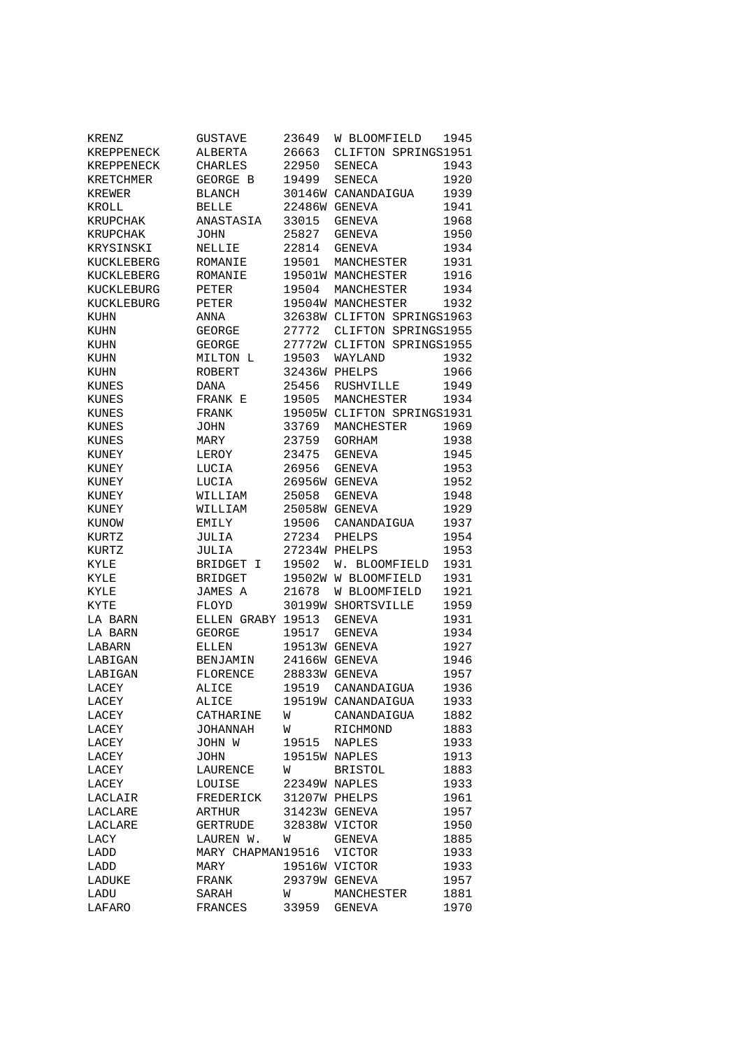| | | | | |
|---|---|---|---|---|
| KRENZ | GUSTAVE | 23649 | W BLOOMFIELD | 1945 |
| KREPPENECK | ALBERTA | 26663 | CLIFTON SPRINGS | 1951 |
| KREPPENECK | CHARLES | 22950 | SENECA | 1943 |
| KRETCHMER | GEORGE B | 19499 | SENECA | 1920 |
| KREWER | BLANCH | 30146W | CANANDAIGUA | 1939 |
| KROLL | BELLE | 22486W | GENEVA | 1941 |
| KRUPCHAK | ANASTASIA | 33015 | GENEVA | 1968 |
| KRUPCHAK | JOHN | 25827 | GENEVA | 1950 |
| KRYSINSKI | NELLIE | 22814 | GENEVA | 1934 |
| KUCKLEBERG | ROMANIE | 19501 | MANCHESTER | 1931 |
| KUCKLEBERG | ROMANIE | 19501W | MANCHESTER | 1916 |
| KUCKLEBURG | PETER | 19504 | MANCHESTER | 1934 |
| KUCKLEBURG | PETER | 19504W | MANCHESTER | 1932 |
| KUHN | ANNA | 32638W | CLIFTON SPRINGS | 1963 |
| KUHN | GEORGE | 27772 | CLIFTON SPRINGS | 1955 |
| KUHN | GEORGE | 27772W | CLIFTON SPRINGS | 1955 |
| KUHN | MILTON L | 19503 | WAYLAND | 1932 |
| KUHN | ROBERT | 32436W | PHELPS | 1966 |
| KUNES | DANA | 25456 | RUSHVILLE | 1949 |
| KUNES | FRANK E | 19505 | MANCHESTER | 1934 |
| KUNES | FRANK | 19505W | CLIFTON SPRINGS | 1931 |
| KUNES | JOHN | 33769 | MANCHESTER | 1969 |
| KUNES | MARY | 23759 | GORHAM | 1938 |
| KUNEY | LEROY | 23475 | GENEVA | 1945 |
| KUNEY | LUCIA | 26956 | GENEVA | 1953 |
| KUNEY | LUCIA | 26956W | GENEVA | 1952 |
| KUNEY | WILLIAM | 25058 | GENEVA | 1948 |
| KUNEY | WILLIAM | 25058W | GENEVA | 1929 |
| KUNOW | EMILY | 19506 | CANANDAIGUA | 1937 |
| KURTZ | JULIA | 27234 | PHELPS | 1954 |
| KURTZ | JULIA | 27234W | PHELPS | 1953 |
| KYLE | BRIDGET I | 19502 | W. BLOOMFIELD | 1931 |
| KYLE | BRIDGET | 19502W | W BLOOMFIELD | 1931 |
| KYLE | JAMES A | 21678 | W BLOOMFIELD | 1921 |
| KYTE | FLOYD | 30199W | SHORTSVILLE | 1959 |
| LA BARN | ELLEN GRABY | 19513 | GENEVA | 1931 |
| LA BARN | GEORGE | 19517 | GENEVA | 1934 |
| LABARN | ELLEN | 19513W | GENEVA | 1927 |
| LABIGAN | BENJAMIN | 24166W | GENEVA | 1946 |
| LABIGAN | FLORENCE | 28833W | GENEVA | 1957 |
| LACEY | ALICE | 19519 | CANANDAIGUA | 1936 |
| LACEY | ALICE | 19519W | CANANDAIGUA | 1933 |
| LACEY | CATHARINE | W | CANANDAIGUA | 1882 |
| LACEY | JOHANNAH | W | RICHMOND | 1883 |
| LACEY | JOHN W | 19515 | NAPLES | 1933 |
| LACEY | JOHN | 19515W | NAPLES | 1913 |
| LACEY | LAURENCE | W | BRISTOL | 1883 |
| LACEY | LOUISE | 22349W | NAPLES | 1933 |
| LACLAIR | FREDERICK | 31207W | PHELPS | 1961 |
| LACLARE | ARTHUR | 31423W | GENEVA | 1957 |
| LACLARE | GERTRUDE | 32838W | VICTOR | 1950 |
| LACY | LAUREN W. | W | GENEVA | 1885 |
| LADD | MARY CHAPMAN | 19516 | VICTOR | 1933 |
| LADD | MARY | 19516W | VICTOR | 1933 |
| LADUKE | FRANK | 29379W | GENEVA | 1957 |
| LADU | SARAH | W | MANCHESTER | 1881 |
| LAFARO | FRANCES | 33959 | GENEVA | 1970 |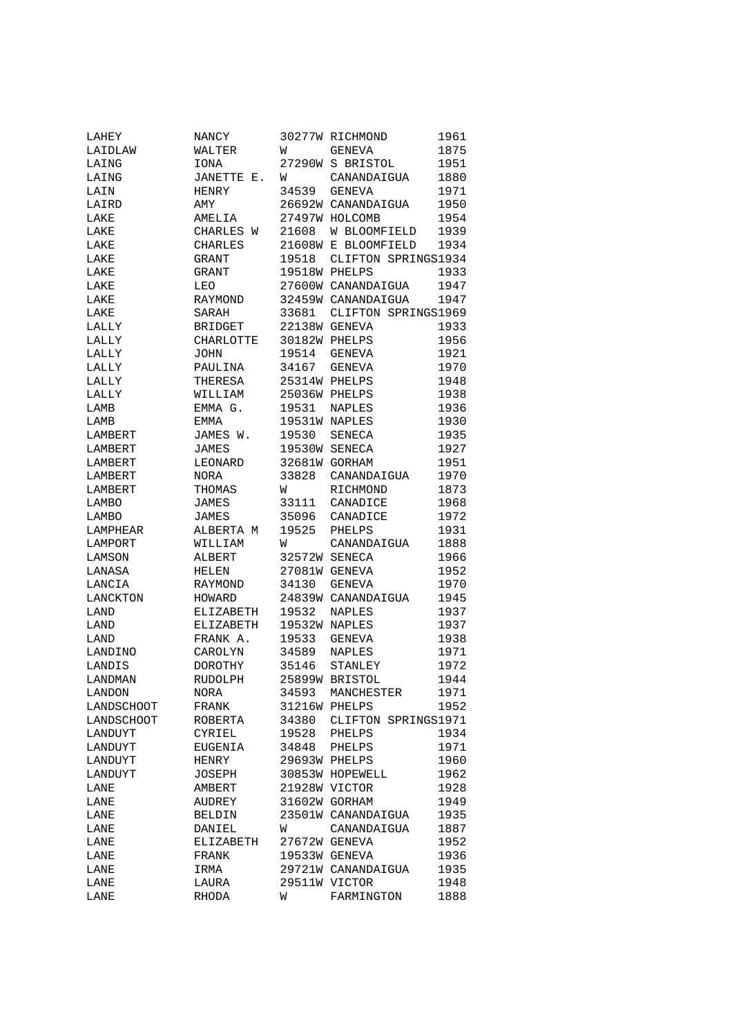| | | | | |
|---|---|---|---|---|
| LAHEY | NANCY | 30277W | RICHMOND | 1961 |
| LAIDLAW | WALTER | W | GENEVA | 1875 |
| LAING | IONA | 27290W | S BRISTOL | 1951 |
| LAING | JANETTE E. | W | CANANDAIGUA | 1880 |
| LAIN | HENRY | 34539 | GENEVA | 1971 |
| LAIRD | AMY | 26692W | CANANDAIGUA | 1950 |
| LAKE | AMELIA | 27497W | HOLCOMB | 1954 |
| LAKE | CHARLES W | 21608 | W BLOOMFIELD | 1939 |
| LAKE | CHARLES | 21608W | E BLOOMFIELD | 1934 |
| LAKE | GRANT | 19518 | CLIFTON SPRINGS | 1934 |
| LAKE | GRANT | 19518W | PHELPS | 1933 |
| LAKE | LEO | 27600W | CANANDAIGUA | 1947 |
| LAKE | RAYMOND | 32459W | CANANDAIGUA | 1947 |
| LAKE | SARAH | 33681 | CLIFTON SPRINGS | 1969 |
| LALLY | BRIDGET | 22138W | GENEVA | 1933 |
| LALLY | CHARLOTTE | 30182W | PHELPS | 1956 |
| LALLY | JOHN | 19514 | GENEVA | 1921 |
| LALLY | PAULINA | 34167 | GENEVA | 1970 |
| LALLY | THERESA | 25314W | PHELPS | 1948 |
| LALLY | WILLIAM | 25036W | PHELPS | 1938 |
| LAMB | EMMA G. | 19531 | NAPLES | 1936 |
| LAMB | EMMA | 19531W | NAPLES | 1930 |
| LAMBERT | JAMES W. | 19530 | SENECA | 1935 |
| LAMBERT | JAMES | 19530W | SENECA | 1927 |
| LAMBERT | LEONARD | 32681W | GORHAM | 1951 |
| LAMBERT | NORA | 33828 | CANANDAIGUA | 1970 |
| LAMBERT | THOMAS | W | RICHMOND | 1873 |
| LAMBO | JAMES | 33111 | CANADICE | 1968 |
| LAMBO | JAMES | 35096 | CANADICE | 1972 |
| LAMPHEAR | ALBERTA M | 19525 | PHELPS | 1931 |
| LAMPORT | WILLIAM | W | CANANDAIGUA | 1888 |
| LAMSON | ALBERT | 32572W | SENECA | 1966 |
| LANASA | HELEN | 27081W | GENEVA | 1952 |
| LANCIA | RAYMOND | 34130 | GENEVA | 1970 |
| LANCKTON | HOWARD | 24839W | CANANDAIGUA | 1945 |
| LAND | ELIZABETH | 19532 | NAPLES | 1937 |
| LAND | ELIZABETH | 19532W | NAPLES | 1937 |
| LAND | FRANK A. | 19533 | GENEVA | 1938 |
| LANDINO | CAROLYN | 34589 | NAPLES | 1971 |
| LANDIS | DOROTHY | 35146 | STANLEY | 1972 |
| LANDMAN | RUDOLPH | 25899W | BRISTOL | 1944 |
| LANDON | NORA | 34593 | MANCHESTER | 1971 |
| LANDSCHOOT | FRANK | 31216W | PHELPS | 1952 |
| LANDSCHOOT | ROBERTA | 34380 | CLIFTON SPRINGS | 1971 |
| LANDUYT | CYRIEL | 19528 | PHELPS | 1934 |
| LANDUYT | EUGENIA | 34848 | PHELPS | 1971 |
| LANDUYT | HENRY | 29693W | PHELPS | 1960 |
| LANDUYT | JOSEPH | 30853W | HOPEWELL | 1962 |
| LANE | AMBERT | 21928W | VICTOR | 1928 |
| LANE | AUDREY | 31602W | GORHAM | 1949 |
| LANE | BELDIN | 23501W | CANANDAIGUA | 1935 |
| LANE | DANIEL | W | CANANDAIGUA | 1887 |
| LANE | ELIZABETH | 27672W | GENEVA | 1952 |
| LANE | FRANK | 19533W | GENEVA | 1936 |
| LANE | IRMA | 29721W | CANANDAIGUA | 1935 |
| LANE | LAURA | 29511W | VICTOR | 1948 |
| LANE | RHODA | W | FARMINGTON | 1888 |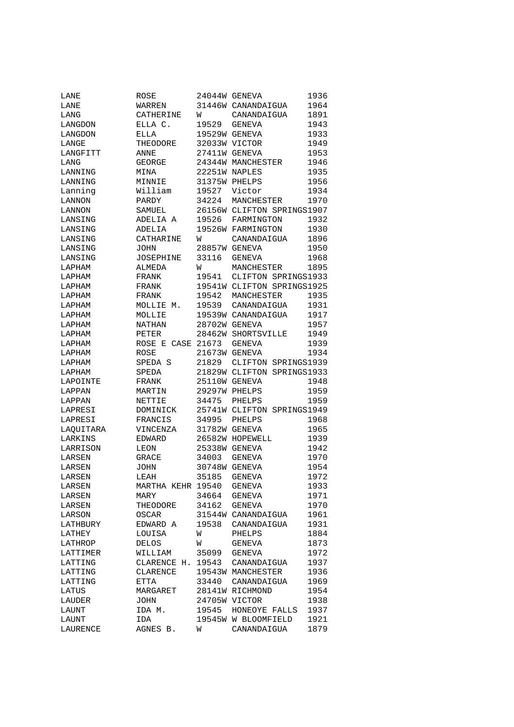| | | | | |
|---|---|---|---|---|
| LANE | ROSE | 24044W | GENEVA | 1936 |
| LANE | WARREN | 31446W | CANANDAIGUA | 1964 |
| LANG | CATHERINE | W | CANANDAIGUA | 1891 |
| LANGDON | ELLA C. | 19529 | GENEVA | 1943 |
| LANGDON | ELLA | 19529W | GENEVA | 1933 |
| LANGE | THEODORE | 32033W | VICTOR | 1949 |
| LANGFITT | ANNE | 27411W | GENEVA | 1953 |
| LANG | GEORGE | 24344W | MANCHESTER | 1946 |
| LANNING | MINA | 22251W | NAPLES | 1935 |
| LANNING | MINNIE | 31375W | PHELPS | 1956 |
| Lanning | William | 19527 | Victor | 1934 |
| LANNON | PARDY | 34224 | MANCHESTER | 1970 |
| LANNON | SAMUEL | 26156W | CLIFTON SPRINGS | 1907 |
| LANSING | ADELIA A | 19526 | FARMINGTON | 1932 |
| LANSING | ADELIA | 19526W | FARMINGTON | 1930 |
| LANSING | CATHARINE | W | CANANDAIGUA | 1896 |
| LANSING | JOHN | 28857W | GENEVA | 1950 |
| LANSING | JOSEPHINE | 33116 | GENEVA | 1968 |
| LAPHAM | ALMEDA | W | MANCHESTER | 1895 |
| LAPHAM | FRANK | 19541 | CLIFTON SPRINGS | 1933 |
| LAPHAM | FRANK | 19541W | CLIFTON SPRINGS | 1925 |
| LAPHAM | FRANK | 19542 | MANCHESTER | 1935 |
| LAPHAM | MOLLIE M. | 19539 | CANANDAIGUA | 1931 |
| LAPHAM | MOLLIE | 19539W | CANANDAIGUA | 1917 |
| LAPHAM | NATHAN | 28702W | GENEVA | 1957 |
| LAPHAM | PETER | 28462W | SHORTSVILLE | 1949 |
| LAPHAM | ROSE E CASE | 21673 | GENEVA | 1939 |
| LAPHAM | ROSE | 21673W | GENEVA | 1934 |
| LAPHAM | SPEDA S | 21829 | CLIFTON SPRINGS | 1939 |
| LAPHAM | SPEDA | 21829W | CLIFTON SPRINGS | 1933 |
| LAPOINTE | FRANK | 25110W | GENEVA | 1948 |
| LAPPAN | MARTIN | 29297W | PHELPS | 1959 |
| LAPPAN | NETTIE | 34475 | PHELPS | 1959 |
| LAPRESI | DOMINICK | 25741W | CLIFTON SPRINGS | 1949 |
| LAPRESI | FRANCIS | 34995 | PHELPS | 1968 |
| LAQUITARA | VINCENZA | 31782W | GENEVA | 1965 |
| LARKINS | EDWARD | 26582W | HOPEWELL | 1939 |
| LARRISON | LEON | 25338W | GENEVA | 1942 |
| LARSEN | GRACE | 34003 | GENEVA | 1970 |
| LARSEN | JOHN | 30748W | GENEVA | 1954 |
| LARSEN | LEAH | 35185 | GENEVA | 1972 |
| LARSEN | MARTHA KEHR | 19540 | GENEVA | 1933 |
| LARSEN | MARY | 34664 | GENEVA | 1971 |
| LARSEN | THEODORE | 34162 | GENEVA | 1970 |
| LARSON | OSCAR | 31544W | CANANDAIGUA | 1961 |
| LATHBURY | EDWARD A | 19538 | CANANDAIGUA | 1931 |
| LATHEY | LOUISA | W | PHELPS | 1884 |
| LATHROP | DELOS | W | GENEVA | 1873 |
| LATTIMER | WILLIAM | 35099 | GENEVA | 1972 |
| LATTING | CLARENCE H. | 19543 | CANANDAIGUA | 1937 |
| LATTING | CLARENCE | 19543W | MANCHESTER | 1936 |
| LATTING | ETTA | 33440 | CANANDAIGUA | 1969 |
| LATUS | MARGARET | 28141W | RICHMOND | 1954 |
| LAUDER | JOHN | 24705W | VICTOR | 1938 |
| LAUNT | IDA M. | 19545 | HONEOYE FALLS | 1937 |
| LAUNT | IDA | 19545W | W BLOOMFIELD | 1921 |
| LAURENCE | AGNES B. | W | CANANDAIGUA | 1879 |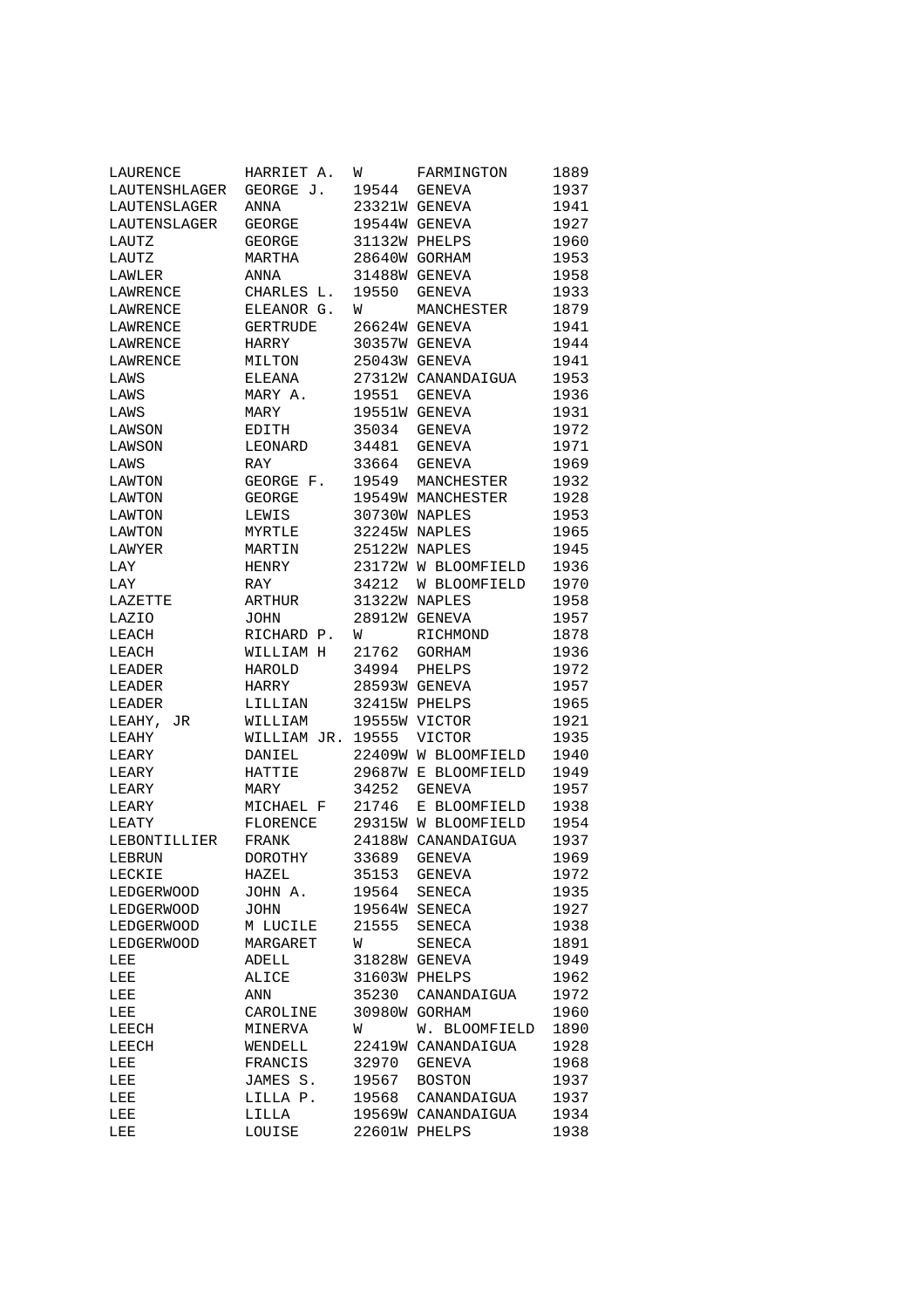| | | | | |
|---|---|---|---|---|
| LAURENCE | HARRIET A. | W | FARMINGTON | 1889 |
| LAUTENSHLAGER | GEORGE J. | 19544 | GENEVA | 1937 |
| LAUTENSLAGER | ANNA | 23321W | GENEVA | 1941 |
| LAUTENSLAGER | GEORGE | 19544W | GENEVA | 1927 |
| LAUTZ | GEORGE | 31132W | PHELPS | 1960 |
| LAUTZ | MARTHA | 28640W | GORHAM | 1953 |
| LAWLER | ANNA | 31488W | GENEVA | 1958 |
| LAWRENCE | CHARLES L. | 19550 | GENEVA | 1933 |
| LAWRENCE | ELEANOR G. | W | MANCHESTER | 1879 |
| LAWRENCE | GERTRUDE | 26624W | GENEVA | 1941 |
| LAWRENCE | HARRY | 30357W | GENEVA | 1944 |
| LAWRENCE | MILTON | 25043W | GENEVA | 1941 |
| LAWS | ELEANA | 27312W | CANANDAIGUA | 1953 |
| LAWS | MARY A. | 19551 | GENEVA | 1936 |
| LAWS | MARY | 19551W | GENEVA | 1931 |
| LAWSON | EDITH | 35034 | GENEVA | 1972 |
| LAWSON | LEONARD | 34481 | GENEVA | 1971 |
| LAWS | RAY | 33664 | GENEVA | 1969 |
| LAWTON | GEORGE F. | 19549 | MANCHESTER | 1932 |
| LAWTON | GEORGE | 19549W | MANCHESTER | 1928 |
| LAWTON | LEWIS | 30730W | NAPLES | 1953 |
| LAWTON | MYRTLE | 32245W | NAPLES | 1965 |
| LAWYER | MARTIN | 25122W | NAPLES | 1945 |
| LAY | HENRY | 23172W | W BLOOMFIELD | 1936 |
| LAY | RAY | 34212 | W BLOOMFIELD | 1970 |
| LAZETTE | ARTHUR | 31322W | NAPLES | 1958 |
| LAZIO | JOHN | 28912W | GENEVA | 1957 |
| LEACH | RICHARD P. | W | RICHMOND | 1878 |
| LEACH | WILLIAM H | 21762 | GORHAM | 1936 |
| LEADER | HAROLD | 34994 | PHELPS | 1972 |
| LEADER | HARRY | 28593W | GENEVA | 1957 |
| LEADER | LILLIAN | 32415W | PHELPS | 1965 |
| LEAHY, JR | WILLIAM | 19555W | VICTOR | 1921 |
| LEAHY | WILLIAM JR. | 19555 | VICTOR | 1935 |
| LEARY | DANIEL | 22409W | W BLOOMFIELD | 1940 |
| LEARY | HATTIE | 29687W | E BLOOMFIELD | 1949 |
| LEARY | MARY | 34252 | GENEVA | 1957 |
| LEARY | MICHAEL F | 21746 | E BLOOMFIELD | 1938 |
| LEATY | FLORENCE | 29315W | W BLOOMFIELD | 1954 |
| LEBONTILLIER | FRANK | 24188W | CANANDAIGUA | 1937 |
| LEBRUN | DOROTHY | 33689 | GENEVA | 1969 |
| LECKIE | HAZEL | 35153 | GENEVA | 1972 |
| LEDGERWOOD | JOHN A. | 19564 | SENECA | 1935 |
| LEDGERWOOD | JOHN | 19564W | SENECA | 1927 |
| LEDGERWOOD | M LUCILE | 21555 | SENECA | 1938 |
| LEDGERWOOD | MARGARET | W | SENECA | 1891 |
| LEE | ADELL | 31828W | GENEVA | 1949 |
| LEE | ALICE | 31603W | PHELPS | 1962 |
| LEE | ANN | 35230 | CANANDAIGUA | 1972 |
| LEE | CAROLINE | 30980W | GORHAM | 1960 |
| LEECH | MINERVA | W | W. BLOOMFIELD | 1890 |
| LEECH | WENDELL | 22419W | CANANDAIGUA | 1928 |
| LEE | FRANCIS | 32970 | GENEVA | 1968 |
| LEE | JAMES S. | 19567 | BOSTON | 1937 |
| LEE | LILLA P. | 19568 | CANANDAIGUA | 1937 |
| LEE | LILLA | 19569W | CANANDAIGUA | 1934 |
| LEE | LOUISE | 22601W | PHELPS | 1938 |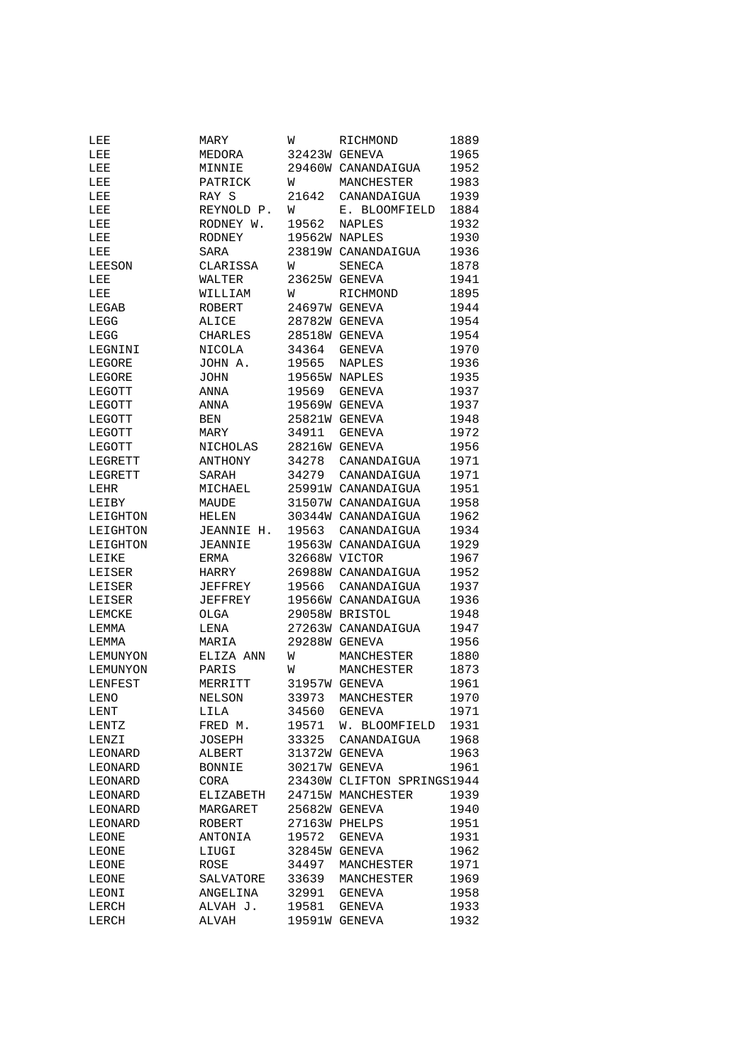| | | | | |
|---|---|---|---|---|
| LEE | MARY | W | RICHMOND | 1889 |
| LEE | MEDORA | 32423W | GENEVA | 1965 |
| LEE | MINNIE | 29460W | CANANDAIGUA | 1952 |
| LEE | PATRICK | W | MANCHESTER | 1983 |
| LEE | RAY S | 21642 | CANANDAIGUA | 1939 |
| LEE | REYNOLD P. | W | E. BLOOMFIELD | 1884 |
| LEE | RODNEY W. | 19562 | NAPLES | 1932 |
| LEE | RODNEY | 19562W | NAPLES | 1930 |
| LEE | SARA | 23819W | CANANDAIGUA | 1936 |
| LEESON | CLARISSA | W | SENECA | 1878 |
| LEE | WALTER | 23625W | GENEVA | 1941 |
| LEE | WILLIAM | W | RICHMOND | 1895 |
| LEGAB | ROBERT | 24697W | GENEVA | 1944 |
| LEGG | ALICE | 28782W | GENEVA | 1954 |
| LEGG | CHARLES | 28518W | GENEVA | 1954 |
| LEGNINI | NICOLA | 34364 | GENEVA | 1970 |
| LEGORE | JOHN A. | 19565 | NAPLES | 1936 |
| LEGORE | JOHN | 19565W | NAPLES | 1935 |
| LEGOTT | ANNA | 19569 | GENEVA | 1937 |
| LEGOTT | ANNA | 19569W | GENEVA | 1937 |
| LEGOTT | BEN | 25821W | GENEVA | 1948 |
| LEGOTT | MARY | 34911 | GENEVA | 1972 |
| LEGOTT | NICHOLAS | 28216W | GENEVA | 1956 |
| LEGRETT | ANTHONY | 34278 | CANANDAIGUA | 1971 |
| LEGRETT | SARAH | 34279 | CANANDAIGUA | 1971 |
| LEHR | MICHAEL | 25991W | CANANDAIGUA | 1951 |
| LEIBY | MAUDE | 31507W | CANANDAIGUA | 1958 |
| LEIGHTON | HELEN | 30344W | CANANDAIGUA | 1962 |
| LEIGHTON | JEANNIE H. | 19563 | CANANDAIGUA | 1934 |
| LEIGHTON | JEANNIE | 19563W | CANANDAIGUA | 1929 |
| LEIKE | ERMA | 32668W | VICTOR | 1967 |
| LEISER | HARRY | 26988W | CANANDAIGUA | 1952 |
| LEISER | JEFFREY | 19566 | CANANDAIGUA | 1937 |
| LEISER | JEFFREY | 19566W | CANANDAIGUA | 1936 |
| LEMCKE | OLGA | 29058W | BRISTOL | 1948 |
| LEMMA | LENA | 27263W | CANANDAIGUA | 1947 |
| LEMMA | MARIA | 29288W | GENEVA | 1956 |
| LEMUNYON | ELIZA ANN | W | MANCHESTER | 1880 |
| LEMUNYON | PARIS | W | MANCHESTER | 1873 |
| LENFEST | MERRITT | 31957W | GENEVA | 1961 |
| LENO | NELSON | 33973 | MANCHESTER | 1970 |
| LENT | LILA | 34560 | GENEVA | 1971 |
| LENTZ | FRED M. | 19571 | W. BLOOMFIELD | 1931 |
| LENZI | JOSEPH | 33325 | CANANDAIGUA | 1968 |
| LEONARD | ALBERT | 31372W | GENEVA | 1963 |
| LEONARD | BONNIE | 30217W | GENEVA | 1961 |
| LEONARD | CORA | 23430W | CLIFTON SPRINGS | 1944 |
| LEONARD | ELIZABETH | 24715W | MANCHESTER | 1939 |
| LEONARD | MARGARET | 25682W | GENEVA | 1940 |
| LEONARD | ROBERT | 27163W | PHELPS | 1951 |
| LEONE | ANTONIA | 19572 | GENEVA | 1931 |
| LEONE | LIUGI | 32845W | GENEVA | 1962 |
| LEONE | ROSE | 34497 | MANCHESTER | 1971 |
| LEONE | SALVATORE | 33639 | MANCHESTER | 1969 |
| LEONI | ANGELINA | 32991 | GENEVA | 1958 |
| LERCH | ALVAH J. | 19581 | GENEVA | 1933 |
| LERCH | ALVAH | 19591W | GENEVA | 1932 |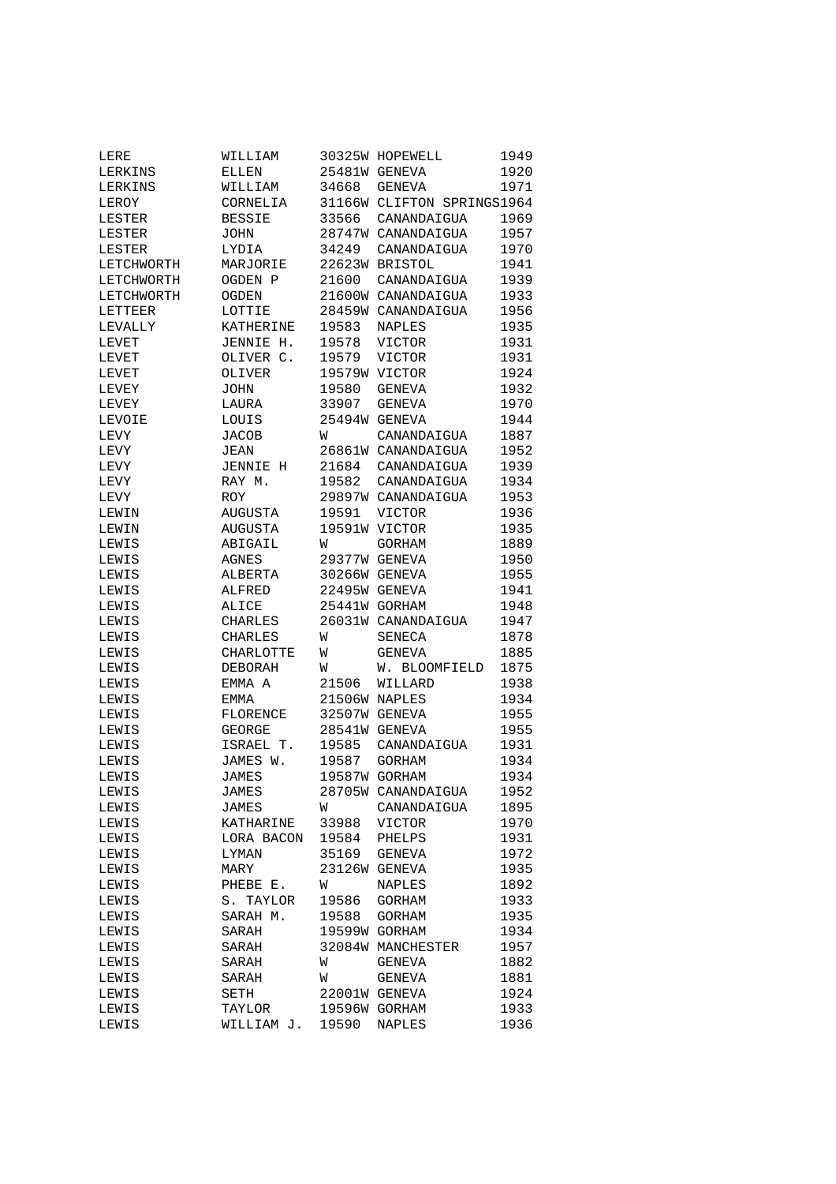| | | | | |
|---|---|---|---|---|
| LERE | WILLIAM | 30325W | HOPEWELL | 1949 |
| LERKINS | ELLEN | 25481W | GENEVA | 1920 |
| LERKINS | WILLIAM | 34668 | GENEVA | 1971 |
| LEROY | CORNELIA | 31166W | CLIFTON SPRINGS | 1964 |
| LESTER | BESSIE | 33566 | CANANDAIGUA | 1969 |
| LESTER | JOHN | 28747W | CANANDAIGUA | 1957 |
| LESTER | LYDIA | 34249 | CANANDAIGUA | 1970 |
| LETCHWORTH | MARJORIE | 22623W | BRISTOL | 1941 |
| LETCHWORTH | OGDEN P | 21600 | CANANDAIGUA | 1939 |
| LETCHWORTH | OGDEN | 21600W | CANANDAIGUA | 1933 |
| LETTEER | LOTTIE | 28459W | CANANDAIGUA | 1956 |
| LEVALLY | KATHERINE | 19583 | NAPLES | 1935 |
| LEVET | JENNIE H. | 19578 | VICTOR | 1931 |
| LEVET | OLIVER C. | 19579 | VICTOR | 1931 |
| LEVET | OLIVER | 19579W | VICTOR | 1924 |
| LEVEY | JOHN | 19580 | GENEVA | 1932 |
| LEVEY | LAURA | 33907 | GENEVA | 1970 |
| LEVOIE | LOUIS | 25494W | GENEVA | 1944 |
| LEVY | JACOB | W | CANANDAIGUA | 1887 |
| LEVY | JEAN | 26861W | CANANDAIGUA | 1952 |
| LEVY | JENNIE H | 21684 | CANANDAIGUA | 1939 |
| LEVY | RAY M. | 19582 | CANANDAIGUA | 1934 |
| LEVY | ROY | 29897W | CANANDAIGUA | 1953 |
| LEWIN | AUGUSTA | 19591 | VICTOR | 1936 |
| LEWIN | AUGUSTA | 19591W | VICTOR | 1935 |
| LEWIS | ABIGAIL | W | GORHAM | 1889 |
| LEWIS | AGNES | 29377W | GENEVA | 1950 |
| LEWIS | ALBERTA | 30266W | GENEVA | 1955 |
| LEWIS | ALFRED | 22495W | GENEVA | 1941 |
| LEWIS | ALICE | 25441W | GORHAM | 1948 |
| LEWIS | CHARLES | 26031W | CANANDAIGUA | 1947 |
| LEWIS | CHARLES | W | SENECA | 1878 |
| LEWIS | CHARLOTTE | W | GENEVA | 1885 |
| LEWIS | DEBORAH | W | W. BLOOMFIELD | 1875 |
| LEWIS | EMMA A | 21506 | WILLARD | 1938 |
| LEWIS | EMMA | 21506W | NAPLES | 1934 |
| LEWIS | FLORENCE | 32507W | GENEVA | 1955 |
| LEWIS | GEORGE | 28541W | GENEVA | 1955 |
| LEWIS | ISRAEL T. | 19585 | CANANDAIGUA | 1931 |
| LEWIS | JAMES W. | 19587 | GORHAM | 1934 |
| LEWIS | JAMES | 19587W | GORHAM | 1934 |
| LEWIS | JAMES | 28705W | CANANDAIGUA | 1952 |
| LEWIS | JAMES | W | CANANDAIGUA | 1895 |
| LEWIS | KATHARINE | 33988 | VICTOR | 1970 |
| LEWIS | LORA BACON | 19584 | PHELPS | 1931 |
| LEWIS | LYMAN | 35169 | GENEVA | 1972 |
| LEWIS | MARY | 23126W | GENEVA | 1935 |
| LEWIS | PHEBE E. | W | NAPLES | 1892 |
| LEWIS | S. TAYLOR | 19586 | GORHAM | 1933 |
| LEWIS | SARAH M. | 19588 | GORHAM | 1935 |
| LEWIS | SARAH | 19599W | GORHAM | 1934 |
| LEWIS | SARAH | 32084W | MANCHESTER | 1957 |
| LEWIS | SARAH | W | GENEVA | 1882 |
| LEWIS | SARAH | W | GENEVA | 1881 |
| LEWIS | SETH | 22001W | GENEVA | 1924 |
| LEWIS | TAYLOR | 19596W | GORHAM | 1933 |
| LEWIS | WILLIAM J. | 19590 | NAPLES | 1936 |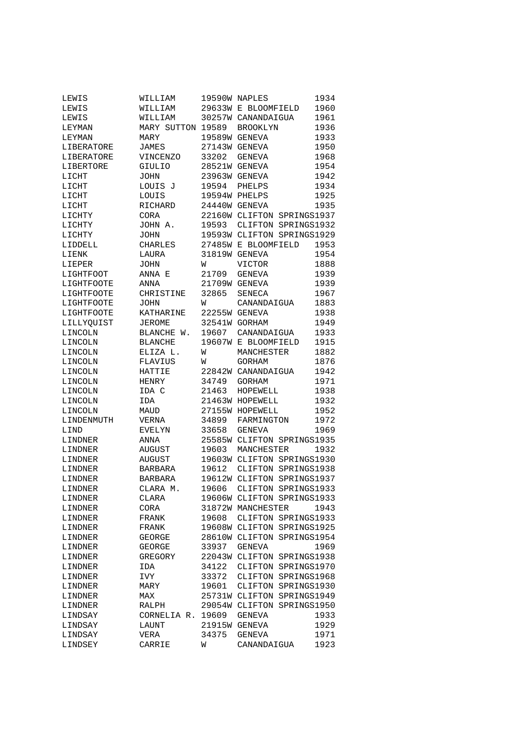| | | | | |
|---|---|---|---|---|
| LEWIS | WILLIAM | 19590W | NAPLES | 1934 |
| LEWIS | WILLIAM | 29633W | E BLOOMFIELD | 1960 |
| LEWIS | WILLIAM | 30257W | CANANDAIGUA | 1961 |
| LEYMAN | MARY SUTTON | 19589 | BROOKLYN | 1936 |
| LEYMAN | MARY | 19589W | GENEVA | 1933 |
| LIBERATORE | JAMES | 27143W | GENEVA | 1950 |
| LIBERATORE | VINCENZO | 33202 | GENEVA | 1968 |
| LIBERTORE | GIULIO | 28521W | GENEVA | 1954 |
| LICHT | JOHN | 23963W | GENEVA | 1942 |
| LICHT | LOUIS J | 19594 | PHELPS | 1934 |
| LICHT | LOUIS | 19594W | PHELPS | 1925 |
| LICHT | RICHARD | 24440W | GENEVA | 1935 |
| LICHTY | CORA | 22160W | CLIFTON SPRINGS | 1937 |
| LICHTY | JOHN A. | 19593 | CLIFTON SPRINGS | 1932 |
| LICHTY | JOHN | 19593W | CLIFTON SPRINGS | 1929 |
| LIDDELL | CHARLES | 27485W | E BLOOMFIELD | 1953 |
| LIENK | LAURA | 31819W | GENEVA | 1954 |
| LIEPER | JOHN | W | VICTOR | 1888 |
| LIGHTFOOT | ANNA E | 21709 | GENEVA | 1939 |
| LIGHTFOOTE | ANNA | 21709W | GENEVA | 1939 |
| LIGHTFOOTE | CHRISTINE | 32865 | SENECA | 1967 |
| LIGHTFOOTE | JOHN | W | CANANDAIGUA | 1883 |
| LIGHTFOOTE | KATHARINE | 22255W | GENEVA | 1938 |
| LILLYQUIST | JEROME | 32541W | GORHAM | 1949 |
| LINCOLN | BLANCHE W. | 19607 | CANANDAIGUA | 1933 |
| LINCOLN | BLANCHE | 19607W | E BLOOMFIELD | 1915 |
| LINCOLN | ELIZA L. | W | MANCHESTER | 1882 |
| LINCOLN | FLAVIUS | W | GORHAM | 1876 |
| LINCOLN | HATTIE | 22842W | CANANDAIGUA | 1942 |
| LINCOLN | HENRY | 34749 | GORHAM | 1971 |
| LINCOLN | IDA C | 21463 | HOPEWELL | 1938 |
| LINCOLN | IDA | 21463W | HOPEWELL | 1932 |
| LINCOLN | MAUD | 27155W | HOPEWELL | 1952 |
| LINDENMUTH | VERNA | 34899 | FARMINGTON | 1972 |
| LIND | EVELYN | 33658 | GENEVA | 1969 |
| LINDNER | ANNA | 25585W | CLIFTON SPRINGS | 1935 |
| LINDNER | AUGUST | 19603 | MANCHESTER | 1932 |
| LINDNER | AUGUST | 19603W | CLIFTON SPRINGS | 1930 |
| LINDNER | BARBARA | 19612 | CLIFTON SPRINGS | 1938 |
| LINDNER | BARBARA | 19612W | CLIFTON SPRINGS | 1937 |
| LINDNER | CLARA M. | 19606 | CLIFTON SPRINGS | 1933 |
| LINDNER | CLARA | 19606W | CLIFTON SPRINGS | 1933 |
| LINDNER | CORA | 31872W | MANCHESTER | 1943 |
| LINDNER | FRANK | 19608 | CLIFTON SPRINGS | 1933 |
| LINDNER | FRANK | 19608W | CLIFTON SPRINGS | 1925 |
| LINDNER | GEORGE | 28610W | CLIFTON SPRINGS | 1954 |
| LINDNER | GEORGE | 33937 | GENEVA | 1969 |
| LINDNER | GREGORY | 22043W | CLIFTON SPRINGS | 1938 |
| LINDNER | IDA | 34122 | CLIFTON SPRINGS | 1970 |
| LINDNER | IVY | 33372 | CLIFTON SPRINGS | 1968 |
| LINDNER | MARY | 19601 | CLIFTON SPRINGS | 1930 |
| LINDNER | MAX | 25731W | CLIFTON SPRINGS | 1949 |
| LINDNER | RALPH | 29054W | CLIFTON SPRINGS | 1950 |
| LINDSAY | CORNELIA R. | 19609 | GENEVA | 1933 |
| LINDSAY | LAUNT | 21915W | GENEVA | 1929 |
| LINDSAY | VERA | 34375 | GENEVA | 1971 |
| LINDSEY | CARRIE | W | CANANDAIGUA | 1923 |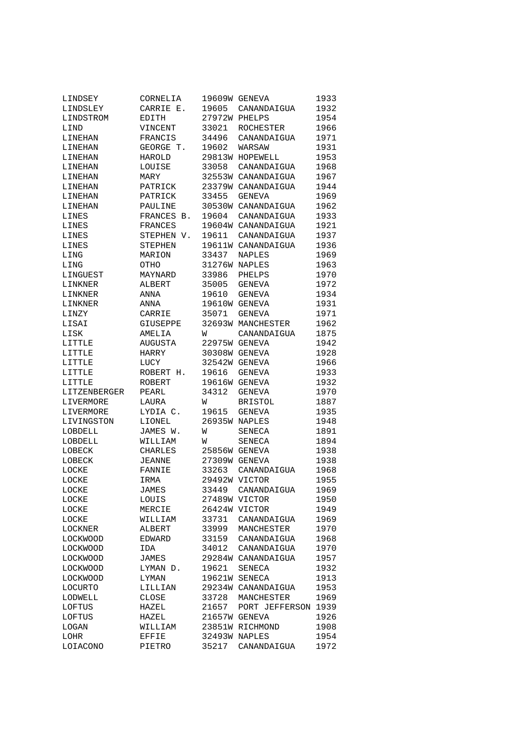| | | | | |
|---|---|---|---|---|
| LINDSEY | CORNELIA | 19609W | GENEVA | 1933 |
| LINDSLEY | CARRIE E. | 19605 | CANANDAIGUA | 1932 |
| LINDSTROM | EDITH | 27972W | PHELPS | 1954 |
| LIND | VINCENT | 33021 | ROCHESTER | 1966 |
| LINEHAN | FRANCIS | 34496 | CANANDAIGUA | 1971 |
| LINEHAN | GEORGE T. | 19602 | WARSAW | 1931 |
| LINEHAN | HAROLD | 29813W | HOPEWELL | 1953 |
| LINEHAN | LOUISE | 33058 | CANANDAIGUA | 1968 |
| LINEHAN | MARY | 32553W | CANANDAIGUA | 1967 |
| LINEHAN | PATRICK | 23379W | CANANDAIGUA | 1944 |
| LINEHAN | PATRICK | 33455 | GENEVA | 1969 |
| LINEHAN | PAULINE | 30530W | CANANDAIGUA | 1962 |
| LINES | FRANCES B. | 19604 | CANANDAIGUA | 1933 |
| LINES | FRANCES | 19604W | CANANDAIGUA | 1921 |
| LINES | STEPHEN V. | 19611 | CANANDAIGUA | 1937 |
| LINES | STEPHEN | 19611W | CANANDAIGUA | 1936 |
| LING | MARION | 33437 | NAPLES | 1969 |
| LING | OTHO | 31276W | NAPLES | 1963 |
| LINGUEST | MAYNARD | 33986 | PHELPS | 1970 |
| LINKNER | ALBERT | 35005 | GENEVA | 1972 |
| LINKNER | ANNA | 19610 | GENEVA | 1934 |
| LINKNER | ANNA | 19610W | GENEVA | 1931 |
| LINZY | CARRIE | 35071 | GENEVA | 1971 |
| LISAI | GIUSEPPE | 32693W | MANCHESTER | 1962 |
| LISK | AMELIA | W | CANANDAIGUA | 1875 |
| LITTLE | AUGUSTA | 22975W | GENEVA | 1942 |
| LITTLE | HARRY | 30308W | GENEVA | 1928 |
| LITTLE | LUCY | 32542W | GENEVA | 1966 |
| LITTLE | ROBERT H. | 19616 | GENEVA | 1933 |
| LITTLE | ROBERT | 19616W | GENEVA | 1932 |
| LITZENBERGER | PEARL | 34312 | GENEVA | 1970 |
| LIVERMORE | LAURA | W | BRISTOL | 1887 |
| LIVERMORE | LYDIA C. | 19615 | GENEVA | 1935 |
| LIVINGSTON | LIONEL | 26935W | NAPLES | 1948 |
| LOBDELL | JAMES W. | W | SENECA | 1891 |
| LOBDELL | WILLIAM | W | SENECA | 1894 |
| LOBECK | CHARLES | 25856W | GENEVA | 1938 |
| LOBECK | JEANNE | 27309W | GENEVA | 1938 |
| LOCKE | FANNIE | 33263 | CANANDAIGUA | 1968 |
| LOCKE | IRMA | 29492W | VICTOR | 1955 |
| LOCKE | JAMES | 33449 | CANANDAIGUA | 1969 |
| LOCKE | LOUIS | 27489W | VICTOR | 1950 |
| LOCKE | MERCIE | 26424W | VICTOR | 1949 |
| LOCKE | WILLIAM | 33731 | CANANDAIGUA | 1969 |
| LOCKNER | ALBERT | 33999 | MANCHESTER | 1970 |
| LOCKWOOD | EDWARD | 33159 | CANANDAIGUA | 1968 |
| LOCKWOOD | IDA | 34012 | CANANDAIGUA | 1970 |
| LOCKWOOD | JAMES | 29284W | CANANDAIGUA | 1957 |
| LOCKWOOD | LYMAN D. | 19621 | SENECA | 1932 |
| LOCKWOOD | LYMAN | 19621W | SENECA | 1913 |
| LOCURTO | LILLIAN | 29234W | CANANDAIGUA | 1953 |
| LODWELL | CLOSE | 33728 | MANCHESTER | 1969 |
| LOFTUS | HAZEL | 21657 | PORT JEFFERSON | 1939 |
| LOFTUS | HAZEL | 21657W | GENEVA | 1926 |
| LOGAN | WILLIAM | 23851W | RICHMOND | 1908 |
| LOHR | EFFIE | 32493W | NAPLES | 1954 |
| LOIACONO | PIETRO | 35217 | CANANDAIGUA | 1972 |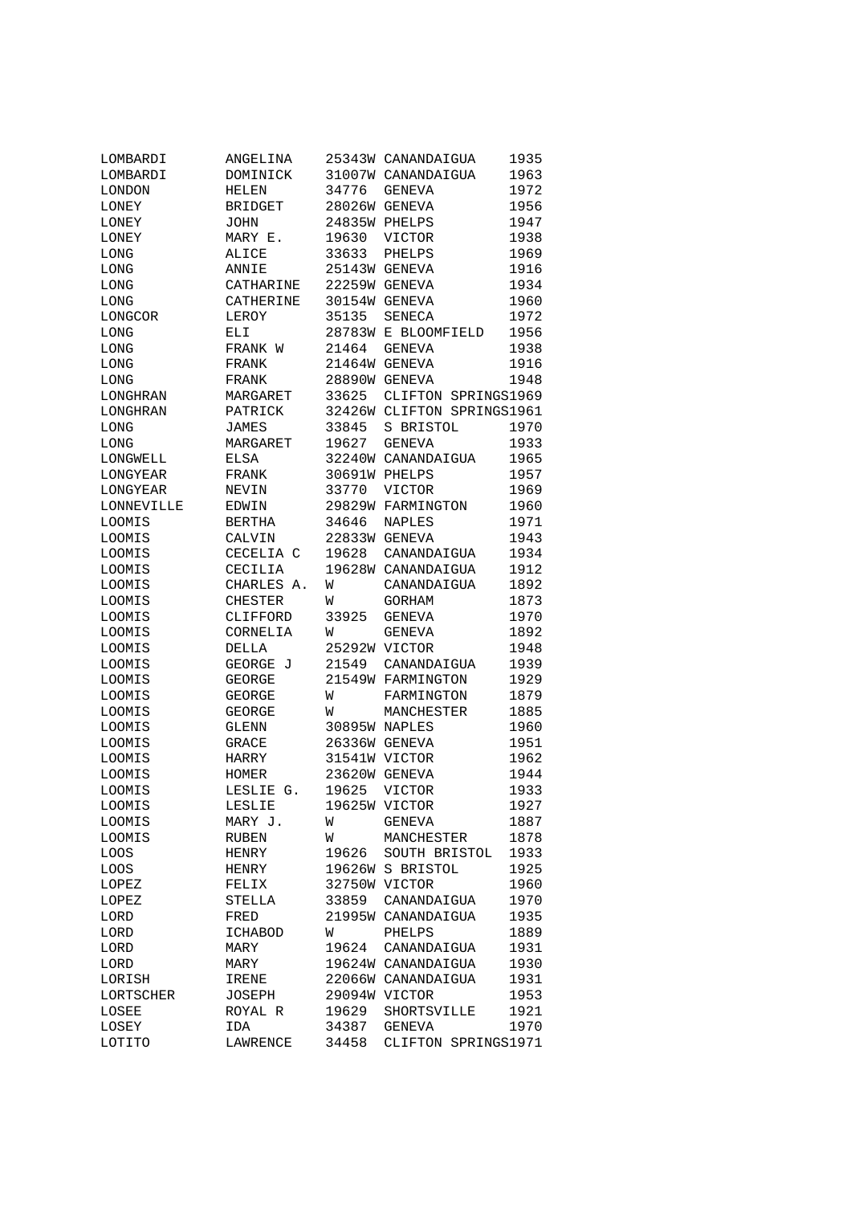| | | | | |
|---|---|---|---|---|
| LOMBARDI | ANGELINA | 25343W | CANANDAIGUA | 1935 |
| LOMBARDI | DOMINICK | 31007W | CANANDAIGUA | 1963 |
| LONDON | HELEN | 34776 | GENEVA | 1972 |
| LONEY | BRIDGET | 28026W | GENEVA | 1956 |
| LONEY | JOHN | 24835W | PHELPS | 1947 |
| LONEY | MARY E. | 19630 | VICTOR | 1938 |
| LONG | ALICE | 33633 | PHELPS | 1969 |
| LONG | ANNIE | 25143W | GENEVA | 1916 |
| LONG | CATHARINE | 22259W | GENEVA | 1934 |
| LONG | CATHERINE | 30154W | GENEVA | 1960 |
| LONGCOR | LEROY | 35135 | SENECA | 1972 |
| LONG | ELI | 28783W | E BLOOMFIELD | 1956 |
| LONG | FRANK W | 21464 | GENEVA | 1938 |
| LONG | FRANK | 21464W | GENEVA | 1916 |
| LONG | FRANK | 28890W | GENEVA | 1948 |
| LONGHRAN | MARGARET | 33625 | CLIFTON SPRINGS | 1969 |
| LONGHRAN | PATRICK | 32426W | CLIFTON SPRINGS | 1961 |
| LONG | JAMES | 33845 | S BRISTOL | 1970 |
| LONG | MARGARET | 19627 | GENEVA | 1933 |
| LONGWELL | ELSA | 32240W | CANANDAIGUA | 1965 |
| LONGYEAR | FRANK | 30691W | PHELPS | 1957 |
| LONGYEAR | NEVIN | 33770 | VICTOR | 1969 |
| LONNEVILLE | EDWIN | 29829W | FARMINGTON | 1960 |
| LOOMIS | BERTHA | 34646 | NAPLES | 1971 |
| LOOMIS | CALVIN | 22833W | GENEVA | 1943 |
| LOOMIS | CECELIA C | 19628 | CANANDAIGUA | 1934 |
| LOOMIS | CECILIA | 19628W | CANANDAIGUA | 1912 |
| LOOMIS | CHARLES A. | W | CANANDAIGUA | 1892 |
| LOOMIS | CHESTER | W | GORHAM | 1873 |
| LOOMIS | CLIFFORD | 33925 | GENEVA | 1970 |
| LOOMIS | CORNELIA | W | GENEVA | 1892 |
| LOOMIS | DELLA | 25292W | VICTOR | 1948 |
| LOOMIS | GEORGE J | 21549 | CANANDAIGUA | 1939 |
| LOOMIS | GEORGE | 21549W | FARMINGTON | 1929 |
| LOOMIS | GEORGE | W | FARMINGTON | 1879 |
| LOOMIS | GEORGE | W | MANCHESTER | 1885 |
| LOOMIS | GLENN | 30895W | NAPLES | 1960 |
| LOOMIS | GRACE | 26336W | GENEVA | 1951 |
| LOOMIS | HARRY | 31541W | VICTOR | 1962 |
| LOOMIS | HOMER | 23620W | GENEVA | 1944 |
| LOOMIS | LESLIE G. | 19625 | VICTOR | 1933 |
| LOOMIS | LESLIE | 19625W | VICTOR | 1927 |
| LOOMIS | MARY J. | W | GENEVA | 1887 |
| LOOMIS | RUBEN | W | MANCHESTER | 1878 |
| LOOS | HENRY | 19626 | SOUTH BRISTOL | 1933 |
| LOOS | HENRY | 19626W | S BRISTOL | 1925 |
| LOPEZ | FELIX | 32750W | VICTOR | 1960 |
| LOPEZ | STELLA | 33859 | CANANDAIGUA | 1970 |
| LORD | FRED | 21995W | CANANDAIGUA | 1935 |
| LORD | ICHABOD | W | PHELPS | 1889 |
| LORD | MARY | 19624 | CANANDAIGUA | 1931 |
| LORD | MARY | 19624W | CANANDAIGUA | 1930 |
| LORISH | IRENE | 22066W | CANANDAIGUA | 1931 |
| LORTSCHER | JOSEPH | 29094W | VICTOR | 1953 |
| LOSEE | ROYAL R | 19629 | SHORTSVILLE | 1921 |
| LOSEY | IDA | 34387 | GENEVA | 1970 |
| LOTITO | LAWRENCE | 34458 | CLIFTON SPRINGS | 1971 |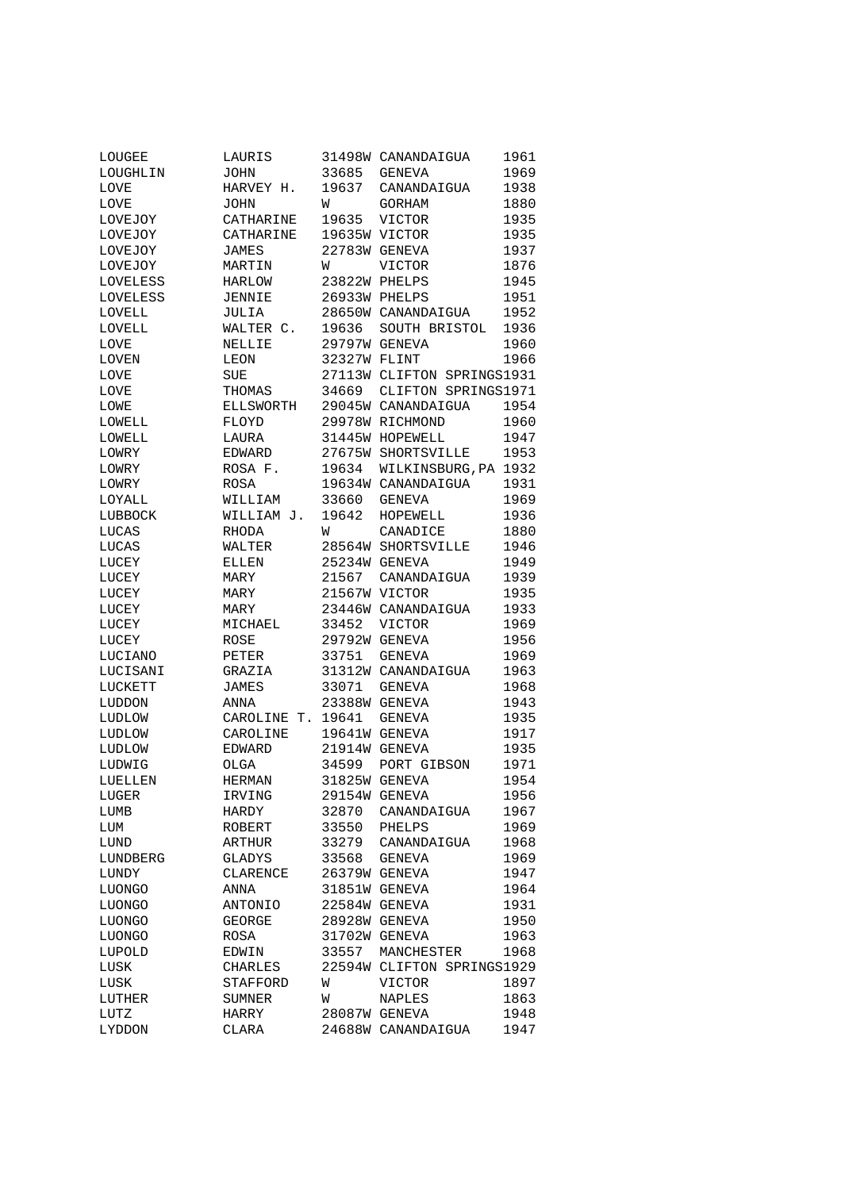| | | | | |
|---|---|---|---|---|
| LOUGEE | LAURIS | 31498W | CANANDAIGUA | 1961 |
| LOUGHLIN | JOHN | 33685 | GENEVA | 1969 |
| LOVE | HARVEY H. | 19637 | CANANDAIGUA | 1938 |
| LOVE | JOHN | W | GORHAM | 1880 |
| LOVEJOY | CATHARINE | 19635 | VICTOR | 1935 |
| LOVEJOY | CATHARINE | 19635W | VICTOR | 1935 |
| LOVEJOY | JAMES | 22783W | GENEVA | 1937 |
| LOVEJOY | MARTIN | W | VICTOR | 1876 |
| LOVELESS | HARLOW | 23822W | PHELPS | 1945 |
| LOVELESS | JENNIE | 26933W | PHELPS | 1951 |
| LOVELL | JULIA | 28650W | CANANDAIGUA | 1952 |
| LOVELL | WALTER C. | 19636 | SOUTH BRISTOL | 1936 |
| LOVE | NELLIE | 29797W | GENEVA | 1960 |
| LOVEN | LEON | 32327W | FLINT | 1966 |
| LOVE | SUE | 27113W | CLIFTON SPRINGS | 1931 |
| LOVE | THOMAS | 34669 | CLIFTON SPRINGS | 1971 |
| LOWE | ELLSWORTH | 29045W | CANANDAIGUA | 1954 |
| LOWELL | FLOYD | 29978W | RICHMOND | 1960 |
| LOWELL | LAURA | 31445W | HOPEWELL | 1947 |
| LOWRY | EDWARD | 27675W | SHORTSVILLE | 1953 |
| LOWRY | ROSA F. | 19634 | WILKINSBURG,PA | 1932 |
| LOWRY | ROSA | 19634W | CANANDAIGUA | 1931 |
| LOYALL | WILLIAM | 33660 | GENEVA | 1969 |
| LUBBOCK | WILLIAM J. | 19642 | HOPEWELL | 1936 |
| LUCAS | RHODA | W | CANADICE | 1880 |
| LUCAS | WALTER | 28564W | SHORTSVILLE | 1946 |
| LUCEY | ELLEN | 25234W | GENEVA | 1949 |
| LUCEY | MARY | 21567 | CANANDAIGUA | 1939 |
| LUCEY | MARY | 21567W | VICTOR | 1935 |
| LUCEY | MARY | 23446W | CANANDAIGUA | 1933 |
| LUCEY | MICHAEL | 33452 | VICTOR | 1969 |
| LUCEY | ROSE | 29792W | GENEVA | 1956 |
| LUCIANO | PETER | 33751 | GENEVA | 1969 |
| LUCISANI | GRAZIA | 31312W | CANANDAIGUA | 1963 |
| LUCKETT | JAMES | 33071 | GENEVA | 1968 |
| LUDDON | ANNA | 23388W | GENEVA | 1943 |
| LUDLOW | CAROLINE T. | 19641 | GENEVA | 1935 |
| LUDLOW | CAROLINE | 19641W | GENEVA | 1917 |
| LUDLOW | EDWARD | 21914W | GENEVA | 1935 |
| LUDWIG | OLGA | 34599 | PORT GIBSON | 1971 |
| LUELLEN | HERMAN | 31825W | GENEVA | 1954 |
| LUGER | IRVING | 29154W | GENEVA | 1956 |
| LUMB | HARDY | 32870 | CANANDAIGUA | 1967 |
| LUM | ROBERT | 33550 | PHELPS | 1969 |
| LUND | ARTHUR | 33279 | CANANDAIGUA | 1968 |
| LUNDBERG | GLADYS | 33568 | GENEVA | 1969 |
| LUNDY | CLARENCE | 26379W | GENEVA | 1947 |
| LUONGO | ANNA | 31851W | GENEVA | 1964 |
| LUONGO | ANTONIO | 22584W | GENEVA | 1931 |
| LUONGO | GEORGE | 28928W | GENEVA | 1950 |
| LUONGO | ROSA | 31702W | GENEVA | 1963 |
| LUPOLD | EDWIN | 33557 | MANCHESTER | 1968 |
| LUSK | CHARLES | 22594W | CLIFTON SPRINGS | 1929 |
| LUSK | STAFFORD | W | VICTOR | 1897 |
| LUTHER | SUMNER | W | NAPLES | 1863 |
| LUTZ | HARRY | 28087W | GENEVA | 1948 |
| LYDDON | CLARA | 24688W | CANANDAIGUA | 1947 |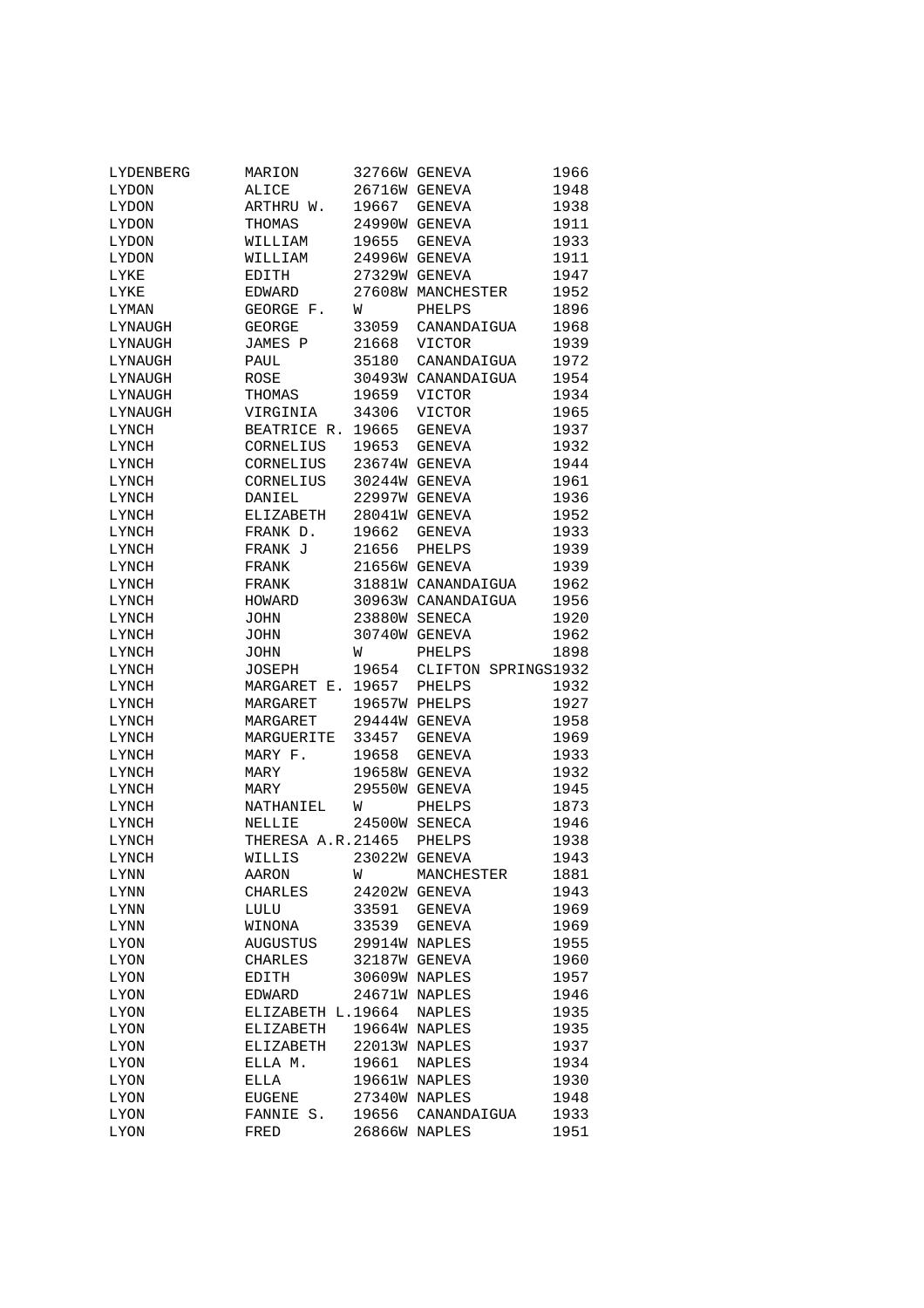| | | | | |
|---|---|---|---|---|
| LYDENBERG | MARION | 32766W | GENEVA | 1966 |
| LYDON | ALICE | 26716W | GENEVA | 1948 |
| LYDON | ARTHRU W. | 19667 | GENEVA | 1938 |
| LYDON | THOMAS | 24990W | GENEVA | 1911 |
| LYDON | WILLIAM | 19655 | GENEVA | 1933 |
| LYDON | WILLIAM | 24996W | GENEVA | 1911 |
| LYKE | EDITH | 27329W | GENEVA | 1947 |
| LYKE | EDWARD | 27608W | MANCHESTER | 1952 |
| LYMAN | GEORGE F. | W | PHELPS | 1896 |
| LYNAUGH | GEORGE | 33059 | CANANDAIGUA | 1968 |
| LYNAUGH | JAMES P | 21668 | VICTOR | 1939 |
| LYNAUGH | PAUL | 35180 | CANANDAIGUA | 1972 |
| LYNAUGH | ROSE | 30493W | CANANDAIGUA | 1954 |
| LYNAUGH | THOMAS | 19659 | VICTOR | 1934 |
| LYNAUGH | VIRGINIA | 34306 | VICTOR | 1965 |
| LYNCH | BEATRICE R. | 19665 | GENEVA | 1937 |
| LYNCH | CORNELIUS | 19653 | GENEVA | 1932 |
| LYNCH | CORNELIUS | 23674W | GENEVA | 1944 |
| LYNCH | CORNELIUS | 30244W | GENEVA | 1961 |
| LYNCH | DANIEL | 22997W | GENEVA | 1936 |
| LYNCH | ELIZABETH | 28041W | GENEVA | 1952 |
| LYNCH | FRANK D. | 19662 | GENEVA | 1933 |
| LYNCH | FRANK J | 21656 | PHELPS | 1939 |
| LYNCH | FRANK | 21656W | GENEVA | 1939 |
| LYNCH | FRANK | 31881W | CANANDAIGUA | 1962 |
| LYNCH | HOWARD | 30963W | CANANDAIGUA | 1956 |
| LYNCH | JOHN | 23880W | SENECA | 1920 |
| LYNCH | JOHN | 30740W | GENEVA | 1962 |
| LYNCH | JOHN | W | PHELPS | 1898 |
| LYNCH | JOSEPH | 19654 | CLIFTON SPRINGS | 1932 |
| LYNCH | MARGARET E. | 19657 | PHELPS | 1932 |
| LYNCH | MARGARET | 19657W | PHELPS | 1927 |
| LYNCH | MARGARET | 29444W | GENEVA | 1958 |
| LYNCH | MARGUERITE | 33457 | GENEVA | 1969 |
| LYNCH | MARY F. | 19658 | GENEVA | 1933 |
| LYNCH | MARY | 19658W | GENEVA | 1932 |
| LYNCH | MARY | 29550W | GENEVA | 1945 |
| LYNCH | NATHANIEL | W | PHELPS | 1873 |
| LYNCH | NELLIE | 24500W | SENECA | 1946 |
| LYNCH | THERESA A.R. | 21465 | PHELPS | 1938 |
| LYNCH | WILLIS | 23022W | GENEVA | 1943 |
| LYNN | AARON | W | MANCHESTER | 1881 |
| LYNN | CHARLES | 24202W | GENEVA | 1943 |
| LYNN | LULU | 33591 | GENEVA | 1969 |
| LYNN | WINONA | 33539 | GENEVA | 1969 |
| LYON | AUGUSTUS | 29914W | NAPLES | 1955 |
| LYON | CHARLES | 32187W | GENEVA | 1960 |
| LYON | EDITH | 30609W | NAPLES | 1957 |
| LYON | EDWARD | 24671W | NAPLES | 1946 |
| LYON | ELIZABETH L. | 19664 | NAPLES | 1935 |
| LYON | ELIZABETH | 19664W | NAPLES | 1935 |
| LYON | ELIZABETH | 22013W | NAPLES | 1937 |
| LYON | ELLA M. | 19661 | NAPLES | 1934 |
| LYON | ELLA | 19661W | NAPLES | 1930 |
| LYON | EUGENE | 27340W | NAPLES | 1948 |
| LYON | FANNIE S. | 19656 | CANANDAIGUA | 1933 |
| LYON | FRED | 26866W | NAPLES | 1951 |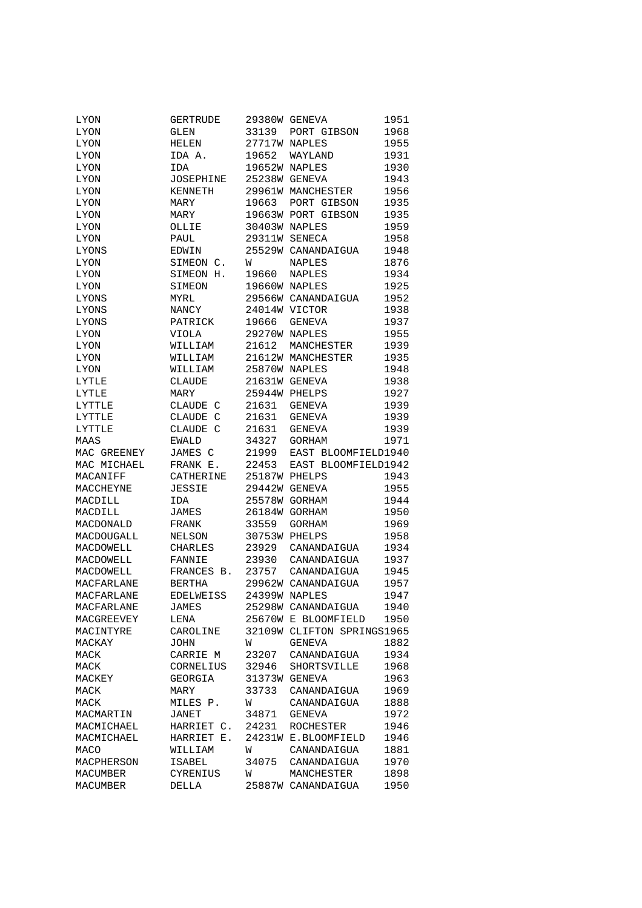| | | | | |
|---|---|---|---|---|
| LYON | GERTRUDE | 29380W | GENEVA | 1951 |
| LYON | GLEN | 33139 | PORT GIBSON | 1968 |
| LYON | HELEN | 27717W | NAPLES | 1955 |
| LYON | IDA A. | 19652 | WAYLAND | 1931 |
| LYON | IDA | 19652W | NAPLES | 1930 |
| LYON | JOSEPHINE | 25238W | GENEVA | 1943 |
| LYON | KENNETH | 29961W | MANCHESTER | 1956 |
| LYON | MARY | 19663 | PORT GIBSON | 1935 |
| LYON | MARY | 19663W | PORT GIBSON | 1935 |
| LYON | OLLIE | 30403W | NAPLES | 1959 |
| LYON | PAUL | 29311W | SENECA | 1958 |
| LYONS | EDWIN | 25529W | CANANDAIGUA | 1948 |
| LYON | SIMEON C. | W | NAPLES | 1876 |
| LYON | SIMEON H. | 19660 | NAPLES | 1934 |
| LYON | SIMEON | 19660W | NAPLES | 1925 |
| LYONS | MYRL | 29566W | CANANDAIGUA | 1952 |
| LYONS | NANCY | 24014W | VICTOR | 1938 |
| LYONS | PATRICK | 19666 | GENEVA | 1937 |
| LYON | VIOLA | 29270W | NAPLES | 1955 |
| LYON | WILLIAM | 21612 | MANCHESTER | 1939 |
| LYON | WILLIAM | 21612W | MANCHESTER | 1935 |
| LYON | WILLIAM | 25870W | NAPLES | 1948 |
| LYTLE | CLAUDE | 21631W | GENEVA | 1938 |
| LYTLE | MARY | 25944W | PHELPS | 1927 |
| LYTTLE | CLAUDE C | 21631 | GENEVA | 1939 |
| LYTTLE | CLAUDE C | 21631 | GENEVA | 1939 |
| LYTTLE | CLAUDE C | 21631 | GENEVA | 1939 |
| MAAS | EWALD | 34327 | GORHAM | 1971 |
| MAC GREENEY | JAMES C | 21999 | EAST BLOOMFIELD | 1940 |
| MAC MICHAEL | FRANK E. | 22453 | EAST BLOOMFIELD | 1942 |
| MACANIFF | CATHERINE | 25187W | PHELPS | 1943 |
| MACCHEYNE | JESSIE | 29442W | GENEVA | 1955 |
| MACDILL | IDA | 25578W | GORHAM | 1944 |
| MACDILL | JAMES | 26184W | GORHAM | 1950 |
| MACDONALD | FRANK | 33559 | GORHAM | 1969 |
| MACDOUGALL | NELSON | 30753W | PHELPS | 1958 |
| MACDOWELL | CHARLES | 23929 | CANANDAIGUA | 1934 |
| MACDOWELL | FANNIE | 23930 | CANANDAIGUA | 1937 |
| MACDOWELL | FRANCES B. | 23757 | CANANDAIGUA | 1945 |
| MACFARLANE | BERTHA | 29962W | CANANDAIGUA | 1957 |
| MACFARLANE | EDELWEISS | 24399W | NAPLES | 1947 |
| MACFARLANE | JAMES | 25298W | CANANDAIGUA | 1940 |
| MACGREEVEY | LENA | 25670W | E BLOOMFIELD | 1950 |
| MACINTYRE | CAROLINE | 32109W | CLIFTON SPRINGS | 1965 |
| MACKAY | JOHN | W | GENEVA | 1882 |
| MACK | CARRIE M | 23207 | CANANDAIGUA | 1934 |
| MACK | CORNELIUS | 32946 | SHORTSVILLE | 1968 |
| MACKEY | GEORGIA | 31373W | GENEVA | 1963 |
| MACK | MARY | 33733 | CANANDAIGUA | 1969 |
| MACK | MILES P. | W | CANANDAIGUA | 1888 |
| MACMARTIN | JANET | 34871 | GENEVA | 1972 |
| MACMICHAEL | HARRIET C. | 24231 | ROCHESTER | 1946 |
| MACMICHAEL | HARRIET E. | 24231W | E.BLOOMFIELD | 1946 |
| MACO | WILLIAM | W | CANANDAIGUA | 1881 |
| MACPHERSON | ISABEL | 34075 | CANANDAIGUA | 1970 |
| MACUMBER | CYRENIUS | W | MANCHESTER | 1898 |
| MACUMBER | DELLA | 25887W | CANANDAIGUA | 1950 |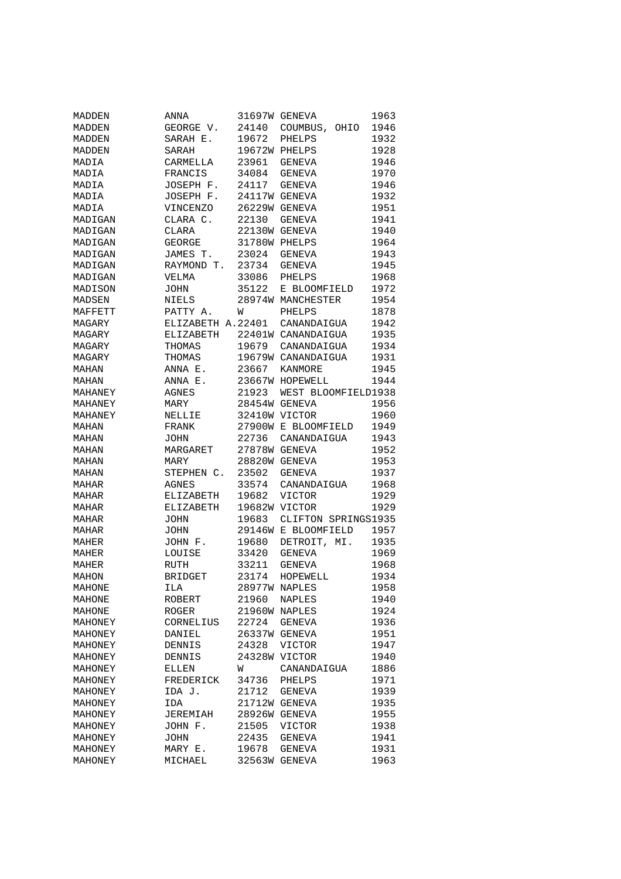| | | | | |
|---|---|---|---|---|
| MADDEN | ANNA | 31697W | GENEVA | 1963 |
| MADDEN | GEORGE V. | 24140 | COUMBUS, OHIO | 1946 |
| MADDEN | SARAH E. | 19672 | PHELPS | 1932 |
| MADDEN | SARAH | 19672W | PHELPS | 1928 |
| MADIA | CARMELLA | 23961 | GENEVA | 1946 |
| MADIA | FRANCIS | 34084 | GENEVA | 1970 |
| MADIA | JOSEPH F. | 24117 | GENEVA | 1946 |
| MADIA | JOSEPH F. | 24117W | GENEVA | 1932 |
| MADIA | VINCENZO | 26229W | GENEVA | 1951 |
| MADIGAN | CLARA C. | 22130 | GENEVA | 1941 |
| MADIGAN | CLARA | 22130W | GENEVA | 1940 |
| MADIGAN | GEORGE | 31780W | PHELPS | 1964 |
| MADIGAN | JAMES T. | 23024 | GENEVA | 1943 |
| MADIGAN | RAYMOND T. | 23734 | GENEVA | 1945 |
| MADIGAN | VELMA | 33086 | PHELPS | 1968 |
| MADISON | JOHN | 35122 | E BLOOMFIELD | 1972 |
| MADSEN | NIELS | 28974W | MANCHESTER | 1954 |
| MAFFETT | PATTY A. | W | PHELPS | 1878 |
| MAGARY | ELIZABETH A. | 22401 | CANANDAIGUA | 1942 |
| MAGARY | ELIZABETH | 22401W | CANANDAIGUA | 1935 |
| MAGARY | THOMAS | 19679 | CANANDAIGUA | 1934 |
| MAGARY | THOMAS | 19679W | CANANDAIGUA | 1931 |
| MAHAN | ANNA E. | 23667 | KANMORE | 1945 |
| MAHAN | ANNA E. | 23667W | HOPEWELL | 1944 |
| MAHANEY | AGNES | 21923 | WEST BLOOMFIELD | 1938 |
| MAHANEY | MARY | 28454W | GENEVA | 1956 |
| MAHANEY | NELLIE | 32410W | VICTOR | 1960 |
| MAHAN | FRANK | 27900W | E BLOOMFIELD | 1949 |
| MAHAN | JOHN | 22736 | CANANDAIGUA | 1943 |
| MAHAN | MARGARET | 27878W | GENEVA | 1952 |
| MAHAN | MARY | 28820W | GENEVA | 1953 |
| MAHAN | STEPHEN C. | 23502 | GENEVA | 1937 |
| MAHAR | AGNES | 33574 | CANANDAIGUA | 1968 |
| MAHAR | ELIZABETH | 19682 | VICTOR | 1929 |
| MAHAR | ELIZABETH | 19682W | VICTOR | 1929 |
| MAHAR | JOHN | 19683 | CLIFTON SPRINGS | 1935 |
| MAHAR | JOHN | 29146W | E BLOOMFIELD | 1957 |
| MAHER | JOHN F. | 19680 | DETROIT, MI. | 1935 |
| MAHER | LOUISE | 33420 | GENEVA | 1969 |
| MAHER | RUTH | 33211 | GENEVA | 1968 |
| MAHON | BRIDGET | 23174 | HOPEWELL | 1934 |
| MAHONE | ILA | 28977W | NAPLES | 1958 |
| MAHONE | ROBERT | 21960 | NAPLES | 1940 |
| MAHONE | ROGER | 21960W | NAPLES | 1924 |
| MAHONEY | CORNELIUS | 22724 | GENEVA | 1936 |
| MAHONEY | DANIEL | 26337W | GENEVA | 1951 |
| MAHONEY | DENNIS | 24328 | VICTOR | 1947 |
| MAHONEY | DENNIS | 24328W | VICTOR | 1940 |
| MAHONEY | ELLEN | W | CANANDAIGUA | 1886 |
| MAHONEY | FREDERICK | 34736 | PHELPS | 1971 |
| MAHONEY | IDA J. | 21712 | GENEVA | 1939 |
| MAHONEY | IDA | 21712W | GENEVA | 1935 |
| MAHONEY | JEREMIAH | 28926W | GENEVA | 1955 |
| MAHONEY | JOHN F. | 21505 | VICTOR | 1938 |
| MAHONEY | JOHN | 22435 | GENEVA | 1941 |
| MAHONEY | MARY E. | 19678 | GENEVA | 1931 |
| MAHONEY | MICHAEL | 32563W | GENEVA | 1963 |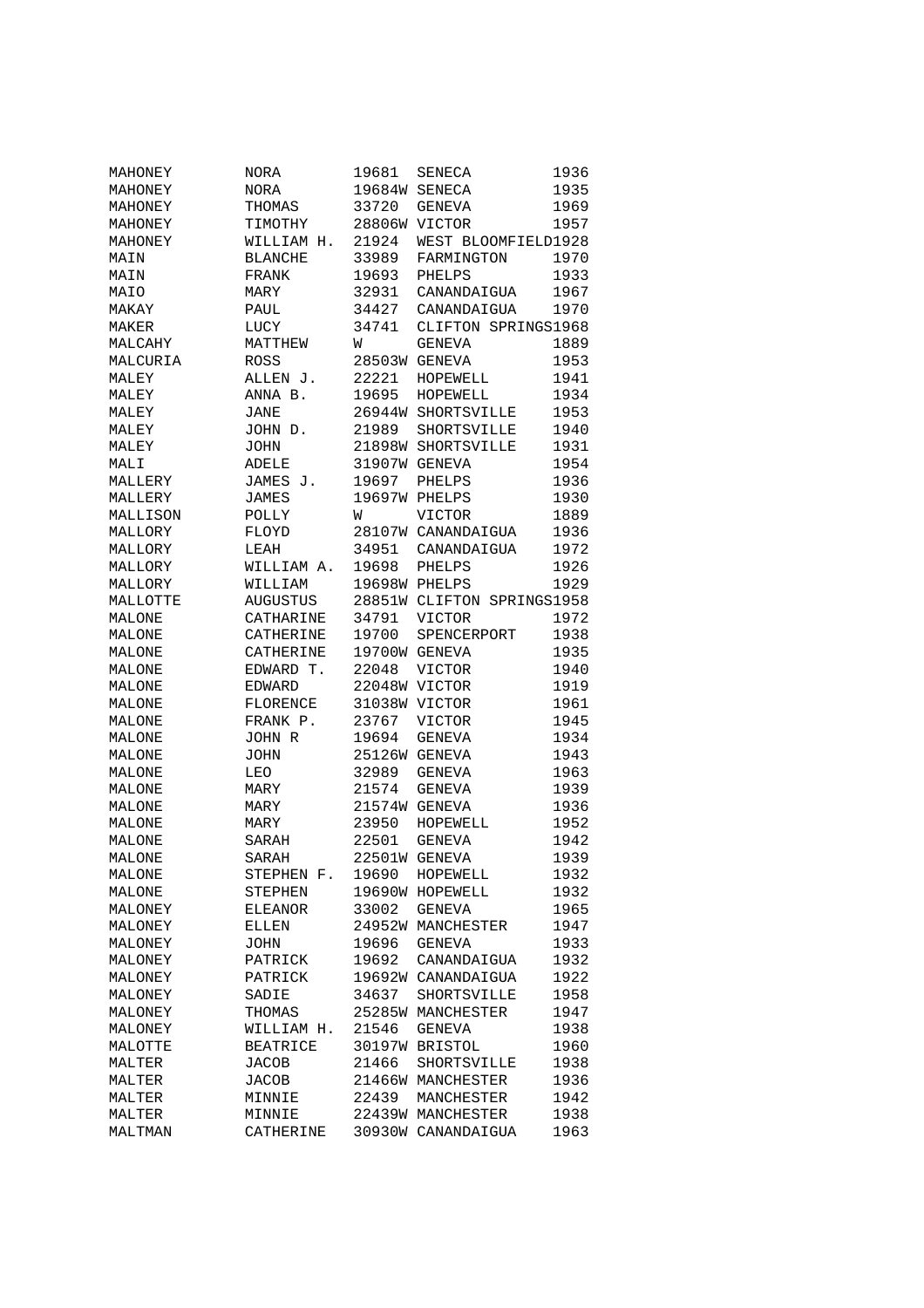| | | | | |
|---|---|---|---|---|
| MAHONEY | NORA | 19681 | SENECA | 1936 |
| MAHONEY | NORA | 19684W | SENECA | 1935 |
| MAHONEY | THOMAS | 33720 | GENEVA | 1969 |
| MAHONEY | TIMOTHY | 28806W | VICTOR | 1957 |
| MAHONEY | WILLIAM H. | 21924 | WEST BLOOMFIELD | 1928 |
| MAIN | BLANCHE | 33989 | FARMINGTON | 1970 |
| MAIN | FRANK | 19693 | PHELPS | 1933 |
| MAIO | MARY | 32931 | CANANDAIGUA | 1967 |
| MAKAY | PAUL | 34427 | CANANDAIGUA | 1970 |
| MAKER | LUCY | 34741 | CLIFTON SPRINGS | 1968 |
| MALCAHY | MATTHEW | W | GENEVA | 1889 |
| MALCURIA | ROSS | 28503W | GENEVA | 1953 |
| MALEY | ALLEN J. | 22221 | HOPEWELL | 1941 |
| MALEY | ANNA B. | 19695 | HOPEWELL | 1934 |
| MALEY | JANE | 26944W | SHORTSVILLE | 1953 |
| MALEY | JOHN D. | 21989 | SHORTSVILLE | 1940 |
| MALEY | JOHN | 21898W | SHORTSVILLE | 1931 |
| MALI | ADELE | 31907W | GENEVA | 1954 |
| MALLERY | JAMES J. | 19697 | PHELPS | 1936 |
| MALLERY | JAMES | 19697W | PHELPS | 1930 |
| MALLISON | POLLY | W | VICTOR | 1889 |
| MALLORY | FLOYD | 28107W | CANANDAIGUA | 1936 |
| MALLORY | LEAH | 34951 | CANANDAIGUA | 1972 |
| MALLORY | WILLIAM A. | 19698 | PHELPS | 1926 |
| MALLORY | WILLIAM | 19698W | PHELPS | 1929 |
| MALLOTTE | AUGUSTUS | 28851W | CLIFTON SPRINGS | 1958 |
| MALONE | CATHARINE | 34791 | VICTOR | 1972 |
| MALONE | CATHERINE | 19700 | SPENCERPORT | 1938 |
| MALONE | CATHERINE | 19700W | GENEVA | 1935 |
| MALONE | EDWARD T. | 22048 | VICTOR | 1940 |
| MALONE | EDWARD | 22048W | VICTOR | 1919 |
| MALONE | FLORENCE | 31038W | VICTOR | 1961 |
| MALONE | FRANK P. | 23767 | VICTOR | 1945 |
| MALONE | JOHN R | 19694 | GENEVA | 1934 |
| MALONE | JOHN | 25126W | GENEVA | 1943 |
| MALONE | LEO | 32989 | GENEVA | 1963 |
| MALONE | MARY | 21574 | GENEVA | 1939 |
| MALONE | MARY | 21574W | GENEVA | 1936 |
| MALONE | MARY | 23950 | HOPEWELL | 1952 |
| MALONE | SARAH | 22501 | GENEVA | 1942 |
| MALONE | SARAH | 22501W | GENEVA | 1939 |
| MALONE | STEPHEN F. | 19690 | HOPEWELL | 1932 |
| MALONE | STEPHEN | 19690W | HOPEWELL | 1932 |
| MALONEY | ELEANOR | 33002 | GENEVA | 1965 |
| MALONEY | ELLEN | 24952W | MANCHESTER | 1947 |
| MALONEY | JOHN | 19696 | GENEVA | 1933 |
| MALONEY | PATRICK | 19692 | CANANDAIGUA | 1932 |
| MALONEY | PATRICK | 19692W | CANANDAIGUA | 1922 |
| MALONEY | SADIE | 34637 | SHORTSVILLE | 1958 |
| MALONEY | THOMAS | 25285W | MANCHESTER | 1947 |
| MALONEY | WILLIAM H. | 21546 | GENEVA | 1938 |
| MALOTTE | BEATRICE | 30197W | BRISTOL | 1960 |
| MALTER | JACOB | 21466 | SHORTSVILLE | 1938 |
| MALTER | JACOB | 21466W | MANCHESTER | 1936 |
| MALTER | MINNIE | 22439 | MANCHESTER | 1942 |
| MALTER | MINNIE | 22439W | MANCHESTER | 1938 |
| MALTMAN | CATHERINE | 30930W | CANANDAIGUA | 1963 |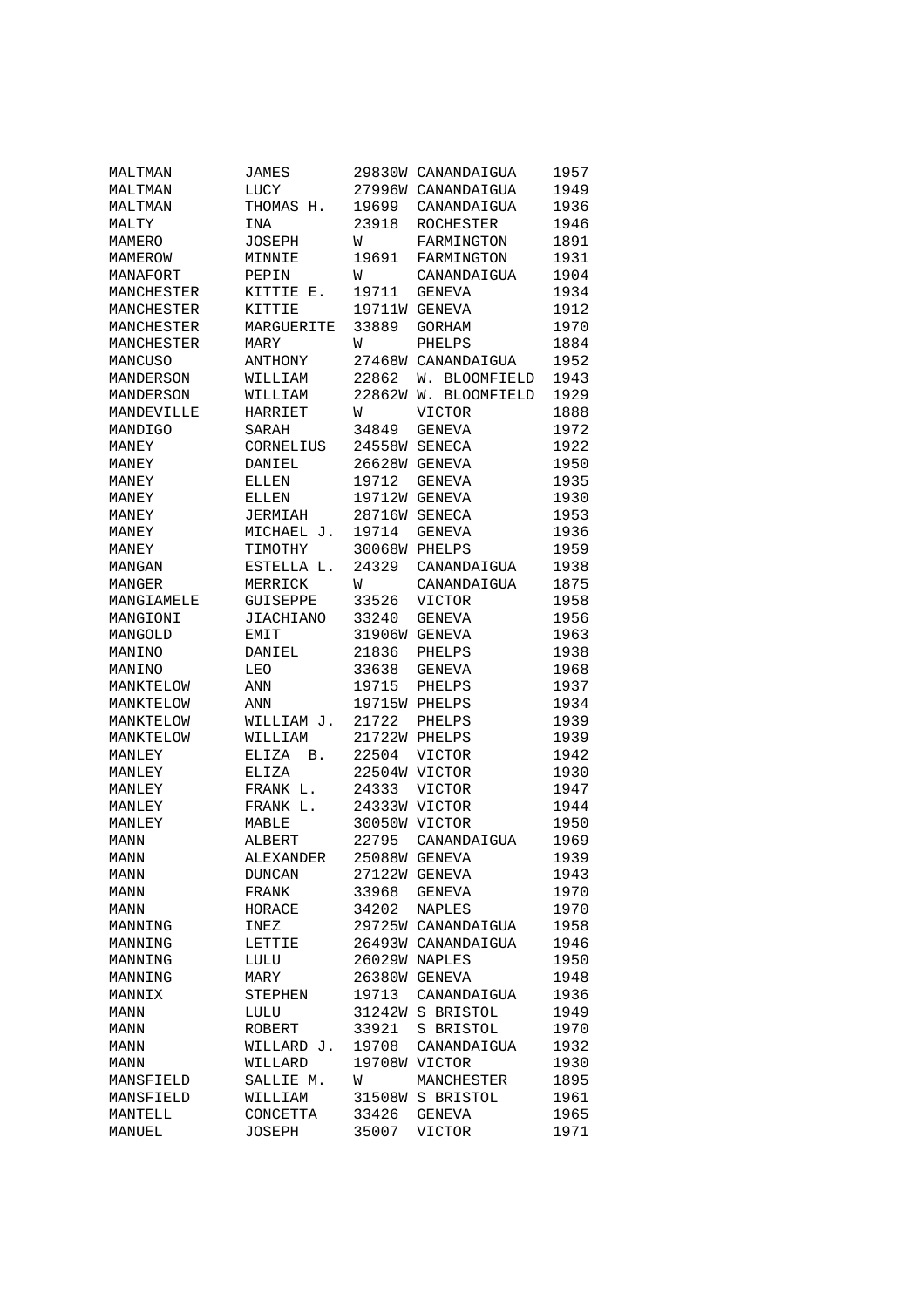| | | | | |
|---|---|---|---|---|
| MALTMAN | JAMES | 29830W | CANANDAIGUA | 1957 |
| MALTMAN | LUCY | 27996W | CANANDAIGUA | 1949 |
| MALTMAN | THOMAS H. | 19699 | CANANDAIGUA | 1936 |
| MALTY | INA | 23918 | ROCHESTER | 1946 |
| MAMERO | JOSEPH | W | FARMINGTON | 1891 |
| MAMEROW | MINNIE | 19691 | FARMINGTON | 1931 |
| MANAFORT | PEPIN | W | CANANDAIGUA | 1904 |
| MANCHESTER | KITTIE E. | 19711 | GENEVA | 1934 |
| MANCHESTER | KITTIE | 19711W | GENEVA | 1912 |
| MANCHESTER | MARGUERITE | 33889 | GORHAM | 1970 |
| MANCHESTER | MARY | W | PHELPS | 1884 |
| MANCUSO | ANTHONY | 27468W | CANANDAIGUA | 1952 |
| MANDERSON | WILLIAM | 22862 | W. BLOOMFIELD | 1943 |
| MANDERSON | WILLIAM | 22862W | W. BLOOMFIELD | 1929 |
| MANDEVILLE | HARRIET | W | VICTOR | 1888 |
| MANDIGO | SARAH | 34849 | GENEVA | 1972 |
| MANEY | CORNELIUS | 24558W | SENECA | 1922 |
| MANEY | DANIEL | 26628W | GENEVA | 1950 |
| MANEY | ELLEN | 19712 | GENEVA | 1935 |
| MANEY | ELLEN | 19712W | GENEVA | 1930 |
| MANEY | JERMIAH | 28716W | SENECA | 1953 |
| MANEY | MICHAEL J. | 19714 | GENEVA | 1936 |
| MANEY | TIMOTHY | 30068W | PHELPS | 1959 |
| MANGAN | ESTELLA L. | 24329 | CANANDAIGUA | 1938 |
| MANGER | MERRICK | W | CANANDAIGUA | 1875 |
| MANGIAMELE | GUISEPPE | 33526 | VICTOR | 1958 |
| MANGIONI | JIACHIANO | 33240 | GENEVA | 1956 |
| MANGOLD | EMIT | 31906W | GENEVA | 1963 |
| MANINO | DANIEL | 21836 | PHELPS | 1938 |
| MANINO | LEO | 33638 | GENEVA | 1968 |
| MANKTELOW | ANN | 19715 | PHELPS | 1937 |
| MANKTELOW | ANN | 19715W | PHELPS | 1934 |
| MANKTELOW | WILLIAM J. | 21722 | PHELPS | 1939 |
| MANKTELOW | WILLIAM | 21722W | PHELPS | 1939 |
| MANLEY | ELIZA B. | 22504 | VICTOR | 1942 |
| MANLEY | ELIZA | 22504W | VICTOR | 1930 |
| MANLEY | FRANK L. | 24333 | VICTOR | 1947 |
| MANLEY | FRANK L. | 24333W | VICTOR | 1944 |
| MANLEY | MABLE | 30050W | VICTOR | 1950 |
| MANN | ALBERT | 22795 | CANANDAIGUA | 1969 |
| MANN | ALEXANDER | 25088W | GENEVA | 1939 |
| MANN | DUNCAN | 27122W | GENEVA | 1943 |
| MANN | FRANK | 33968 | GENEVA | 1970 |
| MANN | HORACE | 34202 | NAPLES | 1970 |
| MANNING | INEZ | 29725W | CANANDAIGUA | 1958 |
| MANNING | LETTIE | 26493W | CANANDAIGUA | 1946 |
| MANNING | LULU | 26029W | NAPLES | 1950 |
| MANNING | MARY | 26380W | GENEVA | 1948 |
| MANNIX | STEPHEN | 19713 | CANANDAIGUA | 1936 |
| MANN | LULU | 31242W | S BRISTOL | 1949 |
| MANN | ROBERT | 33921 | S BRISTOL | 1970 |
| MANN | WILLARD J. | 19708 | CANANDAIGUA | 1932 |
| MANN | WILLARD | 19708W | VICTOR | 1930 |
| MANSFIELD | SALLIE M. | W | MANCHESTER | 1895 |
| MANSFIELD | WILLIAM | 31508W | S BRISTOL | 1961 |
| MANTELL | CONCETTA | 33426 | GENEVA | 1965 |
| MANUEL | JOSEPH | 35007 | VICTOR | 1971 |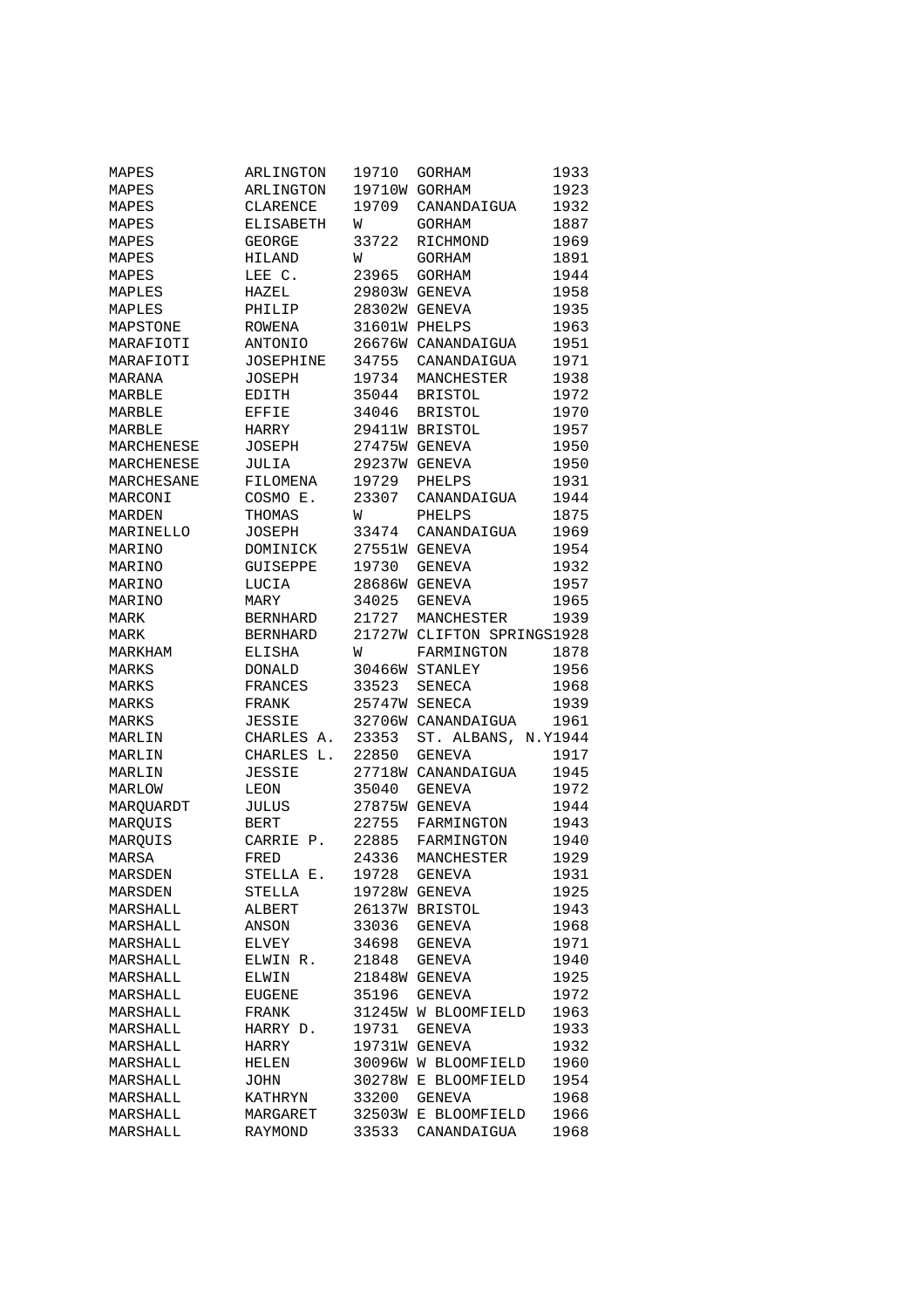| | | | | |
|---|---|---|---|---|
| MAPES | ARLINGTON | 19710 | GORHAM | 1933 |
| MAPES | ARLINGTON | 19710W | GORHAM | 1923 |
| MAPES | CLARENCE | 19709 | CANANDAIGUA | 1932 |
| MAPES | ELISABETH | W | GORHAM | 1887 |
| MAPES | GEORGE | 33722 | RICHMOND | 1969 |
| MAPES | HILAND | W | GORHAM | 1891 |
| MAPES | LEE C. | 23965 | GORHAM | 1944 |
| MAPLES | HAZEL | 29803W | GENEVA | 1958 |
| MAPLES | PHILIP | 28302W | GENEVA | 1935 |
| MAPSTONE | ROWENA | 31601W | PHELPS | 1963 |
| MARAFIOTI | ANTONIO | 26676W | CANANDAIGUA | 1951 |
| MARAFIOTI | JOSEPHINE | 34755 | CANANDAIGUA | 1971 |
| MARANA | JOSEPH | 19734 | MANCHESTER | 1938 |
| MARBLE | EDITH | 35044 | BRISTOL | 1972 |
| MARBLE | EFFIE | 34046 | BRISTOL | 1970 |
| MARBLE | HARRY | 29411W | BRISTOL | 1957 |
| MARCHENESE | JOSEPH | 27475W | GENEVA | 1950 |
| MARCHENESE | JULIA | 29237W | GENEVA | 1950 |
| MARCHESANE | FILOMENA | 19729 | PHELPS | 1931 |
| MARCONI | COSMO E. | 23307 | CANANDAIGUA | 1944 |
| MARDEN | THOMAS | W | PHELPS | 1875 |
| MARINELLO | JOSEPH | 33474 | CANANDAIGUA | 1969 |
| MARINO | DOMINICK | 27551W | GENEVA | 1954 |
| MARINO | GUISEPPE | 19730 | GENEVA | 1932 |
| MARINO | LUCIA | 28686W | GENEVA | 1957 |
| MARINO | MARY | 34025 | GENEVA | 1965 |
| MARK | BERNHARD | 21727 | MANCHESTER | 1939 |
| MARK | BERNHARD | 21727W | CLIFTON SPRINGS | 1928 |
| MARKHAM | ELISHA | W | FARMINGTON | 1878 |
| MARKS | DONALD | 30466W | STANLEY | 1956 |
| MARKS | FRANCES | 33523 | SENECA | 1968 |
| MARKS | FRANK | 25747W | SENECA | 1939 |
| MARKS | JESSIE | 32706W | CANANDAIGUA | 1961 |
| MARLIN | CHARLES A. | 23353 | ST. ALBANS, N.Y | 1944 |
| MARLIN | CHARLES L. | 22850 | GENEVA | 1917 |
| MARLIN | JESSIE | 27718W | CANANDAIGUA | 1945 |
| MARLOW | LEON | 35040 | GENEVA | 1972 |
| MARQUARDT | JULUS | 27875W | GENEVA | 1944 |
| MARQUIS | BERT | 22755 | FARMINGTON | 1943 |
| MARQUIS | CARRIE P. | 22885 | FARMINGTON | 1940 |
| MARSA | FRED | 24336 | MANCHESTER | 1929 |
| MARSDEN | STELLA E. | 19728 | GENEVA | 1931 |
| MARSDEN | STELLA | 19728W | GENEVA | 1925 |
| MARSHALL | ALBERT | 26137W | BRISTOL | 1943 |
| MARSHALL | ANSON | 33036 | GENEVA | 1968 |
| MARSHALL | ELVEY | 34698 | GENEVA | 1971 |
| MARSHALL | ELWIN R. | 21848 | GENEVA | 1940 |
| MARSHALL | ELWIN | 21848W | GENEVA | 1925 |
| MARSHALL | EUGENE | 35196 | GENEVA | 1972 |
| MARSHALL | FRANK | 31245W | W BLOOMFIELD | 1963 |
| MARSHALL | HARRY D. | 19731 | GENEVA | 1933 |
| MARSHALL | HARRY | 19731W | GENEVA | 1932 |
| MARSHALL | HELEN | 30096W | W BLOOMFIELD | 1960 |
| MARSHALL | JOHN | 30278W | E BLOOMFIELD | 1954 |
| MARSHALL | KATHRYN | 33200 | GENEVA | 1968 |
| MARSHALL | MARGARET | 32503W | E BLOOMFIELD | 1966 |
| MARSHALL | RAYMOND | 33533 | CANANDAIGUA | 1968 |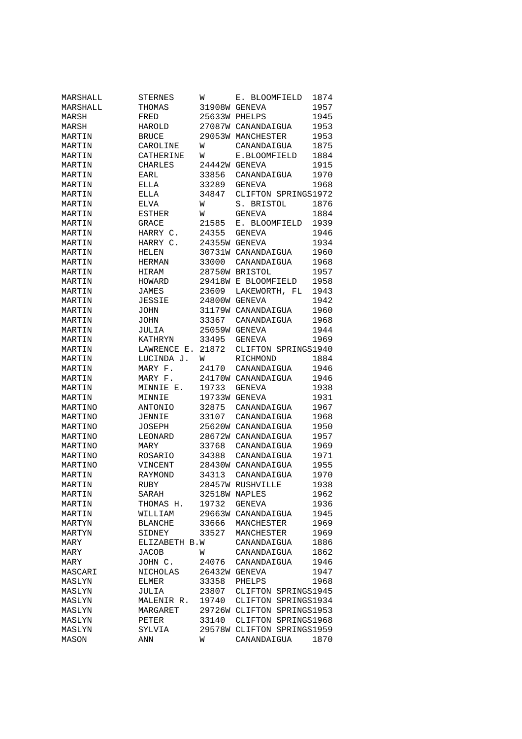| | | | | |
|---|---|---|---|---|
| MARSHALL | STERNES | W | E. BLOOMFIELD | 1874 |
| MARSHALL | THOMAS | 31908W | GENEVA | 1957 |
| MARSH | FRED | 25633W | PHELPS | 1945 |
| MARSH | HAROLD | 27087W | CANANDAIGUA | 1953 |
| MARTIN | BRUCE | 29053W | MANCHESTER | 1953 |
| MARTIN | CAROLINE | W | CANANDAIGUA | 1875 |
| MARTIN | CATHERINE | W | E.BLOOMFIELD | 1884 |
| MARTIN | CHARLES | 24442W | GENEVA | 1915 |
| MARTIN | EARL | 33856 | CANANDAIGUA | 1970 |
| MARTIN | ELLA | 33289 | GENEVA | 1968 |
| MARTIN | ELLA | 34847 | CLIFTON SPRINGS | 1972 |
| MARTIN | ELVA | W | S. BRISTOL | 1876 |
| MARTIN | ESTHER | W | GENEVA | 1884 |
| MARTIN | GRACE | 21585 | E. BLOOMFIELD | 1939 |
| MARTIN | HARRY C. | 24355 | GENEVA | 1946 |
| MARTIN | HARRY C. | 24355W | GENEVA | 1934 |
| MARTIN | HELEN | 30731W | CANANDAIGUA | 1960 |
| MARTIN | HERMAN | 33000 | CANANDAIGUA | 1968 |
| MARTIN | HIRAM | 28750W | BRISTOL | 1957 |
| MARTIN | HOWARD | 29418W | E BLOOMFIELD | 1958 |
| MARTIN | JAMES | 23609 | LAKEWORTH, FL | 1943 |
| MARTIN | JESSIE | 24800W | GENEVA | 1942 |
| MARTIN | JOHN | 31179W | CANANDAIGUA | 1960 |
| MARTIN | JOHN | 33367 | CANANDAIGUA | 1968 |
| MARTIN | JULIA | 25059W | GENEVA | 1944 |
| MARTIN | KATHRYN | 33495 | GENEVA | 1969 |
| MARTIN | LAWRENCE E. | 21872 | CLIFTON SPRINGS | 1940 |
| MARTIN | LUCINDA J. | W | RICHMOND | 1884 |
| MARTIN | MARY F. | 24170 | CANANDAIGUA | 1946 |
| MARTIN | MARY F. | 24170W | CANANDAIGUA | 1946 |
| MARTIN | MINNIE E. | 19733 | GENEVA | 1938 |
| MARTIN | MINNIE | 19733W | GENEVA | 1931 |
| MARTINO | ANTONIO | 32875 | CANANDAIGUA | 1967 |
| MARTINO | JENNIE | 33107 | CANANDAIGUA | 1968 |
| MARTINO | JOSEPH | 25620W | CANANDAIGUA | 1950 |
| MARTINO | LEONARD | 28672W | CANANDAIGUA | 1957 |
| MARTINO | MARY | 33768 | CANANDAIGUA | 1969 |
| MARTINO | ROSARIO | 34388 | CANANDAIGUA | 1971 |
| MARTINO | VINCENT | 28430W | CANANDAIGUA | 1955 |
| MARTIN | RAYMOND | 34313 | CANANDAIGUA | 1970 |
| MARTIN | RUBY | 28457W | RUSHVILLE | 1938 |
| MARTIN | SARAH | 32518W | NAPLES | 1962 |
| MARTIN | THOMAS H. | 19732 | GENEVA | 1936 |
| MARTIN | WILLIAM | 29663W | CANANDAIGUA | 1945 |
| MARTYN | BLANCHE | 33666 | MANCHESTER | 1969 |
| MARTYN | SIDNEY | 33527 | MANCHESTER | 1969 |
| MARY | ELIZABETH B. | W | CANANDAIGUA | 1886 |
| MARY | JACOB | W | CANANDAIGUA | 1862 |
| MARY | JOHN C. | 24076 | CANANDAIGUA | 1946 |
| MASCARI | NICHOLAS | 26432W | GENEVA | 1947 |
| MASLYN | ELMER | 33358 | PHELPS | 1968 |
| MASLYN | JULIA | 23807 | CLIFTON SPRINGS | 1945 |
| MASLYN | MALENIR R. | 19740 | CLIFTON SPRINGS | 1934 |
| MASLYN | MARGARET | 29726W | CLIFTON SPRINGS | 1953 |
| MASLYN | PETER | 33140 | CLIFTON SPRINGS | 1968 |
| MASLYN | SYLVIA | 29578W | CLIFTON SPRINGS | 1959 |
| MASON | ANN | W | CANANDAIGUA | 1870 |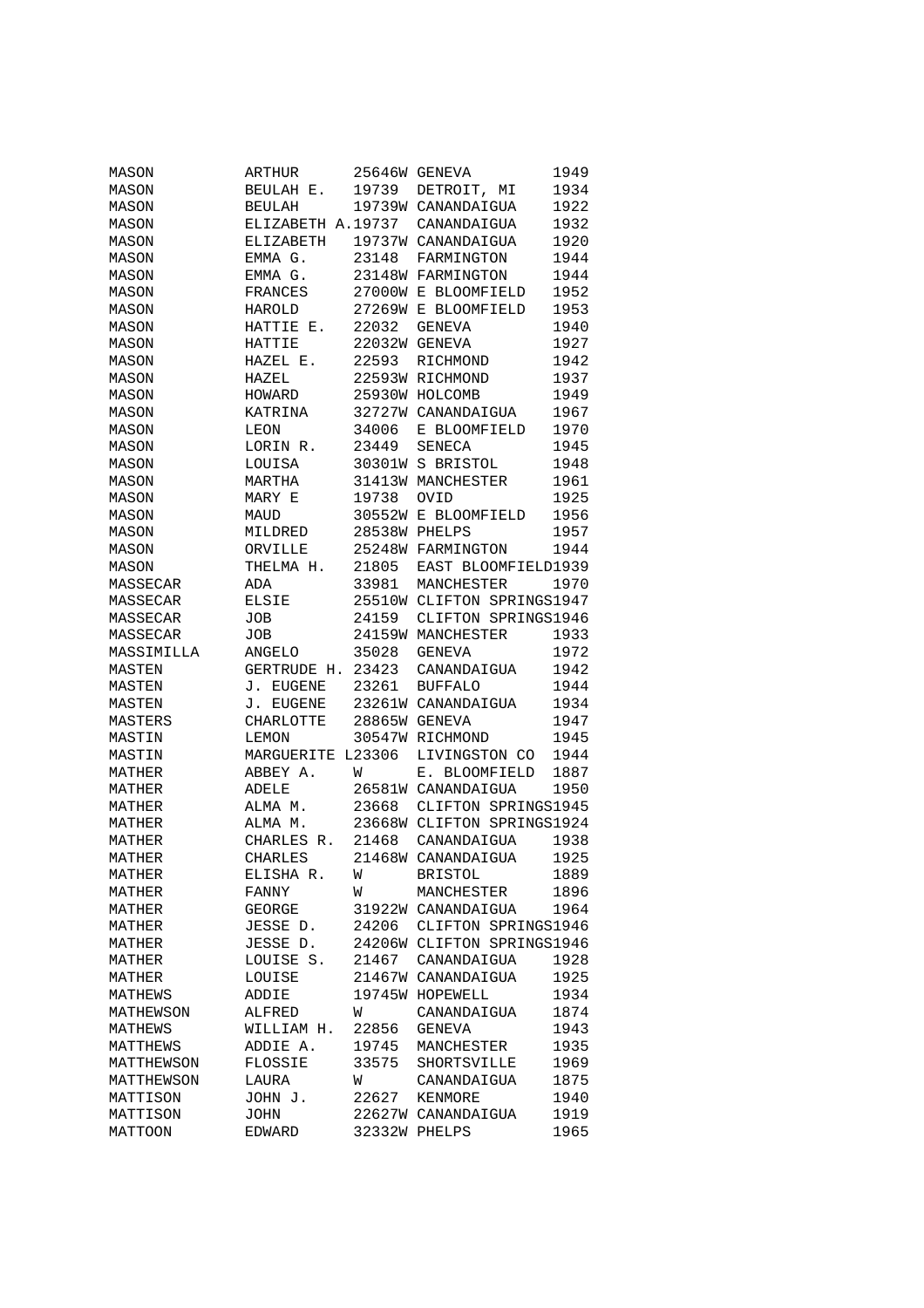| | | | | |
|---|---|---|---|---|
| MASON | ARTHUR | 25646W | GENEVA | 1949 |
| MASON | BEULAH E. | 19739 | DETROIT, MI | 1934 |
| MASON | BEULAH | 19739W | CANANDAIGUA | 1922 |
| MASON | ELIZABETH A. | 19737 | CANANDAIGUA | 1932 |
| MASON | ELIZABETH | 19737W | CANANDAIGUA | 1920 |
| MASON | EMMA G. | 23148 | FARMINGTON | 1944 |
| MASON | EMMA G. | 23148W | FARMINGTON | 1944 |
| MASON | FRANCES | 27000W | E BLOOMFIELD | 1952 |
| MASON | HAROLD | 27269W | E BLOOMFIELD | 1953 |
| MASON | HATTIE E. | 22032 | GENEVA | 1940 |
| MASON | HATTIE | 22032W | GENEVA | 1927 |
| MASON | HAZEL E. | 22593 | RICHMOND | 1942 |
| MASON | HAZEL | 22593W | RICHMOND | 1937 |
| MASON | HOWARD | 25930W | HOLCOMB | 1949 |
| MASON | KATRINA | 32727W | CANANDAIGUA | 1967 |
| MASON | LEON | 34006 | E BLOOMFIELD | 1970 |
| MASON | LORIN R. | 23449 | SENECA | 1945 |
| MASON | LOUISA | 30301W | S BRISTOL | 1948 |
| MASON | MARTHA | 31413W | MANCHESTER | 1961 |
| MASON | MARY E | 19738 | OVID | 1925 |
| MASON | MAUD | 30552W | E BLOOMFIELD | 1956 |
| MASON | MILDRED | 28538W | PHELPS | 1957 |
| MASON | ORVILLE | 25248W | FARMINGTON | 1944 |
| MASON | THELMA H. | 21805 | EAST BLOOMFIELD | 1939 |
| MASSECAR | ADA | 33981 | MANCHESTER | 1970 |
| MASSECAR | ELSIE | 25510W | CLIFTON SPRINGS | 1947 |
| MASSECAR | JOB | 24159 | CLIFTON SPRINGS | 1946 |
| MASSECAR | JOB | 24159W | MANCHESTER | 1933 |
| MASSIMILLA | ANGELO | 35028 | GENEVA | 1972 |
| MASTEN | GERTRUDE H. | 23423 | CANANDAIGUA | 1942 |
| MASTEN | J. EUGENE | 23261 | BUFFALO | 1944 |
| MASTEN | J. EUGENE | 23261W | CANANDAIGUA | 1934 |
| MASTERS | CHARLOTTE | 28865W | GENEVA | 1947 |
| MASTIN | LEMON | 30547W | RICHMOND | 1945 |
| MASTIN | MARGUERITE L | 23306 | LIVINGSTON CO | 1944 |
| MATHER | ABBEY A. | W | E. BLOOMFIELD | 1887 |
| MATHER | ADELE | 26581W | CANANDAIGUA | 1950 |
| MATHER | ALMA M. | 23668 | CLIFTON SPRINGS | 1945 |
| MATHER | ALMA M. | 23668W | CLIFTON SPRINGS | 1924 |
| MATHER | CHARLES R. | 21468 | CANANDAIGUA | 1938 |
| MATHER | CHARLES | 21468W | CANANDAIGUA | 1925 |
| MATHER | ELISHA R. | W | BRISTOL | 1889 |
| MATHER | FANNY | W | MANCHESTER | 1896 |
| MATHER | GEORGE | 31922W | CANANDAIGUA | 1964 |
| MATHER | JESSE D. | 24206 | CLIFTON SPRINGS | 1946 |
| MATHER | JESSE D. | 24206W | CLIFTON SPRINGS | 1946 |
| MATHER | LOUISE S. | 21467 | CANANDAIGUA | 1928 |
| MATHER | LOUISE | 21467W | CANANDAIGUA | 1925 |
| MATHEWS | ADDIE | 19745W | HOPEWELL | 1934 |
| MATHEWSON | ALFRED | W | CANANDAIGUA | 1874 |
| MATHEWS | WILLIAM H. | 22856 | GENEVA | 1943 |
| MATTHEWS | ADDIE A. | 19745 | MANCHESTER | 1935 |
| MATTHEWSON | FLOSSIE | 33575 | SHORTSVILLE | 1969 |
| MATTHEWSON | LAURA | W | CANANDAIGUA | 1875 |
| MATTISON | JOHN J. | 22627 | KENMORE | 1940 |
| MATTISON | JOHN | 22627W | CANANDAIGUA | 1919 |
| MATTOON | EDWARD | 32332W | PHELPS | 1965 |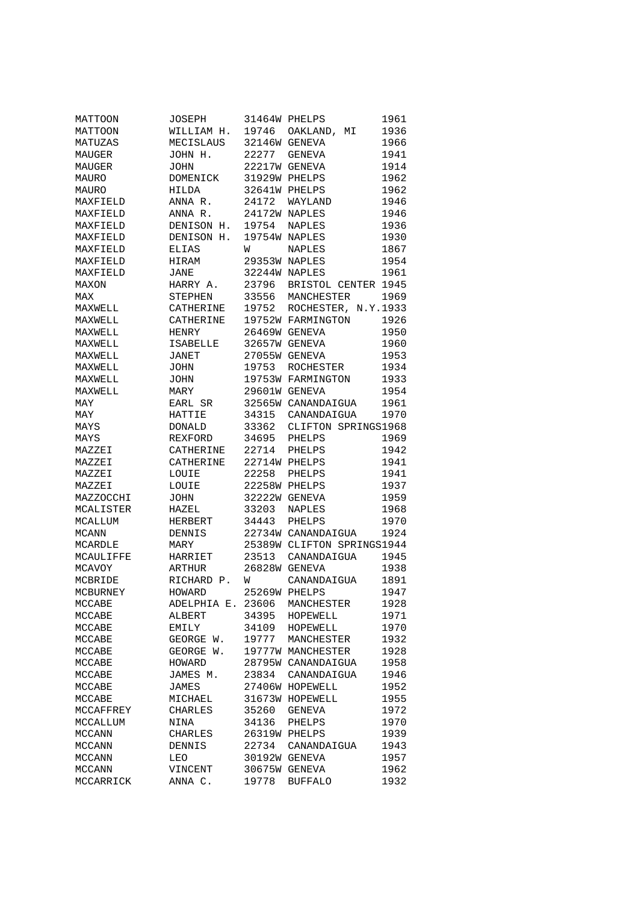| | | | | |
|---|---|---|---|---|
| MATTOON | JOSEPH | 31464W | PHELPS | 1961 |
| MATTOON | WILLIAM H. | 19746 | OAKLAND, MI | 1936 |
| MATUZAS | MECISLAUS | 32146W | GENEVA | 1966 |
| MAUGER | JOHN H. | 22277 | GENEVA | 1941 |
| MAUGER | JOHN | 22217W | GENEVA | 1914 |
| MAURO | DOMENICK | 31929W | PHELPS | 1962 |
| MAURO | HILDA | 32641W | PHELPS | 1962 |
| MAXFIELD | ANNA R. | 24172 | WAYLAND | 1946 |
| MAXFIELD | ANNA R. | 24172W | NAPLES | 1946 |
| MAXFIELD | DENISON H. | 19754 | NAPLES | 1936 |
| MAXFIELD | DENISON H. | 19754W | NAPLES | 1930 |
| MAXFIELD | ELIAS | W | NAPLES | 1867 |
| MAXFIELD | HIRAM | 29353W | NAPLES | 1954 |
| MAXFIELD | JANE | 32244W | NAPLES | 1961 |
| MAXON | HARRY A. | 23796 | BRISTOL CENTER | 1945 |
| MAX | STEPHEN | 33556 | MANCHESTER | 1969 |
| MAXWELL | CATHERINE | 19752 | ROCHESTER, N.Y. | 1933 |
| MAXWELL | CATHERINE | 19752W | FARMINGTON | 1926 |
| MAXWELL | HENRY | 26469W | GENEVA | 1950 |
| MAXWELL | ISABELLE | 32657W | GENEVA | 1960 |
| MAXWELL | JANET | 27055W | GENEVA | 1953 |
| MAXWELL | JOHN | 19753 | ROCHESTER | 1934 |
| MAXWELL | JOHN | 19753W | FARMINGTON | 1933 |
| MAXWELL | MARY | 29601W | GENEVA | 1954 |
| MAY | EARL SR | 32565W | CANANDAIGUA | 1961 |
| MAY | HATTIE | 34315 | CANANDAIGUA | 1970 |
| MAYS | DONALD | 33362 | CLIFTON SPRINGS | 1968 |
| MAYS | REXFORD | 34695 | PHELPS | 1969 |
| MAZZEI | CATHERINE | 22714 | PHELPS | 1942 |
| MAZZEI | CATHERINE | 22714W | PHELPS | 1941 |
| MAZZEI | LOUIE | 22258 | PHELPS | 1941 |
| MAZZEI | LOUIE | 22258W | PHELPS | 1937 |
| MAZZOCCHI | JOHN | 32222W | GENEVA | 1959 |
| MCALISTER | HAZEL | 33203 | NAPLES | 1968 |
| MCALLUM | HERBERT | 34443 | PHELPS | 1970 |
| MCANN | DENNIS | 22734W | CANANDAIGUA | 1924 |
| MCARDLE | MARY | 25389W | CLIFTON SPRINGS | 1944 |
| MCAULIFFE | HARRIET | 23513 | CANANDAIGUA | 1945 |
| MCAVOY | ARTHUR | 26828W | GENEVA | 1938 |
| MCBRIDE | RICHARD P. | W | CANANDAIGUA | 1891 |
| MCBURNEY | HOWARD | 25269W | PHELPS | 1947 |
| MCCABE | ADELPHIA E. | 23606 | MANCHESTER | 1928 |
| MCCABE | ALBERT | 34395 | HOPEWELL | 1971 |
| MCCABE | EMILY | 34109 | HOPEWELL | 1970 |
| MCCABE | GEORGE W. | 19777 | MANCHESTER | 1932 |
| MCCABE | GEORGE W. | 19777W | MANCHESTER | 1928 |
| MCCABE | HOWARD | 28795W | CANANDAIGUA | 1958 |
| MCCABE | JAMES M. | 23834 | CANANDAIGUA | 1946 |
| MCCABE | JAMES | 27406W | HOPEWELL | 1952 |
| MCCABE | MICHAEL | 31673W | HOPEWELL | 1955 |
| MCCAFFREY | CHARLES | 35260 | GENEVA | 1972 |
| MCCALLUM | NINA | 34136 | PHELPS | 1970 |
| MCCANN | CHARLES | 26319W | PHELPS | 1939 |
| MCCANN | DENNIS | 22734 | CANANDAIGUA | 1943 |
| MCCANN | LEO | 30192W | GENEVA | 1957 |
| MCCANN | VINCENT | 30675W | GENEVA | 1962 |
| MCCARRICK | ANNA C. | 19778 | BUFFALO | 1932 |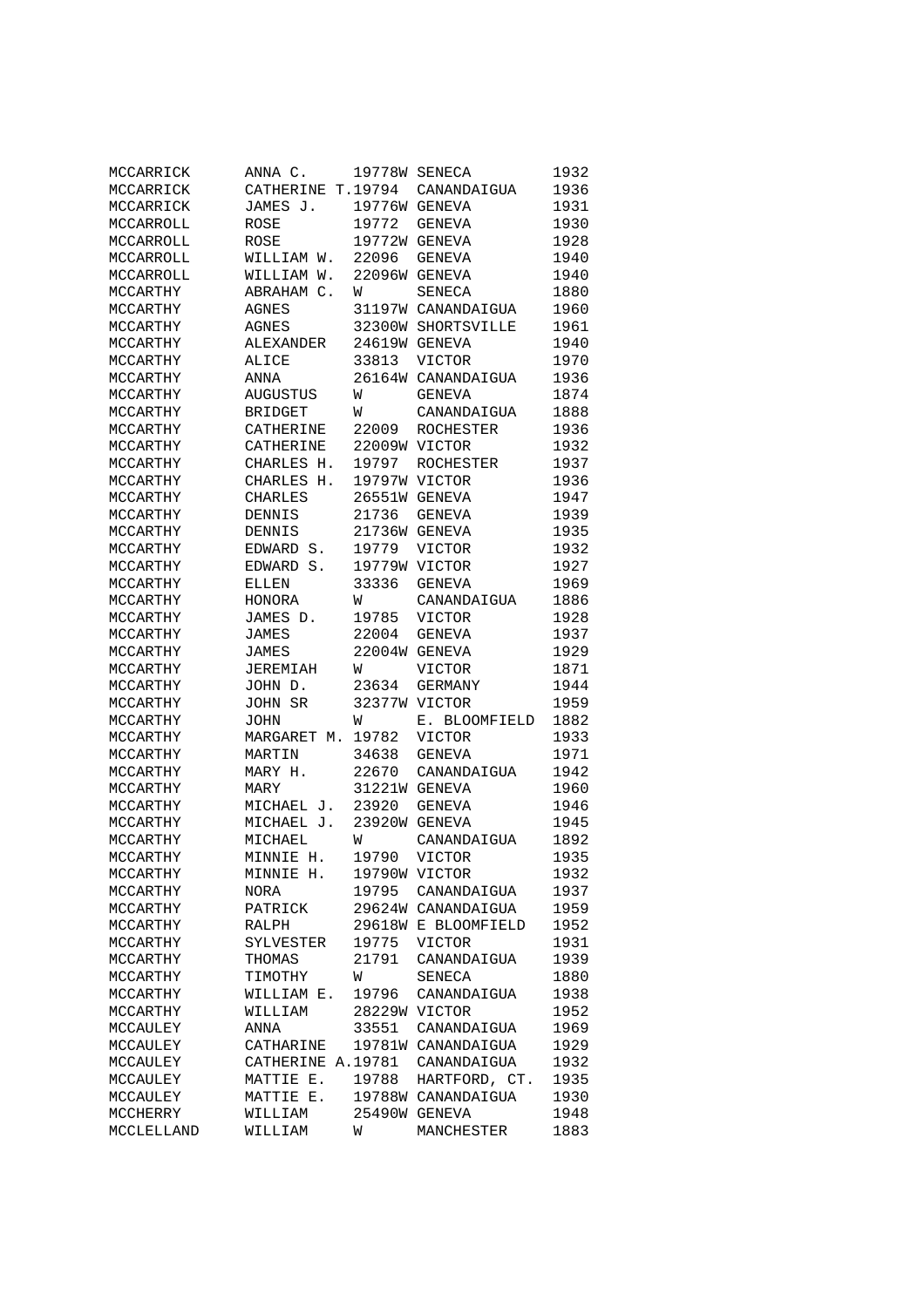| | | | | |
|---|---|---|---|---|
| MCCARRICK | ANNA C. | 19778W | SENECA | 1932 |
| MCCARRICK | CATHERINE T. | 19794 | CANANDAIGUA | 1936 |
| MCCARRICK | JAMES J. | 19776W | GENEVA | 1931 |
| MCCARROLL | ROSE | 19772 | GENEVA | 1930 |
| MCCARROLL | ROSE | 19772W | GENEVA | 1928 |
| MCCARROLL | WILLIAM W. | 22096 | GENEVA | 1940 |
| MCCARROLL | WILLIAM W. | 22096W | GENEVA | 1940 |
| MCCARTHY | ABRAHAM C. | W | SENECA | 1880 |
| MCCARTHY | AGNES | 31197W | CANANDAIGUA | 1960 |
| MCCARTHY | AGNES | 32300W | SHORTSVILLE | 1961 |
| MCCARTHY | ALEXANDER | 24619W | GENEVA | 1940 |
| MCCARTHY | ALICE | 33813 | VICTOR | 1970 |
| MCCARTHY | ANNA | 26164W | CANANDAIGUA | 1936 |
| MCCARTHY | AUGUSTUS | W | GENEVA | 1874 |
| MCCARTHY | BRIDGET | W | CANANDAIGUA | 1888 |
| MCCARTHY | CATHERINE | 22009 | ROCHESTER | 1936 |
| MCCARTHY | CATHERINE | 22009W | VICTOR | 1932 |
| MCCARTHY | CHARLES H. | 19797 | ROCHESTER | 1937 |
| MCCARTHY | CHARLES H. | 19797W | VICTOR | 1936 |
| MCCARTHY | CHARLES | 26551W | GENEVA | 1947 |
| MCCARTHY | DENNIS | 21736 | GENEVA | 1939 |
| MCCARTHY | DENNIS | 21736W | GENEVA | 1935 |
| MCCARTHY | EDWARD S. | 19779 | VICTOR | 1932 |
| MCCARTHY | EDWARD S. | 19779W | VICTOR | 1927 |
| MCCARTHY | ELLEN | 33336 | GENEVA | 1969 |
| MCCARTHY | HONORA | W | CANANDAIGUA | 1886 |
| MCCARTHY | JAMES D. | 19785 | VICTOR | 1928 |
| MCCARTHY | JAMES | 22004 | GENEVA | 1937 |
| MCCARTHY | JAMES | 22004W | GENEVA | 1929 |
| MCCARTHY | JEREMIAH | W | VICTOR | 1871 |
| MCCARTHY | JOHN D. | 23634 | GERMANY | 1944 |
| MCCARTHY | JOHN SR | 32377W | VICTOR | 1959 |
| MCCARTHY | JOHN | W | E. BLOOMFIELD | 1882 |
| MCCARTHY | MARGARET M. | 19782 | VICTOR | 1933 |
| MCCARTHY | MARTIN | 34638 | GENEVA | 1971 |
| MCCARTHY | MARY H. | 22670 | CANANDAIGUA | 1942 |
| MCCARTHY | MARY | 31221W | GENEVA | 1960 |
| MCCARTHY | MICHAEL J. | 23920 | GENEVA | 1946 |
| MCCARTHY | MICHAEL J. | 23920W | GENEVA | 1945 |
| MCCARTHY | MICHAEL | W | CANANDAIGUA | 1892 |
| MCCARTHY | MINNIE H. | 19790 | VICTOR | 1935 |
| MCCARTHY | MINNIE H. | 19790W | VICTOR | 1932 |
| MCCARTHY | NORA | 19795 | CANANDAIGUA | 1937 |
| MCCARTHY | PATRICK | 29624W | CANANDAIGUA | 1959 |
| MCCARTHY | RALPH | 29618W | E BLOOMFIELD | 1952 |
| MCCARTHY | SYLVESTER | 19775 | VICTOR | 1931 |
| MCCARTHY | THOMAS | 21791 | CANANDAIGUA | 1939 |
| MCCARTHY | TIMOTHY | W | SENECA | 1880 |
| MCCARTHY | WILLIAM E. | 19796 | CANANDAIGUA | 1938 |
| MCCARTHY | WILLIAM | 28229W | VICTOR | 1952 |
| MCCAULEY | ANNA | 33551 | CANANDAIGUA | 1969 |
| MCCAULEY | CATHARINE | 19781W | CANANDAIGUA | 1929 |
| MCCAULEY | CATHERINE A. | 19781 | CANANDAIGUA | 1932 |
| MCCAULEY | MATTIE E. | 19788 | HARTFORD, CT. | 1935 |
| MCCAULEY | MATTIE E. | 19788W | CANANDAIGUA | 1930 |
| MCCHERRY | WILLIAM | 25490W | GENEVA | 1948 |
| MCCLELLAND | WILLIAM | W | MANCHESTER | 1883 |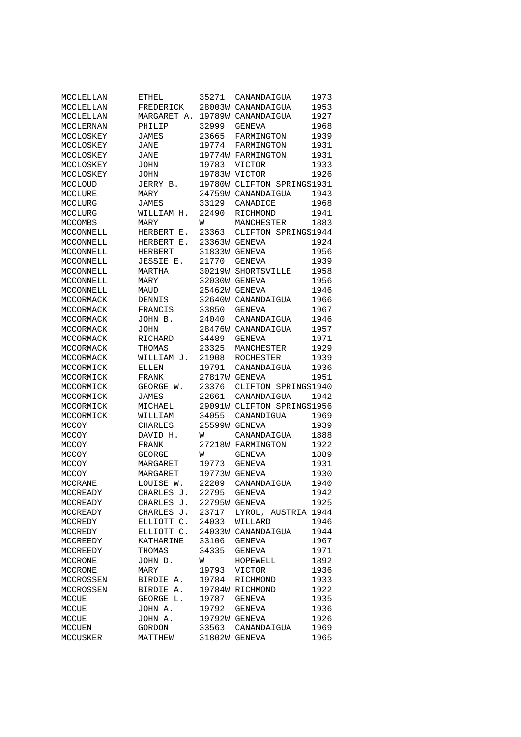| | | | | |
|---|---|---|---|---|
| MCCLELLAN | ETHEL | 35271 | CANANDAIGUA | 1973 |
| MCCLELLAN | FREDERICK | 28003W | CANANDAIGUA | 1953 |
| MCCLELLAN | MARGARET A. | 19789W | CANANDAIGUA | 1927 |
| MCCLERNAN | PHILIP | 32999 | GENEVA | 1968 |
| MCCLOSKEY | JAMES | 23665 | FARMINGTON | 1939 |
| MCCLOSKEY | JANE | 19774 | FARMINGTON | 1931 |
| MCCLOSKEY | JANE | 19774W | FARMINGTON | 1931 |
| MCCLOSKEY | JOHN | 19783 | VICTOR | 1933 |
| MCCLOSKEY | JOHN | 19783W | VICTOR | 1926 |
| MCCLOUD | JERRY B. | 19780W | CLIFTON SPRINGS | 1931 |
| MCCLURE | MARY | 24759W | CANANDAIGUA | 1943 |
| MCCLURG | JAMES | 33129 | CANADICE | 1968 |
| MCCLURG | WILLIAM H. | 22490 | RICHMOND | 1941 |
| MCCOMBS | MARY | W | MANCHESTER | 1883 |
| MCCONNELL | HERBERT E. | 23363 | CLIFTON SPRINGS | 1944 |
| MCCONNELL | HERBERT E. | 23363W | GENEVA | 1924 |
| MCCONNELL | HERBERT | 31833W | GENEVA | 1956 |
| MCCONNELL | JESSIE E. | 21770 | GENEVA | 1939 |
| MCCONNELL | MARTHA | 30219W | SHORTSVILLE | 1958 |
| MCCONNELL | MARY | 32030W | GENEVA | 1956 |
| MCCONNELL | MAUD | 25462W | GENEVA | 1946 |
| MCCORMACK | DENNIS | 32640W | CANANDAIGUA | 1966 |
| MCCORMACK | FRANCIS | 33850 | GENEVA | 1967 |
| MCCORMACK | JOHN B. | 24040 | CANANDAIGUA | 1946 |
| MCCORMACK | JOHN | 28476W | CANANDAIGUA | 1957 |
| MCCORMACK | RICHARD | 34489 | GENEVA | 1971 |
| MCCORMACK | THOMAS | 23325 | MANCHESTER | 1929 |
| MCCORMACK | WILLIAM J. | 21908 | ROCHESTER | 1939 |
| MCCORMICK | ELLEN | 19791 | CANANDAIGUA | 1936 |
| MCCORMICK | FRANK | 27817W | GENEVA | 1951 |
| MCCORMICK | GEORGE W. | 23376 | CLIFTON SPRINGS | 1940 |
| MCCORMICK | JAMES | 22661 | CANANDAIGUA | 1942 |
| MCCORMICK | MICHAEL | 29091W | CLIFTON SPRINGS | 1956 |
| MCCORMICK | WILLIAM | 34055 | CANANDIGUA | 1969 |
| MCCOY | CHARLES | 25599W | GENEVA | 1939 |
| MCCOY | DAVID H. | W | CANANDAIGUA | 1888 |
| MCCOY | FRANK | 27218W | FARMINGTON | 1922 |
| MCCOY | GEORGE | W | GENEVA | 1889 |
| MCCOY | MARGARET | 19773 | GENEVA | 1931 |
| MCCOY | MARGARET | 19773W | GENEVA | 1930 |
| MCCRANE | LOUISE W. | 22209 | CANANDAIGUA | 1940 |
| MCCREADY | CHARLES J. | 22795 | GENEVA | 1942 |
| MCCREADY | CHARLES J. | 22795W | GENEVA | 1925 |
| MCCREADY | CHARLES J. | 23717 | LYROL, AUSTRIA | 1944 |
| MCCREDY | ELLIOTT C. | 24033 | WILLARD | 1946 |
| MCCREDY | ELLIOTT C. | 24033W | CANANDAIGUA | 1944 |
| MCCREEDY | KATHARINE | 33106 | GENEVA | 1967 |
| MCCREEDY | THOMAS | 34335 | GENEVA | 1971 |
| MCCRONE | JOHN D. | W | HOPEWELL | 1892 |
| MCCRONE | MARY | 19793 | VICTOR | 1936 |
| MCCROSSEN | BIRDIE A. | 19784 | RICHMOND | 1933 |
| MCCROSSEN | BIRDIE A. | 19784W | RICHMOND | 1922 |
| MCCUE | GEORGE L. | 19787 | GENEVA | 1935 |
| MCCUE | JOHN A. | 19792 | GENEVA | 1936 |
| MCCUE | JOHN A. | 19792W | GENEVA | 1926 |
| MCCUEN | GORDON | 33563 | CANANDAIGUA | 1969 |
| MCCUSKER | MATTHEW | 31802W | GENEVA | 1965 |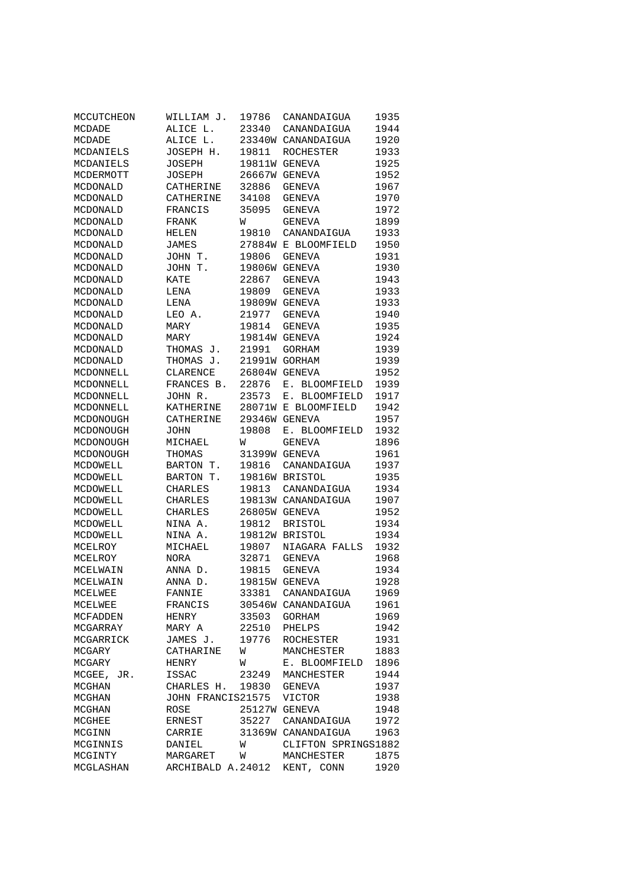| | | | | |
|---|---|---|---|---|
| MCCUTCHEON | WILLIAM J. | 19786 | CANANDAIGUA | 1935 |
| MCDADE | ALICE L. | 23340 | CANANDAIGUA | 1944 |
| MCDADE | ALICE L. | 23340W | CANANDAIGUA | 1920 |
| MCDANIELS | JOSEPH H. | 19811 | ROCHESTER | 1933 |
| MCDANIELS | JOSEPH | 19811W | GENEVA | 1925 |
| MCDERMOTT | JOSEPH | 26667W | GENEVA | 1952 |
| MCDONALD | CATHERINE | 32886 | GENEVA | 1967 |
| MCDONALD | CATHERINE | 34108 | GENEVA | 1970 |
| MCDONALD | FRANCIS | 35095 | GENEVA | 1972 |
| MCDONALD | FRANK | W | GENEVA | 1899 |
| MCDONALD | HELEN | 19810 | CANANDAIGUA | 1933 |
| MCDONALD | JAMES | 27884W | E BLOOMFIELD | 1950 |
| MCDONALD | JOHN T. | 19806 | GENEVA | 1931 |
| MCDONALD | JOHN T. | 19806W | GENEVA | 1930 |
| MCDONALD | KATE | 22867 | GENEVA | 1943 |
| MCDONALD | LENA | 19809 | GENEVA | 1933 |
| MCDONALD | LENA | 19809W | GENEVA | 1933 |
| MCDONALD | LEO A. | 21977 | GENEVA | 1940 |
| MCDONALD | MARY | 19814 | GENEVA | 1935 |
| MCDONALD | MARY | 19814W | GENEVA | 1924 |
| MCDONALD | THOMAS J. | 21991 | GORHAM | 1939 |
| MCDONALD | THOMAS J. | 21991W | GORHAM | 1939 |
| MCDONNELL | CLARENCE | 26804W | GENEVA | 1952 |
| MCDONNELL | FRANCES B. | 22876 | E. BLOOMFIELD | 1939 |
| MCDONNELL | JOHN R. | 23573 | E. BLOOMFIELD | 1917 |
| MCDONNELL | KATHERINE | 28071W | E BLOOMFIELD | 1942 |
| MCDONOUGH | CATHERINE | 29346W | GENEVA | 1957 |
| MCDONOUGH | JOHN | 19808 | E. BLOOMFIELD | 1932 |
| MCDONOUGH | MICHAEL | W | GENEVA | 1896 |
| MCDONOUGH | THOMAS | 31399W | GENEVA | 1961 |
| MCDOWELL | BARTON T. | 19816 | CANANDAIGUA | 1937 |
| MCDOWELL | BARTON T. | 19816W | BRISTOL | 1935 |
| MCDOWELL | CHARLES | 19813 | CANANDAIGUA | 1934 |
| MCDOWELL | CHARLES | 19813W | CANANDAIGUA | 1907 |
| MCDOWELL | CHARLES | 26805W | GENEVA | 1952 |
| MCDOWELL | NINA A. | 19812 | BRISTOL | 1934 |
| MCDOWELL | NINA A. | 19812W | BRISTOL | 1934 |
| MCELROY | MICHAEL | 19807 | NIAGARA FALLS | 1932 |
| MCELROY | NORA | 32871 | GENEVA | 1968 |
| MCELWAIN | ANNA D. | 19815 | GENEVA | 1934 |
| MCELWAIN | ANNA D. | 19815W | GENEVA | 1928 |
| MCELWEE | FANNIE | 33381 | CANANDAIGUA | 1969 |
| MCELWEE | FRANCIS | 30546W | CANANDAIGUA | 1961 |
| MCFADDEN | HENRY | 33503 | GORHAM | 1969 |
| MCGARRAY | MARY A | 22510 | PHELPS | 1942 |
| MCGARRICK | JAMES J. | 19776 | ROCHESTER | 1931 |
| MCGARY | CATHARINE | W | MANCHESTER | 1883 |
| MCGARY | HENRY | W | E. BLOOMFIELD | 1896 |
| MCGEE, JR. | ISSAC | 23249 | MANCHESTER | 1944 |
| MCGHAN | CHARLES H. | 19830 | GENEVA | 1937 |
| MCGHAN | JOHN FRANCIS | 21575 | VICTOR | 1938 |
| MCGHAN | ROSE | 25127W | GENEVA | 1948 |
| MCGHEE | ERNEST | 35227 | CANANDAIGUA | 1972 |
| MCGINN | CARRIE | 31369W | CANANDAIGUA | 1963 |
| MCGINNIS | DANIEL | W | CLIFTON SPRINGS | 1882 |
| MCGINTY | MARGARET | W | MANCHESTER | 1875 |
| MCGLASHAN | ARCHIBALD A. | 24012 | KENT, CONN | 1920 |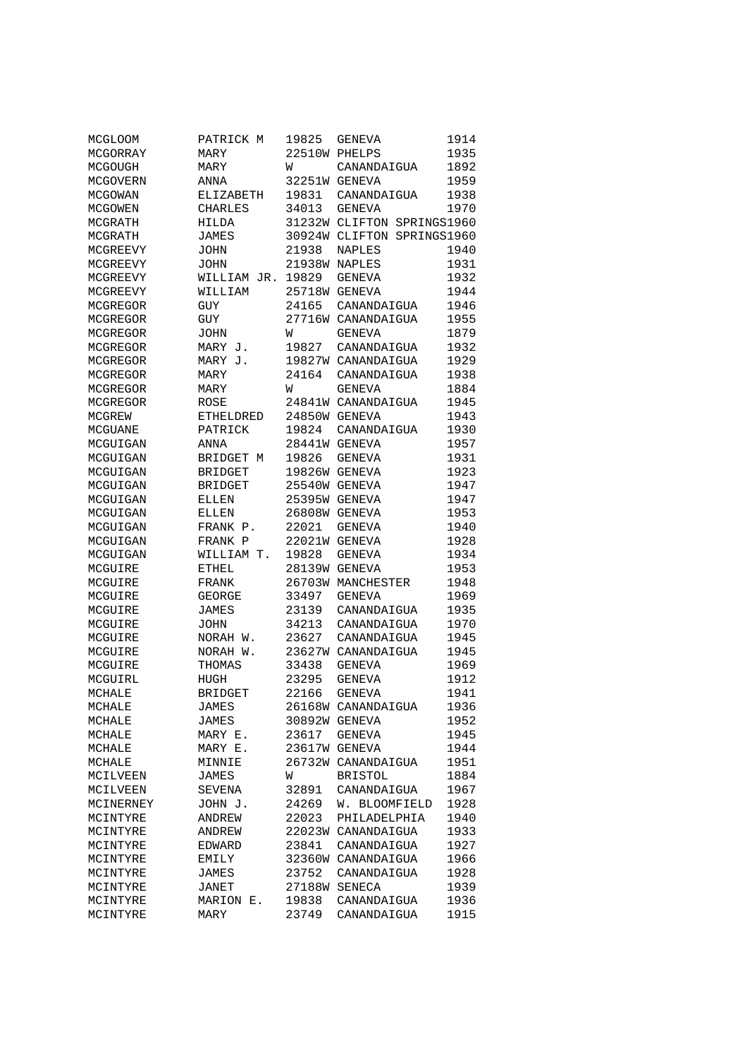| | | | | |
|---|---|---|---|---|
| MCGLOOM | PATRICK M | 19825 | GENEVA | 1914 |
| MCGORRAY | MARY | 22510W | PHELPS | 1935 |
| MCGOUGH | MARY | W | CANANDAIGUA | 1892 |
| MCGOVERN | ANNA | 32251W | GENEVA | 1959 |
| MCGOWAN | ELIZABETH | 19831 | CANANDAIGUA | 1938 |
| MCGOWEN | CHARLES | 34013 | GENEVA | 1970 |
| MCGRATH | HILDA | 31232W | CLIFTON SPRINGS | 1960 |
| MCGRATH | JAMES | 30924W | CLIFTON SPRINGS | 1960 |
| MCGREEVY | JOHN | 21938 | NAPLES | 1940 |
| MCGREEVY | JOHN | 21938W | NAPLES | 1931 |
| MCGREEVY | WILLIAM JR. | 19829 | GENEVA | 1932 |
| MCGREEVY | WILLIAM | 25718W | GENEVA | 1944 |
| MCGREGOR | GUY | 24165 | CANANDAIGUA | 1946 |
| MCGREGOR | GUY | 27716W | CANANDAIGUA | 1955 |
| MCGREGOR | JOHN | W | GENEVA | 1879 |
| MCGREGOR | MARY J. | 19827 | CANANDAIGUA | 1932 |
| MCGREGOR | MARY J. | 19827W | CANANDAIGUA | 1929 |
| MCGREGOR | MARY | 24164 | CANANDAIGUA | 1938 |
| MCGREGOR | MARY | W | GENEVA | 1884 |
| MCGREGOR | ROSE | 24841W | CANANDAIGUA | 1945 |
| MCGREW | ETHELDRED | 24850W | GENEVA | 1943 |
| MCGUANE | PATRICK | 19824 | CANANDAIGUA | 1930 |
| MCGUIGAN | ANNA | 28441W | GENEVA | 1957 |
| MCGUIGAN | BRIDGET M | 19826 | GENEVA | 1931 |
| MCGUIGAN | BRIDGET | 19826W | GENEVA | 1923 |
| MCGUIGAN | BRIDGET | 25540W | GENEVA | 1947 |
| MCGUIGAN | ELLEN | 25395W | GENEVA | 1947 |
| MCGUIGAN | ELLEN | 26808W | GENEVA | 1953 |
| MCGUIGAN | FRANK P. | 22021 | GENEVA | 1940 |
| MCGUIGAN | FRANK P | 22021W | GENEVA | 1928 |
| MCGUIGAN | WILLIAM T. | 19828 | GENEVA | 1934 |
| MCGUIRE | ETHEL | 28139W | GENEVA | 1953 |
| MCGUIRE | FRANK | 26703W | MANCHESTER | 1948 |
| MCGUIRE | GEORGE | 33497 | GENEVA | 1969 |
| MCGUIRE | JAMES | 23139 | CANANDAIGUA | 1935 |
| MCGUIRE | JOHN | 34213 | CANANDAIGUA | 1970 |
| MCGUIRE | NORAH W. | 23627 | CANANDAIGUA | 1945 |
| MCGUIRE | NORAH W. | 23627W | CANANDAIGUA | 1945 |
| MCGUIRE | THOMAS | 33438 | GENEVA | 1969 |
| MCGUIRL | HUGH | 23295 | GENEVA | 1912 |
| MCHALE | BRIDGET | 22166 | GENEVA | 1941 |
| MCHALE | JAMES | 26168W | CANANDAIGUA | 1936 |
| MCHALE | JAMES | 30892W | GENEVA | 1952 |
| MCHALE | MARY E. | 23617 | GENEVA | 1945 |
| MCHALE | MARY E. | 23617W | GENEVA | 1944 |
| MCHALE | MINNIE | 26732W | CANANDAIGUA | 1951 |
| MCILVEEN | JAMES | W | BRISTOL | 1884 |
| MCILVEEN | SEVENA | 32891 | CANANDAIGUA | 1967 |
| MCINERNEY | JOHN J. | 24269 | W. BLOOMFIELD | 1928 |
| MCINTYRE | ANDREW | 22023 | PHILADELPHIA | 1940 |
| MCINTYRE | ANDREW | 22023W | CANANDAIGUA | 1933 |
| MCINTYRE | EDWARD | 23841 | CANANDAIGUA | 1927 |
| MCINTYRE | EMILY | 32360W | CANANDAIGUA | 1966 |
| MCINTYRE | JAMES | 23752 | CANANDAIGUA | 1928 |
| MCINTYRE | JANET | 27188W | SENECA | 1939 |
| MCINTYRE | MARION E. | 19838 | CANANDAIGUA | 1936 |
| MCINTYRE | MARY | 23749 | CANANDAIGUA | 1915 |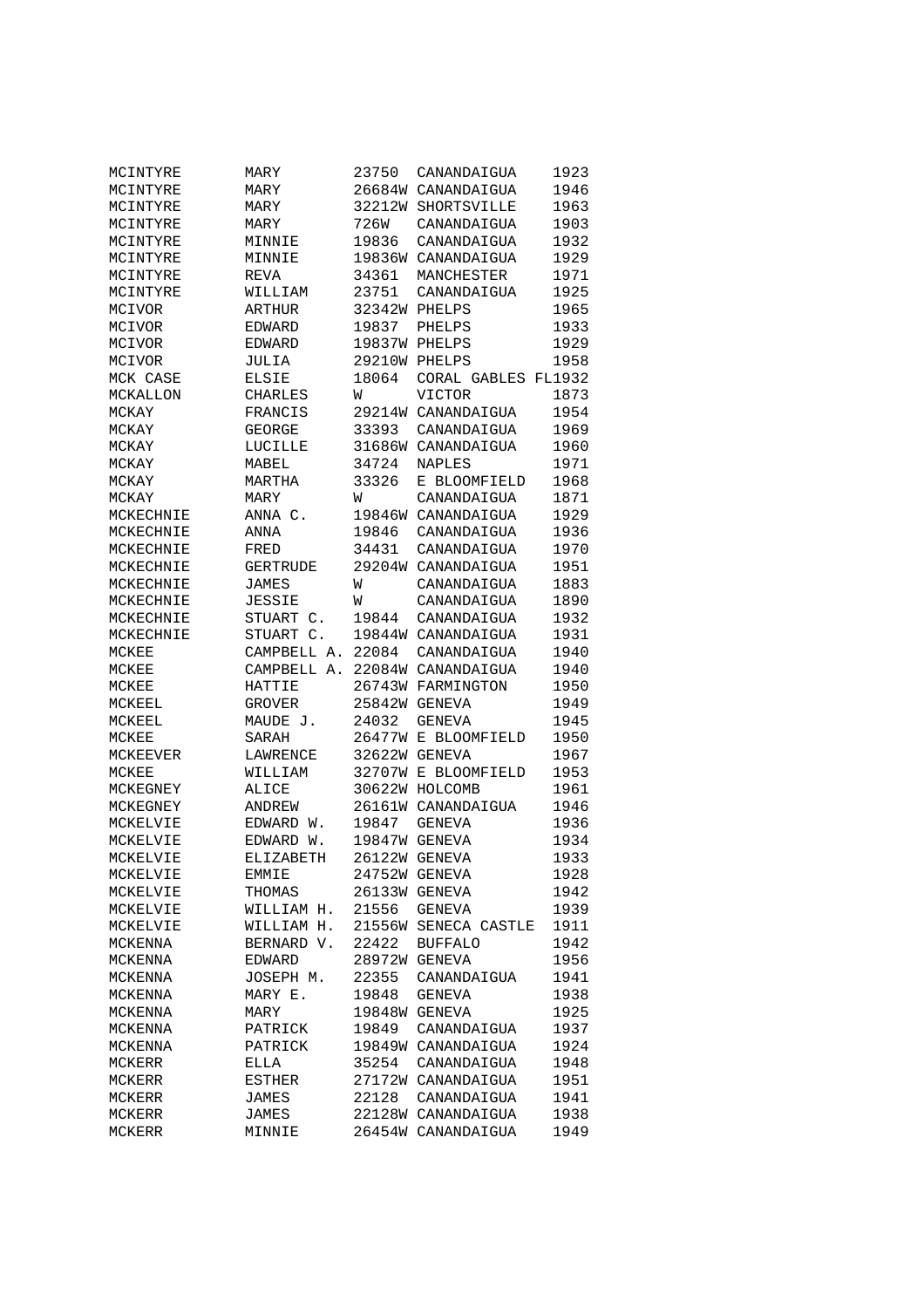| | | | | |
|---|---|---|---|---|
| MCINTYRE | MARY | 23750 | CANANDAIGUA | 1923 |
| MCINTYRE | MARY | 26684W | CANANDAIGUA | 1946 |
| MCINTYRE | MARY | 32212W | SHORTSVILLE | 1963 |
| MCINTYRE | MARY | 726W | CANANDAIGUA | 1903 |
| MCINTYRE | MINNIE | 19836 | CANANDAIGUA | 1932 |
| MCINTYRE | MINNIE | 19836W | CANANDAIGUA | 1929 |
| MCINTYRE | REVA | 34361 | MANCHESTER | 1971 |
| MCINTYRE | WILLIAM | 23751 | CANANDAIGUA | 1925 |
| MCIVOR | ARTHUR | 32342W | PHELPS | 1965 |
| MCIVOR | EDWARD | 19837 | PHELPS | 1933 |
| MCIVOR | EDWARD | 19837W | PHELPS | 1929 |
| MCIVOR | JULIA | 29210W | PHELPS | 1958 |
| MCK CASE | ELSIE | 18064 | CORAL GABLES FL | 1932 |
| MCKALLON | CHARLES | W | VICTOR | 1873 |
| MCKAY | FRANCIS | 29214W | CANANDAIGUA | 1954 |
| MCKAY | GEORGE | 33393 | CANANDAIGUA | 1969 |
| MCKAY | LUCILLE | 31686W | CANANDAIGUA | 1960 |
| MCKAY | MABEL | 34724 | NAPLES | 1971 |
| MCKAY | MARTHA | 33326 | E BLOOMFIELD | 1968 |
| MCKAY | MARY | W | CANANDAIGUA | 1871 |
| MCKECHNIE | ANNA C. | 19846W | CANANDAIGUA | 1929 |
| MCKECHNIE | ANNA | 19846 | CANANDAIGUA | 1936 |
| MCKECHNIE | FRED | 34431 | CANANDAIGUA | 1970 |
| MCKECHNIE | GERTRUDE | 29204W | CANANDAIGUA | 1951 |
| MCKECHNIE | JAMES | W | CANANDAIGUA | 1883 |
| MCKECHNIE | JESSIE | W | CANANDAIGUA | 1890 |
| MCKECHNIE | STUART C. | 19844 | CANANDAIGUA | 1932 |
| MCKECHNIE | STUART C. | 19844W | CANANDAIGUA | 1931 |
| MCKEE | CAMPBELL A. | 22084 | CANANDAIGUA | 1940 |
| MCKEE | CAMPBELL A. | 22084W | CANANDAIGUA | 1940 |
| MCKEE | HATTIE | 26743W | FARMINGTON | 1950 |
| MCKEEL | GROVER | 25842W | GENEVA | 1949 |
| MCKEEL | MAUDE J. | 24032 | GENEVA | 1945 |
| MCKEE | SARAH | 26477W | E BLOOMFIELD | 1950 |
| MCKEEVER | LAWRENCE | 32622W | GENEVA | 1967 |
| MCKEE | WILLIAM | 32707W | E BLOOMFIELD | 1953 |
| MCKEGNEY | ALICE | 30622W | HOLCOMB | 1961 |
| MCKEGNEY | ANDREW | 26161W | CANANDAIGUA | 1946 |
| MCKELVIE | EDWARD W. | 19847 | GENEVA | 1936 |
| MCKELVIE | EDWARD W. | 19847W | GENEVA | 1934 |
| MCKELVIE | ELIZABETH | 26122W | GENEVA | 1933 |
| MCKELVIE | EMMIE | 24752W | GENEVA | 1928 |
| MCKELVIE | THOMAS | 26133W | GENEVA | 1942 |
| MCKELVIE | WILLIAM H. | 21556 | GENEVA | 1939 |
| MCKELVIE | WILLIAM H. | 21556W | SENECA CASTLE | 1911 |
| MCKENNA | BERNARD V. | 22422 | BUFFALO | 1942 |
| MCKENNA | EDWARD | 28972W | GENEVA | 1956 |
| MCKENNA | JOSEPH M. | 22355 | CANANDAIGUA | 1941 |
| MCKENNA | MARY E. | 19848 | GENEVA | 1938 |
| MCKENNA | MARY | 19848W | GENEVA | 1925 |
| MCKENNA | PATRICK | 19849 | CANANDAIGUA | 1937 |
| MCKENNA | PATRICK | 19849W | CANANDAIGUA | 1924 |
| MCKERR | ELLA | 35254 | CANANDAIGUA | 1948 |
| MCKERR | ESTHER | 27172W | CANANDAIGUA | 1951 |
| MCKERR | JAMES | 22128 | CANANDAIGUA | 1941 |
| MCKERR | JAMES | 22128W | CANANDAIGUA | 1938 |
| MCKERR | MINNIE | 26454W | CANANDAIGUA | 1949 |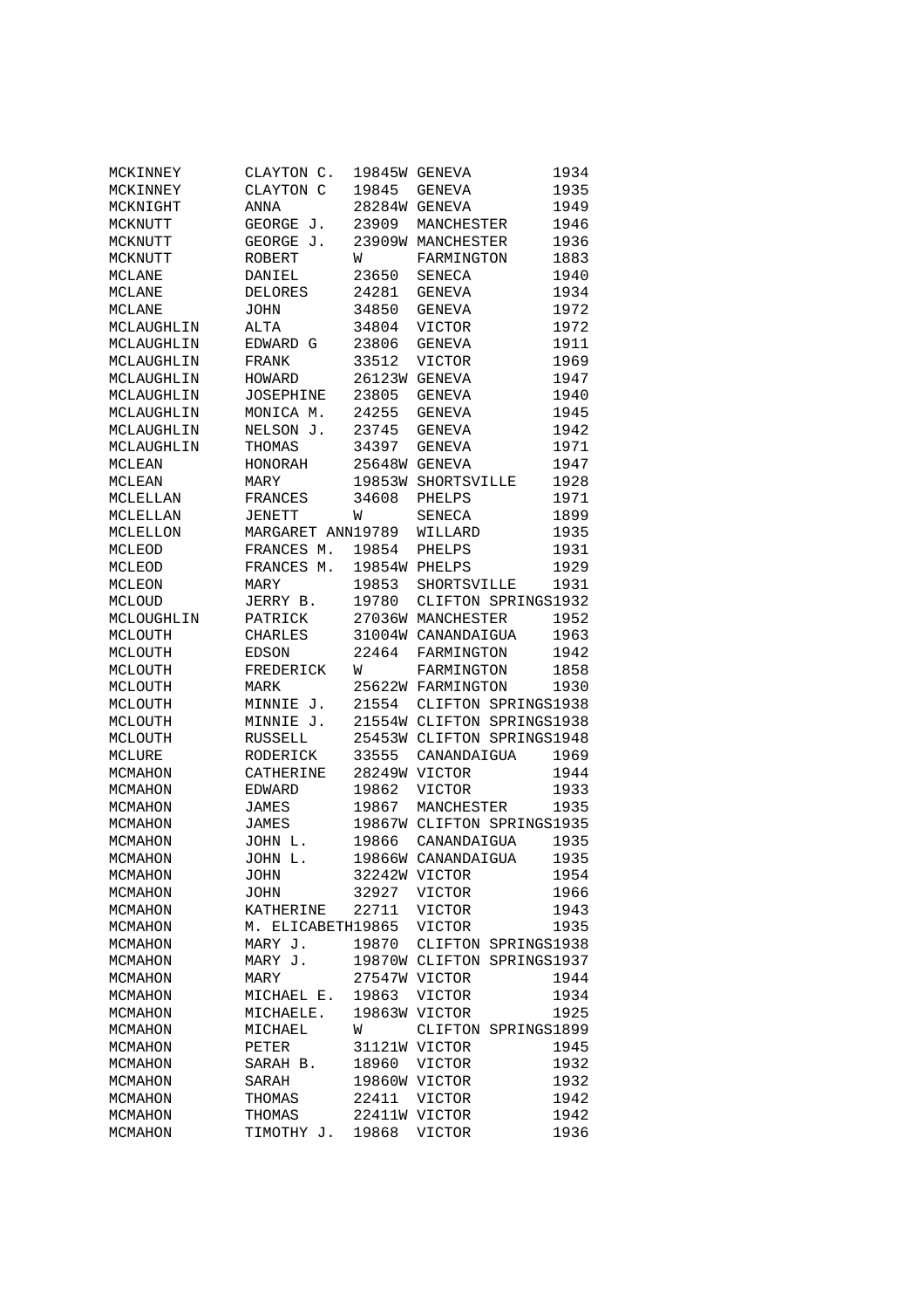```
MCKINNEY        CLAYTON C.  19845W GENEVA          1934
MCKINNEY        CLAYTON C   19845  GENEVA          1935
MCKNIGHT        ANNA        28284W GENEVA          1949
MCKNUTT         GEORGE J.   23909  MANCHESTER      1946
MCKNUTT         GEORGE J.   23909W MANCHESTER      1936
MCKNUTT         ROBERT      W      FARMINGTON      1883
MCLANE          DANIEL      23650  SENECA          1940
MCLANE          DELORES     24281  GENEVA          1934
MCLANE          JOHN        34850  GENEVA          1972
MCLAUGHLIN      ALTA        34804  VICTOR          1972
MCLAUGHLIN      EDWARD G    23806  GENEVA          1911
MCLAUGHLIN      FRANK       33512  VICTOR          1969
MCLAUGHLIN      HOWARD      26123W GENEVA          1947
MCLAUGHLIN      JOSEPHINE   23805  GENEVA          1940
MCLAUGHLIN      MONICA M.   24255  GENEVA          1945
MCLAUGHLIN      NELSON J.   23745  GENEVA          1942
MCLAUGHLIN      THOMAS      34397  GENEVA          1971
MCLEAN          HONORAH     25648W GENEVA          1947
MCLEAN          MARY        19853W SHORTSVILLE     1928
MCLELLAN        FRANCES     34608  PHELPS          1971
MCLELLAN        JENETT      W      SENECA          1899
MCLELLON        MARGARET ANN19789  WILLARD         1935
MCLEOD          FRANCES M.  19854  PHELPS          1931
MCLEOD          FRANCES M.  19854W PHELPS          1929
MCLEON          MARY        19853  SHORTSVILLE     1931
MCLOUD          JERRY B.    19780  CLIFTON SPRINGS1932
MCLOUGHLIN      PATRICK     27036W MANCHESTER      1952
MCLOUTH         CHARLES     31004W CANANDAIGUA     1963
MCLOUTH         EDSON       22464  FARMINGTON      1942
MCLOUTH         FREDERICK   W      FARMINGTON      1858
MCLOUTH         MARK        25622W FARMINGTON      1930
MCLOUTH         MINNIE J.   21554  CLIFTON SPRINGS1938
MCLOUTH         MINNIE J.   21554W CLIFTON SPRINGS1938
MCLOUTH         RUSSELL     25453W CLIFTON SPRINGS1948
MCLURE          RODERICK    33555  CANANDAIGUA     1969
MCMAHON         CATHERINE   28249W VICTOR          1944
MCMAHON         EDWARD      19862  VICTOR          1933
MCMAHON         JAMES       19867  MANCHESTER      1935
MCMAHON         JAMES       19867W CLIFTON SPRINGS1935
MCMAHON         JOHN L.     19866  CANANDAIGUA     1935
MCMAHON         JOHN L.     19866W CANANDAIGUA     1935
MCMAHON         JOHN        32242W VICTOR          1954
MCMAHON         JOHN        32927  VICTOR          1966
MCMAHON         KATHERINE   22711  VICTOR          1943
MCMAHON         M. ELICABETH19865  VICTOR          1935
MCMAHON         MARY J.     19870  CLIFTON SPRINGS1938
MCMAHON         MARY J.     19870W CLIFTON SPRINGS1937
MCMAHON         MARY        27547W VICTOR          1944
MCMAHON         MICHAEL E.  19863  VICTOR          1934
MCMAHON         MICHAELE.   19863W VICTOR          1925
MCMAHON         MICHAEL     W      CLIFTON SPRINGS1899
MCMAHON         PETER       31121W VICTOR          1945
MCMAHON         SARAH B.    18960  VICTOR          1932
MCMAHON         SARAH       19860W VICTOR          1932
MCMAHON         THOMAS      22411  VICTOR          1942
MCMAHON         THOMAS      22411W VICTOR          1942
MCMAHON         TIMOTHY J.  19868  VICTOR          1936
```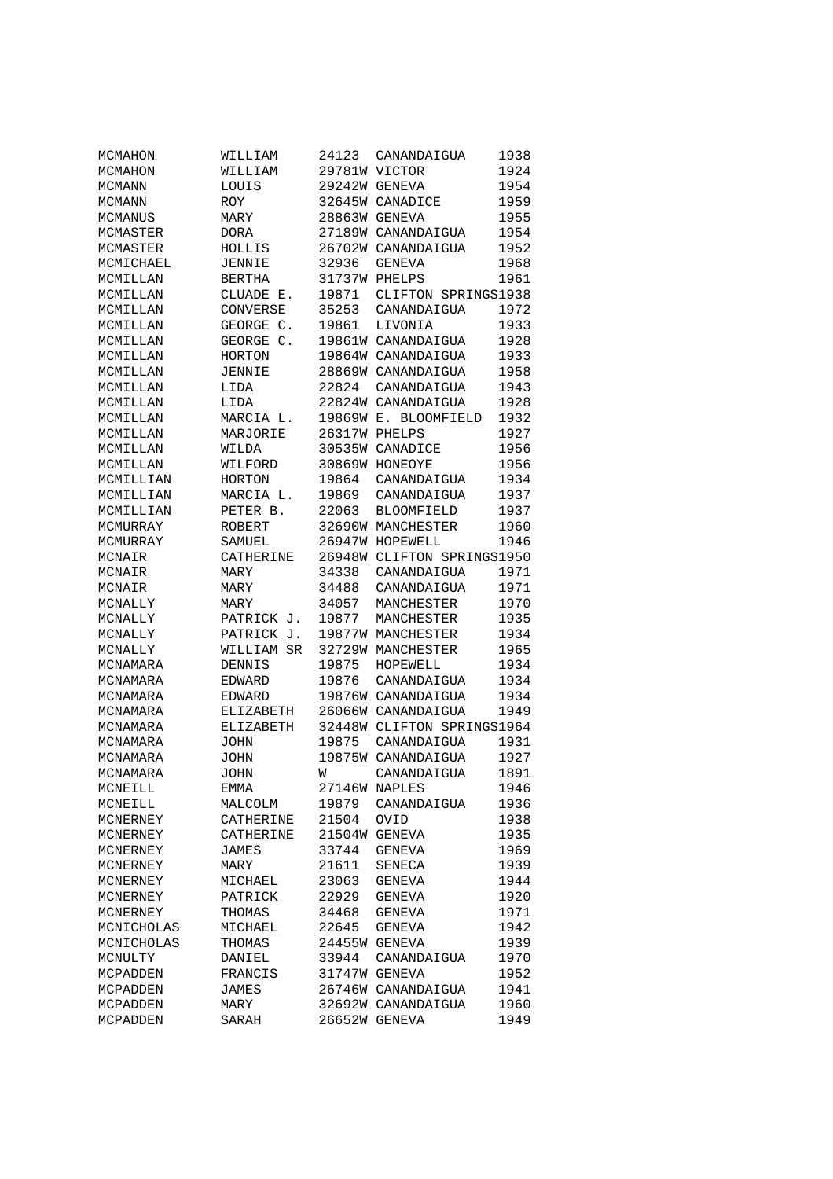| | | | | |
|---|---|---|---|---|
| MCMAHON | WILLIAM | 24123 | CANANDAIGUA | 1938 |
| MCMAHON | WILLIAM | 29781W | VICTOR | 1924 |
| MCMANN | LOUIS | 29242W | GENEVA | 1954 |
| MCMANN | ROY | 32645W | CANADICE | 1959 |
| MCMANUS | MARY | 28863W | GENEVA | 1955 |
| MCMASTER | DORA | 27189W | CANANDAIGUA | 1954 |
| MCMASTER | HOLLIS | 26702W | CANANDAIGUA | 1952 |
| MCMICHAEL | JENNIE | 32936 | GENEVA | 1968 |
| MCMILLAN | BERTHA | 31737W | PHELPS | 1961 |
| MCMILLAN | CLUADE E. | 19871 | CLIFTON SPRINGS | 1938 |
| MCMILLAN | CONVERSE | 35253 | CANANDAIGUA | 1972 |
| MCMILLAN | GEORGE C. | 19861 | LIVONIA | 1933 |
| MCMILLAN | GEORGE C. | 19861W | CANANDAIGUA | 1928 |
| MCMILLAN | HORTON | 19864W | CANANDAIGUA | 1933 |
| MCMILLAN | JENNIE | 28869W | CANANDAIGUA | 1958 |
| MCMILLAN | LIDA | 22824 | CANANDAIGUA | 1943 |
| MCMILLAN | LIDA | 22824W | CANANDAIGUA | 1928 |
| MCMILLAN | MARCIA L. | 19869W | E. BLOOMFIELD | 1932 |
| MCMILLAN | MARJORIE | 26317W | PHELPS | 1927 |
| MCMILLAN | WILDA | 30535W | CANADICE | 1956 |
| MCMILLAN | WILFORD | 30869W | HONEOYE | 1956 |
| MCMILLIAN | HORTON | 19864 | CANANDAIGUA | 1934 |
| MCMILLIAN | MARCIA L. | 19869 | CANANDAIGUA | 1937 |
| MCMILLIAN | PETER B. | 22063 | BLOOMFIELD | 1937 |
| MCMURRAY | ROBERT | 32690W | MANCHESTER | 1960 |
| MCMURRAY | SAMUEL | 26947W | HOPEWELL | 1946 |
| MCNAIR | CATHERINE | 26948W | CLIFTON SPRINGS | 1950 |
| MCNAIR | MARY | 34338 | CANANDAIGUA | 1971 |
| MCNAIR | MARY | 34488 | CANANDAIGUA | 1971 |
| MCNALLY | MARY | 34057 | MANCHESTER | 1970 |
| MCNALLY | PATRICK J. | 19877 | MANCHESTER | 1935 |
| MCNALLY | PATRICK J. | 19877W | MANCHESTER | 1934 |
| MCNALLY | WILLIAM SR | 32729W | MANCHESTER | 1965 |
| MCNAMARA | DENNIS | 19875 | HOPEWELL | 1934 |
| MCNAMARA | EDWARD | 19876 | CANANDAIGUA | 1934 |
| MCNAMARA | EDWARD | 19876W | CANANDAIGUA | 1934 |
| MCNAMARA | ELIZABETH | 26066W | CANANDAIGUA | 1949 |
| MCNAMARA | ELIZABETH | 32448W | CLIFTON SPRINGS | 1964 |
| MCNAMARA | JOHN | 19875 | CANANDAIGUA | 1931 |
| MCNAMARA | JOHN | 19875W | CANANDAIGUA | 1927 |
| MCNAMARA | JOHN | W | CANANDAIGUA | 1891 |
| MCNEILL | EMMA | 27146W | NAPLES | 1946 |
| MCNEILL | MALCOLM | 19879 | CANANDAIGUA | 1936 |
| MCNERNEY | CATHERINE | 21504 | OVID | 1938 |
| MCNERNEY | CATHERINE | 21504W | GENEVA | 1935 |
| MCNERNEY | JAMES | 33744 | GENEVA | 1969 |
| MCNERNEY | MARY | 21611 | SENECA | 1939 |
| MCNERNEY | MICHAEL | 23063 | GENEVA | 1944 |
| MCNERNEY | PATRICK | 22929 | GENEVA | 1920 |
| MCNERNEY | THOMAS | 34468 | GENEVA | 1971 |
| MCNICHOLAS | MICHAEL | 22645 | GENEVA | 1942 |
| MCNICHOLAS | THOMAS | 24455W | GENEVA | 1939 |
| MCNULTY | DANIEL | 33944 | CANANDAIGUA | 1970 |
| MCPADDEN | FRANCIS | 31747W | GENEVA | 1952 |
| MCPADDEN | JAMES | 26746W | CANANDAIGUA | 1941 |
| MCPADDEN | MARY | 32692W | CANANDAIGUA | 1960 |
| MCPADDEN | SARAH | 26652W | GENEVA | 1949 |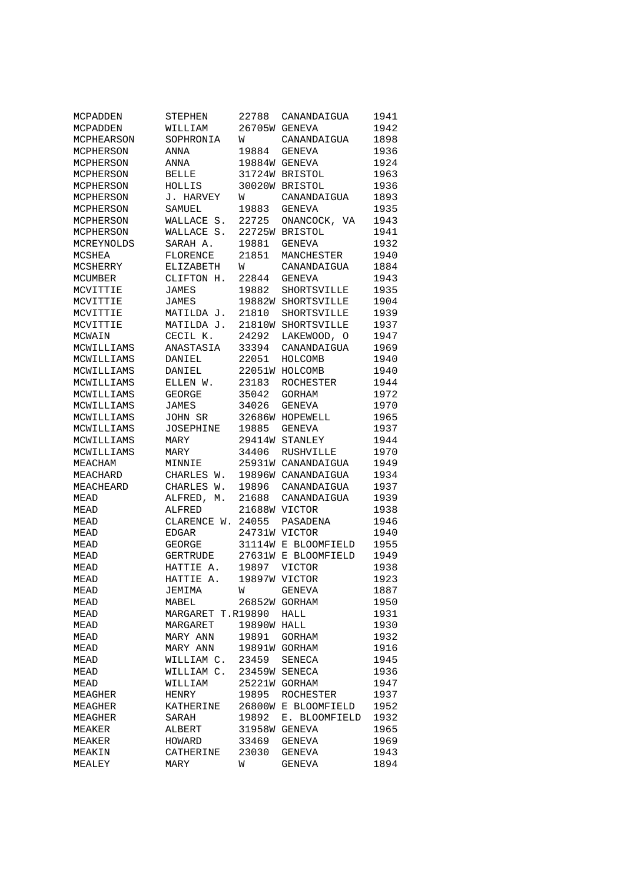| | | | | |
|---|---|---|---|---|
| MCPADDEN | STEPHEN | 22788 | CANANDAIGUA | 1941 |
| MCPADDEN | WILLIAM | 26705W | GENEVA | 1942 |
| MCPHEARSON | SOPHRONIA | W | CANANDAIGUA | 1898 |
| MCPHERSON | ANNA | 19884 | GENEVA | 1936 |
| MCPHERSON | ANNA | 19884W | GENEVA | 1924 |
| MCPHERSON | BELLE | 31724W | BRISTOL | 1963 |
| MCPHERSON | HOLLIS | 30020W | BRISTOL | 1936 |
| MCPHERSON | J. HARVEY | W | CANANDAIGUA | 1893 |
| MCPHERSON | SAMUEL | 19883 | GENEVA | 1935 |
| MCPHERSON | WALLACE S. | 22725 | ONANCOCK, VA | 1943 |
| MCPHERSON | WALLACE S. | 22725W | BRISTOL | 1941 |
| MCREYNOLDS | SARAH A. | 19881 | GENEVA | 1932 |
| MCSHEA | FLORENCE | 21851 | MANCHESTER | 1940 |
| MCSHERRY | ELIZABETH | W | CANANDAIGUA | 1884 |
| MCUMBER | CLIFTON H. | 22844 | GENEVA | 1943 |
| MCVITTIE | JAMES | 19882 | SHORTSVILLE | 1935 |
| MCVITTIE | JAMES | 19882W | SHORTSVILLE | 1904 |
| MCVITTIE | MATILDA J. | 21810 | SHORTSVILLE | 1939 |
| MCVITTIE | MATILDA J. | 21810W | SHORTSVILLE | 1937 |
| MCWAIN | CECIL K. | 24292 | LAKEWOOD, O | 1947 |
| MCWILLIAMS | ANASTASIA | 33394 | CANANDAIGUA | 1969 |
| MCWILLIAMS | DANIEL | 22051 | HOLCOMB | 1940 |
| MCWILLIAMS | DANIEL | 22051W | HOLCOMB | 1940 |
| MCWILLIAMS | ELLEN W. | 23183 | ROCHESTER | 1944 |
| MCWILLIAMS | GEORGE | 35042 | GORHAM | 1972 |
| MCWILLIAMS | JAMES | 34026 | GENEVA | 1970 |
| MCWILLIAMS | JOHN SR | 32686W | HOPEWELL | 1965 |
| MCWILLIAMS | JOSEPHINE | 19885 | GENEVA | 1937 |
| MCWILLIAMS | MARY | 29414W | STANLEY | 1944 |
| MCWILLIAMS | MARY | 34406 | RUSHVILLE | 1970 |
| MEACHAM | MINNIE | 25931W | CANANDAIGUA | 1949 |
| MEACHARD | CHARLES W. | 19896W | CANANDAIGUA | 1934 |
| MEACHEARD | CHARLES W. | 19896 | CANANDAIGUA | 1937 |
| MEAD | ALFRED, M. | 21688 | CANANDAIGUA | 1939 |
| MEAD | ALFRED | 21688W | VICTOR | 1938 |
| MEAD | CLARENCE W. | 24055 | PASADENA | 1946 |
| MEAD | EDGAR | 24731W | VICTOR | 1940 |
| MEAD | GEORGE | 31114W | E BLOOMFIELD | 1955 |
| MEAD | GERTRUDE | 27631W | E BLOOMFIELD | 1949 |
| MEAD | HATTIE A. | 19897 | VICTOR | 1938 |
| MEAD | HATTIE A. | 19897W | VICTOR | 1923 |
| MEAD | JEMIMA | W | GENEVA | 1887 |
| MEAD | MABEL | 26852W | GORHAM | 1950 |
| MEAD | MARGARET T.R | 19890 | HALL | 1931 |
| MEAD | MARGARET | 19890W | HALL | 1930 |
| MEAD | MARY ANN | 19891 | GORHAM | 1932 |
| MEAD | MARY ANN | 19891W | GORHAM | 1916 |
| MEAD | WILLIAM C. | 23459 | SENECA | 1945 |
| MEAD | WILLIAM C. | 23459W | SENECA | 1936 |
| MEAD | WILLIAM | 25221W | GORHAM | 1947 |
| MEAGHER | HENRY | 19895 | ROCHESTER | 1937 |
| MEAGHER | KATHERINE | 26800W | E. BLOOMFIELD | 1952 |
| MEAGHER | SARAH | 19892 | E. BLOOMFIELD | 1932 |
| MEAKER | ALBERT | 31958W | GENEVA | 1965 |
| MEAKER | HOWARD | 33469 | GENEVA | 1969 |
| MEAKIN | CATHERINE | 23030 | GENEVA | 1943 |
| MEALEY | MARY | W | GENEVA | 1894 |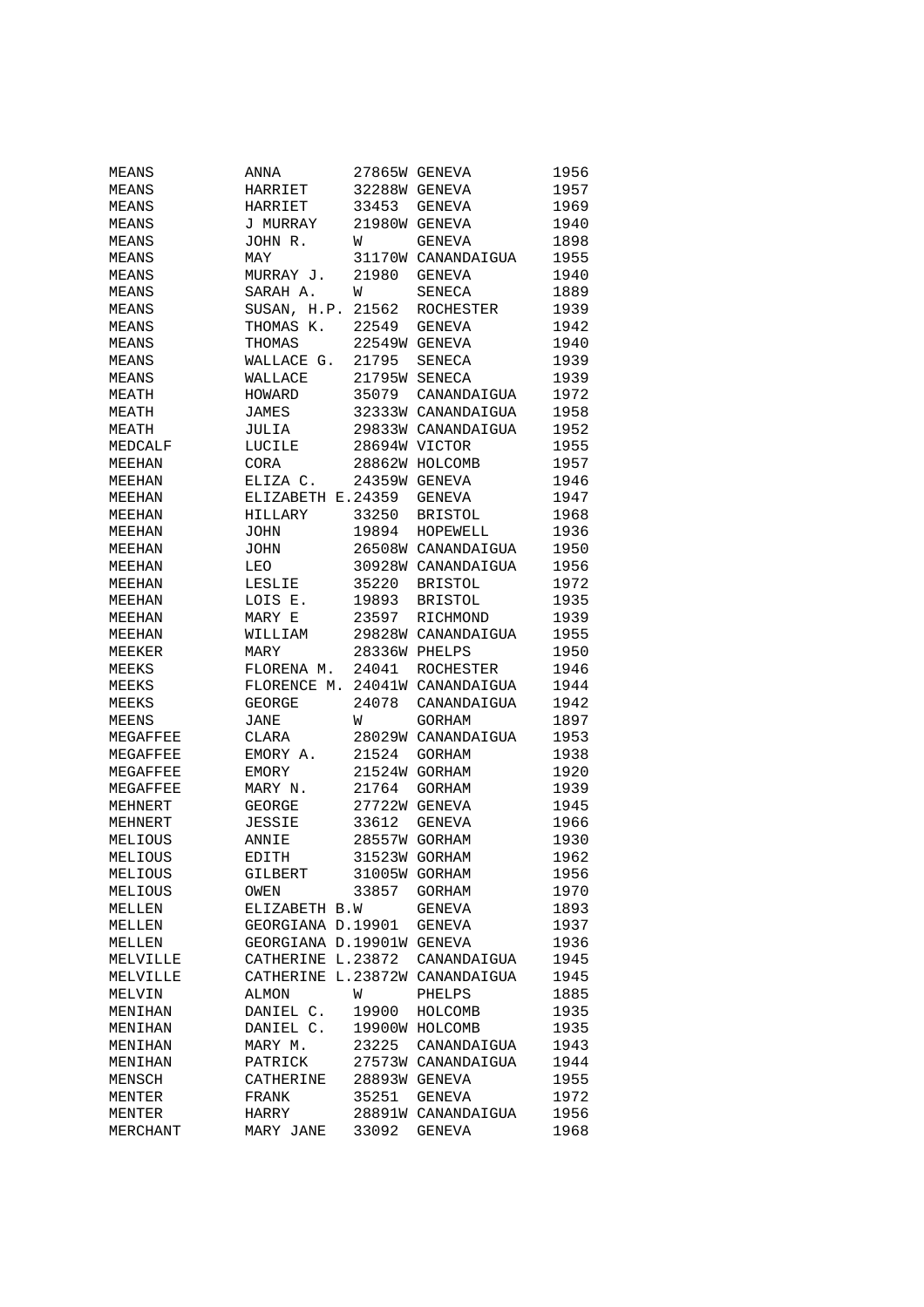| | | | | |
|---|---|---|---|---|
| MEANS | ANNA | 27865W | GENEVA | 1956 |
| MEANS | HARRIET | 32288W | GENEVA | 1957 |
| MEANS | HARRIET | 33453 | GENEVA | 1969 |
| MEANS | J MURRAY | 21980W | GENEVA | 1940 |
| MEANS | JOHN R. | W | GENEVA | 1898 |
| MEANS | MAY | 31170W | CANANDAIGUA | 1955 |
| MEANS | MURRAY J. | 21980 | GENEVA | 1940 |
| MEANS | SARAH A. | W | SENECA | 1889 |
| MEANS | SUSAN, H.P. | 21562 | ROCHESTER | 1939 |
| MEANS | THOMAS K. | 22549 | GENEVA | 1942 |
| MEANS | THOMAS | 22549W | GENEVA | 1940 |
| MEANS | WALLACE G. | 21795 | SENECA | 1939 |
| MEANS | WALLACE | 21795W | SENECA | 1939 |
| MEATH | HOWARD | 35079 | CANANDAIGUA | 1972 |
| MEATH | JAMES | 32333W | CANANDAIGUA | 1958 |
| MEATH | JULIA | 29833W | CANANDAIGUA | 1952 |
| MEDCALF | LUCILE | 28694W | VICTOR | 1955 |
| MEEHAN | CORA | 28862W | HOLCOMB | 1957 |
| MEEHAN | ELIZA C. | 24359W | GENEVA | 1946 |
| MEEHAN | ELIZABETH E. | 24359 | GENEVA | 1947 |
| MEEHAN | HILLARY | 33250 | BRISTOL | 1968 |
| MEEHAN | JOHN | 19894 | HOPEWELL | 1936 |
| MEEHAN | JOHN | 26508W | CANANDAIGUA | 1950 |
| MEEHAN | LEO | 30928W | CANANDAIGUA | 1956 |
| MEEHAN | LESLIE | 35220 | BRISTOL | 1972 |
| MEEHAN | LOIS E. | 19893 | BRISTOL | 1935 |
| MEEHAN | MARY E | 23597 | RICHMOND | 1939 |
| MEEHAN | WILLIAM | 29828W | CANANDAIGUA | 1955 |
| MEEKER | MARY | 28336W | PHELPS | 1950 |
| MEEKS | FLORENA M. | 24041 | ROCHESTER | 1946 |
| MEEKS | FLORENCE M. | 24041W | CANANDAIGUA | 1944 |
| MEEKS | GEORGE | 24078 | CANANDAIGUA | 1942 |
| MEENS | JANE | W | GORHAM | 1897 |
| MEGAFFEE | CLARA | 28029W | CANANDAIGUA | 1953 |
| MEGAFFEE | EMORY A. | 21524 | GORHAM | 1938 |
| MEGAFFEE | EMORY | 21524W | GORHAM | 1920 |
| MEGAFFEE | MARY N. | 21764 | GORHAM | 1939 |
| MEHNERT | GEORGE | 27722W | GENEVA | 1945 |
| MEHNERT | JESSIE | 33612 | GENEVA | 1966 |
| MELIOUS | ANNIE | 28557W | GORHAM | 1930 |
| MELIOUS | EDITH | 31523W | GORHAM | 1962 |
| MELIOUS | GILBERT | 31005W | GORHAM | 1956 |
| MELIOUS | OWEN | 33857 | GORHAM | 1970 |
| MELLEN | ELIZABETH B. | W | GENEVA | 1893 |
| MELLEN | GEORGIANA D. | 19901 | GENEVA | 1937 |
| MELLEN | GEORGIANA D. | 19901W | GENEVA | 1936 |
| MELVILLE | CATHERINE L. | 23872 | CANANDAIGUA | 1945 |
| MELVILLE | CATHERINE L. | 23872W | CANANDAIGUA | 1945 |
| MELVIN | ALMON | W | PHELPS | 1885 |
| MENIHAN | DANIEL C. | 19900 | HOLCOMB | 1935 |
| MENIHAN | DANIEL C. | 19900W | HOLCOMB | 1935 |
| MENIHAN | MARY M. | 23225 | CANANDAIGUA | 1943 |
| MENIHAN | PATRICK | 27573W | CANANDAIGUA | 1944 |
| MENSCH | CATHERINE | 28893W | GENEVA | 1955 |
| MENTER | FRANK | 35251 | GENEVA | 1972 |
| MENTER | HARRY | 28891W | CANANDAIGUA | 1956 |
| MERCHANT | MARY JANE | 33092 | GENEVA | 1968 |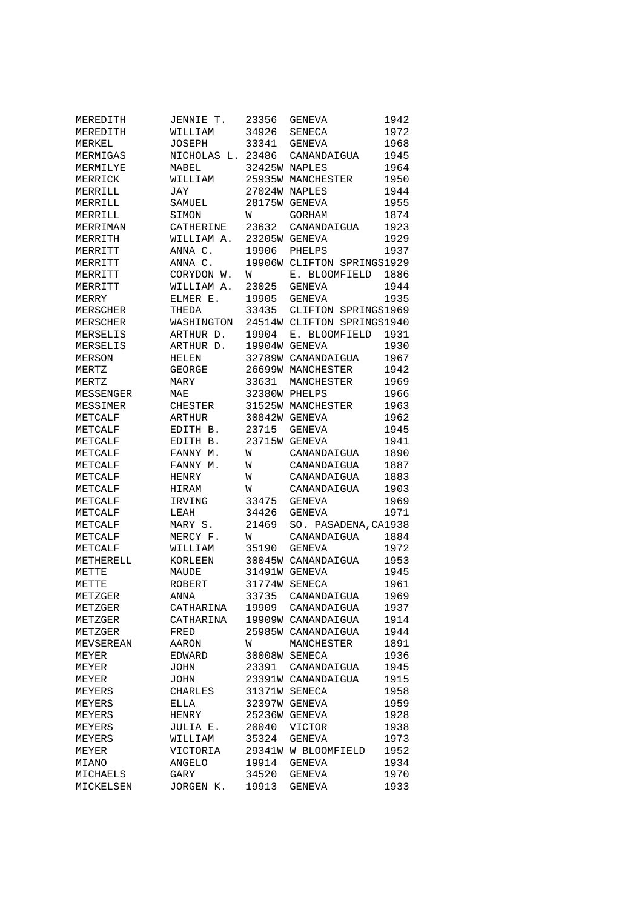| | | | | |
|---|---|---|---|---|
| MEREDITH | JENNIE T. | 23356 | GENEVA | 1942 |
| MEREDITH | WILLIAM | 34926 | SENECA | 1972 |
| MERKEL | JOSEPH | 33341 | GENEVA | 1968 |
| MERMIGAS | NICHOLAS L. | 23486 | CANANDAIGUA | 1945 |
| MERMILYE | MABEL | 32425W | NAPLES | 1964 |
| MERRICK | WILLIAM | 25935W | MANCHESTER | 1950 |
| MERRILL | JAY | 27024W | NAPLES | 1944 |
| MERRILL | SAMUEL | 28175W | GENEVA | 1955 |
| MERRILL | SIMON | W | GORHAM | 1874 |
| MERRIMAN | CATHERINE | 23632 | CANANDAIGUA | 1923 |
| MERRITH | WILLIAM A. | 23205W | GENEVA | 1929 |
| MERRITT | ANNA C. | 19906 | PHELPS | 1937 |
| MERRITT | ANNA C. | 19906W | CLIFTON SPRINGS | 1929 |
| MERRITT | CORYDON W. | W | E. BLOOMFIELD | 1886 |
| MERRITT | WILLIAM A. | 23025 | GENEVA | 1944 |
| MERRY | ELMER E. | 19905 | GENEVA | 1935 |
| MERSCHER | THEDA | 33435 | CLIFTON SPRINGS | 1969 |
| MERSCHER | WASHINGTON | 24514W | CLIFTON SPRINGS | 1940 |
| MERSELIS | ARTHUR D. | 19904 | E. BLOOMFIELD | 1931 |
| MERSELIS | ARTHUR D. | 19904W | GENEVA | 1930 |
| MERSON | HELEN | 32789W | CANANDAIGUA | 1967 |
| MERTZ | GEORGE | 26699W | MANCHESTER | 1942 |
| MERTZ | MARY | 33631 | MANCHESTER | 1969 |
| MESSENGER | MAE | 32380W | PHELPS | 1966 |
| MESSIMER | CHESTER | 31525W | MANCHESTER | 1963 |
| METCALF | ARTHUR | 30842W | GENEVA | 1962 |
| METCALF | EDITH B. | 23715 | GENEVA | 1945 |
| METCALF | EDITH B. | 23715W | GENEVA | 1941 |
| METCALF | FANNY M. | W | CANANDAIGUA | 1890 |
| METCALF | FANNY M. | W | CANANDAIGUA | 1887 |
| METCALF | HENRY | W | CANANDAIGUA | 1883 |
| METCALF | HIRAM | W | CANANDAIGUA | 1903 |
| METCALF | IRVING | 33475 | GENEVA | 1969 |
| METCALF | LEAH | 34426 | GENEVA | 1971 |
| METCALF | MARY S. | 21469 | SO. PASADENA, CA | 1938 |
| METCALF | MERCY F. | W | CANANDAIGUA | 1884 |
| METCALF | WILLIAM | 35190 | GENEVA | 1972 |
| METHERELL | KORLEEN | 30045W | CANANDAIGUA | 1953 |
| METTE | MAUDE | 31491W | GENEVA | 1945 |
| METTE | ROBERT | 31774W | SENECA | 1961 |
| METZGER | ANNA | 33735 | CANANDAIGUA | 1969 |
| METZGER | CATHARINA | 19909 | CANANDAIGUA | 1937 |
| METZGER | CATHARINA | 19909W | CANANDAIGUA | 1914 |
| METZGER | FRED | 25985W | CANANDAIGUA | 1944 |
| MEVSEREAN | AARON | W | MANCHESTER | 1891 |
| MEYER | EDWARD | 30008W | SENECA | 1936 |
| MEYER | JOHN | 23391 | CANANDAIGUA | 1945 |
| MEYER | JOHN | 23391W | CANANDAIGUA | 1915 |
| MEYERS | CHARLES | 31371W | SENECA | 1958 |
| MEYERS | ELLA | 32397W | GENEVA | 1959 |
| MEYERS | HENRY | 25236W | GENEVA | 1928 |
| MEYERS | JULIA E. | 20040 | VICTOR | 1938 |
| MEYERS | WILLIAM | 35324 | GENEVA | 1973 |
| MEYER | VICTORIA | 29341W | W BLOOMFIELD | 1952 |
| MIANO | ANGELO | 19914 | GENEVA | 1934 |
| MICHAELS | GARY | 34520 | GENEVA | 1970 |
| MICKELSEN | JORGEN K. | 19913 | GENEVA | 1933 |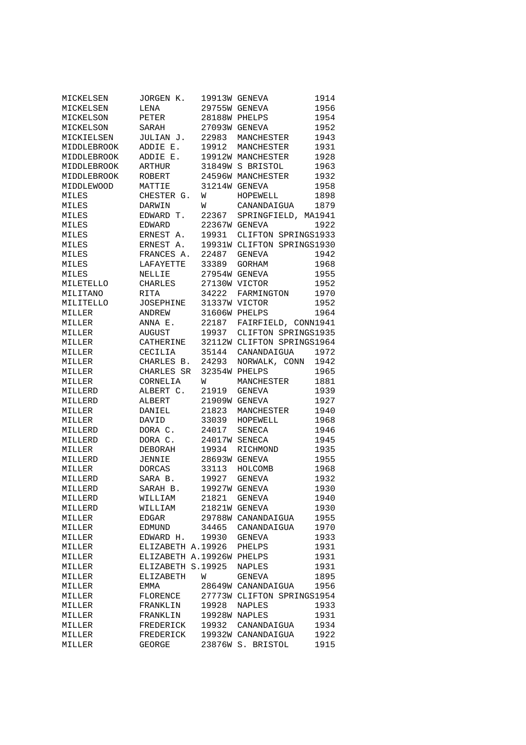```
MICKELSEN      JORGEN K.   19913W GENEVA         1914
MICKELSEN      LENA        29755W GENEVA         1956
MICKELSON      PETER       28188W PHELPS         1954
MICKELSON      SARAH       27093W GENEVA         1952
MICKIELSEN     JULIAN J.   22983  MANCHESTER     1943
MIDDLEBROOK    ADDIE E.    19912  MANCHESTER     1931
MIDDLEBROOK    ADDIE E.    19912W MANCHESTER     1928
MIDDLEBROOK    ARTHUR      31849W S BRISTOL      1963
MIDDLEBROOK    ROBERT      24596W MANCHESTER     1932
MIDDLEWOOD     MATTIE      31214W GENEVA         1958
MILES          CHESTER G.  W      HOPEWELL       1898
MILES          DARWIN      W      CANANDAIGUA    1879
MILES          EDWARD T.   22367  SPRINGFIELD, MA1941
MILES          EDWARD      22367W GENEVA         1922
MILES          ERNEST A.   19931  CLIFTON SPRINGS1933
MILES          ERNEST A.   19931W CLIFTON SPRINGS1930
MILES          FRANCES A.  22487  GENEVA         1942
MILES          LAFAYETTE   33389  GORHAM         1968
MILES          NELLIE      27954W GENEVA         1955
MILETELLO      CHARLES     27130W VICTOR         1952
MILITANO       RITA        34222  FARMINGTON     1970
MILITELLO      JOSEPHINE   31337W VICTOR         1952
MILLER         ANDREW      31606W PHELPS         1964
MILLER         ANNA E.     22187  FAIRFIELD, CONN1941
MILLER         AUGUST      19937  CLIFTON SPRINGS1935
MILLER         CATHERINE   32112W CLIFTON SPRINGS1964
MILLER         CECILIA     35144  CANANDAIGUA    1972
MILLER         CHARLES B.  24293  NORWALK, CONN  1942
MILLER         CHARLES SR  32354W PHELPS         1965
MILLER         CORNELIA    W      MANCHESTER     1881
MILLERD        ALBERT C.   21919  GENEVA         1939
MILLERD        ALBERT      21909W GENEVA         1927
MILLER         DANIEL      21823  MANCHESTER     1940
MILLER         DAVID       33039  HOPEWELL       1968
MILLERD        DORA C.     24017  SENECA         1946
MILLERD        DORA C.     24017W SENECA         1945
MILLER         DEBORAH     19934  RICHMOND       1935
MILLERD        JENNIE      28693W GENEVA         1955
MILLER         DORCAS      33113  HOLCOMB        1968
MILLERD        SARA B.     19927  GENEVA         1932
MILLERD        SARAH B.    19927W GENEVA         1930
MILLERD        WILLIAM     21821  GENEVA         1940
MILLERD        WILLIAM     21821W GENEVA         1930
MILLER         EDGAR       29788W CANANDAIGUA    1955
MILLER         EDMUND      34465  CANANDAIGUA    1970
MILLER         EDWARD H.   19930  GENEVA         1933
MILLER         ELIZABETH A.19926  PHELPS         1931
MILLER         ELIZABETH A.19926W PHELPS         1931
MILLER         ELIZABETH S.19925  NAPLES         1931
MILLER         ELIZABETH   W      GENEVA         1895
MILLER         EMMA        28649W CANANDAIGUA    1956
MILLER         FLORENCE    27773W CLIFTON SPRINGS1954
MILLER         FRANKLIN    19928  NAPLES         1933
MILLER         FRANKLIN    19928W NAPLES         1931
MILLER         FREDERICK   19932  CANANDAIGUA    1934
MILLER         FREDERICK   19932W CANANDAIGUA    1922
MILLER         GEORGE      23876W S. BRISTOL     1915
```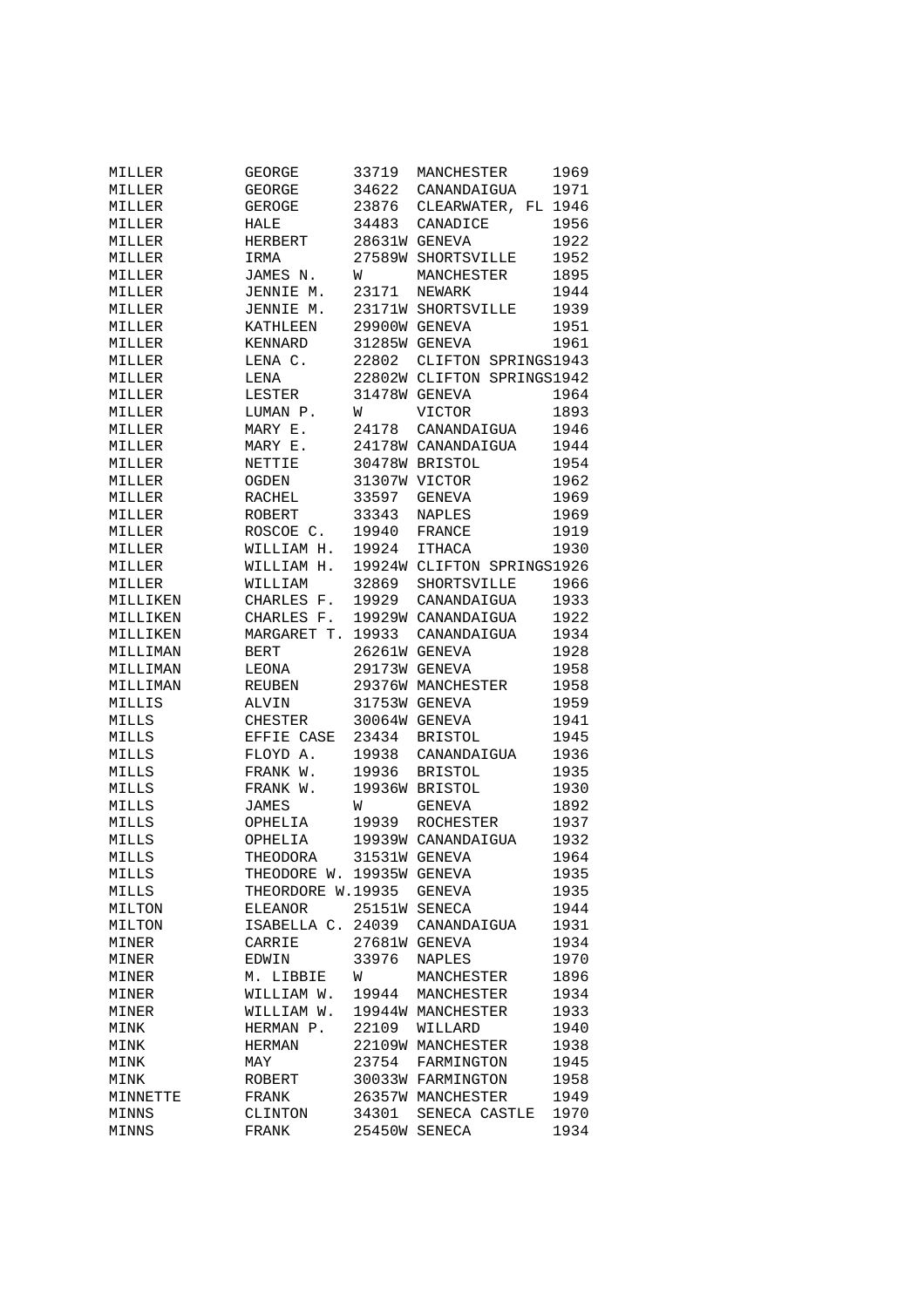| | | | | |
|---|---|---|---|---|
| MILLER | GEORGE | 33719 | MANCHESTER | 1969 |
| MILLER | GEORGE | 34622 | CANANDAIGUA | 1971 |
| MILLER | GEROGE | 23876 | CLEARWATER, FL | 1946 |
| MILLER | HALE | 34483 | CANADICE | 1956 |
| MILLER | HERBERT | 28631W | GENEVA | 1922 |
| MILLER | IRMA | 27589W | SHORTSVILLE | 1952 |
| MILLER | JAMES N. | W | MANCHESTER | 1895 |
| MILLER | JENNIE M. | 23171 | NEWARK | 1944 |
| MILLER | JENNIE M. | 23171W | SHORTSVILLE | 1939 |
| MILLER | KATHLEEN | 29900W | GENEVA | 1951 |
| MILLER | KENNARD | 31285W | GENEVA | 1961 |
| MILLER | LENA C. | 22802 | CLIFTON SPRINGS | 1943 |
| MILLER | LENA | 22802W | CLIFTON SPRINGS | 1942 |
| MILLER | LESTER | 31478W | GENEVA | 1964 |
| MILLER | LUMAN P. | W | VICTOR | 1893 |
| MILLER | MARY E. | 24178 | CANANDAIGUA | 1946 |
| MILLER | MARY E. | 24178W | CANANDAIGUA | 1944 |
| MILLER | NETTIE | 30478W | BRISTOL | 1954 |
| MILLER | OGDEN | 31307W | VICTOR | 1962 |
| MILLER | RACHEL | 33597 | GENEVA | 1969 |
| MILLER | ROBERT | 33343 | NAPLES | 1969 |
| MILLER | ROSCOE C. | 19940 | FRANCE | 1919 |
| MILLER | WILLIAM H. | 19924 | ITHACA | 1930 |
| MILLER | WILLIAM H. | 19924W | CLIFTON SPRINGS | 1926 |
| MILLER | WILLIAM | 32869 | SHORTSVILLE | 1966 |
| MILLIKEN | CHARLES F. | 19929 | CANANDAIGUA | 1933 |
| MILLIKEN | CHARLES F. | 19929W | CANANDAIGUA | 1922 |
| MILLIKEN | MARGARET T. | 19933 | CANANDAIGUA | 1934 |
| MILLIMAN | BERT | 26261W | GENEVA | 1928 |
| MILLIMAN | LEONA | 29173W | GENEVA | 1958 |
| MILLIMAN | REUBEN | 29376W | MANCHESTER | 1958 |
| MILLIS | ALVIN | 31753W | GENEVA | 1959 |
| MILLS | CHESTER | 30064W | GENEVA | 1941 |
| MILLS | EFFIE CASE | 23434 | BRISTOL | 1945 |
| MILLS | FLOYD A. | 19938 | CANANDAIGUA | 1936 |
| MILLS | FRANK W. | 19936 | BRISTOL | 1935 |
| MILLS | FRANK W. | 19936W | BRISTOL | 1930 |
| MILLS | JAMES | W | GENEVA | 1892 |
| MILLS | OPHELIA | 19939 | ROCHESTER | 1937 |
| MILLS | OPHELIA | 19939W | CANANDAIGUA | 1932 |
| MILLS | THEODORA | 31531W | GENEVA | 1964 |
| MILLS | THEODORE W. | 19935W | GENEVA | 1935 |
| MILLS | THEORDORE W. | 19935 | GENEVA | 1935 |
| MILTON | ELEANOR | 25151W | SENECA | 1944 |
| MILTON | ISABELLA C. | 24039 | CANANDAIGUA | 1931 |
| MINER | CARRIE | 27681W | GENEVA | 1934 |
| MINER | EDWIN | 33976 | NAPLES | 1970 |
| MINER | M. LIBBIE | W | MANCHESTER | 1896 |
| MINER | WILLIAM W. | 19944 | MANCHESTER | 1934 |
| MINER | WILLIAM W. | 19944W | MANCHESTER | 1933 |
| MINK | HERMAN P. | 22109 | WILLARD | 1940 |
| MINK | HERMAN | 22109W | MANCHESTER | 1938 |
| MINK | MAY | 23754 | FARMINGTON | 1945 |
| MINK | ROBERT | 30033W | FARMINGTON | 1958 |
| MINNETTE | FRANK | 26357W | MANCHESTER | 1949 |
| MINNS | CLINTON | 34301 | SENECA CASTLE | 1970 |
| MINNS | FRANK | 25450W | SENECA | 1934 |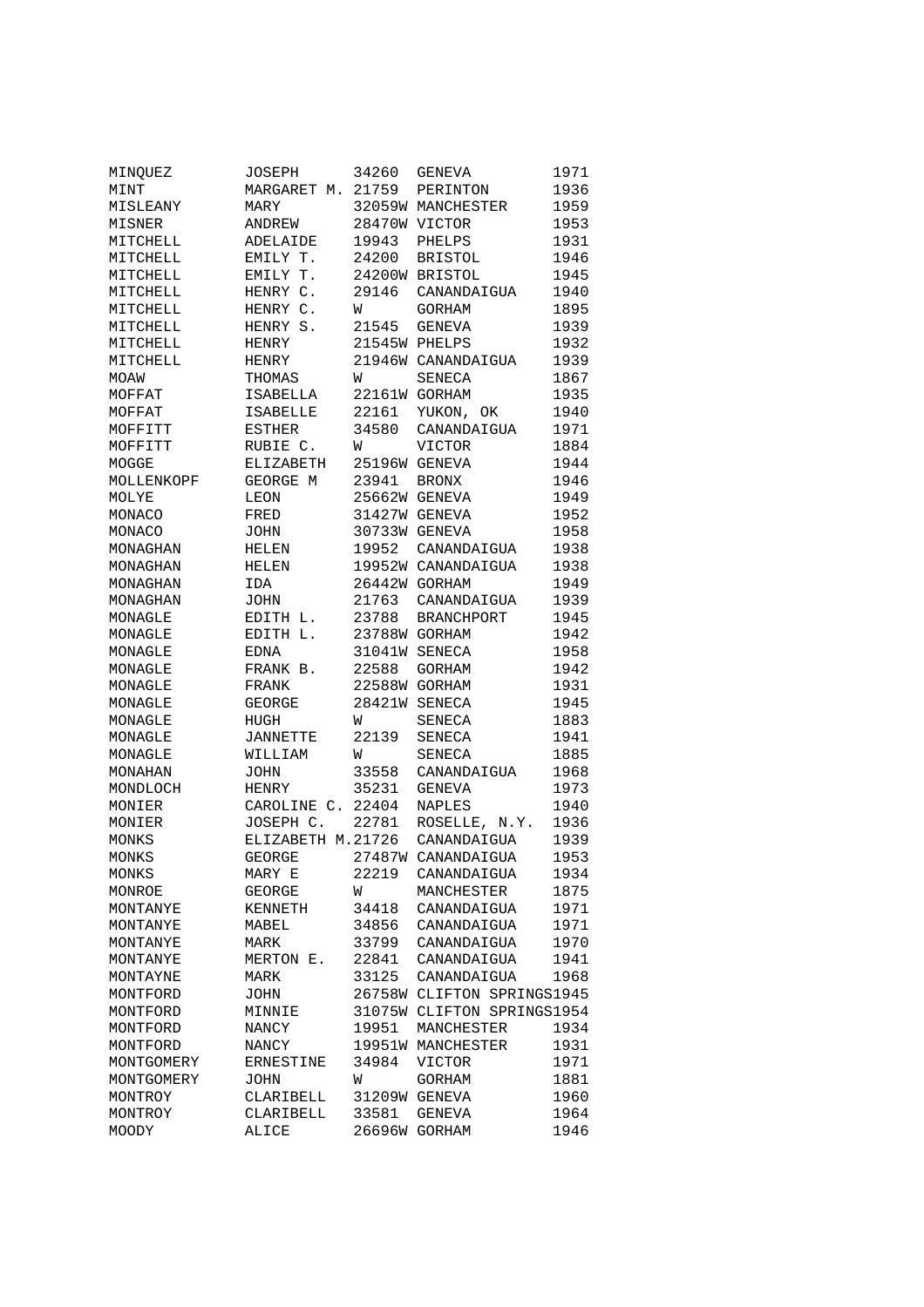| | | | | |
|---|---|---|---|---|
| MINQUEZ | JOSEPH | 34260 | GENEVA | 1971 |
| MINT | MARGARET M. | 21759 | PERINTON | 1936 |
| MISLEANY | MARY | 32059W | MANCHESTER | 1959 |
| MISNER | ANDREW | 28470W | VICTOR | 1953 |
| MITCHELL | ADELAIDE | 19943 | PHELPS | 1931 |
| MITCHELL | EMILY T. | 24200 | BRISTOL | 1946 |
| MITCHELL | EMILY T. | 24200W | BRISTOL | 1945 |
| MITCHELL | HENRY C. | 29146 | CANANDAIGUA | 1940 |
| MITCHELL | HENRY C. | W | GORHAM | 1895 |
| MITCHELL | HENRY S. | 21545 | GENEVA | 1939 |
| MITCHELL | HENRY | 21545W | PHELPS | 1932 |
| MITCHELL | HENRY | 21946W | CANANDAIGUA | 1939 |
| MOAW | THOMAS | W | SENECA | 1867 |
| MOFFAT | ISABELLA | 22161W | GORHAM | 1935 |
| MOFFAT | ISABELLE | 22161 | YUKON, OK | 1940 |
| MOFFITT | ESTHER | 34580 | CANANDAIGUA | 1971 |
| MOFFITT | RUBIE C. | W | VICTOR | 1884 |
| MOGGE | ELIZABETH | 25196W | GENEVA | 1944 |
| MOLLENKOPF | GEORGE M | 23941 | BRONX | 1946 |
| MOLYE | LEON | 25662W | GENEVA | 1949 |
| MONACO | FRED | 31427W | GENEVA | 1952 |
| MONACO | JOHN | 30733W | GENEVA | 1958 |
| MONAGHAN | HELEN | 19952 | CANANDAIGUA | 1938 |
| MONAGHAN | HELEN | 19952W | CANANDAIGUA | 1938 |
| MONAGHAN | IDA | 26442W | GORHAM | 1949 |
| MONAGHAN | JOHN | 21763 | CANANDAIGUA | 1939 |
| MONAGLE | EDITH L. | 23788 | BRANCHPORT | 1945 |
| MONAGLE | EDITH L. | 23788W | GORHAM | 1942 |
| MONAGLE | EDNA | 31041W | SENECA | 1958 |
| MONAGLE | FRANK B. | 22588 | GORHAM | 1942 |
| MONAGLE | FRANK | 22588W | GORHAM | 1931 |
| MONAGLE | GEORGE | 28421W | SENECA | 1945 |
| MONAGLE | HUGH | W | SENECA | 1883 |
| MONAGLE | JANNETTE | 22139 | SENECA | 1941 |
| MONAGLE | WILLIAM | W | SENECA | 1885 |
| MONAHAN | JOHN | 33558 | CANANDAIGUA | 1968 |
| MONDLOCH | HENRY | 35231 | GENEVA | 1973 |
| MONIER | CAROLINE C. | 22404 | NAPLES | 1940 |
| MONIER | JOSEPH C. | 22781 | ROSELLE, N.Y. | 1936 |
| MONKS | ELIZABETH M. | 21726 | CANANDAIGUA | 1939 |
| MONKS | GEORGE | 27487W | CANANDAIGUA | 1953 |
| MONKS | MARY E | 22219 | CANANDAIGUA | 1934 |
| MONROE | GEORGE | W | MANCHESTER | 1875 |
| MONTANYE | KENNETH | 34418 | CANANDAIGUA | 1971 |
| MONTANYE | MABEL | 34856 | CANANDAIGUA | 1971 |
| MONTANYE | MARK | 33799 | CANANDAIGUA | 1970 |
| MONTANYE | MERTON E. | 22841 | CANANDAIGUA | 1941 |
| MONTAYNE | MARK | 33125 | CANANDAIGUA | 1968 |
| MONTFORD | JOHN | 26758W | CLIFTON SPRINGS | 1945 |
| MONTFORD | MINNIE | 31075W | CLIFTON SPRINGS | 1954 |
| MONTFORD | NANCY | 19951 | MANCHESTER | 1934 |
| MONTFORD | NANCY | 19951W | MANCHESTER | 1931 |
| MONTGOMERY | ERNESTINE | 34984 | VICTOR | 1971 |
| MONTGOMERY | JOHN | W | GORHAM | 1881 |
| MONTROY | CLARIBELL | 31209W | GENEVA | 1960 |
| MONTROY | CLARIBELL | 33581 | GENEVA | 1964 |
| MOODY | ALICE | 26696W | GORHAM | 1946 |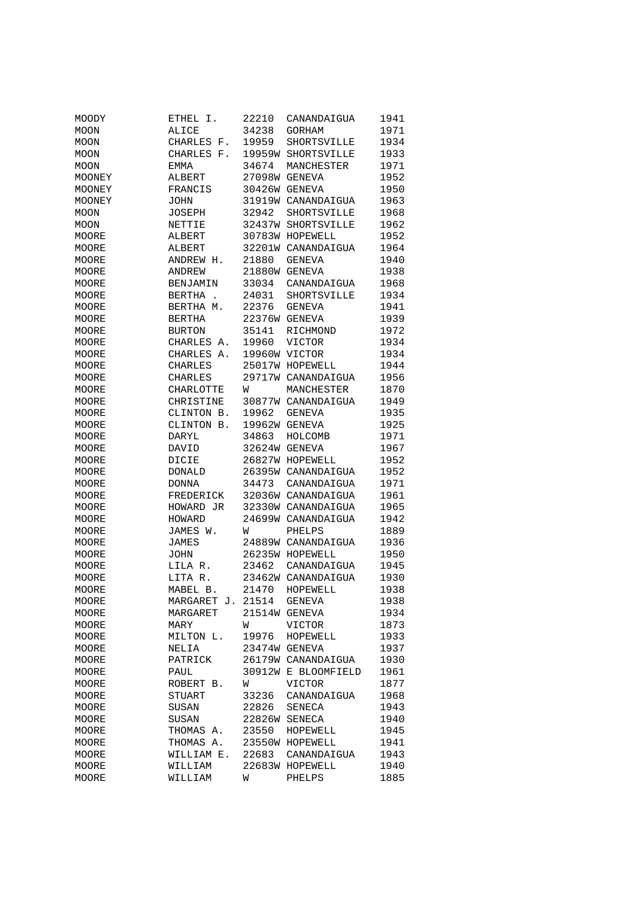| | | | | |
|---|---|---|---|---|
| MOODY | ETHEL I. | 22210 | CANANDAIGUA | 1941 |
| MOON | ALICE | 34238 | GORHAM | 1971 |
| MOON | CHARLES F. | 19959 | SHORTSVILLE | 1934 |
| MOON | CHARLES F. | 19959W | SHORTSVILLE | 1933 |
| MOON | EMMA | 34674 | MANCHESTER | 1971 |
| MOONEY | ALBERT | 27098W | GENEVA | 1952 |
| MOONEY | FRANCIS | 30426W | GENEVA | 1950 |
| MOONEY | JOHN | 31919W | CANANDAIGUA | 1963 |
| MOON | JOSEPH | 32942 | SHORTSVILLE | 1968 |
| MOON | NETTIE | 32437W | SHORTSVILLE | 1962 |
| MOORE | ALBERT | 30783W | HOPEWELL | 1952 |
| MOORE | ALBERT | 32201W | CANANDAIGUA | 1964 |
| MOORE | ANDREW H. | 21880 | GENEVA | 1940 |
| MOORE | ANDREW | 21880W | GENEVA | 1938 |
| MOORE | BENJAMIN | 33034 | CANANDAIGUA | 1968 |
| MOORE | BERTHA . | 24031 | SHORTSVILLE | 1934 |
| MOORE | BERTHA M. | 22376 | GENEVA | 1941 |
| MOORE | BERTHA | 22376W | GENEVA | 1939 |
| MOORE | BURTON | 35141 | RICHMOND | 1972 |
| MOORE | CHARLES A. | 19960 | VICTOR | 1934 |
| MOORE | CHARLES A. | 19960W | VICTOR | 1934 |
| MOORE | CHARLES | 25017W | HOPEWELL | 1944 |
| MOORE | CHARLES | 29717W | CANANDAIGUA | 1956 |
| MOORE | CHARLOTTE | W | MANCHESTER | 1870 |
| MOORE | CHRISTINE | 30877W | CANANDAIGUA | 1949 |
| MOORE | CLINTON B. | 19962 | GENEVA | 1935 |
| MOORE | CLINTON B. | 19962W | GENEVA | 1925 |
| MOORE | DARYL | 34863 | HOLCOMB | 1971 |
| MOORE | DAVID | 32624W | GENEVA | 1967 |
| MOORE | DICIE | 26827W | HOPEWELL | 1952 |
| MOORE | DONALD | 26395W | CANANDAIGUA | 1952 |
| MOORE | DONNA | 34473 | CANANDAIGUA | 1971 |
| MOORE | FREDERICK | 32036W | CANANDAIGUA | 1961 |
| MOORE | HOWARD JR | 32330W | CANANDAIGUA | 1965 |
| MOORE | HOWARD | 24699W | CANANDAIGUA | 1942 |
| MOORE | JAMES W. | W | PHELPS | 1889 |
| MOORE | JAMES | 24889W | CANANDAIGUA | 1936 |
| MOORE | JOHN | 26235W | HOPEWELL | 1950 |
| MOORE | LILA R. | 23462 | CANANDAIGUA | 1945 |
| MOORE | LITA R. | 23462W | CANANDAIGUA | 1930 |
| MOORE | MABEL B. | 21470 | HOPEWELL | 1938 |
| MOORE | MARGARET J. | 21514 | GENEVA | 1938 |
| MOORE | MARGARET | 21514W | GENEVA | 1934 |
| MOORE | MARY | W | VICTOR | 1873 |
| MOORE | MILTON L. | 19976 | HOPEWELL | 1933 |
| MOORE | NELIA | 23474W | GENEVA | 1937 |
| MOORE | PATRICK | 26179W | CANANDAIGUA | 1930 |
| MOORE | PAUL | 30912W | E BLOOMFIELD | 1961 |
| MOORE | ROBERT B. | W | VICTOR | 1877 |
| MOORE | STUART | 33236 | CANANDAIGUA | 1968 |
| MOORE | SUSAN | 22826 | SENECA | 1943 |
| MOORE | SUSAN | 22826W | SENECA | 1940 |
| MOORE | THOMAS A. | 23550 | HOPEWELL | 1945 |
| MOORE | THOMAS A. | 23550W | HOPEWELL | 1941 |
| MOORE | WILLIAM E. | 22683 | CANANDAIGUA | 1943 |
| MOORE | WILLIAM | 22683W | HOPEWELL | 1940 |
| MOORE | WILLIAM | W | PHELPS | 1885 |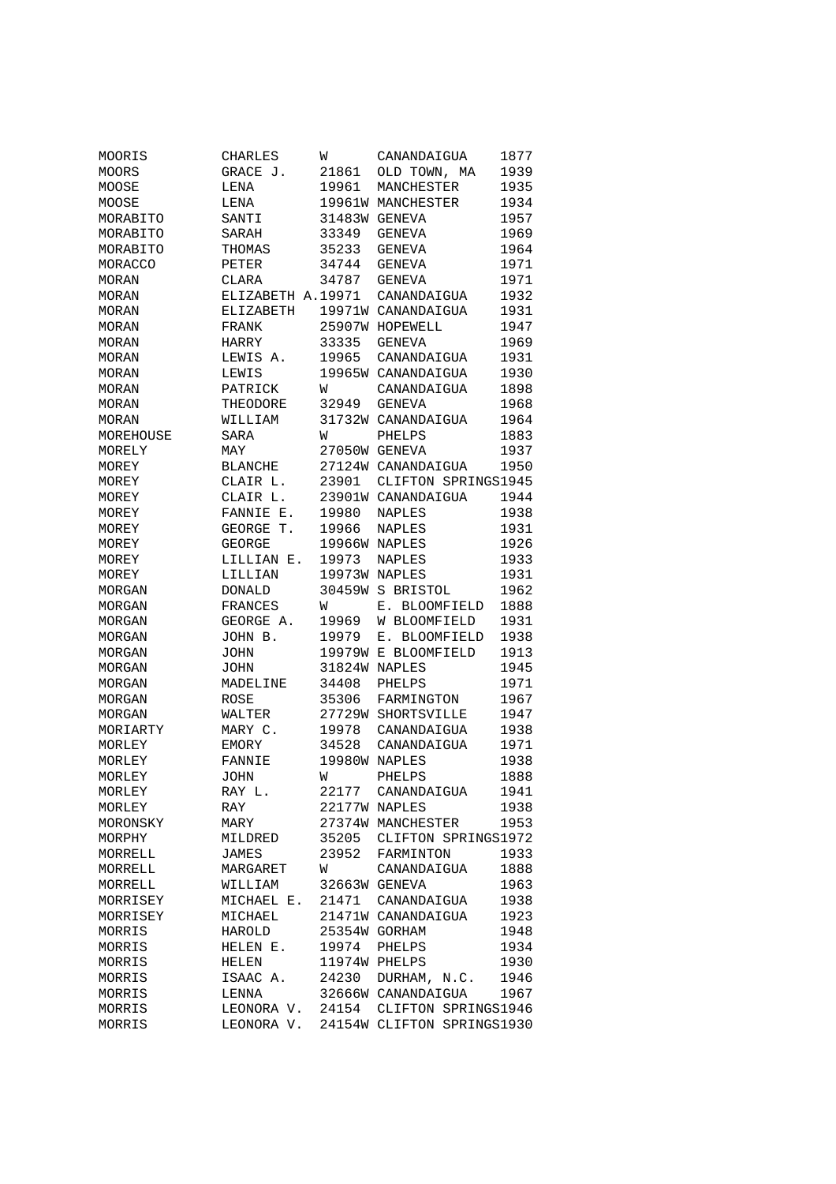| | | | | |
|---|---|---|---|---|
| MOORIS | CHARLES | W | CANANDAIGUA | 1877 |
| MOORS | GRACE J. | 21861 | OLD TOWN, MA | 1939 |
| MOOSE | LENA | 19961 | MANCHESTER | 1935 |
| MOOSE | LENA | 19961W | MANCHESTER | 1934 |
| MORABITO | SANTI | 31483W | GENEVA | 1957 |
| MORABITO | SARAH | 33349 | GENEVA | 1969 |
| MORABITO | THOMAS | 35233 | GENEVA | 1964 |
| MORACCO | PETER | 34744 | GENEVA | 1971 |
| MORAN | CLARA | 34787 | GENEVA | 1971 |
| MORAN | ELIZABETH A. | 19971 | CANANDAIGUA | 1932 |
| MORAN | ELIZABETH | 19971W | CANANDAIGUA | 1931 |
| MORAN | FRANK | 25907W | HOPEWELL | 1947 |
| MORAN | HARRY | 33335 | GENEVA | 1969 |
| MORAN | LEWIS A. | 19965 | CANANDAIGUA | 1931 |
| MORAN | LEWIS | 19965W | CANANDAIGUA | 1930 |
| MORAN | PATRICK | W | CANANDAIGUA | 1898 |
| MORAN | THEODORE | 32949 | GENEVA | 1968 |
| MORAN | WILLIAM | 31732W | CANANDAIGUA | 1964 |
| MOREHOUSE | SARA | W | PHELPS | 1883 |
| MORELY | MAY | 27050W | GENEVA | 1937 |
| MOREY | BLANCHE | 27124W | CANANDAIGUA | 1950 |
| MOREY | CLAIR L. | 23901 | CLIFTON SPRINGS | 1945 |
| MOREY | CLAIR L. | 23901W | CANANDAIGUA | 1944 |
| MOREY | FANNIE E. | 19980 | NAPLES | 1938 |
| MOREY | GEORGE T. | 19966 | NAPLES | 1931 |
| MOREY | GEORGE | 19966W | NAPLES | 1926 |
| MOREY | LILLIAN E. | 19973 | NAPLES | 1933 |
| MOREY | LILLIAN | 19973W | NAPLES | 1931 |
| MORGAN | DONALD | 30459W | S BRISTOL | 1962 |
| MORGAN | FRANCES | W | E. BLOOMFIELD | 1888 |
| MORGAN | GEORGE A. | 19969 | W BLOOMFIELD | 1931 |
| MORGAN | JOHN B. | 19979 | E. BLOOMFIELD | 1938 |
| MORGAN | JOHN | 19979W | E BLOOMFIELD | 1913 |
| MORGAN | JOHN | 31824W | NAPLES | 1945 |
| MORGAN | MADELINE | 34408 | PHELPS | 1971 |
| MORGAN | ROSE | 35306 | FARMINGTON | 1967 |
| MORGAN | WALTER | 27729W | SHORTSVILLE | 1947 |
| MORIARTY | MARY C. | 19978 | CANANDAIGUA | 1938 |
| MORLEY | EMORY | 34528 | CANANDAIGUA | 1971 |
| MORLEY | FANNIE | 19980W | NAPLES | 1938 |
| MORLEY | JOHN | W | PHELPS | 1888 |
| MORLEY | RAY L. | 22177 | CANANDAIGUA | 1941 |
| MORLEY | RAY | 22177W | NAPLES | 1938 |
| MORONSKY | MARY | 27374W | MANCHESTER | 1953 |
| MORPHY | MILDRED | 35205 | CLIFTON SPRINGS | 1972 |
| MORRELL | JAMES | 23952 | FARMINTON | 1933 |
| MORRELL | MARGARET | W | CANANDAIGUA | 1888 |
| MORRELL | WILLIAM | 32663W | GENEVA | 1963 |
| MORRISEY | MICHAEL E. | 21471 | CANANDAIGUA | 1938 |
| MORRISEY | MICHAEL | 21471W | CANANDAIGUA | 1923 |
| MORRIS | HAROLD | 25354W | GORHAM | 1948 |
| MORRIS | HELEN E. | 19974 | PHELPS | 1934 |
| MORRIS | HELEN | 11974W | PHELPS | 1930 |
| MORRIS | ISAAC A. | 24230 | DURHAM, N.C. | 1946 |
| MORRIS | LENNA | 32666W | CANANDAIGUA | 1967 |
| MORRIS | LEONORA V. | 24154 | CLIFTON SPRINGS | 1946 |
| MORRIS | LEONORA V. | 24154W | CLIFTON SPRINGS | 1930 |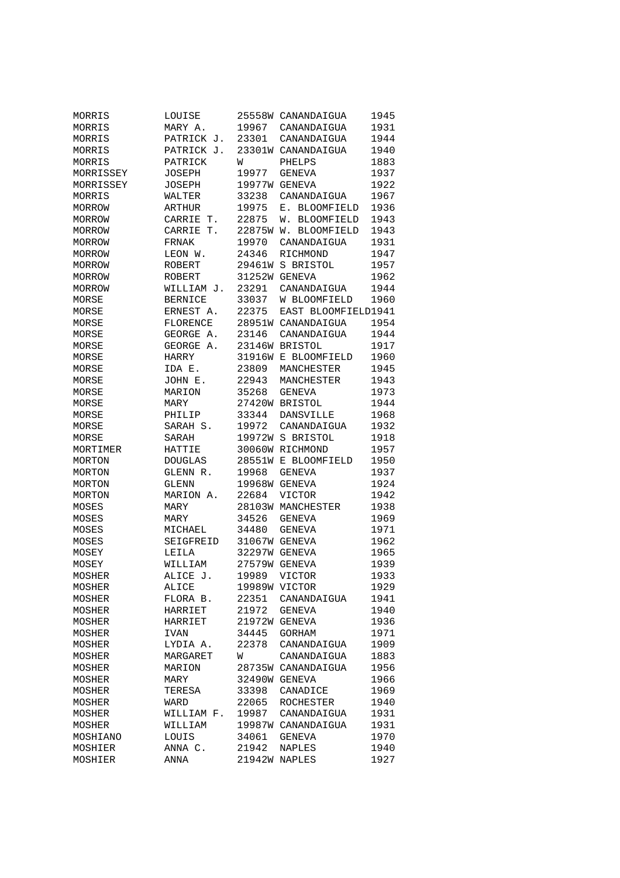| | | | | |
|---|---|---|---|---|
| MORRIS | LOUISE | 25558W | CANANDAIGUA | 1945 |
| MORRIS | MARY A. | 19967 | CANANDAIGUA | 1931 |
| MORRIS | PATRICK J. | 23301 | CANANDAIGUA | 1944 |
| MORRIS | PATRICK J. | 23301W | CANANDAIGUA | 1940 |
| MORRIS | PATRICK | W | PHELPS | 1883 |
| MORRISSEY | JOSEPH | 19977 | GENEVA | 1937 |
| MORRISSEY | JOSEPH | 19977W | GENEVA | 1922 |
| MORRIS | WALTER | 33238 | CANANDAIGUA | 1967 |
| MORROW | ARTHUR | 19975 | E. BLOOMFIELD | 1936 |
| MORROW | CARRIE T. | 22875 | W. BLOOMFIELD | 1943 |
| MORROW | CARRIE T. | 22875W | W. BLOOMFIELD | 1943 |
| MORROW | FRNAK | 19970 | CANANDAIGUA | 1931 |
| MORROW | LEON W. | 24346 | RICHMOND | 1947 |
| MORROW | ROBERT | 29461W | S BRISTOL | 1957 |
| MORROW | ROBERT | 31252W | GENEVA | 1962 |
| MORROW | WILLIAM J. | 23291 | CANANDAIGUA | 1944 |
| MORSE | BERNICE | 33037 | W BLOOMFIELD | 1960 |
| MORSE | ERNEST A. | 22375 | EAST BLOOMFIELD | 1941 |
| MORSE | FLORENCE | 28951W | CANANDAIGUA | 1954 |
| MORSE | GEORGE A. | 23146 | CANANDAIGUA | 1944 |
| MORSE | GEORGE A. | 23146W | BRISTOL | 1917 |
| MORSE | HARRY | 31916W | E BLOOMFIELD | 1960 |
| MORSE | IDA E. | 23809 | MANCHESTER | 1945 |
| MORSE | JOHN E. | 22943 | MANCHESTER | 1943 |
| MORSE | MARION | 35268 | GENEVA | 1973 |
| MORSE | MARY | 27420W | BRISTOL | 1944 |
| MORSE | PHILIP | 33344 | DANSVILLE | 1968 |
| MORSE | SARAH S. | 19972 | CANANDAIGUA | 1932 |
| MORSE | SARAH | 19972W | S BRISTOL | 1918 |
| MORTIMER | HATTIE | 30060W | RICHMOND | 1957 |
| MORTON | DOUGLAS | 28551W | E BLOOMFIELD | 1950 |
| MORTON | GLENN R. | 19968 | GENEVA | 1937 |
| MORTON | GLENN | 19968W | GENEVA | 1924 |
| MORTON | MARION A. | 22684 | VICTOR | 1942 |
| MOSES | MARY | 28103W | MANCHESTER | 1938 |
| MOSES | MARY | 34526 | GENEVA | 1969 |
| MOSES | MICHAEL | 34480 | GENEVA | 1971 |
| MOSES | SEIGFREID | 31067W | GENEVA | 1962 |
| MOSEY | LEILA | 32297W | GENEVA | 1965 |
| MOSEY | WILLIAM | 27579W | GENEVA | 1939 |
| MOSHER | ALICE J. | 19989 | VICTOR | 1933 |
| MOSHER | ALICE | 19989W | VICTOR | 1929 |
| MOSHER | FLORA B. | 22351 | CANANDAIGUA | 1941 |
| MOSHER | HARRIET | 21972 | GENEVA | 1940 |
| MOSHER | HARRIET | 21972W | GENEVA | 1936 |
| MOSHER | IVAN | 34445 | GORHAM | 1971 |
| MOSHER | LYDIA A. | 22378 | CANANDAIGUA | 1909 |
| MOSHER | MARGARET | W | CANANDAIGUA | 1883 |
| MOSHER | MARION | 28735W | CANANDAIGUA | 1956 |
| MOSHER | MARY | 32490W | GENEVA | 1966 |
| MOSHER | TERESA | 33398 | CANADICE | 1969 |
| MOSHER | WARD | 22065 | ROCHESTER | 1940 |
| MOSHER | WILLIAM F. | 19987 | CANANDAIGUA | 1931 |
| MOSHER | WILLIAM | 19987W | CANANDAIGUA | 1931 |
| MOSHIANO | LOUIS | 34061 | GENEVA | 1970 |
| MOSHIER | ANNA C. | 21942 | NAPLES | 1940 |
| MOSHIER | ANNA | 21942W | NAPLES | 1927 |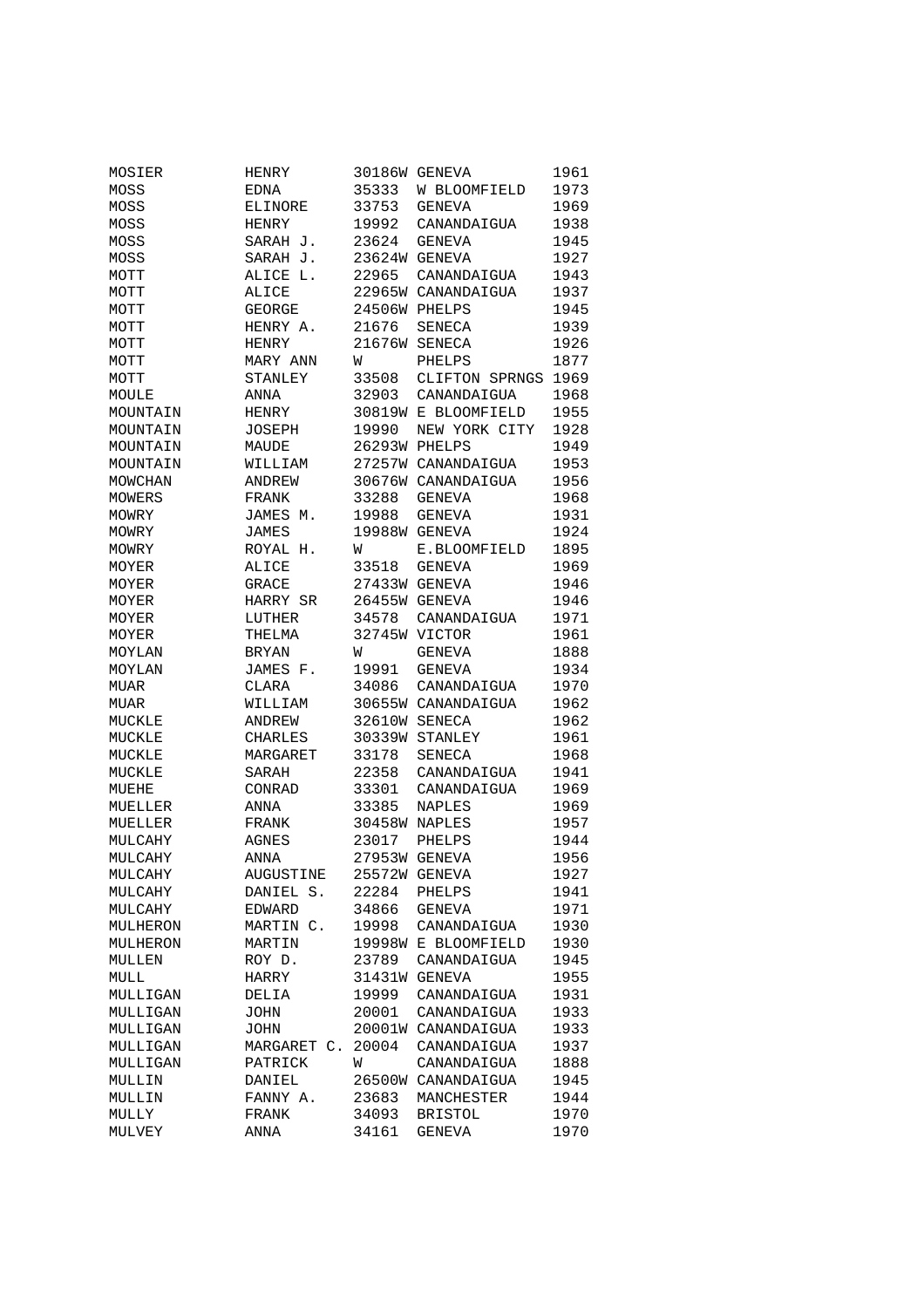| | | | | |
|---|---|---|---|---|
| MOSIER | HENRY | 30186W | GENEVA | 1961 |
| MOSS | EDNA | 35333 | W BLOOMFIELD | 1973 |
| MOSS | ELINORE | 33753 | GENEVA | 1969 |
| MOSS | HENRY | 19992 | CANANDAIGUA | 1938 |
| MOSS | SARAH J. | 23624 | GENEVA | 1945 |
| MOSS | SARAH J. | 23624W | GENEVA | 1927 |
| MOTT | ALICE L. | 22965 | CANANDAIGUA | 1943 |
| MOTT | ALICE | 22965W | CANANDAIGUA | 1937 |
| MOTT | GEORGE | 24506W | PHELPS | 1945 |
| MOTT | HENRY A. | 21676 | SENECA | 1939 |
| MOTT | HENRY | 21676W | SENECA | 1926 |
| MOTT | MARY ANN | W | PHELPS | 1877 |
| MOTT | STANLEY | 33508 | CLIFTON SPRNGS | 1969 |
| MOULE | ANNA | 32903 | CANANDAIGUA | 1968 |
| MOUNTAIN | HENRY | 30819W | E BLOOMFIELD | 1955 |
| MOUNTAIN | JOSEPH | 19990 | NEW YORK CITY | 1928 |
| MOUNTAIN | MAUDE | 26293W | PHELPS | 1949 |
| MOUNTAIN | WILLIAM | 27257W | CANANDAIGUA | 1953 |
| MOWCHAN | ANDREW | 30676W | CANANDAIGUA | 1956 |
| MOWERS | FRANK | 33288 | GENEVA | 1968 |
| MOWRY | JAMES M. | 19988 | GENEVA | 1931 |
| MOWRY | JAMES | 19988W | GENEVA | 1924 |
| MOWRY | ROYAL H. | W | E.BLOOMFIELD | 1895 |
| MOYER | ALICE | 33518 | GENEVA | 1969 |
| MOYER | GRACE | 27433W | GENEVA | 1946 |
| MOYER | HARRY SR | 26455W | GENEVA | 1946 |
| MOYER | LUTHER | 34578 | CANANDAIGUA | 1971 |
| MOYER | THELMA | 32745W | VICTOR | 1961 |
| MOYLAN | BRYAN | W | GENEVA | 1888 |
| MOYLAN | JAMES F. | 19991 | GENEVA | 1934 |
| MUAR | CLARA | 34086 | CANANDAIGUA | 1970 |
| MUAR | WILLIAM | 30655W | CANANDAIGUA | 1962 |
| MUCKLE | ANDREW | 32610W | SENECA | 1962 |
| MUCKLE | CHARLES | 30339W | STANLEY | 1961 |
| MUCKLE | MARGARET | 33178 | SENECA | 1968 |
| MUCKLE | SARAH | 22358 | CANANDAIGUA | 1941 |
| MUEHE | CONRAD | 33301 | CANANDAIGUA | 1969 |
| MUELLER | ANNA | 33385 | NAPLES | 1969 |
| MUELLER | FRANK | 30458W | NAPLES | 1957 |
| MULCAHY | AGNES | 23017 | PHELPS | 1944 |
| MULCAHY | ANNA | 27953W | GENEVA | 1956 |
| MULCAHY | AUGUSTINE | 25572W | GENEVA | 1927 |
| MULCAHY | DANIEL S. | 22284 | PHELPS | 1941 |
| MULCAHY | EDWARD | 34866 | GENEVA | 1971 |
| MULHERON | MARTIN C. | 19998 | CANANDAIGUA | 1930 |
| MULHERON | MARTIN | 19998W | E BLOOMFIELD | 1930 |
| MULLEN | ROY D. | 23789 | CANANDAIGUA | 1945 |
| MULL | HARRY | 31431W | GENEVA | 1955 |
| MULLIGAN | DELIA | 19999 | CANANDAIGUA | 1931 |
| MULLIGAN | JOHN | 20001 | CANANDAIGUA | 1933 |
| MULLIGAN | JOHN | 20001W | CANANDAIGUA | 1933 |
| MULLIGAN | MARGARET C. | 20004 | CANANDAIGUA | 1937 |
| MULLIGAN | PATRICK | W | CANANDAIGUA | 1888 |
| MULLIN | DANIEL | 26500W | CANANDAIGUA | 1945 |
| MULLIN | FANNY A. | 23683 | MANCHESTER | 1944 |
| MULLY | FRANK | 34093 | BRISTOL | 1970 |
| MULVEY | ANNA | 34161 | GENEVA | 1970 |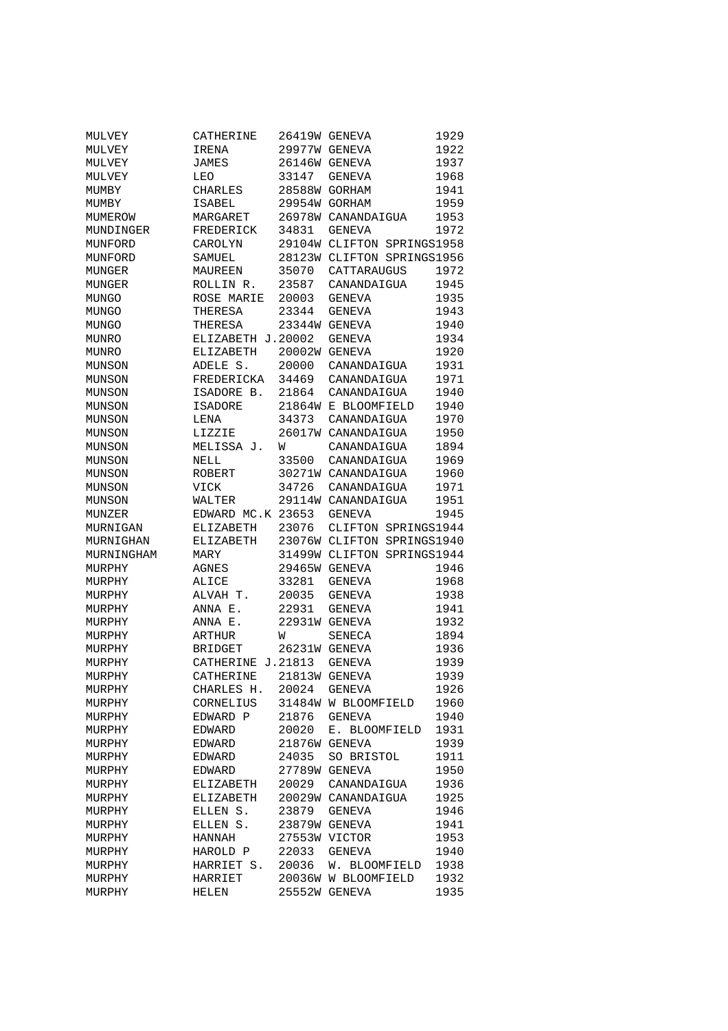| | | | | |
|---|---|---|---|---|
| MULVEY | CATHERINE | 26419W | GENEVA | 1929 |
| MULVEY | IRENA | 29977W | GENEVA | 1922 |
| MULVEY | JAMES | 26146W | GENEVA | 1937 |
| MULVEY | LEO | 33147 | GENEVA | 1968 |
| MUMBY | CHARLES | 28588W | GORHAM | 1941 |
| MUMBY | ISABEL | 29954W | GORHAM | 1959 |
| MUMEROW | MARGARET | 26978W | CANANDAIGUA | 1953 |
| MUNDINGER | FREDERICK | 34831 | GENEVA | 1972 |
| MUNFORD | CAROLYN | 29104W | CLIFTON SPRINGS | 1958 |
| MUNFORD | SAMUEL | 28123W | CLIFTON SPRINGS | 1956 |
| MUNGER | MAUREEN | 35070 | CATTARAUGUS | 1972 |
| MUNGER | ROLLIN R. | 23587 | CANANDAIGUA | 1945 |
| MUNGO | ROSE MARIE | 20003 | GENEVA | 1935 |
| MUNGO | THERESA | 23344 | GENEVA | 1943 |
| MUNGO | THERESA | 23344W | GENEVA | 1940 |
| MUNRO | ELIZABETH J. | 20002 | GENEVA | 1934 |
| MUNRO | ELIZABETH | 20002W | GENEVA | 1920 |
| MUNSON | ADELE S. | 20000 | CANANDAIGUA | 1931 |
| MUNSON | FREDERICKA | 34469 | CANANDAIGUA | 1971 |
| MUNSON | ISADORE B. | 21864 | CANANDAIGUA | 1940 |
| MUNSON | ISADORE | 21864W | E BLOOMFIELD | 1940 |
| MUNSON | LENA | 34373 | CANANDAIGUA | 1970 |
| MUNSON | LIZZIE | 26017W | CANANDAIGUA | 1950 |
| MUNSON | MELISSA J. | W | CANANDAIGUA | 1894 |
| MUNSON | NELL | 33500 | CANANDAIGUA | 1969 |
| MUNSON | ROBERT | 30271W | CANANDAIGUA | 1960 |
| MUNSON | VICK | 34726 | CANANDAIGUA | 1971 |
| MUNSON | WALTER | 29114W | CANANDAIGUA | 1951 |
| MUNZER | EDWARD MC.K | 23653 | GENEVA | 1945 |
| MURNIGAN | ELIZABETH | 23076 | CLIFTON SPRINGS | 1944 |
| MURNIGHAN | ELIZABETH | 23076W | CLIFTON SPRINGS | 1940 |
| MURNINGHAM | MARY | 31499W | CLIFTON SPRINGS | 1944 |
| MURPHY | AGNES | 29465W | GENEVA | 1946 |
| MURPHY | ALICE | 33281 | GENEVA | 1968 |
| MURPHY | ALVAH T. | 20035 | GENEVA | 1938 |
| MURPHY | ANNA E. | 22931 | GENEVA | 1941 |
| MURPHY | ANNA E. | 22931W | GENEVA | 1932 |
| MURPHY | ARTHUR | W | SENECA | 1894 |
| MURPHY | BRIDGET | 26231W | GENEVA | 1936 |
| MURPHY | CATHERINE J. | 21813 | GENEVA | 1939 |
| MURPHY | CATHERINE | 21813W | GENEVA | 1939 |
| MURPHY | CHARLES H. | 20024 | GENEVA | 1926 |
| MURPHY | CORNELIUS | 31484W | W BLOOMFIELD | 1960 |
| MURPHY | EDWARD P | 21876 | GENEVA | 1940 |
| MURPHY | EDWARD | 20020 | E. BLOOMFIELD | 1931 |
| MURPHY | EDWARD | 21876W | GENEVA | 1939 |
| MURPHY | EDWARD | 24035 | SO BRISTOL | 1911 |
| MURPHY | EDWARD | 27789W | GENEVA | 1950 |
| MURPHY | ELIZABETH | 20029 | CANANDAIGUA | 1936 |
| MURPHY | ELIZABETH | 20029W | CANANDAIGUA | 1925 |
| MURPHY | ELLEN S. | 23879 | GENEVA | 1946 |
| MURPHY | ELLEN S. | 23879W | GENEVA | 1941 |
| MURPHY | HANNAH | 27553W | VICTOR | 1953 |
| MURPHY | HAROLD P | 22033 | GENEVA | 1940 |
| MURPHY | HARRIET S. | 20036 | W. BLOOMFIELD | 1938 |
| MURPHY | HARRIET | 20036W | W BLOOMFIELD | 1932 |
| MURPHY | HELEN | 25552W | GENEVA | 1935 |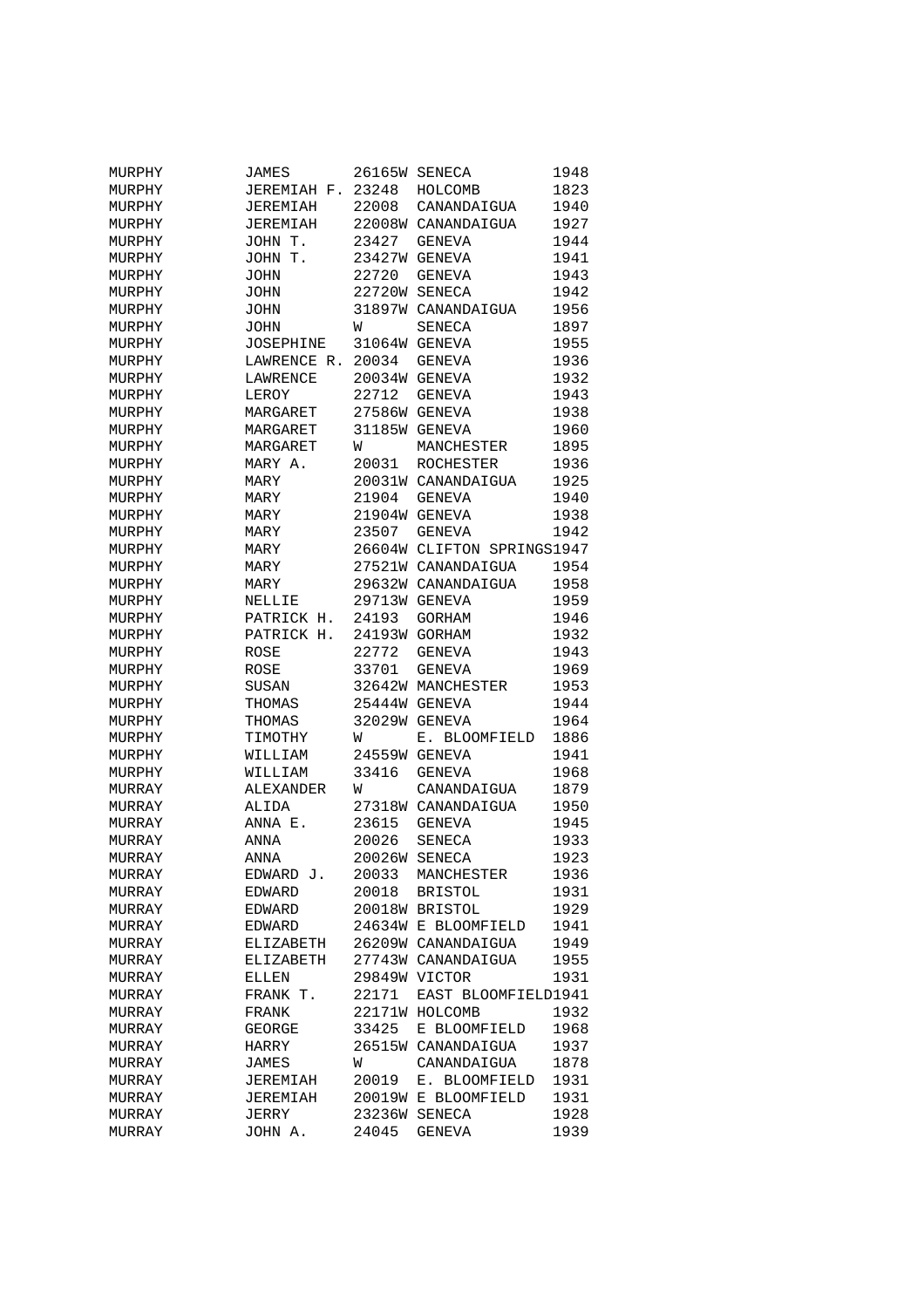| | | | | |
|---|---|---|---|---|
| MURPHY | JAMES | 26165W | SENECA | 1948 |
| MURPHY | JEREMIAH F. | 23248 | HOLCOMB | 1823 |
| MURPHY | JEREMIAH | 22008 | CANANDAIGUA | 1940 |
| MURPHY | JEREMIAH | 22008W | CANANDAIGUA | 1927 |
| MURPHY | JOHN T. | 23427 | GENEVA | 1944 |
| MURPHY | JOHN T. | 23427W | GENEVA | 1941 |
| MURPHY | JOHN | 22720 | GENEVA | 1943 |
| MURPHY | JOHN | 22720W | SENECA | 1942 |
| MURPHY | JOHN | 31897W | CANANDAIGUA | 1956 |
| MURPHY | JOHN | W | SENECA | 1897 |
| MURPHY | JOSEPHINE | 31064W | GENEVA | 1955 |
| MURPHY | LAWRENCE R. | 20034 | GENEVA | 1936 |
| MURPHY | LAWRENCE | 20034W | GENEVA | 1932 |
| MURPHY | LEROY | 22712 | GENEVA | 1943 |
| MURPHY | MARGARET | 27586W | GENEVA | 1938 |
| MURPHY | MARGARET | 31185W | GENEVA | 1960 |
| MURPHY | MARGARET | W | MANCHESTER | 1895 |
| MURPHY | MARY A. | 20031 | ROCHESTER | 1936 |
| MURPHY | MARY | 20031W | CANANDAIGUA | 1925 |
| MURPHY | MARY | 21904 | GENEVA | 1940 |
| MURPHY | MARY | 21904W | GENEVA | 1938 |
| MURPHY | MARY | 23507 | GENEVA | 1942 |
| MURPHY | MARY | 26604W | CLIFTON SPRINGS | 1947 |
| MURPHY | MARY | 27521W | CANANDAIGUA | 1954 |
| MURPHY | MARY | 29632W | CANANDAIGUA | 1958 |
| MURPHY | NELLIE | 29713W | GENEVA | 1959 |
| MURPHY | PATRICK H. | 24193 | GORHAM | 1946 |
| MURPHY | PATRICK H. | 24193W | GORHAM | 1932 |
| MURPHY | ROSE | 22772 | GENEVA | 1943 |
| MURPHY | ROSE | 33701 | GENEVA | 1969 |
| MURPHY | SUSAN | 32642W | MANCHESTER | 1953 |
| MURPHY | THOMAS | 25444W | GENEVA | 1944 |
| MURPHY | THOMAS | 32029W | GENEVA | 1964 |
| MURPHY | TIMOTHY | W | E. BLOOMFIELD | 1886 |
| MURPHY | WILLIAM | 24559W | GENEVA | 1941 |
| MURPHY | WILLIAM | 33416 | GENEVA | 1968 |
| MURRAY | ALEXANDER | W | CANANDAIGUA | 1879 |
| MURRAY | ALIDA | 27318W | CANANDAIGUA | 1950 |
| MURRAY | ANNA E. | 23615 | GENEVA | 1945 |
| MURRAY | ANNA | 20026 | SENECA | 1933 |
| MURRAY | ANNA | 20026W | SENECA | 1923 |
| MURRAY | EDWARD J. | 20033 | MANCHESTER | 1936 |
| MURRAY | EDWARD | 20018 | BRISTOL | 1931 |
| MURRAY | EDWARD | 20018W | BRISTOL | 1929 |
| MURRAY | EDWARD | 24634W | E BLOOMFIELD | 1941 |
| MURRAY | ELIZABETH | 26209W | CANANDAIGUA | 1949 |
| MURRAY | ELIZABETH | 27743W | CANANDAIGUA | 1955 |
| MURRAY | ELLEN | 29849W | VICTOR | 1931 |
| MURRAY | FRANK T. | 22171 | EAST BLOOMFIELD | 1941 |
| MURRAY | FRANK | 22171W | HOLCOMB | 1932 |
| MURRAY | GEORGE | 33425 | E BLOOMFIELD | 1968 |
| MURRAY | HARRY | 26515W | CANANDAIGUA | 1937 |
| MURRAY | JAMES | W | CANANDAIGUA | 1878 |
| MURRAY | JEREMIAH | 20019 | E. BLOOMFIELD | 1931 |
| MURRAY | JEREMIAH | 20019W | E BLOOMFIELD | 1931 |
| MURRAY | JERRY | 23236W | SENECA | 1928 |
| MURRAY | JOHN A. | 24045 | GENEVA | 1939 |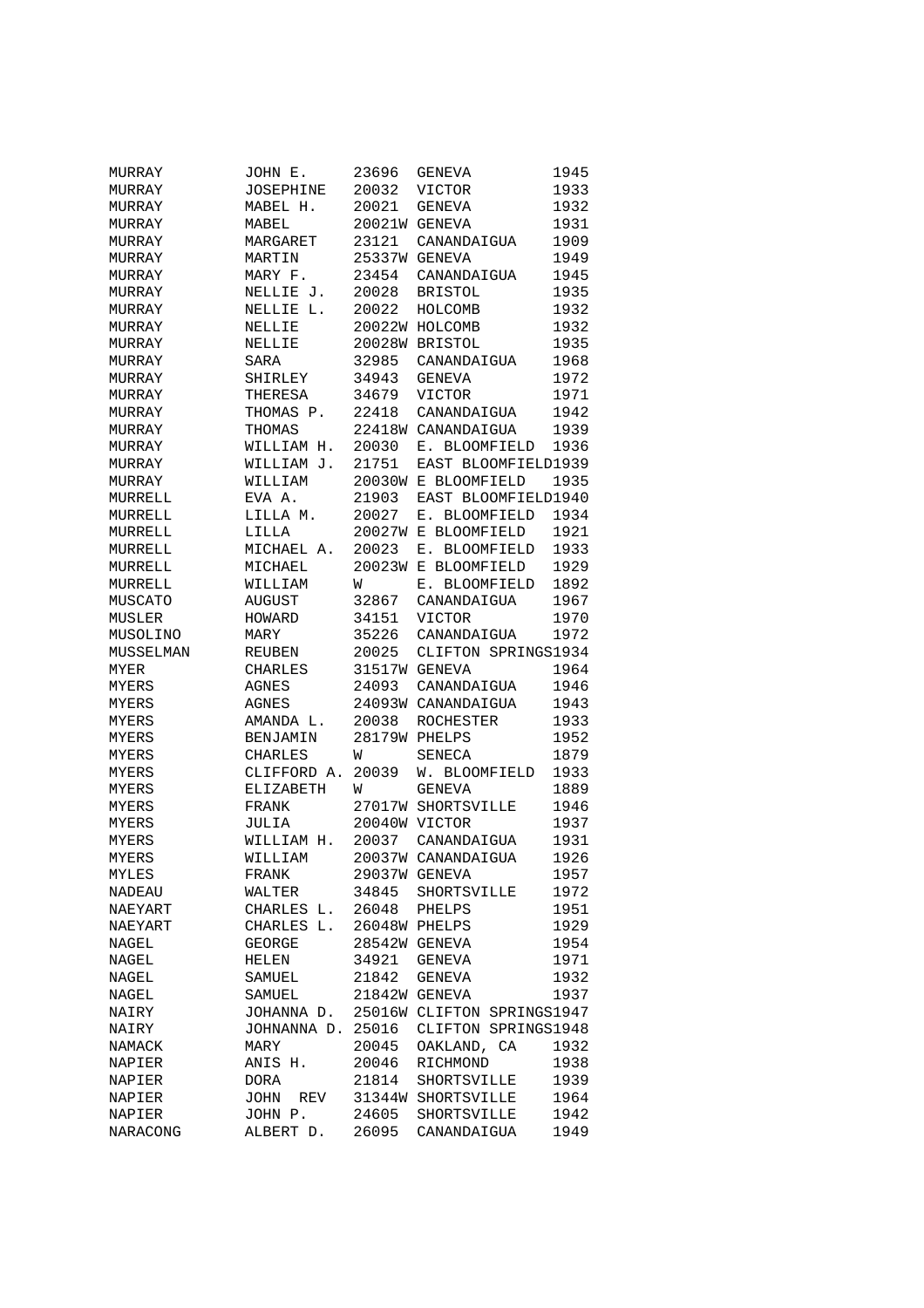| | | | | |
|---|---|---|---|---|
| MURRAY | JOHN E. | 23696 | GENEVA | 1945 |
| MURRAY | JOSEPHINE | 20032 | VICTOR | 1933 |
| MURRAY | MABEL H. | 20021 | GENEVA | 1932 |
| MURRAY | MABEL | 20021W | GENEVA | 1931 |
| MURRAY | MARGARET | 23121 | CANANDAIGUA | 1909 |
| MURRAY | MARTIN | 25337W | GENEVA | 1949 |
| MURRAY | MARY F. | 23454 | CANANDAIGUA | 1945 |
| MURRAY | NELLIE J. | 20028 | BRISTOL | 1935 |
| MURRAY | NELLIE L. | 20022 | HOLCOMB | 1932 |
| MURRAY | NELLIE | 20022W | HOLCOMB | 1932 |
| MURRAY | NELLIE | 20028W | BRISTOL | 1935 |
| MURRAY | SARA | 32985 | CANANDAIGUA | 1968 |
| MURRAY | SHIRLEY | 34943 | GENEVA | 1972 |
| MURRAY | THERESA | 34679 | VICTOR | 1971 |
| MURRAY | THOMAS P. | 22418 | CANANDAIGUA | 1942 |
| MURRAY | THOMAS | 22418W | CANANDAIGUA | 1939 |
| MURRAY | WILLIAM H. | 20030 | E. BLOOMFIELD | 1936 |
| MURRAY | WILLIAM J. | 21751 | EAST BLOOMFIELD | 1939 |
| MURRAY | WILLIAM | 20030W | E BLOOMFIELD | 1935 |
| MURRELL | EVA A. | 21903 | EAST BLOOMFIELD | 1940 |
| MURRELL | LILLA M. | 20027 | E. BLOOMFIELD | 1934 |
| MURRELL | LILLA | 20027W | E BLOOMFIELD | 1921 |
| MURRELL | MICHAEL A. | 20023 | E. BLOOMFIELD | 1933 |
| MURRELL | MICHAEL | 20023W | E BLOOMFIELD | 1929 |
| MURRELL | WILLIAM | W | E. BLOOMFIELD | 1892 |
| MUSCATO | AUGUST | 32867 | CANANDAIGUA | 1967 |
| MUSLER | HOWARD | 34151 | VICTOR | 1970 |
| MUSOLINO | MARY | 35226 | CANANDAIGUA | 1972 |
| MUSSELMAN | REUBEN | 20025 | CLIFTON SPRINGS | 1934 |
| MYER | CHARLES | 31517W | GENEVA | 1964 |
| MYERS | AGNES | 24093 | CANANDAIGUA | 1946 |
| MYERS | AGNES | 24093W | CANANDAIGUA | 1943 |
| MYERS | AMANDA L. | 20038 | ROCHESTER | 1933 |
| MYERS | BENJAMIN | 28179W | PHELPS | 1952 |
| MYERS | CHARLES | W | SENECA | 1879 |
| MYERS | CLIFFORD A. | 20039 | W. BLOOMFIELD | 1933 |
| MYERS | ELIZABETH | W | GENEVA | 1889 |
| MYERS | FRANK | 27017W | SHORTSVILLE | 1946 |
| MYERS | JULIA | 20040W | VICTOR | 1937 |
| MYERS | WILLIAM H. | 20037 | CANANDAIGUA | 1931 |
| MYERS | WILLIAM | 20037W | CANANDAIGUA | 1926 |
| MYLES | FRANK | 29037W | GENEVA | 1957 |
| NADEAU | WALTER | 34845 | SHORTSVILLE | 1972 |
| NAEYART | CHARLES L. | 26048 | PHELPS | 1951 |
| NAEYART | CHARLES L. | 26048W | PHELPS | 1929 |
| NAGEL | GEORGE | 28542W | GENEVA | 1954 |
| NAGEL | HELEN | 34921 | GENEVA | 1971 |
| NAGEL | SAMUEL | 21842 | GENEVA | 1932 |
| NAGEL | SAMUEL | 21842W | GENEVA | 1937 |
| NAIRY | JOHANNA D. | 25016W | CLIFTON SPRINGS | 1947 |
| NAIRY | JOHNANNA D. | 25016 | CLIFTON SPRINGS | 1948 |
| NAMACK | MARY | 20045 | OAKLAND, CA | 1932 |
| NAPIER | ANIS H. | 20046 | RICHMOND | 1938 |
| NAPIER | DORA | 21814 | SHORTSVILLE | 1939 |
| NAPIER | JOHN REV | 31344W | SHORTSVILLE | 1964 |
| NAPIER | JOHN P. | 24605 | SHORTSVILLE | 1942 |
| NARACONG | ALBERT D. | 26095 | CANANDAIGUA | 1949 |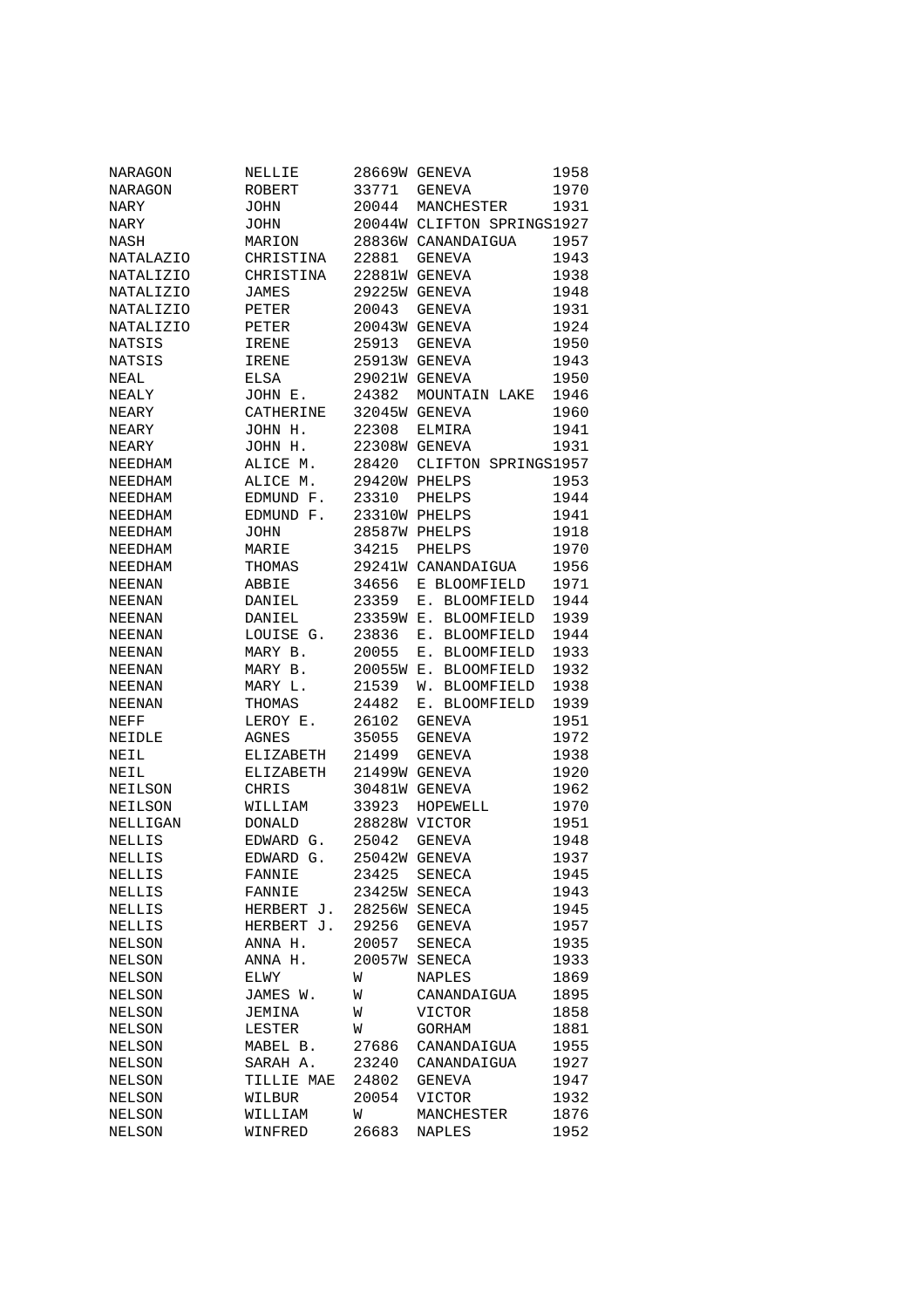| | | | | |
|---|---|---|---|---|
| NARAGON | NELLIE | 28669W | GENEVA | 1958 |
| NARAGON | ROBERT | 33771 | GENEVA | 1970 |
| NARY | JOHN | 20044 | MANCHESTER | 1931 |
| NARY | JOHN | 20044W | CLIFTON SPRINGS | 1927 |
| NASH | MARION | 28836W | CANANDAIGUA | 1957 |
| NATALAZIO | CHRISTINA | 22881 | GENEVA | 1943 |
| NATALIZIO | CHRISTINA | 22881W | GENEVA | 1938 |
| NATALIZIO | JAMES | 29225W | GENEVA | 1948 |
| NATALIZIO | PETER | 20043 | GENEVA | 1931 |
| NATALIZIO | PETER | 20043W | GENEVA | 1924 |
| NATSIS | IRENE | 25913 | GENEVA | 1950 |
| NATSIS | IRENE | 25913W | GENEVA | 1943 |
| NEAL | ELSA | 29021W | GENEVA | 1950 |
| NEALY | JOHN E. | 24382 | MOUNTAIN LAKE | 1946 |
| NEARY | CATHERINE | 32045W | GENEVA | 1960 |
| NEARY | JOHN H. | 22308 | ELMIRA | 1941 |
| NEARY | JOHN H. | 22308W | GENEVA | 1931 |
| NEEDHAM | ALICE M. | 28420 | CLIFTON SPRINGS | 1957 |
| NEEDHAM | ALICE M. | 29420W | PHELPS | 1953 |
| NEEDHAM | EDMUND F. | 23310 | PHELPS | 1944 |
| NEEDHAM | EDMUND F. | 23310W | PHELPS | 1941 |
| NEEDHAM | JOHN | 28587W | PHELPS | 1918 |
| NEEDHAM | MARIE | 34215 | PHELPS | 1970 |
| NEEDHAM | THOMAS | 29241W | CANANDAIGUA | 1956 |
| NEENAN | ABBIE | 34656 | E BLOOMFIELD | 1971 |
| NEENAN | DANIEL | 23359 | E. BLOOMFIELD | 1944 |
| NEENAN | DANIEL | 23359W | E. BLOOMFIELD | 1939 |
| NEENAN | LOUISE G. | 23836 | E. BLOOMFIELD | 1944 |
| NEENAN | MARY B. | 20055 | E. BLOOMFIELD | 1933 |
| NEENAN | MARY B. | 20055W | E. BLOOMFIELD | 1932 |
| NEENAN | MARY L. | 21539 | W. BLOOMFIELD | 1938 |
| NEENAN | THOMAS | 24482 | E. BLOOMFIELD | 1939 |
| NEFF | LEROY E. | 26102 | GENEVA | 1951 |
| NEIDLE | AGNES | 35055 | GENEVA | 1972 |
| NEIL | ELIZABETH | 21499 | GENEVA | 1938 |
| NEIL | ELIZABETH | 21499W | GENEVA | 1920 |
| NEILSON | CHRIS | 30481W | GENEVA | 1962 |
| NEILSON | WILLIAM | 33923 | HOPEWELL | 1970 |
| NELLIGAN | DONALD | 28828W | VICTOR | 1951 |
| NELLIS | EDWARD G. | 25042 | GENEVA | 1948 |
| NELLIS | EDWARD G. | 25042W | GENEVA | 1937 |
| NELLIS | FANNIE | 23425 | SENECA | 1945 |
| NELLIS | FANNIE | 23425W | SENECA | 1943 |
| NELLIS | HERBERT J. | 28256W | SENECA | 1945 |
| NELLIS | HERBERT J. | 29256 | GENEVA | 1957 |
| NELSON | ANNA H. | 20057 | SENECA | 1935 |
| NELSON | ANNA H. | 20057W | SENECA | 1933 |
| NELSON | ELWY | W | NAPLES | 1869 |
| NELSON | JAMES W. | W | CANANDAIGUA | 1895 |
| NELSON | JEMINA | W | VICTOR | 1858 |
| NELSON | LESTER | W | GORHAM | 1881 |
| NELSON | MABEL B. | 27686 | CANANDAIGUA | 1955 |
| NELSON | SARAH A. | 23240 | CANANDAIGUA | 1927 |
| NELSON | TILLIE MAE | 24802 | GENEVA | 1947 |
| NELSON | WILBUR | 20054 | VICTOR | 1932 |
| NELSON | WILLIAM | W | MANCHESTER | 1876 |
| NELSON | WINFRED | 26683 | NAPLES | 1952 |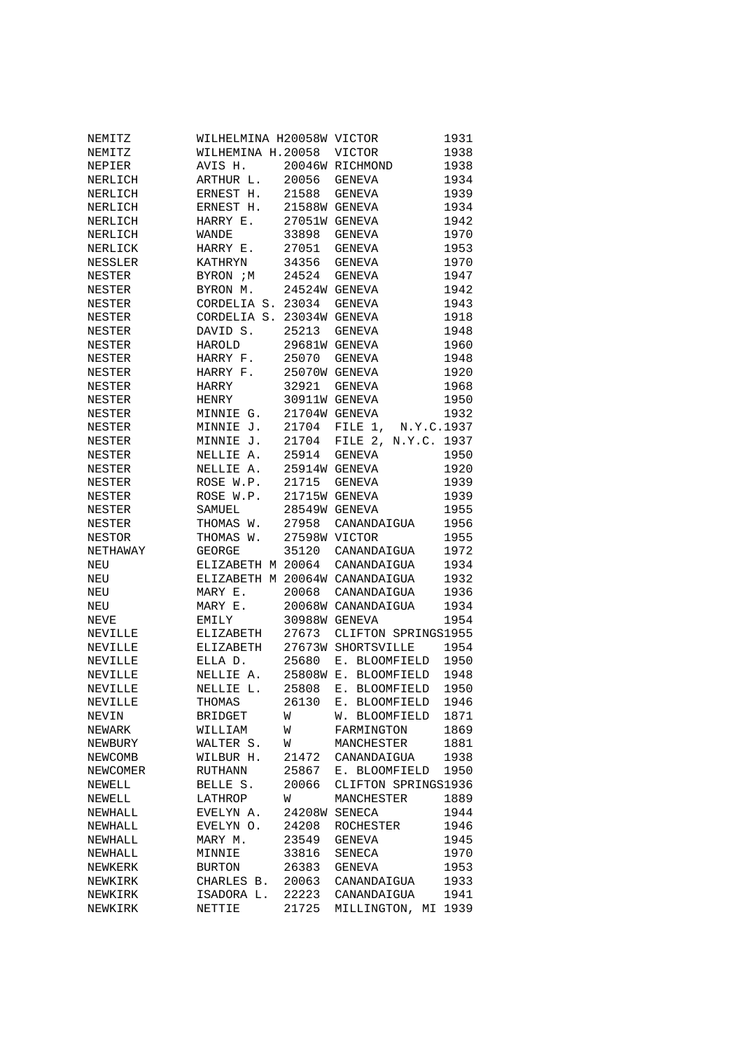```
NEMITZ         WILHELMINA H20058W VICTOR          1931
NEMITZ         WILHEMINA H.20058  VICTOR          1938
NEPIER         AVIS H.     20046W RICHMOND        1938
NERLICH        ARTHUR L.   20056  GENEVA          1934
NERLICH        ERNEST H.   21588  GENEVA          1939
NERLICH        ERNEST H.   21588W GENEVA          1934
NERLICH        HARRY E.    27051W GENEVA          1942
NERLICH        WANDE       33898  GENEVA          1970
NERLICK        HARRY E.    27051  GENEVA          1953
NESSLER        KATHRYN     34356  GENEVA          1970
NESTER         BYRON ;M    24524  GENEVA          1947
NESTER         BYRON M.    24524W GENEVA          1942
NESTER         CORDELIA S. 23034  GENEVA          1943
NESTER         CORDELIA S. 23034W GENEVA          1918
NESTER         DAVID S.    25213  GENEVA          1948
NESTER         HAROLD      29681W GENEVA          1960
NESTER         HARRY F.    25070  GENEVA          1948
NESTER         HARRY F.    25070W GENEVA          1920
NESTER         HARRY       32921  GENEVA          1968
NESTER         HENRY       30911W GENEVA          1950
NESTER         MINNIE G.   21704W GENEVA          1932
NESTER         MINNIE J.   21704  FILE 1,  N.Y.C.1937
NESTER         MINNIE J.   21704  FILE 2, N.Y.C. 1937
NESTER         NELLIE A.   25914  GENEVA          1950
NESTER         NELLIE A.   25914W GENEVA          1920
NESTER         ROSE W.P.   21715  GENEVA          1939
NESTER         ROSE W.P.   21715W GENEVA          1939
NESTER         SAMUEL      28549W GENEVA          1955
NESTER         THOMAS W.   27958  CANANDAIGUA     1956
NESTOR         THOMAS W.   27598W VICTOR          1955
NETHAWAY       GEORGE      35120  CANANDAIGUA     1972
NEU            ELIZABETH M 20064  CANANDAIGUA     1934
NEU            ELIZABETH M 20064W CANANDAIGUA     1932
NEU            MARY E.     20068  CANANDAIGUA     1936
NEU            MARY E.     20068W CANANDAIGUA     1934
NEVE           EMILY       30988W GENEVA          1954
NEVILLE        ELIZABETH   27673  CLIFTON SPRINGS1955
NEVILLE        ELIZABETH   27673W SHORTSVILLE     1954
NEVILLE        ELLA D.     25680  E. BLOOMFIELD   1950
NEVILLE        NELLIE A.   25808W E. BLOOMFIELD   1948
NEVILLE        NELLIE L.   25808  E. BLOOMFIELD   1950
NEVILLE        THOMAS      26130  E. BLOOMFIELD   1946
NEVIN          BRIDGET     W      W. BLOOMFIELD   1871
NEWARK         WILLIAM     W      FARMINGTON      1869
NEWBURY        WALTER S.   W      MANCHESTER      1881
NEWCOMB        WILBUR H.   21472  CANANDAIGUA     1938
NEWCOMER       RUTHANN     25867  E. BLOOMFIELD   1950
NEWELL         BELLE S.    20066  CLIFTON SPRINGS1936
NEWELL         LATHROP     W      MANCHESTER      1889
NEWHALL        EVELYN A.   24208W SENECA          1944
NEWHALL        EVELYN O.   24208  ROCHESTER       1946
NEWHALL        MARY M.     23549  GENEVA          1945
NEWHALL        MINNIE      33816  SENECA          1970
NEWKERK        BURTON      26383  GENEVA          1953
NEWKIRK        CHARLES B.  20063  CANANDAIGUA     1933
NEWKIRK        ISADORA L.  22223  CANANDAIGUA     1941
NEWKIRK        NETTIE      21725  MILLINGTON, MI 1939
```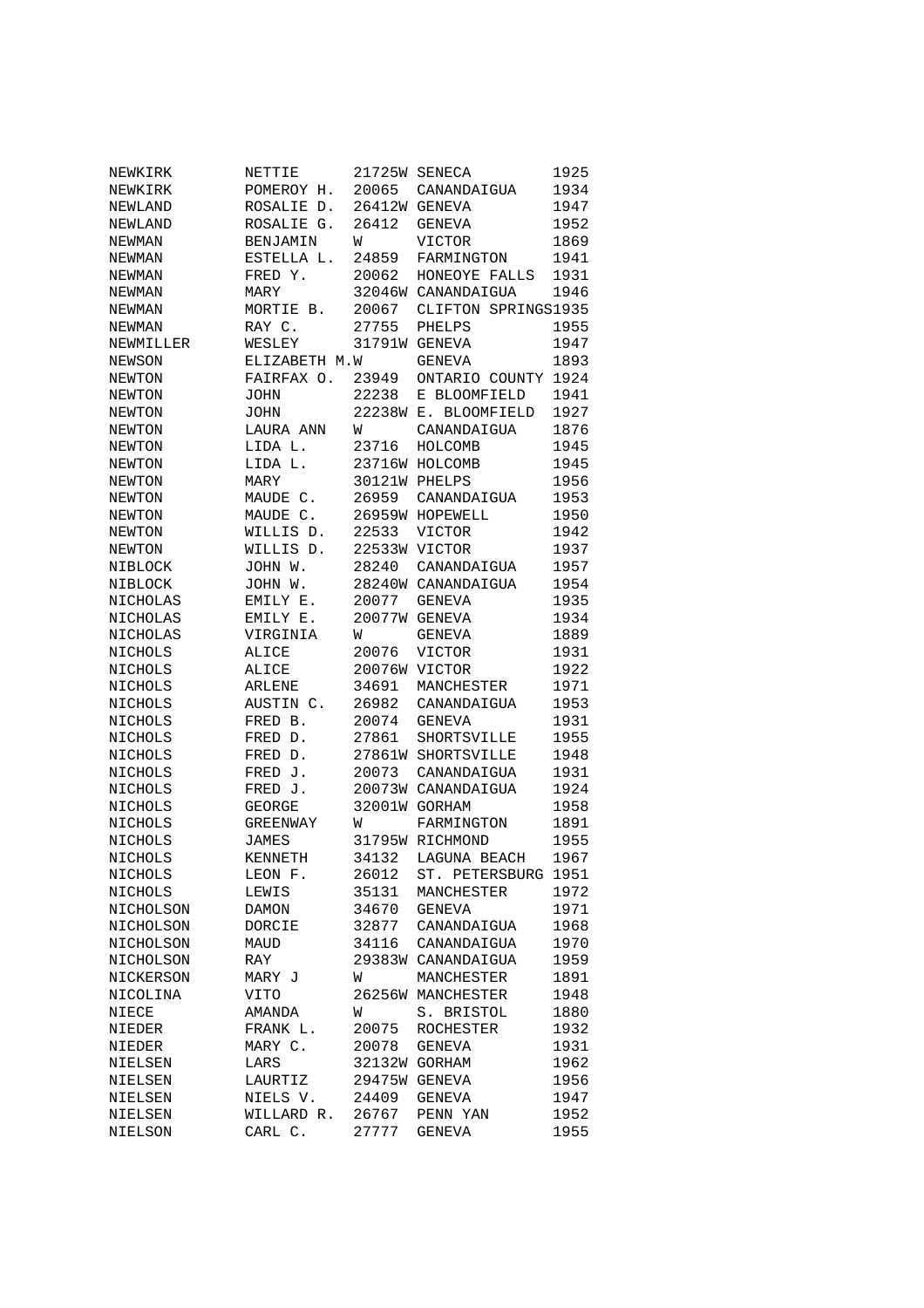| | | | | |
|---|---|---|---|---|
| NEWKIRK | NETTIE | 21725W | SENECA | 1925 |
| NEWKIRK | POMEROY H. | 20065 | CANANDAIGUA | 1934 |
| NEWLAND | ROSALIE D. | 26412W | GENEVA | 1947 |
| NEWLAND | ROSALIE G. | 26412 | GENEVA | 1952 |
| NEWMAN | BENJAMIN | W | VICTOR | 1869 |
| NEWMAN | ESTELLA L. | 24859 | FARMINGTON | 1941 |
| NEWMAN | FRED Y. | 20062 | HONEOYE FALLS | 1931 |
| NEWMAN | MARY | 32046W | CANANDAIGUA | 1946 |
| NEWMAN | MORTIE B. | 20067 | CLIFTON SPRINGS | 1935 |
| NEWMAN | RAY C. | 27755 | PHELPS | 1955 |
| NEWMILLER | WESLEY | 31791W | GENEVA | 1947 |
| NEWSON | ELIZABETH M. | W | GENEVA | 1893 |
| NEWTON | FAIRFAX O. | 23949 | ONTARIO COUNTY | 1924 |
| NEWTON | JOHN | 22238 | E BLOOMFIELD | 1941 |
| NEWTON | JOHN | 22238W | E. BLOOMFIELD | 1927 |
| NEWTON | LAURA ANN | W | CANANDAIGUA | 1876 |
| NEWTON | LIDA L. | 23716 | HOLCOMB | 1945 |
| NEWTON | LIDA L. | 23716W | HOLCOMB | 1945 |
| NEWTON | MARY | 30121W | PHELPS | 1956 |
| NEWTON | MAUDE C. | 26959 | CANANDAIGUA | 1953 |
| NEWTON | MAUDE C. | 26959W | HOPEWELL | 1950 |
| NEWTON | WILLIS D. | 22533 | VICTOR | 1942 |
| NEWTON | WILLIS D. | 22533W | VICTOR | 1937 |
| NIBLOCK | JOHN W. | 28240 | CANANDAIGUA | 1957 |
| NIBLOCK | JOHN W. | 28240W | CANANDAIGUA | 1954 |
| NICHOLAS | EMILY E. | 20077 | GENEVA | 1935 |
| NICHOLAS | EMILY E. | 20077W | GENEVA | 1934 |
| NICHOLAS | VIRGINIA | W | GENEVA | 1889 |
| NICHOLS | ALICE | 20076 | VICTOR | 1931 |
| NICHOLS | ALICE | 20076W | VICTOR | 1922 |
| NICHOLS | ARLENE | 34691 | MANCHESTER | 1971 |
| NICHOLS | AUSTIN C. | 26982 | CANANDAIGUA | 1953 |
| NICHOLS | FRED B. | 20074 | GENEVA | 1931 |
| NICHOLS | FRED D. | 27861 | SHORTSVILLE | 1955 |
| NICHOLS | FRED D. | 27861W | SHORTSVILLE | 1948 |
| NICHOLS | FRED J. | 20073 | CANANDAIGUA | 1931 |
| NICHOLS | FRED J. | 20073W | CANANDAIGUA | 1924 |
| NICHOLS | GEORGE | 32001W | GORHAM | 1958 |
| NICHOLS | GREENWAY | W | FARMINGTON | 1891 |
| NICHOLS | JAMES | 31795W | RICHMOND | 1955 |
| NICHOLS | KENNETH | 34132 | LAGUNA BEACH | 1967 |
| NICHOLS | LEON F. | 26012 | ST. PETERSBURG | 1951 |
| NICHOLS | LEWIS | 35131 | MANCHESTER | 1972 |
| NICHOLSON | DAMON | 34670 | GENEVA | 1971 |
| NICHOLSON | DORCIE | 32877 | CANANDAIGUA | 1968 |
| NICHOLSON | MAUD | 34116 | CANANDAIGUA | 1970 |
| NICHOLSON | RAY | 29383W | CANANDAIGUA | 1959 |
| NICKERSON | MARY J | W | MANCHESTER | 1891 |
| NICOLINA | VITO | 26256W | MANCHESTER | 1948 |
| NIECE | AMANDA | W | S. BRISTOL | 1880 |
| NIEDER | FRANK L. | 20075 | ROCHESTER | 1932 |
| NIEDER | MARY C. | 20078 | GENEVA | 1931 |
| NIELSEN | LARS | 32132W | GORHAM | 1962 |
| NIELSEN | LAURTIZ | 29475W | GENEVA | 1956 |
| NIELSEN | NIELS V. | 24409 | GENEVA | 1947 |
| NIELSEN | WILLARD R. | 26767 | PENN YAN | 1952 |
| NIELSON | CARL C. | 27777 | GENEVA | 1955 |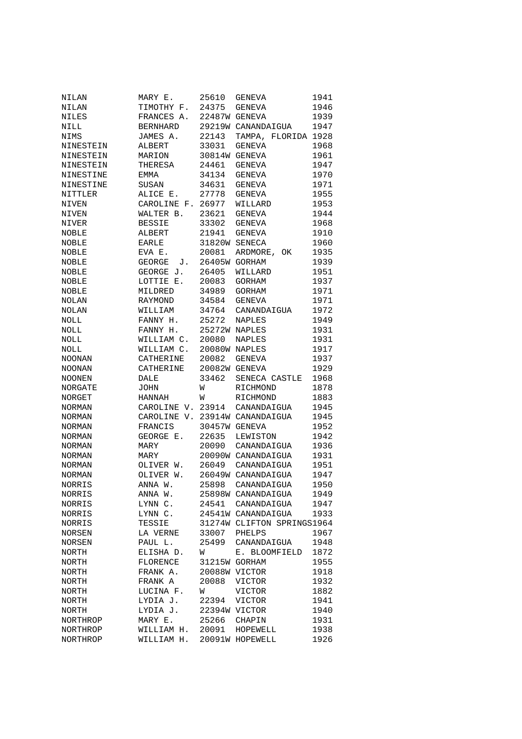| | | | | |
|---|---|---|---|---|
| NILAN | MARY E. | 25610 | GENEVA | 1941 |
| NILAN | TIMOTHY F. | 24375 | GENEVA | 1946 |
| NILES | FRANCES A. | 22487W | GENEVA | 1939 |
| NILL | BERNHARD | 29219W | CANANDAIGUA | 1947 |
| NIMS | JAMES A. | 22143 | TAMPA, FLORIDA | 1928 |
| NINESTEIN | ALBERT | 33031 | GENEVA | 1968 |
| NINESTEIN | MARION | 30814W | GENEVA | 1961 |
| NINESTEIN | THERESA | 24461 | GENEVA | 1947 |
| NINESTINE | EMMA | 34134 | GENEVA | 1970 |
| NINESTINE | SUSAN | 34631 | GENEVA | 1971 |
| NITTLER | ALICE E. | 27778 | GENEVA | 1955 |
| NIVEN | CAROLINE F. | 26977 | WILLARD | 1953 |
| NIVEN | WALTER B. | 23621 | GENEVA | 1944 |
| NIVER | BESSIE | 33302 | GENEVA | 1968 |
| NOBLE | ALBERT | 21941 | GENEVA | 1910 |
| NOBLE | EARLE | 31820W | SENECA | 1960 |
| NOBLE | EVA E. | 20081 | ARDMORE, OK | 1935 |
| NOBLE | GEORGE J. | 26405W | GORHAM | 1939 |
| NOBLE | GEORGE J. | 26405 | WILLARD | 1951 |
| NOBLE | LOTTIE E. | 20083 | GORHAM | 1937 |
| NOBLE | MILDRED | 34989 | GORHAM | 1971 |
| NOLAN | RAYMOND | 34584 | GENEVA | 1971 |
| NOLAN | WILLIAM | 34764 | CANANDAIGUA | 1972 |
| NOLL | FANNY H. | 25272 | NAPLES | 1949 |
| NOLL | FANNY H. | 25272W | NAPLES | 1931 |
| NOLL | WILLIAM C. | 20080 | NAPLES | 1931 |
| NOLL | WILLIAM C. | 20080W | NAPLES | 1917 |
| NOONAN | CATHERINE | 20082 | GENEVA | 1937 |
| NOONAN | CATHERINE | 20082W | GENEVA | 1929 |
| NOONEN | DALE | 33462 | SENECA CASTLE | 1968 |
| NORGATE | JOHN | W | RICHMOND | 1878 |
| NORGET | HANNAH | W | RICHMOND | 1883 |
| NORMAN | CAROLINE V. | 23914 | CANANDAIGUA | 1945 |
| NORMAN | CAROLINE V. | 23914W | CANANDAIGUA | 1945 |
| NORMAN | FRANCIS | 30457W | GENEVA | 1952 |
| NORMAN | GEORGE E. | 22635 | LEWISTON | 1942 |
| NORMAN | MARY | 20090 | CANANDAIGUA | 1936 |
| NORMAN | MARY | 20090W | CANANDAIGUA | 1931 |
| NORMAN | OLIVER W. | 26049 | CANANDAIGUA | 1951 |
| NORMAN | OLIVER W. | 26049W | CANANDAIGUA | 1947 |
| NORRIS | ANNA W. | 25898 | CANANDAIGUA | 1950 |
| NORRIS | ANNA W. | 25898W | CANANDAIGUA | 1949 |
| NORRIS | LYNN C. | 24541 | CANANDAIGUA | 1947 |
| NORRIS | LYNN C. | 24541W | CANANDAIGUA | 1933 |
| NORRIS | TESSIE | 31274W | CLIFTON SPRINGS | 1964 |
| NORSEN | LA VERNE | 33007 | PHELPS | 1967 |
| NORSEN | PAUL L. | 25499 | CANANDAIGUA | 1948 |
| NORTH | ELISHA D. | W | E. BLOOMFIELD | 1872 |
| NORTH | FLORENCE | 31215W | GORHAM | 1955 |
| NORTH | FRANK A. | 20088W | VICTOR | 1918 |
| NORTH | FRANK A | 20088 | VICTOR | 1932 |
| NORTH | LUCINA F. | W | VICTOR | 1882 |
| NORTH | LYDIA J. | 22394 | VICTOR | 1941 |
| NORTH | LYDIA J. | 22394W | VICTOR | 1940 |
| NORTHROP | MARY E. | 25266 | CHAPIN | 1931 |
| NORTHROP | WILLIAM H. | 20091 | HOPEWELL | 1938 |
| NORTHROP | WILLIAM H. | 20091W | HOPEWELL | 1926 |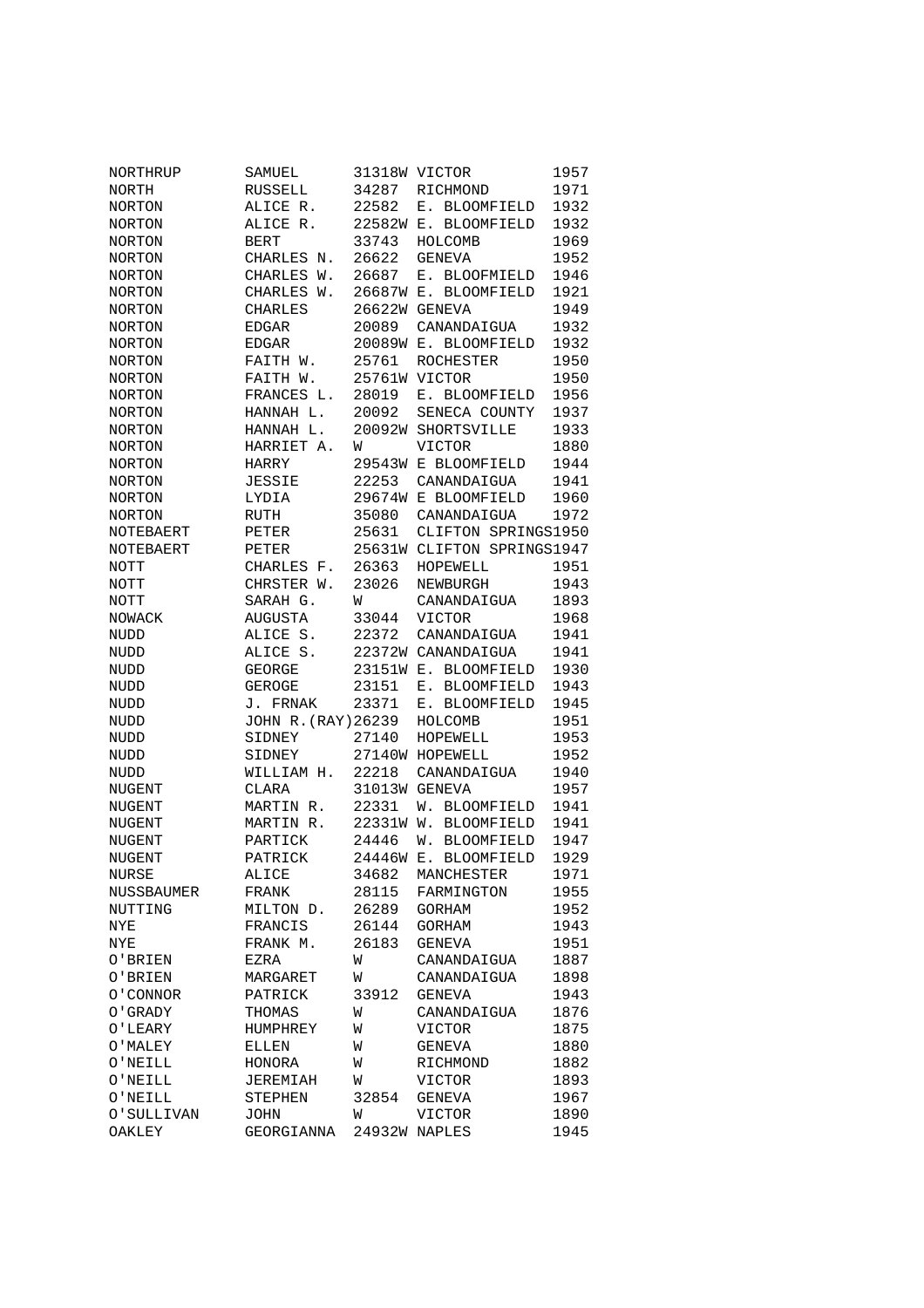| | | | | |
|---|---|---|---|---|
| NORTHRUP | SAMUEL | 31318W | VICTOR | 1957 |
| NORTH | RUSSELL | 34287 | RICHMOND | 1971 |
| NORTON | ALICE R. | 22582 | E. BLOOMFIELD | 1932 |
| NORTON | ALICE R. | 22582W | E. BLOOMFIELD | 1932 |
| NORTON | BERT | 33743 | HOLCOMB | 1969 |
| NORTON | CHARLES N. | 26622 | GENEVA | 1952 |
| NORTON | CHARLES W. | 26687 | E. BLOOFMIELD | 1946 |
| NORTON | CHARLES W. | 26687W | E. BLOOMFIELD | 1921 |
| NORTON | CHARLES | 26622W | GENEVA | 1949 |
| NORTON | EDGAR | 20089 | CANANDAIGUA | 1932 |
| NORTON | EDGAR | 20089W | E. BLOOMFIELD | 1932 |
| NORTON | FAITH W. | 25761 | ROCHESTER | 1950 |
| NORTON | FAITH W. | 25761W | VICTOR | 1950 |
| NORTON | FRANCES L. | 28019 | E. BLOOMFIELD | 1956 |
| NORTON | HANNAH L. | 20092 | SENECA COUNTY | 1937 |
| NORTON | HANNAH L. | 20092W | SHORTSVILLE | 1933 |
| NORTON | HARRIET A. | W | VICTOR | 1880 |
| NORTON | HARRY | 29543W | E BLOOMFIELD | 1944 |
| NORTON | JESSIE | 22253 | CANANDAIGUA | 1941 |
| NORTON | LYDIA | 29674W | E BLOOMFIELD | 1960 |
| NORTON | RUTH | 35080 | CANANDAIGUA | 1972 |
| NOTEBAERT | PETER | 25631 | CLIFTON SPRINGS | 1950 |
| NOTEBAERT | PETER | 25631W | CLIFTON SPRINGS | 1947 |
| NOTT | CHARLES F. | 26363 | HOPEWELL | 1951 |
| NOTT | CHRSTER W. | 23026 | NEWBURGH | 1943 |
| NOTT | SARAH G. | W | CANANDAIGUA | 1893 |
| NOWACK | AUGUSTA | 33044 | VICTOR | 1968 |
| NUDD | ALICE S. | 22372 | CANANDAIGUA | 1941 |
| NUDD | ALICE S. | 22372W | CANANDAIGUA | 1941 |
| NUDD | GEORGE | 23151W | E. BLOOMFIELD | 1930 |
| NUDD | GEROGE | 23151 | E. BLOOMFIELD | 1943 |
| NUDD | J. FRNAK | 23371 | E. BLOOMFIELD | 1945 |
| NUDD | JOHN R.(RAY) | 26239 | HOLCOMB | 1951 |
| NUDD | SIDNEY | 27140 | HOPEWELL | 1953 |
| NUDD | SIDNEY | 27140W | HOPEWELL | 1952 |
| NUDD | WILLIAM H. | 22218 | CANANDAIGUA | 1940 |
| NUGENT | CLARA | 31013W | GENEVA | 1957 |
| NUGENT | MARTIN R. | 22331 | W. BLOOMFIELD | 1941 |
| NUGENT | MARTIN R. | 22331W | W. BLOOMFIELD | 1941 |
| NUGENT | PARTICK | 24446 | W. BLOOMFIELD | 1947 |
| NUGENT | PATRICK | 24446W | E. BLOOMFIELD | 1929 |
| NURSE | ALICE | 34682 | MANCHESTER | 1971 |
| NUSSBAUMER | FRANK | 28115 | FARMINGTON | 1955 |
| NUTTING | MILTON D. | 26289 | GORHAM | 1952 |
| NYE | FRANCIS | 26144 | GORHAM | 1943 |
| NYE | FRANK M. | 26183 | GENEVA | 1951 |
| O'BRIEN | EZRA | W | CANANDAIGUA | 1887 |
| O'BRIEN | MARGARET | W | CANANDAIGUA | 1898 |
| O'CONNOR | PATRICK | 33912 | GENEVA | 1943 |
| O'GRADY | THOMAS | W | CANANDAIGUA | 1876 |
| O'LEARY | HUMPHREY | W | VICTOR | 1875 |
| O'MALEY | ELLEN | W | GENEVA | 1880 |
| O'NEILL | HONORA | W | RICHMOND | 1882 |
| O'NEILL | JEREMIAH | W | VICTOR | 1893 |
| O'NEILL | STEPHEN | 32854 | GENEVA | 1967 |
| O'SULLIVAN | JOHN | W | VICTOR | 1890 |
| OAKLEY | GEORGIANNA | 24932W | NAPLES | 1945 |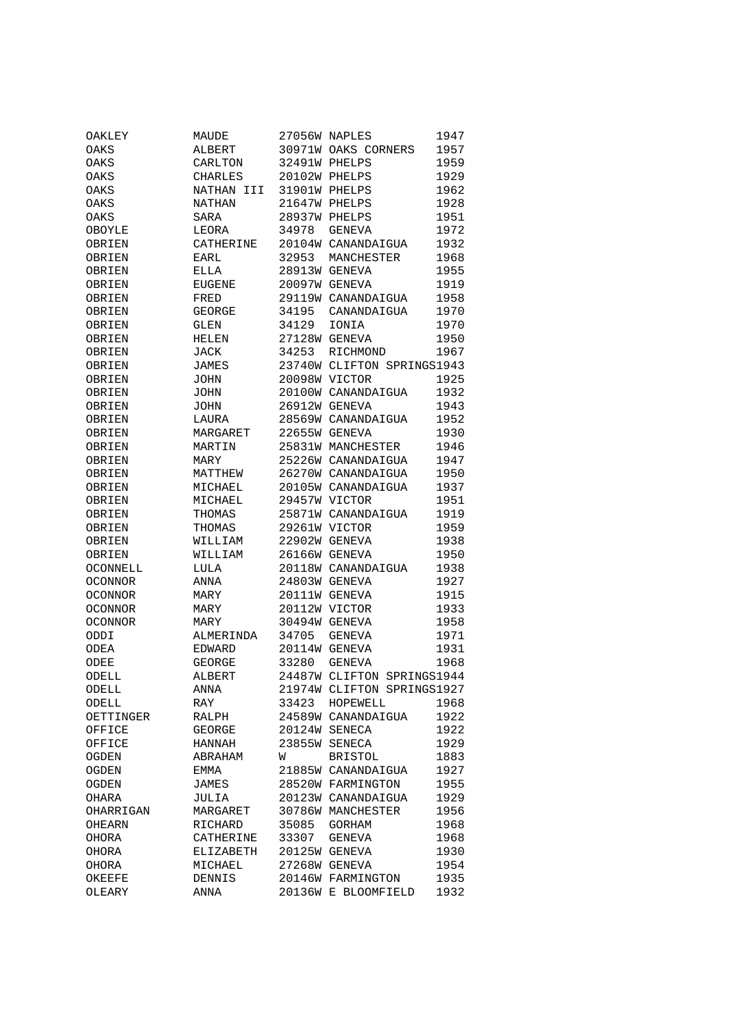| | | | | |
|---|---|---|---|---|
| OAKLEY | MAUDE | 27056W | NAPLES | 1947 |
| OAKS | ALBERT | 30971W | OAKS CORNERS | 1957 |
| OAKS | CARLTON | 32491W | PHELPS | 1959 |
| OAKS | CHARLES | 20102W | PHELPS | 1929 |
| OAKS | NATHAN III | 31901W | PHELPS | 1962 |
| OAKS | NATHAN | 21647W | PHELPS | 1928 |
| OAKS | SARA | 28937W | PHELPS | 1951 |
| OBOYLE | LEORA | 34978 | GENEVA | 1972 |
| OBRIEN | CATHERINE | 20104W | CANANDAIGUA | 1932 |
| OBRIEN | EARL | 32953 | MANCHESTER | 1968 |
| OBRIEN | ELLA | 28913W | GENEVA | 1955 |
| OBRIEN | EUGENE | 20097W | GENEVA | 1919 |
| OBRIEN | FRED | 29119W | CANANDAIGUA | 1958 |
| OBRIEN | GEORGE | 34195 | CANANDAIGUA | 1970 |
| OBRIEN | GLEN | 34129 | IONIA | 1970 |
| OBRIEN | HELEN | 27128W | GENEVA | 1950 |
| OBRIEN | JACK | 34253 | RICHMOND | 1967 |
| OBRIEN | JAMES | 23740W | CLIFTON SPRINGS | 1943 |
| OBRIEN | JOHN | 20098W | VICTOR | 1925 |
| OBRIEN | JOHN | 20100W | CANANDAIGUA | 1932 |
| OBRIEN | JOHN | 26912W | GENEVA | 1943 |
| OBRIEN | LAURA | 28569W | CANANDAIGUA | 1952 |
| OBRIEN | MARGARET | 22655W | GENEVA | 1930 |
| OBRIEN | MARTIN | 25831W | MANCHESTER | 1946 |
| OBRIEN | MARY | 25226W | CANANDAIGUA | 1947 |
| OBRIEN | MATTHEW | 26270W | CANANDAIGUA | 1950 |
| OBRIEN | MICHAEL | 20105W | CANANDAIGUA | 1937 |
| OBRIEN | MICHAEL | 29457W | VICTOR | 1951 |
| OBRIEN | THOMAS | 25871W | CANANDAIGUA | 1919 |
| OBRIEN | THOMAS | 29261W | VICTOR | 1959 |
| OBRIEN | WILLIAM | 22902W | GENEVA | 1938 |
| OBRIEN | WILLIAM | 26166W | GENEVA | 1950 |
| OCONNELL | LULA | 20118W | CANANDAIGUA | 1938 |
| OCONNOR | ANNA | 24803W | GENEVA | 1927 |
| OCONNOR | MARY | 20111W | GENEVA | 1915 |
| OCONNOR | MARY | 20112W | VICTOR | 1933 |
| OCONNOR | MARY | 30494W | GENEVA | 1958 |
| ODDI | ALMERINDA | 34705 | GENEVA | 1971 |
| ODEA | EDWARD | 20114W | GENEVA | 1931 |
| ODEE | GEORGE | 33280 | GENEVA | 1968 |
| ODELL | ALBERT | 24487W | CLIFTON SPRINGS | 1944 |
| ODELL | ANNA | 21974W | CLIFTON SPRINGS | 1927 |
| ODELL | RAY | 33423 | HOPEWELL | 1968 |
| OETTINGER | RALPH | 24589W | CANANDAIGUA | 1922 |
| OFFICE | GEORGE | 20124W | SENECA | 1922 |
| OFFICE | HANNAH | 23855W | SENECA | 1929 |
| OGDEN | ABRAHAM | W | BRISTOL | 1883 |
| OGDEN | EMMA | 21885W | CANANDAIGUA | 1927 |
| OGDEN | JAMES | 28520W | FARMINGTON | 1955 |
| OHARA | JULIA | 20123W | CANANDAIGUA | 1929 |
| OHARRIGAN | MARGARET | 30786W | MANCHESTER | 1956 |
| OHEARN | RICHARD | 35085 | GORHAM | 1968 |
| OHORA | CATHERINE | 33307 | GENEVA | 1968 |
| OHORA | ELIZABETH | 20125W | GENEVA | 1930 |
| OHORA | MICHAEL | 27268W | GENEVA | 1954 |
| OKEEFE | DENNIS | 20146W | FARMINGTON | 1935 |
| OLEARY | ANNA | 20136W | E BLOOMFIELD | 1932 |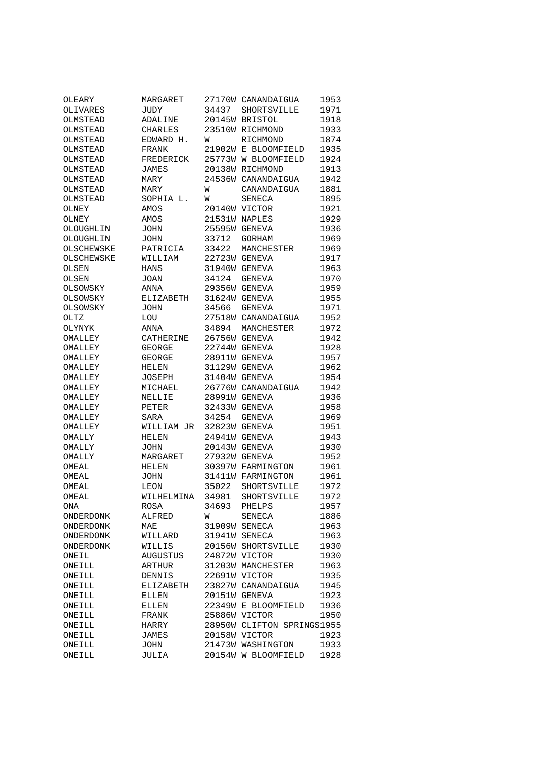| | | | | |
|---|---|---|---|---|
| OLEARY | MARGARET | 27170W | CANANDAIGUA | 1953 |
| OLIVARES | JUDY | 34437 | SHORTSVILLE | 1971 |
| OLMSTEAD | ADALINE | 20145W | BRISTOL | 1918 |
| OLMSTEAD | CHARLES | 23510W | RICHMOND | 1933 |
| OLMSTEAD | EDWARD H. | W | RICHMOND | 1874 |
| OLMSTEAD | FRANK | 21902W | E BLOOMFIELD | 1935 |
| OLMSTEAD | FREDERICK | 25773W | W BLOOMFIELD | 1924 |
| OLMSTEAD | JAMES | 20138W | RICHMOND | 1913 |
| OLMSTEAD | MARY | 24536W | CANANDAIGUA | 1942 |
| OLMSTEAD | MARY | W | CANANDAIGUA | 1881 |
| OLMSTEAD | SOPHIA L. | W | SENECA | 1895 |
| OLNEY | AMOS | 20140W | VICTOR | 1921 |
| OLNEY | AMOS | 21531W | NAPLES | 1929 |
| OLOUGHLIN | JOHN | 25595W | GENEVA | 1936 |
| OLOUGHLIN | JOHN | 33712 | GORHAM | 1969 |
| OLSCHEWSKE | PATRICIA | 33422 | MANCHESTER | 1969 |
| OLSCHEWSKE | WILLIAM | 22723W | GENEVA | 1917 |
| OLSEN | HANS | 31940W | GENEVA | 1963 |
| OLSEN | JOAN | 34124 | GENEVA | 1970 |
| OLSOWSKY | ANNA | 29356W | GENEVA | 1959 |
| OLSOWSKY | ELIZABETH | 31624W | GENEVA | 1955 |
| OLSOWSKY | JOHN | 34566 | GENEVA | 1971 |
| OLTZ | LOU | 27518W | CANANDAIGUA | 1952 |
| OLYNYK | ANNA | 34894 | MANCHESTER | 1972 |
| OMALLEY | CATHERINE | 26756W | GENEVA | 1942 |
| OMALLEY | GEORGE | 22744W | GENEVA | 1928 |
| OMALLEY | GEORGE | 28911W | GENEVA | 1957 |
| OMALLEY | HELEN | 31129W | GENEVA | 1962 |
| OMALLEY | JOSEPH | 31404W | GENEVA | 1954 |
| OMALLEY | MICHAEL | 26776W | CANANDAIGUA | 1942 |
| OMALLEY | NELLIE | 28991W | GENEVA | 1936 |
| OMALLEY | PETER | 32433W | GENEVA | 1958 |
| OMALLEY | SARA | 34254 | GENEVA | 1969 |
| OMALLEY | WILLIAM JR | 32823W | GENEVA | 1951 |
| OMALLY | HELEN | 24941W | GENEVA | 1943 |
| OMALLY | JOHN | 20143W | GENEVA | 1930 |
| OMALLY | MARGARET | 27932W | GENEVA | 1952 |
| OMEAL | HELEN | 30397W | FARMINGTON | 1961 |
| OMEAL | JOHN | 31411W | FARMINGTON | 1961 |
| OMEAL | LEON | 35022 | SHORTSVILLE | 1972 |
| OMEAL | WILHELMINA | 34981 | SHORTSVILLE | 1972 |
| ONA | ROSA | 34693 | PHELPS | 1957 |
| ONDERDONK | ALFRED | W | SENECA | 1886 |
| ONDERDONK | MAE | 31909W | SENECA | 1963 |
| ONDERDONK | WILLARD | 31941W | SENECA | 1963 |
| ONDERDONK | WILLIS | 20156W | SHORTSVILLE | 1930 |
| ONEIL | AUGUSTUS | 24872W | VICTOR | 1930 |
| ONEILL | ARTHUR | 31203W | MANCHESTER | 1963 |
| ONEILL | DENNIS | 22691W | VICTOR | 1935 |
| ONEILL | ELIZABETH | 23827W | CANANDAIGUA | 1945 |
| ONEILL | ELLEN | 20151W | GENEVA | 1923 |
| ONEILL | ELLEN | 22349W | E BLOOMFIELD | 1936 |
| ONEILL | FRANK | 25886W | VICTOR | 1950 |
| ONEILL | HARRY | 28950W | CLIFTON SPRINGS | 1955 |
| ONEILL | JAMES | 20158W | VICTOR | 1923 |
| ONEILL | JOHN | 21473W | WASHINGTON | 1933 |
| ONEILL | JULIA | 20154W | W BLOOMFIELD | 1928 |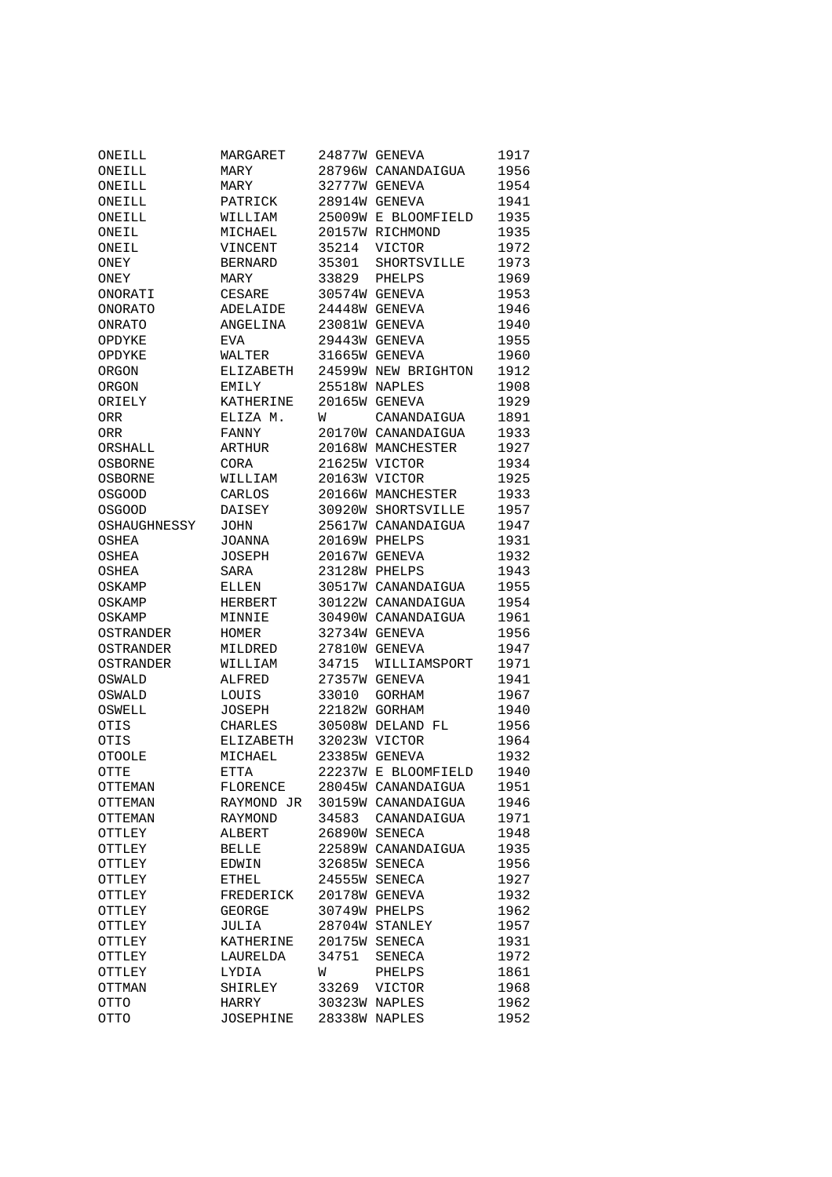| | | | | |
|---|---|---|---|---|
| ONEILL | MARGARET | 24877W | GENEVA | 1917 |
| ONEILL | MARY | 28796W | CANANDAIGUA | 1956 |
| ONEILL | MARY | 32777W | GENEVA | 1954 |
| ONEILL | PATRICK | 28914W | GENEVA | 1941 |
| ONEILL | WILLIAM | 25009W | E BLOOMFIELD | 1935 |
| ONEIL | MICHAEL | 20157W | RICHMOND | 1935 |
| ONEIL | VINCENT | 35214 | VICTOR | 1972 |
| ONEY | BERNARD | 35301 | SHORTSVILLE | 1973 |
| ONEY | MARY | 33829 | PHELPS | 1969 |
| ONORATI | CESARE | 30574W | GENEVA | 1953 |
| ONORATO | ADELAIDE | 24448W | GENEVA | 1946 |
| ONRATO | ANGELINA | 23081W | GENEVA | 1940 |
| OPDYKE | EVA | 29443W | GENEVA | 1955 |
| OPDYKE | WALTER | 31665W | GENEVA | 1960 |
| ORGON | ELIZABETH | 24599W | NEW BRIGHTON | 1912 |
| ORGON | EMILY | 25518W | NAPLES | 1908 |
| ORIELY | KATHERINE | 20165W | GENEVA | 1929 |
| ORR | ELIZA M. | W | CANANDAIGUA | 1891 |
| ORR | FANNY | 20170W | CANANDAIGUA | 1933 |
| ORSHALL | ARTHUR | 20168W | MANCHESTER | 1927 |
| OSBORNE | CORA | 21625W | VICTOR | 1934 |
| OSBORNE | WILLIAM | 20163W | VICTOR | 1925 |
| OSGOOD | CARLOS | 20166W | MANCHESTER | 1933 |
| OSGOOD | DAISEY | 30920W | SHORTSVILLE | 1957 |
| OSHAUGHNESSY | JOHN | 25617W | CANANDAIGUA | 1947 |
| OSHEA | JOANNA | 20169W | PHELPS | 1931 |
| OSHEA | JOSEPH | 20167W | GENEVA | 1932 |
| OSHEA | SARA | 23128W | PHELPS | 1943 |
| OSKAMP | ELLEN | 30517W | CANANDAIGUA | 1955 |
| OSKAMP | HERBERT | 30122W | CANANDAIGUA | 1954 |
| OSKAMP | MINNIE | 30490W | CANANDAIGUA | 1961 |
| OSTRANDER | HOMER | 32734W | GENEVA | 1956 |
| OSTRANDER | MILDRED | 27810W | GENEVA | 1947 |
| OSTRANDER | WILLIAM | 34715 | WILLIAMSPORT | 1971 |
| OSWALD | ALFRED | 27357W | GENEVA | 1941 |
| OSWALD | LOUIS | 33010 | GORHAM | 1967 |
| OSWELL | JOSEPH | 22182W | GORHAM | 1940 |
| OTIS | CHARLES | 30508W | DELAND FL | 1956 |
| OTIS | ELIZABETH | 32023W | VICTOR | 1964 |
| OTOOLE | MICHAEL | 23385W | GENEVA | 1932 |
| OTTE | ETTA | 22237W | E BLOOMFIELD | 1940 |
| OTTEMAN | FLORENCE | 28045W | CANANDAIGUA | 1951 |
| OTTEMAN | RAYMOND JR | 30159W | CANANDAIGUA | 1946 |
| OTTEMAN | RAYMOND | 34583 | CANANDAIGUA | 1971 |
| OTTLEY | ALBERT | 26890W | SENECA | 1948 |
| OTTLEY | BELLE | 22589W | CANANDAIGUA | 1935 |
| OTTLEY | EDWIN | 32685W | SENECA | 1956 |
| OTTLEY | ETHEL | 24555W | SENECA | 1927 |
| OTTLEY | FREDERICK | 20178W | GENEVA | 1932 |
| OTTLEY | GEORGE | 30749W | PHELPS | 1962 |
| OTTLEY | JULIA | 28704W | STANLEY | 1957 |
| OTTLEY | KATHERINE | 20175W | SENECA | 1931 |
| OTTLEY | LAURELDA | 34751 | SENECA | 1972 |
| OTTLEY | LYDIA | W | PHELPS | 1861 |
| OTTMAN | SHIRLEY | 33269 | VICTOR | 1968 |
| OTTO | HARRY | 30323W | NAPLES | 1962 |
| OTTO | JOSEPHINE | 28338W | NAPLES | 1952 |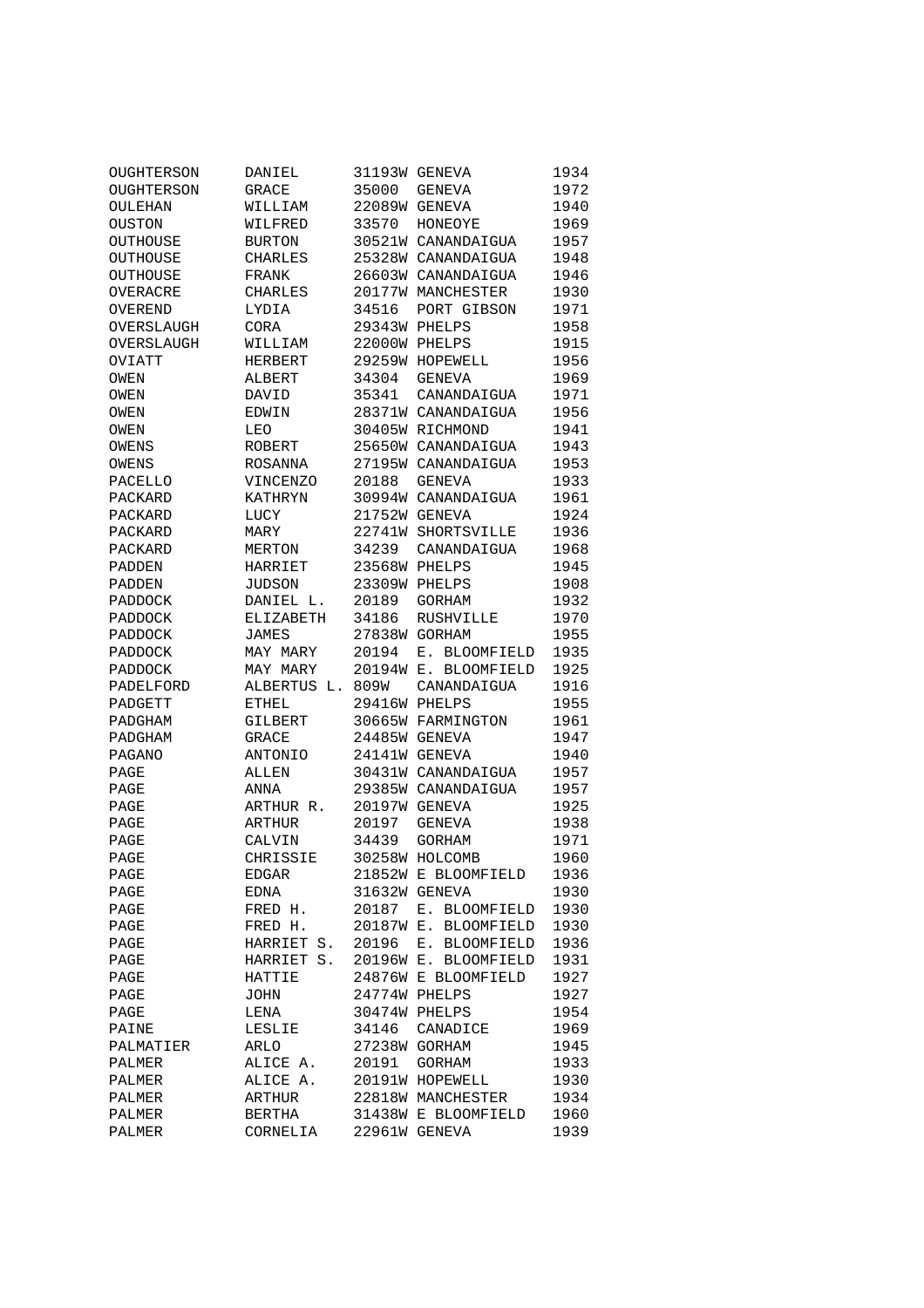| | | | | |
|---|---|---|---|---|
| OUGHTERSON | DANIEL | 31193W | GENEVA | 1934 |
| OUGHTERSON | GRACE | 35000 | GENEVA | 1972 |
| OULEHAN | WILLIAM | 22089W | GENEVA | 1940 |
| OUSTON | WILFRED | 33570 | HONEOYE | 1969 |
| OUTHOUSE | BURTON | 30521W | CANANDAIGUA | 1957 |
| OUTHOUSE | CHARLES | 25328W | CANANDAIGUA | 1948 |
| OUTHOUSE | FRANK | 26603W | CANANDAIGUA | 1946 |
| OVERACRE | CHARLES | 20177W | MANCHESTER | 1930 |
| OVEREND | LYDIA | 34516 | PORT GIBSON | 1971 |
| OVERSLAUGH | CORA | 29343W | PHELPS | 1958 |
| OVERSLAUGH | WILLIAM | 22000W | PHELPS | 1915 |
| OVIATT | HERBERT | 29259W | HOPEWELL | 1956 |
| OWEN | ALBERT | 34304 | GENEVA | 1969 |
| OWEN | DAVID | 35341 | CANANDAIGUA | 1971 |
| OWEN | EDWIN | 28371W | CANANDAIGUA | 1956 |
| OWEN | LEO | 30405W | RICHMOND | 1941 |
| OWENS | ROBERT | 25650W | CANANDAIGUA | 1943 |
| OWENS | ROSANNA | 27195W | CANANDAIGUA | 1953 |
| PACELLO | VINCENZO | 20188 | GENEVA | 1933 |
| PACKARD | KATHRYN | 30994W | CANANDAIGUA | 1961 |
| PACKARD | LUCY | 21752W | GENEVA | 1924 |
| PACKARD | MARY | 22741W | SHORTSVILLE | 1936 |
| PACKARD | MERTON | 34239 | CANANDAIGUA | 1968 |
| PADDEN | HARRIET | 23568W | PHELPS | 1945 |
| PADDEN | JUDSON | 23309W | PHELPS | 1908 |
| PADDOCK | DANIEL L. | 20189 | GORHAM | 1932 |
| PADDOCK | ELIZABETH | 34186 | RUSHVILLE | 1970 |
| PADDOCK | JAMES | 27838W | GORHAM | 1955 |
| PADDOCK | MAY MARY | 20194 | E. BLOOMFIELD | 1935 |
| PADDOCK | MAY MARY | 20194W | E. BLOOMFIELD | 1925 |
| PADELFORD | ALBERTUS L. | 809W | CANANDAIGUA | 1916 |
| PADGETT | ETHEL | 29416W | PHELPS | 1955 |
| PADGHAM | GILBERT | 30665W | FARMINGTON | 1961 |
| PADGHAM | GRACE | 24485W | GENEVA | 1947 |
| PAGANO | ANTONIO | 24141W | GENEVA | 1940 |
| PAGE | ALLEN | 30431W | CANANDAIGUA | 1957 |
| PAGE | ANNA | 29385W | CANANDAIGUA | 1957 |
| PAGE | ARTHUR R. | 20197W | GENEVA | 1925 |
| PAGE | ARTHUR | 20197 | GENEVA | 1938 |
| PAGE | CALVIN | 34439 | GORHAM | 1971 |
| PAGE | CHRISSIE | 30258W | HOLCOMB | 1960 |
| PAGE | EDGAR | 21852W | E BLOOMFIELD | 1936 |
| PAGE | EDNA | 31632W | GENEVA | 1930 |
| PAGE | FRED H. | 20187 | E. BLOOMFIELD | 1930 |
| PAGE | FRED H. | 20187W | E. BLOOMFIELD | 1930 |
| PAGE | HARRIET S. | 20196 | E. BLOOMFIELD | 1936 |
| PAGE | HARRIET S. | 20196W | E. BLOOMFIELD | 1931 |
| PAGE | HATTIE | 24876W | E BLOOMFIELD | 1927 |
| PAGE | JOHN | 24774W | PHELPS | 1927 |
| PAGE | LENA | 30474W | PHELPS | 1954 |
| PAINE | LESLIE | 34146 | CANADICE | 1969 |
| PALMATIER | ARLO | 27238W | GORHAM | 1945 |
| PALMER | ALICE A. | 20191 | GORHAM | 1933 |
| PALMER | ALICE A. | 20191W | HOPEWELL | 1930 |
| PALMER | ARTHUR | 22818W | MANCHESTER | 1934 |
| PALMER | BERTHA | 31438W | E BLOOMFIELD | 1960 |
| PALMER | CORNELIA | 22961W | GENEVA | 1939 |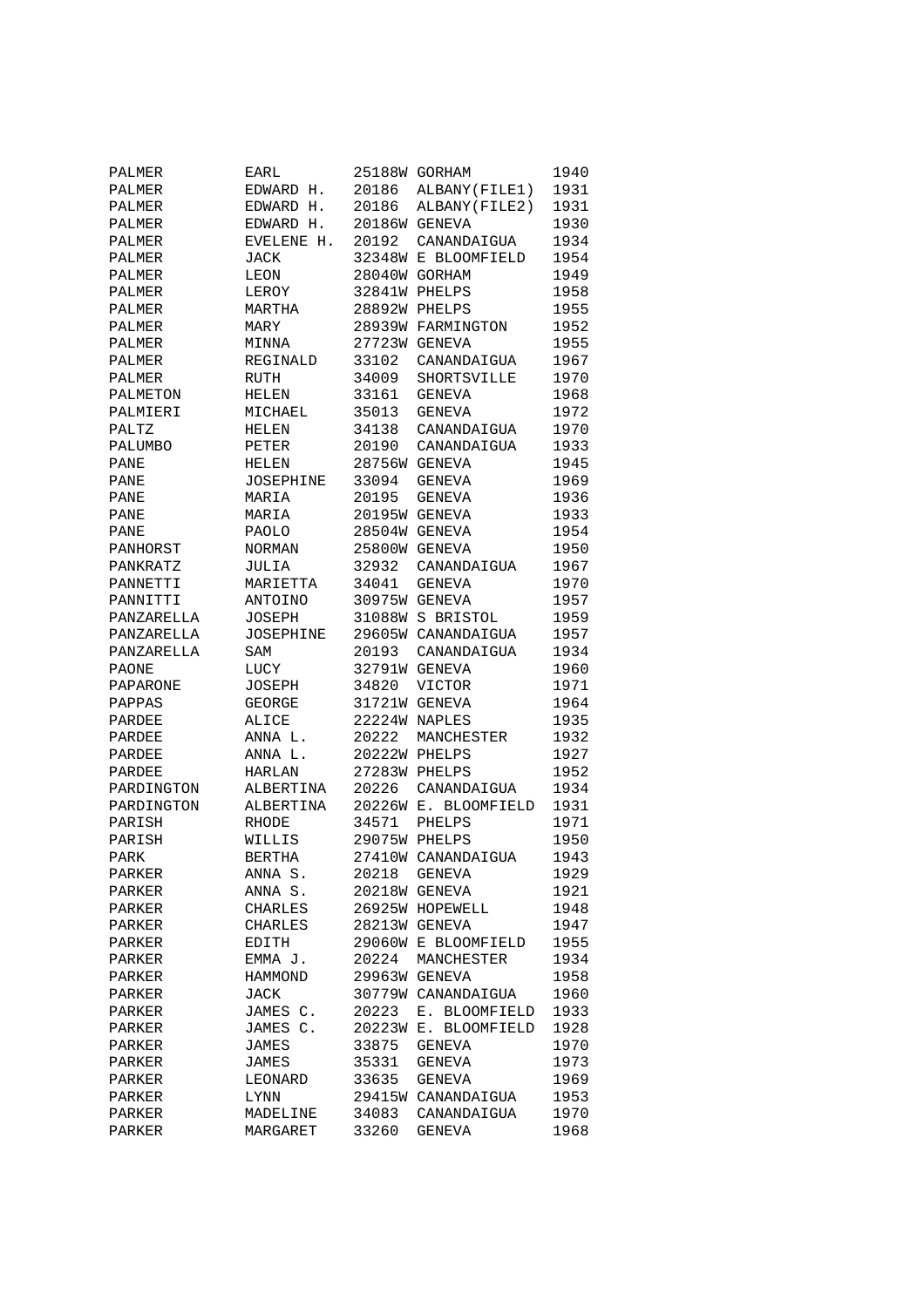| | | | | |
|---|---|---|---|---|
| PALMER | EARL | 25188W | GORHAM | 1940 |
| PALMER | EDWARD H. | 20186 | ALBANY(FILE1) | 1931 |
| PALMER | EDWARD H. | 20186 | ALBANY(FILE2) | 1931 |
| PALMER | EDWARD H. | 20186W | GENEVA | 1930 |
| PALMER | EVELENE H. | 20192 | CANANDAIGUA | 1934 |
| PALMER | JACK | 32348W | E BLOOMFIELD | 1954 |
| PALMER | LEON | 28040W | GORHAM | 1949 |
| PALMER | LEROY | 32841W | PHELPS | 1958 |
| PALMER | MARTHA | 28892W | PHELPS | 1955 |
| PALMER | MARY | 28939W | FARMINGTON | 1952 |
| PALMER | MINNA | 27723W | GENEVA | 1955 |
| PALMER | REGINALD | 33102 | CANANDAIGUA | 1967 |
| PALMER | RUTH | 34009 | SHORTSVILLE | 1970 |
| PALMETON | HELEN | 33161 | GENEVA | 1968 |
| PALMIERI | MICHAEL | 35013 | GENEVA | 1972 |
| PALTZ | HELEN | 34138 | CANANDAIGUA | 1970 |
| PALUMBO | PETER | 20190 | CANANDAIGUA | 1933 |
| PANE | HELEN | 28756W | GENEVA | 1945 |
| PANE | JOSEPHINE | 33094 | GENEVA | 1969 |
| PANE | MARIA | 20195 | GENEVA | 1936 |
| PANE | MARIA | 20195W | GENEVA | 1933 |
| PANE | PAOLO | 28504W | GENEVA | 1954 |
| PANHORST | NORMAN | 25800W | GENEVA | 1950 |
| PANKRATZ | JULIA | 32932 | CANANDAIGUA | 1967 |
| PANNETTI | MARIETTA | 34041 | GENEVA | 1970 |
| PANNITTI | ANTOINO | 30975W | GENEVA | 1957 |
| PANZARELLA | JOSEPH | 31088W | S BRISTOL | 1959 |
| PANZARELLA | JOSEPHINE | 29605W | CANANDAIGUA | 1957 |
| PANZARELLA | SAM | 20193 | CANANDAIGUA | 1934 |
| PAONE | LUCY | 32791W | GENEVA | 1960 |
| PAPARONE | JOSEPH | 34820 | VICTOR | 1971 |
| PAPPAS | GEORGE | 31721W | GENEVA | 1964 |
| PARDEE | ALICE | 22224W | NAPLES | 1935 |
| PARDEE | ANNA L. | 20222 | MANCHESTER | 1932 |
| PARDEE | ANNA L. | 20222W | PHELPS | 1927 |
| PARDEE | HARLAN | 27283W | PHELPS | 1952 |
| PARDINGTON | ALBERTINA | 20226 | CANANDAIGUA | 1934 |
| PARDINGTON | ALBERTINA | 20226W | E. BLOOMFIELD | 1931 |
| PARISH | RHODE | 34571 | PHELPS | 1971 |
| PARISH | WILLIS | 29075W | PHELPS | 1950 |
| PARK | BERTHA | 27410W | CANANDAIGUA | 1943 |
| PARKER | ANNA S. | 20218 | GENEVA | 1929 |
| PARKER | ANNA S. | 20218W | GENEVA | 1921 |
| PARKER | CHARLES | 26925W | HOPEWELL | 1948 |
| PARKER | CHARLES | 28213W | GENEVA | 1947 |
| PARKER | EDITH | 29060W | E BLOOMFIELD | 1955 |
| PARKER | EMMA J. | 20224 | MANCHESTER | 1934 |
| PARKER | HAMMOND | 29963W | GENEVA | 1958 |
| PARKER | JACK | 30779W | CANANDAIGUA | 1960 |
| PARKER | JAMES C. | 20223 | E. BLOOMFIELD | 1933 |
| PARKER | JAMES C. | 20223W | E. BLOOMFIELD | 1928 |
| PARKER | JAMES | 33875 | GENEVA | 1970 |
| PARKER | JAMES | 35331 | GENEVA | 1973 |
| PARKER | LEONARD | 33635 | GENEVA | 1969 |
| PARKER | LYNN | 29415W | CANANDAIGUA | 1953 |
| PARKER | MADELINE | 34083 | CANANDAIGUA | 1970 |
| PARKER | MARGARET | 33260 | GENEVA | 1968 |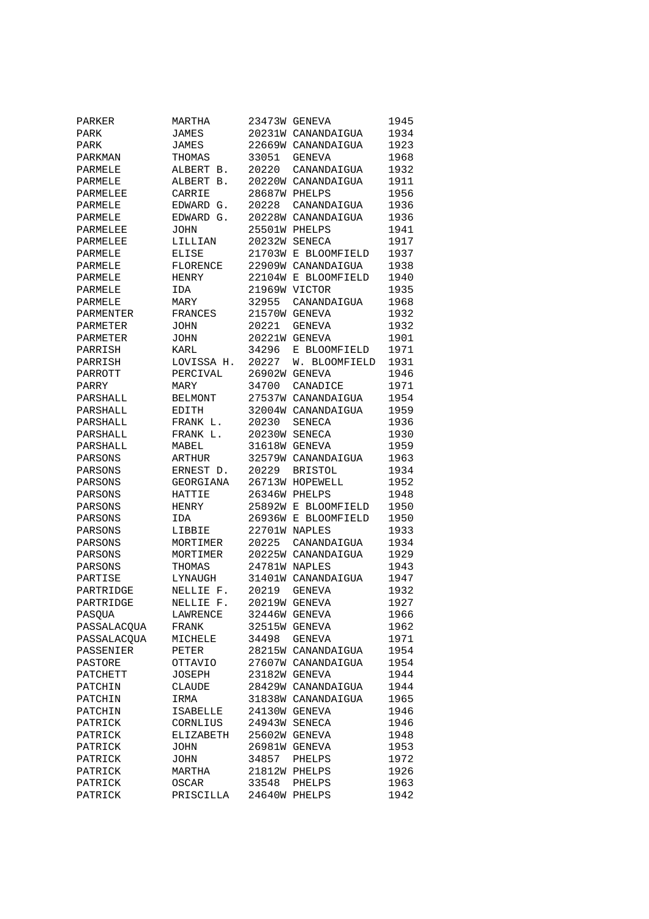| | | | | |
|---|---|---|---|---|
| PARKER | MARTHA | 23473W | GENEVA | 1945 |
| PARK | JAMES | 20231W | CANANDAIGUA | 1934 |
| PARK | JAMES | 22669W | CANANDAIGUA | 1923 |
| PARKMAN | THOMAS | 33051 | GENEVA | 1968 |
| PARMELE | ALBERT B. | 20220 | CANANDAIGUA | 1932 |
| PARMELE | ALBERT B. | 20220W | CANANDAIGUA | 1911 |
| PARMELEE | CARRIE | 28687W | PHELPS | 1956 |
| PARMELE | EDWARD G. | 20228 | CANANDAIGUA | 1936 |
| PARMELE | EDWARD G. | 20228W | CANANDAIGUA | 1936 |
| PARMELEE | JOHN | 25501W | PHELPS | 1941 |
| PARMELEE | LILLIAN | 20232W | SENECA | 1917 |
| PARMELE | ELISE | 21703W | E BLOOMFIELD | 1937 |
| PARMELE | FLORENCE | 22909W | CANANDAIGUA | 1938 |
| PARMELE | HENRY | 22104W | E BLOOMFIELD | 1940 |
| PARMELE | IDA | 21969W | VICTOR | 1935 |
| PARMELE | MARY | 32955 | CANANDAIGUA | 1968 |
| PARMENTER | FRANCES | 21570W | GENEVA | 1932 |
| PARMETER | JOHN | 20221 | GENEVA | 1932 |
| PARMETER | JOHN | 20221W | GENEVA | 1901 |
| PARRISH | KARL | 34296 | E BLOOMFIELD | 1971 |
| PARRISH | LOVISSA H. | 20227 | W. BLOOMFIELD | 1931 |
| PARROTT | PERCIVAL | 26902W | GENEVA | 1946 |
| PARRY | MARY | 34700 | CANADICE | 1971 |
| PARSHALL | BELMONT | 27537W | CANANDAIGUA | 1954 |
| PARSHALL | EDITH | 32004W | CANANDAIGUA | 1959 |
| PARSHALL | FRANK L. | 20230 | SENECA | 1936 |
| PARSHALL | FRANK L. | 20230W | SENECA | 1930 |
| PARSHALL | MABEL | 31618W | GENEVA | 1959 |
| PARSONS | ARTHUR | 32579W | CANANDAIGUA | 1963 |
| PARSONS | ERNEST D. | 20229 | BRISTOL | 1934 |
| PARSONS | GEORGIANA | 26713W | HOPEWELL | 1952 |
| PARSONS | HATTIE | 26346W | PHELPS | 1948 |
| PARSONS | HENRY | 25892W | E BLOOMFIELD | 1950 |
| PARSONS | IDA | 26936W | E BLOOMFIELD | 1950 |
| PARSONS | LIBBIE | 22701W | NAPLES | 1933 |
| PARSONS | MORTIMER | 20225 | CANANDAIGUA | 1934 |
| PARSONS | MORTIMER | 20225W | CANANDAIGUA | 1929 |
| PARSONS | THOMAS | 24781W | NAPLES | 1943 |
| PARTISE | LYNAUGH | 31401W | CANANDAIGUA | 1947 |
| PARTRIDGE | NELLIE F. | 20219 | GENEVA | 1932 |
| PARTRIDGE | NELLIE F. | 20219W | GENEVA | 1927 |
| PASQUA | LAWRENCE | 32446W | GENEVA | 1966 |
| PASSALACQUA | FRANK | 32515W | GENEVA | 1962 |
| PASSALACQUA | MICHELE | 34498 | GENEVA | 1971 |
| PASSENIER | PETER | 28215W | CANANDAIGUA | 1954 |
| PASTORE | OTTAVIO | 27607W | CANANDAIGUA | 1954 |
| PATCHETT | JOSEPH | 23182W | GENEVA | 1944 |
| PATCHIN | CLAUDE | 28429W | CANANDAIGUA | 1944 |
| PATCHIN | IRMA | 31838W | CANANDAIGUA | 1965 |
| PATCHIN | ISABELLE | 24130W | GENEVA | 1946 |
| PATRICK | CORNLIUS | 24943W | SENECA | 1946 |
| PATRICK | ELIZABETH | 25602W | GENEVA | 1948 |
| PATRICK | JOHN | 26981W | GENEVA | 1953 |
| PATRICK | JOHN | 34857 | PHELPS | 1972 |
| PATRICK | MARTHA | 21812W | PHELPS | 1926 |
| PATRICK | OSCAR | 33548 | PHELPS | 1963 |
| PATRICK | PRISCILLA | 24640W | PHELPS | 1942 |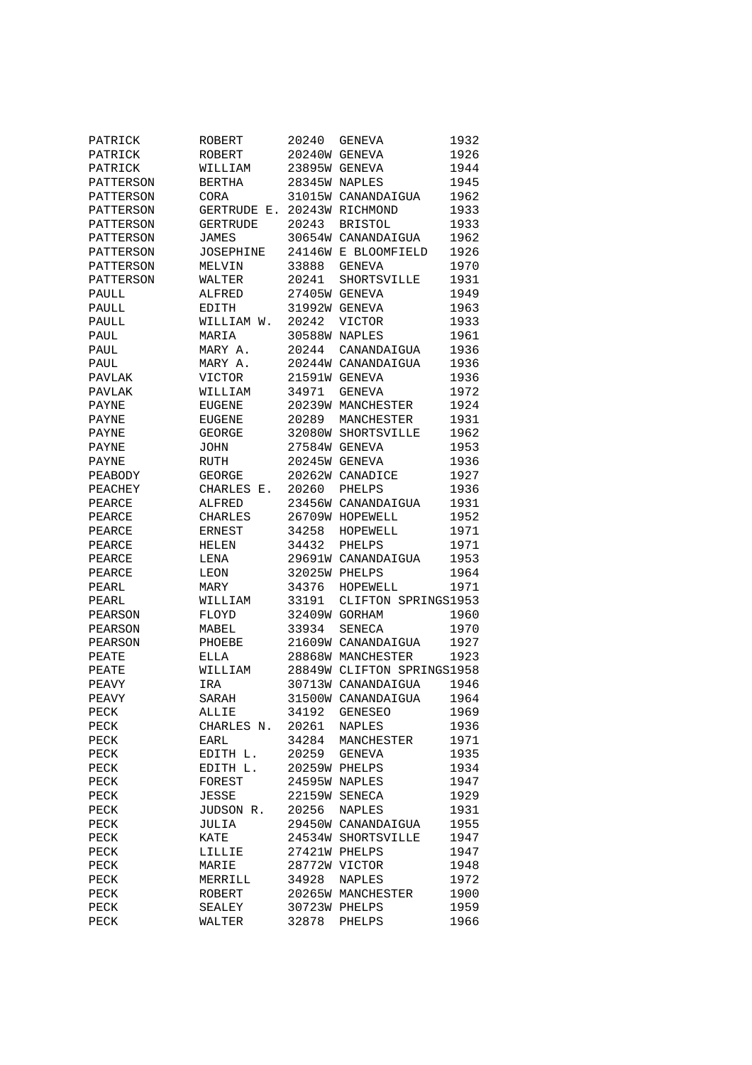| | | | | |
|---|---|---|---|---|
| PATRICK | ROBERT | 20240 | GENEVA | 1932 |
| PATRICK | ROBERT | 20240W | GENEVA | 1926 |
| PATRICK | WILLIAM | 23895W | GENEVA | 1944 |
| PATTERSON | BERTHA | 28345W | NAPLES | 1945 |
| PATTERSON | CORA | 31015W | CANANDAIGUA | 1962 |
| PATTERSON | GERTRUDE E. | 20243W | RICHMOND | 1933 |
| PATTERSON | GERTRUDE | 20243 | BRISTOL | 1933 |
| PATTERSON | JAMES | 30654W | CANANDAIGUA | 1962 |
| PATTERSON | JOSEPHINE | 24146W | E BLOOMFIELD | 1926 |
| PATTERSON | MELVIN | 33888 | GENEVA | 1970 |
| PATTERSON | WALTER | 20241 | SHORTSVILLE | 1931 |
| PAULL | ALFRED | 27405W | GENEVA | 1949 |
| PAULL | EDITH | 31992W | GENEVA | 1963 |
| PAULL | WILLIAM W. | 20242 | VICTOR | 1933 |
| PAUL | MARIA | 30588W | NAPLES | 1961 |
| PAUL | MARY A. | 20244 | CANANDAIGUA | 1936 |
| PAUL | MARY A. | 20244W | CANANDAIGUA | 1936 |
| PAVLAK | VICTOR | 21591W | GENEVA | 1936 |
| PAVLAK | WILLIAM | 34971 | GENEVA | 1972 |
| PAYNE | EUGENE | 20239W | MANCHESTER | 1924 |
| PAYNE | EUGENE | 20289 | MANCHESTER | 1931 |
| PAYNE | GEORGE | 32080W | SHORTSVILLE | 1962 |
| PAYNE | JOHN | 27584W | GENEVA | 1953 |
| PAYNE | RUTH | 20245W | GENEVA | 1936 |
| PEABODY | GEORGE | 20262W | CANADICE | 1927 |
| PEACHEY | CHARLES E. | 20260 | PHELPS | 1936 |
| PEARCE | ALFRED | 23456W | CANANDAIGUA | 1931 |
| PEARCE | CHARLES | 26709W | HOPEWELL | 1952 |
| PEARCE | ERNEST | 34258 | HOPEWELL | 1971 |
| PEARCE | HELEN | 34432 | PHELPS | 1971 |
| PEARCE | LENA | 29691W | CANANDAIGUA | 1953 |
| PEARCE | LEON | 32025W | PHELPS | 1964 |
| PEARL | MARY | 34376 | HOPEWELL | 1971 |
| PEARL | WILLIAM | 33191 | CLIFTON SPRINGS | 1953 |
| PEARSON | FLOYD | 32409W | GORHAM | 1960 |
| PEARSON | MABEL | 33934 | SENECA | 1970 |
| PEARSON | PHOEBE | 21609W | CANANDAIGUA | 1927 |
| PEATE | ELLA | 28868W | MANCHESTER | 1923 |
| PEATE | WILLIAM | 28849W | CLIFTON SPRINGS | 1958 |
| PEAVY | IRA | 30713W | CANANDAIGUA | 1946 |
| PEAVY | SARAH | 31500W | CANANDAIGUA | 1964 |
| PECK | ALLIE | 34192 | GENESEO | 1969 |
| PECK | CHARLES N. | 20261 | NAPLES | 1936 |
| PECK | EARL | 34284 | MANCHESTER | 1971 |
| PECK | EDITH L. | 20259 | GENEVA | 1935 |
| PECK | EDITH L. | 20259W | PHELPS | 1934 |
| PECK | FOREST | 24595W | NAPLES | 1947 |
| PECK | JESSE | 22159W | SENECA | 1929 |
| PECK | JUDSON R. | 20256 | NAPLES | 1931 |
| PECK | JULIA | 29450W | CANANDAIGUA | 1955 |
| PECK | KATE | 24534W | SHORTSVILLE | 1947 |
| PECK | LILLIE | 27421W | PHELPS | 1947 |
| PECK | MARIE | 28772W | VICTOR | 1948 |
| PECK | MERRILL | 34928 | NAPLES | 1972 |
| PECK | ROBERT | 20265W | MANCHESTER | 1900 |
| PECK | SEALEY | 30723W | PHELPS | 1959 |
| PECK | WALTER | 32878 | PHELPS | 1966 |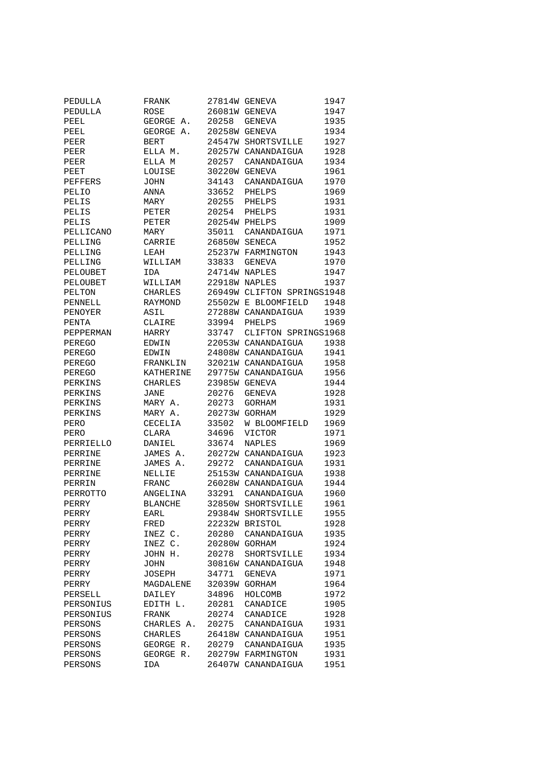| | | | | |
|---|---|---|---|---|
| PEDULLA | FRANK | 27814W | GENEVA | 1947 |
| PEDULLA | ROSE | 26081W | GENEVA | 1947 |
| PEEL | GEORGE A. | 20258 | GENEVA | 1935 |
| PEEL | GEORGE A. | 20258W | GENEVA | 1934 |
| PEER | BERT | 24547W | SHORTSVILLE | 1927 |
| PEER | ELLA M. | 20257W | CANANDAIGUA | 1928 |
| PEER | ELLA M | 20257 | CANANDAIGUA | 1934 |
| PEET | LOUISE | 30220W | GENEVA | 1961 |
| PEFFERS | JOHN | 34143 | CANANDAIGUA | 1970 |
| PELIO | ANNA | 33652 | PHELPS | 1969 |
| PELIS | MARY | 20255 | PHELPS | 1931 |
| PELIS | PETER | 20254 | PHELPS | 1931 |
| PELIS | PETER | 20254W | PHELPS | 1909 |
| PELLICANO | MARY | 35011 | CANANDAIGUA | 1971 |
| PELLING | CARRIE | 26850W | SENECA | 1952 |
| PELLING | LEAH | 25237W | FARMINGTON | 1943 |
| PELLING | WILLIAM | 33833 | GENEVA | 1970 |
| PELOUBET | IDA | 24714W | NAPLES | 1947 |
| PELOUBET | WILLIAM | 22918W | NAPLES | 1937 |
| PELTON | CHARLES | 26949W | CLIFTON SPRINGS | 1948 |
| PENNELL | RAYMOND | 25502W | E BLOOMFIELD | 1948 |
| PENOYER | ASIL | 27288W | CANANDAIGUA | 1939 |
| PENTA | CLAIRE | 33994 | PHELPS | 1969 |
| PEPPERMAN | HARRY | 33747 | CLIFTON SPRINGS | 1968 |
| PEREGO | EDWIN | 22053W | CANANDAIGUA | 1938 |
| PEREGO | EDWIN | 24808W | CANANDAIGUA | 1941 |
| PEREGO | FRANKLIN | 32021W | CANANDAIGUA | 1958 |
| PEREGO | KATHERINE | 29775W | CANANDAIGUA | 1956 |
| PERKINS | CHARLES | 23985W | GENEVA | 1944 |
| PERKINS | JANE | 20276 | GENEVA | 1928 |
| PERKINS | MARY A. | 20273 | GORHAM | 1931 |
| PERKINS | MARY A. | 20273W | GORHAM | 1929 |
| PERO | CECELIA | 33502 | W BLOOMFIELD | 1969 |
| PERO | CLARA | 34696 | VICTOR | 1971 |
| PERRIELLO | DANIEL | 33674 | NAPLES | 1969 |
| PERRINE | JAMES A. | 20272W | CANANDAIGUA | 1923 |
| PERRINE | JAMES A. | 29272 | CANANDAIGUA | 1931 |
| PERRINE | NELLIE | 25153W | CANANDAIGUA | 1938 |
| PERRIN | FRANC | 26028W | CANANDAIGUA | 1944 |
| PERROTTO | ANGELINA | 33291 | CANANDAIGUA | 1960 |
| PERRY | BLANCHE | 32850W | SHORTSVILLE | 1961 |
| PERRY | EARL | 29384W | SHORTSVILLE | 1955 |
| PERRY | FRED | 22232W | BRISTOL | 1928 |
| PERRY | INEZ C. | 20280 | CANANDAIGUA | 1935 |
| PERRY | INEZ C. | 20280W | GORHAM | 1924 |
| PERRY | JOHN H. | 20278 | SHORTSVILLE | 1934 |
| PERRY | JOHN | 30816W | CANANDAIGUA | 1948 |
| PERRY | JOSEPH | 34771 | GENEVA | 1971 |
| PERRY | MAGDALENE | 32039W | GORHAM | 1964 |
| PERSELL | DAILEY | 34896 | HOLCOMB | 1972 |
| PERSONIUS | EDITH L. | 20281 | CANADICE | 1905 |
| PERSONIUS | FRANK | 20274 | CANADICE | 1928 |
| PERSONS | CHARLES A. | 20275 | CANANDAIGUA | 1931 |
| PERSONS | CHARLES | 26418W | CANANDAIGUA | 1951 |
| PERSONS | GEORGE R. | 20279 | CANANDAIGUA | 1935 |
| PERSONS | GEORGE R. | 20279W | FARMINGTON | 1931 |
| PERSONS | IDA | 26407W | CANANDAIGUA | 1951 |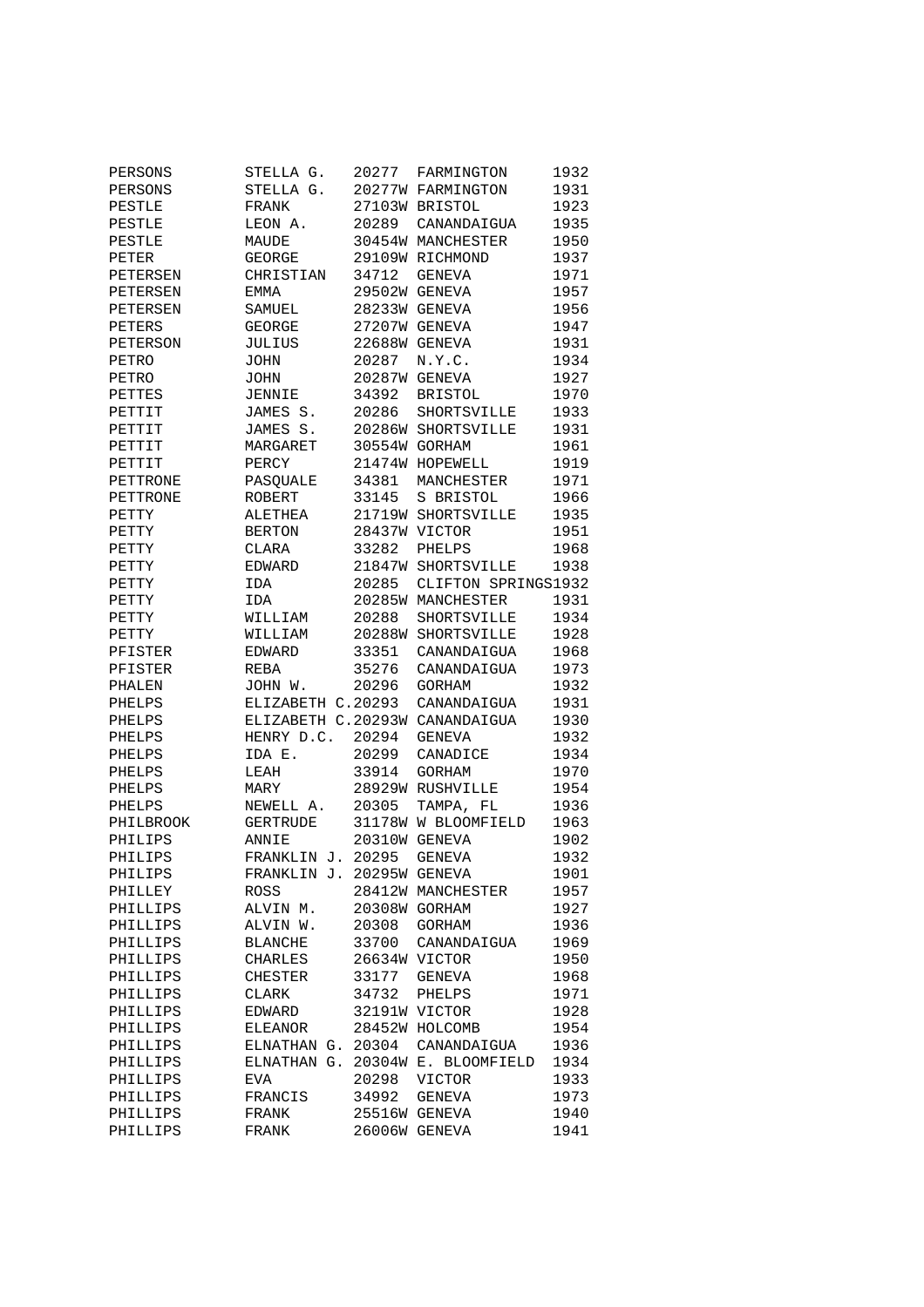| | | | | |
|---|---|---|---|---|
| PERSONS | STELLA G. | 20277 | FARMINGTON | 1932 |
| PERSONS | STELLA G. | 20277W | FARMINGTON | 1931 |
| PESTLE | FRANK | 27103W | BRISTOL | 1923 |
| PESTLE | LEON A. | 20289 | CANANDAIGUA | 1935 |
| PESTLE | MAUDE | 30454W | MANCHESTER | 1950 |
| PETER | GEORGE | 29109W | RICHMOND | 1937 |
| PETERSEN | CHRISTIAN | 34712 | GENEVA | 1971 |
| PETERSEN | EMMA | 29502W | GENEVA | 1957 |
| PETERSEN | SAMUEL | 28233W | GENEVA | 1956 |
| PETERS | GEORGE | 27207W | GENEVA | 1947 |
| PETERSON | JULIUS | 22688W | GENEVA | 1931 |
| PETRO | JOHN | 20287 | N.Y.C. | 1934 |
| PETRO | JOHN | 20287W | GENEVA | 1927 |
| PETTES | JENNIE | 34392 | BRISTOL | 1970 |
| PETTIT | JAMES S. | 20286 | SHORTSVILLE | 1933 |
| PETTIT | JAMES S. | 20286W | SHORTSVILLE | 1931 |
| PETTIT | MARGARET | 30554W | GORHAM | 1961 |
| PETTIT | PERCY | 21474W | HOPEWELL | 1919 |
| PETTRONE | PASQUALE | 34381 | MANCHESTER | 1971 |
| PETTRONE | ROBERT | 33145 | S BRISTOL | 1966 |
| PETTY | ALETHEA | 21719W | SHORTSVILLE | 1935 |
| PETTY | BERTON | 28437W | VICTOR | 1951 |
| PETTY | CLARA | 33282 | PHELPS | 1968 |
| PETTY | EDWARD | 21847W | SHORTSVILLE | 1938 |
| PETTY | IDA | 20285 | CLIFTON SPRINGS | 1932 |
| PETTY | IDA | 20285W | MANCHESTER | 1931 |
| PETTY | WILLIAM | 20288 | SHORTSVILLE | 1934 |
| PETTY | WILLIAM | 20288W | SHORTSVILLE | 1928 |
| PFISTER | EDWARD | 33351 | CANANDAIGUA | 1968 |
| PFISTER | REBA | 35276 | CANANDAIGUA | 1973 |
| PHALEN | JOHN W. | 20296 | GORHAM | 1932 |
| PHELPS | ELIZABETH C. | 20293 | CANANDAIGUA | 1931 |
| PHELPS | ELIZABETH C. | 20293W | CANANDAIGUA | 1930 |
| PHELPS | HENRY D.C. | 20294 | GENEVA | 1932 |
| PHELPS | IDA E. | 20299 | CANADICE | 1934 |
| PHELPS | LEAH | 33914 | GORHAM | 1970 |
| PHELPS | MARY | 28929W | RUSHVILLE | 1954 |
| PHELPS | NEWELL A. | 20305 | TAMPA, FL | 1936 |
| PHILBROOK | GERTRUDE | 31178W | W BLOOMFIELD | 1963 |
| PHILIPS | ANNIE | 20310W | GENEVA | 1902 |
| PHILIPS | FRANKLIN J. | 20295 | GENEVA | 1932 |
| PHILIPS | FRANKLIN J. | 20295W | GENEVA | 1901 |
| PHILLEY | ROSS | 28412W | MANCHESTER | 1957 |
| PHILLIPS | ALVIN M. | 20308W | GORHAM | 1927 |
| PHILLIPS | ALVIN W. | 20308 | GORHAM | 1936 |
| PHILLIPS | BLANCHE | 33700 | CANANDAIGUA | 1969 |
| PHILLIPS | CHARLES | 26634W | VICTOR | 1950 |
| PHILLIPS | CHESTER | 33177 | GENEVA | 1968 |
| PHILLIPS | CLARK | 34732 | PHELPS | 1971 |
| PHILLIPS | EDWARD | 32191W | VICTOR | 1928 |
| PHILLIPS | ELEANOR | 28452W | HOLCOMB | 1954 |
| PHILLIPS | ELNATHAN G. | 20304 | CANANDAIGUA | 1936 |
| PHILLIPS | ELNATHAN G. | 20304W | E. BLOOMFIELD | 1934 |
| PHILLIPS | EVA | 20298 | VICTOR | 1933 |
| PHILLIPS | FRANCIS | 34992 | GENEVA | 1973 |
| PHILLIPS | FRANK | 25516W | GENEVA | 1940 |
| PHILLIPS | FRANK | 26006W | GENEVA | 1941 |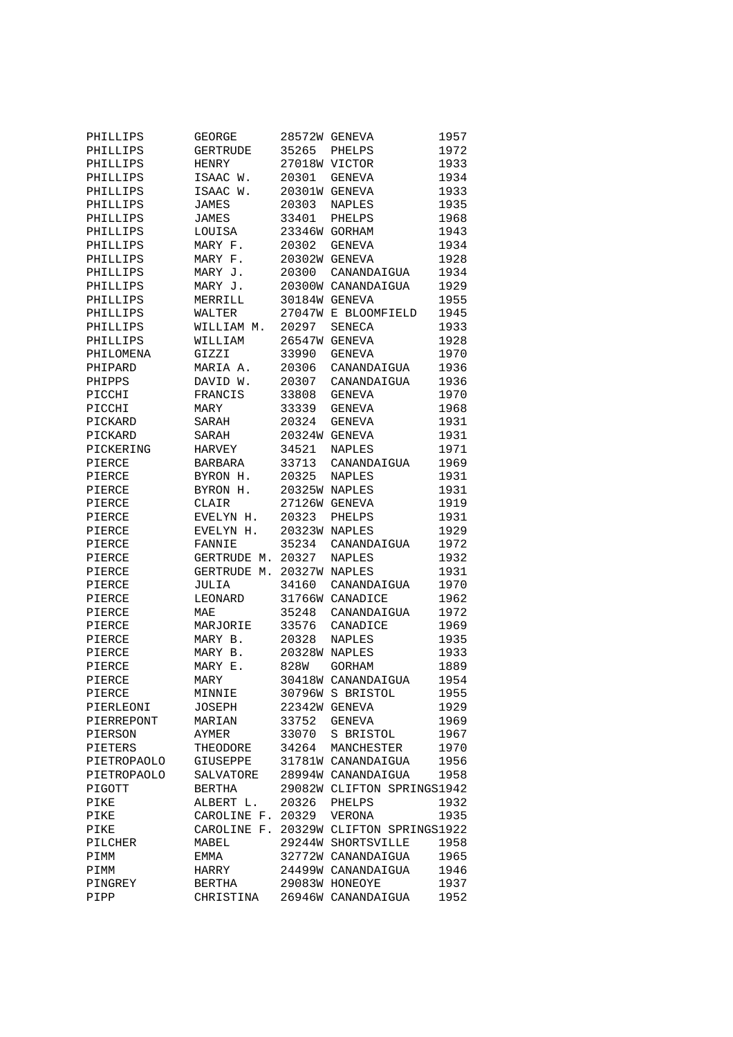| | | | | |
|---|---|---|---|---|
| PHILLIPS | GEORGE | 28572W | GENEVA | 1957 |
| PHILLIPS | GERTRUDE | 35265 | PHELPS | 1972 |
| PHILLIPS | HENRY | 27018W | VICTOR | 1933 |
| PHILLIPS | ISAAC W. | 20301 | GENEVA | 1934 |
| PHILLIPS | ISAAC W. | 20301W | GENEVA | 1933 |
| PHILLIPS | JAMES | 20303 | NAPLES | 1935 |
| PHILLIPS | JAMES | 33401 | PHELPS | 1968 |
| PHILLIPS | LOUISA | 23346W | GORHAM | 1943 |
| PHILLIPS | MARY F. | 20302 | GENEVA | 1934 |
| PHILLIPS | MARY F. | 20302W | GENEVA | 1928 |
| PHILLIPS | MARY J. | 20300 | CANANDAIGUA | 1934 |
| PHILLIPS | MARY J. | 20300W | CANANDAIGUA | 1929 |
| PHILLIPS | MERRILL | 30184W | GENEVA | 1955 |
| PHILLIPS | WALTER | 27047W | E BLOOMFIELD | 1945 |
| PHILLIPS | WILLIAM M. | 20297 | SENECA | 1933 |
| PHILLIPS | WILLIAM | 26547W | GENEVA | 1928 |
| PHILOMENA | GIZZI | 33990 | GENEVA | 1970 |
| PHIPARD | MARIA A. | 20306 | CANANDAIGUA | 1936 |
| PHIPPS | DAVID W. | 20307 | CANANDAIGUA | 1936 |
| PICCHI | FRANCIS | 33808 | GENEVA | 1970 |
| PICCHI | MARY | 33339 | GENEVA | 1968 |
| PICKARD | SARAH | 20324 | GENEVA | 1931 |
| PICKARD | SARAH | 20324W | GENEVA | 1931 |
| PICKERING | HARVEY | 34521 | NAPLES | 1971 |
| PIERCE | BARBARA | 33713 | CANANDAIGUA | 1969 |
| PIERCE | BYRON H. | 20325 | NAPLES | 1931 |
| PIERCE | BYRON H. | 20325W | NAPLES | 1931 |
| PIERCE | CLAIR | 27126W | GENEVA | 1919 |
| PIERCE | EVELYN H. | 20323 | PHELPS | 1931 |
| PIERCE | EVELYN H. | 20323W | NAPLES | 1929 |
| PIERCE | FANNIE | 35234 | CANANDAIGUA | 1972 |
| PIERCE | GERTRUDE M. | 20327 | NAPLES | 1932 |
| PIERCE | GERTRUDE M. | 20327W | NAPLES | 1931 |
| PIERCE | JULIA | 34160 | CANANDAIGUA | 1970 |
| PIERCE | LEONARD | 31766W | CANADICE | 1962 |
| PIERCE | MAE | 35248 | CANANDAIGUA | 1972 |
| PIERCE | MARJORIE | 33576 | CANADICE | 1969 |
| PIERCE | MARY B. | 20328 | NAPLES | 1935 |
| PIERCE | MARY B. | 20328W | NAPLES | 1933 |
| PIERCE | MARY E. | 828W | GORHAM | 1889 |
| PIERCE | MARY | 30418W | CANANDAIGUA | 1954 |
| PIERCE | MINNIE | 30796W | S BRISTOL | 1955 |
| PIERLEONI | JOSEPH | 22342W | GENEVA | 1929 |
| PIERREPONT | MARIAN | 33752 | GENEVA | 1969 |
| PIERSON | AYMER | 33070 | S BRISTOL | 1967 |
| PIETERS | THEODORE | 34264 | MANCHESTER | 1970 |
| PIETROPAOLO | GIUSEPPE | 31781W | CANANDAIGUA | 1956 |
| PIETROPAOLO | SALVATORE | 28994W | CANANDAIGUA | 1958 |
| PIGOTT | BERTHA | 29082W | CLIFTON SPRINGS | 1942 |
| PIKE | ALBERT L. | 20326 | PHELPS | 1932 |
| PIKE | CAROLINE F. | 20329 | VERONA | 1935 |
| PIKE | CAROLINE F. | 20329W | CLIFTON SPRINGS | 1922 |
| PILCHER | MABEL | 29244W | SHORTSVILLE | 1958 |
| PIMM | EMMA | 32772W | CANANDAIGUA | 1965 |
| PIMM | HARRY | 24499W | CANANDAIGUA | 1946 |
| PINGREY | BERTHA | 29083W | HONEOYE | 1937 |
| PIPP | CHRISTINA | 26946W | CANANDAIGUA | 1952 |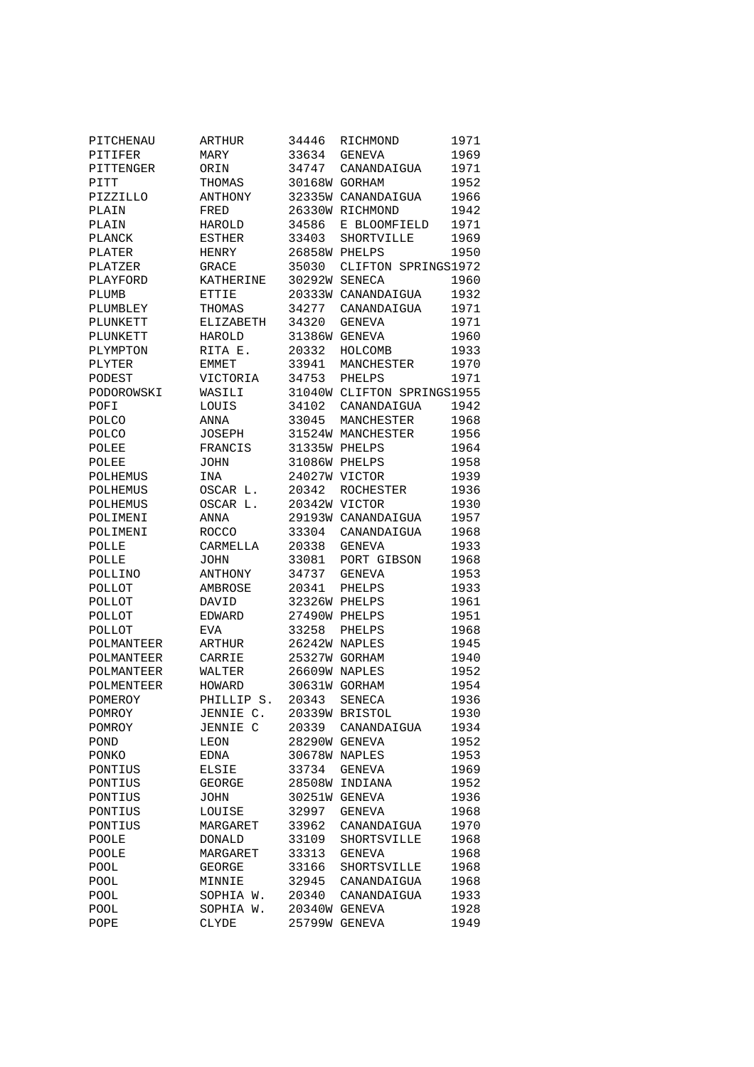| | | | | |
|---|---|---|---|---|
| PITCHENAU | ARTHUR | 34446 | RICHMOND | 1971 |
| PITIFER | MARY | 33634 | GENEVA | 1969 |
| PITTENGER | ORIN | 34747 | CANANDAIGUA | 1971 |
| PITT | THOMAS | 30168W | GORHAM | 1952 |
| PIZZILLO | ANTHONY | 32335W | CANANDAIGUA | 1966 |
| PLAIN | FRED | 26330W | RICHMOND | 1942 |
| PLAIN | HAROLD | 34586 | E BLOOMFIELD | 1971 |
| PLANCK | ESTHER | 33403 | SHORTVILLE | 1969 |
| PLATER | HENRY | 26858W | PHELPS | 1950 |
| PLATZER | GRACE | 35030 | CLIFTON SPRINGS | 1972 |
| PLAYFORD | KATHERINE | 30292W | SENECA | 1960 |
| PLUMB | ETTIE | 20333W | CANANDAIGUA | 1932 |
| PLUMBLEY | THOMAS | 34277 | CANANDAIGUA | 1971 |
| PLUNKETT | ELIZABETH | 34320 | GENEVA | 1971 |
| PLUNKETT | HAROLD | 31386W | GENEVA | 1960 |
| PLYMPTON | RITA E. | 20332 | HOLCOMB | 1933 |
| PLYTER | EMMET | 33941 | MANCHESTER | 1970 |
| PODEST | VICTORIA | 34753 | PHELPS | 1971 |
| PODOROWSKI | WASILI | 31040W | CLIFTON SPRINGS | 1955 |
| POFI | LOUIS | 34102 | CANANDAIGUA | 1942 |
| POLCO | ANNA | 33045 | MANCHESTER | 1968 |
| POLCO | JOSEPH | 31524W | MANCHESTER | 1956 |
| POLEE | FRANCIS | 31335W | PHELPS | 1964 |
| POLEE | JOHN | 31086W | PHELPS | 1958 |
| POLHEMUS | INA | 24027W | VICTOR | 1939 |
| POLHEMUS | OSCAR L. | 20342 | ROCHESTER | 1936 |
| POLHEMUS | OSCAR L. | 20342W | VICTOR | 1930 |
| POLIMENI | ANNA | 29193W | CANANDAIGUA | 1957 |
| POLIMENI | ROCCO | 33304 | CANANDAIGUA | 1968 |
| POLLE | CARMELLA | 20338 | GENEVA | 1933 |
| POLLE | JOHN | 33081 | PORT GIBSON | 1968 |
| POLLINO | ANTHONY | 34737 | GENEVA | 1953 |
| POLLOT | AMBROSE | 20341 | PHELPS | 1933 |
| POLLOT | DAVID | 32326W | PHELPS | 1961 |
| POLLOT | EDWARD | 27490W | PHELPS | 1951 |
| POLLOT | EVA | 33258 | PHELPS | 1968 |
| POLMANTEER | ARTHUR | 26242W | NAPLES | 1945 |
| POLMANTEER | CARRIE | 25327W | GORHAM | 1940 |
| POLMANTEER | WALTER | 26609W | NAPLES | 1952 |
| POLMENTEER | HOWARD | 30631W | GORHAM | 1954 |
| POMEROY | PHILLIP S. | 20343 | SENECA | 1936 |
| POMROY | JENNIE C. | 20339W | BRISTOL | 1930 |
| POMROY | JENNIE C | 20339 | CANANDAIGUA | 1934 |
| POND | LEON | 28290W | GENEVA | 1952 |
| PONKO | EDNA | 30678W | NAPLES | 1953 |
| PONTIUS | ELSIE | 33734 | GENEVA | 1969 |
| PONTIUS | GEORGE | 28508W | INDIANA | 1952 |
| PONTIUS | JOHN | 30251W | GENEVA | 1936 |
| PONTIUS | LOUISE | 32997 | GENEVA | 1968 |
| PONTIUS | MARGARET | 33962 | CANANDAIGUA | 1970 |
| POOLE | DONALD | 33109 | SHORTSVILLE | 1968 |
| POOLE | MARGARET | 33313 | GENEVA | 1968 |
| POOL | GEORGE | 33166 | SHORTSVILLE | 1968 |
| POOL | MINNIE | 32945 | CANANDAIGUA | 1968 |
| POOL | SOPHIA W. | 20340 | CANANDAIGUA | 1933 |
| POOL | SOPHIA W. | 20340W | GENEVA | 1928 |
| POPE | CLYDE | 25799W | GENEVA | 1949 |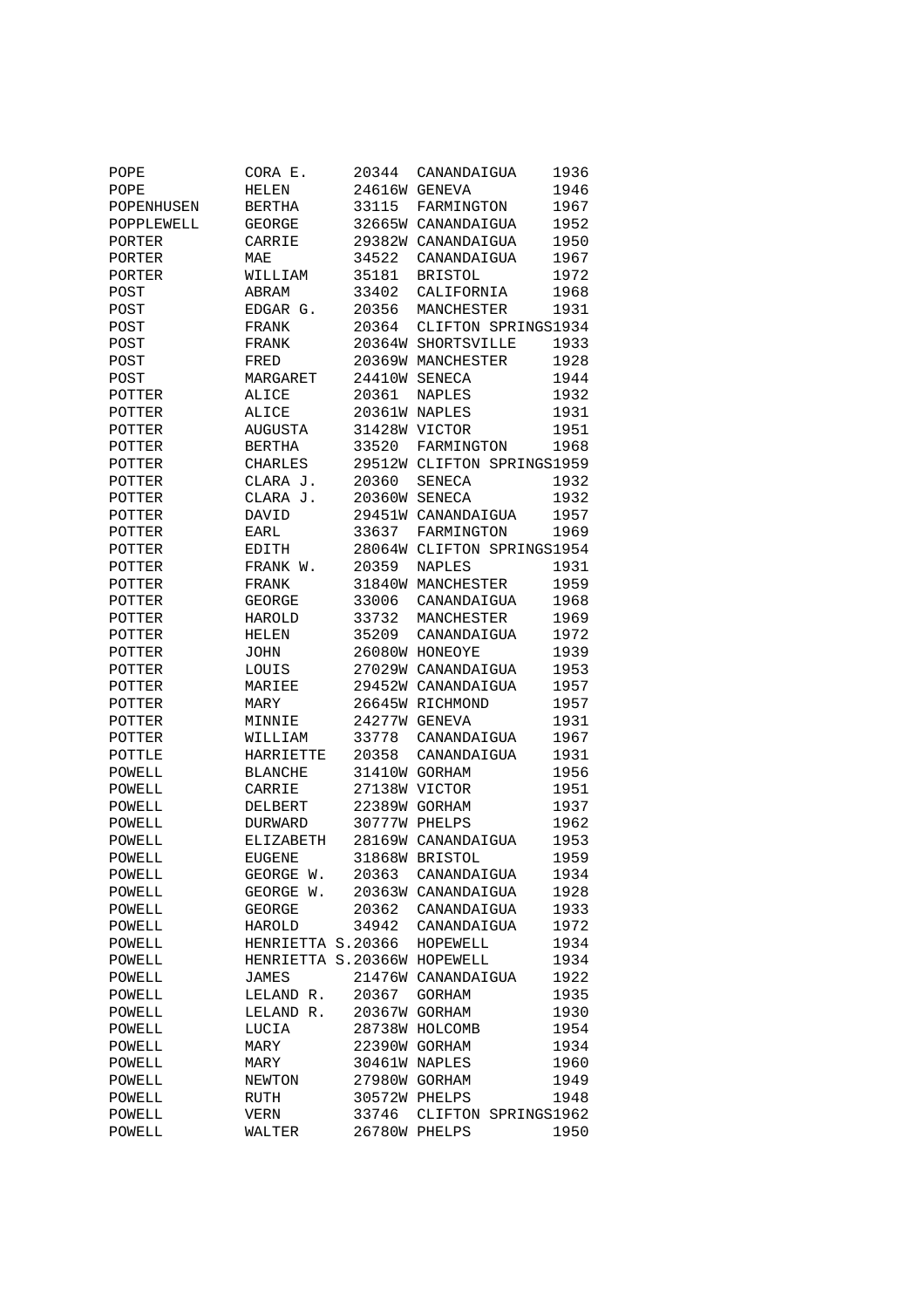| | | | | |
|---|---|---|---|---|
| POPE | CORA E. | 20344 | CANANDAIGUA | 1936 |
| POPE | HELEN | 24616W | GENEVA | 1946 |
| POPENHUSEN | BERTHA | 33115 | FARMINGTON | 1967 |
| POPPLEWELL | GEORGE | 32665W | CANANDAIGUA | 1952 |
| PORTER | CARRIE | 29382W | CANANDAIGUA | 1950 |
| PORTER | MAE | 34522 | CANANDAIGUA | 1967 |
| PORTER | WILLIAM | 35181 | BRISTOL | 1972 |
| POST | ABRAM | 33402 | CALIFORNIA | 1968 |
| POST | EDGAR G. | 20356 | MANCHESTER | 1931 |
| POST | FRANK | 20364 | CLIFTON SPRINGS | 1934 |
| POST | FRANK | 20364W | SHORTSVILLE | 1933 |
| POST | FRED | 20369W | MANCHESTER | 1928 |
| POST | MARGARET | 24410W | SENECA | 1944 |
| POTTER | ALICE | 20361 | NAPLES | 1932 |
| POTTER | ALICE | 20361W | NAPLES | 1931 |
| POTTER | AUGUSTA | 31428W | VICTOR | 1951 |
| POTTER | BERTHA | 33520 | FARMINGTON | 1968 |
| POTTER | CHARLES | 29512W | CLIFTON SPRINGS | 1959 |
| POTTER | CLARA J. | 20360 | SENECA | 1932 |
| POTTER | CLARA J. | 20360W | SENECA | 1932 |
| POTTER | DAVID | 29451W | CANANDAIGUA | 1957 |
| POTTER | EARL | 33637 | FARMINGTON | 1969 |
| POTTER | EDITH | 28064W | CLIFTON SPRINGS | 1954 |
| POTTER | FRANK W. | 20359 | NAPLES | 1931 |
| POTTER | FRANK | 31840W | MANCHESTER | 1959 |
| POTTER | GEORGE | 33006 | CANANDAIGUA | 1968 |
| POTTER | HAROLD | 33732 | MANCHESTER | 1969 |
| POTTER | HELEN | 35209 | CANANDAIGUA | 1972 |
| POTTER | JOHN | 26080W | HONEOYE | 1939 |
| POTTER | LOUIS | 27029W | CANANDAIGUA | 1953 |
| POTTER | MARIEE | 29452W | CANANDAIGUA | 1957 |
| POTTER | MARY | 26645W | RICHMOND | 1957 |
| POTTER | MINNIE | 24277W | GENEVA | 1931 |
| POTTER | WILLIAM | 33778 | CANANDAIGUA | 1967 |
| POTTLE | HARRIETTE | 20358 | CANANDAIGUA | 1931 |
| POWELL | BLANCHE | 31410W | GORHAM | 1956 |
| POWELL | CARRIE | 27138W | VICTOR | 1951 |
| POWELL | DELBERT | 22389W | GORHAM | 1937 |
| POWELL | DURWARD | 30777W | PHELPS | 1962 |
| POWELL | ELIZABETH | 28169W | CANANDAIGUA | 1953 |
| POWELL | EUGENE | 31868W | BRISTOL | 1959 |
| POWELL | GEORGE W. | 20363 | CANANDAIGUA | 1934 |
| POWELL | GEORGE W. | 20363W | CANANDAIGUA | 1928 |
| POWELL | GEORGE | 20362 | CANANDAIGUA | 1933 |
| POWELL | HAROLD | 34942 | CANANDAIGUA | 1972 |
| POWELL | HENRIETTA S. | 20366 | HOPEWELL | 1934 |
| POWELL | HENRIETTA S. | 20366W | HOPEWELL | 1934 |
| POWELL | JAMES | 21476W | CANANDAIGUA | 1922 |
| POWELL | LELAND R. | 20367 | GORHAM | 1935 |
| POWELL | LELAND R. | 20367W | GORHAM | 1930 |
| POWELL | LUCIA | 28738W | HOLCOMB | 1954 |
| POWELL | MARY | 22390W | GORHAM | 1934 |
| POWELL | MARY | 30461W | NAPLES | 1960 |
| POWELL | NEWTON | 27980W | GORHAM | 1949 |
| POWELL | RUTH | 30572W | PHELPS | 1948 |
| POWELL | VERN | 33746 | CLIFTON SPRINGS | 1962 |
| POWELL | WALTER | 26780W | PHELPS | 1950 |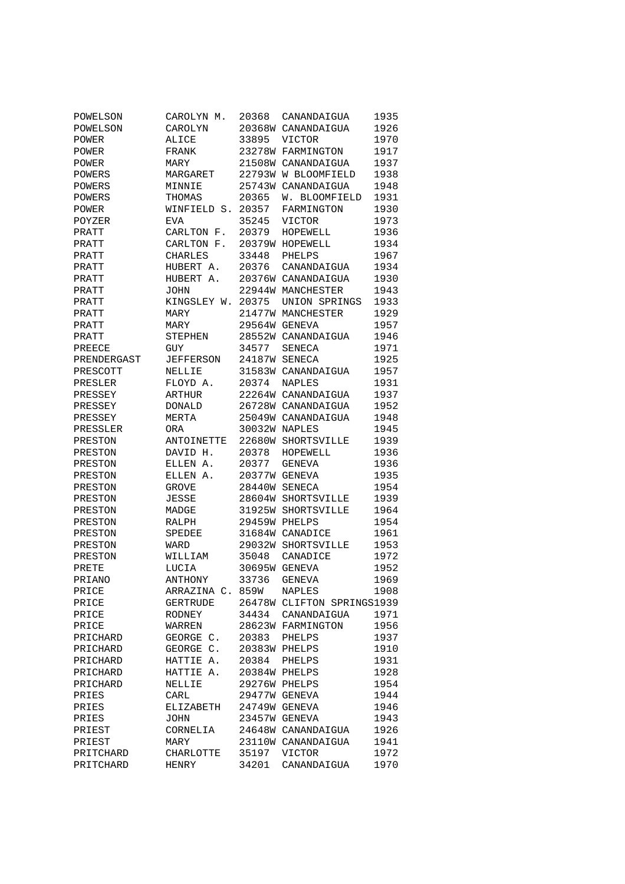| | | | | |
|---|---|---|---|---|
| POWELSON | CAROLYN M. | 20368 | CANANDAIGUA | 1935 |
| POWELSON | CAROLYN | 20368W | CANANDAIGUA | 1926 |
| POWER | ALICE | 33895 | VICTOR | 1970 |
| POWER | FRANK | 23278W | FARMINGTON | 1917 |
| POWER | MARY | 21508W | CANANDAIGUA | 1937 |
| POWERS | MARGARET | 22793W | W BLOOMFIELD | 1938 |
| POWERS | MINNIE | 25743W | CANANDAIGUA | 1948 |
| POWERS | THOMAS | 20365 | W. BLOOMFIELD | 1931 |
| POWER | WINFIELD S. | 20357 | FARMINGTON | 1930 |
| POYZER | EVA | 35245 | VICTOR | 1973 |
| PRATT | CARLTON F. | 20379 | HOPEWELL | 1936 |
| PRATT | CARLTON F. | 20379W | HOPEWELL | 1934 |
| PRATT | CHARLES | 33448 | PHELPS | 1967 |
| PRATT | HUBERT A. | 20376 | CANANDAIGUA | 1934 |
| PRATT | HUBERT A. | 20376W | CANANDAIGUA | 1930 |
| PRATT | JOHN | 22944W | MANCHESTER | 1943 |
| PRATT | KINGSLEY W. | 20375 | UNION SPRINGS | 1933 |
| PRATT | MARY | 21477W | MANCHESTER | 1929 |
| PRATT | MARY | 29564W | GENEVA | 1957 |
| PRATT | STEPHEN | 28552W | CANANDAIGUA | 1946 |
| PREECE | GUY | 34577 | SENECA | 1971 |
| PRENDERGAST | JEFFERSON | 24187W | SENECA | 1925 |
| PRESCOTT | NELLIE | 31583W | CANANDAIGUA | 1957 |
| PRESLER | FLOYD A. | 20374 | NAPLES | 1931 |
| PRESSEY | ARTHUR | 22264W | CANANDAIGUA | 1937 |
| PRESSEY | DONALD | 26728W | CANANDAIGUA | 1952 |
| PRESSEY | MERTA | 25049W | CANANDAIGUA | 1948 |
| PRESSLER | ORA | 30032W | NAPLES | 1945 |
| PRESTON | ANTOINETTE | 22680W | SHORTSVILLE | 1939 |
| PRESTON | DAVID H. | 20378 | HOPEWELL | 1936 |
| PRESTON | ELLEN A. | 20377 | GENEVA | 1936 |
| PRESTON | ELLEN A. | 20377W | GENEVA | 1935 |
| PRESTON | GROVE | 28440W | SENECA | 1954 |
| PRESTON | JESSE | 28604W | SHORTSVILLE | 1939 |
| PRESTON | MADGE | 31925W | SHORTSVILLE | 1964 |
| PRESTON | RALPH | 29459W | PHELPS | 1954 |
| PRESTON | SPEDEE | 31684W | CANADICE | 1961 |
| PRESTON | WARD | 29032W | SHORTSVILLE | 1953 |
| PRESTON | WILLIAM | 35048 | CANADICE | 1972 |
| PRETE | LUCIA | 30695W | GENEVA | 1952 |
| PRIANO | ANTHONY | 33736 | GENEVA | 1969 |
| PRICE | ARRAZINA C. | 859W | NAPLES | 1908 |
| PRICE | GERTRUDE | 26478W | CLIFTON SPRINGS | 1939 |
| PRICE | RODNEY | 34434 | CANANDAIGUA | 1971 |
| PRICE | WARREN | 28623W | FARMINGTON | 1956 |
| PRICHARD | GEORGE C. | 20383 | PHELPS | 1937 |
| PRICHARD | GEORGE C. | 20383W | PHELPS | 1910 |
| PRICHARD | HATTIE A. | 20384 | PHELPS | 1931 |
| PRICHARD | HATTIE A. | 20384W | PHELPS | 1928 |
| PRICHARD | NELLIE | 29276W | PHELPS | 1954 |
| PRIES | CARL | 29477W | GENEVA | 1944 |
| PRIES | ELIZABETH | 24749W | GENEVA | 1946 |
| PRIES | JOHN | 23457W | GENEVA | 1943 |
| PRIEST | CORNELIA | 24648W | CANANDAIGUA | 1926 |
| PRIEST | MARY | 23110W | CANANDAIGUA | 1941 |
| PRITCHARD | CHARLOTTE | 35197 | VICTOR | 1972 |
| PRITCHARD | HENRY | 34201 | CANANDAIGUA | 1970 |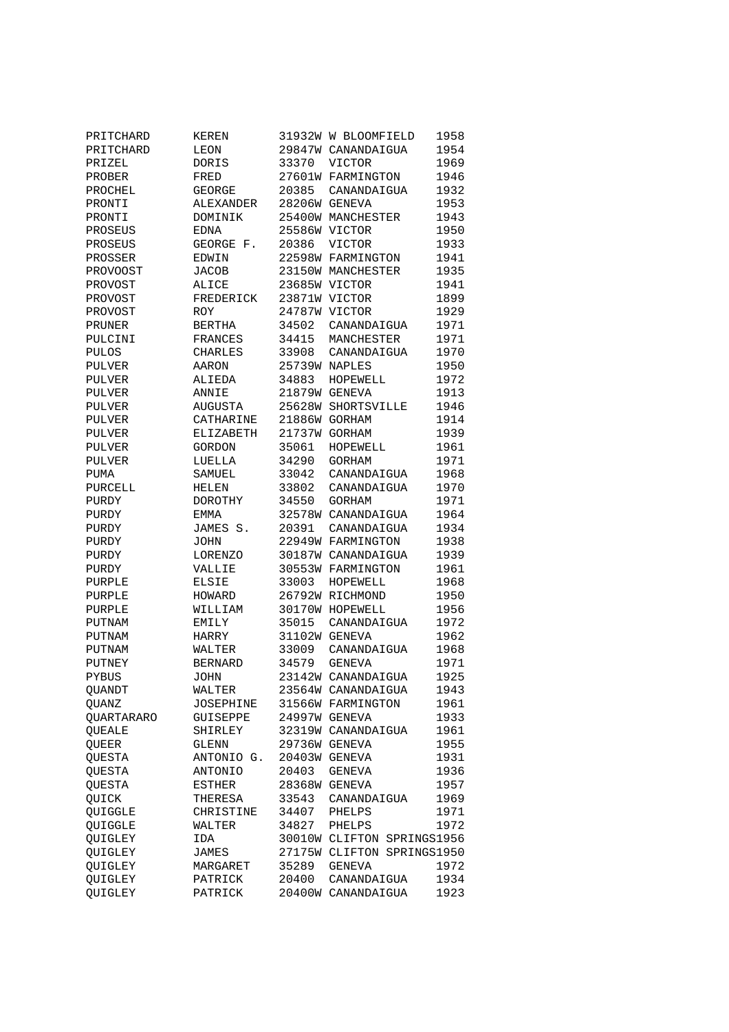| | | | | |
|---|---|---|---|---|
| PRITCHARD | KEREN | 31932W | W BLOOMFIELD | 1958 |
| PRITCHARD | LEON | 29847W | CANANDAIGUA | 1954 |
| PRIZEL | DORIS | 33370 | VICTOR | 1969 |
| PROBER | FRED | 27601W | FARMINGTON | 1946 |
| PROCHEL | GEORGE | 20385 | CANANDAIGUA | 1932 |
| PRONTI | ALEXANDER | 28206W | GENEVA | 1953 |
| PRONTI | DOMINIK | 25400W | MANCHESTER | 1943 |
| PROSEUS | EDNA | 25586W | VICTOR | 1950 |
| PROSEUS | GEORGE F. | 20386 | VICTOR | 1933 |
| PROSSER | EDWIN | 22598W | FARMINGTON | 1941 |
| PROVOOST | JACOB | 23150W | MANCHESTER | 1935 |
| PROVOST | ALICE | 23685W | VICTOR | 1941 |
| PROVOST | FREDERICK | 23871W | VICTOR | 1899 |
| PROVOST | ROY | 24787W | VICTOR | 1929 |
| PRUNER | BERTHA | 34502 | CANANDAIGUA | 1971 |
| PULCINI | FRANCES | 34415 | MANCHESTER | 1971 |
| PULOS | CHARLES | 33908 | CANANDAIGUA | 1970 |
| PULVER | AARON | 25739W | NAPLES | 1950 |
| PULVER | ALIEDA | 34883 | HOPEWELL | 1972 |
| PULVER | ANNIE | 21879W | GENEVA | 1913 |
| PULVER | AUGUSTA | 25628W | SHORTSVILLE | 1946 |
| PULVER | CATHARINE | 21886W | GORHAM | 1914 |
| PULVER | ELIZABETH | 21737W | GORHAM | 1939 |
| PULVER | GORDON | 35061 | HOPEWELL | 1961 |
| PULVER | LUELLA | 34290 | GORHAM | 1971 |
| PUMA | SAMUEL | 33042 | CANANDAIGUA | 1968 |
| PURCELL | HELEN | 33802 | CANANDAIGUA | 1970 |
| PURDY | DOROTHY | 34550 | GORHAM | 1971 |
| PURDY | EMMA | 32578W | CANANDAIGUA | 1964 |
| PURDY | JAMES S. | 20391 | CANANDAIGUA | 1934 |
| PURDY | JOHN | 22949W | FARMINGTON | 1938 |
| PURDY | LORENZO | 30187W | CANANDAIGUA | 1939 |
| PURDY | VALLIE | 30553W | FARMINGTON | 1961 |
| PURPLE | ELSIE | 33003 | HOPEWELL | 1968 |
| PURPLE | HOWARD | 26792W | RICHMOND | 1950 |
| PURPLE | WILLIAM | 30170W | HOPEWELL | 1956 |
| PUTNAM | EMILY | 35015 | CANANDAIGUA | 1972 |
| PUTNAM | HARRY | 31102W | GENEVA | 1962 |
| PUTNAM | WALTER | 33009 | CANANDAIGUA | 1968 |
| PUTNEY | BERNARD | 34579 | GENEVA | 1971 |
| PYBUS | JOHN | 23142W | CANANDAIGUA | 1925 |
| QUANDT | WALTER | 23564W | CANANDAIGUA | 1943 |
| QUANZ | JOSEPHINE | 31566W | FARMINGTON | 1961 |
| QUARTARARO | GUISEPPE | 24997W | GENEVA | 1933 |
| QUEALE | SHIRLEY | 32319W | CANANDAIGUA | 1961 |
| QUEER | GLENN | 29736W | GENEVA | 1955 |
| QUESTA | ANTONIO G. | 20403W | GENEVA | 1931 |
| QUESTA | ANTONIO | 20403 | GENEVA | 1936 |
| QUESTA | ESTHER | 28368W | GENEVA | 1957 |
| QUICK | THERESA | 33543 | CANANDAIGUA | 1969 |
| QUIGGLE | CHRISTINE | 34407 | PHELPS | 1971 |
| QUIGGLE | WALTER | 34827 | PHELPS | 1972 |
| QUIGLEY | IDA | 30010W | CLIFTON SPRINGS | 1956 |
| QUIGLEY | JAMES | 27175W | CLIFTON SPRINGS | 1950 |
| QUIGLEY | MARGARET | 35289 | GENEVA | 1972 |
| QUIGLEY | PATRICK | 20400 | CANANDAIGUA | 1934 |
| QUIGLEY | PATRICK | 20400W | CANANDAIGUA | 1923 |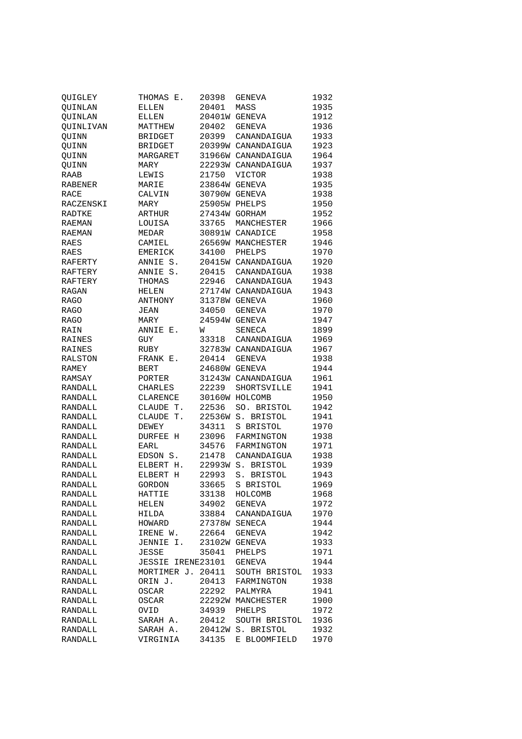| | | | | |
|---|---|---|---|---|
| QUIGLEY | THOMAS E. | 20398 | GENEVA | 1932 |
| QUINLAN | ELLEN | 20401 | MASS | 1935 |
| QUINLAN | ELLEN | 20401W | GENEVA | 1912 |
| QUINLIVAN | MATTHEW | 20402 | GENEVA | 1936 |
| QUINN | BRIDGET | 20399 | CANANDAIGUA | 1933 |
| QUINN | BRIDGET | 20399W | CANANDAIGUA | 1923 |
| QUINN | MARGARET | 31966W | CANANDAIGUA | 1964 |
| QUINN | MARY | 22293W | CANANDAIGUA | 1937 |
| RAAB | LEWIS | 21750 | VICTOR | 1938 |
| RABENER | MARIE | 23864W | GENEVA | 1935 |
| RACE | CALVIN | 30790W | GENEVA | 1938 |
| RACZENSKI | MARY | 25905W | PHELPS | 1950 |
| RADTKE | ARTHUR | 27434W | GORHAM | 1952 |
| RAEMAN | LOUISA | 33765 | MANCHESTER | 1966 |
| RAEMAN | MEDAR | 30891W | CANADICE | 1958 |
| RAES | CAMIEL | 26569W | MANCHESTER | 1946 |
| RAES | EMERICK | 34100 | PHELPS | 1970 |
| RAFERTY | ANNIE S. | 20415W | CANANDAIGUA | 1920 |
| RAFTERY | ANNIE S. | 20415 | CANANDAIGUA | 1938 |
| RAFTERY | THOMAS | 22946 | CANANDAIGUA | 1943 |
| RAGAN | HELEN | 27174W | CANANDAIGUA | 1943 |
| RAGO | ANTHONY | 31378W | GENEVA | 1960 |
| RAGO | JEAN | 34050 | GENEVA | 1970 |
| RAGO | MARY | 24594W | GENEVA | 1947 |
| RAIN | ANNIE E. | W | SENECA | 1899 |
| RAINES | GUY | 33318 | CANANDAIGUA | 1969 |
| RAINES | RUBY | 32783W | CANANDAIGUA | 1967 |
| RALSTON | FRANK E. | 20414 | GENEVA | 1938 |
| RAMEY | BERT | 24680W | GENEVA | 1944 |
| RAMSAY | PORTER | 31243W | CANANDAIGUA | 1961 |
| RANDALL | CHARLES | 22239 | SHORTSVILLE | 1941 |
| RANDALL | CLARENCE | 30160W | HOLCOMB | 1950 |
| RANDALL | CLAUDE T. | 22536 | SO. BRISTOL | 1942 |
| RANDALL | CLAUDE T. | 22536W | S. BRISTOL | 1941 |
| RANDALL | DEWEY | 34311 | S BRISTOL | 1970 |
| RANDALL | DURFEE H | 23096 | FARMINGTON | 1938 |
| RANDALL | EARL | 34576 | FARMINGTON | 1971 |
| RANDALL | EDSON S. | 21478 | CANANDAIGUA | 1938 |
| RANDALL | ELBERT H. | 22993W | S. BRISTOL | 1939 |
| RANDALL | ELBERT H | 22993 | S. BRISTOL | 1943 |
| RANDALL | GORDON | 33665 | S BRISTOL | 1969 |
| RANDALL | HATTIE | 33138 | HOLCOMB | 1968 |
| RANDALL | HELEN | 34902 | GENEVA | 1972 |
| RANDALL | HILDA | 33884 | CANANDAIGUA | 1970 |
| RANDALL | HOWARD | 27378W | SENECA | 1944 |
| RANDALL | IRENE W. | 22664 | GENEVA | 1942 |
| RANDALL | JENNIE I. | 23102W | GENEVA | 1933 |
| RANDALL | JESSE | 35041 | PHELPS | 1971 |
| RANDALL | JESSIE IRENE | 23101 | GENEVA | 1944 |
| RANDALL | MORTIMER J. | 20411 | SOUTH BRISTOL | 1933 |
| RANDALL | ORIN J. | 20413 | FARMINGTON | 1938 |
| RANDALL | OSCAR | 22292 | PALMYRA | 1941 |
| RANDALL | OSCAR | 22292W | MANCHESTER | 1900 |
| RANDALL | OVID | 34939 | PHELPS | 1972 |
| RANDALL | SARAH A. | 20412 | SOUTH BRISTOL | 1936 |
| RANDALL | SARAH A. | 20412W | S. BRISTOL | 1932 |
| RANDALL | VIRGINIA | 34135 | E BLOOMFIELD | 1970 |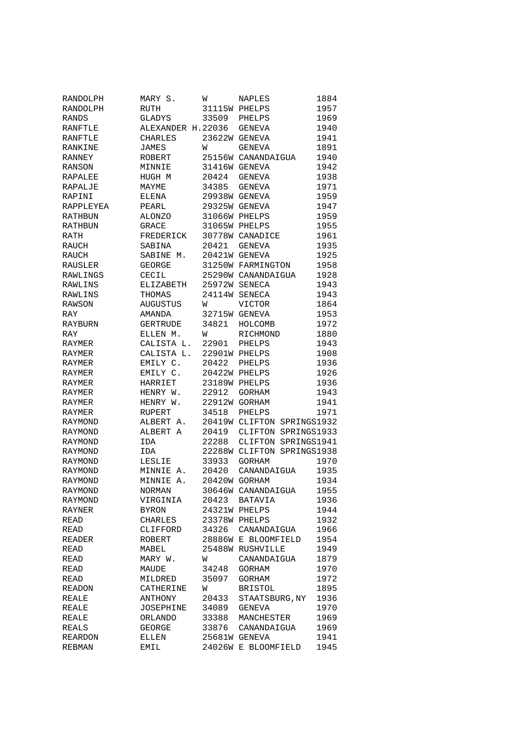| | | | | |
|---|---|---|---|---|
| RANDOLPH | MARY S. | W | NAPLES | 1884 |
| RANDOLPH | RUTH | 31115W | PHELPS | 1957 |
| RANDS | GLADYS | 33509 | PHELPS | 1969 |
| RANFTLE | ALEXANDER H. | 22036 | GENEVA | 1940 |
| RANFTLE | CHARLES | 23622W | GENEVA | 1941 |
| RANKINE | JAMES | W | GENEVA | 1891 |
| RANNEY | ROBERT | 25156W | CANANDAIGUA | 1940 |
| RANSON | MINNIE | 31416W | GENEVA | 1942 |
| RAPALEE | HUGH M | 20424 | GENEVA | 1938 |
| RAPALJE | MAYME | 34385 | GENEVA | 1971 |
| RAPINI | ELENA | 29938W | GENEVA | 1959 |
| RAPPLEYEA | PEARL | 29325W | GENEVA | 1947 |
| RATHBUN | ALONZO | 31066W | PHELPS | 1959 |
| RATHBUN | GRACE | 31065W | PHELPS | 1955 |
| RATH | FREDERICK | 30778W | CANADICE | 1961 |
| RAUCH | SABINA | 20421 | GENEVA | 1935 |
| RAUCH | SABINE M. | 20421W | GENEVA | 1925 |
| RAUSLER | GEORGE | 31250W | FARMINGTON | 1958 |
| RAWLINGS | CECIL | 25290W | CANANDAIGUA | 1928 |
| RAWLINS | ELIZABETH | 25972W | SENECA | 1943 |
| RAWLINS | THOMAS | 24114W | SENECA | 1943 |
| RAWSON | AUGUSTUS | W | VICTOR | 1864 |
| RAY | AMANDA | 32715W | GENEVA | 1953 |
| RAYBURN | GERTRUDE | 34821 | HOLCOMB | 1972 |
| RAY | ELLEN M. | W | RICHMOND | 1880 |
| RAYMER | CALISTA L. | 22901 | PHELPS | 1943 |
| RAYMER | CALISTA L. | 22901W | PHELPS | 1908 |
| RAYMER | EMILY C. | 20422 | PHELPS | 1936 |
| RAYMER | EMILY C. | 20422W | PHELPS | 1926 |
| RAYMER | HARRIET | 23189W | PHELPS | 1936 |
| RAYMER | HENRY W. | 22912 | GORHAM | 1943 |
| RAYMER | HENRY W. | 22912W | GORHAM | 1941 |
| RAYMER | RUPERT | 34518 | PHELPS | 1971 |
| RAYMOND | ALBERT A. | 20419W | CLIFTON SPRINGS | 1932 |
| RAYMOND | ALBERT A | 20419 | CLIFTON SPRINGS | 1933 |
| RAYMOND | IDA | 22288 | CLIFTON SPRINGS | 1941 |
| RAYMOND | IDA | 22288W | CLIFTON SPRINGS | 1938 |
| RAYMOND | LESLIE | 33933 | GORHAM | 1970 |
| RAYMOND | MINNIE A. | 20420 | CANANDAIGUA | 1935 |
| RAYMOND | MINNIE A. | 20420W | GORHAM | 1934 |
| RAYMOND | NORMAN | 30646W | CANANDAIGUA | 1955 |
| RAYMOND | VIRGINIA | 20423 | BATAVIA | 1936 |
| RAYNER | BYRON | 24321W | PHELPS | 1944 |
| READ | CHARLES | 23378W | PHELPS | 1932 |
| READ | CLIFFORD | 34326 | CANANDAIGUA | 1966 |
| READER | ROBERT | 28886W | E BLOOMFIELD | 1954 |
| READ | MABEL | 25488W | RUSHVILLE | 1949 |
| READ | MARY W. | W | CANANDAIGUA | 1879 |
| READ | MAUDE | 34248 | GORHAM | 1970 |
| READ | MILDRED | 35097 | GORHAM | 1972 |
| READON | CATHERINE | W | BRISTOL | 1895 |
| REALE | ANTHONY | 20433 | STAATSBURG,NY | 1936 |
| REALE | JOSEPHINE | 34089 | GENEVA | 1970 |
| REALE | ORLANDO | 33388 | MANCHESTER | 1969 |
| REALS | GEORGE | 33876 | CANANDAIGUA | 1969 |
| REARDON | ELLEN | 25681W | GENEVA | 1941 |
| REBMAN | EMIL | 24026W | E BLOOMFIELD | 1945 |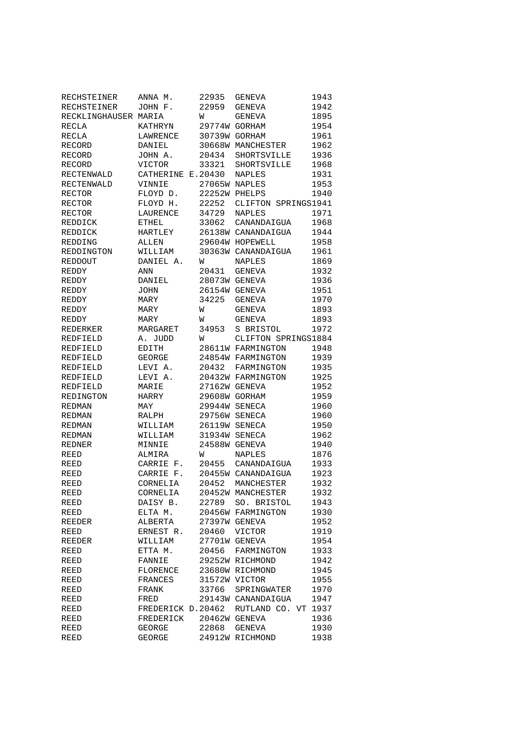| | | | | |
|---|---|---|---|---|
| RECHSTEINER | ANNA M. | 22935 | GENEVA | 1943 |
| RECHSTEINER | JOHN F. | 22959 | GENEVA | 1942 |
| RECKLINGHAUSER | MARIA | W | GENEVA | 1895 |
| RECLA | KATHRYN | 29774W | GORHAM | 1954 |
| RECLA | LAWRENCE | 30739W | GORHAM | 1961 |
| RECORD | DANIEL | 30668W | MANCHESTER | 1962 |
| RECORD | JOHN A. | 20434 | SHORTSVILLE | 1936 |
| RECORD | VICTOR | 33321 | SHORTSVILLE | 1968 |
| RECTENWALD | CATHERINE E. | 20430 | NAPLES | 1931 |
| RECTENWALD | VINNIE | 27065W | NAPLES | 1953 |
| RECTOR | FLOYD D. | 22252W | PHELPS | 1940 |
| RECTOR | FLOYD H. | 22252 | CLIFTON SPRINGS | 1941 |
| RECTOR | LAURENCE | 34729 | NAPLES | 1971 |
| REDDICK | ETHEL | 33062 | CANANDAIGUA | 1968 |
| REDDICK | HARTLEY | 26138W | CANANDAIGUA | 1944 |
| REDDING | ALLEN | 29604W | HOPEWELL | 1958 |
| REDDINGTON | WILLIAM | 30363W | CANANDAIGUA | 1961 |
| REDDOUT | DANIEL A. | W | NAPLES | 1869 |
| REDDY | ANN | 20431 | GENEVA | 1932 |
| REDDY | DANIEL | 28073W | GENEVA | 1936 |
| REDDY | JOHN | 26154W | GENEVA | 1951 |
| REDDY | MARY | 34225 | GENEVA | 1970 |
| REDDY | MARY | W | GENEVA | 1893 |
| REDDY | MARY | W | GENEVA | 1893 |
| REDERKER | MARGARET | 34953 | S BRISTOL | 1972 |
| REDFIELD | A. JUDD | W | CLIFTON SPRINGS | 1884 |
| REDFIELD | EDITH | 28611W | FARMINGTON | 1948 |
| REDFIELD | GEORGE | 24854W | FARMINGTON | 1939 |
| REDFIELD | LEVI A. | 20432 | FARMINGTON | 1935 |
| REDFIELD | LEVI A. | 20432W | FARMINGTON | 1925 |
| REDFIELD | MARIE | 27162W | GENEVA | 1952 |
| REDINGTON | HARRY | 29608W | GORHAM | 1959 |
| REDMAN | MAY | 29944W | SENECA | 1960 |
| REDMAN | RALPH | 29756W | SENECA | 1960 |
| REDMAN | WILLIAM | 26119W | SENECA | 1950 |
| REDMAN | WILLIAM | 31934W | SENECA | 1962 |
| REDNER | MINNIE | 24588W | GENEVA | 1940 |
| REED | ALMIRA | W | NAPLES | 1876 |
| REED | CARRIE F. | 20455 | CANANDAIGUA | 1933 |
| REED | CARRIE F. | 20455W | CANANDAIGUA | 1923 |
| REED | CORNELIA | 20452 | MANCHESTER | 1932 |
| REED | CORNELIA | 20452W | MANCHESTER | 1932 |
| REED | DAISY B. | 22789 | SO. BRISTOL | 1943 |
| REED | ELTA M. | 20456W | FARMINGTON | 1930 |
| REEDER | ALBERTA | 27397W | GENEVA | 1952 |
| REED | ERNEST R. | 20460 | VICTOR | 1919 |
| REEDER | WILLIAM | 27701W | GENEVA | 1954 |
| REED | ETTA M. | 20456 | FARMINGTON | 1933 |
| REED | FANNIE | 29252W | RICHMOND | 1942 |
| REED | FLORENCE | 23680W | RICHMOND | 1945 |
| REED | FRANCES | 31572W | VICTOR | 1955 |
| REED | FRANK | 33766 | SPRINGWATER | 1970 |
| REED | FRED | 29143W | CANANDAIGUA | 1947 |
| REED | FREDERICK D. | 20462 | RUTLAND CO. VT | 1937 |
| REED | FREDERICK | 20462W | GENEVA | 1936 |
| REED | GEORGE | 22868 | GENEVA | 1930 |
| REED | GEORGE | 24912W | RICHMOND | 1938 |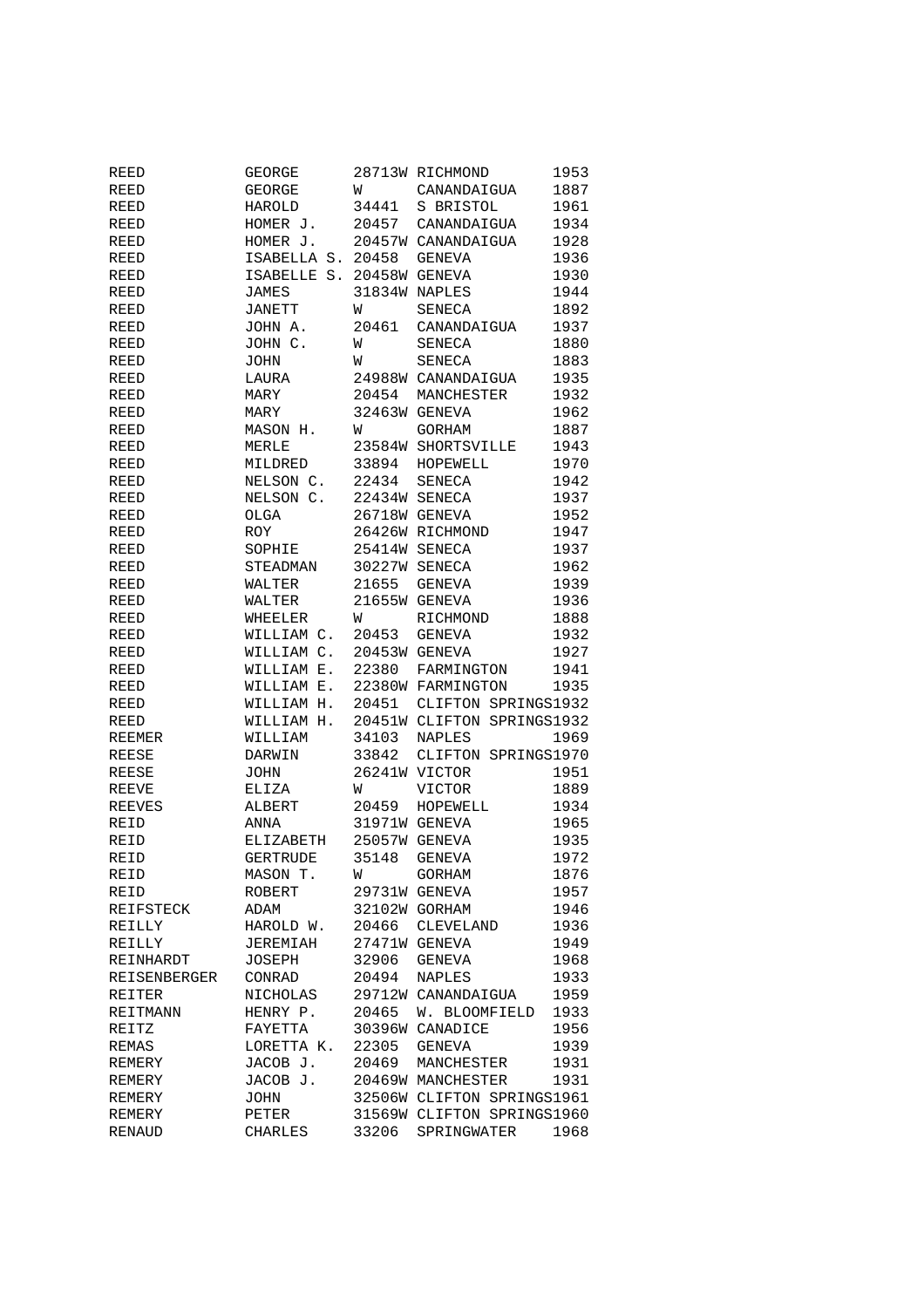| | | | | |
|---|---|---|---|---|
| REED | GEORGE | 28713W | RICHMOND | 1953 |
| REED | GEORGE | W | CANANDAIGUA | 1887 |
| REED | HAROLD | 34441 | S BRISTOL | 1961 |
| REED | HOMER J. | 20457 | CANANDAIGUA | 1934 |
| REED | HOMER J. | 20457W | CANANDAIGUA | 1928 |
| REED | ISABELLA S. | 20458 | GENEVA | 1936 |
| REED | ISABELLE S. | 20458W | GENEVA | 1930 |
| REED | JAMES | 31834W | NAPLES | 1944 |
| REED | JANETT | W | SENECA | 1892 |
| REED | JOHN A. | 20461 | CANANDAIGUA | 1937 |
| REED | JOHN C. | W | SENECA | 1880 |
| REED | JOHN | W | SENECA | 1883 |
| REED | LAURA | 24988W | CANANDAIGUA | 1935 |
| REED | MARY | 20454 | MANCHESTER | 1932 |
| REED | MARY | 32463W | GENEVA | 1962 |
| REED | MASON H. | W | GORHAM | 1887 |
| REED | MERLE | 23584W | SHORTSVILLE | 1943 |
| REED | MILDRED | 33894 | HOPEWELL | 1970 |
| REED | NELSON C. | 22434 | SENECA | 1942 |
| REED | NELSON C. | 22434W | SENECA | 1937 |
| REED | OLGA | 26718W | GENEVA | 1952 |
| REED | ROY | 26426W | RICHMOND | 1947 |
| REED | SOPHIE | 25414W | SENECA | 1937 |
| REED | STEADMAN | 30227W | SENECA | 1962 |
| REED | WALTER | 21655 | GENEVA | 1939 |
| REED | WALTER | 21655W | GENEVA | 1936 |
| REED | WHEELER | W | RICHMOND | 1888 |
| REED | WILLIAM C. | 20453 | GENEVA | 1932 |
| REED | WILLIAM C. | 20453W | GENEVA | 1927 |
| REED | WILLIAM E. | 22380 | FARMINGTON | 1941 |
| REED | WILLIAM E. | 22380W | FARMINGTON | 1935 |
| REED | WILLIAM H. | 20451 | CLIFTON SPRINGS | 1932 |
| REED | WILLIAM H. | 20451W | CLIFTON SPRINGS | 1932 |
| REEMER | WILLIAM | 34103 | NAPLES | 1969 |
| REESE | DARWIN | 33842 | CLIFTON SPRINGS | 1970 |
| REESE | JOHN | 26241W | VICTOR | 1951 |
| REEVE | ELIZA | W | VICTOR | 1889 |
| REEVES | ALBERT | 20459 | HOPEWELL | 1934 |
| REID | ANNA | 31971W | GENEVA | 1965 |
| REID | ELIZABETH | 25057W | GENEVA | 1935 |
| REID | GERTRUDE | 35148 | GENEVA | 1972 |
| REID | MASON T. | W | GORHAM | 1876 |
| REID | ROBERT | 29731W | GENEVA | 1957 |
| REIFSTECK | ADAM | 32102W | GORHAM | 1946 |
| REILLY | HAROLD W. | 20466 | CLEVELAND | 1936 |
| REILLY | JEREMIAH | 27471W | GENEVA | 1949 |
| REINHARDT | JOSEPH | 32906 | GENEVA | 1968 |
| REISENBERGER | CONRAD | 20494 | NAPLES | 1933 |
| REITER | NICHOLAS | 29712W | CANANDAIGUA | 1959 |
| REITMANN | HENRY P. | 20465 | W. BLOOMFIELD | 1933 |
| REITZ | FAYETTA | 30396W | CANADICE | 1956 |
| REMAS | LORETTA K. | 22305 | GENEVA | 1939 |
| REMERY | JACOB J. | 20469 | MANCHESTER | 1931 |
| REMERY | JACOB J. | 20469W | MANCHESTER | 1931 |
| REMERY | JOHN | 32506W | CLIFTON SPRINGS | 1961 |
| REMERY | PETER | 31569W | CLIFTON SPRINGS | 1960 |
| RENAUD | CHARLES | 33206 | SPRINGWATER | 1968 |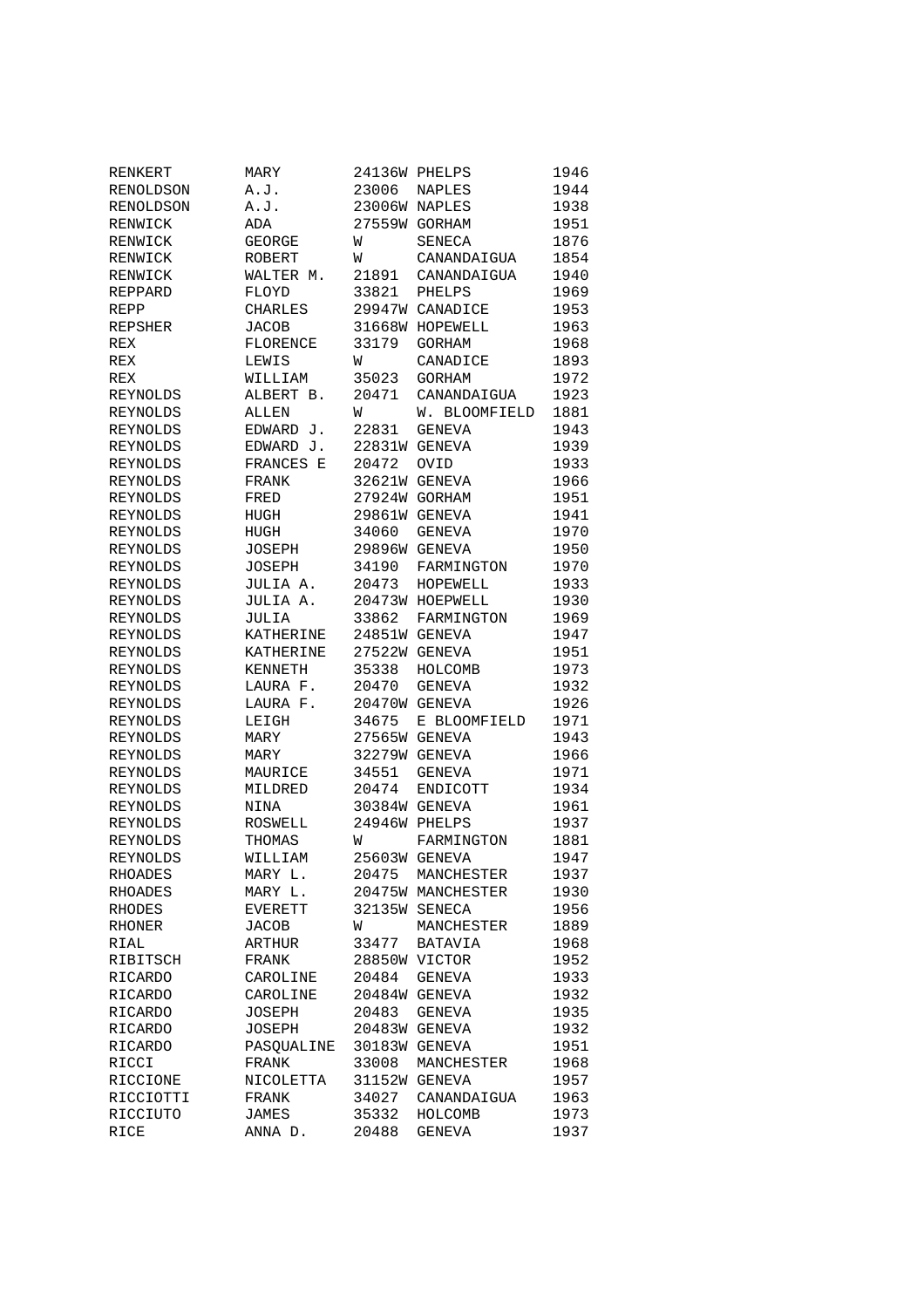| | | | | |
|---|---|---|---|---|
| RENKERT | MARY | 24136W | PHELPS | 1946 |
| RENOLDSON | A.J. | 23006 | NAPLES | 1944 |
| RENOLDSON | A.J. | 23006W | NAPLES | 1938 |
| RENWICK | ADA | 27559W | GORHAM | 1951 |
| RENWICK | GEORGE | W | SENECA | 1876 |
| RENWICK | ROBERT | W | CANANDAIGUA | 1854 |
| RENWICK | WALTER M. | 21891 | CANANDAIGUA | 1940 |
| REPPARD | FLOYD | 33821 | PHELPS | 1969 |
| REPP | CHARLES | 29947W | CANADICE | 1953 |
| REPSHER | JACOB | 31668W | HOPEWELL | 1963 |
| REX | FLORENCE | 33179 | GORHAM | 1968 |
| REX | LEWIS | W | CANADICE | 1893 |
| REX | WILLIAM | 35023 | GORHAM | 1972 |
| REYNOLDS | ALBERT B. | 20471 | CANANDAIGUA | 1923 |
| REYNOLDS | ALLEN | W | W. BLOOMFIELD | 1881 |
| REYNOLDS | EDWARD J. | 22831 | GENEVA | 1943 |
| REYNOLDS | EDWARD J. | 22831W | GENEVA | 1939 |
| REYNOLDS | FRANCES E | 20472 | OVID | 1933 |
| REYNOLDS | FRANK | 32621W | GENEVA | 1966 |
| REYNOLDS | FRED | 27924W | GORHAM | 1951 |
| REYNOLDS | HUGH | 29861W | GENEVA | 1941 |
| REYNOLDS | HUGH | 34060 | GENEVA | 1970 |
| REYNOLDS | JOSEPH | 29896W | GENEVA | 1950 |
| REYNOLDS | JOSEPH | 34190 | FARMINGTON | 1970 |
| REYNOLDS | JULIA A. | 20473 | HOPEWELL | 1933 |
| REYNOLDS | JULIA A. | 20473W | HOEPWELL | 1930 |
| REYNOLDS | JULIA | 33862 | FARMINGTON | 1969 |
| REYNOLDS | KATHERINE | 24851W | GENEVA | 1947 |
| REYNOLDS | KATHERINE | 27522W | GENEVA | 1951 |
| REYNOLDS | KENNETH | 35338 | HOLCOMB | 1973 |
| REYNOLDS | LAURA F. | 20470 | GENEVA | 1932 |
| REYNOLDS | LAURA F. | 20470W | GENEVA | 1926 |
| REYNOLDS | LEIGH | 34675 | E BLOOMFIELD | 1971 |
| REYNOLDS | MARY | 27565W | GENEVA | 1943 |
| REYNOLDS | MARY | 32279W | GENEVA | 1966 |
| REYNOLDS | MAURICE | 34551 | GENEVA | 1971 |
| REYNOLDS | MILDRED | 20474 | ENDICOTT | 1934 |
| REYNOLDS | NINA | 30384W | GENEVA | 1961 |
| REYNOLDS | ROSWELL | 24946W | PHELPS | 1937 |
| REYNOLDS | THOMAS | W | FARMINGTON | 1881 |
| REYNOLDS | WILLIAM | 25603W | GENEVA | 1947 |
| RHOADES | MARY L. | 20475 | MANCHESTER | 1937 |
| RHOADES | MARY L. | 20475W | MANCHESTER | 1930 |
| RHODES | EVERETT | 32135W | SENECA | 1956 |
| RHONER | JACOB | W | MANCHESTER | 1889 |
| RIAL | ARTHUR | 33477 | BATAVIA | 1968 |
| RIBITSCH | FRANK | 28850W | VICTOR | 1952 |
| RICARDO | CAROLINE | 20484 | GENEVA | 1933 |
| RICARDO | CAROLINE | 20484W | GENEVA | 1932 |
| RICARDO | JOSEPH | 20483 | GENEVA | 1935 |
| RICARDO | JOSEPH | 20483W | GENEVA | 1932 |
| RICARDO | PASQUALINE | 30183W | GENEVA | 1951 |
| RICCI | FRANK | 33008 | MANCHESTER | 1968 |
| RICCIONE | NICOLETTA | 31152W | GENEVA | 1957 |
| RICCIOTTI | FRANK | 34027 | CANANDAIGUA | 1963 |
| RICCIUTO | JAMES | 35332 | HOLCOMB | 1973 |
| RICE | ANNA D. | 20488 | GENEVA | 1937 |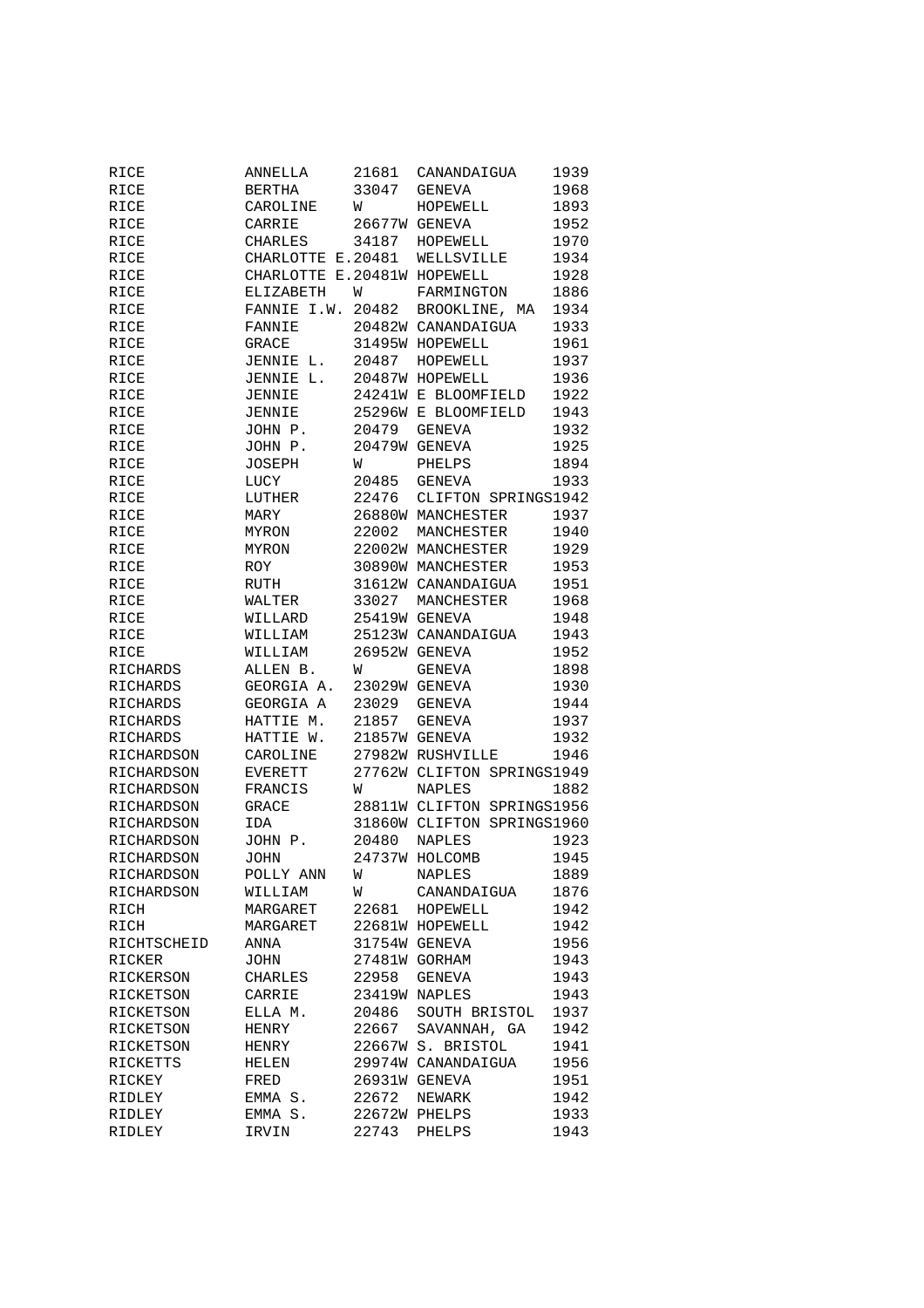| | | | | |
|---|---|---|---|---|
| RICE | ANNELLA | 21681 | CANANDAIGUA | 1939 |
| RICE | BERTHA | 33047 | GENEVA | 1968 |
| RICE | CAROLINE | W | HOPEWELL | 1893 |
| RICE | CARRIE | 26677W | GENEVA | 1952 |
| RICE | CHARLES | 34187 | HOPEWELL | 1970 |
| RICE | CHARLOTTE E. | 20481 | WELLSVILLE | 1934 |
| RICE | CHARLOTTE E. | 20481W | HOPEWELL | 1928 |
| RICE | ELIZABETH | W | FARMINGTON | 1886 |
| RICE | FANNIE I.W. | 20482 | BROOKLINE, MA | 1934 |
| RICE | FANNIE | 20482W | CANANDAIGUA | 1933 |
| RICE | GRACE | 31495W | HOPEWELL | 1961 |
| RICE | JENNIE L. | 20487 | HOPEWELL | 1937 |
| RICE | JENNIE L. | 20487W | HOPEWELL | 1936 |
| RICE | JENNIE | 24241W | E BLOOMFIELD | 1922 |
| RICE | JENNIE | 25296W | E BLOOMFIELD | 1943 |
| RICE | JOHN P. | 20479 | GENEVA | 1932 |
| RICE | JOHN P. | 20479W | GENEVA | 1925 |
| RICE | JOSEPH | W | PHELPS | 1894 |
| RICE | LUCY | 20485 | GENEVA | 1933 |
| RICE | LUTHER | 22476 | CLIFTON SPRINGS | 1942 |
| RICE | MARY | 26880W | MANCHESTER | 1937 |
| RICE | MYRON | 22002 | MANCHESTER | 1940 |
| RICE | MYRON | 22002W | MANCHESTER | 1929 |
| RICE | ROY | 30890W | MANCHESTER | 1953 |
| RICE | RUTH | 31612W | CANANDAIGUA | 1951 |
| RICE | WALTER | 33027 | MANCHESTER | 1968 |
| RICE | WILLARD | 25419W | GENEVA | 1948 |
| RICE | WILLIAM | 25123W | CANANDAIGUA | 1943 |
| RICE | WILLIAM | 26952W | GENEVA | 1952 |
| RICHARDS | ALLEN B. | W | GENEVA | 1898 |
| RICHARDS | GEORGIA A. | 23029W | GENEVA | 1930 |
| RICHARDS | GEORGIA A | 23029 | GENEVA | 1944 |
| RICHARDS | HATTIE M. | 21857 | GENEVA | 1937 |
| RICHARDS | HATTIE W. | 21857W | GENEVA | 1932 |
| RICHARDSON | CAROLINE | 27982W | RUSHVILLE | 1946 |
| RICHARDSON | EVERETT | 27762W | CLIFTON SPRINGS | 1949 |
| RICHARDSON | FRANCIS | W | NAPLES | 1882 |
| RICHARDSON | GRACE | 28811W | CLIFTON SPRINGS | 1956 |
| RICHARDSON | IDA | 31860W | CLIFTON SPRINGS | 1960 |
| RICHARDSON | JOHN P. | 20480 | NAPLES | 1923 |
| RICHARDSON | JOHN | 24737W | HOLCOMB | 1945 |
| RICHARDSON | POLLY ANN | W | NAPLES | 1889 |
| RICHARDSON | WILLIAM | W | CANANDAIGUA | 1876 |
| RICH | MARGARET | 22681 | HOPEWELL | 1942 |
| RICH | MARGARET | 22681W | HOPEWELL | 1942 |
| RICHTSCHEID | ANNA | 31754W | GENEVA | 1956 |
| RICKER | JOHN | 27481W | GORHAM | 1943 |
| RICKERSON | CHARLES | 22958 | GENEVA | 1943 |
| RICKETSON | CARRIE | 23419W | NAPLES | 1943 |
| RICKETSON | ELLA M. | 20486 | SOUTH BRISTOL | 1937 |
| RICKETSON | HENRY | 22667 | SAVANNAH, GA | 1942 |
| RICKETSON | HENRY | 22667W | S. BRISTOL | 1941 |
| RICKETTS | HELEN | 29974W | CANANDAIGUA | 1956 |
| RICKEY | FRED | 26931W | GENEVA | 1951 |
| RIDLEY | EMMA S. | 22672 | NEWARK | 1942 |
| RIDLEY | EMMA S. | 22672W | PHELPS | 1933 |
| RIDLEY | IRVIN | 22743 | PHELPS | 1943 |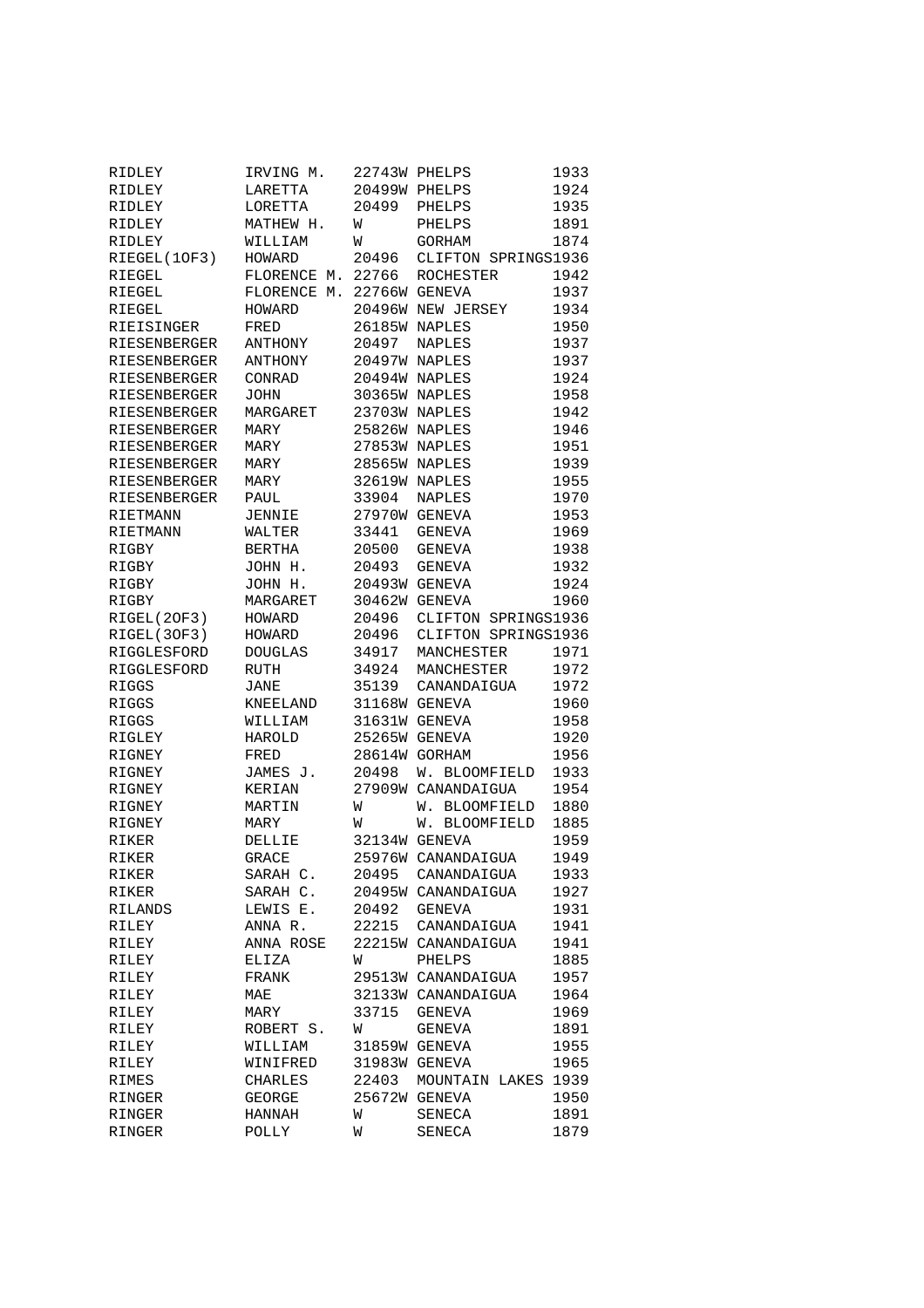| | | | | |
|---|---|---|---|---|
| RIDLEY | IRVING M. | 22743W | PHELPS | 1933 |
| RIDLEY | LARETTA | 20499W | PHELPS | 1924 |
| RIDLEY | LORETTA | 20499 | PHELPS | 1935 |
| RIDLEY | MATHEW H. | W | PHELPS | 1891 |
| RIDLEY | WILLIAM | W | GORHAM | 1874 |
| RIEGEL(1OF3) | HOWARD | 20496 | CLIFTON SPRINGS | 1936 |
| RIEGEL | FLORENCE M. | 22766 | ROCHESTER | 1942 |
| RIEGEL | FLORENCE M. | 22766W | GENEVA | 1937 |
| RIEGEL | HOWARD | 20496W | NEW JERSEY | 1934 |
| RIEISINGER | FRED | 26185W | NAPLES | 1950 |
| RIESENBERGER | ANTHONY | 20497 | NAPLES | 1937 |
| RIESENBERGER | ANTHONY | 20497W | NAPLES | 1937 |
| RIESENBERGER | CONRAD | 20494W | NAPLES | 1924 |
| RIESENBERGER | JOHN | 30365W | NAPLES | 1958 |
| RIESENBERGER | MARGARET | 23703W | NAPLES | 1942 |
| RIESENBERGER | MARY | 25826W | NAPLES | 1946 |
| RIESENBERGER | MARY | 27853W | NAPLES | 1951 |
| RIESENBERGER | MARY | 28565W | NAPLES | 1939 |
| RIESENBERGER | MARY | 32619W | NAPLES | 1955 |
| RIESENBERGER | PAUL | 33904 | NAPLES | 1970 |
| RIETMANN | JENNIE | 27970W | GENEVA | 1953 |
| RIETMANN | WALTER | 33441 | GENEVA | 1969 |
| RIGBY | BERTHA | 20500 | GENEVA | 1938 |
| RIGBY | JOHN H. | 20493 | GENEVA | 1932 |
| RIGBY | JOHN H. | 20493W | GENEVA | 1924 |
| RIGBY | MARGARET | 30462W | GENEVA | 1960 |
| RIGEL(2OF3) | HOWARD | 20496 | CLIFTON SPRINGS | 1936 |
| RIGEL(3OF3) | HOWARD | 20496 | CLIFTON SPRINGS | 1936 |
| RIGGLESFORD | DOUGLAS | 34917 | MANCHESTER | 1971 |
| RIGGLESFORD | RUTH | 34924 | MANCHESTER | 1972 |
| RIGGS | JANE | 35139 | CANANDAIGUA | 1972 |
| RIGGS | KNEELAND | 31168W | GENEVA | 1960 |
| RIGGS | WILLIAM | 31631W | GENEVA | 1958 |
| RIGLEY | HAROLD | 25265W | GENEVA | 1920 |
| RIGNEY | FRED | 28614W | GORHAM | 1956 |
| RIGNEY | JAMES J. | 20498 | W. BLOOMFIELD | 1933 |
| RIGNEY | KERIAN | 27909W | CANANDAIGUA | 1954 |
| RIGNEY | MARTIN | W | W. BLOOMFIELD | 1880 |
| RIGNEY | MARY | W | W. BLOOMFIELD | 1885 |
| RIKER | DELLIE | 32134W | GENEVA | 1959 |
| RIKER | GRACE | 25976W | CANANDAIGUA | 1949 |
| RIKER | SARAH C. | 20495 | CANANDAIGUA | 1933 |
| RIKER | SARAH C. | 20495W | CANANDAIGUA | 1927 |
| RILANDS | LEWIS E. | 20492 | GENEVA | 1931 |
| RILEY | ANNA R. | 22215 | CANANDAIGUA | 1941 |
| RILEY | ANNA ROSE | 22215W | CANANDAIGUA | 1941 |
| RILEY | ELIZA | W | PHELPS | 1885 |
| RILEY | FRANK | 29513W | CANANDAIGUA | 1957 |
| RILEY | MAE | 32133W | CANANDAIGUA | 1964 |
| RILEY | MARY | 33715 | GENEVA | 1969 |
| RILEY | ROBERT S. | W | GENEVA | 1891 |
| RILEY | WILLIAM | 31859W | GENEVA | 1955 |
| RILEY | WINIFRED | 31983W | GENEVA | 1965 |
| RIMES | CHARLES | 22403 | MOUNTAIN LAKES | 1939 |
| RINGER | GEORGE | 25672W | GENEVA | 1950 |
| RINGER | HANNAH | W | SENECA | 1891 |
| RINGER | POLLY | W | SENECA | 1879 |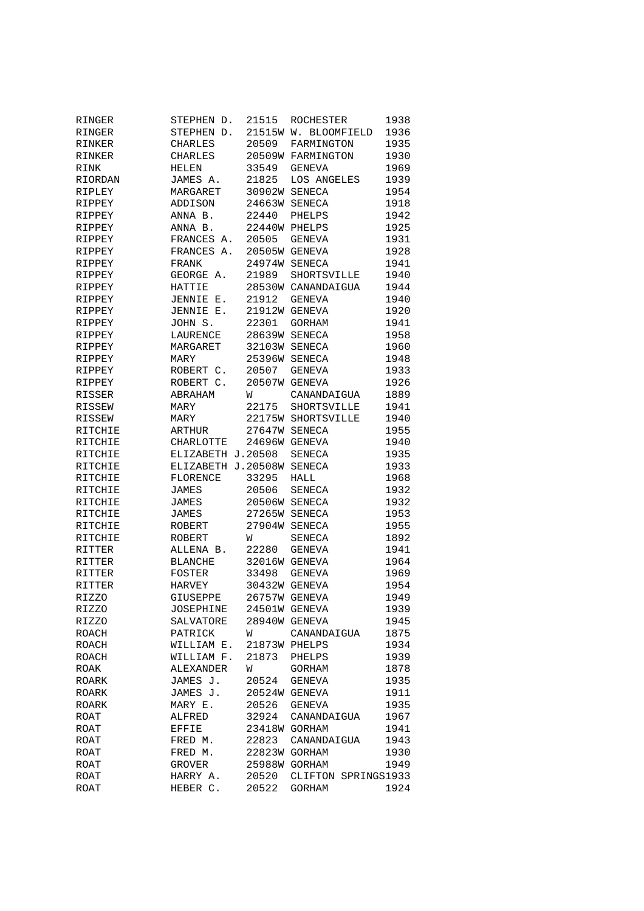| | | | | |
|---|---|---|---|---|
| RINGER | STEPHEN D. | 21515 | ROCHESTER | 1938 |
| RINGER | STEPHEN D. | 21515W | W. BLOOMFIELD | 1936 |
| RINKER | CHARLES | 20509 | FARMINGTON | 1935 |
| RINKER | CHARLES | 20509W | FARMINGTON | 1930 |
| RINK | HELEN | 33549 | GENEVA | 1969 |
| RIORDAN | JAMES A. | 21825 | LOS ANGELES | 1939 |
| RIPLEY | MARGARET | 30902W | SENECA | 1954 |
| RIPPEY | ADDISON | 24663W | SENECA | 1918 |
| RIPPEY | ANNA B. | 22440 | PHELPS | 1942 |
| RIPPEY | ANNA B. | 22440W | PHELPS | 1925 |
| RIPPEY | FRANCES A. | 20505 | GENEVA | 1931 |
| RIPPEY | FRANCES A. | 20505W | GENEVA | 1928 |
| RIPPEY | FRANK | 24974W | SENECA | 1941 |
| RIPPEY | GEORGE A. | 21989 | SHORTSVILLE | 1940 |
| RIPPEY | HATTIE | 28530W | CANANDAIGUA | 1944 |
| RIPPEY | JENNIE E. | 21912 | GENEVA | 1940 |
| RIPPEY | JENNIE E. | 21912W | GENEVA | 1920 |
| RIPPEY | JOHN S. | 22301 | GORHAM | 1941 |
| RIPPEY | LAURENCE | 28639W | SENECA | 1958 |
| RIPPEY | MARGARET | 32103W | SENECA | 1960 |
| RIPPEY | MARY | 25396W | SENECA | 1948 |
| RIPPEY | ROBERT C. | 20507 | GENEVA | 1933 |
| RIPPEY | ROBERT C. | 20507W | GENEVA | 1926 |
| RISSER | ABRAHAM | W | CANANDAIGUA | 1889 |
| RISSEW | MARY | 22175 | SHORTSVILLE | 1941 |
| RISSEW | MARY | 22175W | SHORTSVILLE | 1940 |
| RITCHIE | ARTHUR | 27647W | SENECA | 1955 |
| RITCHIE | CHARLOTTE | 24696W | GENEVA | 1940 |
| RITCHIE | ELIZABETH J. | 20508 | SENECA | 1935 |
| RITCHIE | ELIZABETH J. | 20508W | SENECA | 1933 |
| RITCHIE | FLORENCE | 33295 | HALL | 1968 |
| RITCHIE | JAMES | 20506 | SENECA | 1932 |
| RITCHIE | JAMES | 20506W | SENECA | 1932 |
| RITCHIE | JAMES | 27265W | SENECA | 1953 |
| RITCHIE | ROBERT | 27904W | SENECA | 1955 |
| RITCHIE | ROBERT | W | SENECA | 1892 |
| RITTER | ALLENA B. | 22280 | GENEVA | 1941 |
| RITTER | BLANCHE | 32016W | GENEVA | 1964 |
| RITTER | FOSTER | 33498 | GENEVA | 1969 |
| RITTER | HARVEY | 30432W | GENEVA | 1954 |
| RIZZO | GIUSEPPE | 26757W | GENEVA | 1949 |
| RIZZO | JOSEPHINE | 24501W | GENEVA | 1939 |
| RIZZO | SALVATORE | 28940W | GENEVA | 1945 |
| ROACH | PATRICK | W | CANANDAIGUA | 1875 |
| ROACH | WILLIAM E. | 21873W | PHELPS | 1934 |
| ROACH | WILLIAM F. | 21873 | PHELPS | 1939 |
| ROAK | ALEXANDER | W | GORHAM | 1878 |
| ROARK | JAMES J. | 20524 | GENEVA | 1935 |
| ROARK | JAMES J. | 20524W | GENEVA | 1911 |
| ROARK | MARY E. | 20526 | GENEVA | 1935 |
| ROAT | ALFRED | 32924 | CANANDAIGUA | 1967 |
| ROAT | EFFIE | 23418W | GORHAM | 1941 |
| ROAT | FRED M. | 22823 | CANANDAIGUA | 1943 |
| ROAT | FRED M. | 22823W | GORHAM | 1930 |
| ROAT | GROVER | 25988W | GORHAM | 1949 |
| ROAT | HARRY A. | 20520 | CLIFTON SPRINGS | 1933 |
| ROAT | HEBER C. | 20522 | GORHAM | 1924 |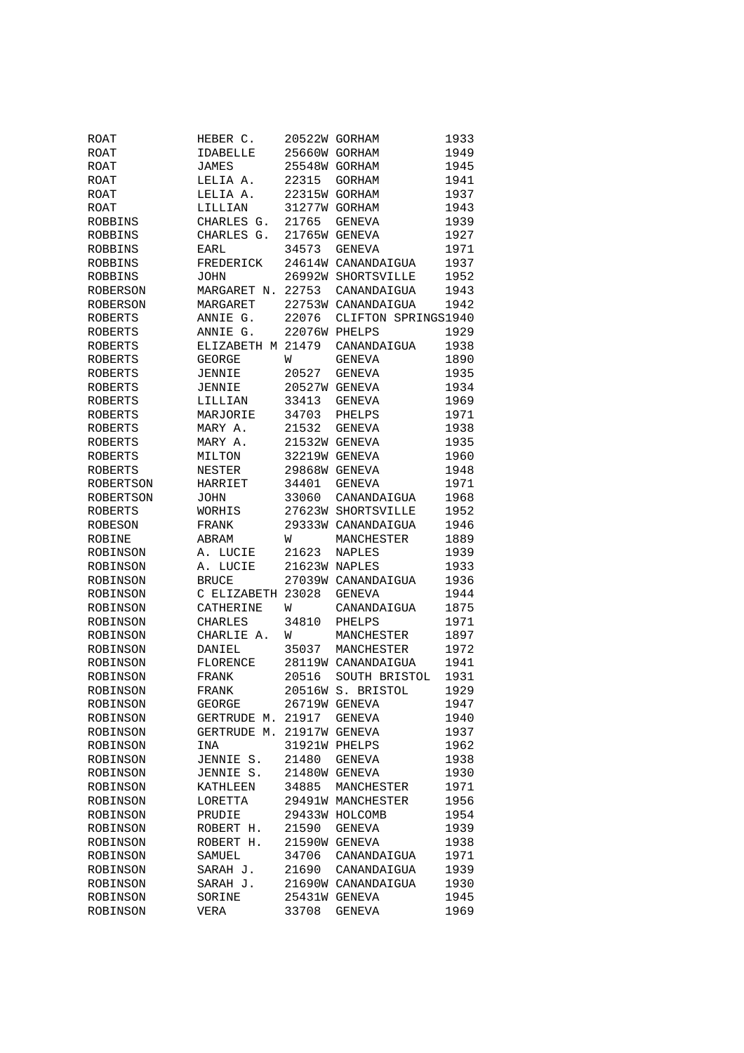| | | | | |
|---|---|---|---|---|
| ROAT | HEBER C. | 20522W | GORHAM | 1933 |
| ROAT | IDABELLE | 25660W | GORHAM | 1949 |
| ROAT | JAMES | 25548W | GORHAM | 1945 |
| ROAT | LELIA A. | 22315 | GORHAM | 1941 |
| ROAT | LELIA A. | 22315W | GORHAM | 1937 |
| ROAT | LILLIAN | 31277W | GORHAM | 1943 |
| ROBBINS | CHARLES G. | 21765 | GENEVA | 1939 |
| ROBBINS | CHARLES G. | 21765W | GENEVA | 1927 |
| ROBBINS | EARL | 34573 | GENEVA | 1971 |
| ROBBINS | FREDERICK | 24614W | CANANDAIGUA | 1937 |
| ROBBINS | JOHN | 26992W | SHORTSVILLE | 1952 |
| ROBERSON | MARGARET N. | 22753 | CANANDAIGUA | 1943 |
| ROBERSON | MARGARET | 22753W | CANANDAIGUA | 1942 |
| ROBERTS | ANNIE G. | 22076 | CLIFTON SPRINGS | 1940 |
| ROBERTS | ANNIE G. | 22076W | PHELPS | 1929 |
| ROBERTS | ELIZABETH M | 21479 | CANANDAIGUA | 1938 |
| ROBERTS | GEORGE | W | GENEVA | 1890 |
| ROBERTS | JENNIE | 20527 | GENEVA | 1935 |
| ROBERTS | JENNIE | 20527W | GENEVA | 1934 |
| ROBERTS | LILLIAN | 33413 | GENEVA | 1969 |
| ROBERTS | MARJORIE | 34703 | PHELPS | 1971 |
| ROBERTS | MARY A. | 21532 | GENEVA | 1938 |
| ROBERTS | MARY A. | 21532W | GENEVA | 1935 |
| ROBERTS | MILTON | 32219W | GENEVA | 1960 |
| ROBERTS | NESTER | 29868W | GENEVA | 1948 |
| ROBERTSON | HARRIET | 34401 | GENEVA | 1971 |
| ROBERTSON | JOHN | 33060 | CANANDAIGUA | 1968 |
| ROBERTS | WORHIS | 27623W | SHORTSVILLE | 1952 |
| ROBESON | FRANK | 29333W | CANANDAIGUA | 1946 |
| ROBINE | ABRAM | W | MANCHESTER | 1889 |
| ROBINSON | A. LUCIE | 21623 | NAPLES | 1939 |
| ROBINSON | A. LUCIE | 21623W | NAPLES | 1933 |
| ROBINSON | BRUCE | 27039W | CANANDAIGUA | 1936 |
| ROBINSON | C ELIZABETH | 23028 | GENEVA | 1944 |
| ROBINSON | CATHERINE | W | CANANDAIGUA | 1875 |
| ROBINSON | CHARLES | 34810 | PHELPS | 1971 |
| ROBINSON | CHARLIE A. | W | MANCHESTER | 1897 |
| ROBINSON | DANIEL | 35037 | MANCHESTER | 1972 |
| ROBINSON | FLORENCE | 28119W | CANANDAIGUA | 1941 |
| ROBINSON | FRANK | 20516 | SOUTH BRISTOL | 1931 |
| ROBINSON | FRANK | 20516W | S. BRISTOL | 1929 |
| ROBINSON | GEORGE | 26719W | GENEVA | 1947 |
| ROBINSON | GERTRUDE M. | 21917 | GENEVA | 1940 |
| ROBINSON | GERTRUDE M. | 21917W | GENEVA | 1937 |
| ROBINSON | INA | 31921W | PHELPS | 1962 |
| ROBINSON | JENNIE S. | 21480 | GENEVA | 1938 |
| ROBINSON | JENNIE S. | 21480W | GENEVA | 1930 |
| ROBINSON | KATHLEEN | 34885 | MANCHESTER | 1971 |
| ROBINSON | LORETTA | 29491W | MANCHESTER | 1956 |
| ROBINSON | PRUDIE | 29433W | HOLCOMB | 1954 |
| ROBINSON | ROBERT H. | 21590 | GENEVA | 1939 |
| ROBINSON | ROBERT H. | 21590W | GENEVA | 1938 |
| ROBINSON | SAMUEL | 34706 | CANANDAIGUA | 1971 |
| ROBINSON | SARAH J. | 21690 | CANANDAIGUA | 1939 |
| ROBINSON | SARAH J. | 21690W | CANANDAIGUA | 1930 |
| ROBINSON | SORINE | 25431W | GENEVA | 1945 |
| ROBINSON | VERA | 33708 | GENEVA | 1969 |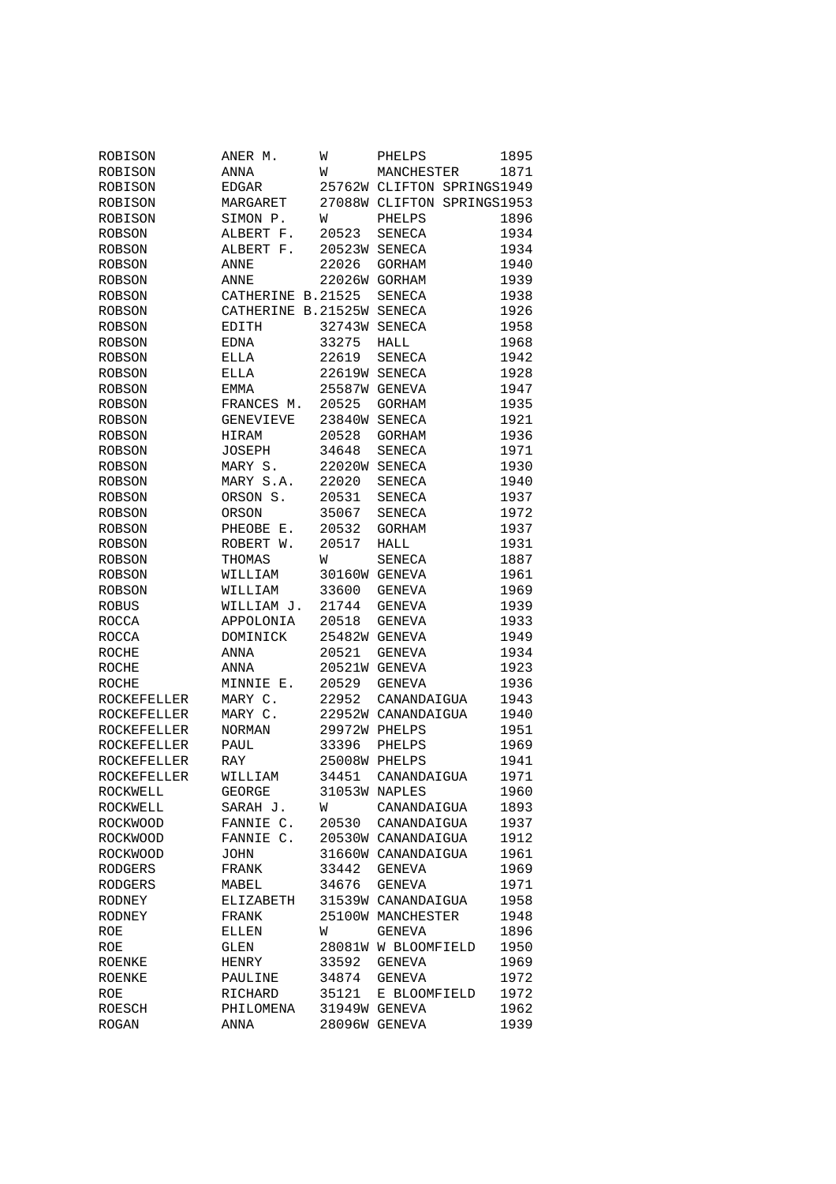| | | | | |
|---|---|---|---|---|
| ROBISON | ANER M. | W | PHELPS | 1895 |
| ROBISON | ANNA | W | MANCHESTER | 1871 |
| ROBISON | EDGAR | 25762W | CLIFTON SPRINGS | 1949 |
| ROBISON | MARGARET | 27088W | CLIFTON SPRINGS | 1953 |
| ROBISON | SIMON P. | W | PHELPS | 1896 |
| ROBSON | ALBERT F. | 20523 | SENECA | 1934 |
| ROBSON | ALBERT F. | 20523W | SENECA | 1934 |
| ROBSON | ANNE | 22026 | GORHAM | 1940 |
| ROBSON | ANNE | 22026W | GORHAM | 1939 |
| ROBSON | CATHERINE B. | 21525 | SENECA | 1938 |
| ROBSON | CATHERINE B. | 21525W | SENECA | 1926 |
| ROBSON | EDITH | 32743W | SENECA | 1958 |
| ROBSON | EDNA | 33275 | HALL | 1968 |
| ROBSON | ELLA | 22619 | SENECA | 1942 |
| ROBSON | ELLA | 22619W | SENECA | 1928 |
| ROBSON | EMMA | 25587W | GENEVA | 1947 |
| ROBSON | FRANCES M. | 20525 | GORHAM | 1935 |
| ROBSON | GENEVIEVE | 23840W | SENECA | 1921 |
| ROBSON | HIRAM | 20528 | GORHAM | 1936 |
| ROBSON | JOSEPH | 34648 | SENECA | 1971 |
| ROBSON | MARY S. | 22020W | SENECA | 1930 |
| ROBSON | MARY S.A. | 22020 | SENECA | 1940 |
| ROBSON | ORSON S. | 20531 | SENECA | 1937 |
| ROBSON | ORSON | 35067 | SENECA | 1972 |
| ROBSON | PHEOBE E. | 20532 | GORHAM | 1937 |
| ROBSON | ROBERT W. | 20517 | HALL | 1931 |
| ROBSON | THOMAS | W | SENECA | 1887 |
| ROBSON | WILLIAM | 30160W | GENEVA | 1961 |
| ROBSON | WILLIAM | 33600 | GENEVA | 1969 |
| ROBUS | WILLIAM J. | 21744 | GENEVA | 1939 |
| ROCCA | APPOLONIA | 20518 | GENEVA | 1933 |
| ROCCA | DOMINICK | 25482W | GENEVA | 1949 |
| ROCHE | ANNA | 20521 | GENEVA | 1934 |
| ROCHE | ANNA | 20521W | GENEVA | 1923 |
| ROCHE | MINNIE E. | 20529 | GENEVA | 1936 |
| ROCKEFELLER | MARY C. | 22952 | CANANDAIGUA | 1943 |
| ROCKEFELLER | MARY C. | 22952W | CANANDAIGUA | 1940 |
| ROCKEFELLER | NORMAN | 29972W | PHELPS | 1951 |
| ROCKEFELLER | PAUL | 33396 | PHELPS | 1969 |
| ROCKEFELLER | RAY | 25008W | PHELPS | 1941 |
| ROCKEFELLER | WILLIAM | 34451 | CANANDAIGUA | 1971 |
| ROCKWELL | GEORGE | 31053W | NAPLES | 1960 |
| ROCKWELL | SARAH J. | W | CANANDAIGUA | 1893 |
| ROCKWOOD | FANNIE C. | 20530 | CANANDAIGUA | 1937 |
| ROCKWOOD | FANNIE C. | 20530W | CANANDAIGUA | 1912 |
| ROCKWOOD | JOHN | 31660W | CANANDAIGUA | 1961 |
| RODGERS | FRANK | 33442 | GENEVA | 1969 |
| RODGERS | MABEL | 34676 | GENEVA | 1971 |
| RODNEY | ELIZABETH | 31539W | CANANDAIGUA | 1958 |
| RODNEY | FRANK | 25100W | MANCHESTER | 1948 |
| ROE | ELLEN | W | GENEVA | 1896 |
| ROE | GLEN | 28081W | W BLOOMFIELD | 1950 |
| ROENKE | HENRY | 33592 | GENEVA | 1969 |
| ROENKE | PAULINE | 34874 | GENEVA | 1972 |
| ROE | RICHARD | 35121 | E BLOOMFIELD | 1972 |
| ROESCH | PHILOMENA | 31949W | GENEVA | 1962 |
| ROGAN | ANNA | 28096W | GENEVA | 1939 |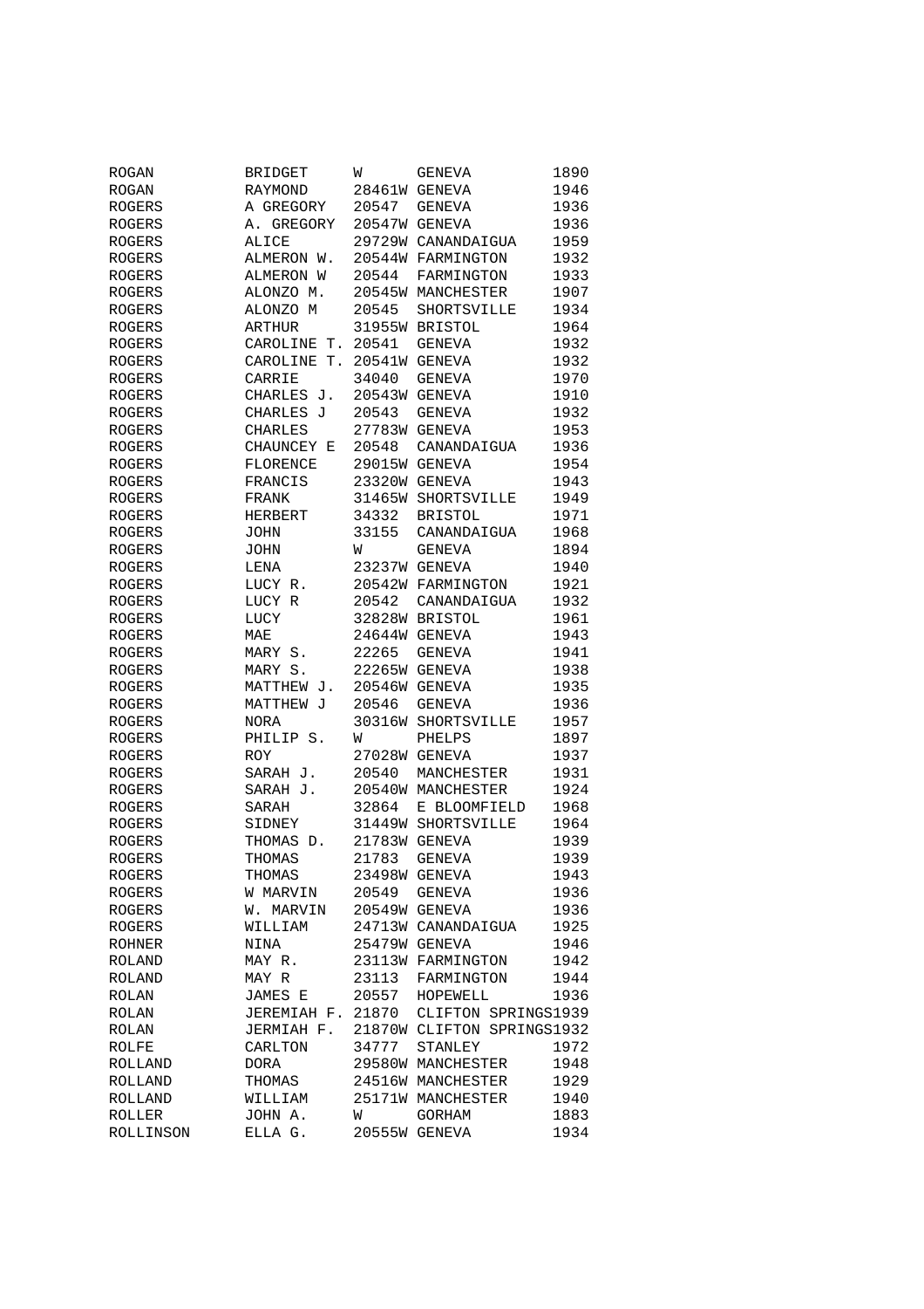| | | | | |
|---|---|---|---|---|
| ROGAN | BRIDGET | W | GENEVA | 1890 |
| ROGAN | RAYMOND | 28461W | GENEVA | 1946 |
| ROGERS | A GREGORY | 20547 | GENEVA | 1936 |
| ROGERS | A. GREGORY | 20547W | GENEVA | 1936 |
| ROGERS | ALICE | 29729W | CANANDAIGUA | 1959 |
| ROGERS | ALMERON W. | 20544W | FARMINGTON | 1932 |
| ROGERS | ALMERON W | 20544 | FARMINGTON | 1933 |
| ROGERS | ALONZO M. | 20545W | MANCHESTER | 1907 |
| ROGERS | ALONZO M | 20545 | SHORTSVILLE | 1934 |
| ROGERS | ARTHUR | 31955W | BRISTOL | 1964 |
| ROGERS | CAROLINE T. | 20541 | GENEVA | 1932 |
| ROGERS | CAROLINE T. | 20541W | GENEVA | 1932 |
| ROGERS | CARRIE | 34040 | GENEVA | 1970 |
| ROGERS | CHARLES J. | 20543W | GENEVA | 1910 |
| ROGERS | CHARLES J | 20543 | GENEVA | 1932 |
| ROGERS | CHARLES | 27783W | GENEVA | 1953 |
| ROGERS | CHAUNCEY E | 20548 | CANANDAIGUA | 1936 |
| ROGERS | FLORENCE | 29015W | GENEVA | 1954 |
| ROGERS | FRANCIS | 23320W | GENEVA | 1943 |
| ROGERS | FRANK | 31465W | SHORTSVILLE | 1949 |
| ROGERS | HERBERT | 34332 | BRISTOL | 1971 |
| ROGERS | JOHN | 33155 | CANANDAIGUA | 1968 |
| ROGERS | JOHN | W | GENEVA | 1894 |
| ROGERS | LENA | 23237W | GENEVA | 1940 |
| ROGERS | LUCY R. | 20542W | FARMINGTON | 1921 |
| ROGERS | LUCY R | 20542 | CANANDAIGUA | 1932 |
| ROGERS | LUCY | 32828W | BRISTOL | 1961 |
| ROGERS | MAE | 24644W | GENEVA | 1943 |
| ROGERS | MARY S. | 22265 | GENEVA | 1941 |
| ROGERS | MARY S. | 22265W | GENEVA | 1938 |
| ROGERS | MATTHEW J. | 20546W | GENEVA | 1935 |
| ROGERS | MATTHEW J | 20546 | GENEVA | 1936 |
| ROGERS | NORA | 30316W | SHORTSVILLE | 1957 |
| ROGERS | PHILIP S. | W | PHELPS | 1897 |
| ROGERS | ROY | 27028W | GENEVA | 1937 |
| ROGERS | SARAH J. | 20540 | MANCHESTER | 1931 |
| ROGERS | SARAH J. | 20540W | MANCHESTER | 1924 |
| ROGERS | SARAH | 32864 | E BLOOMFIELD | 1968 |
| ROGERS | SIDNEY | 31449W | SHORTSVILLE | 1964 |
| ROGERS | THOMAS D. | 21783W | GENEVA | 1939 |
| ROGERS | THOMAS | 21783 | GENEVA | 1939 |
| ROGERS | THOMAS | 23498W | GENEVA | 1943 |
| ROGERS | W MARVIN | 20549 | GENEVA | 1936 |
| ROGERS | W. MARVIN | 20549W | GENEVA | 1936 |
| ROGERS | WILLIAM | 24713W | CANANDAIGUA | 1925 |
| ROHNER | NINA | 25479W | GENEVA | 1946 |
| ROLAND | MAY R. | 23113W | FARMINGTON | 1942 |
| ROLAND | MAY R | 23113 | FARMINGTON | 1944 |
| ROLAN | JAMES E | 20557 | HOPEWELL | 1936 |
| ROLAN | JEREMIAH F. | 21870 | CLIFTON SPRINGS | 1939 |
| ROLAN | JERMIAH F. | 21870W | CLIFTON SPRINGS | 1932 |
| ROLFE | CARLTON | 34777 | STANLEY | 1972 |
| ROLLAND | DORA | 29580W | MANCHESTER | 1948 |
| ROLLAND | THOMAS | 24516W | MANCHESTER | 1929 |
| ROLLAND | WILLIAM | 25171W | MANCHESTER | 1940 |
| ROLLER | JOHN A. | W | GORHAM | 1883 |
| ROLLINSON | ELLA G. | 20555W | GENEVA | 1934 |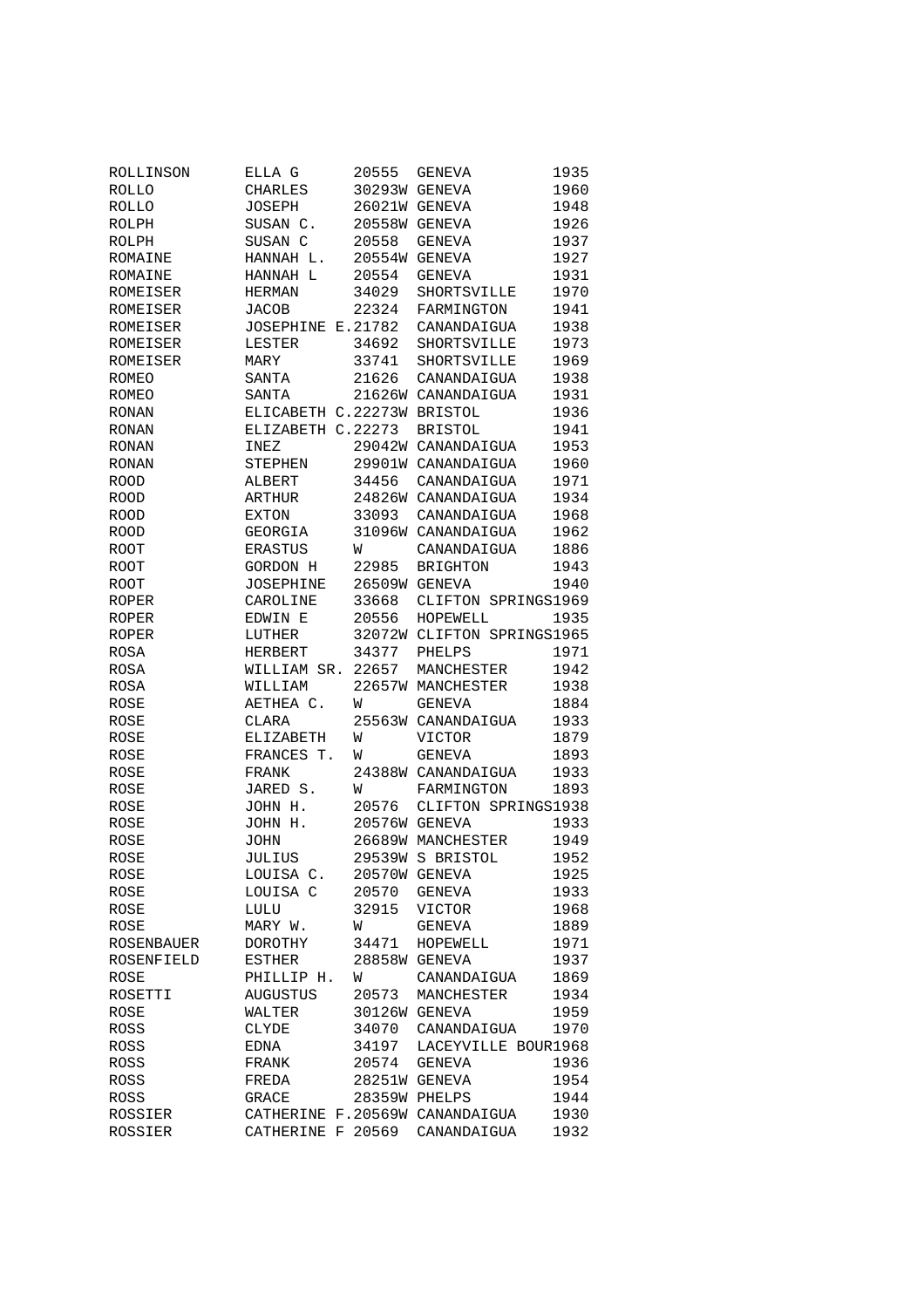| | | | | |
|---|---|---|---|---|
| ROLLINSON | ELLA G | 20555 | GENEVA | 1935 |
| ROLLO | CHARLES | 30293W | GENEVA | 1960 |
| ROLLO | JOSEPH | 26021W | GENEVA | 1948 |
| ROLPH | SUSAN C. | 20558W | GENEVA | 1926 |
| ROLPH | SUSAN C | 20558 | GENEVA | 1937 |
| ROMAINE | HANNAH L. | 20554W | GENEVA | 1927 |
| ROMAINE | HANNAH L | 20554 | GENEVA | 1931 |
| ROMEISER | HERMAN | 34029 | SHORTSVILLE | 1970 |
| ROMEISER | JACOB | 22324 | FARMINGTON | 1941 |
| ROMEISER | JOSEPHINE E. | 21782 | CANANDAIGUA | 1938 |
| ROMEISER | LESTER | 34692 | SHORTSVILLE | 1973 |
| ROMEISER | MARY | 33741 | SHORTSVILLE | 1969 |
| ROMEO | SANTA | 21626 | CANANDAIGUA | 1938 |
| ROMEO | SANTA | 21626W | CANANDAIGUA | 1931 |
| RONAN | ELICABETH C. | 22273W | BRISTOL | 1936 |
| RONAN | ELIZABETH C. | 22273 | BRISTOL | 1941 |
| RONAN | INEZ | 29042W | CANANDAIGUA | 1953 |
| RONAN | STEPHEN | 29901W | CANANDAIGUA | 1960 |
| ROOD | ALBERT | 34456 | CANANDAIGUA | 1971 |
| ROOD | ARTHUR | 24826W | CANANDAIGUA | 1934 |
| ROOD | EXTON | 33093 | CANANDAIGUA | 1968 |
| ROOD | GEORGIA | 31096W | CANANDAIGUA | 1962 |
| ROOT | ERASTUS | W | CANANDAIGUA | 1886 |
| ROOT | GORDON H | 22985 | BRIGHTON | 1943 |
| ROOT | JOSEPHINE | 26509W | GENEVA | 1940 |
| ROPER | CAROLINE | 33668 | CLIFTON SPRINGS | 1969 |
| ROPER | EDWIN E | 20556 | HOPEWELL | 1935 |
| ROPER | LUTHER | 32072W | CLIFTON SPRINGS | 1965 |
| ROSA | HERBERT | 34377 | PHELPS | 1971 |
| ROSA | WILLIAM SR. | 22657 | MANCHESTER | 1942 |
| ROSA | WILLIAM | 22657W | MANCHESTER | 1938 |
| ROSE | AETHEA C. | W | GENEVA | 1884 |
| ROSE | CLARA | 25563W | CANANDAIGUA | 1933 |
| ROSE | ELIZABETH | W | VICTOR | 1879 |
| ROSE | FRANCES T. | W | GENEVA | 1893 |
| ROSE | FRANK | 24388W | CANANDAIGUA | 1933 |
| ROSE | JARED S. | W | FARMINGTON | 1893 |
| ROSE | JOHN H. | 20576 | CLIFTON SPRINGS | 1938 |
| ROSE | JOHN H. | 20576W | GENEVA | 1933 |
| ROSE | JOHN | 26689W | MANCHESTER | 1949 |
| ROSE | JULIUS | 29539W | S BRISTOL | 1952 |
| ROSE | LOUISA C. | 20570W | GENEVA | 1925 |
| ROSE | LOUISA C | 20570 | GENEVA | 1933 |
| ROSE | LULU | 32915 | VICTOR | 1968 |
| ROSE | MARY W. | W | GENEVA | 1889 |
| ROSENBAUER | DOROTHY | 34471 | HOPEWELL | 1971 |
| ROSENFIELD | ESTHER | 28858W | GENEVA | 1937 |
| ROSE | PHILLIP H. | W | CANANDAIGUA | 1869 |
| ROSETTI | AUGUSTUS | 20573 | MANCHESTER | 1934 |
| ROSE | WALTER | 30126W | GENEVA | 1959 |
| ROSS | CLYDE | 34070 | CANANDAIGUA | 1970 |
| ROSS | EDNA | 34197 | LACEYVILLE BOUR | 1968 |
| ROSS | FRANK | 20574 | GENEVA | 1936 |
| ROSS | FREDA | 28251W | GENEVA | 1954 |
| ROSS | GRACE | 28359W | PHELPS | 1944 |
| ROSSIER | CATHERINE F. | 20569W | CANANDAIGUA | 1930 |
| ROSSIER | CATHERINE F | 20569 | CANANDAIGUA | 1932 |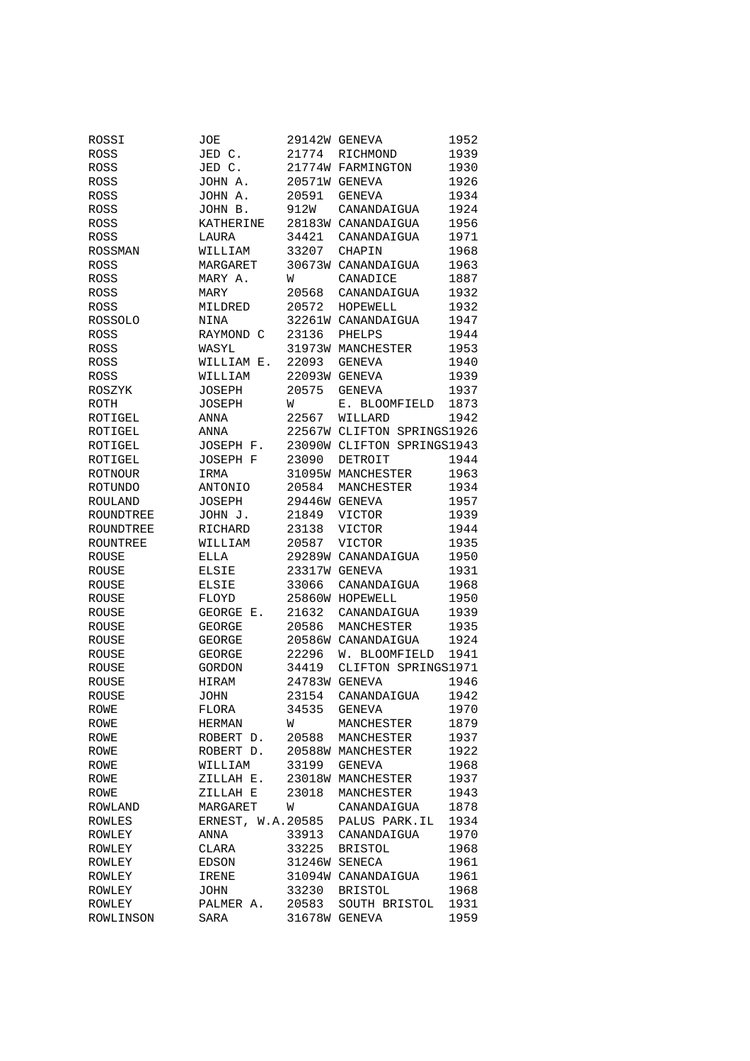| | | | | |
|---|---|---|---|---|
| ROSSI | JOE | 29142W | GENEVA | 1952 |
| ROSS | JED C. | 21774 | RICHMOND | 1939 |
| ROSS | JED C. | 21774W | FARMINGTON | 1930 |
| ROSS | JOHN A. | 20571W | GENEVA | 1926 |
| ROSS | JOHN A. | 20591 | GENEVA | 1934 |
| ROSS | JOHN B. | 912W | CANANDAIGUA | 1924 |
| ROSS | KATHERINE | 28183W | CANANDAIGUA | 1956 |
| ROSS | LAURA | 34421 | CANANDAIGUA | 1971 |
| ROSSMAN | WILLIAM | 33207 | CHAPIN | 1968 |
| ROSS | MARGARET | 30673W | CANANDAIGUA | 1963 |
| ROSS | MARY A. | W | CANADICE | 1887 |
| ROSS | MARY | 20568 | CANANDAIGUA | 1932 |
| ROSS | MILDRED | 20572 | HOPEWELL | 1932 |
| ROSSOLO | NINA | 32261W | CANANDAIGUA | 1947 |
| ROSS | RAYMOND C | 23136 | PHELPS | 1944 |
| ROSS | WASYL | 31973W | MANCHESTER | 1953 |
| ROSS | WILLIAM E. | 22093 | GENEVA | 1940 |
| ROSS | WILLIAM | 22093W | GENEVA | 1939 |
| ROSZYK | JOSEPH | 20575 | GENEVA | 1937 |
| ROTH | JOSEPH | W | E. BLOOMFIELD | 1873 |
| ROTIGEL | ANNA | 22567 | WILLARD | 1942 |
| ROTIGEL | ANNA | 22567W | CLIFTON SPRINGS | 1926 |
| ROTIGEL | JOSEPH F. | 23090W | CLIFTON SPRINGS | 1943 |
| ROTIGEL | JOSEPH F | 23090 | DETROIT | 1944 |
| ROTNOUR | IRMA | 31095W | MANCHESTER | 1963 |
| ROTUNDO | ANTONIO | 20584 | MANCHESTER | 1934 |
| ROULAND | JOSEPH | 29446W | GENEVA | 1957 |
| ROUNDTREE | JOHN J. | 21849 | VICTOR | 1939 |
| ROUNDTREE | RICHARD | 23138 | VICTOR | 1944 |
| ROUNTREE | WILLIAM | 20587 | VICTOR | 1935 |
| ROUSE | ELLA | 29289W | CANANDAIGUA | 1950 |
| ROUSE | ELSIE | 23317W | GENEVA | 1931 |
| ROUSE | ELSIE | 33066 | CANANDAIGUA | 1968 |
| ROUSE | FLOYD | 25860W | HOPEWELL | 1950 |
| ROUSE | GEORGE E. | 21632 | CANANDAIGUA | 1939 |
| ROUSE | GEORGE | 20586 | MANCHESTER | 1935 |
| ROUSE | GEORGE | 20586W | CANANDAIGUA | 1924 |
| ROUSE | GEORGE | 22296 | W. BLOOMFIELD | 1941 |
| ROUSE | GORDON | 34419 | CLIFTON SPRINGS | 1971 |
| ROUSE | HIRAM | 24783W | GENEVA | 1946 |
| ROUSE | JOHN | 23154 | CANANDAIGUA | 1942 |
| ROWE | FLORA | 34535 | GENEVA | 1970 |
| ROWE | HERMAN | W | MANCHESTER | 1879 |
| ROWE | ROBERT D. | 20588 | MANCHESTER | 1937 |
| ROWE | ROBERT D. | 20588W | MANCHESTER | 1922 |
| ROWE | WILLIAM | 33199 | GENEVA | 1968 |
| ROWE | ZILLAH E. | 23018W | MANCHESTER | 1937 |
| ROWE | ZILLAH E | 23018 | MANCHESTER | 1943 |
| ROWLAND | MARGARET | W | CANANDAIGUA | 1878 |
| ROWLES | ERNEST, W.A. | 20585 | PALUS PARK.IL | 1934 |
| ROWLEY | ANNA | 33913 | CANANDAIGUA | 1970 |
| ROWLEY | CLARA | 33225 | BRISTOL | 1968 |
| ROWLEY | EDSON | 31246W | SENECA | 1961 |
| ROWLEY | IRENE | 31094W | CANANDAIGUA | 1961 |
| ROWLEY | JOHN | 33230 | BRISTOL | 1968 |
| ROWLEY | PALMER A. | 20583 | SOUTH BRISTOL | 1931 |
| ROWLINSON | SARA | 31678W | GENEVA | 1959 |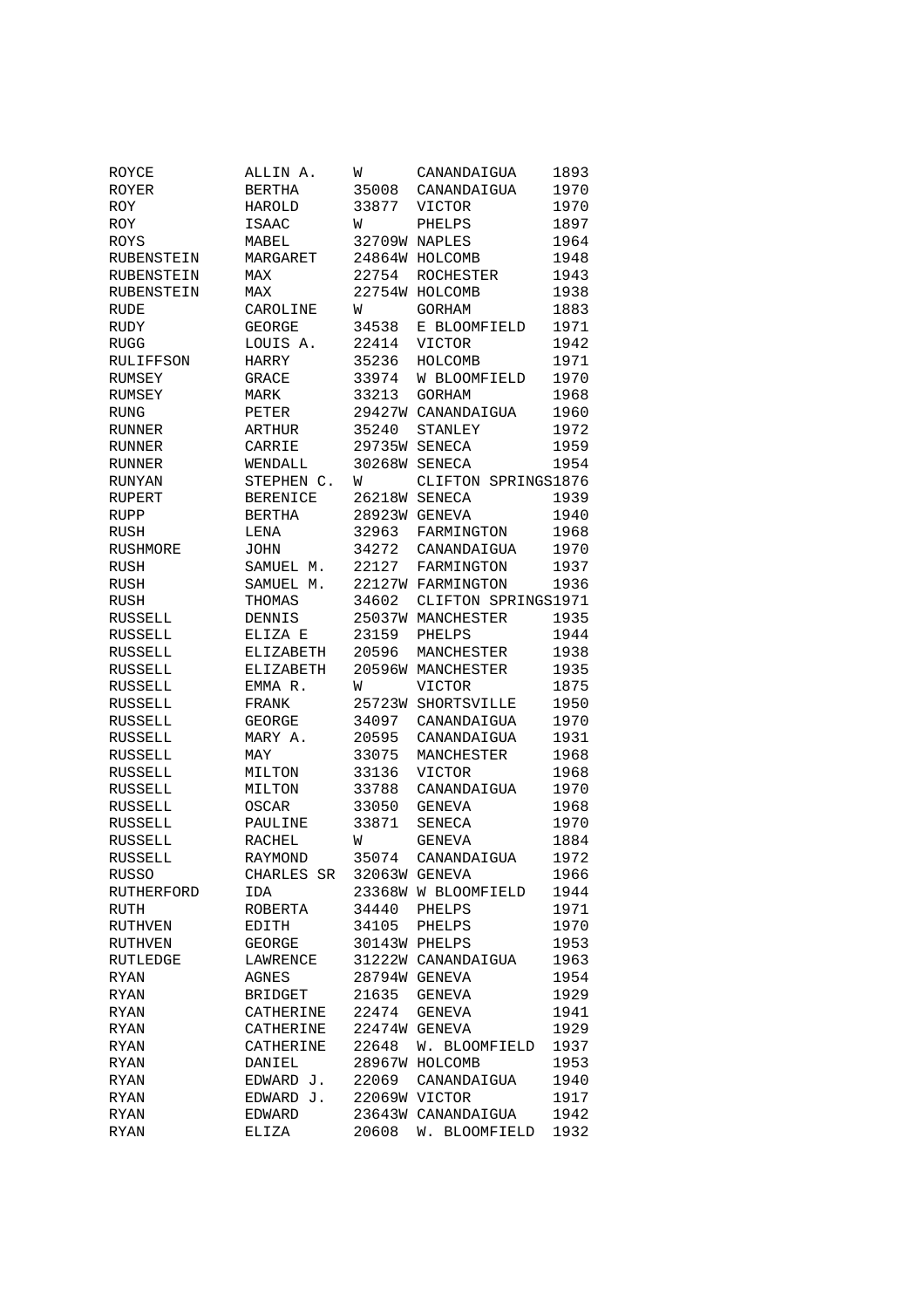| | | | | |
|---|---|---|---|---|
| ROYCE | ALLIN A. | W | CANANDAIGUA | 1893 |
| ROYER | BERTHA | 35008 | CANANDAIGUA | 1970 |
| ROY | HAROLD | 33877 | VICTOR | 1970 |
| ROY | ISAAC | W | PHELPS | 1897 |
| ROYS | MABEL | 32709W | NAPLES | 1964 |
| RUBENSTEIN | MARGARET | 24864W | HOLCOMB | 1948 |
| RUBENSTEIN | MAX | 22754 | ROCHESTER | 1943 |
| RUBENSTEIN | MAX | 22754W | HOLCOMB | 1938 |
| RUDE | CAROLINE | W | GORHAM | 1883 |
| RUDY | GEORGE | 34538 | E BLOOMFIELD | 1971 |
| RUGG | LOUIS A. | 22414 | VICTOR | 1942 |
| RULIFFSON | HARRY | 35236 | HOLCOMB | 1971 |
| RUMSEY | GRACE | 33974 | W BLOOMFIELD | 1970 |
| RUMSEY | MARK | 33213 | GORHAM | 1968 |
| RUNG | PETER | 29427W | CANANDAIGUA | 1960 |
| RUNNER | ARTHUR | 35240 | STANLEY | 1972 |
| RUNNER | CARRIE | 29735W | SENECA | 1959 |
| RUNNER | WENDALL | 30268W | SENECA | 1954 |
| RUNYAN | STEPHEN C. | W | CLIFTON SPRINGS | 1876 |
| RUPERT | BERENICE | 26218W | SENECA | 1939 |
| RUPP | BERTHA | 28923W | GENEVA | 1940 |
| RUSH | LENA | 32963 | FARMINGTON | 1968 |
| RUSHMORE | JOHN | 34272 | CANANDAIGUA | 1970 |
| RUSH | SAMUEL M. | 22127 | FARMINGTON | 1937 |
| RUSH | SAMUEL M. | 22127W | FARMINGTON | 1936 |
| RUSH | THOMAS | 34602 | CLIFTON SPRINGS | 1971 |
| RUSSELL | DENNIS | 25037W | MANCHESTER | 1935 |
| RUSSELL | ELIZA E | 23159 | PHELPS | 1944 |
| RUSSELL | ELIZABETH | 20596 | MANCHESTER | 1938 |
| RUSSELL | ELIZABETH | 20596W | MANCHESTER | 1935 |
| RUSSELL | EMMA R. | W | VICTOR | 1875 |
| RUSSELL | FRANK | 25723W | SHORTSVILLE | 1950 |
| RUSSELL | GEORGE | 34097 | CANANDAIGUA | 1970 |
| RUSSELL | MARY A. | 20595 | CANANDAIGUA | 1931 |
| RUSSELL | MAY | 33075 | MANCHESTER | 1968 |
| RUSSELL | MILTON | 33136 | VICTOR | 1968 |
| RUSSELL | MILTON | 33788 | CANANDAIGUA | 1970 |
| RUSSELL | OSCAR | 33050 | GENEVA | 1968 |
| RUSSELL | PAULINE | 33871 | SENECA | 1970 |
| RUSSELL | RACHEL | W | GENEVA | 1884 |
| RUSSELL | RAYMOND | 35074 | CANANDAIGUA | 1972 |
| RUSSO | CHARLES SR | 32063W | GENEVA | 1966 |
| RUTHERFORD | IDA | 23368W | W BLOOMFIELD | 1944 |
| RUTH | ROBERTA | 34440 | PHELPS | 1971 |
| RUTHVEN | EDITH | 34105 | PHELPS | 1970 |
| RUTHVEN | GEORGE | 30143W | PHELPS | 1953 |
| RUTLEDGE | LAWRENCE | 31222W | CANANDAIGUA | 1963 |
| RYAN | AGNES | 28794W | GENEVA | 1954 |
| RYAN | BRIDGET | 21635 | GENEVA | 1929 |
| RYAN | CATHERINE | 22474 | GENEVA | 1941 |
| RYAN | CATHERINE | 22474W | GENEVA | 1929 |
| RYAN | CATHERINE | 22648 | W. BLOOMFIELD | 1937 |
| RYAN | DANIEL | 28967W | HOLCOMB | 1953 |
| RYAN | EDWARD J. | 22069 | CANANDAIGUA | 1940 |
| RYAN | EDWARD J. | 22069W | VICTOR | 1917 |
| RYAN | EDWARD | 23643W | CANANDAIGUA | 1942 |
| RYAN | ELIZA | 20608 | W. BLOOMFIELD | 1932 |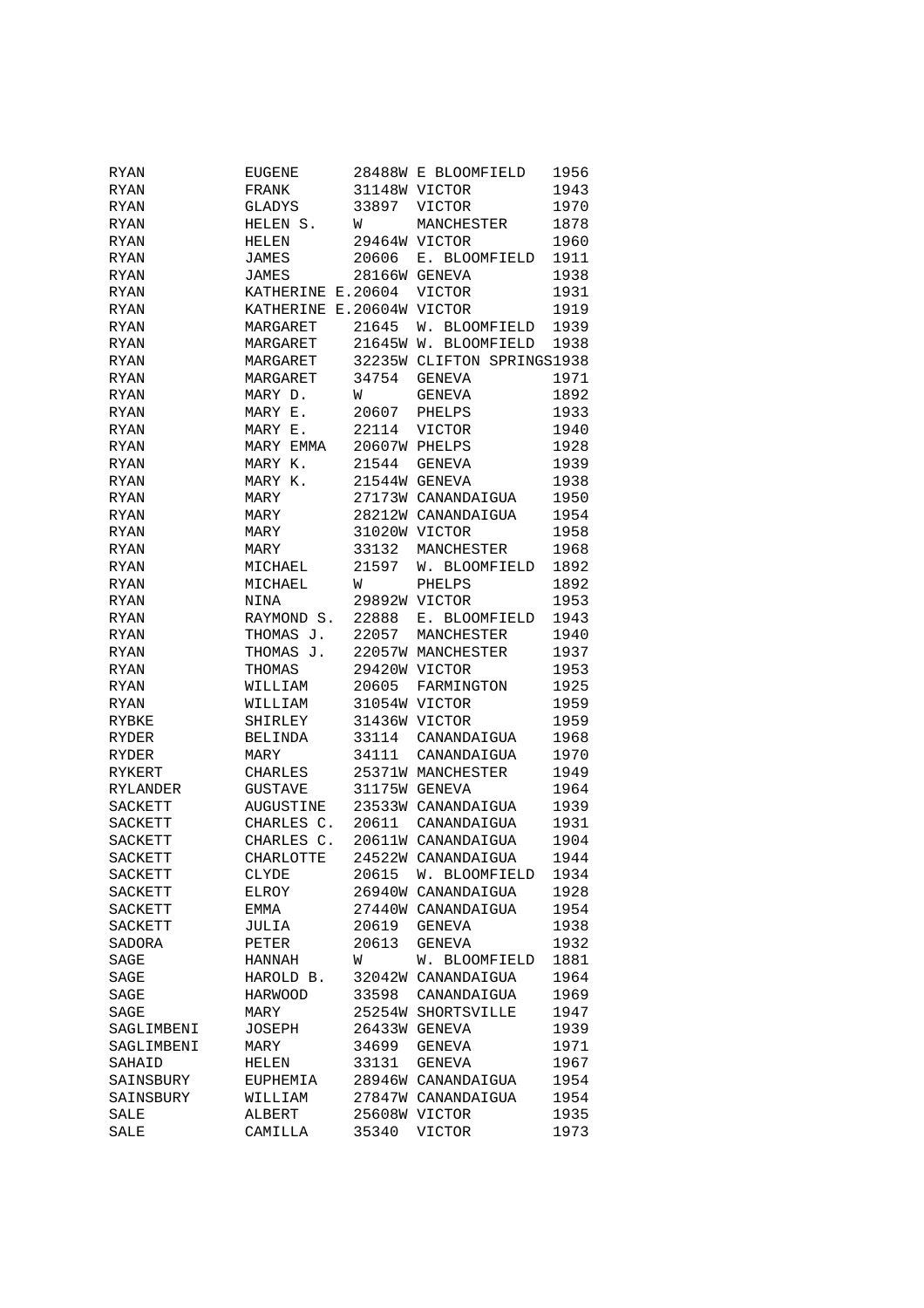| | | | | |
|---|---|---|---|---|
| RYAN | EUGENE | 28488W | E BLOOMFIELD | 1956 |
| RYAN | FRANK | 31148W | VICTOR | 1943 |
| RYAN | GLADYS | 33897 | VICTOR | 1970 |
| RYAN | HELEN S. | W | MANCHESTER | 1878 |
| RYAN | HELEN | 29464W | VICTOR | 1960 |
| RYAN | JAMES | 20606 | E. BLOOMFIELD | 1911 |
| RYAN | JAMES | 28166W | GENEVA | 1938 |
| RYAN | KATHERINE E. | 20604 | VICTOR | 1931 |
| RYAN | KATHERINE E. | 20604W | VICTOR | 1919 |
| RYAN | MARGARET | 21645 | W. BLOOMFIELD | 1939 |
| RYAN | MARGARET | 21645W | W. BLOOMFIELD | 1938 |
| RYAN | MARGARET | 32235W | CLIFTON SPRINGS | 1938 |
| RYAN | MARGARET | 34754 | GENEVA | 1971 |
| RYAN | MARY D. | W | GENEVA | 1892 |
| RYAN | MARY E. | 20607 | PHELPS | 1933 |
| RYAN | MARY E. | 22114 | VICTOR | 1940 |
| RYAN | MARY EMMA | 20607W | PHELPS | 1928 |
| RYAN | MARY K. | 21544 | GENEVA | 1939 |
| RYAN | MARY K. | 21544W | GENEVA | 1938 |
| RYAN | MARY | 27173W | CANANDAIGUA | 1950 |
| RYAN | MARY | 28212W | CANANDAIGUA | 1954 |
| RYAN | MARY | 31020W | VICTOR | 1958 |
| RYAN | MARY | 33132 | MANCHESTER | 1968 |
| RYAN | MICHAEL | 21597 | W. BLOOMFIELD | 1892 |
| RYAN | MICHAEL | W | PHELPS | 1892 |
| RYAN | NINA | 29892W | VICTOR | 1953 |
| RYAN | RAYMOND S. | 22888 | E. BLOOMFIELD | 1943 |
| RYAN | THOMAS J. | 22057 | MANCHESTER | 1940 |
| RYAN | THOMAS J. | 22057W | MANCHESTER | 1937 |
| RYAN | THOMAS | 29420W | VICTOR | 1953 |
| RYAN | WILLIAM | 20605 | FARMINGTON | 1925 |
| RYAN | WILLIAM | 31054W | VICTOR | 1959 |
| RYBKE | SHIRLEY | 31436W | VICTOR | 1959 |
| RYDER | BELINDA | 33114 | CANANDAIGUA | 1968 |
| RYDER | MARY | 34111 | CANANDAIGUA | 1970 |
| RYKERT | CHARLES | 25371W | MANCHESTER | 1949 |
| RYLANDER | GUSTAVE | 31175W | GENEVA | 1964 |
| SACKETT | AUGUSTINE | 23533W | CANANDAIGUA | 1939 |
| SACKETT | CHARLES C. | 20611 | CANANDAIGUA | 1931 |
| SACKETT | CHARLES C. | 20611W | CANANDAIGUA | 1904 |
| SACKETT | CHARLOTTE | 24522W | CANANDAIGUA | 1944 |
| SACKETT | CLYDE | 20615 | W. BLOOMFIELD | 1934 |
| SACKETT | ELROY | 26940W | CANANDAIGUA | 1928 |
| SACKETT | EMMA | 27440W | CANANDAIGUA | 1954 |
| SACKETT | JULIA | 20619 | GENEVA | 1938 |
| SADORA | PETER | 20613 | GENEVA | 1932 |
| SAGE | HANNAH | W | W. BLOOMFIELD | 1881 |
| SAGE | HAROLD B. | 32042W | CANANDAIGUA | 1964 |
| SAGE | HARWOOD | 33598 | CANANDAIGUA | 1969 |
| SAGE | MARY | 25254W | SHORTSVILLE | 1947 |
| SAGLIMBENI | JOSEPH | 26433W | GENEVA | 1939 |
| SAGLIMBENI | MARY | 34699 | GENEVA | 1971 |
| SAHAID | HELEN | 33131 | GENEVA | 1967 |
| SAINSBURY | EUPHEMIA | 28946W | CANANDAIGUA | 1954 |
| SAINSBURY | WILLIAM | 27847W | CANANDAIGUA | 1954 |
| SALE | ALBERT | 25608W | VICTOR | 1935 |
| SALE | CAMILLA | 35340 | VICTOR | 1973 |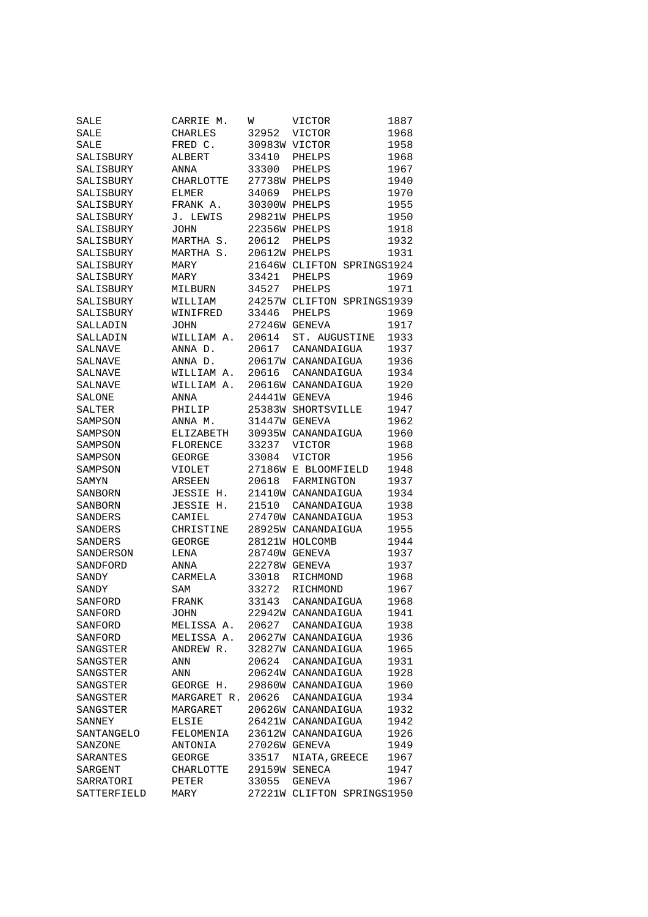| | | | | |
|---|---|---|---|---|
| SALE | CARRIE M. | W | VICTOR | 1887 |
| SALE | CHARLES | 32952 | VICTOR | 1968 |
| SALE | FRED C. | 30983W | VICTOR | 1958 |
| SALISBURY | ALBERT | 33410 | PHELPS | 1968 |
| SALISBURY | ANNA | 33300 | PHELPS | 1967 |
| SALISBURY | CHARLOTTE | 27738W | PHELPS | 1940 |
| SALISBURY | ELMER | 34069 | PHELPS | 1970 |
| SALISBURY | FRANK A. | 30300W | PHELPS | 1955 |
| SALISBURY | J. LEWIS | 29821W | PHELPS | 1950 |
| SALISBURY | JOHN | 22356W | PHELPS | 1918 |
| SALISBURY | MARTHA S. | 20612 | PHELPS | 1932 |
| SALISBURY | MARTHA S. | 20612W | PHELPS | 1931 |
| SALISBURY | MARY | 21646W | CLIFTON SPRINGS | 1924 |
| SALISBURY | MARY | 33421 | PHELPS | 1969 |
| SALISBURY | MILBURN | 34527 | PHELPS | 1971 |
| SALISBURY | WILLIAM | 24257W | CLIFTON SPRINGS | 1939 |
| SALISBURY | WINIFRED | 33446 | PHELPS | 1969 |
| SALLADIN | JOHN | 27246W | GENEVA | 1917 |
| SALLADIN | WILLIAM A. | 20614 | ST. AUGUSTINE | 1933 |
| SALNAVE | ANNA D. | 20617 | CANANDAIGUA | 1937 |
| SALNAVE | ANNA D. | 20617W | CANANDAIGUA | 1936 |
| SALNAVE | WILLIAM A. | 20616 | CANANDAIGUA | 1934 |
| SALNAVE | WILLIAM A. | 20616W | CANANDAIGUA | 1920 |
| SALONE | ANNA | 24441W | GENEVA | 1946 |
| SALTER | PHILIP | 25383W | SHORTSVILLE | 1947 |
| SAMPSON | ANNA M. | 31447W | GENEVA | 1962 |
| SAMPSON | ELIZABETH | 30935W | CANANDAIGUA | 1960 |
| SAMPSON | FLORENCE | 33237 | VICTOR | 1968 |
| SAMPSON | GEORGE | 33084 | VICTOR | 1956 |
| SAMPSON | VIOLET | 27186W | E BLOOMFIELD | 1948 |
| SAMYN | ARSEEN | 20618 | FARMINGTON | 1937 |
| SANBORN | JESSIE H. | 21410W | CANANDAIGUA | 1934 |
| SANBORN | JESSIE H. | 21510 | CANANDAIGUA | 1938 |
| SANDERS | CAMIEL | 27470W | CANANDAIGUA | 1953 |
| SANDERS | CHRISTINE | 28925W | CANANDAIGUA | 1955 |
| SANDERS | GEORGE | 28121W | HOLCOMB | 1944 |
| SANDERSON | LENA | 28740W | GENEVA | 1937 |
| SANDFORD | ANNA | 22278W | GENEVA | 1937 |
| SANDY | CARMELA | 33018 | RICHMOND | 1968 |
| SANDY | SAM | 33272 | RICHMOND | 1967 |
| SANFORD | FRANK | 33143 | CANANDAIGUA | 1968 |
| SANFORD | JOHN | 22942W | CANANDAIGUA | 1941 |
| SANFORD | MELISSA A. | 20627 | CANANDAIGUA | 1938 |
| SANFORD | MELISSA A. | 20627W | CANANDAIGUA | 1936 |
| SANGSTER | ANDREW R. | 32827W | CANANDAIGUA | 1965 |
| SANGSTER | ANN | 20624 | CANANDAIGUA | 1931 |
| SANGSTER | ANN | 20624W | CANANDAIGUA | 1928 |
| SANGSTER | GEORGE H. | 29860W | CANANDAIGUA | 1960 |
| SANGSTER | MARGARET R. | 20626 | CANANDAIGUA | 1934 |
| SANGSTER | MARGARET | 20626W | CANANDAIGUA | 1932 |
| SANNEY | ELSIE | 26421W | CANANDAIGUA | 1942 |
| SANTANGELO | FELOMENIA | 23612W | CANANDAIGUA | 1926 |
| SANZONE | ANTONIA | 27026W | GENEVA | 1949 |
| SARANTES | GEORGE | 33517 | NIATA,GREECE | 1967 |
| SARGENT | CHARLOTTE | 29159W | SENECA | 1947 |
| SARRATORI | PETER | 33055 | GENEVA | 1967 |
| SATTERFIELD | MARY | 27221W | CLIFTON SPRINGS | 1950 |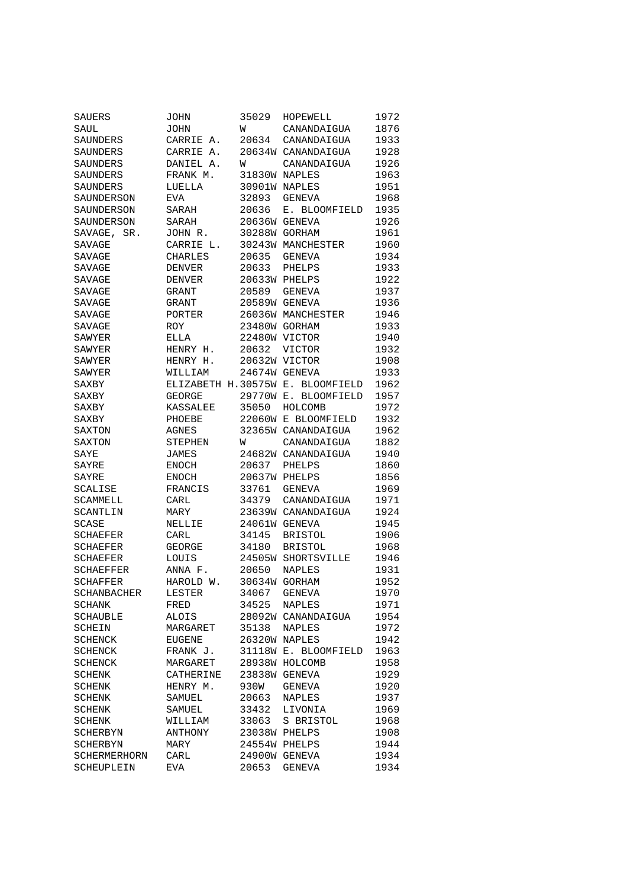| | | | | |
|---|---|---|---|---|
| SAUERS | JOHN | 35029 | HOPEWELL | 1972 |
| SAUL | JOHN | W | CANANDAIGUA | 1876 |
| SAUNDERS | CARRIE A. | 20634 | CANANDAIGUA | 1933 |
| SAUNDERS | CARRIE A. | 20634W | CANANDAIGUA | 1928 |
| SAUNDERS | DANIEL A. | W | CANANDAIGUA | 1926 |
| SAUNDERS | FRANK M. | 31830W | NAPLES | 1963 |
| SAUNDERS | LUELLA | 30901W | NAPLES | 1951 |
| SAUNDERSON | EVA | 32893 | GENEVA | 1968 |
| SAUNDERSON | SARAH | 20636 | E. BLOOMFIELD | 1935 |
| SAUNDERSON | SARAH | 20636W | GENEVA | 1926 |
| SAVAGE, SR. | JOHN R. | 30288W | GORHAM | 1961 |
| SAVAGE | CARRIE L. | 30243W | MANCHESTER | 1960 |
| SAVAGE | CHARLES | 20635 | GENEVA | 1934 |
| SAVAGE | DENVER | 20633 | PHELPS | 1933 |
| SAVAGE | DENVER | 20633W | PHELPS | 1922 |
| SAVAGE | GRANT | 20589 | GENEVA | 1937 |
| SAVAGE | GRANT | 20589W | GENEVA | 1936 |
| SAVAGE | PORTER | 26036W | MANCHESTER | 1946 |
| SAVAGE | ROY | 23480W | GORHAM | 1933 |
| SAWYER | ELLA | 22480W | VICTOR | 1940 |
| SAWYER | HENRY H. | 20632 | VICTOR | 1932 |
| SAWYER | HENRY H. | 20632W | VICTOR | 1908 |
| SAWYER | WILLIAM | 24674W | GENEVA | 1933 |
| SAXBY | ELIZABETH H. | 30575W | E. BLOOMFIELD | 1962 |
| SAXBY | GEORGE | 29770W | E. BLOOMFIELD | 1957 |
| SAXBY | KASSALEE | 35050 | HOLCOMB | 1972 |
| SAXBY | PHOEBE | 22060W | E BLOOMFIELD | 1932 |
| SAXTON | AGNES | 32365W | CANANDAIGUA | 1962 |
| SAXTON | STEPHEN | W | CANANDAIGUA | 1882 |
| SAYE | JAMES | 24682W | CANANDAIGUA | 1940 |
| SAYRE | ENOCH | 20637 | PHELPS | 1860 |
| SAYRE | ENOCH | 20637W | PHELPS | 1856 |
| SCALISE | FRANCIS | 33761 | GENEVA | 1969 |
| SCAMMELL | CARL | 34379 | CANANDAIGUA | 1971 |
| SCANTLIN | MARY | 23639W | CANANDAIGUA | 1924 |
| SCASE | NELLIE | 24061W | GENEVA | 1945 |
| SCHAEFER | CARL | 34145 | BRISTOL | 1906 |
| SCHAEFER | GEORGE | 34180 | BRISTOL | 1968 |
| SCHAEFER | LOUIS | 24505W | SHORTSVILLE | 1946 |
| SCHAEFFER | ANNA F. | 20650 | NAPLES | 1931 |
| SCHAFFER | HAROLD W. | 30634W | GORHAM | 1952 |
| SCHANBACHER | LESTER | 34067 | GENEVA | 1970 |
| SCHANK | FRED | 34525 | NAPLES | 1971 |
| SCHAUBLE | ALOIS | 28092W | CANANDAIGUA | 1954 |
| SCHEIN | MARGARET | 35138 | NAPLES | 1972 |
| SCHENCK | EUGENE | 26320W | NAPLES | 1942 |
| SCHENCK | FRANK J. | 31118W | E. BLOOMFIELD | 1963 |
| SCHENCK | MARGARET | 28938W | HOLCOMB | 1958 |
| SCHENK | CATHERINE | 23838W | GENEVA | 1929 |
| SCHENK | HENRY M. | 930W | GENEVA | 1920 |
| SCHENK | SAMUEL | 20663 | NAPLES | 1937 |
| SCHENK | SAMUEL | 33432 | LIVONIA | 1969 |
| SCHENK | WILLIAM | 33063 | S BRISTOL | 1968 |
| SCHERBYN | ANTHONY | 23038W | PHELPS | 1908 |
| SCHERBYN | MARY | 24554W | PHELPS | 1944 |
| SCHERMERHORN | CARL | 24900W | GENEVA | 1934 |
| SCHEUPLEIN | EVA | 20653 | GENEVA | 1934 |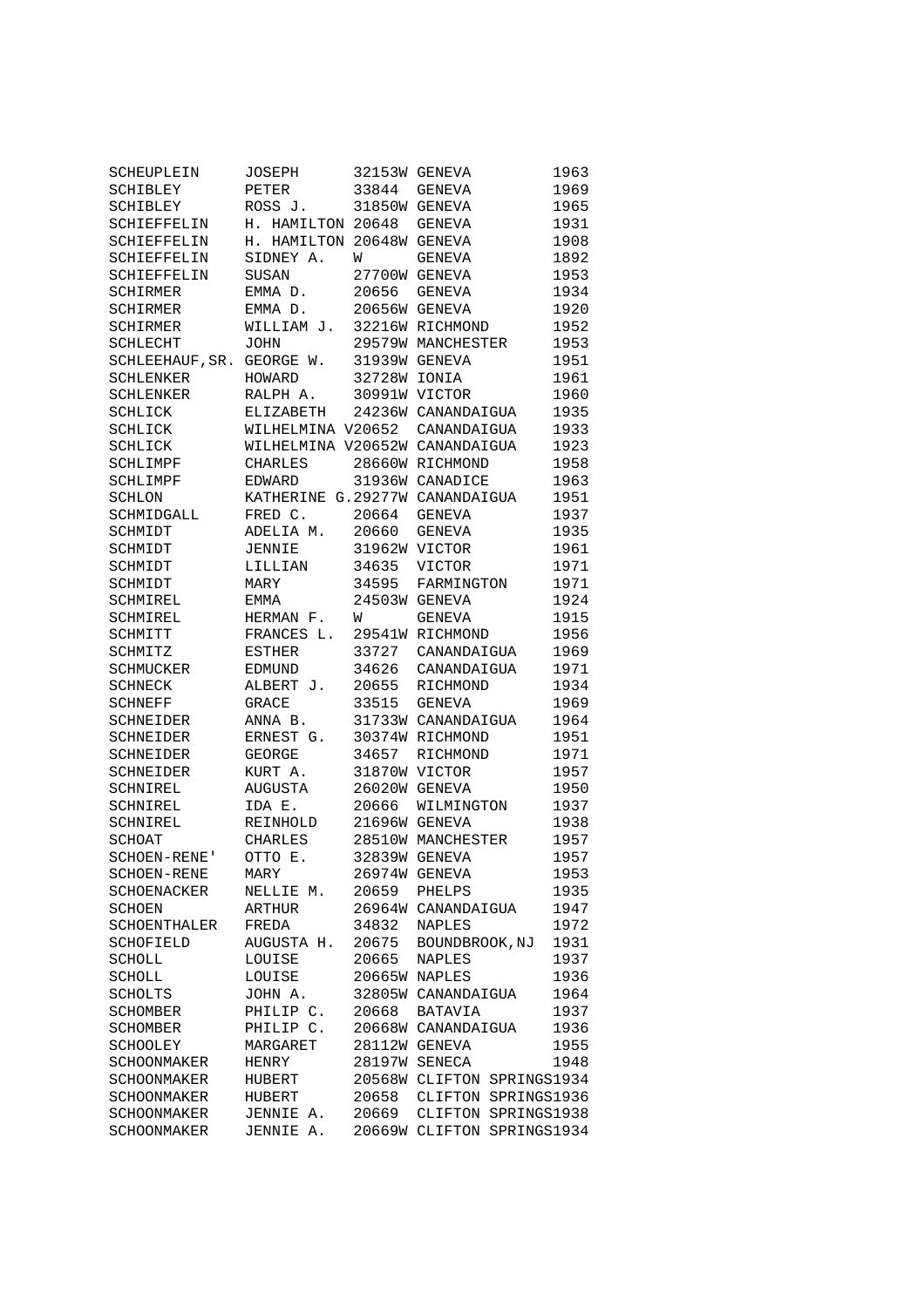```
SCHEUPLEIN      JOSEPH      32153W GENEVA          1963
SCHIBLEY        PETER       33844  GENEVA          1969
SCHIBLEY        ROSS J.     31850W GENEVA          1965
SCHIEFFELIN     H. HAMILTON 20648  GENEVA          1931
SCHIEFFELIN     H. HAMILTON 20648W GENEVA          1908
SCHIEFFELIN     SIDNEY A.   W      GENEVA          1892
SCHIEFFELIN     SUSAN       27700W GENEVA          1953
SCHIRMER        EMMA D.     20656  GENEVA          1934
SCHIRMER        EMMA D.     20656W GENEVA          1920
SCHIRMER        WILLIAM J.  32216W RICHMOND        1952
SCHLECHT        JOHN        29579W MANCHESTER      1953
SCHLEEHAUF,SR.  GEORGE W.   31939W GENEVA          1951
SCHLENKER       HOWARD      32728W IONIA           1961
SCHLENKER       RALPH A.    30991W VICTOR          1960
SCHLICK         ELIZABETH   24236W CANANDAIGUA     1935
SCHLICK         WILHELMINA V20652  CANANDAIGUA     1933
SCHLICK         WILHELMINA V20652W CANANDAIGUA     1923
SCHLIMPF        CHARLES     28660W RICHMOND        1958
SCHLIMPF        EDWARD      31936W CANADICE        1963
SCHLON          KATHERINE G.29277W CANANDAIGUA     1951
SCHMIDGALL      FRED C.     20664  GENEVA          1937
SCHMIDT         ADELIA M.   20660  GENEVA          1935
SCHMIDT         JENNIE      31962W VICTOR          1961
SCHMIDT         LILLIAN     34635  VICTOR          1971
SCHMIDT         MARY        34595  FARMINGTON      1971
SCHMIREL        EMMA        24503W GENEVA          1924
SCHMIREL        HERMAN F.   W      GENEVA          1915
SCHMITT         FRANCES L.  29541W RICHMOND        1956
SCHMITZ         ESTHER      33727  CANANDAIGUA     1969
SCHMUCKER       EDMUND      34626  CANANDAIGUA     1971
SCHNECK         ALBERT J.   20655  RICHMOND        1934
SCHNEFF         GRACE       33515  GENEVA          1969
SCHNEIDER       ANNA B.     31733W CANANDAIGUA     1964
SCHNEIDER       ERNEST G.   30374W RICHMOND        1951
SCHNEIDER       GEORGE      34657  RICHMOND        1971
SCHNEIDER       KURT A.     31870W VICTOR          1957
SCHNIREL        AUGUSTA     26020W GENEVA          1950
SCHNIREL        IDA E.      20666  WILMINGTON      1937
SCHNIREL        REINHOLD    21696W GENEVA          1938
SCHOAT          CHARLES     28510W MANCHESTER      1957
SCHOEN-RENE'    OTTO E.     32839W GENEVA          1957
SCHOEN-RENE     MARY        26974W GENEVA          1953
SCHOENACKER     NELLIE M.   20659  PHELPS          1935
SCHOEN          ARTHUR      26964W CANANDAIGUA     1947
SCHOENTHALER    FREDA       34832  NAPLES          1972
SCHOFIELD       AUGUSTA H.  20675  BOUNDBROOK,NJ   1931
SCHOLL          LOUISE      20665  NAPLES          1937
SCHOLL          LOUISE      20665W NAPLES          1936
SCHOLTS         JOHN A.     32805W CANANDAIGUA     1964
SCHOMBER        PHILIP C.   20668  BATAVIA         1937
SCHOMBER        PHILIP C.   20668W CANANDAIGUA     1936
SCHOOLEY        MARGARET    28112W GENEVA          1955
SCHOONMAKER     HENRY       28197W SENECA          1948
SCHOONMAKER     HUBERT      20568W CLIFTON SPRINGS1934
SCHOONMAKER     HUBERT      20658  CLIFTON SPRINGS1936
SCHOONMAKER     JENNIE A.   20669  CLIFTON SPRINGS1938
SCHOONMAKER     JENNIE A.   20669W CLIFTON SPRINGS1934
```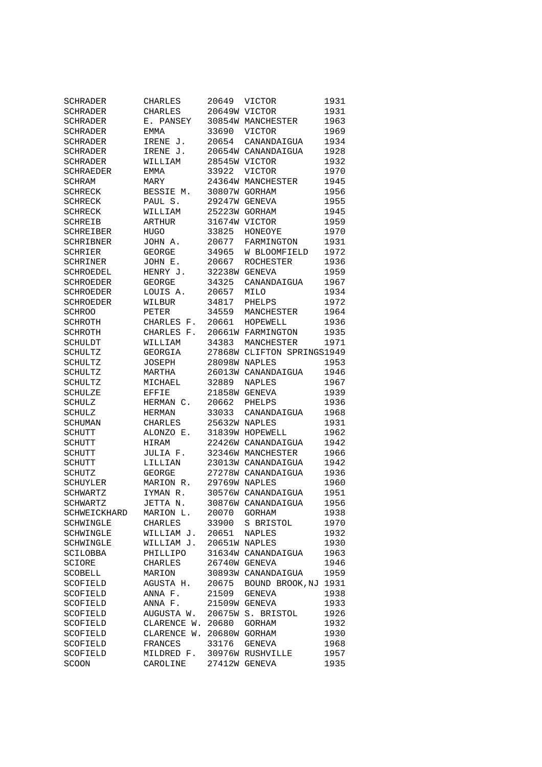| | | | | |
|---|---|---|---|---|
| SCHRADER | CHARLES | 20649 | VICTOR | 1931 |
| SCHRADER | CHARLES | 20649W | VICTOR | 1931 |
| SCHRADER | E. PANSEY | 30854W | MANCHESTER | 1963 |
| SCHRADER | EMMA | 33690 | VICTOR | 1969 |
| SCHRADER | IRENE J. | 20654 | CANANDAIGUA | 1934 |
| SCHRADER | IRENE J. | 20654W | CANANDAIGUA | 1928 |
| SCHRADER | WILLIAM | 28545W | VICTOR | 1932 |
| SCHRAEDER | EMMA | 33922 | VICTOR | 1970 |
| SCHRAM | MARY | 24364W | MANCHESTER | 1945 |
| SCHRECK | BESSIE M. | 30807W | GORHAM | 1956 |
| SCHRECK | PAUL S. | 29247W | GENEVA | 1955 |
| SCHRECK | WILLIAM | 25223W | GORHAM | 1945 |
| SCHREIB | ARTHUR | 31674W | VICTOR | 1959 |
| SCHREIBER | HUGO | 33825 | HONEOYE | 1970 |
| SCHRIBNER | JOHN A. | 20677 | FARMINGTON | 1931 |
| SCHRIER | GEORGE | 34965 | W BLOOMFIELD | 1972 |
| SCHRINER | JOHN E. | 20667 | ROCHESTER | 1936 |
| SCHROEDEL | HENRY J. | 32238W | GENEVA | 1959 |
| SCHROEDER | GEORGE | 34325 | CANANDAIGUA | 1967 |
| SCHROEDER | LOUIS A. | 20657 | MILO | 1934 |
| SCHROEDER | WILBUR | 34817 | PHELPS | 1972 |
| SCHROO | PETER | 34559 | MANCHESTER | 1964 |
| SCHROTH | CHARLES F. | 20661 | HOPEWELL | 1936 |
| SCHROTH | CHARLES F. | 20661W | FARMINGTON | 1935 |
| SCHULDT | WILLIAM | 34383 | MANCHESTER | 1971 |
| SCHULTZ | GEORGIA | 27868W | CLIFTON SPRINGS | 1949 |
| SCHULTZ | JOSEPH | 28098W | NAPLES | 1953 |
| SCHULTZ | MARTHA | 26013W | CANANDAIGUA | 1946 |
| SCHULTZ | MICHAEL | 32889 | NAPLES | 1967 |
| SCHULZE | EFFIE | 21858W | GENEVA | 1939 |
| SCHULZ | HERMAN C. | 20662 | PHELPS | 1936 |
| SCHULZ | HERMAN | 33033 | CANANDAIGUA | 1968 |
| SCHUMAN | CHARLES | 25632W | NAPLES | 1931 |
| SCHUTT | ALONZO E. | 31839W | HOPEWELL | 1962 |
| SCHUTT | HIRAM | 22426W | CANANDAIGUA | 1942 |
| SCHUTT | JULIA F. | 32346W | MANCHESTER | 1966 |
| SCHUTT | LILLIAN | 23013W | CANANDAIGUA | 1942 |
| SCHUTZ | GEORGE | 27278W | CANANDAIGUA | 1936 |
| SCHUYLER | MARION R. | 29769W | NAPLES | 1960 |
| SCHWARTZ | IYMAN R. | 30576W | CANANDAIGUA | 1951 |
| SCHWARTZ | JETTA N. | 30876W | CANANDAIGUA | 1956 |
| SCHWEICKHARD | MARION L. | 20070 | GORHAM | 1938 |
| SCHWINGLE | CHARLES | 33900 | S BRISTOL | 1970 |
| SCHWINGLE | WILLIAM J. | 20651 | NAPLES | 1932 |
| SCHWINGLE | WILLIAM J. | 20651W | NAPLES | 1930 |
| SCILOBBA | PHILLIPO | 31634W | CANANDAIGUA | 1963 |
| SCIORE | CHARLES | 26740W | GENEVA | 1946 |
| SCOBELL | MARION | 30893W | CANANDAIGUA | 1959 |
| SCOFIELD | AGUSTA H. | 20675 | BOUND BROOK,NJ | 1931 |
| SCOFIELD | ANNA F. | 21509 | GENEVA | 1938 |
| SCOFIELD | ANNA F. | 21509W | GENEVA | 1933 |
| SCOFIELD | AUGUSTA W. | 20675W | S. BRISTOL | 1926 |
| SCOFIELD | CLARENCE W. | 20680 | GORHAM | 1932 |
| SCOFIELD | CLARENCE W. | 20680W | GORHAM | 1930 |
| SCOFIELD | FRANCES | 33176 | GENEVA | 1968 |
| SCOFIELD | MILDRED F. | 30976W | RUSHVILLE | 1957 |
| SCOON | CAROLINE | 27412W | GENEVA | 1935 |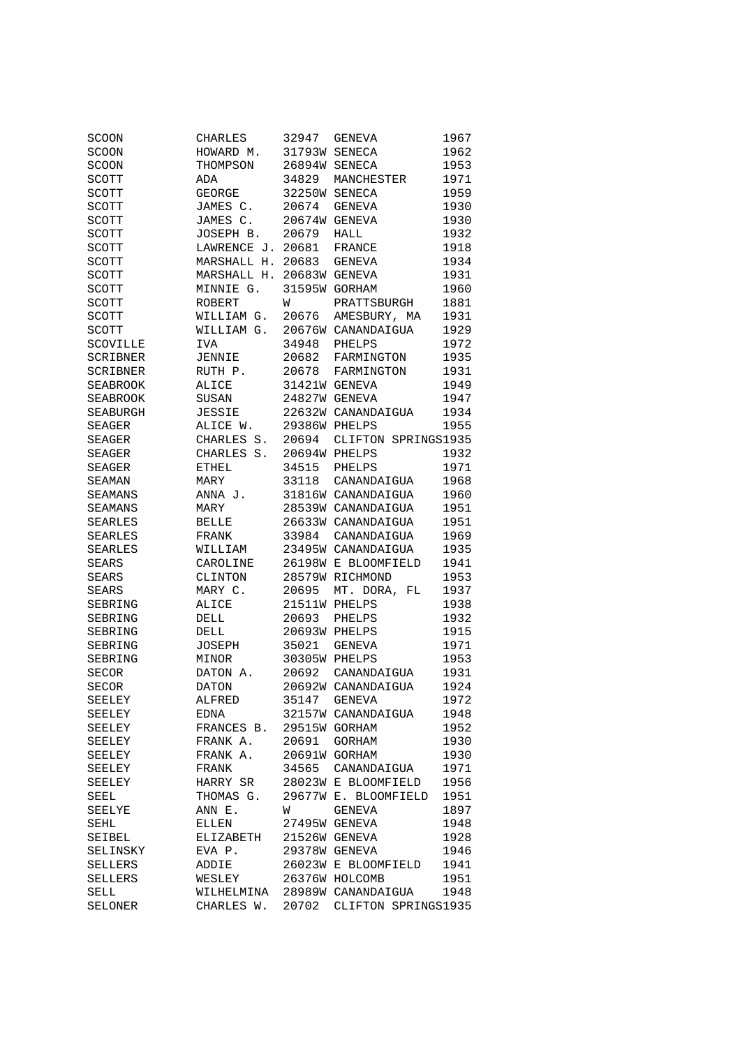| | | | | |
|---|---|---|---|---|
| SCOON | CHARLES | 32947 | GENEVA | 1967 |
| SCOON | HOWARD M. | 31793W | SENECA | 1962 |
| SCOON | THOMPSON | 26894W | SENECA | 1953 |
| SCOTT | ADA | 34829 | MANCHESTER | 1971 |
| SCOTT | GEORGE | 32250W | SENECA | 1959 |
| SCOTT | JAMES C. | 20674 | GENEVA | 1930 |
| SCOTT | JAMES C. | 20674W | GENEVA | 1930 |
| SCOTT | JOSEPH B. | 20679 | HALL | 1932 |
| SCOTT | LAWRENCE J. | 20681 | FRANCE | 1918 |
| SCOTT | MARSHALL H. | 20683 | GENEVA | 1934 |
| SCOTT | MARSHALL H. | 20683W | GENEVA | 1931 |
| SCOTT | MINNIE G. | 31595W | GORHAM | 1960 |
| SCOTT | ROBERT | W | PRATTSBURGH | 1881 |
| SCOTT | WILLIAM G. | 20676 | AMESBURY, MA | 1931 |
| SCOTT | WILLIAM G. | 20676W | CANANDAIGUA | 1929 |
| SCOVILLE | IVA | 34948 | PHELPS | 1972 |
| SCRIBNER | JENNIE | 20682 | FARMINGTON | 1935 |
| SCRIBNER | RUTH P. | 20678 | FARMINGTON | 1931 |
| SEABROOK | ALICE | 31421W | GENEVA | 1949 |
| SEABROOK | SUSAN | 24827W | GENEVA | 1947 |
| SEABURGH | JESSIE | 22632W | CANANDAIGUA | 1934 |
| SEAGER | ALICE W. | 29386W | PHELPS | 1955 |
| SEAGER | CHARLES S. | 20694 | CLIFTON SPRINGS | 1935 |
| SEAGER | CHARLES S. | 20694W | PHELPS | 1932 |
| SEAGER | ETHEL | 34515 | PHELPS | 1971 |
| SEAMAN | MARY | 33118 | CANANDAIGUA | 1968 |
| SEAMANS | ANNA J. | 31816W | CANANDAIGUA | 1960 |
| SEAMANS | MARY | 28539W | CANANDAIGUA | 1951 |
| SEARLES | BELLE | 26633W | CANANDAIGUA | 1951 |
| SEARLES | FRANK | 33984 | CANANDAIGUA | 1969 |
| SEARLES | WILLIAM | 23495W | CANANDAIGUA | 1935 |
| SEARS | CAROLINE | 26198W | E BLOOMFIELD | 1941 |
| SEARS | CLINTON | 28579W | RICHMOND | 1953 |
| SEARS | MARY C. | 20695 | MT. DORA, FL | 1937 |
| SEBRING | ALICE | 21511W | PHELPS | 1938 |
| SEBRING | DELL | 20693 | PHELPS | 1932 |
| SEBRING | DELL | 20693W | PHELPS | 1915 |
| SEBRING | JOSEPH | 35021 | GENEVA | 1971 |
| SEBRING | MINOR | 30305W | PHELPS | 1953 |
| SECOR | DATON A. | 20692 | CANANDAIGUA | 1931 |
| SECOR | DATON | 20692W | CANANDAIGUA | 1924 |
| SEELEY | ALFRED | 35147 | GENEVA | 1972 |
| SEELEY | EDNA | 32157W | CANANDAIGUA | 1948 |
| SEELEY | FRANCES B. | 29515W | GORHAM | 1952 |
| SEELEY | FRANK A. | 20691 | GORHAM | 1930 |
| SEELEY | FRANK A. | 20691W | GORHAM | 1930 |
| SEELEY | FRANK | 34565 | CANANDAIGUA | 1971 |
| SEELEY | HARRY SR | 28023W | E BLOOMFIELD | 1956 |
| SEEL | THOMAS G. | 29677W | E. BLOOMFIELD | 1951 |
| SEELYE | ANN E. | W | GENEVA | 1897 |
| SEHL | ELLEN | 27495W | GENEVA | 1948 |
| SEIBEL | ELIZABETH | 21526W | GENEVA | 1928 |
| SELINSKY | EVA P. | 29378W | GENEVA | 1946 |
| SELLERS | ADDIE | 26023W | E BLOOMFIELD | 1941 |
| SELLERS | WESLEY | 26376W | HOLCOMB | 1951 |
| SELL | WILHELMINA | 28989W | CANANDAIGUA | 1948 |
| SELONER | CHARLES W. | 20702 | CLIFTON SPRINGS | 1935 |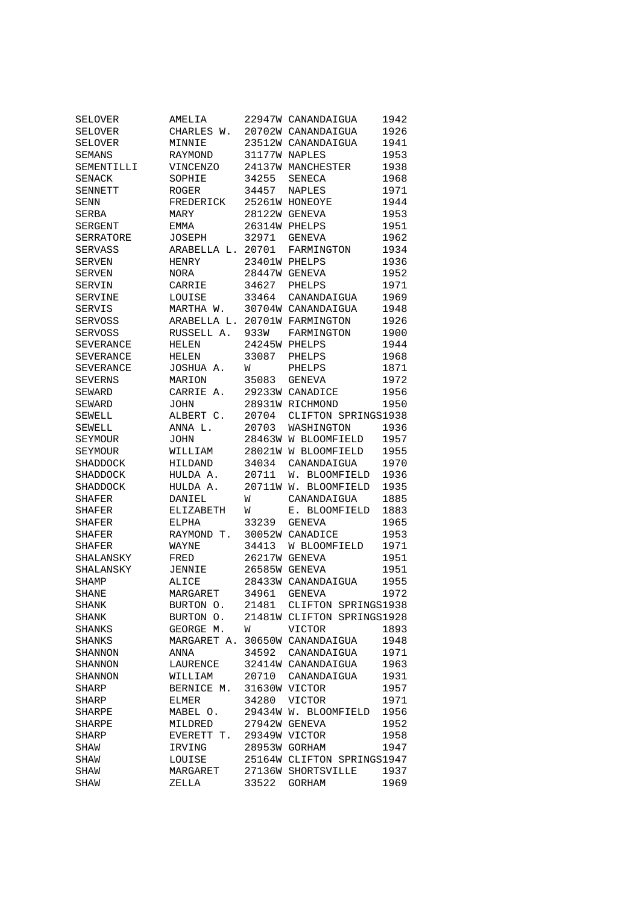| | | | | |
|---|---|---|---|---|
| SELOVER | AMELIA | 22947W | CANANDAIGUA | 1942 |
| SELOVER | CHARLES W. | 20702W | CANANDAIGUA | 1926 |
| SELOVER | MINNIE | 23512W | CANANDAIGUA | 1941 |
| SEMANS | RAYMOND | 31177W | NAPLES | 1953 |
| SEMENTILLI | VINCENZO | 24137W | MANCHESTER | 1938 |
| SENACK | SOPHIE | 34255 | SENECA | 1968 |
| SENNETT | ROGER | 34457 | NAPLES | 1971 |
| SENN | FREDERICK | 25261W | HONEOYE | 1944 |
| SERBA | MARY | 28122W | GENEVA | 1953 |
| SERGENT | EMMA | 26314W | PHELPS | 1951 |
| SERRATORE | JOSEPH | 32971 | GENEVA | 1962 |
| SERVASS | ARABELLA L. | 20701 | FARMINGTON | 1934 |
| SERVEN | HENRY | 23401W | PHELPS | 1936 |
| SERVEN | NORA | 28447W | GENEVA | 1952 |
| SERVIN | CARRIE | 34627 | PHELPS | 1971 |
| SERVINE | LOUISE | 33464 | CANANDAIGUA | 1969 |
| SERVIS | MARTHA W. | 30704W | CANANDAIGUA | 1948 |
| SERVOSS | ARABELLA L. | 20701W | FARMINGTON | 1926 |
| SERVOSS | RUSSELL A. | 933W | FARMINGTON | 1900 |
| SEVERANCE | HELEN | 24245W | PHELPS | 1944 |
| SEVERANCE | HELEN | 33087 | PHELPS | 1968 |
| SEVERANCE | JOSHUA A. | W | PHELPS | 1871 |
| SEVERNS | MARION | 35083 | GENEVA | 1972 |
| SEWARD | CARRIE A. | 29233W | CANADICE | 1956 |
| SEWARD | JOHN | 28931W | RICHMOND | 1950 |
| SEWELL | ALBERT C. | 20704 | CLIFTON SPRINGS | 1938 |
| SEWELL | ANNA L. | 20703 | WASHINGTON | 1936 |
| SEYMOUR | JOHN | 28463W | W BLOOMFIELD | 1957 |
| SEYMOUR | WILLIAM | 28021W | W BLOOMFIELD | 1955 |
| SHADDOCK | HILDAND | 34034 | CANANDAIGUA | 1970 |
| SHADDOCK | HULDA A. | 20711 | W. BLOOMFIELD | 1936 |
| SHADDOCK | HULDA A. | 20711W | W. BLOOMFIELD | 1935 |
| SHAFER | DANIEL | W | CANANDAIGUA | 1885 |
| SHAFER | ELIZABETH | W | E. BLOOMFIELD | 1883 |
| SHAFER | ELPHA | 33239 | GENEVA | 1965 |
| SHAFER | RAYMOND T. | 30052W | CANADICE | 1953 |
| SHAFER | WAYNE | 34413 | W BLOOMFIELD | 1971 |
| SHALANSKY | FRED | 26217W | GENEVA | 1951 |
| SHALANSKY | JENNIE | 26585W | GENEVA | 1951 |
| SHAMP | ALICE | 28433W | CANANDAIGUA | 1955 |
| SHANE | MARGARET | 34961 | GENEVA | 1972 |
| SHANK | BURTON O. | 21481 | CLIFTON SPRINGS | 1938 |
| SHANK | BURTON O. | 21481W | CLIFTON SPRINGS | 1928 |
| SHANKS | GEORGE M. | W | VICTOR | 1893 |
| SHANKS | MARGARET A. | 30650W | CANANDAIGUA | 1948 |
| SHANNON | ANNA | 34592 | CANANDAIGUA | 1971 |
| SHANNON | LAURENCE | 32414W | CANANDAIGUA | 1963 |
| SHANNON | WILLIAM | 20710 | CANANDAIGUA | 1931 |
| SHARP | BERNICE M. | 31630W | VICTOR | 1957 |
| SHARP | ELMER | 34280 | VICTOR | 1971 |
| SHARPE | MABEL O. | 29434W | W. BLOOMFIELD | 1956 |
| SHARPE | MILDRED | 27942W | GENEVA | 1952 |
| SHARP | EVERETT T. | 29349W | VICTOR | 1958 |
| SHAW | IRVING | 28953W | GORHAM | 1947 |
| SHAW | LOUISE | 25164W | CLIFTON SPRINGS | 1947 |
| SHAW | MARGARET | 27136W | SHORTSVILLE | 1937 |
| SHAW | ZELLA | 33522 | GORHAM | 1969 |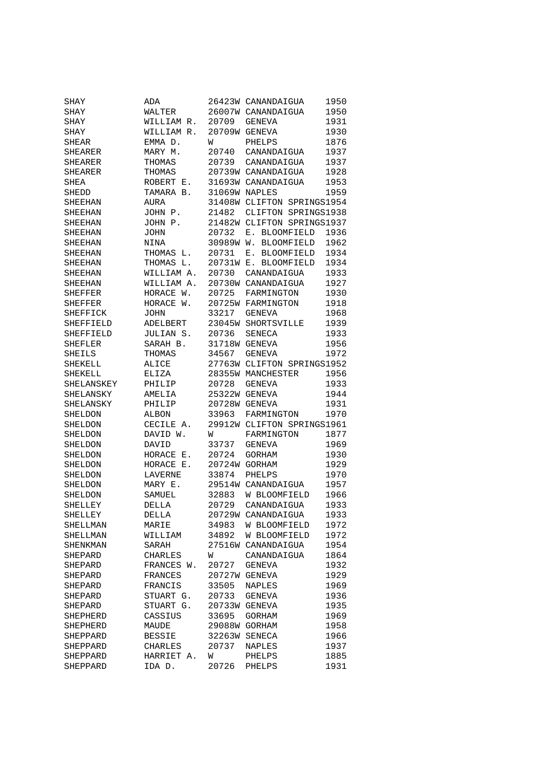| | | | | |
|---|---|---|---|---|
| SHAY | ADA | 26423W | CANANDAIGUA | 1950 |
| SHAY | WALTER | 26007W | CANANDAIGUA | 1950 |
| SHAY | WILLIAM R. | 20709 | GENEVA | 1931 |
| SHAY | WILLIAM R. | 20709W | GENEVA | 1930 |
| SHEAR | EMMA D. | W | PHELPS | 1876 |
| SHEARER | MARY M. | 20740 | CANANDAIGUA | 1937 |
| SHEARER | THOMAS | 20739 | CANANDAIGUA | 1937 |
| SHEARER | THOMAS | 20739W | CANANDAIGUA | 1928 |
| SHEA | ROBERT E. | 31693W | CANANDAIGUA | 1953 |
| SHEDD | TAMARA B. | 31069W | NAPLES | 1959 |
| SHEEHAN | AURA | 31408W | CLIFTON SPRINGS | 1954 |
| SHEEHAN | JOHN P. | 21482 | CLIFTON SPRINGS | 1938 |
| SHEEHAN | JOHN P. | 21482W | CLIFTON SPRINGS | 1937 |
| SHEEHAN | JOHN | 20732 | E. BLOOMFIELD | 1936 |
| SHEEHAN | NINA | 30989W | W. BLOOMFIELD | 1962 |
| SHEEHAN | THOMAS L. | 20731 | E. BLOOMFIELD | 1934 |
| SHEEHAN | THOMAS L. | 20731W | E. BLOOMFIELD | 1934 |
| SHEEHAN | WILLIAM A. | 20730 | CANANDAIGUA | 1933 |
| SHEEHAN | WILLIAM A. | 20730W | CANANDAIGUA | 1927 |
| SHEFFER | HORACE W. | 20725 | FARMINGTON | 1930 |
| SHEFFER | HORACE W. | 20725W | FARMINGTON | 1918 |
| SHEFFICK | JOHN | 33217 | GENEVA | 1968 |
| SHEFFIELD | ADELBERT | 23045W | SHORTSVILLE | 1939 |
| SHEFFIELD | JULIAN S. | 20736 | SENECA | 1933 |
| SHEFLER | SARAH B. | 31718W | GENEVA | 1956 |
| SHEILS | THOMAS | 34567 | GENEVA | 1972 |
| SHEKELL | ALICE | 27763W | CLIFTON SPRINGS | 1952 |
| SHEKELL | ELIZA | 28355W | MANCHESTER | 1956 |
| SHELANSKEY | PHILIP | 20728 | GENEVA | 1933 |
| SHELANSKY | AMELIA | 25322W | GENEVA | 1944 |
| SHELANSKY | PHILIP | 20728W | GENEVA | 1931 |
| SHELDON | ALBON | 33963 | FARMINGTON | 1970 |
| SHELDON | CECILE A. | 29912W | CLIFTON SPRINGS | 1961 |
| SHELDON | DAVID W. | W | FARMINGTON | 1877 |
| SHELDON | DAVID | 33737 | GENEVA | 1969 |
| SHELDON | HORACE E. | 20724 | GORHAM | 1930 |
| SHELDON | HORACE E. | 20724W | GORHAM | 1929 |
| SHELDON | LAVERNE | 33874 | PHELPS | 1970 |
| SHELDON | MARY E. | 29514W | CANANDAIGUA | 1957 |
| SHELDON | SAMUEL | 32883 | W BLOOMFIELD | 1966 |
| SHELLEY | DELLA | 20729 | CANANDAIGUA | 1933 |
| SHELLEY | DELLA | 20729W | CANANDAIGUA | 1933 |
| SHELLMAN | MARIE | 34983 | W BLOOMFIELD | 1972 |
| SHELLMAN | WILLIAM | 34892 | W BLOOMFIELD | 1972 |
| SHENKMAN | SARAH | 27516W | CANANDAIGUA | 1954 |
| SHEPARD | CHARLES | W | CANANDAIGUA | 1864 |
| SHEPARD | FRANCES W. | 20727 | GENEVA | 1932 |
| SHEPARD | FRANCES | 20727W | GENEVA | 1929 |
| SHEPARD | FRANCIS | 33505 | NAPLES | 1969 |
| SHEPARD | STUART G. | 20733 | GENEVA | 1936 |
| SHEPARD | STUART G. | 20733W | GENEVA | 1935 |
| SHEPHERD | CASSIUS | 33695 | GORHAM | 1969 |
| SHEPHERD | MAUDE | 29088W | GORHAM | 1958 |
| SHEPPARD | BESSIE | 32263W | SENECA | 1966 |
| SHEPPARD | CHARLES | 20737 | NAPLES | 1937 |
| SHEPPARD | HARRIET A. | W | PHELPS | 1885 |
| SHEPPARD | IDA D. | 20726 | PHELPS | 1931 |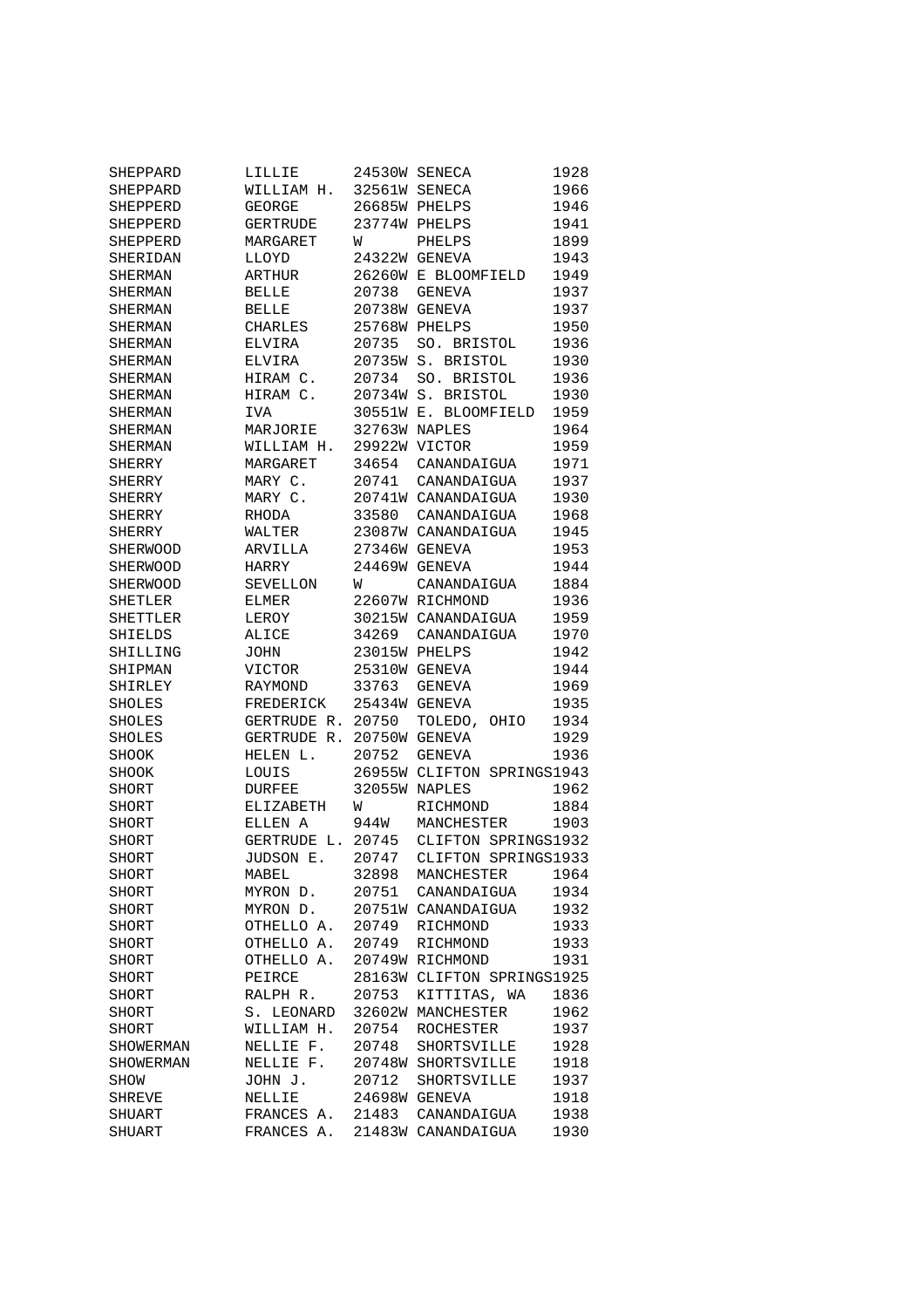| | | | | |
|---|---|---|---|---|
| SHEPPARD | LILLIE | 24530W | SENECA | 1928 |
| SHEPPARD | WILLIAM H. | 32561W | SENECA | 1966 |
| SHEPPERD | GEORGE | 26685W | PHELPS | 1946 |
| SHEPPERD | GERTRUDE | 23774W | PHELPS | 1941 |
| SHEPPERD | MARGARET | W | PHELPS | 1899 |
| SHERIDAN | LLOYD | 24322W | GENEVA | 1943 |
| SHERMAN | ARTHUR | 26260W | E BLOOMFIELD | 1949 |
| SHERMAN | BELLE | 20738 | GENEVA | 1937 |
| SHERMAN | BELLE | 20738W | GENEVA | 1937 |
| SHERMAN | CHARLES | 25768W | PHELPS | 1950 |
| SHERMAN | ELVIRA | 20735 | SO. BRISTOL | 1936 |
| SHERMAN | ELVIRA | 20735W | S. BRISTOL | 1930 |
| SHERMAN | HIRAM C. | 20734 | SO. BRISTOL | 1936 |
| SHERMAN | HIRAM C. | 20734W | S. BRISTOL | 1930 |
| SHERMAN | IVA | 30551W | E. BLOOMFIELD | 1959 |
| SHERMAN | MARJORIE | 32763W | NAPLES | 1964 |
| SHERMAN | WILLIAM H. | 29922W | VICTOR | 1959 |
| SHERRY | MARGARET | 34654 | CANANDAIGUA | 1971 |
| SHERRY | MARY C. | 20741 | CANANDAIGUA | 1937 |
| SHERRY | MARY C. | 20741W | CANANDAIGUA | 1930 |
| SHERRY | RHODA | 33580 | CANANDAIGUA | 1968 |
| SHERRY | WALTER | 23087W | CANANDAIGUA | 1945 |
| SHERWOOD | ARVILLA | 27346W | GENEVA | 1953 |
| SHERWOOD | HARRY | 24469W | GENEVA | 1944 |
| SHERWOOD | SEVELLON | W | CANANDAIGUA | 1884 |
| SHETLER | ELMER | 22607W | RICHMOND | 1936 |
| SHETTLER | LEROY | 30215W | CANANDAIGUA | 1959 |
| SHIELDS | ALICE | 34269 | CANANDAIGUA | 1970 |
| SHILLING | JOHN | 23015W | PHELPS | 1942 |
| SHIPMAN | VICTOR | 25310W | GENEVA | 1944 |
| SHIRLEY | RAYMOND | 33763 | GENEVA | 1969 |
| SHOLES | FREDERICK | 25434W | GENEVA | 1935 |
| SHOLES | GERTRUDE R. | 20750 | TOLEDO, OHIO | 1934 |
| SHOLES | GERTRUDE R. | 20750W | GENEVA | 1929 |
| SHOOK | HELEN L. | 20752 | GENEVA | 1936 |
| SHOOK | LOUIS | 26955W | CLIFTON SPRINGS | 1943 |
| SHORT | DURFEE | 32055W | NAPLES | 1962 |
| SHORT | ELIZABETH | W | RICHMOND | 1884 |
| SHORT | ELLEN A | 944W | MANCHESTER | 1903 |
| SHORT | GERTRUDE L. | 20745 | CLIFTON SPRINGS | 1932 |
| SHORT | JUDSON E. | 20747 | CLIFTON SPRINGS | 1933 |
| SHORT | MABEL | 32898 | MANCHESTER | 1964 |
| SHORT | MYRON D. | 20751 | CANANDAIGUA | 1934 |
| SHORT | MYRON D. | 20751W | CANANDAIGUA | 1932 |
| SHORT | OTHELLO A. | 20749 | RICHMOND | 1933 |
| SHORT | OTHELLO A. | 20749 | RICHMOND | 1933 |
| SHORT | OTHELLO A. | 20749W | RICHMOND | 1931 |
| SHORT | PEIRCE | 28163W | CLIFTON SPRINGS | 1925 |
| SHORT | RALPH R. | 20753 | KITTITAS, WA | 1836 |
| SHORT | S. LEONARD | 32602W | MANCHESTER | 1962 |
| SHORT | WILLIAM H. | 20754 | ROCHESTER | 1937 |
| SHOWERMAN | NELLIE F. | 20748 | SHORTSVILLE | 1928 |
| SHOWERMAN | NELLIE F. | 20748W | SHORTSVILLE | 1918 |
| SHOW | JOHN J. | 20712 | SHORTSVILLE | 1937 |
| SHREVE | NELLIE | 24698W | GENEVA | 1918 |
| SHUART | FRANCES A. | 21483 | CANANDAIGUA | 1938 |
| SHUART | FRANCES A. | 21483W | CANANDAIGUA | 1930 |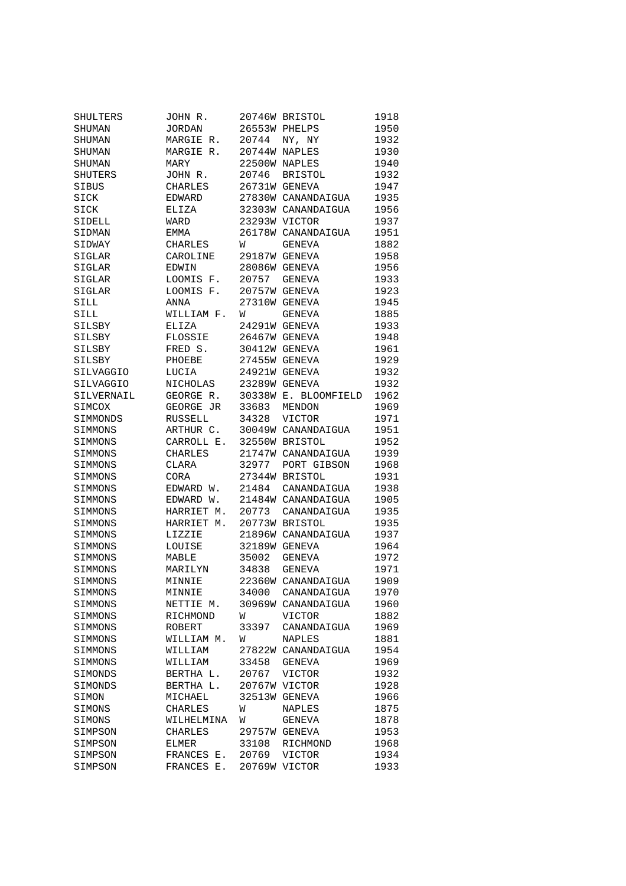| | | | | |
|---|---|---|---|---|
| SHULTERS | JOHN R. | 20746W | BRISTOL | 1918 |
| SHUMAN | JORDAN | 26553W | PHELPS | 1950 |
| SHUMAN | MARGIE R. | 20744 | NY, NY | 1932 |
| SHUMAN | MARGIE R. | 20744W | NAPLES | 1930 |
| SHUMAN | MARY | 22500W | NAPLES | 1940 |
| SHUTERS | JOHN R. | 20746 | BRISTOL | 1932 |
| SIBUS | CHARLES | 26731W | GENEVA | 1947 |
| SICK | EDWARD | 27830W | CANANDAIGUA | 1935 |
| SICK | ELIZA | 32303W | CANANDAIGUA | 1956 |
| SIDELL | WARD | 23293W | VICTOR | 1937 |
| SIDMAN | EMMA | 26178W | CANANDAIGUA | 1951 |
| SIDWAY | CHARLES | W | GENEVA | 1882 |
| SIGLAR | CAROLINE | 29187W | GENEVA | 1958 |
| SIGLAR | EDWIN | 28086W | GENEVA | 1956 |
| SIGLAR | LOOMIS F. | 20757 | GENEVA | 1933 |
| SIGLAR | LOOMIS F. | 20757W | GENEVA | 1923 |
| SILL | ANNA | 27310W | GENEVA | 1945 |
| SILL | WILLIAM F. | W | GENEVA | 1885 |
| SILSBY | ELIZA | 24291W | GENEVA | 1933 |
| SILSBY | FLOSSIE | 26467W | GENEVA | 1948 |
| SILSBY | FRED S. | 30412W | GENEVA | 1961 |
| SILSBY | PHOEBE | 27455W | GENEVA | 1929 |
| SILVAGGIO | LUCIA | 24921W | GENEVA | 1932 |
| SILVAGGIO | NICHOLAS | 23289W | GENEVA | 1932 |
| SILVERNAIL | GEORGE R. | 30338W | E. BLOOMFIELD | 1962 |
| SIMCOX | GEORGE JR | 33683 | MENDON | 1969 |
| SIMMONDS | RUSSELL | 34328 | VICTOR | 1971 |
| SIMMONS | ARTHUR C. | 30049W | CANANDAIGUA | 1951 |
| SIMMONS | CARROLL E. | 32550W | BRISTOL | 1952 |
| SIMMONS | CHARLES | 21747W | CANANDAIGUA | 1939 |
| SIMMONS | CLARA | 32977 | PORT GIBSON | 1968 |
| SIMMONS | CORA | 27344W | BRISTOL | 1931 |
| SIMMONS | EDWARD W. | 21484 | CANANDAIGUA | 1938 |
| SIMMONS | EDWARD W. | 21484W | CANANDAIGUA | 1905 |
| SIMMONS | HARRIET M. | 20773 | CANANDAIGUA | 1935 |
| SIMMONS | HARRIET M. | 20773W | BRISTOL | 1935 |
| SIMMONS | LIZZIE | 21896W | CANANDAIGUA | 1937 |
| SIMMONS | LOUISE | 32189W | GENEVA | 1964 |
| SIMMONS | MABLE | 35002 | GENEVA | 1972 |
| SIMMONS | MARILYN | 34838 | GENEVA | 1971 |
| SIMMONS | MINNIE | 22360W | CANANDAIGUA | 1909 |
| SIMMONS | MINNIE | 34000 | CANANDAIGUA | 1970 |
| SIMMONS | NETTIE M. | 30969W | CANANDAIGUA | 1960 |
| SIMMONS | RICHMOND | W | VICTOR | 1882 |
| SIMMONS | ROBERT | 33397 | CANANDAIGUA | 1969 |
| SIMMONS | WILLIAM M. | W | NAPLES | 1881 |
| SIMMONS | WILLIAM | 27822W | CANANDAIGUA | 1954 |
| SIMMONS | WILLIAM | 33458 | GENEVA | 1969 |
| SIMONDS | BERTHA L. | 20767 | VICTOR | 1932 |
| SIMONDS | BERTHA L. | 20767W | VICTOR | 1928 |
| SIMON | MICHAEL | 32513W | GENEVA | 1966 |
| SIMONS | CHARLES | W | NAPLES | 1875 |
| SIMONS | WILHELMINA | W | GENEVA | 1878 |
| SIMPSON | CHARLES | 29757W | GENEVA | 1953 |
| SIMPSON | ELMER | 33108 | RICHMOND | 1968 |
| SIMPSON | FRANCES E. | 20769 | VICTOR | 1934 |
| SIMPSON | FRANCES E. | 20769W | VICTOR | 1933 |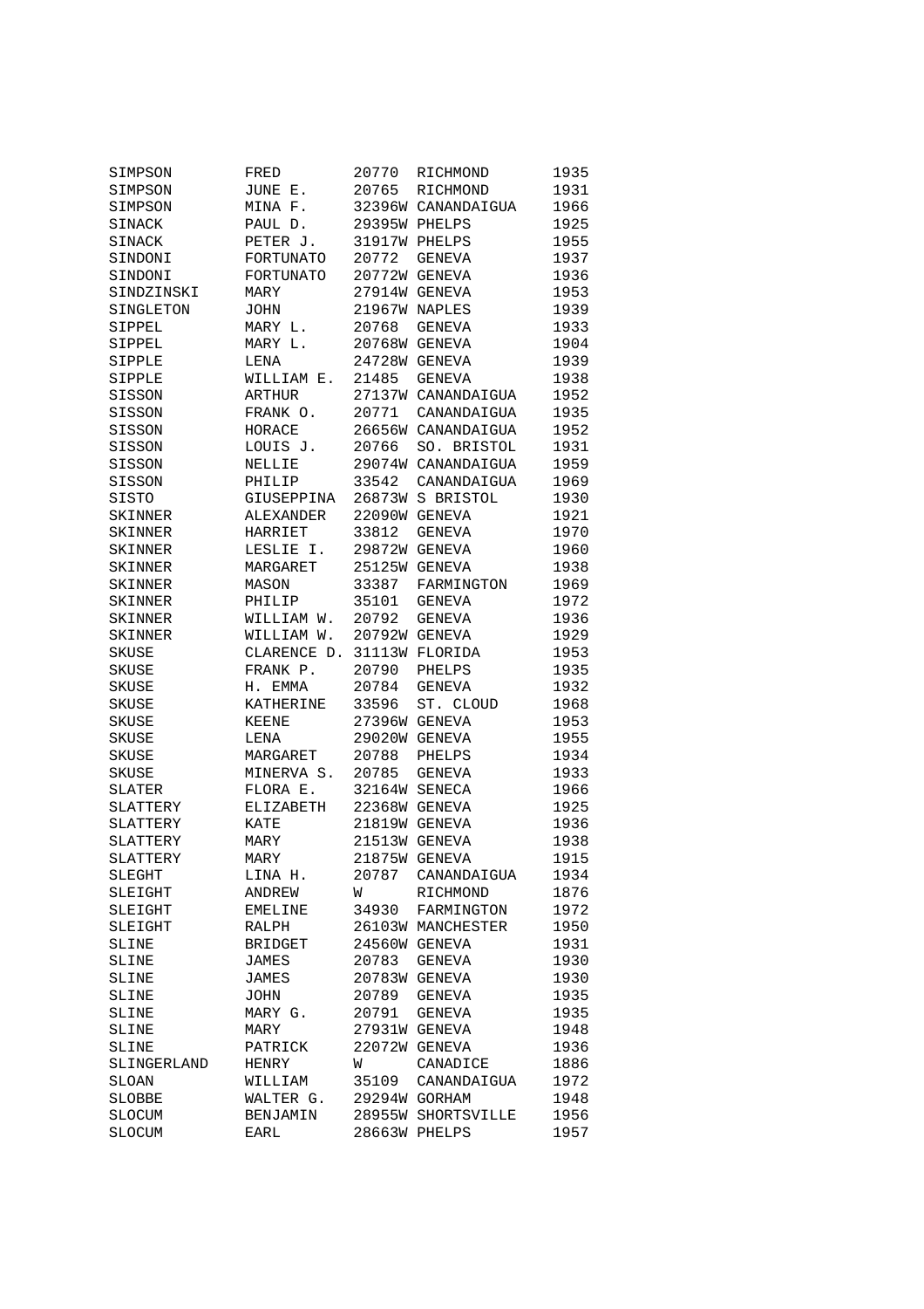| | | | | |
|---|---|---|---|---|
| SIMPSON | FRED | 20770 | RICHMOND | 1935 |
| SIMPSON | JUNE E. | 20765 | RICHMOND | 1931 |
| SIMPSON | MINA F. | 32396W | CANANDAIGUA | 1966 |
| SINACK | PAUL D. | 29395W | PHELPS | 1925 |
| SINACK | PETER J. | 31917W | PHELPS | 1955 |
| SINDONI | FORTUNATO | 20772 | GENEVA | 1937 |
| SINDONI | FORTUNATO | 20772W | GENEVA | 1936 |
| SINDZINSKI | MARY | 27914W | GENEVA | 1953 |
| SINGLETON | JOHN | 21967W | NAPLES | 1939 |
| SIPPEL | MARY L. | 20768 | GENEVA | 1933 |
| SIPPEL | MARY L. | 20768W | GENEVA | 1904 |
| SIPPLE | LENA | 24728W | GENEVA | 1939 |
| SIPPLE | WILLIAM E. | 21485 | GENEVA | 1938 |
| SISSON | ARTHUR | 27137W | CANANDAIGUA | 1952 |
| SISSON | FRANK O. | 20771 | CANANDAIGUA | 1935 |
| SISSON | HORACE | 26656W | CANANDAIGUA | 1952 |
| SISSON | LOUIS J. | 20766 | SO. BRISTOL | 1931 |
| SISSON | NELLIE | 29074W | CANANDAIGUA | 1959 |
| SISSON | PHILIP | 33542 | CANANDAIGUA | 1969 |
| SISTO | GIUSEPPINA | 26873W | S BRISTOL | 1930 |
| SKINNER | ALEXANDER | 22090W | GENEVA | 1921 |
| SKINNER | HARRIET | 33812 | GENEVA | 1970 |
| SKINNER | LESLIE I. | 29872W | GENEVA | 1960 |
| SKINNER | MARGARET | 25125W | GENEVA | 1938 |
| SKINNER | MASON | 33387 | FARMINGTON | 1969 |
| SKINNER | PHILIP | 35101 | GENEVA | 1972 |
| SKINNER | WILLIAM W. | 20792 | GENEVA | 1936 |
| SKINNER | WILLIAM W. | 20792W | GENEVA | 1929 |
| SKUSE | CLARENCE D. | 31113W | FLORIDA | 1953 |
| SKUSE | FRANK P. | 20790 | PHELPS | 1935 |
| SKUSE | H. EMMA | 20784 | GENEVA | 1932 |
| SKUSE | KATHERINE | 33596 | ST. CLOUD | 1968 |
| SKUSE | KEENE | 27396W | GENEVA | 1953 |
| SKUSE | LENA | 29020W | GENEVA | 1955 |
| SKUSE | MARGARET | 20788 | PHELPS | 1934 |
| SKUSE | MINERVA S. | 20785 | GENEVA | 1933 |
| SLATER | FLORA E. | 32164W | SENECA | 1966 |
| SLATTERY | ELIZABETH | 22368W | GENEVA | 1925 |
| SLATTERY | KATE | 21819W | GENEVA | 1936 |
| SLATTERY | MARY | 21513W | GENEVA | 1938 |
| SLATTERY | MARY | 21875W | GENEVA | 1915 |
| SLEGHT | LINA H. | 20787 | CANANDAIGUA | 1934 |
| SLEIGHT | ANDREW | W | RICHMOND | 1876 |
| SLEIGHT | EMELINE | 34930 | FARMINGTON | 1972 |
| SLEIGHT | RALPH | 26103W | MANCHESTER | 1950 |
| SLINE | BRIDGET | 24560W | GENEVA | 1931 |
| SLINE | JAMES | 20783 | GENEVA | 1930 |
| SLINE | JAMES | 20783W | GENEVA | 1930 |
| SLINE | JOHN | 20789 | GENEVA | 1935 |
| SLINE | MARY G. | 20791 | GENEVA | 1935 |
| SLINE | MARY | 27931W | GENEVA | 1948 |
| SLINE | PATRICK | 22072W | GENEVA | 1936 |
| SLINGERLAND | HENRY | W | CANADICE | 1886 |
| SLOAN | WILLIAM | 35109 | CANANDAIGUA | 1972 |
| SLOBBE | WALTER G. | 29294W | GORHAM | 1948 |
| SLOCUM | BENJAMIN | 28955W | SHORTSVILLE | 1956 |
| SLOCUM | EARL | 28663W | PHELPS | 1957 |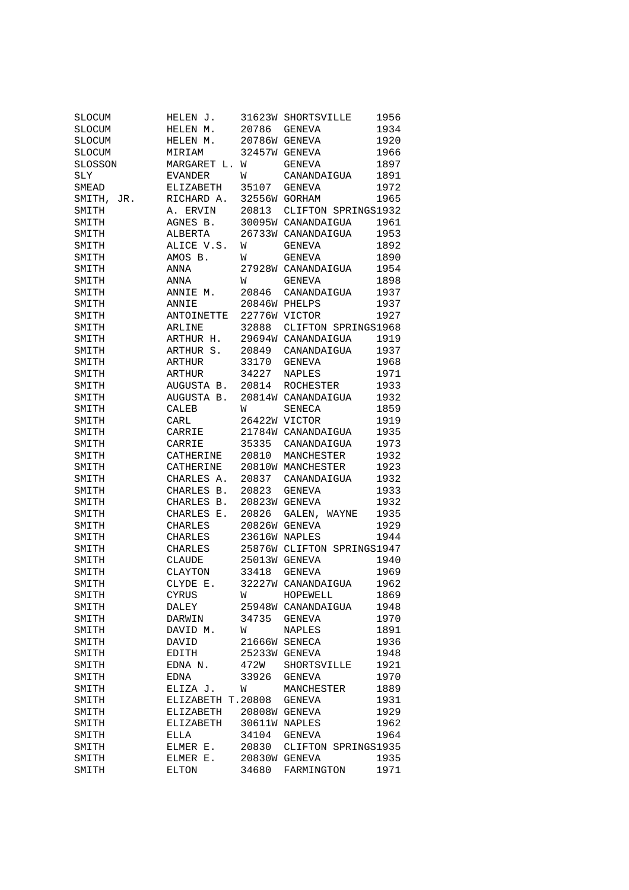| | | | | |
|---|---|---|---|---|
| SLOCUM | HELEN J. | 31623W | SHORTSVILLE | 1956 |
| SLOCUM | HELEN M. | 20786 | GENEVA | 1934 |
| SLOCUM | HELEN M. | 20786W | GENEVA | 1920 |
| SLOCUM | MIRIAM | 32457W | GENEVA | 1966 |
| SLOSSON | MARGARET L. | W | GENEVA | 1897 |
| SLY | EVANDER | W | CANANDAIGUA | 1891 |
| SMEAD | ELIZABETH | 35107 | GENEVA | 1972 |
| SMITH, JR. | RICHARD A. | 32556W | GORHAM | 1965 |
| SMITH | A. ERVIN | 20813 | CLIFTON SPRINGS | 1932 |
| SMITH | AGNES B. | 30095W | CANANDAIGUA | 1961 |
| SMITH | ALBERTA | 26733W | CANANDAIGUA | 1953 |
| SMITH | ALICE V.S. | W | GENEVA | 1892 |
| SMITH | AMOS B. | W | GENEVA | 1890 |
| SMITH | ANNA | 27928W | CANANDAIGUA | 1954 |
| SMITH | ANNA | W | GENEVA | 1898 |
| SMITH | ANNIE M. | 20846 | CANANDAIGUA | 1937 |
| SMITH | ANNIE | 20846W | PHELPS | 1937 |
| SMITH | ANTOINETTE | 22776W | VICTOR | 1927 |
| SMITH | ARLINE | 32888 | CLIFTON SPRINGS | 1968 |
| SMITH | ARTHUR H. | 29694W | CANANDAIGUA | 1919 |
| SMITH | ARTHUR S. | 20849 | CANANDAIGUA | 1937 |
| SMITH | ARTHUR | 33170 | GENEVA | 1968 |
| SMITH | ARTHUR | 34227 | NAPLES | 1971 |
| SMITH | AUGUSTA B. | 20814 | ROCHESTER | 1933 |
| SMITH | AUGUSTA B. | 20814W | CANANDAIGUA | 1932 |
| SMITH | CALEB | W | SENECA | 1859 |
| SMITH | CARL | 26422W | VICTOR | 1919 |
| SMITH | CARRIE | 21784W | CANANDAIGUA | 1935 |
| SMITH | CARRIE | 35335 | CANANDAIGUA | 1973 |
| SMITH | CATHERINE | 20810 | MANCHESTER | 1932 |
| SMITH | CATHERINE | 20810W | MANCHESTER | 1923 |
| SMITH | CHARLES A. | 20837 | CANANDAIGUA | 1932 |
| SMITH | CHARLES B. | 20823 | GENEVA | 1933 |
| SMITH | CHARLES B. | 20823W | GENEVA | 1932 |
| SMITH | CHARLES E. | 20826 | GALEN, WAYNE | 1935 |
| SMITH | CHARLES | 20826W | GENEVA | 1929 |
| SMITH | CHARLES | 23616W | NAPLES | 1944 |
| SMITH | CHARLES | 25876W | CLIFTON SPRINGS | 1947 |
| SMITH | CLAUDE | 25013W | GENEVA | 1940 |
| SMITH | CLAYTON | 33418 | GENEVA | 1969 |
| SMITH | CLYDE E. | 32227W | CANANDAIGUA | 1962 |
| SMITH | CYRUS | W | HOPEWELL | 1869 |
| SMITH | DALEY | 25948W | CANANDAIGUA | 1948 |
| SMITH | DARWIN | 34735 | GENEVA | 1970 |
| SMITH | DAVID M. | W | NAPLES | 1891 |
| SMITH | DAVID | 21666W | SENECA | 1936 |
| SMITH | EDITH | 25233W | GENEVA | 1948 |
| SMITH | EDNA N. | 472W | SHORTSVILLE | 1921 |
| SMITH | EDNA | 33926 | GENEVA | 1970 |
| SMITH | ELIZA J. | W | MANCHESTER | 1889 |
| SMITH | ELIZABETH T. | 20808 | GENEVA | 1931 |
| SMITH | ELIZABETH | 20808W | GENEVA | 1929 |
| SMITH | ELIZABETH | 30611W | NAPLES | 1962 |
| SMITH | ELLA | 34104 | GENEVA | 1964 |
| SMITH | ELMER E. | 20830 | CLIFTON SPRINGS | 1935 |
| SMITH | ELMER E. | 20830W | GENEVA | 1935 |
| SMITH | ELTON | 34680 | FARMINGTON | 1971 |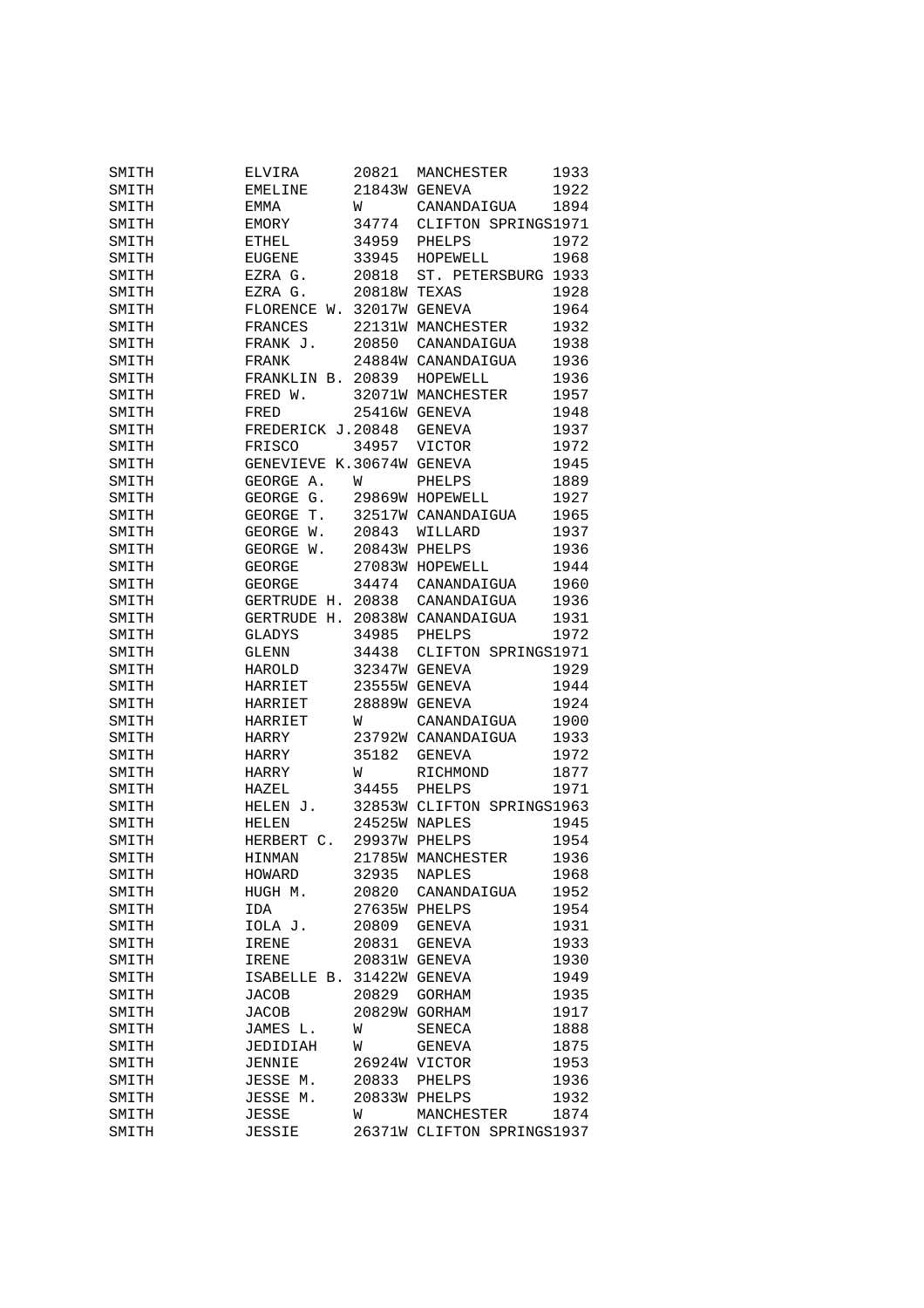```
SMITH          ELVIRA       20821  MANCHESTER     1933
SMITH          EMELINE      21843W GENEVA         1922
SMITH          EMMA         W      CANANDAIGUA    1894
SMITH          EMORY        34774  CLIFTON SPRINGS1971
SMITH          ETHEL        34959  PHELPS         1972
SMITH          EUGENE       33945  HOPEWELL       1968
SMITH          EZRA G.      20818  ST. PETERSBURG 1933
SMITH          EZRA G.      20818W TEXAS          1928
SMITH          FLORENCE W. 32017W GENEVA          1964
SMITH          FRANCES      22131W MANCHESTER     1932
SMITH          FRANK J.     20850  CANANDAIGUA    1938
SMITH          FRANK        24884W CANANDAIGUA    1936
SMITH          FRANKLIN B. 20839  HOPEWELL        1936
SMITH          FRED W.      32071W MANCHESTER     1957
SMITH          FRED         25416W GENEVA         1948
SMITH          FREDERICK J.20848  GENEVA          1937
SMITH          FRISCO       34957  VICTOR         1972
SMITH          GENEVIEVE K.30674W GENEVA          1945
SMITH          GEORGE A.    W      PHELPS         1889
SMITH          GEORGE G.    29869W HOPEWELL       1927
SMITH          GEORGE T.    32517W CANANDAIGUA    1965
SMITH          GEORGE W.    20843  WILLARD        1937
SMITH          GEORGE W.    20843W PHELPS         1936
SMITH          GEORGE       27083W HOPEWELL       1944
SMITH          GEORGE       34474  CANANDAIGUA    1960
SMITH          GERTRUDE H. 20838  CANANDAIGUA     1936
SMITH          GERTRUDE H. 20838W CANANDAIGUA     1931
SMITH          GLADYS       34985  PHELPS         1972
SMITH          GLENN        34438  CLIFTON SPRINGS1971
SMITH          HAROLD       32347W GENEVA         1929
SMITH          HARRIET      23555W GENEVA         1944
SMITH          HARRIET      28889W GENEVA         1924
SMITH          HARRIET      W      CANANDAIGUA    1900
SMITH          HARRY        23792W CANANDAIGUA    1933
SMITH          HARRY        35182  GENEVA         1972
SMITH          HARRY        W      RICHMOND       1877
SMITH          HAZEL        34455  PHELPS         1971
SMITH          HELEN J.     32853W CLIFTON SPRINGS1963
SMITH          HELEN        24525W NAPLES         1945
SMITH          HERBERT C.   29937W PHELPS         1954
SMITH          HINMAN       21785W MANCHESTER     1936
SMITH          HOWARD       32935  NAPLES         1968
SMITH          HUGH M.      20820  CANANDAIGUA    1952
SMITH          IDA          27635W PHELPS         1954
SMITH          IOLA J.      20809  GENEVA         1931
SMITH          IRENE        20831  GENEVA         1933
SMITH          IRENE        20831W GENEVA         1930
SMITH          ISABELLE B. 31422W GENEVA          1949
SMITH          JACOB        20829  GORHAM         1935
SMITH          JACOB        20829W GORHAM         1917
SMITH          JAMES L.     W      SENECA         1888
SMITH          JEDIDIAH     W      GENEVA         1875
SMITH          JENNIE       26924W VICTOR         1953
SMITH          JESSE M.     20833  PHELPS         1936
SMITH          JESSE M.     20833W PHELPS         1932
SMITH          JESSE        W      MANCHESTER     1874
SMITH          JESSIE       26371W CLIFTON SPRINGS1937
```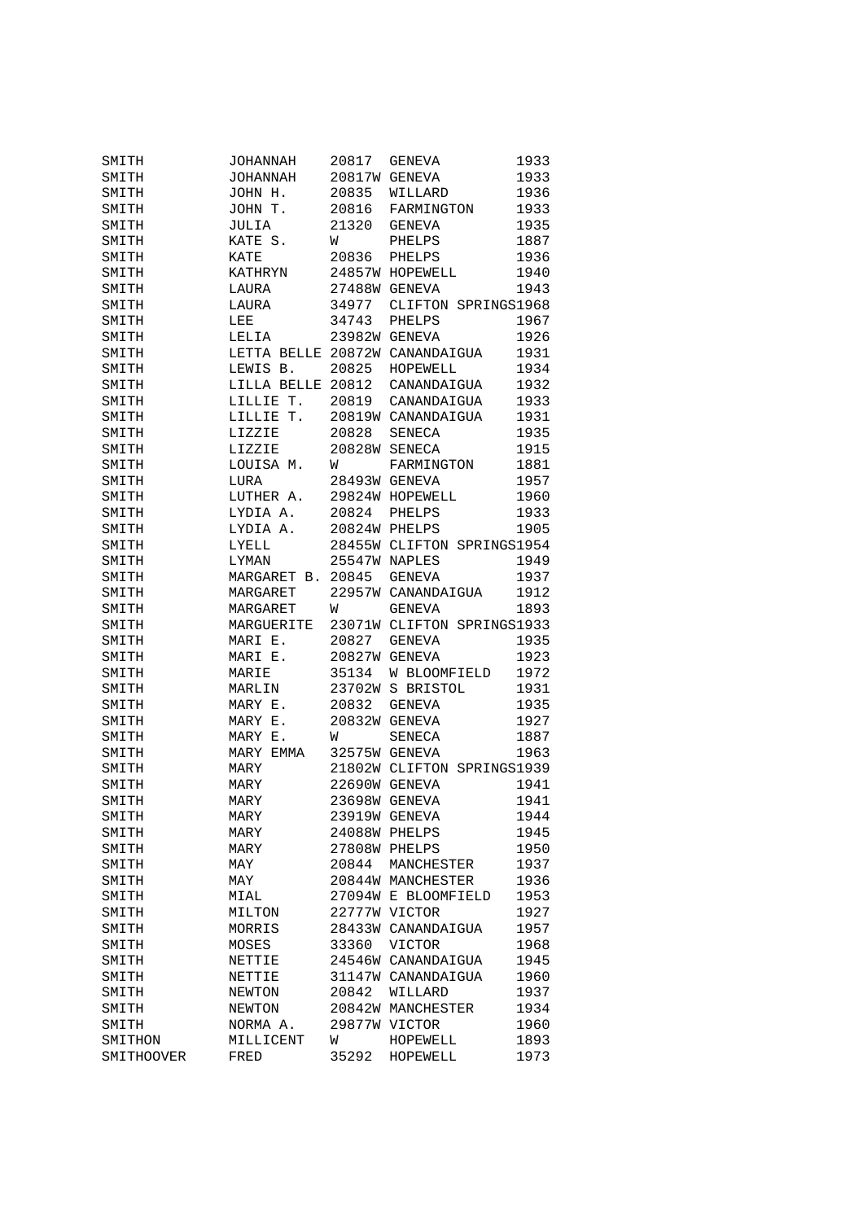| | | | | |
|---|---|---|---|---|
| SMITH | JOHANNAH | 20817 | GENEVA | 1933 |
| SMITH | JOHANNAH | 20817W | GENEVA | 1933 |
| SMITH | JOHN H. | 20835 | WILLARD | 1936 |
| SMITH | JOHN T. | 20816 | FARMINGTON | 1933 |
| SMITH | JULIA | 21320 | GENEVA | 1935 |
| SMITH | KATE S. | W | PHELPS | 1887 |
| SMITH | KATE | 20836 | PHELPS | 1936 |
| SMITH | KATHRYN | 24857W | HOPEWELL | 1940 |
| SMITH | LAURA | 27488W | GENEVA | 1943 |
| SMITH | LAURA | 34977 | CLIFTON SPRINGS | 1968 |
| SMITH | LEE | 34743 | PHELPS | 1967 |
| SMITH | LELIA | 23982W | GENEVA | 1926 |
| SMITH | LETTA BELLE | 20872W | CANANDAIGUA | 1931 |
| SMITH | LEWIS B. | 20825 | HOPEWELL | 1934 |
| SMITH | LILLA BELLE | 20812 | CANANDAIGUA | 1932 |
| SMITH | LILLIE T. | 20819 | CANANDAIGUA | 1933 |
| SMITH | LILLIE T. | 20819W | CANANDAIGUA | 1931 |
| SMITH | LIZZIE | 20828 | SENECA | 1935 |
| SMITH | LIZZIE | 20828W | SENECA | 1915 |
| SMITH | LOUISA M. | W | FARMINGTON | 1881 |
| SMITH | LURA | 28493W | GENEVA | 1957 |
| SMITH | LUTHER A. | 29824W | HOPEWELL | 1960 |
| SMITH | LYDIA A. | 20824 | PHELPS | 1933 |
| SMITH | LYDIA A. | 20824W | PHELPS | 1905 |
| SMITH | LYELL | 28455W | CLIFTON SPRINGS | 1954 |
| SMITH | LYMAN | 25547W | NAPLES | 1949 |
| SMITH | MARGARET B. | 20845 | GENEVA | 1937 |
| SMITH | MARGARET | 22957W | CANANDAIGUA | 1912 |
| SMITH | MARGARET | W | GENEVA | 1893 |
| SMITH | MARGUERITE | 23071W | CLIFTON SPRINGS | 1933 |
| SMITH | MARI E. | 20827 | GENEVA | 1935 |
| SMITH | MARI E. | 20827W | GENEVA | 1923 |
| SMITH | MARIE | 35134 | W BLOOMFIELD | 1972 |
| SMITH | MARLIN | 23702W | S BRISTOL | 1931 |
| SMITH | MARY E. | 20832 | GENEVA | 1935 |
| SMITH | MARY E. | 20832W | GENEVA | 1927 |
| SMITH | MARY E. | W | SENECA | 1887 |
| SMITH | MARY EMMA | 32575W | GENEVA | 1963 |
| SMITH | MARY | 21802W | CLIFTON SPRINGS | 1939 |
| SMITH | MARY | 22690W | GENEVA | 1941 |
| SMITH | MARY | 23698W | GENEVA | 1941 |
| SMITH | MARY | 23919W | GENEVA | 1944 |
| SMITH | MARY | 24088W | PHELPS | 1945 |
| SMITH | MARY | 27808W | PHELPS | 1950 |
| SMITH | MAY | 20844 | MANCHESTER | 1937 |
| SMITH | MAY | 20844W | MANCHESTER | 1936 |
| SMITH | MIAL | 27094W | E BLOOMFIELD | 1953 |
| SMITH | MILTON | 22777W | VICTOR | 1927 |
| SMITH | MORRIS | 28433W | CANANDAIGUA | 1957 |
| SMITH | MOSES | 33360 | VICTOR | 1968 |
| SMITH | NETTIE | 24546W | CANANDAIGUA | 1945 |
| SMITH | NETTIE | 31147W | CANANDAIGUA | 1960 |
| SMITH | NEWTON | 20842 | WILLARD | 1937 |
| SMITH | NEWTON | 20842W | MANCHESTER | 1934 |
| SMITH | NORMA A. | 29877W | VICTOR | 1960 |
| SMITHON | MILLICENT | W | HOPEWELL | 1893 |
| SMITHOOVER | FRED | 35292 | HOPEWELL | 1973 |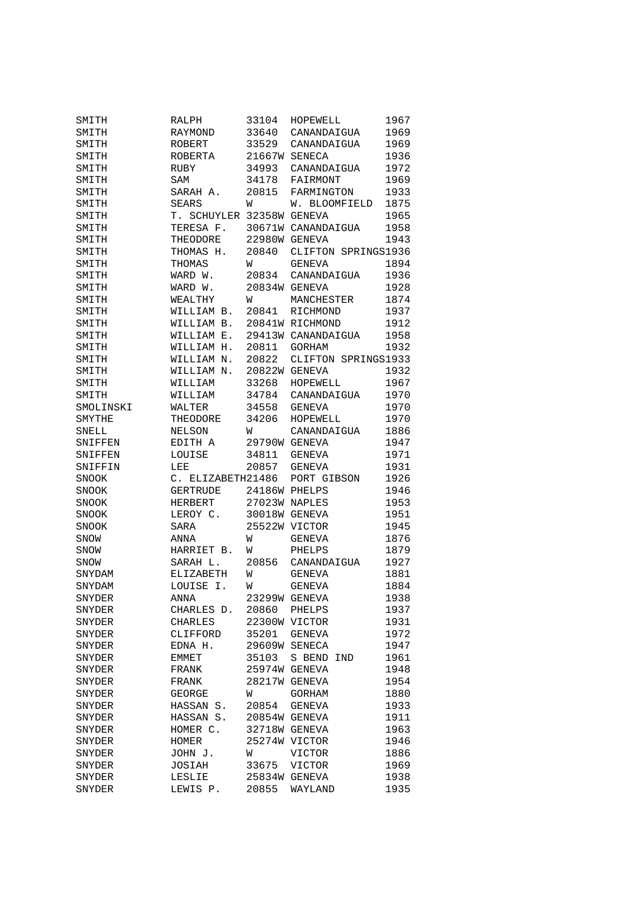| | | | | |
|---|---|---|---|---|
| SMITH | RALPH | 33104 | HOPEWELL | 1967 |
| SMITH | RAYMOND | 33640 | CANANDAIGUA | 1969 |
| SMITH | ROBERT | 33529 | CANANDAIGUA | 1969 |
| SMITH | ROBERTA | 21667W | SENECA | 1936 |
| SMITH | RUBY | 34993 | CANANDAIGUA | 1972 |
| SMITH | SAM | 34178 | FAIRMONT | 1969 |
| SMITH | SARAH A. | 20815 | FARMINGTON | 1933 |
| SMITH | SEARS | W | W. BLOOMFIELD | 1875 |
| SMITH | T. SCHUYLER | 32358W | GENEVA | 1965 |
| SMITH | TERESA F. | 30671W | CANANDAIGUA | 1958 |
| SMITH | THEODORE | 22980W | GENEVA | 1943 |
| SMITH | THOMAS H. | 20840 | CLIFTON SPRINGS | 1936 |
| SMITH | THOMAS | W | GENEVA | 1894 |
| SMITH | WARD W. | 20834 | CANANDAIGUA | 1936 |
| SMITH | WARD W. | 20834W | GENEVA | 1928 |
| SMITH | WEALTHY | W | MANCHESTER | 1874 |
| SMITH | WILLIAM B. | 20841 | RICHMOND | 1937 |
| SMITH | WILLIAM B. | 20841W | RICHMOND | 1912 |
| SMITH | WILLIAM E. | 29413W | CANANDAIGUA | 1958 |
| SMITH | WILLIAM H. | 20811 | GORHAM | 1932 |
| SMITH | WILLIAM N. | 20822 | CLIFTON SPRINGS | 1933 |
| SMITH | WILLIAM N. | 20822W | GENEVA | 1932 |
| SMITH | WILLIAM | 33268 | HOPEWELL | 1967 |
| SMITH | WILLIAM | 34784 | CANANDAIGUA | 1970 |
| SMOLINSKI | WALTER | 34558 | GENEVA | 1970 |
| SMYTHE | THEODORE | 34206 | HOPEWELL | 1970 |
| SNELL | NELSON | W | CANANDAIGUA | 1886 |
| SNIFFEN | EDITH A | 29790W | GENEVA | 1947 |
| SNIFFEN | LOUISE | 34811 | GENEVA | 1971 |
| SNIFFIN | LEE | 20857 | GENEVA | 1931 |
| SNOOK | C. ELIZABETH | 21486 | PORT GIBSON | 1926 |
| SNOOK | GERTRUDE | 24186W | PHELPS | 1946 |
| SNOOK | HERBERT | 27023W | NAPLES | 1953 |
| SNOOK | LEROY C. | 30018W | GENEVA | 1951 |
| SNOOK | SARA | 25522W | VICTOR | 1945 |
| SNOW | ANNA | W | GENEVA | 1876 |
| SNOW | HARRIET B. | W | PHELPS | 1879 |
| SNOW | SARAH L. | 20856 | CANANDAIGUA | 1927 |
| SNYDAM | ELIZABETH | W | GENEVA | 1881 |
| SNYDAM | LOUISE I. | W | GENEVA | 1884 |
| SNYDER | ANNA | 23299W | GENEVA | 1938 |
| SNYDER | CHARLES D. | 20860 | PHELPS | 1937 |
| SNYDER | CHARLES | 22300W | VICTOR | 1931 |
| SNYDER | CLIFFORD | 35201 | GENEVA | 1972 |
| SNYDER | EDNA H. | 29609W | SENECA | 1947 |
| SNYDER | EMMET | 35103 | S BEND IND | 1961 |
| SNYDER | FRANK | 25974W | GENEVA | 1948 |
| SNYDER | FRANK | 28217W | GENEVA | 1954 |
| SNYDER | GEORGE | W | GORHAM | 1880 |
| SNYDER | HASSAN S. | 20854 | GENEVA | 1933 |
| SNYDER | HASSAN S. | 20854W | GENEVA | 1911 |
| SNYDER | HOMER C. | 32718W | GENEVA | 1963 |
| SNYDER | HOMER | 25274W | VICTOR | 1946 |
| SNYDER | JOHN J. | W | VICTOR | 1886 |
| SNYDER | JOSIAH | 33675 | VICTOR | 1969 |
| SNYDER | LESLIE | 25834W | GENEVA | 1938 |
| SNYDER | LEWIS P. | 20855 | WAYLAND | 1935 |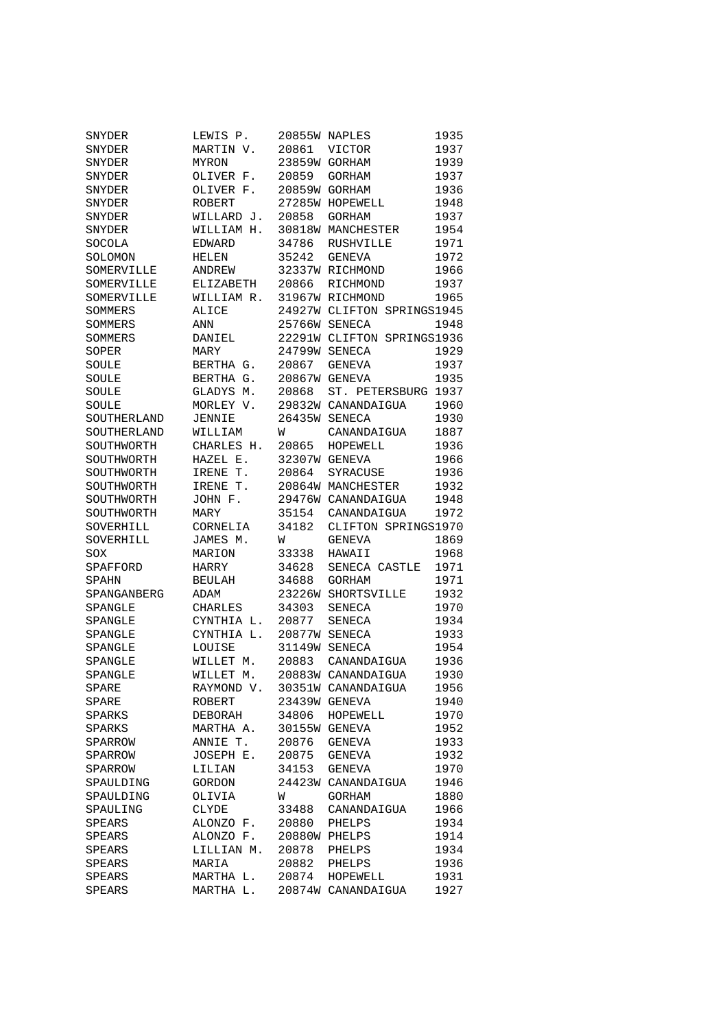| | | | | |
|---|---|---|---|---|
| SNYDER | LEWIS P. | 20855W | NAPLES | 1935 |
| SNYDER | MARTIN V. | 20861 | VICTOR | 1937 |
| SNYDER | MYRON | 23859W | GORHAM | 1939 |
| SNYDER | OLIVER F. | 20859 | GORHAM | 1937 |
| SNYDER | OLIVER F. | 20859W | GORHAM | 1936 |
| SNYDER | ROBERT | 27285W | HOPEWELL | 1948 |
| SNYDER | WILLARD J. | 20858 | GORHAM | 1937 |
| SNYDER | WILLIAM H. | 30818W | MANCHESTER | 1954 |
| SOCOLA | EDWARD | 34786 | RUSHVILLE | 1971 |
| SOLOMON | HELEN | 35242 | GENEVA | 1972 |
| SOMERVILLE | ANDREW | 32337W | RICHMOND | 1966 |
| SOMERVILLE | ELIZABETH | 20866 | RICHMOND | 1937 |
| SOMERVILLE | WILLIAM R. | 31967W | RICHMOND | 1965 |
| SOMMERS | ALICE | 24927W | CLIFTON SPRINGS | 1945 |
| SOMMERS | ANN | 25766W | SENECA | 1948 |
| SOMMERS | DANIEL | 22291W | CLIFTON SPRINGS | 1936 |
| SOPER | MARY | 24799W | SENECA | 1929 |
| SOULE | BERTHA G. | 20867 | GENEVA | 1937 |
| SOULE | BERTHA G. | 20867W | GENEVA | 1935 |
| SOULE | GLADYS M. | 20868 | ST. PETERSBURG | 1937 |
| SOULE | MORLEY V. | 29832W | CANANDAIGUA | 1960 |
| SOUTHERLAND | JENNIE | 26435W | SENECA | 1930 |
| SOUTHERLAND | WILLIAM | W | CANANDAIGUA | 1887 |
| SOUTHWORTH | CHARLES H. | 20865 | HOPEWELL | 1936 |
| SOUTHWORTH | HAZEL E. | 32307W | GENEVA | 1966 |
| SOUTHWORTH | IRENE T. | 20864 | SYRACUSE | 1936 |
| SOUTHWORTH | IRENE T. | 20864W | MANCHESTER | 1932 |
| SOUTHWORTH | JOHN F. | 29476W | CANANDAIGUA | 1948 |
| SOUTHWORTH | MARY | 35154 | CANANDAIGUA | 1972 |
| SOVERHILL | CORNELIA | 34182 | CLIFTON SPRINGS | 1970 |
| SOVERHILL | JAMES M. | W | GENEVA | 1869 |
| SOX | MARION | 33338 | HAWAII | 1968 |
| SPAFFORD | HARRY | 34628 | SENECA CASTLE | 1971 |
| SPAHN | BEULAH | 34688 | GORHAM | 1971 |
| SPANGANBERG | ADAM | 23226W | SHORTSVILLE | 1932 |
| SPANGLE | CHARLES | 34303 | SENECA | 1970 |
| SPANGLE | CYNTHIA L. | 20877 | SENECA | 1934 |
| SPANGLE | CYNTHIA L. | 20877W | SENECA | 1933 |
| SPANGLE | LOUISE | 31149W | SENECA | 1954 |
| SPANGLE | WILLET M. | 20883 | CANANDAIGUA | 1936 |
| SPANGLE | WILLET M. | 20883W | CANANDAIGUA | 1930 |
| SPARE | RAYMOND V. | 30351W | CANANDAIGUA | 1956 |
| SPARE | ROBERT | 23439W | GENEVA | 1940 |
| SPARKS | DEBORAH | 34806 | HOPEWELL | 1970 |
| SPARKS | MARTHA A. | 30155W | GENEVA | 1952 |
| SPARROW | ANNIE T. | 20876 | GENEVA | 1933 |
| SPARROW | JOSEPH E. | 20875 | GENEVA | 1932 |
| SPARROW | LILIAN | 34153 | GENEVA | 1970 |
| SPAULDING | GORDON | 24423W | CANANDAIGUA | 1946 |
| SPAULDING | OLIVIA | W | GORHAM | 1880 |
| SPAULING | CLYDE | 33488 | CANANDAIGUA | 1966 |
| SPEARS | ALONZO F. | 20880 | PHELPS | 1934 |
| SPEARS | ALONZO F. | 20880W | PHELPS | 1914 |
| SPEARS | LILLIAN M. | 20878 | PHELPS | 1934 |
| SPEARS | MARIA | 20882 | PHELPS | 1936 |
| SPEARS | MARTHA L. | 20874 | HOPEWELL | 1931 |
| SPEARS | MARTHA L. | 20874W | CANANDAIGUA | 1927 |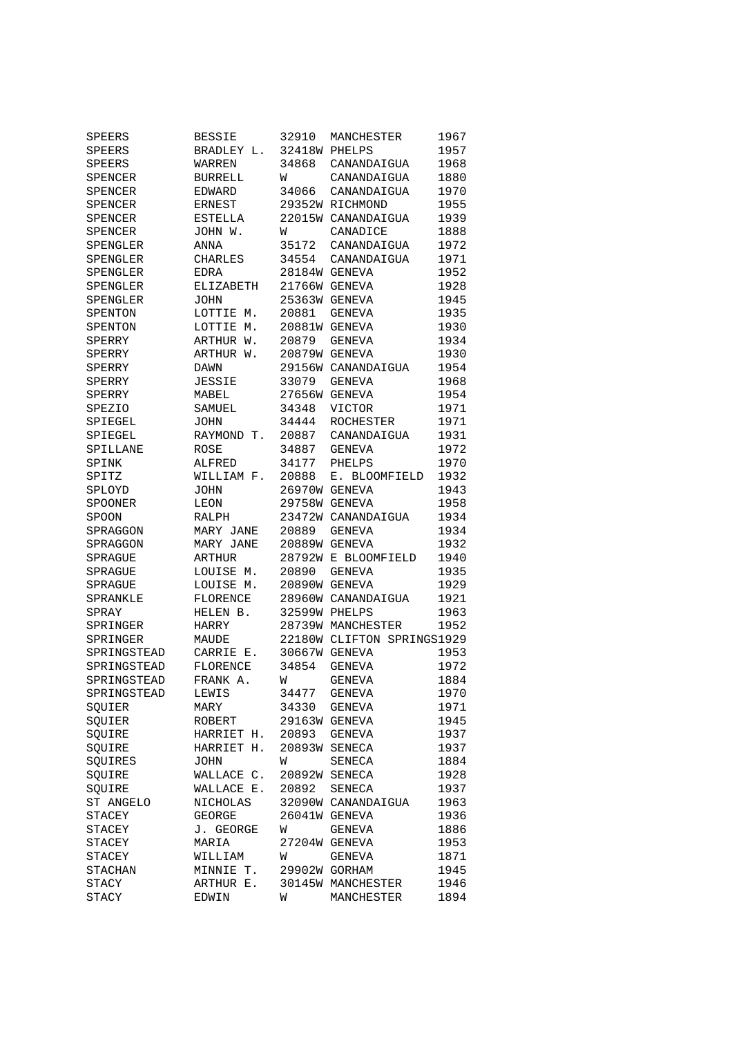| | | | | |
|---|---|---|---|---|
| SPEERS | BESSIE | 32910 | MANCHESTER | 1967 |
| SPEERS | BRADLEY L. | 32418W | PHELPS | 1957 |
| SPEERS | WARREN | 34868 | CANANDAIGUA | 1968 |
| SPENCER | BURRELL | W | CANANDAIGUA | 1880 |
| SPENCER | EDWARD | 34066 | CANANDAIGUA | 1970 |
| SPENCER | ERNEST | 29352W | RICHMOND | 1955 |
| SPENCER | ESTELLA | 22015W | CANANDAIGUA | 1939 |
| SPENCER | JOHN W. | W | CANADICE | 1888 |
| SPENGLER | ANNA | 35172 | CANANDAIGUA | 1972 |
| SPENGLER | CHARLES | 34554 | CANANDAIGUA | 1971 |
| SPENGLER | EDRA | 28184W | GENEVA | 1952 |
| SPENGLER | ELIZABETH | 21766W | GENEVA | 1928 |
| SPENGLER | JOHN | 25363W | GENEVA | 1945 |
| SPENTON | LOTTIE M. | 20881 | GENEVA | 1935 |
| SPENTON | LOTTIE M. | 20881W | GENEVA | 1930 |
| SPERRY | ARTHUR W. | 20879 | GENEVA | 1934 |
| SPERRY | ARTHUR W. | 20879W | GENEVA | 1930 |
| SPERRY | DAWN | 29156W | CANANDAIGUA | 1954 |
| SPERRY | JESSIE | 33079 | GENEVA | 1968 |
| SPERRY | MABEL | 27656W | GENEVA | 1954 |
| SPEZIO | SAMUEL | 34348 | VICTOR | 1971 |
| SPIEGEL | JOHN | 34444 | ROCHESTER | 1971 |
| SPIEGEL | RAYMOND T. | 20887 | CANANDAIGUA | 1931 |
| SPILLANE | ROSE | 34887 | GENEVA | 1972 |
| SPINK | ALFRED | 34177 | PHELPS | 1970 |
| SPITZ | WILLIAM F. | 20888 | E. BLOOMFIELD | 1932 |
| SPLOYD | JOHN | 26970W | GENEVA | 1943 |
| SPOONER | LEON | 29758W | GENEVA | 1958 |
| SPOON | RALPH | 23472W | CANANDAIGUA | 1934 |
| SPRAGGON | MARY JANE | 20889 | GENEVA | 1934 |
| SPRAGGON | MARY JANE | 20889W | GENEVA | 1932 |
| SPRAGUE | ARTHUR | 28792W | E BLOOMFIELD | 1940 |
| SPRAGUE | LOUISE M. | 20890 | GENEVA | 1935 |
| SPRAGUE | LOUISE M. | 20890W | GENEVA | 1929 |
| SPRANKLE | FLORENCE | 28960W | CANANDAIGUA | 1921 |
| SPRAY | HELEN B. | 32599W | PHELPS | 1963 |
| SPRINGER | HARRY | 28739W | MANCHESTER | 1952 |
| SPRINGER | MAUDE | 22180W | CLIFTON SPRINGS | 1929 |
| SPRINGSTEAD | CARRIE E. | 30667W | GENEVA | 1953 |
| SPRINGSTEAD | FLORENCE | 34854 | GENEVA | 1972 |
| SPRINGSTEAD | FRANK A. | W | GENEVA | 1884 |
| SPRINGSTEAD | LEWIS | 34477 | GENEVA | 1970 |
| SQUIER | MARY | 34330 | GENEVA | 1971 |
| SQUIER | ROBERT | 29163W | GENEVA | 1945 |
| SQUIRE | HARRIET H. | 20893 | GENEVA | 1937 |
| SQUIRE | HARRIET H. | 20893W | SENECA | 1937 |
| SQUIRES | JOHN | W | SENECA | 1884 |
| SQUIRE | WALLACE C. | 20892W | SENECA | 1928 |
| SQUIRE | WALLACE E. | 20892 | SENECA | 1937 |
| ST ANGELO | NICHOLAS | 32090W | CANANDAIGUA | 1963 |
| STACEY | GEORGE | 26041W | GENEVA | 1936 |
| STACEY | J. GEORGE | W | GENEVA | 1886 |
| STACEY | MARIA | 27204W | GENEVA | 1953 |
| STACEY | WILLIAM | W | GENEVA | 1871 |
| STACHAN | MINNIE T. | 29902W | GORHAM | 1945 |
| STACY | ARTHUR E. | 30145W | MANCHESTER | 1946 |
| STACY | EDWIN | W | MANCHESTER | 1894 |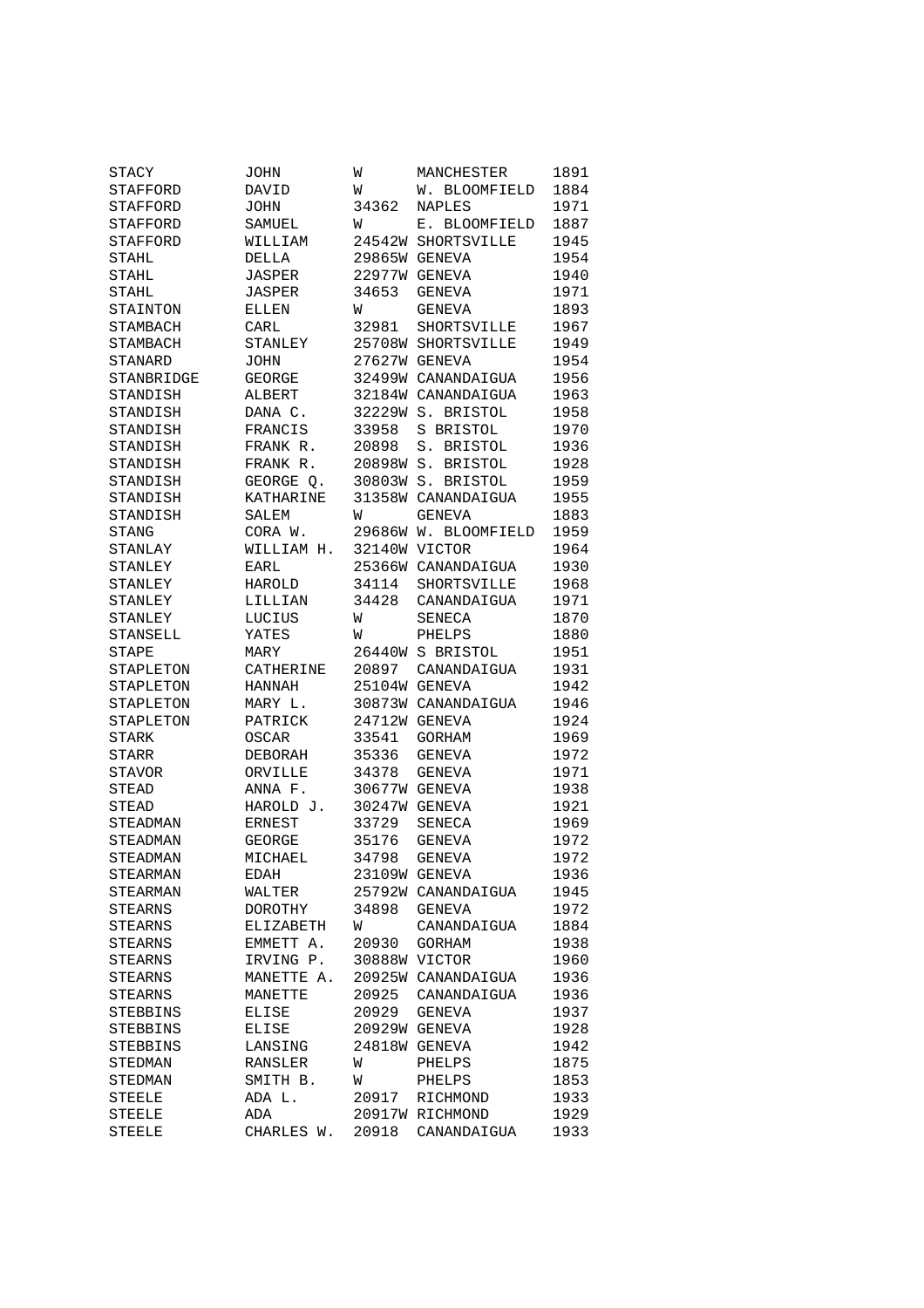| | | | | |
|---|---|---|---|---|
| STACY | JOHN | W | MANCHESTER | 1891 |
| STAFFORD | DAVID | W | W. BLOOMFIELD | 1884 |
| STAFFORD | JOHN | 34362 | NAPLES | 1971 |
| STAFFORD | SAMUEL | W | E. BLOOMFIELD | 1887 |
| STAFFORD | WILLIAM | 24542W | SHORTSVILLE | 1945 |
| STAHL | DELLA | 29865W | GENEVA | 1954 |
| STAHL | JASPER | 22977W | GENEVA | 1940 |
| STAHL | JASPER | 34653 | GENEVA | 1971 |
| STAINTON | ELLEN | W | GENEVA | 1893 |
| STAMBACH | CARL | 32981 | SHORTSVILLE | 1967 |
| STAMBACH | STANLEY | 25708W | SHORTSVILLE | 1949 |
| STANARD | JOHN | 27627W | GENEVA | 1954 |
| STANBRIDGE | GEORGE | 32499W | CANANDAIGUA | 1956 |
| STANDISH | ALBERT | 32184W | CANANDAIGUA | 1963 |
| STANDISH | DANA C. | 32229W | S. BRISTOL | 1958 |
| STANDISH | FRANCIS | 33958 | S BRISTOL | 1970 |
| STANDISH | FRANK R. | 20898 | S. BRISTOL | 1936 |
| STANDISH | FRANK R. | 20898W | S. BRISTOL | 1928 |
| STANDISH | GEORGE Q. | 30803W | S. BRISTOL | 1959 |
| STANDISH | KATHARINE | 31358W | CANANDAIGUA | 1955 |
| STANDISH | SALEM | W | GENEVA | 1883 |
| STANG | CORA W. | 29686W | W. BLOOMFIELD | 1959 |
| STANLAY | WILLIAM H. | 32140W | VICTOR | 1964 |
| STANLEY | EARL | 25366W | CANANDAIGUA | 1930 |
| STANLEY | HAROLD | 34114 | SHORTSVILLE | 1968 |
| STANLEY | LILLIAN | 34428 | CANANDAIGUA | 1971 |
| STANLEY | LUCIUS | W | SENECA | 1870 |
| STANSELL | YATES | W | PHELPS | 1880 |
| STAPE | MARY | 26440W | S BRISTOL | 1951 |
| STAPLETON | CATHERINE | 20897 | CANANDAIGUA | 1931 |
| STAPLETON | HANNAH | 25104W | GENEVA | 1942 |
| STAPLETON | MARY L. | 30873W | CANANDAIGUA | 1946 |
| STAPLETON | PATRICK | 24712W | GENEVA | 1924 |
| STARK | OSCAR | 33541 | GORHAM | 1969 |
| STARR | DEBORAH | 35336 | GENEVA | 1972 |
| STAVOR | ORVILLE | 34378 | GENEVA | 1971 |
| STEAD | ANNA F. | 30677W | GENEVA | 1938 |
| STEAD | HAROLD J. | 30247W | GENEVA | 1921 |
| STEADMAN | ERNEST | 33729 | SENECA | 1969 |
| STEADMAN | GEORGE | 35176 | GENEVA | 1972 |
| STEADMAN | MICHAEL | 34798 | GENEVA | 1972 |
| STEARMAN | EDAH | 23109W | GENEVA | 1936 |
| STEARMAN | WALTER | 25792W | CANANDAIGUA | 1945 |
| STEARNS | DOROTHY | 34898 | GENEVA | 1972 |
| STEARNS | ELIZABETH | W | CANANDAIGUA | 1884 |
| STEARNS | EMMETT A. | 20930 | GORHAM | 1938 |
| STEARNS | IRVING P. | 30888W | VICTOR | 1960 |
| STEARNS | MANETTE A. | 20925W | CANANDAIGUA | 1936 |
| STEARNS | MANETTE | 20925 | CANANDAIGUA | 1936 |
| STEBBINS | ELISE | 20929 | GENEVA | 1937 |
| STEBBINS | ELISE | 20929W | GENEVA | 1928 |
| STEBBINS | LANSING | 24818W | GENEVA | 1942 |
| STEDMAN | RANSLER | W | PHELPS | 1875 |
| STEDMAN | SMITH B. | W | PHELPS | 1853 |
| STEELE | ADA L. | 20917 | RICHMOND | 1933 |
| STEELE | ADA | 20917W | RICHMOND | 1929 |
| STEELE | CHARLES W. | 20918 | CANANDAIGUA | 1933 |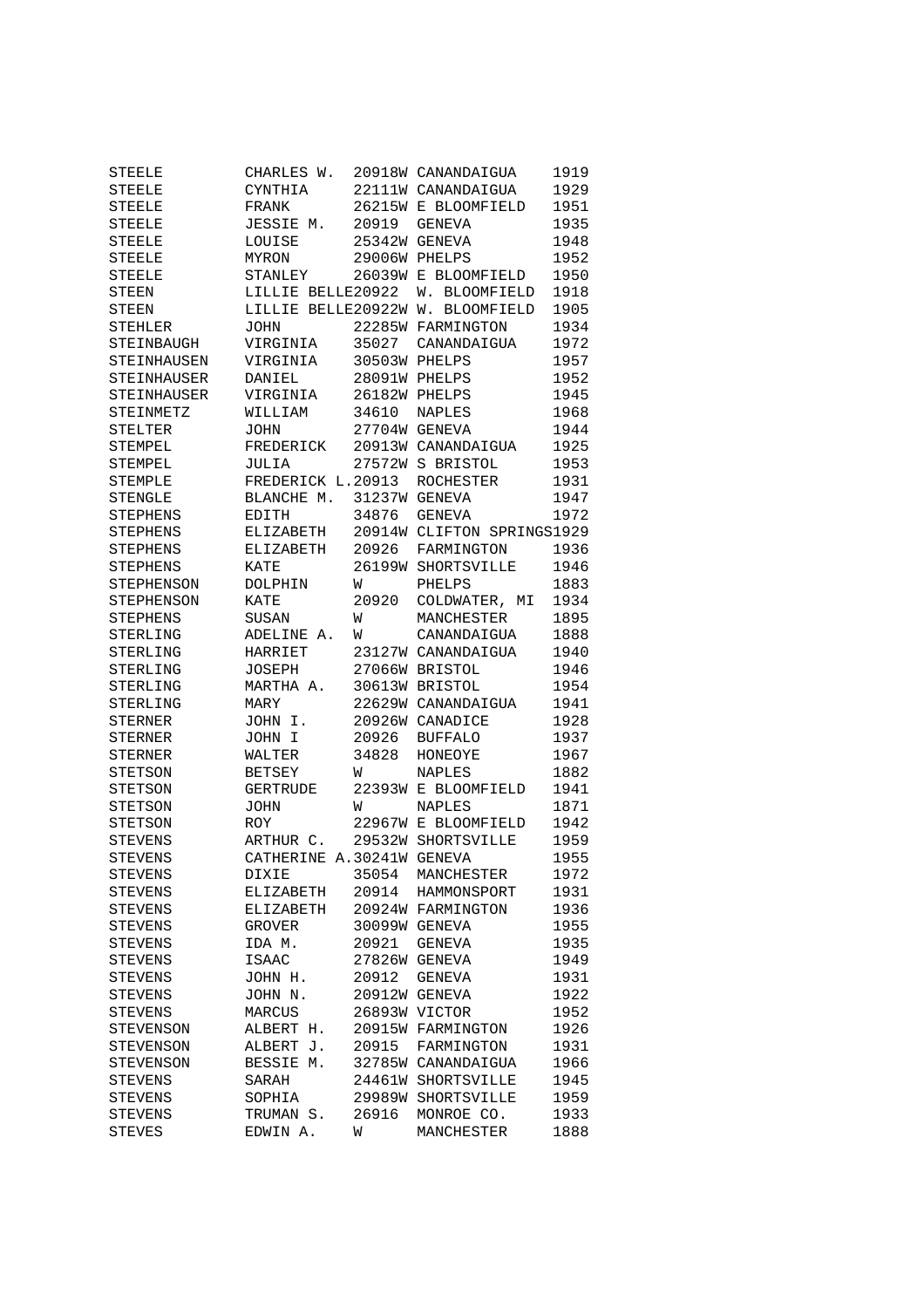| | | | | |
|---|---|---|---|---|
| STEELE | CHARLES W. | 20918W | CANANDAIGUA | 1919 |
| STEELE | CYNTHIA | 22111W | CANANDAIGUA | 1929 |
| STEELE | FRANK | 26215W | E BLOOMFIELD | 1951 |
| STEELE | JESSIE M. | 20919 | GENEVA | 1935 |
| STEELE | LOUISE | 25342W | GENEVA | 1948 |
| STEELE | MYRON | 29006W | PHELPS | 1952 |
| STEELE | STANLEY | 26039W | E BLOOMFIELD | 1950 |
| STEEN | LILLIE BELLE | 20922 | W. BLOOMFIELD | 1918 |
| STEEN | LILLIE BELLE | 20922W | W. BLOOMFIELD | 1905 |
| STEHLER | JOHN | 22285W | FARMINGTON | 1934 |
| STEINBAUGH | VIRGINIA | 35027 | CANANDAIGUA | 1972 |
| STEINHAUSEN | VIRGINIA | 30503W | PHELPS | 1957 |
| STEINHAUSER | DANIEL | 28091W | PHELPS | 1952 |
| STEINHAUSER | VIRGINIA | 26182W | PHELPS | 1945 |
| STEINMETZ | WILLIAM | 34610 | NAPLES | 1968 |
| STELTER | JOHN | 27704W | GENEVA | 1944 |
| STEMPEL | FREDERICK | 20913W | CANANDAIGUA | 1925 |
| STEMPEL | JULIA | 27572W | S BRISTOL | 1953 |
| STEMPLE | FREDERICK L. | 20913 | ROCHESTER | 1931 |
| STENGLE | BLANCHE M. | 31237W | GENEVA | 1947 |
| STEPHENS | EDITH | 34876 | GENEVA | 1972 |
| STEPHENS | ELIZABETH | 20914W | CLIFTON SPRINGS | 1929 |
| STEPHENS | ELIZABETH | 20926 | FARMINGTON | 1936 |
| STEPHENS | KATE | 26199W | SHORTSVILLE | 1946 |
| STEPHENSON | DOLPHIN | W | PHELPS | 1883 |
| STEPHENSON | KATE | 20920 | COLDWATER, MI | 1934 |
| STEPHENS | SUSAN | W | MANCHESTER | 1895 |
| STERLING | ADELINE A. | W | CANANDAIGUA | 1888 |
| STERLING | HARRIET | 23127W | CANANDAIGUA | 1940 |
| STERLING | JOSEPH | 27066W | BRISTOL | 1946 |
| STERLING | MARTHA A. | 30613W | BRISTOL | 1954 |
| STERLING | MARY | 22629W | CANANDAIGUA | 1941 |
| STERNER | JOHN I. | 20926W | CANADICE | 1928 |
| STERNER | JOHN I | 20926 | BUFFALO | 1937 |
| STERNER | WALTER | 34828 | HONEOYE | 1967 |
| STETSON | BETSEY | W | NAPLES | 1882 |
| STETSON | GERTRUDE | 22393W | E BLOOMFIELD | 1941 |
| STETSON | JOHN | W | NAPLES | 1871 |
| STETSON | ROY | 22967W | E BLOOMFIELD | 1942 |
| STEVENS | ARTHUR C. | 29532W | SHORTSVILLE | 1959 |
| STEVENS | CATHERINE A. | 30241W | GENEVA | 1955 |
| STEVENS | DIXIE | 35054 | MANCHESTER | 1972 |
| STEVENS | ELIZABETH | 20914 | HAMMONSPORT | 1931 |
| STEVENS | ELIZABETH | 20924W | FARMINGTON | 1936 |
| STEVENS | GROVER | 30099W | GENEVA | 1955 |
| STEVENS | IDA M. | 20921 | GENEVA | 1935 |
| STEVENS | ISAAC | 27826W | GENEVA | 1949 |
| STEVENS | JOHN H. | 20912 | GENEVA | 1931 |
| STEVENS | JOHN N. | 20912W | GENEVA | 1922 |
| STEVENS | MARCUS | 26893W | VICTOR | 1952 |
| STEVENSON | ALBERT H. | 20915W | FARMINGTON | 1926 |
| STEVENSON | ALBERT J. | 20915 | FARMINGTON | 1931 |
| STEVENSON | BESSIE M. | 32785W | CANANDAIGUA | 1966 |
| STEVENS | SARAH | 24461W | SHORTSVILLE | 1945 |
| STEVENS | SOPHIA | 29989W | SHORTSVILLE | 1959 |
| STEVENS | TRUMAN S. | 26916 | MONROE CO. | 1933 |
| STEVES | EDWIN A. | W | MANCHESTER | 1888 |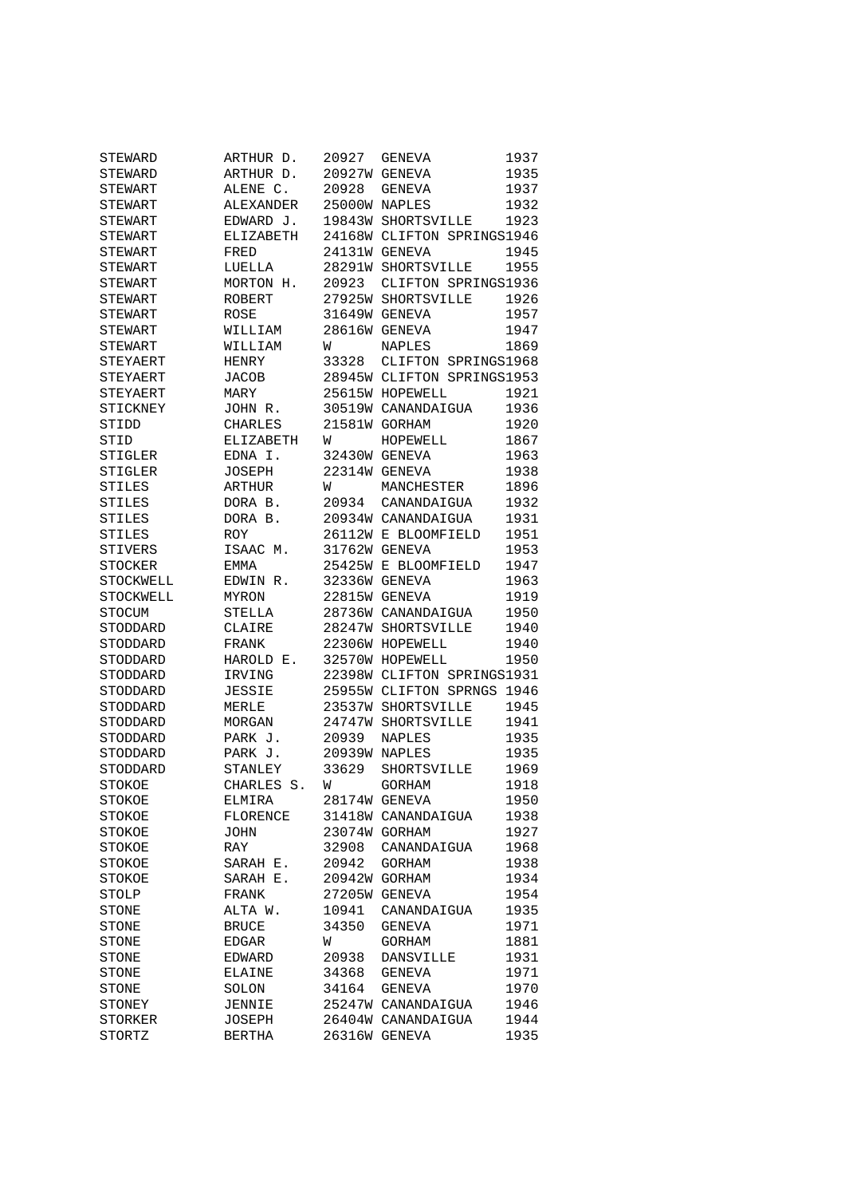| | | | | |
|---|---|---|---|---|
| STEWARD | ARTHUR D. | 20927 | GENEVA | 1937 |
| STEWARD | ARTHUR D. | 20927W | GENEVA | 1935 |
| STEWART | ALENE C. | 20928 | GENEVA | 1937 |
| STEWART | ALEXANDER | 25000W | NAPLES | 1932 |
| STEWART | EDWARD J. | 19843W | SHORTSVILLE | 1923 |
| STEWART | ELIZABETH | 24168W | CLIFTON SPRINGS | 1946 |
| STEWART | FRED | 24131W | GENEVA | 1945 |
| STEWART | LUELLA | 28291W | SHORTSVILLE | 1955 |
| STEWART | MORTON H. | 20923 | CLIFTON SPRINGS | 1936 |
| STEWART | ROBERT | 27925W | SHORTSVILLE | 1926 |
| STEWART | ROSE | 31649W | GENEVA | 1957 |
| STEWART | WILLIAM | 28616W | GENEVA | 1947 |
| STEWART | WILLIAM | W | NAPLES | 1869 |
| STEYAERT | HENRY | 33328 | CLIFTON SPRINGS | 1968 |
| STEYAERT | JACOB | 28945W | CLIFTON SPRINGS | 1953 |
| STEYAERT | MARY | 25615W | HOPEWELL | 1921 |
| STICKNEY | JOHN R. | 30519W | CANANDAIGUA | 1936 |
| STIDD | CHARLES | 21581W | GORHAM | 1920 |
| STID | ELIZABETH | W | HOPEWELL | 1867 |
| STIGLER | EDNA I. | 32430W | GENEVA | 1963 |
| STIGLER | JOSEPH | 22314W | GENEVA | 1938 |
| STILES | ARTHUR | W | MANCHESTER | 1896 |
| STILES | DORA B. | 20934 | CANANDAIGUA | 1932 |
| STILES | DORA B. | 20934W | CANANDAIGUA | 1931 |
| STILES | ROY | 26112W | E BLOOMFIELD | 1951 |
| STIVERS | ISAAC M. | 31762W | GENEVA | 1953 |
| STOCKER | EMMA | 25425W | E BLOOMFIELD | 1947 |
| STOCKWELL | EDWIN R. | 32336W | GENEVA | 1963 |
| STOCKWELL | MYRON | 22815W | GENEVA | 1919 |
| STOCUM | STELLA | 28736W | CANANDAIGUA | 1950 |
| STODDARD | CLAIRE | 28247W | SHORTSVILLE | 1940 |
| STODDARD | FRANK | 22306W | HOPEWELL | 1940 |
| STODDARD | HAROLD E. | 32570W | HOPEWELL | 1950 |
| STODDARD | IRVING | 22398W | CLIFTON SPRINGS | 1931 |
| STODDARD | JESSIE | 25955W | CLIFTON SPRNGS | 1946 |
| STODDARD | MERLE | 23537W | SHORTSVILLE | 1945 |
| STODDARD | MORGAN | 24747W | SHORTSVILLE | 1941 |
| STODDARD | PARK J. | 20939 | NAPLES | 1935 |
| STODDARD | PARK J. | 20939W | NAPLES | 1935 |
| STODDARD | STANLEY | 33629 | SHORTSVILLE | 1969 |
| STOKOE | CHARLES S. | W | GORHAM | 1918 |
| STOKOE | ELMIRA | 28174W | GENEVA | 1950 |
| STOKOE | FLORENCE | 31418W | CANANDAIGUA | 1938 |
| STOKOE | JOHN | 23074W | GORHAM | 1927 |
| STOKOE | RAY | 32908 | CANANDAIGUA | 1968 |
| STOKOE | SARAH E. | 20942 | GORHAM | 1938 |
| STOKOE | SARAH E. | 20942W | GORHAM | 1934 |
| STOLP | FRANK | 27205W | GENEVA | 1954 |
| STONE | ALTA W. | 10941 | CANANDAIGUA | 1935 |
| STONE | BRUCE | 34350 | GENEVA | 1971 |
| STONE | EDGAR | W | GORHAM | 1881 |
| STONE | EDWARD | 20938 | DANSVILLE | 1931 |
| STONE | ELAINE | 34368 | GENEVA | 1971 |
| STONE | SOLON | 34164 | GENEVA | 1970 |
| STONEY | JENNIE | 25247W | CANANDAIGUA | 1946 |
| STORKER | JOSEPH | 26404W | CANANDAIGUA | 1944 |
| STORTZ | BERTHA | 26316W | GENEVA | 1935 |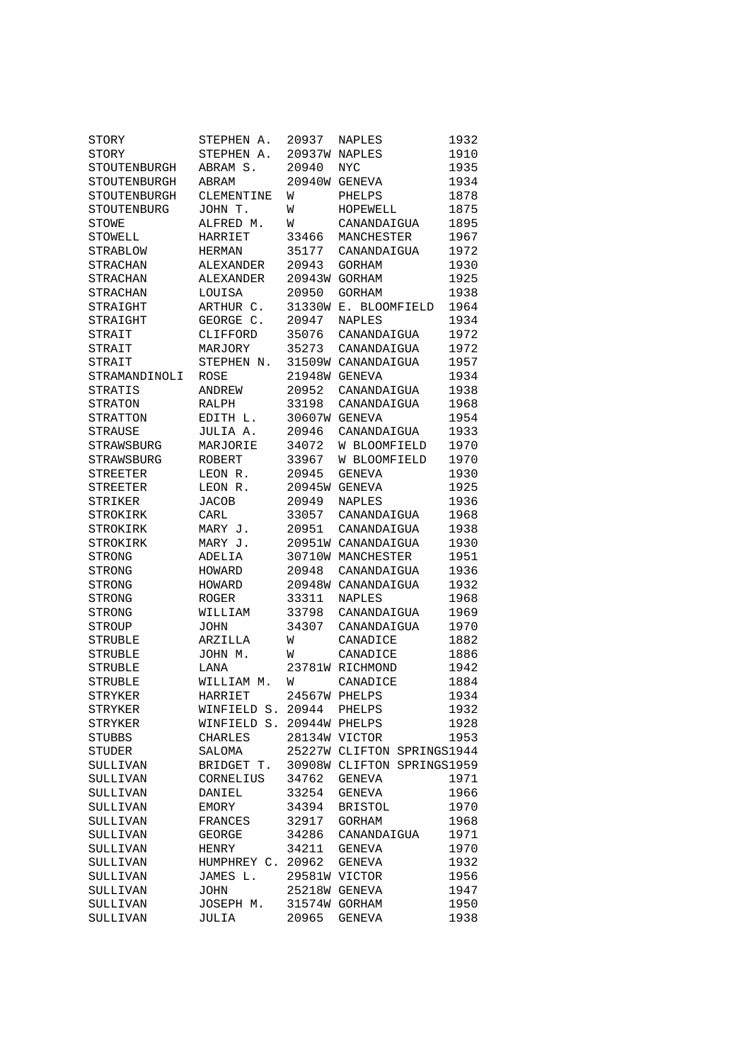| | | | | |
|---|---|---|---|---|
| STORY | STEPHEN A. | 20937 | NAPLES | 1932 |
| STORY | STEPHEN A. | 20937W | NAPLES | 1910 |
| STOUTENBURGH | ABRAM S. | 20940 | NYC | 1935 |
| STOUTENBURGH | ABRAM | 20940W | GENEVA | 1934 |
| STOUTENBURGH | CLEMENTINE | W | PHELPS | 1878 |
| STOUTENBURG | JOHN T. | W | HOPEWELL | 1875 |
| STOWE | ALFRED M. | W | CANANDAIGUA | 1895 |
| STOWELL | HARRIET | 33466 | MANCHESTER | 1967 |
| STRABLOW | HERMAN | 35177 | CANANDAIGUA | 1972 |
| STRACHAN | ALEXANDER | 20943 | GORHAM | 1930 |
| STRACHAN | ALEXANDER | 20943W | GORHAM | 1925 |
| STRACHAN | LOUISA | 20950 | GORHAM | 1938 |
| STRAIGHT | ARTHUR C. | 31330W | E. BLOOMFIELD | 1964 |
| STRAIGHT | GEORGE C. | 20947 | NAPLES | 1934 |
| STRAIT | CLIFFORD | 35076 | CANANDAIGUA | 1972 |
| STRAIT | MARJORY | 35273 | CANANDAIGUA | 1972 |
| STRAIT | STEPHEN N. | 31509W | CANANDAIGUA | 1957 |
| STRAMANDINOLI | ROSE | 21948W | GENEVA | 1934 |
| STRATIS | ANDREW | 20952 | CANANDAIGUA | 1938 |
| STRATON | RALPH | 33198 | CANANDAIGUA | 1968 |
| STRATTON | EDITH L. | 30607W | GENEVA | 1954 |
| STRAUSE | JULIA A. | 20946 | CANANDAIGUA | 1933 |
| STRAWSBURG | MARJORIE | 34072 | W BLOOMFIELD | 1970 |
| STRAWSBURG | ROBERT | 33967 | W BLOOMFIELD | 1970 |
| STREETER | LEON R. | 20945 | GENEVA | 1930 |
| STREETER | LEON R. | 20945W | GENEVA | 1925 |
| STRIKER | JACOB | 20949 | NAPLES | 1936 |
| STROKIRK | CARL | 33057 | CANANDAIGUA | 1968 |
| STROKIRK | MARY J. | 20951 | CANANDAIGUA | 1938 |
| STROKIRK | MARY J. | 20951W | CANANDAIGUA | 1930 |
| STRONG | ADELIA | 30710W | MANCHESTER | 1951 |
| STRONG | HOWARD | 20948 | CANANDAIGUA | 1936 |
| STRONG | HOWARD | 20948W | CANANDAIGUA | 1932 |
| STRONG | ROGER | 33311 | NAPLES | 1968 |
| STRONG | WILLIAM | 33798 | CANANDAIGUA | 1969 |
| STROUP | JOHN | 34307 | CANANDAIGUA | 1970 |
| STRUBLE | ARZILLA | W | CANADICE | 1882 |
| STRUBLE | JOHN M. | W | CANADICE | 1886 |
| STRUBLE | LANA | 23781W | RICHMOND | 1942 |
| STRUBLE | WILLIAM M. | W | CANADICE | 1884 |
| STRYKER | HARRIET | 24567W | PHELPS | 1934 |
| STRYKER | WINFIELD S. | 20944 | PHELPS | 1932 |
| STRYKER | WINFIELD S. | 20944W | PHELPS | 1928 |
| STUBBS | CHARLES | 28134W | VICTOR | 1953 |
| STUDER | SALOMA | 25227W | CLIFTON SPRINGS | 1944 |
| SULLIVAN | BRIDGET T. | 30908W | CLIFTON SPRINGS | 1959 |
| SULLIVAN | CORNELIUS | 34762 | GENEVA | 1971 |
| SULLIVAN | DANIEL | 33254 | GENEVA | 1966 |
| SULLIVAN | EMORY | 34394 | BRISTOL | 1970 |
| SULLIVAN | FRANCES | 32917 | GORHAM | 1968 |
| SULLIVAN | GEORGE | 34286 | CANANDAIGUA | 1971 |
| SULLIVAN | HENRY | 34211 | GENEVA | 1970 |
| SULLIVAN | HUMPHREY C. | 20962 | GENEVA | 1932 |
| SULLIVAN | JAMES L. | 29581W | VICTOR | 1956 |
| SULLIVAN | JOHN | 25218W | GENEVA | 1947 |
| SULLIVAN | JOSEPH M. | 31574W | GORHAM | 1950 |
| SULLIVAN | JULIA | 20965 | GENEVA | 1938 |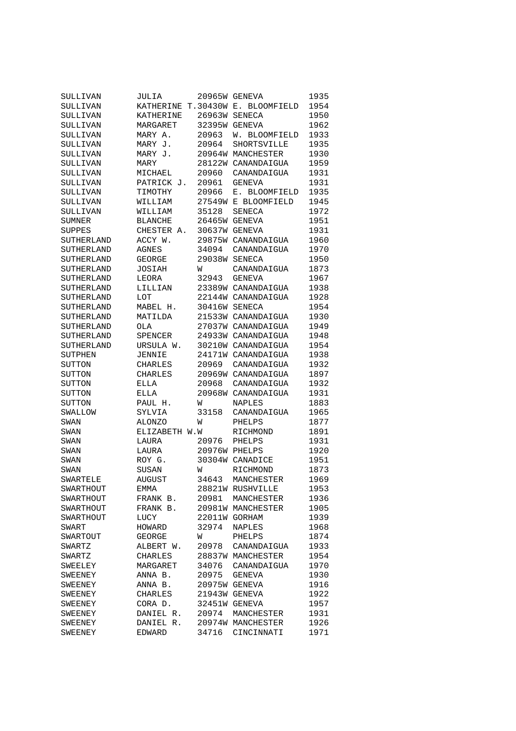| | | | | |
|---|---|---|---|---|
| SULLIVAN | JULIA | 20965W | GENEVA | 1935 |
| SULLIVAN | KATHERINE T. | 30430W | E. BLOOMFIELD | 1954 |
| SULLIVAN | KATHERINE | 26963W | SENECA | 1950 |
| SULLIVAN | MARGARET | 32395W | GENEVA | 1962 |
| SULLIVAN | MARY A. | 20963 | W. BLOOMFIELD | 1933 |
| SULLIVAN | MARY J. | 20964 | SHORTSVILLE | 1935 |
| SULLIVAN | MARY J. | 20964W | MANCHESTER | 1930 |
| SULLIVAN | MARY | 28122W | CANANDAIGUA | 1959 |
| SULLIVAN | MICHAEL | 20960 | CANANDAIGUA | 1931 |
| SULLIVAN | PATRICK J. | 20961 | GENEVA | 1931 |
| SULLIVAN | TIMOTHY | 20966 | E. BLOOMFIELD | 1935 |
| SULLIVAN | WILLIAM | 27549W | E BLOOMFIELD | 1945 |
| SULLIVAN | WILLIAM | 35128 | SENECA | 1972 |
| SUMNER | BLANCHE | 26465W | GENEVA | 1951 |
| SUPPES | CHESTER A. | 30637W | GENEVA | 1931 |
| SUTHERLAND | ACCY W. | 29875W | CANANDAIGUA | 1960 |
| SUTHERLAND | AGNES | 34094 | CANANDAIGUA | 1970 |
| SUTHERLAND | GEORGE | 29038W | SENECA | 1950 |
| SUTHERLAND | JOSIAH | W | CANANDAIGUA | 1873 |
| SUTHERLAND | LEORA | 32943 | GENEVA | 1967 |
| SUTHERLAND | LILLIAN | 23389W | CANANDAIGUA | 1938 |
| SUTHERLAND | LOT | 22144W | CANANDAIGUA | 1928 |
| SUTHERLAND | MABEL H. | 30416W | SENECA | 1954 |
| SUTHERLAND | MATILDA | 21533W | CANANDAIGUA | 1930 |
| SUTHERLAND | OLA | 27037W | CANANDAIGUA | 1949 |
| SUTHERLAND | SPENCER | 24933W | CANANDAIGUA | 1948 |
| SUTHERLAND | URSULA W. | 30210W | CANANDAIGUA | 1954 |
| SUTPHEN | JENNIE | 24171W | CANANDAIGUA | 1938 |
| SUTTON | CHARLES | 20969 | CANANDAIGUA | 1932 |
| SUTTON | CHARLES | 20969W | CANANDAIGUA | 1897 |
| SUTTON | ELLA | 20968 | CANANDAIGUA | 1932 |
| SUTTON | ELLA | 20968W | CANANDAIGUA | 1931 |
| SUTTON | PAUL H. | W | NAPLES | 1883 |
| SWALLOW | SYLVIA | 33158 | CANANDAIGUA | 1965 |
| SWAN | ALONZO | W | PHELPS | 1877 |
| SWAN | ELIZABETH W. | W | RICHMOND | 1891 |
| SWAN | LAURA | 20976 | PHELPS | 1931 |
| SWAN | LAURA | 20976W | PHELPS | 1920 |
| SWAN | ROY G. | 30304W | CANADICE | 1951 |
| SWAN | SUSAN | W | RICHMOND | 1873 |
| SWARTELE | AUGUST | 34643 | MANCHESTER | 1969 |
| SWARTHOUT | EMMA | 28821W | RUSHVILLE | 1953 |
| SWARTHOUT | FRANK B. | 20981 | MANCHESTER | 1936 |
| SWARTHOUT | FRANK B. | 20981W | MANCHESTER | 1905 |
| SWARTHOUT | LUCY | 22011W | GORHAM | 1939 |
| SWART | HOWARD | 32974 | NAPLES | 1968 |
| SWARTOUT | GEORGE | W | PHELPS | 1874 |
| SWARTZ | ALBERT W. | 20978 | CANANDAIGUA | 1933 |
| SWARTZ | CHARLES | 28837W | MANCHESTER | 1954 |
| SWEELEY | MARGARET | 34076 | CANANDAIGUA | 1970 |
| SWEENEY | ANNA B. | 20975 | GENEVA | 1930 |
| SWEENEY | ANNA B. | 20975W | GENEVA | 1916 |
| SWEENEY | CHARLES | 21943W | GENEVA | 1922 |
| SWEENEY | CORA D. | 32451W | GENEVA | 1957 |
| SWEENEY | DANIEL R. | 20974 | MANCHESTER | 1931 |
| SWEENEY | DANIEL R. | 20974W | MANCHESTER | 1926 |
| SWEENEY | EDWARD | 34716 | CINCINNATI | 1971 |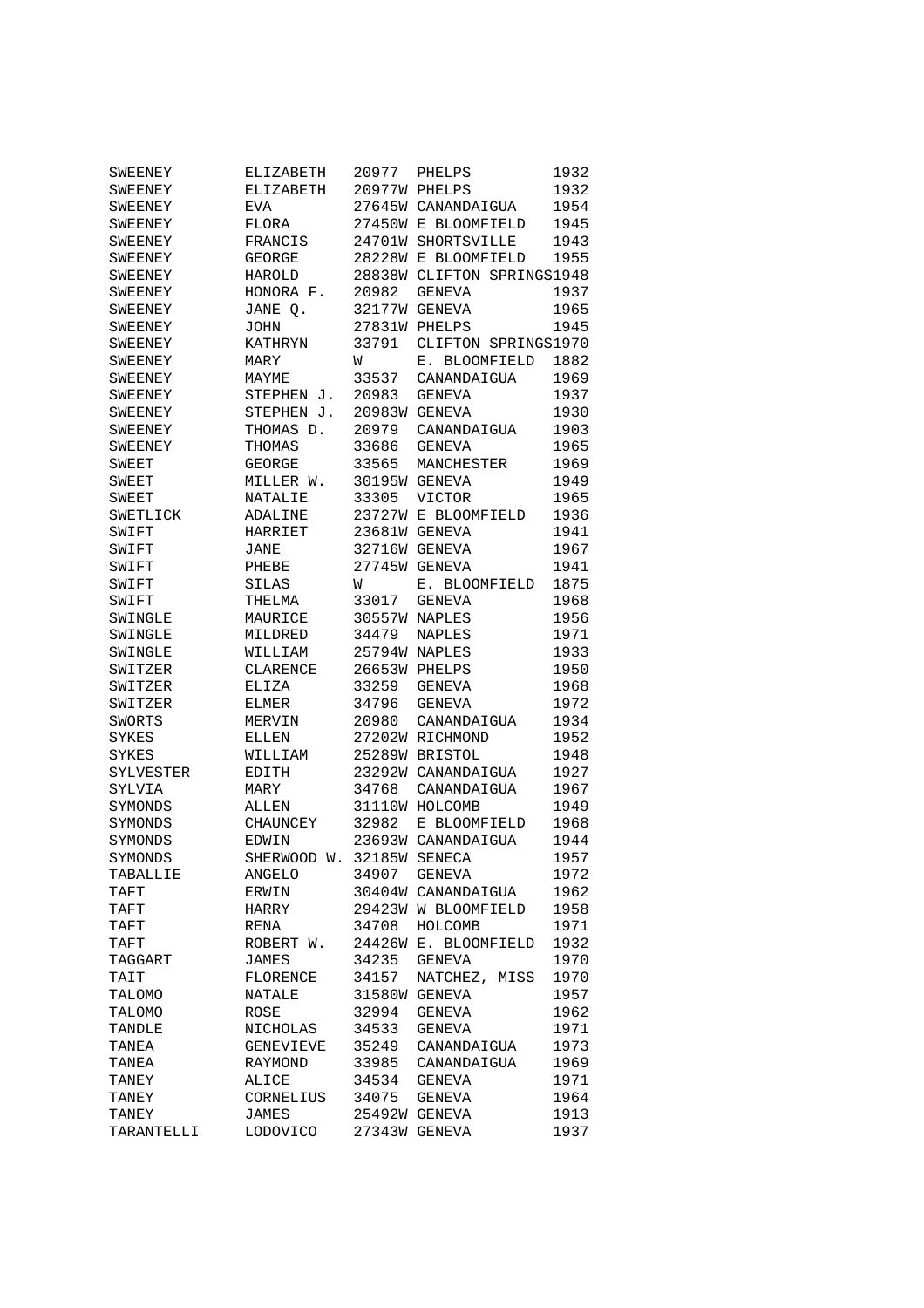| | | | | |
|---|---|---|---|---|
| SWEENEY | ELIZABETH | 20977 | PHELPS | 1932 |
| SWEENEY | ELIZABETH | 20977W | PHELPS | 1932 |
| SWEENEY | EVA | 27645W | CANANDAIGUA | 1954 |
| SWEENEY | FLORA | 27450W | E BLOOMFIELD | 1945 |
| SWEENEY | FRANCIS | 24701W | SHORTSVILLE | 1943 |
| SWEENEY | GEORGE | 28228W | E BLOOMFIELD | 1955 |
| SWEENEY | HAROLD | 28838W | CLIFTON SPRINGS | 1948 |
| SWEENEY | HONORA F. | 20982 | GENEVA | 1937 |
| SWEENEY | JANE Q. | 32177W | GENEVA | 1965 |
| SWEENEY | JOHN | 27831W | PHELPS | 1945 |
| SWEENEY | KATHRYN | 33791 | CLIFTON SPRINGS | 1970 |
| SWEENEY | MARY | W | E. BLOOMFIELD | 1882 |
| SWEENEY | MAYME | 33537 | CANANDAIGUA | 1969 |
| SWEENEY | STEPHEN J. | 20983 | GENEVA | 1937 |
| SWEENEY | STEPHEN J. | 20983W | GENEVA | 1930 |
| SWEENEY | THOMAS D. | 20979 | CANANDAIGUA | 1903 |
| SWEENEY | THOMAS | 33686 | GENEVA | 1965 |
| SWEET | GEORGE | 33565 | MANCHESTER | 1969 |
| SWEET | MILLER W. | 30195W | GENEVA | 1949 |
| SWEET | NATALIE | 33305 | VICTOR | 1965 |
| SWETLICK | ADALINE | 23727W | E BLOOMFIELD | 1936 |
| SWIFT | HARRIET | 23681W | GENEVA | 1941 |
| SWIFT | JANE | 32716W | GENEVA | 1967 |
| SWIFT | PHEBE | 27745W | GENEVA | 1941 |
| SWIFT | SILAS | W | E. BLOOMFIELD | 1875 |
| SWIFT | THELMA | 33017 | GENEVA | 1968 |
| SWINGLE | MAURICE | 30557W | NAPLES | 1956 |
| SWINGLE | MILDRED | 34479 | NAPLES | 1971 |
| SWINGLE | WILLIAM | 25794W | NAPLES | 1933 |
| SWITZER | CLARENCE | 26653W | PHELPS | 1950 |
| SWITZER | ELIZA | 33259 | GENEVA | 1968 |
| SWITZER | ELMER | 34796 | GENEVA | 1972 |
| SWORTS | MERVIN | 20980 | CANANDAIGUA | 1934 |
| SYKES | ELLEN | 27202W | RICHMOND | 1952 |
| SYKES | WILLIAM | 25289W | BRISTOL | 1948 |
| SYLVESTER | EDITH | 23292W | CANANDAIGUA | 1927 |
| SYLVIA | MARY | 34768 | CANANDAIGUA | 1967 |
| SYMONDS | ALLEN | 31110W | HOLCOMB | 1949 |
| SYMONDS | CHAUNCEY | 32982 | E BLOOMFIELD | 1968 |
| SYMONDS | EDWIN | 23693W | CANANDAIGUA | 1944 |
| SYMONDS | SHERWOOD W. | 32185W | SENECA | 1957 |
| TABALLIE | ANGELO | 34907 | GENEVA | 1972 |
| TAFT | ERWIN | 30404W | CANANDAIGUA | 1962 |
| TAFT | HARRY | 29423W | W BLOOMFIELD | 1958 |
| TAFT | RENA | 34708 | HOLCOMB | 1971 |
| TAFT | ROBERT W. | 24426W | E. BLOOMFIELD | 1932 |
| TAGGART | JAMES | 34235 | GENEVA | 1970 |
| TAIT | FLORENCE | 34157 | NATCHEZ, MISS | 1970 |
| TALOMO | NATALE | 31580W | GENEVA | 1957 |
| TALOMO | ROSE | 32994 | GENEVA | 1962 |
| TANDLE | NICHOLAS | 34533 | GENEVA | 1971 |
| TANEA | GENEVIEVE | 35249 | CANANDAIGUA | 1973 |
| TANEA | RAYMOND | 33985 | CANANDAIGUA | 1969 |
| TANEY | ALICE | 34534 | GENEVA | 1971 |
| TANEY | CORNELIUS | 34075 | GENEVA | 1964 |
| TANEY | JAMES | 25492W | GENEVA | 1913 |
| TARANTELLI | LODOVICO | 27343W | GENEVA | 1937 |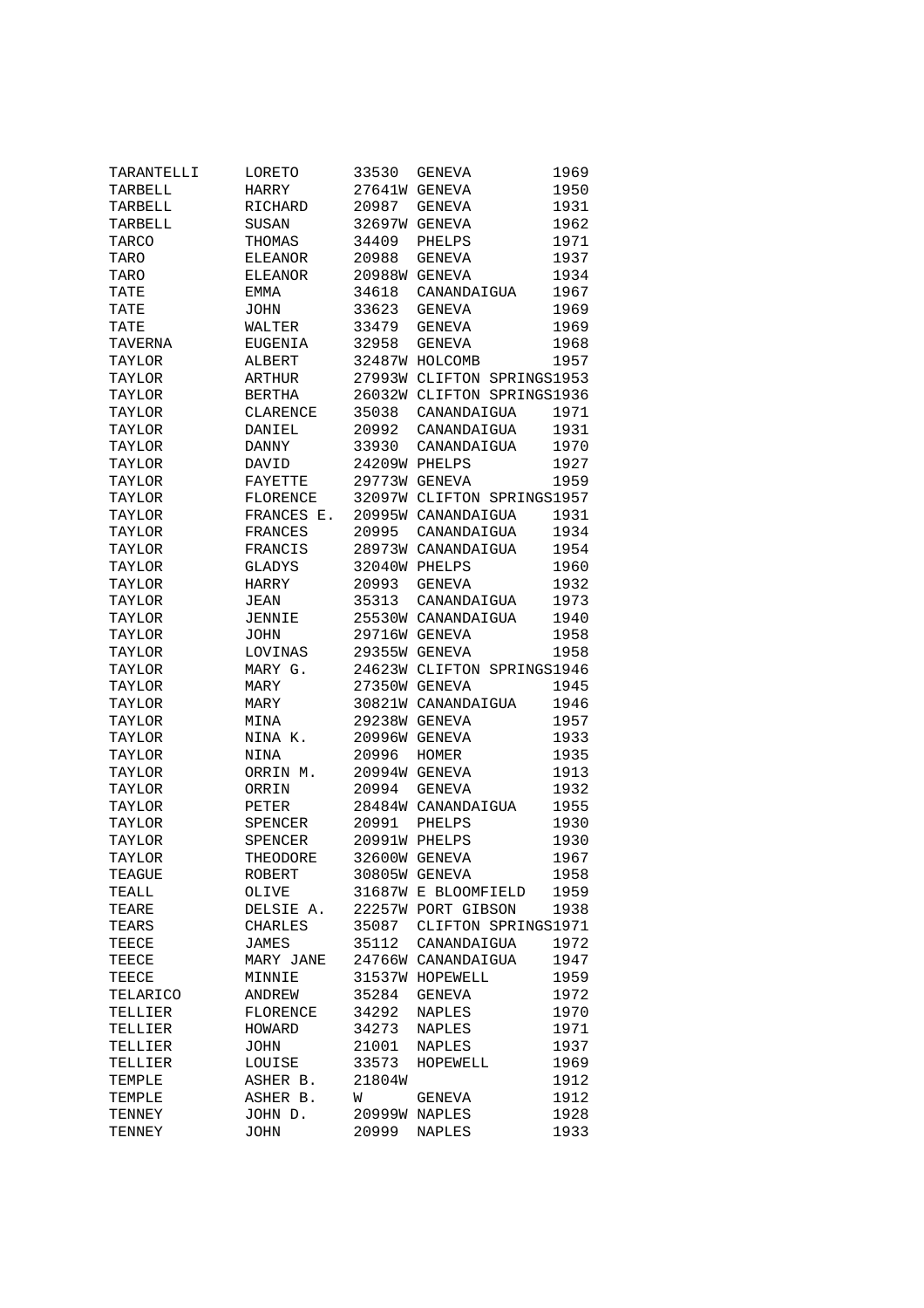| | | | | |
|---|---|---|---|---|
| TARANTELLI | LORETO | 33530 | GENEVA | 1969 |
| TARBELL | HARRY | 27641W | GENEVA | 1950 |
| TARBELL | RICHARD | 20987 | GENEVA | 1931 |
| TARBELL | SUSAN | 32697W | GENEVA | 1962 |
| TARCO | THOMAS | 34409 | PHELPS | 1971 |
| TARO | ELEANOR | 20988 | GENEVA | 1937 |
| TARO | ELEANOR | 20988W | GENEVA | 1934 |
| TATE | EMMA | 34618 | CANANDAIGUA | 1967 |
| TATE | JOHN | 33623 | GENEVA | 1969 |
| TATE | WALTER | 33479 | GENEVA | 1969 |
| TAVERNA | EUGENIA | 32958 | GENEVA | 1968 |
| TAYLOR | ALBERT | 32487W | HOLCOMB | 1957 |
| TAYLOR | ARTHUR | 27993W | CLIFTON SPRINGS | 1953 |
| TAYLOR | BERTHA | 26032W | CLIFTON SPRINGS | 1936 |
| TAYLOR | CLARENCE | 35038 | CANANDAIGUA | 1971 |
| TAYLOR | DANIEL | 20992 | CANANDAIGUA | 1931 |
| TAYLOR | DANNY | 33930 | CANANDAIGUA | 1970 |
| TAYLOR | DAVID | 24209W | PHELPS | 1927 |
| TAYLOR | FAYETTE | 29773W | GENEVA | 1959 |
| TAYLOR | FLORENCE | 32097W | CLIFTON SPRINGS | 1957 |
| TAYLOR | FRANCES E. | 20995W | CANANDAIGUA | 1931 |
| TAYLOR | FRANCES | 20995 | CANANDAIGUA | 1934 |
| TAYLOR | FRANCIS | 28973W | CANANDAIGUA | 1954 |
| TAYLOR | GLADYS | 32040W | PHELPS | 1960 |
| TAYLOR | HARRY | 20993 | GENEVA | 1932 |
| TAYLOR | JEAN | 35313 | CANANDAIGUA | 1973 |
| TAYLOR | JENNIE | 25530W | CANANDAIGUA | 1940 |
| TAYLOR | JOHN | 29716W | GENEVA | 1958 |
| TAYLOR | LOVINAS | 29355W | GENEVA | 1958 |
| TAYLOR | MARY G. | 24623W | CLIFTON SPRINGS | 1946 |
| TAYLOR | MARY | 27350W | GENEVA | 1945 |
| TAYLOR | MARY | 30821W | CANANDAIGUA | 1946 |
| TAYLOR | MINA | 29238W | GENEVA | 1957 |
| TAYLOR | NINA K. | 20996W | GENEVA | 1933 |
| TAYLOR | NINA | 20996 | HOMER | 1935 |
| TAYLOR | ORRIN M. | 20994W | GENEVA | 1913 |
| TAYLOR | ORRIN | 20994 | GENEVA | 1932 |
| TAYLOR | PETER | 28484W | CANANDAIGUA | 1955 |
| TAYLOR | SPENCER | 20991 | PHELPS | 1930 |
| TAYLOR | SPENCER | 20991W | PHELPS | 1930 |
| TAYLOR | THEODORE | 32600W | GENEVA | 1967 |
| TEAGUE | ROBERT | 30805W | GENEVA | 1958 |
| TEALL | OLIVE | 31687W | E BLOOMFIELD | 1959 |
| TEARE | DELSIE A. | 22257W | PORT GIBSON | 1938 |
| TEARS | CHARLES | 35087 | CLIFTON SPRINGS | 1971 |
| TEECE | JAMES | 35112 | CANANDAIGUA | 1972 |
| TEECE | MARY JANE | 24766W | CANANDAIGUA | 1947 |
| TEECE | MINNIE | 31537W | HOPEWELL | 1959 |
| TELARICO | ANDREW | 35284 | GENEVA | 1972 |
| TELLIER | FLORENCE | 34292 | NAPLES | 1970 |
| TELLIER | HOWARD | 34273 | NAPLES | 1971 |
| TELLIER | JOHN | 21001 | NAPLES | 1937 |
| TELLIER | LOUISE | 33573 | HOPEWELL | 1969 |
| TEMPLE | ASHER B. | 21804W | | 1912 |
| TEMPLE | ASHER B. | W | GENEVA | 1912 |
| TENNEY | JOHN D. | 20999W | NAPLES | 1928 |
| TENNEY | JOHN | 20999 | NAPLES | 1933 |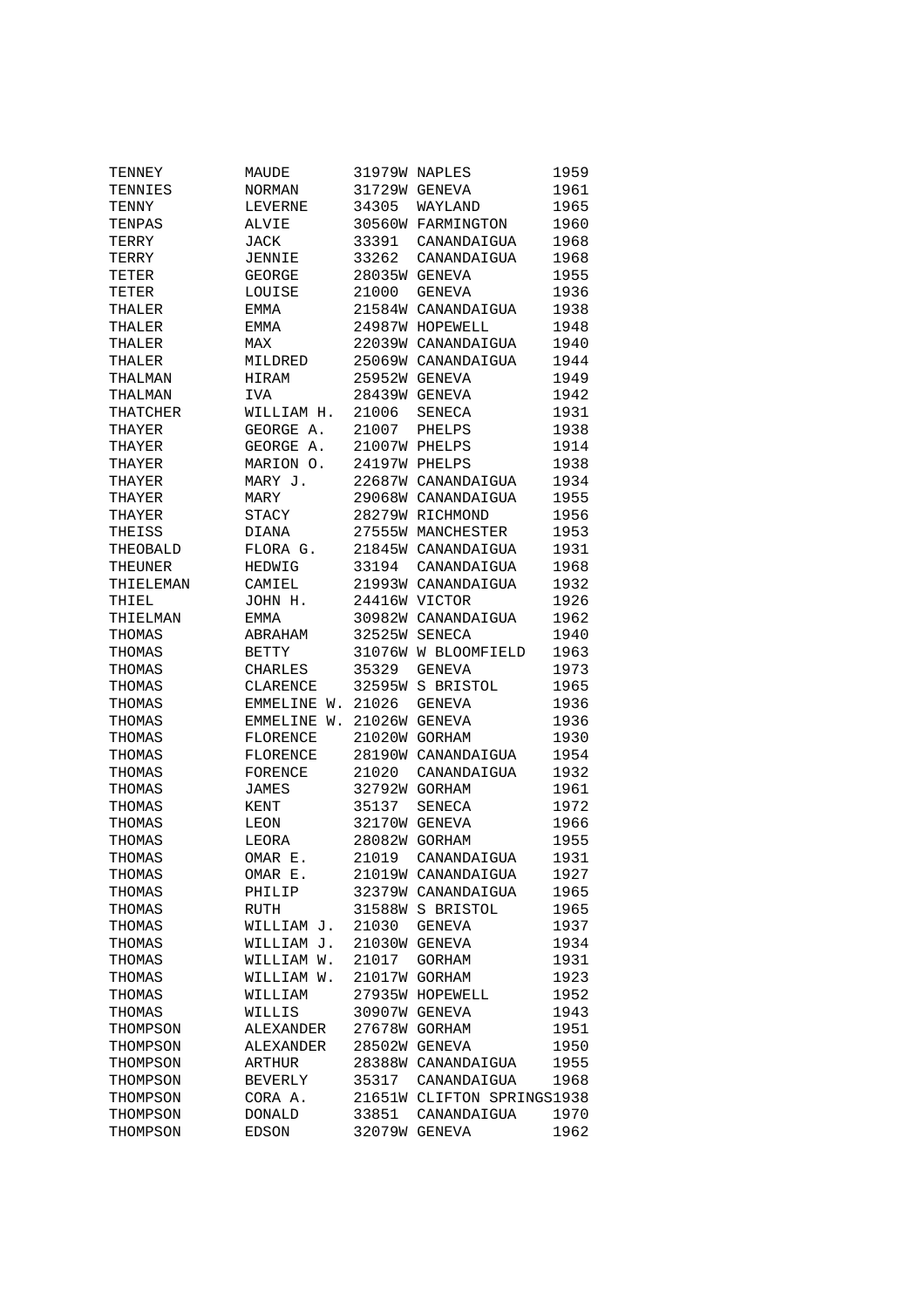| | | | | |
|---|---|---|---|---|
| TENNEY | MAUDE | 31979W | NAPLES | 1959 |
| TENNIES | NORMAN | 31729W | GENEVA | 1961 |
| TENNY | LEVERNE | 34305 | WAYLAND | 1965 |
| TENPAS | ALVIE | 30560W | FARMINGTON | 1960 |
| TERRY | JACK | 33391 | CANANDAIGUA | 1968 |
| TERRY | JENNIE | 33262 | CANANDAIGUA | 1968 |
| TETER | GEORGE | 28035W | GENEVA | 1955 |
| TETER | LOUISE | 21000 | GENEVA | 1936 |
| THALER | EMMA | 21584W | CANANDAIGUA | 1938 |
| THALER | EMMA | 24987W | HOPEWELL | 1948 |
| THALER | MAX | 22039W | CANANDAIGUA | 1940 |
| THALER | MILDRED | 25069W | CANANDAIGUA | 1944 |
| THALMAN | HIRAM | 25952W | GENEVA | 1949 |
| THALMAN | IVA | 28439W | GENEVA | 1942 |
| THATCHER | WILLIAM H. | 21006 | SENECA | 1931 |
| THAYER | GEORGE A. | 21007 | PHELPS | 1938 |
| THAYER | GEORGE A. | 21007W | PHELPS | 1914 |
| THAYER | MARION O. | 24197W | PHELPS | 1938 |
| THAYER | MARY J. | 22687W | CANANDAIGUA | 1934 |
| THAYER | MARY | 29068W | CANANDAIGUA | 1955 |
| THAYER | STACY | 28279W | RICHMOND | 1956 |
| THEISS | DIANA | 27555W | MANCHESTER | 1953 |
| THEOBALD | FLORA G. | 21845W | CANANDAIGUA | 1931 |
| THEUNER | HEDWIG | 33194 | CANANDAIGUA | 1968 |
| THIELEMAN | CAMIEL | 21993W | CANANDAIGUA | 1932 |
| THIEL | JOHN H. | 24416W | VICTOR | 1926 |
| THIELMAN | EMMA | 30982W | CANANDAIGUA | 1962 |
| THOMAS | ABRAHAM | 32525W | SENECA | 1940 |
| THOMAS | BETTY | 31076W | W BLOOMFIELD | 1963 |
| THOMAS | CHARLES | 35329 | GENEVA | 1973 |
| THOMAS | CLARENCE | 32595W | S BRISTOL | 1965 |
| THOMAS | EMMELINE W. | 21026 | GENEVA | 1936 |
| THOMAS | EMMELINE W. | 21026W | GENEVA | 1936 |
| THOMAS | FLORENCE | 21020W | GORHAM | 1930 |
| THOMAS | FLORENCE | 28190W | CANANDAIGUA | 1954 |
| THOMAS | FORENCE | 21020 | CANANDAIGUA | 1932 |
| THOMAS | JAMES | 32792W | GORHAM | 1961 |
| THOMAS | KENT | 35137 | SENECA | 1972 |
| THOMAS | LEON | 32170W | GENEVA | 1966 |
| THOMAS | LEORA | 28082W | GORHAM | 1955 |
| THOMAS | OMAR E. | 21019 | CANANDAIGUA | 1931 |
| THOMAS | OMAR E. | 21019W | CANANDAIGUA | 1927 |
| THOMAS | PHILIP | 32379W | CANANDAIGUA | 1965 |
| THOMAS | RUTH | 31588W | S BRISTOL | 1965 |
| THOMAS | WILLIAM J. | 21030 | GENEVA | 1937 |
| THOMAS | WILLIAM J. | 21030W | GENEVA | 1934 |
| THOMAS | WILLIAM W. | 21017 | GORHAM | 1931 |
| THOMAS | WILLIAM W. | 21017W | GORHAM | 1923 |
| THOMAS | WILLIAM | 27935W | HOPEWELL | 1952 |
| THOMAS | WILLIS | 30907W | GENEVA | 1943 |
| THOMPSON | ALEXANDER | 27678W | GORHAM | 1951 |
| THOMPSON | ALEXANDER | 28502W | GENEVA | 1950 |
| THOMPSON | ARTHUR | 28388W | CANANDAIGUA | 1955 |
| THOMPSON | BEVERLY | 35317 | CANANDAIGUA | 1968 |
| THOMPSON | CORA A. | 21651W | CLIFTON SPRINGS | 1938 |
| THOMPSON | DONALD | 33851 | CANANDAIGUA | 1970 |
| THOMPSON | EDSON | 32079W | GENEVA | 1962 |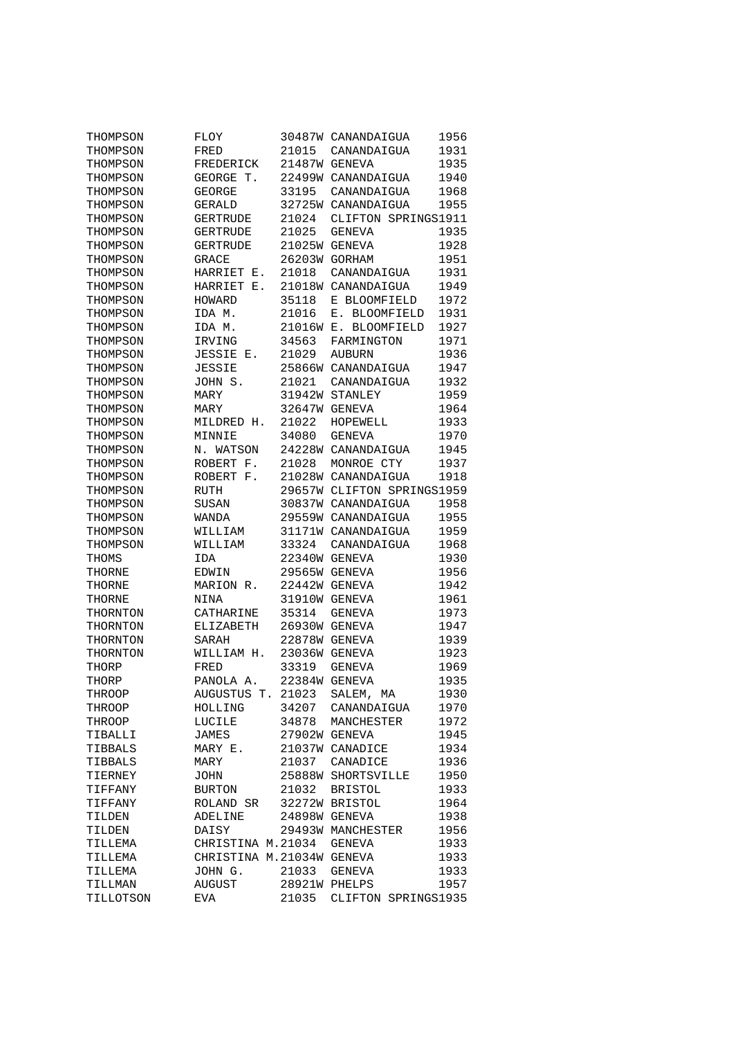| | | | | |
|---|---|---|---|---|
| THOMPSON | FLOY | 30487W | CANANDAIGUA | 1956 |
| THOMPSON | FRED | 21015 | CANANDAIGUA | 1931 |
| THOMPSON | FREDERICK | 21487W | GENEVA | 1935 |
| THOMPSON | GEORGE T. | 22499W | CANANDAIGUA | 1940 |
| THOMPSON | GEORGE | 33195 | CANANDAIGUA | 1968 |
| THOMPSON | GERALD | 32725W | CANANDAIGUA | 1955 |
| THOMPSON | GERTRUDE | 21024 | CLIFTON SPRINGS | 1911 |
| THOMPSON | GERTRUDE | 21025 | GENEVA | 1935 |
| THOMPSON | GERTRUDE | 21025W | GENEVA | 1928 |
| THOMPSON | GRACE | 26203W | GORHAM | 1951 |
| THOMPSON | HARRIET E. | 21018 | CANANDAIGUA | 1931 |
| THOMPSON | HARRIET E. | 21018W | CANANDAIGUA | 1949 |
| THOMPSON | HOWARD | 35118 | E BLOOMFIELD | 1972 |
| THOMPSON | IDA M. | 21016 | E. BLOOMFIELD | 1931 |
| THOMPSON | IDA M. | 21016W | E. BLOOMFIELD | 1927 |
| THOMPSON | IRVING | 34563 | FARMINGTON | 1971 |
| THOMPSON | JESSIE E. | 21029 | AUBURN | 1936 |
| THOMPSON | JESSIE | 25866W | CANANDAIGUA | 1947 |
| THOMPSON | JOHN S. | 21021 | CANANDAIGUA | 1932 |
| THOMPSON | MARY | 31942W | STANLEY | 1959 |
| THOMPSON | MARY | 32647W | GENEVA | 1964 |
| THOMPSON | MILDRED H. | 21022 | HOPEWELL | 1933 |
| THOMPSON | MINNIE | 34080 | GENEVA | 1970 |
| THOMPSON | N. WATSON | 24228W | CANANDAIGUA | 1945 |
| THOMPSON | ROBERT F. | 21028 | MONROE CTY | 1937 |
| THOMPSON | ROBERT F. | 21028W | CANANDAIGUA | 1918 |
| THOMPSON | RUTH | 29657W | CLIFTON SPRINGS | 1959 |
| THOMPSON | SUSAN | 30837W | CANANDAIGUA | 1958 |
| THOMPSON | WANDA | 29559W | CANANDAIGUA | 1955 |
| THOMPSON | WILLIAM | 31171W | CANANDAIGUA | 1959 |
| THOMPSON | WILLIAM | 33324 | CANANDAIGUA | 1968 |
| THOMS | IDA | 22340W | GENEVA | 1930 |
| THORNE | EDWIN | 29565W | GENEVA | 1956 |
| THORNE | MARION R. | 22442W | GENEVA | 1942 |
| THORNE | NINA | 31910W | GENEVA | 1961 |
| THORNTON | CATHARINE | 35314 | GENEVA | 1973 |
| THORNTON | ELIZABETH | 26930W | GENEVA | 1947 |
| THORNTON | SARAH | 22878W | GENEVA | 1939 |
| THORNTON | WILLIAM H. | 23036W | GENEVA | 1923 |
| THORP | FRED | 33319 | GENEVA | 1969 |
| THORP | PANOLA A. | 22384W | GENEVA | 1935 |
| THROOP | AUGUSTUS T. | 21023 | SALEM, MA | 1930 |
| THROOP | HOLLING | 34207 | CANANDAIGUA | 1970 |
| THROOP | LUCILE | 34878 | MANCHESTER | 1972 |
| TIBALLI | JAMES | 27902W | GENEVA | 1945 |
| TIBBALS | MARY E. | 21037W | CANADICE | 1934 |
| TIBBALS | MARY | 21037 | CANADICE | 1936 |
| TIERNEY | JOHN | 25888W | SHORTSVILLE | 1950 |
| TIFFANY | BURTON | 21032 | BRISTOL | 1933 |
| TIFFANY | ROLAND SR | 32272W | BRISTOL | 1964 |
| TILDEN | ADELINE | 24898W | GENEVA | 1938 |
| TILDEN | DAISY | 29493W | MANCHESTER | 1956 |
| TILLEMA | CHRISTINA M. | 21034 | GENEVA | 1933 |
| TILLEMA | CHRISTINA M. | 21034W | GENEVA | 1933 |
| TILLEMA | JOHN G. | 21033 | GENEVA | 1933 |
| TILLMAN | AUGUST | 28921W | PHELPS | 1957 |
| TILLOTSON | EVA | 21035 | CLIFTON SPRINGS | 1935 |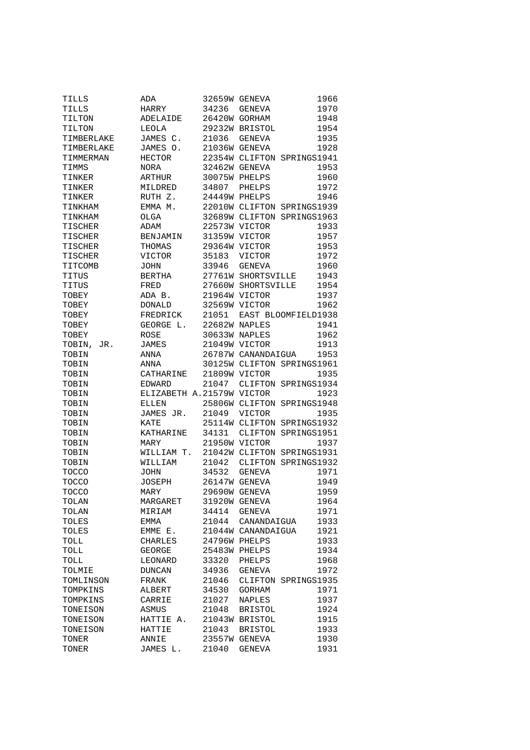```
TILLS          ADA          32659W GENEVA           1966
TILLS          HARRY        34236  GENEVA           1970
TILTON         ADELAIDE     26420W GORHAM           1948
TILTON         LEOLA        29232W BRISTOL          1954
TIMBERLAKE     JAMES C.     21036  GENEVA           1935
TIMBERLAKE     JAMES O.     21036W GENEVA           1928
TIMMERMAN      HECTOR       22354W CLIFTON SPRINGS1941
TIMMS          NORA         32462W GENEVA           1953
TINKER         ARTHUR       30075W PHELPS           1960
TINKER         MILDRED      34807  PHELPS           1972
TINKER         RUTH Z.      24449W PHELPS           1946
TINKHAM        EMMA M.      22010W CLIFTON SPRINGS1939
TINKHAM        OLGA         32689W CLIFTON SPRINGS1963
TISCHER        ADAM         22573W VICTOR           1933
TISCHER        BENJAMIN     31359W VICTOR           1957
TISCHER        THOMAS       29364W VICTOR           1953
TISCHER        VICTOR       35183  VICTOR           1972
TITCOMB        JOHN         33946  GENEVA           1960
TITUS          BERTHA       27761W SHORTSVILLE      1943
TITUS          FRED         27660W SHORTSVILLE      1954
TOBEY          ADA B.       21964W VICTOR           1937
TOBEY          DONALD       32569W VICTOR           1962
TOBEY          FREDRICK     21051  EAST BLOOMFIELD1938
TOBEY          GEORGE L.    22682W NAPLES           1941
TOBEY          ROSE         30633W NAPLES           1962
TOBIN, JR.     JAMES        21049W VICTOR           1913
TOBIN          ANNA         26787W CANANDAIGUA      1953
TOBIN          ANNA         30125W CLIFTON SPRINGS1961
TOBIN          CATHARINE    21809W VICTOR           1935
TOBIN          EDWARD       21047  CLIFTON SPRINGS1934
TOBIN          ELIZABETH A.21579W VICTOR            1923
TOBIN          ELLEN        25806W CLIFTON SPRINGS1948
TOBIN          JAMES JR.    21049  VICTOR           1935
TOBIN          KATE         25114W CLIFTON SPRINGS1932
TOBIN          KATHARINE    34131  CLIFTON SPRINGS1951
TOBIN          MARY         21950W VICTOR           1937
TOBIN          WILLIAM T.   21042W CLIFTON SPRINGS1931
TOBIN          WILLIAM      21042  CLIFTON SPRINGS1932
TOCCO          JOHN         34532  GENEVA           1971
TOCCO          JOSEPH       26147W GENEVA           1949
TOCCO          MARY         29690W GENEVA           1959
TOLAN          MARGARET     31920W GENEVA           1964
TOLAN          MIRIAM       34414  GENEVA           1971
TOLES          EMMA         21044  CANANDAIGUA      1933
TOLES          EMME E.      21044W CANANDAIGUA      1921
TOLL           CHARLES      24796W PHELPS           1933
TOLL           GEORGE       25483W PHELPS           1934
TOLL           LEONARD      33320  PHELPS           1968
TOLMIE         DUNCAN       34936  GENEVA           1972
TOMLINSON      FRANK        21046  CLIFTON SPRINGS1935
TOMPKINS       ALBERT       34530  GORHAM           1971
TOMPKINS       CARRIE       21027  NAPLES           1937
TONEISON       ASMUS        21048  BRISTOL          1924
TONEISON       HATTIE A.    21043W BRISTOL          1915
TONEISON       HATTIE       21043  BRISTOL          1933
TONER          ANNIE        23557W GENEVA           1930
TONER          JAMES L.     21040  GENEVA           1931
```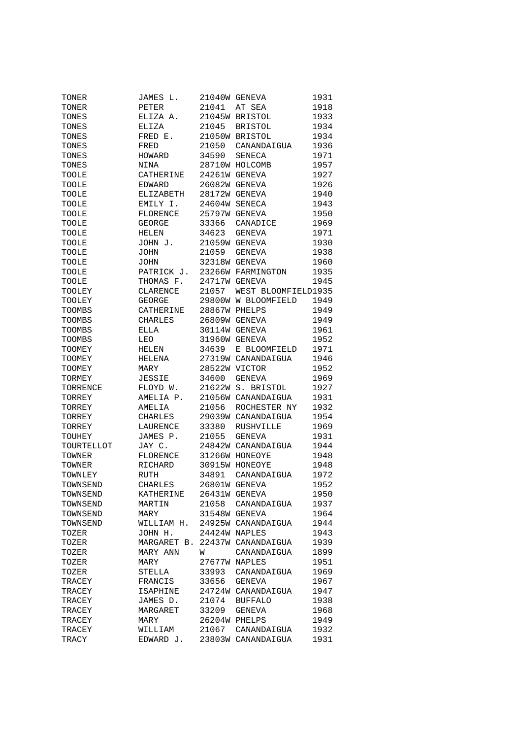| | | | | |
|---|---|---|---|---|
| TONER | JAMES L. | 21040W | GENEVA | 1931 |
| TONER | PETER | 21041 | AT SEA | 1918 |
| TONES | ELIZA A. | 21045W | BRISTOL | 1933 |
| TONES | ELIZA | 21045 | BRISTOL | 1934 |
| TONES | FRED E. | 21050W | BRISTOL | 1934 |
| TONES | FRED | 21050 | CANANDAIGUA | 1936 |
| TONES | HOWARD | 34590 | SENECA | 1971 |
| TONES | NINA | 28710W | HOLCOMB | 1957 |
| TOOLE | CATHERINE | 24261W | GENEVA | 1927 |
| TOOLE | EDWARD | 26082W | GENEVA | 1926 |
| TOOLE | ELIZABETH | 28172W | GENEVA | 1940 |
| TOOLE | EMILY I. | 24604W | SENECA | 1943 |
| TOOLE | FLORENCE | 25797W | GENEVA | 1950 |
| TOOLE | GEORGE | 33366 | CANADICE | 1969 |
| TOOLE | HELEN | 34623 | GENEVA | 1971 |
| TOOLE | JOHN J. | 21059W | GENEVA | 1930 |
| TOOLE | JOHN | 21059 | GENEVA | 1938 |
| TOOLE | JOHN | 32318W | GENEVA | 1960 |
| TOOLE | PATRICK J. | 23266W | FARMINGTON | 1935 |
| TOOLE | THOMAS F. | 24717W | GENEVA | 1945 |
| TOOLEY | CLARENCE | 21057 | WEST BLOOMFIELD | 1935 |
| TOOLEY | GEORGE | 29800W | W BLOOMFIELD | 1949 |
| TOOMBS | CATHERINE | 28867W | PHELPS | 1949 |
| TOOMBS | CHARLES | 26809W | GENEVA | 1949 |
| TOOMBS | ELLA | 30114W | GENEVA | 1961 |
| TOOMBS | LEO | 31960W | GENEVA | 1952 |
| TOOMEY | HELEN | 34639 | E BLOOMFIELD | 1971 |
| TOOMEY | HELENA | 27319W | CANANDAIGUA | 1946 |
| TOOMEY | MARY | 28522W | VICTOR | 1952 |
| TORMEY | JESSIE | 34600 | GENEVA | 1969 |
| TORRENCE | FLOYD W. | 21622W | S. BRISTOL | 1927 |
| TORREY | AMELIA P. | 21056W | CANANDAIGUA | 1931 |
| TORREY | AMELIA | 21056 | ROCHESTER NY | 1932 |
| TORREY | CHARLES | 29039W | CANANDAIGUA | 1954 |
| TORREY | LAURENCE | 33380 | RUSHVILLE | 1969 |
| TOUHEY | JAMES P. | 21055 | GENEVA | 1931 |
| TOURTELLOT | JAY C. | 24842W | CANANDAIGUA | 1944 |
| TOWNER | FLORENCE | 31266W | HONEOYE | 1948 |
| TOWNER | RICHARD | 30915W | HONEOYE | 1948 |
| TOWNLEY | RUTH | 34891 | CANANDAIGUA | 1972 |
| TOWNSEND | CHARLES | 26801W | GENEVA | 1952 |
| TOWNSEND | KATHERINE | 26431W | GENEVA | 1950 |
| TOWNSEND | MARTIN | 21058 | CANANDAIGUA | 1937 |
| TOWNSEND | MARY | 31548W | GENEVA | 1964 |
| TOWNSEND | WILLIAM H. | 24925W | CANANDAIGUA | 1944 |
| TOZER | JOHN H. | 24424W | NAPLES | 1943 |
| TOZER | MARGARET B. | 22437W | CANANDAIGUA | 1939 |
| TOZER | MARY ANN | W | CANANDAIGUA | 1899 |
| TOZER | MARY | 27677W | NAPLES | 1951 |
| TOZER | STELLA | 33993 | CANANDAIGUA | 1969 |
| TRACEY | FRANCIS | 33656 | GENEVA | 1967 |
| TRACEY | ISAPHINE | 24724W | CANANDAIGUA | 1947 |
| TRACEY | JAMES D. | 21074 | BUFFALO | 1938 |
| TRACEY | MARGARET | 33209 | GENEVA | 1968 |
| TRACEY | MARY | 26204W | PHELPS | 1949 |
| TRACEY | WILLIAM | 21067 | CANANDAIGUA | 1932 |
| TRACY | EDWARD J. | 23803W | CANANDAIGUA | 1931 |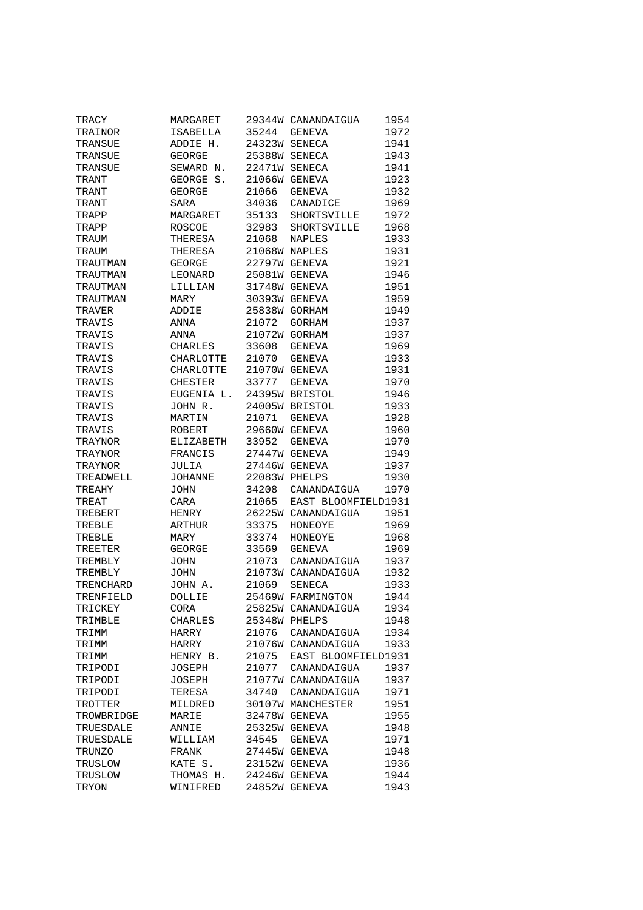| | | | | |
|---|---|---|---|---|
| TRACY | MARGARET | 29344W | CANANDAIGUA | 1954 |
| TRAINOR | ISABELLA | 35244 | GENEVA | 1972 |
| TRANSUE | ADDIE H. | 24323W | SENECA | 1941 |
| TRANSUE | GEORGE | 25388W | SENECA | 1943 |
| TRANSUE | SEWARD N. | 22471W | SENECA | 1941 |
| TRANT | GEORGE S. | 21066W | GENEVA | 1923 |
| TRANT | GEORGE | 21066 | GENEVA | 1932 |
| TRANT | SARA | 34036 | CANADICE | 1969 |
| TRAPP | MARGARET | 35133 | SHORTSVILLE | 1972 |
| TRAPP | ROSCOE | 32983 | SHORTSVILLE | 1968 |
| TRAUM | THERESA | 21068 | NAPLES | 1933 |
| TRAUM | THERESA | 21068W | NAPLES | 1931 |
| TRAUTMAN | GEORGE | 22797W | GENEVA | 1921 |
| TRAUTMAN | LEONARD | 25081W | GENEVA | 1946 |
| TRAUTMAN | LILLIAN | 31748W | GENEVA | 1951 |
| TRAUTMAN | MARY | 30393W | GENEVA | 1959 |
| TRAVER | ADDIE | 25838W | GORHAM | 1949 |
| TRAVIS | ANNA | 21072 | GORHAM | 1937 |
| TRAVIS | ANNA | 21072W | GORHAM | 1937 |
| TRAVIS | CHARLES | 33608 | GENEVA | 1969 |
| TRAVIS | CHARLOTTE | 21070 | GENEVA | 1933 |
| TRAVIS | CHARLOTTE | 21070W | GENEVA | 1931 |
| TRAVIS | CHESTER | 33777 | GENEVA | 1970 |
| TRAVIS | EUGENIA L. | 24395W | BRISTOL | 1946 |
| TRAVIS | JOHN R. | 24005W | BRISTOL | 1933 |
| TRAVIS | MARTIN | 21071 | GENEVA | 1928 |
| TRAVIS | ROBERT | 29660W | GENEVA | 1960 |
| TRAYNOR | ELIZABETH | 33952 | GENEVA | 1970 |
| TRAYNOR | FRANCIS | 27447W | GENEVA | 1949 |
| TRAYNOR | JULIA | 27446W | GENEVA | 1937 |
| TREADWELL | JOHANNE | 22083W | PHELPS | 1930 |
| TREAHY | JOHN | 34208 | CANANDAIGUA | 1970 |
| TREAT | CARA | 21065 | EAST BLOOMFIELD | 1931 |
| TREBERT | HENRY | 26225W | CANANDAIGUA | 1951 |
| TREBLE | ARTHUR | 33375 | HONEOYE | 1969 |
| TREBLE | MARY | 33374 | HONEOYE | 1968 |
| TREETER | GEORGE | 33569 | GENEVA | 1969 |
| TREMBLY | JOHN | 21073 | CANANDAIGUA | 1937 |
| TREMBLY | JOHN | 21073W | CANANDAIGUA | 1932 |
| TRENCHARD | JOHN A. | 21069 | SENECA | 1933 |
| TRENFIELD | DOLLIE | 25469W | FARMINGTON | 1944 |
| TRICKEY | CORA | 25825W | CANANDAIGUA | 1934 |
| TRIMBLE | CHARLES | 25348W | PHELPS | 1948 |
| TRIMM | HARRY | 21076 | CANANDAIGUA | 1934 |
| TRIMM | HARRY | 21076W | CANANDAIGUA | 1933 |
| TRIMM | HENRY B. | 21075 | EAST BLOOMFIELD | 1931 |
| TRIPODI | JOSEPH | 21077 | CANANDAIGUA | 1937 |
| TRIPODI | JOSEPH | 21077W | CANANDAIGUA | 1937 |
| TRIPODI | TERESA | 34740 | CANANDAIGUA | 1971 |
| TROTTER | MILDRED | 30107W | MANCHESTER | 1951 |
| TROWBRIDGE | MARIE | 32478W | GENEVA | 1955 |
| TRUESDALE | ANNIE | 25325W | GENEVA | 1948 |
| TRUESDALE | WILLIAM | 34545 | GENEVA | 1971 |
| TRUNZO | FRANK | 27445W | GENEVA | 1948 |
| TRUSLOW | KATE S. | 23152W | GENEVA | 1936 |
| TRUSLOW | THOMAS H. | 24246W | GENEVA | 1944 |
| TRYON | WINIFRED | 24852W | GENEVA | 1943 |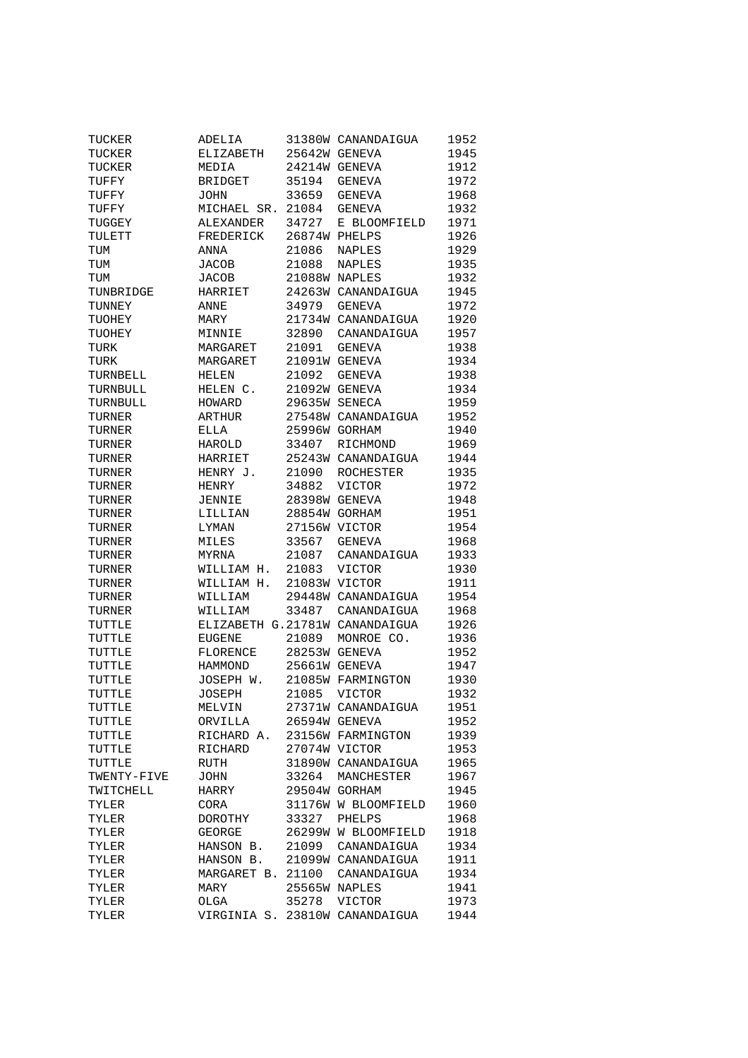| | | | | |
|---|---|---|---|---|
| TUCKER | ADELIA | 31380W | CANANDAIGUA | 1952 |
| TUCKER | ELIZABETH | 25642W | GENEVA | 1945 |
| TUCKER | MEDIA | 24214W | GENEVA | 1912 |
| TUFFY | BRIDGET | 35194 | GENEVA | 1972 |
| TUFFY | JOHN | 33659 | GENEVA | 1968 |
| TUFFY | MICHAEL SR. | 21084 | GENEVA | 1932 |
| TUGGEY | ALEXANDER | 34727 | E BLOOMFIELD | 1971 |
| TULETT | FREDERICK | 26874W | PHELPS | 1926 |
| TUM | ANNA | 21086 | NAPLES | 1929 |
| TUM | JACOB | 21088 | NAPLES | 1935 |
| TUM | JACOB | 21088W | NAPLES | 1932 |
| TUNBRIDGE | HARRIET | 24263W | CANANDAIGUA | 1945 |
| TUNNEY | ANNE | 34979 | GENEVA | 1972 |
| TUOHEY | MARY | 21734W | CANANDAIGUA | 1920 |
| TUOHEY | MINNIE | 32890 | CANANDAIGUA | 1957 |
| TURK | MARGARET | 21091 | GENEVA | 1938 |
| TURK | MARGARET | 21091W | GENEVA | 1934 |
| TURNBELL | HELEN | 21092 | GENEVA | 1938 |
| TURNBULL | HELEN C. | 21092W | GENEVA | 1934 |
| TURNBULL | HOWARD | 29635W | SENECA | 1959 |
| TURNER | ARTHUR | 27548W | CANANDAIGUA | 1952 |
| TURNER | ELLA | 25996W | GORHAM | 1940 |
| TURNER | HAROLD | 33407 | RICHMOND | 1969 |
| TURNER | HARRIET | 25243W | CANANDAIGUA | 1944 |
| TURNER | HENRY J. | 21090 | ROCHESTER | 1935 |
| TURNER | HENRY | 34882 | VICTOR | 1972 |
| TURNER | JENNIE | 28398W | GENEVA | 1948 |
| TURNER | LILLIAN | 28854W | GORHAM | 1951 |
| TURNER | LYMAN | 27156W | VICTOR | 1954 |
| TURNER | MILES | 33567 | GENEVA | 1968 |
| TURNER | MYRNA | 21087 | CANANDAIGUA | 1933 |
| TURNER | WILLIAM H. | 21083 | VICTOR | 1930 |
| TURNER | WILLIAM H. | 21083W | VICTOR | 1911 |
| TURNER | WILLIAM | 29448W | CANANDAIGUA | 1954 |
| TURNER | WILLIAM | 33487 | CANANDAIGUA | 1968 |
| TUTTLE | ELIZABETH G. | 21781W | CANANDAIGUA | 1926 |
| TUTTLE | EUGENE | 21089 | MONROE CO. | 1936 |
| TUTTLE | FLORENCE | 28253W | GENEVA | 1952 |
| TUTTLE | HAMMOND | 25661W | GENEVA | 1947 |
| TUTTLE | JOSEPH W. | 21085W | FARMINGTON | 1930 |
| TUTTLE | JOSEPH | 21085 | VICTOR | 1932 |
| TUTTLE | MELVIN | 27371W | CANANDAIGUA | 1951 |
| TUTTLE | ORVILLA | 26594W | GENEVA | 1952 |
| TUTTLE | RICHARD A. | 23156W | FARMINGTON | 1939 |
| TUTTLE | RICHARD | 27074W | VICTOR | 1953 |
| TUTTLE | RUTH | 31890W | CANANDAIGUA | 1965 |
| TWENTY-FIVE | JOHN | 33264 | MANCHESTER | 1967 |
| TWITCHELL | HARRY | 29504W | GORHAM | 1945 |
| TYLER | CORA | 31176W | W BLOOMFIELD | 1960 |
| TYLER | DOROTHY | 33327 | PHELPS | 1968 |
| TYLER | GEORGE | 26299W | W BLOOMFIELD | 1918 |
| TYLER | HANSON B. | 21099 | CANANDAIGUA | 1934 |
| TYLER | HANSON B. | 21099W | CANANDAIGUA | 1911 |
| TYLER | MARGARET B. | 21100 | CANANDAIGUA | 1934 |
| TYLER | MARY | 25565W | NAPLES | 1941 |
| TYLER | OLGA | 35278 | VICTOR | 1973 |
| TYLER | VIRGINIA S. | 23810W | CANANDAIGUA | 1944 |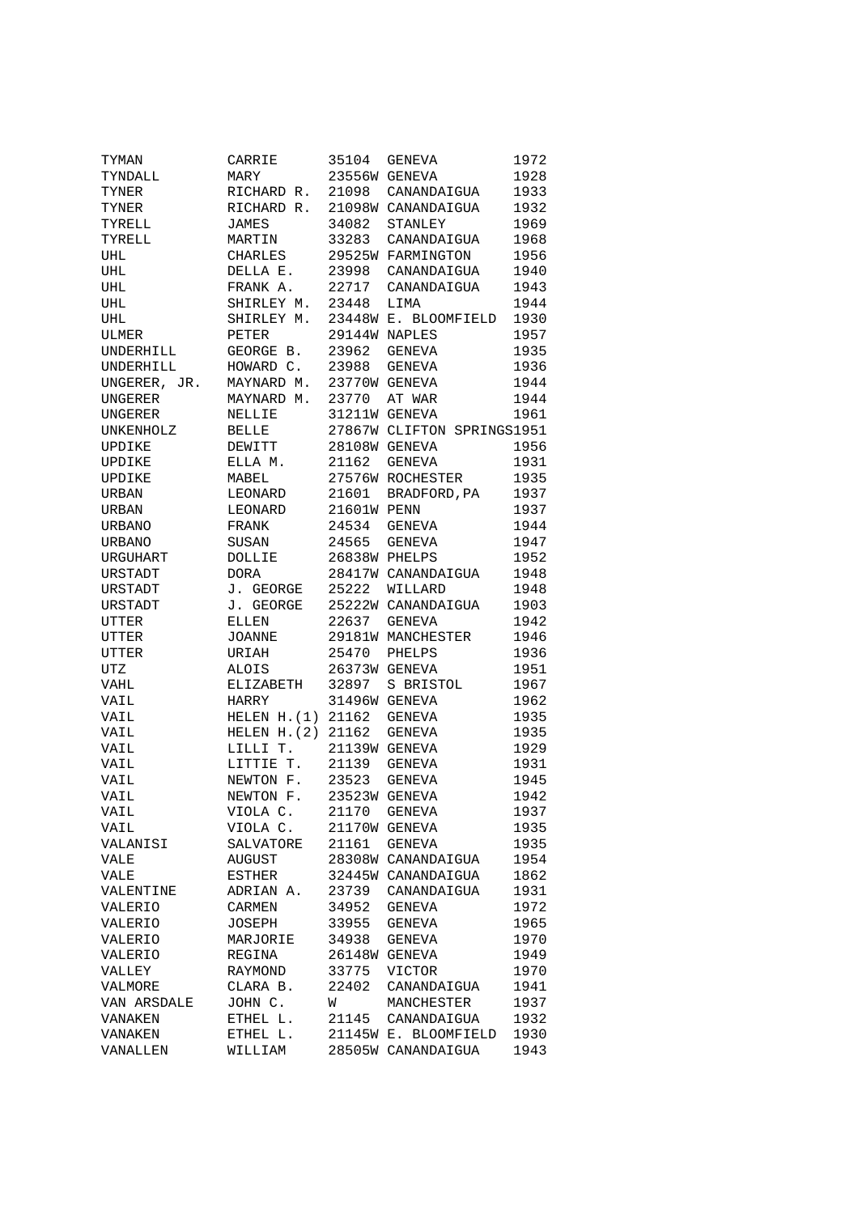| | | | | |
|---|---|---|---|---|
| TYMAN | CARRIE | 35104 | GENEVA | 1972 |
| TYNDALL | MARY | 23556W | GENEVA | 1928 |
| TYNER | RICHARD R. | 21098 | CANANDAIGUA | 1933 |
| TYNER | RICHARD R. | 21098W | CANANDAIGUA | 1932 |
| TYRELL | JAMES | 34082 | STANLEY | 1969 |
| TYRELL | MARTIN | 33283 | CANANDAIGUA | 1968 |
| UHL | CHARLES | 29525W | FARMINGTON | 1956 |
| UHL | DELLA E. | 23998 | CANANDAIGUA | 1940 |
| UHL | FRANK A. | 22717 | CANANDAIGUA | 1943 |
| UHL | SHIRLEY M. | 23448 | LIMA | 1944 |
| UHL | SHIRLEY M. | 23448W | E. BLOOMFIELD | 1930 |
| ULMER | PETER | 29144W | NAPLES | 1957 |
| UNDERHILL | GEORGE B. | 23962 | GENEVA | 1935 |
| UNDERHILL | HOWARD C. | 23988 | GENEVA | 1936 |
| UNGERER, JR. | MAYNARD M. | 23770W | GENEVA | 1944 |
| UNGERER | MAYNARD M. | 23770 | AT WAR | 1944 |
| UNGERER | NELLIE | 31211W | GENEVA | 1961 |
| UNKENHOLZ | BELLE | 27867W | CLIFTON SPRINGS | 1951 |
| UPDIKE | DEWITT | 28108W | GENEVA | 1956 |
| UPDIKE | ELLA M. | 21162 | GENEVA | 1931 |
| UPDIKE | MABEL | 27576W | ROCHESTER | 1935 |
| URBAN | LEONARD | 21601 | BRADFORD, PA | 1937 |
| URBAN | LEONARD | 21601W | PENN | 1937 |
| URBANO | FRANK | 24534 | GENEVA | 1944 |
| URBANO | SUSAN | 24565 | GENEVA | 1947 |
| URGUHART | DOLLIE | 26838W | PHELPS | 1952 |
| URSTADT | DORA | 28417W | CANANDAIGUA | 1948 |
| URSTADT | J. GEORGE | 25222 | WILLARD | 1948 |
| URSTADT | J. GEORGE | 25222W | CANANDAIGUA | 1903 |
| UTTER | ELLEN | 22637 | GENEVA | 1942 |
| UTTER | JOANNE | 29181W | MANCHESTER | 1946 |
| UTTER | URIAH | 25470 | PHELPS | 1936 |
| UTZ | ALOIS | 26373W | GENEVA | 1951 |
| VAHL | ELIZABETH | 32897 | S BRISTOL | 1967 |
| VAIL | HARRY | 31496W | GENEVA | 1962 |
| VAIL | HELEN H.(1) | 21162 | GENEVA | 1935 |
| VAIL | HELEN H.(2) | 21162 | GENEVA | 1935 |
| VAIL | LILLI T. | 21139W | GENEVA | 1929 |
| VAIL | LITTIE T. | 21139 | GENEVA | 1931 |
| VAIL | NEWTON F. | 23523 | GENEVA | 1945 |
| VAIL | NEWTON F. | 23523W | GENEVA | 1942 |
| VAIL | VIOLA C. | 21170 | GENEVA | 1937 |
| VAIL | VIOLA C. | 21170W | GENEVA | 1935 |
| VALANISI | SALVATORE | 21161 | GENEVA | 1935 |
| VALE | AUGUST | 28308W | CANANDAIGUA | 1954 |
| VALE | ESTHER | 32445W | CANANDAIGUA | 1862 |
| VALENTINE | ADRIAN A. | 23739 | CANANDAIGUA | 1931 |
| VALERIO | CARMEN | 34952 | GENEVA | 1972 |
| VALERIO | JOSEPH | 33955 | GENEVA | 1965 |
| VALERIO | MARJORIE | 34938 | GENEVA | 1970 |
| VALERIO | REGINA | 26148W | GENEVA | 1949 |
| VALLEY | RAYMOND | 33775 | VICTOR | 1970 |
| VALMORE | CLARA B. | 22402 | CANANDAIGUA | 1941 |
| VAN ARSDALE | JOHN C. | W | MANCHESTER | 1937 |
| VANAKEN | ETHEL L. | 21145 | CANANDAIGUA | 1932 |
| VANAKEN | ETHEL L. | 21145W | E. BLOOMFIELD | 1930 |
| VANALLEN | WILLIAM | 28505W | CANANDAIGUA | 1943 |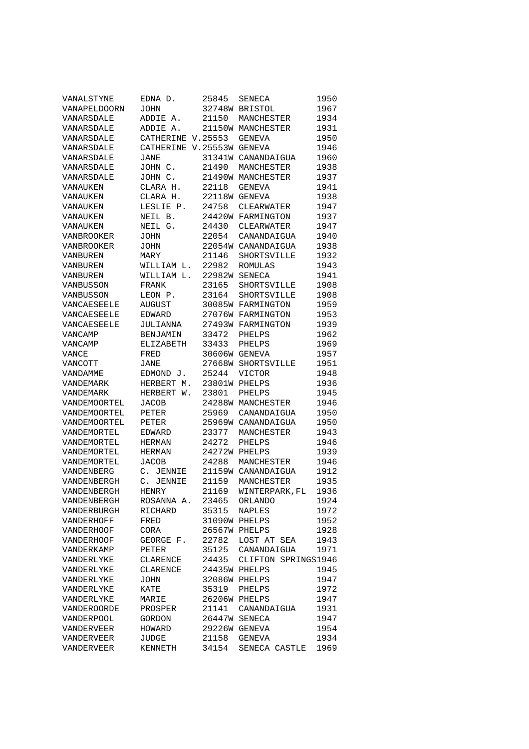| | | | | |
|---|---|---|---|---|
| VANALSTYNE | EDNA D. | 25845 | SENECA | 1950 |
| VANAPELDOORN | JOHN | 32748W | BRISTOL | 1967 |
| VANARSDALE | ADDIE A. | 21150 | MANCHESTER | 1934 |
| VANARSDALE | ADDIE A. | 21150W | MANCHESTER | 1931 |
| VANARSDALE | CATHERINE V. | 25553 | GENEVA | 1950 |
| VANARSDALE | CATHERINE V. | 25553W | GENEVA | 1946 |
| VANARSDALE | JANE | 31341W | CANANDAIGUA | 1960 |
| VANARSDALE | JOHN C. | 21490 | MANCHESTER | 1938 |
| VANARSDALE | JOHN C. | 21490W | MANCHESTER | 1937 |
| VANAUKEN | CLARA H. | 22118 | GENEVA | 1941 |
| VANAUKEN | CLARA H. | 22118W | GENEVA | 1938 |
| VANAUKEN | LESLIE P. | 24758 | CLEARWATER | 1947 |
| VANAUKEN | NEIL B. | 24420W | FARMINGTON | 1937 |
| VANAUKEN | NEIL G. | 24430 | CLEARWATER | 1947 |
| VANBROOKER | JOHN | 22054 | CANANDAIGUA | 1940 |
| VANBROOKER | JOHN | 22054W | CANANDAIGUA | 1938 |
| VANBUREN | MARY | 21146 | SHORTSVILLE | 1932 |
| VANBUREN | WILLIAM L. | 22982 | ROMULAS | 1943 |
| VANBUREN | WILLIAM L. | 22982W | SENECA | 1941 |
| VANBUSSON | FRANK | 23165 | SHORTSVILLE | 1908 |
| VANBUSSON | LEON P. | 23164 | SHORTSVILLE | 1908 |
| VANCAESEELE | AUGUST | 30085W | FARMINGTON | 1959 |
| VANCAESEELE | EDWARD | 27076W | FARMINGTON | 1953 |
| VANCAESEELE | JULIANNA | 27493W | FARMINGTON | 1939 |
| VANCAMP | BENJAMIN | 33472 | PHELPS | 1962 |
| VANCAMP | ELIZABETH | 33433 | PHELPS | 1969 |
| VANCE | FRED | 30606W | GENEVA | 1957 |
| VANCOTT | JANE | 27668W | SHORTSVILLE | 1951 |
| VANDAMME | EDMOND J. | 25244 | VICTOR | 1948 |
| VANDEMARK | HERBERT M. | 23801W | PHELPS | 1936 |
| VANDEMARK | HERBERT W. | 23801 | PHELPS | 1945 |
| VANDEMOORTEL | JACOB | 24288W | MANCHESTER | 1946 |
| VANDEMOORTEL | PETER | 25969 | CANANDAIGUA | 1950 |
| VANDEMOORTEL | PETER | 25969W | CANANDAIGUA | 1950 |
| VANDEMORTEL | EDWARD | 23377 | MANCHESTER | 1943 |
| VANDEMORTEL | HERMAN | 24272 | PHELPS | 1946 |
| VANDEMORTEL | HERMAN | 24272W | PHELPS | 1939 |
| VANDEMORTEL | JACOB | 24288 | MANCHESTER | 1946 |
| VANDENBERG | C. JENNIE | 21159W | CANANDAIGUA | 1912 |
| VANDENBERGH | C. JENNIE | 21159 | MANCHESTER | 1935 |
| VANDENBERGH | HENRY | 21169 | WINTERPARK,FL | 1936 |
| VANDENBERGH | ROSANNA A. | 23465 | ORLANDO | 1924 |
| VANDERBURGH | RICHARD | 35315 | NAPLES | 1972 |
| VANDERHOFF | FRED | 31090W | PHELPS | 1952 |
| VANDERHOOF | CORA | 26567W | PHELPS | 1928 |
| VANDERHOOF | GEORGE F. | 22782 | LOST AT SEA | 1943 |
| VANDERKAMP | PETER | 35125 | CANANDAIGUA | 1971 |
| VANDERLYKE | CLARENCE | 24435 | CLIFTON SPRINGS | 1946 |
| VANDERLYKE | CLARENCE | 24435W | PHELPS | 1945 |
| VANDERLYKE | JOHN | 32086W | PHELPS | 1947 |
| VANDERLYKE | KATE | 35319 | PHELPS | 1972 |
| VANDERLYKE | MARIE | 26206W | PHELPS | 1947 |
| VANDEROORDE | PROSPER | 21141 | CANANDAIGUA | 1931 |
| VANDERPOOL | GORDON | 26447W | SENECA | 1947 |
| VANDERVEER | HOWARD | 29226W | GENEVA | 1954 |
| VANDERVEER | JUDGE | 21158 | GENEVA | 1934 |
| VANDERVEER | KENNETH | 34154 | SENECA CASTLE | 1969 |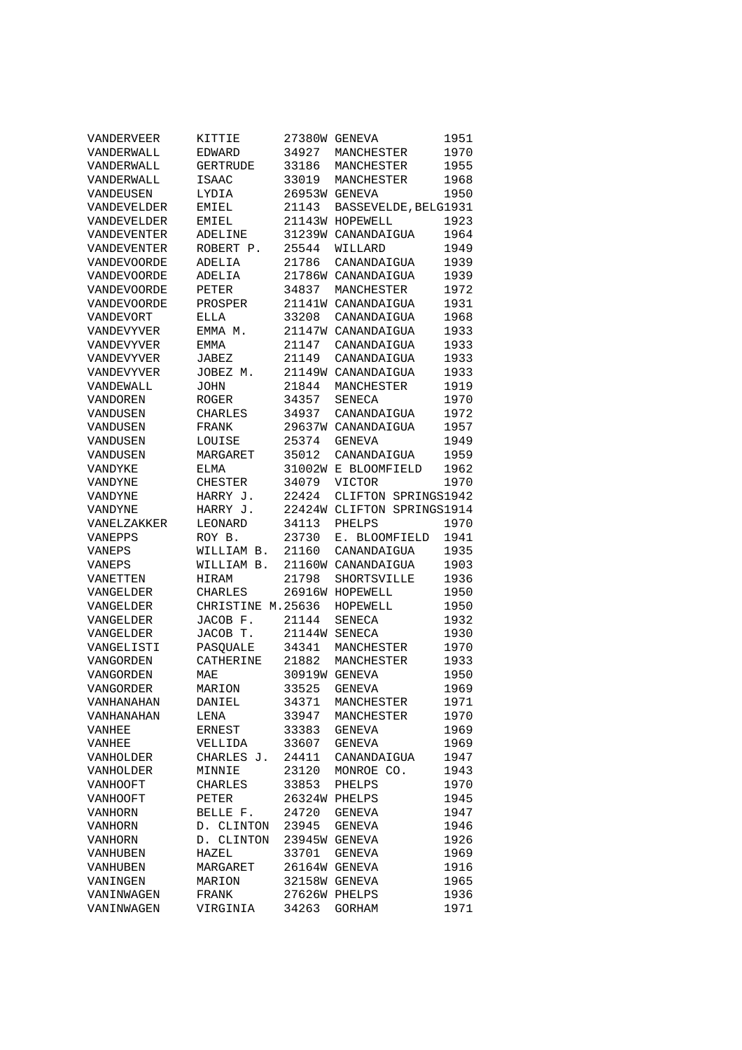| | | | | |
|---|---|---|---|---|
| VANDERVEER | KITTIE | 27380W | GENEVA | 1951 |
| VANDERWALL | EDWARD | 34927 | MANCHESTER | 1970 |
| VANDERWALL | GERTRUDE | 33186 | MANCHESTER | 1955 |
| VANDERWALL | ISAAC | 33019 | MANCHESTER | 1968 |
| VANDEUSEN | LYDIA | 26953W | GENEVA | 1950 |
| VANDEVELDER | EMIEL | 21143 | BASSEVELDE, BELG | 1931 |
| VANDEVELDER | EMIEL | 21143W | HOPEWELL | 1923 |
| VANDEVENTER | ADELINE | 31239W | CANANDAIGUA | 1964 |
| VANDEVENTER | ROBERT P. | 25544 | WILLARD | 1949 |
| VANDEVOORDE | ADELIA | 21786 | CANANDAIGUA | 1939 |
| VANDEVOORDE | ADELIA | 21786W | CANANDAIGUA | 1939 |
| VANDEVOORDE | PETER | 34837 | MANCHESTER | 1972 |
| VANDEVOORDE | PROSPER | 21141W | CANANDAIGUA | 1931 |
| VANDEVORT | ELLA | 33208 | CANANDAIGUA | 1968 |
| VANDEVYVER | EMMA M. | 21147W | CANANDAIGUA | 1933 |
| VANDEVYVER | EMMA | 21147 | CANANDAIGUA | 1933 |
| VANDEVYVER | JABEZ | 21149 | CANANDAIGUA | 1933 |
| VANDEVYVER | JOBEZ M. | 21149W | CANANDAIGUA | 1933 |
| VANDEWALL | JOHN | 21844 | MANCHESTER | 1919 |
| VANDOREN | ROGER | 34357 | SENECA | 1970 |
| VANDUSEN | CHARLES | 34937 | CANANDAIGUA | 1972 |
| VANDUSEN | FRANK | 29637W | CANANDAIGUA | 1957 |
| VANDUSEN | LOUISE | 25374 | GENEVA | 1949 |
| VANDUSEN | MARGARET | 35012 | CANANDAIGUA | 1959 |
| VANDYKE | ELMA | 31002W | E BLOOMFIELD | 1962 |
| VANDYNE | CHESTER | 34079 | VICTOR | 1970 |
| VANDYNE | HARRY J. | 22424 | CLIFTON SPRINGS | 1942 |
| VANDYNE | HARRY J. | 22424W | CLIFTON SPRINGS | 1914 |
| VANELZAKKER | LEONARD | 34113 | PHELPS | 1970 |
| VANEPPS | ROY B. | 23730 | E. BLOOMFIELD | 1941 |
| VANEPS | WILLIAM B. | 21160 | CANANDAIGUA | 1935 |
| VANEPS | WILLIAM B. | 21160W | CANANDAIGUA | 1903 |
| VANETTEN | HIRAM | 21798 | SHORTSVILLE | 1936 |
| VANGELDER | CHARLES | 26916W | HOPEWELL | 1950 |
| VANGELDER | CHRISTINE M. | 25636 | HOPEWELL | 1950 |
| VANGELDER | JACOB F. | 21144 | SENECA | 1932 |
| VANGELDER | JACOB T. | 21144W | SENECA | 1930 |
| VANGELISTI | PASQUALE | 34341 | MANCHESTER | 1970 |
| VANGORDEN | CATHERINE | 21882 | MANCHESTER | 1933 |
| VANGORDEN | MAE | 30919W | GENEVA | 1950 |
| VANGORDER | MARION | 33525 | GENEVA | 1969 |
| VANHANAHAN | DANIEL | 34371 | MANCHESTER | 1971 |
| VANHANAHAN | LENA | 33947 | MANCHESTER | 1970 |
| VANHEE | ERNEST | 33383 | GENEVA | 1969 |
| VANHEE | VELLIDA | 33607 | GENEVA | 1969 |
| VANHOLDER | CHARLES J. | 24411 | CANANDAIGUA | 1947 |
| VANHOLDER | MINNIE | 23120 | MONROE CO. | 1943 |
| VANHOOFT | CHARLES | 33853 | PHELPS | 1970 |
| VANHOOFT | PETER | 26324W | PHELPS | 1945 |
| VANHORN | BELLE F. | 24720 | GENEVA | 1947 |
| VANHORN | D. CLINTON | 23945 | GENEVA | 1946 |
| VANHORN | D. CLINTON | 23945W | GENEVA | 1926 |
| VANHUBEN | HAZEL | 33701 | GENEVA | 1969 |
| VANHUBEN | MARGARET | 26164W | GENEVA | 1916 |
| VANINGEN | MARION | 32158W | GENEVA | 1965 |
| VANINWAGEN | FRANK | 27626W | PHELPS | 1936 |
| VANINWAGEN | VIRGINIA | 34263 | GORHAM | 1971 |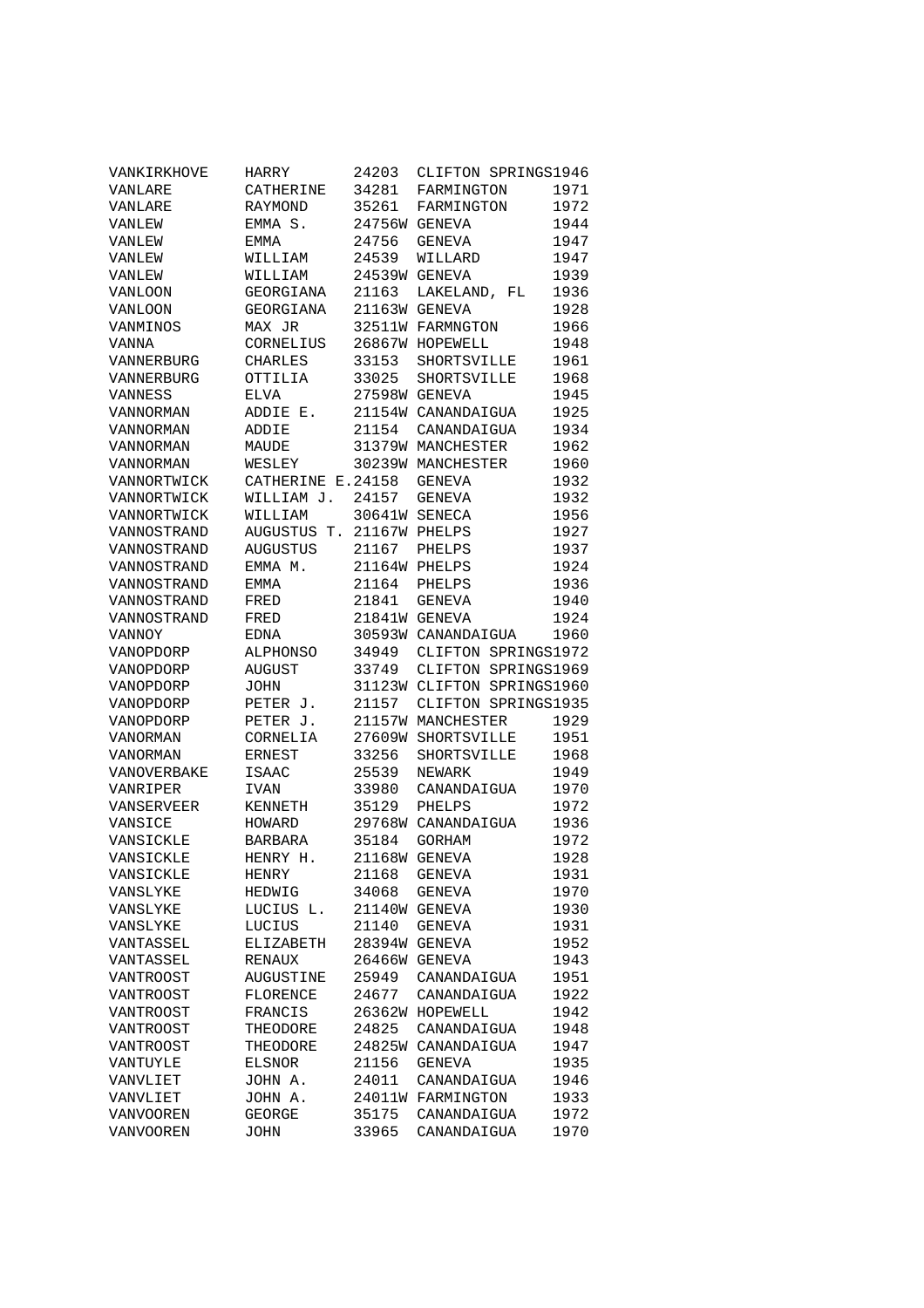| | | | | |
|---|---|---|---|---|
| VANKIRKHOVE | HARRY | 24203 | CLIFTON SPRINGS | 1946 |
| VANLARE | CATHERINE | 34281 | FARMINGTON | 1971 |
| VANLARE | RAYMOND | 35261 | FARMINGTON | 1972 |
| VANLEW | EMMA S. | 24756W | GENEVA | 1944 |
| VANLEW | EMMA | 24756 | GENEVA | 1947 |
| VANLEW | WILLIAM | 24539 | WILLARD | 1947 |
| VANLEW | WILLIAM | 24539W | GENEVA | 1939 |
| VANLOON | GEORGIANA | 21163 | LAKELAND, FL | 1936 |
| VANLOON | GEORGIANA | 21163W | GENEVA | 1928 |
| VANMINOS | MAX JR | 32511W | FARMNGTON | 1966 |
| VANNA | CORNELIUS | 26867W | HOPEWELL | 1948 |
| VANNERBURG | CHARLES | 33153 | SHORTSVILLE | 1961 |
| VANNERBURG | OTTILIA | 33025 | SHORTSVILLE | 1968 |
| VANNESS | ELVA | 27598W | GENEVA | 1945 |
| VANNORMAN | ADDIE E. | 21154W | CANANDAIGUA | 1925 |
| VANNORMAN | ADDIE | 21154 | CANANDAIGUA | 1934 |
| VANNORMAN | MAUDE | 31379W | MANCHESTER | 1962 |
| VANNORMAN | WESLEY | 30239W | MANCHESTER | 1960 |
| VANNORTWICK | CATHERINE E. | 24158 | GENEVA | 1932 |
| VANNORTWICK | WILLIAM J. | 24157 | GENEVA | 1932 |
| VANNORTWICK | WILLIAM | 30641W | SENECA | 1956 |
| VANNOSTRAND | AUGUSTUS T. | 21167W | PHELPS | 1927 |
| VANNOSTRAND | AUGUSTUS | 21167 | PHELPS | 1937 |
| VANNOSTRAND | EMMA M. | 21164W | PHELPS | 1924 |
| VANNOSTRAND | EMMA | 21164 | PHELPS | 1936 |
| VANNOSTRAND | FRED | 21841 | GENEVA | 1940 |
| VANNOSTRAND | FRED | 21841W | GENEVA | 1924 |
| VANNOY | EDNA | 30593W | CANANDAIGUA | 1960 |
| VANOPDORP | ALPHONSO | 34949 | CLIFTON SPRINGS | 1972 |
| VANOPDORP | AUGUST | 33749 | CLIFTON SPRINGS | 1969 |
| VANOPDORP | JOHN | 31123W | CLIFTON SPRINGS | 1960 |
| VANOPDORP | PETER J. | 21157 | CLIFTON SPRINGS | 1935 |
| VANOPDORP | PETER J. | 21157W | MANCHESTER | 1929 |
| VANORMAN | CORNELIA | 27609W | SHORTSVILLE | 1951 |
| VANORMAN | ERNEST | 33256 | SHORTSVILLE | 1968 |
| VANOVERBAKE | ISAAC | 25539 | NEWARK | 1949 |
| VANRIPER | IVAN | 33980 | CANANDAIGUA | 1970 |
| VANSERVEER | KENNETH | 35129 | PHELPS | 1972 |
| VANSICE | HOWARD | 29768W | CANANDAIGUA | 1936 |
| VANSICKLE | BARBARA | 35184 | GORHAM | 1972 |
| VANSICKLE | HENRY H. | 21168W | GENEVA | 1928 |
| VANSICKLE | HENRY | 21168 | GENEVA | 1931 |
| VANSLYKE | HEDWIG | 34068 | GENEVA | 1970 |
| VANSLYKE | LUCIUS L. | 21140W | GENEVA | 1930 |
| VANSLYKE | LUCIUS | 21140 | GENEVA | 1931 |
| VANTASSEL | ELIZABETH | 28394W | GENEVA | 1952 |
| VANTASSEL | RENAUX | 26466W | GENEVA | 1943 |
| VANTROOST | AUGUSTINE | 25949 | CANANDAIGUA | 1951 |
| VANTROOST | FLORENCE | 24677 | CANANDAIGUA | 1922 |
| VANTROOST | FRANCIS | 26362W | HOPEWELL | 1942 |
| VANTROOST | THEODORE | 24825 | CANANDAIGUA | 1948 |
| VANTROOST | THEODORE | 24825W | CANANDAIGUA | 1947 |
| VANTUYLE | ELSNOR | 21156 | GENEVA | 1935 |
| VANVLIET | JOHN A. | 24011 | CANANDAIGUA | 1946 |
| VANVLIET | JOHN A. | 24011W | FARMINGTON | 1933 |
| VANVOOREN | GEORGE | 35175 | CANANDAIGUA | 1972 |
| VANVOOREN | JOHN | 33965 | CANANDAIGUA | 1970 |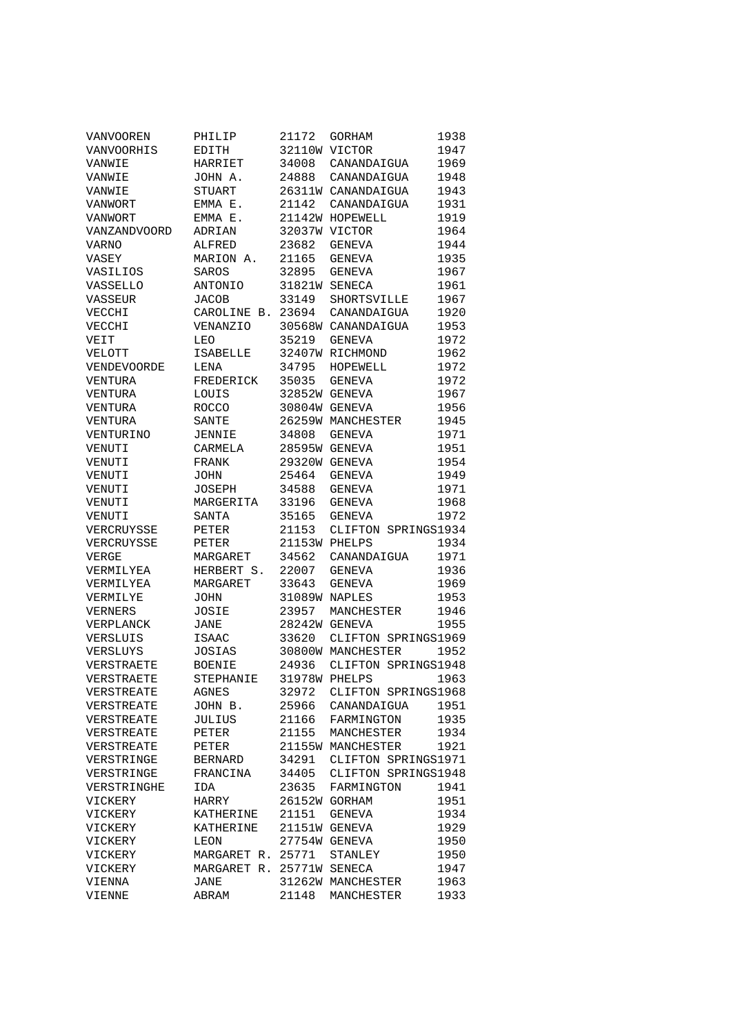| | | | | |
|---|---|---|---|---|
| VANVOOREN | PHILIP | 21172 | GORHAM | 1938 |
| VANVOORHIS | EDITH | 32110W | VICTOR | 1947 |
| VANWIE | HARRIET | 34008 | CANANDAIGUA | 1969 |
| VANWIE | JOHN A. | 24888 | CANANDAIGUA | 1948 |
| VANWIE | STUART | 26311W | CANANDAIGUA | 1943 |
| VANWORT | EMMA E. | 21142 | CANANDAIGUA | 1931 |
| VANWORT | EMMA E. | 21142W | HOPEWELL | 1919 |
| VANZANDVOORD | ADRIAN | 32037W | VICTOR | 1964 |
| VARNO | ALFRED | 23682 | GENEVA | 1944 |
| VASEY | MARION A. | 21165 | GENEVA | 1935 |
| VASILIOS | SAROS | 32895 | GENEVA | 1967 |
| VASSELLO | ANTONIO | 31821W | SENECA | 1961 |
| VASSEUR | JACOB | 33149 | SHORTSVILLE | 1967 |
| VECCHI | CAROLINE B. | 23694 | CANANDAIGUA | 1920 |
| VECCHI | VENANZIO | 30568W | CANANDAIGUA | 1953 |
| VEIT | LEO | 35219 | GENEVA | 1972 |
| VELOTT | ISABELLE | 32407W | RICHMOND | 1962 |
| VENDEVOORDE | LENA | 34795 | HOPEWELL | 1972 |
| VENTURA | FREDERICK | 35035 | GENEVA | 1972 |
| VENTURA | LOUIS | 32852W | GENEVA | 1967 |
| VENTURA | ROCCO | 30804W | GENEVA | 1956 |
| VENTURA | SANTE | 26259W | MANCHESTER | 1945 |
| VENTURINO | JENNIE | 34808 | GENEVA | 1971 |
| VENUTI | CARMELA | 28595W | GENEVA | 1951 |
| VENUTI | FRANK | 29320W | GENEVA | 1954 |
| VENUTI | JOHN | 25464 | GENEVA | 1949 |
| VENUTI | JOSEPH | 34588 | GENEVA | 1971 |
| VENUTI | MARGERITA | 33196 | GENEVA | 1968 |
| VENUTI | SANTA | 35165 | GENEVA | 1972 |
| VERCRUYSSE | PETER | 21153 | CLIFTON SPRINGS | 1934 |
| VERCRUYSSE | PETER | 21153W | PHELPS | 1934 |
| VERGE | MARGARET | 34562 | CANANDAIGUA | 1971 |
| VERMILYEA | HERBERT S. | 22007 | GENEVA | 1936 |
| VERMILYEA | MARGARET | 33643 | GENEVA | 1969 |
| VERMILYE | JOHN | 31089W | NAPLES | 1953 |
| VERNERS | JOSIE | 23957 | MANCHESTER | 1946 |
| VERPLANCK | JANE | 28242W | GENEVA | 1955 |
| VERSLUIS | ISAAC | 33620 | CLIFTON SPRINGS | 1969 |
| VERSLUYS | JOSIAS | 30800W | MANCHESTER | 1952 |
| VERSTRAETE | BOENIE | 24936 | CLIFTON SPRINGS | 1948 |
| VERSTRAETE | STEPHANIE | 31978W | PHELPS | 1963 |
| VERSTREATE | AGNES | 32972 | CLIFTON SPRINGS | 1968 |
| VERSTREATE | JOHN B. | 25966 | CANANDAIGUA | 1951 |
| VERSTREATE | JULIUS | 21166 | FARMINGTON | 1935 |
| VERSTREATE | PETER | 21155 | MANCHESTER | 1934 |
| VERSTREATE | PETER | 21155W | MANCHESTER | 1921 |
| VERSTRINGE | BERNARD | 34291 | CLIFTON SPRINGS | 1971 |
| VERSTRINGE | FRANCINA | 34405 | CLIFTON SPRINGS | 1948 |
| VERSTRINGHE | IDA | 23635 | FARMINGTON | 1941 |
| VICKERY | HARRY | 26152W | GORHAM | 1951 |
| VICKERY | KATHERINE | 21151 | GENEVA | 1934 |
| VICKERY | KATHERINE | 21151W | GENEVA | 1929 |
| VICKERY | LEON | 27754W | GENEVA | 1950 |
| VICKERY | MARGARET R. | 25771 | STANLEY | 1950 |
| VICKERY | MARGARET R. | 25771W | SENECA | 1947 |
| VIENNA | JANE | 31262W | MANCHESTER | 1963 |
| VIENNE | ABRAM | 21148 | MANCHESTER | 1933 |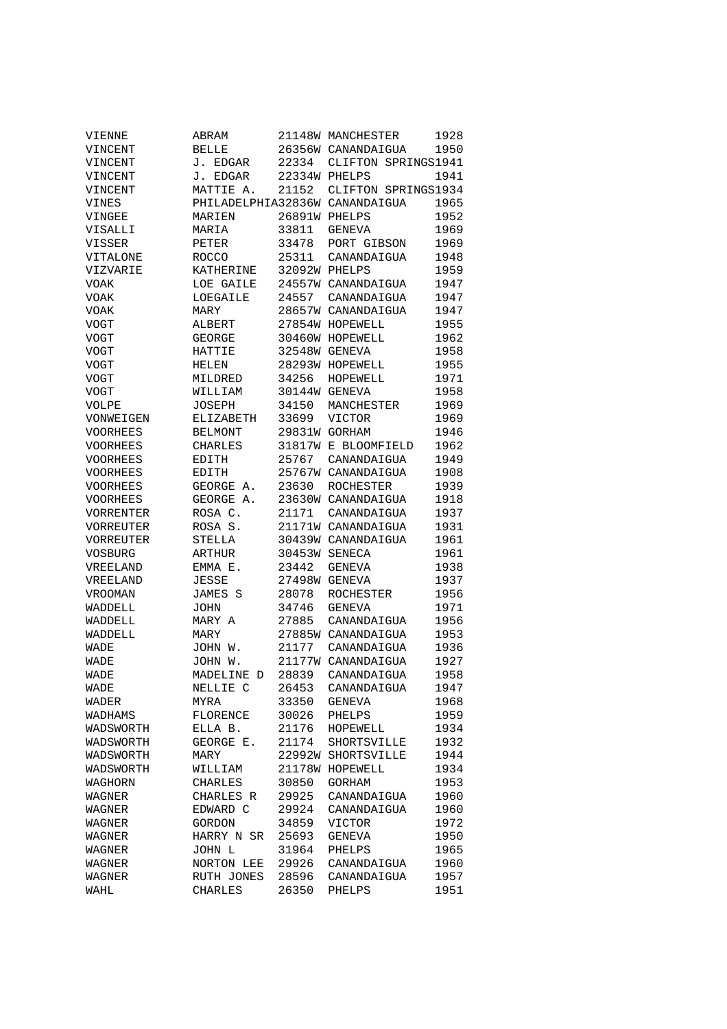| | | | | |
|---|---|---|---|---|
| VIENNE | ABRAM | 21148W | MANCHESTER | 1928 |
| VINCENT | BELLE | 26356W | CANANDAIGUA | 1950 |
| VINCENT | J. EDGAR | 22334 | CLIFTON SPRINGS | 1941 |
| VINCENT | J. EDGAR | 22334W | PHELPS | 1941 |
| VINCENT | MATTIE A. | 21152 | CLIFTON SPRINGS | 1934 |
| VINES | PHILADELPHIA | 32836W | CANANDAIGUA | 1965 |
| VINGEE | MARIEN | 26891W | PHELPS | 1952 |
| VISALLI | MARIA | 33811 | GENEVA | 1969 |
| VISSER | PETER | 33478 | PORT GIBSON | 1969 |
| VITALONE | ROCCO | 25311 | CANANDAIGUA | 1948 |
| VIZVARIE | KATHERINE | 32092W | PHELPS | 1959 |
| VOAK | LOE GAILE | 24557W | CANANDAIGUA | 1947 |
| VOAK | LOEGAILE | 24557 | CANANDAIGUA | 1947 |
| VOAK | MARY | 28657W | CANANDAIGUA | 1947 |
| VOGT | ALBERT | 27854W | HOPEWELL | 1955 |
| VOGT | GEORGE | 30460W | HOPEWELL | 1962 |
| VOGT | HATTIE | 32548W | GENEVA | 1958 |
| VOGT | HELEN | 28293W | HOPEWELL | 1955 |
| VOGT | MILDRED | 34256 | HOPEWELL | 1971 |
| VOGT | WILLIAM | 30144W | GENEVA | 1958 |
| VOLPE | JOSEPH | 34150 | MANCHESTER | 1969 |
| VONWEIGEN | ELIZABETH | 33699 | VICTOR | 1969 |
| VOORHEES | BELMONT | 29831W | GORHAM | 1946 |
| VOORHEES | CHARLES | 31817W | E BLOOMFIELD | 1962 |
| VOORHEES | EDITH | 25767 | CANANDAIGUA | 1949 |
| VOORHEES | EDITH | 25767W | CANANDAIGUA | 1908 |
| VOORHEES | GEORGE A. | 23630 | ROCHESTER | 1939 |
| VOORHEES | GEORGE A. | 23630W | CANANDAIGUA | 1918 |
| VORRENTER | ROSA C. | 21171 | CANANDAIGUA | 1937 |
| VORREUTER | ROSA S. | 21171W | CANANDAIGUA | 1931 |
| VORREUTER | STELLA | 30439W | CANANDAIGUA | 1961 |
| VOSBURG | ARTHUR | 30453W | SENECA | 1961 |
| VREELAND | EMMA E. | 23442 | GENEVA | 1938 |
| VREELAND | JESSE | 27498W | GENEVA | 1937 |
| VROOMAN | JAMES S | 28078 | ROCHESTER | 1956 |
| WADDELL | JOHN | 34746 | GENEVA | 1971 |
| WADDELL | MARY A | 27885 | CANANDAIGUA | 1956 |
| WADDELL | MARY | 27885W | CANANDAIGUA | 1953 |
| WADE | JOHN W. | 21177 | CANANDAIGUA | 1936 |
| WADE | JOHN W. | 21177W | CANANDAIGUA | 1927 |
| WADE | MADELINE D | 28839 | CANANDAIGUA | 1958 |
| WADE | NELLIE C | 26453 | CANANDAIGUA | 1947 |
| WADER | MYRA | 33350 | GENEVA | 1968 |
| WADHAMS | FLORENCE | 30026 | PHELPS | 1959 |
| WADSWORTH | ELLA B. | 21176 | HOPEWELL | 1934 |
| WADSWORTH | GEORGE E. | 21174 | SHORTSVILLE | 1932 |
| WADSWORTH | MARY | 22992W | SHORTSVILLE | 1944 |
| WADSWORTH | WILLIAM | 21178W | HOPEWELL | 1934 |
| WAGHORN | CHARLES | 30850 | GORHAM | 1953 |
| WAGNER | CHARLES R | 29925 | CANANDAIGUA | 1960 |
| WAGNER | EDWARD C | 29924 | CANANDAIGUA | 1960 |
| WAGNER | GORDON | 34859 | VICTOR | 1972 |
| WAGNER | HARRY N SR | 25693 | GENEVA | 1950 |
| WAGNER | JOHN L | 31964 | PHELPS | 1965 |
| WAGNER | NORTON LEE | 29926 | CANANDAIGUA | 1960 |
| WAGNER | RUTH JONES | 28596 | CANANDAIGUA | 1957 |
| WAHL | CHARLES | 26350 | PHELPS | 1951 |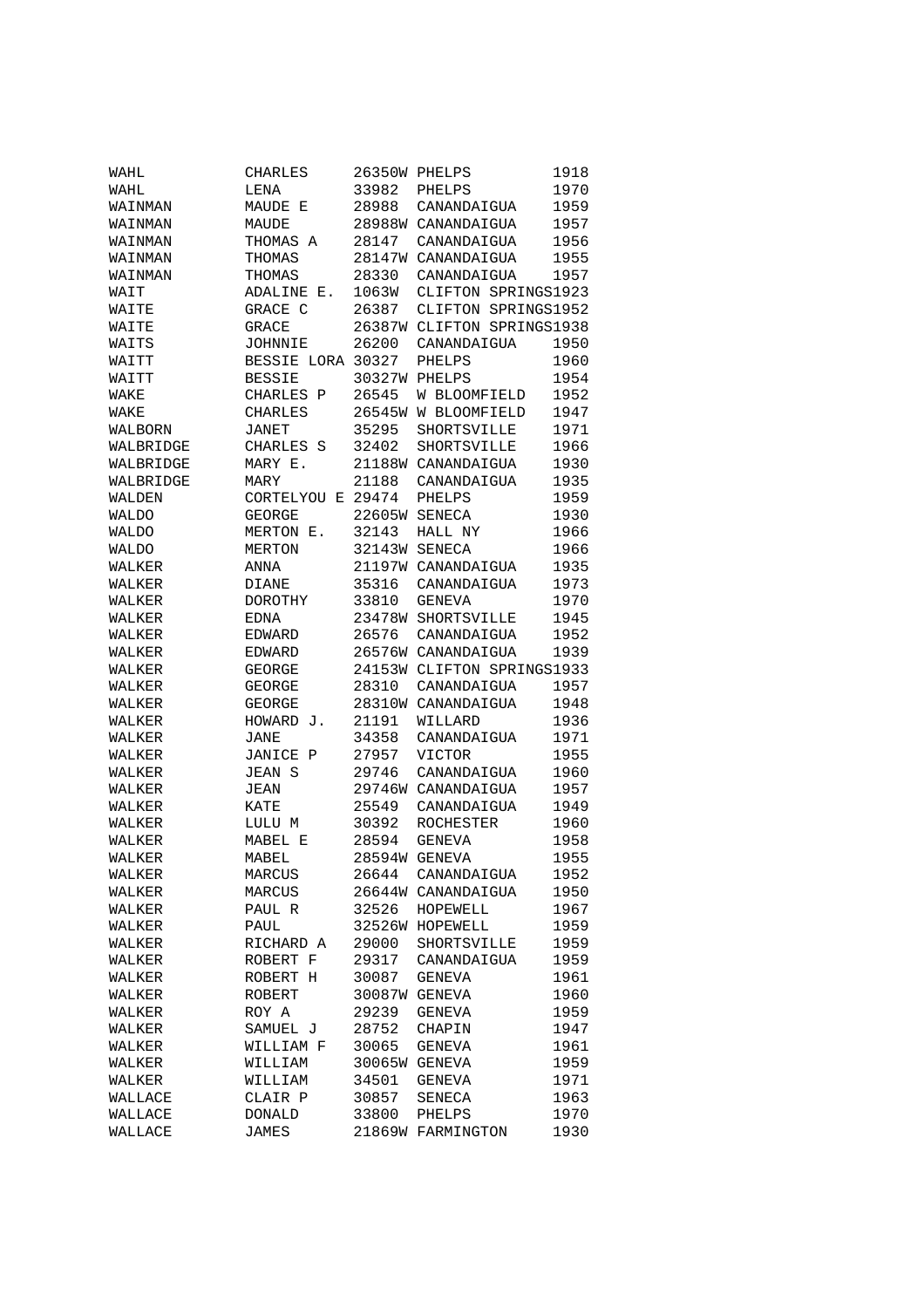| | | | | |
|---|---|---|---|---|
| WAHL | CHARLES | 26350W | PHELPS | 1918 |
| WAHL | LENA | 33982 | PHELPS | 1970 |
| WAINMAN | MAUDE E | 28988 | CANANDAIGUA | 1959 |
| WAINMAN | MAUDE | 28988W | CANANDAIGUA | 1957 |
| WAINMAN | THOMAS A | 28147 | CANANDAIGUA | 1956 |
| WAINMAN | THOMAS | 28147W | CANANDAIGUA | 1955 |
| WAINMAN | THOMAS | 28330 | CANANDAIGUA | 1957 |
| WAIT | ADALINE E. | 1063W | CLIFTON SPRINGS | 1923 |
| WAITE | GRACE C | 26387 | CLIFTON SPRINGS | 1952 |
| WAITE | GRACE | 26387W | CLIFTON SPRINGS | 1938 |
| WAITS | JOHNNIE | 26200 | CANANDAIGUA | 1950 |
| WAITT | BESSIE LORA | 30327 | PHELPS | 1960 |
| WAITT | BESSIE | 30327W | PHELPS | 1954 |
| WAKE | CHARLES P | 26545 | W BLOOMFIELD | 1952 |
| WAKE | CHARLES | 26545W | W BLOOMFIELD | 1947 |
| WALBORN | JANET | 35295 | SHORTSVILLE | 1971 |
| WALBRIDGE | CHARLES S | 32402 | SHORTSVILLE | 1966 |
| WALBRIDGE | MARY E. | 21188W | CANANDAIGUA | 1930 |
| WALBRIDGE | MARY | 21188 | CANANDAIGUA | 1935 |
| WALDEN | CORTELYOU E | 29474 | PHELPS | 1959 |
| WALDO | GEORGE | 22605W | SENECA | 1930 |
| WALDO | MERTON E. | 32143 | HALL NY | 1966 |
| WALDO | MERTON | 32143W | SENECA | 1966 |
| WALKER | ANNA | 21197W | CANANDAIGUA | 1935 |
| WALKER | DIANE | 35316 | CANANDAIGUA | 1973 |
| WALKER | DOROTHY | 33810 | GENEVA | 1970 |
| WALKER | EDNA | 23478W | SHORTSVILLE | 1945 |
| WALKER | EDWARD | 26576 | CANANDAIGUA | 1952 |
| WALKER | EDWARD | 26576W | CANANDAIGUA | 1939 |
| WALKER | GEORGE | 24153W | CLIFTON SPRINGS | 1933 |
| WALKER | GEORGE | 28310 | CANANDAIGUA | 1957 |
| WALKER | GEORGE | 28310W | CANANDAIGUA | 1948 |
| WALKER | HOWARD J. | 21191 | WILLARD | 1936 |
| WALKER | JANE | 34358 | CANANDAIGUA | 1971 |
| WALKER | JANICE P | 27957 | VICTOR | 1955 |
| WALKER | JEAN S | 29746 | CANANDAIGUA | 1960 |
| WALKER | JEAN | 29746W | CANANDAIGUA | 1957 |
| WALKER | KATE | 25549 | CANANDAIGUA | 1949 |
| WALKER | LULU M | 30392 | ROCHESTER | 1960 |
| WALKER | MABEL E | 28594 | GENEVA | 1958 |
| WALKER | MABEL | 28594W | GENEVA | 1955 |
| WALKER | MARCUS | 26644 | CANANDAIGUA | 1952 |
| WALKER | MARCUS | 26644W | CANANDAIGUA | 1950 |
| WALKER | PAUL R | 32526 | HOPEWELL | 1967 |
| WALKER | PAUL | 32526W | HOPEWELL | 1959 |
| WALKER | RICHARD A | 29000 | SHORTSVILLE | 1959 |
| WALKER | ROBERT F | 29317 | CANANDAIGUA | 1959 |
| WALKER | ROBERT H | 30087 | GENEVA | 1961 |
| WALKER | ROBERT | 30087W | GENEVA | 1960 |
| WALKER | ROY A | 29239 | GENEVA | 1959 |
| WALKER | SAMUEL J | 28752 | CHAPIN | 1947 |
| WALKER | WILLIAM F | 30065 | GENEVA | 1961 |
| WALKER | WILLIAM | 30065W | GENEVA | 1959 |
| WALKER | WILLIAM | 34501 | GENEVA | 1971 |
| WALLACE | CLAIR P | 30857 | SENECA | 1963 |
| WALLACE | DONALD | 33800 | PHELPS | 1970 |
| WALLACE | JAMES | 21869W | FARMINGTON | 1930 |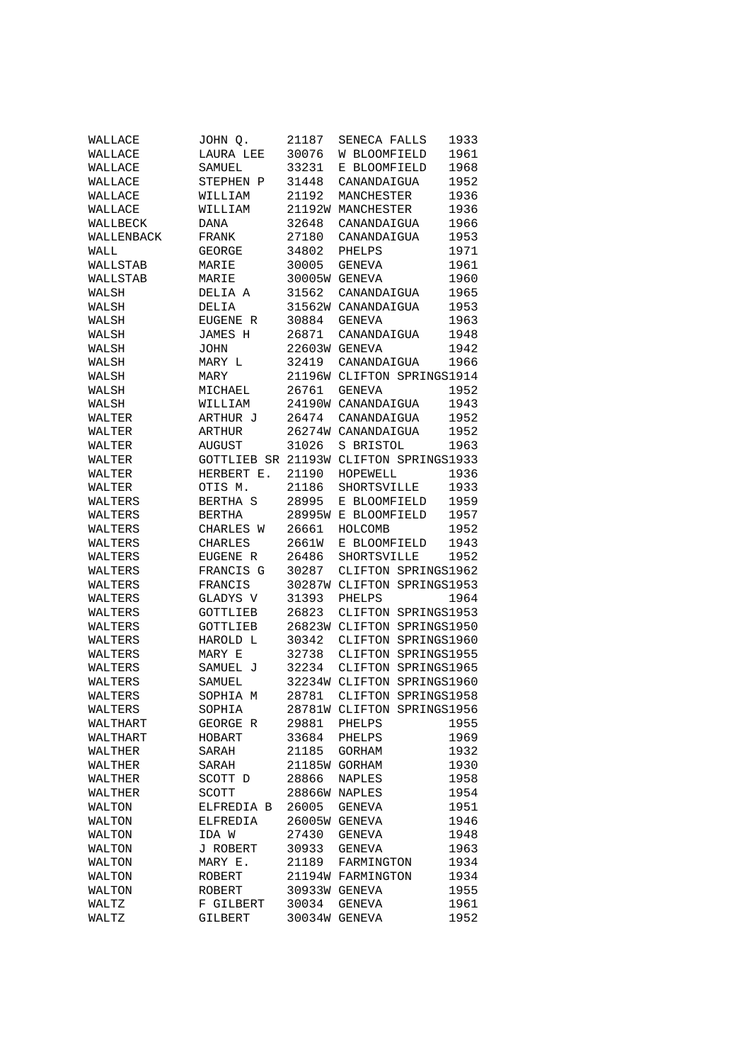| | | | | |
|---|---|---|---|---|
| WALLACE | JOHN Q. | 21187 | SENECA FALLS | 1933 |
| WALLACE | LAURA LEE | 30076 | W BLOOMFIELD | 1961 |
| WALLACE | SAMUEL | 33231 | E BLOOMFIELD | 1968 |
| WALLACE | STEPHEN P | 31448 | CANANDAIGUA | 1952 |
| WALLACE | WILLIAM | 21192 | MANCHESTER | 1936 |
| WALLACE | WILLIAM | 21192W | MANCHESTER | 1936 |
| WALLBECK | DANA | 32648 | CANANDAIGUA | 1966 |
| WALLENBACK | FRANK | 27180 | CANANDAIGUA | 1953 |
| WALL | GEORGE | 34802 | PHELPS | 1971 |
| WALLSTAB | MARIE | 30005 | GENEVA | 1961 |
| WALLSTAB | MARIE | 30005W | GENEVA | 1960 |
| WALSH | DELIA A | 31562 | CANANDAIGUA | 1965 |
| WALSH | DELIA | 31562W | CANANDAIGUA | 1953 |
| WALSH | EUGENE R | 30884 | GENEVA | 1963 |
| WALSH | JAMES H | 26871 | CANANDAIGUA | 1948 |
| WALSH | JOHN | 22603W | GENEVA | 1942 |
| WALSH | MARY L | 32419 | CANANDAIGUA | 1966 |
| WALSH | MARY | 21196W | CLIFTON SPRINGS | 1914 |
| WALSH | MICHAEL | 26761 | GENEVA | 1952 |
| WALSH | WILLIAM | 24190W | CANANDAIGUA | 1943 |
| WALTER | ARTHUR J | 26474 | CANANDAIGUA | 1952 |
| WALTER | ARTHUR | 26274W | CANANDAIGUA | 1952 |
| WALTER | AUGUST | 31026 | S BRISTOL | 1963 |
| WALTER | GOTTLIEB SR | 21193W | CLIFTON SPRINGS | 1933 |
| WALTER | HERBERT E. | 21190 | HOPEWELL | 1936 |
| WALTER | OTIS M. | 21186 | SHORTSVILLE | 1933 |
| WALTERS | BERTHA S | 28995 | E BLOOMFIELD | 1959 |
| WALTERS | BERTHA | 28995W | E BLOOMFIELD | 1957 |
| WALTERS | CHARLES W | 26661 | HOLCOMB | 1952 |
| WALTERS | CHARLES | 2661W | E BLOOMFIELD | 1943 |
| WALTERS | EUGENE R | 26486 | SHORTSVILLE | 1952 |
| WALTERS | FRANCIS G | 30287 | CLIFTON SPRINGS | 1962 |
| WALTERS | FRANCIS | 30287W | CLIFTON SPRINGS | 1953 |
| WALTERS | GLADYS V | 31393 | PHELPS | 1964 |
| WALTERS | GOTTLIEB | 26823 | CLIFTON SPRINGS | 1953 |
| WALTERS | GOTTLIEB | 26823W | CLIFTON SPRINGS | 1950 |
| WALTERS | HAROLD L | 30342 | CLIFTON SPRINGS | 1960 |
| WALTERS | MARY E | 32738 | CLIFTON SPRINGS | 1955 |
| WALTERS | SAMUEL J | 32234 | CLIFTON SPRINGS | 1965 |
| WALTERS | SAMUEL | 32234W | CLIFTON SPRINGS | 1960 |
| WALTERS | SOPHIA M | 28781 | CLIFTON SPRINGS | 1958 |
| WALTERS | SOPHIA | 28781W | CLIFTON SPRINGS | 1956 |
| WALTHART | GEORGE R | 29881 | PHELPS | 1955 |
| WALTHART | HOBART | 33684 | PHELPS | 1969 |
| WALTHER | SARAH | 21185 | GORHAM | 1932 |
| WALTHER | SARAH | 21185W | GORHAM | 1930 |
| WALTHER | SCOTT D | 28866 | NAPLES | 1958 |
| WALTHER | SCOTT | 28866W | NAPLES | 1954 |
| WALTON | ELFREDIA B | 26005 | GENEVA | 1951 |
| WALTON | ELFREDIA | 26005W | GENEVA | 1946 |
| WALTON | IDA W | 27430 | GENEVA | 1948 |
| WALTON | J ROBERT | 30933 | GENEVA | 1963 |
| WALTON | MARY E. | 21189 | FARMINGTON | 1934 |
| WALTON | ROBERT | 21194W | FARMINGTON | 1934 |
| WALTON | ROBERT | 30933W | GENEVA | 1955 |
| WALTZ | F GILBERT | 30034 | GENEVA | 1961 |
| WALTZ | GILBERT | 30034W | GENEVA | 1952 |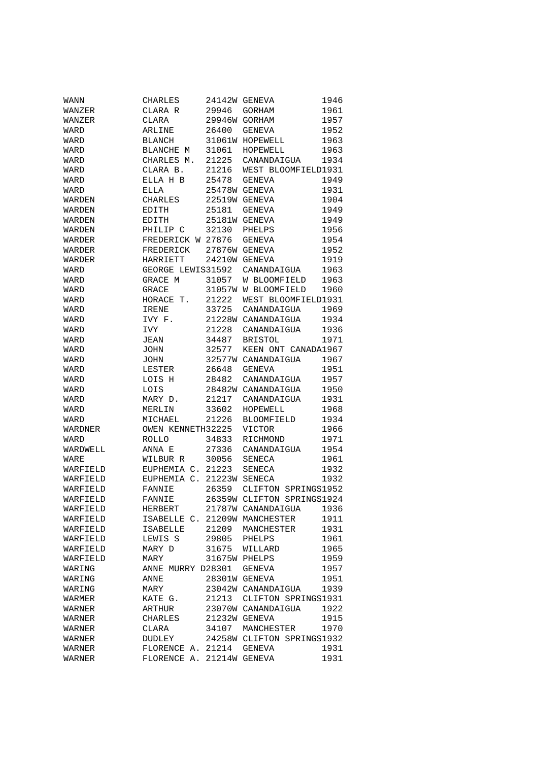| | | | | |
|---|---|---|---|---|
| WANN | CHARLES | 24142W | GENEVA | 1946 |
| WANZER | CLARA R | 29946 | GORHAM | 1961 |
| WANZER | CLARA | 29946W | GORHAM | 1957 |
| WARD | ARLINE | 26400 | GENEVA | 1952 |
| WARD | BLANCH | 31061W | HOPEWELL | 1963 |
| WARD | BLANCHE M | 31061 | HOPEWELL | 1963 |
| WARD | CHARLES M. | 21225 | CANANDAIGUA | 1934 |
| WARD | CLARA B. | 21216 | WEST BLOOMFIELD | 1931 |
| WARD | ELLA H B | 25478 | GENEVA | 1949 |
| WARD | ELLA | 25478W | GENEVA | 1931 |
| WARDEN | CHARLES | 22519W | GENEVA | 1904 |
| WARDEN | EDITH | 25181 | GENEVA | 1949 |
| WARDEN | EDITH | 25181W | GENEVA | 1949 |
| WARDEN | PHILIP C | 32130 | PHELPS | 1956 |
| WARDER | FREDERICK W | 27876 | GENEVA | 1954 |
| WARDER | FREDERICK | 27876W | GENEVA | 1952 |
| WARDER | HARRIETT | 24210W | GENEVA | 1919 |
| WARD | GEORGE LEWIS | 31592 | CANANDAIGUA | 1963 |
| WARD | GRACE M | 31057 | W BLOOMFIELD | 1963 |
| WARD | GRACE | 31057W | W BLOOMFIELD | 1960 |
| WARD | HORACE T. | 21222 | WEST BLOOMFIELD | 1931 |
| WARD | IRENE | 33725 | CANANDAIGUA | 1969 |
| WARD | IVY F. | 21228W | CANANDAIGUA | 1934 |
| WARD | IVY | 21228 | CANANDAIGUA | 1936 |
| WARD | JEAN | 34487 | BRISTOL | 1971 |
| WARD | JOHN | 32577 | KEEN ONT CANADA | 1967 |
| WARD | JOHN | 32577W | CANANDAIGUA | 1967 |
| WARD | LESTER | 26648 | GENEVA | 1951 |
| WARD | LOIS H | 28482 | CANANDAIGUA | 1957 |
| WARD | LOIS | 28482W | CANANDAIGUA | 1950 |
| WARD | MARY D. | 21217 | CANANDAIGUA | 1931 |
| WARD | MERLIN | 33602 | HOPEWELL | 1968 |
| WARD | MICHAEL | 21226 | BLOOMFIELD | 1934 |
| WARDNER | OWEN KENNETH | 32225 | VICTOR | 1966 |
| WARD | ROLLO | 34833 | RICHMOND | 1971 |
| WARDWELL | ANNA E | 27336 | CANANDAIGUA | 1954 |
| WARE | WILBUR R | 30056 | SENECA | 1961 |
| WARFIELD | EUPHEMIA C. | 21223 | SENECA | 1932 |
| WARFIELD | EUPHEMIA C. | 21223W | SENECA | 1932 |
| WARFIELD | FANNIE | 26359 | CLIFTON SPRINGS | 1952 |
| WARFIELD | FANNIE | 26359W | CLIFTON SPRINGS | 1924 |
| WARFIELD | HERBERT | 21787W | CANANDAIGUA | 1936 |
| WARFIELD | ISABELLE C. | 21209W | MANCHESTER | 1911 |
| WARFIELD | ISABELLE | 21209 | MANCHESTER | 1931 |
| WARFIELD | LEWIS S | 29805 | PHELPS | 1961 |
| WARFIELD | MARY D | 31675 | WILLARD | 1965 |
| WARFIELD | MARY | 31675W | PHELPS | 1959 |
| WARING | ANNE MURRY D | 28301 | GENEVA | 1957 |
| WARING | ANNE | 28301W | GENEVA | 1951 |
| WARING | MARY | 23042W | CANANDAIGUA | 1939 |
| WARMER | KATE G. | 21213 | CLIFTON SPRINGS | 1931 |
| WARNER | ARTHUR | 23070W | CANANDAIGUA | 1922 |
| WARNER | CHARLES | 21232W | GENEVA | 1915 |
| WARNER | CLARA | 34107 | MANCHESTER | 1970 |
| WARNER | DUDLEY | 24258W | CLIFTON SPRINGS | 1932 |
| WARNER | FLORENCE A. | 21214 | GENEVA | 1931 |
| WARNER | FLORENCE A. | 21214W | GENEVA | 1931 |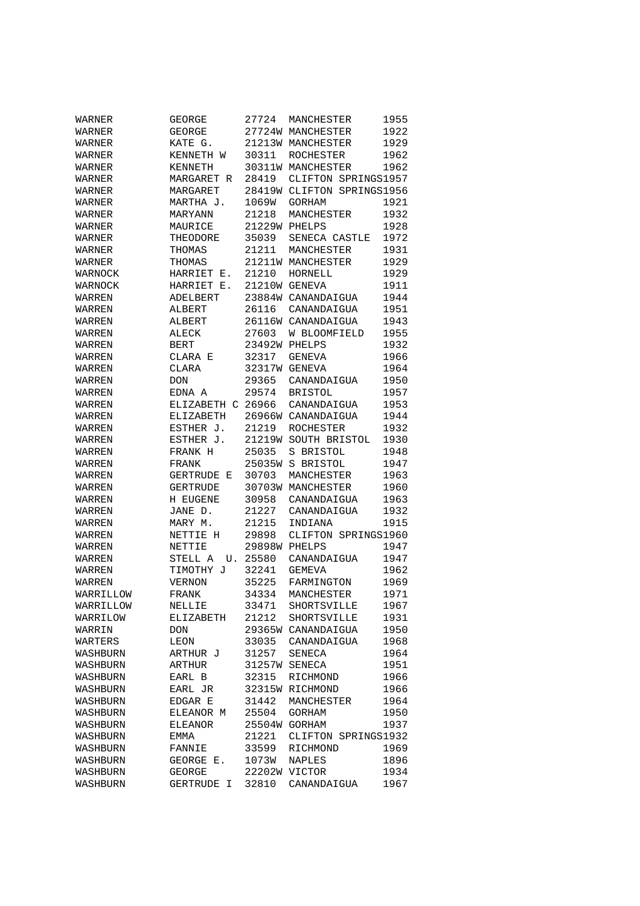| | | | | |
|---|---|---|---|---|
| WARNER | GEORGE | 27724 | MANCHESTER | 1955 |
| WARNER | GEORGE | 27724W | MANCHESTER | 1922 |
| WARNER | KATE G. | 21213W | MANCHESTER | 1929 |
| WARNER | KENNETH W | 30311 | ROCHESTER | 1962 |
| WARNER | KENNETH | 30311W | MANCHESTER | 1962 |
| WARNER | MARGARET R | 28419 | CLIFTON SPRINGS | 1957 |
| WARNER | MARGARET | 28419W | CLIFTON SPRINGS | 1956 |
| WARNER | MARTHA J. | 1069W | GORHAM | 1921 |
| WARNER | MARYANN | 21218 | MANCHESTER | 1932 |
| WARNER | MAURICE | 21229W | PHELPS | 1928 |
| WARNER | THEODORE | 35039 | SENECA CASTLE | 1972 |
| WARNER | THOMAS | 21211 | MANCHESTER | 1931 |
| WARNER | THOMAS | 21211W | MANCHESTER | 1929 |
| WARNOCK | HARRIET E. | 21210 | HORNELL | 1929 |
| WARNOCK | HARRIET E. | 21210W | GENEVA | 1911 |
| WARREN | ADELBERT | 23884W | CANANDAIGUA | 1944 |
| WARREN | ALBERT | 26116 | CANANDAIGUA | 1951 |
| WARREN | ALBERT | 26116W | CANANDAIGUA | 1943 |
| WARREN | ALECK | 27603 | W BLOOMFIELD | 1955 |
| WARREN | BERT | 23492W | PHELPS | 1932 |
| WARREN | CLARA E | 32317 | GENEVA | 1966 |
| WARREN | CLARA | 32317W | GENEVA | 1964 |
| WARREN | DON | 29365 | CANANDAIGUA | 1950 |
| WARREN | EDNA A | 29574 | BRISTOL | 1957 |
| WARREN | ELIZABETH C | 26966 | CANANDAIGUA | 1953 |
| WARREN | ELIZABETH | 26966W | CANANDAIGUA | 1944 |
| WARREN | ESTHER J. | 21219 | ROCHESTER | 1932 |
| WARREN | ESTHER J. | 21219W | SOUTH BRISTOL | 1930 |
| WARREN | FRANK H | 25035 | S BRISTOL | 1948 |
| WARREN | FRANK | 25035W | S BRISTOL | 1947 |
| WARREN | GERTRUDE E | 30703 | MANCHESTER | 1963 |
| WARREN | GERTRUDE | 30703W | MANCHESTER | 1960 |
| WARREN | H EUGENE | 30958 | CANANDAIGUA | 1963 |
| WARREN | JANE D. | 21227 | CANANDAIGUA | 1932 |
| WARREN | MARY M. | 21215 | INDIANA | 1915 |
| WARREN | NETTIE H | 29898 | CLIFTON SPRINGS | 1960 |
| WARREN | NETTIE | 29898W | PHELPS | 1947 |
| WARREN | STELL A U. | 25580 | CANANDAIGUA | 1947 |
| WARREN | TIMOTHY J | 32241 | GEMEVA | 1962 |
| WARREN | VERNON | 35225 | FARMINGTON | 1969 |
| WARRILLOW | FRANK | 34334 | MANCHESTER | 1971 |
| WARRILLOW | NELLIE | 33471 | SHORTSVILLE | 1967 |
| WARRILOW | ELIZABETH | 21212 | SHORTSVILLE | 1931 |
| WARRIN | DON | 29365W | CANANDAIGUA | 1950 |
| WARTERS | LEON | 33035 | CANANDAIGUA | 1968 |
| WASHBURN | ARTHUR J | 31257 | SENECA | 1964 |
| WASHBURN | ARTHUR | 31257W | SENECA | 1951 |
| WASHBURN | EARL B | 32315 | RICHMOND | 1966 |
| WASHBURN | EARL JR | 32315W | RICHMOND | 1966 |
| WASHBURN | EDGAR E | 31442 | MANCHESTER | 1964 |
| WASHBURN | ELEANOR M | 25504 | GORHAM | 1950 |
| WASHBURN | ELEANOR | 25504W | GORHAM | 1937 |
| WASHBURN | EMMA | 21221 | CLIFTON SPRINGS | 1932 |
| WASHBURN | FANNIE | 33599 | RICHMOND | 1969 |
| WASHBURN | GEORGE E. | 1073W | NAPLES | 1896 |
| WASHBURN | GEORGE | 22202W | VICTOR | 1934 |
| WASHBURN | GERTRUDE I | 32810 | CANANDAIGUA | 1967 |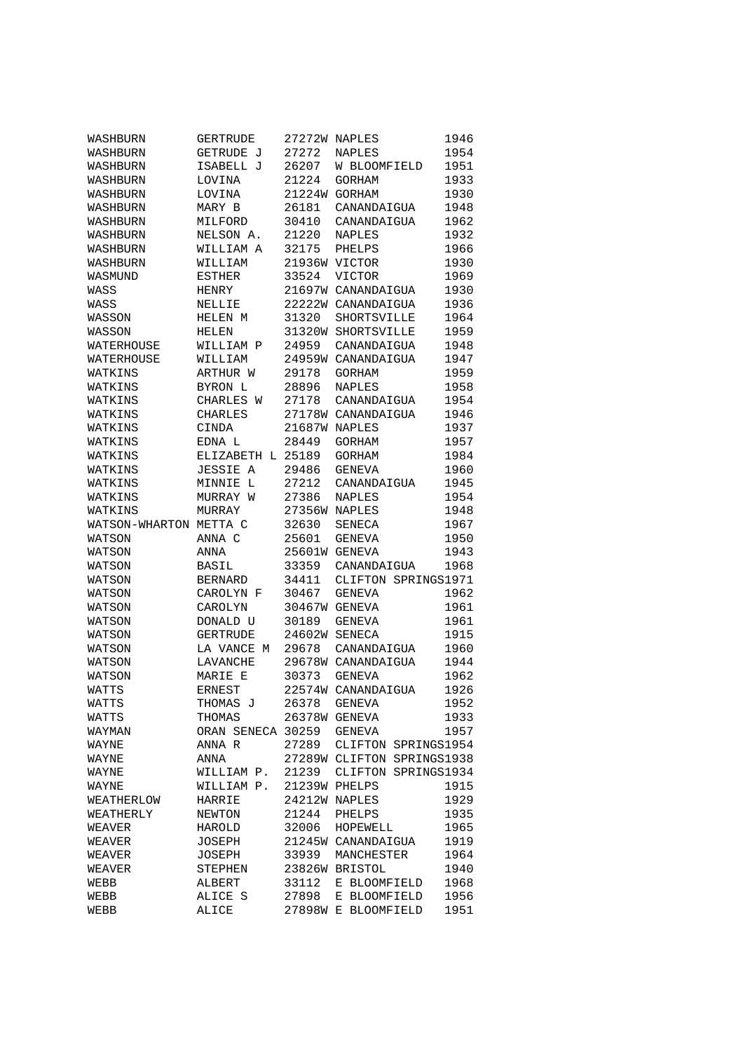| | | | | |
|---|---|---|---|---|
| WASHBURN | GERTRUDE | 27272W | NAPLES | 1946 |
| WASHBURN | GETRUDE J | 27272 | NAPLES | 1954 |
| WASHBURN | ISABELL J | 26207 | W BLOOMFIELD | 1951 |
| WASHBURN | LOVINA | 21224 | GORHAM | 1933 |
| WASHBURN | LOVINA | 21224W | GORHAM | 1930 |
| WASHBURN | MARY B | 26181 | CANANDAIGUA | 1948 |
| WASHBURN | MILFORD | 30410 | CANANDAIGUA | 1962 |
| WASHBURN | NELSON A. | 21220 | NAPLES | 1932 |
| WASHBURN | WILLIAM A | 32175 | PHELPS | 1966 |
| WASHBURN | WILLIAM | 21936W | VICTOR | 1930 |
| WASMUND | ESTHER | 33524 | VICTOR | 1969 |
| WASS | HENRY | 21697W | CANANDAIGUA | 1930 |
| WASS | NELLIE | 22222W | CANANDAIGUA | 1936 |
| WASSON | HELEN M | 31320 | SHORTSVILLE | 1964 |
| WASSON | HELEN | 31320W | SHORTSVILLE | 1959 |
| WATERHOUSE | WILLIAM P | 24959 | CANANDAIGUA | 1948 |
| WATERHOUSE | WILLIAM | 24959W | CANANDAIGUA | 1947 |
| WATKINS | ARTHUR W | 29178 | GORHAM | 1959 |
| WATKINS | BYRON L | 28896 | NAPLES | 1958 |
| WATKINS | CHARLES W | 27178 | CANANDAIGUA | 1954 |
| WATKINS | CHARLES | 27178W | CANANDAIGUA | 1946 |
| WATKINS | CINDA | 21687W | NAPLES | 1937 |
| WATKINS | EDNA L | 28449 | GORHAM | 1957 |
| WATKINS | ELIZABETH L | 25189 | GORHAM | 1984 |
| WATKINS | JESSIE A | 29486 | GENEVA | 1960 |
| WATKINS | MINNIE L | 27212 | CANANDAIGUA | 1945 |
| WATKINS | MURRAY W | 27386 | NAPLES | 1954 |
| WATKINS | MURRAY | 27356W | NAPLES | 1948 |
| WATSON-WHARTON | METTA C | 32630 | SENECA | 1967 |
| WATSON | ANNA C | 25601 | GENEVA | 1950 |
| WATSON | ANNA | 25601W | GENEVA | 1943 |
| WATSON | BASIL | 33359 | CANANDAIGUA | 1968 |
| WATSON | BERNARD | 34411 | CLIFTON SPRINGS | 1971 |
| WATSON | CAROLYN F | 30467 | GENEVA | 1962 |
| WATSON | CAROLYN | 30467W | GENEVA | 1961 |
| WATSON | DONALD U | 30189 | GENEVA | 1961 |
| WATSON | GERTRUDE | 24602W | SENECA | 1915 |
| WATSON | LA VANCE M | 29678 | CANANDAIGUA | 1960 |
| WATSON | LAVANCHE | 29678W | CANANDAIGUA | 1944 |
| WATSON | MARIE E | 30373 | GENEVA | 1962 |
| WATTS | ERNEST | 22574W | CANANDAIGUA | 1926 |
| WATTS | THOMAS J | 26378 | GENEVA | 1952 |
| WATTS | THOMAS | 26378W | GENEVA | 1933 |
| WAYMAN | ORAN SENECA | 30259 | GENEVA | 1957 |
| WAYNE | ANNA R | 27289 | CLIFTON SPRINGS | 1954 |
| WAYNE | ANNA | 27289W | CLIFTON SPRINGS | 1938 |
| WAYNE | WILLIAM P. | 21239 | CLIFTON SPRINGS | 1934 |
| WAYNE | WILLIAM P. | 21239W | PHELPS | 1915 |
| WEATHERLOW | HARRIE | 24212W | NAPLES | 1929 |
| WEATHERLY | NEWTON | 21244 | PHELPS | 1935 |
| WEAVER | HAROLD | 32006 | HOPEWELL | 1965 |
| WEAVER | JOSEPH | 21245W | CANANDAIGUA | 1919 |
| WEAVER | JOSEPH | 33939 | MANCHESTER | 1964 |
| WEAVER | STEPHEN | 23826W | BRISTOL | 1940 |
| WEBB | ALBERT | 33112 | E BLOOMFIELD | 1968 |
| WEBB | ALICE S | 27898 | E BLOOMFIELD | 1956 |
| WEBB | ALICE | 27898W | E BLOOMFIELD | 1951 |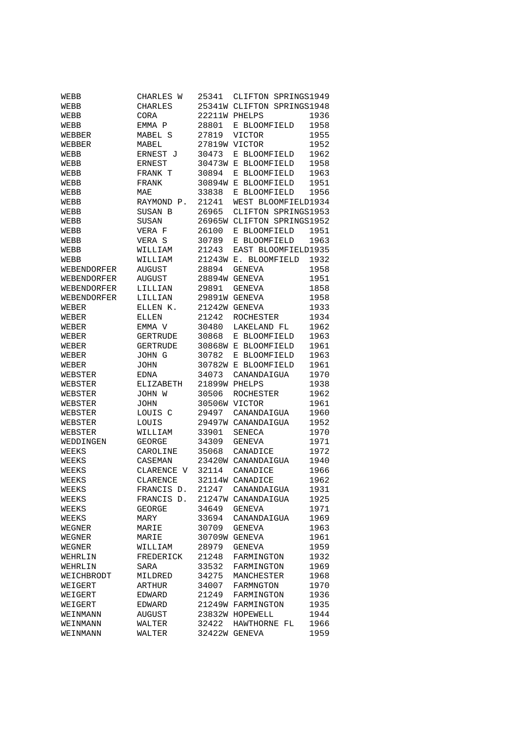| | | | | |
|---|---|---|---|---|
| WEBB | CHARLES W | 25341 | CLIFTON SPRINGS | 1949 |
| WEBB | CHARLES | 25341W | CLIFTON SPRINGS | 1948 |
| WEBB | CORA | 22211W | PHELPS | 1936 |
| WEBB | EMMA P | 28801 | E BLOOMFIELD | 1958 |
| WEBBER | MABEL S | 27819 | VICTOR | 1955 |
| WEBBER | MABEL | 27819W | VICTOR | 1952 |
| WEBB | ERNEST J | 30473 | E BLOOMFIELD | 1962 |
| WEBB | ERNEST | 30473W | E BLOOMFIELD | 1958 |
| WEBB | FRANK T | 30894 | E BLOOMFIELD | 1963 |
| WEBB | FRANK | 30894W | E BLOOMFIELD | 1951 |
| WEBB | MAE | 33838 | E BLOOMFIELD | 1956 |
| WEBB | RAYMOND P. | 21241 | WEST BLOOMFIELD | 1934 |
| WEBB | SUSAN B | 26965 | CLIFTON SPRINGS | 1953 |
| WEBB | SUSAN | 26965W | CLIFTON SPRINGS | 1952 |
| WEBB | VERA F | 26100 | E BLOOMFIELD | 1951 |
| WEBB | VERA S | 30789 | E BLOOMFIELD | 1963 |
| WEBB | WILLIAM | 21243 | EAST BLOOMFIELD | 1935 |
| WEBB | WILLIAM | 21243W | E. BLOOMFIELD | 1932 |
| WEBENDORFER | AUGUST | 28894 | GENEVA | 1958 |
| WEBENDORFER | AUGUST | 28894W | GENEVA | 1951 |
| WEBENDORFER | LILLIAN | 29891 | GENEVA | 1858 |
| WEBENDORFER | LILLIAN | 29891W | GENEVA | 1958 |
| WEBER | ELLEN K. | 21242W | GENEVA | 1933 |
| WEBER | ELLEN | 21242 | ROCHESTER | 1934 |
| WEBER | EMMA V | 30480 | LAKELAND FL | 1962 |
| WEBER | GERTRUDE | 30868 | E BLOOMFIELD | 1963 |
| WEBER | GERTRUDE | 30868W | E BLOOMFIELD | 1961 |
| WEBER | JOHN G | 30782 | E BLOOMFIELD | 1963 |
| WEBER | JOHN | 30782W | E BLOOMFIELD | 1961 |
| WEBSTER | EDNA | 34073 | CANANDAIGUA | 1970 |
| WEBSTER | ELIZABETH | 21899W | PHELPS | 1938 |
| WEBSTER | JOHN W | 30506 | ROCHESTER | 1962 |
| WEBSTER | JOHN | 30506W | VICTOR | 1961 |
| WEBSTER | LOUIS C | 29497 | CANANDAIGUA | 1960 |
| WEBSTER | LOUIS | 29497W | CANANDAIGUA | 1952 |
| WEBSTER | WILLIAM | 33901 | SENECA | 1970 |
| WEDDINGEN | GEORGE | 34309 | GENEVA | 1971 |
| WEEKS | CAROLINE | 35068 | CANADICE | 1972 |
| WEEKS | CASEMAN | 23420W | CANANDAIGUA | 1940 |
| WEEKS | CLARENCE V | 32114 | CANADICE | 1966 |
| WEEKS | CLARENCE | 32114W | CANADICE | 1962 |
| WEEKS | FRANCIS D. | 21247 | CANANDAIGUA | 1931 |
| WEEKS | FRANCIS D. | 21247W | CANANDAIGUA | 1925 |
| WEEKS | GEORGE | 34649 | GENEVA | 1971 |
| WEEKS | MARY | 33694 | CANANDAIGUA | 1969 |
| WEGNER | MARIE | 30709 | GENEVA | 1963 |
| WEGNER | MARIE | 30709W | GENEVA | 1961 |
| WEGNER | WILLIAM | 28979 | GENEVA | 1959 |
| WEHRLIN | FREDERICK | 21248 | FARMINGTON | 1932 |
| WEHRLIN | SARA | 33532 | FARMINGTON | 1969 |
| WEICHBRODT | MILDRED | 34275 | MANCHESTER | 1968 |
| WEIGERT | ARTHUR | 34007 | FARMNGTON | 1970 |
| WEIGERT | EDWARD | 21249 | FARMINGTON | 1936 |
| WEIGERT | EDWARD | 21249W | FARMINGTON | 1935 |
| WEINMANN | AUGUST | 23832W | HOPEWELL | 1944 |
| WEINMANN | WALTER | 32422 | HAWTHORNE FL | 1966 |
| WEINMANN | WALTER | 32422W | GENEVA | 1959 |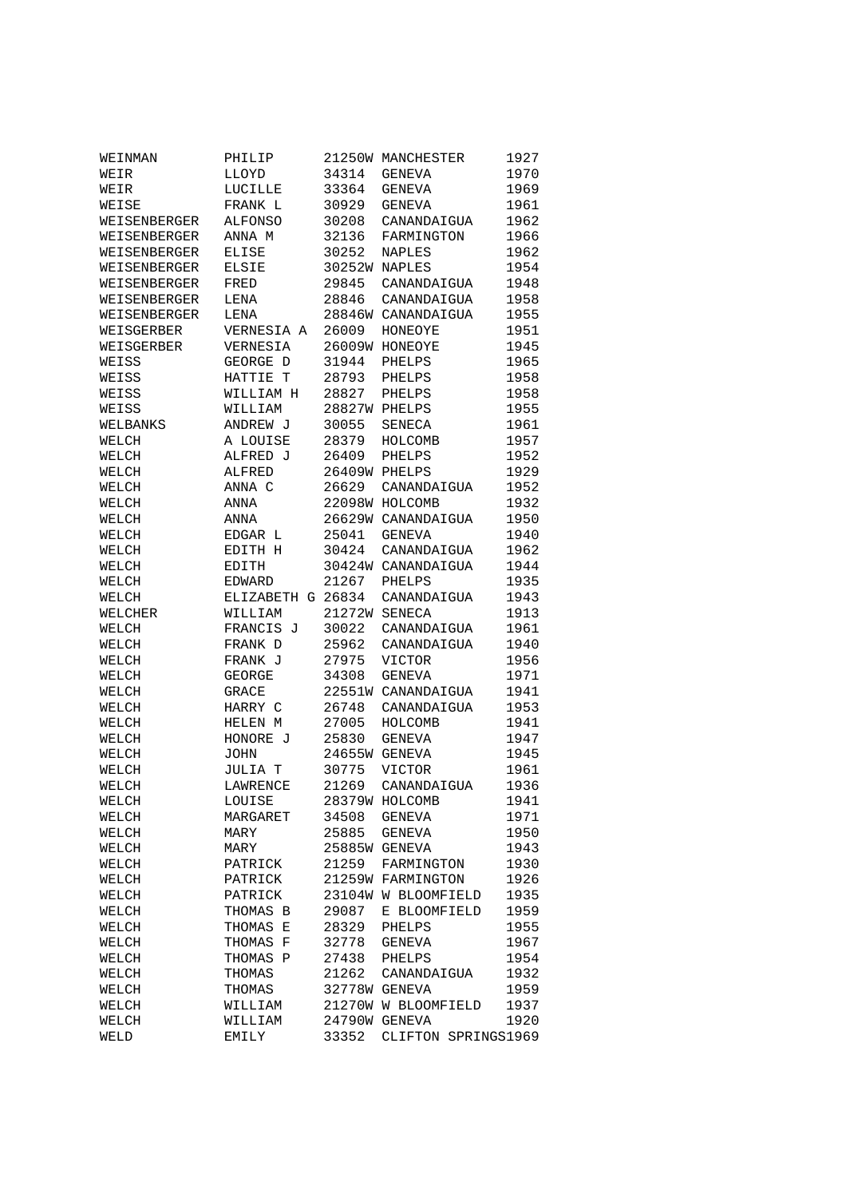| | | | | |
|---|---|---|---|---|
| WEINMAN | PHILIP | 21250W | MANCHESTER | 1927 |
| WEIR | LLOYD | 34314 | GENEVA | 1970 |
| WEIR | LUCILLE | 33364 | GENEVA | 1969 |
| WEISE | FRANK L | 30929 | GENEVA | 1961 |
| WEISENBERGER | ALFONSO | 30208 | CANANDAIGUA | 1962 |
| WEISENBERGER | ANNA M | 32136 | FARMINGTON | 1966 |
| WEISENBERGER | ELISE | 30252 | NAPLES | 1962 |
| WEISENBERGER | ELSIE | 30252W | NAPLES | 1954 |
| WEISENBERGER | FRED | 29845 | CANANDAIGUA | 1948 |
| WEISENBERGER | LENA | 28846 | CANANDAIGUA | 1958 |
| WEISENBERGER | LENA | 28846W | CANANDAIGUA | 1955 |
| WEISGERBER | VERNESIA A | 26009 | HONEOYE | 1951 |
| WEISGERBER | VERNESIA | 26009W | HONEOYE | 1945 |
| WEISS | GEORGE D | 31944 | PHELPS | 1965 |
| WEISS | HATTIE T | 28793 | PHELPS | 1958 |
| WEISS | WILLIAM H | 28827 | PHELPS | 1958 |
| WEISS | WILLIAM | 28827W | PHELPS | 1955 |
| WELBANKS | ANDREW J | 30055 | SENECA | 1961 |
| WELCH | A LOUISE | 28379 | HOLCOMB | 1957 |
| WELCH | ALFRED J | 26409 | PHELPS | 1952 |
| WELCH | ALFRED | 26409W | PHELPS | 1929 |
| WELCH | ANNA C | 26629 | CANANDAIGUA | 1952 |
| WELCH | ANNA | 22098W | HOLCOMB | 1932 |
| WELCH | ANNA | 26629W | CANANDAIGUA | 1950 |
| WELCH | EDGAR L | 25041 | GENEVA | 1940 |
| WELCH | EDITH H | 30424 | CANANDAIGUA | 1962 |
| WELCH | EDITH | 30424W | CANANDAIGUA | 1944 |
| WELCH | EDWARD | 21267 | PHELPS | 1935 |
| WELCH | ELIZABETH G | 26834 | CANANDAIGUA | 1943 |
| WELCHER | WILLIAM | 21272W | SENECA | 1913 |
| WELCH | FRANCIS J | 30022 | CANANDAIGUA | 1961 |
| WELCH | FRANK D | 25962 | CANANDAIGUA | 1940 |
| WELCH | FRANK J | 27975 | VICTOR | 1956 |
| WELCH | GEORGE | 34308 | GENEVA | 1971 |
| WELCH | GRACE | 22551W | CANANDAIGUA | 1941 |
| WELCH | HARRY C | 26748 | CANANDAIGUA | 1953 |
| WELCH | HELEN M | 27005 | HOLCOMB | 1941 |
| WELCH | HONORE J | 25830 | GENEVA | 1947 |
| WELCH | JOHN | 24655W | GENEVA | 1945 |
| WELCH | JULIA T | 30775 | VICTOR | 1961 |
| WELCH | LAWRENCE | 21269 | CANANDAIGUA | 1936 |
| WELCH | LOUISE | 28379W | HOLCOMB | 1941 |
| WELCH | MARGARET | 34508 | GENEVA | 1971 |
| WELCH | MARY | 25885 | GENEVA | 1950 |
| WELCH | MARY | 25885W | GENEVA | 1943 |
| WELCH | PATRICK | 21259 | FARMINGTON | 1930 |
| WELCH | PATRICK | 21259W | FARMINGTON | 1926 |
| WELCH | PATRICK | 23104W | W BLOOMFIELD | 1935 |
| WELCH | THOMAS B | 29087 | E BLOOMFIELD | 1959 |
| WELCH | THOMAS E | 28329 | PHELPS | 1955 |
| WELCH | THOMAS F | 32778 | GENEVA | 1967 |
| WELCH | THOMAS P | 27438 | PHELPS | 1954 |
| WELCH | THOMAS | 21262 | CANANDAIGUA | 1932 |
| WELCH | THOMAS | 32778W | GENEVA | 1959 |
| WELCH | WILLIAM | 21270W | W BLOOMFIELD | 1937 |
| WELCH | WILLIAM | 24790W | GENEVA | 1920 |
| WELD | EMILY | 33352 | CLIFTON SPRINGS | 1969 |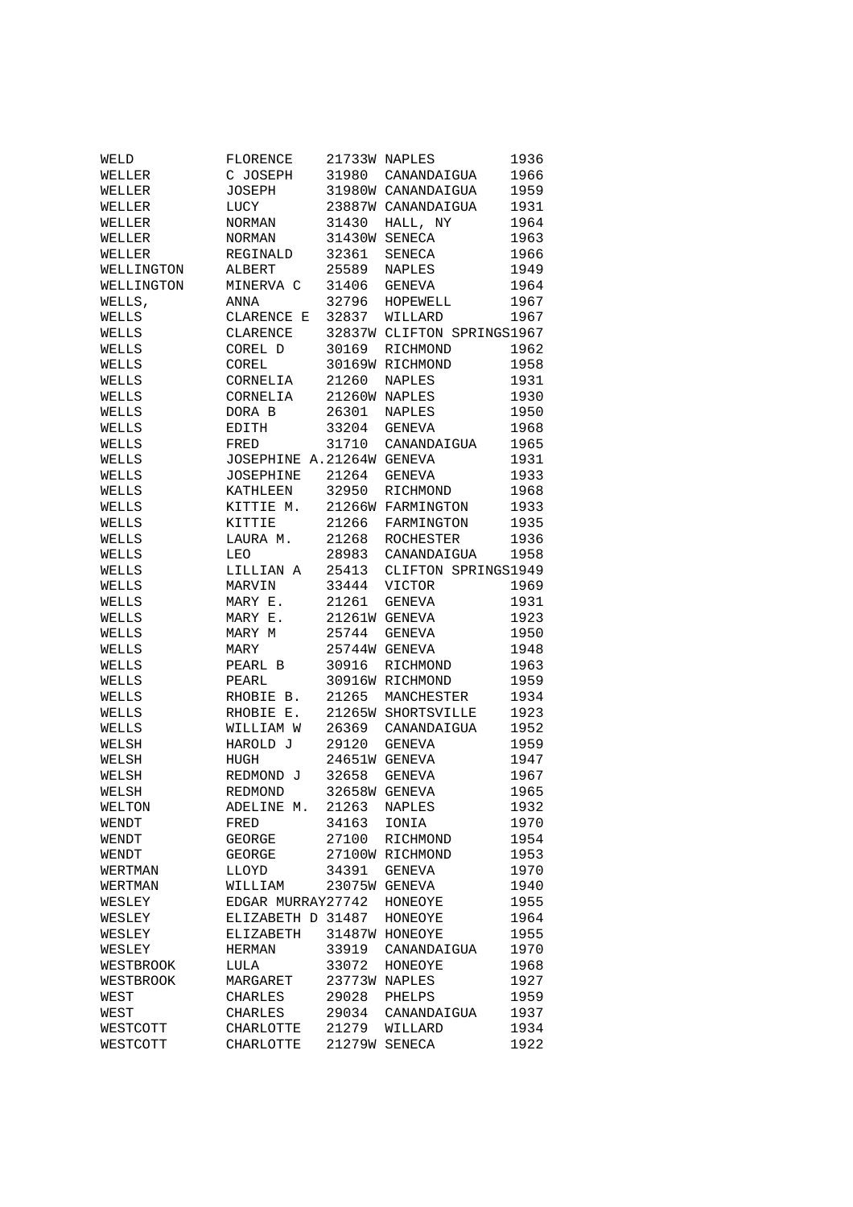| | | | | |
|---|---|---|---|---|
| WELD | FLORENCE | 21733W | NAPLES | 1936 |
| WELLER | C JOSEPH | 31980 | CANANDAIGUA | 1966 |
| WELLER | JOSEPH | 31980W | CANANDAIGUA | 1959 |
| WELLER | LUCY | 23887W | CANANDAIGUA | 1931 |
| WELLER | NORMAN | 31430 | HALL, NY | 1964 |
| WELLER | NORMAN | 31430W | SENECA | 1963 |
| WELLER | REGINALD | 32361 | SENECA | 1966 |
| WELLINGTON | ALBERT | 25589 | NAPLES | 1949 |
| WELLINGTON | MINERVA C | 31406 | GENEVA | 1964 |
| WELLS, | ANNA | 32796 | HOPEWELL | 1967 |
| WELLS | CLARENCE E | 32837 | WILLARD | 1967 |
| WELLS | CLARENCE | 32837W | CLIFTON SPRINGS | 1967 |
| WELLS | COREL D | 30169 | RICHMOND | 1962 |
| WELLS | COREL | 30169W | RICHMOND | 1958 |
| WELLS | CORNELIA | 21260 | NAPLES | 1931 |
| WELLS | CORNELIA | 21260W | NAPLES | 1930 |
| WELLS | DORA B | 26301 | NAPLES | 1950 |
| WELLS | EDITH | 33204 | GENEVA | 1968 |
| WELLS | FRED | 31710 | CANANDAIGUA | 1965 |
| WELLS | JOSEPHINE A. | 21264W | GENEVA | 1931 |
| WELLS | JOSEPHINE | 21264 | GENEVA | 1933 |
| WELLS | KATHLEEN | 32950 | RICHMOND | 1968 |
| WELLS | KITTIE M. | 21266W | FARMINGTON | 1933 |
| WELLS | KITTIE | 21266 | FARMINGTON | 1935 |
| WELLS | LAURA M. | 21268 | ROCHESTER | 1936 |
| WELLS | LEO | 28983 | CANANDAIGUA | 1958 |
| WELLS | LILLIAN A | 25413 | CLIFTON SPRINGS | 1949 |
| WELLS | MARVIN | 33444 | VICTOR | 1969 |
| WELLS | MARY E. | 21261 | GENEVA | 1931 |
| WELLS | MARY E. | 21261W | GENEVA | 1923 |
| WELLS | MARY M | 25744 | GENEVA | 1950 |
| WELLS | MARY | 25744W | GENEVA | 1948 |
| WELLS | PEARL B | 30916 | RICHMOND | 1963 |
| WELLS | PEARL | 30916W | RICHMOND | 1959 |
| WELLS | RHOBIE B. | 21265 | MANCHESTER | 1934 |
| WELLS | RHOBIE E. | 21265W | SHORTSVILLE | 1923 |
| WELLS | WILLIAM W | 26369 | CANANDAIGUA | 1952 |
| WELSH | HAROLD J | 29120 | GENEVA | 1959 |
| WELSH | HUGH | 24651W | GENEVA | 1947 |
| WELSH | REDMOND J | 32658 | GENEVA | 1967 |
| WELSH | REDMOND | 32658W | GENEVA | 1965 |
| WELTON | ADELINE M. | 21263 | NAPLES | 1932 |
| WENDT | FRED | 34163 | IONIA | 1970 |
| WENDT | GEORGE | 27100 | RICHMOND | 1954 |
| WENDT | GEORGE | 27100W | RICHMOND | 1953 |
| WERTMAN | LLOYD | 34391 | GENEVA | 1970 |
| WERTMAN | WILLIAM | 23075W | GENEVA | 1940 |
| WESLEY | EDGAR MURRAY | 27742 | HONEOYE | 1955 |
| WESLEY | ELIZABETH D | 31487 | HONEOYE | 1964 |
| WESLEY | ELIZABETH | 31487W | HONEOYE | 1955 |
| WESLEY | HERMAN | 33919 | CANANDAIGUA | 1970 |
| WESTBROOK | LULA | 33072 | HONEOYE | 1968 |
| WESTBROOK | MARGARET | 23773W | NAPLES | 1927 |
| WEST | CHARLES | 29028 | PHELPS | 1959 |
| WEST | CHARLES | 29034 | CANANDAIGUA | 1937 |
| WESTCOTT | CHARLOTTE | 21279 | WILLARD | 1934 |
| WESTCOTT | CHARLOTTE | 21279W | SENECA | 1922 |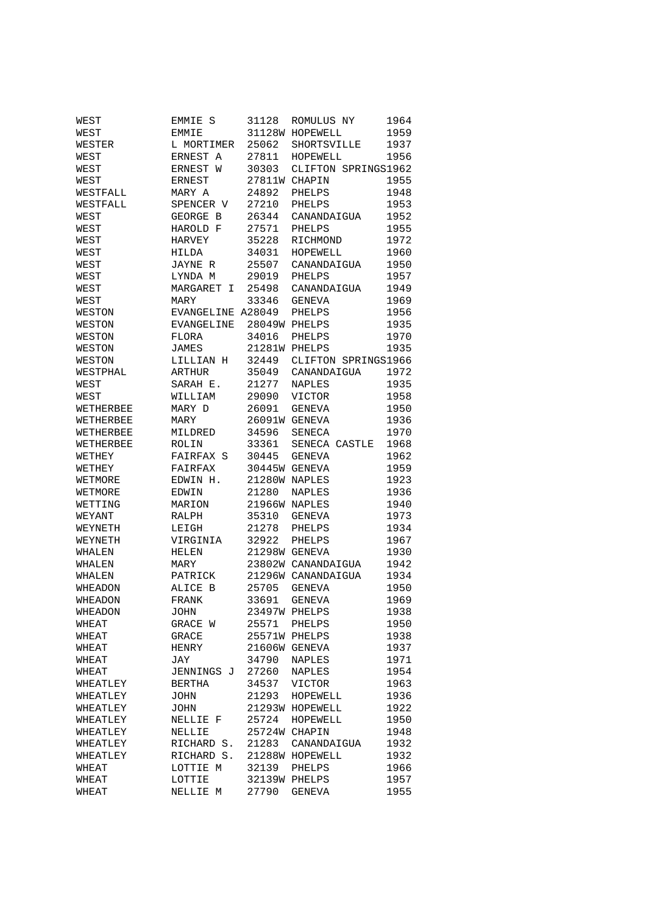| | | | | |
|---|---|---|---|---|
| WEST | EMMIE S | 31128 | ROMULUS NY | 1964 |
| WEST | EMMIE | 31128W | HOPEWELL | 1959 |
| WESTER | L MORTIMER | 25062 | SHORTSVILLE | 1937 |
| WEST | ERNEST A | 27811 | HOPEWELL | 1956 |
| WEST | ERNEST W | 30303 | CLIFTON SPRINGS | 1962 |
| WEST | ERNEST | 27811W | CHAPIN | 1955 |
| WESTFALL | MARY A | 24892 | PHELPS | 1948 |
| WESTFALL | SPENCER V | 27210 | PHELPS | 1953 |
| WEST | GEORGE B | 26344 | CANANDAIGUA | 1952 |
| WEST | HAROLD F | 27571 | PHELPS | 1955 |
| WEST | HARVEY | 35228 | RICHMOND | 1972 |
| WEST | HILDA | 34031 | HOPEWELL | 1960 |
| WEST | JAYNE R | 25507 | CANANDAIGUA | 1950 |
| WEST | LYNDA M | 29019 | PHELPS | 1957 |
| WEST | MARGARET I | 25498 | CANANDAIGUA | 1949 |
| WEST | MARY | 33346 | GENEVA | 1969 |
| WESTON | EVANGELINE A | 28049 | PHELPS | 1956 |
| WESTON | EVANGELINE | 28049W | PHELPS | 1935 |
| WESTON | FLORA | 34016 | PHELPS | 1970 |
| WESTON | JAMES | 21281W | PHELPS | 1935 |
| WESTON | LILLIAN H | 32449 | CLIFTON SPRINGS | 1966 |
| WESTPHAL | ARTHUR | 35049 | CANANDAIGUA | 1972 |
| WEST | SARAH E. | 21277 | NAPLES | 1935 |
| WEST | WILLIAM | 29090 | VICTOR | 1958 |
| WETHERBEE | MARY D | 26091 | GENEVA | 1950 |
| WETHERBEE | MARY | 26091W | GENEVA | 1936 |
| WETHERBEE | MILDRED | 34596 | SENECA | 1970 |
| WETHERBEE | ROLIN | 33361 | SENECA CASTLE | 1968 |
| WETHEY | FAIRFAX S | 30445 | GENEVA | 1962 |
| WETHEY | FAIRFAX | 30445W | GENEVA | 1959 |
| WETMORE | EDWIN H. | 21280W | NAPLES | 1923 |
| WETMORE | EDWIN | 21280 | NAPLES | 1936 |
| WETTING | MARION | 21966W | NAPLES | 1940 |
| WEYANT | RALPH | 35310 | GENEVA | 1973 |
| WEYNETH | LEIGH | 21278 | PHELPS | 1934 |
| WEYNETH | VIRGINIA | 32922 | PHELPS | 1967 |
| WHALEN | HELEN | 21298W | GENEVA | 1930 |
| WHALEN | MARY | 23802W | CANANDAIGUA | 1942 |
| WHALEN | PATRICK | 21296W | CANANDAIGUA | 1934 |
| WHEADON | ALICE B | 25705 | GENEVA | 1950 |
| WHEADON | FRANK | 33691 | GENEVA | 1969 |
| WHEADON | JOHN | 23497W | PHELPS | 1938 |
| WHEAT | GRACE W | 25571 | PHELPS | 1950 |
| WHEAT | GRACE | 25571W | PHELPS | 1938 |
| WHEAT | HENRY | 21606W | GENEVA | 1937 |
| WHEAT | JAY | 34790 | NAPLES | 1971 |
| WHEAT | JENNINGS J | 27260 | NAPLES | 1954 |
| WHEATLEY | BERTHA | 34537 | VICTOR | 1963 |
| WHEATLEY | JOHN | 21293 | HOPEWELL | 1936 |
| WHEATLEY | JOHN | 21293W | HOPEWELL | 1922 |
| WHEATLEY | NELLIE F | 25724 | HOPEWELL | 1950 |
| WHEATLEY | NELLIE | 25724W | CHAPIN | 1948 |
| WHEATLEY | RICHARD S. | 21283 | CANANDAIGUA | 1932 |
| WHEATLEY | RICHARD S. | 21288W | HOPEWELL | 1932 |
| WHEAT | LOTTIE M | 32139 | PHELPS | 1966 |
| WHEAT | LOTTIE | 32139W | PHELPS | 1957 |
| WHEAT | NELLIE M | 27790 | GENEVA | 1955 |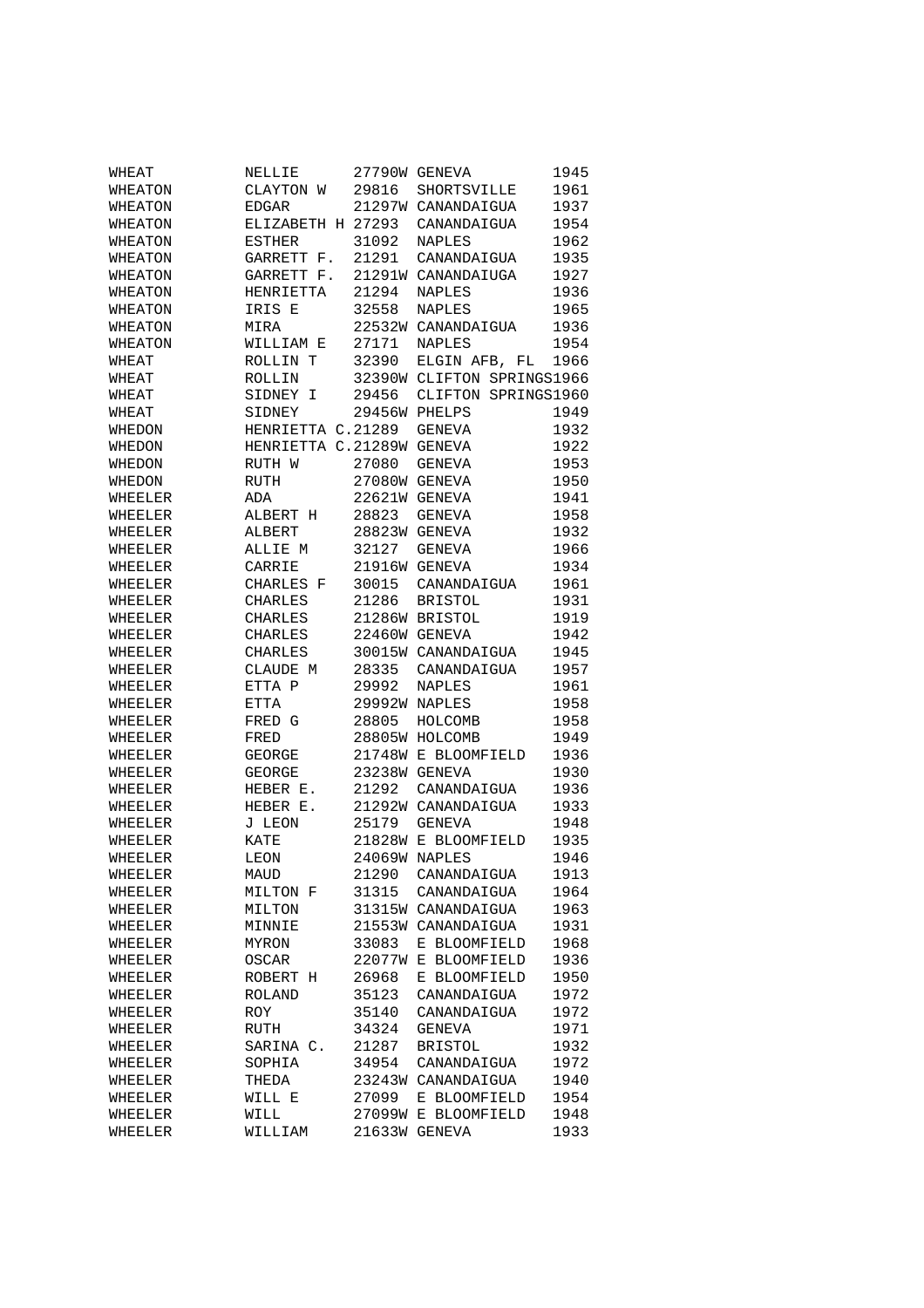| | | | | |
|---|---|---|---|---|
| WHEAT | NELLIE | 27790W | GENEVA | 1945 |
| WHEATON | CLAYTON W | 29816 | SHORTSVILLE | 1961 |
| WHEATON | EDGAR | 21297W | CANANDAIGUA | 1937 |
| WHEATON | ELIZABETH H | 27293 | CANANDAIGUA | 1954 |
| WHEATON | ESTHER | 31092 | NAPLES | 1962 |
| WHEATON | GARRETT F. | 21291 | CANANDAIGUA | 1935 |
| WHEATON | GARRETT F. | 21291W | CANANDAIUGA | 1927 |
| WHEATON | HENRIETTA | 21294 | NAPLES | 1936 |
| WHEATON | IRIS E | 32558 | NAPLES | 1965 |
| WHEATON | MIRA | 22532W | CANANDAIGUA | 1936 |
| WHEATON | WILLIAM E | 27171 | NAPLES | 1954 |
| WHEAT | ROLLIN T | 32390 | ELGIN AFB, FL | 1966 |
| WHEAT | ROLLIN | 32390W | CLIFTON SPRINGS | 1966 |
| WHEAT | SIDNEY I | 29456 | CLIFTON SPRINGS | 1960 |
| WHEAT | SIDNEY | 29456W | PHELPS | 1949 |
| WHEDON | HENRIETTA C. | 21289 | GENEVA | 1932 |
| WHEDON | HENRIETTA C. | 21289W | GENEVA | 1922 |
| WHEDON | RUTH W | 27080 | GENEVA | 1953 |
| WHEDON | RUTH | 27080W | GENEVA | 1950 |
| WHEELER | ADA | 22621W | GENEVA | 1941 |
| WHEELER | ALBERT H | 28823 | GENEVA | 1958 |
| WHEELER | ALBERT | 28823W | GENEVA | 1932 |
| WHEELER | ALLIE M | 32127 | GENEVA | 1966 |
| WHEELER | CARRIE | 21916W | GENEVA | 1934 |
| WHEELER | CHARLES F | 30015 | CANANDAIGUA | 1961 |
| WHEELER | CHARLES | 21286 | BRISTOL | 1931 |
| WHEELER | CHARLES | 21286W | BRISTOL | 1919 |
| WHEELER | CHARLES | 22460W | GENEVA | 1942 |
| WHEELER | CHARLES | 30015W | CANANDAIGUA | 1945 |
| WHEELER | CLAUDE M | 28335 | CANANDAIGUA | 1957 |
| WHEELER | ETTA P | 29992 | NAPLES | 1961 |
| WHEELER | ETTA | 29992W | NAPLES | 1958 |
| WHEELER | FRED G | 28805 | HOLCOMB | 1958 |
| WHEELER | FRED | 28805W | HOLCOMB | 1949 |
| WHEELER | GEORGE | 21748W | E BLOOMFIELD | 1936 |
| WHEELER | GEORGE | 23238W | GENEVA | 1930 |
| WHEELER | HEBER E. | 21292 | CANANDAIGUA | 1936 |
| WHEELER | HEBER E. | 21292W | CANANDAIGUA | 1933 |
| WHEELER | J LEON | 25179 | GENEVA | 1948 |
| WHEELER | KATE | 21828W | E BLOOMFIELD | 1935 |
| WHEELER | LEON | 24069W | NAPLES | 1946 |
| WHEELER | MAUD | 21290 | CANANDAIGUA | 1913 |
| WHEELER | MILTON F | 31315 | CANANDAIGUA | 1964 |
| WHEELER | MILTON | 31315W | CANANDAIGUA | 1963 |
| WHEELER | MINNIE | 21553W | CANANDAIGUA | 1931 |
| WHEELER | MYRON | 33083 | E BLOOMFIELD | 1968 |
| WHEELER | OSCAR | 22077W | E BLOOMFIELD | 1936 |
| WHEELER | ROBERT H | 26968 | E BLOOMFIELD | 1950 |
| WHEELER | ROLAND | 35123 | CANANDAIGUA | 1972 |
| WHEELER | ROY | 35140 | CANANDAIGUA | 1972 |
| WHEELER | RUTH | 34324 | GENEVA | 1971 |
| WHEELER | SARINA C. | 21287 | BRISTOL | 1932 |
| WHEELER | SOPHIA | 34954 | CANANDAIGUA | 1972 |
| WHEELER | THEDA | 23243W | CANANDAIGUA | 1940 |
| WHEELER | WILL E | 27099 | E BLOOMFIELD | 1954 |
| WHEELER | WILL | 27099W | E BLOOMFIELD | 1948 |
| WHEELER | WILLIAM | 21633W | GENEVA | 1933 |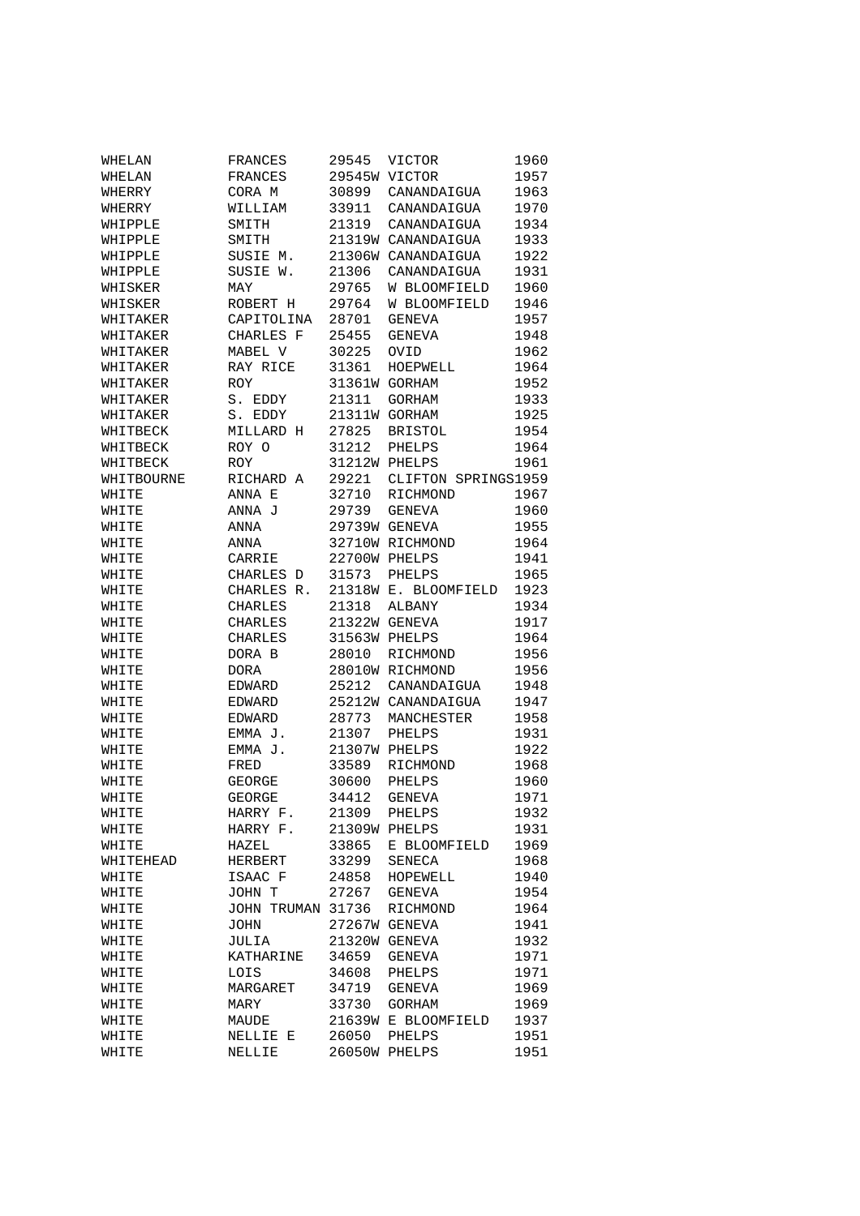| | | | | |
|---|---|---|---|---|
| WHELAN | FRANCES | 29545 | VICTOR | 1960 |
| WHELAN | FRANCES | 29545W | VICTOR | 1957 |
| WHERRY | CORA M | 30899 | CANANDAIGUA | 1963 |
| WHERRY | WILLIAM | 33911 | CANANDAIGUA | 1970 |
| WHIPPLE | SMITH | 21319 | CANANDAIGUA | 1934 |
| WHIPPLE | SMITH | 21319W | CANANDAIGUA | 1933 |
| WHIPPLE | SUSIE M. | 21306W | CANANDAIGUA | 1922 |
| WHIPPLE | SUSIE W. | 21306 | CANANDAIGUA | 1931 |
| WHISKER | MAY | 29765 | W BLOOMFIELD | 1960 |
| WHISKER | ROBERT H | 29764 | W BLOOMFIELD | 1946 |
| WHITAKER | CAPITOLINA | 28701 | GENEVA | 1957 |
| WHITAKER | CHARLES F | 25455 | GENEVA | 1948 |
| WHITAKER | MABEL V | 30225 | OVID | 1962 |
| WHITAKER | RAY RICE | 31361 | HOEPWELL | 1964 |
| WHITAKER | ROY | 31361W | GORHAM | 1952 |
| WHITAKER | S. EDDY | 21311 | GORHAM | 1933 |
| WHITAKER | S. EDDY | 21311W | GORHAM | 1925 |
| WHITBECK | MILLARD H | 27825 | BRISTOL | 1954 |
| WHITBECK | ROY O | 31212 | PHELPS | 1964 |
| WHITBECK | ROY | 31212W | PHELPS | 1961 |
| WHITBOURNE | RICHARD A | 29221 | CLIFTON SPRINGS | 1959 |
| WHITE | ANNA E | 32710 | RICHMOND | 1967 |
| WHITE | ANNA J | 29739 | GENEVA | 1960 |
| WHITE | ANNA | 29739W | GENEVA | 1955 |
| WHITE | ANNA | 32710W | RICHMOND | 1964 |
| WHITE | CARRIE | 22700W | PHELPS | 1941 |
| WHITE | CHARLES D | 31573 | PHELPS | 1965 |
| WHITE | CHARLES R. | 21318W | E. BLOOMFIELD | 1923 |
| WHITE | CHARLES | 21318 | ALBANY | 1934 |
| WHITE | CHARLES | 21322W | GENEVA | 1917 |
| WHITE | CHARLES | 31563W | PHELPS | 1964 |
| WHITE | DORA B | 28010 | RICHMOND | 1956 |
| WHITE | DORA | 28010W | RICHMOND | 1956 |
| WHITE | EDWARD | 25212 | CANANDAIGUA | 1948 |
| WHITE | EDWARD | 25212W | CANANDAIGUA | 1947 |
| WHITE | EDWARD | 28773 | MANCHESTER | 1958 |
| WHITE | EMMA J. | 21307 | PHELPS | 1931 |
| WHITE | EMMA J. | 21307W | PHELPS | 1922 |
| WHITE | FRED | 33589 | RICHMOND | 1968 |
| WHITE | GEORGE | 30600 | PHELPS | 1960 |
| WHITE | GEORGE | 34412 | GENEVA | 1971 |
| WHITE | HARRY F. | 21309 | PHELPS | 1932 |
| WHITE | HARRY F. | 21309W | PHELPS | 1931 |
| WHITE | HAZEL | 33865 | E BLOOMFIELD | 1969 |
| WHITEHEAD | HERBERT | 33299 | SENECA | 1968 |
| WHITE | ISAAC F | 24858 | HOPEWELL | 1940 |
| WHITE | JOHN T | 27267 | GENEVA | 1954 |
| WHITE | JOHN TRUMAN | 31736 | RICHMOND | 1964 |
| WHITE | JOHN | 27267W | GENEVA | 1941 |
| WHITE | JULIA | 21320W | GENEVA | 1932 |
| WHITE | KATHARINE | 34659 | GENEVA | 1971 |
| WHITE | LOIS | 34608 | PHELPS | 1971 |
| WHITE | MARGARET | 34719 | GENEVA | 1969 |
| WHITE | MARY | 33730 | GORHAM | 1969 |
| WHITE | MAUDE | 21639W | E BLOOMFIELD | 1937 |
| WHITE | NELLIE E | 26050 | PHELPS | 1951 |
| WHITE | NELLIE | 26050W | PHELPS | 1951 |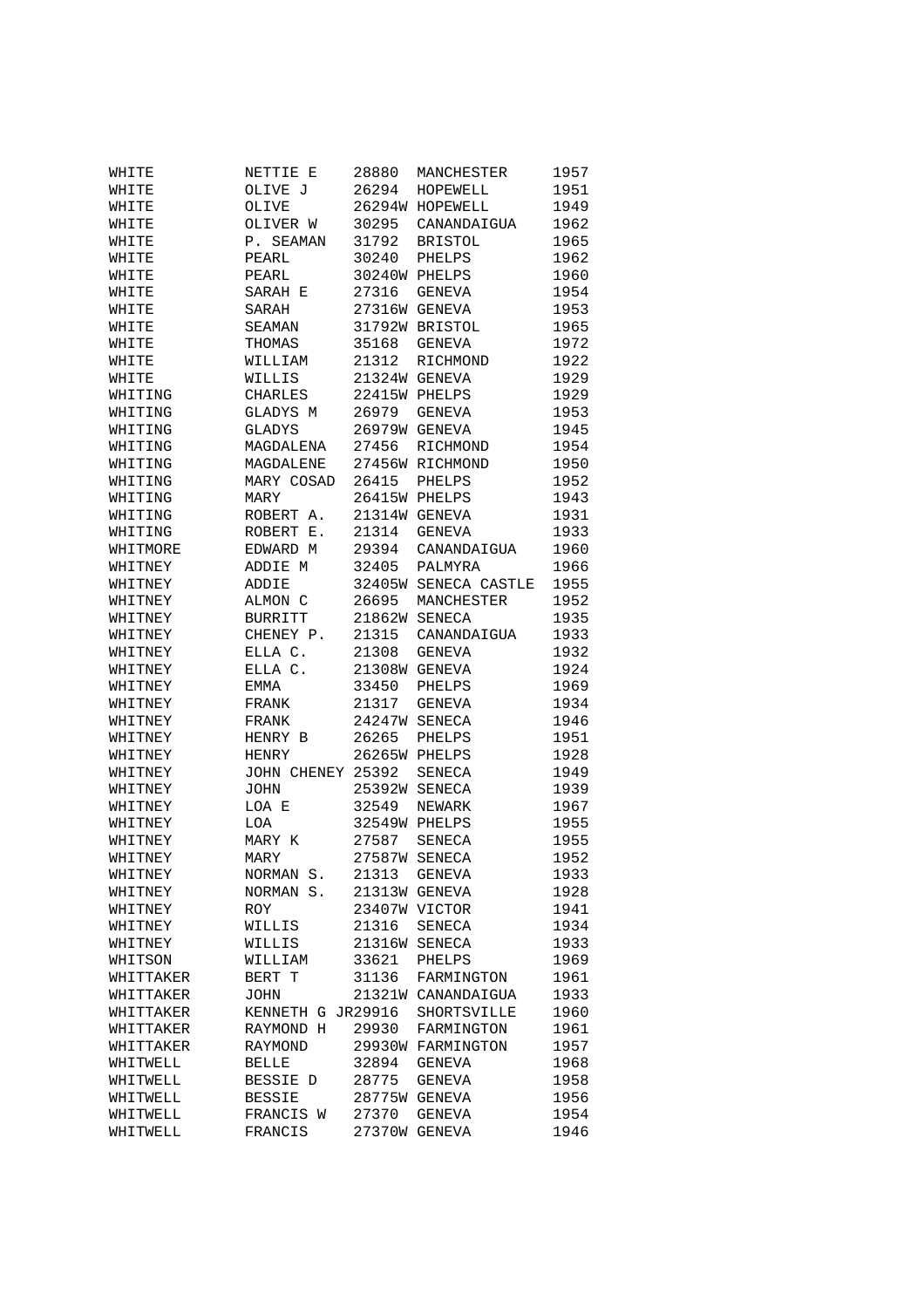| | | | | |
|---|---|---|---|---|
| WHITE | NETTIE E | 28880 | MANCHESTER | 1957 |
| WHITE | OLIVE J | 26294 | HOPEWELL | 1951 |
| WHITE | OLIVE | 26294W | HOPEWELL | 1949 |
| WHITE | OLIVER W | 30295 | CANANDAIGUA | 1962 |
| WHITE | P. SEAMAN | 31792 | BRISTOL | 1965 |
| WHITE | PEARL | 30240 | PHELPS | 1962 |
| WHITE | PEARL | 30240W | PHELPS | 1960 |
| WHITE | SARAH E | 27316 | GENEVA | 1954 |
| WHITE | SARAH | 27316W | GENEVA | 1953 |
| WHITE | SEAMAN | 31792W | BRISTOL | 1965 |
| WHITE | THOMAS | 35168 | GENEVA | 1972 |
| WHITE | WILLIAM | 21312 | RICHMOND | 1922 |
| WHITE | WILLIS | 21324W | GENEVA | 1929 |
| WHITING | CHARLES | 22415W | PHELPS | 1929 |
| WHITING | GLADYS M | 26979 | GENEVA | 1953 |
| WHITING | GLADYS | 26979W | GENEVA | 1945 |
| WHITING | MAGDALENA | 27456 | RICHMOND | 1954 |
| WHITING | MAGDALENE | 27456W | RICHMOND | 1950 |
| WHITING | MARY COSAD | 26415 | PHELPS | 1952 |
| WHITING | MARY | 26415W | PHELPS | 1943 |
| WHITING | ROBERT A. | 21314W | GENEVA | 1931 |
| WHITING | ROBERT E. | 21314 | GENEVA | 1933 |
| WHITMORE | EDWARD M | 29394 | CANANDAIGUA | 1960 |
| WHITNEY | ADDIE M | 32405 | PALMYRA | 1966 |
| WHITNEY | ADDIE | 32405W | SENECA CASTLE | 1955 |
| WHITNEY | ALMON C | 26695 | MANCHESTER | 1952 |
| WHITNEY | BURRITT | 21862W | SENECA | 1935 |
| WHITNEY | CHENEY P. | 21315 | CANANDAIGUA | 1933 |
| WHITNEY | ELLA C. | 21308 | GENEVA | 1932 |
| WHITNEY | ELLA C. | 21308W | GENEVA | 1924 |
| WHITNEY | EMMA | 33450 | PHELPS | 1969 |
| WHITNEY | FRANK | 21317 | GENEVA | 1934 |
| WHITNEY | FRANK | 24247W | SENECA | 1946 |
| WHITNEY | HENRY B | 26265 | PHELPS | 1951 |
| WHITNEY | HENRY | 26265W | PHELPS | 1928 |
| WHITNEY | JOHN CHENEY | 25392 | SENECA | 1949 |
| WHITNEY | JOHN | 25392W | SENECA | 1939 |
| WHITNEY | LOA E | 32549 | NEWARK | 1967 |
| WHITNEY | LOA | 32549W | PHELPS | 1955 |
| WHITNEY | MARY K | 27587 | SENECA | 1955 |
| WHITNEY | MARY | 27587W | SENECA | 1952 |
| WHITNEY | NORMAN S. | 21313 | GENEVA | 1933 |
| WHITNEY | NORMAN S. | 21313W | GENEVA | 1928 |
| WHITNEY | ROY | 23407W | VICTOR | 1941 |
| WHITNEY | WILLIS | 21316 | SENECA | 1934 |
| WHITNEY | WILLIS | 21316W | SENECA | 1933 |
| WHITSON | WILLIAM | 33621 | PHELPS | 1969 |
| WHITTAKER | BERT T | 31136 | FARMINGTON | 1961 |
| WHITTAKER | JOHN | 21321W | CANANDAIGUA | 1933 |
| WHITTAKER | KENNETH G JR | 29916 | SHORTSVILLE | 1960 |
| WHITTAKER | RAYMOND H | 29930 | FARMINGTON | 1961 |
| WHITTAKER | RAYMOND | 29930W | FARMINGTON | 1957 |
| WHITWELL | BELLE | 32894 | GENEVA | 1968 |
| WHITWELL | BESSIE D | 28775 | GENEVA | 1958 |
| WHITWELL | BESSIE | 28775W | GENEVA | 1956 |
| WHITWELL | FRANCIS W | 27370 | GENEVA | 1954 |
| WHITWELL | FRANCIS | 27370W | GENEVA | 1946 |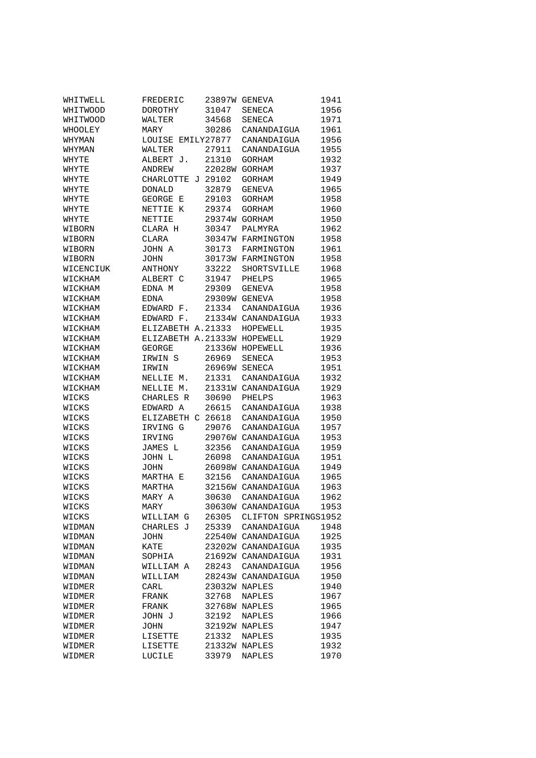| | | | | |
|---|---|---|---|---|
| WHITWELL | FREDERIC | 23897W | GENEVA | 1941 |
| WHITWOOD | DOROTHY | 31047 | SENECA | 1956 |
| WHITWOOD | WALTER | 34568 | SENECA | 1971 |
| WHOOLEY | MARY | 30286 | CANANDAIGUA | 1961 |
| WHYMAN | LOUISE EMILY | 27877 | CANANDAIGUA | 1956 |
| WHYMAN | WALTER | 27911 | CANANDAIGUA | 1955 |
| WHYTE | ALBERT J. | 21310 | GORHAM | 1932 |
| WHYTE | ANDREW | 22028W | GORHAM | 1937 |
| WHYTE | CHARLOTTE J | 29102 | GORHAM | 1949 |
| WHYTE | DONALD | 32879 | GENEVA | 1965 |
| WHYTE | GEORGE E | 29103 | GORHAM | 1958 |
| WHYTE | NETTIE K | 29374 | GORHAM | 1960 |
| WHYTE | NETTIE | 29374W | GORHAM | 1950 |
| WIBORN | CLARA H | 30347 | PALMYRA | 1962 |
| WIBORN | CLARA | 30347W | FARMINGTON | 1958 |
| WIBORN | JOHN A | 30173 | FARMINGTON | 1961 |
| WIBORN | JOHN | 30173W | FARMINGTON | 1958 |
| WICENCIUK | ANTHONY | 33222 | SHORTSVILLE | 1968 |
| WICKHAM | ALBERT C | 31947 | PHELPS | 1965 |
| WICKHAM | EDNA M | 29309 | GENEVA | 1958 |
| WICKHAM | EDNA | 29309W | GENEVA | 1958 |
| WICKHAM | EDWARD F. | 21334 | CANANDAIGUA | 1936 |
| WICKHAM | EDWARD F. | 21334W | CANANDAIGUA | 1933 |
| WICKHAM | ELIZABETH A. | 21333 | HOPEWELL | 1935 |
| WICKHAM | ELIZABETH A. | 21333W | HOPEWELL | 1929 |
| WICKHAM | GEORGE | 21336W | HOPEWELL | 1936 |
| WICKHAM | IRWIN S | 26969 | SENECA | 1953 |
| WICKHAM | IRWIN | 26969W | SENECA | 1951 |
| WICKHAM | NELLIE M. | 21331 | CANANDAIGUA | 1932 |
| WICKHAM | NELLIE M. | 21331W | CANANDAIGUA | 1929 |
| WICKS | CHARLES R | 30690 | PHELPS | 1963 |
| WICKS | EDWARD A | 26615 | CANANDAIGUA | 1938 |
| WICKS | ELIZABETH C | 26618 | CANANDAIGUA | 1950 |
| WICKS | IRVING G | 29076 | CANANDAIGUA | 1957 |
| WICKS | IRVING | 29076W | CANANDAIGUA | 1953 |
| WICKS | JAMES L | 32356 | CANANDAIGUA | 1959 |
| WICKS | JOHN L | 26098 | CANANDAIGUA | 1951 |
| WICKS | JOHN | 26098W | CANANDAIGUA | 1949 |
| WICKS | MARTHA E | 32156 | CANANDAIGUA | 1965 |
| WICKS | MARTHA | 32156W | CANANDAIGUA | 1963 |
| WICKS | MARY A | 30630 | CANANDAIGUA | 1962 |
| WICKS | MARY | 30630W | CANANDAIGUA | 1953 |
| WICKS | WILLIAM G | 26305 | CLIFTON SPRINGS | 1952 |
| WIDMAN | CHARLES J | 25339 | CANANDAIGUA | 1948 |
| WIDMAN | JOHN | 22540W | CANANDAIGUA | 1925 |
| WIDMAN | KATE | 23202W | CANANDAIGUA | 1935 |
| WIDMAN | SOPHIA | 21692W | CANANDAIGUA | 1931 |
| WIDMAN | WILLIAM A | 28243 | CANANDAIGUA | 1956 |
| WIDMAN | WILLIAM | 28243W | CANANDAIGUA | 1950 |
| WIDMER | CARL | 23032W | NAPLES | 1940 |
| WIDMER | FRANK | 32768 | NAPLES | 1967 |
| WIDMER | FRANK | 32768W | NAPLES | 1965 |
| WIDMER | JOHN J | 32192 | NAPLES | 1966 |
| WIDMER | JOHN | 32192W | NAPLES | 1947 |
| WIDMER | LISETTE | 21332 | NAPLES | 1935 |
| WIDMER | LISETTE | 21332W | NAPLES | 1932 |
| WIDMER | LUCILE | 33979 | NAPLES | 1970 |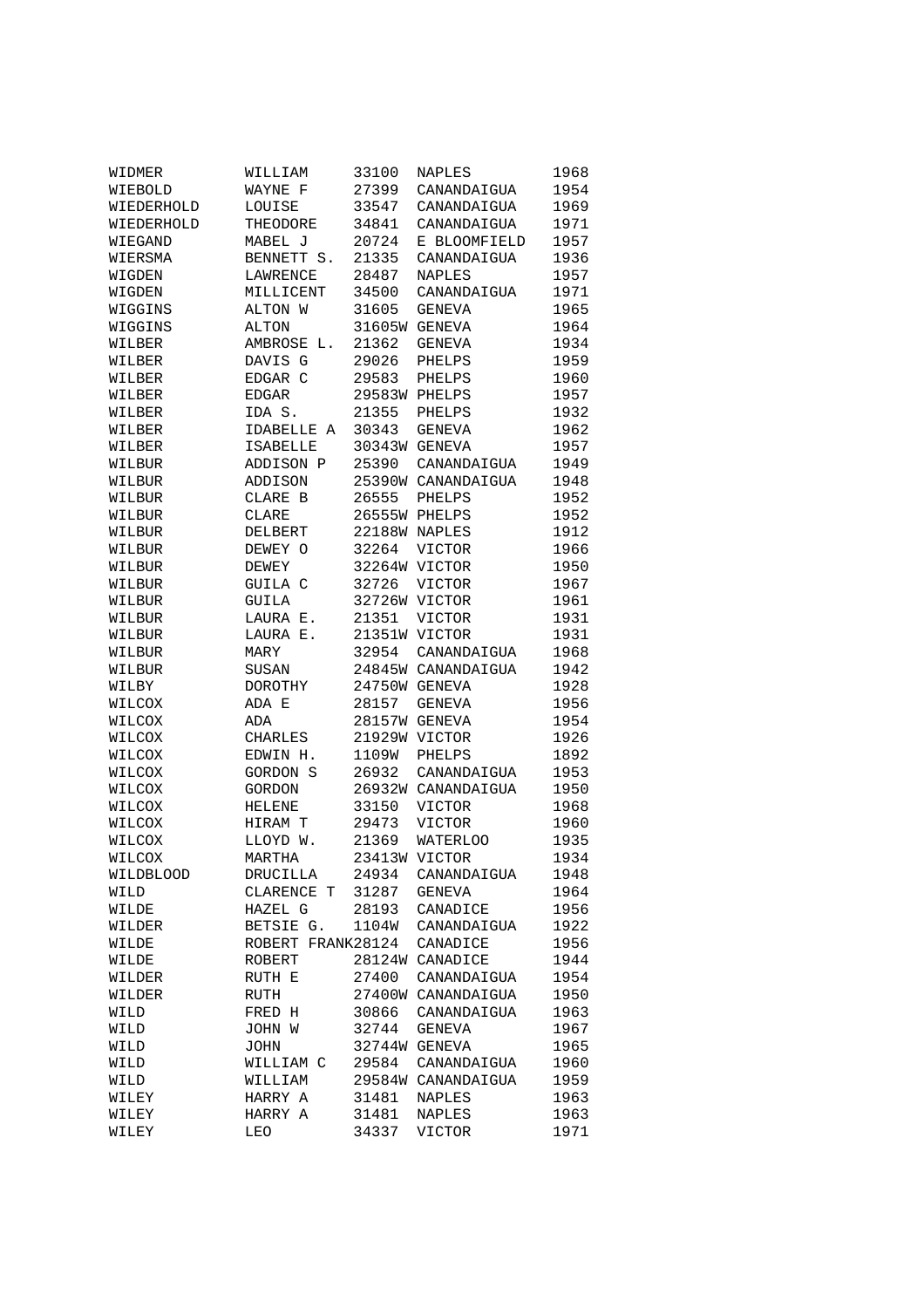| | | | | |
|---|---|---|---|---|
| WIDMER | WILLIAM | 33100 | NAPLES | 1968 |
| WIEBOLD | WAYNE F | 27399 | CANANDAIGUA | 1954 |
| WIEDERHOLD | LOUISE | 33547 | CANANDAIGUA | 1969 |
| WIEDERHOLD | THEODORE | 34841 | CANANDAIGUA | 1971 |
| WIEGAND | MABEL J | 20724 | E BLOOMFIELD | 1957 |
| WIERSMA | BENNETT S. | 21335 | CANANDAIGUA | 1936 |
| WIGDEN | LAWRENCE | 28487 | NAPLES | 1957 |
| WIGDEN | MILLICENT | 34500 | CANANDAIGUA | 1971 |
| WIGGINS | ALTON W | 31605 | GENEVA | 1965 |
| WIGGINS | ALTON | 31605W | GENEVA | 1964 |
| WILBER | AMBROSE L. | 21362 | GENEVA | 1934 |
| WILBER | DAVIS G | 29026 | PHELPS | 1959 |
| WILBER | EDGAR C | 29583 | PHELPS | 1960 |
| WILBER | EDGAR | 29583W | PHELPS | 1957 |
| WILBER | IDA S. | 21355 | PHELPS | 1932 |
| WILBER | IDABELLE A | 30343 | GENEVA | 1962 |
| WILBER | ISABELLE | 30343W | GENEVA | 1957 |
| WILBUR | ADDISON P | 25390 | CANANDAIGUA | 1949 |
| WILBUR | ADDISON | 25390W | CANANDAIGUA | 1948 |
| WILBUR | CLARE B | 26555 | PHELPS | 1952 |
| WILBUR | CLARE | 26555W | PHELPS | 1952 |
| WILBUR | DELBERT | 22188W | NAPLES | 1912 |
| WILBUR | DEWEY O | 32264 | VICTOR | 1966 |
| WILBUR | DEWEY | 32264W | VICTOR | 1950 |
| WILBUR | GUILA C | 32726 | VICTOR | 1967 |
| WILBUR | GUILA | 32726W | VICTOR | 1961 |
| WILBUR | LAURA E. | 21351 | VICTOR | 1931 |
| WILBUR | LAURA E. | 21351W | VICTOR | 1931 |
| WILBUR | MARY | 32954 | CANANDAIGUA | 1968 |
| WILBUR | SUSAN | 24845W | CANANDAIGUA | 1942 |
| WILBY | DOROTHY | 24750W | GENEVA | 1928 |
| WILCOX | ADA E | 28157 | GENEVA | 1956 |
| WILCOX | ADA | 28157W | GENEVA | 1954 |
| WILCOX | CHARLES | 21929W | VICTOR | 1926 |
| WILCOX | EDWIN H. | 1109W | PHELPS | 1892 |
| WILCOX | GORDON S | 26932 | CANANDAIGUA | 1953 |
| WILCOX | GORDON | 26932W | CANANDAIGUA | 1950 |
| WILCOX | HELENE | 33150 | VICTOR | 1968 |
| WILCOX | HIRAM T | 29473 | VICTOR | 1960 |
| WILCOX | LLOYD W. | 21369 | WATERLOO | 1935 |
| WILCOX | MARTHA | 23413W | VICTOR | 1934 |
| WILDBLOOD | DRUCILLA | 24934 | CANANDAIGUA | 1948 |
| WILD | CLARENCE T | 31287 | GENEVA | 1964 |
| WILDE | HAZEL G | 28193 | CANADICE | 1956 |
| WILDER | BETSIE G. | 1104W | CANANDAIGUA | 1922 |
| WILDE | ROBERT FRANK | 28124 | CANADICE | 1956 |
| WILDE | ROBERT | 28124W | CANADICE | 1944 |
| WILDER | RUTH E | 27400 | CANANDAIGUA | 1954 |
| WILDER | RUTH | 27400W | CANANDAIGUA | 1950 |
| WILD | FRED H | 30866 | CANANDAIGUA | 1963 |
| WILD | JOHN W | 32744 | GENEVA | 1967 |
| WILD | JOHN | 32744W | GENEVA | 1965 |
| WILD | WILLIAM C | 29584 | CANANDAIGUA | 1960 |
| WILD | WILLIAM | 29584W | CANANDAIGUA | 1959 |
| WILEY | HARRY A | 31481 | NAPLES | 1963 |
| WILEY | HARRY A | 31481 | NAPLES | 1963 |
| WILEY | LEO | 34337 | VICTOR | 1971 |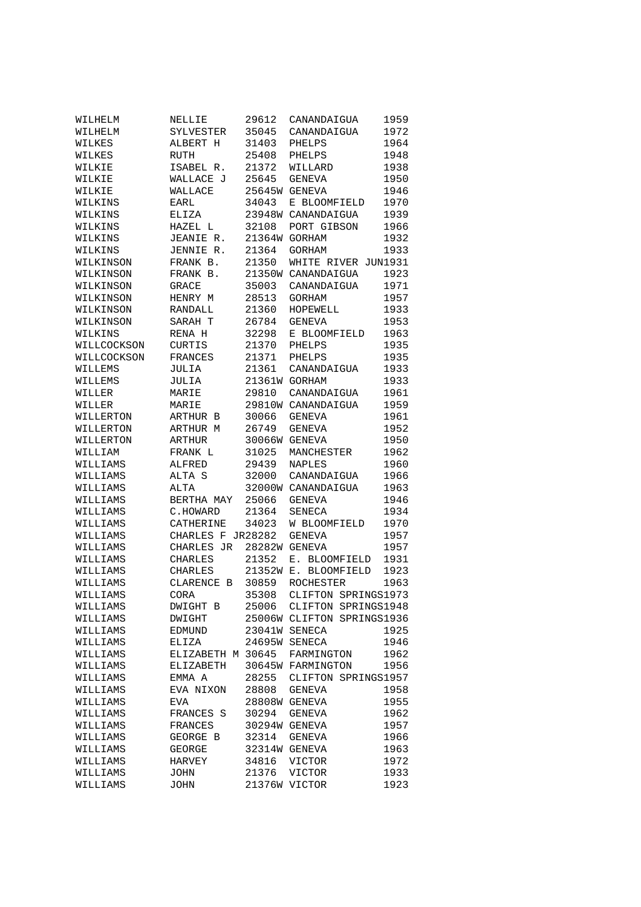| | | | | |
|---|---|---|---|---|
| WILHELM | NELLIE | 29612 | CANANDAIGUA | 1959 |
| WILHELM | SYLVESTER | 35045 | CANANDAIGUA | 1972 |
| WILKES | ALBERT H | 31403 | PHELPS | 1964 |
| WILKES | RUTH | 25408 | PHELPS | 1948 |
| WILKIE | ISABEL R. | 21372 | WILLARD | 1938 |
| WILKIE | WALLACE J | 25645 | GENEVA | 1950 |
| WILKIE | WALLACE | 25645W | GENEVA | 1946 |
| WILKINS | EARL | 34043 | E BLOOMFIELD | 1970 |
| WILKINS | ELIZA | 23948W | CANANDAIGUA | 1939 |
| WILKINS | HAZEL L | 32108 | PORT GIBSON | 1966 |
| WILKINS | JEANIE R. | 21364W | GORHAM | 1932 |
| WILKINS | JENNIE R. | 21364 | GORHAM | 1933 |
| WILKINSON | FRANK B. | 21350 | WHITE RIVER | JUN1931 |
| WILKINSON | FRANK B. | 21350W | CANANDAIGUA | 1923 |
| WILKINSON | GRACE | 35003 | CANANDAIGUA | 1971 |
| WILKINSON | HENRY M | 28513 | GORHAM | 1957 |
| WILKINSON | RANDALL | 21360 | HOPEWELL | 1933 |
| WILKINSON | SARAH T | 26784 | GENEVA | 1953 |
| WILKINS | RENA H | 32298 | E BLOOMFIELD | 1963 |
| WILLCOCKSON | CURTIS | 21370 | PHELPS | 1935 |
| WILLCOCKSON | FRANCES | 21371 | PHELPS | 1935 |
| WILLEMS | JULIA | 21361 | CANANDAIGUA | 1933 |
| WILLEMS | JULIA | 21361W | GORHAM | 1933 |
| WILLER | MARIE | 29810 | CANANDAIGUA | 1961 |
| WILLER | MARIE | 29810W | CANANDAIGUA | 1959 |
| WILLERTON | ARTHUR B | 30066 | GENEVA | 1961 |
| WILLERTON | ARTHUR M | 26749 | GENEVA | 1952 |
| WILLERTON | ARTHUR | 30066W | GENEVA | 1950 |
| WILLIAM | FRANK L | 31025 | MANCHESTER | 1962 |
| WILLIAMS | ALFRED | 29439 | NAPLES | 1960 |
| WILLIAMS | ALTA S | 32000 | CANANDAIGUA | 1966 |
| WILLIAMS | ALTA | 32000W | CANANDAIGUA | 1963 |
| WILLIAMS | BERTHA MAY | 25066 | GENEVA | 1946 |
| WILLIAMS | C.HOWARD | 21364 | SENECA | 1934 |
| WILLIAMS | CATHERINE | 34023 | W BLOOMFIELD | 1970 |
| WILLIAMS | CHARLES F JR | 28282 | GENEVA | 1957 |
| WILLIAMS | CHARLES JR | 28282W | GENEVA | 1957 |
| WILLIAMS | CHARLES | 21352 | E. BLOOMFIELD | 1931 |
| WILLIAMS | CHARLES | 21352W | E. BLOOMFIELD | 1923 |
| WILLIAMS | CLARENCE B | 30859 | ROCHESTER | 1963 |
| WILLIAMS | CORA | 35308 | CLIFTON SPRINGS | 1973 |
| WILLIAMS | DWIGHT B | 25006 | CLIFTON SPRINGS | 1948 |
| WILLIAMS | DWIGHT | 25006W | CLIFTON SPRINGS | 1936 |
| WILLIAMS | EDMUND | 23041W | SENECA | 1925 |
| WILLIAMS | ELIZA | 24695W | SENECA | 1946 |
| WILLIAMS | ELIZABETH M | 30645 | FARMINGTON | 1962 |
| WILLIAMS | ELIZABETH | 30645W | FARMINGTON | 1956 |
| WILLIAMS | EMMA A | 28255 | CLIFTON SPRINGS | 1957 |
| WILLIAMS | EVA NIXON | 28808 | GENEVA | 1958 |
| WILLIAMS | EVA | 28808W | GENEVA | 1955 |
| WILLIAMS | FRANCES S | 30294 | GENEVA | 1962 |
| WILLIAMS | FRANCES | 30294W | GENEVA | 1957 |
| WILLIAMS | GEORGE B | 32314 | GENEVA | 1966 |
| WILLIAMS | GEORGE | 32314W | GENEVA | 1963 |
| WILLIAMS | HARVEY | 34816 | VICTOR | 1972 |
| WILLIAMS | JOHN | 21376 | VICTOR | 1933 |
| WILLIAMS | JOHN | 21376W | VICTOR | 1923 |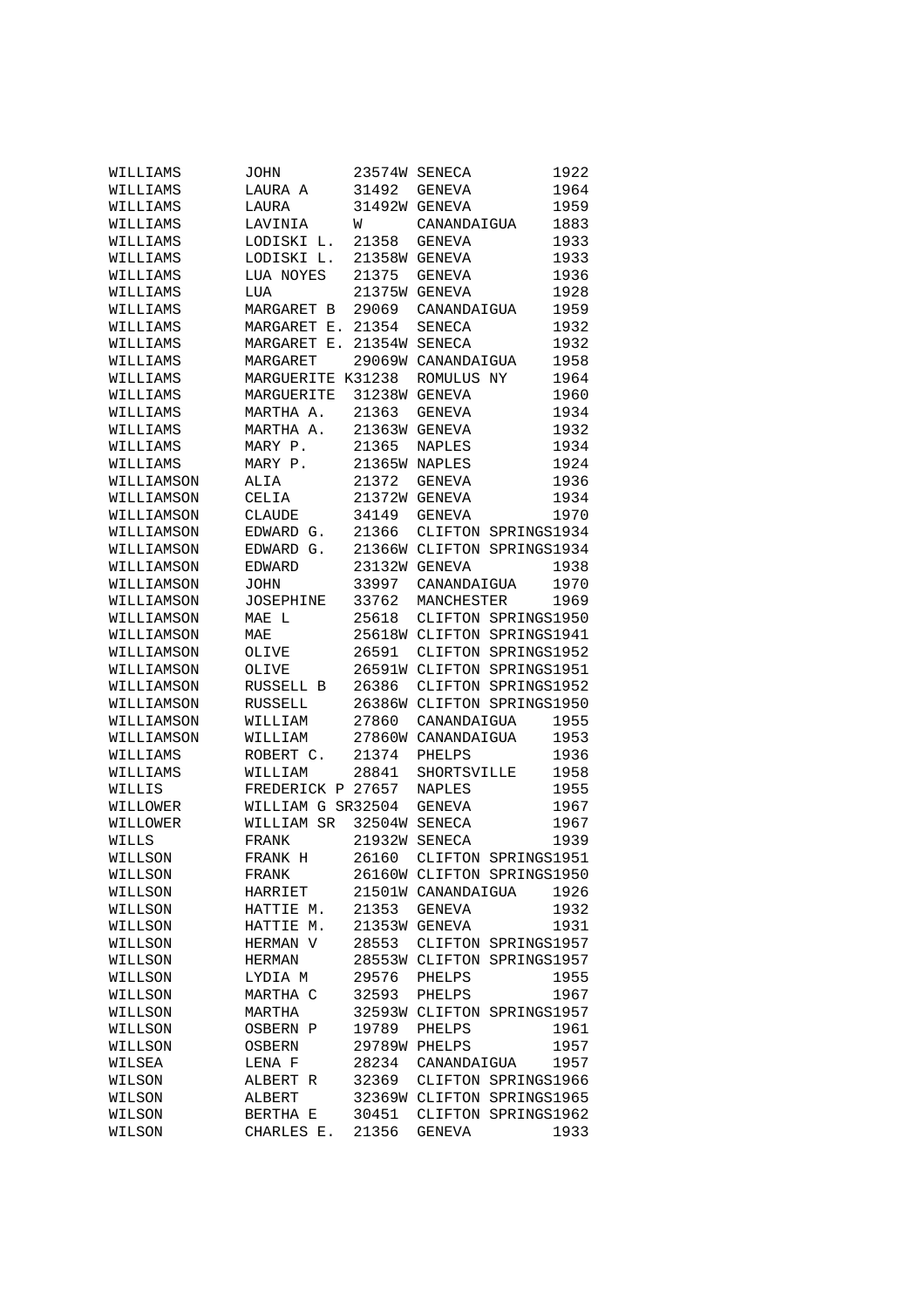```
WILLIAMS       JOHN         23574W SENECA         1922
WILLIAMS       LAURA A      31492  GENEVA         1964
WILLIAMS       LAURA        31492W GENEVA         1959
WILLIAMS       LAVINIA      W      CANANDAIGUA    1883
WILLIAMS       LODISKI L.   21358  GENEVA         1933
WILLIAMS       LODISKI L.   21358W GENEVA         1933
WILLIAMS       LUA NOYES    21375  GENEVA         1936
WILLIAMS       LUA          21375W GENEVA         1928
WILLIAMS       MARGARET B   29069  CANANDAIGUA    1959
WILLIAMS       MARGARET E.  21354  SENECA         1932
WILLIAMS       MARGARET E.  21354W SENECA         1932
WILLIAMS       MARGARET     29069W CANANDAIGUA    1958
WILLIAMS       MARGUERITE K31238   ROMULUS NY     1964
WILLIAMS       MARGUERITE   31238W GENEVA         1960
WILLIAMS       MARTHA A.    21363  GENEVA         1934
WILLIAMS       MARTHA A.    21363W GENEVA         1932
WILLIAMS       MARY P.      21365  NAPLES         1934
WILLIAMS       MARY P.      21365W NAPLES         1924
WILLIAMSON     ALIA         21372  GENEVA         1936
WILLIAMSON     CELIA        21372W GENEVA         1934
WILLIAMSON     CLAUDE       34149  GENEVA         1970
WILLIAMSON     EDWARD G.    21366  CLIFTON SPRINGS1934
WILLIAMSON     EDWARD G.    21366W CLIFTON SPRINGS1934
WILLIAMSON     EDWARD       23132W GENEVA         1938
WILLIAMSON     JOHN         33997  CANANDAIGUA    1970
WILLIAMSON     JOSEPHINE    33762  MANCHESTER     1969
WILLIAMSON     MAE L        25618  CLIFTON SPRINGS1950
WILLIAMSON     MAE          25618W CLIFTON SPRINGS1941
WILLIAMSON     OLIVE        26591  CLIFTON SPRINGS1952
WILLIAMSON     OLIVE        26591W CLIFTON SPRINGS1951
WILLIAMSON     RUSSELL B    26386  CLIFTON SPRINGS1952
WILLIAMSON     RUSSELL      26386W CLIFTON SPRINGS1950
WILLIAMSON     WILLIAM      27860  CANANDAIGUA    1955
WILLIAMSON     WILLIAM      27860W CANANDAIGUA    1953
WILLIAMS       ROBERT C.    21374  PHELPS         1936
WILLIAMS       WILLIAM      28841  SHORTSVILLE    1958
WILLIS         FREDERICK P 27657   NAPLES         1955
WILLOWER       WILLIAM G SR32504   GENEVA         1967
WILLOWER       WILLIAM SR   32504W SENECA         1967
WILLS          FRANK        21932W SENECA         1939
WILLSON        FRANK H      26160  CLIFTON SPRINGS1951
WILLSON        FRANK        26160W CLIFTON SPRINGS1950
WILLSON        HARRIET      21501W CANANDAIGUA    1926
WILLSON        HATTIE M.    21353  GENEVA         1932
WILLSON        HATTIE M.    21353W GENEVA         1931
WILLSON        HERMAN V     28553  CLIFTON SPRINGS1957
WILLSON        HERMAN       28553W CLIFTON SPRINGS1957
WILLSON        LYDIA M      29576  PHELPS         1955
WILLSON        MARTHA C     32593  PHELPS         1967
WILLSON        MARTHA       32593W CLIFTON SPRINGS1957
WILLSON        OSBERN P     19789  PHELPS         1961
WILLSON        OSBERN       29789W PHELPS         1957
WILSEA         LENA F       28234  CANANDAIGUA    1957
WILSON         ALBERT R     32369  CLIFTON SPRINGS1966
WILSON         ALBERT       32369W CLIFTON SPRINGS1965
WILSON         BERTHA E     30451  CLIFTON SPRINGS1962
WILSON         CHARLES E.   21356  GENEVA         1933
```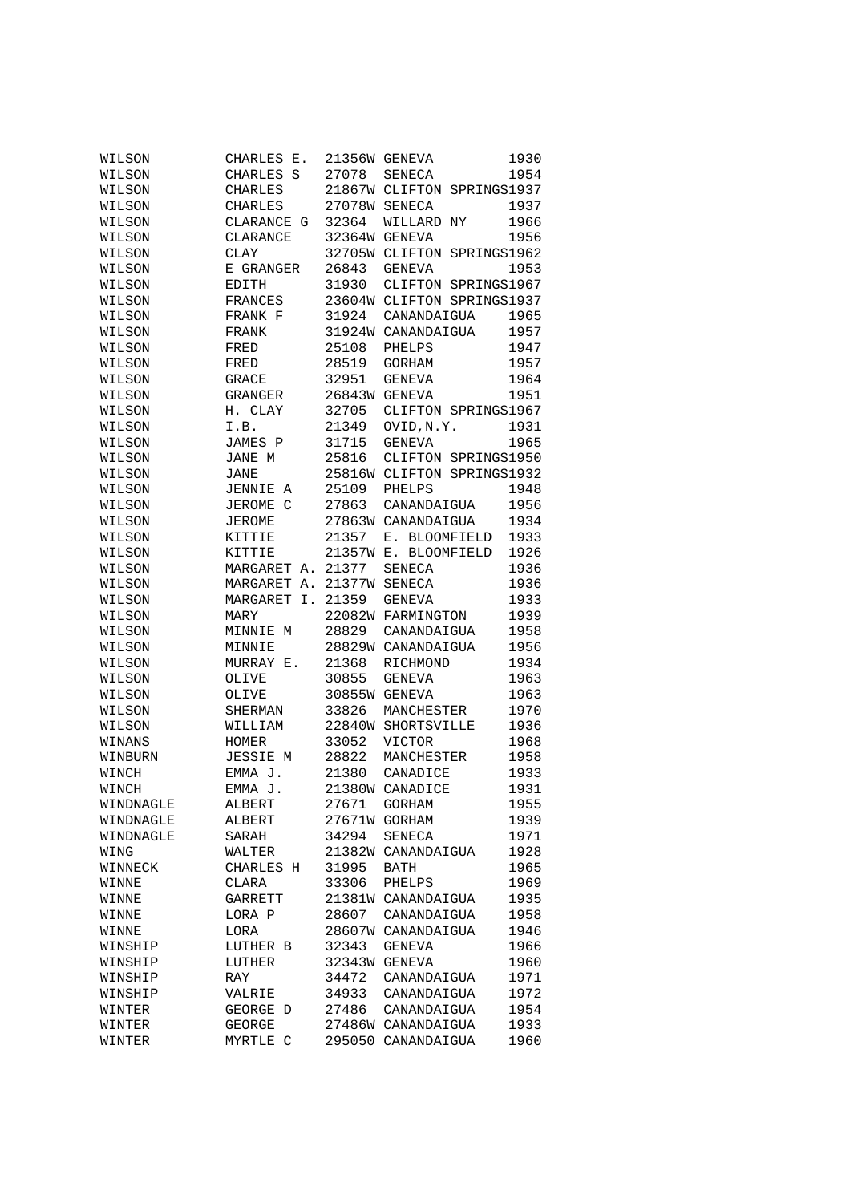| | | | | |
|---|---|---|---|---|
| WILSON | CHARLES E. | 21356W | GENEVA | 1930 |
| WILSON | CHARLES S | 27078 | SENECA | 1954 |
| WILSON | CHARLES | 21867W | CLIFTON SPRINGS | 1937 |
| WILSON | CHARLES | 27078W | SENECA | 1937 |
| WILSON | CLARANCE G | 32364 | WILLARD NY | 1966 |
| WILSON | CLARANCE | 32364W | GENEVA | 1956 |
| WILSON | CLAY | 32705W | CLIFTON SPRINGS | 1962 |
| WILSON | E GRANGER | 26843 | GENEVA | 1953 |
| WILSON | EDITH | 31930 | CLIFTON SPRINGS | 1967 |
| WILSON | FRANCES | 23604W | CLIFTON SPRINGS | 1937 |
| WILSON | FRANK F | 31924 | CANANDAIGUA | 1965 |
| WILSON | FRANK | 31924W | CANANDAIGUA | 1957 |
| WILSON | FRED | 25108 | PHELPS | 1947 |
| WILSON | FRED | 28519 | GORHAM | 1957 |
| WILSON | GRACE | 32951 | GENEVA | 1964 |
| WILSON | GRANGER | 26843W | GENEVA | 1951 |
| WILSON | H. CLAY | 32705 | CLIFTON SPRINGS | 1967 |
| WILSON | I.B. | 21349 | OVID,N.Y. | 1931 |
| WILSON | JAMES P | 31715 | GENEVA | 1965 |
| WILSON | JANE M | 25816 | CLIFTON SPRINGS | 1950 |
| WILSON | JANE | 25816W | CLIFTON SPRINGS | 1932 |
| WILSON | JENNIE A | 25109 | PHELPS | 1948 |
| WILSON | JEROME C | 27863 | CANANDAIGUA | 1956 |
| WILSON | JEROME | 27863W | CANANDAIGUA | 1934 |
| WILSON | KITTIE | 21357 | E. BLOOMFIELD | 1933 |
| WILSON | KITTIE | 21357W | E. BLOOMFIELD | 1926 |
| WILSON | MARGARET A. | 21377 | SENECA | 1936 |
| WILSON | MARGARET A. | 21377W | SENECA | 1936 |
| WILSON | MARGARET I. | 21359 | GENEVA | 1933 |
| WILSON | MARY | 22082W | FARMINGTON | 1939 |
| WILSON | MINNIE M | 28829 | CANANDAIGUA | 1958 |
| WILSON | MINNIE | 28829W | CANANDAIGUA | 1956 |
| WILSON | MURRAY E. | 21368 | RICHMOND | 1934 |
| WILSON | OLIVE | 30855 | GENEVA | 1963 |
| WILSON | OLIVE | 30855W | GENEVA | 1963 |
| WILSON | SHERMAN | 33826 | MANCHESTER | 1970 |
| WILSON | WILLIAM | 22840W | SHORTSVILLE | 1936 |
| WINANS | HOMER | 33052 | VICTOR | 1968 |
| WINBURN | JESSIE M | 28822 | MANCHESTER | 1958 |
| WINCH | EMMA J. | 21380 | CANADICE | 1933 |
| WINCH | EMMA J. | 21380W | CANADICE | 1931 |
| WINDNAGLE | ALBERT | 27671 | GORHAM | 1955 |
| WINDNAGLE | ALBERT | 27671W | GORHAM | 1939 |
| WINDNAGLE | SARAH | 34294 | SENECA | 1971 |
| WING | WALTER | 21382W | CANANDAIGUA | 1928 |
| WINNECK | CHARLES H | 31995 | BATH | 1965 |
| WINNE | CLARA | 33306 | PHELPS | 1969 |
| WINNE | GARRETT | 21381W | CANANDAIGUA | 1935 |
| WINNE | LORA P | 28607 | CANANDAIGUA | 1958 |
| WINNE | LORA | 28607W | CANANDAIGUA | 1946 |
| WINSHIP | LUTHER B | 32343 | GENEVA | 1966 |
| WINSHIP | LUTHER | 32343W | GENEVA | 1960 |
| WINSHIP | RAY | 34472 | CANANDAIGUA | 1971 |
| WINSHIP | VALRIE | 34933 | CANANDAIGUA | 1972 |
| WINTER | GEORGE D | 27486 | CANANDAIGUA | 1954 |
| WINTER | GEORGE | 27486W | CANANDAIGUA | 1933 |
| WINTER | MYRTLE C | 295050 | CANANDAIGUA | 1960 |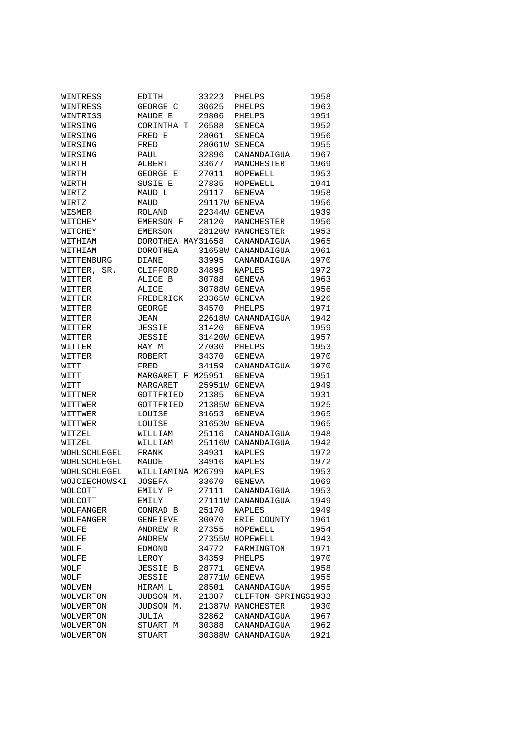| | | | | |
|---|---|---|---|---|
| WINTRESS | EDITH | 33223 | PHELPS | 1958 |
| WINTRESS | GEORGE C | 30625 | PHELPS | 1963 |
| WINTRISS | MAUDE E | 29806 | PHELPS | 1951 |
| WIRSING | CORINTHA T | 26588 | SENECA | 1952 |
| WIRSING | FRED E | 28061 | SENECA | 1956 |
| WIRSING | FRED | 28061W | SENECA | 1955 |
| WIRSING | PAUL | 32896 | CANANDAIGUA | 1967 |
| WIRTH | ALBERT | 33677 | MANCHESTER | 1969 |
| WIRTH | GEORGE E | 27011 | HOPEWELL | 1953 |
| WIRTH | SUSIE E | 27835 | HOPEWELL | 1941 |
| WIRTZ | MAUD L | 29117 | GENEVA | 1958 |
| WIRTZ | MAUD | 29117W | GENEVA | 1956 |
| WISMER | ROLAND | 22344W | GENEVA | 1939 |
| WITCHEY | EMERSON F | 28120 | MANCHESTER | 1956 |
| WITCHEY | EMERSON | 28120W | MANCHESTER | 1953 |
| WITHIAM | DOROTHEA MAY | 31658 | CANANDAIGUA | 1965 |
| WITHIAM | DOROTHEA | 31658W | CANANDAIGUA | 1961 |
| WITTENBURG | DIANE | 33995 | CANANDAIGUA | 1970 |
| WITTER, SR. | CLIFFORD | 34895 | NAPLES | 1972 |
| WITTER | ALICE B | 30788 | GENEVA | 1963 |
| WITTER | ALICE | 30788W | GENEVA | 1956 |
| WITTER | FREDERICK | 23365W | GENEVA | 1926 |
| WITTER | GEORGE | 34570 | PHELPS | 1971 |
| WITTER | JEAN | 22618W | CANANDAIGUA | 1942 |
| WITTER | JESSIE | 31420 | GENEVA | 1959 |
| WITTER | JESSIE | 31420W | GENEVA | 1957 |
| WITTER | RAY M | 27030 | PHELPS | 1953 |
| WITTER | ROBERT | 34370 | GENEVA | 1970 |
| WITT | FRED | 34159 | CANANDAIGUA | 1970 |
| WITT | MARGARET F M | 25951 | GENEVA | 1951 |
| WITT | MARGARET | 25951W | GENEVA | 1949 |
| WITTNER | GOTTFRIED | 21385 | GENEVA | 1931 |
| WITTWER | GOTTFRIED | 21385W | GENEVA | 1925 |
| WITTWER | LOUISE | 31653 | GENEVA | 1965 |
| WITTWER | LOUISE | 31653W | GENEVA | 1965 |
| WITZEL | WILLIAM | 25116 | CANANDAIGUA | 1948 |
| WITZEL | WILLIAM | 25116W | CANANDAIGUA | 1942 |
| WOHLSCHLEGEL | FRANK | 34931 | NAPLES | 1972 |
| WOHLSCHLEGEL | MAUDE | 34916 | NAPLES | 1972 |
| WOHLSCHLEGEL | WILLIAMINA M | 26799 | NAPLES | 1953 |
| WOJCIECHOWSKI | JOSEFA | 33670 | GENEVA | 1969 |
| WOLCOTT | EMILY P | 27111 | CANANDAIGUA | 1953 |
| WOLCOTT | EMILY | 27111W | CANANDAIGUA | 1949 |
| WOLFANGER | CONRAD B | 25170 | NAPLES | 1949 |
| WOLFANGER | GENEIEVE | 30070 | ERIE COUNTY | 1961 |
| WOLFE | ANDREW R | 27355 | HOPEWELL | 1954 |
| WOLFE | ANDREW | 27355W | HOPEWELL | 1943 |
| WOLF | EDMOND | 34772 | FARMINGTON | 1971 |
| WOLFE | LEROY | 34359 | PHELPS | 1970 |
| WOLF | JESSIE B | 28771 | GENEVA | 1958 |
| WOLF | JESSIE | 28771W | GENEVA | 1955 |
| WOLVEN | HIRAM L | 28501 | CANANDAIGUA | 1955 |
| WOLVERTON | JUDSON M. | 21387 | CLIFTON SPRINGS | 1933 |
| WOLVERTON | JUDSON M. | 21387W | MANCHESTER | 1930 |
| WOLVERTON | JULIA | 32862 | CANANDAIGUA | 1967 |
| WOLVERTON | STUART M | 30388 | CANANDAIGUA | 1962 |
| WOLVERTON | STUART | 30388W | CANANDAIGUA | 1921 |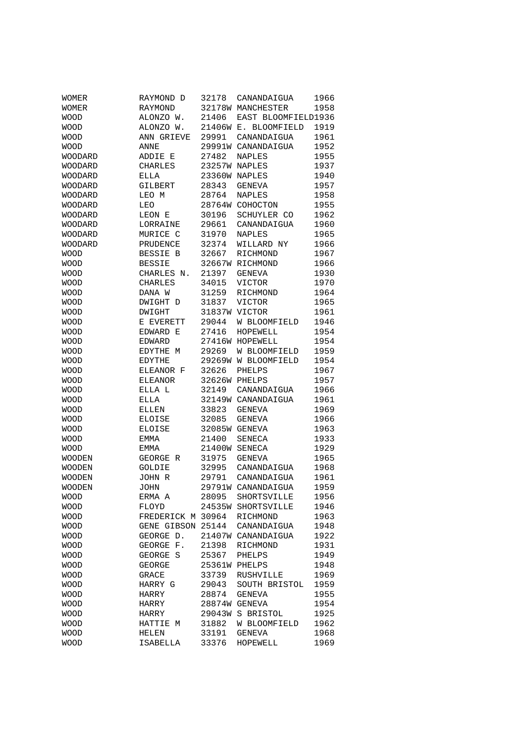| | | | | |
|---|---|---|---|---|
| WOMER | RAYMOND D | 32178 | CANANDAIGUA | 1966 |
| WOMER | RAYMOND | 32178W | MANCHESTER | 1958 |
| WOOD | ALONZO W. | 21406 | EAST BLOOMFIELD | 1936 |
| WOOD | ALONZO W. | 21406W | E. BLOOMFIELD | 1919 |
| WOOD | ANN GRIEVE | 29991 | CANANDAIGUA | 1961 |
| WOOD | ANNE | 29991W | CANANDAIGUA | 1952 |
| WOODARD | ADDIE E | 27482 | NAPLES | 1955 |
| WOODARD | CHARLES | 23257W | NAPLES | 1937 |
| WOODARD | ELLA | 23360W | NAPLES | 1940 |
| WOODARD | GILBERT | 28343 | GENEVA | 1957 |
| WOODARD | LEO M | 28764 | NAPLES | 1958 |
| WOODARD | LEO | 28764W | COHOCTON | 1955 |
| WOODARD | LEON E | 30196 | SCHUYLER CO | 1962 |
| WOODARD | LORRAINE | 29661 | CANANDAIGUA | 1960 |
| WOODARD | MURICE C | 31970 | NAPLES | 1965 |
| WOODARD | PRUDENCE | 32374 | WILLARD NY | 1966 |
| WOOD | BESSIE B | 32667 | RICHMOND | 1967 |
| WOOD | BESSIE | 32667W | RICHMOND | 1966 |
| WOOD | CHARLES N. | 21397 | GENEVA | 1930 |
| WOOD | CHARLES | 34015 | VICTOR | 1970 |
| WOOD | DANA W | 31259 | RICHMOND | 1964 |
| WOOD | DWIGHT D | 31837 | VICTOR | 1965 |
| WOOD | DWIGHT | 31837W | VICTOR | 1961 |
| WOOD | E EVERETT | 29044 | W BLOOMFIELD | 1946 |
| WOOD | EDWARD E | 27416 | HOPEWELL | 1954 |
| WOOD | EDWARD | 27416W | HOPEWELL | 1954 |
| WOOD | EDYTHE M | 29269 | W BLOOMFIELD | 1959 |
| WOOD | EDYTHE | 29269W | W BLOOMFIELD | 1954 |
| WOOD | ELEANOR F | 32626 | PHELPS | 1967 |
| WOOD | ELEANOR | 32626W | PHELPS | 1957 |
| WOOD | ELLA L | 32149 | CANANDAIGUA | 1966 |
| WOOD | ELLA | 32149W | CANANDAIGUA | 1961 |
| WOOD | ELLEN | 33823 | GENEVA | 1969 |
| WOOD | ELOISE | 32085 | GENEVA | 1966 |
| WOOD | ELOISE | 32085W | GENEVA | 1963 |
| WOOD | EMMA | 21400 | SENECA | 1933 |
| WOOD | EMMA | 21400W | SENECA | 1929 |
| WOODEN | GEORGE R | 31975 | GENEVA | 1965 |
| WOODEN | GOLDIE | 32995 | CANANDAIGUA | 1968 |
| WOODEN | JOHN R | 29791 | CANANDAIGUA | 1961 |
| WOODEN | JOHN | 29791W | CANANDAIGUA | 1959 |
| WOOD | ERMA A | 28095 | SHORTSVILLE | 1956 |
| WOOD | FLOYD | 24535W | SHORTSVILLE | 1946 |
| WOOD | FREDERICK M | 30964 | RICHMOND | 1963 |
| WOOD | GENE GIBSON | 25144 | CANANDAIGUA | 1948 |
| WOOD | GEORGE D. | 21407W | CANANDAIGUA | 1922 |
| WOOD | GEORGE F. | 21398 | RICHMOND | 1931 |
| WOOD | GEORGE S | 25367 | PHELPS | 1949 |
| WOOD | GEORGE | 25361W | PHELPS | 1948 |
| WOOD | GRACE | 33739 | RUSHVILLE | 1969 |
| WOOD | HARRY G | 29043 | SOUTH BRISTOL | 1959 |
| WOOD | HARRY | 28874 | GENEVA | 1955 |
| WOOD | HARRY | 28874W | GENEVA | 1954 |
| WOOD | HARRY | 29043W | S BRISTOL | 1925 |
| WOOD | HATTIE M | 31882 | W BLOOMFIELD | 1962 |
| WOOD | HELEN | 33191 | GENEVA | 1968 |
| WOOD | ISABELLA | 33376 | HOPEWELL | 1969 |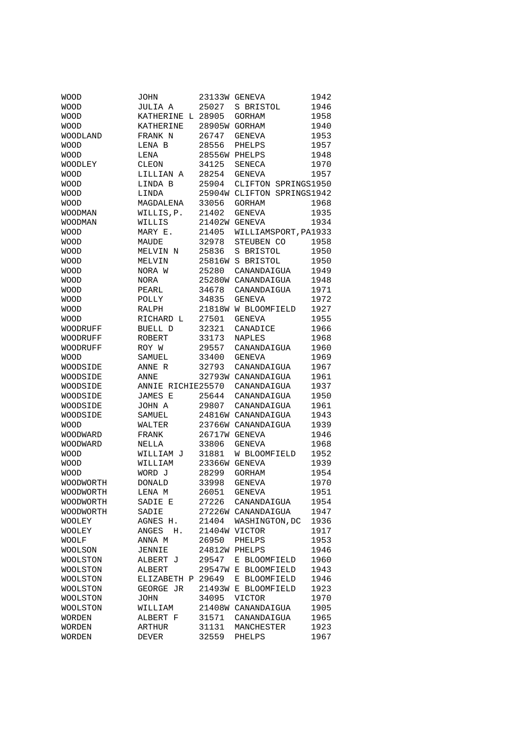| | | | | |
|---|---|---|---|---|
| WOOD | JOHN | 23133W | GENEVA | 1942 |
| WOOD | JULIA A | 25027 | S BRISTOL | 1946 |
| WOOD | KATHERINE L | 28905 | GORHAM | 1958 |
| WOOD | KATHERINE | 28905W | GORHAM | 1940 |
| WOODLAND | FRANK N | 26747 | GENEVA | 1953 |
| WOOD | LENA B | 28556 | PHELPS | 1957 |
| WOOD | LENA | 28556W | PHELPS | 1948 |
| WOODLEY | CLEON | 34125 | SENECA | 1970 |
| WOOD | LILLIAN A | 28254 | GENEVA | 1957 |
| WOOD | LINDA B | 25904 | CLIFTON SPRINGS | 1950 |
| WOOD | LINDA | 25904W | CLIFTON SPRINGS | 1942 |
| WOOD | MAGDALENA | 33056 | GORHAM | 1968 |
| WOODMAN | WILLIS,P. | 21402 | GENEVA | 1935 |
| WOODMAN | WILLIS | 21402W | GENEVA | 1934 |
| WOOD | MARY E. | 21405 | WILLIAMSPORT,PA | 1933 |
| WOOD | MAUDE | 32978 | STEUBEN CO | 1958 |
| WOOD | MELVIN N | 25836 | S BRISTOL | 1950 |
| WOOD | MELVIN | 25816W | S BRISTOL | 1950 |
| WOOD | NORA W | 25280 | CANANDAIGUA | 1949 |
| WOOD | NORA | 25280W | CANANDAIGUA | 1948 |
| WOOD | PEARL | 34678 | CANANDAIGUA | 1971 |
| WOOD | POLLY | 34835 | GENEVA | 1972 |
| WOOD | RALPH | 21818W | W BLOOMFIELD | 1927 |
| WOOD | RICHARD L | 27501 | GENEVA | 1955 |
| WOODRUFF | BUELL D | 32321 | CANADICE | 1966 |
| WOODRUFF | ROBERT | 33173 | NAPLES | 1968 |
| WOODRUFF | ROY W | 29557 | CANANDAIGUA | 1960 |
| WOOD | SAMUEL | 33400 | GENEVA | 1969 |
| WOODSIDE | ANNE R | 32793 | CANANDAIGUA | 1967 |
| WOODSIDE | ANNE | 32793W | CANANDAIGUA | 1961 |
| WOODSIDE | ANNIE RICHIE | 25570 | CANANDAIGUA | 1937 |
| WOODSIDE | JAMES E | 25644 | CANANDAIGUA | 1950 |
| WOODSIDE | JOHN A | 29807 | CANANDAIGUA | 1961 |
| WOODSIDE | SAMUEL | 24816W | CANANDAIGUA | 1943 |
| WOOD | WALTER | 23766W | CANANDAIGUA | 1939 |
| WOODWARD | FRANK | 26717W | GENEVA | 1946 |
| WOODWARD | NELLA | 33806 | GENEVA | 1968 |
| WOOD | WILLIAM J | 31881 | W BLOOMFIELD | 1952 |
| WOOD | WILLIAM | 23366W | GENEVA | 1939 |
| WOOD | WORD J | 28299 | GORHAM | 1954 |
| WOODWORTH | DONALD | 33998 | GENEVA | 1970 |
| WOODWORTH | LENA M | 26051 | GENEVA | 1951 |
| WOODWORTH | SADIE E | 27226 | CANANDAIGUA | 1954 |
| WOODWORTH | SADIE | 27226W | CANANDAIGUA | 1947 |
| WOOLEY | AGNES H. | 21404 | WASHINGTON,DC | 1936 |
| WOOLEY | ANGES H. | 21404W | VICTOR | 1917 |
| WOOLF | ANNA M | 26950 | PHELPS | 1953 |
| WOOLSON | JENNIE | 24812W | PHELPS | 1946 |
| WOOLSTON | ALBERT J | 29547 | E BLOOMFIELD | 1960 |
| WOOLSTON | ALBERT | 29547W | E BLOOMFIELD | 1943 |
| WOOLSTON | ELIZABETH P | 29649 | E BLOOMFIELD | 1946 |
| WOOLSTON | GEORGE JR | 21493W | E BLOOMFIELD | 1923 |
| WOOLSTON | JOHN | 34095 | VICTOR | 1970 |
| WOOLSTON | WILLIAM | 21408W | CANANDAIGUA | 1905 |
| WORDEN | ALBERT F | 31571 | CANANDAIGUA | 1965 |
| WORDEN | ARTHUR | 31131 | MANCHESTER | 1923 |
| WORDEN | DEVER | 32559 | PHELPS | 1967 |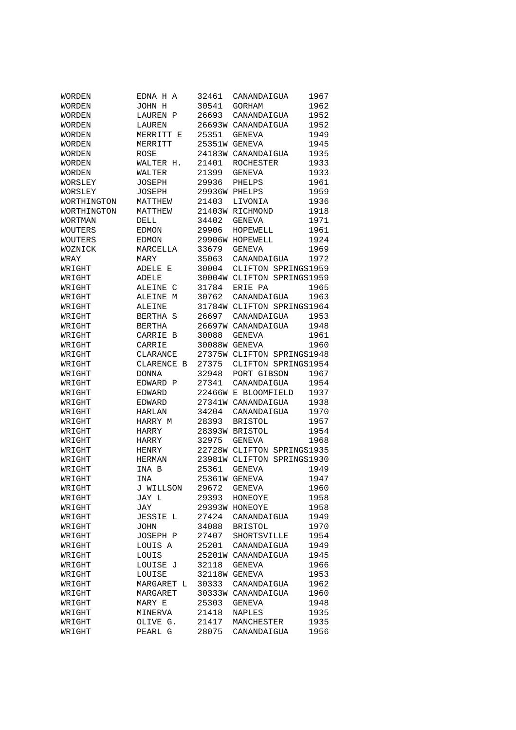| | | | | |
|---|---|---|---|---|
| WORDEN | EDNA H A | 32461 | CANANDAIGUA | 1967 |
| WORDEN | JOHN H | 30541 | GORHAM | 1962 |
| WORDEN | LAUREN P | 26693 | CANANDAIGUA | 1952 |
| WORDEN | LAUREN | 26693W | CANANDAIGUA | 1952 |
| WORDEN | MERRITT E | 25351 | GENEVA | 1949 |
| WORDEN | MERRITT | 25351W | GENEVA | 1945 |
| WORDEN | ROSE | 24183W | CANANDAIGUA | 1935 |
| WORDEN | WALTER H. | 21401 | ROCHESTER | 1933 |
| WORDEN | WALTER | 21399 | GENEVA | 1933 |
| WORSLEY | JOSEPH | 29936 | PHELPS | 1961 |
| WORSLEY | JOSEPH | 29936W | PHELPS | 1959 |
| WORTHINGTON | MATTHEW | 21403 | LIVONIA | 1936 |
| WORTHINGTON | MATTHEW | 21403W | RICHMOND | 1918 |
| WORTMAN | DELL | 34402 | GENEVA | 1971 |
| WOUTERS | EDMON | 29906 | HOPEWELL | 1961 |
| WOUTERS | EDMON | 29906W | HOPEWELL | 1924 |
| WOZNICK | MARCELLA | 33679 | GENEVA | 1969 |
| WRAY | MARY | 35063 | CANANDAIGUA | 1972 |
| WRIGHT | ADELE E | 30004 | CLIFTON SPRINGS | 1959 |
| WRIGHT | ADELE | 30004W | CLIFTON SPRINGS | 1959 |
| WRIGHT | ALEINE C | 31784 | ERIE PA | 1965 |
| WRIGHT | ALEINE M | 30762 | CANANDAIGUA | 1963 |
| WRIGHT | ALEINE | 31784W | CLIFTON SPRINGS | 1964 |
| WRIGHT | BERTHA S | 26697 | CANANDAIGUA | 1953 |
| WRIGHT | BERTHA | 26697W | CANANDAIGUA | 1948 |
| WRIGHT | CARRIE B | 30088 | GENEVA | 1961 |
| WRIGHT | CARRIE | 30088W | GENEVA | 1960 |
| WRIGHT | CLARANCE | 27375W | CLIFTON SPRINGS | 1948 |
| WRIGHT | CLARENCE B | 27375 | CLIFTON SPRINGS | 1954 |
| WRIGHT | DONNA | 32948 | PORT GIBSON | 1967 |
| WRIGHT | EDWARD P | 27341 | CANANDAIGUA | 1954 |
| WRIGHT | EDWARD | 22466W | E BLOOMFIELD | 1937 |
| WRIGHT | EDWARD | 27341W | CANANDAIGUA | 1938 |
| WRIGHT | HARLAN | 34204 | CANANDAIGUA | 1970 |
| WRIGHT | HARRY M | 28393 | BRISTOL | 1957 |
| WRIGHT | HARRY | 28393W | BRISTOL | 1954 |
| WRIGHT | HARRY | 32975 | GENEVA | 1968 |
| WRIGHT | HENRY | 22728W | CLIFTON SPRINGS | 1935 |
| WRIGHT | HERMAN | 23981W | CLIFTON SPRINGS | 1930 |
| WRIGHT | INA B | 25361 | GENEVA | 1949 |
| WRIGHT | INA | 25361W | GENEVA | 1947 |
| WRIGHT | J WILLSON | 29672 | GENEVA | 1960 |
| WRIGHT | JAY L | 29393 | HONEOYE | 1958 |
| WRIGHT | JAY | 29393W | HONEOYE | 1958 |
| WRIGHT | JESSIE L | 27424 | CANANDAIGUA | 1949 |
| WRIGHT | JOHN | 34088 | BRISTOL | 1970 |
| WRIGHT | JOSEPH P | 27407 | SHORTSVILLE | 1954 |
| WRIGHT | LOUIS A | 25201 | CANANDAIGUA | 1949 |
| WRIGHT | LOUIS | 25201W | CANANDAIGUA | 1945 |
| WRIGHT | LOUISE J | 32118 | GENEVA | 1966 |
| WRIGHT | LOUISE | 32118W | GENEVA | 1953 |
| WRIGHT | MARGARET L | 30333 | CANANDAIGUA | 1962 |
| WRIGHT | MARGARET | 30333W | CANANDAIGUA | 1960 |
| WRIGHT | MARY E | 25303 | GENEVA | 1948 |
| WRIGHT | MINERVA | 21418 | NAPLES | 1935 |
| WRIGHT | OLIVE G. | 21417 | MANCHESTER | 1935 |
| WRIGHT | PEARL G | 28075 | CANANDAIGUA | 1956 |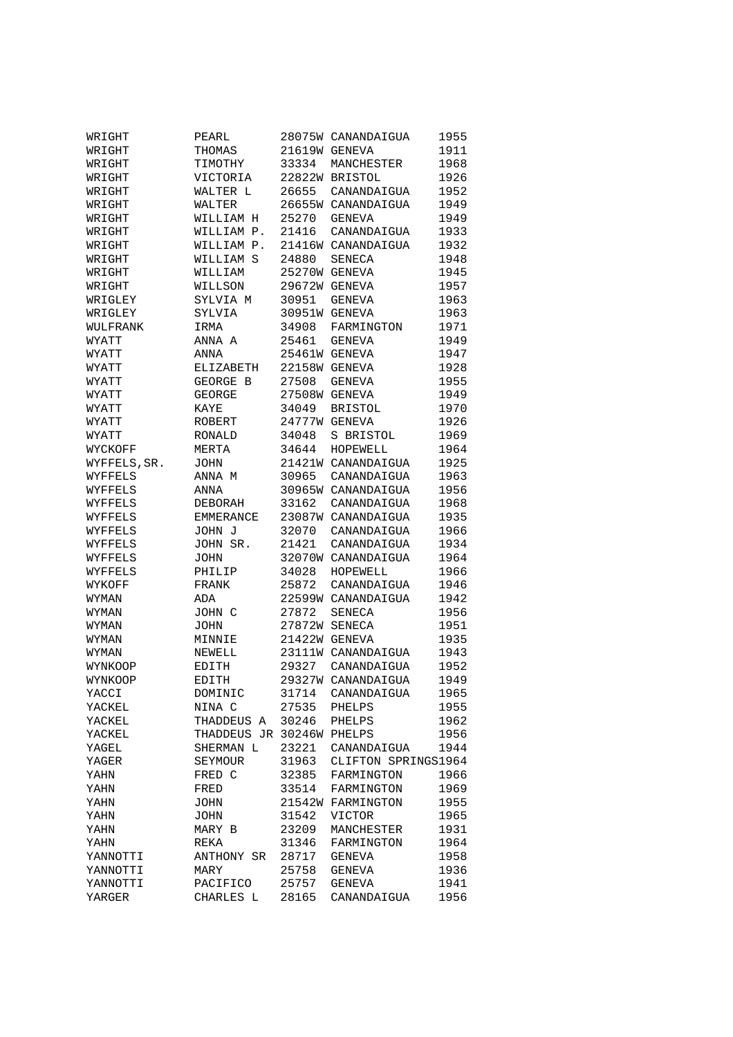| | | | | |
|---|---|---|---|---|
| WRIGHT | PEARL | 28075W | CANANDAIGUA | 1955 |
| WRIGHT | THOMAS | 21619W | GENEVA | 1911 |
| WRIGHT | TIMOTHY | 33334 | MANCHESTER | 1968 |
| WRIGHT | VICTORIA | 22822W | BRISTOL | 1926 |
| WRIGHT | WALTER L | 26655 | CANANDAIGUA | 1952 |
| WRIGHT | WALTER | 26655W | CANANDAIGUA | 1949 |
| WRIGHT | WILLIAM H | 25270 | GENEVA | 1949 |
| WRIGHT | WILLIAM P. | 21416 | CANANDAIGUA | 1933 |
| WRIGHT | WILLIAM P. | 21416W | CANANDAIGUA | 1932 |
| WRIGHT | WILLIAM S | 24880 | SENECA | 1948 |
| WRIGHT | WILLIAM | 25270W | GENEVA | 1945 |
| WRIGHT | WILLSON | 29672W | GENEVA | 1957 |
| WRIGLEY | SYLVIA M | 30951 | GENEVA | 1963 |
| WRIGLEY | SYLVIA | 30951W | GENEVA | 1963 |
| WULFRANK | IRMA | 34908 | FARMINGTON | 1971 |
| WYATT | ANNA A | 25461 | GENEVA | 1949 |
| WYATT | ANNA | 25461W | GENEVA | 1947 |
| WYATT | ELIZABETH | 22158W | GENEVA | 1928 |
| WYATT | GEORGE B | 27508 | GENEVA | 1955 |
| WYATT | GEORGE | 27508W | GENEVA | 1949 |
| WYATT | KAYE | 34049 | BRISTOL | 1970 |
| WYATT | ROBERT | 24777W | GENEVA | 1926 |
| WYATT | RONALD | 34048 | S BRISTOL | 1969 |
| WYCKOFF | MERTA | 34644 | HOPEWELL | 1964 |
| WYFFELS,SR. | JOHN | 21421W | CANANDAIGUA | 1925 |
| WYFFELS | ANNA M | 30965 | CANANDAIGUA | 1963 |
| WYFFELS | ANNA | 30965W | CANANDAIGUA | 1956 |
| WYFFELS | DEBORAH | 33162 | CANANDAIGUA | 1968 |
| WYFFELS | EMMERANCE | 23087W | CANANDAIGUA | 1935 |
| WYFFELS | JOHN J | 32070 | CANANDAIGUA | 1966 |
| WYFFELS | JOHN SR. | 21421 | CANANDAIGUA | 1934 |
| WYFFELS | JOHN | 32070W | CANANDAIGUA | 1964 |
| WYFFELS | PHILIP | 34028 | HOPEWELL | 1966 |
| WYKOFF | FRANK | 25872 | CANANDAIGUA | 1946 |
| WYMAN | ADA | 22599W | CANANDAIGUA | 1942 |
| WYMAN | JOHN C | 27872 | SENECA | 1956 |
| WYMAN | JOHN | 27872W | SENECA | 1951 |
| WYMAN | MINNIE | 21422W | GENEVA | 1935 |
| WYMAN | NEWELL | 23111W | CANANDAIGUA | 1943 |
| WYNKOOP | EDITH | 29327 | CANANDAIGUA | 1952 |
| WYNKOOP | EDITH | 29327W | CANANDAIGUA | 1949 |
| YACCI | DOMINIC | 31714 | CANANDAIGUA | 1965 |
| YACKEL | NINA C | 27535 | PHELPS | 1955 |
| YACKEL | THADDEUS A | 30246 | PHELPS | 1962 |
| YACKEL | THADDEUS JR | 30246W | PHELPS | 1956 |
| YAGEL | SHERMAN L | 23221 | CANANDAIGUA | 1944 |
| YAGER | SEYMOUR | 31963 | CLIFTON SPRINGS | 1964 |
| YAHN | FRED C | 32385 | FARMINGTON | 1966 |
| YAHN | FRED | 33514 | FARMINGTON | 1969 |
| YAHN | JOHN | 21542W | FARMINGTON | 1955 |
| YAHN | JOHN | 31542 | VICTOR | 1965 |
| YAHN | MARY B | 23209 | MANCHESTER | 1931 |
| YAHN | REKA | 31346 | FARMINGTON | 1964 |
| YANNOTTI | ANTHONY SR | 28717 | GENEVA | 1958 |
| YANNOTTI | MARY | 25758 | GENEVA | 1936 |
| YANNOTTI | PACIFICO | 25757 | GENEVA | 1941 |
| YARGER | CHARLES L | 28165 | CANANDAIGUA | 1956 |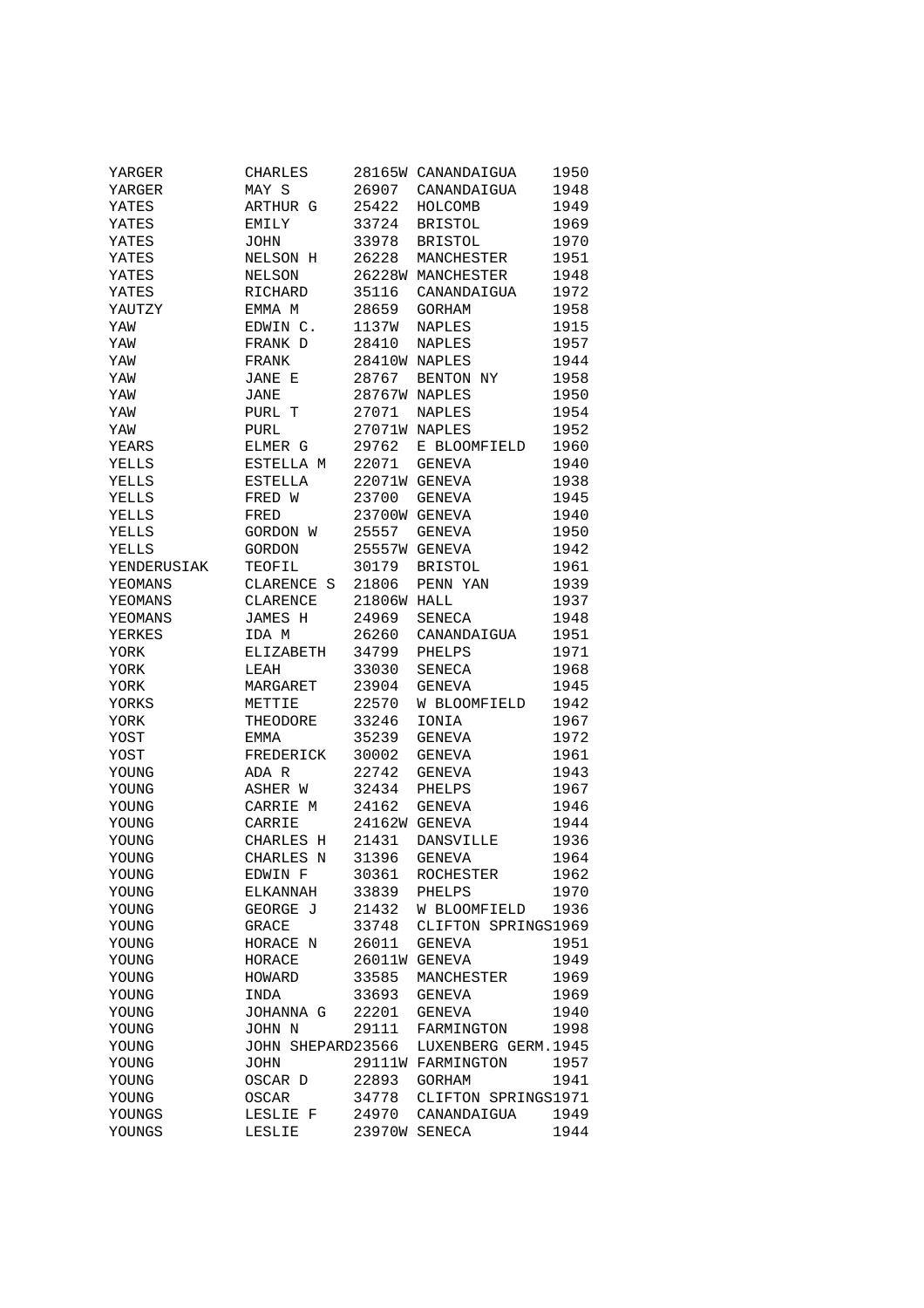| | | | | |
|---|---|---|---|---|
| YARGER | CHARLES | 28165W | CANANDAIGUA | 1950 |
| YARGER | MAY S | 26907 | CANANDAIGUA | 1948 |
| YATES | ARTHUR G | 25422 | HOLCOMB | 1949 |
| YATES | EMILY | 33724 | BRISTOL | 1969 |
| YATES | JOHN | 33978 | BRISTOL | 1970 |
| YATES | NELSON H | 26228 | MANCHESTER | 1951 |
| YATES | NELSON | 26228W | MANCHESTER | 1948 |
| YATES | RICHARD | 35116 | CANANDAIGUA | 1972 |
| YAUTZY | EMMA M | 28659 | GORHAM | 1958 |
| YAW | EDWIN C. | 1137W | NAPLES | 1915 |
| YAW | FRANK D | 28410 | NAPLES | 1957 |
| YAW | FRANK | 28410W | NAPLES | 1944 |
| YAW | JANE E | 28767 | BENTON NY | 1958 |
| YAW | JANE | 28767W | NAPLES | 1950 |
| YAW | PURL T | 27071 | NAPLES | 1954 |
| YAW | PURL | 27071W | NAPLES | 1952 |
| YEARS | ELMER G | 29762 | E BLOOMFIELD | 1960 |
| YELLS | ESTELLA M | 22071 | GENEVA | 1940 |
| YELLS | ESTELLA | 22071W | GENEVA | 1938 |
| YELLS | FRED W | 23700 | GENEVA | 1945 |
| YELLS | FRED | 23700W | GENEVA | 1940 |
| YELLS | GORDON W | 25557 | GENEVA | 1950 |
| YELLS | GORDON | 25557W | GENEVA | 1942 |
| YENDERUSIAK | TEOFIL | 30179 | BRISTOL | 1961 |
| YEOMANS | CLARENCE S | 21806 | PENN YAN | 1939 |
| YEOMANS | CLARENCE | 21806W | HALL | 1937 |
| YEOMANS | JAMES H | 24969 | SENECA | 1948 |
| YERKES | IDA M | 26260 | CANANDAIGUA | 1951 |
| YORK | ELIZABETH | 34799 | PHELPS | 1971 |
| YORK | LEAH | 33030 | SENECA | 1968 |
| YORK | MARGARET | 23904 | GENEVA | 1945 |
| YORKS | METTIE | 22570 | W BLOOMFIELD | 1942 |
| YORK | THEODORE | 33246 | IONIA | 1967 |
| YOST | EMMA | 35239 | GENEVA | 1972 |
| YOST | FREDERICK | 30002 | GENEVA | 1961 |
| YOUNG | ADA R | 22742 | GENEVA | 1943 |
| YOUNG | ASHER W | 32434 | PHELPS | 1967 |
| YOUNG | CARRIE M | 24162 | GENEVA | 1946 |
| YOUNG | CARRIE | 24162W | GENEVA | 1944 |
| YOUNG | CHARLES H | 21431 | DANSVILLE | 1936 |
| YOUNG | CHARLES N | 31396 | GENEVA | 1964 |
| YOUNG | EDWIN F | 30361 | ROCHESTER | 1962 |
| YOUNG | ELKANNAH | 33839 | PHELPS | 1970 |
| YOUNG | GEORGE J | 21432 | W BLOOMFIELD | 1936 |
| YOUNG | GRACE | 33748 | CLIFTON SPRINGS | 1969 |
| YOUNG | HORACE N | 26011 | GENEVA | 1951 |
| YOUNG | HORACE | 26011W | GENEVA | 1949 |
| YOUNG | HOWARD | 33585 | MANCHESTER | 1969 |
| YOUNG | INDA | 33693 | GENEVA | 1969 |
| YOUNG | JOHANNA G | 22201 | GENEVA | 1940 |
| YOUNG | JOHN N | 29111 | FARMINGTON | 1998 |
| YOUNG | JOHN SHEPARD | 23566 | LUXENBERG GERM. | 1945 |
| YOUNG | JOHN | 29111W | FARMINGTON | 1957 |
| YOUNG | OSCAR D | 22893 | GORHAM | 1941 |
| YOUNG | OSCAR | 34778 | CLIFTON SPRINGS | 1971 |
| YOUNGS | LESLIE F | 24970 | CANANDAIGUA | 1949 |
| YOUNGS | LESLIE | 23970W | SENECA | 1944 |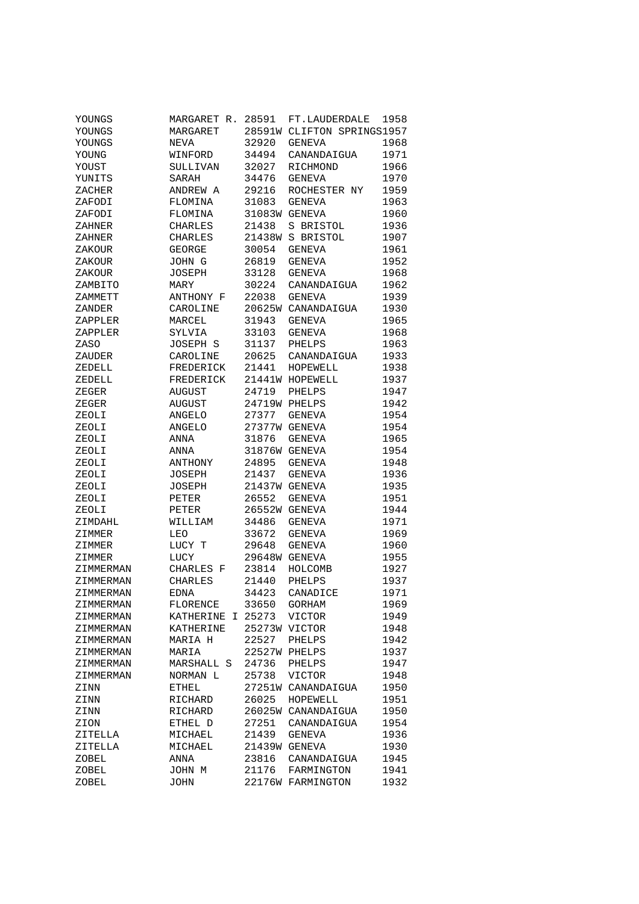```
YOUNGS         MARGARET R. 28591  FT.LAUDERDALE  1958
YOUNGS         MARGARET    28591W CLIFTON SPRINGS1957
YOUNGS         NEVA        32920  GENEVA         1968
YOUNG          WINFORD     34494  CANANDAIGUA    1971
YOUST          SULLIVAN    32027  RICHMOND       1966
YUNITS         SARAH       34476  GENEVA         1970
ZACHER         ANDREW A    29216  ROCHESTER NY   1959
ZAFODI         FLOMINA     31083  GENEVA         1963
ZAFODI         FLOMINA     31083W GENEVA         1960
ZAHNER         CHARLES     21438  S BRISTOL      1936
ZAHNER         CHARLES     21438W S BRISTOL      1907
ZAKOUR         GEORGE      30054  GENEVA         1961
ZAKOUR         JOHN G      26819  GENEVA         1952
ZAKOUR         JOSEPH      33128  GENEVA         1968
ZAMBITO        MARY        30224  CANANDAIGUA    1962
ZAMMETT        ANTHONY F   22038  GENEVA         1939
ZANDER         CAROLINE    20625W CANANDAIGUA    1930
ZAPPLER        MARCEL      31943  GENEVA         1965
ZAPPLER        SYLVIA      33103  GENEVA         1968
ZASO           JOSEPH S    31137  PHELPS         1963
ZAUDER         CAROLINE    20625  CANANDAIGUA    1933
ZEDELL         FREDERICK   21441  HOPEWELL       1938
ZEDELL         FREDERICK   21441W HOPEWELL       1937
ZEGER          AUGUST      24719  PHELPS         1947
ZEGER          AUGUST      24719W PHELPS         1942
ZEOLI          ANGELO      27377  GENEVA         1954
ZEOLI          ANGELO      27377W GENEVA         1954
ZEOLI          ANNA        31876  GENEVA         1965
ZEOLI          ANNA        31876W GENEVA         1954
ZEOLI          ANTHONY     24895  GENEVA         1948
ZEOLI          JOSEPH      21437  GENEVA         1936
ZEOLI          JOSEPH      21437W GENEVA         1935
ZEOLI          PETER       26552  GENEVA         1951
ZEOLI          PETER       26552W GENEVA         1944
ZIMDAHL        WILLIAM     34486  GENEVA         1971
ZIMMER         LEO         33672  GENEVA         1969
ZIMMER         LUCY T      29648  GENEVA         1960
ZIMMER         LUCY        29648W GENEVA         1955
ZIMMERMAN      CHARLES F   23814  HOLCOMB        1927
ZIMMERMAN      CHARLES     21440  PHELPS         1937
ZIMMERMAN      EDNA        34423  CANADICE       1971
ZIMMERMAN      FLORENCE    33650  GORHAM         1969
ZIMMERMAN      KATHERINE I 25273  VICTOR         1949
ZIMMERMAN      KATHERINE   25273W VICTOR         1948
ZIMMERMAN      MARIA H     22527  PHELPS         1942
ZIMMERMAN      MARIA       22527W PHELPS         1937
ZIMMERMAN      MARSHALL S  24736  PHELPS         1947
ZIMMERMAN      NORMAN L    25738  VICTOR         1948
ZINN           ETHEL       27251W CANANDAIGUA    1950
ZINN           RICHARD     26025  HOPEWELL       1951
ZINN           RICHARD     26025W CANANDAIGUA    1950
ZION           ETHEL D     27251  CANANDAIGUA    1954
ZITELLA        MICHAEL     21439  GENEVA         1936
ZITELLA        MICHAEL     21439W GENEVA         1930
ZOBEL          ANNA        23816  CANANDAIGUA    1945
ZOBEL          JOHN M      21176  FARMINGTON     1941
ZOBEL          JOHN        22176W FARMINGTON     1932
```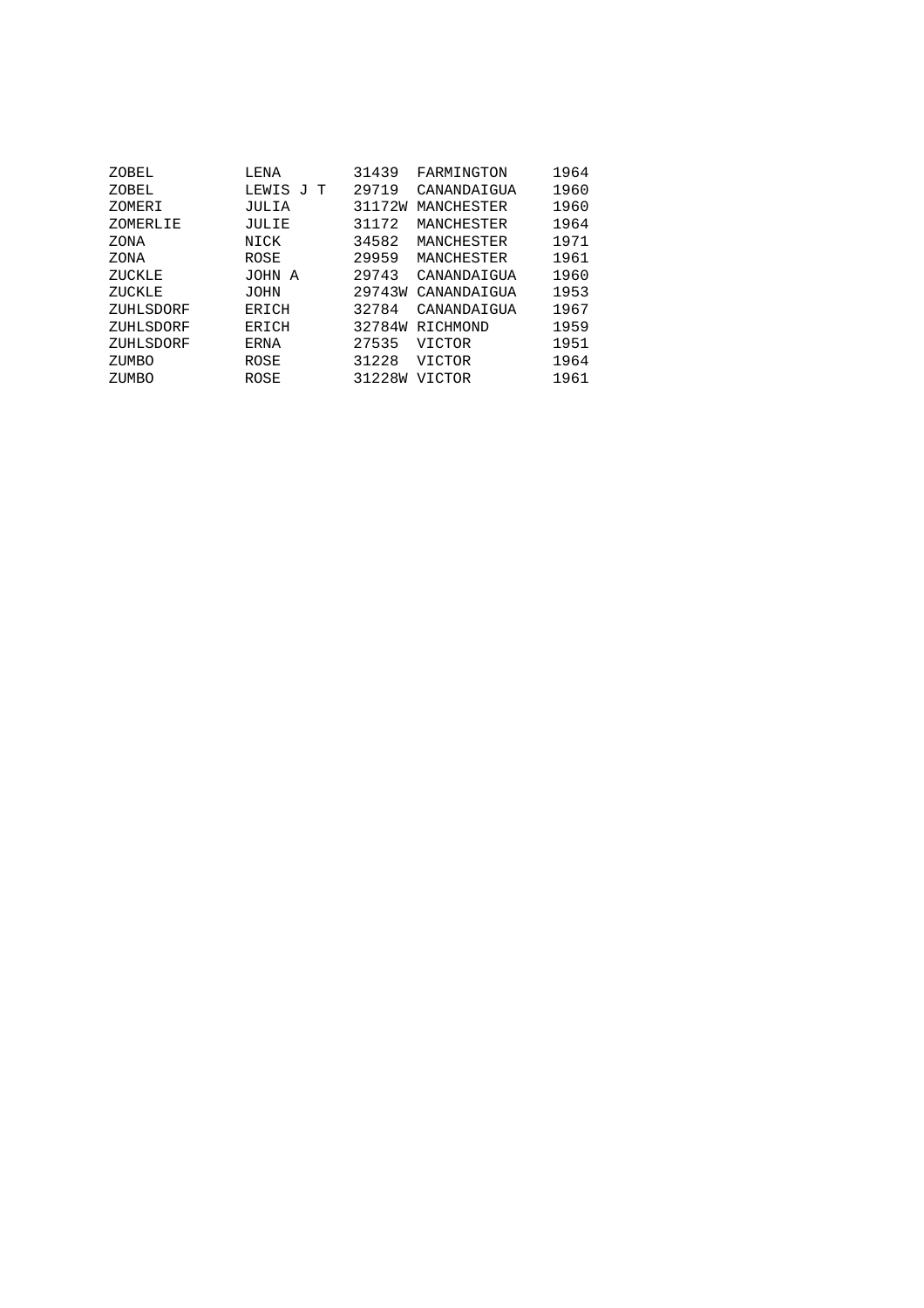| | | | | |
|---|---|---|---|---|
| ZOBEL | LENA | 31439 | FARMINGTON | 1964 |
| ZOBEL | LEWIS J T | 29719 | CANANDAIGUA | 1960 |
| ZOMERI | JULIA | 31172W | MANCHESTER | 1960 |
| ZOMERLIE | JULIE | 31172 | MANCHESTER | 1964 |
| ZONA | NICK | 34582 | MANCHESTER | 1971 |
| ZONA | ROSE | 29959 | MANCHESTER | 1961 |
| ZUCKLE | JOHN A | 29743 | CANANDAIGUA | 1960 |
| ZUCKLE | JOHN | 29743W | CANANDAIGUA | 1953 |
| ZUHLSDORF | ERICH | 32784 | CANANDAIGUA | 1967 |
| ZUHLSDORF | ERICH | 32784W | RICHMOND | 1959 |
| ZUHLSDORF | ERNA | 27535 | VICTOR | 1951 |
| ZUMBO | ROSE | 31228 | VICTOR | 1964 |
| ZUMBO | ROSE | 31228W | VICTOR | 1961 |